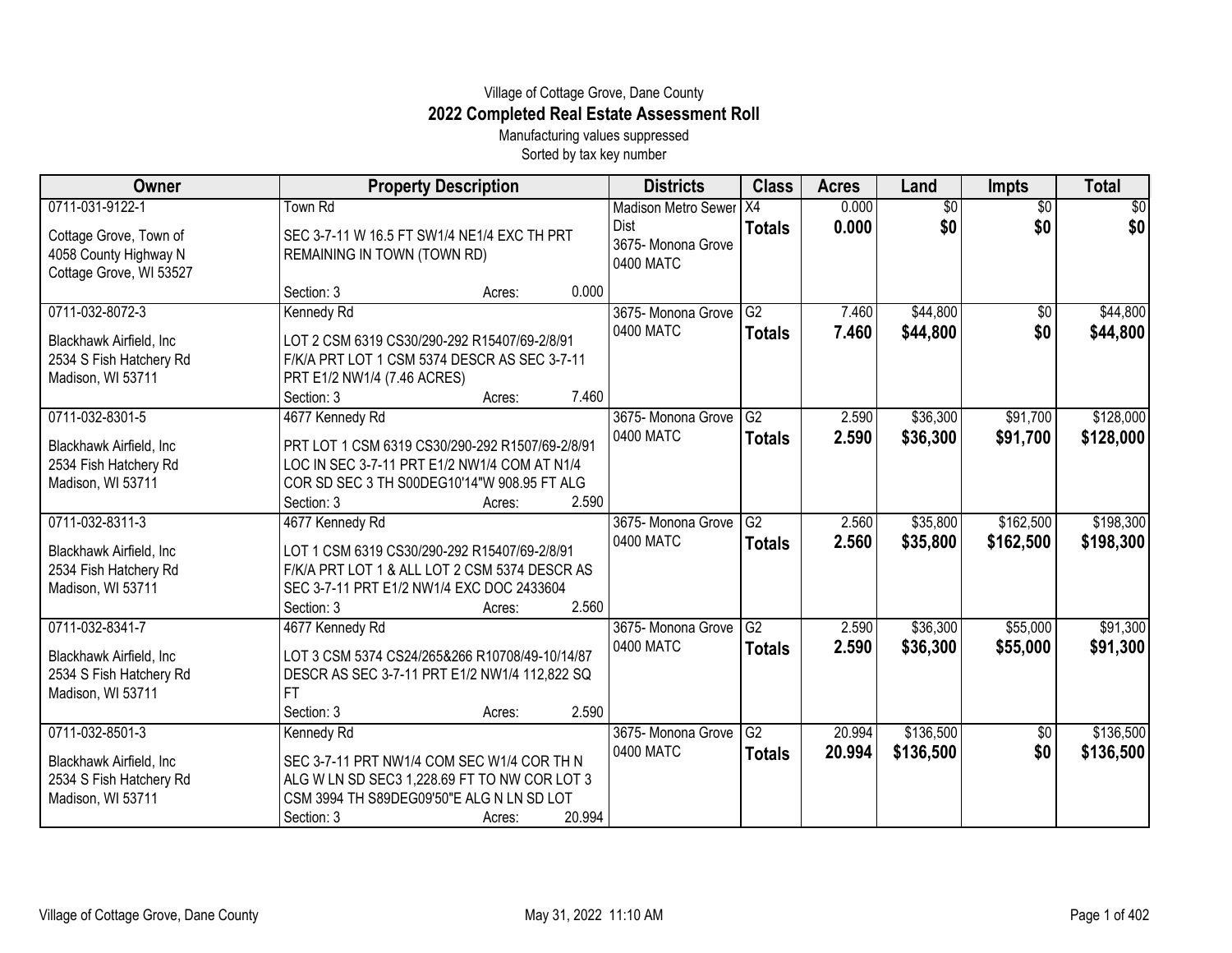Village of Cottage Grove, Dane County

# 2022 Completed Real Estate Assessment Roll

Manufacturing values suppressed

Sorted by tax key number

| Owner | Property Description | Districts | Class | Acres | Land | Impts | Total |
|---|---|---|---|---|---|---|---|
| 0711-031-9122-1<br>Cottage Grove, Town of<br>4058 County Highway N<br>Cottage Grove, WI 53527 | Town Rd<br>SEC 3-7-11 W 16.5 FT SW1/4 NE1/4 EXC TH PRT REMAINING IN TOWN (TOWN RD)<br>Section: 3 Acres: 0.000 | Madison Metro Sewer Dist<br>3675- Monona Grove<br>0400 MATC | X4<br>**Totals** | 0.000<br>**0.000** | $0<br>**$0** | $0<br>**$0** | $0<br>**$0** |
| 0711-032-8072-3<br>Blackhawk Airfield, Inc<br>2534 S Fish Hatchery Rd<br>Madison, WI 53711 | Kennedy Rd<br>LOT 2 CSM 6319 CS30/290-292 R15407/69-2/8/91 F/K/A PRT LOT 1 CSM 5374 DESCR AS SEC 3-7-11 PRT E1/2 NW1/4 (7.46 ACRES)<br>Section: 3 Acres: 7.460 | 3675- Monona Grove<br>0400 MATC | G2<br>**Totals** | 7.460<br>**7.460** | $44,800<br>**$44,800** | $0<br>**$0** | $44,800<br>**$44,800** |
| 0711-032-8301-5<br>Blackhawk Airfield, Inc<br>2534 Fish Hatchery Rd<br>Madison, WI 53711 | 4677 Kennedy Rd<br>PRT LOT 1 CSM 6319 CS30/290-292 R1507/69-2/8/91 LOC IN SEC 3-7-11 PRT E1/2 NW1/4 COM AT N1/4 COR SD SEC 3 TH S00DEG10'14"W 908.95 FT ALG<br>Section: 3 Acres: 2.590 | 3675- Monona Grove<br>0400 MATC | G2<br>**Totals** | 2.590<br>**2.590** | $36,300<br>**$36,300** | $91,700<br>**$91,700** | $128,000<br>**$128,000** |
| 0711-032-8311-3<br>Blackhawk Airfield, Inc<br>2534 Fish Hatchery Rd<br>Madison, WI 53711 | 4677 Kennedy Rd<br>LOT 1 CSM 6319 CS30/290-292 R15407/69-2/8/91 F/K/A PRT LOT 1 & ALL LOT 2 CSM 5374 DESCR AS SEC 3-7-11 PRT E1/2 NW1/4 EXC DOC 2433604<br>Section: 3 Acres: 2.560 | 3675- Monona Grove<br>0400 MATC | G2<br>**Totals** | 2.560<br>**2.560** | $35,800<br>**$35,800** | $162,500<br>**$162,500** | $198,300<br>**$198,300** |
| 0711-032-8341-7<br>Blackhawk Airfield, Inc<br>2534 S Fish Hatchery Rd<br>Madison, WI 53711 | 4677 Kennedy Rd<br>LOT 3 CSM 5374 CS24/265&266 R10708/49-10/14/87 DESCR AS SEC 3-7-11 PRT E1/2 NW1/4 112,822 SQ FT<br>Section: 3 Acres: 2.590 | 3675- Monona Grove<br>0400 MATC | G2<br>**Totals** | 2.590<br>**2.590** | $36,300<br>**$36,300** | $55,000<br>**$55,000** | $91,300<br>**$91,300** |
| 0711-032-8501-3<br>Blackhawk Airfield, Inc<br>2534 S Fish Hatchery Rd<br>Madison, WI 53711 | Kennedy Rd<br>SEC 3-7-11 PRT NW1/4 COM SEC W1/4 COR TH N ALG W LN SD SEC3 1,228.69 FT TO NW COR LOT 3 CSM 3994 TH S89DEG09'50"E ALG N LN SD LOT<br>Section: 3 Acres: 20.994 | 3675- Monona Grove<br>0400 MATC | G2<br>**Totals** | 20.994<br>**20.994** | $136,500<br>**$136,500** | $0<br>**$0** | $136,500<br>**$136,500** |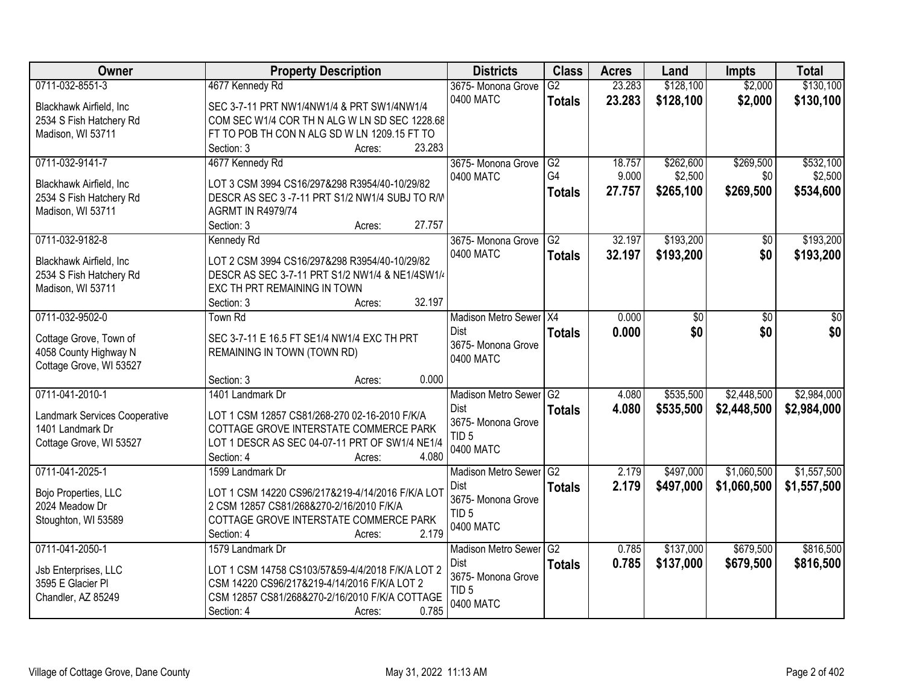| Owner | Property Description | Districts | Class | Acres | Land | Impts | Total |
|---|---|---|---|---|---|---|---|
| 0711-032-8551-3<br>Blackhawk Airfield, Inc<br>2534 S Fish Hatchery Rd<br>Madison, WI 53711 | 4677 Kennedy Rd<br>SEC 3-7-11 PRT NW1/4NW1/4 & PRT SW1/4NW1/4 COM SEC W1/4 COR TH N ALG W LN SD SEC 1228.68 FT TO POB TH CON N ALG SD W LN 1209.15 FT TO<br>Section: 3 Acres: 23.283 | 3675- Monona Grove<br>0400 MATC | G2<br>**Totals** | 23.283<br>**23.283** | $128,100<br>**$128,100** | $2,000<br>**$2,000** | $130,100<br>**$130,100** |
| 0711-032-9141-7<br>Blackhawk Airfield, Inc<br>2534 S Fish Hatchery Rd<br>Madison, WI 53711 | 4677 Kennedy Rd<br>LOT 3 CSM 3994 CS16/297&298 R3954/40-10/29/82 DESCR AS SEC 3 -7-11 PRT S1/2 NW1/4 SUBJ TO R/W AGRMT IN R4979/74<br>Section: 3 Acres: 27.757 | 3675- Monona Grove<br>0400 MATC | G2<br>G4<br>**Totals** | 18.757<br>9.000<br>**27.757** | $262,600<br>$2,500<br>**$265,100** | $269,500<br>$0<br>**$269,500** | $532,100<br>$2,500<br>**$534,600** |
| 0711-032-9182-8<br>Blackhawk Airfield, Inc<br>2534 S Fish Hatchery Rd<br>Madison, WI 53711 | Kennedy Rd<br>LOT 2 CSM 3994 CS16/297&298 R3954/40-10/29/82 DESCR AS SEC 3-7-11 PRT S1/2 NW1/4 & NE1/4SW1/4 EXC TH PRT REMAINING IN TOWN<br>Section: 3 Acres: 32.197 | 3675- Monona Grove<br>0400 MATC | G2<br>**Totals** | 32.197<br>**32.197** | $193,200<br>**$193,200** | $0<br>**$0** | $193,200<br>**$193,200** |
| 0711-032-9502-0<br>Cottage Grove, Town of<br>4058 County Highway N<br>Cottage Grove, WI 53527 | Town Rd<br>SEC 3-7-11 E 16.5 FT SE1/4 NW1/4 EXC TH PRT REMAINING IN TOWN (TOWN RD)<br>Section: 3 Acres: 0.000 | Madison Metro Sewer Dist<br>3675- Monona Grove<br>0400 MATC | X4<br>**Totals** | 0.000<br>**0.000** | $0<br>**$0** | $0<br>**$0** | $0<br>**$0** |
| 0711-041-2010-1<br>Landmark Services Cooperative<br>1401 Landmark Dr<br>Cottage Grove, WI 53527 | 1401 Landmark Dr<br>LOT 1 CSM 12857 CS81/268-270 02-16-2010 F/K/A COTTAGE GROVE INTERSTATE COMMERCE PARK LOT 1 DESCR AS SEC 04-07-11 PRT OF SW1/4 NE1/4<br>Section: 4 Acres: 4.080 | Madison Metro Sewer Dist<br>3675- Monona Grove<br>TID 5<br>0400 MATC | G2<br>**Totals** | 4.080<br>**4.080** | $535,500<br>**$535,500** | $2,448,500<br>**$2,448,500** | $2,984,000<br>**$2,984,000** |
| 0711-041-2025-1<br>Bojo Properties, LLC<br>2024 Meadow Dr<br>Stoughton, WI 53589 | 1599 Landmark Dr<br>LOT 1 CSM 14220 CS96/217&219-4/14/2016 F/K/A LOT 2 CSM 12857 CS81/268&270-2/16/2010 F/K/A COTTAGE GROVE INTERSTATE COMMERCE PARK<br>Section: 4 Acres: 2.179 | Madison Metro Sewer Dist<br>3675- Monona Grove<br>TID 5<br>0400 MATC | G2<br>**Totals** | 2.179<br>**2.179** | $497,000<br>**$497,000** | $1,060,500<br>**$1,060,500** | $1,557,500<br>**$1,557,500** |
| 0711-041-2050-1<br>Jsb Enterprises, LLC<br>3595 E Glacier Pl<br>Chandler, AZ 85249 | 1579 Landmark Dr<br>LOT 1 CSM 14758 CS103/57&59-4/4/2018 F/K/A LOT 2 CSM 14220 CS96/217&219-4/14/2016 F/K/A LOT 2 CSM 12857 CS81/268&270-2/16/2010 F/K/A COTTAGE<br>Section: 4 Acres: 0.785 | Madison Metro Sewer Dist<br>3675- Monona Grove<br>TID 5<br>0400 MATC | G2<br>**Totals** | 0.785<br>**0.785** | $137,000<br>**$137,000** | $679,500<br>**$679,500** | $816,500<br>**$816,500** |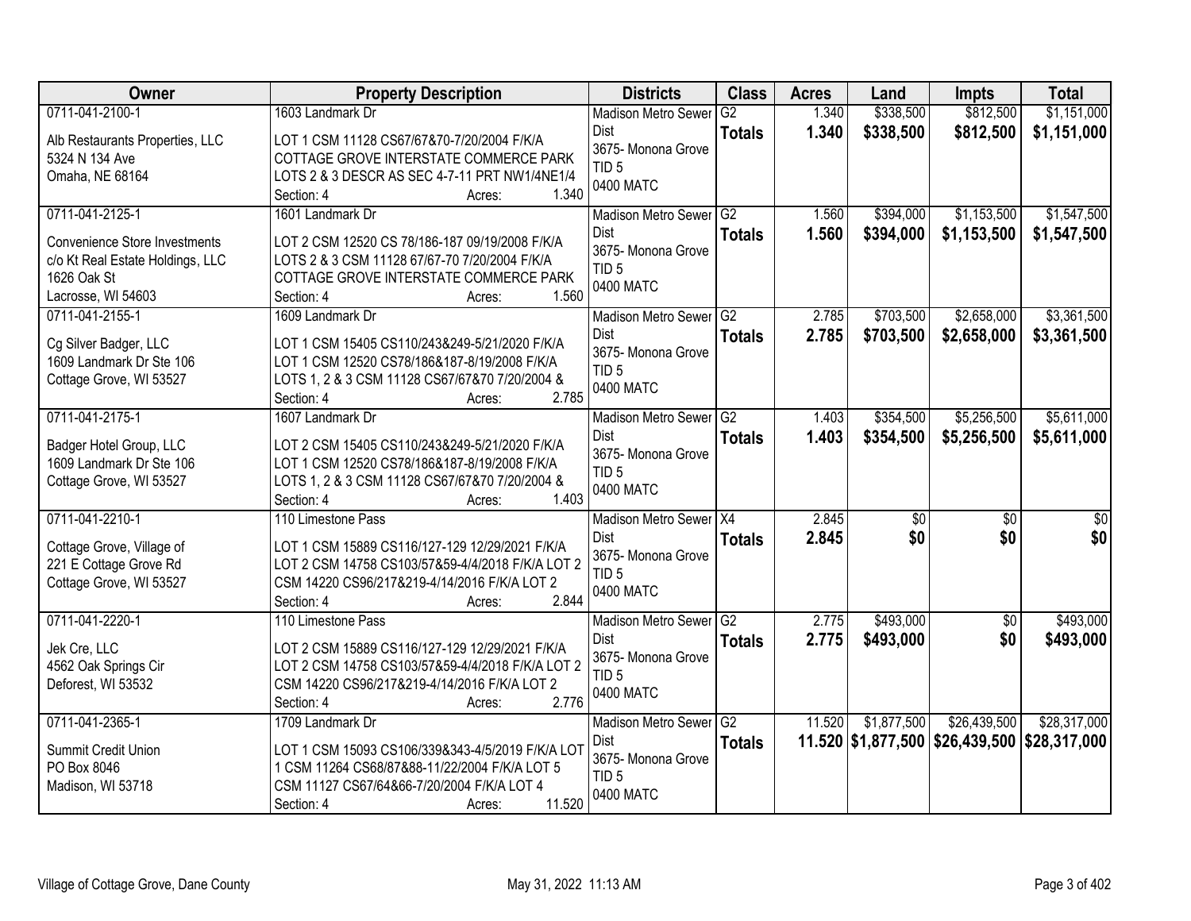| Owner | Property Description | Districts | Class | Acres | Land | Impts | Total |
|---|---|---|---|---|---|---|---|
| 0711-041-2100-1<br><br>Alb Restaurants Properties, LLC<br>5324 N 134 Ave<br>Omaha, NE 68164 | 1603 Landmark Dr<br><br>LOT 1 CSM 11128 CS67/67&70-7/20/2004 F/K/A COTTAGE GROVE INTERSTATE COMMERCE PARK LOTS 2 & 3 DESCR AS SEC 4-7-11 PRT NW1/4NE1/4<br>Section: 4 Acres: 1.340 | Madison Metro Sewer Dist<br>3675- Monona Grove<br>TID 5<br>0400 MATC | G2<br>**Totals** | 1.340<br>**1.340** | $338,500<br>**$338,500** | $812,500<br>**$812,500** | $1,151,000<br>**$1,151,000** |
| 0711-041-2125-1<br><br>Convenience Store Investments<br>c/o Kt Real Estate Holdings, LLC<br>1626 Oak St<br>Lacrosse, WI 54603 | 1601 Landmark Dr<br><br>LOT 2 CSM 12520 CS 78/186-187 09/19/2008 F/K/A LOTS 2 & 3 CSM 11128 67/67-70 7/20/2004 F/K/A COTTAGE GROVE INTERSTATE COMMERCE PARK<br>Section: 4 Acres: 1.560 | Madison Metro Sewer Dist<br>3675- Monona Grove<br>TID 5<br>0400 MATC | G2<br>**Totals** | 1.560<br>**1.560** | $394,000<br>**$394,000** | $1,153,500<br>**$1,153,500** | $1,547,500<br>**$1,547,500** |
| 0711-041-2155-1<br><br>Cg Silver Badger, LLC<br>1609 Landmark Dr Ste 106<br>Cottage Grove, WI 53527 | 1609 Landmark Dr<br><br>LOT 1 CSM 15405 CS110/243&249-5/21/2020 F/K/A LOT 1 CSM 12520 CS78/186&187-8/19/2008 F/K/A LOTS 1, 2 & 3 CSM 11128 CS67/67&70 7/20/2004 &<br>Section: 4 Acres: 2.785 | Madison Metro Sewer Dist<br>3675- Monona Grove<br>TID 5<br>0400 MATC | G2<br>**Totals** | 2.785<br>**2.785** | $703,500<br>**$703,500** | $2,658,000<br>**$2,658,000** | $3,361,500<br>**$3,361,500** |
| 0711-041-2175-1<br><br>Badger Hotel Group, LLC<br>1609 Landmark Dr Ste 106<br>Cottage Grove, WI 53527 | 1607 Landmark Dr<br><br>LOT 2 CSM 15405 CS110/243&249-5/21/2020 F/K/A LOT 1 CSM 12520 CS78/186&187-8/19/2008 F/K/A LOTS 1, 2 & 3 CSM 11128 CS67/67&70 7/20/2004 &<br>Section: 4 Acres: 1.403 | Madison Metro Sewer Dist<br>3675- Monona Grove<br>TID 5<br>0400 MATC | G2<br>**Totals** | 1.403<br>**1.403** | $354,500<br>**$354,500** | $5,256,500<br>**$5,256,500** | $5,611,000<br>**$5,611,000** |
| 0711-041-2210-1<br><br>Cottage Grove, Village of<br>221 E Cottage Grove Rd<br>Cottage Grove, WI 53527 | 110 Limestone Pass<br><br>LOT 1 CSM 15889 CS116/127-129 12/29/2021 F/K/A LOT 2 CSM 14758 CS103/57&59-4/4/2018 F/K/A LOT 2 CSM 14220 CS96/217&219-4/14/2016 F/K/A LOT 2<br>Section: 4 Acres: 2.844 | Madison Metro Sewer Dist<br>3675- Monona Grove<br>TID 5<br>0400 MATC | X4<br>**Totals** | 2.845<br>**2.845** | $0<br>**$0** | $0<br>**$0** | $0<br>**$0** |
| 0711-041-2220-1<br><br>Jek Cre, LLC<br>4562 Oak Springs Cir<br>Deforest, WI 53532 | 110 Limestone Pass<br><br>LOT 2 CSM 15889 CS116/127-129 12/29/2021 F/K/A LOT 2 CSM 14758 CS103/57&59-4/4/2018 F/K/A LOT 2 CSM 14220 CS96/217&219-4/14/2016 F/K/A LOT 2<br>Section: 4 Acres: 2.776 | Madison Metro Sewer Dist<br>3675- Monona Grove<br>TID 5<br>0400 MATC | G2<br>**Totals** | 2.775<br>**2.775** | $493,000<br>**$493,000** | $0<br>**$0** | $493,000<br>**$493,000** |
| 0711-041-2365-1<br><br>Summit Credit Union<br>PO Box 8046<br>Madison, WI 53718 | 1709 Landmark Dr<br><br>LOT 1 CSM 15093 CS106/339&343-4/5/2019 F/K/A LOT 1 CSM 11264 CS68/87&88-11/22/2004 F/K/A LOT 5 CSM 11127 CS67/64&66-7/20/2004 F/K/A LOT 4<br>Section: 4 Acres: 11.520 | Madison Metro Sewer Dist<br>3675- Monona Grove<br>TID 5<br>0400 MATC | G2<br>**Totals** | 11.520<br>**11.520** | $1,877,500<br>**$1,877,500** | $26,439,500<br>**$26,439,500** | $28,317,000<br>**$28,317,000** |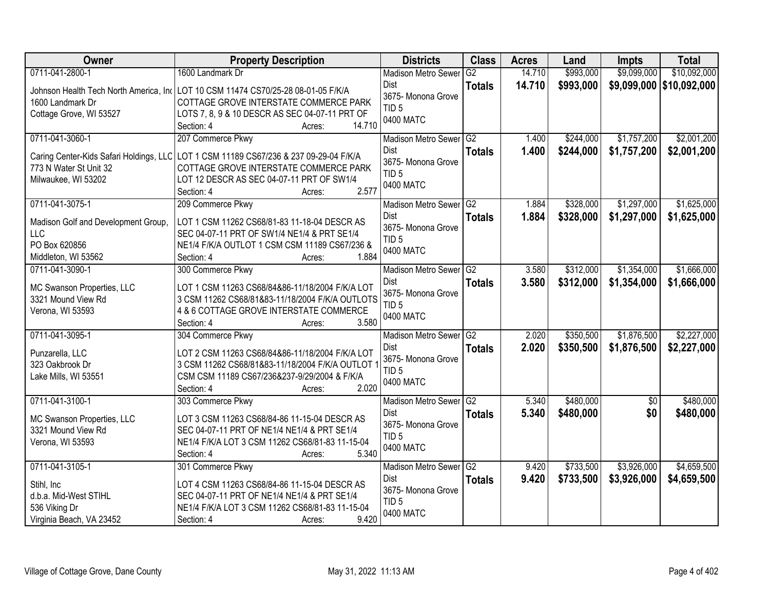| Owner | Property Description | Districts | Class | Acres | Land | Impts | Total |
|---|---|---|---|---|---|---|---|
| 0711-041-2800-1<br>Johnson Health Tech North America, Inc<br>1600 Landmark Dr<br>Cottage Grove, WI 53527 | 1600 Landmark Dr<br>LOT 10 CSM 11474 CS70/25-28 08-01-05 F/K/A COTTAGE GROVE INTERSTATE COMMERCE PARK LOTS 7, 8, 9 & 10 DESCR AS SEC 04-07-11 PRT OF<br>Section: 4 Acres: 14.710 | Madison Metro Sewer Dist<br>3675- Monona Grove<br>TID 5<br>0400 MATC | G2<br>**Totals** | 14.710<br>**14.710** | \$993,000<br>**\$993,000** | \$9,099,000<br>**\$9,099,000** | \$10,092,000<br>**\$10,092,000** |
| 0711-041-3060-1<br>Caring Center-Kids Safari Holdings, LLC<br>773 N Water St Unit 32<br>Milwaukee, WI 53202 | 207 Commerce Pkwy<br>LOT 1 CSM 11189 CS67/236 & 237 09-29-04 F/K/A COTTAGE GROVE INTERSTATE COMMERCE PARK LOT 12 DESCR AS SEC 04-07-11 PRT OF SW1/4<br>Section: 4 Acres: 2.577 | Madison Metro Sewer Dist<br>3675- Monona Grove<br>TID 5<br>0400 MATC | G2<br>**Totals** | 1.400<br>**1.400** | \$244,000<br>**\$244,000** | \$1,757,200<br>**\$1,757,200** | \$2,001,200<br>**\$2,001,200** |
| 0711-041-3075-1<br>Madison Golf and Development Group, LLC<br>PO Box 620856<br>Middleton, WI 53562 | 209 Commerce Pkwy<br>LOT 1 CSM 11262 CS68/81-83 11-18-04 DESCR AS SEC 04-07-11 PRT OF SW1/4 NE1/4 & PRT SE1/4 NE1/4 F/K/A OUTLOT 1 CSM CSM 11189 CS67/236 &<br>Section: 4 Acres: 1.884 | Madison Metro Sewer Dist<br>3675- Monona Grove<br>TID 5<br>0400 MATC | G2<br>**Totals** | 1.884<br>**1.884** | \$328,000<br>**\$328,000** | \$1,297,000<br>**\$1,297,000** | \$1,625,000<br>**\$1,625,000** |
| 0711-041-3090-1<br>MC Swanson Properties, LLC<br>3321 Mound View Rd<br>Verona, WI 53593 | 300 Commerce Pkwy<br>LOT 1 CSM 11263 CS68/84&86-11/18/2004 F/K/A LOT 3 CSM 11262 CS68/81&83-11/18/2004 F/K/A OUTLOTS 4 & 6 COTTAGE GROVE INTERSTATE COMMERCE<br>Section: 4 Acres: 3.580 | Madison Metro Sewer Dist<br>3675- Monona Grove<br>TID 5<br>0400 MATC | G2<br>**Totals** | 3.580<br>**3.580** | \$312,000<br>**\$312,000** | \$1,354,000<br>**\$1,354,000** | \$1,666,000<br>**\$1,666,000** |
| 0711-041-3095-1<br>Punzarella, LLC<br>323 Oakbrook Dr<br>Lake Mills, WI 53551 | 304 Commerce Pkwy<br>LOT 2 CSM 11263 CS68/84&86-11/18/2004 F/K/A LOT 3 CSM 11262 CS68/81&83-11/18/2004 F/K/A OUTLOT 1 CSM CSM 11189 CS67/236&237-9/29/2004 & F/K/A<br>Section: 4 Acres: 2.020 | Madison Metro Sewer Dist<br>3675- Monona Grove<br>TID 5<br>0400 MATC | G2<br>**Totals** | 2.020<br>**2.020** | \$350,500<br>**\$350,500** | \$1,876,500<br>**\$1,876,500** | \$2,227,000<br>**\$2,227,000** |
| 0711-041-3100-1<br>MC Swanson Properties, LLC<br>3321 Mound View Rd<br>Verona, WI 53593 | 303 Commerce Pkwy<br>LOT 3 CSM 11263 CS68/84-86 11-15-04 DESCR AS SEC 04-07-11 PRT OF NE1/4 NE1/4 & PRT SE1/4 NE1/4 F/K/A LOT 3 CSM 11262 CS68/81-83 11-15-04<br>Section: 4 Acres: 5.340 | Madison Metro Sewer Dist<br>3675- Monona Grove<br>TID 5<br>0400 MATC | G2<br>**Totals** | 5.340<br>**5.340** | \$480,000<br>**\$480,000** | \$0<br>**\$0** | \$480,000<br>**\$480,000** |
| 0711-041-3105-1<br>Stihl, Inc<br>d.b.a. Mid-West STIHL<br>536 Viking Dr<br>Virginia Beach, VA 23452 | 301 Commerce Pkwy<br>LOT 4 CSM 11263 CS68/84-86 11-15-04 DESCR AS SEC 04-07-11 PRT OF NE1/4 NE1/4 & PRT SE1/4 NE1/4 F/K/A LOT 3 CSM 11262 CS68/81-83 11-15-04<br>Section: 4 Acres: 9.420 | Madison Metro Sewer Dist<br>3675- Monona Grove<br>TID 5<br>0400 MATC | G2<br>**Totals** | 9.420<br>**9.420** | \$733,500<br>**\$733,500** | \$3,926,000<br>**\$3,926,000** | \$4,659,500<br>**\$4,659,500** |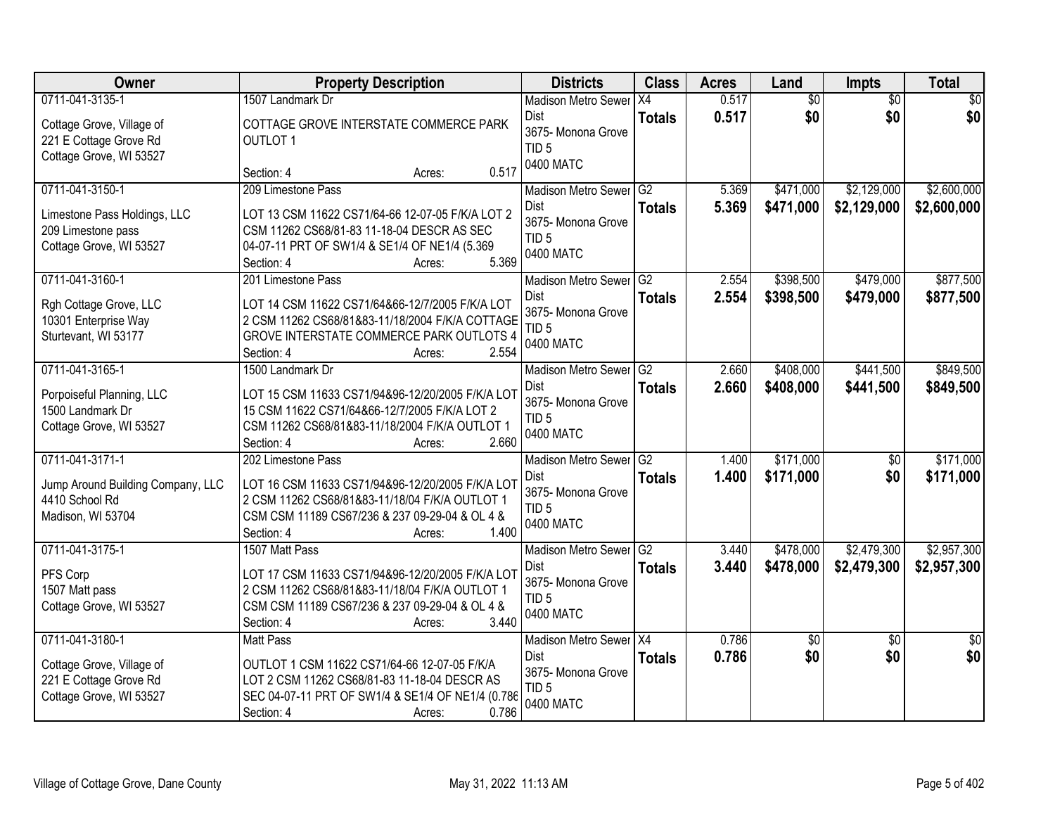| Owner | Property Description | Districts | Class | Acres | Land | Impts | Total |
|---|---|---|---|---|---|---|---|
| 0711-041-3135-1<br>Cottage Grove, Village of<br>221 E Cottage Grove Rd<br>Cottage Grove, WI 53527 | 1507 Landmark Dr<br>COTTAGE GROVE INTERSTATE COMMERCE PARK OUTLOT 1<br>Section: 4 Acres: 0.517 | Madison Metro Sewer Dist<br>3675- Monona Grove<br>TID 5<br>0400 MATC | X4<br>**Totals** | 0.517<br>**0.517** | $0<br>**$0** | $0<br>**$0** | $0<br>**$0** |
| 0711-041-3150-1<br>Limestone Pass Holdings, LLC<br>209 Limestone pass<br>Cottage Grove, WI 53527 | 209 Limestone Pass<br>LOT 13 CSM 11622 CS71/64-66 12-07-05 F/K/A LOT 2 CSM 11262 CS68/81-83 11-18-04 DESCR AS SEC 04-07-11 PRT OF SW1/4 & SE1/4 OF NE1/4 (5.369<br>Section: 4 Acres: 5.369 | Madison Metro Sewer Dist<br>3675- Monona Grove<br>TID 5<br>0400 MATC | G2<br>**Totals** | 5.369<br>**5.369** | $471,000<br>**$471,000** | $2,129,000<br>**$2,129,000** | $2,600,000<br>**$2,600,000** |
| 0711-041-3160-1<br>Rgh Cottage Grove, LLC<br>10301 Enterprise Way<br>Sturtevant, WI 53177 | 201 Limestone Pass<br>LOT 14 CSM 11622 CS71/64&66-12/7/2005 F/K/A LOT 2 CSM 11262 CS68/81&83-11/18/2004 F/K/A COTTAGE GROVE INTERSTATE COMMERCE PARK OUTLOTS 4<br>Section: 4 Acres: 2.554 | Madison Metro Sewer Dist<br>3675- Monona Grove<br>TID 5<br>0400 MATC | G2<br>**Totals** | 2.554<br>**2.554** | $398,500<br>**$398,500** | $479,000<br>**$479,000** | $877,500<br>**$877,500** |
| 0711-041-3165-1<br>Porpoiseful Planning, LLC<br>1500 Landmark Dr<br>Cottage Grove, WI 53527 | 1500 Landmark Dr<br>LOT 15 CSM 11633 CS71/94&96-12/20/2005 F/K/A LOT 15 CSM 11622 CS71/64&66-12/7/2005 F/K/A LOT 2 CSM 11262 CS68/81&83-11/18/2004 F/K/A OUTLOT 1<br>Section: 4 Acres: 2.660 | Madison Metro Sewer Dist<br>3675- Monona Grove<br>TID 5<br>0400 MATC | G2<br>**Totals** | 2.660<br>**2.660** | $408,000<br>**$408,000** | $441,500<br>**$441,500** | $849,500<br>**$849,500** |
| 0711-041-3171-1<br>Jump Around Building Company, LLC<br>4410 School Rd<br>Madison, WI 53704 | 202 Limestone Pass<br>LOT 16 CSM 11633 CS71/94&96-12/20/2005 F/K/A LOT 2 CSM 11262 CS68/81&83-11/18/04 F/K/A OUTLOT 1 CSM CSM 11189 CS67/236 & 237 09-29-04 & OL 4 &<br>Section: 4 Acres: 1.400 | Madison Metro Sewer Dist<br>3675- Monona Grove<br>TID 5<br>0400 MATC | G2<br>**Totals** | 1.400<br>**1.400** | $171,000<br>**$171,000** | $0<br>**$0** | $171,000<br>**$171,000** |
| 0711-041-3175-1<br>PFS Corp<br>1507 Matt pass<br>Cottage Grove, WI 53527 | 1507 Matt Pass<br>LOT 17 CSM 11633 CS71/94&96-12/20/2005 F/K/A LOT 2 CSM 11262 CS68/81&83-11/18/04 F/K/A OUTLOT 1 CSM CSM 11189 CS67/236 & 237 09-29-04 & OL 4 &<br>Section: 4 Acres: 3.440 | Madison Metro Sewer Dist<br>3675- Monona Grove<br>TID 5<br>0400 MATC | G2<br>**Totals** | 3.440<br>**3.440** | $478,000<br>**$478,000** | $2,479,300<br>**$2,479,300** | $2,957,300<br>**$2,957,300** |
| 0711-041-3180-1<br>Cottage Grove, Village of<br>221 E Cottage Grove Rd<br>Cottage Grove, WI 53527 | Matt Pass<br>OUTLOT 1 CSM 11622 CS71/64-66 12-07-05 F/K/A LOT 2 CSM 11262 CS68/81-83 11-18-04 DESCR AS SEC 04-07-11 PRT OF SW1/4 & SE1/4 OF NE1/4 (0.786<br>Section: 4 Acres: 0.786 | Madison Metro Sewer Dist<br>3675- Monona Grove<br>TID 5<br>0400 MATC | X4<br>**Totals** | 0.786<br>**0.786** | $0<br>**$0** | $0<br>**$0** | $0<br>**$0** |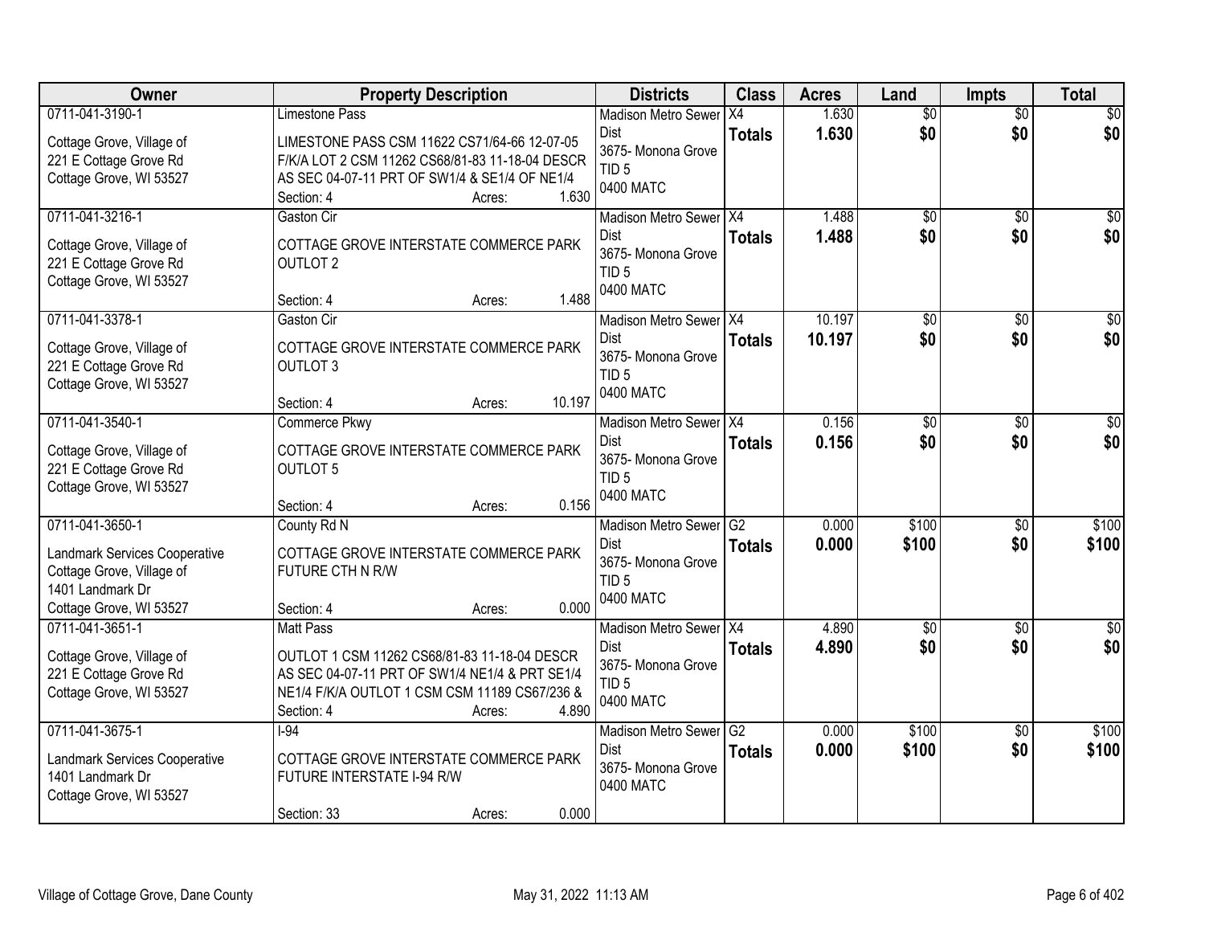| Owner | Property Description | Districts | Class | Acres | Land | Impts | Total |
|---|---|---|---|---|---|---|---|
| 0711-041-3190-1<br><br>Cottage Grove, Village of<br>221 E Cottage Grove Rd<br>Cottage Grove, WI 53527 | Limestone Pass<br><br>LIMESTONE PASS CSM 11622 CS71/64-66 12-07-05 F/K/A LOT 2 CSM 11262 CS68/81-83 11-18-04 DESCR AS SEC 04-07-11 PRT OF SW1/4 & SE1/4 OF NE1/4<br>Section: 4 Acres: 1.630 | Madison Metro Sewer Dist<br>3675- Monona Grove<br>TID 5<br>0400 MATC | X4<br>**Totals** | 1.630<br>**1.630** | $0<br>**$0** | $0<br>**$0** | $0<br>**$0** |
| 0711-041-3216-1<br><br>Cottage Grove, Village of<br>221 E Cottage Grove Rd<br>Cottage Grove, WI 53527 | Gaston Cir<br><br>COTTAGE GROVE INTERSTATE COMMERCE PARK OUTLOT 2<br><br>Section: 4 Acres: 1.488 | Madison Metro Sewer Dist<br>3675- Monona Grove<br>TID 5<br>0400 MATC | X4<br>**Totals** | 1.488<br>**1.488** | $0<br>**$0** | $0<br>**$0** | $0<br>**$0** |
| 0711-041-3378-1<br><br>Cottage Grove, Village of<br>221 E Cottage Grove Rd<br>Cottage Grove, WI 53527 | Gaston Cir<br><br>COTTAGE GROVE INTERSTATE COMMERCE PARK OUTLOT 3<br><br>Section: 4 Acres: 10.197 | Madison Metro Sewer Dist<br>3675- Monona Grove<br>TID 5<br>0400 MATC | X4<br>**Totals** | 10.197<br>**10.197** | $0<br>**$0** | $0<br>**$0** | $0<br>**$0** |
| 0711-041-3540-1<br><br>Cottage Grove, Village of<br>221 E Cottage Grove Rd<br>Cottage Grove, WI 53527 | Commerce Pkwy<br><br>COTTAGE GROVE INTERSTATE COMMERCE PARK OUTLOT 5<br><br>Section: 4 Acres: 0.156 | Madison Metro Sewer Dist<br>3675- Monona Grove<br>TID 5<br>0400 MATC | X4<br>**Totals** | 0.156<br>**0.156** | $0<br>**$0** | $0<br>**$0** | $0<br>**$0** |
| 0711-041-3650-1<br><br>Landmark Services Cooperative<br>Cottage Grove, Village of<br>1401 Landmark Dr<br>Cottage Grove, WI 53527 | County Rd N<br><br>COTTAGE GROVE INTERSTATE COMMERCE PARK FUTURE CTH N R/W<br><br>Section: 4 Acres: 0.000 | Madison Metro Sewer Dist<br>3675- Monona Grove<br>TID 5<br>0400 MATC | G2<br>**Totals** | 0.000<br>**0.000** | $100<br>**$100** | $0<br>**$0** | $100<br>**$100** |
| 0711-041-3651-1<br><br>Cottage Grove, Village of<br>221 E Cottage Grove Rd<br>Cottage Grove, WI 53527 | Matt Pass<br><br>OUTLOT 1 CSM 11262 CS68/81-83 11-18-04 DESCR AS SEC 04-07-11 PRT OF SW1/4 NE1/4 & PRT SE1/4 NE1/4 F/K/A OUTLOT 1 CSM CSM 11189 CS67/236 &<br>Section: 4 Acres: 4.890 | Madison Metro Sewer Dist<br>3675- Monona Grove<br>TID 5<br>0400 MATC | X4<br>**Totals** | 4.890<br>**4.890** | $0<br>**$0** | $0<br>**$0** | $0<br>**$0** |
| 0711-041-3675-1<br><br>Landmark Services Cooperative<br>1401 Landmark Dr<br>Cottage Grove, WI 53527 | I-94<br><br>COTTAGE GROVE INTERSTATE COMMERCE PARK FUTURE INTERSTATE I-94 R/W<br><br>Section: 33 Acres: 0.000 | Madison Metro Sewer Dist<br>3675- Monona Grove<br>0400 MATC | G2<br>**Totals** | 0.000<br>**0.000** | $100<br>**$100** | $0<br>**$0** | $100<br>**$100** |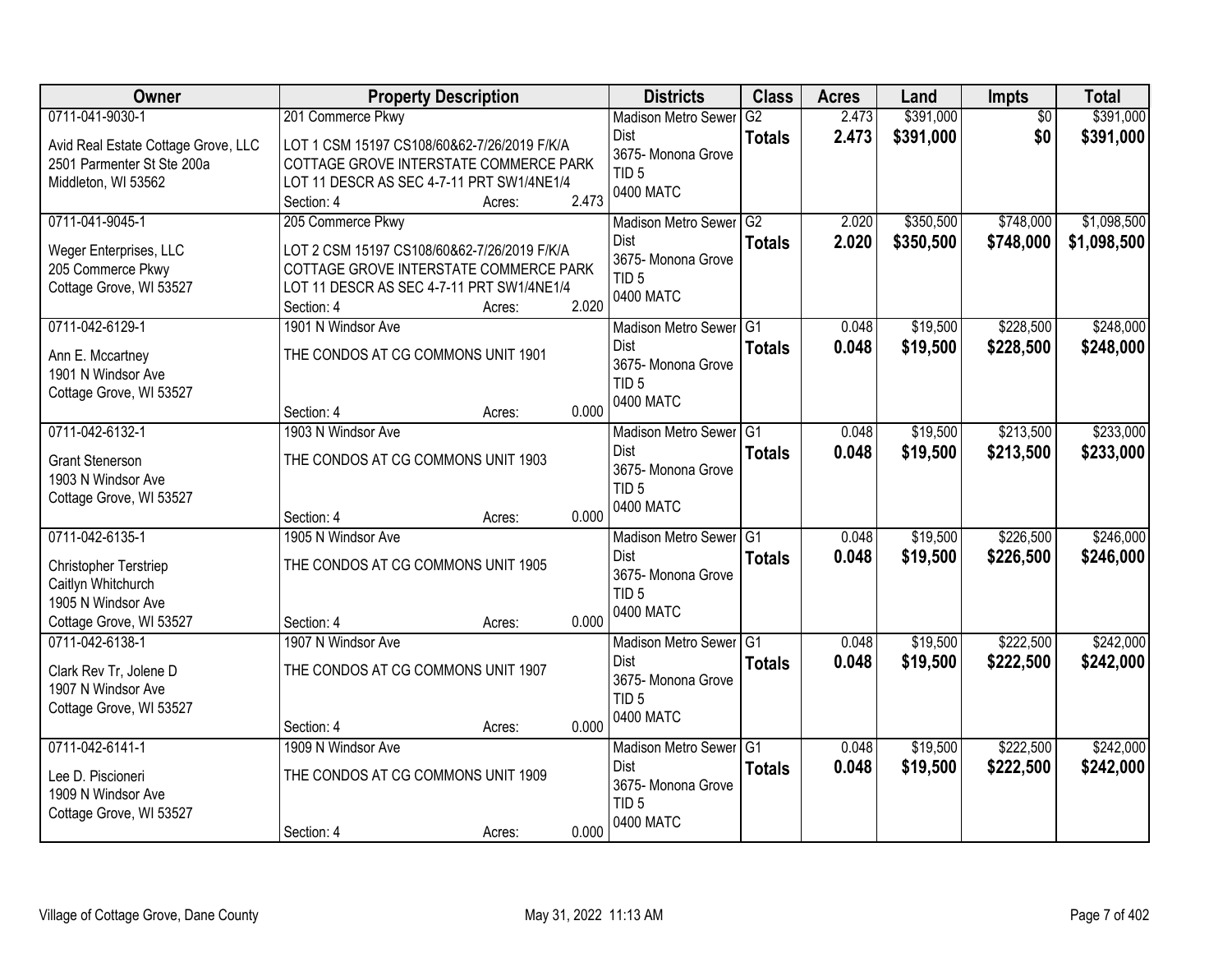| Owner | Property Description | Districts | Class | Acres | Land | Impts | Total |
|---|---|---|---|---|---|---|---|
| 0711-041-9030-1<br>Avid Real Estate Cottage Grove, LLC<br>2501 Parmenter St Ste 200a<br>Middleton, WI 53562 | 201 Commerce Pkwy<br>LOT 1 CSM 15197 CS108/60&62-7/26/2019 F/K/A COTTAGE GROVE INTERSTATE COMMERCE PARK LOT 11 DESCR AS SEC 4-7-11 PRT SW1/4NE1/4<br>Section: 4 Acres: 2.473 | Madison Metro Sewer Dist<br>3675- Monona Grove<br>TID 5<br>0400 MATC | G2<br>**Totals** | 2.473<br>**2.473** | $391,000<br>**$391,000** | $0<br>**$0** | $391,000<br>**$391,000** |
| 0711-041-9045-1<br>Weger Enterprises, LLC<br>205 Commerce Pkwy<br>Cottage Grove, WI 53527 | 205 Commerce Pkwy<br>LOT 2 CSM 15197 CS108/60&62-7/26/2019 F/K/A COTTAGE GROVE INTERSTATE COMMERCE PARK LOT 11 DESCR AS SEC 4-7-11 PRT SW1/4NE1/4<br>Section: 4 Acres: 2.020 | Madison Metro Sewer Dist<br>3675- Monona Grove<br>TID 5<br>0400 MATC | G2<br>**Totals** | 2.020<br>**2.020** | $350,500<br>**$350,500** | $748,000<br>**$748,000** | $1,098,500<br>**$1,098,500** |
| 0711-042-6129-1<br>Ann E. Mccartney<br>1901 N Windsor Ave<br>Cottage Grove, WI 53527 | 1901 N Windsor Ave<br>THE CONDOS AT CG COMMONS UNIT 1901<br>Section: 4 Acres: 0.000 | Madison Metro Sewer Dist<br>3675- Monona Grove<br>TID 5<br>0400 MATC | G1<br>**Totals** | 0.048<br>**0.048** | $19,500<br>**$19,500** | $228,500<br>**$228,500** | $248,000<br>**$248,000** |
| 0711-042-6132-1<br>Grant Stenerson<br>1903 N Windsor Ave<br>Cottage Grove, WI 53527 | 1903 N Windsor Ave<br>THE CONDOS AT CG COMMONS UNIT 1903<br>Section: 4 Acres: 0.000 | Madison Metro Sewer Dist<br>3675- Monona Grove<br>TID 5<br>0400 MATC | G1<br>**Totals** | 0.048<br>**0.048** | $19,500<br>**$19,500** | $213,500<br>**$213,500** | $233,000<br>**$233,000** |
| 0711-042-6135-1<br>Christopher Terstriep<br>Caitlyn Whitchurch<br>1905 N Windsor Ave<br>Cottage Grove, WI 53527 | 1905 N Windsor Ave<br>THE CONDOS AT CG COMMONS UNIT 1905<br>Section: 4 Acres: 0.000 | Madison Metro Sewer Dist<br>3675- Monona Grove<br>TID 5<br>0400 MATC | G1<br>**Totals** | 0.048<br>**0.048** | $19,500<br>**$19,500** | $226,500<br>**$226,500** | $246,000<br>**$246,000** |
| 0711-042-6138-1<br>Clark Rev Tr, Jolene D<br>1907 N Windsor Ave<br>Cottage Grove, WI 53527 | 1907 N Windsor Ave<br>THE CONDOS AT CG COMMONS UNIT 1907<br>Section: 4 Acres: 0.000 | Madison Metro Sewer Dist<br>3675- Monona Grove<br>TID 5<br>0400 MATC | G1<br>**Totals** | 0.048<br>**0.048** | $19,500<br>**$19,500** | $222,500<br>**$222,500** | $242,000<br>**$242,000** |
| 0711-042-6141-1<br>Lee D. Piscioneri<br>1909 N Windsor Ave<br>Cottage Grove, WI 53527 | 1909 N Windsor Ave<br>THE CONDOS AT CG COMMONS UNIT 1909<br>Section: 4 Acres: 0.000 | Madison Metro Sewer Dist<br>3675- Monona Grove<br>TID 5<br>0400 MATC | G1<br>**Totals** | 0.048<br>**0.048** | $19,500<br>**$19,500** | $222,500<br>**$222,500** | $242,000<br>**$242,000** |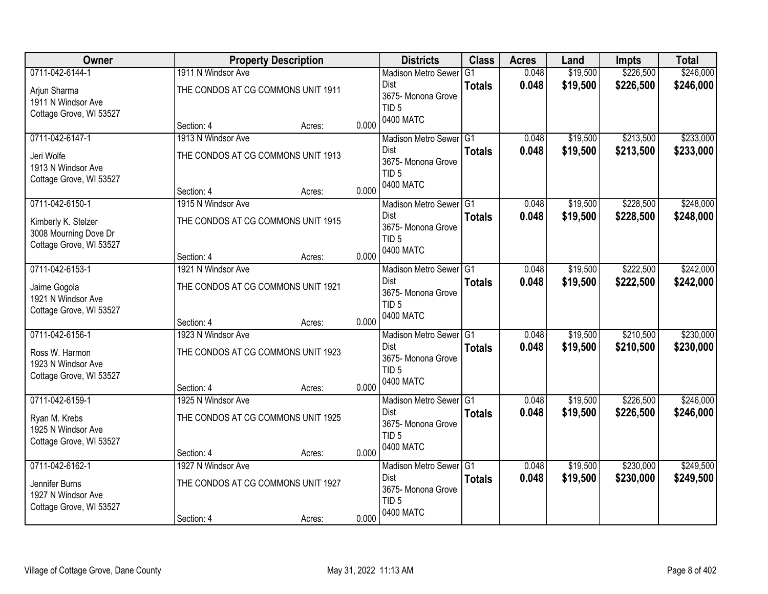| Owner | Property Description | Districts | Class | Acres | Land | Impts | Total |
|---|---|---|---|---|---|---|---|
| 0711-042-6144-1<br>Arjun Sharma<br>1911 N Windsor Ave<br>Cottage Grove, WI 53527 | 1911 N Windsor Ave<br>THE CONDOS AT CG COMMONS UNIT 1911<br>Section: 4 Acres: 0.000 | Madison Metro Sewer Dist<br>3675- Monona Grove<br>TID 5<br>0400 MATC | G1<br>**Totals** | 0.048<br>**0.048** | $19,500<br>**$19,500** | $226,500<br>**$226,500** | $246,000<br>**$246,000** |
| 0711-042-6147-1<br>Jeri Wolfe<br>1913 N Windsor Ave<br>Cottage Grove, WI 53527 | 1913 N Windsor Ave<br>THE CONDOS AT CG COMMONS UNIT 1913<br>Section: 4 Acres: 0.000 | Madison Metro Sewer Dist<br>3675- Monona Grove<br>TID 5<br>0400 MATC | G1<br>**Totals** | 0.048<br>**0.048** | $19,500<br>**$19,500** | $213,500<br>**$213,500** | $233,000<br>**$233,000** |
| 0711-042-6150-1<br>Kimberly K. Stelzer<br>3008 Mourning Dove Dr<br>Cottage Grove, WI 53527 | 1915 N Windsor Ave<br>THE CONDOS AT CG COMMONS UNIT 1915<br>Section: 4 Acres: 0.000 | Madison Metro Sewer Dist<br>3675- Monona Grove<br>TID 5<br>0400 MATC | G1<br>**Totals** | 0.048<br>**0.048** | $19,500<br>**$19,500** | $228,500<br>**$228,500** | $248,000<br>**$248,000** |
| 0711-042-6153-1<br>Jaime Gogola<br>1921 N Windsor Ave<br>Cottage Grove, WI 53527 | 1921 N Windsor Ave<br>THE CONDOS AT CG COMMONS UNIT 1921<br>Section: 4 Acres: 0.000 | Madison Metro Sewer Dist<br>3675- Monona Grove<br>TID 5<br>0400 MATC | G1<br>**Totals** | 0.048<br>**0.048** | $19,500<br>**$19,500** | $222,500<br>**$222,500** | $242,000<br>**$242,000** |
| 0711-042-6156-1<br>Ross W. Harmon<br>1923 N Windsor Ave<br>Cottage Grove, WI 53527 | 1923 N Windsor Ave<br>THE CONDOS AT CG COMMONS UNIT 1923<br>Section: 4 Acres: 0.000 | Madison Metro Sewer Dist<br>3675- Monona Grove<br>TID 5<br>0400 MATC | G1<br>**Totals** | 0.048<br>**0.048** | $19,500<br>**$19,500** | $210,500<br>**$210,500** | $230,000<br>**$230,000** |
| 0711-042-6159-1<br>Ryan M. Krebs<br>1925 N Windsor Ave<br>Cottage Grove, WI 53527 | 1925 N Windsor Ave<br>THE CONDOS AT CG COMMONS UNIT 1925<br>Section: 4 Acres: 0.000 | Madison Metro Sewer Dist<br>3675- Monona Grove<br>TID 5<br>0400 MATC | G1<br>**Totals** | 0.048<br>**0.048** | $19,500<br>**$19,500** | $226,500<br>**$226,500** | $246,000<br>**$246,000** |
| 0711-042-6162-1<br>Jennifer Burns<br>1927 N Windsor Ave<br>Cottage Grove, WI 53527 | 1927 N Windsor Ave<br>THE CONDOS AT CG COMMONS UNIT 1927<br>Section: 4 Acres: 0.000 | Madison Metro Sewer Dist<br>3675- Monona Grove<br>TID 5<br>0400 MATC | G1<br>**Totals** | 0.048<br>**0.048** | $19,500<br>**$19,500** | $230,000<br>**$230,000** | $249,500<br>**$249,500** |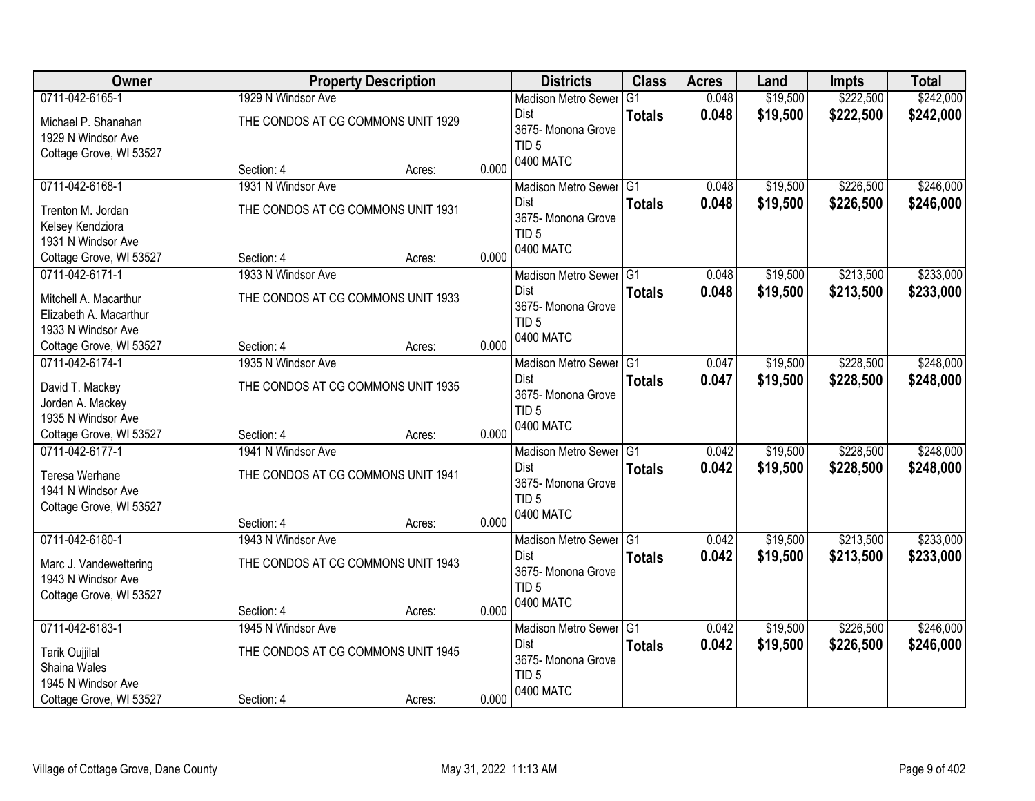| Owner | Property Description | | | Districts | Class | Acres | Land | Impts | Total |
|---|---|---|---|---|---|---|---|---|---|
| 0711-042-6165-1<br>Michael P. Shanahan<br>1929 N Windsor Ave<br>Cottage Grove, WI 53527 | 1929 N Windsor Ave<br>THE CONDOS AT CG COMMONS UNIT 1929<br>Section: 4 | Acres: | 0.000 | Madison Metro Sewer Dist<br>3675- Monona Grove<br>TID 5<br>0400 MATC | G1<br>**Totals** | 0.048<br>**0.048** | $19,500<br>**$19,500** | $222,500<br>**$222,500** | $242,000<br>**$242,000** |
| 0711-042-6168-1<br>Trenton M. Jordan<br>Kelsey Kendziora<br>1931 N Windsor Ave<br>Cottage Grove, WI 53527 | 1931 N Windsor Ave<br>THE CONDOS AT CG COMMONS UNIT 1931<br>Section: 4 | Acres: | 0.000 | Madison Metro Sewer Dist<br>3675- Monona Grove<br>TID 5<br>0400 MATC | G1<br>**Totals** | 0.048<br>**0.048** | $19,500<br>**$19,500** | $226,500<br>**$226,500** | $246,000<br>**$246,000** |
| 0711-042-6171-1<br>Mitchell A. Macarthur<br>Elizabeth A. Macarthur<br>1933 N Windsor Ave<br>Cottage Grove, WI 53527 | 1933 N Windsor Ave<br>THE CONDOS AT CG COMMONS UNIT 1933<br>Section: 4 | Acres: | 0.000 | Madison Metro Sewer Dist<br>3675- Monona Grove<br>TID 5<br>0400 MATC | G1<br>**Totals** | 0.048<br>**0.048** | $19,500<br>**$19,500** | $213,500<br>**$213,500** | $233,000<br>**$233,000** |
| 0711-042-6174-1<br>David T. Mackey<br>Jorden A. Mackey<br>1935 N Windsor Ave<br>Cottage Grove, WI 53527 | 1935 N Windsor Ave<br>THE CONDOS AT CG COMMONS UNIT 1935<br>Section: 4 | Acres: | 0.000 | Madison Metro Sewer Dist<br>3675- Monona Grove<br>TID 5<br>0400 MATC | G1<br>**Totals** | 0.047<br>**0.047** | $19,500<br>**$19,500** | $228,500<br>**$228,500** | $248,000<br>**$248,000** |
| 0711-042-6177-1<br>Teresa Werhane<br>1941 N Windsor Ave<br>Cottage Grove, WI 53527 | 1941 N Windsor Ave<br>THE CONDOS AT CG COMMONS UNIT 1941<br>Section: 4 | Acres: | 0.000 | Madison Metro Sewer Dist<br>3675- Monona Grove<br>TID 5<br>0400 MATC | G1<br>**Totals** | 0.042<br>**0.042** | $19,500<br>**$19,500** | $228,500<br>**$228,500** | $248,000<br>**$248,000** |
| 0711-042-6180-1<br>Marc J. Vandewettering<br>1943 N Windsor Ave<br>Cottage Grove, WI 53527 | 1943 N Windsor Ave<br>THE CONDOS AT CG COMMONS UNIT 1943<br>Section: 4 | Acres: | 0.000 | Madison Metro Sewer Dist<br>3675- Monona Grove<br>TID 5<br>0400 MATC | G1<br>**Totals** | 0.042<br>**0.042** | $19,500<br>**$19,500** | $213,500<br>**$213,500** | $233,000<br>**$233,000** |
| 0711-042-6183-1<br>Tarik Oujjilal<br>Shaina Wales<br>1945 N Windsor Ave<br>Cottage Grove, WI 53527 | 1945 N Windsor Ave<br>THE CONDOS AT CG COMMONS UNIT 1945<br>Section: 4 | Acres: | 0.000 | Madison Metro Sewer Dist<br>3675- Monona Grove<br>TID 5<br>0400 MATC | G1<br>**Totals** | 0.042<br>**0.042** | $19,500<br>**$19,500** | $226,500<br>**$226,500** | $246,000<br>**$246,000** |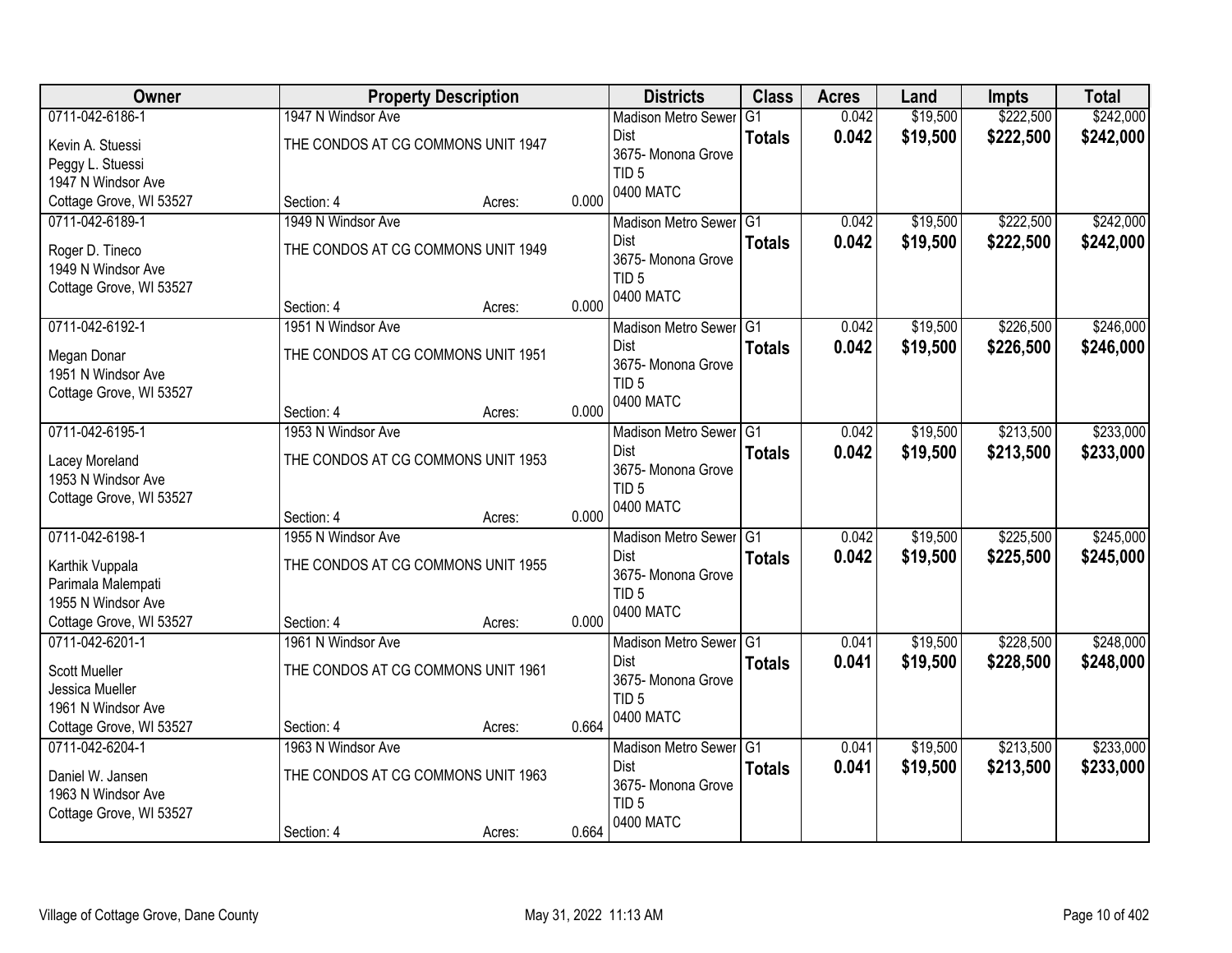| Owner | Property Description | Districts | Class | Acres | Land | Impts | Total |
|---|---|---|---|---|---|---|---|
| 0711-042-6186-1<br>Kevin A. Stuessi<br>Peggy L. Stuessi<br>1947 N Windsor Ave<br>Cottage Grove, WI 53527 | 1947 N Windsor Ave<br>THE CONDOS AT CG COMMONS UNIT 1947<br>Section: 4 Acres: 0.000 | Madison Metro Sewer Dist<br>3675- Monona Grove<br>TID 5<br>0400 MATC | G1<br>**Totals** | 0.042<br>**0.042** | $19,500<br>**$19,500** | $222,500<br>**$222,500** | $242,000<br>**$242,000** |
| 0711-042-6189-1<br>Roger D. Tineco<br>1949 N Windsor Ave<br>Cottage Grove, WI 53527 | 1949 N Windsor Ave<br>THE CONDOS AT CG COMMONS UNIT 1949<br>Section: 4 Acres: 0.000 | Madison Metro Sewer Dist<br>3675- Monona Grove<br>TID 5<br>0400 MATC | G1<br>**Totals** | 0.042<br>**0.042** | $19,500<br>**$19,500** | $222,500<br>**$222,500** | $242,000<br>**$242,000** |
| 0711-042-6192-1<br>Megan Donar<br>1951 N Windsor Ave<br>Cottage Grove, WI 53527 | 1951 N Windsor Ave<br>THE CONDOS AT CG COMMONS UNIT 1951<br>Section: 4 Acres: 0.000 | Madison Metro Sewer Dist<br>3675- Monona Grove<br>TID 5<br>0400 MATC | G1<br>**Totals** | 0.042<br>**0.042** | $19,500<br>**$19,500** | $226,500<br>**$226,500** | $246,000<br>**$246,000** |
| 0711-042-6195-1<br>Lacey Moreland<br>1953 N Windsor Ave<br>Cottage Grove, WI 53527 | 1953 N Windsor Ave<br>THE CONDOS AT CG COMMONS UNIT 1953<br>Section: 4 Acres: 0.000 | Madison Metro Sewer Dist<br>3675- Monona Grove<br>TID 5<br>0400 MATC | G1<br>**Totals** | 0.042<br>**0.042** | $19,500<br>**$19,500** | $213,500<br>**$213,500** | $233,000<br>**$233,000** |
| 0711-042-6198-1<br>Karthik Vuppala<br>Parimala Malempati<br>1955 N Windsor Ave<br>Cottage Grove, WI 53527 | 1955 N Windsor Ave<br>THE CONDOS AT CG COMMONS UNIT 1955<br>Section: 4 Acres: 0.000 | Madison Metro Sewer Dist<br>3675- Monona Grove<br>TID 5<br>0400 MATC | G1<br>**Totals** | 0.042<br>**0.042** | $19,500<br>**$19,500** | $225,500<br>**$225,500** | $245,000<br>**$245,000** |
| 0711-042-6201-1<br>Scott Mueller<br>Jessica Mueller<br>1961 N Windsor Ave<br>Cottage Grove, WI 53527 | 1961 N Windsor Ave<br>THE CONDOS AT CG COMMONS UNIT 1961<br>Section: 4 Acres: 0.664 | Madison Metro Sewer Dist<br>3675- Monona Grove<br>TID 5<br>0400 MATC | G1<br>**Totals** | 0.041<br>**0.041** | $19,500<br>**$19,500** | $228,500<br>**$228,500** | $248,000<br>**$248,000** |
| 0711-042-6204-1<br>Daniel W. Jansen<br>1963 N Windsor Ave<br>Cottage Grove, WI 53527 | 1963 N Windsor Ave<br>THE CONDOS AT CG COMMONS UNIT 1963<br>Section: 4 Acres: 0.664 | Madison Metro Sewer Dist<br>3675- Monona Grove<br>TID 5<br>0400 MATC | G1<br>**Totals** | 0.041<br>**0.041** | $19,500<br>**$19,500** | $213,500<br>**$213,500** | $233,000<br>**$233,000** |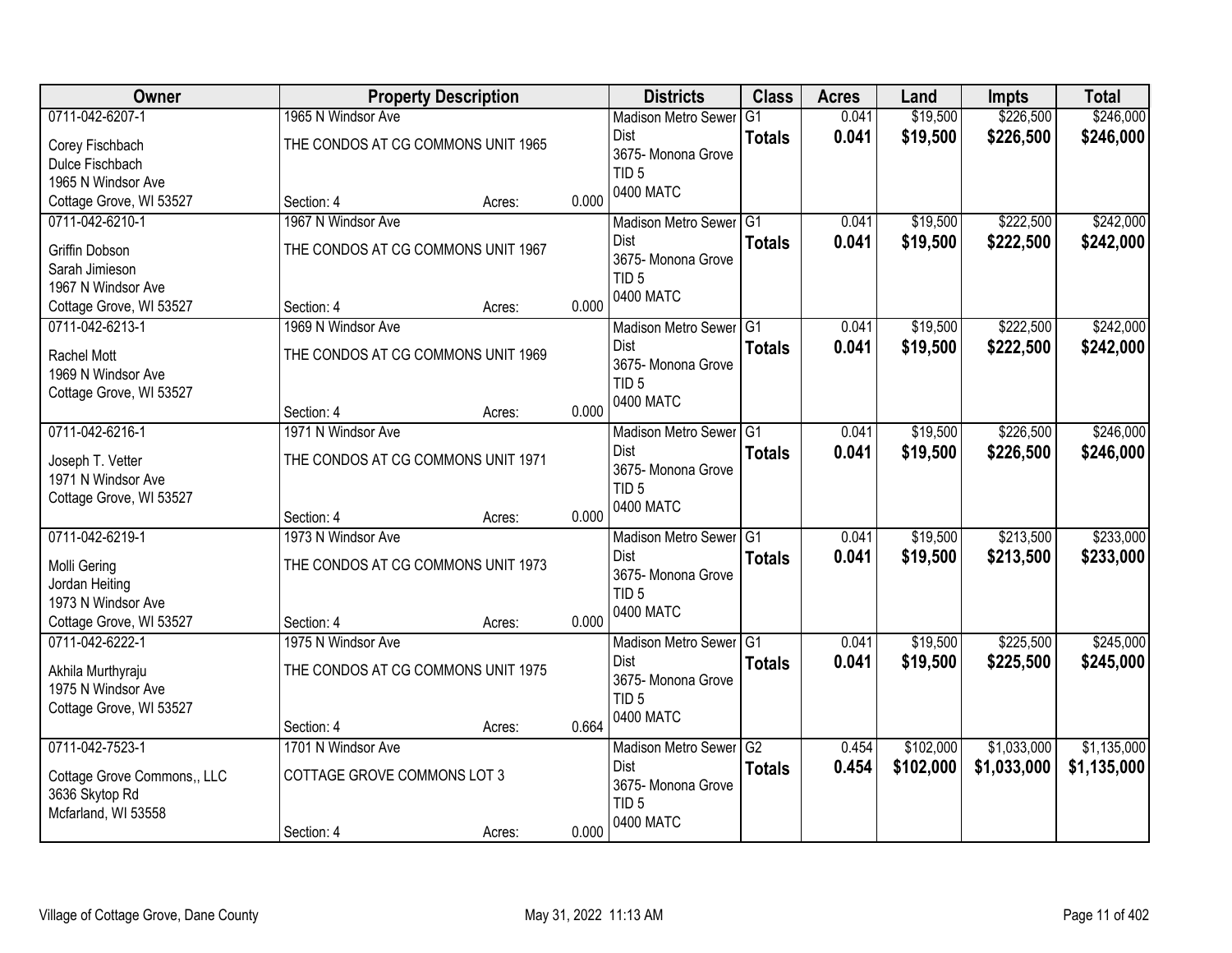| Owner | Property Description | Districts | Class | Acres | Land | Impts | Total |
|---|---|---|---|---|---|---|---|
| 0711-042-6207-1<br>Corey Fischbach<br>Dulce Fischbach<br>1965 N Windsor Ave<br>Cottage Grove, WI 53527 | 1965 N Windsor Ave<br>THE CONDOS AT CG COMMONS UNIT 1965<br>Section: 4 Acres: 0.000 | Madison Metro Sewer Dist<br>3675- Monona Grove<br>TID 5<br>0400 MATC | G1<br>**Totals** | 0.041<br>**0.041** | $19,500<br>**$19,500** | $226,500<br>**$226,500** | $246,000<br>**$246,000** |
| 0711-042-6210-1<br>Griffin Dobson<br>Sarah Jimieson<br>1967 N Windsor Ave<br>Cottage Grove, WI 53527 | 1967 N Windsor Ave<br>THE CONDOS AT CG COMMONS UNIT 1967<br>Section: 4 Acres: 0.000 | Madison Metro Sewer Dist<br>3675- Monona Grove<br>TID 5<br>0400 MATC | G1<br>**Totals** | 0.041<br>**0.041** | $19,500<br>**$19,500** | $222,500<br>**$222,500** | $242,000<br>**$242,000** |
| 0711-042-6213-1<br>Rachel Mott<br>1969 N Windsor Ave<br>Cottage Grove, WI 53527 | 1969 N Windsor Ave<br>THE CONDOS AT CG COMMONS UNIT 1969<br>Section: 4 Acres: 0.000 | Madison Metro Sewer Dist<br>3675- Monona Grove<br>TID 5<br>0400 MATC | G1<br>**Totals** | 0.041<br>**0.041** | $19,500<br>**$19,500** | $222,500<br>**$222,500** | $242,000<br>**$242,000** |
| 0711-042-6216-1<br>Joseph T. Vetter<br>1971 N Windsor Ave<br>Cottage Grove, WI 53527 | 1971 N Windsor Ave<br>THE CONDOS AT CG COMMONS UNIT 1971<br>Section: 4 Acres: 0.000 | Madison Metro Sewer Dist<br>3675- Monona Grove<br>TID 5<br>0400 MATC | G1<br>**Totals** | 0.041<br>**0.041** | $19,500<br>**$19,500** | $226,500<br>**$226,500** | $246,000<br>**$246,000** |
| 0711-042-6219-1<br>Molli Gering<br>Jordan Heiting<br>1973 N Windsor Ave<br>Cottage Grove, WI 53527 | 1973 N Windsor Ave<br>THE CONDOS AT CG COMMONS UNIT 1973<br>Section: 4 Acres: 0.000 | Madison Metro Sewer Dist<br>3675- Monona Grove<br>TID 5<br>0400 MATC | G1<br>**Totals** | 0.041<br>**0.041** | $19,500<br>**$19,500** | $213,500<br>**$213,500** | $233,000<br>**$233,000** |
| 0711-042-6222-1<br>Akhila Murthyraju<br>1975 N Windsor Ave<br>Cottage Grove, WI 53527 | 1975 N Windsor Ave<br>THE CONDOS AT CG COMMONS UNIT 1975<br>Section: 4 Acres: 0.664 | Madison Metro Sewer Dist<br>3675- Monona Grove<br>TID 5<br>0400 MATC | G1<br>**Totals** | 0.041<br>**0.041** | $19,500<br>**$19,500** | $225,500<br>**$225,500** | $245,000<br>**$245,000** |
| 0711-042-7523-1<br>Cottage Grove Commons,, LLC<br>3636 Skytop Rd<br>Mcfarland, WI 53558 | 1701 N Windsor Ave<br>COTTAGE GROVE COMMONS LOT 3<br>Section: 4 Acres: 0.000 | Madison Metro Sewer Dist<br>3675- Monona Grove<br>TID 5<br>0400 MATC | G2<br>**Totals** | 0.454<br>**0.454** | $102,000<br>**$102,000** | $1,033,000<br>**$1,033,000** | $1,135,000<br>**$1,135,000** |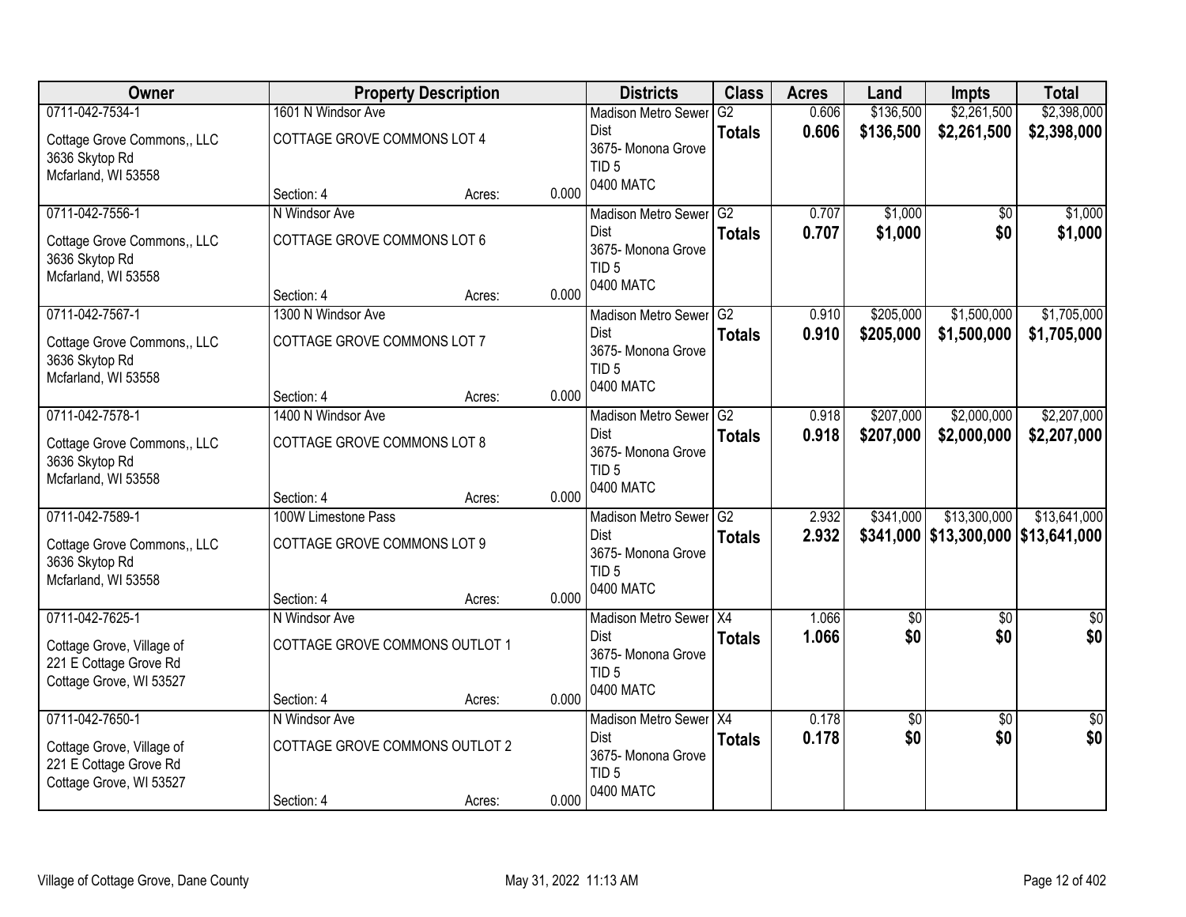| Owner | Property Description | | | Districts | Class | Acres | Land | Impts | Total |
|---|---|---|---|---|---|---|---|---|---|
| 0711-042-7534-1 | 1601 N Windsor Ave | | | Madison Metro Sewer Dist | G2 | 0.606 | $136,500 | $2,261,500 | $2,398,000 |
| Cottage Grove Commons,, LLC<br>3636 Skytop Rd<br>Mcfarland, WI 53558 | COTTAGE GROVE COMMONS LOT 4 | | | 3675- Monona Grove<br>TID 5<br>0400 MATC | **Totals** | **0.606** | **$136,500** | **$2,261,500** | **$2,398,000** |
| | Section: 4 | Acres: | 0.000 | | | | | | |
| 0711-042-7556-1 | N Windsor Ave | | | Madison Metro Sewer Dist | G2 | 0.707 | $1,000 | $0 | $1,000 |
| Cottage Grove Commons,, LLC<br>3636 Skytop Rd<br>Mcfarland, WI 53558 | COTTAGE GROVE COMMONS LOT 6 | | | 3675- Monona Grove<br>TID 5<br>0400 MATC | **Totals** | **0.707** | **$1,000** | **$0** | **$1,000** |
| | Section: 4 | Acres: | 0.000 | | | | | | |
| 0711-042-7567-1 | 1300 N Windsor Ave | | | Madison Metro Sewer Dist | G2 | 0.910 | $205,000 | $1,500,000 | $1,705,000 |
| Cottage Grove Commons,, LLC<br>3636 Skytop Rd<br>Mcfarland, WI 53558 | COTTAGE GROVE COMMONS LOT 7 | | | 3675- Monona Grove<br>TID 5<br>0400 MATC | **Totals** | **0.910** | **$205,000** | **$1,500,000** | **$1,705,000** |
| | Section: 4 | Acres: | 0.000 | | | | | | |
| 0711-042-7578-1 | 1400 N Windsor Ave | | | Madison Metro Sewer Dist | G2 | 0.918 | $207,000 | $2,000,000 | $2,207,000 |
| Cottage Grove Commons,, LLC<br>3636 Skytop Rd<br>Mcfarland, WI 53558 | COTTAGE GROVE COMMONS LOT 8 | | | 3675- Monona Grove<br>TID 5<br>0400 MATC | **Totals** | **0.918** | **$207,000** | **$2,000,000** | **$2,207,000** |
| | Section: 4 | Acres: | 0.000 | | | | | | |
| 0711-042-7589-1 | 100W Limestone Pass | | | Madison Metro Sewer Dist | G2 | 2.932 | $341,000 | $13,300,000 | $13,641,000 |
| Cottage Grove Commons,, LLC<br>3636 Skytop Rd<br>Mcfarland, WI 53558 | COTTAGE GROVE COMMONS LOT 9 | | | 3675- Monona Grove<br>TID 5<br>0400 MATC | **Totals** | **2.932** | **$341,000** | **$13,300,000** | **$13,641,000** |
| | Section: 4 | Acres: | 0.000 | | | | | | |
| 0711-042-7625-1 | N Windsor Ave | | | Madison Metro Sewer Dist | X4 | 1.066 | $0 | $0 | $0 |
| Cottage Grove, Village of<br>221 E Cottage Grove Rd<br>Cottage Grove, WI 53527 | COTTAGE GROVE COMMONS OUTLOT 1 | | | 3675- Monona Grove<br>TID 5<br>0400 MATC | **Totals** | **1.066** | **$0** | **$0** | **$0** |
| | Section: 4 | Acres: | 0.000 | | | | | | |
| 0711-042-7650-1 | N Windsor Ave | | | Madison Metro Sewer Dist | X4 | 0.178 | $0 | $0 | $0 |
| Cottage Grove, Village of<br>221 E Cottage Grove Rd<br>Cottage Grove, WI 53527 | COTTAGE GROVE COMMONS OUTLOT 2 | | | 3675- Monona Grove<br>TID 5<br>0400 MATC | **Totals** | **0.178** | **$0** | **$0** | **$0** |
| | Section: 4 | Acres: | 0.000 | | | | | | |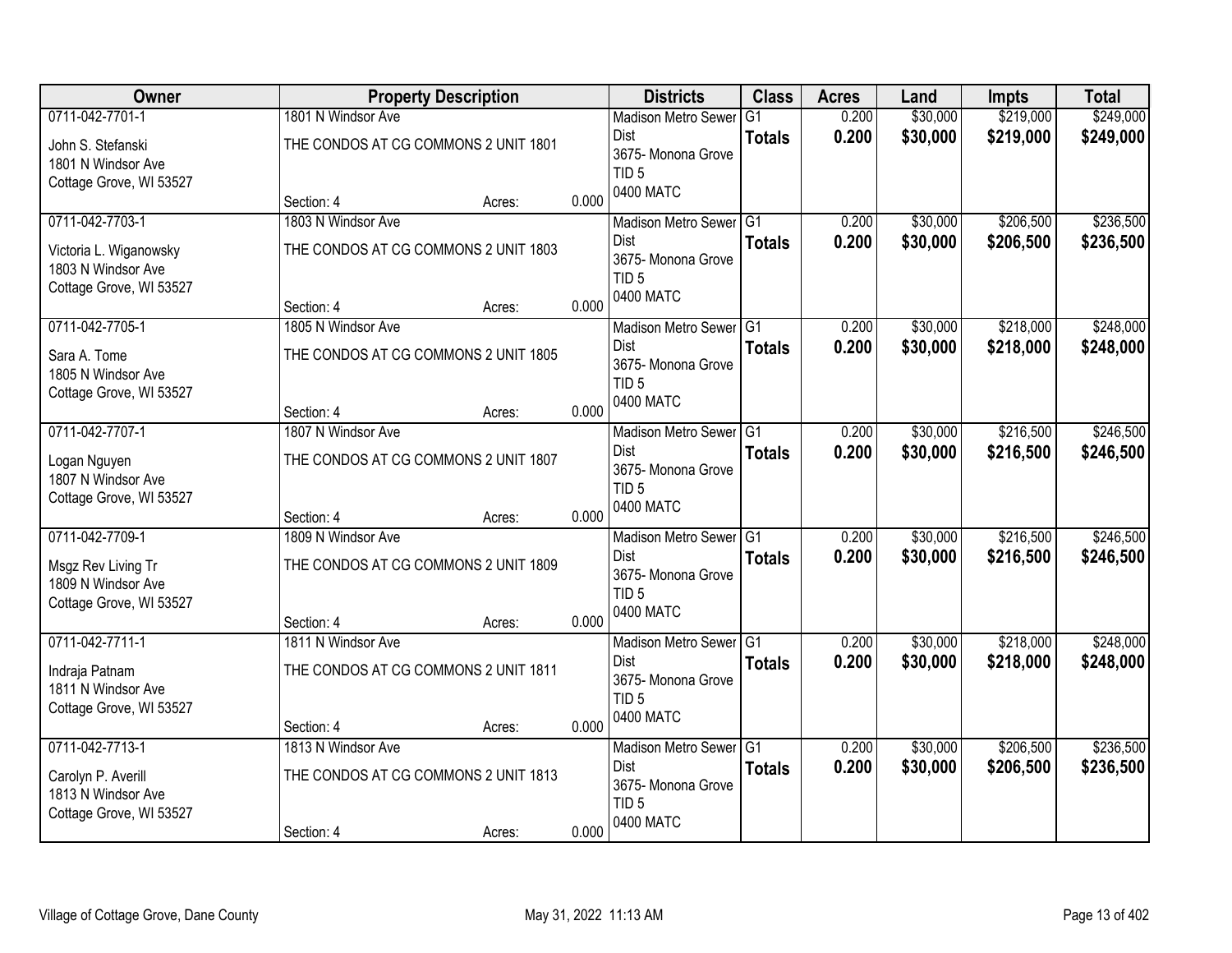| Owner | Property Description | | | Districts | Class | Acres | Land | Impts | Total |
|---|---|---|---|---|---|---|---|---|---|
| 0711-042-7701-1<br>John S. Stefanski<br>1801 N Windsor Ave<br>Cottage Grove, WI 53527 | 1801 N Windsor Ave<br>THE CONDOS AT CG COMMONS 2 UNIT 1801<br>Section: 4 | Acres: | 0.000 | Madison Metro Sewer Dist<br>3675- Monona Grove<br>TID 5<br>0400 MATC | G1<br>**Totals** | 0.200<br>**0.200** | $30,000<br>**$30,000** | $219,000<br>**$219,000** | $249,000<br>**$249,000** |
| 0711-042-7703-1<br>Victoria L. Wiganowsky<br>1803 N Windsor Ave<br>Cottage Grove, WI 53527 | 1803 N Windsor Ave<br>THE CONDOS AT CG COMMONS 2 UNIT 1803<br>Section: 4 | Acres: | 0.000 | Madison Metro Sewer Dist<br>3675- Monona Grove<br>TID 5<br>0400 MATC | G1<br>**Totals** | 0.200<br>**0.200** | $30,000<br>**$30,000** | $206,500<br>**$206,500** | $236,500<br>**$236,500** |
| 0711-042-7705-1<br>Sara A. Tome<br>1805 N Windsor Ave<br>Cottage Grove, WI 53527 | 1805 N Windsor Ave<br>THE CONDOS AT CG COMMONS 2 UNIT 1805<br>Section: 4 | Acres: | 0.000 | Madison Metro Sewer Dist<br>3675- Monona Grove<br>TID 5<br>0400 MATC | G1<br>**Totals** | 0.200<br>**0.200** | $30,000<br>**$30,000** | $218,000<br>**$218,000** | $248,000<br>**$248,000** |
| 0711-042-7707-1<br>Logan Nguyen<br>1807 N Windsor Ave<br>Cottage Grove, WI 53527 | 1807 N Windsor Ave<br>THE CONDOS AT CG COMMONS 2 UNIT 1807<br>Section: 4 | Acres: | 0.000 | Madison Metro Sewer Dist<br>3675- Monona Grove<br>TID 5<br>0400 MATC | G1<br>**Totals** | 0.200<br>**0.200** | $30,000<br>**$30,000** | $216,500<br>**$216,500** | $246,500<br>**$246,500** |
| 0711-042-7709-1<br>Msgz Rev Living Tr<br>1809 N Windsor Ave<br>Cottage Grove, WI 53527 | 1809 N Windsor Ave<br>THE CONDOS AT CG COMMONS 2 UNIT 1809<br>Section: 4 | Acres: | 0.000 | Madison Metro Sewer Dist<br>3675- Monona Grove<br>TID 5<br>0400 MATC | G1<br>**Totals** | 0.200<br>**0.200** | $30,000<br>**$30,000** | $216,500<br>**$216,500** | $246,500<br>**$246,500** |
| 0711-042-7711-1<br>Indraja Patnam<br>1811 N Windsor Ave<br>Cottage Grove, WI 53527 | 1811 N Windsor Ave<br>THE CONDOS AT CG COMMONS 2 UNIT 1811<br>Section: 4 | Acres: | 0.000 | Madison Metro Sewer Dist<br>3675- Monona Grove<br>TID 5<br>0400 MATC | G1<br>**Totals** | 0.200<br>**0.200** | $30,000<br>**$30,000** | $218,000<br>**$218,000** | $248,000<br>**$248,000** |
| 0711-042-7713-1<br>Carolyn P. Averill<br>1813 N Windsor Ave<br>Cottage Grove, WI 53527 | 1813 N Windsor Ave<br>THE CONDOS AT CG COMMONS 2 UNIT 1813<br>Section: 4 | Acres: | 0.000 | Madison Metro Sewer Dist<br>3675- Monona Grove<br>TID 5<br>0400 MATC | G1<br>**Totals** | 0.200<br>**0.200** | $30,000<br>**$30,000** | $206,500<br>**$206,500** | $236,500<br>**$236,500** |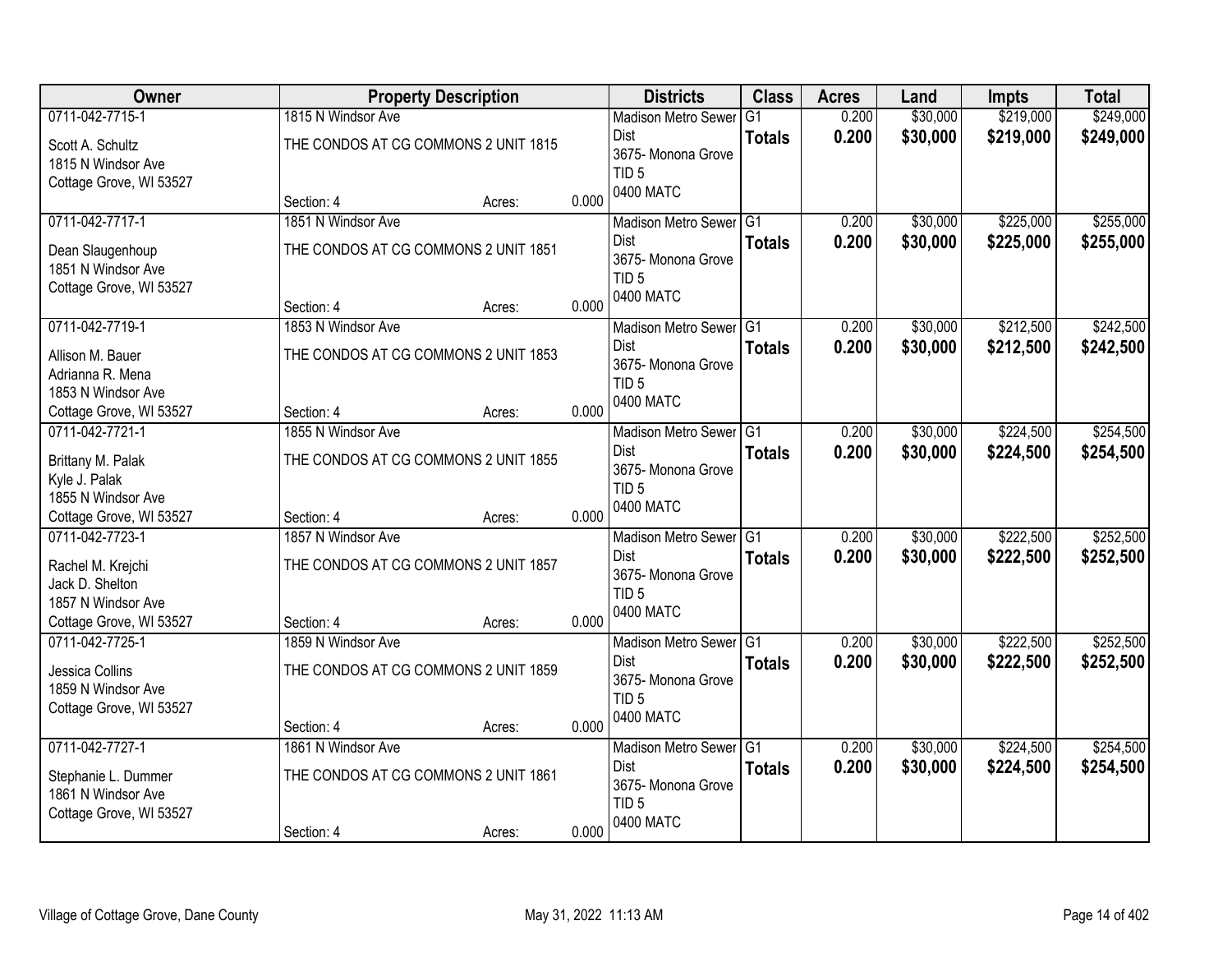| Owner | Property Description | Districts | Class | Acres | Land | Impts | Total |
|---|---|---|---|---|---|---|---|
| 0711-042-7715-1<br>Scott A. Schultz<br>1815 N Windsor Ave<br>Cottage Grove, WI 53527 | 1815 N Windsor Ave<br>THE CONDOS AT CG COMMONS 2 UNIT 1815<br>Section: 4 Acres: 0.000 | Madison Metro Sewer Dist<br>3675- Monona Grove<br>TID 5<br>0400 MATC | G1<br>**Totals** | 0.200<br>**0.200** | $30,000<br>**$30,000** | $219,000<br>**$219,000** | $249,000<br>**$249,000** |
| 0711-042-7717-1<br>Dean Slaugenhoup<br>1851 N Windsor Ave<br>Cottage Grove, WI 53527 | 1851 N Windsor Ave<br>THE CONDOS AT CG COMMONS 2 UNIT 1851<br>Section: 4 Acres: 0.000 | Madison Metro Sewer Dist<br>3675- Monona Grove<br>TID 5<br>0400 MATC | G1<br>**Totals** | 0.200<br>**0.200** | $30,000<br>**$30,000** | $225,000<br>**$225,000** | $255,000<br>**$255,000** |
| 0711-042-7719-1<br>Allison M. Bauer<br>Adrianna R. Mena<br>1853 N Windsor Ave<br>Cottage Grove, WI 53527 | 1853 N Windsor Ave<br>THE CONDOS AT CG COMMONS 2 UNIT 1853<br>Section: 4 Acres: 0.000 | Madison Metro Sewer Dist<br>3675- Monona Grove<br>TID 5<br>0400 MATC | G1<br>**Totals** | 0.200<br>**0.200** | $30,000<br>**$30,000** | $212,500<br>**$212,500** | $242,500<br>**$242,500** |
| 0711-042-7721-1<br>Brittany M. Palak<br>Kyle J. Palak<br>1855 N Windsor Ave<br>Cottage Grove, WI 53527 | 1855 N Windsor Ave<br>THE CONDOS AT CG COMMONS 2 UNIT 1855<br>Section: 4 Acres: 0.000 | Madison Metro Sewer Dist<br>3675- Monona Grove<br>TID 5<br>0400 MATC | G1<br>**Totals** | 0.200<br>**0.200** | $30,000<br>**$30,000** | $224,500<br>**$224,500** | $254,500<br>**$254,500** |
| 0711-042-7723-1<br>Rachel M. Krejchi<br>Jack D. Shelton<br>1857 N Windsor Ave<br>Cottage Grove, WI 53527 | 1857 N Windsor Ave<br>THE CONDOS AT CG COMMONS 2 UNIT 1857<br>Section: 4 Acres: 0.000 | Madison Metro Sewer Dist<br>3675- Monona Grove<br>TID 5<br>0400 MATC | G1<br>**Totals** | 0.200<br>**0.200** | $30,000<br>**$30,000** | $222,500<br>**$222,500** | $252,500<br>**$252,500** |
| 0711-042-7725-1<br>Jessica Collins<br>1859 N Windsor Ave<br>Cottage Grove, WI 53527 | 1859 N Windsor Ave<br>THE CONDOS AT CG COMMONS 2 UNIT 1859<br>Section: 4 Acres: 0.000 | Madison Metro Sewer Dist<br>3675- Monona Grove<br>TID 5<br>0400 MATC | G1<br>**Totals** | 0.200<br>**0.200** | $30,000<br>**$30,000** | $222,500<br>**$222,500** | $252,500<br>**$252,500** |
| 0711-042-7727-1<br>Stephanie L. Dummer<br>1861 N Windsor Ave<br>Cottage Grove, WI 53527 | 1861 N Windsor Ave<br>THE CONDOS AT CG COMMONS 2 UNIT 1861<br>Section: 4 Acres: 0.000 | Madison Metro Sewer Dist<br>3675- Monona Grove<br>TID 5<br>0400 MATC | G1<br>**Totals** | 0.200<br>**0.200** | $30,000<br>**$30,000** | $224,500<br>**$224,500** | $254,500<br>**$254,500** |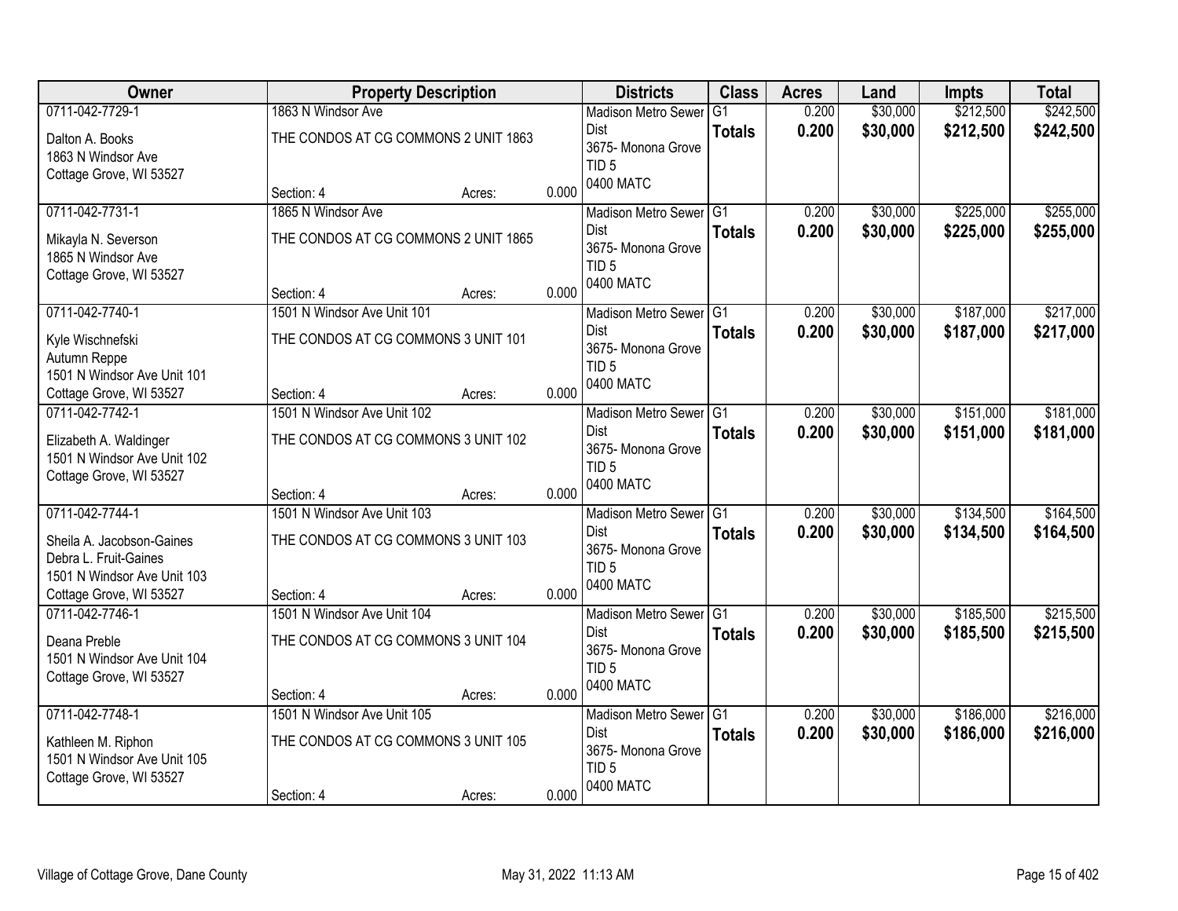| Owner | Property Description | | | Districts | Class | Acres | Land | Impts | Total |
|---|---|---|---|---|---|---|---|---|---|
| 0711-042-7729-1<br><br>Dalton A. Books<br>1863 N Windsor Ave<br>Cottage Grove, WI 53527 | 1863 N Windsor Ave<br><br>THE CONDOS AT CG COMMONS 2 UNIT 1863<br><br>Section: 4 | Acres: | 0.000 | Madison Metro Sewer Dist<br>3675- Monona Grove<br>TID 5<br>0400 MATC | G1<br>**Totals** | 0.200<br>**0.200** | $30,000<br>**$30,000** | $212,500<br>**$212,500** | $242,500<br>**$242,500** |
| 0711-042-7731-1<br><br>Mikayla N. Severson<br>1865 N Windsor Ave<br>Cottage Grove, WI 53527 | 1865 N Windsor Ave<br><br>THE CONDOS AT CG COMMONS 2 UNIT 1865<br><br>Section: 4 | Acres: | 0.000 | Madison Metro Sewer Dist<br>3675- Monona Grove<br>TID 5<br>0400 MATC | G1<br>**Totals** | 0.200<br>**0.200** | $30,000<br>**$30,000** | $225,000<br>**$225,000** | $255,000<br>**$255,000** |
| 0711-042-7740-1<br><br>Kyle Wischnefski<br>Autumn Reppe<br>1501 N Windsor Ave Unit 101<br>Cottage Grove, WI 53527 | 1501 N Windsor Ave Unit 101<br><br>THE CONDOS AT CG COMMONS 3 UNIT 101<br><br>Section: 4 | Acres: | 0.000 | Madison Metro Sewer Dist<br>3675- Monona Grove<br>TID 5<br>0400 MATC | G1<br>**Totals** | 0.200<br>**0.200** | $30,000<br>**$30,000** | $187,000<br>**$187,000** | $217,000<br>**$217,000** |
| 0711-042-7742-1<br><br>Elizabeth A. Waldinger<br>1501 N Windsor Ave Unit 102<br>Cottage Grove, WI 53527 | 1501 N Windsor Ave Unit 102<br><br>THE CONDOS AT CG COMMONS 3 UNIT 102<br><br>Section: 4 | Acres: | 0.000 | Madison Metro Sewer Dist<br>3675- Monona Grove<br>TID 5<br>0400 MATC | G1<br>**Totals** | 0.200<br>**0.200** | $30,000<br>**$30,000** | $151,000<br>**$151,000** | $181,000<br>**$181,000** |
| 0711-042-7744-1<br><br>Sheila A. Jacobson-Gaines<br>Debra L. Fruit-Gaines<br>1501 N Windsor Ave Unit 103<br>Cottage Grove, WI 53527 | 1501 N Windsor Ave Unit 103<br><br>THE CONDOS AT CG COMMONS 3 UNIT 103<br><br>Section: 4 | Acres: | 0.000 | Madison Metro Sewer Dist<br>3675- Monona Grove<br>TID 5<br>0400 MATC | G1<br>**Totals** | 0.200<br>**0.200** | $30,000<br>**$30,000** | $134,500<br>**$134,500** | $164,500<br>**$164,500** |
| 0711-042-7746-1<br><br>Deana Preble<br>1501 N Windsor Ave Unit 104<br>Cottage Grove, WI 53527 | 1501 N Windsor Ave Unit 104<br><br>THE CONDOS AT CG COMMONS 3 UNIT 104<br><br>Section: 4 | Acres: | 0.000 | Madison Metro Sewer Dist<br>3675- Monona Grove<br>TID 5<br>0400 MATC | G1<br>**Totals** | 0.200<br>**0.200** | $30,000<br>**$30,000** | $185,500<br>**$185,500** | $215,500<br>**$215,500** |
| 0711-042-7748-1<br><br>Kathleen M. Riphon<br>1501 N Windsor Ave Unit 105<br>Cottage Grove, WI 53527 | 1501 N Windsor Ave Unit 105<br><br>THE CONDOS AT CG COMMONS 3 UNIT 105<br><br>Section: 4 | Acres: | 0.000 | Madison Metro Sewer Dist<br>3675- Monona Grove<br>TID 5<br>0400 MATC | G1<br>**Totals** | 0.200<br>**0.200** | $30,000<br>**$30,000** | $186,000<br>**$186,000** | $216,000<br>**$216,000** |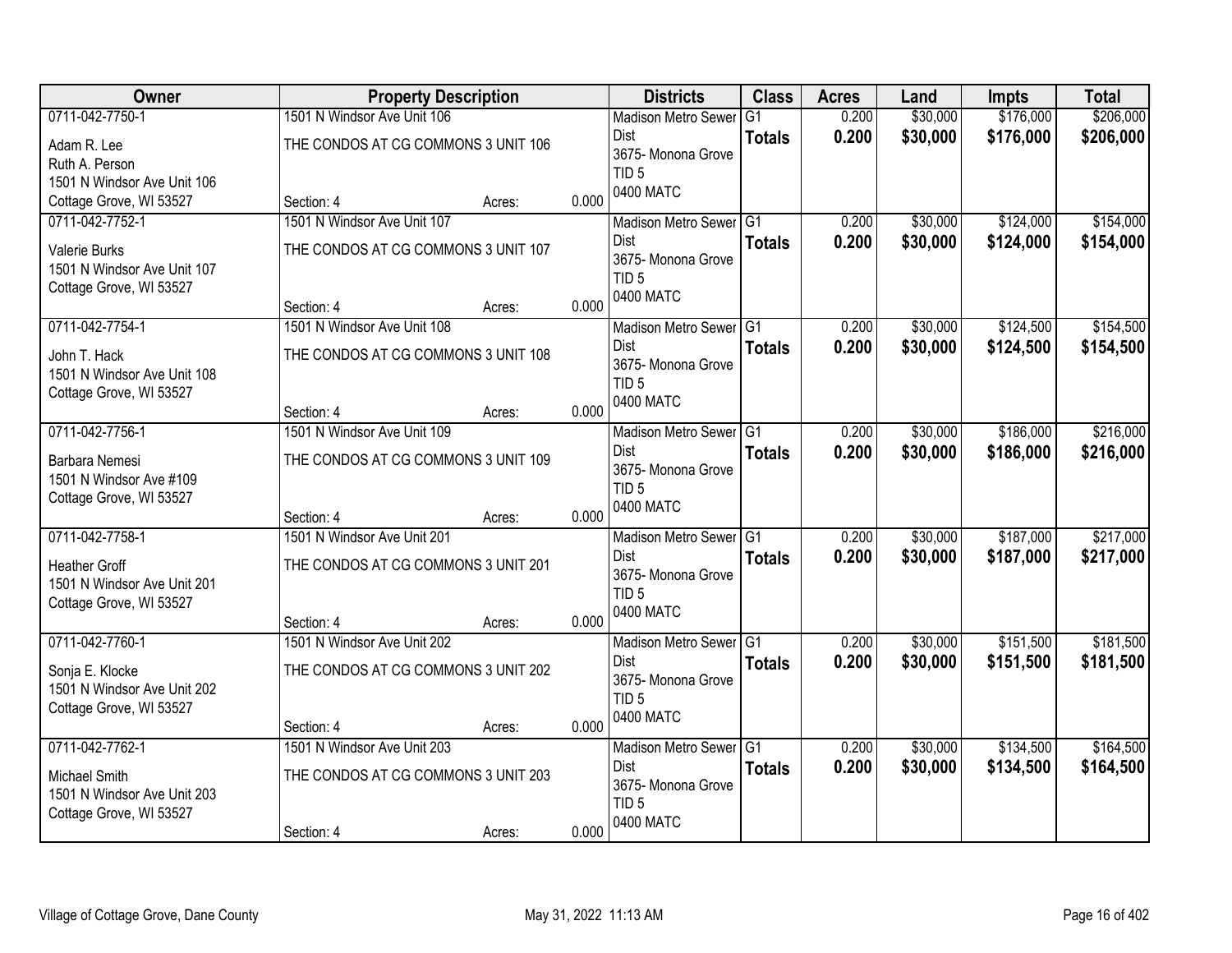| Owner | Property Description | | | Districts | Class | Acres | Land | Impts | Total |
|---|---|---|---|---|---|---|---|---|---|
| 0711-042-7750-1<br>Adam R. Lee<br>Ruth A. Person<br>1501 N Windsor Ave Unit 106<br>Cottage Grove, WI 53527 | 1501 N Windsor Ave Unit 106<br>THE CONDOS AT CG COMMONS 3 UNIT 106<br>Section: 4 | Acres: | 0.000 | Madison Metro Sewer Dist<br>3675- Monona Grove<br>TID 5<br>0400 MATC | G1<br>**Totals** | 0.200<br>**0.200** | $30,000<br>**$30,000** | $176,000<br>**$176,000** | $206,000<br>**$206,000** |
| 0711-042-7752-1<br>Valerie Burks<br>1501 N Windsor Ave Unit 107<br>Cottage Grove, WI 53527 | 1501 N Windsor Ave Unit 107<br>THE CONDOS AT CG COMMONS 3 UNIT 107<br>Section: 4 | Acres: | 0.000 | Madison Metro Sewer Dist<br>3675- Monona Grove<br>TID 5<br>0400 MATC | G1<br>**Totals** | 0.200<br>**0.200** | $30,000<br>**$30,000** | $124,000<br>**$124,000** | $154,000<br>**$154,000** |
| 0711-042-7754-1<br>John T. Hack<br>1501 N Windsor Ave Unit 108<br>Cottage Grove, WI 53527 | 1501 N Windsor Ave Unit 108<br>THE CONDOS AT CG COMMONS 3 UNIT 108<br>Section: 4 | Acres: | 0.000 | Madison Metro Sewer Dist<br>3675- Monona Grove<br>TID 5<br>0400 MATC | G1<br>**Totals** | 0.200<br>**0.200** | $30,000<br>**$30,000** | $124,500<br>**$124,500** | $154,500<br>**$154,500** |
| 0711-042-7756-1<br>Barbara Nemesi<br>1501 N Windsor Ave #109<br>Cottage Grove, WI 53527 | 1501 N Windsor Ave Unit 109<br>THE CONDOS AT CG COMMONS 3 UNIT 109<br>Section: 4 | Acres: | 0.000 | Madison Metro Sewer Dist<br>3675- Monona Grove<br>TID 5<br>0400 MATC | G1<br>**Totals** | 0.200<br>**0.200** | $30,000<br>**$30,000** | $186,000<br>**$186,000** | $216,000<br>**$216,000** |
| 0711-042-7758-1<br>Heather Groff<br>1501 N Windsor Ave Unit 201<br>Cottage Grove, WI 53527 | 1501 N Windsor Ave Unit 201<br>THE CONDOS AT CG COMMONS 3 UNIT 201<br>Section: 4 | Acres: | 0.000 | Madison Metro Sewer Dist<br>3675- Monona Grove<br>TID 5<br>0400 MATC | G1<br>**Totals** | 0.200<br>**0.200** | $30,000<br>**$30,000** | $187,000<br>**$187,000** | $217,000<br>**$217,000** |
| 0711-042-7760-1<br>Sonja E. Klocke<br>1501 N Windsor Ave Unit 202<br>Cottage Grove, WI 53527 | 1501 N Windsor Ave Unit 202<br>THE CONDOS AT CG COMMONS 3 UNIT 202<br>Section: 4 | Acres: | 0.000 | Madison Metro Sewer Dist<br>3675- Monona Grove<br>TID 5<br>0400 MATC | G1<br>**Totals** | 0.200<br>**0.200** | $30,000<br>**$30,000** | $151,500<br>**$151,500** | $181,500<br>**$181,500** |
| 0711-042-7762-1<br>Michael Smith<br>1501 N Windsor Ave Unit 203<br>Cottage Grove, WI 53527 | 1501 N Windsor Ave Unit 203<br>THE CONDOS AT CG COMMONS 3 UNIT 203<br>Section: 4 | Acres: | 0.000 | Madison Metro Sewer Dist<br>3675- Monona Grove<br>TID 5<br>0400 MATC | G1<br>**Totals** | 0.200<br>**0.200** | $30,000<br>**$30,000** | $134,500<br>**$134,500** | $164,500<br>**$164,500** |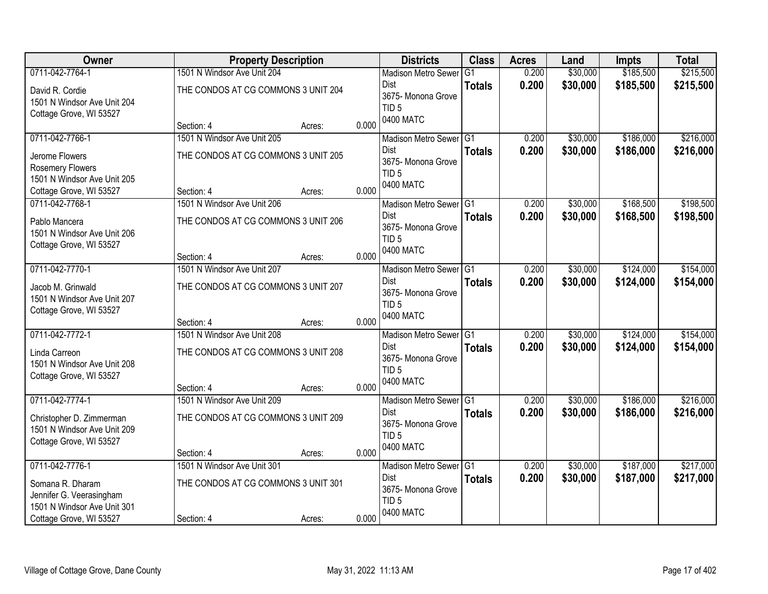| Owner | Property Description | Districts | Class | Acres | Land | Impts | Total |
|---|---|---|---|---|---|---|---|
| 0711-042-7764-1<br>David R. Cordie<br>1501 N Windsor Ave Unit 204<br>Cottage Grove, WI 53527 | 1501 N Windsor Ave Unit 204<br>THE CONDOS AT CG COMMONS 3 UNIT 204<br>Section: 4 Acres: 0.000 | Madison Metro Sewer Dist<br>3675- Monona Grove<br>TID 5<br>0400 MATC | G1<br>**Totals** | 0.200<br>**0.200** | $30,000<br>**$30,000** | $185,500<br>**$185,500** | $215,500<br>**$215,500** |
| 0711-042-7766-1<br>Jerome Flowers<br>Rosemery Flowers<br>1501 N Windsor Ave Unit 205<br>Cottage Grove, WI 53527 | 1501 N Windsor Ave Unit 205<br>THE CONDOS AT CG COMMONS 3 UNIT 205<br>Section: 4 Acres: 0.000 | Madison Metro Sewer Dist<br>3675- Monona Grove<br>TID 5<br>0400 MATC | G1<br>**Totals** | 0.200<br>**0.200** | $30,000<br>**$30,000** | $186,000<br>**$186,000** | $216,000<br>**$216,000** |
| 0711-042-7768-1<br>Pablo Mancera<br>1501 N Windsor Ave Unit 206<br>Cottage Grove, WI 53527 | 1501 N Windsor Ave Unit 206<br>THE CONDOS AT CG COMMONS 3 UNIT 206<br>Section: 4 Acres: 0.000 | Madison Metro Sewer Dist<br>3675- Monona Grove<br>TID 5<br>0400 MATC | G1<br>**Totals** | 0.200<br>**0.200** | $30,000<br>**$30,000** | $168,500<br>**$168,500** | $198,500<br>**$198,500** |
| 0711-042-7770-1<br>Jacob M. Grinwald<br>1501 N Windsor Ave Unit 207<br>Cottage Grove, WI 53527 | 1501 N Windsor Ave Unit 207<br>THE CONDOS AT CG COMMONS 3 UNIT 207<br>Section: 4 Acres: 0.000 | Madison Metro Sewer Dist<br>3675- Monona Grove<br>TID 5<br>0400 MATC | G1<br>**Totals** | 0.200<br>**0.200** | $30,000<br>**$30,000** | $124,000<br>**$124,000** | $154,000<br>**$154,000** |
| 0711-042-7772-1<br>Linda Carreon<br>1501 N Windsor Ave Unit 208<br>Cottage Grove, WI 53527 | 1501 N Windsor Ave Unit 208<br>THE CONDOS AT CG COMMONS 3 UNIT 208<br>Section: 4 Acres: 0.000 | Madison Metro Sewer Dist<br>3675- Monona Grove<br>TID 5<br>0400 MATC | G1<br>**Totals** | 0.200<br>**0.200** | $30,000<br>**$30,000** | $124,000<br>**$124,000** | $154,000<br>**$154,000** |
| 0711-042-7774-1<br>Christopher D. Zimmerman<br>1501 N Windsor Ave Unit 209<br>Cottage Grove, WI 53527 | 1501 N Windsor Ave Unit 209<br>THE CONDOS AT CG COMMONS 3 UNIT 209<br>Section: 4 Acres: 0.000 | Madison Metro Sewer Dist<br>3675- Monona Grove<br>TID 5<br>0400 MATC | G1<br>**Totals** | 0.200<br>**0.200** | $30,000<br>**$30,000** | $186,000<br>**$186,000** | $216,000<br>**$216,000** |
| 0711-042-7776-1<br>Somana R. Dharam<br>Jennifer G. Veerasingham<br>1501 N Windsor Ave Unit 301<br>Cottage Grove, WI 53527 | 1501 N Windsor Ave Unit 301<br>THE CONDOS AT CG COMMONS 3 UNIT 301<br>Section: 4 Acres: 0.000 | Madison Metro Sewer Dist<br>3675- Monona Grove<br>TID 5<br>0400 MATC | G1<br>**Totals** | 0.200<br>**0.200** | $30,000<br>**$30,000** | $187,000<br>**$187,000** | $217,000<br>**$217,000** |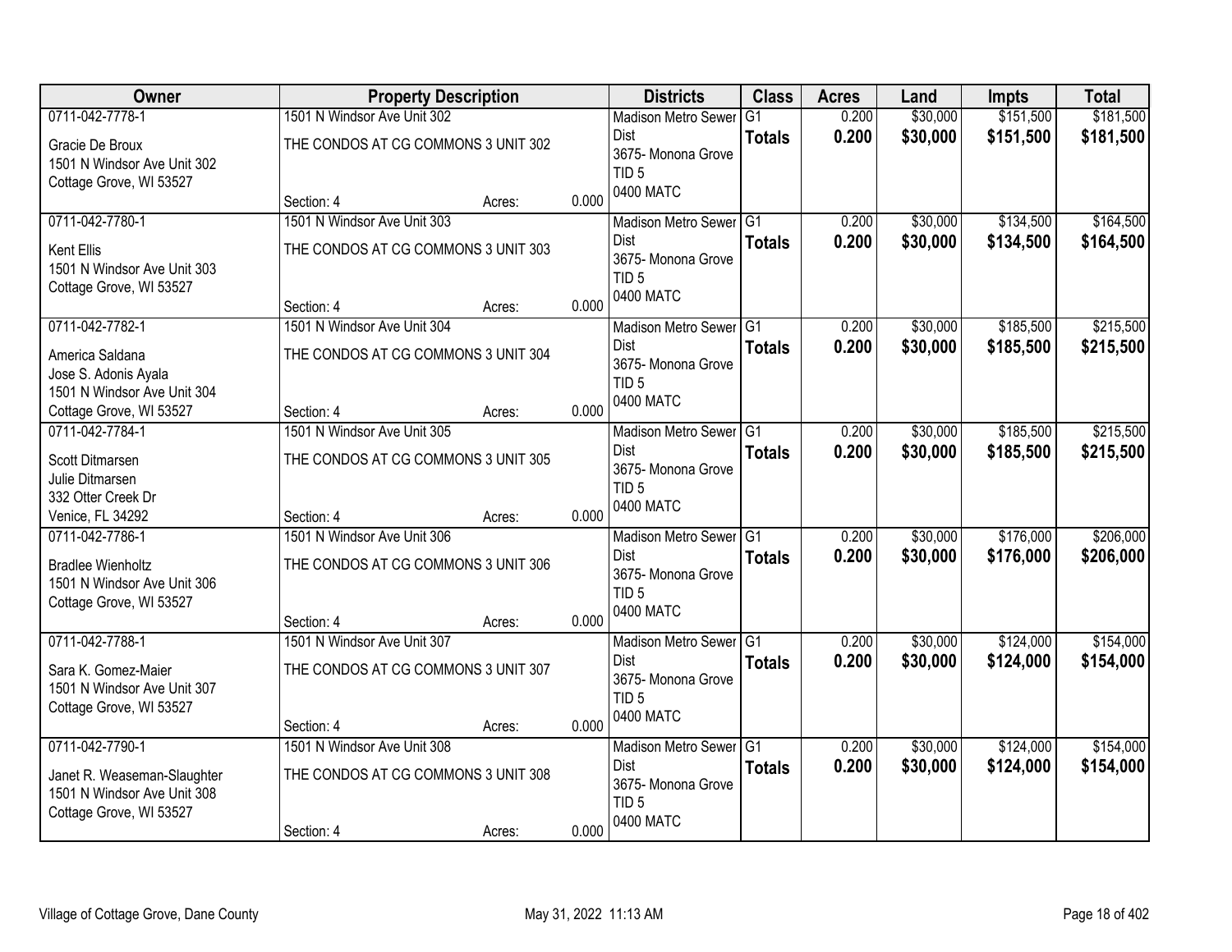| Owner | Property Description | | | Districts | Class | Acres | Land | Impts | Total |
|---|---|---|---|---|---|---|---|---|---|
| 0711-042-7778-1<br>Gracie De Broux<br>1501 N Windsor Ave Unit 302<br>Cottage Grove, WI 53527 | 1501 N Windsor Ave Unit 302<br>THE CONDOS AT CG COMMONS 3 UNIT 302<br>Section: 4 | Acres: | 0.000 | Madison Metro Sewer Dist<br>3675- Monona Grove<br>TID 5<br>0400 MATC | G1<br>**Totals** | 0.200<br>**0.200** | $30,000<br>**$30,000** | $151,500<br>**$151,500** | $181,500<br>**$181,500** |
| 0711-042-7780-1<br>Kent Ellis<br>1501 N Windsor Ave Unit 303<br>Cottage Grove, WI 53527 | 1501 N Windsor Ave Unit 303<br>THE CONDOS AT CG COMMONS 3 UNIT 303<br>Section: 4 | Acres: | 0.000 | Madison Metro Sewer Dist<br>3675- Monona Grove<br>TID 5<br>0400 MATC | G1<br>**Totals** | 0.200<br>**0.200** | $30,000<br>**$30,000** | $134,500<br>**$134,500** | $164,500<br>**$164,500** |
| 0711-042-7782-1<br>America Saldana<br>Jose S. Adonis Ayala<br>1501 N Windsor Ave Unit 304<br>Cottage Grove, WI 53527 | 1501 N Windsor Ave Unit 304<br>THE CONDOS AT CG COMMONS 3 UNIT 304<br>Section: 4 | Acres: | 0.000 | Madison Metro Sewer Dist<br>3675- Monona Grove<br>TID 5<br>0400 MATC | G1<br>**Totals** | 0.200<br>**0.200** | $30,000<br>**$30,000** | $185,500<br>**$185,500** | $215,500<br>**$215,500** |
| 0711-042-7784-1<br>Scott Ditmarsen<br>Julie Ditmarsen<br>332 Otter Creek Dr<br>Venice, FL 34292 | 1501 N Windsor Ave Unit 305<br>THE CONDOS AT CG COMMONS 3 UNIT 305<br>Section: 4 | Acres: | 0.000 | Madison Metro Sewer Dist<br>3675- Monona Grove<br>TID 5<br>0400 MATC | G1<br>**Totals** | 0.200<br>**0.200** | $30,000<br>**$30,000** | $185,500<br>**$185,500** | $215,500<br>**$215,500** |
| 0711-042-7786-1<br>Bradlee Wienholtz<br>1501 N Windsor Ave Unit 306<br>Cottage Grove, WI 53527 | 1501 N Windsor Ave Unit 306<br>THE CONDOS AT CG COMMONS 3 UNIT 306<br>Section: 4 | Acres: | 0.000 | Madison Metro Sewer Dist<br>3675- Monona Grove<br>TID 5<br>0400 MATC | G1<br>**Totals** | 0.200<br>**0.200** | $30,000<br>**$30,000** | $176,000<br>**$176,000** | $206,000<br>**$206,000** |
| 0711-042-7788-1<br>Sara K. Gomez-Maier<br>1501 N Windsor Ave Unit 307<br>Cottage Grove, WI 53527 | 1501 N Windsor Ave Unit 307<br>THE CONDOS AT CG COMMONS 3 UNIT 307<br>Section: 4 | Acres: | 0.000 | Madison Metro Sewer Dist<br>3675- Monona Grove<br>TID 5<br>0400 MATC | G1<br>**Totals** | 0.200<br>**0.200** | $30,000<br>**$30,000** | $124,000<br>**$124,000** | $154,000<br>**$154,000** |
| 0711-042-7790-1<br>Janet R. Weaseman-Slaughter<br>1501 N Windsor Ave Unit 308<br>Cottage Grove, WI 53527 | 1501 N Windsor Ave Unit 308<br>THE CONDOS AT CG COMMONS 3 UNIT 308<br>Section: 4 | Acres: | 0.000 | Madison Metro Sewer Dist<br>3675- Monona Grove<br>TID 5<br>0400 MATC | G1<br>**Totals** | 0.200<br>**0.200** | $30,000<br>**$30,000** | $124,000<br>**$124,000** | $154,000<br>**$154,000** |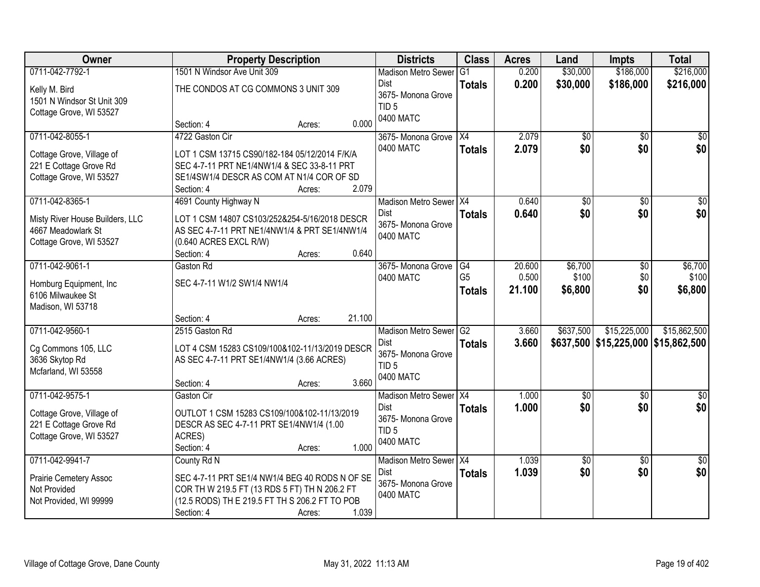| Owner | Property Description | Districts | Class | Acres | Land | Impts | Total |
|---|---|---|---|---|---|---|---|
| 0711-042-7792-1<br><br>Kelly M. Bird<br>1501 N Windsor St Unit 309<br>Cottage Grove, WI 53527 | 1501 N Windsor Ave Unit 309<br><br>THE CONDOS AT CG COMMONS 3 UNIT 309<br><br>Section: 4 Acres: 0.000 | Madison Metro Sewer Dist<br>3675- Monona Grove<br>TID 5<br>0400 MATC | G1<br>**Totals** | 0.200<br>**0.200** | $30,000<br>**$30,000** | $186,000<br>**$186,000** | $216,000<br>**$216,000** |
| 0711-042-8055-1<br><br>Cottage Grove, Village of<br>221 E Cottage Grove Rd<br>Cottage Grove, WI 53527 | 4722 Gaston Cir<br><br>LOT 1 CSM 13715 CS90/182-184 05/12/2014 F/K/A SEC 4-7-11 PRT NE1/4NW1/4 & SEC 33-8-11 PRT SE1/4SW1/4 DESCR AS COM AT N1/4 COR OF SD<br>Section: 4 Acres: 2.079 | 3675- Monona Grove<br>0400 MATC | X4<br>**Totals** | 2.079<br>**2.079** | $0<br>**$0** | $0<br>**$0** | $0<br>**$0** |
| 0711-042-8365-1<br><br>Misty River House Builders, LLC<br>4667 Meadowlark St<br>Cottage Grove, WI 53527 | 4691 County Highway N<br><br>LOT 1 CSM 14807 CS103/252&254-5/16/2018 DESCR AS SEC 4-7-11 PRT NE1/4NW1/4 & PRT SE1/4NW1/4 (0.640 ACRES EXCL R/W)<br>Section: 4 Acres: 0.640 | Madison Metro Sewer Dist<br>3675- Monona Grove<br>0400 MATC | X4<br>**Totals** | 0.640<br>**0.640** | $0<br>**$0** | $0<br>**$0** | $0<br>**$0** |
| 0711-042-9061-1<br><br>Homburg Equipment, Inc<br>6106 Milwaukee St<br>Madison, WI 53718 | Gaston Rd<br><br>SEC 4-7-11 W1/2 SW1/4 NW1/4<br><br>Section: 4 Acres: 21.100 | 3675- Monona Grove<br>0400 MATC | G4<br>G5<br>**Totals** | 20.600<br>0.500<br>**21.100** | $6,700<br>$100<br>**$6,800** | $0<br>$0<br>**$0** | $6,700<br>$100<br>**$6,800** |
| 0711-042-9560-1<br><br>Cg Commons 105, LLC<br>3636 Skytop Rd<br>Mcfarland, WI 53558 | 2515 Gaston Rd<br><br>LOT 4 CSM 15283 CS109/100&102-11/13/2019 DESCR AS SEC 4-7-11 PRT SE1/4NW1/4 (3.66 ACRES)<br><br>Section: 4 Acres: 3.660 | Madison Metro Sewer Dist<br>3675- Monona Grove<br>TID 5<br>0400 MATC | G2<br>**Totals** | 3.660<br>**3.660** | $637,500<br>**$637,500** | $15,225,000<br>**$15,225,000** | $15,862,500<br>**$15,862,500** |
| 0711-042-9575-1<br><br>Cottage Grove, Village of<br>221 E Cottage Grove Rd<br>Cottage Grove, WI 53527 | Gaston Cir<br><br>OUTLOT 1 CSM 15283 CS109/100&102-11/13/2019 DESCR AS SEC 4-7-11 PRT SE1/4NW1/4 (1.00 ACRES)<br>Section: 4 Acres: 1.000 | Madison Metro Sewer Dist<br>3675- Monona Grove<br>TID 5<br>0400 MATC | X4<br>**Totals** | 1.000<br>**1.000** | $0<br>**$0** | $0<br>**$0** | $0<br>**$0** |
| 0711-042-9941-7<br><br>Prairie Cemetery Assoc<br>Not Provided<br>Not Provided, WI 99999 | County Rd N<br><br>SEC 4-7-11 PRT SE1/4 NW1/4 BEG 40 RODS N OF SE COR TH W 219.5 FT (13 RDS 5 FT) TH N 206.2 FT (12.5 RODS) TH E 219.5 FT TH S 206.2 FT TO POB<br>Section: 4 Acres: 1.039 | Madison Metro Sewer Dist<br>3675- Monona Grove<br>0400 MATC | X4<br>**Totals** | 1.039<br>**1.039** | $0<br>**$0** | $0<br>**$0** | $0<br>**$0** |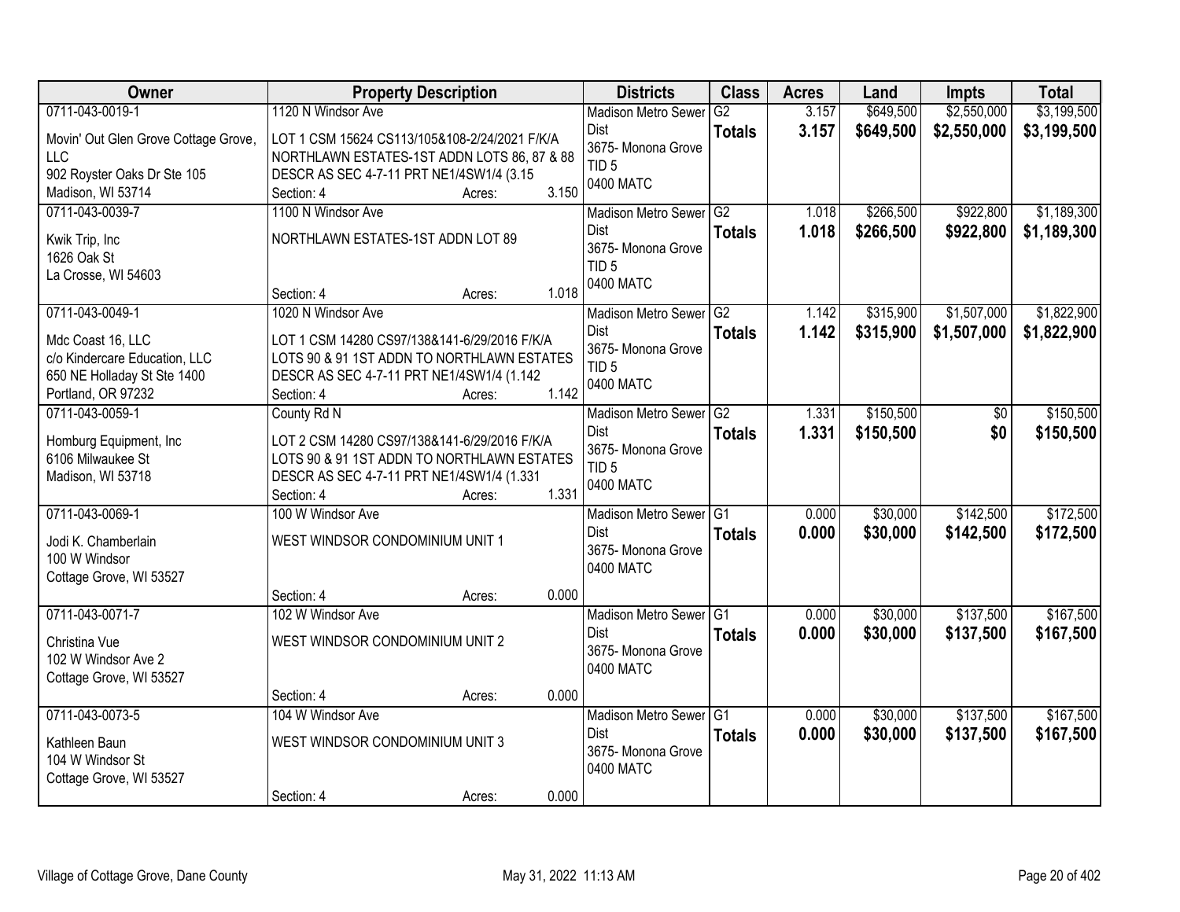| Owner | Property Description | Districts | Class | Acres | Land | Impts | Total |
|---|---|---|---|---|---|---|---|
| 0711-043-0019-1<br>Movin' Out Glen Grove Cottage Grove, LLC<br>902 Royster Oaks Dr Ste 105<br>Madison, WI 53714 | 1120 N Windsor Ave<br>LOT 1 CSM 15624 CS113/105&108-2/24/2021 F/K/A NORTHLAWN ESTATES-1ST ADDN LOTS 86, 87 & 88 DESCR AS SEC 4-7-11 PRT NE1/4SW1/4 (3.15<br>Section: 4 Acres: 3.150 | Madison Metro Sewer Dist<br>3675- Monona Grove<br>TID 5<br>0400 MATC | G2<br>**Totals** | 3.157<br>**3.157** | $649,500<br>**$649,500** | $2,550,000<br>**$2,550,000** | $3,199,500<br>**$3,199,500** |
| 0711-043-0039-7<br>Kwik Trip, Inc<br>1626 Oak St<br>La Crosse, WI 54603 | 1100 N Windsor Ave<br>NORTHLAWN ESTATES-1ST ADDN LOT 89<br>Section: 4 Acres: 1.018 | Madison Metro Sewer Dist<br>3675- Monona Grove<br>TID 5<br>0400 MATC | G2<br>**Totals** | 1.018<br>**1.018** | $266,500<br>**$266,500** | $922,800<br>**$922,800** | $1,189,300<br>**$1,189,300** |
| 0711-043-0049-1<br>Mdc Coast 16, LLC<br>c/o Kindercare Education, LLC<br>650 NE Holladay St Ste 1400<br>Portland, OR 97232 | 1020 N Windsor Ave<br>LOT 1 CSM 14280 CS97/138&141-6/29/2016 F/K/A LOTS 90 & 91 1ST ADDN TO NORTHLAWN ESTATES DESCR AS SEC 4-7-11 PRT NE1/4SW1/4 (1.142<br>Section: 4 Acres: 1.142 | Madison Metro Sewer Dist<br>3675- Monona Grove<br>TID 5<br>0400 MATC | G2<br>**Totals** | 1.142<br>**1.142** | $315,900<br>**$315,900** | $1,507,000<br>**$1,507,000** | $1,822,900<br>**$1,822,900** |
| 0711-043-0059-1<br>Homburg Equipment, Inc<br>6106 Milwaukee St<br>Madison, WI 53718 | County Rd N<br>LOT 2 CSM 14280 CS97/138&141-6/29/2016 F/K/A LOTS 90 & 91 1ST ADDN TO NORTHLAWN ESTATES DESCR AS SEC 4-7-11 PRT NE1/4SW1/4 (1.331<br>Section: 4 Acres: 1.331 | Madison Metro Sewer Dist<br>3675- Monona Grove<br>TID 5<br>0400 MATC | G2<br>**Totals** | 1.331<br>**1.331** | $150,500<br>**$150,500** | $0<br>**$0** | $150,500<br>**$150,500** |
| 0711-043-0069-1<br>Jodi K. Chamberlain<br>100 W Windsor<br>Cottage Grove, WI 53527 | 100 W Windsor Ave<br>WEST WINDSOR CONDOMINIUM UNIT 1<br>Section: 4 Acres: 0.000 | Madison Metro Sewer Dist<br>3675- Monona Grove<br>0400 MATC | G1<br>**Totals** | 0.000<br>**0.000** | $30,000<br>**$30,000** | $142,500<br>**$142,500** | $172,500<br>**$172,500** |
| 0711-043-0071-7<br>Christina Vue<br>102 W Windsor Ave 2<br>Cottage Grove, WI 53527 | 102 W Windsor Ave<br>WEST WINDSOR CONDOMINIUM UNIT 2<br>Section: 4 Acres: 0.000 | Madison Metro Sewer Dist<br>3675- Monona Grove<br>0400 MATC | G1<br>**Totals** | 0.000<br>**0.000** | $30,000<br>**$30,000** | $137,500<br>**$137,500** | $167,500<br>**$167,500** |
| 0711-043-0073-5<br>Kathleen Baun<br>104 W Windsor St<br>Cottage Grove, WI 53527 | 104 W Windsor Ave<br>WEST WINDSOR CONDOMINIUM UNIT 3<br>Section: 4 Acres: 0.000 | Madison Metro Sewer Dist<br>3675- Monona Grove<br>0400 MATC | G1<br>**Totals** | 0.000<br>**0.000** | $30,000<br>**$30,000** | $137,500<br>**$137,500** | $167,500<br>**$167,500** |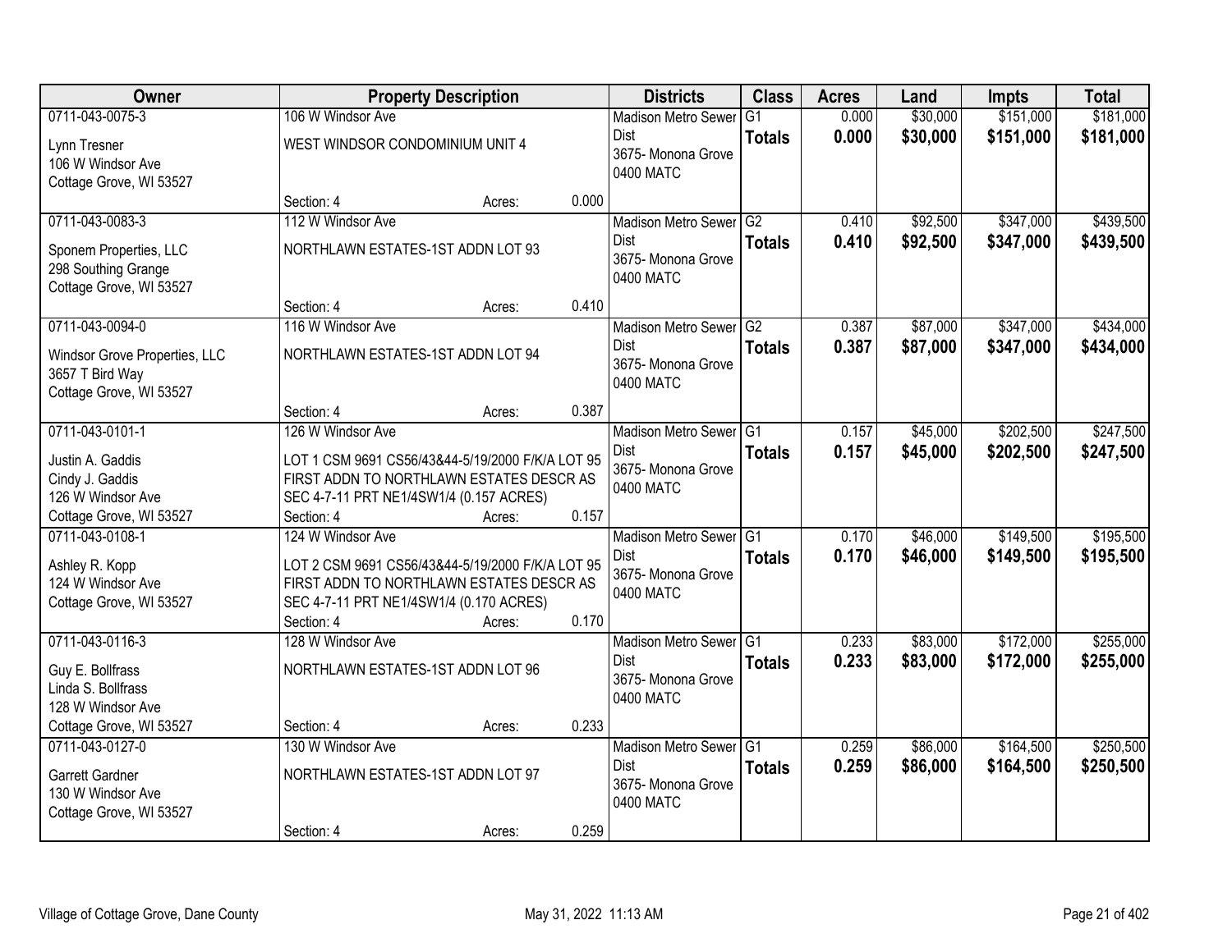| Owner | Property Description | Districts | Class | Acres | Land | Impts | Total |
|---|---|---|---|---|---|---|---|
| 0711-043-0075-3<br>Lynn Tresner<br>106 W Windsor Ave<br>Cottage Grove, WI 53527 | 106 W Windsor Ave<br>WEST WINDSOR CONDOMINIUM UNIT 4<br>Section: 4 Acres: 0.000 | Madison Metro Sewer Dist<br>3675- Monona Grove<br>0400 MATC | G1<br>**Totals** | 0.000<br>**0.000** | $30,000<br>**$30,000** | $151,000<br>**$151,000** | $181,000<br>**$181,000** |
| 0711-043-0083-3<br>Sponem Properties, LLC<br>298 Southing Grange<br>Cottage Grove, WI 53527 | 112 W Windsor Ave<br>NORTHLAWN ESTATES-1ST ADDN LOT 93<br>Section: 4 Acres: 0.410 | Madison Metro Sewer Dist<br>3675- Monona Grove<br>0400 MATC | G2<br>**Totals** | 0.410<br>**0.410** | $92,500<br>**$92,500** | $347,000<br>**$347,000** | $439,500<br>**$439,500** |
| 0711-043-0094-0<br>Windsor Grove Properties, LLC<br>3657 T Bird Way<br>Cottage Grove, WI 53527 | 116 W Windsor Ave<br>NORTHLAWN ESTATES-1ST ADDN LOT 94<br>Section: 4 Acres: 0.387 | Madison Metro Sewer Dist<br>3675- Monona Grove<br>0400 MATC | G2<br>**Totals** | 0.387<br>**0.387** | $87,000<br>**$87,000** | $347,000<br>**$347,000** | $434,000<br>**$434,000** |
| 0711-043-0101-1<br>Justin A. Gaddis<br>Cindy J. Gaddis<br>126 W Windsor Ave<br>Cottage Grove, WI 53527 | 126 W Windsor Ave<br>LOT 1 CSM 9691 CS56/43&44-5/19/2000 F/K/A LOT 95 FIRST ADDN TO NORTHLAWN ESTATES DESCR AS SEC 4-7-11 PRT NE1/4SW1/4 (0.157 ACRES)<br>Section: 4 Acres: 0.157 | Madison Metro Sewer Dist<br>3675- Monona Grove<br>0400 MATC | G1<br>**Totals** | 0.157<br>**0.157** | $45,000<br>**$45,000** | $202,500<br>**$202,500** | $247,500<br>**$247,500** |
| 0711-043-0108-1<br>Ashley R. Kopp<br>124 W Windsor Ave<br>Cottage Grove, WI 53527 | 124 W Windsor Ave<br>LOT 2 CSM 9691 CS56/43&44-5/19/2000 F/K/A LOT 95 FIRST ADDN TO NORTHLAWN ESTATES DESCR AS SEC 4-7-11 PRT NE1/4SW1/4 (0.170 ACRES)<br>Section: 4 Acres: 0.170 | Madison Metro Sewer Dist<br>3675- Monona Grove<br>0400 MATC | G1<br>**Totals** | 0.170<br>**0.170** | $46,000<br>**$46,000** | $149,500<br>**$149,500** | $195,500<br>**$195,500** |
| 0711-043-0116-3<br>Guy E. Bollfrass<br>Linda S. Bollfrass<br>128 W Windsor Ave<br>Cottage Grove, WI 53527 | 128 W Windsor Ave<br>NORTHLAWN ESTATES-1ST ADDN LOT 96<br>Section: 4 Acres: 0.233 | Madison Metro Sewer Dist<br>3675- Monona Grove<br>0400 MATC | G1<br>**Totals** | 0.233<br>**0.233** | $83,000<br>**$83,000** | $172,000<br>**$172,000** | $255,000<br>**$255,000** |
| 0711-043-0127-0<br>Garrett Gardner<br>130 W Windsor Ave<br>Cottage Grove, WI 53527 | 130 W Windsor Ave<br>NORTHLAWN ESTATES-1ST ADDN LOT 97<br>Section: 4 Acres: 0.259 | Madison Metro Sewer Dist<br>3675- Monona Grove<br>0400 MATC | G1<br>**Totals** | 0.259<br>**0.259** | $86,000<br>**$86,000** | $164,500<br>**$164,500** | $250,500<br>**$250,500** |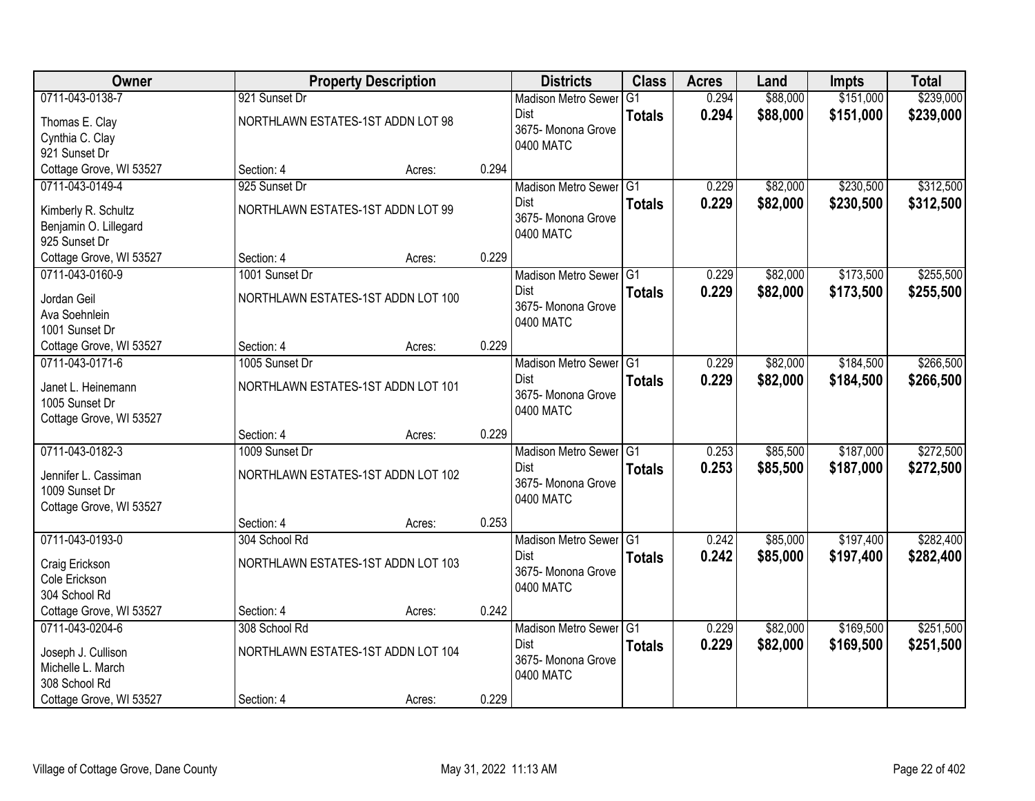| Owner | Property Description | | | Districts | Class | Acres | Land | Impts | Total |
|---|---|---|---|---|---|---|---|---|---|
| 0711-043-0138-7<br>Thomas E. Clay<br>Cynthia C. Clay<br>921 Sunset Dr<br>Cottage Grove, WI 53527 | 921 Sunset Dr<br>NORTHLAWN ESTATES-1ST ADDN LOT 98<br>Section: 4 | Acres: | 0.294 | Madison Metro Sewer Dist<br>3675- Monona Grove<br>0400 MATC | G1<br>**Totals** | 0.294<br>**0.294** | $88,000<br>**$88,000** | $151,000<br>**$151,000** | $239,000<br>**$239,000** |
| 0711-043-0149-4<br>Kimberly R. Schultz<br>Benjamin O. Lillegard<br>925 Sunset Dr<br>Cottage Grove, WI 53527 | 925 Sunset Dr<br>NORTHLAWN ESTATES-1ST ADDN LOT 99<br>Section: 4 | Acres: | 0.229 | Madison Metro Sewer Dist<br>3675- Monona Grove<br>0400 MATC | G1<br>**Totals** | 0.229<br>**0.229** | $82,000<br>**$82,000** | $230,500<br>**$230,500** | $312,500<br>**$312,500** |
| 0711-043-0160-9<br>Jordan Geil<br>Ava Soehnlein<br>1001 Sunset Dr<br>Cottage Grove, WI 53527 | 1001 Sunset Dr<br>NORTHLAWN ESTATES-1ST ADDN LOT 100<br>Section: 4 | Acres: | 0.229 | Madison Metro Sewer Dist<br>3675- Monona Grove<br>0400 MATC | G1<br>**Totals** | 0.229<br>**0.229** | $82,000<br>**$82,000** | $173,500<br>**$173,500** | $255,500<br>**$255,500** |
| 0711-043-0171-6<br>Janet L. Heinemann<br>1005 Sunset Dr<br>Cottage Grove, WI 53527 | 1005 Sunset Dr<br>NORTHLAWN ESTATES-1ST ADDN LOT 101<br>Section: 4 | Acres: | 0.229 | Madison Metro Sewer Dist<br>3675- Monona Grove<br>0400 MATC | G1<br>**Totals** | 0.229<br>**0.229** | $82,000<br>**$82,000** | $184,500<br>**$184,500** | $266,500<br>**$266,500** |
| 0711-043-0182-3<br>Jennifer L. Cassiman<br>1009 Sunset Dr<br>Cottage Grove, WI 53527 | 1009 Sunset Dr<br>NORTHLAWN ESTATES-1ST ADDN LOT 102<br>Section: 4 | Acres: | 0.253 | Madison Metro Sewer Dist<br>3675- Monona Grove<br>0400 MATC | G1<br>**Totals** | 0.253<br>**0.253** | $85,500<br>**$85,500** | $187,000<br>**$187,000** | $272,500<br>**$272,500** |
| 0711-043-0193-0<br>Craig Erickson<br>Cole Erickson<br>304 School Rd<br>Cottage Grove, WI 53527 | 304 School Rd<br>NORTHLAWN ESTATES-1ST ADDN LOT 103<br>Section: 4 | Acres: | 0.242 | Madison Metro Sewer Dist<br>3675- Monona Grove<br>0400 MATC | G1<br>**Totals** | 0.242<br>**0.242** | $85,000<br>**$85,000** | $197,400<br>**$197,400** | $282,400<br>**$282,400** |
| 0711-043-0204-6<br>Joseph J. Cullison<br>Michelle L. March<br>308 School Rd<br>Cottage Grove, WI 53527 | 308 School Rd<br>NORTHLAWN ESTATES-1ST ADDN LOT 104<br>Section: 4 | Acres: | 0.229 | Madison Metro Sewer Dist<br>3675- Monona Grove<br>0400 MATC | G1<br>**Totals** | 0.229<br>**0.229** | $82,000<br>**$82,000** | $169,500<br>**$169,500** | $251,500<br>**$251,500** |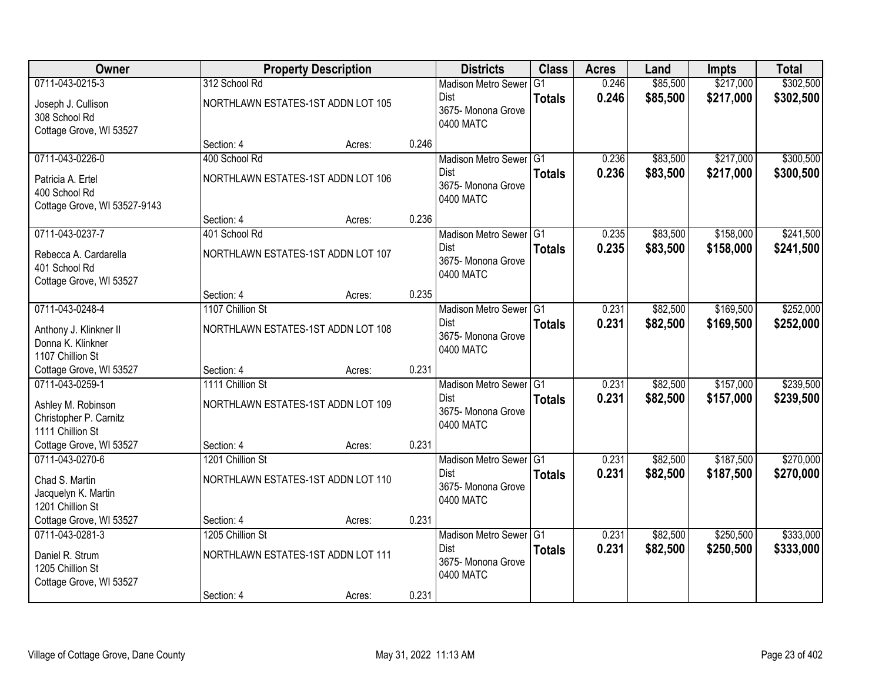| Owner | Property Description | | | Districts | Class | Acres | Land | Impts | Total |
|---|---|---|---|---|---|---|---|---|---|
| 0711-043-0215-3<br>Joseph J. Cullison<br>308 School Rd<br>Cottage Grove, WI 53527 | 312 School Rd<br>NORTHLAWN ESTATES-1ST ADDN LOT 105<br>Section: 4 | Acres: | 0.246 | Madison Metro Sewer Dist<br>3675- Monona Grove<br>0400 MATC | G1<br>**Totals** | 0.246<br>**0.246** | $85,500<br>**$85,500** | $217,000<br>**$217,000** | $302,500<br>**$302,500** |
| 0711-043-0226-0<br>Patricia A. Ertel<br>400 School Rd<br>Cottage Grove, WI 53527-9143 | 400 School Rd<br>NORTHLAWN ESTATES-1ST ADDN LOT 106<br>Section: 4 | Acres: | 0.236 | Madison Metro Sewer Dist<br>3675- Monona Grove<br>0400 MATC | G1<br>**Totals** | 0.236<br>**0.236** | $83,500<br>**$83,500** | $217,000<br>**$217,000** | $300,500<br>**$300,500** |
| 0711-043-0237-7<br>Rebecca A. Cardarella<br>401 School Rd<br>Cottage Grove, WI 53527 | 401 School Rd<br>NORTHLAWN ESTATES-1ST ADDN LOT 107<br>Section: 4 | Acres: | 0.235 | Madison Metro Sewer Dist<br>3675- Monona Grove<br>0400 MATC | G1<br>**Totals** | 0.235<br>**0.235** | $83,500<br>**$83,500** | $158,000<br>**$158,000** | $241,500<br>**$241,500** |
| 0711-043-0248-4<br>Anthony J. Klinkner II<br>Donna K. Klinkner<br>1107 Chillion St<br>Cottage Grove, WI 53527 | 1107 Chillion St<br>NORTHLAWN ESTATES-1ST ADDN LOT 108<br>Section: 4 | Acres: | 0.231 | Madison Metro Sewer Dist<br>3675- Monona Grove<br>0400 MATC | G1<br>**Totals** | 0.231<br>**0.231** | $82,500<br>**$82,500** | $169,500<br>**$169,500** | $252,000<br>**$252,000** |
| 0711-043-0259-1<br>Ashley M. Robinson<br>Christopher P. Carnitz<br>1111 Chillion St<br>Cottage Grove, WI 53527 | 1111 Chillion St<br>NORTHLAWN ESTATES-1ST ADDN LOT 109<br>Section: 4 | Acres: | 0.231 | Madison Metro Sewer Dist<br>3675- Monona Grove<br>0400 MATC | G1<br>**Totals** | 0.231<br>**0.231** | $82,500<br>**$82,500** | $157,000<br>**$157,000** | $239,500<br>**$239,500** |
| 0711-043-0270-6<br>Chad S. Martin<br>Jacquelyn K. Martin<br>1201 Chillion St<br>Cottage Grove, WI 53527 | 1201 Chillion St<br>NORTHLAWN ESTATES-1ST ADDN LOT 110<br>Section: 4 | Acres: | 0.231 | Madison Metro Sewer Dist<br>3675- Monona Grove<br>0400 MATC | G1<br>**Totals** | 0.231<br>**0.231** | $82,500<br>**$82,500** | $187,500<br>**$187,500** | $270,000<br>**$270,000** |
| 0711-043-0281-3<br>Daniel R. Strum<br>1205 Chillion St<br>Cottage Grove, WI 53527 | 1205 Chillion St<br>NORTHLAWN ESTATES-1ST ADDN LOT 111<br>Section: 4 | Acres: | 0.231 | Madison Metro Sewer Dist<br>3675- Monona Grove<br>0400 MATC | G1<br>**Totals** | 0.231<br>**0.231** | $82,500<br>**$82,500** | $250,500<br>**$250,500** | $333,000<br>**$333,000** |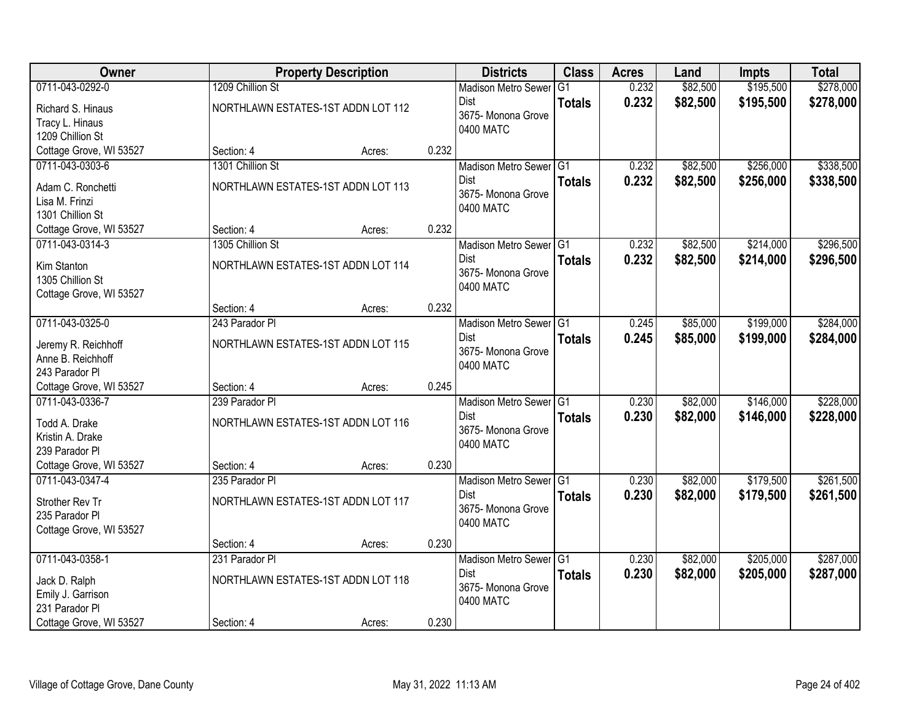| Owner | Property Description | | | Districts | Class | Acres | Land | Impts | Total |
|---|---|---|---|---|---|---|---|---|---|
| 0711-043-0292-0<br>Richard S. Hinaus<br>Tracy L. Hinaus<br>1209 Chillion St<br>Cottage Grove, WI 53527 | 1209 Chillion St<br>NORTHLAWN ESTATES-1ST ADDN LOT 112<br>Section: 4 | Acres: | 0.232 | Madison Metro Sewer Dist<br>3675- Monona Grove<br>0400 MATC | G1<br>**Totals** | 0.232<br>**0.232** | $82,500<br>**$82,500** | $195,500<br>**$195,500** | $278,000<br>**$278,000** |
| 0711-043-0303-6<br>Adam C. Ronchetti<br>Lisa M. Frinzi<br>1301 Chillion St<br>Cottage Grove, WI 53527 | 1301 Chillion St<br>NORTHLAWN ESTATES-1ST ADDN LOT 113<br>Section: 4 | Acres: | 0.232 | Madison Metro Sewer Dist<br>3675- Monona Grove<br>0400 MATC | G1<br>**Totals** | 0.232<br>**0.232** | $82,500<br>**$82,500** | $256,000<br>**$256,000** | $338,500<br>**$338,500** |
| 0711-043-0314-3<br>Kim Stanton<br>1305 Chillion St<br>Cottage Grove, WI 53527 | 1305 Chillion St<br>NORTHLAWN ESTATES-1ST ADDN LOT 114<br>Section: 4 | Acres: | 0.232 | Madison Metro Sewer Dist<br>3675- Monona Grove<br>0400 MATC | G1<br>**Totals** | 0.232<br>**0.232** | $82,500<br>**$82,500** | $214,000<br>**$214,000** | $296,500<br>**$296,500** |
| 0711-043-0325-0<br>Jeremy R. Reichhoff<br>Anne B. Reichhoff<br>243 Parador Pl<br>Cottage Grove, WI 53527 | 243 Parador Pl<br>NORTHLAWN ESTATES-1ST ADDN LOT 115<br>Section: 4 | Acres: | 0.245 | Madison Metro Sewer Dist<br>3675- Monona Grove<br>0400 MATC | G1<br>**Totals** | 0.245<br>**0.245** | $85,000<br>**$85,000** | $199,000<br>**$199,000** | $284,000<br>**$284,000** |
| 0711-043-0336-7<br>Todd A. Drake<br>Kristin A. Drake<br>239 Parador Pl<br>Cottage Grove, WI 53527 | 239 Parador Pl<br>NORTHLAWN ESTATES-1ST ADDN LOT 116<br>Section: 4 | Acres: | 0.230 | Madison Metro Sewer Dist<br>3675- Monona Grove<br>0400 MATC | G1<br>**Totals** | 0.230<br>**0.230** | $82,000<br>**$82,000** | $146,000<br>**$146,000** | $228,000<br>**$228,000** |
| 0711-043-0347-4<br>Strother Rev Tr<br>235 Parador Pl<br>Cottage Grove, WI 53527 | 235 Parador Pl<br>NORTHLAWN ESTATES-1ST ADDN LOT 117<br>Section: 4 | Acres: | 0.230 | Madison Metro Sewer Dist<br>3675- Monona Grove<br>0400 MATC | G1<br>**Totals** | 0.230<br>**0.230** | $82,000<br>**$82,000** | $179,500<br>**$179,500** | $261,500<br>**$261,500** |
| 0711-043-0358-1<br>Jack D. Ralph<br>Emily J. Garrison<br>231 Parador Pl<br>Cottage Grove, WI 53527 | 231 Parador Pl<br>NORTHLAWN ESTATES-1ST ADDN LOT 118<br>Section: 4 | Acres: | 0.230 | Madison Metro Sewer Dist<br>3675- Monona Grove<br>0400 MATC | G1<br>**Totals** | 0.230<br>**0.230** | $82,000<br>**$82,000** | $205,000<br>**$205,000** | $287,000<br>**$287,000** |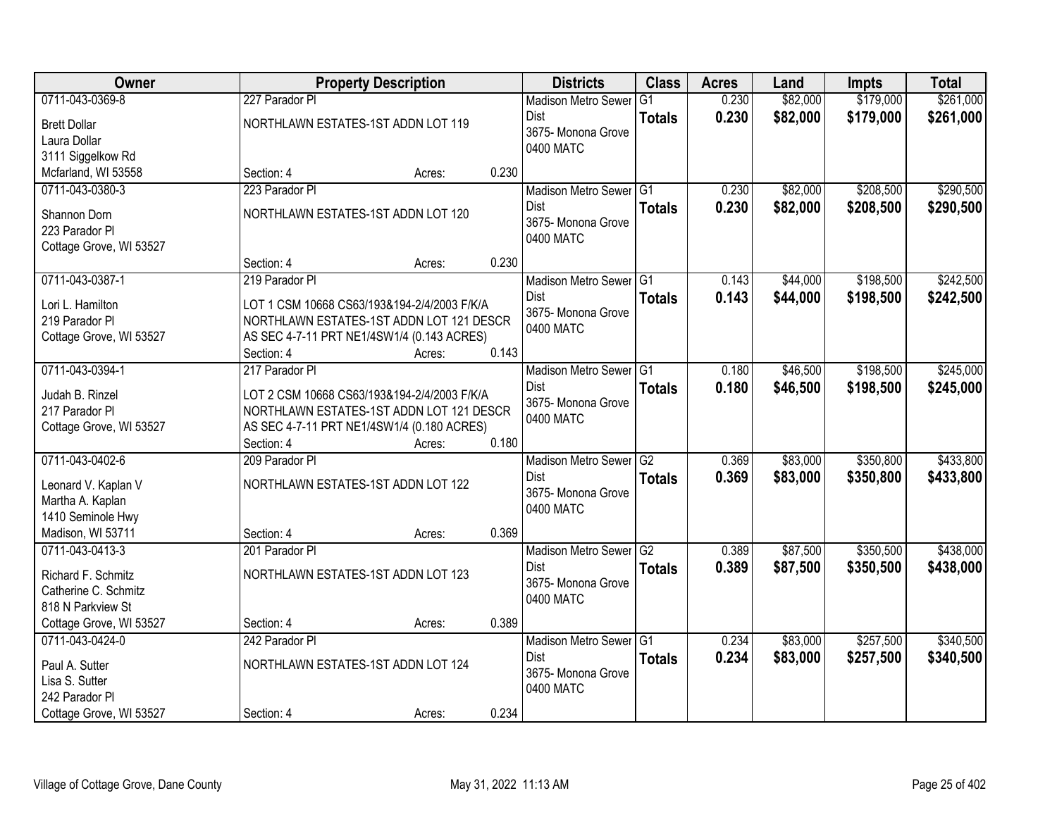| Owner | Property Description | | | Districts | Class | Acres | Land | Impts | Total |
|---|---|---|---|---|---|---|---|---|---|
| 0711-043-0369-8<br>Brett Dollar<br>Laura Dollar<br>3111 Siggelkow Rd<br>Mcfarland, WI 53558 | 227 Parador Pl<br>NORTHLAWN ESTATES-1ST ADDN LOT 119<br>Section: 4 | Acres: | 0.230 | Madison Metro Sewer Dist<br>3675- Monona Grove<br>0400 MATC | G1<br>**Totals** | 0.230<br>**0.230** | $82,000<br>**$82,000** | $179,000<br>**$179,000** | $261,000<br>**$261,000** |
| 0711-043-0380-3<br>Shannon Dorn<br>223 Parador Pl<br>Cottage Grove, WI 53527 | 223 Parador Pl<br>NORTHLAWN ESTATES-1ST ADDN LOT 120<br>Section: 4 | Acres: | 0.230 | Madison Metro Sewer Dist<br>3675- Monona Grove<br>0400 MATC | G1<br>**Totals** | 0.230<br>**0.230** | $82,000<br>**$82,000** | $208,500<br>**$208,500** | $290,500<br>**$290,500** |
| 0711-043-0387-1<br>Lori L. Hamilton<br>219 Parador Pl<br>Cottage Grove, WI 53527 | 219 Parador Pl<br>LOT 1 CSM 10668 CS63/193&194-2/4/2003 F/K/A NORTHLAWN ESTATES-1ST ADDN LOT 121 DESCR AS SEC 4-7-11 PRT NE1/4SW1/4 (0.143 ACRES)<br>Section: 4 | Acres: | 0.143 | Madison Metro Sewer Dist<br>3675- Monona Grove<br>0400 MATC | G1<br>**Totals** | 0.143<br>**0.143** | $44,000<br>**$44,000** | $198,500<br>**$198,500** | $242,500<br>**$242,500** |
| 0711-043-0394-1<br>Judah B. Rinzel<br>217 Parador Pl<br>Cottage Grove, WI 53527 | 217 Parador Pl<br>LOT 2 CSM 10668 CS63/193&194-2/4/2003 F/K/A NORTHLAWN ESTATES-1ST ADDN LOT 121 DESCR AS SEC 4-7-11 PRT NE1/4SW1/4 (0.180 ACRES)<br>Section: 4 | Acres: | 0.180 | Madison Metro Sewer Dist<br>3675- Monona Grove<br>0400 MATC | G1<br>**Totals** | 0.180<br>**0.180** | $46,500<br>**$46,500** | $198,500<br>**$198,500** | $245,000<br>**$245,000** |
| 0711-043-0402-6<br>Leonard V. Kaplan V<br>Martha A. Kaplan<br>1410 Seminole Hwy<br>Madison, WI 53711 | 209 Parador Pl<br>NORTHLAWN ESTATES-1ST ADDN LOT 122<br>Section: 4 | Acres: | 0.369 | Madison Metro Sewer Dist<br>3675- Monona Grove<br>0400 MATC | G2<br>**Totals** | 0.369<br>**0.369** | $83,000<br>**$83,000** | $350,800<br>**$350,800** | $433,800<br>**$433,800** |
| 0711-043-0413-3<br>Richard F. Schmitz<br>Catherine C. Schmitz<br>818 N Parkview St<br>Cottage Grove, WI 53527 | 201 Parador Pl<br>NORTHLAWN ESTATES-1ST ADDN LOT 123<br>Section: 4 | Acres: | 0.389 | Madison Metro Sewer Dist<br>3675- Monona Grove<br>0400 MATC | G2<br>**Totals** | 0.389<br>**0.389** | $87,500<br>**$87,500** | $350,500<br>**$350,500** | $438,000<br>**$438,000** |
| 0711-043-0424-0<br>Paul A. Sutter<br>Lisa S. Sutter<br>242 Parador Pl<br>Cottage Grove, WI 53527 | 242 Parador Pl<br>NORTHLAWN ESTATES-1ST ADDN LOT 124<br>Section: 4 | Acres: | 0.234 | Madison Metro Sewer Dist<br>3675- Monona Grove<br>0400 MATC | G1<br>**Totals** | 0.234<br>**0.234** | $83,000<br>**$83,000** | $257,500<br>**$257,500** | $340,500<br>**$340,500** |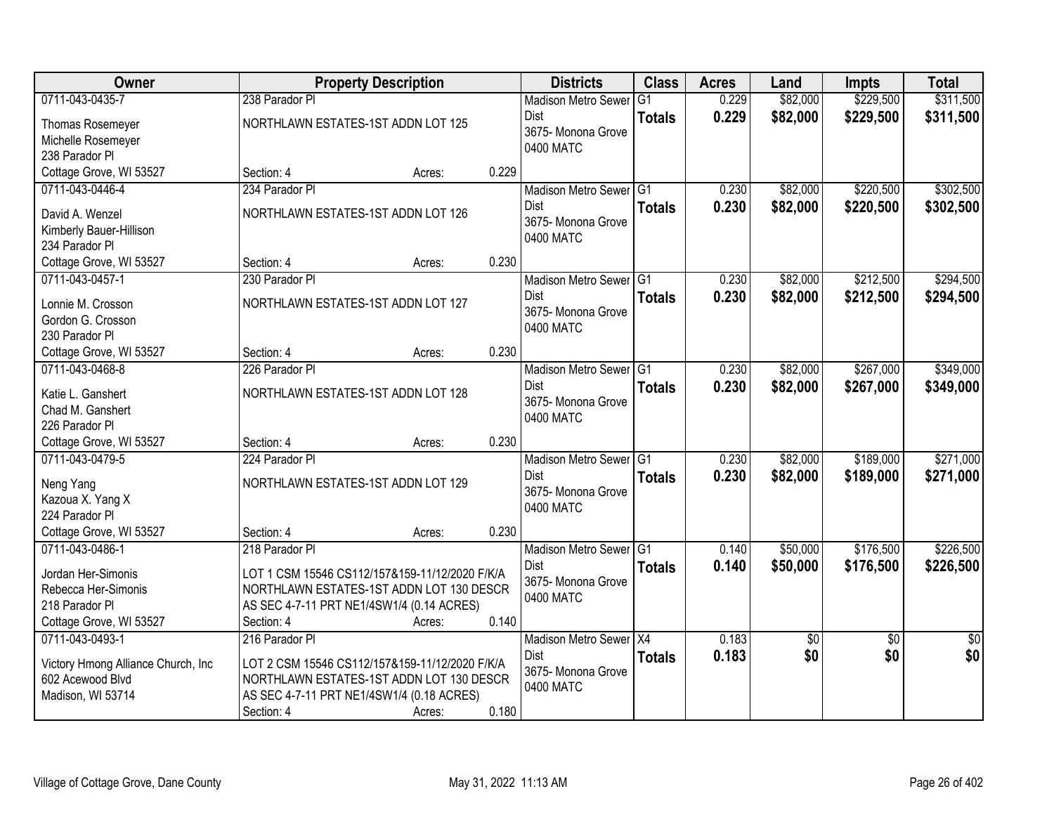| Owner | Property Description | Districts | Class | Acres | Land | Impts | Total |
|---|---|---|---|---|---|---|---|
| 0711-043-0435-7<br>Thomas Rosemeyer<br>Michelle Rosemeyer<br>238 Parador Pl<br>Cottage Grove, WI 53527 | 238 Parador Pl<br>NORTHLAWN ESTATES-1ST ADDN LOT 125<br>Section: 4 Acres: 0.229 | Madison Metro Sewer Dist<br>3675- Monona Grove<br>0400 MATC | G1<br>**Totals** | 0.229<br>**0.229** | $82,000<br>**$82,000** | $229,500<br>**$229,500** | $311,500<br>**$311,500** |
| 0711-043-0446-4<br>David A. Wenzel<br>Kimberly Bauer-Hillison<br>234 Parador Pl<br>Cottage Grove, WI 53527 | 234 Parador Pl<br>NORTHLAWN ESTATES-1ST ADDN LOT 126<br>Section: 4 Acres: 0.230 | Madison Metro Sewer Dist<br>3675- Monona Grove<br>0400 MATC | G1<br>**Totals** | 0.230<br>**0.230** | $82,000<br>**$82,000** | $220,500<br>**$220,500** | $302,500<br>**$302,500** |
| 0711-043-0457-1<br>Lonnie M. Crosson<br>Gordon G. Crosson<br>230 Parador Pl<br>Cottage Grove, WI 53527 | 230 Parador Pl<br>NORTHLAWN ESTATES-1ST ADDN LOT 127<br>Section: 4 Acres: 0.230 | Madison Metro Sewer Dist<br>3675- Monona Grove<br>0400 MATC | G1<br>**Totals** | 0.230<br>**0.230** | $82,000<br>**$82,000** | $212,500<br>**$212,500** | $294,500<br>**$294,500** |
| 0711-043-0468-8<br>Katie L. Ganshert<br>Chad M. Ganshert<br>226 Parador Pl<br>Cottage Grove, WI 53527 | 226 Parador Pl<br>NORTHLAWN ESTATES-1ST ADDN LOT 128<br>Section: 4 Acres: 0.230 | Madison Metro Sewer Dist<br>3675- Monona Grove<br>0400 MATC | G1<br>**Totals** | 0.230<br>**0.230** | $82,000<br>**$82,000** | $267,000<br>**$267,000** | $349,000<br>**$349,000** |
| 0711-043-0479-5<br>Neng Yang<br>Kazoua X. Yang X<br>224 Parador Pl<br>Cottage Grove, WI 53527 | 224 Parador Pl<br>NORTHLAWN ESTATES-1ST ADDN LOT 129<br>Section: 4 Acres: 0.230 | Madison Metro Sewer Dist<br>3675- Monona Grove<br>0400 MATC | G1<br>**Totals** | 0.230<br>**0.230** | $82,000<br>**$82,000** | $189,000<br>**$189,000** | $271,000<br>**$271,000** |
| 0711-043-0486-1<br>Jordan Her-Simonis<br>Rebecca Her-Simonis<br>218 Parador Pl<br>Cottage Grove, WI 53527 | 218 Parador Pl<br>LOT 1 CSM 15546 CS112/157&159-11/12/2020 F/K/A NORTHLAWN ESTATES-1ST ADDN LOT 130 DESCR AS SEC 4-7-11 PRT NE1/4SW1/4 (0.14 ACRES)<br>Section: 4 Acres: 0.140 | Madison Metro Sewer Dist<br>3675- Monona Grove<br>0400 MATC | G1<br>**Totals** | 0.140<br>**0.140** | $50,000<br>**$50,000** | $176,500<br>**$176,500** | $226,500<br>**$226,500** |
| 0711-043-0493-1<br>Victory Hmong Alliance Church, Inc<br>602 Acewood Blvd<br>Madison, WI 53714 | 216 Parador Pl<br>LOT 2 CSM 15546 CS112/157&159-11/12/2020 F/K/A NORTHLAWN ESTATES-1ST ADDN LOT 130 DESCR AS SEC 4-7-11 PRT NE1/4SW1/4 (0.18 ACRES)<br>Section: 4 Acres: 0.180 | Madison Metro Sewer Dist<br>3675- Monona Grove<br>0400 MATC | X4<br>**Totals** | 0.183<br>**0.183** | $0<br>**$0** | $0<br>**$0** | $0<br>**$0** |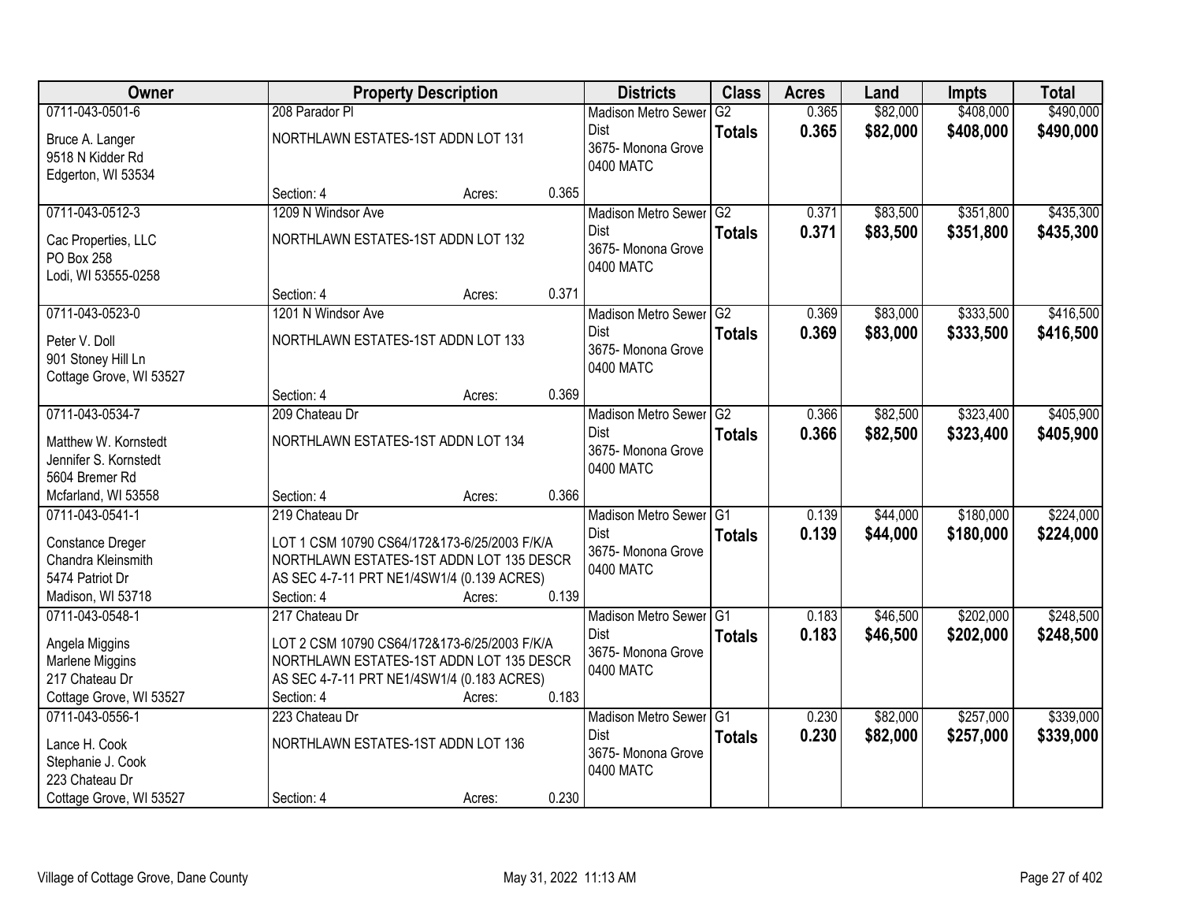| Owner | Property Description | Districts | Class | Acres | Land | Impts | Total |
|---|---|---|---|---|---|---|---|
| 0711-043-0501-6<br>Bruce A. Langer<br>9518 N Kidder Rd<br>Edgerton, WI 53534 | 208 Parador Pl<br>NORTHLAWN ESTATES-1ST ADDN LOT 131<br>Section: 4 Acres: 0.365 | Madison Metro Sewer Dist<br>3675- Monona Grove<br>0400 MATC | G2<br>**Totals** | 0.365<br>**0.365** | $82,000<br>**$82,000** | $408,000<br>**$408,000** | $490,000<br>**$490,000** |
| 0711-043-0512-3<br>Cac Properties, LLC<br>PO Box 258<br>Lodi, WI 53555-0258 | 1209 N Windsor Ave<br>NORTHLAWN ESTATES-1ST ADDN LOT 132<br>Section: 4 Acres: 0.371 | Madison Metro Sewer Dist<br>3675- Monona Grove<br>0400 MATC | G2<br>**Totals** | 0.371<br>**0.371** | $83,500<br>**$83,500** | $351,800<br>**$351,800** | $435,300<br>**$435,300** |
| 0711-043-0523-0<br>Peter V. Doll<br>901 Stoney Hill Ln<br>Cottage Grove, WI 53527 | 1201 N Windsor Ave<br>NORTHLAWN ESTATES-1ST ADDN LOT 133<br>Section: 4 Acres: 0.369 | Madison Metro Sewer Dist<br>3675- Monona Grove<br>0400 MATC | G2<br>**Totals** | 0.369<br>**0.369** | $83,000<br>**$83,000** | $333,500<br>**$333,500** | $416,500<br>**$416,500** |
| 0711-043-0534-7<br>Matthew W. Kornstedt<br>Jennifer S. Kornstedt<br>5604 Bremer Rd<br>Mcfarland, WI 53558 | 209 Chateau Dr<br>NORTHLAWN ESTATES-1ST ADDN LOT 134<br>Section: 4 Acres: 0.366 | Madison Metro Sewer Dist<br>3675- Monona Grove<br>0400 MATC | G2<br>**Totals** | 0.366<br>**0.366** | $82,500<br>**$82,500** | $323,400<br>**$323,400** | $405,900<br>**$405,900** |
| 0711-043-0541-1<br>Constance Dreger<br>Chandra Kleinsmith<br>5474 Patriot Dr<br>Madison, WI 53718 | 219 Chateau Dr<br>LOT 1 CSM 10790 CS64/172&173-6/25/2003 F/K/A NORTHLAWN ESTATES-1ST ADDN LOT 135 DESCR AS SEC 4-7-11 PRT NE1/4SW1/4 (0.139 ACRES)<br>Section: 4 Acres: 0.139 | Madison Metro Sewer Dist<br>3675- Monona Grove<br>0400 MATC | G1<br>**Totals** | 0.139<br>**0.139** | $44,000<br>**$44,000** | $180,000<br>**$180,000** | $224,000<br>**$224,000** |
| 0711-043-0548-1<br>Angela Miggins<br>Marlene Miggins<br>217 Chateau Dr<br>Cottage Grove, WI 53527 | 217 Chateau Dr<br>LOT 2 CSM 10790 CS64/172&173-6/25/2003 F/K/A NORTHLAWN ESTATES-1ST ADDN LOT 135 DESCR AS SEC 4-7-11 PRT NE1/4SW1/4 (0.183 ACRES)<br>Section: 4 Acres: 0.183 | Madison Metro Sewer Dist<br>3675- Monona Grove<br>0400 MATC | G1<br>**Totals** | 0.183<br>**0.183** | $46,500<br>**$46,500** | $202,000<br>**$202,000** | $248,500<br>**$248,500** |
| 0711-043-0556-1<br>Lance H. Cook<br>Stephanie J. Cook<br>223 Chateau Dr<br>Cottage Grove, WI 53527 | 223 Chateau Dr<br>NORTHLAWN ESTATES-1ST ADDN LOT 136<br>Section: 4 Acres: 0.230 | Madison Metro Sewer Dist<br>3675- Monona Grove<br>0400 MATC | G1<br>**Totals** | 0.230<br>**0.230** | $82,000<br>**$82,000** | $257,000<br>**$257,000** | $339,000<br>**$339,000** |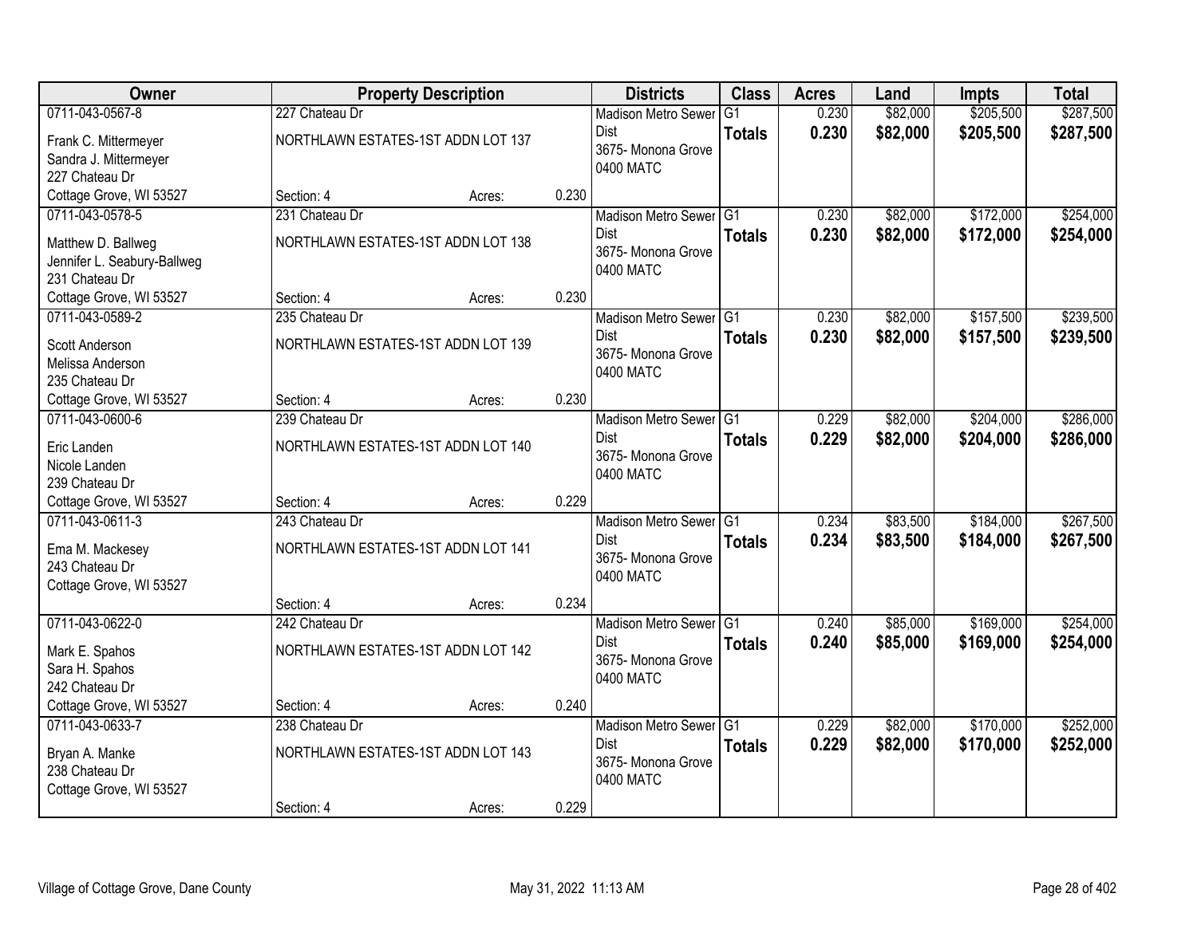| Owner | Property Description | | | Districts | Class | Acres | Land | Impts | Total |
|---|---|---|---|---|---|---|---|---|---|
| 0711-043-0567-8<br>Frank C. Mittermeyer<br>Sandra J. Mittermeyer<br>227 Chateau Dr<br>Cottage Grove, WI 53527 | 227 Chateau Dr<br>NORTHLAWN ESTATES-1ST ADDN LOT 137<br>Section: 4 | Acres: | 0.230 | Madison Metro Sewer Dist<br>3675- Monona Grove<br>0400 MATC | G1<br>**Totals** | 0.230<br>**0.230** | $82,000<br>**$82,000** | $205,500<br>**$205,500** | $287,500<br>**$287,500** |
| 0711-043-0578-5<br>Matthew D. Ballweg<br>Jennifer L. Seabury-Ballweg<br>231 Chateau Dr<br>Cottage Grove, WI 53527 | 231 Chateau Dr<br>NORTHLAWN ESTATES-1ST ADDN LOT 138<br>Section: 4 | Acres: | 0.230 | Madison Metro Sewer Dist<br>3675- Monona Grove<br>0400 MATC | G1<br>**Totals** | 0.230<br>**0.230** | $82,000<br>**$82,000** | $172,000<br>**$172,000** | $254,000<br>**$254,000** |
| 0711-043-0589-2<br>Scott Anderson<br>Melissa Anderson<br>235 Chateau Dr<br>Cottage Grove, WI 53527 | 235 Chateau Dr<br>NORTHLAWN ESTATES-1ST ADDN LOT 139<br>Section: 4 | Acres: | 0.230 | Madison Metro Sewer Dist<br>3675- Monona Grove<br>0400 MATC | G1<br>**Totals** | 0.230<br>**0.230** | $82,000<br>**$82,000** | $157,500<br>**$157,500** | $239,500<br>**$239,500** |
| 0711-043-0600-6<br>Eric Landen<br>Nicole Landen<br>239 Chateau Dr<br>Cottage Grove, WI 53527 | 239 Chateau Dr<br>NORTHLAWN ESTATES-1ST ADDN LOT 140<br>Section: 4 | Acres: | 0.229 | Madison Metro Sewer Dist<br>3675- Monona Grove<br>0400 MATC | G1<br>**Totals** | 0.229<br>**0.229** | $82,000<br>**$82,000** | $204,000<br>**$204,000** | $286,000<br>**$286,000** |
| 0711-043-0611-3<br>Ema M. Mackesey<br>243 Chateau Dr<br>Cottage Grove, WI 53527 | 243 Chateau Dr<br>NORTHLAWN ESTATES-1ST ADDN LOT 141<br>Section: 4 | Acres: | 0.234 | Madison Metro Sewer Dist<br>3675- Monona Grove<br>0400 MATC | G1<br>**Totals** | 0.234<br>**0.234** | $83,500<br>**$83,500** | $184,000<br>**$184,000** | $267,500<br>**$267,500** |
| 0711-043-0622-0<br>Mark E. Spahos<br>Sara H. Spahos<br>242 Chateau Dr<br>Cottage Grove, WI 53527 | 242 Chateau Dr<br>NORTHLAWN ESTATES-1ST ADDN LOT 142<br>Section: 4 | Acres: | 0.240 | Madison Metro Sewer Dist<br>3675- Monona Grove<br>0400 MATC | G1<br>**Totals** | 0.240<br>**0.240** | $85,000<br>**$85,000** | $169,000<br>**$169,000** | $254,000<br>**$254,000** |
| 0711-043-0633-7<br>Bryan A. Manke<br>238 Chateau Dr<br>Cottage Grove, WI 53527 | 238 Chateau Dr<br>NORTHLAWN ESTATES-1ST ADDN LOT 143<br>Section: 4 | Acres: | 0.229 | Madison Metro Sewer Dist<br>3675- Monona Grove<br>0400 MATC | G1<br>**Totals** | 0.229<br>**0.229** | $82,000<br>**$82,000** | $170,000<br>**$170,000** | $252,000<br>**$252,000** |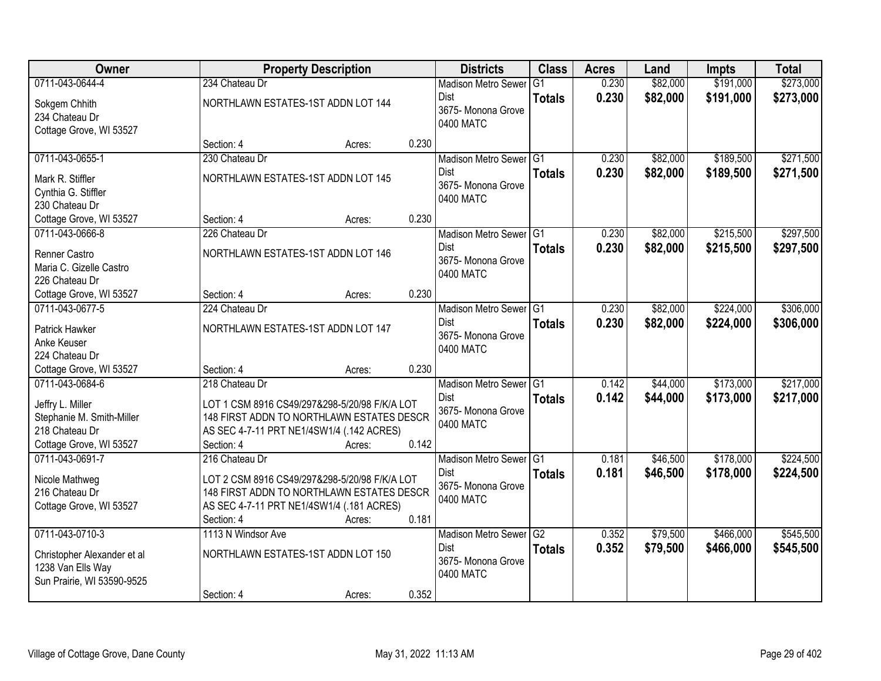| Owner | Property Description | | | Districts | Class | Acres | Land | Impts | Total |
|---|---|---|---|---|---|---|---|---|---|
| 0711-043-0644-4<br>Sokgem Chhith<br>234 Chateau Dr<br>Cottage Grove, WI 53527 | 234 Chateau Dr<br>NORTHLAWN ESTATES-1ST ADDN LOT 144<br>Section: 4 | Acres: | 0.230 | Madison Metro Sewer Dist<br>3675- Monona Grove<br>0400 MATC | G1<br>**Totals** | 0.230<br>**0.230** | $82,000<br>**$82,000** | $191,000<br>**$191,000** | $273,000<br>**$273,000** |
| 0711-043-0655-1<br>Mark R. Stiffler<br>Cynthia G. Stiffler<br>230 Chateau Dr<br>Cottage Grove, WI 53527 | 230 Chateau Dr<br>NORTHLAWN ESTATES-1ST ADDN LOT 145<br>Section: 4 | Acres: | 0.230 | Madison Metro Sewer Dist<br>3675- Monona Grove<br>0400 MATC | G1<br>**Totals** | 0.230<br>**0.230** | $82,000<br>**$82,000** | $189,500<br>**$189,500** | $271,500<br>**$271,500** |
| 0711-043-0666-8<br>Renner Castro<br>Maria C. Gizelle Castro<br>226 Chateau Dr<br>Cottage Grove, WI 53527 | 226 Chateau Dr<br>NORTHLAWN ESTATES-1ST ADDN LOT 146<br>Section: 4 | Acres: | 0.230 | Madison Metro Sewer Dist<br>3675- Monona Grove<br>0400 MATC | G1<br>**Totals** | 0.230<br>**0.230** | $82,000<br>**$82,000** | $215,500<br>**$215,500** | $297,500<br>**$297,500** |
| 0711-043-0677-5<br>Patrick Hawker<br>Anke Keuser<br>224 Chateau Dr<br>Cottage Grove, WI 53527 | 224 Chateau Dr<br>NORTHLAWN ESTATES-1ST ADDN LOT 147<br>Section: 4 | Acres: | 0.230 | Madison Metro Sewer Dist<br>3675- Monona Grove<br>0400 MATC | G1<br>**Totals** | 0.230<br>**0.230** | $82,000<br>**$82,000** | $224,000<br>**$224,000** | $306,000<br>**$306,000** |
| 0711-043-0684-6<br>Jeffry L. Miller<br>Stephanie M. Smith-Miller<br>218 Chateau Dr<br>Cottage Grove, WI 53527 | 218 Chateau Dr<br>LOT 1 CSM 8916 CS49/297&298-5/20/98 F/K/A LOT 148 FIRST ADDN TO NORTHLAWN ESTATES DESCR AS SEC 4-7-11 PRT NE1/4SW1/4 (.142 ACRES)<br>Section: 4 | Acres: | 0.142 | Madison Metro Sewer Dist<br>3675- Monona Grove<br>0400 MATC | G1<br>**Totals** | 0.142<br>**0.142** | $44,000<br>**$44,000** | $173,000<br>**$173,000** | $217,000<br>**$217,000** |
| 0711-043-0691-7<br>Nicole Mathweg<br>216 Chateau Dr<br>Cottage Grove, WI 53527 | 216 Chateau Dr<br>LOT 2 CSM 8916 CS49/297&298-5/20/98 F/K/A LOT 148 FIRST ADDN TO NORTHLAWN ESTATES DESCR AS SEC 4-7-11 PRT NE1/4SW1/4 (.181 ACRES)<br>Section: 4 | Acres: | 0.181 | Madison Metro Sewer Dist<br>3675- Monona Grove<br>0400 MATC | G1<br>**Totals** | 0.181<br>**0.181** | $46,500<br>**$46,500** | $178,000<br>**$178,000** | $224,500<br>**$224,500** |
| 0711-043-0710-3<br>Christopher Alexander et al<br>1238 Van Ells Way<br>Sun Prairie, WI 53590-9525 | 1113 N Windsor Ave<br>NORTHLAWN ESTATES-1ST ADDN LOT 150<br>Section: 4 | Acres: | 0.352 | Madison Metro Sewer Dist<br>3675- Monona Grove<br>0400 MATC | G2<br>**Totals** | 0.352<br>**0.352** | $79,500<br>**$79,500** | $466,000<br>**$466,000** | $545,500<br>**$545,500** |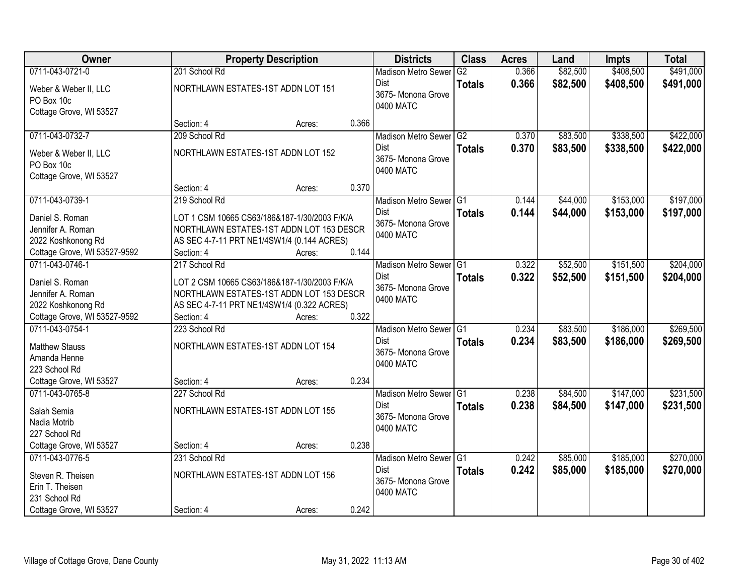| Owner | Property Description | | | Districts | Class | Acres | Land | Impts | Total |
|---|---|---|---|---|---|---|---|---|---|
| 0711-043-0721-0<br>Weber & Weber II, LLC<br>PO Box 10c<br>Cottage Grove, WI 53527 | 201 School Rd<br>NORTHLAWN ESTATES-1ST ADDN LOT 151<br>Section: 4 | Acres: | 0.366 | Madison Metro Sewer Dist<br>3675- Monona Grove<br>0400 MATC | G2<br>**Totals** | 0.366<br>**0.366** | $82,500<br>**$82,500** | $408,500<br>**$408,500** | $491,000<br>**$491,000** |
| 0711-043-0732-7<br>Weber & Weber II, LLC<br>PO Box 10c<br>Cottage Grove, WI 53527 | 209 School Rd<br>NORTHLAWN ESTATES-1ST ADDN LOT 152<br>Section: 4 | Acres: | 0.370 | Madison Metro Sewer Dist<br>3675- Monona Grove<br>0400 MATC | G2<br>**Totals** | 0.370<br>**0.370** | $83,500<br>**$83,500** | $338,500<br>**$338,500** | $422,000<br>**$422,000** |
| 0711-043-0739-1<br>Daniel S. Roman<br>Jennifer A. Roman<br>2022 Koshkonong Rd<br>Cottage Grove, WI 53527-9592 | 219 School Rd<br>LOT 1 CSM 10665 CS63/186&187-1/30/2003 F/K/A NORTHLAWN ESTATES-1ST ADDN LOT 153 DESCR AS SEC 4-7-11 PRT NE1/4SW1/4 (0.144 ACRES)<br>Section: 4 | Acres: | 0.144 | Madison Metro Sewer Dist<br>3675- Monona Grove<br>0400 MATC | G1<br>**Totals** | 0.144<br>**0.144** | $44,000<br>**$44,000** | $153,000<br>**$153,000** | $197,000<br>**$197,000** |
| 0711-043-0746-1<br>Daniel S. Roman<br>Jennifer A. Roman<br>2022 Koshkonong Rd<br>Cottage Grove, WI 53527-9592 | 217 School Rd<br>LOT 2 CSM 10665 CS63/186&187-1/30/2003 F/K/A NORTHLAWN ESTATES-1ST ADDN LOT 153 DESCR AS SEC 4-7-11 PRT NE1/4SW1/4 (0.322 ACRES)<br>Section: 4 | Acres: | 0.322 | Madison Metro Sewer Dist<br>3675- Monona Grove<br>0400 MATC | G1<br>**Totals** | 0.322<br>**0.322** | $52,500<br>**$52,500** | $151,500<br>**$151,500** | $204,000<br>**$204,000** |
| 0711-043-0754-1<br>Matthew Stauss<br>Amanda Henne<br>223 School Rd<br>Cottage Grove, WI 53527 | 223 School Rd<br>NORTHLAWN ESTATES-1ST ADDN LOT 154<br>Section: 4 | Acres: | 0.234 | Madison Metro Sewer Dist<br>3675- Monona Grove<br>0400 MATC | G1<br>**Totals** | 0.234<br>**0.234** | $83,500<br>**$83,500** | $186,000<br>**$186,000** | $269,500<br>**$269,500** |
| 0711-043-0765-8<br>Salah Semia<br>Nadia Motrib<br>227 School Rd<br>Cottage Grove, WI 53527 | 227 School Rd<br>NORTHLAWN ESTATES-1ST ADDN LOT 155<br>Section: 4 | Acres: | 0.238 | Madison Metro Sewer Dist<br>3675- Monona Grove<br>0400 MATC | G1<br>**Totals** | 0.238<br>**0.238** | $84,500<br>**$84,500** | $147,000<br>**$147,000** | $231,500<br>**$231,500** |
| 0711-043-0776-5<br>Steven R. Theisen<br>Erin T. Theisen<br>231 School Rd<br>Cottage Grove, WI 53527 | 231 School Rd<br>NORTHLAWN ESTATES-1ST ADDN LOT 156<br>Section: 4 | Acres: | 0.242 | Madison Metro Sewer Dist<br>3675- Monona Grove<br>0400 MATC | G1<br>**Totals** | 0.242<br>**0.242** | $85,000<br>**$85,000** | $185,000<br>**$185,000** | $270,000<br>**$270,000** |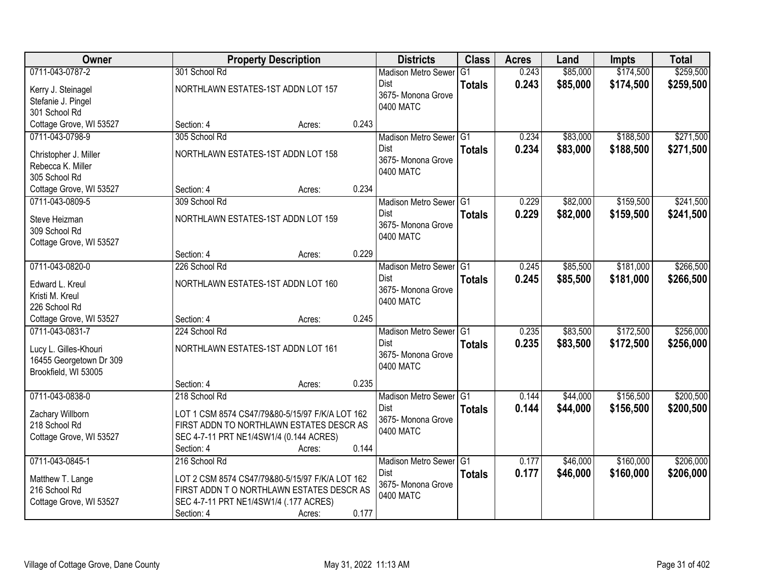| Owner | Property Description | Districts | Class | Acres | Land | Impts | Total |
|---|---|---|---|---|---|---|---|
| 0711-043-0787-2<br>Kerry J. Steinagel<br>Stefanie J. Pingel<br>301 School Rd<br>Cottage Grove, WI 53527 | 301 School Rd<br>NORTHLAWN ESTATES-1ST ADDN LOT 157<br>Section: 4 Acres: 0.243 | Madison Metro Sewer Dist<br>3675- Monona Grove<br>0400 MATC | G1<br>**Totals** | 0.243<br>**0.243** | $85,000<br>**$85,000** | $174,500<br>**$174,500** | $259,500<br>**$259,500** |
| 0711-043-0798-9<br>Christopher J. Miller<br>Rebecca K. Miller<br>305 School Rd<br>Cottage Grove, WI 53527 | 305 School Rd<br>NORTHLAWN ESTATES-1ST ADDN LOT 158<br>Section: 4 Acres: 0.234 | Madison Metro Sewer Dist<br>3675- Monona Grove<br>0400 MATC | G1<br>**Totals** | 0.234<br>**0.234** | $83,000<br>**$83,000** | $188,500<br>**$188,500** | $271,500<br>**$271,500** |
| 0711-043-0809-5<br>Steve Heizman<br>309 School Rd<br>Cottage Grove, WI 53527 | 309 School Rd<br>NORTHLAWN ESTATES-1ST ADDN LOT 159<br>Section: 4 Acres: 0.229 | Madison Metro Sewer Dist<br>3675- Monona Grove<br>0400 MATC | G1<br>**Totals** | 0.229<br>**0.229** | $82,000<br>**$82,000** | $159,500<br>**$159,500** | $241,500<br>**$241,500** |
| 0711-043-0820-0<br>Edward L. Kreul<br>Kristi M. Kreul<br>226 School Rd<br>Cottage Grove, WI 53527 | 226 School Rd<br>NORTHLAWN ESTATES-1ST ADDN LOT 160<br>Section: 4 Acres: 0.245 | Madison Metro Sewer Dist<br>3675- Monona Grove<br>0400 MATC | G1<br>**Totals** | 0.245<br>**0.245** | $85,500<br>**$85,500** | $181,000<br>**$181,000** | $266,500<br>**$266,500** |
| 0711-043-0831-7<br>Lucy L. Gilles-Khouri<br>16455 Georgetown Dr 309<br>Brookfield, WI 53005 | 224 School Rd<br>NORTHLAWN ESTATES-1ST ADDN LOT 161<br>Section: 4 Acres: 0.235 | Madison Metro Sewer Dist<br>3675- Monona Grove<br>0400 MATC | G1<br>**Totals** | 0.235<br>**0.235** | $83,500<br>**$83,500** | $172,500<br>**$172,500** | $256,000<br>**$256,000** |
| 0711-043-0838-0<br>Zachary Willborn<br>218 School Rd<br>Cottage Grove, WI 53527 | 218 School Rd<br>LOT 1 CSM 8574 CS47/79&80-5/15/97 F/K/A LOT 162 FIRST ADDN TO NORTHLAWN ESTATES DESCR AS SEC 4-7-11 PRT NE1/4SW1/4 (0.144 ACRES)<br>Section: 4 Acres: 0.144 | Madison Metro Sewer Dist<br>3675- Monona Grove<br>0400 MATC | G1<br>**Totals** | 0.144<br>**0.144** | $44,000<br>**$44,000** | $156,500<br>**$156,500** | $200,500<br>**$200,500** |
| 0711-043-0845-1<br>Matthew T. Lange<br>216 School Rd<br>Cottage Grove, WI 53527 | 216 School Rd<br>LOT 2 CSM 8574 CS47/79&80-5/15/97 F/K/A LOT 162 FIRST ADDN T O NORTHLAWN ESTATES DESCR AS SEC 4-7-11 PRT NE1/4SW1/4 (.177 ACRES)<br>Section: 4 Acres: 0.177 | Madison Metro Sewer Dist<br>3675- Monona Grove<br>0400 MATC | G1<br>**Totals** | 0.177<br>**0.177** | $46,000<br>**$46,000** | $160,000<br>**$160,000** | $206,000<br>**$206,000** |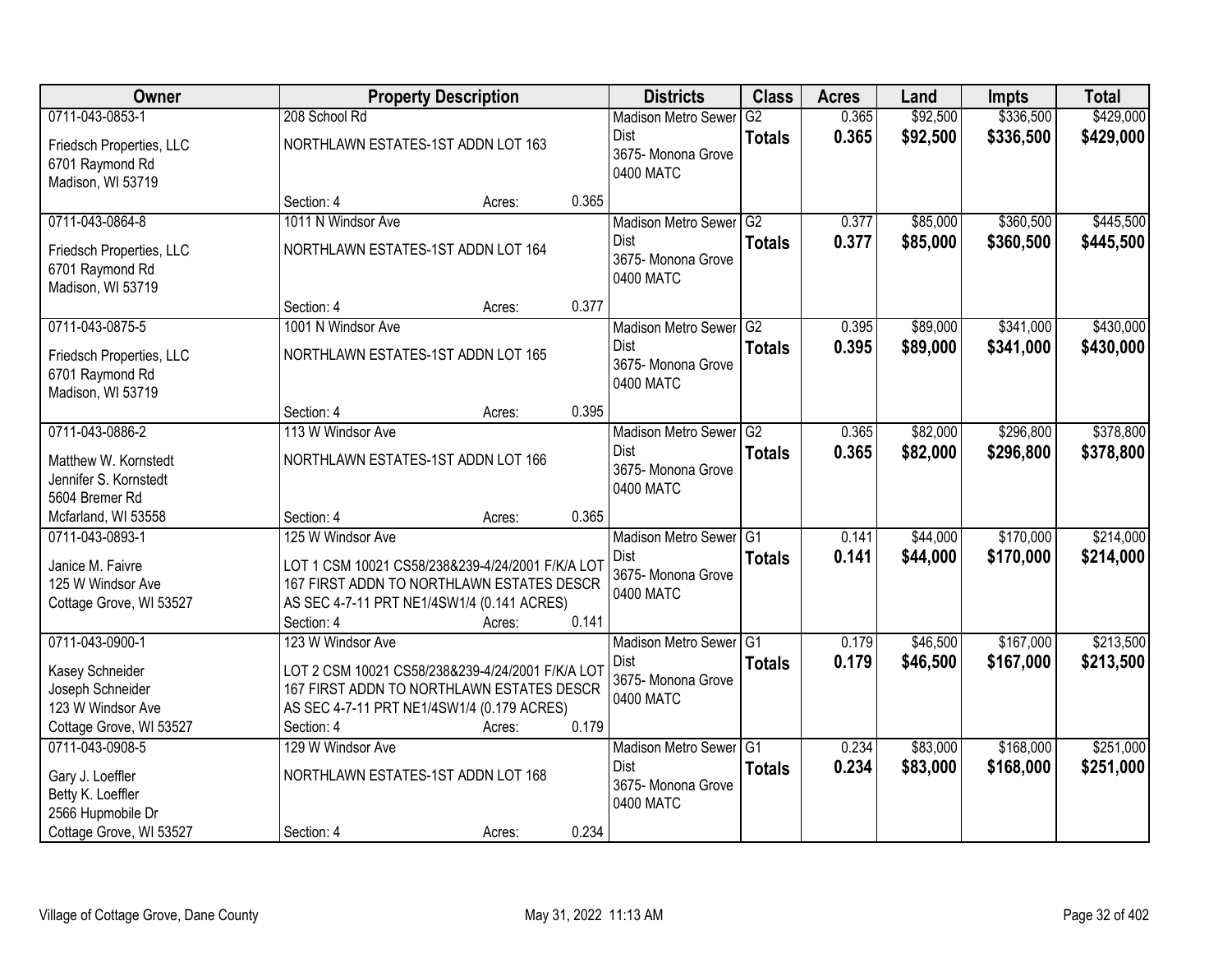| Owner | Property Description | Districts | Class | Acres | Land | Impts | Total |
|---|---|---|---|---|---|---|---|
| 0711-043-0853-1<br>Friedsch Properties, LLC<br>6701 Raymond Rd<br>Madison, WI 53719 | 208 School Rd<br>NORTHLAWN ESTATES-1ST ADDN LOT 163<br>Section: 4 Acres: 0.365 | Madison Metro Sewer Dist<br>3675- Monona Grove<br>0400 MATC | G2<br>**Totals** | 0.365<br>**0.365** | $92,500<br>**$92,500** | $336,500<br>**$336,500** | $429,000<br>**$429,000** |
| 0711-043-0864-8<br>Friedsch Properties, LLC<br>6701 Raymond Rd<br>Madison, WI 53719 | 1011 N Windsor Ave<br>NORTHLAWN ESTATES-1ST ADDN LOT 164<br>Section: 4 Acres: 0.377 | Madison Metro Sewer Dist<br>3675- Monona Grove<br>0400 MATC | G2<br>**Totals** | 0.377<br>**0.377** | $85,000<br>**$85,000** | $360,500<br>**$360,500** | $445,500<br>**$445,500** |
| 0711-043-0875-5<br>Friedsch Properties, LLC<br>6701 Raymond Rd<br>Madison, WI 53719 | 1001 N Windsor Ave<br>NORTHLAWN ESTATES-1ST ADDN LOT 165<br>Section: 4 Acres: 0.395 | Madison Metro Sewer Dist<br>3675- Monona Grove<br>0400 MATC | G2<br>**Totals** | 0.395<br>**0.395** | $89,000<br>**$89,000** | $341,000<br>**$341,000** | $430,000<br>**$430,000** |
| 0711-043-0886-2<br>Matthew W. Kornstedt<br>Jennifer S. Kornstedt<br>5604 Bremer Rd<br>Mcfarland, WI 53558 | 113 W Windsor Ave<br>NORTHLAWN ESTATES-1ST ADDN LOT 166<br>Section: 4 Acres: 0.365 | Madison Metro Sewer Dist<br>3675- Monona Grove<br>0400 MATC | G2<br>**Totals** | 0.365<br>**0.365** | $82,000<br>**$82,000** | $296,800<br>**$296,800** | $378,800<br>**$378,800** |
| 0711-043-0893-1<br>Janice M. Faivre<br>125 W Windsor Ave<br>Cottage Grove, WI 53527 | 125 W Windsor Ave<br>LOT 1 CSM 10021 CS58/238&239-4/24/2001 F/K/A LOT 167 FIRST ADDN TO NORTHLAWN ESTATES DESCR AS SEC 4-7-11 PRT NE1/4SW1/4 (0.141 ACRES)<br>Section: 4 Acres: 0.141 | Madison Metro Sewer Dist<br>3675- Monona Grove<br>0400 MATC | G1<br>**Totals** | 0.141<br>**0.141** | $44,000<br>**$44,000** | $170,000<br>**$170,000** | $214,000<br>**$214,000** |
| 0711-043-0900-1<br>Kasey Schneider<br>Joseph Schneider<br>123 W Windsor Ave<br>Cottage Grove, WI 53527 | 123 W Windsor Ave<br>LOT 2 CSM 10021 CS58/238&239-4/24/2001 F/K/A LOT 167 FIRST ADDN TO NORTHLAWN ESTATES DESCR AS SEC 4-7-11 PRT NE1/4SW1/4 (0.179 ACRES)<br>Section: 4 Acres: 0.179 | Madison Metro Sewer Dist<br>3675- Monona Grove<br>0400 MATC | G1<br>**Totals** | 0.179<br>**0.179** | $46,500<br>**$46,500** | $167,000<br>**$167,000** | $213,500<br>**$213,500** |
| 0711-043-0908-5<br>Gary J. Loeffler<br>Betty K. Loeffler<br>2566 Hupmobile Dr<br>Cottage Grove, WI 53527 | 129 W Windsor Ave<br>NORTHLAWN ESTATES-1ST ADDN LOT 168<br>Section: 4 Acres: 0.234 | Madison Metro Sewer Dist<br>3675- Monona Grove<br>0400 MATC | G1<br>**Totals** | 0.234<br>**0.234** | $83,000<br>**$83,000** | $168,000<br>**$168,000** | $251,000<br>**$251,000** |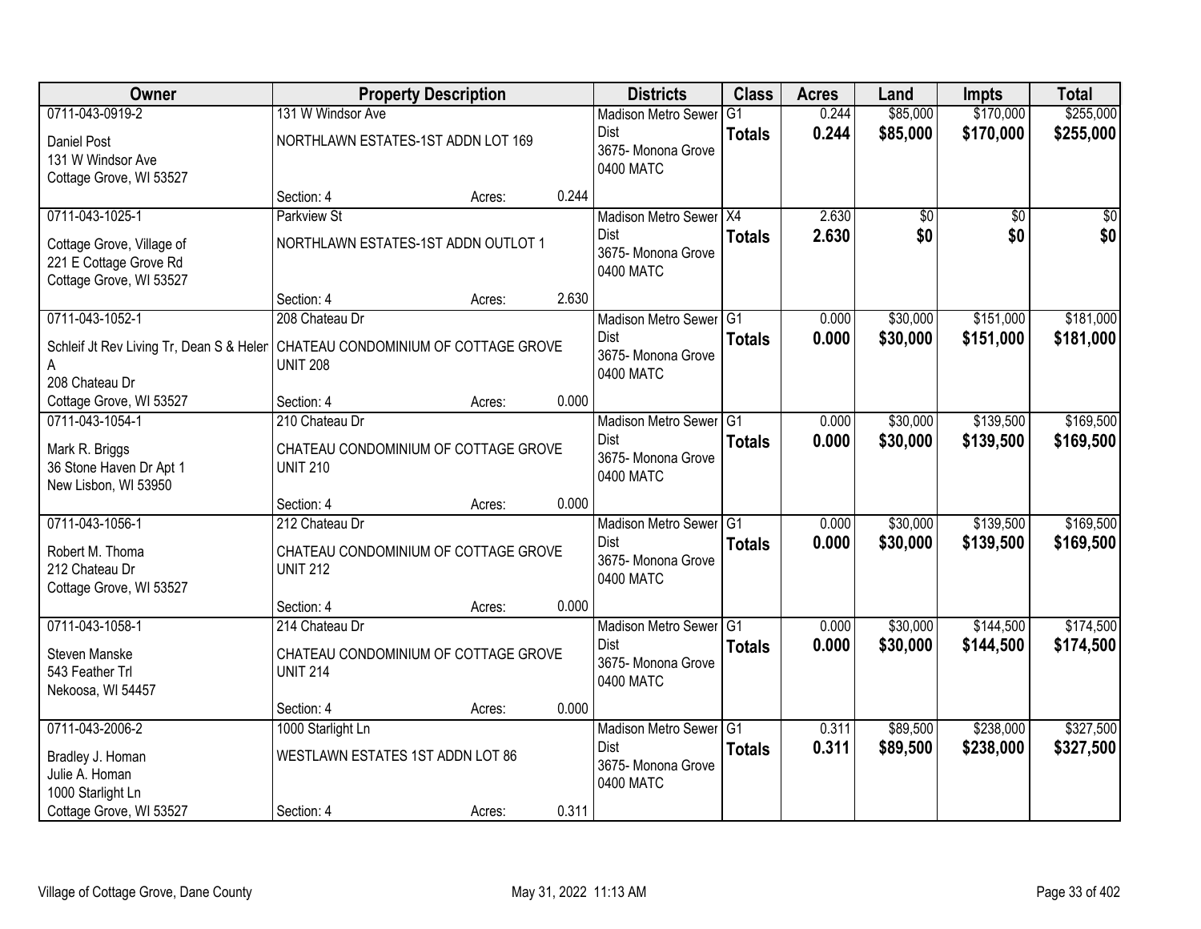| Owner | Property Description | | | Districts | Class | Acres | Land | Impts | Total |
|---|---|---|---|---|---|---|---|---|---|
| 0711-043-0919-2<br>Daniel Post<br>131 W Windsor Ave<br>Cottage Grove, WI 53527 | 131 W Windsor Ave<br>NORTHLAWN ESTATES-1ST ADDN LOT 169<br>Section: 4 | Acres: | 0.244 | Madison Metro Sewer Dist<br>3675- Monona Grove<br>0400 MATC | G1<br>**Totals** | 0.244<br>**0.244** | $85,000<br>**$85,000** | $170,000<br>**$170,000** | $255,000<br>**$255,000** |
| 0711-043-1025-1<br>Cottage Grove, Village of<br>221 E Cottage Grove Rd<br>Cottage Grove, WI 53527 | Parkview St<br>NORTHLAWN ESTATES-1ST ADDN OUTLOT 1<br>Section: 4 | Acres: | 2.630 | Madison Metro Sewer Dist<br>3675- Monona Grove<br>0400 MATC | X4<br>**Totals** | 2.630<br>**2.630** | $0<br>**$0** | $0<br>**$0** | $0<br>**$0** |
| 0711-043-1052-1<br>Schleif Jt Rev Living Tr, Dean S & Helen A<br>208 Chateau Dr<br>Cottage Grove, WI 53527 | 208 Chateau Dr<br>CHATEAU CONDOMINIUM OF COTTAGE GROVE UNIT 208<br>Section: 4 | Acres: | 0.000 | Madison Metro Sewer Dist<br>3675- Monona Grove<br>0400 MATC | G1<br>**Totals** | 0.000<br>**0.000** | $30,000<br>**$30,000** | $151,000<br>**$151,000** | $181,000<br>**$181,000** |
| 0711-043-1054-1<br>Mark R. Briggs<br>36 Stone Haven Dr Apt 1<br>New Lisbon, WI 53950 | 210 Chateau Dr<br>CHATEAU CONDOMINIUM OF COTTAGE GROVE UNIT 210<br>Section: 4 | Acres: | 0.000 | Madison Metro Sewer Dist<br>3675- Monona Grove<br>0400 MATC | G1<br>**Totals** | 0.000<br>**0.000** | $30,000<br>**$30,000** | $139,500<br>**$139,500** | $169,500<br>**$169,500** |
| 0711-043-1056-1<br>Robert M. Thoma<br>212 Chateau Dr<br>Cottage Grove, WI 53527 | 212 Chateau Dr<br>CHATEAU CONDOMINIUM OF COTTAGE GROVE UNIT 212<br>Section: 4 | Acres: | 0.000 | Madison Metro Sewer Dist<br>3675- Monona Grove<br>0400 MATC | G1<br>**Totals** | 0.000<br>**0.000** | $30,000<br>**$30,000** | $139,500<br>**$139,500** | $169,500<br>**$169,500** |
| 0711-043-1058-1<br>Steven Manske<br>543 Feather Trl<br>Nekoosa, WI 54457 | 214 Chateau Dr<br>CHATEAU CONDOMINIUM OF COTTAGE GROVE UNIT 214<br>Section: 4 | Acres: | 0.000 | Madison Metro Sewer Dist<br>3675- Monona Grove<br>0400 MATC | G1<br>**Totals** | 0.000<br>**0.000** | $30,000<br>**$30,000** | $144,500<br>**$144,500** | $174,500<br>**$174,500** |
| 0711-043-2006-2<br>Bradley J. Homan<br>Julie A. Homan<br>1000 Starlight Ln<br>Cottage Grove, WI 53527 | 1000 Starlight Ln<br>WESTLAWN ESTATES 1ST ADDN LOT 86<br>Section: 4 | Acres: | 0.311 | Madison Metro Sewer Dist<br>3675- Monona Grove<br>0400 MATC | G1<br>**Totals** | 0.311<br>**0.311** | $89,500<br>**$89,500** | $238,000<br>**$238,000** | $327,500<br>**$327,500** |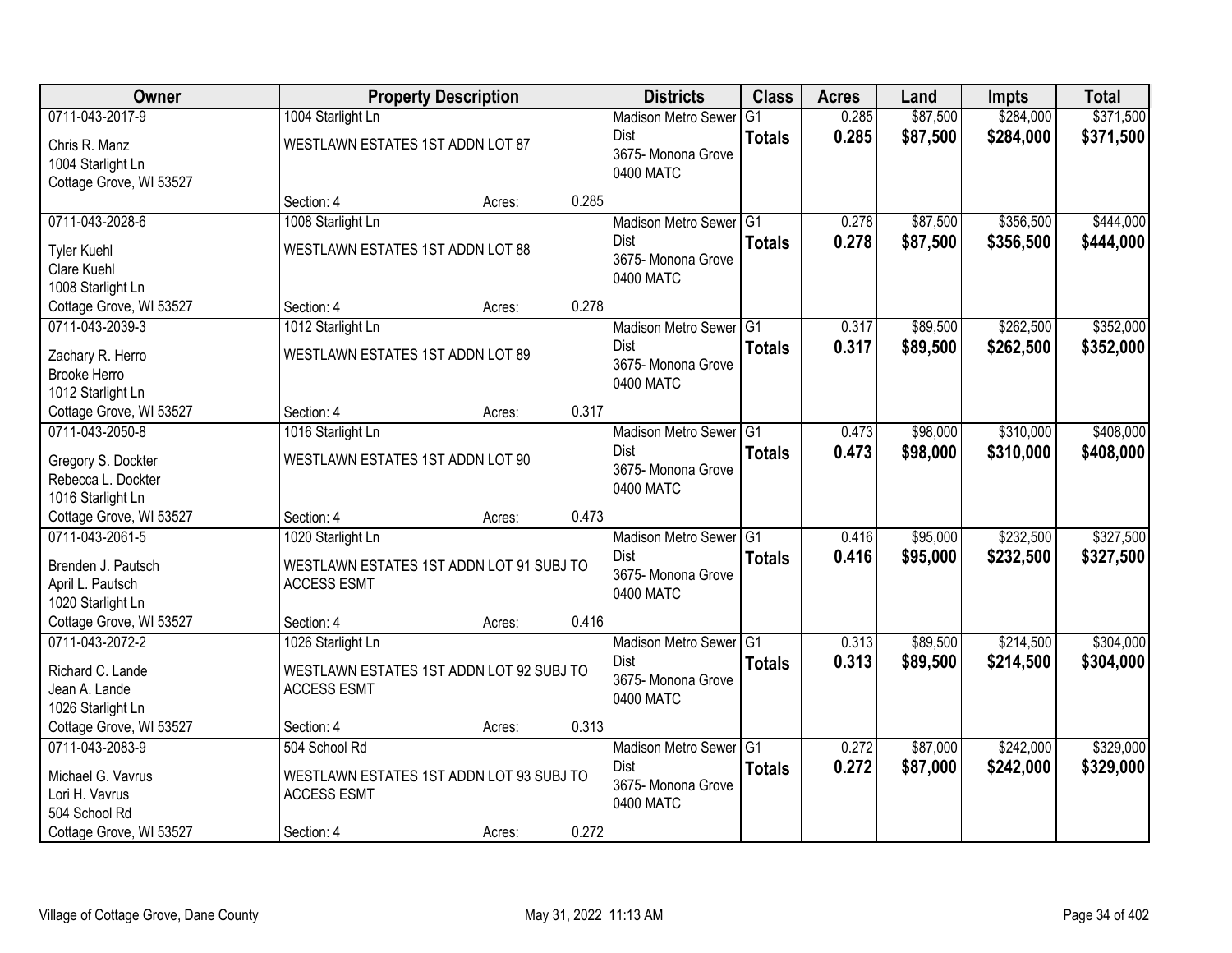| Owner | Property Description | Districts | Class | Acres | Land | Impts | Total |
|---|---|---|---|---|---|---|---|
| 0711-043-2017-9<br>Chris R. Manz<br>1004 Starlight Ln<br>Cottage Grove, WI 53527 | 1004 Starlight Ln<br>WESTLAWN ESTATES 1ST ADDN LOT 87<br>Section: 4 Acres: 0.285 | Madison Metro Sewer Dist<br>3675- Monona Grove<br>0400 MATC | G1<br>**Totals** | 0.285<br>**0.285** | $87,500<br>**$87,500** | $284,000<br>**$284,000** | $371,500<br>**$371,500** |
| 0711-043-2028-6<br>Tyler Kuehl<br>Clare Kuehl<br>1008 Starlight Ln<br>Cottage Grove, WI 53527 | 1008 Starlight Ln<br>WESTLAWN ESTATES 1ST ADDN LOT 88<br>Section: 4 Acres: 0.278 | Madison Metro Sewer Dist<br>3675- Monona Grove<br>0400 MATC | G1<br>**Totals** | 0.278<br>**0.278** | $87,500<br>**$87,500** | $356,500<br>**$356,500** | $444,000<br>**$444,000** |
| 0711-043-2039-3<br>Zachary R. Herro<br>Brooke Herro<br>1012 Starlight Ln<br>Cottage Grove, WI 53527 | 1012 Starlight Ln<br>WESTLAWN ESTATES 1ST ADDN LOT 89<br>Section: 4 Acres: 0.317 | Madison Metro Sewer Dist<br>3675- Monona Grove<br>0400 MATC | G1<br>**Totals** | 0.317<br>**0.317** | $89,500<br>**$89,500** | $262,500<br>**$262,500** | $352,000<br>**$352,000** |
| 0711-043-2050-8<br>Gregory S. Dockter<br>Rebecca L. Dockter<br>1016 Starlight Ln<br>Cottage Grove, WI 53527 | 1016 Starlight Ln<br>WESTLAWN ESTATES 1ST ADDN LOT 90<br>Section: 4 Acres: 0.473 | Madison Metro Sewer Dist<br>3675- Monona Grove<br>0400 MATC | G1<br>**Totals** | 0.473<br>**0.473** | $98,000<br>**$98,000** | $310,000<br>**$310,000** | $408,000<br>**$408,000** |
| 0711-043-2061-5<br>Brenden J. Pautsch<br>April L. Pautsch<br>1020 Starlight Ln<br>Cottage Grove, WI 53527 | 1020 Starlight Ln<br>WESTLAWN ESTATES 1ST ADDN LOT 91 SUBJ TO ACCESS ESMT<br>Section: 4 Acres: 0.416 | Madison Metro Sewer Dist<br>3675- Monona Grove<br>0400 MATC | G1<br>**Totals** | 0.416<br>**0.416** | $95,000<br>**$95,000** | $232,500<br>**$232,500** | $327,500<br>**$327,500** |
| 0711-043-2072-2<br>Richard C. Lande<br>Jean A. Lande<br>1026 Starlight Ln<br>Cottage Grove, WI 53527 | 1026 Starlight Ln<br>WESTLAWN ESTATES 1ST ADDN LOT 92 SUBJ TO ACCESS ESMT<br>Section: 4 Acres: 0.313 | Madison Metro Sewer Dist<br>3675- Monona Grove<br>0400 MATC | G1<br>**Totals** | 0.313<br>**0.313** | $89,500<br>**$89,500** | $214,500<br>**$214,500** | $304,000<br>**$304,000** |
| 0711-043-2083-9<br>Michael G. Vavrus<br>Lori H. Vavrus<br>504 School Rd<br>Cottage Grove, WI 53527 | 504 School Rd<br>WESTLAWN ESTATES 1ST ADDN LOT 93 SUBJ TO ACCESS ESMT<br>Section: 4 Acres: 0.272 | Madison Metro Sewer Dist<br>3675- Monona Grove<br>0400 MATC | G1<br>**Totals** | 0.272<br>**0.272** | $87,000<br>**$87,000** | $242,000<br>**$242,000** | $329,000<br>**$329,000** |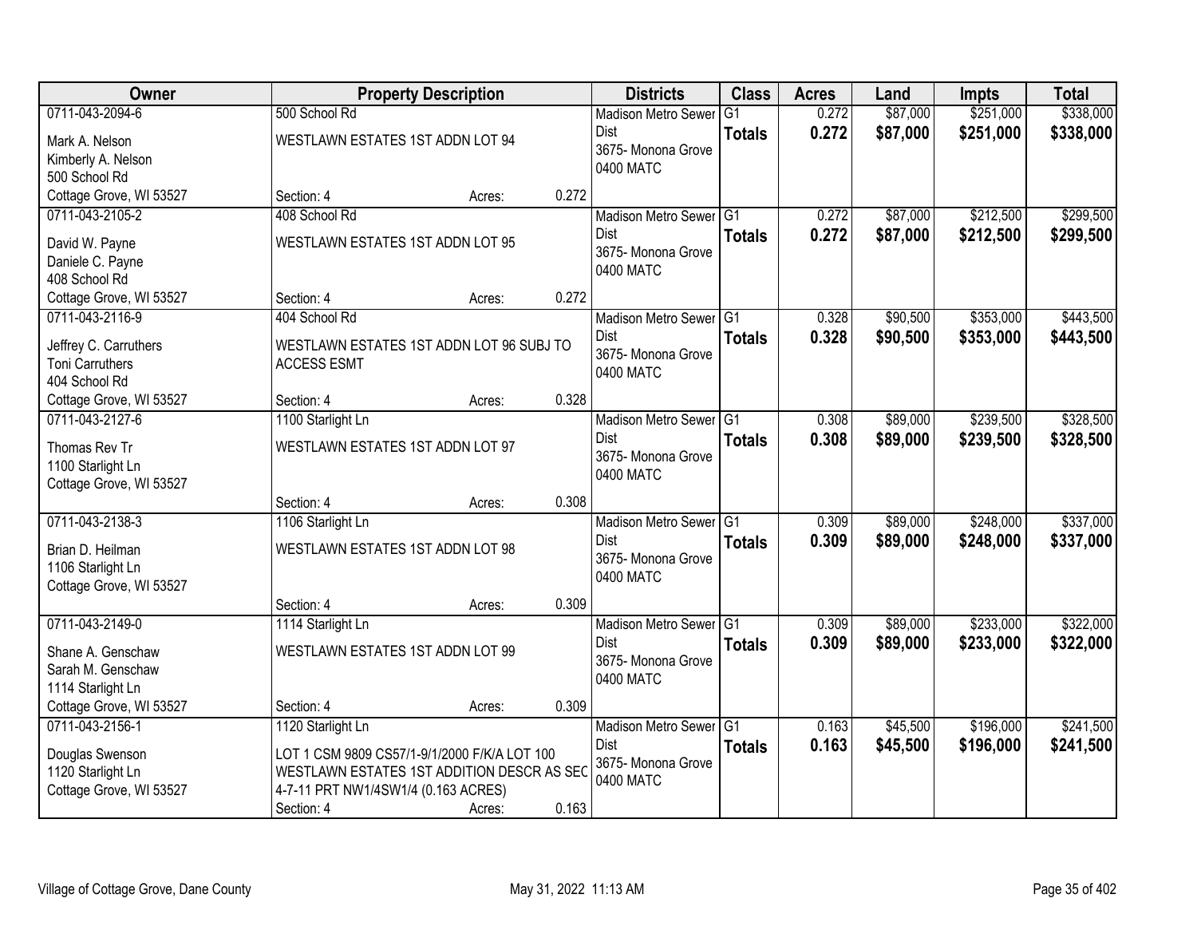| Owner | Property Description | Districts | Class | Acres | Land | Impts | Total |
|---|---|---|---|---|---|---|---|
| 0711-043-2094-6<br>Mark A. Nelson<br>Kimberly A. Nelson<br>500 School Rd<br>Cottage Grove, WI 53527 | 500 School Rd<br>WESTLAWN ESTATES 1ST ADDN LOT 94<br>Section: 4 Acres: 0.272 | Madison Metro Sewer Dist<br>3675- Monona Grove<br>0400 MATC | G1<br>**Totals** | 0.272<br>**0.272** | $87,000<br>**$87,000** | $251,000<br>**$251,000** | $338,000<br>**$338,000** |
| 0711-043-2105-2<br>David W. Payne<br>Daniele C. Payne<br>408 School Rd<br>Cottage Grove, WI 53527 | 408 School Rd<br>WESTLAWN ESTATES 1ST ADDN LOT 95<br>Section: 4 Acres: 0.272 | Madison Metro Sewer Dist<br>3675- Monona Grove<br>0400 MATC | G1<br>**Totals** | 0.272<br>**0.272** | $87,000<br>**$87,000** | $212,500<br>**$212,500** | $299,500<br>**$299,500** |
| 0711-043-2116-9<br>Jeffrey C. Carruthers<br>Toni Carruthers<br>404 School Rd<br>Cottage Grove, WI 53527 | 404 School Rd<br>WESTLAWN ESTATES 1ST ADDN LOT 96 SUBJ TO ACCESS ESMT<br>Section: 4 Acres: 0.328 | Madison Metro Sewer Dist<br>3675- Monona Grove<br>0400 MATC | G1<br>**Totals** | 0.328<br>**0.328** | $90,500<br>**$90,500** | $353,000<br>**$353,000** | $443,500<br>**$443,500** |
| 0711-043-2127-6<br>Thomas Rev Tr<br>1100 Starlight Ln<br>Cottage Grove, WI 53527 | 1100 Starlight Ln<br>WESTLAWN ESTATES 1ST ADDN LOT 97<br>Section: 4 Acres: 0.308 | Madison Metro Sewer Dist<br>3675- Monona Grove<br>0400 MATC | G1<br>**Totals** | 0.308<br>**0.308** | $89,000<br>**$89,000** | $239,500<br>**$239,500** | $328,500<br>**$328,500** |
| 0711-043-2138-3<br>Brian D. Heilman<br>1106 Starlight Ln<br>Cottage Grove, WI 53527 | 1106 Starlight Ln<br>WESTLAWN ESTATES 1ST ADDN LOT 98<br>Section: 4 Acres: 0.309 | Madison Metro Sewer Dist<br>3675- Monona Grove<br>0400 MATC | G1<br>**Totals** | 0.309<br>**0.309** | $89,000<br>**$89,000** | $248,000<br>**$248,000** | $337,000<br>**$337,000** |
| 0711-043-2149-0<br>Shane A. Genschaw<br>Sarah M. Genschaw<br>1114 Starlight Ln<br>Cottage Grove, WI 53527 | 1114 Starlight Ln<br>WESTLAWN ESTATES 1ST ADDN LOT 99<br>Section: 4 Acres: 0.309 | Madison Metro Sewer Dist<br>3675- Monona Grove<br>0400 MATC | G1<br>**Totals** | 0.309<br>**0.309** | $89,000<br>**$89,000** | $233,000<br>**$233,000** | $322,000<br>**$322,000** |
| 0711-043-2156-1<br>Douglas Swenson<br>1120 Starlight Ln<br>Cottage Grove, WI 53527 | 1120 Starlight Ln<br>LOT 1 CSM 9809 CS57/1-9/1/2000 F/K/A LOT 100 WESTLAWN ESTATES 1ST ADDITION DESCR AS SEC 4-7-11 PRT NW1/4SW1/4 (0.163 ACRES)<br>Section: 4 Acres: 0.163 | Madison Metro Sewer Dist<br>3675- Monona Grove<br>0400 MATC | G1<br>**Totals** | 0.163<br>**0.163** | $45,500<br>**$45,500** | $196,000<br>**$196,000** | $241,500<br>**$241,500** |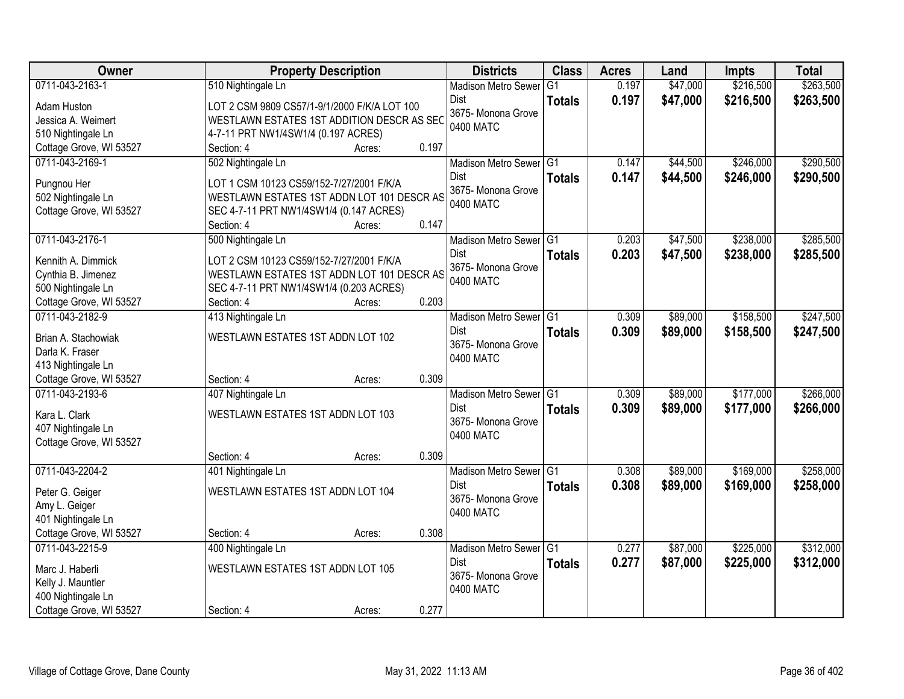| Owner | Property Description | Districts | Class | Acres | Land | Impts | Total |
|---|---|---|---|---|---|---|---|
| 0711-043-2163-1<br>Adam Huston<br>Jessica A. Weimert<br>510 Nightingale Ln<br>Cottage Grove, WI 53527 | 510 Nightingale Ln<br>LOT 2 CSM 9809 CS57/1-9/1/2000 F/K/A LOT 100 WESTLAWN ESTATES 1ST ADDITION DESCR AS SEC 4-7-11 PRT NW1/4SW1/4 (0.197 ACRES)<br>Section: 4 Acres: 0.197 | Madison Metro Sewer Dist<br>3675- Monona Grove<br>0400 MATC | G1<br>**Totals** | 0.197<br>**0.197** | $47,000<br>**$47,000** | $216,500<br>**$216,500** | $263,500<br>**$263,500** |
| 0711-043-2169-1<br>Pungnou Her<br>502 Nightingale Ln<br>Cottage Grove, WI 53527 | 502 Nightingale Ln<br>LOT 1 CSM 10123 CS59/152-7/27/2001 F/K/A WESTLAWN ESTATES 1ST ADDN LOT 101 DESCR AS SEC 4-7-11 PRT NW1/4SW1/4 (0.147 ACRES)<br>Section: 4 Acres: 0.147 | Madison Metro Sewer Dist<br>3675- Monona Grove<br>0400 MATC | G1<br>**Totals** | 0.147<br>**0.147** | $44,500<br>**$44,500** | $246,000<br>**$246,000** | $290,500<br>**$290,500** |
| 0711-043-2176-1<br>Kennith A. Dimmick<br>Cynthia B. Jimenez<br>500 Nightingale Ln<br>Cottage Grove, WI 53527 | 500 Nightingale Ln<br>LOT 2 CSM 10123 CS59/152-7/27/2001 F/K/A WESTLAWN ESTATES 1ST ADDN LOT 101 DESCR AS SEC 4-7-11 PRT NW1/4SW1/4 (0.203 ACRES)<br>Section: 4 Acres: 0.203 | Madison Metro Sewer Dist<br>3675- Monona Grove<br>0400 MATC | G1<br>**Totals** | 0.203<br>**0.203** | $47,500<br>**$47,500** | $238,000<br>**$238,000** | $285,500<br>**$285,500** |
| 0711-043-2182-9<br>Brian A. Stachowiak<br>Darla K. Fraser<br>413 Nightingale Ln<br>Cottage Grove, WI 53527 | 413 Nightingale Ln<br>WESTLAWN ESTATES 1ST ADDN LOT 102<br>Section: 4 Acres: 0.309 | Madison Metro Sewer Dist<br>3675- Monona Grove<br>0400 MATC | G1<br>**Totals** | 0.309<br>**0.309** | $89,000<br>**$89,000** | $158,500<br>**$158,500** | $247,500<br>**$247,500** |
| 0711-043-2193-6<br>Kara L. Clark<br>407 Nightingale Ln<br>Cottage Grove, WI 53527 | 407 Nightingale Ln<br>WESTLAWN ESTATES 1ST ADDN LOT 103<br>Section: 4 Acres: 0.309 | Madison Metro Sewer Dist<br>3675- Monona Grove<br>0400 MATC | G1<br>**Totals** | 0.309<br>**0.309** | $89,000<br>**$89,000** | $177,000<br>**$177,000** | $266,000<br>**$266,000** |
| 0711-043-2204-2<br>Peter G. Geiger<br>Amy L. Geiger<br>401 Nightingale Ln<br>Cottage Grove, WI 53527 | 401 Nightingale Ln<br>WESTLAWN ESTATES 1ST ADDN LOT 104<br>Section: 4 Acres: 0.308 | Madison Metro Sewer Dist<br>3675- Monona Grove<br>0400 MATC | G1<br>**Totals** | 0.308<br>**0.308** | $89,000<br>**$89,000** | $169,000<br>**$169,000** | $258,000<br>**$258,000** |
| 0711-043-2215-9<br>Marc J. Haberli<br>Kelly J. Mauntler<br>400 Nightingale Ln<br>Cottage Grove, WI 53527 | 400 Nightingale Ln<br>WESTLAWN ESTATES 1ST ADDN LOT 105<br>Section: 4 Acres: 0.277 | Madison Metro Sewer Dist<br>3675- Monona Grove<br>0400 MATC | G1<br>**Totals** | 0.277<br>**0.277** | $87,000<br>**$87,000** | $225,000<br>**$225,000** | $312,000<br>**$312,000** |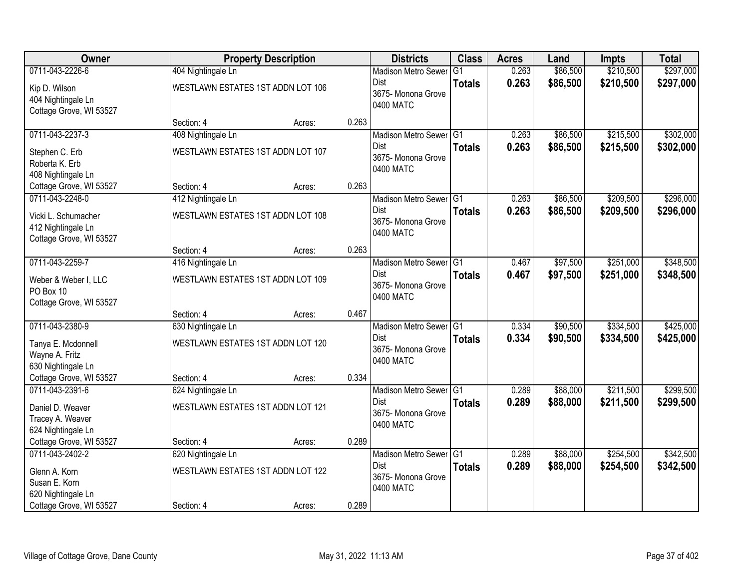| Owner | Property Description | | | Districts | Class | Acres | Land | Impts | Total |
|---|---|---|---|---|---|---|---|---|---|
| 0711-043-2226-6<br>Kip D. Wilson<br>404 Nightingale Ln<br>Cottage Grove, WI 53527 | 404 Nightingale Ln<br>WESTLAWN ESTATES 1ST ADDN LOT 106<br>Section: 4 | Acres: | 0.263 | Madison Metro Sewer Dist<br>3675- Monona Grove<br>0400 MATC | G1<br>**Totals** | 0.263<br>**0.263** | $86,500<br>**$86,500** | $210,500<br>**$210,500** | $297,000<br>**$297,000** |
| 0711-043-2237-3<br>Stephen C. Erb<br>Roberta K. Erb<br>408 Nightingale Ln<br>Cottage Grove, WI 53527 | 408 Nightingale Ln<br>WESTLAWN ESTATES 1ST ADDN LOT 107<br>Section: 4 | Acres: | 0.263 | Madison Metro Sewer Dist<br>3675- Monona Grove<br>0400 MATC | G1<br>**Totals** | 0.263<br>**0.263** | $86,500<br>**$86,500** | $215,500<br>**$215,500** | $302,000<br>**$302,000** |
| 0711-043-2248-0<br>Vicki L. Schumacher<br>412 Nightingale Ln<br>Cottage Grove, WI 53527 | 412 Nightingale Ln<br>WESTLAWN ESTATES 1ST ADDN LOT 108<br>Section: 4 | Acres: | 0.263 | Madison Metro Sewer Dist<br>3675- Monona Grove<br>0400 MATC | G1<br>**Totals** | 0.263<br>**0.263** | $86,500<br>**$86,500** | $209,500<br>**$209,500** | $296,000<br>**$296,000** |
| 0711-043-2259-7<br>Weber & Weber I, LLC<br>PO Box 10<br>Cottage Grove, WI 53527 | 416 Nightingale Ln<br>WESTLAWN ESTATES 1ST ADDN LOT 109<br>Section: 4 | Acres: | 0.467 | Madison Metro Sewer Dist<br>3675- Monona Grove<br>0400 MATC | G1<br>**Totals** | 0.467<br>**0.467** | $97,500<br>**$97,500** | $251,000<br>**$251,000** | $348,500<br>**$348,500** |
| 0711-043-2380-9<br>Tanya E. Mcdonnell<br>Wayne A. Fritz<br>630 Nightingale Ln<br>Cottage Grove, WI 53527 | 630 Nightingale Ln<br>WESTLAWN ESTATES 1ST ADDN LOT 120<br>Section: 4 | Acres: | 0.334 | Madison Metro Sewer Dist<br>3675- Monona Grove<br>0400 MATC | G1<br>**Totals** | 0.334<br>**0.334** | $90,500<br>**$90,500** | $334,500<br>**$334,500** | $425,000<br>**$425,000** |
| 0711-043-2391-6<br>Daniel D. Weaver<br>Tracey A. Weaver<br>624 Nightingale Ln<br>Cottage Grove, WI 53527 | 624 Nightingale Ln<br>WESTLAWN ESTATES 1ST ADDN LOT 121<br>Section: 4 | Acres: | 0.289 | Madison Metro Sewer Dist<br>3675- Monona Grove<br>0400 MATC | G1<br>**Totals** | 0.289<br>**0.289** | $88,000<br>**$88,000** | $211,500<br>**$211,500** | $299,500<br>**$299,500** |
| 0711-043-2402-2<br>Glenn A. Korn<br>Susan E. Korn<br>620 Nightingale Ln<br>Cottage Grove, WI 53527 | 620 Nightingale Ln<br>WESTLAWN ESTATES 1ST ADDN LOT 122<br>Section: 4 | Acres: | 0.289 | Madison Metro Sewer Dist<br>3675- Monona Grove<br>0400 MATC | G1<br>**Totals** | 0.289<br>**0.289** | $88,000<br>**$88,000** | $254,500<br>**$254,500** | $342,500<br>**$342,500** |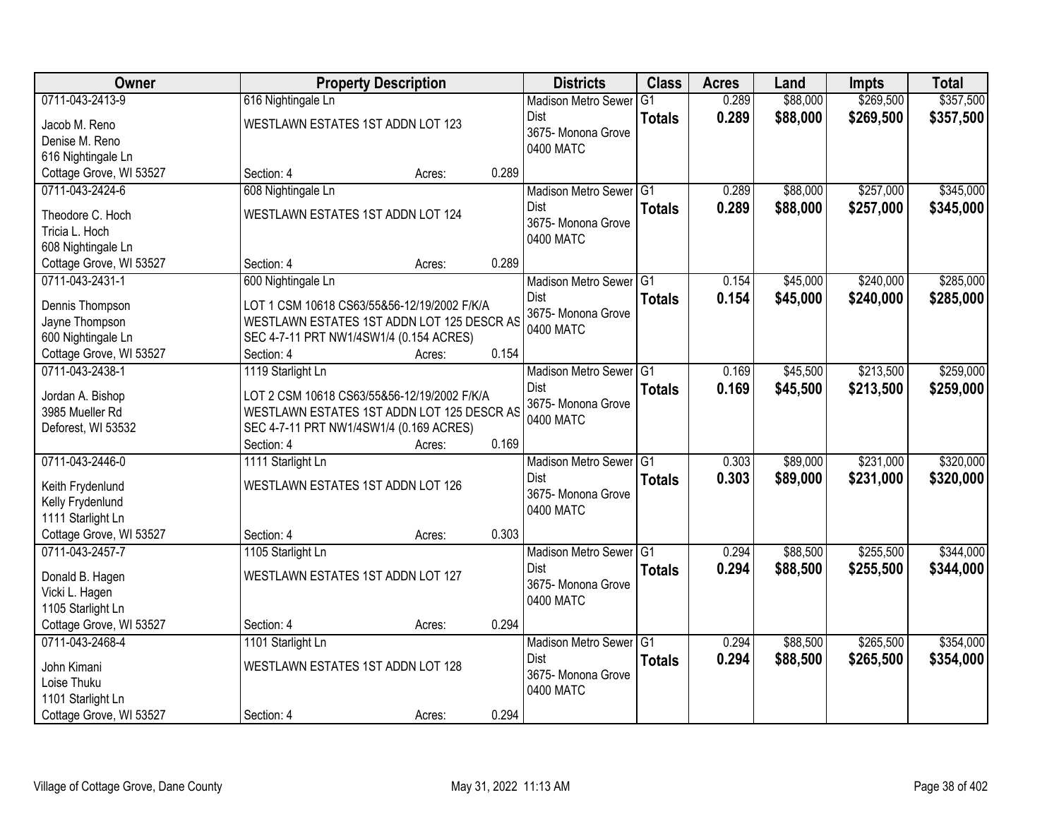| Owner | Property Description | Districts | Class | Acres | Land | Impts | Total |
|---|---|---|---|---|---|---|---|
| 0711-043-2413-9<br>Jacob M. Reno<br>Denise M. Reno<br>616 Nightingale Ln<br>Cottage Grove, WI 53527 | 616 Nightingale Ln<br>WESTLAWN ESTATES 1ST ADDN LOT 123<br>Section: 4 Acres: 0.289 | Madison Metro Sewer Dist<br>3675- Monona Grove<br>0400 MATC | G1<br>**Totals** | 0.289<br>**0.289** | $88,000<br>**$88,000** | $269,500<br>**$269,500** | $357,500<br>**$357,500** |
| 0711-043-2424-6<br>Theodore C. Hoch<br>Tricia L. Hoch<br>608 Nightingale Ln<br>Cottage Grove, WI 53527 | 608 Nightingale Ln<br>WESTLAWN ESTATES 1ST ADDN LOT 124<br>Section: 4 Acres: 0.289 | Madison Metro Sewer Dist<br>3675- Monona Grove<br>0400 MATC | G1<br>**Totals** | 0.289<br>**0.289** | $88,000<br>**$88,000** | $257,000<br>**$257,000** | $345,000<br>**$345,000** |
| 0711-043-2431-1<br>Dennis Thompson<br>Jayne Thompson<br>600 Nightingale Ln<br>Cottage Grove, WI 53527 | 600 Nightingale Ln<br>LOT 1 CSM 10618 CS63/55&56-12/19/2002 F/K/A WESTLAWN ESTATES 1ST ADDN LOT 125 DESCR AS SEC 4-7-11 PRT NW1/4SW1/4 (0.154 ACRES)<br>Section: 4 Acres: 0.154 | Madison Metro Sewer Dist<br>3675- Monona Grove<br>0400 MATC | G1<br>**Totals** | 0.154<br>**0.154** | $45,000<br>**$45,000** | $240,000<br>**$240,000** | $285,000<br>**$285,000** |
| 0711-043-2438-1<br>Jordan A. Bishop<br>3985 Mueller Rd<br>Deforest, WI 53532 | 1119 Starlight Ln<br>LOT 2 CSM 10618 CS63/55&56-12/19/2002 F/K/A WESTLAWN ESTATES 1ST ADDN LOT 125 DESCR AS SEC 4-7-11 PRT NW1/4SW1/4 (0.169 ACRES)<br>Section: 4 Acres: 0.169 | Madison Metro Sewer Dist<br>3675- Monona Grove<br>0400 MATC | G1<br>**Totals** | 0.169<br>**0.169** | $45,500<br>**$45,500** | $213,500<br>**$213,500** | $259,000<br>**$259,000** |
| 0711-043-2446-0<br>Keith Frydenlund<br>Kelly Frydenlund<br>1111 Starlight Ln<br>Cottage Grove, WI 53527 | 1111 Starlight Ln<br>WESTLAWN ESTATES 1ST ADDN LOT 126<br>Section: 4 Acres: 0.303 | Madison Metro Sewer Dist<br>3675- Monona Grove<br>0400 MATC | G1<br>**Totals** | 0.303<br>**0.303** | $89,000<br>**$89,000** | $231,000<br>**$231,000** | $320,000<br>**$320,000** |
| 0711-043-2457-7<br>Donald B. Hagen<br>Vicki L. Hagen<br>1105 Starlight Ln<br>Cottage Grove, WI 53527 | 1105 Starlight Ln<br>WESTLAWN ESTATES 1ST ADDN LOT 127<br>Section: 4 Acres: 0.294 | Madison Metro Sewer Dist<br>3675- Monona Grove<br>0400 MATC | G1<br>**Totals** | 0.294<br>**0.294** | $88,500<br>**$88,500** | $255,500<br>**$255,500** | $344,000<br>**$344,000** |
| 0711-043-2468-4<br>John Kimani<br>Loise Thuku<br>1101 Starlight Ln<br>Cottage Grove, WI 53527 | 1101 Starlight Ln<br>WESTLAWN ESTATES 1ST ADDN LOT 128<br>Section: 4 Acres: 0.294 | Madison Metro Sewer Dist<br>3675- Monona Grove<br>0400 MATC | G1<br>**Totals** | 0.294<br>**0.294** | $88,500<br>**$88,500** | $265,500<br>**$265,500** | $354,000<br>**$354,000** |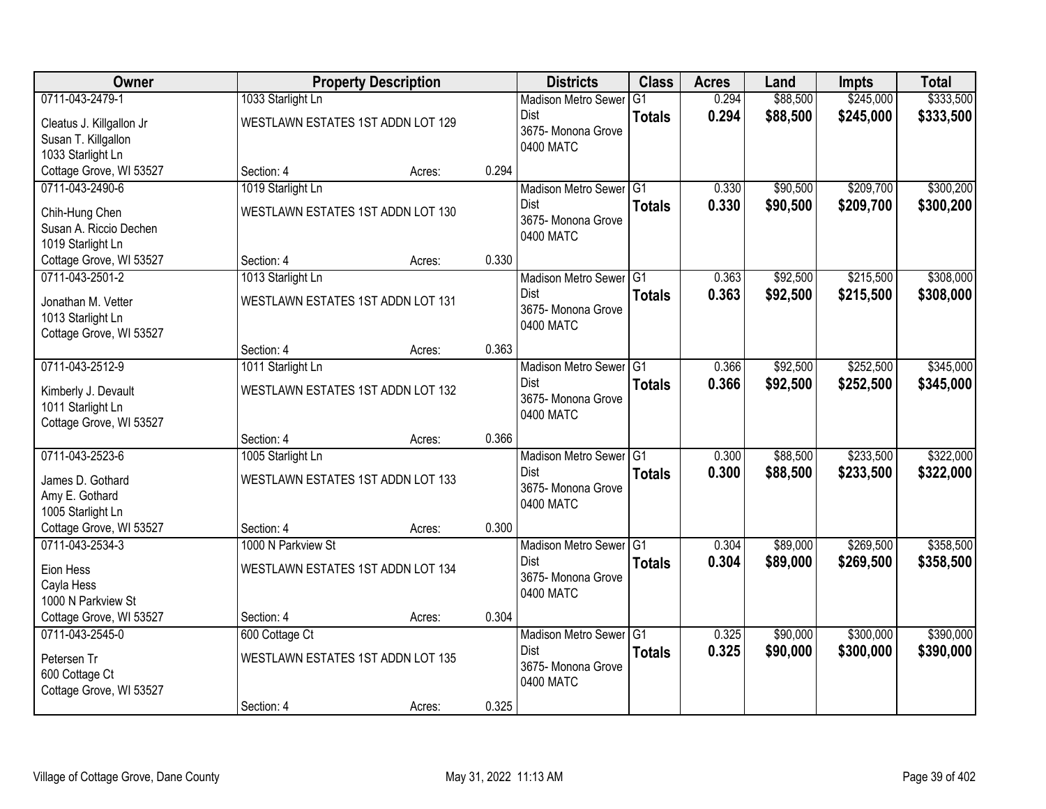| Owner | Property Description | Districts | Class | Acres | Land | Impts | Total |
|---|---|---|---|---|---|---|---|
| 0711-043-2479-1<br>Cleatus J. Killgallon Jr<br>Susan T. Killgallon<br>1033 Starlight Ln<br>Cottage Grove, WI 53527 | 1033 Starlight Ln<br>WESTLAWN ESTATES 1ST ADDN LOT 129<br>Section: 4 Acres: 0.294 | Madison Metro Sewer Dist<br>3675- Monona Grove<br>0400 MATC | G1<br>**Totals** | 0.294<br>**0.294** | $88,500<br>**$88,500** | $245,000<br>**$245,000** | $333,500<br>**$333,500** |
| 0711-043-2490-6<br>Chih-Hung Chen<br>Susan A. Riccio Dechen<br>1019 Starlight Ln<br>Cottage Grove, WI 53527 | 1019 Starlight Ln<br>WESTLAWN ESTATES 1ST ADDN LOT 130<br>Section: 4 Acres: 0.330 | Madison Metro Sewer Dist<br>3675- Monona Grove<br>0400 MATC | G1<br>**Totals** | 0.330<br>**0.330** | $90,500<br>**$90,500** | $209,700<br>**$209,700** | $300,200<br>**$300,200** |
| 0711-043-2501-2<br>Jonathan M. Vetter<br>1013 Starlight Ln<br>Cottage Grove, WI 53527 | 1013 Starlight Ln<br>WESTLAWN ESTATES 1ST ADDN LOT 131<br>Section: 4 Acres: 0.363 | Madison Metro Sewer Dist<br>3675- Monona Grove<br>0400 MATC | G1<br>**Totals** | 0.363<br>**0.363** | $92,500<br>**$92,500** | $215,500<br>**$215,500** | $308,000<br>**$308,000** |
| 0711-043-2512-9<br>Kimberly J. Devault<br>1011 Starlight Ln<br>Cottage Grove, WI 53527 | 1011 Starlight Ln<br>WESTLAWN ESTATES 1ST ADDN LOT 132<br>Section: 4 Acres: 0.366 | Madison Metro Sewer Dist<br>3675- Monona Grove<br>0400 MATC | G1<br>**Totals** | 0.366<br>**0.366** | $92,500<br>**$92,500** | $252,500<br>**$252,500** | $345,000<br>**$345,000** |
| 0711-043-2523-6<br>James D. Gothard<br>Amy E. Gothard<br>1005 Starlight Ln<br>Cottage Grove, WI 53527 | 1005 Starlight Ln<br>WESTLAWN ESTATES 1ST ADDN LOT 133<br>Section: 4 Acres: 0.300 | Madison Metro Sewer Dist<br>3675- Monona Grove<br>0400 MATC | G1<br>**Totals** | 0.300<br>**0.300** | $88,500<br>**$88,500** | $233,500<br>**$233,500** | $322,000<br>**$322,000** |
| 0711-043-2534-3<br>Eion Hess<br>Cayla Hess<br>1000 N Parkview St<br>Cottage Grove, WI 53527 | 1000 N Parkview St<br>WESTLAWN ESTATES 1ST ADDN LOT 134<br>Section: 4 Acres: 0.304 | Madison Metro Sewer Dist<br>3675- Monona Grove<br>0400 MATC | G1<br>**Totals** | 0.304<br>**0.304** | $89,000<br>**$89,000** | $269,500<br>**$269,500** | $358,500<br>**$358,500** |
| 0711-043-2545-0<br>Petersen Tr<br>600 Cottage Ct<br>Cottage Grove, WI 53527 | 600 Cottage Ct<br>WESTLAWN ESTATES 1ST ADDN LOT 135<br>Section: 4 Acres: 0.325 | Madison Metro Sewer Dist<br>3675- Monona Grove<br>0400 MATC | G1<br>**Totals** | 0.325<br>**0.325** | $90,000<br>**$90,000** | $300,000<br>**$300,000** | $390,000<br>**$390,000** |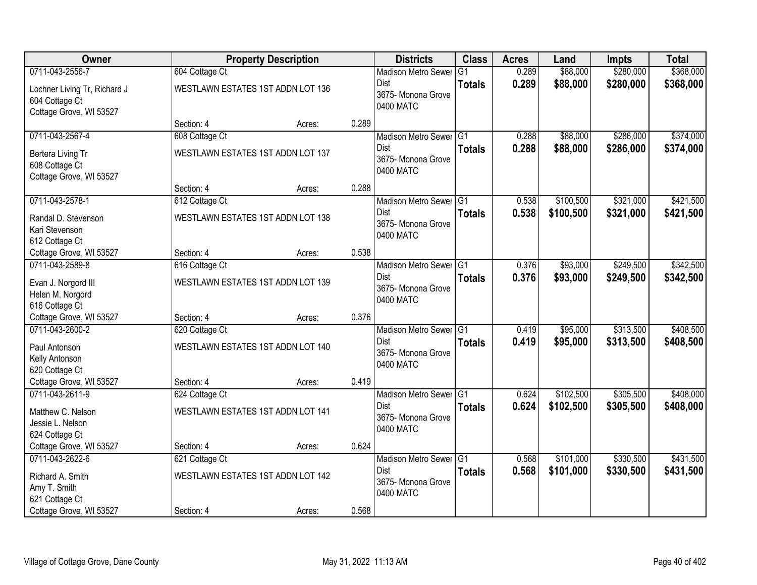| Owner | Property Description | | | Districts | Class | Acres | Land | Impts | Total |
|---|---|---|---|---|---|---|---|---|---|
| 0711-043-2556-7<br>Lochner Living Tr, Richard J<br>604 Cottage Ct<br>Cottage Grove, WI 53527 | 604 Cottage Ct<br>WESTLAWN ESTATES 1ST ADDN LOT 136<br>Section: 4 | Acres: | 0.289 | Madison Metro Sewer Dist<br>3675- Monona Grove<br>0400 MATC | G1<br>**Totals** | 0.289<br>**0.289** | $88,000<br>**$88,000** | $280,000<br>**$280,000** | $368,000<br>**$368,000** |
| 0711-043-2567-4<br>Bertera Living Tr<br>608 Cottage Ct<br>Cottage Grove, WI 53527 | 608 Cottage Ct<br>WESTLAWN ESTATES 1ST ADDN LOT 137<br>Section: 4 | Acres: | 0.288 | Madison Metro Sewer Dist<br>3675- Monona Grove<br>0400 MATC | G1<br>**Totals** | 0.288<br>**0.288** | $88,000<br>**$88,000** | $286,000<br>**$286,000** | $374,000<br>**$374,000** |
| 0711-043-2578-1<br>Randal D. Stevenson<br>Kari Stevenson<br>612 Cottage Ct<br>Cottage Grove, WI 53527 | 612 Cottage Ct<br>WESTLAWN ESTATES 1ST ADDN LOT 138<br>Section: 4 | Acres: | 0.538 | Madison Metro Sewer Dist<br>3675- Monona Grove<br>0400 MATC | G1<br>**Totals** | 0.538<br>**0.538** | $100,500<br>**$100,500** | $321,000<br>**$321,000** | $421,500<br>**$421,500** |
| 0711-043-2589-8<br>Evan J. Norgord III<br>Helen M. Norgord<br>616 Cottage Ct<br>Cottage Grove, WI 53527 | 616 Cottage Ct<br>WESTLAWN ESTATES 1ST ADDN LOT 139<br>Section: 4 | Acres: | 0.376 | Madison Metro Sewer Dist<br>3675- Monona Grove<br>0400 MATC | G1<br>**Totals** | 0.376<br>**0.376** | $93,000<br>**$93,000** | $249,500<br>**$249,500** | $342,500<br>**$342,500** |
| 0711-043-2600-2<br>Paul Antonson<br>Kelly Antonson<br>620 Cottage Ct<br>Cottage Grove, WI 53527 | 620 Cottage Ct<br>WESTLAWN ESTATES 1ST ADDN LOT 140<br>Section: 4 | Acres: | 0.419 | Madison Metro Sewer Dist<br>3675- Monona Grove<br>0400 MATC | G1<br>**Totals** | 0.419<br>**0.419** | $95,000<br>**$95,000** | $313,500<br>**$313,500** | $408,500<br>**$408,500** |
| 0711-043-2611-9<br>Matthew C. Nelson<br>Jessie L. Nelson<br>624 Cottage Ct<br>Cottage Grove, WI 53527 | 624 Cottage Ct<br>WESTLAWN ESTATES 1ST ADDN LOT 141<br>Section: 4 | Acres: | 0.624 | Madison Metro Sewer Dist<br>3675- Monona Grove<br>0400 MATC | G1<br>**Totals** | 0.624<br>**0.624** | $102,500<br>**$102,500** | $305,500<br>**$305,500** | $408,000<br>**$408,000** |
| 0711-043-2622-6<br>Richard A. Smith<br>Amy T. Smith<br>621 Cottage Ct<br>Cottage Grove, WI 53527 | 621 Cottage Ct<br>WESTLAWN ESTATES 1ST ADDN LOT 142<br>Section: 4 | Acres: | 0.568 | Madison Metro Sewer Dist<br>3675- Monona Grove<br>0400 MATC | G1<br>**Totals** | 0.568<br>**0.568** | $101,000<br>**$101,000** | $330,500<br>**$330,500** | $431,500<br>**$431,500** |

Village of Cottage Grove, Dane County — May 31, 2022 11:13 AM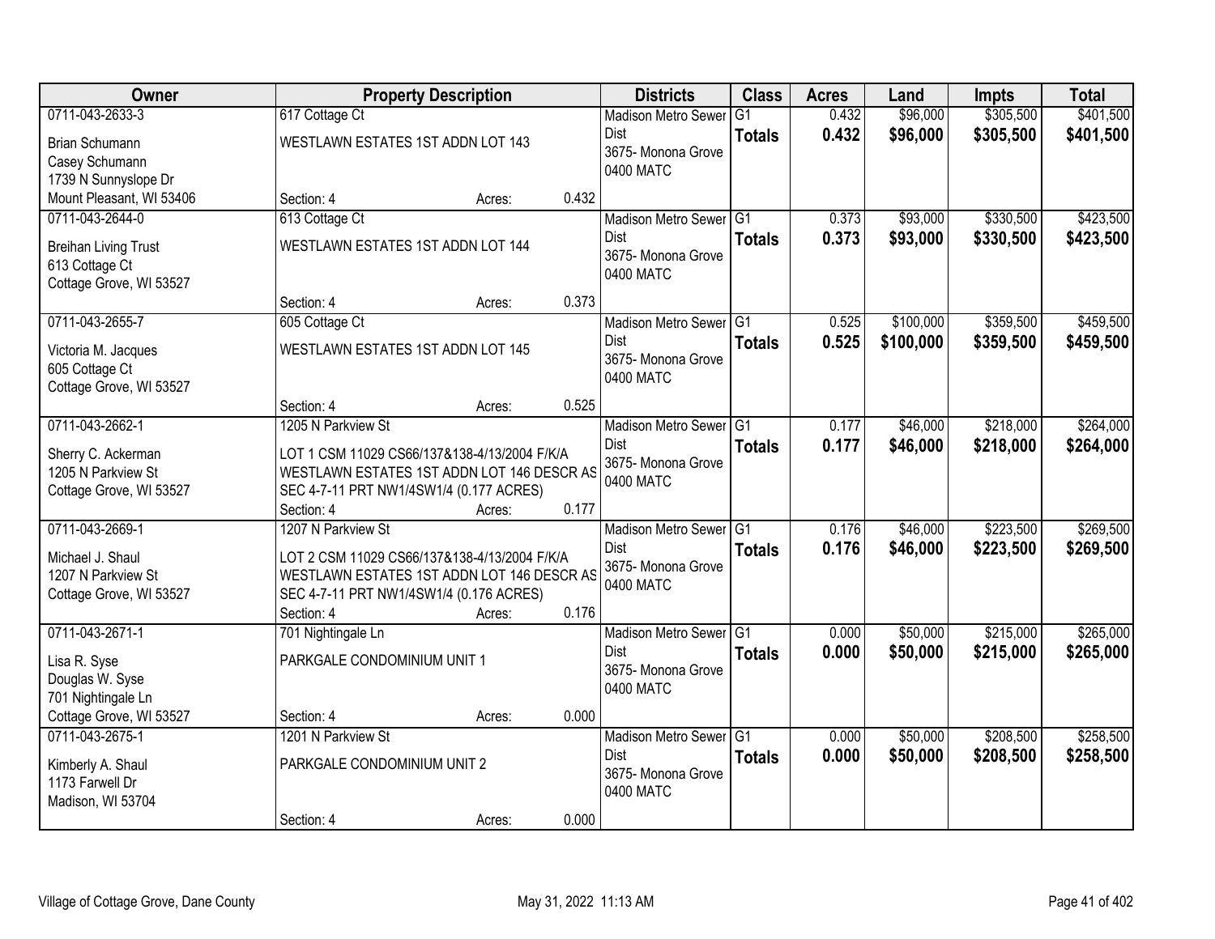| Owner | Property Description | | | Districts | Class | Acres | Land | Impts | Total |
|---|---|---|---|---|---|---|---|---|---|
| 0711-043-2633-3<br>Brian Schumann<br>Casey Schumann<br>1739 N Sunnyslope Dr<br>Mount Pleasant, WI 53406 | 617 Cottage Ct<br>WESTLAWN ESTATES 1ST ADDN LOT 143<br>Section: 4 | Acres: | 0.432 | Madison Metro Sewer Dist<br>3675- Monona Grove<br>0400 MATC | G1<br>**Totals** | 0.432<br>**0.432** | $96,000<br>**$96,000** | $305,500<br>**$305,500** | $401,500<br>**$401,500** |
| 0711-043-2644-0<br>Breihan Living Trust<br>613 Cottage Ct<br>Cottage Grove, WI 53527 | 613 Cottage Ct<br>WESTLAWN ESTATES 1ST ADDN LOT 144<br>Section: 4 | Acres: | 0.373 | Madison Metro Sewer Dist<br>3675- Monona Grove<br>0400 MATC | G1<br>**Totals** | 0.373<br>**0.373** | $93,000<br>**$93,000** | $330,500<br>**$330,500** | $423,500<br>**$423,500** |
| 0711-043-2655-7<br>Victoria M. Jacques<br>605 Cottage Ct<br>Cottage Grove, WI 53527 | 605 Cottage Ct<br>WESTLAWN ESTATES 1ST ADDN LOT 145<br>Section: 4 | Acres: | 0.525 | Madison Metro Sewer Dist<br>3675- Monona Grove<br>0400 MATC | G1<br>**Totals** | 0.525<br>**0.525** | $100,000<br>**$100,000** | $359,500<br>**$359,500** | $459,500<br>**$459,500** |
| 0711-043-2662-1<br>Sherry C. Ackerman<br>1205 N Parkview St<br>Cottage Grove, WI 53527 | 1205 N Parkview St<br>LOT 1 CSM 11029 CS66/137&138-4/13/2004 F/K/A WESTLAWN ESTATES 1ST ADDN LOT 146 DESCR AS SEC 4-7-11 PRT NW1/4SW1/4 (0.177 ACRES)<br>Section: 4 | Acres: | 0.177 | Madison Metro Sewer Dist<br>3675- Monona Grove<br>0400 MATC | G1<br>**Totals** | 0.177<br>**0.177** | $46,000<br>**$46,000** | $218,000<br>**$218,000** | $264,000<br>**$264,000** |
| 0711-043-2669-1<br>Michael J. Shaul<br>1207 N Parkview St<br>Cottage Grove, WI 53527 | 1207 N Parkview St<br>LOT 2 CSM 11029 CS66/137&138-4/13/2004 F/K/A WESTLAWN ESTATES 1ST ADDN LOT 146 DESCR AS SEC 4-7-11 PRT NW1/4SW1/4 (0.176 ACRES)<br>Section: 4 | Acres: | 0.176 | Madison Metro Sewer Dist<br>3675- Monona Grove<br>0400 MATC | G1<br>**Totals** | 0.176<br>**0.176** | $46,000<br>**$46,000** | $223,500<br>**$223,500** | $269,500<br>**$269,500** |
| 0711-043-2671-1<br>Lisa R. Syse<br>Douglas W. Syse<br>701 Nightingale Ln<br>Cottage Grove, WI 53527 | 701 Nightingale Ln<br>PARKGALE CONDOMINIUM UNIT 1<br>Section: 4 | Acres: | 0.000 | Madison Metro Sewer Dist<br>3675- Monona Grove<br>0400 MATC | G1<br>**Totals** | 0.000<br>**0.000** | $50,000<br>**$50,000** | $215,000<br>**$215,000** | $265,000<br>**$265,000** |
| 0711-043-2675-1<br>Kimberly A. Shaul<br>1173 Farwell Dr<br>Madison, WI 53704 | 1201 N Parkview St<br>PARKGALE CONDOMINIUM UNIT 2<br>Section: 4 | Acres: | 0.000 | Madison Metro Sewer Dist<br>3675- Monona Grove<br>0400 MATC | G1<br>**Totals** | 0.000<br>**0.000** | $50,000<br>**$50,000** | $208,500<br>**$208,500** | $258,500<br>**$258,500** |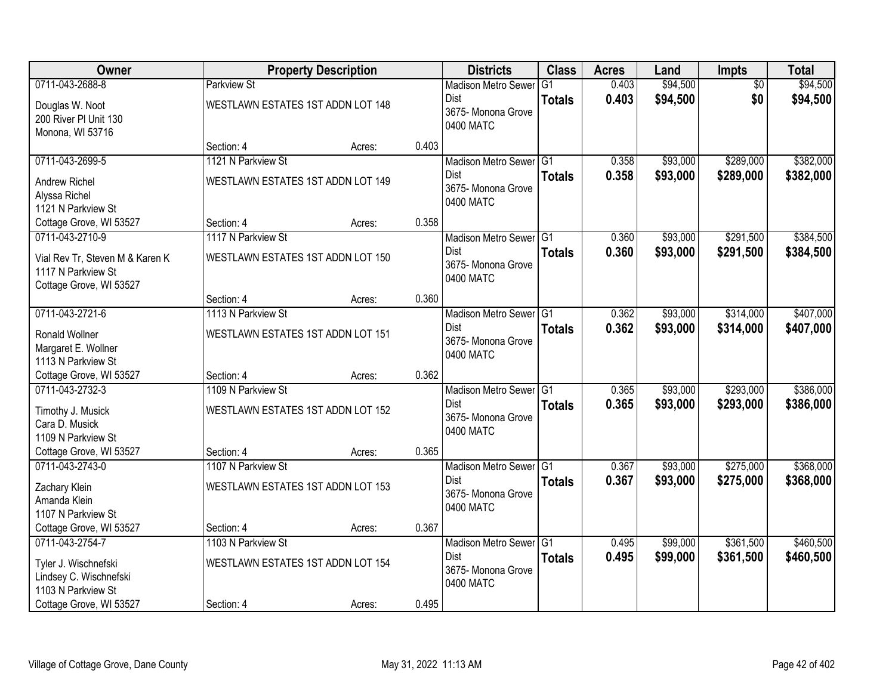| Owner | Property Description | | | Districts | Class | Acres | Land | Impts | Total |
|---|---|---|---|---|---|---|---|---|---|
| 0711-043-2688-8<br>Douglas W. Noot<br>200 River Pl Unit 130<br>Monona, WI 53716 | Parkview St<br>WESTLAWN ESTATES 1ST ADDN LOT 148<br>Section: 4 | Acres: | 0.403 | Madison Metro Sewer Dist<br>3675- Monona Grove<br>0400 MATC | G1<br>**Totals** | 0.403<br>**0.403** | $94,500<br>**$94,500** | $0<br>**$0** | $94,500<br>**$94,500** |
| 0711-043-2699-5<br>Andrew Richel<br>Alyssa Richel<br>1121 N Parkview St<br>Cottage Grove, WI 53527 | 1121 N Parkview St<br>WESTLAWN ESTATES 1ST ADDN LOT 149<br>Section: 4 | Acres: | 0.358 | Madison Metro Sewer Dist<br>3675- Monona Grove<br>0400 MATC | G1<br>**Totals** | 0.358<br>**0.358** | $93,000<br>**$93,000** | $289,000<br>**$289,000** | $382,000<br>**$382,000** |
| 0711-043-2710-9<br>Vial Rev Tr, Steven M & Karen K<br>1117 N Parkview St<br>Cottage Grove, WI 53527 | 1117 N Parkview St<br>WESTLAWN ESTATES 1ST ADDN LOT 150<br>Section: 4 | Acres: | 0.360 | Madison Metro Sewer Dist<br>3675- Monona Grove<br>0400 MATC | G1<br>**Totals** | 0.360<br>**0.360** | $93,000<br>**$93,000** | $291,500<br>**$291,500** | $384,500<br>**$384,500** |
| 0711-043-2721-6<br>Ronald Wollner<br>Margaret E. Wollner<br>1113 N Parkview St<br>Cottage Grove, WI 53527 | 1113 N Parkview St<br>WESTLAWN ESTATES 1ST ADDN LOT 151<br>Section: 4 | Acres: | 0.362 | Madison Metro Sewer Dist<br>3675- Monona Grove<br>0400 MATC | G1<br>**Totals** | 0.362<br>**0.362** | $93,000<br>**$93,000** | $314,000<br>**$314,000** | $407,000<br>**$407,000** |
| 0711-043-2732-3<br>Timothy J. Musick<br>Cara D. Musick<br>1109 N Parkview St<br>Cottage Grove, WI 53527 | 1109 N Parkview St<br>WESTLAWN ESTATES 1ST ADDN LOT 152<br>Section: 4 | Acres: | 0.365 | Madison Metro Sewer Dist<br>3675- Monona Grove<br>0400 MATC | G1<br>**Totals** | 0.365<br>**0.365** | $93,000<br>**$93,000** | $293,000<br>**$293,000** | $386,000<br>**$386,000** |
| 0711-043-2743-0<br>Zachary Klein<br>Amanda Klein<br>1107 N Parkview St<br>Cottage Grove, WI 53527 | 1107 N Parkview St<br>WESTLAWN ESTATES 1ST ADDN LOT 153<br>Section: 4 | Acres: | 0.367 | Madison Metro Sewer Dist<br>3675- Monona Grove<br>0400 MATC | G1<br>**Totals** | 0.367<br>**0.367** | $93,000<br>**$93,000** | $275,000<br>**$275,000** | $368,000<br>**$368,000** |
| 0711-043-2754-7<br>Tyler J. Wischnefski<br>Lindsey C. Wischnefski<br>1103 N Parkview St<br>Cottage Grove, WI 53527 | 1103 N Parkview St<br>WESTLAWN ESTATES 1ST ADDN LOT 154<br>Section: 4 | Acres: | 0.495 | Madison Metro Sewer Dist<br>3675- Monona Grove<br>0400 MATC | G1<br>**Totals** | 0.495<br>**0.495** | $99,000<br>**$99,000** | $361,500<br>**$361,500** | $460,500<br>**$460,500** |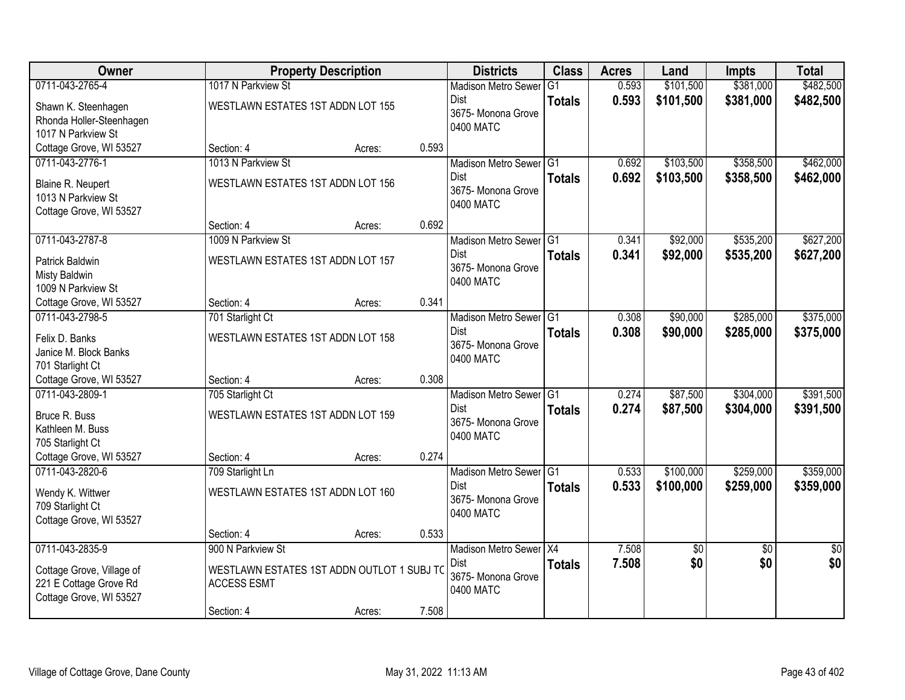| Owner | Property Description | | | Districts | Class | Acres | Land | Impts | Total |
|---|---|---|---|---|---|---|---|---|---|
| 0711-043-2765-4<br>Shawn K. Steenhagen<br>Rhonda Holler-Steenhagen<br>1017 N Parkview St<br>Cottage Grove, WI 53527 | 1017 N Parkview St<br>WESTLAWN ESTATES 1ST ADDN LOT 155<br>Section: 4 | Acres: | 0.593 | Madison Metro Sewer Dist<br>3675- Monona Grove<br>0400 MATC | G1<br>**Totals** | 0.593<br>**0.593** | $101,500<br>**$101,500** | $381,000<br>**$381,000** | $482,500<br>**$482,500** |
| 0711-043-2776-1<br>Blaine R. Neupert<br>1013 N Parkview St<br>Cottage Grove, WI 53527 | 1013 N Parkview St<br>WESTLAWN ESTATES 1ST ADDN LOT 156<br>Section: 4 | Acres: | 0.692 | Madison Metro Sewer Dist<br>3675- Monona Grove<br>0400 MATC | G1<br>**Totals** | 0.692<br>**0.692** | $103,500<br>**$103,500** | $358,500<br>**$358,500** | $462,000<br>**$462,000** |
| 0711-043-2787-8<br>Patrick Baldwin<br>Misty Baldwin<br>1009 N Parkview St<br>Cottage Grove, WI 53527 | 1009 N Parkview St<br>WESTLAWN ESTATES 1ST ADDN LOT 157<br>Section: 4 | Acres: | 0.341 | Madison Metro Sewer Dist<br>3675- Monona Grove<br>0400 MATC | G1<br>**Totals** | 0.341<br>**0.341** | $92,000<br>**$92,000** | $535,200<br>**$535,200** | $627,200<br>**$627,200** |
| 0711-043-2798-5<br>Felix D. Banks<br>Janice M. Block Banks<br>701 Starlight Ct<br>Cottage Grove, WI 53527 | 701 Starlight Ct<br>WESTLAWN ESTATES 1ST ADDN LOT 158<br>Section: 4 | Acres: | 0.308 | Madison Metro Sewer Dist<br>3675- Monona Grove<br>0400 MATC | G1<br>**Totals** | 0.308<br>**0.308** | $90,000<br>**$90,000** | $285,000<br>**$285,000** | $375,000<br>**$375,000** |
| 0711-043-2809-1<br>Bruce R. Buss<br>Kathleen M. Buss<br>705 Starlight Ct<br>Cottage Grove, WI 53527 | 705 Starlight Ct<br>WESTLAWN ESTATES 1ST ADDN LOT 159<br>Section: 4 | Acres: | 0.274 | Madison Metro Sewer Dist<br>3675- Monona Grove<br>0400 MATC | G1<br>**Totals** | 0.274<br>**0.274** | $87,500<br>**$87,500** | $304,000<br>**$304,000** | $391,500<br>**$391,500** |
| 0711-043-2820-6<br>Wendy K. Wittwer<br>709 Starlight Ct<br>Cottage Grove, WI 53527 | 709 Starlight Ln<br>WESTLAWN ESTATES 1ST ADDN LOT 160<br>Section: 4 | Acres: | 0.533 | Madison Metro Sewer Dist<br>3675- Monona Grove<br>0400 MATC | G1<br>**Totals** | 0.533<br>**0.533** | $100,000<br>**$100,000** | $259,000<br>**$259,000** | $359,000<br>**$359,000** |
| 0711-043-2835-9<br>Cottage Grove, Village of<br>221 E Cottage Grove Rd<br>Cottage Grove, WI 53527 | 900 N Parkview St<br>WESTLAWN ESTATES 1ST ADDN OUTLOT 1 SUBJ TO ACCESS ESMT<br>Section: 4 | Acres: | 7.508 | Madison Metro Sewer Dist<br>3675- Monona Grove<br>0400 MATC | X4<br>**Totals** | 7.508<br>**7.508** | $0<br>**$0** | $0<br>**$0** | $0<br>**$0** |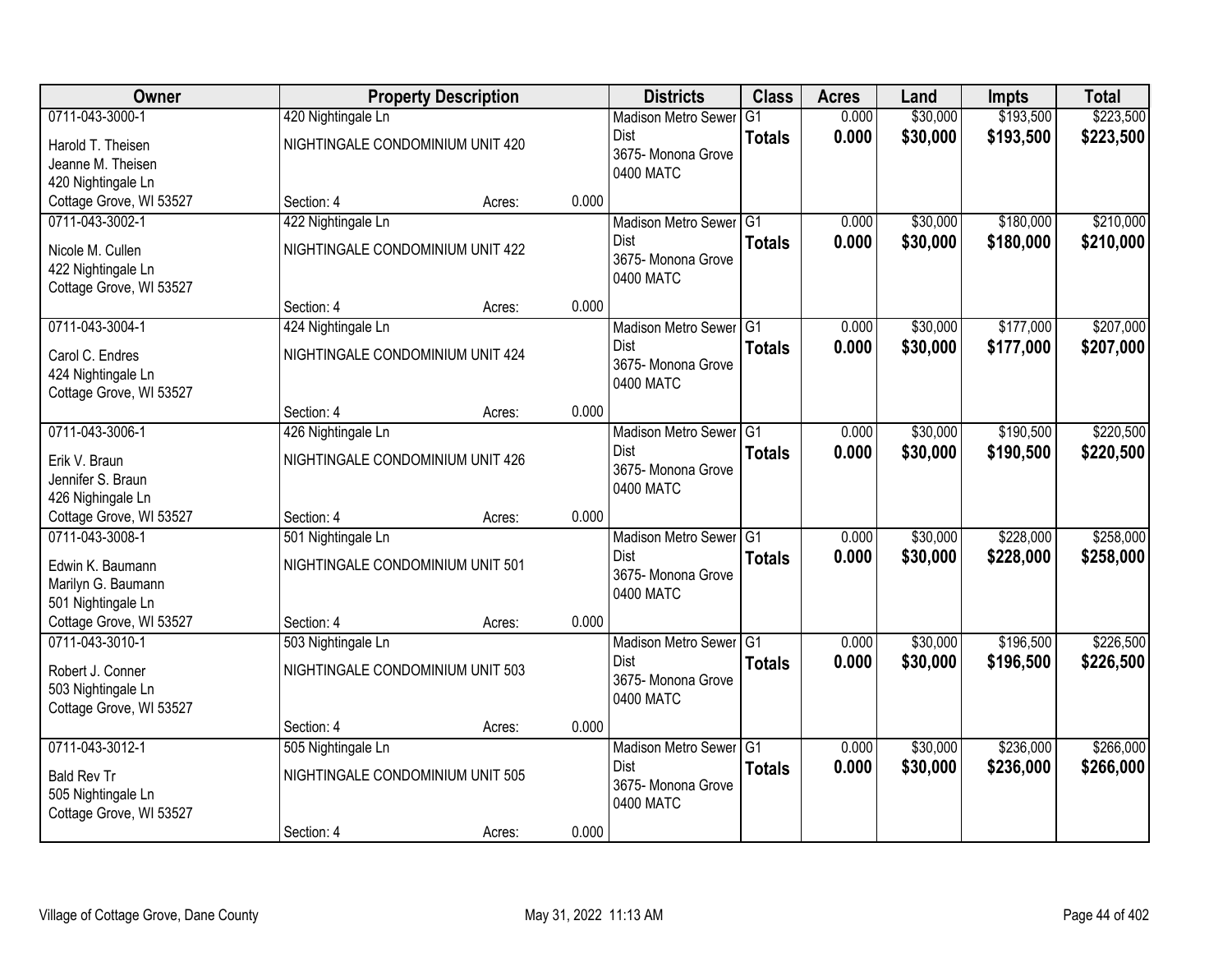| Owner | Property Description | | | Districts | Class | Acres | Land | Impts | Total |
|---|---|---|---|---|---|---|---|---|---|
| 0711-043-3000-1<br>Harold T. Theisen<br>Jeanne M. Theisen<br>420 Nightingale Ln<br>Cottage Grove, WI 53527 | 420 Nightingale Ln<br>NIGHTINGALE CONDOMINIUM UNIT 420<br>Section: 4 | Acres: | 0.000 | Madison Metro Sewer Dist<br>3675- Monona Grove<br>0400 MATC | G1<br>**Totals** | 0.000<br>**0.000** | $30,000<br>**$30,000** | $193,500<br>**$193,500** | $223,500<br>**$223,500** |
| 0711-043-3002-1<br>Nicole M. Cullen<br>422 Nightingale Ln<br>Cottage Grove, WI 53527 | 422 Nightingale Ln<br>NIGHTINGALE CONDOMINIUM UNIT 422<br>Section: 4 | Acres: | 0.000 | Madison Metro Sewer Dist<br>3675- Monona Grove<br>0400 MATC | G1<br>**Totals** | 0.000<br>**0.000** | $30,000<br>**$30,000** | $180,000<br>**$180,000** | $210,000<br>**$210,000** |
| 0711-043-3004-1<br>Carol C. Endres<br>424 Nightingale Ln<br>Cottage Grove, WI 53527 | 424 Nightingale Ln<br>NIGHTINGALE CONDOMINIUM UNIT 424<br>Section: 4 | Acres: | 0.000 | Madison Metro Sewer Dist<br>3675- Monona Grove<br>0400 MATC | G1<br>**Totals** | 0.000<br>**0.000** | $30,000<br>**$30,000** | $177,000<br>**$177,000** | $207,000<br>**$207,000** |
| 0711-043-3006-1<br>Erik V. Braun<br>Jennifer S. Braun<br>426 Nighingale Ln<br>Cottage Grove, WI 53527 | 426 Nightingale Ln<br>NIGHTINGALE CONDOMINIUM UNIT 426<br>Section: 4 | Acres: | 0.000 | Madison Metro Sewer Dist<br>3675- Monona Grove<br>0400 MATC | G1<br>**Totals** | 0.000<br>**0.000** | $30,000<br>**$30,000** | $190,500<br>**$190,500** | $220,500<br>**$220,500** |
| 0711-043-3008-1<br>Edwin K. Baumann<br>Marilyn G. Baumann<br>501 Nightingale Ln<br>Cottage Grove, WI 53527 | 501 Nightingale Ln<br>NIGHTINGALE CONDOMINIUM UNIT 501<br>Section: 4 | Acres: | 0.000 | Madison Metro Sewer Dist<br>3675- Monona Grove<br>0400 MATC | G1<br>**Totals** | 0.000<br>**0.000** | $30,000<br>**$30,000** | $228,000<br>**$228,000** | $258,000<br>**$258,000** |
| 0711-043-3010-1<br>Robert J. Conner<br>503 Nightingale Ln<br>Cottage Grove, WI 53527 | 503 Nightingale Ln<br>NIGHTINGALE CONDOMINIUM UNIT 503<br>Section: 4 | Acres: | 0.000 | Madison Metro Sewer Dist<br>3675- Monona Grove<br>0400 MATC | G1<br>**Totals** | 0.000<br>**0.000** | $30,000<br>**$30,000** | $196,500<br>**$196,500** | $226,500<br>**$226,500** |
| 0711-043-3012-1<br>Bald Rev Tr<br>505 Nightingale Ln<br>Cottage Grove, WI 53527 | 505 Nightingale Ln<br>NIGHTINGALE CONDOMINIUM UNIT 505<br>Section: 4 | Acres: | 0.000 | Madison Metro Sewer Dist<br>3675- Monona Grove<br>0400 MATC | G1<br>**Totals** | 0.000<br>**0.000** | $30,000<br>**$30,000** | $236,000<br>**$236,000** | $266,000<br>**$266,000** |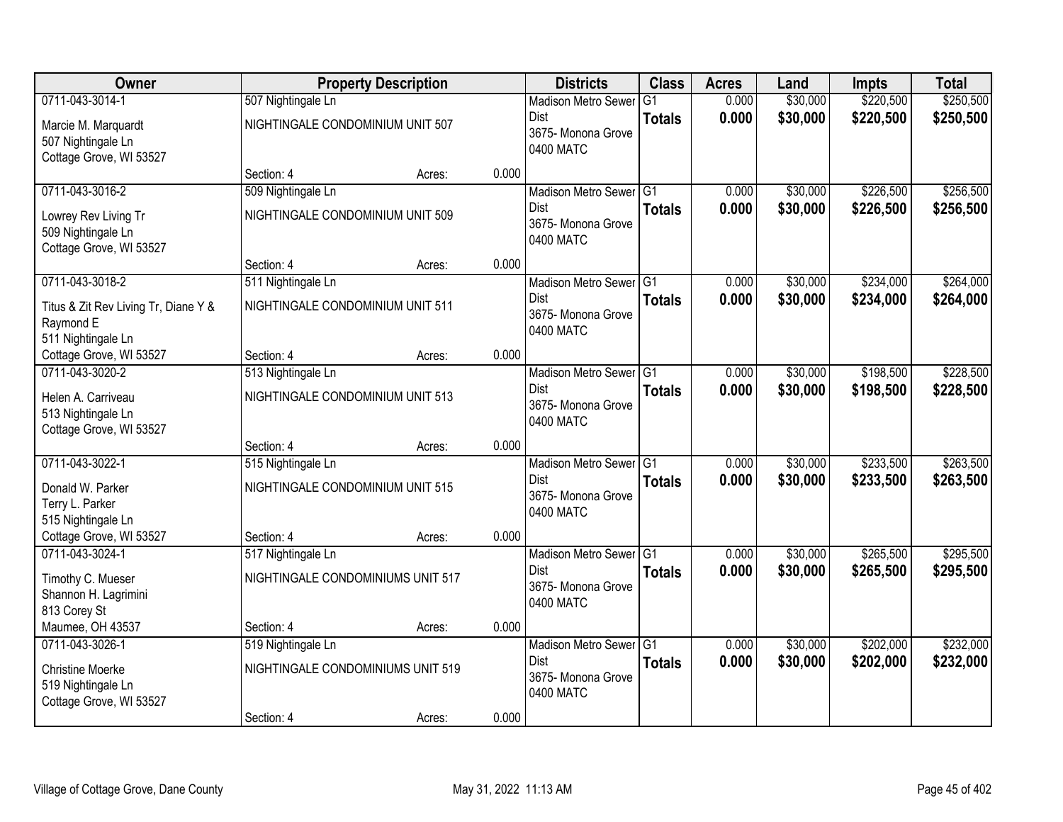| Owner | Property Description | | | Districts | Class | Acres | Land | Impts | Total |
|---|---|---|---|---|---|---|---|---|---|
| 0711-043-3014-1<br>Marcie M. Marquardt<br>507 Nightingale Ln<br>Cottage Grove, WI 53527 | 507 Nightingale Ln<br>NIGHTINGALE CONDOMINIUM UNIT 507<br>Section: 4 | Acres: | 0.000 | Madison Metro Sewer Dist<br>3675- Monona Grove<br>0400 MATC | G1<br>**Totals** | 0.000<br>**0.000** | $30,000<br>**$30,000** | $220,500<br>**$220,500** | $250,500<br>**$250,500** |
| 0711-043-3016-2<br>Lowrey Rev Living Tr<br>509 Nightingale Ln<br>Cottage Grove, WI 53527 | 509 Nightingale Ln<br>NIGHTINGALE CONDOMINIUM UNIT 509<br>Section: 4 | Acres: | 0.000 | Madison Metro Sewer Dist<br>3675- Monona Grove<br>0400 MATC | G1<br>**Totals** | 0.000<br>**0.000** | $30,000<br>**$30,000** | $226,500<br>**$226,500** | $256,500<br>**$256,500** |
| 0711-043-3018-2<br>Titus & Zit Rev Living Tr, Diane Y & Raymond E<br>511 Nightingale Ln<br>Cottage Grove, WI 53527 | 511 Nightingale Ln<br>NIGHTINGALE CONDOMINIUM UNIT 511<br>Section: 4 | Acres: | 0.000 | Madison Metro Sewer Dist<br>3675- Monona Grove<br>0400 MATC | G1<br>**Totals** | 0.000<br>**0.000** | $30,000<br>**$30,000** | $234,000<br>**$234,000** | $264,000<br>**$264,000** |
| 0711-043-3020-2<br>Helen A. Carriveau<br>513 Nightingale Ln<br>Cottage Grove, WI 53527 | 513 Nightingale Ln<br>NIGHTINGALE CONDOMINIUM UNIT 513<br>Section: 4 | Acres: | 0.000 | Madison Metro Sewer Dist<br>3675- Monona Grove<br>0400 MATC | G1<br>**Totals** | 0.000<br>**0.000** | $30,000<br>**$30,000** | $198,500<br>**$198,500** | $228,500<br>**$228,500** |
| 0711-043-3022-1<br>Donald W. Parker<br>Terry L. Parker<br>515 Nightingale Ln<br>Cottage Grove, WI 53527 | 515 Nightingale Ln<br>NIGHTINGALE CONDOMINIUM UNIT 515<br>Section: 4 | Acres: | 0.000 | Madison Metro Sewer Dist<br>3675- Monona Grove<br>0400 MATC | G1<br>**Totals** | 0.000<br>**0.000** | $30,000<br>**$30,000** | $233,500<br>**$233,500** | $263,500<br>**$263,500** |
| 0711-043-3024-1<br>Timothy C. Mueser<br>Shannon H. Lagrimini<br>813 Corey St<br>Maumee, OH 43537 | 517 Nightingale Ln<br>NIGHTINGALE CONDOMINIUMS UNIT 517<br>Section: 4 | Acres: | 0.000 | Madison Metro Sewer Dist<br>3675- Monona Grove<br>0400 MATC | G1<br>**Totals** | 0.000<br>**0.000** | $30,000<br>**$30,000** | $265,500<br>**$265,500** | $295,500<br>**$295,500** |
| 0711-043-3026-1<br>Christine Moerke<br>519 Nightingale Ln<br>Cottage Grove, WI 53527 | 519 Nightingale Ln<br>NIGHTINGALE CONDOMINIUMS UNIT 519<br>Section: 4 | Acres: | 0.000 | Madison Metro Sewer Dist<br>3675- Monona Grove<br>0400 MATC | G1<br>**Totals** | 0.000<br>**0.000** | $30,000<br>**$30,000** | $202,000<br>**$202,000** | $232,000<br>**$232,000** |

Village of Cottage Grove, Dane County May 31, 2022 11:13 AM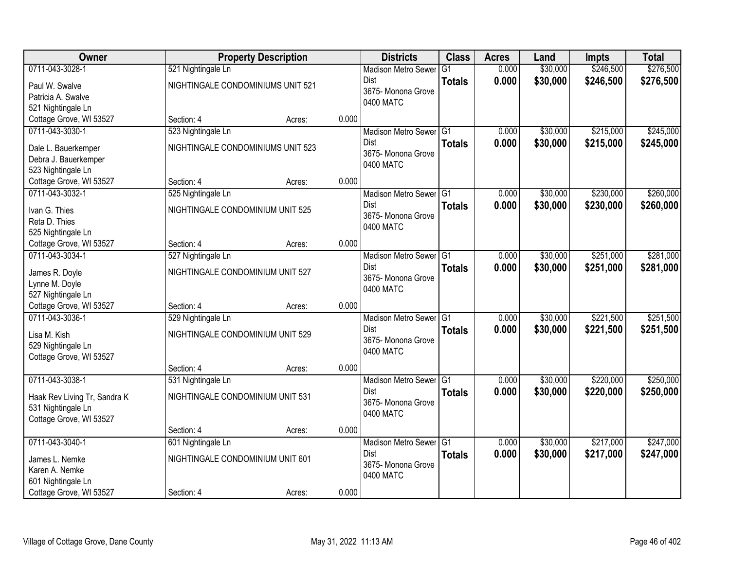| Owner | Property Description | | | Districts | Class | Acres | Land | Impts | Total |
|---|---|---|---|---|---|---|---|---|---|
| 0711-043-3028-1<br>Paul W. Swalve<br>Patricia A. Swalve<br>521 Nightingale Ln<br>Cottage Grove, WI 53527 | 521 Nightingale Ln<br>NIGHTINGALE CONDOMINIUMS UNIT 521<br>Section: 4 | Acres: | 0.000 | Madison Metro Sewer Dist<br>3675- Monona Grove<br>0400 MATC | G1<br>**Totals** | 0.000<br>**0.000** | $30,000<br>**$30,000** | $246,500<br>**$246,500** | $276,500<br>**$276,500** |
| 0711-043-3030-1<br>Dale L. Bauerkemper<br>Debra J. Bauerkemper<br>523 Nightingale Ln<br>Cottage Grove, WI 53527 | 523 Nightingale Ln<br>NIGHTINGALE CONDOMINIUMS UNIT 523<br>Section: 4 | Acres: | 0.000 | Madison Metro Sewer Dist<br>3675- Monona Grove<br>0400 MATC | G1<br>**Totals** | 0.000<br>**0.000** | $30,000<br>**$30,000** | $215,000<br>**$215,000** | $245,000<br>**$245,000** |
| 0711-043-3032-1<br>Ivan G. Thies<br>Reta D. Thies<br>525 Nightingale Ln<br>Cottage Grove, WI 53527 | 525 Nightingale Ln<br>NIGHTINGALE CONDOMINIUM UNIT 525<br>Section: 4 | Acres: | 0.000 | Madison Metro Sewer Dist<br>3675- Monona Grove<br>0400 MATC | G1<br>**Totals** | 0.000<br>**0.000** | $30,000<br>**$30,000** | $230,000<br>**$230,000** | $260,000<br>**$260,000** |
| 0711-043-3034-1<br>James R. Doyle<br>Lynne M. Doyle<br>527 Nightingale Ln<br>Cottage Grove, WI 53527 | 527 Nightingale Ln<br>NIGHTINGALE CONDOMINIUM UNIT 527<br>Section: 4 | Acres: | 0.000 | Madison Metro Sewer Dist<br>3675- Monona Grove<br>0400 MATC | G1<br>**Totals** | 0.000<br>**0.000** | $30,000<br>**$30,000** | $251,000<br>**$251,000** | $281,000<br>**$281,000** |
| 0711-043-3036-1<br>Lisa M. Kish<br>529 Nightingale Ln<br>Cottage Grove, WI 53527 | 529 Nightingale Ln<br>NIGHTINGALE CONDOMINIUM UNIT 529<br>Section: 4 | Acres: | 0.000 | Madison Metro Sewer Dist<br>3675- Monona Grove<br>0400 MATC | G1<br>**Totals** | 0.000<br>**0.000** | $30,000<br>**$30,000** | $221,500<br>**$221,500** | $251,500<br>**$251,500** |
| 0711-043-3038-1<br>Haak Rev Living Tr, Sandra K<br>531 Nightingale Ln<br>Cottage Grove, WI 53527 | 531 Nightingale Ln<br>NIGHTINGALE CONDOMINIUM UNIT 531<br>Section: 4 | Acres: | 0.000 | Madison Metro Sewer Dist<br>3675- Monona Grove<br>0400 MATC | G1<br>**Totals** | 0.000<br>**0.000** | $30,000<br>**$30,000** | $220,000<br>**$220,000** | $250,000<br>**$250,000** |
| 0711-043-3040-1<br>James L. Nemke<br>Karen A. Nemke<br>601 Nightingale Ln<br>Cottage Grove, WI 53527 | 601 Nightingale Ln<br>NIGHTINGALE CONDOMINIUM UNIT 601<br>Section: 4 | Acres: | 0.000 | Madison Metro Sewer Dist<br>3675- Monona Grove<br>0400 MATC | G1<br>**Totals** | 0.000<br>**0.000** | $30,000<br>**$30,000** | $217,000<br>**$217,000** | $247,000<br>**$247,000** |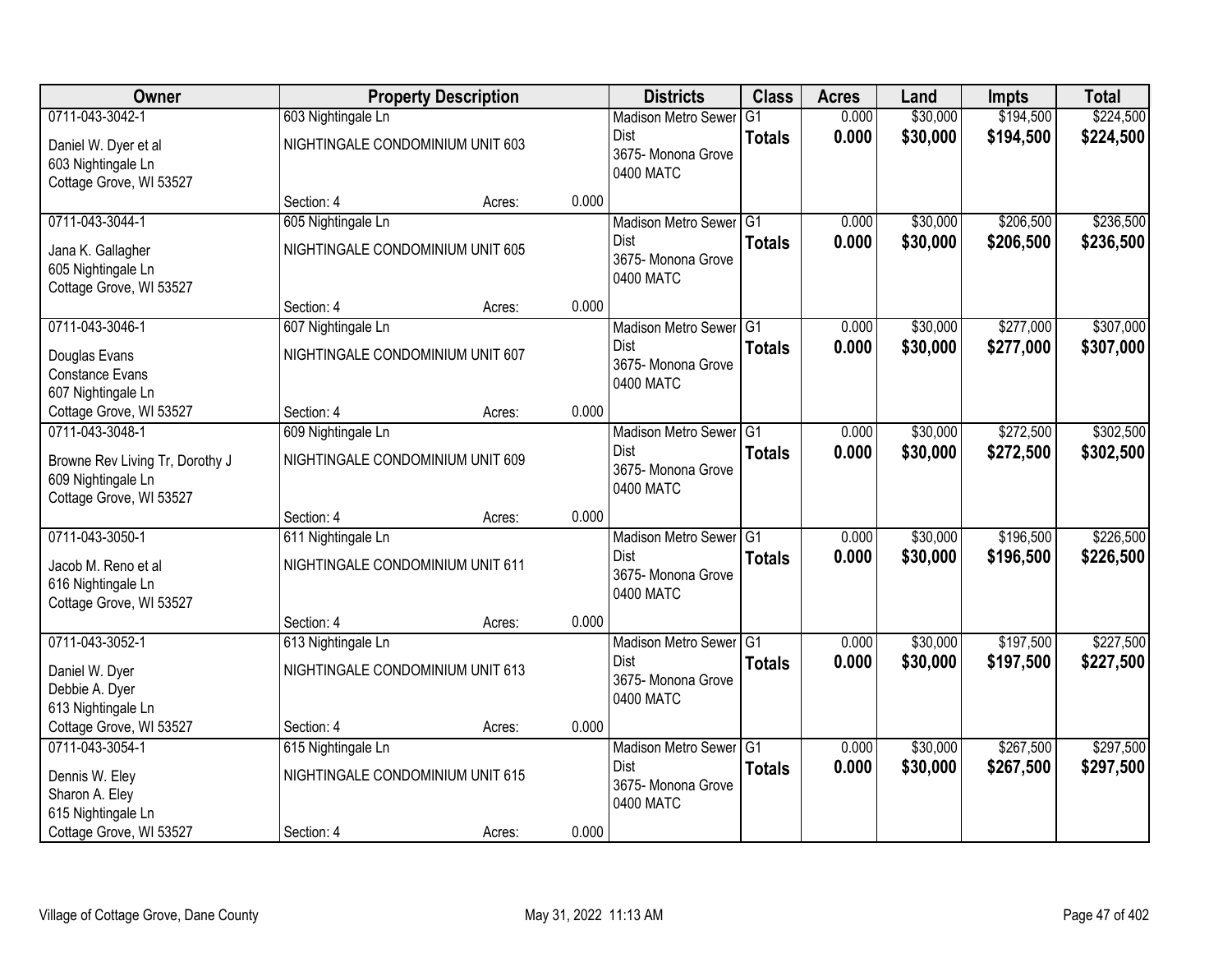| Owner | Property Description | | | Districts | Class | Acres | Land | Impts | Total |
|---|---|---|---|---|---|---|---|---|---|
| 0711-043-3042-1<br>Daniel W. Dyer et al<br>603 Nightingale Ln<br>Cottage Grove, WI 53527 | 603 Nightingale Ln<br>NIGHTINGALE CONDOMINIUM UNIT 603<br>Section: 4 | Acres: | 0.000 | Madison Metro Sewer Dist<br>3675- Monona Grove<br>0400 MATC | G1<br>**Totals** | 0.000<br>**0.000** | $30,000<br>**$30,000** | $194,500<br>**$194,500** | $224,500<br>**$224,500** |
| 0711-043-3044-1<br>Jana K. Gallagher<br>605 Nightingale Ln<br>Cottage Grove, WI 53527 | 605 Nightingale Ln<br>NIGHTINGALE CONDOMINIUM UNIT 605<br>Section: 4 | Acres: | 0.000 | Madison Metro Sewer Dist<br>3675- Monona Grove<br>0400 MATC | G1<br>**Totals** | 0.000<br>**0.000** | $30,000<br>**$30,000** | $206,500<br>**$206,500** | $236,500<br>**$236,500** |
| 0711-043-3046-1<br>Douglas Evans<br>Constance Evans<br>607 Nightingale Ln<br>Cottage Grove, WI 53527 | 607 Nightingale Ln<br>NIGHTINGALE CONDOMINIUM UNIT 607<br>Section: 4 | Acres: | 0.000 | Madison Metro Sewer Dist<br>3675- Monona Grove<br>0400 MATC | G1<br>**Totals** | 0.000<br>**0.000** | $30,000<br>**$30,000** | $277,000<br>**$277,000** | $307,000<br>**$307,000** |
| 0711-043-3048-1<br>Browne Rev Living Tr, Dorothy J<br>609 Nightingale Ln<br>Cottage Grove, WI 53527 | 609 Nightingale Ln<br>NIGHTINGALE CONDOMINIUM UNIT 609<br>Section: 4 | Acres: | 0.000 | Madison Metro Sewer Dist<br>3675- Monona Grove<br>0400 MATC | G1<br>**Totals** | 0.000<br>**0.000** | $30,000<br>**$30,000** | $272,500<br>**$272,500** | $302,500<br>**$302,500** |
| 0711-043-3050-1<br>Jacob M. Reno et al<br>616 Nightingale Ln<br>Cottage Grove, WI 53527 | 611 Nightingale Ln<br>NIGHTINGALE CONDOMINIUM UNIT 611<br>Section: 4 | Acres: | 0.000 | Madison Metro Sewer Dist<br>3675- Monona Grove<br>0400 MATC | G1<br>**Totals** | 0.000<br>**0.000** | $30,000<br>**$30,000** | $196,500<br>**$196,500** | $226,500<br>**$226,500** |
| 0711-043-3052-1<br>Daniel W. Dyer<br>Debbie A. Dyer<br>613 Nightingale Ln<br>Cottage Grove, WI 53527 | 613 Nightingale Ln<br>NIGHTINGALE CONDOMINIUM UNIT 613<br>Section: 4 | Acres: | 0.000 | Madison Metro Sewer Dist<br>3675- Monona Grove<br>0400 MATC | G1<br>**Totals** | 0.000<br>**0.000** | $30,000<br>**$30,000** | $197,500<br>**$197,500** | $227,500<br>**$227,500** |
| 0711-043-3054-1<br>Dennis W. Eley<br>Sharon A. Eley<br>615 Nightingale Ln<br>Cottage Grove, WI 53527 | 615 Nightingale Ln<br>NIGHTINGALE CONDOMINIUM UNIT 615<br>Section: 4 | Acres: | 0.000 | Madison Metro Sewer Dist<br>3675- Monona Grove<br>0400 MATC | G1<br>**Totals** | 0.000<br>**0.000** | $30,000<br>**$30,000** | $267,500<br>**$267,500** | $297,500<br>**$297,500** |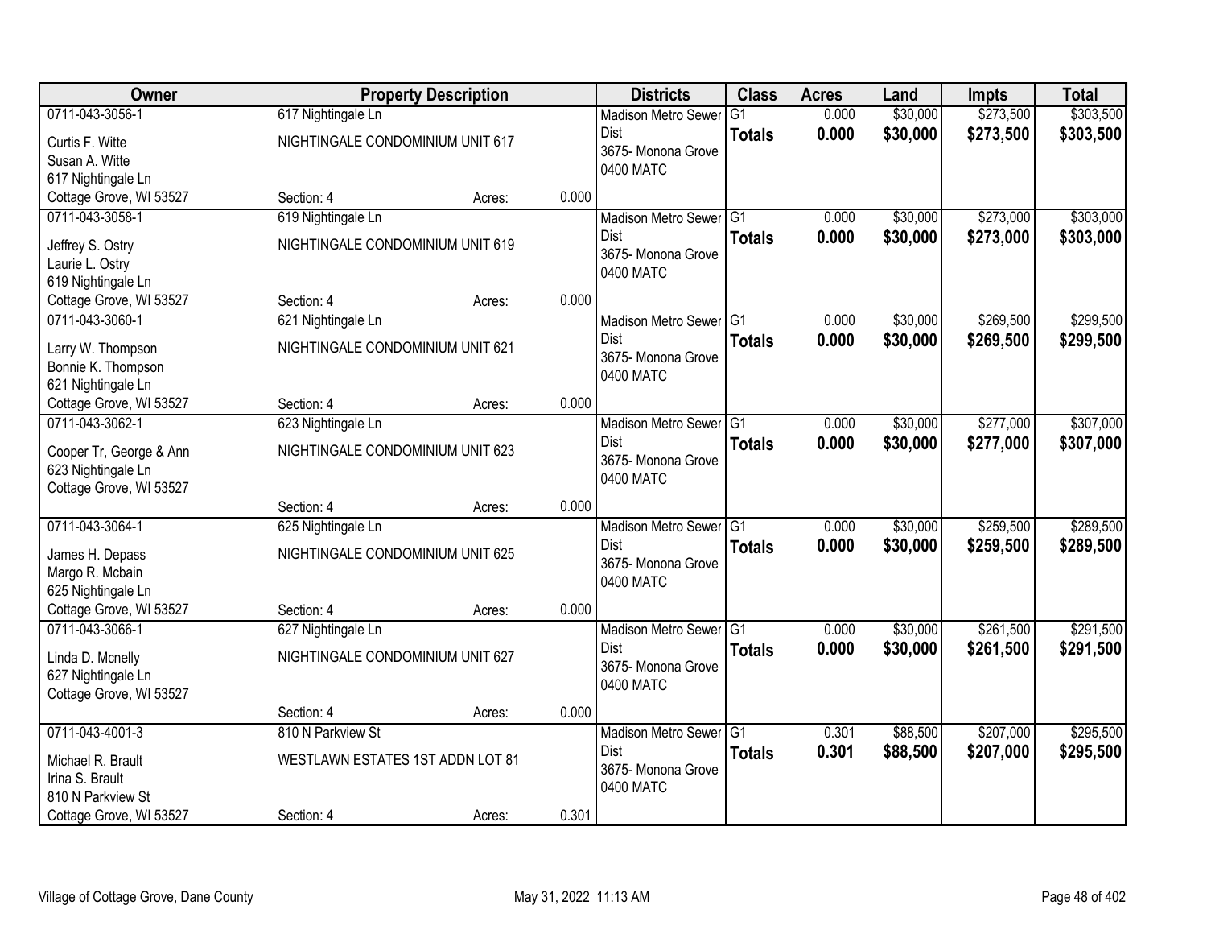| Owner | Property Description | | | Districts | Class | Acres | Land | Impts | Total |
|---|---|---|---|---|---|---|---|---|---|
| 0711-043-3056-1<br>Curtis F. Witte<br>Susan A. Witte<br>617 Nightingale Ln<br>Cottage Grove, WI 53527 | 617 Nightingale Ln<br>NIGHTINGALE CONDOMINIUM UNIT 617<br>Section: 4 | Acres: | 0.000 | Madison Metro Sewer Dist<br>3675- Monona Grove<br>0400 MATC | G1<br>**Totals** | 0.000<br>**0.000** | $30,000<br>**$30,000** | $273,500<br>**$273,500** | $303,500<br>**$303,500** |
| 0711-043-3058-1<br>Jeffrey S. Ostry<br>Laurie L. Ostry<br>619 Nightingale Ln<br>Cottage Grove, WI 53527 | 619 Nightingale Ln<br>NIGHTINGALE CONDOMINIUM UNIT 619<br>Section: 4 | Acres: | 0.000 | Madison Metro Sewer Dist<br>3675- Monona Grove<br>0400 MATC | G1<br>**Totals** | 0.000<br>**0.000** | $30,000<br>**$30,000** | $273,000<br>**$273,000** | $303,000<br>**$303,000** |
| 0711-043-3060-1<br>Larry W. Thompson<br>Bonnie K. Thompson<br>621 Nightingale Ln<br>Cottage Grove, WI 53527 | 621 Nightingale Ln<br>NIGHTINGALE CONDOMINIUM UNIT 621<br>Section: 4 | Acres: | 0.000 | Madison Metro Sewer Dist<br>3675- Monona Grove<br>0400 MATC | G1<br>**Totals** | 0.000<br>**0.000** | $30,000<br>**$30,000** | $269,500<br>**$269,500** | $299,500<br>**$299,500** |
| 0711-043-3062-1<br>Cooper Tr, George & Ann<br>623 Nightingale Ln<br>Cottage Grove, WI 53527 | 623 Nightingale Ln<br>NIGHTINGALE CONDOMINIUM UNIT 623<br>Section: 4 | Acres: | 0.000 | Madison Metro Sewer Dist<br>3675- Monona Grove<br>0400 MATC | G1<br>**Totals** | 0.000<br>**0.000** | $30,000<br>**$30,000** | $277,000<br>**$277,000** | $307,000<br>**$307,000** |
| 0711-043-3064-1<br>James H. Depass<br>Margo R. Mcbain<br>625 Nightingale Ln<br>Cottage Grove, WI 53527 | 625 Nightingale Ln<br>NIGHTINGALE CONDOMINIUM UNIT 625<br>Section: 4 | Acres: | 0.000 | Madison Metro Sewer Dist<br>3675- Monona Grove<br>0400 MATC | G1<br>**Totals** | 0.000<br>**0.000** | $30,000<br>**$30,000** | $259,500<br>**$259,500** | $289,500<br>**$289,500** |
| 0711-043-3066-1<br>Linda D. Mcnelly<br>627 Nightingale Ln<br>Cottage Grove, WI 53527 | 627 Nightingale Ln<br>NIGHTINGALE CONDOMINIUM UNIT 627<br>Section: 4 | Acres: | 0.000 | Madison Metro Sewer Dist<br>3675- Monona Grove<br>0400 MATC | G1<br>**Totals** | 0.000<br>**0.000** | $30,000<br>**$30,000** | $261,500<br>**$261,500** | $291,500<br>**$291,500** |
| 0711-043-4001-3<br>Michael R. Brault<br>Irina S. Brault<br>810 N Parkview St<br>Cottage Grove, WI 53527 | 810 N Parkview St<br>WESTLAWN ESTATES 1ST ADDN LOT 81<br>Section: 4 | Acres: | 0.301 | Madison Metro Sewer Dist<br>3675- Monona Grove<br>0400 MATC | G1<br>**Totals** | 0.301<br>**0.301** | $88,500<br>**$88,500** | $207,000<br>**$207,000** | $295,500<br>**$295,500** |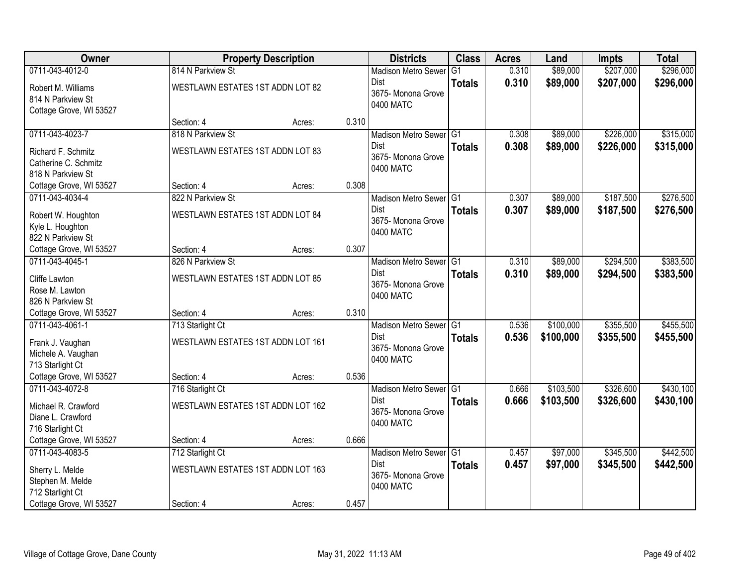| Owner | Property Description | | | Districts | Class | Acres | Land | Impts | Total |
|---|---|---|---|---|---|---|---|---|---|
| 0711-043-4012-0<br>Robert M. Williams<br>814 N Parkview St<br>Cottage Grove, WI 53527 | 814 N Parkview St<br>WESTLAWN ESTATES 1ST ADDN LOT 82<br>Section: 4 | Acres: | 0.310 | Madison Metro Sewer Dist<br>3675- Monona Grove<br>0400 MATC | G1<br>**Totals** | 0.310<br>**0.310** | $89,000<br>**$89,000** | $207,000<br>**$207,000** | $296,000<br>**$296,000** |
| 0711-043-4023-7<br>Richard F. Schmitz<br>Catherine C. Schmitz<br>818 N Parkview St<br>Cottage Grove, WI 53527 | 818 N Parkview St<br>WESTLAWN ESTATES 1ST ADDN LOT 83<br>Section: 4 | Acres: | 0.308 | Madison Metro Sewer Dist<br>3675- Monona Grove<br>0400 MATC | G1<br>**Totals** | 0.308<br>**0.308** | $89,000<br>**$89,000** | $226,000<br>**$226,000** | $315,000<br>**$315,000** |
| 0711-043-4034-4<br>Robert W. Houghton<br>Kyle L. Houghton<br>822 N Parkview St<br>Cottage Grove, WI 53527 | 822 N Parkview St<br>WESTLAWN ESTATES 1ST ADDN LOT 84<br>Section: 4 | Acres: | 0.307 | Madison Metro Sewer Dist<br>3675- Monona Grove<br>0400 MATC | G1<br>**Totals** | 0.307<br>**0.307** | $89,000<br>**$89,000** | $187,500<br>**$187,500** | $276,500<br>**$276,500** |
| 0711-043-4045-1<br>Cliffe Lawton<br>Rose M. Lawton<br>826 N Parkview St<br>Cottage Grove, WI 53527 | 826 N Parkview St<br>WESTLAWN ESTATES 1ST ADDN LOT 85<br>Section: 4 | Acres: | 0.310 | Madison Metro Sewer Dist<br>3675- Monona Grove<br>0400 MATC | G1<br>**Totals** | 0.310<br>**0.310** | $89,000<br>**$89,000** | $294,500<br>**$294,500** | $383,500<br>**$383,500** |
| 0711-043-4061-1<br>Frank J. Vaughan<br>Michele A. Vaughan<br>713 Starlight Ct<br>Cottage Grove, WI 53527 | 713 Starlight Ct<br>WESTLAWN ESTATES 1ST ADDN LOT 161<br>Section: 4 | Acres: | 0.536 | Madison Metro Sewer Dist<br>3675- Monona Grove<br>0400 MATC | G1<br>**Totals** | 0.536<br>**0.536** | $100,000<br>**$100,000** | $355,500<br>**$355,500** | $455,500<br>**$455,500** |
| 0711-043-4072-8<br>Michael R. Crawford<br>Diane L. Crawford<br>716 Starlight Ct<br>Cottage Grove, WI 53527 | 716 Starlight Ct<br>WESTLAWN ESTATES 1ST ADDN LOT 162<br>Section: 4 | Acres: | 0.666 | Madison Metro Sewer Dist<br>3675- Monona Grove<br>0400 MATC | G1<br>**Totals** | 0.666<br>**0.666** | $103,500<br>**$103,500** | $326,600<br>**$326,600** | $430,100<br>**$430,100** |
| 0711-043-4083-5<br>Sherry L. Melde<br>Stephen M. Melde<br>712 Starlight Ct<br>Cottage Grove, WI 53527 | 712 Starlight Ct<br>WESTLAWN ESTATES 1ST ADDN LOT 163<br>Section: 4 | Acres: | 0.457 | Madison Metro Sewer Dist<br>3675- Monona Grove<br>0400 MATC | G1<br>**Totals** | 0.457<br>**0.457** | $97,000<br>**$97,000** | $345,500<br>**$345,500** | $442,500<br>**$442,500** |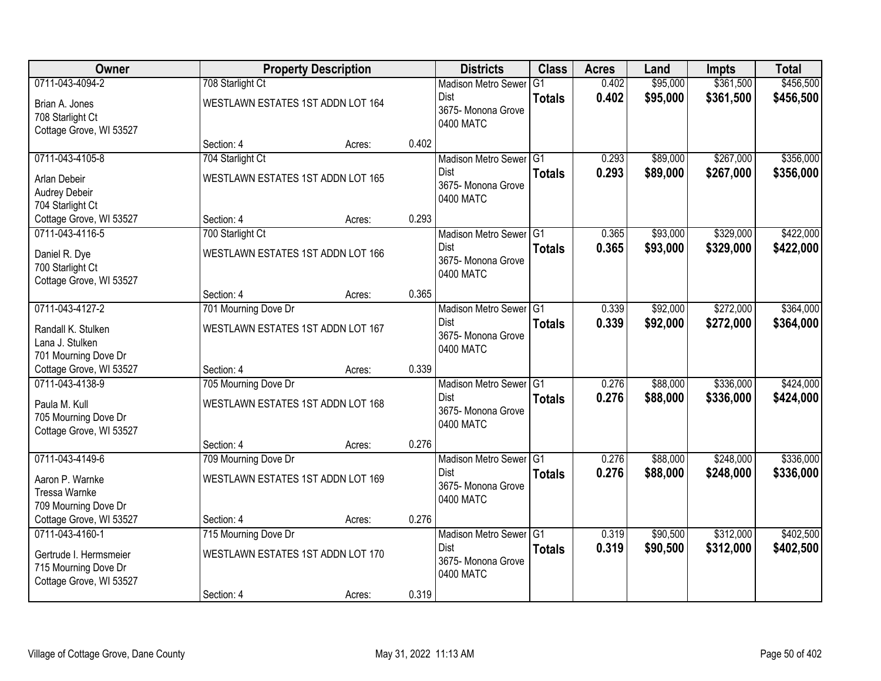| Owner | Property Description | | | Districts | Class | Acres | Land | Impts | Total |
|---|---|---|---|---|---|---|---|---|---|
| 0711-043-4094-2<br>Brian A. Jones<br>708 Starlight Ct<br>Cottage Grove, WI 53527 | 708 Starlight Ct<br>WESTLAWN ESTATES 1ST ADDN LOT 164<br>Section: 4 | Acres: | 0.402 | Madison Metro Sewer Dist<br>3675- Monona Grove<br>0400 MATC | G1<br>**Totals** | 0.402<br>**0.402** | $95,000<br>**$95,000** | $361,500<br>**$361,500** | $456,500<br>**$456,500** |
| 0711-043-4105-8<br>Arlan Debeir<br>Audrey Debeir<br>704 Starlight Ct<br>Cottage Grove, WI 53527 | 704 Starlight Ct<br>WESTLAWN ESTATES 1ST ADDN LOT 165<br>Section: 4 | Acres: | 0.293 | Madison Metro Sewer Dist<br>3675- Monona Grove<br>0400 MATC | G1<br>**Totals** | 0.293<br>**0.293** | $89,000<br>**$89,000** | $267,000<br>**$267,000** | $356,000<br>**$356,000** |
| 0711-043-4116-5<br>Daniel R. Dye<br>700 Starlight Ct<br>Cottage Grove, WI 53527 | 700 Starlight Ct<br>WESTLAWN ESTATES 1ST ADDN LOT 166<br>Section: 4 | Acres: | 0.365 | Madison Metro Sewer Dist<br>3675- Monona Grove<br>0400 MATC | G1<br>**Totals** | 0.365<br>**0.365** | $93,000<br>**$93,000** | $329,000<br>**$329,000** | $422,000<br>**$422,000** |
| 0711-043-4127-2<br>Randall K. Stulken<br>Lana J. Stulken<br>701 Mourning Dove Dr<br>Cottage Grove, WI 53527 | 701 Mourning Dove Dr<br>WESTLAWN ESTATES 1ST ADDN LOT 167<br>Section: 4 | Acres: | 0.339 | Madison Metro Sewer Dist<br>3675- Monona Grove<br>0400 MATC | G1<br>**Totals** | 0.339<br>**0.339** | $92,000<br>**$92,000** | $272,000<br>**$272,000** | $364,000<br>**$364,000** |
| 0711-043-4138-9<br>Paula M. Kull<br>705 Mourning Dove Dr<br>Cottage Grove, WI 53527 | 705 Mourning Dove Dr<br>WESTLAWN ESTATES 1ST ADDN LOT 168<br>Section: 4 | Acres: | 0.276 | Madison Metro Sewer Dist<br>3675- Monona Grove<br>0400 MATC | G1<br>**Totals** | 0.276<br>**0.276** | $88,000<br>**$88,000** | $336,000<br>**$336,000** | $424,000<br>**$424,000** |
| 0711-043-4149-6<br>Aaron P. Warnke<br>Tressa Warnke<br>709 Mourning Dove Dr<br>Cottage Grove, WI 53527 | 709 Mourning Dove Dr<br>WESTLAWN ESTATES 1ST ADDN LOT 169<br>Section: 4 | Acres: | 0.276 | Madison Metro Sewer Dist<br>3675- Monona Grove<br>0400 MATC | G1<br>**Totals** | 0.276<br>**0.276** | $88,000<br>**$88,000** | $248,000<br>**$248,000** | $336,000<br>**$336,000** |
| 0711-043-4160-1<br>Gertrude I. Hermsmeier<br>715 Mourning Dove Dr<br>Cottage Grove, WI 53527 | 715 Mourning Dove Dr<br>WESTLAWN ESTATES 1ST ADDN LOT 170<br>Section: 4 | Acres: | 0.319 | Madison Metro Sewer Dist<br>3675- Monona Grove<br>0400 MATC | G1<br>**Totals** | 0.319<br>**0.319** | $90,500<br>**$90,500** | $312,000<br>**$312,000** | $402,500<br>**$402,500** |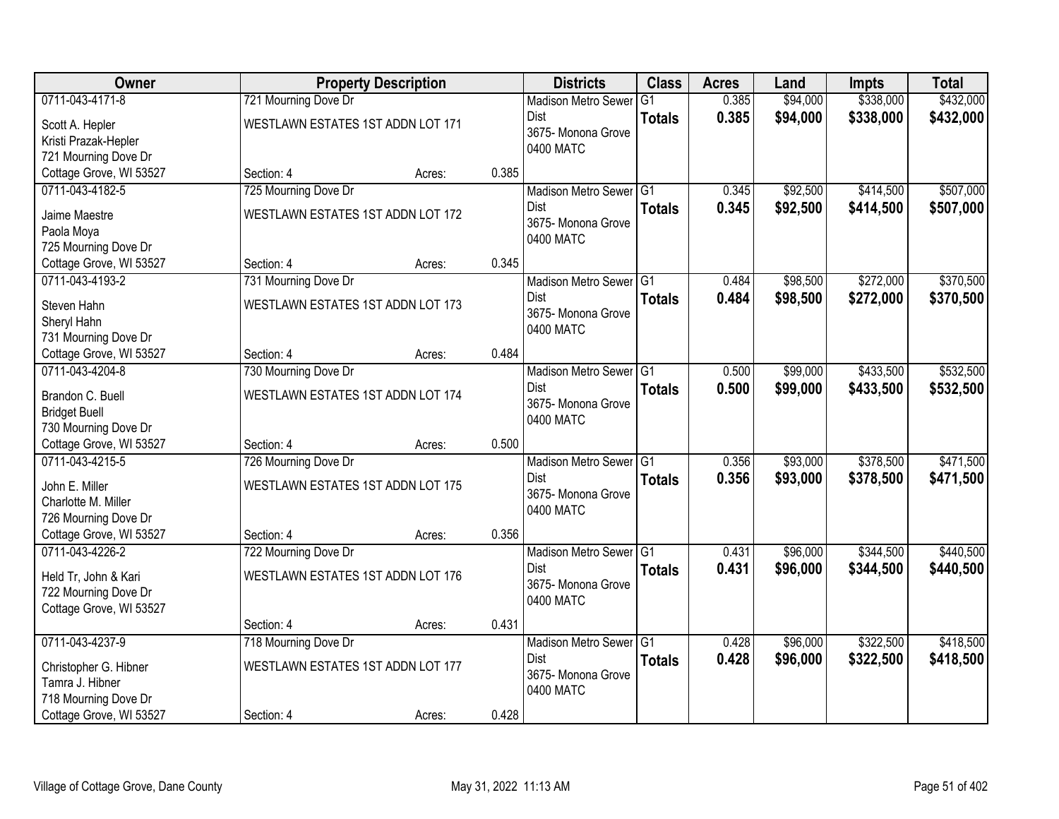| Owner | Property Description | | | Districts | Class | Acres | Land | Impts | Total |
|---|---|---|---|---|---|---|---|---|---|
| 0711-043-4171-8<br>Scott A. Hepler<br>Kristi Prazak-Hepler<br>721 Mourning Dove Dr<br>Cottage Grove, WI 53527 | 721 Mourning Dove Dr<br>WESTLAWN ESTATES 1ST ADDN LOT 171<br>Section: 4 | Acres: | 0.385 | Madison Metro Sewer Dist<br>3675- Monona Grove<br>0400 MATC | G1<br>**Totals** | 0.385<br>**0.385** | $94,000<br>**$94,000** | $338,000<br>**$338,000** | $432,000<br>**$432,000** |
| 0711-043-4182-5<br>Jaime Maestre<br>Paola Moya<br>725 Mourning Dove Dr<br>Cottage Grove, WI 53527 | 725 Mourning Dove Dr<br>WESTLAWN ESTATES 1ST ADDN LOT 172<br>Section: 4 | Acres: | 0.345 | Madison Metro Sewer Dist<br>3675- Monona Grove<br>0400 MATC | G1<br>**Totals** | 0.345<br>**0.345** | $92,500<br>**$92,500** | $414,500<br>**$414,500** | $507,000<br>**$507,000** |
| 0711-043-4193-2<br>Steven Hahn<br>Sheryl Hahn<br>731 Mourning Dove Dr<br>Cottage Grove, WI 53527 | 731 Mourning Dove Dr<br>WESTLAWN ESTATES 1ST ADDN LOT 173<br>Section: 4 | Acres: | 0.484 | Madison Metro Sewer Dist<br>3675- Monona Grove<br>0400 MATC | G1<br>**Totals** | 0.484<br>**0.484** | $98,500<br>**$98,500** | $272,000<br>**$272,000** | $370,500<br>**$370,500** |
| 0711-043-4204-8<br>Brandon C. Buell<br>Bridget Buell<br>730 Mourning Dove Dr<br>Cottage Grove, WI 53527 | 730 Mourning Dove Dr<br>WESTLAWN ESTATES 1ST ADDN LOT 174<br>Section: 4 | Acres: | 0.500 | Madison Metro Sewer Dist<br>3675- Monona Grove<br>0400 MATC | G1<br>**Totals** | 0.500<br>**0.500** | $99,000<br>**$99,000** | $433,500<br>**$433,500** | $532,500<br>**$532,500** |
| 0711-043-4215-5<br>John E. Miller<br>Charlotte M. Miller<br>726 Mourning Dove Dr<br>Cottage Grove, WI 53527 | 726 Mourning Dove Dr<br>WESTLAWN ESTATES 1ST ADDN LOT 175<br>Section: 4 | Acres: | 0.356 | Madison Metro Sewer Dist<br>3675- Monona Grove<br>0400 MATC | G1<br>**Totals** | 0.356<br>**0.356** | $93,000<br>**$93,000** | $378,500<br>**$378,500** | $471,500<br>**$471,500** |
| 0711-043-4226-2<br>Held Tr, John & Kari<br>722 Mourning Dove Dr<br>Cottage Grove, WI 53527 | 722 Mourning Dove Dr<br>WESTLAWN ESTATES 1ST ADDN LOT 176<br>Section: 4 | Acres: | 0.431 | Madison Metro Sewer Dist<br>3675- Monona Grove<br>0400 MATC | G1<br>**Totals** | 0.431<br>**0.431** | $96,000<br>**$96,000** | $344,500<br>**$344,500** | $440,500<br>**$440,500** |
| 0711-043-4237-9<br>Christopher G. Hibner<br>Tamra J. Hibner<br>718 Mourning Dove Dr<br>Cottage Grove, WI 53527 | 718 Mourning Dove Dr<br>WESTLAWN ESTATES 1ST ADDN LOT 177<br>Section: 4 | Acres: | 0.428 | Madison Metro Sewer Dist<br>3675- Monona Grove<br>0400 MATC | G1<br>**Totals** | 0.428<br>**0.428** | $96,000<br>**$96,000** | $322,500<br>**$322,500** | $418,500<br>**$418,500** |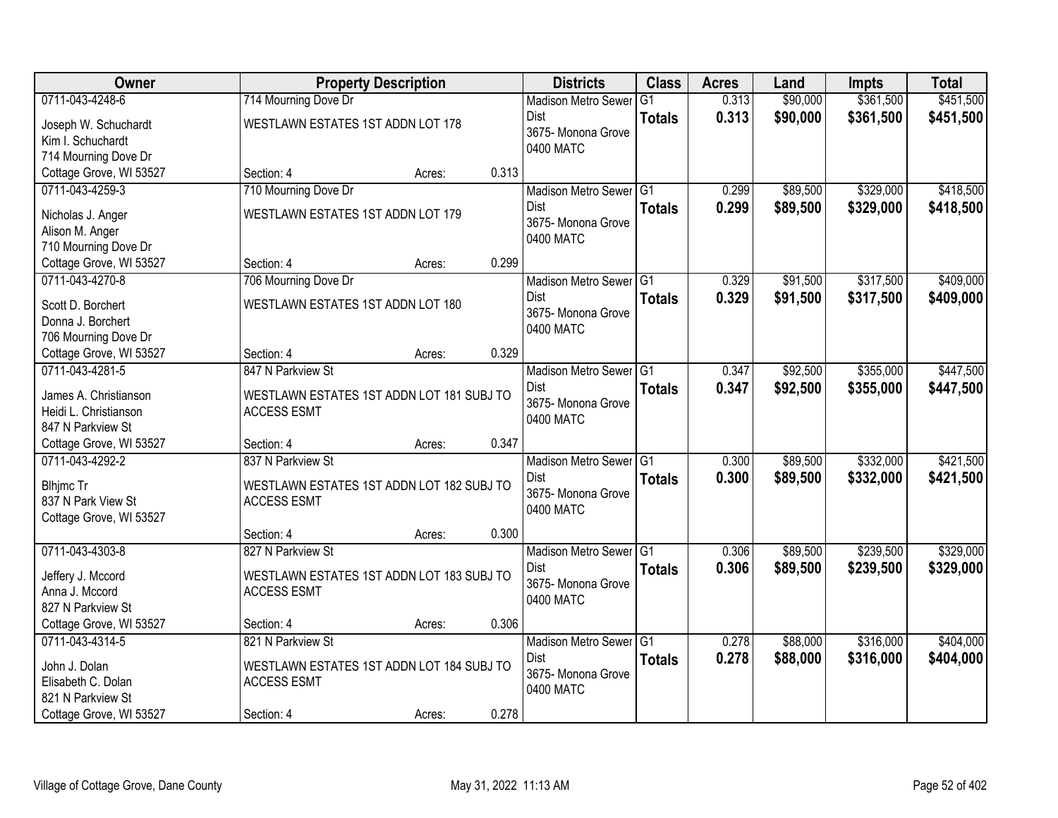| Owner | Property Description | Districts | Class | Acres | Land | Impts | Total |
|---|---|---|---|---|---|---|---|
| 0711-043-4248-6<br>Joseph W. Schuchardt<br>Kim I. Schuchardt<br>714 Mourning Dove Dr<br>Cottage Grove, WI 53527 | 714 Mourning Dove Dr<br>WESTLAWN ESTATES 1ST ADDN LOT 178<br>Section: 4 Acres: 0.313 | Madison Metro Sewer Dist<br>3675- Monona Grove<br>0400 MATC | G1<br>**Totals** | 0.313<br>**0.313** | $90,000<br>**$90,000** | $361,500<br>**$361,500** | $451,500<br>**$451,500** |
| 0711-043-4259-3<br>Nicholas J. Anger<br>Alison M. Anger<br>710 Mourning Dove Dr<br>Cottage Grove, WI 53527 | 710 Mourning Dove Dr<br>WESTLAWN ESTATES 1ST ADDN LOT 179<br>Section: 4 Acres: 0.299 | Madison Metro Sewer Dist<br>3675- Monona Grove<br>0400 MATC | G1<br>**Totals** | 0.299<br>**0.299** | $89,500<br>**$89,500** | $329,000<br>**$329,000** | $418,500<br>**$418,500** |
| 0711-043-4270-8<br>Scott D. Borchert<br>Donna J. Borchert<br>706 Mourning Dove Dr<br>Cottage Grove, WI 53527 | 706 Mourning Dove Dr<br>WESTLAWN ESTATES 1ST ADDN LOT 180<br>Section: 4 Acres: 0.329 | Madison Metro Sewer Dist<br>3675- Monona Grove<br>0400 MATC | G1<br>**Totals** | 0.329<br>**0.329** | $91,500<br>**$91,500** | $317,500<br>**$317,500** | $409,000<br>**$409,000** |
| 0711-043-4281-5<br>James A. Christianson<br>Heidi L. Christianson<br>847 N Parkview St<br>Cottage Grove, WI 53527 | 847 N Parkview St<br>WESTLAWN ESTATES 1ST ADDN LOT 181 SUBJ TO ACCESS ESMT<br>Section: 4 Acres: 0.347 | Madison Metro Sewer Dist<br>3675- Monona Grove<br>0400 MATC | G1<br>**Totals** | 0.347<br>**0.347** | $92,500<br>**$92,500** | $355,000<br>**$355,000** | $447,500<br>**$447,500** |
| 0711-043-4292-2<br>Blhjmc Tr<br>837 N Park View St<br>Cottage Grove, WI 53527 | 837 N Parkview St<br>WESTLAWN ESTATES 1ST ADDN LOT 182 SUBJ TO ACCESS ESMT<br>Section: 4 Acres: 0.300 | Madison Metro Sewer Dist<br>3675- Monona Grove<br>0400 MATC | G1<br>**Totals** | 0.300<br>**0.300** | $89,500<br>**$89,500** | $332,000<br>**$332,000** | $421,500<br>**$421,500** |
| 0711-043-4303-8<br>Jeffery J. Mccord<br>Anna J. Mccord<br>827 N Parkview St<br>Cottage Grove, WI 53527 | 827 N Parkview St<br>WESTLAWN ESTATES 1ST ADDN LOT 183 SUBJ TO ACCESS ESMT<br>Section: 4 Acres: 0.306 | Madison Metro Sewer Dist<br>3675- Monona Grove<br>0400 MATC | G1<br>**Totals** | 0.306<br>**0.306** | $89,500<br>**$89,500** | $239,500<br>**$239,500** | $329,000<br>**$329,000** |
| 0711-043-4314-5<br>John J. Dolan<br>Elisabeth C. Dolan<br>821 N Parkview St<br>Cottage Grove, WI 53527 | 821 N Parkview St<br>WESTLAWN ESTATES 1ST ADDN LOT 184 SUBJ TO ACCESS ESMT<br>Section: 4 Acres: 0.278 | Madison Metro Sewer Dist<br>3675- Monona Grove<br>0400 MATC | G1<br>**Totals** | 0.278<br>**0.278** | $88,000<br>**$88,000** | $316,000<br>**$316,000** | $404,000<br>**$404,000** |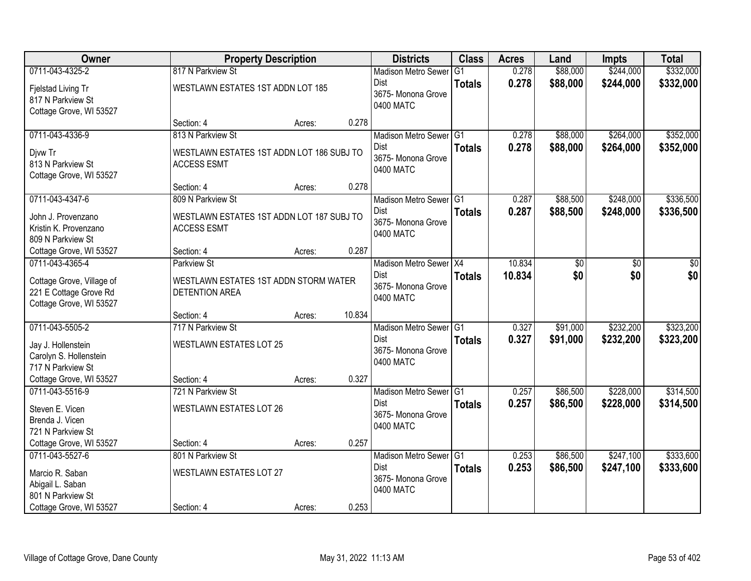| Owner | Property Description | Districts | Class | Acres | Land | Impts | Total |
|---|---|---|---|---|---|---|---|
| 0711-043-4325-2<br>Fjelstad Living Tr<br>817 N Parkview St<br>Cottage Grove, WI 53527 | 817 N Parkview St<br>WESTLAWN ESTATES 1ST ADDN LOT 185<br>Section: 4 Acres: 0.278 | Madison Metro Sewer Dist<br>3675- Monona Grove<br>0400 MATC | G1<br>**Totals** | 0.278<br>**0.278** | $88,000<br>**$88,000** | $244,000<br>**$244,000** | $332,000<br>**$332,000** |
| 0711-043-4336-9<br>Djvw Tr<br>813 N Parkview St<br>Cottage Grove, WI 53527 | 813 N Parkview St<br>WESTLAWN ESTATES 1ST ADDN LOT 186 SUBJ TO ACCESS ESMT<br>Section: 4 Acres: 0.278 | Madison Metro Sewer Dist<br>3675- Monona Grove<br>0400 MATC | G1<br>**Totals** | 0.278<br>**0.278** | $88,000<br>**$88,000** | $264,000<br>**$264,000** | $352,000<br>**$352,000** |
| 0711-043-4347-6<br>John J. Provenzano<br>Kristin K. Provenzano<br>809 N Parkview St<br>Cottage Grove, WI 53527 | 809 N Parkview St<br>WESTLAWN ESTATES 1ST ADDN LOT 187 SUBJ TO ACCESS ESMT<br>Section: 4 Acres: 0.287 | Madison Metro Sewer Dist<br>3675- Monona Grove<br>0400 MATC | G1<br>**Totals** | 0.287<br>**0.287** | $88,500<br>**$88,500** | $248,000<br>**$248,000** | $336,500<br>**$336,500** |
| 0711-043-4365-4<br>Cottage Grove, Village of<br>221 E Cottage Grove Rd<br>Cottage Grove, WI 53527 | Parkview St<br>WESTLAWN ESTATES 1ST ADDN STORM WATER DETENTION AREA<br>Section: 4 Acres: 10.834 | Madison Metro Sewer Dist<br>3675- Monona Grove<br>0400 MATC | X4<br>**Totals** | 10.834<br>**10.834** | $0<br>**$0** | $0<br>**$0** | $0<br>**$0** |
| 0711-043-5505-2<br>Jay J. Hollenstein<br>Carolyn S. Hollenstein<br>717 N Parkview St<br>Cottage Grove, WI 53527 | 717 N Parkview St<br>WESTLAWN ESTATES LOT 25<br>Section: 4 Acres: 0.327 | Madison Metro Sewer Dist<br>3675- Monona Grove<br>0400 MATC | G1<br>**Totals** | 0.327<br>**0.327** | $91,000<br>**$91,000** | $232,200<br>**$232,200** | $323,200<br>**$323,200** |
| 0711-043-5516-9<br>Steven E. Vicen<br>Brenda J. Vicen<br>721 N Parkview St<br>Cottage Grove, WI 53527 | 721 N Parkview St<br>WESTLAWN ESTATES LOT 26<br>Section: 4 Acres: 0.257 | Madison Metro Sewer Dist<br>3675- Monona Grove<br>0400 MATC | G1<br>**Totals** | 0.257<br>**0.257** | $86,500<br>**$86,500** | $228,000<br>**$228,000** | $314,500<br>**$314,500** |
| 0711-043-5527-6<br>Marcio R. Saban<br>Abigail L. Saban<br>801 N Parkview St<br>Cottage Grove, WI 53527 | 801 N Parkview St<br>WESTLAWN ESTATES LOT 27<br>Section: 4 Acres: 0.253 | Madison Metro Sewer Dist<br>3675- Monona Grove<br>0400 MATC | G1<br>**Totals** | 0.253<br>**0.253** | $86,500<br>**$86,500** | $247,100<br>**$247,100** | $333,600<br>**$333,600** |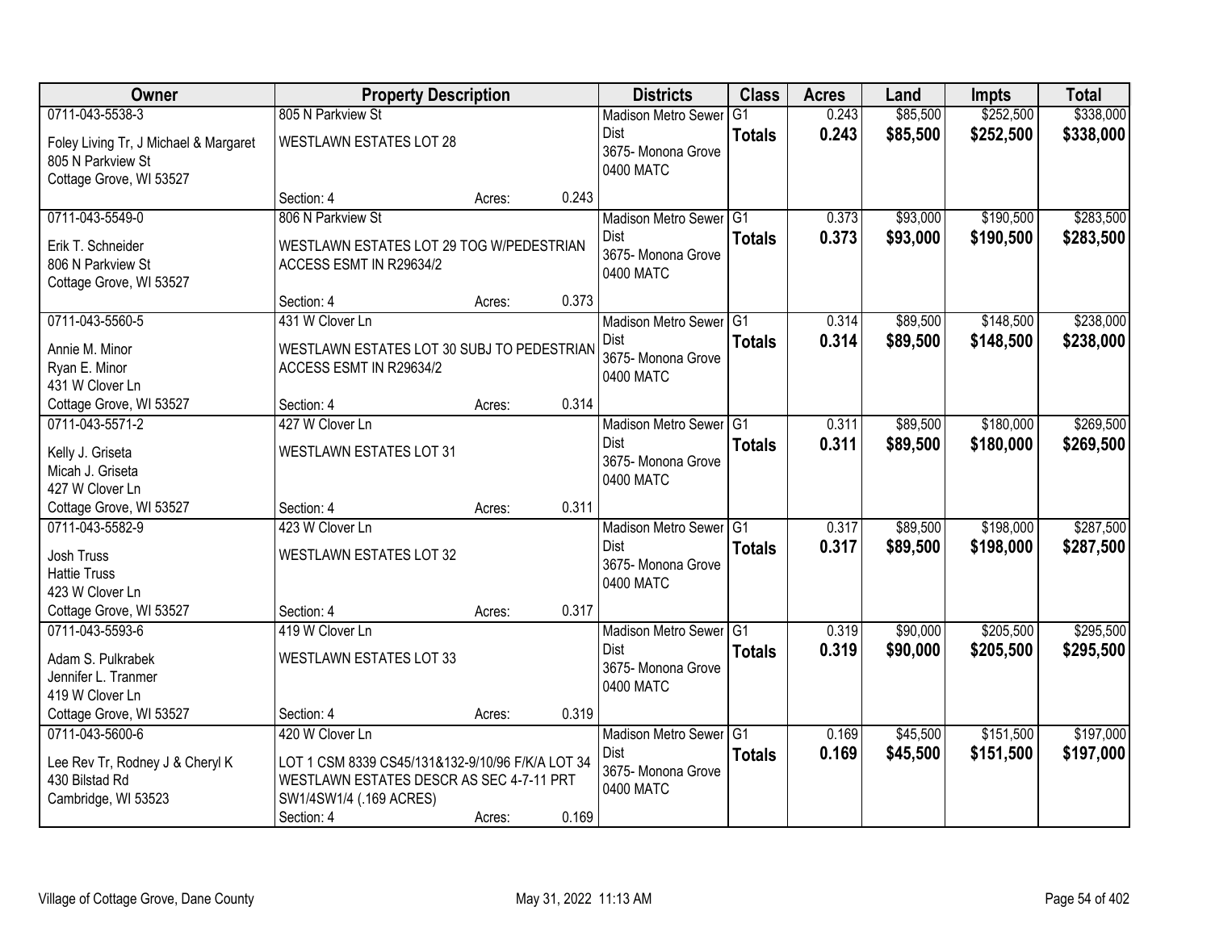| Owner | Property Description | | | Districts | Class | Acres | Land | Impts | Total |
|---|---|---|---|---|---|---|---|---|---|
| 0711-043-5538-3<br>Foley Living Tr, J Michael & Margaret<br>805 N Parkview St<br>Cottage Grove, WI 53527 | 805 N Parkview St<br>WESTLAWN ESTATES LOT 28<br>Section: 4 | Acres: | 0.243 | Madison Metro Sewer Dist<br>3675- Monona Grove<br>0400 MATC | G1<br>**Totals** | 0.243<br>**0.243** | $85,500<br>**$85,500** | $252,500<br>**$252,500** | $338,000<br>**$338,000** |
| 0711-043-5549-0<br>Erik T. Schneider<br>806 N Parkview St<br>Cottage Grove, WI 53527 | 806 N Parkview St<br>WESTLAWN ESTATES LOT 29 TOG W/PEDESTRIAN ACCESS ESMT IN R29634/2<br>Section: 4 | Acres: | 0.373 | Madison Metro Sewer Dist<br>3675- Monona Grove<br>0400 MATC | G1<br>**Totals** | 0.373<br>**0.373** | $93,000<br>**$93,000** | $190,500<br>**$190,500** | $283,500<br>**$283,500** |
| 0711-043-5560-5<br>Annie M. Minor<br>Ryan E. Minor<br>431 W Clover Ln<br>Cottage Grove, WI 53527 | 431 W Clover Ln<br>WESTLAWN ESTATES LOT 30 SUBJ TO PEDESTRIAN ACCESS ESMT IN R29634/2<br>Section: 4 | Acres: | 0.314 | Madison Metro Sewer Dist<br>3675- Monona Grove<br>0400 MATC | G1<br>**Totals** | 0.314<br>**0.314** | $89,500<br>**$89,500** | $148,500<br>**$148,500** | $238,000<br>**$238,000** |
| 0711-043-5571-2<br>Kelly J. Griseta<br>Micah J. Griseta<br>427 W Clover Ln<br>Cottage Grove, WI 53527 | 427 W Clover Ln<br>WESTLAWN ESTATES LOT 31<br>Section: 4 | Acres: | 0.311 | Madison Metro Sewer Dist<br>3675- Monona Grove<br>0400 MATC | G1<br>**Totals** | 0.311<br>**0.311** | $89,500<br>**$89,500** | $180,000<br>**$180,000** | $269,500<br>**$269,500** |
| 0711-043-5582-9<br>Josh Truss<br>Hattie Truss<br>423 W Clover Ln<br>Cottage Grove, WI 53527 | 423 W Clover Ln<br>WESTLAWN ESTATES LOT 32<br>Section: 4 | Acres: | 0.317 | Madison Metro Sewer Dist<br>3675- Monona Grove<br>0400 MATC | G1<br>**Totals** | 0.317<br>**0.317** | $89,500<br>**$89,500** | $198,000<br>**$198,000** | $287,500<br>**$287,500** |
| 0711-043-5593-6<br>Adam S. Pulkrabek<br>Jennifer L. Tranmer<br>419 W Clover Ln<br>Cottage Grove, WI 53527 | 419 W Clover Ln<br>WESTLAWN ESTATES LOT 33<br>Section: 4 | Acres: | 0.319 | Madison Metro Sewer Dist<br>3675- Monona Grove<br>0400 MATC | G1<br>**Totals** | 0.319<br>**0.319** | $90,000<br>**$90,000** | $205,500<br>**$205,500** | $295,500<br>**$295,500** |
| 0711-043-5600-6<br>Lee Rev Tr, Rodney J & Cheryl K<br>430 Bilstad Rd<br>Cambridge, WI 53523 | 420 W Clover Ln<br>LOT 1 CSM 8339 CS45/131&132-9/10/96 F/K/A LOT 34 WESTLAWN ESTATES DESCR AS SEC 4-7-11 PRT SW1/4SW1/4 (.169 ACRES)<br>Section: 4 | Acres: | 0.169 | Madison Metro Sewer Dist<br>3675- Monona Grove<br>0400 MATC | G1<br>**Totals** | 0.169<br>**0.169** | $45,500<br>**$45,500** | $151,500<br>**$151,500** | $197,000<br>**$197,000** |

Village of Cottage Grove, Dane County | May 31, 2022 11:13 AM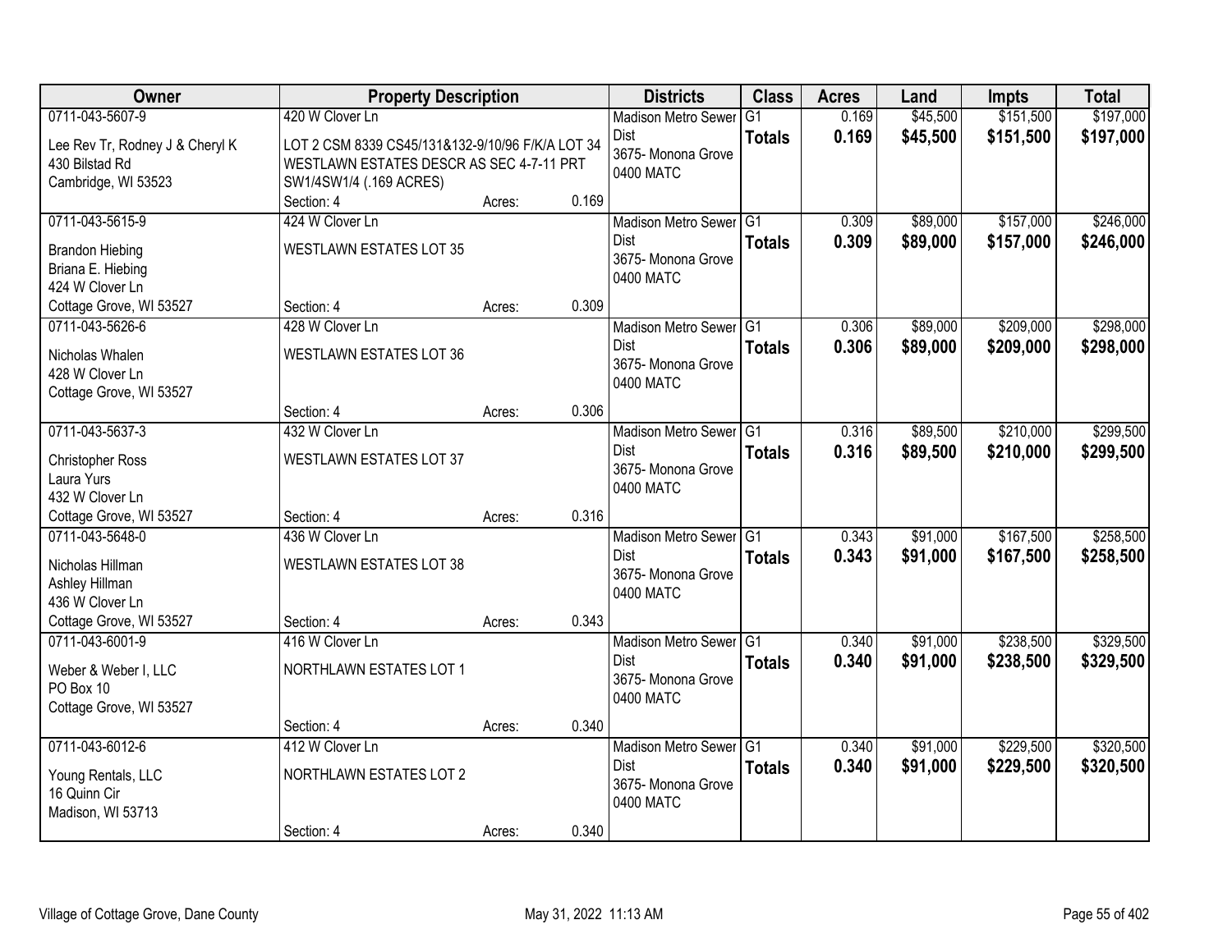| Owner | Property Description | | | Districts | Class | Acres | Land | Impts | Total |
|---|---|---|---|---|---|---|---|---|---|
| 0711-043-5607-9<br>Lee Rev Tr, Rodney J & Cheryl K<br>430 Bilstad Rd<br>Cambridge, WI 53523 | 420 W Clover Ln<br>LOT 2 CSM 8339 CS45/131&132-9/10/96 F/K/A LOT 34 WESTLAWN ESTATES DESCR AS SEC 4-7-11 PRT SW1/4SW1/4 (.169 ACRES)<br>Section: 4 | Acres: | 0.169 | Madison Metro Sewer Dist<br>3675- Monona Grove<br>0400 MATC | G1<br>**Totals** | 0.169<br>**0.169** | $45,500<br>**$45,500** | $151,500<br>**$151,500** | $197,000<br>**$197,000** |
| 0711-043-5615-9<br>Brandon Hiebing<br>Briana E. Hiebing<br>424 W Clover Ln<br>Cottage Grove, WI 53527 | 424 W Clover Ln<br>WESTLAWN ESTATES LOT 35<br>Section: 4 | Acres: | 0.309 | Madison Metro Sewer Dist<br>3675- Monona Grove<br>0400 MATC | G1<br>**Totals** | 0.309<br>**0.309** | $89,000<br>**$89,000** | $157,000<br>**$157,000** | $246,000<br>**$246,000** |
| 0711-043-5626-6<br>Nicholas Whalen<br>428 W Clover Ln<br>Cottage Grove, WI 53527 | 428 W Clover Ln<br>WESTLAWN ESTATES LOT 36<br>Section: 4 | Acres: | 0.306 | Madison Metro Sewer Dist<br>3675- Monona Grove<br>0400 MATC | G1<br>**Totals** | 0.306<br>**0.306** | $89,000<br>**$89,000** | $209,000<br>**$209,000** | $298,000<br>**$298,000** |
| 0711-043-5637-3<br>Christopher Ross<br>Laura Yurs<br>432 W Clover Ln<br>Cottage Grove, WI 53527 | 432 W Clover Ln<br>WESTLAWN ESTATES LOT 37<br>Section: 4 | Acres: | 0.316 | Madison Metro Sewer Dist<br>3675- Monona Grove<br>0400 MATC | G1<br>**Totals** | 0.316<br>**0.316** | $89,500<br>**$89,500** | $210,000<br>**$210,000** | $299,500<br>**$299,500** |
| 0711-043-5648-0<br>Nicholas Hillman<br>Ashley Hillman<br>436 W Clover Ln<br>Cottage Grove, WI 53527 | 436 W Clover Ln<br>WESTLAWN ESTATES LOT 38<br>Section: 4 | Acres: | 0.343 | Madison Metro Sewer Dist<br>3675- Monona Grove<br>0400 MATC | G1<br>**Totals** | 0.343<br>**0.343** | $91,000<br>**$91,000** | $167,500<br>**$167,500** | $258,500<br>**$258,500** |
| 0711-043-6001-9<br>Weber & Weber I, LLC<br>PO Box 10<br>Cottage Grove, WI 53527 | 416 W Clover Ln<br>NORTHLAWN ESTATES LOT 1<br>Section: 4 | Acres: | 0.340 | Madison Metro Sewer Dist<br>3675- Monona Grove<br>0400 MATC | G1<br>**Totals** | 0.340<br>**0.340** | $91,000<br>**$91,000** | $238,500<br>**$238,500** | $329,500<br>**$329,500** |
| 0711-043-6012-6<br>Young Rentals, LLC<br>16 Quinn Cir<br>Madison, WI 53713 | 412 W Clover Ln<br>NORTHLAWN ESTATES LOT 2<br>Section: 4 | Acres: | 0.340 | Madison Metro Sewer Dist<br>3675- Monona Grove<br>0400 MATC | G1<br>**Totals** | 0.340<br>**0.340** | $91,000<br>**$91,000** | $229,500<br>**$229,500** | $320,500<br>**$320,500** |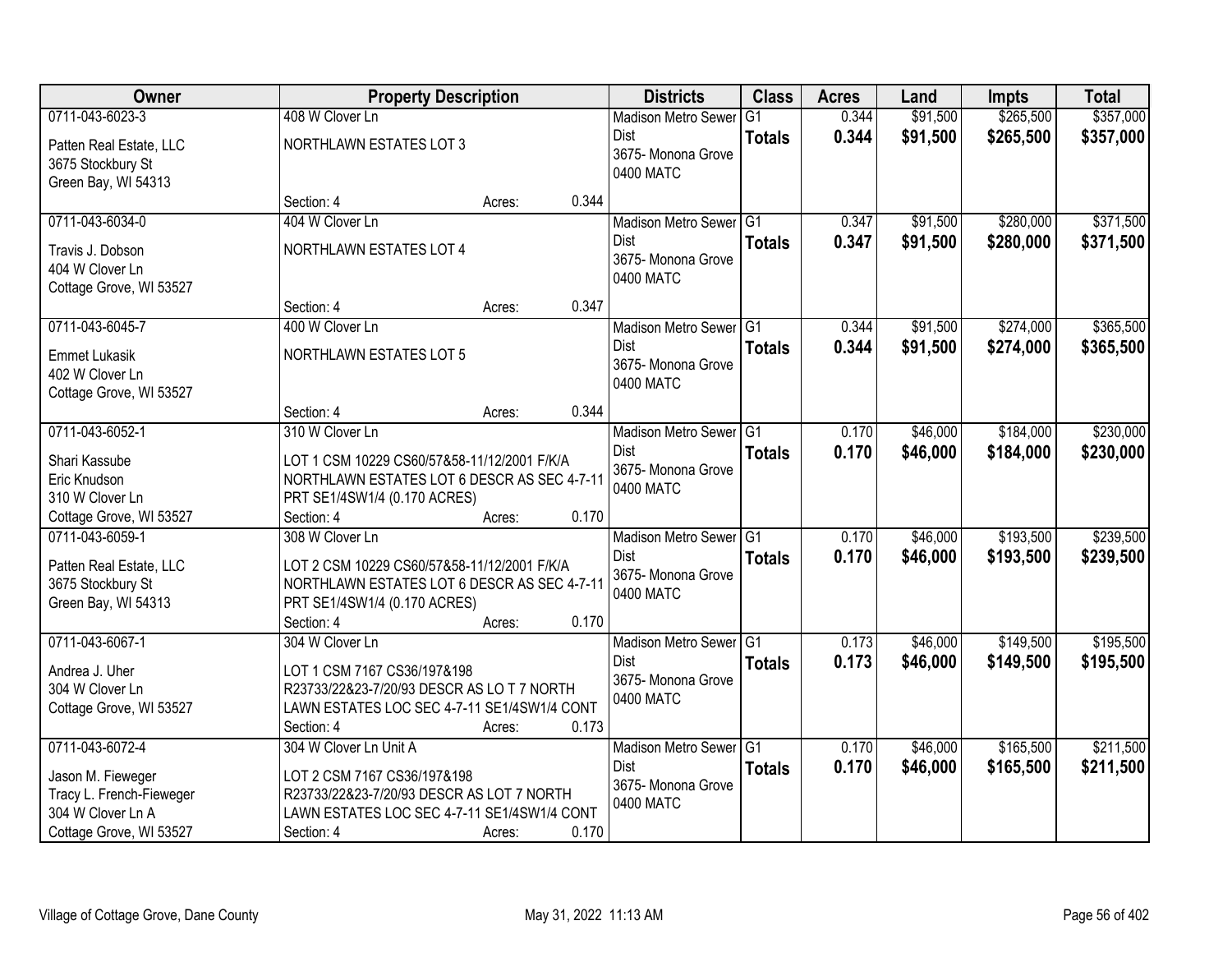| Owner | Property Description | | | Districts | Class | Acres | Land | Impts | Total |
|---|---|---|---|---|---|---|---|---|---|
| 0711-043-6023-3<br>Patten Real Estate, LLC<br>3675 Stockbury St<br>Green Bay, WI 54313 | 408 W Clover Ln<br>NORTHLAWN ESTATES LOT 3<br>Section: 4 | Acres: | 0.344 | Madison Metro Sewer Dist<br>3675- Monona Grove<br>0400 MATC | G1<br>**Totals** | 0.344<br>**0.344** | $91,500<br>**$91,500** | $265,500<br>**$265,500** | $357,000<br>**$357,000** |
| 0711-043-6034-0<br>Travis J. Dobson<br>404 W Clover Ln<br>Cottage Grove, WI 53527 | 404 W Clover Ln<br>NORTHLAWN ESTATES LOT 4<br>Section: 4 | Acres: | 0.347 | Madison Metro Sewer Dist<br>3675- Monona Grove<br>0400 MATC | G1<br>**Totals** | 0.347<br>**0.347** | $91,500<br>**$91,500** | $280,000<br>**$280,000** | $371,500<br>**$371,500** |
| 0711-043-6045-7<br>Emmet Lukasik<br>402 W Clover Ln<br>Cottage Grove, WI 53527 | 400 W Clover Ln<br>NORTHLAWN ESTATES LOT 5<br>Section: 4 | Acres: | 0.344 | Madison Metro Sewer Dist<br>3675- Monona Grove<br>0400 MATC | G1<br>**Totals** | 0.344<br>**0.344** | $91,500<br>**$91,500** | $274,000<br>**$274,000** | $365,500<br>**$365,500** |
| 0711-043-6052-1<br>Shari Kassube<br>Eric Knudson<br>310 W Clover Ln<br>Cottage Grove, WI 53527 | 310 W Clover Ln<br>LOT 1 CSM 10229 CS60/57&58-11/12/2001 F/K/A NORTHLAWN ESTATES LOT 6 DESCR AS SEC 4-7-11 PRT SE1/4SW1/4 (0.170 ACRES)<br>Section: 4 | Acres: | 0.170 | Madison Metro Sewer Dist<br>3675- Monona Grove<br>0400 MATC | G1<br>**Totals** | 0.170<br>**0.170** | $46,000<br>**$46,000** | $184,000<br>**$184,000** | $230,000<br>**$230,000** |
| 0711-043-6059-1<br>Patten Real Estate, LLC<br>3675 Stockbury St<br>Green Bay, WI 54313 | 308 W Clover Ln<br>LOT 2 CSM 10229 CS60/57&58-11/12/2001 F/K/A NORTHLAWN ESTATES LOT 6 DESCR AS SEC 4-7-11 PRT SE1/4SW1/4 (0.170 ACRES)<br>Section: 4 | Acres: | 0.170 | Madison Metro Sewer Dist<br>3675- Monona Grove<br>0400 MATC | G1<br>**Totals** | 0.170<br>**0.170** | $46,000<br>**$46,000** | $193,500<br>**$193,500** | $239,500<br>**$239,500** |
| 0711-043-6067-1<br>Andrea J. Uher<br>304 W Clover Ln<br>Cottage Grove, WI 53527 | 304 W Clover Ln<br>LOT 1 CSM 7167 CS36/197&198 R23733/22&23-7/20/93 DESCR AS LO T 7 NORTH LAWN ESTATES LOC SEC 4-7-11 SE1/4SW1/4 CONT<br>Section: 4 | Acres: | 0.173 | Madison Metro Sewer Dist<br>3675- Monona Grove<br>0400 MATC | G1<br>**Totals** | 0.173<br>**0.173** | $46,000<br>**$46,000** | $149,500<br>**$149,500** | $195,500<br>**$195,500** |
| 0711-043-6072-4<br>Jason M. Fieweger<br>Tracy L. French-Fieweger<br>304 W Clover Ln A<br>Cottage Grove, WI 53527 | 304 W Clover Ln Unit A<br>LOT 2 CSM 7167 CS36/197&198 R23733/22&23-7/20/93 DESCR AS LOT 7 NORTH LAWN ESTATES LOC SEC 4-7-11 SE1/4SW1/4 CONT<br>Section: 4 | Acres: | 0.170 | Madison Metro Sewer Dist<br>3675- Monona Grove<br>0400 MATC | G1<br>**Totals** | 0.170<br>**0.170** | $46,000<br>**$46,000** | $165,500<br>**$165,500** | $211,500<br>**$211,500** |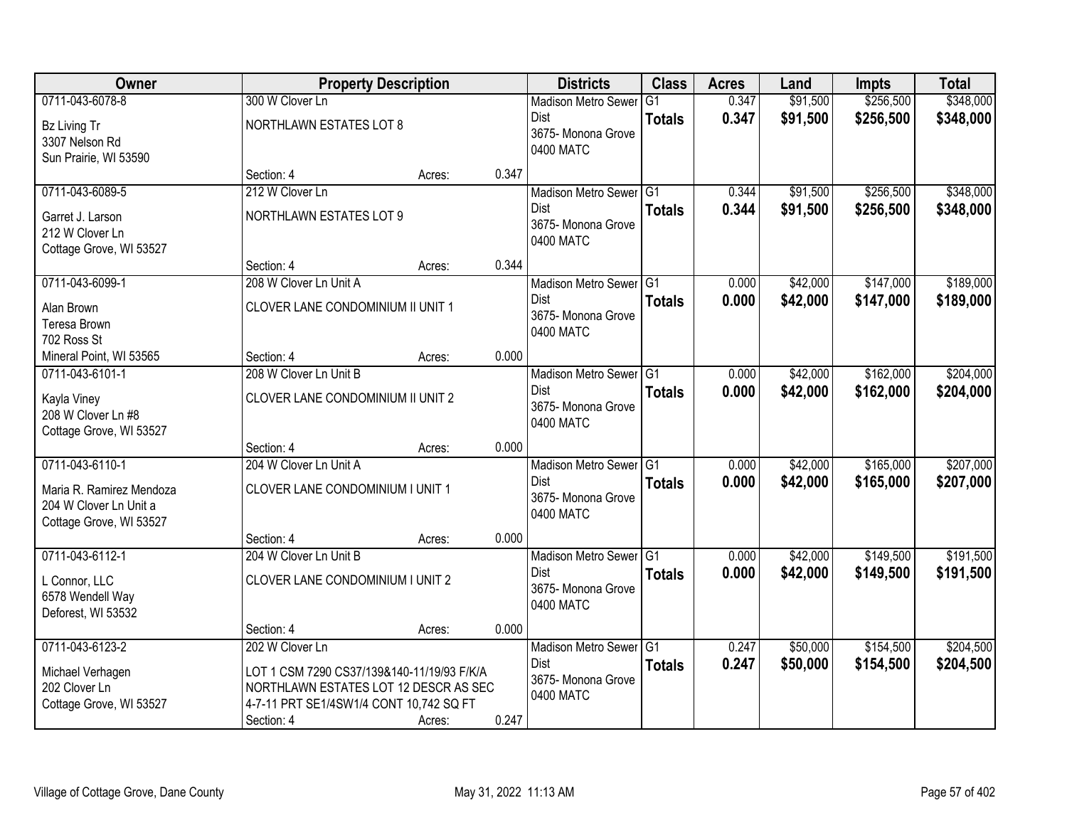| Owner | Property Description | | | Districts | Class | Acres | Land | Impts | Total |
|---|---|---|---|---|---|---|---|---|---|
| 0711-043-6078-8 | 300 W Clover Ln | | | Madison Metro Sewer Dist | G1 | 0.347 | $91,500 | $256,500 | $348,000 |
| Bz Living Tr<br>3307 Nelson Rd<br>Sun Prairie, WI 53590 | NORTHLAWN ESTATES LOT 8 | | | 3675- Monona Grove<br>0400 MATC | **Totals** | **0.347** | **$91,500** | **$256,500** | **$348,000** |
| | Section: 4 | Acres: | 0.347 | | | | | | |
| 0711-043-6089-5 | 212 W Clover Ln | | | Madison Metro Sewer Dist | G1 | 0.344 | $91,500 | $256,500 | $348,000 |
| Garret J. Larson<br>212 W Clover Ln<br>Cottage Grove, WI 53527 | NORTHLAWN ESTATES LOT 9 | | | 3675- Monona Grove<br>0400 MATC | **Totals** | **0.344** | **$91,500** | **$256,500** | **$348,000** |
| | Section: 4 | Acres: | 0.344 | | | | | | |
| 0711-043-6099-1 | 208 W Clover Ln Unit A | | | Madison Metro Sewer Dist | G1 | 0.000 | $42,000 | $147,000 | $189,000 |
| Alan Brown<br>Teresa Brown<br>702 Ross St<br>Mineral Point, WI 53565 | CLOVER LANE CONDOMINIUM II UNIT 1 | | | 3675- Monona Grove<br>0400 MATC | **Totals** | **0.000** | **$42,000** | **$147,000** | **$189,000** |
| | Section: 4 | Acres: | 0.000 | | | | | | |
| 0711-043-6101-1 | 208 W Clover Ln Unit B | | | Madison Metro Sewer Dist | G1 | 0.000 | $42,000 | $162,000 | $204,000 |
| Kayla Viney<br>208 W Clover Ln #8<br>Cottage Grove, WI 53527 | CLOVER LANE CONDOMINIUM II UNIT 2 | | | 3675- Monona Grove<br>0400 MATC | **Totals** | **0.000** | **$42,000** | **$162,000** | **$204,000** |
| | Section: 4 | Acres: | 0.000 | | | | | | |
| 0711-043-6110-1 | 204 W Clover Ln Unit A | | | Madison Metro Sewer Dist | G1 | 0.000 | $42,000 | $165,000 | $207,000 |
| Maria R. Ramirez Mendoza<br>204 W Clover Ln Unit a<br>Cottage Grove, WI 53527 | CLOVER LANE CONDOMINIUM I UNIT 1 | | | 3675- Monona Grove<br>0400 MATC | **Totals** | **0.000** | **$42,000** | **$165,000** | **$207,000** |
| | Section: 4 | Acres: | 0.000 | | | | | | |
| 0711-043-6112-1 | 204 W Clover Ln Unit B | | | Madison Metro Sewer Dist | G1 | 0.000 | $42,000 | $149,500 | $191,500 |
| L Connor, LLC<br>6578 Wendell Way<br>Deforest, WI 53532 | CLOVER LANE CONDOMINIUM I UNIT 2 | | | 3675- Monona Grove<br>0400 MATC | **Totals** | **0.000** | **$42,000** | **$149,500** | **$191,500** |
| | Section: 4 | Acres: | 0.000 | | | | | | |
| 0711-043-6123-2 | 202 W Clover Ln | | | Madison Metro Sewer Dist | G1 | 0.247 | $50,000 | $154,500 | $204,500 |
| Michael Verhagen<br>202 Clover Ln<br>Cottage Grove, WI 53527 | LOT 1 CSM 7290 CS37/139&140-11/19/93 F/K/A NORTHLAWN ESTATES LOT 12 DESCR AS SEC 4-7-11 PRT SE1/4SW1/4 CONT 10,742 SQ FT | | | 3675- Monona Grove<br>0400 MATC | **Totals** | **0.247** | **$50,000** | **$154,500** | **$204,500** |
| | Section: 4 | Acres: | 0.247 | | | | | | |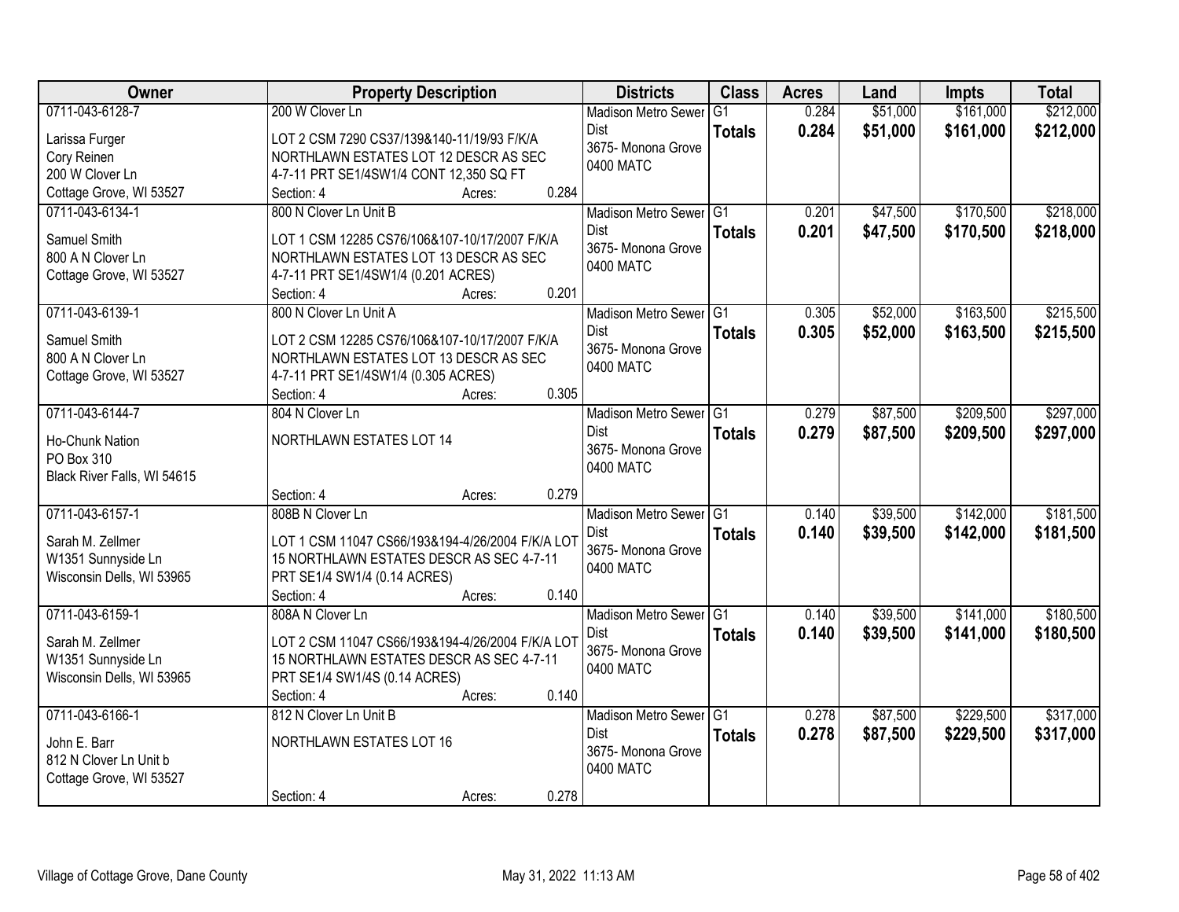| Owner | Property Description | Districts | Class | Acres | Land | Impts | Total |
|---|---|---|---|---|---|---|---|
| 0711-043-6128-7<br>Larissa Furger<br>Cory Reinen<br>200 W Clover Ln<br>Cottage Grove, WI 53527 | 200 W Clover Ln<br>LOT 2 CSM 7290 CS37/139&140-11/19/93 F/K/A NORTHLAWN ESTATES LOT 12 DESCR AS SEC 4-7-11 PRT SE1/4SW1/4 CONT 12,350 SQ FT<br>Section: 4 Acres: 0.284 | Madison Metro Sewer Dist<br>3675- Monona Grove<br>0400 MATC | G1<br>**Totals** | 0.284<br>**0.284** | $51,000<br>**$51,000** | $161,000<br>**$161,000** | $212,000<br>**$212,000** |
| 0711-043-6134-1<br>Samuel Smith<br>800 A N Clover Ln<br>Cottage Grove, WI 53527 | 800 N Clover Ln Unit B<br>LOT 1 CSM 12285 CS76/106&107-10/17/2007 F/K/A NORTHLAWN ESTATES LOT 13 DESCR AS SEC 4-7-11 PRT SE1/4SW1/4 (0.201 ACRES)<br>Section: 4 Acres: 0.201 | Madison Metro Sewer Dist<br>3675- Monona Grove<br>0400 MATC | G1<br>**Totals** | 0.201<br>**0.201** | $47,500<br>**$47,500** | $170,500<br>**$170,500** | $218,000<br>**$218,000** |
| 0711-043-6139-1<br>Samuel Smith<br>800 A N Clover Ln<br>Cottage Grove, WI 53527 | 800 N Clover Ln Unit A<br>LOT 2 CSM 12285 CS76/106&107-10/17/2007 F/K/A NORTHLAWN ESTATES LOT 13 DESCR AS SEC 4-7-11 PRT SE1/4SW1/4 (0.305 ACRES)<br>Section: 4 Acres: 0.305 | Madison Metro Sewer Dist<br>3675- Monona Grove<br>0400 MATC | G1<br>**Totals** | 0.305<br>**0.305** | $52,000<br>**$52,000** | $163,500<br>**$163,500** | $215,500<br>**$215,500** |
| 0711-043-6144-7<br>Ho-Chunk Nation<br>PO Box 310<br>Black River Falls, WI 54615 | 804 N Clover Ln<br>NORTHLAWN ESTATES LOT 14<br>Section: 4 Acres: 0.279 | Madison Metro Sewer Dist<br>3675- Monona Grove<br>0400 MATC | G1<br>**Totals** | 0.279<br>**0.279** | $87,500<br>**$87,500** | $209,500<br>**$209,500** | $297,000<br>**$297,000** |
| 0711-043-6157-1<br>Sarah M. Zellmer<br>W1351 Sunnyside Ln<br>Wisconsin Dells, WI 53965 | 808B N Clover Ln<br>LOT 1 CSM 11047 CS66/193&194-4/26/2004 F/K/A LOT 15 NORTHLAWN ESTATES DESCR AS SEC 4-7-11 PRT SE1/4 SW1/4 (0.14 ACRES)<br>Section: 4 Acres: 0.140 | Madison Metro Sewer Dist<br>3675- Monona Grove<br>0400 MATC | G1<br>**Totals** | 0.140<br>**0.140** | $39,500<br>**$39,500** | $142,000<br>**$142,000** | $181,500<br>**$181,500** |
| 0711-043-6159-1<br>Sarah M. Zellmer<br>W1351 Sunnyside Ln<br>Wisconsin Dells, WI 53965 | 808A N Clover Ln<br>LOT 2 CSM 11047 CS66/193&194-4/26/2004 F/K/A LOT 15 NORTHLAWN ESTATES DESCR AS SEC 4-7-11 PRT SE1/4 SW1/4S (0.14 ACRES)<br>Section: 4 Acres: 0.140 | Madison Metro Sewer Dist<br>3675- Monona Grove<br>0400 MATC | G1<br>**Totals** | 0.140<br>**0.140** | $39,500<br>**$39,500** | $141,000<br>**$141,000** | $180,500<br>**$180,500** |
| 0711-043-6166-1<br>John E. Barr<br>812 N Clover Ln Unit b<br>Cottage Grove, WI 53527 | 812 N Clover Ln Unit B<br>NORTHLAWN ESTATES LOT 16<br>Section: 4 Acres: 0.278 | Madison Metro Sewer Dist<br>3675- Monona Grove<br>0400 MATC | G1<br>**Totals** | 0.278<br>**0.278** | $87,500<br>**$87,500** | $229,500<br>**$229,500** | $317,000<br>**$317,000** |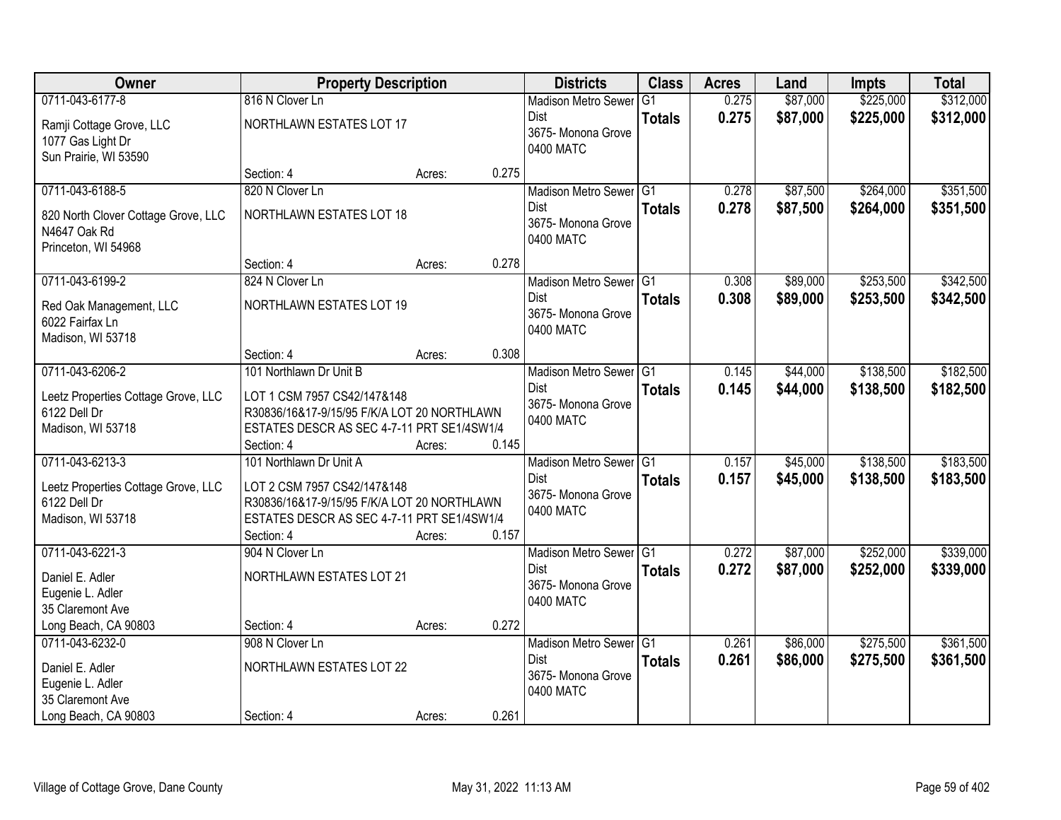| Owner | Property Description | | | Districts | Class | Acres | Land | Impts | Total |
|---|---|---|---|---|---|---|---|---|---|
| 0711-043-6177-8<br>Ramji Cottage Grove, LLC<br>1077 Gas Light Dr<br>Sun Prairie, WI 53590 | 816 N Clover Ln<br>NORTHLAWN ESTATES LOT 17<br>Section: 4 | Acres: | 0.275 | Madison Metro Sewer Dist<br>3675- Monona Grove<br>0400 MATC | G1<br>**Totals** | 0.275<br>**0.275** | $87,000<br>**$87,000** | $225,000<br>**$225,000** | $312,000<br>**$312,000** |
| 0711-043-6188-5<br>820 North Clover Cottage Grove, LLC<br>N4647 Oak Rd<br>Princeton, WI 54968 | 820 N Clover Ln<br>NORTHLAWN ESTATES LOT 18<br>Section: 4 | Acres: | 0.278 | Madison Metro Sewer Dist<br>3675- Monona Grove<br>0400 MATC | G1<br>**Totals** | 0.278<br>**0.278** | $87,500<br>**$87,500** | $264,000<br>**$264,000** | $351,500<br>**$351,500** |
| 0711-043-6199-2<br>Red Oak Management, LLC<br>6022 Fairfax Ln<br>Madison, WI 53718 | 824 N Clover Ln<br>NORTHLAWN ESTATES LOT 19<br>Section: 4 | Acres: | 0.308 | Madison Metro Sewer Dist<br>3675- Monona Grove<br>0400 MATC | G1<br>**Totals** | 0.308<br>**0.308** | $89,000<br>**$89,000** | $253,500<br>**$253,500** | $342,500<br>**$342,500** |
| 0711-043-6206-2<br>Leetz Properties Cottage Grove, LLC<br>6122 Dell Dr<br>Madison, WI 53718 | 101 Northlawn Dr Unit B<br>LOT 1 CSM 7957 CS42/147&148 R30836/16&17-9/15/95 F/K/A LOT 20 NORTHLAWN ESTATES DESCR AS SEC 4-7-11 PRT SE1/4SW1/4<br>Section: 4 | Acres: | 0.145 | Madison Metro Sewer Dist<br>3675- Monona Grove<br>0400 MATC | G1<br>**Totals** | 0.145<br>**0.145** | $44,000<br>**$44,000** | $138,500<br>**$138,500** | $182,500<br>**$182,500** |
| 0711-043-6213-3<br>Leetz Properties Cottage Grove, LLC<br>6122 Dell Dr<br>Madison, WI 53718 | 101 Northlawn Dr Unit A<br>LOT 2 CSM 7957 CS42/147&148 R30836/16&17-9/15/95 F/K/A LOT 20 NORTHLAWN ESTATES DESCR AS SEC 4-7-11 PRT SE1/4SW1/4<br>Section: 4 | Acres: | 0.157 | Madison Metro Sewer Dist<br>3675- Monona Grove<br>0400 MATC | G1<br>**Totals** | 0.157<br>**0.157** | $45,000<br>**$45,000** | $138,500<br>**$138,500** | $183,500<br>**$183,500** |
| 0711-043-6221-3<br>Daniel E. Adler<br>Eugenie L. Adler<br>35 Claremont Ave<br>Long Beach, CA 90803 | 904 N Clover Ln<br>NORTHLAWN ESTATES LOT 21<br>Section: 4 | Acres: | 0.272 | Madison Metro Sewer Dist<br>3675- Monona Grove<br>0400 MATC | G1<br>**Totals** | 0.272<br>**0.272** | $87,000<br>**$87,000** | $252,000<br>**$252,000** | $339,000<br>**$339,000** |
| 0711-043-6232-0<br>Daniel E. Adler<br>Eugenie L. Adler<br>35 Claremont Ave<br>Long Beach, CA 90803 | 908 N Clover Ln<br>NORTHLAWN ESTATES LOT 22<br>Section: 4 | Acres: | 0.261 | Madison Metro Sewer Dist<br>3675- Monona Grove<br>0400 MATC | G1<br>**Totals** | 0.261<br>**0.261** | $86,000<br>**$86,000** | $275,500<br>**$275,500** | $361,500<br>**$361,500** |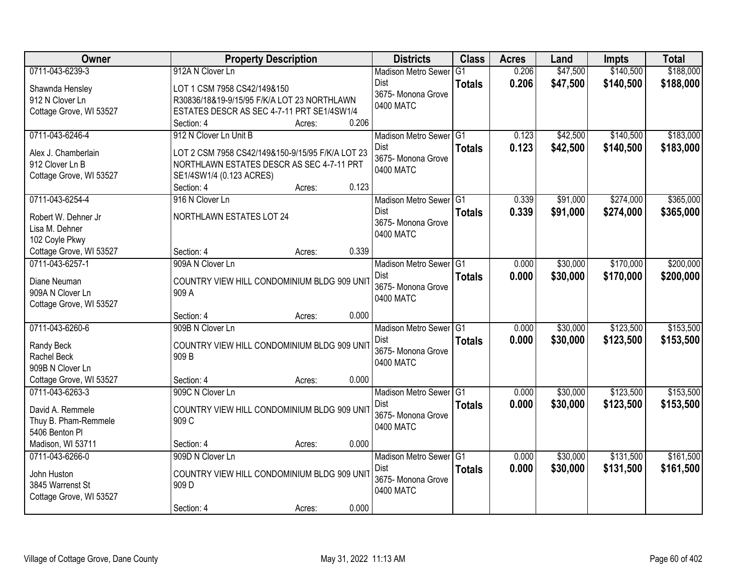| Owner | Property Description | Districts | Class | Acres | Land | Impts | Total |
|---|---|---|---|---|---|---|---|
| 0711-043-6239-3<br>Shawnda Hensley<br>912 N Clover Ln<br>Cottage Grove, WI 53527 | 912A N Clover Ln<br>LOT 1 CSM 7958 CS42/149&150 R30836/18&19-9/15/95 F/K/A LOT 23 NORTHLAWN ESTATES DESCR AS SEC 4-7-11 PRT SE1/4SW1/4<br>Section: 4 Acres: 0.206 | Madison Metro Sewer Dist<br>3675- Monona Grove<br>0400 MATC | G1<br>**Totals** | 0.206<br>**0.206** | \$47,500<br>**\$47,500** | \$140,500<br>**\$140,500** | \$188,000<br>**\$188,000** |
| 0711-043-6246-4<br>Alex J. Chamberlain<br>912 Clover Ln B<br>Cottage Grove, WI 53527 | 912 N Clover Ln Unit B<br>LOT 2 CSM 7958 CS42/149&150-9/15/95 F/K/A LOT 23 NORTHLAWN ESTATES DESCR AS SEC 4-7-11 PRT SE1/4SW1/4 (0.123 ACRES)<br>Section: 4 Acres: 0.123 | Madison Metro Sewer Dist<br>3675- Monona Grove<br>0400 MATC | G1<br>**Totals** | 0.123<br>**0.123** | \$42,500<br>**\$42,500** | \$140,500<br>**\$140,500** | \$183,000<br>**\$183,000** |
| 0711-043-6254-4<br>Robert W. Dehner Jr<br>Lisa M. Dehner<br>102 Coyle Pkwy<br>Cottage Grove, WI 53527 | 916 N Clover Ln<br>NORTHLAWN ESTATES LOT 24<br>Section: 4 Acres: 0.339 | Madison Metro Sewer Dist<br>3675- Monona Grove<br>0400 MATC | G1<br>**Totals** | 0.339<br>**0.339** | \$91,000<br>**\$91,000** | \$274,000<br>**\$274,000** | \$365,000<br>**\$365,000** |
| 0711-043-6257-1<br>Diane Neuman<br>909A N Clover Ln<br>Cottage Grove, WI 53527 | 909A N Clover Ln<br>COUNTRY VIEW HILL CONDOMINIUM BLDG 909 UNIT 909 A<br>Section: 4 Acres: 0.000 | Madison Metro Sewer Dist<br>3675- Monona Grove<br>0400 MATC | G1<br>**Totals** | 0.000<br>**0.000** | \$30,000<br>**\$30,000** | \$170,000<br>**\$170,000** | \$200,000<br>**\$200,000** |
| 0711-043-6260-6<br>Randy Beck<br>Rachel Beck<br>909B N Clover Ln<br>Cottage Grove, WI 53527 | 909B N Clover Ln<br>COUNTRY VIEW HILL CONDOMINIUM BLDG 909 UNIT 909 B<br>Section: 4 Acres: 0.000 | Madison Metro Sewer Dist<br>3675- Monona Grove<br>0400 MATC | G1<br>**Totals** | 0.000<br>**0.000** | \$30,000<br>**\$30,000** | \$123,500<br>**\$123,500** | \$153,500<br>**\$153,500** |
| 0711-043-6263-3<br>David A. Remmele<br>Thuy B. Pham-Remmele<br>5406 Benton Pl<br>Madison, WI 53711 | 909C N Clover Ln<br>COUNTRY VIEW HILL CONDOMINIUM BLDG 909 UNIT 909 C<br>Section: 4 Acres: 0.000 | Madison Metro Sewer Dist<br>3675- Monona Grove<br>0400 MATC | G1<br>**Totals** | 0.000<br>**0.000** | \$30,000<br>**\$30,000** | \$123,500<br>**\$123,500** | \$153,500<br>**\$153,500** |
| 0711-043-6266-0<br>John Huston<br>3845 Warrenst St<br>Cottage Grove, WI 53527 | 909D N Clover Ln<br>COUNTRY VIEW HILL CONDOMINIUM BLDG 909 UNIT 909 D<br>Section: 4 Acres: 0.000 | Madison Metro Sewer Dist<br>3675- Monona Grove<br>0400 MATC | G1<br>**Totals** | 0.000<br>**0.000** | \$30,000<br>**\$30,000** | \$131,500<br>**\$131,500** | \$161,500<br>**\$161,500** |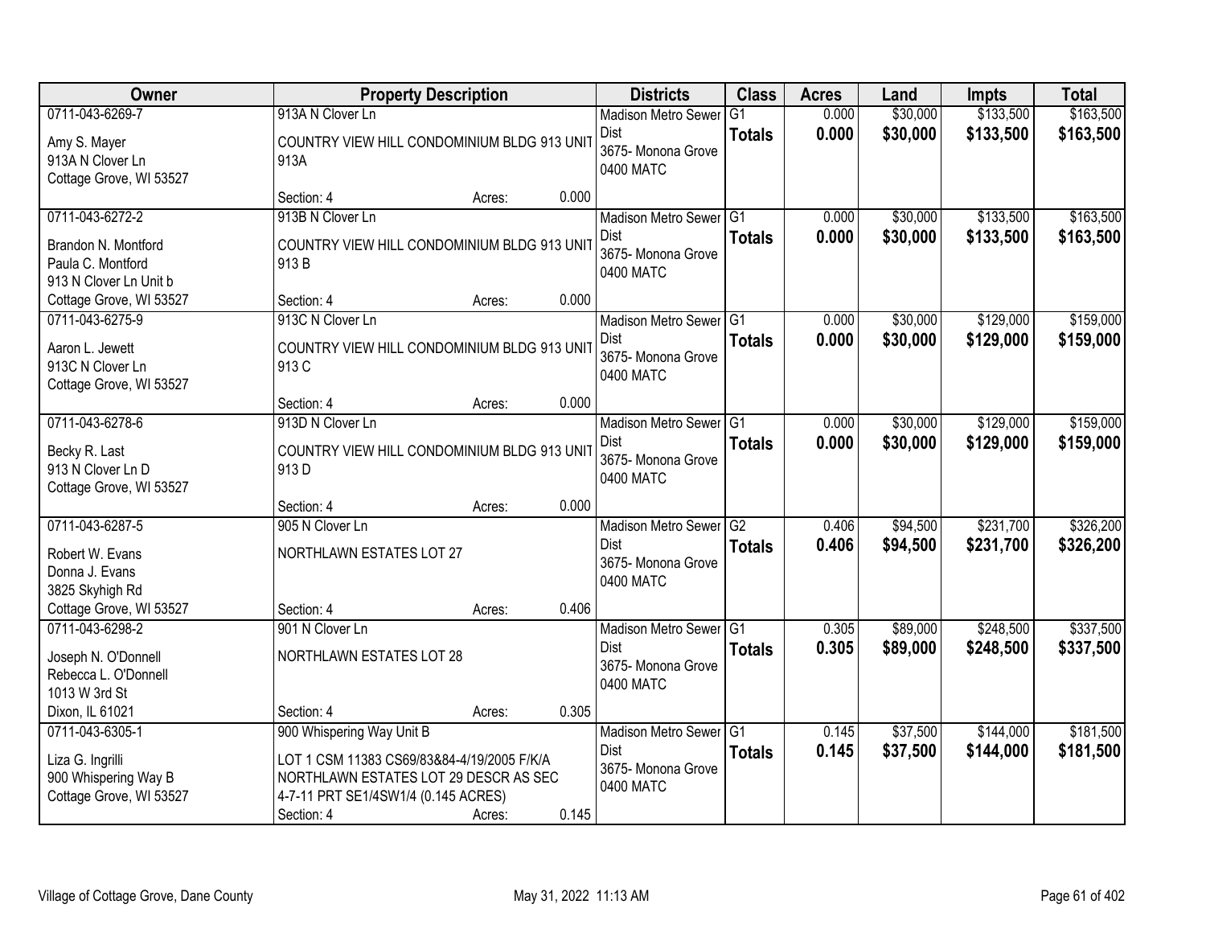| Owner | Property Description | Districts | Class | Acres | Land | Impts | Total |
|---|---|---|---|---|---|---|---|
| 0711-043-6269-7<br><br>Amy S. Mayer<br>913A N Clover Ln<br>Cottage Grove, WI 53527 | 913A N Clover Ln<br><br>COUNTRY VIEW HILL CONDOMINIUM BLDG 913 UNIT 913A<br><br>Section: 4 Acres: 0.000 | Madison Metro Sewer Dist<br>3675- Monona Grove<br>0400 MATC | G1<br>**Totals** | 0.000<br>**0.000** | $30,000<br>**$30,000** | $133,500<br>**$133,500** | $163,500<br>**$163,500** |
| 0711-043-6272-2<br><br>Brandon N. Montford<br>Paula C. Montford<br>913 N Clover Ln Unit b<br>Cottage Grove, WI 53527 | 913B N Clover Ln<br><br>COUNTRY VIEW HILL CONDOMINIUM BLDG 913 UNIT 913 B<br><br>Section: 4 Acres: 0.000 | Madison Metro Sewer Dist<br>3675- Monona Grove<br>0400 MATC | G1<br>**Totals** | 0.000<br>**0.000** | $30,000<br>**$30,000** | $133,500<br>**$133,500** | $163,500<br>**$163,500** |
| 0711-043-6275-9<br><br>Aaron L. Jewett<br>913C N Clover Ln<br>Cottage Grove, WI 53527 | 913C N Clover Ln<br><br>COUNTRY VIEW HILL CONDOMINIUM BLDG 913 UNIT 913 C<br><br>Section: 4 Acres: 0.000 | Madison Metro Sewer Dist<br>3675- Monona Grove<br>0400 MATC | G1<br>**Totals** | 0.000<br>**0.000** | $30,000<br>**$30,000** | $129,000<br>**$129,000** | $159,000<br>**$159,000** |
| 0711-043-6278-6<br><br>Becky R. Last<br>913 N Clover Ln D<br>Cottage Grove, WI 53527 | 913D N Clover Ln<br><br>COUNTRY VIEW HILL CONDOMINIUM BLDG 913 UNIT 913 D<br><br>Section: 4 Acres: 0.000 | Madison Metro Sewer Dist<br>3675- Monona Grove<br>0400 MATC | G1<br>**Totals** | 0.000<br>**0.000** | $30,000<br>**$30,000** | $129,000<br>**$129,000** | $159,000<br>**$159,000** |
| 0711-043-6287-5<br><br>Robert W. Evans<br>Donna J. Evans<br>3825 Skyhigh Rd<br>Cottage Grove, WI 53527 | 905 N Clover Ln<br><br>NORTHLAWN ESTATES LOT 27<br><br>Section: 4 Acres: 0.406 | Madison Metro Sewer Dist<br>3675- Monona Grove<br>0400 MATC | G2<br>**Totals** | 0.406<br>**0.406** | $94,500<br>**$94,500** | $231,700<br>**$231,700** | $326,200<br>**$326,200** |
| 0711-043-6298-2<br><br>Joseph N. O'Donnell<br>Rebecca L. O'Donnell<br>1013 W 3rd St<br>Dixon, IL 61021 | 901 N Clover Ln<br><br>NORTHLAWN ESTATES LOT 28<br><br>Section: 4 Acres: 0.305 | Madison Metro Sewer Dist<br>3675- Monona Grove<br>0400 MATC | G1<br>**Totals** | 0.305<br>**0.305** | $89,000<br>**$89,000** | $248,500<br>**$248,500** | $337,500<br>**$337,500** |
| 0711-043-6305-1<br><br>Liza G. Ingrilli<br>900 Whispering Way B<br>Cottage Grove, WI 53527 | 900 Whispering Way Unit B<br><br>LOT 1 CSM 11383 CS69/83&84-4/19/2005 F/K/A NORTHLAWN ESTATES LOT 29 DESCR AS SEC 4-7-11 PRT SE1/4SW1/4 (0.145 ACRES)<br>Section: 4 Acres: 0.145 | Madison Metro Sewer Dist<br>3675- Monona Grove<br>0400 MATC | G1<br>**Totals** | 0.145<br>**0.145** | $37,500<br>**$37,500** | $144,000<br>**$144,000** | $181,500<br>**$181,500** |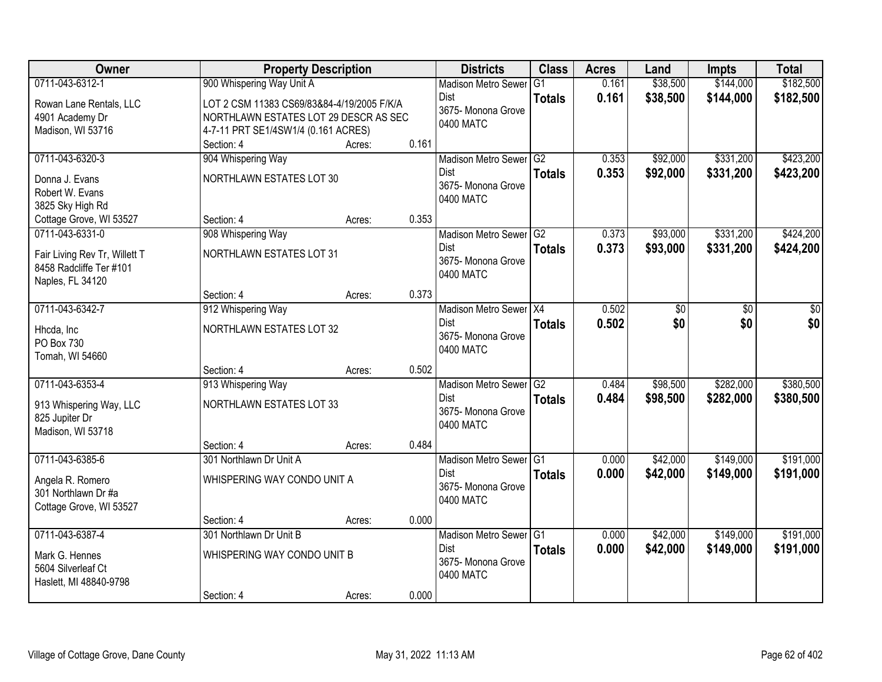| Owner | Property Description | | | Districts | Class | Acres | Land | Impts | Total |
|---|---|---|---|---|---|---|---|---|---|
| 0711-043-6312-1<br>Rowan Lane Rentals, LLC<br>4901 Academy Dr<br>Madison, WI 53716 | 900 Whispering Way Unit A<br>LOT 2 CSM 11383 CS69/83&84-4/19/2005 F/K/A NORTHLAWN ESTATES LOT 29 DESCR AS SEC 4-7-11 PRT SE1/4SW1/4 (0.161 ACRES)<br>Section: 4 | Acres: | 0.161 | Madison Metro Sewer Dist<br>3675- Monona Grove<br>0400 MATC | G1<br>**Totals** | 0.161<br>**0.161** | $38,500<br>**$38,500** | $144,000<br>**$144,000** | $182,500<br>**$182,500** |
| 0711-043-6320-3<br>Donna J. Evans<br>Robert W. Evans<br>3825 Sky High Rd<br>Cottage Grove, WI 53527 | 904 Whispering Way<br>NORTHLAWN ESTATES LOT 30<br>Section: 4 | Acres: | 0.353 | Madison Metro Sewer Dist<br>3675- Monona Grove<br>0400 MATC | G2<br>**Totals** | 0.353<br>**0.353** | $92,000<br>**$92,000** | $331,200<br>**$331,200** | $423,200<br>**$423,200** |
| 0711-043-6331-0<br>Fair Living Rev Tr, Willett T<br>8458 Radcliffe Ter #101<br>Naples, FL 34120 | 908 Whispering Way<br>NORTHLAWN ESTATES LOT 31<br>Section: 4 | Acres: | 0.373 | Madison Metro Sewer Dist<br>3675- Monona Grove<br>0400 MATC | G2<br>**Totals** | 0.373<br>**0.373** | $93,000<br>**$93,000** | $331,200<br>**$331,200** | $424,200<br>**$424,200** |
| 0711-043-6342-7<br>Hhcda, Inc<br>PO Box 730<br>Tomah, WI 54660 | 912 Whispering Way<br>NORTHLAWN ESTATES LOT 32<br>Section: 4 | Acres: | 0.502 | Madison Metro Sewer Dist<br>3675- Monona Grove<br>0400 MATC | X4<br>**Totals** | 0.502<br>**0.502** | $0<br>**$0** | $0<br>**$0** | $0<br>**$0** |
| 0711-043-6353-4<br>913 Whispering Way, LLC<br>825 Jupiter Dr<br>Madison, WI 53718 | 913 Whispering Way<br>NORTHLAWN ESTATES LOT 33<br>Section: 4 | Acres: | 0.484 | Madison Metro Sewer Dist<br>3675- Monona Grove<br>0400 MATC | G2<br>**Totals** | 0.484<br>**0.484** | $98,500<br>**$98,500** | $282,000<br>**$282,000** | $380,500<br>**$380,500** |
| 0711-043-6385-6<br>Angela R. Romero<br>301 Northlawn Dr #a<br>Cottage Grove, WI 53527 | 301 Northlawn Dr Unit A<br>WHISPERING WAY CONDO UNIT A<br>Section: 4 | Acres: | 0.000 | Madison Metro Sewer Dist<br>3675- Monona Grove<br>0400 MATC | G1<br>**Totals** | 0.000<br>**0.000** | $42,000<br>**$42,000** | $149,000<br>**$149,000** | $191,000<br>**$191,000** |
| 0711-043-6387-4<br>Mark G. Hennes<br>5604 Silverleaf Ct<br>Haslett, MI 48840-9798 | 301 Northlawn Dr Unit B<br>WHISPERING WAY CONDO UNIT B<br>Section: 4 | Acres: | 0.000 | Madison Metro Sewer Dist<br>3675- Monona Grove<br>0400 MATC | G1<br>**Totals** | 0.000<br>**0.000** | $42,000<br>**$42,000** | $149,000<br>**$149,000** | $191,000<br>**$191,000** |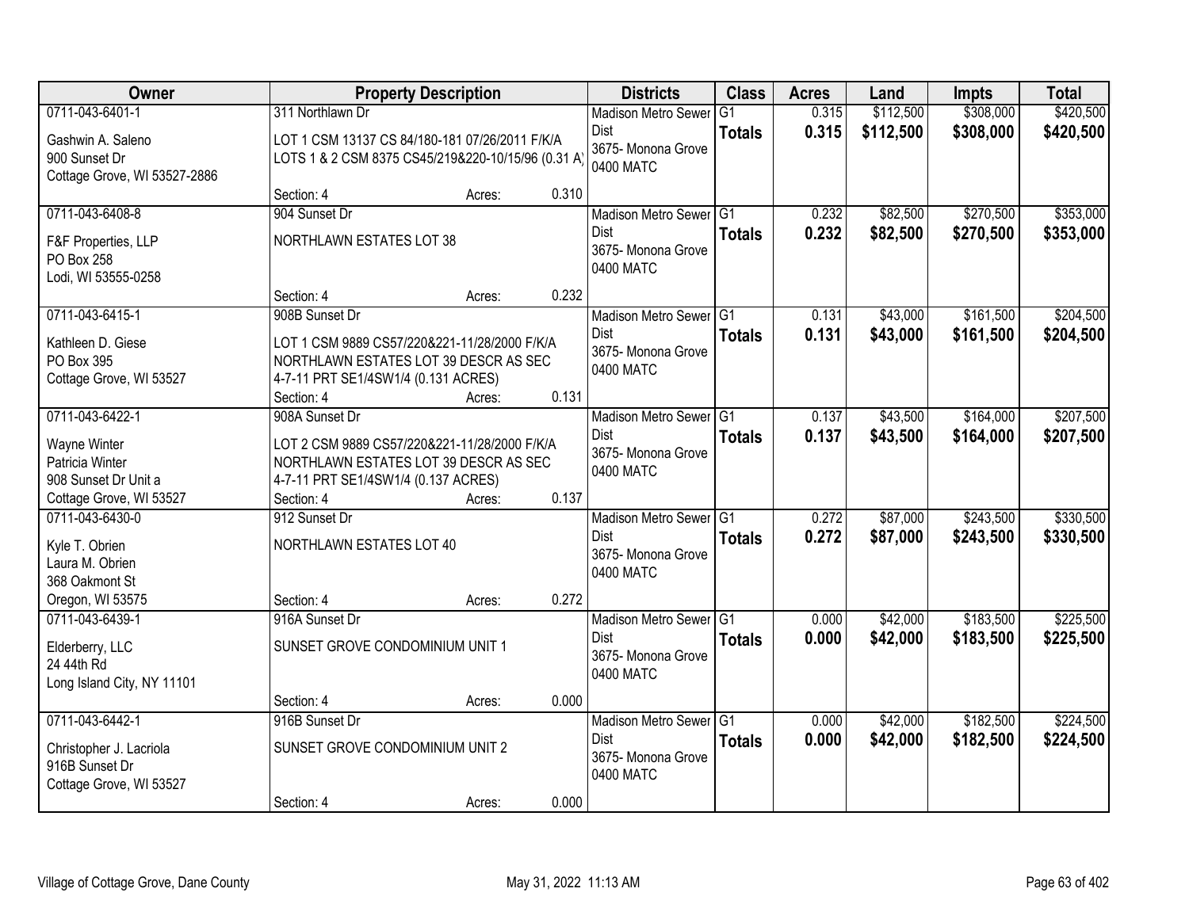| Owner | Property Description | Districts | Class | Acres | Land | Impts | Total |
|---|---|---|---|---|---|---|---|
| 0711-043-6401-1<br>Gashwin A. Saleno<br>900 Sunset Dr<br>Cottage Grove, WI 53527-2886 | 311 Northlawn Dr<br>LOT 1 CSM 13137 CS 84/180-181 07/26/2011 F/K/A LOTS 1 & 2 CSM 8375 CS45/219&220-10/15/96 (0.31 A)<br>Section: 4 Acres: 0.310 | Madison Metro Sewer Dist<br>3675- Monona Grove<br>0400 MATC | G1<br>**Totals** | 0.315<br>**0.315** | $112,500<br>**$112,500** | $308,000<br>**$308,000** | $420,500<br>**$420,500** |
| 0711-043-6408-8<br>F&F Properties, LLP<br>PO Box 258<br>Lodi, WI 53555-0258 | 904 Sunset Dr<br>NORTHLAWN ESTATES LOT 38<br>Section: 4 Acres: 0.232 | Madison Metro Sewer Dist<br>3675- Monona Grove<br>0400 MATC | G1<br>**Totals** | 0.232<br>**0.232** | $82,500<br>**$82,500** | $270,500<br>**$270,500** | $353,000<br>**$353,000** |
| 0711-043-6415-1<br>Kathleen D. Giese<br>PO Box 395<br>Cottage Grove, WI 53527 | 908B Sunset Dr<br>LOT 1 CSM 9889 CS57/220&221-11/28/2000 F/K/A NORTHLAWN ESTATES LOT 39 DESCR AS SEC 4-7-11 PRT SE1/4SW1/4 (0.131 ACRES)<br>Section: 4 Acres: 0.131 | Madison Metro Sewer Dist<br>3675- Monona Grove<br>0400 MATC | G1<br>**Totals** | 0.131<br>**0.131** | $43,000<br>**$43,000** | $161,500<br>**$161,500** | $204,500<br>**$204,500** |
| 0711-043-6422-1<br>Wayne Winter<br>Patricia Winter<br>908 Sunset Dr Unit a<br>Cottage Grove, WI 53527 | 908A Sunset Dr<br>LOT 2 CSM 9889 CS57/220&221-11/28/2000 F/K/A NORTHLAWN ESTATES LOT 39 DESCR AS SEC 4-7-11 PRT SE1/4SW1/4 (0.137 ACRES)<br>Section: 4 Acres: 0.137 | Madison Metro Sewer Dist<br>3675- Monona Grove<br>0400 MATC | G1<br>**Totals** | 0.137<br>**0.137** | $43,500<br>**$43,500** | $164,000<br>**$164,000** | $207,500<br>**$207,500** |
| 0711-043-6430-0<br>Kyle T. Obrien<br>Laura M. Obrien<br>368 Oakmont St<br>Oregon, WI 53575 | 912 Sunset Dr<br>NORTHLAWN ESTATES LOT 40<br>Section: 4 Acres: 0.272 | Madison Metro Sewer Dist<br>3675- Monona Grove<br>0400 MATC | G1<br>**Totals** | 0.272<br>**0.272** | $87,000<br>**$87,000** | $243,500<br>**$243,500** | $330,500<br>**$330,500** |
| 0711-043-6439-1<br>Elderberry, LLC<br>24 44th Rd<br>Long Island City, NY 11101 | 916A Sunset Dr<br>SUNSET GROVE CONDOMINIUM UNIT 1<br>Section: 4 Acres: 0.000 | Madison Metro Sewer Dist<br>3675- Monona Grove<br>0400 MATC | G1<br>**Totals** | 0.000<br>**0.000** | $42,000<br>**$42,000** | $183,500<br>**$183,500** | $225,500<br>**$225,500** |
| 0711-043-6442-1<br>Christopher J. Lacriola<br>916B Sunset Dr<br>Cottage Grove, WI 53527 | 916B Sunset Dr<br>SUNSET GROVE CONDOMINIUM UNIT 2<br>Section: 4 Acres: 0.000 | Madison Metro Sewer Dist<br>3675- Monona Grove<br>0400 MATC | G1<br>**Totals** | 0.000<br>**0.000** | $42,000<br>**$42,000** | $182,500<br>**$182,500** | $224,500<br>**$224,500** |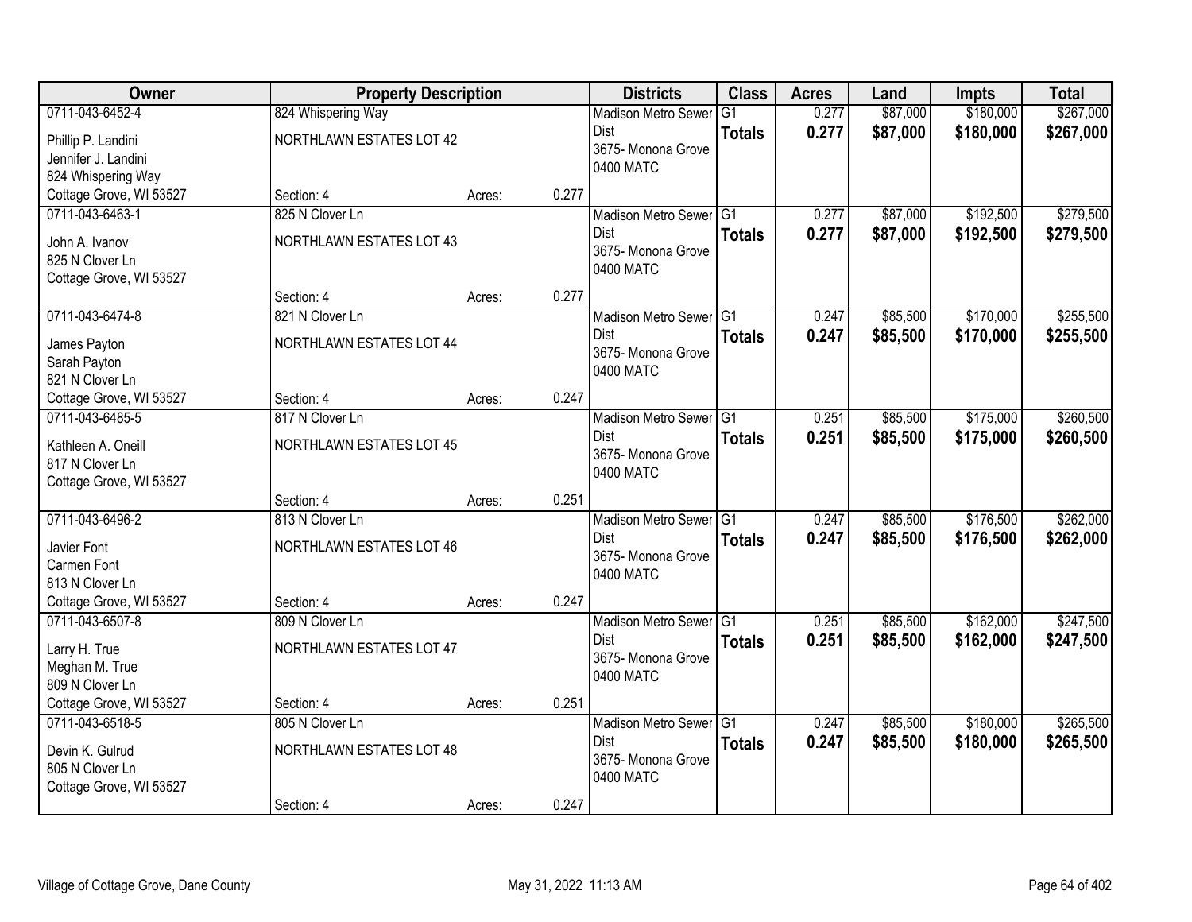| Owner | Property Description | | | Districts | Class | Acres | Land | Impts | Total |
|---|---|---|---|---|---|---|---|---|---|
| 0711-043-6452-4<br>Phillip P. Landini<br>Jennifer J. Landini<br>824 Whispering Way<br>Cottage Grove, WI 53527 | 824 Whispering Way<br>NORTHLAWN ESTATES LOT 42<br>Section: 4 | Acres: | 0.277 | Madison Metro Sewer Dist<br>3675- Monona Grove<br>0400 MATC | G1<br>**Totals** | 0.277<br>**0.277** | $87,000<br>**$87,000** | $180,000<br>**$180,000** | $267,000<br>**$267,000** |
| 0711-043-6463-1<br>John A. Ivanov<br>825 N Clover Ln<br>Cottage Grove, WI 53527 | 825 N Clover Ln<br>NORTHLAWN ESTATES LOT 43<br>Section: 4 | Acres: | 0.277 | Madison Metro Sewer Dist<br>3675- Monona Grove<br>0400 MATC | G1<br>**Totals** | 0.277<br>**0.277** | $87,000<br>**$87,000** | $192,500<br>**$192,500** | $279,500<br>**$279,500** |
| 0711-043-6474-8<br>James Payton<br>Sarah Payton<br>821 N Clover Ln<br>Cottage Grove, WI 53527 | 821 N Clover Ln<br>NORTHLAWN ESTATES LOT 44<br>Section: 4 | Acres: | 0.247 | Madison Metro Sewer Dist<br>3675- Monona Grove<br>0400 MATC | G1<br>**Totals** | 0.247<br>**0.247** | $85,500<br>**$85,500** | $170,000<br>**$170,000** | $255,500<br>**$255,500** |
| 0711-043-6485-5<br>Kathleen A. Oneill<br>817 N Clover Ln<br>Cottage Grove, WI 53527 | 817 N Clover Ln<br>NORTHLAWN ESTATES LOT 45<br>Section: 4 | Acres: | 0.251 | Madison Metro Sewer Dist<br>3675- Monona Grove<br>0400 MATC | G1<br>**Totals** | 0.251<br>**0.251** | $85,500<br>**$85,500** | $175,000<br>**$175,000** | $260,500<br>**$260,500** |
| 0711-043-6496-2<br>Javier Font<br>Carmen Font<br>813 N Clover Ln<br>Cottage Grove, WI 53527 | 813 N Clover Ln<br>NORTHLAWN ESTATES LOT 46<br>Section: 4 | Acres: | 0.247 | Madison Metro Sewer Dist<br>3675- Monona Grove<br>0400 MATC | G1<br>**Totals** | 0.247<br>**0.247** | $85,500<br>**$85,500** | $176,500<br>**$176,500** | $262,000<br>**$262,000** |
| 0711-043-6507-8<br>Larry H. True<br>Meghan M. True<br>809 N Clover Ln<br>Cottage Grove, WI 53527 | 809 N Clover Ln<br>NORTHLAWN ESTATES LOT 47<br>Section: 4 | Acres: | 0.251 | Madison Metro Sewer Dist<br>3675- Monona Grove<br>0400 MATC | G1<br>**Totals** | 0.251<br>**0.251** | $85,500<br>**$85,500** | $162,000<br>**$162,000** | $247,500<br>**$247,500** |
| 0711-043-6518-5<br>Devin K. Gulrud<br>805 N Clover Ln<br>Cottage Grove, WI 53527 | 805 N Clover Ln<br>NORTHLAWN ESTATES LOT 48<br>Section: 4 | Acres: | 0.247 | Madison Metro Sewer Dist<br>3675- Monona Grove<br>0400 MATC | G1<br>**Totals** | 0.247<br>**0.247** | $85,500<br>**$85,500** | $180,000<br>**$180,000** | $265,500<br>**$265,500** |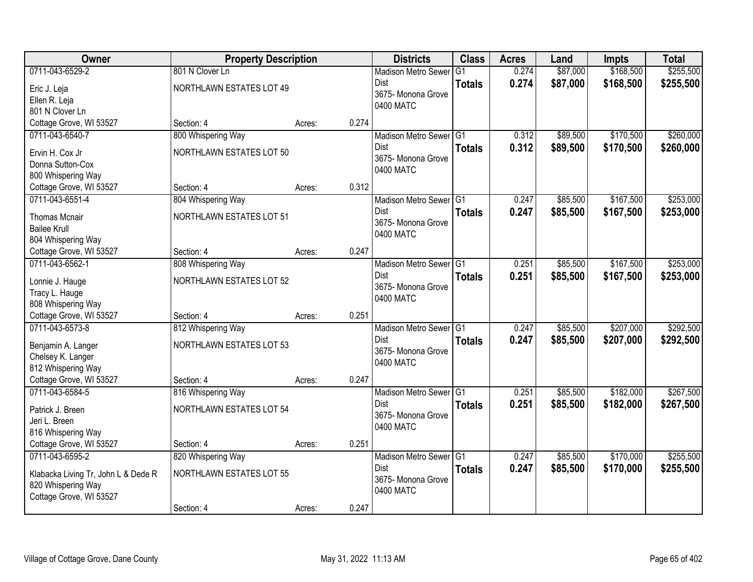| Owner | Property Description | | | Districts | Class | Acres | Land | Impts | Total |
|---|---|---|---|---|---|---|---|---|---|
| 0711-043-6529-2 | 801 N Clover Ln | | | Madison Metro Sewer Dist | G1 | 0.274 | $87,000 | $168,500 | $255,500 |
| Eric J. Leja<br>Ellen R. Leja<br>801 N Clover Ln<br>Cottage Grove, WI 53527 | NORTHLAWN ESTATES LOT 49 | | | 3675- Monona Grove<br>0400 MATC | **Totals** | **0.274** | **$87,000** | **$168,500** | **$255,500** |
| | Section: 4 | Acres: | 0.274 | | | | | | |
| 0711-043-6540-7 | 800 Whispering Way | | | Madison Metro Sewer Dist | G1 | 0.312 | $89,500 | $170,500 | $260,000 |
| Ervin H. Cox Jr<br>Donna Sutton-Cox<br>800 Whispering Way<br>Cottage Grove, WI 53527 | NORTHLAWN ESTATES LOT 50 | | | 3675- Monona Grove<br>0400 MATC | **Totals** | **0.312** | **$89,500** | **$170,500** | **$260,000** |
| | Section: 4 | Acres: | 0.312 | | | | | | |
| 0711-043-6551-4 | 804 Whispering Way | | | Madison Metro Sewer Dist | G1 | 0.247 | $85,500 | $167,500 | $253,000 |
| Thomas Mcnair<br>Bailee Krull<br>804 Whispering Way<br>Cottage Grove, WI 53527 | NORTHLAWN ESTATES LOT 51 | | | 3675- Monona Grove<br>0400 MATC | **Totals** | **0.247** | **$85,500** | **$167,500** | **$253,000** |
| | Section: 4 | Acres: | 0.247 | | | | | | |
| 0711-043-6562-1 | 808 Whispering Way | | | Madison Metro Sewer Dist | G1 | 0.251 | $85,500 | $167,500 | $253,000 |
| Lonnie J. Hauge<br>Tracy L. Hauge<br>808 Whispering Way<br>Cottage Grove, WI 53527 | NORTHLAWN ESTATES LOT 52 | | | 3675- Monona Grove<br>0400 MATC | **Totals** | **0.251** | **$85,500** | **$167,500** | **$253,000** |
| | Section: 4 | Acres: | 0.251 | | | | | | |
| 0711-043-6573-8 | 812 Whispering Way | | | Madison Metro Sewer Dist | G1 | 0.247 | $85,500 | $207,000 | $292,500 |
| Benjamin A. Langer<br>Chelsey K. Langer<br>812 Whispering Way<br>Cottage Grove, WI 53527 | NORTHLAWN ESTATES LOT 53 | | | 3675- Monona Grove<br>0400 MATC | **Totals** | **0.247** | **$85,500** | **$207,000** | **$292,500** |
| | Section: 4 | Acres: | 0.247 | | | | | | |
| 0711-043-6584-5 | 816 Whispering Way | | | Madison Metro Sewer Dist | G1 | 0.251 | $85,500 | $182,000 | $267,500 |
| Patrick J. Breen<br>Jeri L. Breen<br>816 Whispering Way<br>Cottage Grove, WI 53527 | NORTHLAWN ESTATES LOT 54 | | | 3675- Monona Grove<br>0400 MATC | **Totals** | **0.251** | **$85,500** | **$182,000** | **$267,500** |
| | Section: 4 | Acres: | 0.251 | | | | | | |
| 0711-043-6595-2 | 820 Whispering Way | | | Madison Metro Sewer Dist | G1 | 0.247 | $85,500 | $170,000 | $255,500 |
| Klabacka Living Tr, John L & Dede R<br>820 Whispering Way<br>Cottage Grove, WI 53527 | NORTHLAWN ESTATES LOT 55 | | | 3675- Monona Grove<br>0400 MATC | **Totals** | **0.247** | **$85,500** | **$170,000** | **$255,500** |
| | Section: 4 | Acres: | 0.247 | | | | | | |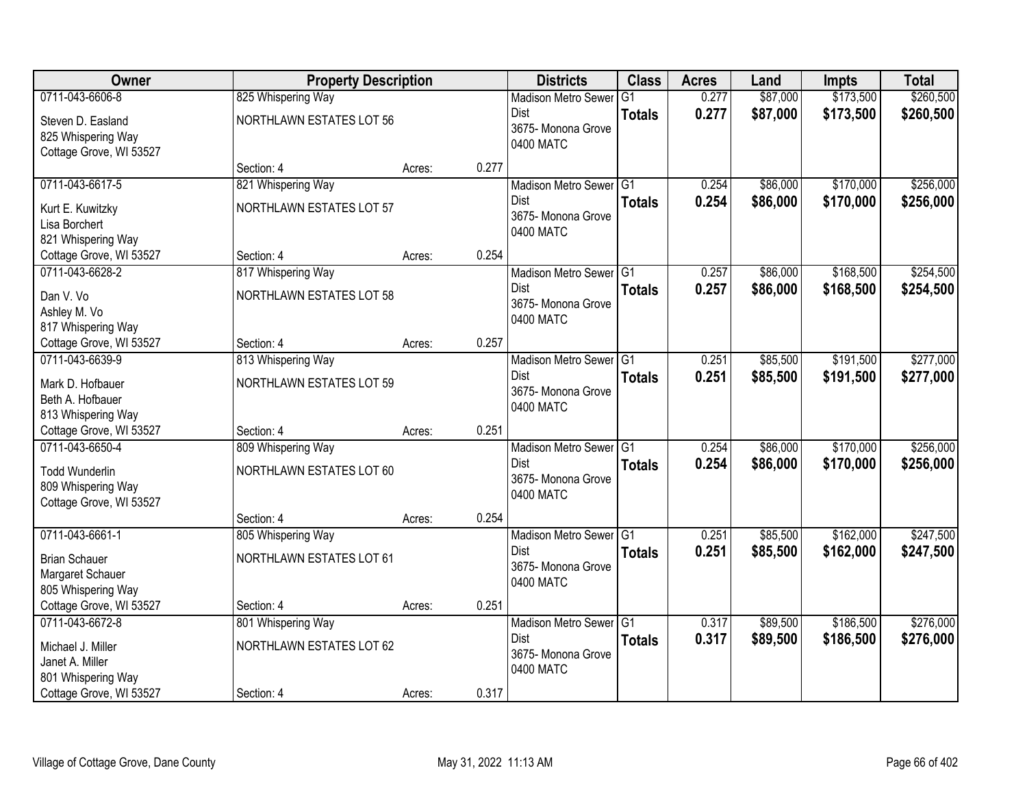| Owner | Property Description | | | Districts | Class | Acres | Land | Impts | Total |
|---|---|---|---|---|---|---|---|---|---|
| 0711-043-6606-8<br>Steven D. Easland<br>825 Whispering Way<br>Cottage Grove, WI 53527 | 825 Whispering Way<br>NORTHLAWN ESTATES LOT 56<br>Section: 4 | Acres: | 0.277 | Madison Metro Sewer Dist<br>3675- Monona Grove<br>0400 MATC | G1<br>**Totals** | 0.277<br>**0.277** | $87,000<br>**$87,000** | $173,500<br>**$173,500** | $260,500<br>**$260,500** |
| 0711-043-6617-5<br>Kurt E. Kuwitzky<br>Lisa Borchert<br>821 Whispering Way<br>Cottage Grove, WI 53527 | 821 Whispering Way<br>NORTHLAWN ESTATES LOT 57<br>Section: 4 | Acres: | 0.254 | Madison Metro Sewer Dist<br>3675- Monona Grove<br>0400 MATC | G1<br>**Totals** | 0.254<br>**0.254** | $86,000<br>**$86,000** | $170,000<br>**$170,000** | $256,000<br>**$256,000** |
| 0711-043-6628-2<br>Dan V. Vo<br>Ashley M. Vo<br>817 Whispering Way<br>Cottage Grove, WI 53527 | 817 Whispering Way<br>NORTHLAWN ESTATES LOT 58<br>Section: 4 | Acres: | 0.257 | Madison Metro Sewer Dist<br>3675- Monona Grove<br>0400 MATC | G1<br>**Totals** | 0.257<br>**0.257** | $86,000<br>**$86,000** | $168,500<br>**$168,500** | $254,500<br>**$254,500** |
| 0711-043-6639-9<br>Mark D. Hofbauer<br>Beth A. Hofbauer<br>813 Whispering Way<br>Cottage Grove, WI 53527 | 813 Whispering Way<br>NORTHLAWN ESTATES LOT 59<br>Section: 4 | Acres: | 0.251 | Madison Metro Sewer Dist<br>3675- Monona Grove<br>0400 MATC | G1<br>**Totals** | 0.251<br>**0.251** | $85,500<br>**$85,500** | $191,500<br>**$191,500** | $277,000<br>**$277,000** |
| 0711-043-6650-4<br>Todd Wunderlin<br>809 Whispering Way<br>Cottage Grove, WI 53527 | 809 Whispering Way<br>NORTHLAWN ESTATES LOT 60<br>Section: 4 | Acres: | 0.254 | Madison Metro Sewer Dist<br>3675- Monona Grove<br>0400 MATC | G1<br>**Totals** | 0.254<br>**0.254** | $86,000<br>**$86,000** | $170,000<br>**$170,000** | $256,000<br>**$256,000** |
| 0711-043-6661-1<br>Brian Schauer<br>Margaret Schauer<br>805 Whispering Way<br>Cottage Grove, WI 53527 | 805 Whispering Way<br>NORTHLAWN ESTATES LOT 61<br>Section: 4 | Acres: | 0.251 | Madison Metro Sewer Dist<br>3675- Monona Grove<br>0400 MATC | G1<br>**Totals** | 0.251<br>**0.251** | $85,500<br>**$85,500** | $162,000<br>**$162,000** | $247,500<br>**$247,500** |
| 0711-043-6672-8<br>Michael J. Miller<br>Janet A. Miller<br>801 Whispering Way<br>Cottage Grove, WI 53527 | 801 Whispering Way<br>NORTHLAWN ESTATES LOT 62<br>Section: 4 | Acres: | 0.317 | Madison Metro Sewer Dist<br>3675- Monona Grove<br>0400 MATC | G1<br>**Totals** | 0.317<br>**0.317** | $89,500<br>**$89,500** | $186,500<br>**$186,500** | $276,000<br>**$276,000** |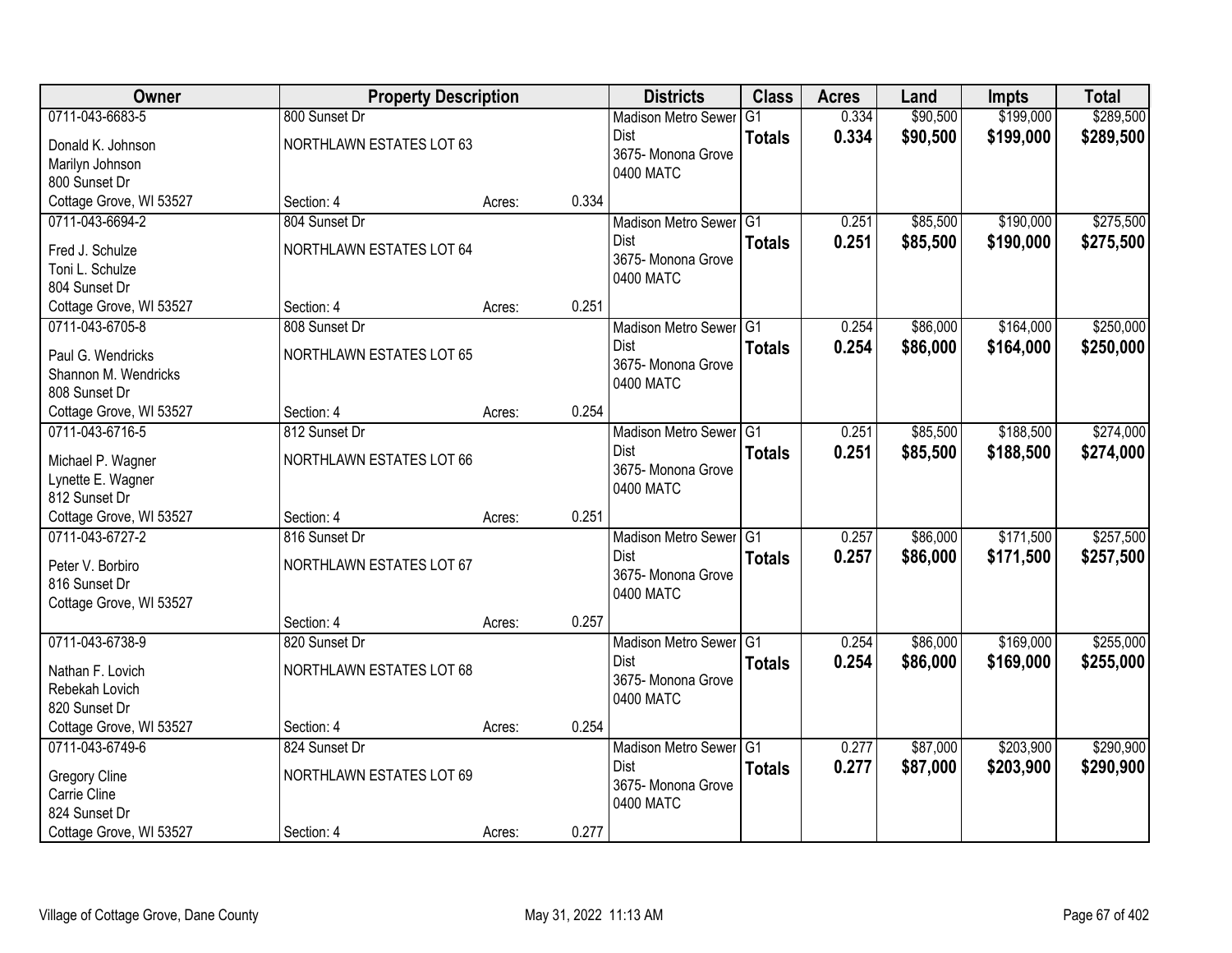| Owner | Property Description | | | Districts | Class | Acres | Land | Impts | Total |
|---|---|---|---|---|---|---|---|---|---|
| 0711-043-6683-5<br>Donald K. Johnson<br>Marilyn Johnson<br>800 Sunset Dr<br>Cottage Grove, WI 53527 | 800 Sunset Dr<br>NORTHLAWN ESTATES LOT 63<br>Section: 4 | Acres: | 0.334 | Madison Metro Sewer Dist<br>3675- Monona Grove<br>0400 MATC | G1<br>**Totals** | 0.334<br>**0.334** | $90,500<br>**$90,500** | $199,000<br>**$199,000** | $289,500<br>**$289,500** |
| 0711-043-6694-2<br>Fred J. Schulze<br>Toni L. Schulze<br>804 Sunset Dr<br>Cottage Grove, WI 53527 | 804 Sunset Dr<br>NORTHLAWN ESTATES LOT 64<br>Section: 4 | Acres: | 0.251 | Madison Metro Sewer Dist<br>3675- Monona Grove<br>0400 MATC | G1<br>**Totals** | 0.251<br>**0.251** | $85,500<br>**$85,500** | $190,000<br>**$190,000** | $275,500<br>**$275,500** |
| 0711-043-6705-8<br>Paul G. Wendricks<br>Shannon M. Wendricks<br>808 Sunset Dr<br>Cottage Grove, WI 53527 | 808 Sunset Dr<br>NORTHLAWN ESTATES LOT 65<br>Section: 4 | Acres: | 0.254 | Madison Metro Sewer Dist<br>3675- Monona Grove<br>0400 MATC | G1<br>**Totals** | 0.254<br>**0.254** | $86,000<br>**$86,000** | $164,000<br>**$164,000** | $250,000<br>**$250,000** |
| 0711-043-6716-5<br>Michael P. Wagner<br>Lynette E. Wagner<br>812 Sunset Dr<br>Cottage Grove, WI 53527 | 812 Sunset Dr<br>NORTHLAWN ESTATES LOT 66<br>Section: 4 | Acres: | 0.251 | Madison Metro Sewer Dist<br>3675- Monona Grove<br>0400 MATC | G1<br>**Totals** | 0.251<br>**0.251** | $85,500<br>**$85,500** | $188,500<br>**$188,500** | $274,000<br>**$274,000** |
| 0711-043-6727-2<br>Peter V. Borbiro<br>816 Sunset Dr<br>Cottage Grove, WI 53527 | 816 Sunset Dr<br>NORTHLAWN ESTATES LOT 67<br>Section: 4 | Acres: | 0.257 | Madison Metro Sewer Dist<br>3675- Monona Grove<br>0400 MATC | G1<br>**Totals** | 0.257<br>**0.257** | $86,000<br>**$86,000** | $171,500<br>**$171,500** | $257,500<br>**$257,500** |
| 0711-043-6738-9<br>Nathan F. Lovich<br>Rebekah Lovich<br>820 Sunset Dr<br>Cottage Grove, WI 53527 | 820 Sunset Dr<br>NORTHLAWN ESTATES LOT 68<br>Section: 4 | Acres: | 0.254 | Madison Metro Sewer Dist<br>3675- Monona Grove<br>0400 MATC | G1<br>**Totals** | 0.254<br>**0.254** | $86,000<br>**$86,000** | $169,000<br>**$169,000** | $255,000<br>**$255,000** |
| 0711-043-6749-6<br>Gregory Cline<br>Carrie Cline<br>824 Sunset Dr<br>Cottage Grove, WI 53527 | 824 Sunset Dr<br>NORTHLAWN ESTATES LOT 69<br>Section: 4 | Acres: | 0.277 | Madison Metro Sewer Dist<br>3675- Monona Grove<br>0400 MATC | G1<br>**Totals** | 0.277<br>**0.277** | $87,000<br>**$87,000** | $203,900<br>**$203,900** | $290,900<br>**$290,900** |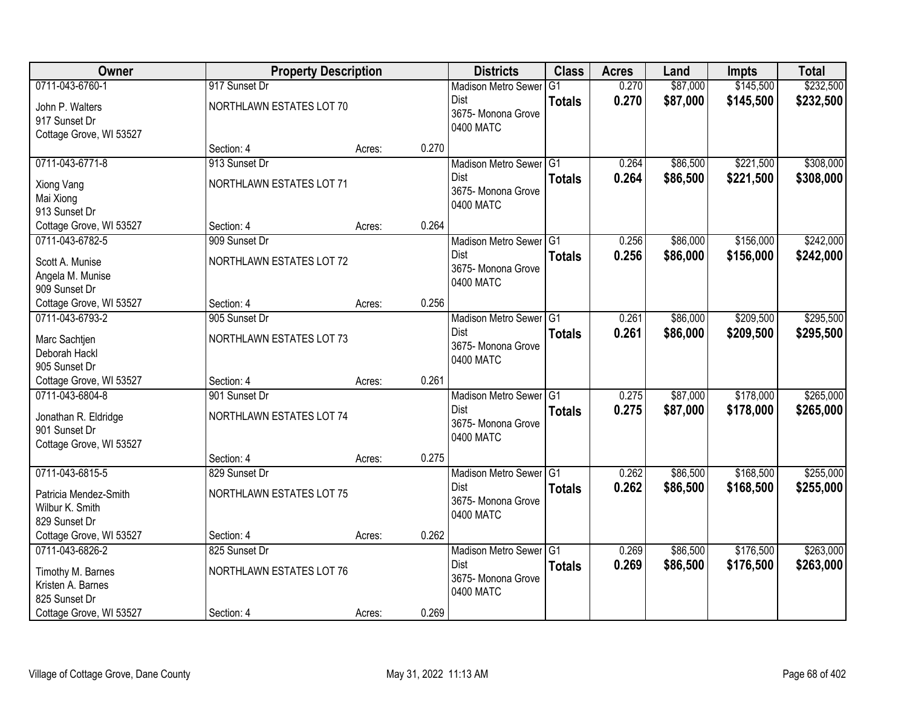| Owner | Property Description | | | Districts | Class | Acres | Land | Impts | Total |
|---|---|---|---|---|---|---|---|---|---|
| 0711-043-6760-1<br>John P. Walters<br>917 Sunset Dr<br>Cottage Grove, WI 53527 | 917 Sunset Dr<br>NORTHLAWN ESTATES LOT 70 | | | Madison Metro Sewer Dist<br>3675- Monona Grove<br>0400 MATC | G1<br>**Totals** | 0.270<br>**0.270** | $87,000<br>**$87,000** | $145,500<br>**$145,500** | $232,500<br>**$232,500** |
| | Section: 4 | Acres: | 0.270 | | | | | | |
| 0711-043-6771-8<br>Xiong Vang<br>Mai Xiong<br>913 Sunset Dr<br>Cottage Grove, WI 53527 | 913 Sunset Dr<br>NORTHLAWN ESTATES LOT 71 | | | Madison Metro Sewer Dist<br>3675- Monona Grove<br>0400 MATC | G1<br>**Totals** | 0.264<br>**0.264** | $86,500<br>**$86,500** | $221,500<br>**$221,500** | $308,000<br>**$308,000** |
| | Section: 4 | Acres: | 0.264 | | | | | | |
| 0711-043-6782-5<br>Scott A. Munise<br>Angela M. Munise<br>909 Sunset Dr<br>Cottage Grove, WI 53527 | 909 Sunset Dr<br>NORTHLAWN ESTATES LOT 72 | | | Madison Metro Sewer Dist<br>3675- Monona Grove<br>0400 MATC | G1<br>**Totals** | 0.256<br>**0.256** | $86,000<br>**$86,000** | $156,000<br>**$156,000** | $242,000<br>**$242,000** |
| | Section: 4 | Acres: | 0.256 | | | | | | |
| 0711-043-6793-2<br>Marc Sachtjen<br>Deborah Hackl<br>905 Sunset Dr<br>Cottage Grove, WI 53527 | 905 Sunset Dr<br>NORTHLAWN ESTATES LOT 73 | | | Madison Metro Sewer Dist<br>3675- Monona Grove<br>0400 MATC | G1<br>**Totals** | 0.261<br>**0.261** | $86,000<br>**$86,000** | $209,500<br>**$209,500** | $295,500<br>**$295,500** |
| | Section: 4 | Acres: | 0.261 | | | | | | |
| 0711-043-6804-8<br>Jonathan R. Eldridge<br>901 Sunset Dr<br>Cottage Grove, WI 53527 | 901 Sunset Dr<br>NORTHLAWN ESTATES LOT 74 | | | Madison Metro Sewer Dist<br>3675- Monona Grove<br>0400 MATC | G1<br>**Totals** | 0.275<br>**0.275** | $87,000<br>**$87,000** | $178,000<br>**$178,000** | $265,000<br>**$265,000** |
| | Section: 4 | Acres: | 0.275 | | | | | | |
| 0711-043-6815-5<br>Patricia Mendez-Smith<br>Wilbur K. Smith<br>829 Sunset Dr<br>Cottage Grove, WI 53527 | 829 Sunset Dr<br>NORTHLAWN ESTATES LOT 75 | | | Madison Metro Sewer Dist<br>3675- Monona Grove<br>0400 MATC | G1<br>**Totals** | 0.262<br>**0.262** | $86,500<br>**$86,500** | $168,500<br>**$168,500** | $255,000<br>**$255,000** |
| | Section: 4 | Acres: | 0.262 | | | | | | |
| 0711-043-6826-2<br>Timothy M. Barnes<br>Kristen A. Barnes<br>825 Sunset Dr<br>Cottage Grove, WI 53527 | 825 Sunset Dr<br>NORTHLAWN ESTATES LOT 76 | | | Madison Metro Sewer Dist<br>3675- Monona Grove<br>0400 MATC | G1<br>**Totals** | 0.269<br>**0.269** | $86,500<br>**$86,500** | $176,500<br>**$176,500** | $263,000<br>**$263,000** |
| | Section: 4 | Acres: | 0.269 | | | | | | |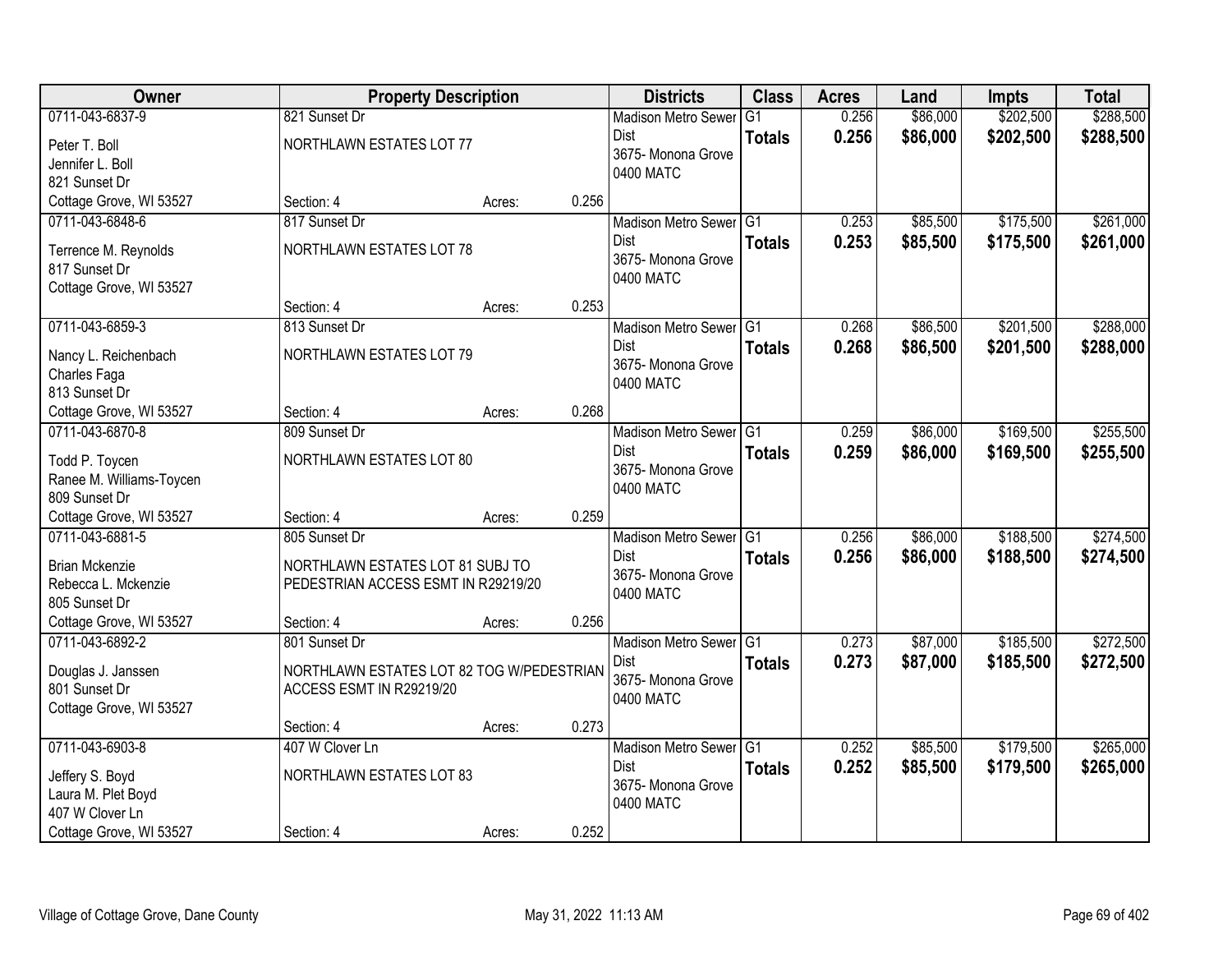| Owner | Property Description | | | Districts | Class | Acres | Land | Impts | Total |
|---|---|---|---|---|---|---|---|---|---|
| 0711-043-6837-9 | 821 Sunset Dr | | | Madison Metro Sewer Dist | G1 | 0.256 | $86,000 | $202,500 | $288,500 |
| Peter T. Boll<br>Jennifer L. Boll<br>821 Sunset Dr<br>Cottage Grove, WI 53527 | NORTHLAWN ESTATES LOT 77 | | | 3675- Monona Grove<br>0400 MATC | **Totals** | **0.256** | **$86,000** | **$202,500** | **$288,500** |
| | Section: 4 | Acres: | 0.256 | | | | | | |
| 0711-043-6848-6 | 817 Sunset Dr | | | Madison Metro Sewer Dist | G1 | 0.253 | $85,500 | $175,500 | $261,000 |
| Terrence M. Reynolds<br>817 Sunset Dr<br>Cottage Grove, WI 53527 | NORTHLAWN ESTATES LOT 78 | | | 3675- Monona Grove<br>0400 MATC | **Totals** | **0.253** | **$85,500** | **$175,500** | **$261,000** |
| | Section: 4 | Acres: | 0.253 | | | | | | |
| 0711-043-6859-3 | 813 Sunset Dr | | | Madison Metro Sewer Dist | G1 | 0.268 | $86,500 | $201,500 | $288,000 |
| Nancy L. Reichenbach<br>Charles Faga<br>813 Sunset Dr<br>Cottage Grove, WI 53527 | NORTHLAWN ESTATES LOT 79 | | | 3675- Monona Grove<br>0400 MATC | **Totals** | **0.268** | **$86,500** | **$201,500** | **$288,000** |
| | Section: 4 | Acres: | 0.268 | | | | | | |
| 0711-043-6870-8 | 809 Sunset Dr | | | Madison Metro Sewer Dist | G1 | 0.259 | $86,000 | $169,500 | $255,500 |
| Todd P. Toycen<br>Ranee M. Williams-Toycen<br>809 Sunset Dr<br>Cottage Grove, WI 53527 | NORTHLAWN ESTATES LOT 80 | | | 3675- Monona Grove<br>0400 MATC | **Totals** | **0.259** | **$86,000** | **$169,500** | **$255,500** |
| | Section: 4 | Acres: | 0.259 | | | | | | |
| 0711-043-6881-5 | 805 Sunset Dr | | | Madison Metro Sewer Dist | G1 | 0.256 | $86,000 | $188,500 | $274,500 |
| Brian Mckenzie<br>Rebecca L. Mckenzie<br>805 Sunset Dr<br>Cottage Grove, WI 53527 | NORTHLAWN ESTATES LOT 81 SUBJ TO PEDESTRIAN ACCESS ESMT IN R29219/20 | | | 3675- Monona Grove<br>0400 MATC | **Totals** | **0.256** | **$86,000** | **$188,500** | **$274,500** |
| | Section: 4 | Acres: | 0.256 | | | | | | |
| 0711-043-6892-2 | 801 Sunset Dr | | | Madison Metro Sewer Dist | G1 | 0.273 | $87,000 | $185,500 | $272,500 |
| Douglas J. Janssen<br>801 Sunset Dr<br>Cottage Grove, WI 53527 | NORTHLAWN ESTATES LOT 82 TOG W/PEDESTRIAN ACCESS ESMT IN R29219/20 | | | 3675- Monona Grove<br>0400 MATC | **Totals** | **0.273** | **$87,000** | **$185,500** | **$272,500** |
| | Section: 4 | Acres: | 0.273 | | | | | | |
| 0711-043-6903-8 | 407 W Clover Ln | | | Madison Metro Sewer Dist | G1 | 0.252 | $85,500 | $179,500 | $265,000 |
| Jeffery S. Boyd<br>Laura M. Plet Boyd<br>407 W Clover Ln<br>Cottage Grove, WI 53527 | NORTHLAWN ESTATES LOT 83 | | | 3675- Monona Grove<br>0400 MATC | **Totals** | **0.252** | **$85,500** | **$179,500** | **$265,000** |
| | Section: 4 | Acres: | 0.252 | | | | | | |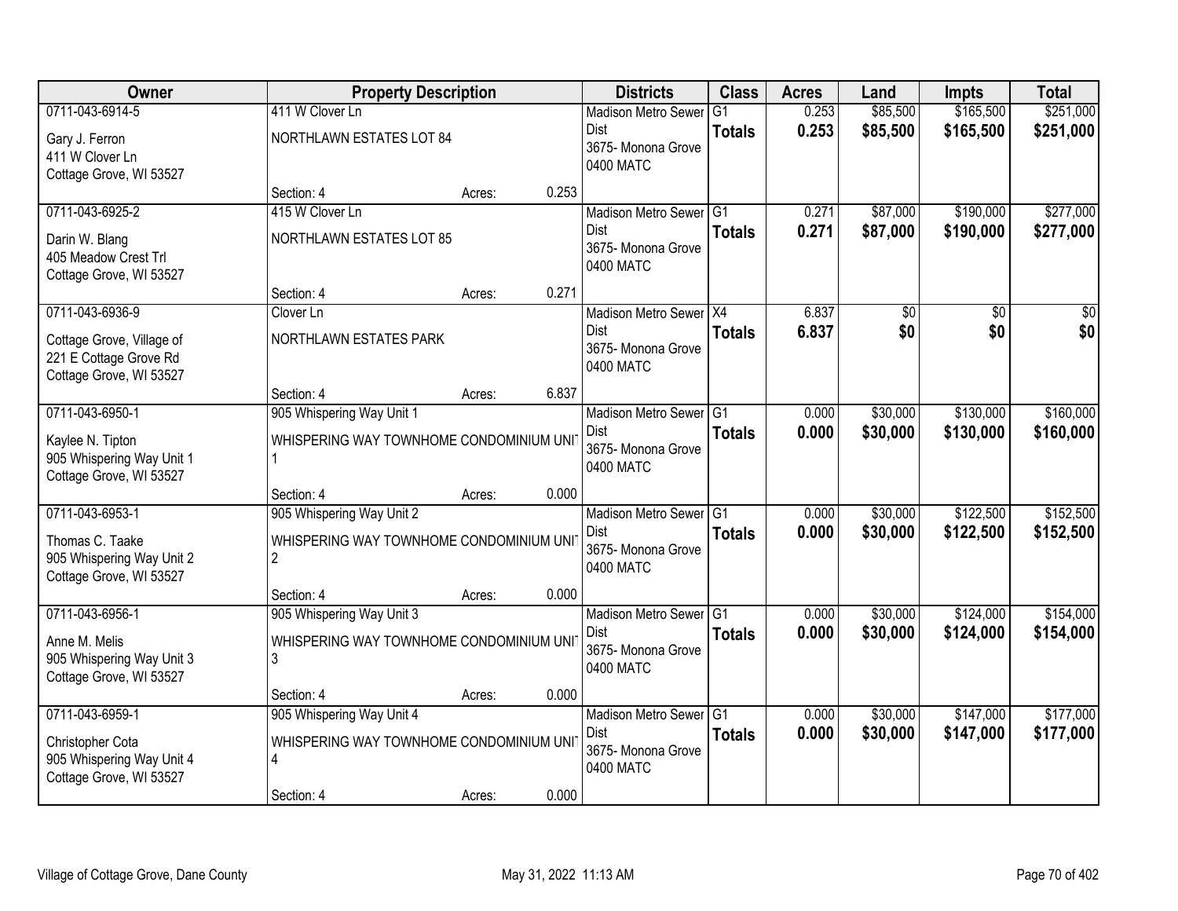| Owner | Property Description | | | Districts | Class | Acres | Land | Impts | Total |
|---|---|---|---|---|---|---|---|---|---|
| 0711-043-6914-5<br>Gary J. Ferron<br>411 W Clover Ln<br>Cottage Grove, WI 53527 | 411 W Clover Ln<br>NORTHLAWN ESTATES LOT 84<br>Section: 4 | Acres: | 0.253 | Madison Metro Sewer Dist<br>3675- Monona Grove<br>0400 MATC | G1<br>**Totals** | 0.253<br>**0.253** | $85,500<br>**$85,500** | $165,500<br>**$165,500** | $251,000<br>**$251,000** |
| 0711-043-6925-2<br>Darin W. Blang<br>405 Meadow Crest Trl<br>Cottage Grove, WI 53527 | 415 W Clover Ln<br>NORTHLAWN ESTATES LOT 85<br>Section: 4 | Acres: | 0.271 | Madison Metro Sewer Dist<br>3675- Monona Grove<br>0400 MATC | G1<br>**Totals** | 0.271<br>**0.271** | $87,000<br>**$87,000** | $190,000<br>**$190,000** | $277,000<br>**$277,000** |
| 0711-043-6936-9<br>Cottage Grove, Village of<br>221 E Cottage Grove Rd<br>Cottage Grove, WI 53527 | Clover Ln<br>NORTHLAWN ESTATES PARK<br>Section: 4 | Acres: | 6.837 | Madison Metro Sewer Dist<br>3675- Monona Grove<br>0400 MATC | X4<br>**Totals** | 6.837<br>**6.837** | $0<br>**$0** | $0<br>**$0** | $0<br>**$0** |
| 0711-043-6950-1<br>Kaylee N. Tipton<br>905 Whispering Way Unit 1<br>Cottage Grove, WI 53527 | 905 Whispering Way Unit 1<br>WHISPERING WAY TOWNHOME CONDOMINIUM UNIT 1<br>Section: 4 | Acres: | 0.000 | Madison Metro Sewer Dist<br>3675- Monona Grove<br>0400 MATC | G1<br>**Totals** | 0.000<br>**0.000** | $30,000<br>**$30,000** | $130,000<br>**$130,000** | $160,000<br>**$160,000** |
| 0711-043-6953-1<br>Thomas C. Taake<br>905 Whispering Way Unit 2<br>Cottage Grove, WI 53527 | 905 Whispering Way Unit 2<br>WHISPERING WAY TOWNHOME CONDOMINIUM UNIT 2<br>Section: 4 | Acres: | 0.000 | Madison Metro Sewer Dist<br>3675- Monona Grove<br>0400 MATC | G1<br>**Totals** | 0.000<br>**0.000** | $30,000<br>**$30,000** | $122,500<br>**$122,500** | $152,500<br>**$152,500** |
| 0711-043-6956-1<br>Anne M. Melis<br>905 Whispering Way Unit 3<br>Cottage Grove, WI 53527 | 905 Whispering Way Unit 3<br>WHISPERING WAY TOWNHOME CONDOMINIUM UNIT 3<br>Section: 4 | Acres: | 0.000 | Madison Metro Sewer Dist<br>3675- Monona Grove<br>0400 MATC | G1<br>**Totals** | 0.000<br>**0.000** | $30,000<br>**$30,000** | $124,000<br>**$124,000** | $154,000<br>**$154,000** |
| 0711-043-6959-1<br>Christopher Cota<br>905 Whispering Way Unit 4<br>Cottage Grove, WI 53527 | 905 Whispering Way Unit 4<br>WHISPERING WAY TOWNHOME CONDOMINIUM UNIT 4<br>Section: 4 | Acres: | 0.000 | Madison Metro Sewer Dist<br>3675- Monona Grove<br>0400 MATC | G1<br>**Totals** | 0.000<br>**0.000** | $30,000<br>**$30,000** | $147,000<br>**$147,000** | $177,000<br>**$177,000** |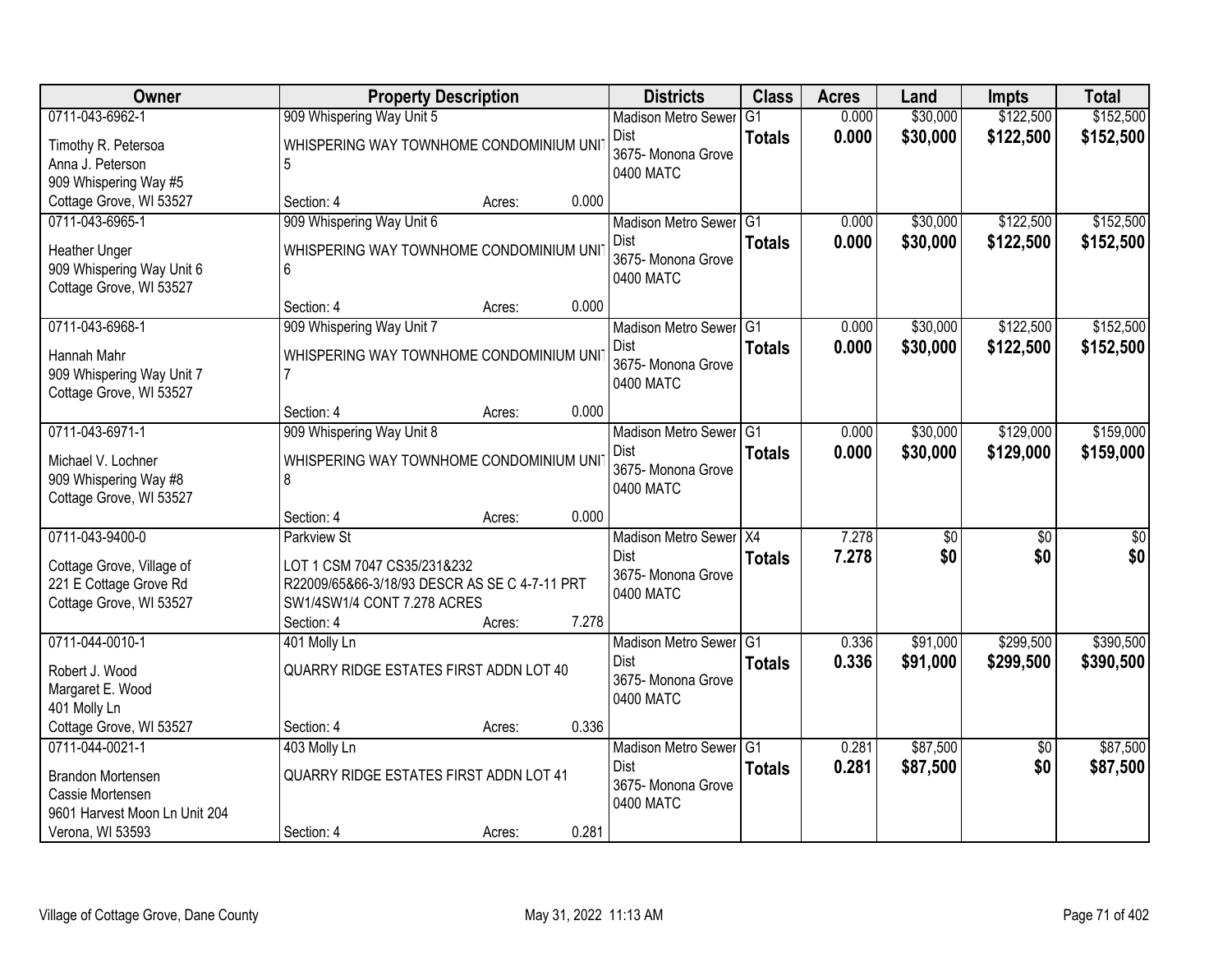| Owner | Property Description | Districts | Class | Acres | Land | Impts | Total |
|---|---|---|---|---|---|---|---|
| 0711-043-6962-1<br>Timothy R. Petersoa<br>Anna J. Peterson<br>909 Whispering Way #5<br>Cottage Grove, WI 53527 | 909 Whispering Way Unit 5<br>WHISPERING WAY TOWNHOME CONDOMINIUM UNIT 5<br>Section: 4 Acres: 0.000 | Madison Metro Sewer Dist<br>3675- Monona Grove<br>0400 MATC | G1<br>**Totals** | 0.000<br>**0.000** | $30,000<br>**$30,000** | $122,500<br>**$122,500** | $152,500<br>**$152,500** |
| 0711-043-6965-1<br>Heather Unger<br>909 Whispering Way Unit 6<br>Cottage Grove, WI 53527 | 909 Whispering Way Unit 6<br>WHISPERING WAY TOWNHOME CONDOMINIUM UNIT 6<br>Section: 4 Acres: 0.000 | Madison Metro Sewer Dist<br>3675- Monona Grove<br>0400 MATC | G1<br>**Totals** | 0.000<br>**0.000** | $30,000<br>**$30,000** | $122,500<br>**$122,500** | $152,500<br>**$152,500** |
| 0711-043-6968-1<br>Hannah Mahr<br>909 Whispering Way Unit 7<br>Cottage Grove, WI 53527 | 909 Whispering Way Unit 7<br>WHISPERING WAY TOWNHOME CONDOMINIUM UNIT 7<br>Section: 4 Acres: 0.000 | Madison Metro Sewer Dist<br>3675- Monona Grove<br>0400 MATC | G1<br>**Totals** | 0.000<br>**0.000** | $30,000<br>**$30,000** | $122,500<br>**$122,500** | $152,500<br>**$152,500** |
| 0711-043-6971-1<br>Michael V. Lochner<br>909 Whispering Way #8<br>Cottage Grove, WI 53527 | 909 Whispering Way Unit 8<br>WHISPERING WAY TOWNHOME CONDOMINIUM UNIT 8<br>Section: 4 Acres: 0.000 | Madison Metro Sewer Dist<br>3675- Monona Grove<br>0400 MATC | G1<br>**Totals** | 0.000<br>**0.000** | $30,000<br>**$30,000** | $129,000<br>**$129,000** | $159,000<br>**$159,000** |
| 0711-043-9400-0<br>Cottage Grove, Village of<br>221 E Cottage Grove Rd<br>Cottage Grove, WI 53527 | Parkview St<br>LOT 1 CSM 7047 CS35/231&232 R22009/65&66-3/18/93 DESCR AS SE C 4-7-11 PRT SW1/4SW1/4 CONT 7.278 ACRES<br>Section: 4 Acres: 7.278 | Madison Metro Sewer Dist<br>3675- Monona Grove<br>0400 MATC | X4<br>**Totals** | 7.278<br>**7.278** | $0<br>**$0** | $0<br>**$0** | $0<br>**$0** |
| 0711-044-0010-1<br>Robert J. Wood<br>Margaret E. Wood<br>401 Molly Ln<br>Cottage Grove, WI 53527 | 401 Molly Ln<br>QUARRY RIDGE ESTATES FIRST ADDN LOT 40<br>Section: 4 Acres: 0.336 | Madison Metro Sewer Dist<br>3675- Monona Grove<br>0400 MATC | G1<br>**Totals** | 0.336<br>**0.336** | $91,000<br>**$91,000** | $299,500<br>**$299,500** | $390,500<br>**$390,500** |
| 0711-044-0021-1<br>Brandon Mortensen<br>Cassie Mortensen<br>9601 Harvest Moon Ln Unit 204<br>Verona, WI 53593 | 403 Molly Ln<br>QUARRY RIDGE ESTATES FIRST ADDN LOT 41<br>Section: 4 Acres: 0.281 | Madison Metro Sewer Dist<br>3675- Monona Grove<br>0400 MATC | G1<br>**Totals** | 0.281<br>**0.281** | $87,500<br>**$87,500** | $0<br>**$0** | $87,500<br>**$87,500** |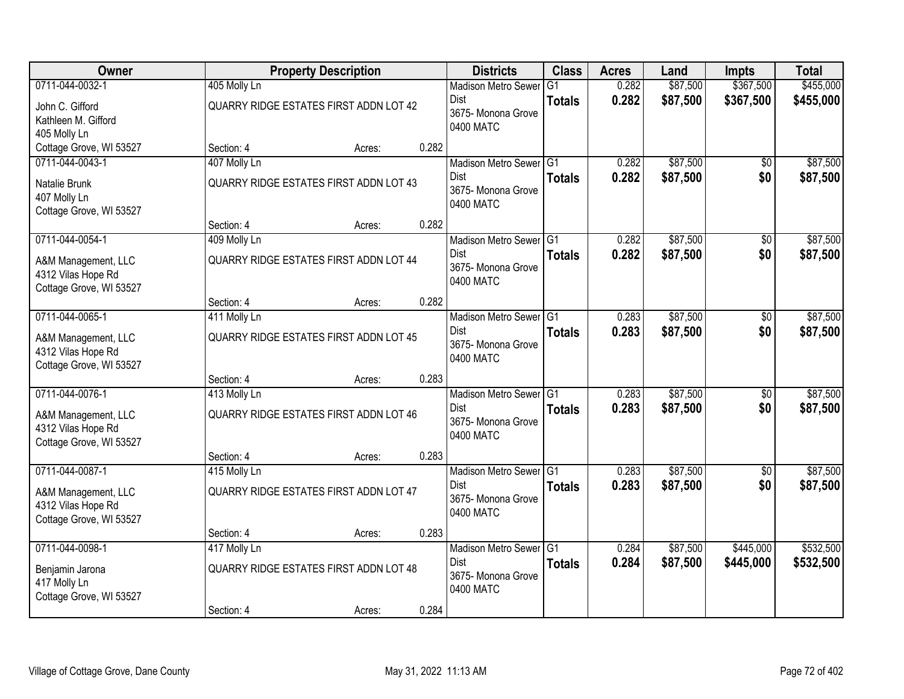| Owner | Property Description | | | Districts | Class | Acres | Land | Impts | Total |
|---|---|---|---|---|---|---|---|---|---|
| 0711-044-0032-1<br>John C. Gifford<br>Kathleen M. Gifford<br>405 Molly Ln<br>Cottage Grove, WI 53527 | 405 Molly Ln<br>QUARRY RIDGE ESTATES FIRST ADDN LOT 42<br>Section: 4 | Acres: | 0.282 | Madison Metro Sewer Dist<br>3675- Monona Grove<br>0400 MATC | G1<br>**Totals** | 0.282<br>**0.282** | $87,500<br>**$87,500** | $367,500<br>**$367,500** | $455,000<br>**$455,000** |
| 0711-044-0043-1<br>Natalie Brunk<br>407 Molly Ln<br>Cottage Grove, WI 53527 | 407 Molly Ln<br>QUARRY RIDGE ESTATES FIRST ADDN LOT 43<br>Section: 4 | Acres: | 0.282 | Madison Metro Sewer Dist<br>3675- Monona Grove<br>0400 MATC | G1<br>**Totals** | 0.282<br>**0.282** | $87,500<br>**$87,500** | $0<br>**$0** | $87,500<br>**$87,500** |
| 0711-044-0054-1<br>A&M Management, LLC<br>4312 Vilas Hope Rd<br>Cottage Grove, WI 53527 | 409 Molly Ln<br>QUARRY RIDGE ESTATES FIRST ADDN LOT 44<br>Section: 4 | Acres: | 0.282 | Madison Metro Sewer Dist<br>3675- Monona Grove<br>0400 MATC | G1<br>**Totals** | 0.282<br>**0.282** | $87,500<br>**$87,500** | $0<br>**$0** | $87,500<br>**$87,500** |
| 0711-044-0065-1<br>A&M Management, LLC<br>4312 Vilas Hope Rd<br>Cottage Grove, WI 53527 | 411 Molly Ln<br>QUARRY RIDGE ESTATES FIRST ADDN LOT 45<br>Section: 4 | Acres: | 0.283 | Madison Metro Sewer Dist<br>3675- Monona Grove<br>0400 MATC | G1<br>**Totals** | 0.283<br>**0.283** | $87,500<br>**$87,500** | $0<br>**$0** | $87,500<br>**$87,500** |
| 0711-044-0076-1<br>A&M Management, LLC<br>4312 Vilas Hope Rd<br>Cottage Grove, WI 53527 | 413 Molly Ln<br>QUARRY RIDGE ESTATES FIRST ADDN LOT 46<br>Section: 4 | Acres: | 0.283 | Madison Metro Sewer Dist<br>3675- Monona Grove<br>0400 MATC | G1<br>**Totals** | 0.283<br>**0.283** | $87,500<br>**$87,500** | $0<br>**$0** | $87,500<br>**$87,500** |
| 0711-044-0087-1<br>A&M Management, LLC<br>4312 Vilas Hope Rd<br>Cottage Grove, WI 53527 | 415 Molly Ln<br>QUARRY RIDGE ESTATES FIRST ADDN LOT 47<br>Section: 4 | Acres: | 0.283 | Madison Metro Sewer Dist<br>3675- Monona Grove<br>0400 MATC | G1<br>**Totals** | 0.283<br>**0.283** | $87,500<br>**$87,500** | $0<br>**$0** | $87,500<br>**$87,500** |
| 0711-044-0098-1<br>Benjamin Jarona<br>417 Molly Ln<br>Cottage Grove, WI 53527 | 417 Molly Ln<br>QUARRY RIDGE ESTATES FIRST ADDN LOT 48<br>Section: 4 | Acres: | 0.284 | Madison Metro Sewer Dist<br>3675- Monona Grove<br>0400 MATC | G1<br>**Totals** | 0.284<br>**0.284** | $87,500<br>**$87,500** | $445,000<br>**$445,000** | $532,500<br>**$532,500** |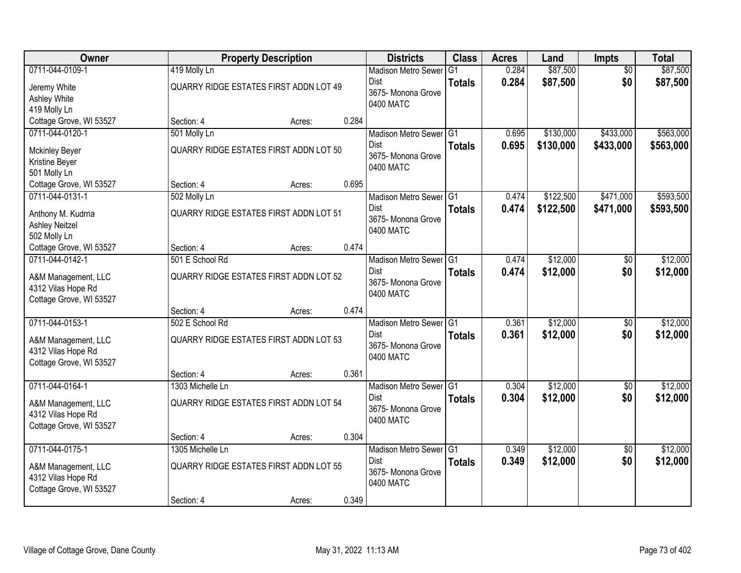| Owner | Property Description | Districts | Class | Acres | Land | Impts | Total |
|---|---|---|---|---|---|---|---|
| 0711-044-0109-1<br>Jeremy White<br>Ashley White<br>419 Molly Ln<br>Cottage Grove, WI 53527 | 419 Molly Ln<br>QUARRY RIDGE ESTATES FIRST ADDN LOT 49<br>Section: 4 Acres: 0.284 | Madison Metro Sewer Dist<br>3675- Monona Grove<br>0400 MATC | G1<br>**Totals** | 0.284<br>**0.284** | $87,500<br>**$87,500** | $0<br>**$0** | $87,500<br>**$87,500** |
| 0711-044-0120-1<br>Mckinley Beyer<br>Kristine Beyer<br>501 Molly Ln<br>Cottage Grove, WI 53527 | 501 Molly Ln<br>QUARRY RIDGE ESTATES FIRST ADDN LOT 50<br>Section: 4 Acres: 0.695 | Madison Metro Sewer Dist<br>3675- Monona Grove<br>0400 MATC | G1<br>**Totals** | 0.695<br>**0.695** | $130,000<br>**$130,000** | $433,000<br>**$433,000** | $563,000<br>**$563,000** |
| 0711-044-0131-1<br>Anthony M. Kudrna<br>Ashley Neitzel<br>502 Molly Ln<br>Cottage Grove, WI 53527 | 502 Molly Ln<br>QUARRY RIDGE ESTATES FIRST ADDN LOT 51<br>Section: 4 Acres: 0.474 | Madison Metro Sewer Dist<br>3675- Monona Grove<br>0400 MATC | G1<br>**Totals** | 0.474<br>**0.474** | $122,500<br>**$122,500** | $471,000<br>**$471,000** | $593,500<br>**$593,500** |
| 0711-044-0142-1<br>A&M Management, LLC<br>4312 Vilas Hope Rd<br>Cottage Grove, WI 53527 | 501 E School Rd<br>QUARRY RIDGE ESTATES FIRST ADDN LOT 52<br>Section: 4 Acres: 0.474 | Madison Metro Sewer Dist<br>3675- Monona Grove<br>0400 MATC | G1<br>**Totals** | 0.474<br>**0.474** | $12,000<br>**$12,000** | $0<br>**$0** | $12,000<br>**$12,000** |
| 0711-044-0153-1<br>A&M Management, LLC<br>4312 Vilas Hope Rd<br>Cottage Grove, WI 53527 | 502 E School Rd<br>QUARRY RIDGE ESTATES FIRST ADDN LOT 53<br>Section: 4 Acres: 0.361 | Madison Metro Sewer Dist<br>3675- Monona Grove<br>0400 MATC | G1<br>**Totals** | 0.361<br>**0.361** | $12,000<br>**$12,000** | $0<br>**$0** | $12,000<br>**$12,000** |
| 0711-044-0164-1<br>A&M Management, LLC<br>4312 Vilas Hope Rd<br>Cottage Grove, WI 53527 | 1303 Michelle Ln<br>QUARRY RIDGE ESTATES FIRST ADDN LOT 54<br>Section: 4 Acres: 0.304 | Madison Metro Sewer Dist<br>3675- Monona Grove<br>0400 MATC | G1<br>**Totals** | 0.304<br>**0.304** | $12,000<br>**$12,000** | $0<br>**$0** | $12,000<br>**$12,000** |
| 0711-044-0175-1<br>A&M Management, LLC<br>4312 Vilas Hope Rd<br>Cottage Grove, WI 53527 | 1305 Michelle Ln<br>QUARRY RIDGE ESTATES FIRST ADDN LOT 55<br>Section: 4 Acres: 0.349 | Madison Metro Sewer Dist<br>3675- Monona Grove<br>0400 MATC | G1<br>**Totals** | 0.349<br>**0.349** | $12,000<br>**$12,000** | $0<br>**$0** | $12,000<br>**$12,000** |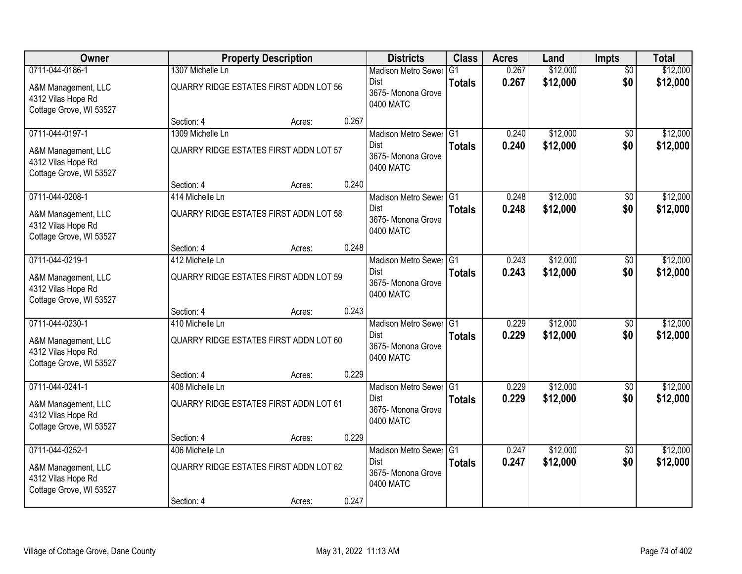| Owner | Property Description | Districts | Class | Acres | Land | Impts | Total |
|---|---|---|---|---|---|---|---|
| 0711-044-0186-1<br>A&M Management, LLC<br>4312 Vilas Hope Rd<br>Cottage Grove, WI 53527 | 1307 Michelle Ln<br>QUARRY RIDGE ESTATES FIRST ADDN LOT 56<br>Section: 4 Acres: 0.267 | Madison Metro Sewer Dist<br>3675- Monona Grove<br>0400 MATC | G1<br>**Totals** | 0.267<br>**0.267** | $12,000<br>**$12,000** | $0<br>**$0** | $12,000<br>**$12,000** |
| 0711-044-0197-1<br>A&M Management, LLC<br>4312 Vilas Hope Rd<br>Cottage Grove, WI 53527 | 1309 Michelle Ln<br>QUARRY RIDGE ESTATES FIRST ADDN LOT 57<br>Section: 4 Acres: 0.240 | Madison Metro Sewer Dist<br>3675- Monona Grove<br>0400 MATC | G1<br>**Totals** | 0.240<br>**0.240** | $12,000<br>**$12,000** | $0<br>**$0** | $12,000<br>**$12,000** |
| 0711-044-0208-1<br>A&M Management, LLC<br>4312 Vilas Hope Rd<br>Cottage Grove, WI 53527 | 414 Michelle Ln<br>QUARRY RIDGE ESTATES FIRST ADDN LOT 58<br>Section: 4 Acres: 0.248 | Madison Metro Sewer Dist<br>3675- Monona Grove<br>0400 MATC | G1<br>**Totals** | 0.248<br>**0.248** | $12,000<br>**$12,000** | $0<br>**$0** | $12,000<br>**$12,000** |
| 0711-044-0219-1<br>A&M Management, LLC<br>4312 Vilas Hope Rd<br>Cottage Grove, WI 53527 | 412 Michelle Ln<br>QUARRY RIDGE ESTATES FIRST ADDN LOT 59<br>Section: 4 Acres: 0.243 | Madison Metro Sewer Dist<br>3675- Monona Grove<br>0400 MATC | G1<br>**Totals** | 0.243<br>**0.243** | $12,000<br>**$12,000** | $0<br>**$0** | $12,000<br>**$12,000** |
| 0711-044-0230-1<br>A&M Management, LLC<br>4312 Vilas Hope Rd<br>Cottage Grove, WI 53527 | 410 Michelle Ln<br>QUARRY RIDGE ESTATES FIRST ADDN LOT 60<br>Section: 4 Acres: 0.229 | Madison Metro Sewer Dist<br>3675- Monona Grove<br>0400 MATC | G1<br>**Totals** | 0.229<br>**0.229** | $12,000<br>**$12,000** | $0<br>**$0** | $12,000<br>**$12,000** |
| 0711-044-0241-1<br>A&M Management, LLC<br>4312 Vilas Hope Rd<br>Cottage Grove, WI 53527 | 408 Michelle Ln<br>QUARRY RIDGE ESTATES FIRST ADDN LOT 61<br>Section: 4 Acres: 0.229 | Madison Metro Sewer Dist<br>3675- Monona Grove<br>0400 MATC | G1<br>**Totals** | 0.229<br>**0.229** | $12,000<br>**$12,000** | $0<br>**$0** | $12,000<br>**$12,000** |
| 0711-044-0252-1<br>A&M Management, LLC<br>4312 Vilas Hope Rd<br>Cottage Grove, WI 53527 | 406 Michelle Ln<br>QUARRY RIDGE ESTATES FIRST ADDN LOT 62<br>Section: 4 Acres: 0.247 | Madison Metro Sewer Dist<br>3675- Monona Grove<br>0400 MATC | G1<br>**Totals** | 0.247<br>**0.247** | $12,000<br>**$12,000** | $0<br>**$0** | $12,000<br>**$12,000** |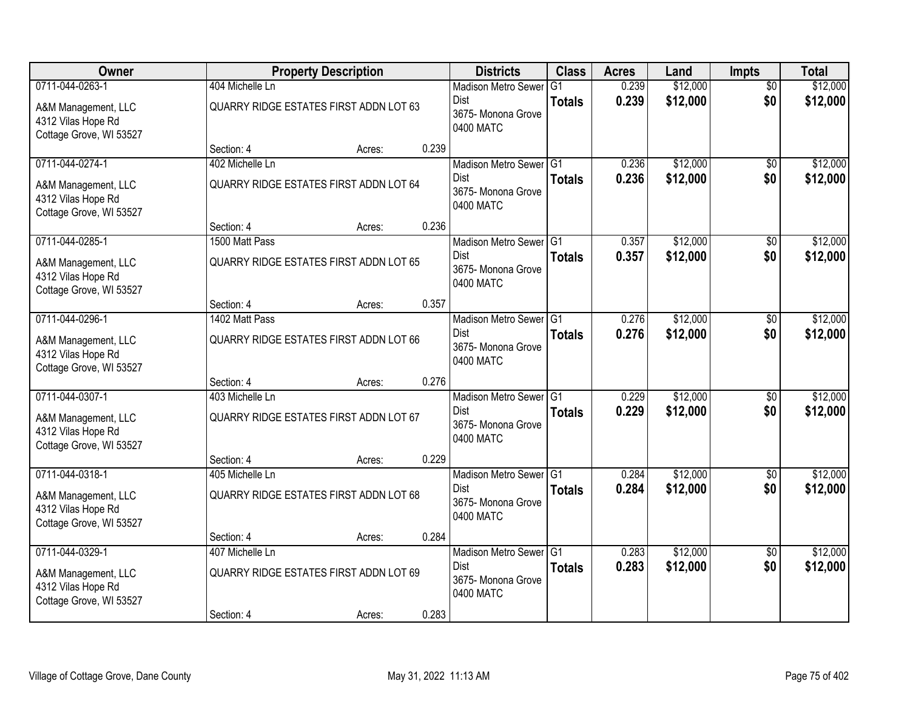| Owner | Property Description | | | Districts | Class | Acres | Land | Impts | Total |
|---|---|---|---|---|---|---|---|---|---|
| 0711-044-0263-1 | 404 Michelle Ln | | | Madison Metro Sewer Dist | G1 | 0.239 | $12,000 | $0 | $12,000 |
| A&M Management, LLC 4312 Vilas Hope Rd Cottage Grove, WI 53527 | QUARRY RIDGE ESTATES FIRST ADDN LOT 63 | | | 3675- Monona Grove 0400 MATC | **Totals** | **0.239** | **$12,000** | **$0** | **$12,000** |
| | Section: 4 | Acres: | 0.239 | | | | | | |
| 0711-044-0274-1 | 402 Michelle Ln | | | Madison Metro Sewer Dist | G1 | 0.236 | $12,000 | $0 | $12,000 |
| A&M Management, LLC 4312 Vilas Hope Rd Cottage Grove, WI 53527 | QUARRY RIDGE ESTATES FIRST ADDN LOT 64 | | | 3675- Monona Grove 0400 MATC | **Totals** | **0.236** | **$12,000** | **$0** | **$12,000** |
| | Section: 4 | Acres: | 0.236 | | | | | | |
| 0711-044-0285-1 | 1500 Matt Pass | | | Madison Metro Sewer Dist | G1 | 0.357 | $12,000 | $0 | $12,000 |
| A&M Management, LLC 4312 Vilas Hope Rd Cottage Grove, WI 53527 | QUARRY RIDGE ESTATES FIRST ADDN LOT 65 | | | 3675- Monona Grove 0400 MATC | **Totals** | **0.357** | **$12,000** | **$0** | **$12,000** |
| | Section: 4 | Acres: | 0.357 | | | | | | |
| 0711-044-0296-1 | 1402 Matt Pass | | | Madison Metro Sewer Dist | G1 | 0.276 | $12,000 | $0 | $12,000 |
| A&M Management, LLC 4312 Vilas Hope Rd Cottage Grove, WI 53527 | QUARRY RIDGE ESTATES FIRST ADDN LOT 66 | | | 3675- Monona Grove 0400 MATC | **Totals** | **0.276** | **$12,000** | **$0** | **$12,000** |
| | Section: 4 | Acres: | 0.276 | | | | | | |
| 0711-044-0307-1 | 403 Michelle Ln | | | Madison Metro Sewer Dist | G1 | 0.229 | $12,000 | $0 | $12,000 |
| A&M Management, LLC 4312 Vilas Hope Rd Cottage Grove, WI 53527 | QUARRY RIDGE ESTATES FIRST ADDN LOT 67 | | | 3675- Monona Grove 0400 MATC | **Totals** | **0.229** | **$12,000** | **$0** | **$12,000** |
| | Section: 4 | Acres: | 0.229 | | | | | | |
| 0711-044-0318-1 | 405 Michelle Ln | | | Madison Metro Sewer Dist | G1 | 0.284 | $12,000 | $0 | $12,000 |
| A&M Management, LLC 4312 Vilas Hope Rd Cottage Grove, WI 53527 | QUARRY RIDGE ESTATES FIRST ADDN LOT 68 | | | 3675- Monona Grove 0400 MATC | **Totals** | **0.284** | **$12,000** | **$0** | **$12,000** |
| | Section: 4 | Acres: | 0.284 | | | | | | |
| 0711-044-0329-1 | 407 Michelle Ln | | | Madison Metro Sewer Dist | G1 | 0.283 | $12,000 | $0 | $12,000 |
| A&M Management, LLC 4312 Vilas Hope Rd Cottage Grove, WI 53527 | QUARRY RIDGE ESTATES FIRST ADDN LOT 69 | | | 3675- Monona Grove 0400 MATC | **Totals** | **0.283** | **$12,000** | **$0** | **$12,000** |
| | Section: 4 | Acres: | 0.283 | | | | | | |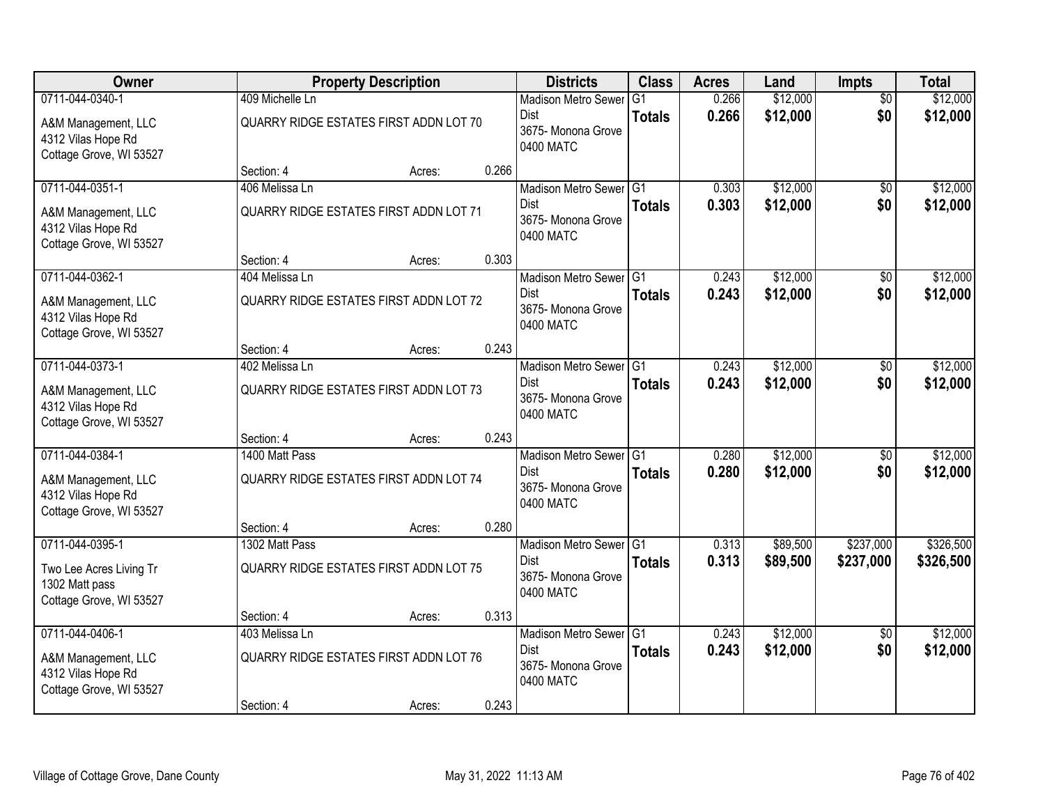| Owner | Property Description | | | Districts | Class | Acres | Land | Impts | Total |
|---|---|---|---|---|---|---|---|---|---|
| 0711-044-0340-1<br>A&M Management, LLC<br>4312 Vilas Hope Rd<br>Cottage Grove, WI 53527 | 409 Michelle Ln<br>QUARRY RIDGE ESTATES FIRST ADDN LOT 70<br>Section: 4 | Acres: | 0.266 | Madison Metro Sewer Dist<br>3675- Monona Grove<br>0400 MATC | G1<br>**Totals** | 0.266<br>**0.266** | $12,000<br>**$12,000** | $0<br>**$0** | $12,000<br>**$12,000** |
| 0711-044-0351-1<br>A&M Management, LLC<br>4312 Vilas Hope Rd<br>Cottage Grove, WI 53527 | 406 Melissa Ln<br>QUARRY RIDGE ESTATES FIRST ADDN LOT 71<br>Section: 4 | Acres: | 0.303 | Madison Metro Sewer Dist<br>3675- Monona Grove<br>0400 MATC | G1<br>**Totals** | 0.303<br>**0.303** | $12,000<br>**$12,000** | $0<br>**$0** | $12,000<br>**$12,000** |
| 0711-044-0362-1<br>A&M Management, LLC<br>4312 Vilas Hope Rd<br>Cottage Grove, WI 53527 | 404 Melissa Ln<br>QUARRY RIDGE ESTATES FIRST ADDN LOT 72<br>Section: 4 | Acres: | 0.243 | Madison Metro Sewer Dist<br>3675- Monona Grove<br>0400 MATC | G1<br>**Totals** | 0.243<br>**0.243** | $12,000<br>**$12,000** | $0<br>**$0** | $12,000<br>**$12,000** |
| 0711-044-0373-1<br>A&M Management, LLC<br>4312 Vilas Hope Rd<br>Cottage Grove, WI 53527 | 402 Melissa Ln<br>QUARRY RIDGE ESTATES FIRST ADDN LOT 73<br>Section: 4 | Acres: | 0.243 | Madison Metro Sewer Dist<br>3675- Monona Grove<br>0400 MATC | G1<br>**Totals** | 0.243<br>**0.243** | $12,000<br>**$12,000** | $0<br>**$0** | $12,000<br>**$12,000** |
| 0711-044-0384-1<br>A&M Management, LLC<br>4312 Vilas Hope Rd<br>Cottage Grove, WI 53527 | 1400 Matt Pass<br>QUARRY RIDGE ESTATES FIRST ADDN LOT 74<br>Section: 4 | Acres: | 0.280 | Madison Metro Sewer Dist<br>3675- Monona Grove<br>0400 MATC | G1<br>**Totals** | 0.280<br>**0.280** | $12,000<br>**$12,000** | $0<br>**$0** | $12,000<br>**$12,000** |
| 0711-044-0395-1<br>Two Lee Acres Living Tr<br>1302 Matt pass<br>Cottage Grove, WI 53527 | 1302 Matt Pass<br>QUARRY RIDGE ESTATES FIRST ADDN LOT 75<br>Section: 4 | Acres: | 0.313 | Madison Metro Sewer Dist<br>3675- Monona Grove<br>0400 MATC | G1<br>**Totals** | 0.313<br>**0.313** | $89,500<br>**$89,500** | $237,000<br>**$237,000** | $326,500<br>**$326,500** |
| 0711-044-0406-1<br>A&M Management, LLC<br>4312 Vilas Hope Rd<br>Cottage Grove, WI 53527 | 403 Melissa Ln<br>QUARRY RIDGE ESTATES FIRST ADDN LOT 76<br>Section: 4 | Acres: | 0.243 | Madison Metro Sewer Dist<br>3675- Monona Grove<br>0400 MATC | G1<br>**Totals** | 0.243<br>**0.243** | $12,000<br>**$12,000** | $0<br>**$0** | $12,000<br>**$12,000** |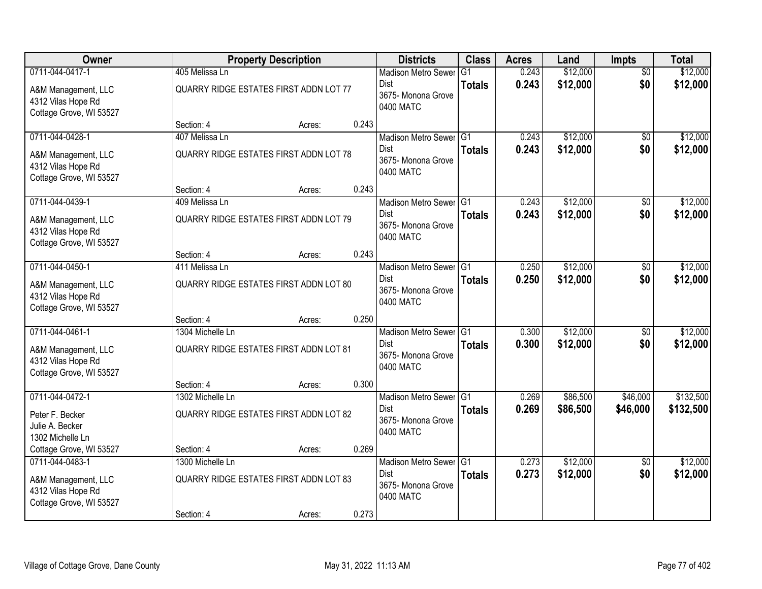| Owner | Property Description | Districts | Class | Acres | Land | Impts | Total |
|---|---|---|---|---|---|---|---|
| 0711-044-0417-1<br>A&M Management, LLC<br>4312 Vilas Hope Rd<br>Cottage Grove, WI 53527 | 405 Melissa Ln<br>QUARRY RIDGE ESTATES FIRST ADDN LOT 77<br>Section: 4 Acres: 0.243 | Madison Metro Sewer Dist<br>3675- Monona Grove<br>0400 MATC | G1<br>**Totals** | 0.243<br>**0.243** | $12,000<br>**$12,000** | $0<br>**$0** | $12,000<br>**$12,000** |
| 0711-044-0428-1<br>A&M Management, LLC<br>4312 Vilas Hope Rd<br>Cottage Grove, WI 53527 | 407 Melissa Ln<br>QUARRY RIDGE ESTATES FIRST ADDN LOT 78<br>Section: 4 Acres: 0.243 | Madison Metro Sewer Dist<br>3675- Monona Grove<br>0400 MATC | G1<br>**Totals** | 0.243<br>**0.243** | $12,000<br>**$12,000** | $0<br>**$0** | $12,000<br>**$12,000** |
| 0711-044-0439-1<br>A&M Management, LLC<br>4312 Vilas Hope Rd<br>Cottage Grove, WI 53527 | 409 Melissa Ln<br>QUARRY RIDGE ESTATES FIRST ADDN LOT 79<br>Section: 4 Acres: 0.243 | Madison Metro Sewer Dist<br>3675- Monona Grove<br>0400 MATC | G1<br>**Totals** | 0.243<br>**0.243** | $12,000<br>**$12,000** | $0<br>**$0** | $12,000<br>**$12,000** |
| 0711-044-0450-1<br>A&M Management, LLC<br>4312 Vilas Hope Rd<br>Cottage Grove, WI 53527 | 411 Melissa Ln<br>QUARRY RIDGE ESTATES FIRST ADDN LOT 80<br>Section: 4 Acres: 0.250 | Madison Metro Sewer Dist<br>3675- Monona Grove<br>0400 MATC | G1<br>**Totals** | 0.250<br>**0.250** | $12,000<br>**$12,000** | $0<br>**$0** | $12,000<br>**$12,000** |
| 0711-044-0461-1<br>A&M Management, LLC<br>4312 Vilas Hope Rd<br>Cottage Grove, WI 53527 | 1304 Michelle Ln<br>QUARRY RIDGE ESTATES FIRST ADDN LOT 81<br>Section: 4 Acres: 0.300 | Madison Metro Sewer Dist<br>3675- Monona Grove<br>0400 MATC | G1<br>**Totals** | 0.300<br>**0.300** | $12,000<br>**$12,000** | $0<br>**$0** | $12,000<br>**$12,000** |
| 0711-044-0472-1<br>Peter F. Becker<br>Julie A. Becker<br>1302 Michelle Ln<br>Cottage Grove, WI 53527 | 1302 Michelle Ln<br>QUARRY RIDGE ESTATES FIRST ADDN LOT 82<br>Section: 4 Acres: 0.269 | Madison Metro Sewer Dist<br>3675- Monona Grove<br>0400 MATC | G1<br>**Totals** | 0.269<br>**0.269** | $86,500<br>**$86,500** | $46,000<br>**$46,000** | $132,500<br>**$132,500** |
| 0711-044-0483-1<br>A&M Management, LLC<br>4312 Vilas Hope Rd<br>Cottage Grove, WI 53527 | 1300 Michelle Ln<br>QUARRY RIDGE ESTATES FIRST ADDN LOT 83<br>Section: 4 Acres: 0.273 | Madison Metro Sewer Dist<br>3675- Monona Grove<br>0400 MATC | G1<br>**Totals** | 0.273<br>**0.273** | $12,000<br>**$12,000** | $0<br>**$0** | $12,000<br>**$12,000** |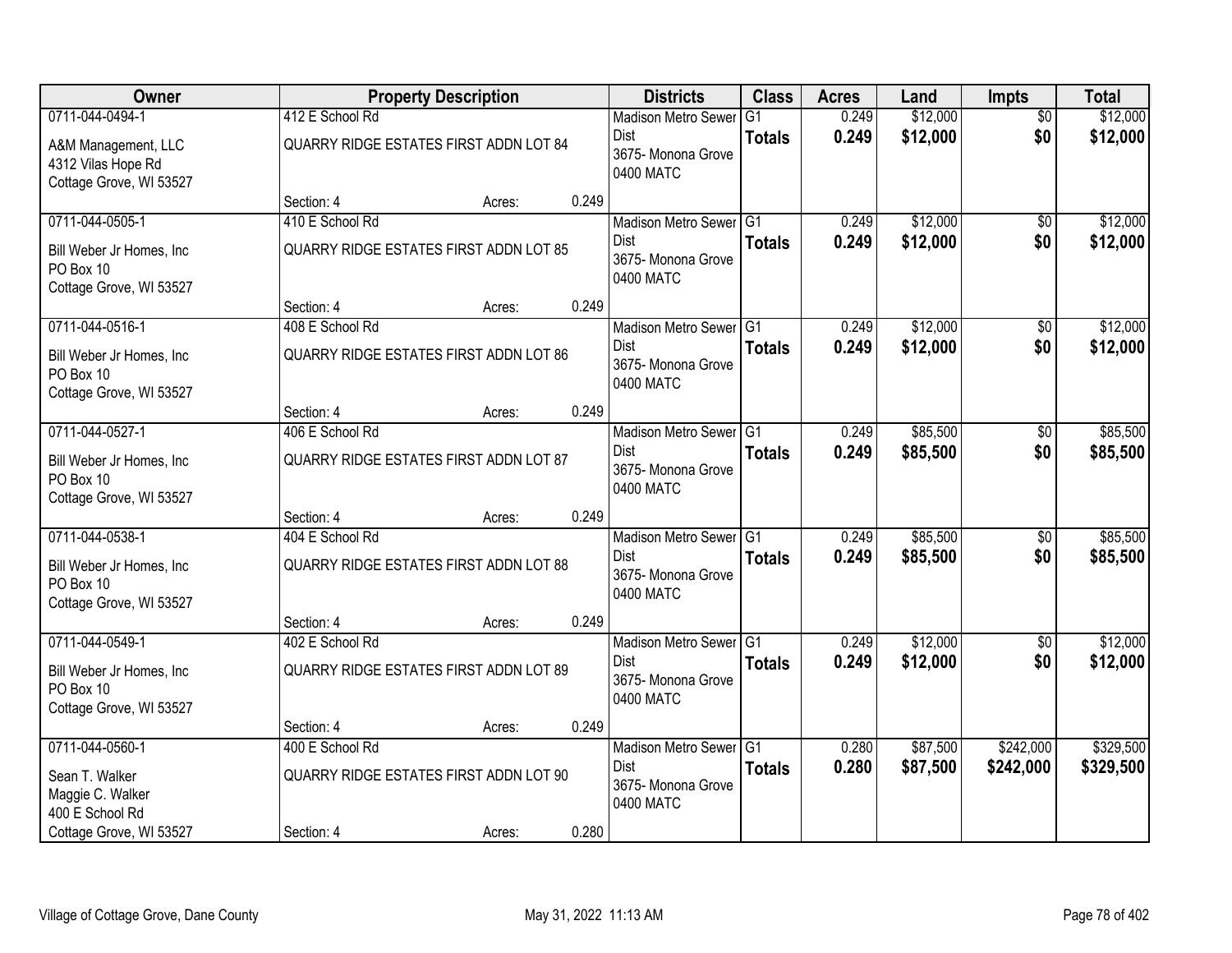| Owner | Property Description | | | Districts | Class | Acres | Land | Impts | Total |
|---|---|---|---|---|---|---|---|---|---|
| 0711-044-0494-1<br>A&M Management, LLC<br>4312 Vilas Hope Rd<br>Cottage Grove, WI 53527 | 412 E School Rd<br>QUARRY RIDGE ESTATES FIRST ADDN LOT 84<br>Section: 4 | Acres: | 0.249 | Madison Metro Sewer Dist<br>3675- Monona Grove<br>0400 MATC | G1<br>**Totals** | 0.249<br>**0.249** | \$12,000<br>**\$12,000** | \$0<br>**\$0** | \$12,000<br>**\$12,000** |
| 0711-044-0505-1<br>Bill Weber Jr Homes, Inc<br>PO Box 10<br>Cottage Grove, WI 53527 | 410 E School Rd<br>QUARRY RIDGE ESTATES FIRST ADDN LOT 85<br>Section: 4 | Acres: | 0.249 | Madison Metro Sewer Dist<br>3675- Monona Grove<br>0400 MATC | G1<br>**Totals** | 0.249<br>**0.249** | \$12,000<br>**\$12,000** | \$0<br>**\$0** | \$12,000<br>**\$12,000** |
| 0711-044-0516-1<br>Bill Weber Jr Homes, Inc<br>PO Box 10<br>Cottage Grove, WI 53527 | 408 E School Rd<br>QUARRY RIDGE ESTATES FIRST ADDN LOT 86<br>Section: 4 | Acres: | 0.249 | Madison Metro Sewer Dist<br>3675- Monona Grove<br>0400 MATC | G1<br>**Totals** | 0.249<br>**0.249** | \$12,000<br>**\$12,000** | \$0<br>**\$0** | \$12,000<br>**\$12,000** |
| 0711-044-0527-1<br>Bill Weber Jr Homes, Inc<br>PO Box 10<br>Cottage Grove, WI 53527 | 406 E School Rd<br>QUARRY RIDGE ESTATES FIRST ADDN LOT 87<br>Section: 4 | Acres: | 0.249 | Madison Metro Sewer Dist<br>3675- Monona Grove<br>0400 MATC | G1<br>**Totals** | 0.249<br>**0.249** | \$85,500<br>**\$85,500** | \$0<br>**\$0** | \$85,500<br>**\$85,500** |
| 0711-044-0538-1<br>Bill Weber Jr Homes, Inc<br>PO Box 10<br>Cottage Grove, WI 53527 | 404 E School Rd<br>QUARRY RIDGE ESTATES FIRST ADDN LOT 88<br>Section: 4 | Acres: | 0.249 | Madison Metro Sewer Dist<br>3675- Monona Grove<br>0400 MATC | G1<br>**Totals** | 0.249<br>**0.249** | \$85,500<br>**\$85,500** | \$0<br>**\$0** | \$85,500<br>**\$85,500** |
| 0711-044-0549-1<br>Bill Weber Jr Homes, Inc<br>PO Box 10<br>Cottage Grove, WI 53527 | 402 E School Rd<br>QUARRY RIDGE ESTATES FIRST ADDN LOT 89<br>Section: 4 | Acres: | 0.249 | Madison Metro Sewer Dist<br>3675- Monona Grove<br>0400 MATC | G1<br>**Totals** | 0.249<br>**0.249** | \$12,000<br>**\$12,000** | \$0<br>**\$0** | \$12,000<br>**\$12,000** |
| 0711-044-0560-1<br>Sean T. Walker<br>Maggie C. Walker<br>400 E School Rd<br>Cottage Grove, WI 53527 | 400 E School Rd<br>QUARRY RIDGE ESTATES FIRST ADDN LOT 90<br>Section: 4 | Acres: | 0.280 | Madison Metro Sewer Dist<br>3675- Monona Grove<br>0400 MATC | G1<br>**Totals** | 0.280<br>**0.280** | \$87,500<br>**\$87,500** | \$242,000<br>**\$242,000** | \$329,500<br>**\$329,500** |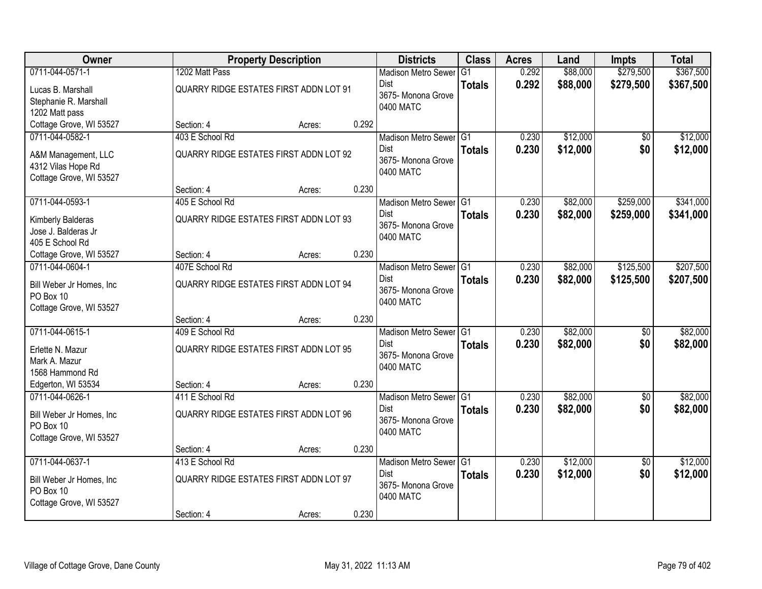| Owner | Property Description | | | Districts | Class | Acres | Land | Impts | Total |
|---|---|---|---|---|---|---|---|---|---|
| 0711-044-0571-1 | 1202 Matt Pass | | | Madison Metro Sewer Dist | G1 | 0.292 | $88,000 | $279,500 | $367,500 |
| Lucas B. Marshall<br>Stephanie R. Marshall<br>1202 Matt pass<br>Cottage Grove, WI 53527 | QUARRY RIDGE ESTATES FIRST ADDN LOT 91 | | | 3675- Monona Grove<br>0400 MATC | **Totals** | **0.292** | **$88,000** | **$279,500** | **$367,500** |
| | Section: 4 | Acres: | 0.292 | | | | | | |
| 0711-044-0582-1 | 403 E School Rd | | | Madison Metro Sewer Dist | G1 | 0.230 | $12,000 | $0 | $12,000 |
| A&M Management, LLC<br>4312 Vilas Hope Rd<br>Cottage Grove, WI 53527 | QUARRY RIDGE ESTATES FIRST ADDN LOT 92 | | | 3675- Monona Grove<br>0400 MATC | **Totals** | **0.230** | **$12,000** | **$0** | **$12,000** |
| | Section: 4 | Acres: | 0.230 | | | | | | |
| 0711-044-0593-1 | 405 E School Rd | | | Madison Metro Sewer Dist | G1 | 0.230 | $82,000 | $259,000 | $341,000 |
| Kimberly Balderas<br>Jose J. Balderas Jr<br>405 E School Rd<br>Cottage Grove, WI 53527 | QUARRY RIDGE ESTATES FIRST ADDN LOT 93 | | | 3675- Monona Grove<br>0400 MATC | **Totals** | **0.230** | **$82,000** | **$259,000** | **$341,000** |
| | Section: 4 | Acres: | 0.230 | | | | | | |
| 0711-044-0604-1 | 407E School Rd | | | Madison Metro Sewer Dist | G1 | 0.230 | $82,000 | $125,500 | $207,500 |
| Bill Weber Jr Homes, Inc<br>PO Box 10<br>Cottage Grove, WI 53527 | QUARRY RIDGE ESTATES FIRST ADDN LOT 94 | | | 3675- Monona Grove<br>0400 MATC | **Totals** | **0.230** | **$82,000** | **$125,500** | **$207,500** |
| | Section: 4 | Acres: | 0.230 | | | | | | |
| 0711-044-0615-1 | 409 E School Rd | | | Madison Metro Sewer Dist | G1 | 0.230 | $82,000 | $0 | $82,000 |
| Erlette N. Mazur<br>Mark A. Mazur<br>1568 Hammond Rd<br>Edgerton, WI 53534 | QUARRY RIDGE ESTATES FIRST ADDN LOT 95 | | | 3675- Monona Grove<br>0400 MATC | **Totals** | **0.230** | **$82,000** | **$0** | **$82,000** |
| | Section: 4 | Acres: | 0.230 | | | | | | |
| 0711-044-0626-1 | 411 E School Rd | | | Madison Metro Sewer Dist | G1 | 0.230 | $82,000 | $0 | $82,000 |
| Bill Weber Jr Homes, Inc<br>PO Box 10<br>Cottage Grove, WI 53527 | QUARRY RIDGE ESTATES FIRST ADDN LOT 96 | | | 3675- Monona Grove<br>0400 MATC | **Totals** | **0.230** | **$82,000** | **$0** | **$82,000** |
| | Section: 4 | Acres: | 0.230 | | | | | | |
| 0711-044-0637-1 | 413 E School Rd | | | Madison Metro Sewer Dist | G1 | 0.230 | $12,000 | $0 | $12,000 |
| Bill Weber Jr Homes, Inc<br>PO Box 10<br>Cottage Grove, WI 53527 | QUARRY RIDGE ESTATES FIRST ADDN LOT 97 | | | 3675- Monona Grove<br>0400 MATC | **Totals** | **0.230** | **$12,000** | **$0** | **$12,000** |
| | Section: 4 | Acres: | 0.230 | | | | | | |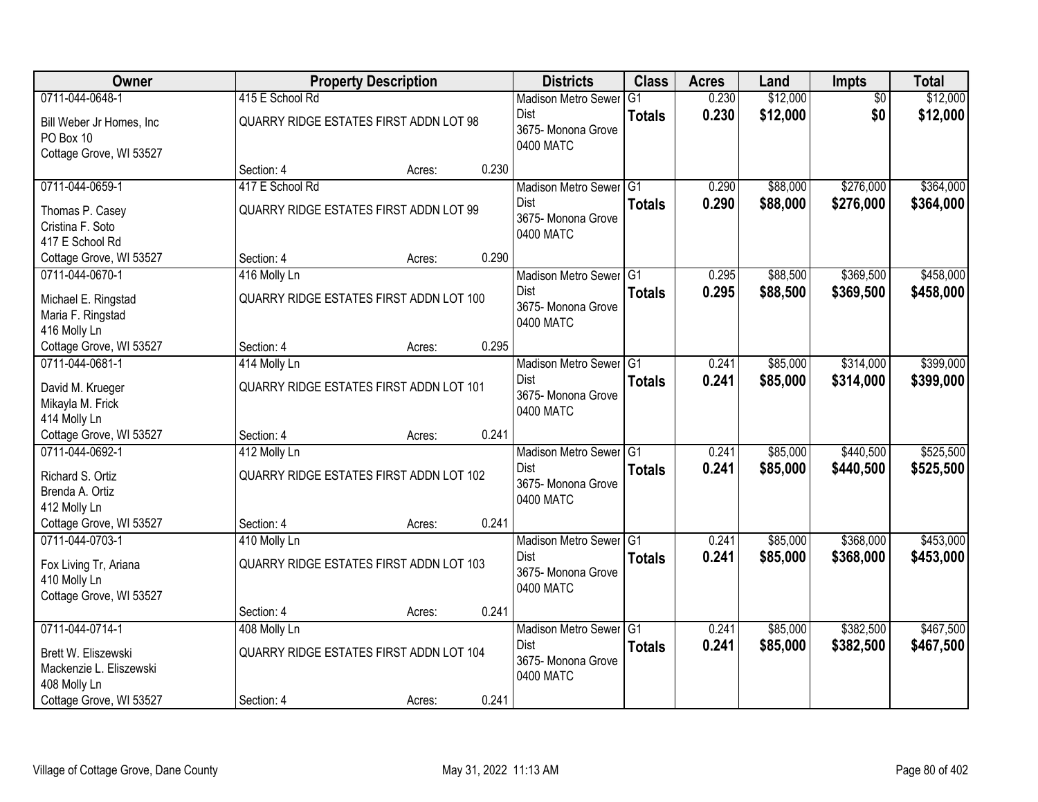| Owner | Property Description | Districts | Class | Acres | Land | Impts | Total |
|---|---|---|---|---|---|---|---|
| 0711-044-0648-1<br>Bill Weber Jr Homes, Inc<br>PO Box 10<br>Cottage Grove, WI 53527 | 415 E School Rd<br>QUARRY RIDGE ESTATES FIRST ADDN LOT 98<br>Section: 4 Acres: 0.230 | Madison Metro Sewer Dist<br>3675- Monona Grove<br>0400 MATC | G1<br>**Totals** | 0.230<br>**0.230** | $12,000<br>**$12,000** | $0<br>**$0** | $12,000<br>**$12,000** |
| 0711-044-0659-1<br>Thomas P. Casey<br>Cristina F. Soto<br>417 E School Rd<br>Cottage Grove, WI 53527 | 417 E School Rd<br>QUARRY RIDGE ESTATES FIRST ADDN LOT 99<br>Section: 4 Acres: 0.290 | Madison Metro Sewer Dist<br>3675- Monona Grove<br>0400 MATC | G1<br>**Totals** | 0.290<br>**0.290** | $88,000<br>**$88,000** | $276,000<br>**$276,000** | $364,000<br>**$364,000** |
| 0711-044-0670-1<br>Michael E. Ringstad<br>Maria F. Ringstad<br>416 Molly Ln<br>Cottage Grove, WI 53527 | 416 Molly Ln<br>QUARRY RIDGE ESTATES FIRST ADDN LOT 100<br>Section: 4 Acres: 0.295 | Madison Metro Sewer Dist<br>3675- Monona Grove<br>0400 MATC | G1<br>**Totals** | 0.295<br>**0.295** | $88,500<br>**$88,500** | $369,500<br>**$369,500** | $458,000<br>**$458,000** |
| 0711-044-0681-1<br>David M. Krueger<br>Mikayla M. Frick<br>414 Molly Ln<br>Cottage Grove, WI 53527 | 414 Molly Ln<br>QUARRY RIDGE ESTATES FIRST ADDN LOT 101<br>Section: 4 Acres: 0.241 | Madison Metro Sewer Dist<br>3675- Monona Grove<br>0400 MATC | G1<br>**Totals** | 0.241<br>**0.241** | $85,000<br>**$85,000** | $314,000<br>**$314,000** | $399,000<br>**$399,000** |
| 0711-044-0692-1<br>Richard S. Ortiz<br>Brenda A. Ortiz<br>412 Molly Ln<br>Cottage Grove, WI 53527 | 412 Molly Ln<br>QUARRY RIDGE ESTATES FIRST ADDN LOT 102<br>Section: 4 Acres: 0.241 | Madison Metro Sewer Dist<br>3675- Monona Grove<br>0400 MATC | G1<br>**Totals** | 0.241<br>**0.241** | $85,000<br>**$85,000** | $440,500<br>**$440,500** | $525,500<br>**$525,500** |
| 0711-044-0703-1<br>Fox Living Tr, Ariana<br>410 Molly Ln<br>Cottage Grove, WI 53527 | 410 Molly Ln<br>QUARRY RIDGE ESTATES FIRST ADDN LOT 103<br>Section: 4 Acres: 0.241 | Madison Metro Sewer Dist<br>3675- Monona Grove<br>0400 MATC | G1<br>**Totals** | 0.241<br>**0.241** | $85,000<br>**$85,000** | $368,000<br>**$368,000** | $453,000<br>**$453,000** |
| 0711-044-0714-1<br>Brett W. Eliszewski<br>Mackenzie L. Eliszewski<br>408 Molly Ln<br>Cottage Grove, WI 53527 | 408 Molly Ln<br>QUARRY RIDGE ESTATES FIRST ADDN LOT 104<br>Section: 4 Acres: 0.241 | Madison Metro Sewer Dist<br>3675- Monona Grove<br>0400 MATC | G1<br>**Totals** | 0.241<br>**0.241** | $85,000<br>**$85,000** | $382,500<br>**$382,500** | $467,500<br>**$467,500** |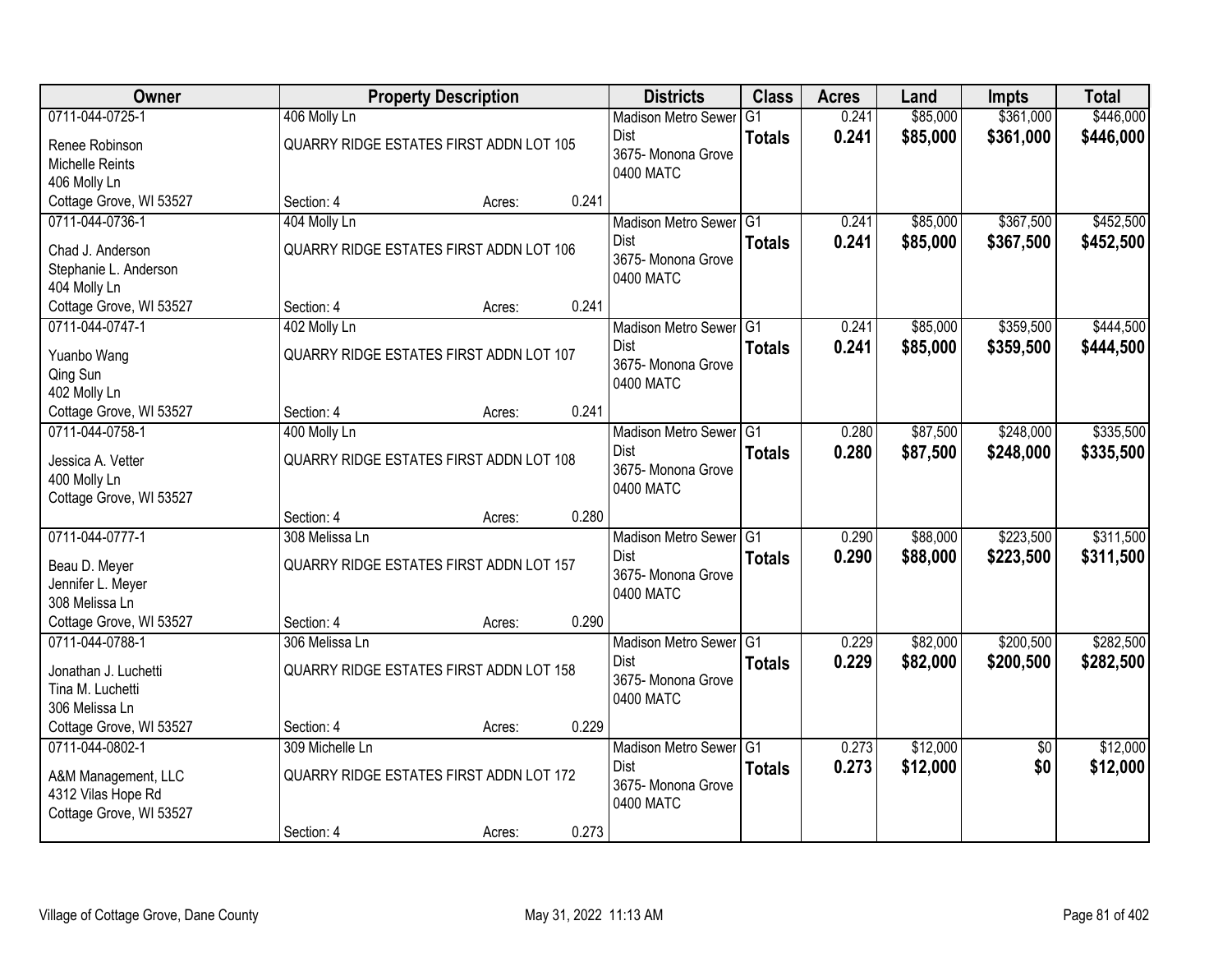| Owner | Property Description | | | Districts | Class | Acres | Land | Impts | Total |
|---|---|---|---|---|---|---|---|---|---|
| 0711-044-0725-1 | 406 Molly Ln | | | Madison Metro Sewer Dist | G1 | 0.241 | $85,000 | $361,000 | $446,000 |
| Renee Robinson<br>Michelle Reints<br>406 Molly Ln<br>Cottage Grove, WI 53527 | QUARRY RIDGE ESTATES FIRST ADDN LOT 105 | | | 3675- Monona Grove<br>0400 MATC | **Totals** | **0.241** | **$85,000** | **$361,000** | **$446,000** |
| | Section: 4 | Acres: | 0.241 | | | | | | |
| 0711-044-0736-1 | 404 Molly Ln | | | Madison Metro Sewer Dist | G1 | 0.241 | $85,000 | $367,500 | $452,500 |
| Chad J. Anderson<br>Stephanie L. Anderson<br>404 Molly Ln<br>Cottage Grove, WI 53527 | QUARRY RIDGE ESTATES FIRST ADDN LOT 106 | | | 3675- Monona Grove<br>0400 MATC | **Totals** | **0.241** | **$85,000** | **$367,500** | **$452,500** |
| | Section: 4 | Acres: | 0.241 | | | | | | |
| 0711-044-0747-1 | 402 Molly Ln | | | Madison Metro Sewer Dist | G1 | 0.241 | $85,000 | $359,500 | $444,500 |
| Yuanbo Wang<br>Qing Sun<br>402 Molly Ln<br>Cottage Grove, WI 53527 | QUARRY RIDGE ESTATES FIRST ADDN LOT 107 | | | 3675- Monona Grove<br>0400 MATC | **Totals** | **0.241** | **$85,000** | **$359,500** | **$444,500** |
| | Section: 4 | Acres: | 0.241 | | | | | | |
| 0711-044-0758-1 | 400 Molly Ln | | | Madison Metro Sewer Dist | G1 | 0.280 | $87,500 | $248,000 | $335,500 |
| Jessica A. Vetter<br>400 Molly Ln<br>Cottage Grove, WI 53527 | QUARRY RIDGE ESTATES FIRST ADDN LOT 108 | | | 3675- Monona Grove<br>0400 MATC | **Totals** | **0.280** | **$87,500** | **$248,000** | **$335,500** |
| | Section: 4 | Acres: | 0.280 | | | | | | |
| 0711-044-0777-1 | 308 Melissa Ln | | | Madison Metro Sewer Dist | G1 | 0.290 | $88,000 | $223,500 | $311,500 |
| Beau D. Meyer<br>Jennifer L. Meyer<br>308 Melissa Ln<br>Cottage Grove, WI 53527 | QUARRY RIDGE ESTATES FIRST ADDN LOT 157 | | | 3675- Monona Grove<br>0400 MATC | **Totals** | **0.290** | **$88,000** | **$223,500** | **$311,500** |
| | Section: 4 | Acres: | 0.290 | | | | | | |
| 0711-044-0788-1 | 306 Melissa Ln | | | Madison Metro Sewer Dist | G1 | 0.229 | $82,000 | $200,500 | $282,500 |
| Jonathan J. Luchetti<br>Tina M. Luchetti<br>306 Melissa Ln<br>Cottage Grove, WI 53527 | QUARRY RIDGE ESTATES FIRST ADDN LOT 158 | | | 3675- Monona Grove<br>0400 MATC | **Totals** | **0.229** | **$82,000** | **$200,500** | **$282,500** |
| | Section: 4 | Acres: | 0.229 | | | | | | |
| 0711-044-0802-1 | 309 Michelle Ln | | | Madison Metro Sewer Dist | G1 | 0.273 | $12,000 | $0 | $12,000 |
| A&M Management, LLC<br>4312 Vilas Hope Rd<br>Cottage Grove, WI 53527 | QUARRY RIDGE ESTATES FIRST ADDN LOT 172 | | | 3675- Monona Grove<br>0400 MATC | **Totals** | **0.273** | **$12,000** | **$0** | **$12,000** |
| | Section: 4 | Acres: | 0.273 | | | | | | |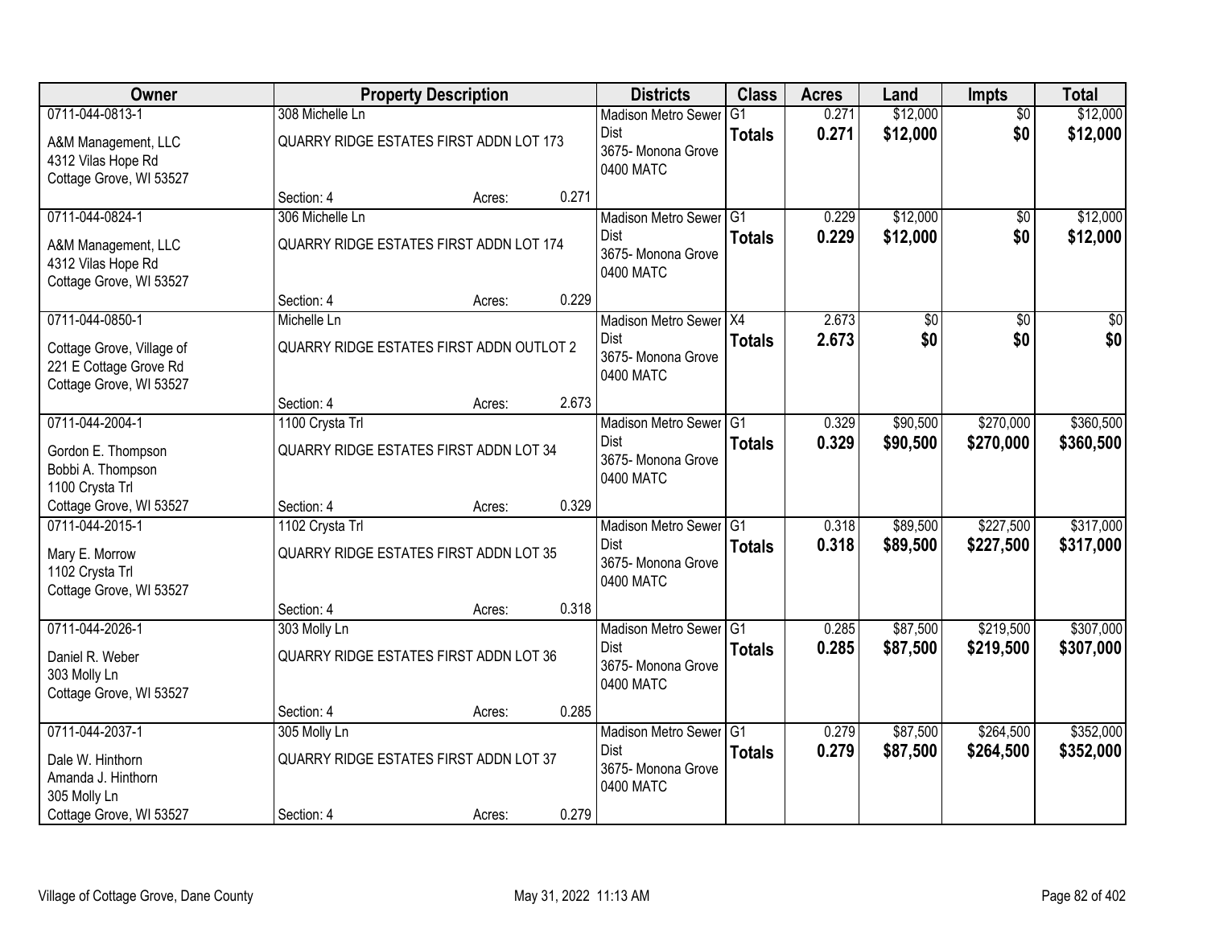| Owner | Property Description | Districts | Class | Acres | Land | Impts | Total |
|---|---|---|---|---|---|---|---|
| 0711-044-0813-1<br>A&M Management, LLC<br>4312 Vilas Hope Rd<br>Cottage Grove, WI 53527 | 308 Michelle Ln<br>QUARRY RIDGE ESTATES FIRST ADDN LOT 173<br>Section: 4 Acres: 0.271 | Madison Metro Sewer Dist<br>3675- Monona Grove<br>0400 MATC | G1<br>**Totals** | 0.271<br>**0.271** | $12,000<br>**$12,000** | $0<br>**$0** | $12,000<br>**$12,000** |
| 0711-044-0824-1<br>A&M Management, LLC<br>4312 Vilas Hope Rd<br>Cottage Grove, WI 53527 | 306 Michelle Ln<br>QUARRY RIDGE ESTATES FIRST ADDN LOT 174<br>Section: 4 Acres: 0.229 | Madison Metro Sewer Dist<br>3675- Monona Grove<br>0400 MATC | G1<br>**Totals** | 0.229<br>**0.229** | $12,000<br>**$12,000** | $0<br>**$0** | $12,000<br>**$12,000** |
| 0711-044-0850-1<br>Cottage Grove, Village of<br>221 E Cottage Grove Rd<br>Cottage Grove, WI 53527 | Michelle Ln<br>QUARRY RIDGE ESTATES FIRST ADDN OUTLOT 2<br>Section: 4 Acres: 2.673 | Madison Metro Sewer Dist<br>3675- Monona Grove<br>0400 MATC | X4<br>**Totals** | 2.673<br>**2.673** | $0<br>**$0** | $0<br>**$0** | $0<br>**$0** |
| 0711-044-2004-1<br>Gordon E. Thompson<br>Bobbi A. Thompson<br>1100 Crysta Trl<br>Cottage Grove, WI 53527 | 1100 Crysta Trl<br>QUARRY RIDGE ESTATES FIRST ADDN LOT 34<br>Section: 4 Acres: 0.329 | Madison Metro Sewer Dist<br>3675- Monona Grove<br>0400 MATC | G1<br>**Totals** | 0.329<br>**0.329** | $90,500<br>**$90,500** | $270,000<br>**$270,000** | $360,500<br>**$360,500** |
| 0711-044-2015-1<br>Mary E. Morrow<br>1102 Crysta Trl<br>Cottage Grove, WI 53527 | 1102 Crysta Trl<br>QUARRY RIDGE ESTATES FIRST ADDN LOT 35<br>Section: 4 Acres: 0.318 | Madison Metro Sewer Dist<br>3675- Monona Grove<br>0400 MATC | G1<br>**Totals** | 0.318<br>**0.318** | $89,500<br>**$89,500** | $227,500<br>**$227,500** | $317,000<br>**$317,000** |
| 0711-044-2026-1<br>Daniel R. Weber<br>303 Molly Ln<br>Cottage Grove, WI 53527 | 303 Molly Ln<br>QUARRY RIDGE ESTATES FIRST ADDN LOT 36<br>Section: 4 Acres: 0.285 | Madison Metro Sewer Dist<br>3675- Monona Grove<br>0400 MATC | G1<br>**Totals** | 0.285<br>**0.285** | $87,500<br>**$87,500** | $219,500<br>**$219,500** | $307,000<br>**$307,000** |
| 0711-044-2037-1<br>Dale W. Hinthorn<br>Amanda J. Hinthorn<br>305 Molly Ln<br>Cottage Grove, WI 53527 | 305 Molly Ln<br>QUARRY RIDGE ESTATES FIRST ADDN LOT 37<br>Section: 4 Acres: 0.279 | Madison Metro Sewer Dist<br>3675- Monona Grove<br>0400 MATC | G1<br>**Totals** | 0.279<br>**0.279** | $87,500<br>**$87,500** | $264,500<br>**$264,500** | $352,000<br>**$352,000** |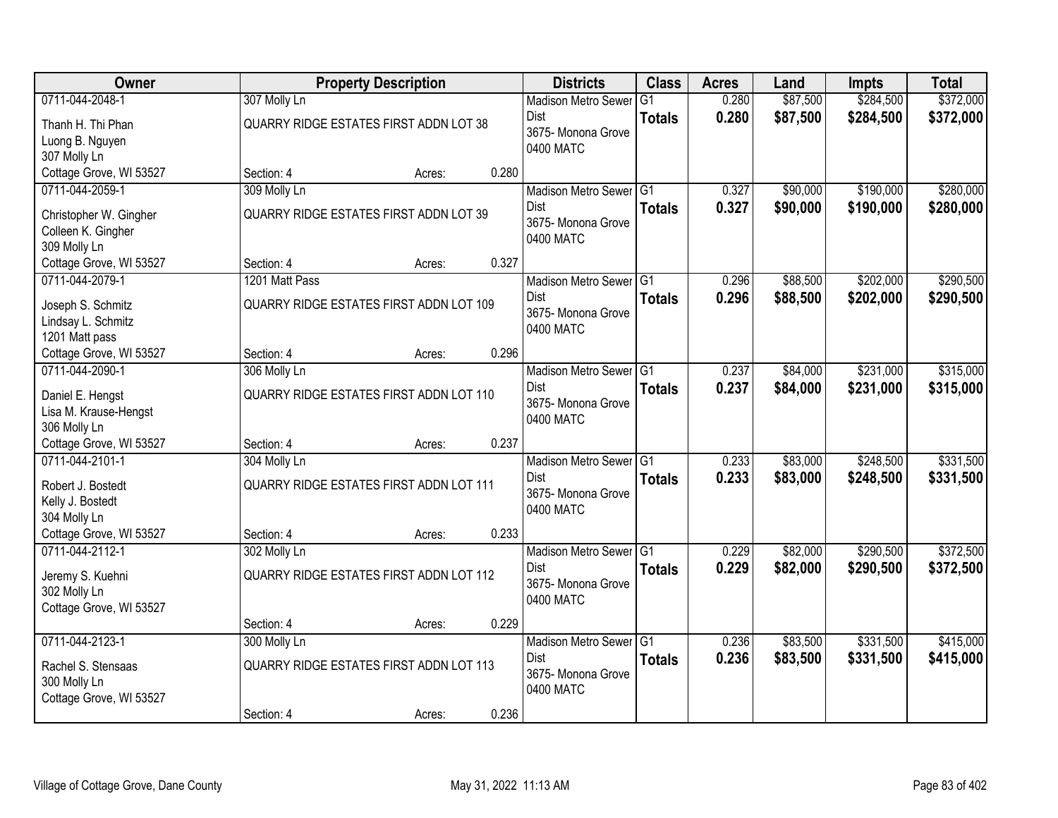| Owner | Property Description | | | Districts | Class | Acres | Land | Impts | Total |
|---|---|---|---|---|---|---|---|---|---|
| 0711-044-2048-1<br>Thanh H. Thi Phan<br>Luong B. Nguyen<br>307 Molly Ln<br>Cottage Grove, WI 53527 | 307 Molly Ln<br>QUARRY RIDGE ESTATES FIRST ADDN LOT 38<br>Section: 4 | Acres: | 0.280 | Madison Metro Sewer Dist<br>3675- Monona Grove<br>0400 MATC | G1<br>**Totals** | 0.280<br>**0.280** | $87,500<br>**$87,500** | $284,500<br>**$284,500** | $372,000<br>**$372,000** |
| 0711-044-2059-1<br>Christopher W. Gingher<br>Colleen K. Gingher<br>309 Molly Ln<br>Cottage Grove, WI 53527 | 309 Molly Ln<br>QUARRY RIDGE ESTATES FIRST ADDN LOT 39<br>Section: 4 | Acres: | 0.327 | Madison Metro Sewer Dist<br>3675- Monona Grove<br>0400 MATC | G1<br>**Totals** | 0.327<br>**0.327** | $90,000<br>**$90,000** | $190,000<br>**$190,000** | $280,000<br>**$280,000** |
| 0711-044-2079-1<br>Joseph S. Schmitz<br>Lindsay L. Schmitz<br>1201 Matt pass<br>Cottage Grove, WI 53527 | 1201 Matt Pass<br>QUARRY RIDGE ESTATES FIRST ADDN LOT 109<br>Section: 4 | Acres: | 0.296 | Madison Metro Sewer Dist<br>3675- Monona Grove<br>0400 MATC | G1<br>**Totals** | 0.296<br>**0.296** | $88,500<br>**$88,500** | $202,000<br>**$202,000** | $290,500<br>**$290,500** |
| 0711-044-2090-1<br>Daniel E. Hengst<br>Lisa M. Krause-Hengst<br>306 Molly Ln<br>Cottage Grove, WI 53527 | 306 Molly Ln<br>QUARRY RIDGE ESTATES FIRST ADDN LOT 110<br>Section: 4 | Acres: | 0.237 | Madison Metro Sewer Dist<br>3675- Monona Grove<br>0400 MATC | G1<br>**Totals** | 0.237<br>**0.237** | $84,000<br>**$84,000** | $231,000<br>**$231,000** | $315,000<br>**$315,000** |
| 0711-044-2101-1<br>Robert J. Bostedt<br>Kelly J. Bostedt<br>304 Molly Ln<br>Cottage Grove, WI 53527 | 304 Molly Ln<br>QUARRY RIDGE ESTATES FIRST ADDN LOT 111<br>Section: 4 | Acres: | 0.233 | Madison Metro Sewer Dist<br>3675- Monona Grove<br>0400 MATC | G1<br>**Totals** | 0.233<br>**0.233** | $83,000<br>**$83,000** | $248,500<br>**$248,500** | $331,500<br>**$331,500** |
| 0711-044-2112-1<br>Jeremy S. Kuehni<br>302 Molly Ln<br>Cottage Grove, WI 53527 | 302 Molly Ln<br>QUARRY RIDGE ESTATES FIRST ADDN LOT 112<br>Section: 4 | Acres: | 0.229 | Madison Metro Sewer Dist<br>3675- Monona Grove<br>0400 MATC | G1<br>**Totals** | 0.229<br>**0.229** | $82,000<br>**$82,000** | $290,500<br>**$290,500** | $372,500<br>**$372,500** |
| 0711-044-2123-1<br>Rachel S. Stensaas<br>300 Molly Ln<br>Cottage Grove, WI 53527 | 300 Molly Ln<br>QUARRY RIDGE ESTATES FIRST ADDN LOT 113<br>Section: 4 | Acres: | 0.236 | Madison Metro Sewer Dist<br>3675- Monona Grove<br>0400 MATC | G1<br>**Totals** | 0.236<br>**0.236** | $83,500<br>**$83,500** | $331,500<br>**$331,500** | $415,000<br>**$415,000** |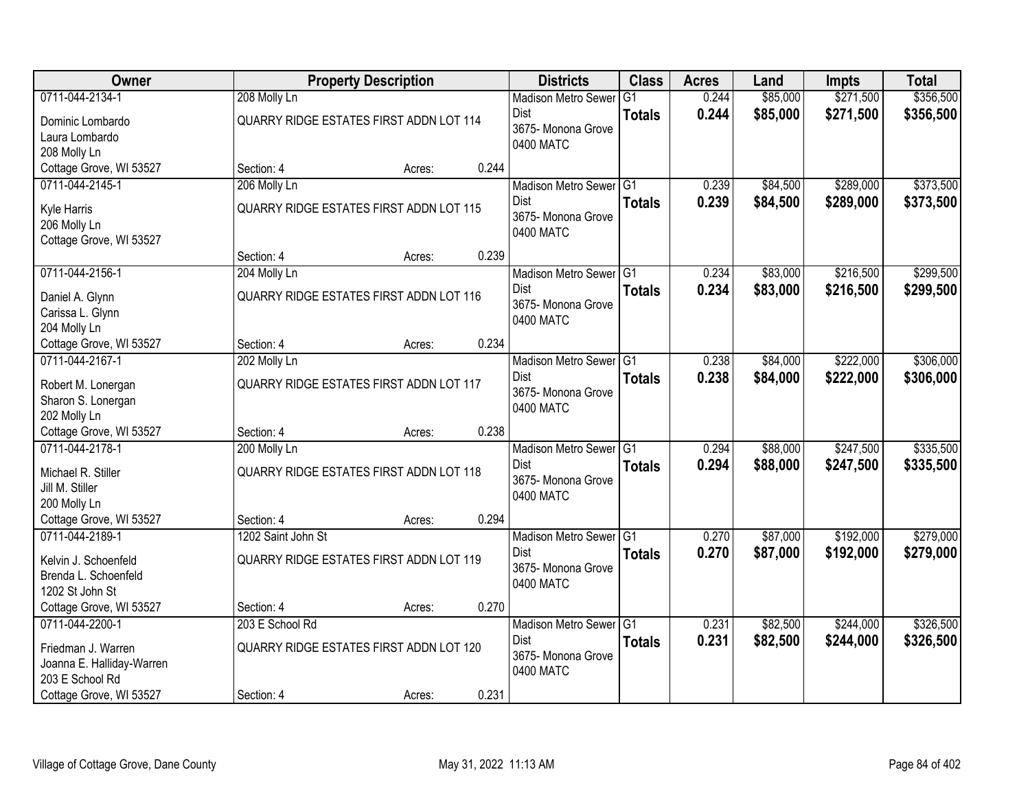| Owner | Property Description | | | Districts | Class | Acres | Land | Impts | Total |
|---|---|---|---|---|---|---|---|---|---|
| 0711-044-2134-1 | 208 Molly Ln | | | Madison Metro Sewer Dist | G1 | 0.244 | $85,000 | $271,500 | $356,500 |
| Dominic Lombardo<br>Laura Lombardo<br>208 Molly Ln<br>Cottage Grove, WI 53527 | QUARRY RIDGE ESTATES FIRST ADDN LOT 114 | | | 3675- Monona Grove<br>0400 MATC | **Totals** | **0.244** | **$85,000** | **$271,500** | **$356,500** |
| | Section: 4 | Acres: | 0.244 | | | | | | |
| 0711-044-2145-1 | 206 Molly Ln | | | Madison Metro Sewer Dist | G1 | 0.239 | $84,500 | $289,000 | $373,500 |
| Kyle Harris<br>206 Molly Ln<br>Cottage Grove, WI 53527 | QUARRY RIDGE ESTATES FIRST ADDN LOT 115 | | | 3675- Monona Grove<br>0400 MATC | **Totals** | **0.239** | **$84,500** | **$289,000** | **$373,500** |
| | Section: 4 | Acres: | 0.239 | | | | | | |
| 0711-044-2156-1 | 204 Molly Ln | | | Madison Metro Sewer Dist | G1 | 0.234 | $83,000 | $216,500 | $299,500 |
| Daniel A. Glynn<br>Carissa L. Glynn<br>204 Molly Ln<br>Cottage Grove, WI 53527 | QUARRY RIDGE ESTATES FIRST ADDN LOT 116 | | | 3675- Monona Grove<br>0400 MATC | **Totals** | **0.234** | **$83,000** | **$216,500** | **$299,500** |
| | Section: 4 | Acres: | 0.234 | | | | | | |
| 0711-044-2167-1 | 202 Molly Ln | | | Madison Metro Sewer Dist | G1 | 0.238 | $84,000 | $222,000 | $306,000 |
| Robert M. Lonergan<br>Sharon S. Lonergan<br>202 Molly Ln<br>Cottage Grove, WI 53527 | QUARRY RIDGE ESTATES FIRST ADDN LOT 117 | | | 3675- Monona Grove<br>0400 MATC | **Totals** | **0.238** | **$84,000** | **$222,000** | **$306,000** |
| | Section: 4 | Acres: | 0.238 | | | | | | |
| 0711-044-2178-1 | 200 Molly Ln | | | Madison Metro Sewer Dist | G1 | 0.294 | $88,000 | $247,500 | $335,500 |
| Michael R. Stiller<br>Jill M. Stiller<br>200 Molly Ln<br>Cottage Grove, WI 53527 | QUARRY RIDGE ESTATES FIRST ADDN LOT 118 | | | 3675- Monona Grove<br>0400 MATC | **Totals** | **0.294** | **$88,000** | **$247,500** | **$335,500** |
| | Section: 4 | Acres: | 0.294 | | | | | | |
| 0711-044-2189-1 | 1202 Saint John St | | | Madison Metro Sewer Dist | G1 | 0.270 | $87,000 | $192,000 | $279,000 |
| Kelvin J. Schoenfeld<br>Brenda L. Schoenfeld<br>1202 St John St<br>Cottage Grove, WI 53527 | QUARRY RIDGE ESTATES FIRST ADDN LOT 119 | | | 3675- Monona Grove<br>0400 MATC | **Totals** | **0.270** | **$87,000** | **$192,000** | **$279,000** |
| | Section: 4 | Acres: | 0.270 | | | | | | |
| 0711-044-2200-1 | 203 E School Rd | | | Madison Metro Sewer Dist | G1 | 0.231 | $82,500 | $244,000 | $326,500 |
| Friedman J. Warren<br>Joanna E. Halliday-Warren<br>203 E School Rd<br>Cottage Grove, WI 53527 | QUARRY RIDGE ESTATES FIRST ADDN LOT 120 | | | 3675- Monona Grove<br>0400 MATC | **Totals** | **0.231** | **$82,500** | **$244,000** | **$326,500** |
| | Section: 4 | Acres: | 0.231 | | | | | | |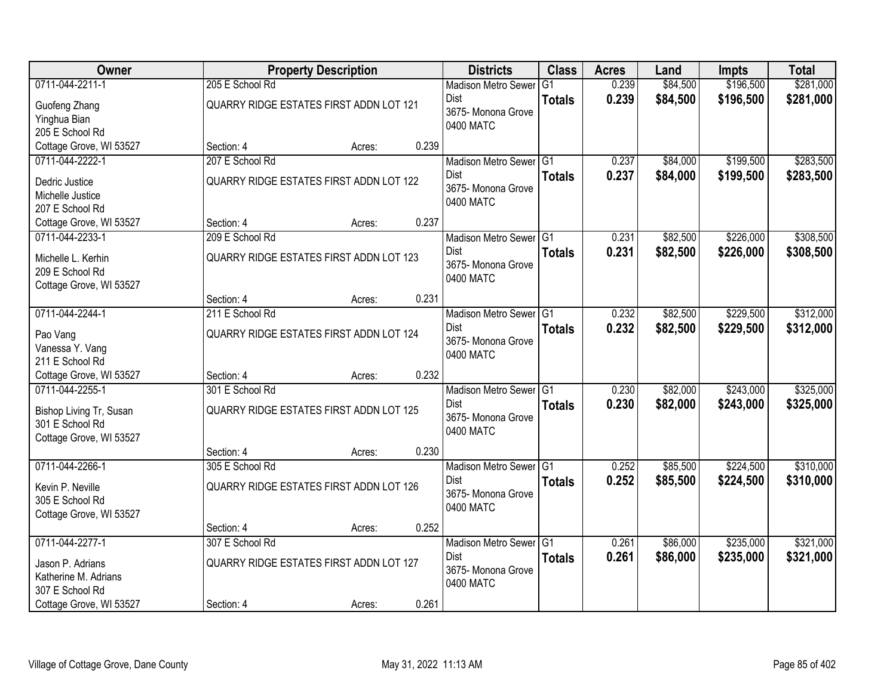| Owner | Property Description | Districts | Class | Acres | Land | Impts | Total |
|---|---|---|---|---|---|---|---|
| 0711-044-2211-1<br>Guofeng Zhang<br>Yinghua Bian<br>205 E School Rd<br>Cottage Grove, WI 53527 | 205 E School Rd<br>QUARRY RIDGE ESTATES FIRST ADDN LOT 121<br>Section: 4 Acres: 0.239 | Madison Metro Sewer Dist<br>3675- Monona Grove<br>0400 MATC | G1<br>**Totals** | 0.239<br>**0.239** | $84,500<br>**$84,500** | $196,500<br>**$196,500** | $281,000<br>**$281,000** |
| 0711-044-2222-1<br>Dedric Justice<br>Michelle Justice<br>207 E School Rd<br>Cottage Grove, WI 53527 | 207 E School Rd<br>QUARRY RIDGE ESTATES FIRST ADDN LOT 122<br>Section: 4 Acres: 0.237 | Madison Metro Sewer Dist<br>3675- Monona Grove<br>0400 MATC | G1<br>**Totals** | 0.237<br>**0.237** | $84,000<br>**$84,000** | $199,500<br>**$199,500** | $283,500<br>**$283,500** |
| 0711-044-2233-1<br>Michelle L. Kerhin<br>209 E School Rd<br>Cottage Grove, WI 53527 | 209 E School Rd<br>QUARRY RIDGE ESTATES FIRST ADDN LOT 123<br>Section: 4 Acres: 0.231 | Madison Metro Sewer Dist<br>3675- Monona Grove<br>0400 MATC | G1<br>**Totals** | 0.231<br>**0.231** | $82,500<br>**$82,500** | $226,000<br>**$226,000** | $308,500<br>**$308,500** |
| 0711-044-2244-1<br>Pao Vang<br>Vanessa Y. Vang<br>211 E School Rd<br>Cottage Grove, WI 53527 | 211 E School Rd<br>QUARRY RIDGE ESTATES FIRST ADDN LOT 124<br>Section: 4 Acres: 0.232 | Madison Metro Sewer Dist<br>3675- Monona Grove<br>0400 MATC | G1<br>**Totals** | 0.232<br>**0.232** | $82,500<br>**$82,500** | $229,500<br>**$229,500** | $312,000<br>**$312,000** |
| 0711-044-2255-1<br>Bishop Living Tr, Susan<br>301 E School Rd<br>Cottage Grove, WI 53527 | 301 E School Rd<br>QUARRY RIDGE ESTATES FIRST ADDN LOT 125<br>Section: 4 Acres: 0.230 | Madison Metro Sewer Dist<br>3675- Monona Grove<br>0400 MATC | G1<br>**Totals** | 0.230<br>**0.230** | $82,000<br>**$82,000** | $243,000<br>**$243,000** | $325,000<br>**$325,000** |
| 0711-044-2266-1<br>Kevin P. Neville<br>305 E School Rd<br>Cottage Grove, WI 53527 | 305 E School Rd<br>QUARRY RIDGE ESTATES FIRST ADDN LOT 126<br>Section: 4 Acres: 0.252 | Madison Metro Sewer Dist<br>3675- Monona Grove<br>0400 MATC | G1<br>**Totals** | 0.252<br>**0.252** | $85,500<br>**$85,500** | $224,500<br>**$224,500** | $310,000<br>**$310,000** |
| 0711-044-2277-1<br>Jason P. Adrians<br>Katherine M. Adrians<br>307 E School Rd<br>Cottage Grove, WI 53527 | 307 E School Rd<br>QUARRY RIDGE ESTATES FIRST ADDN LOT 127<br>Section: 4 Acres: 0.261 | Madison Metro Sewer Dist<br>3675- Monona Grove<br>0400 MATC | G1<br>**Totals** | 0.261<br>**0.261** | $86,000<br>**$86,000** | $235,000<br>**$235,000** | $321,000<br>**$321,000** |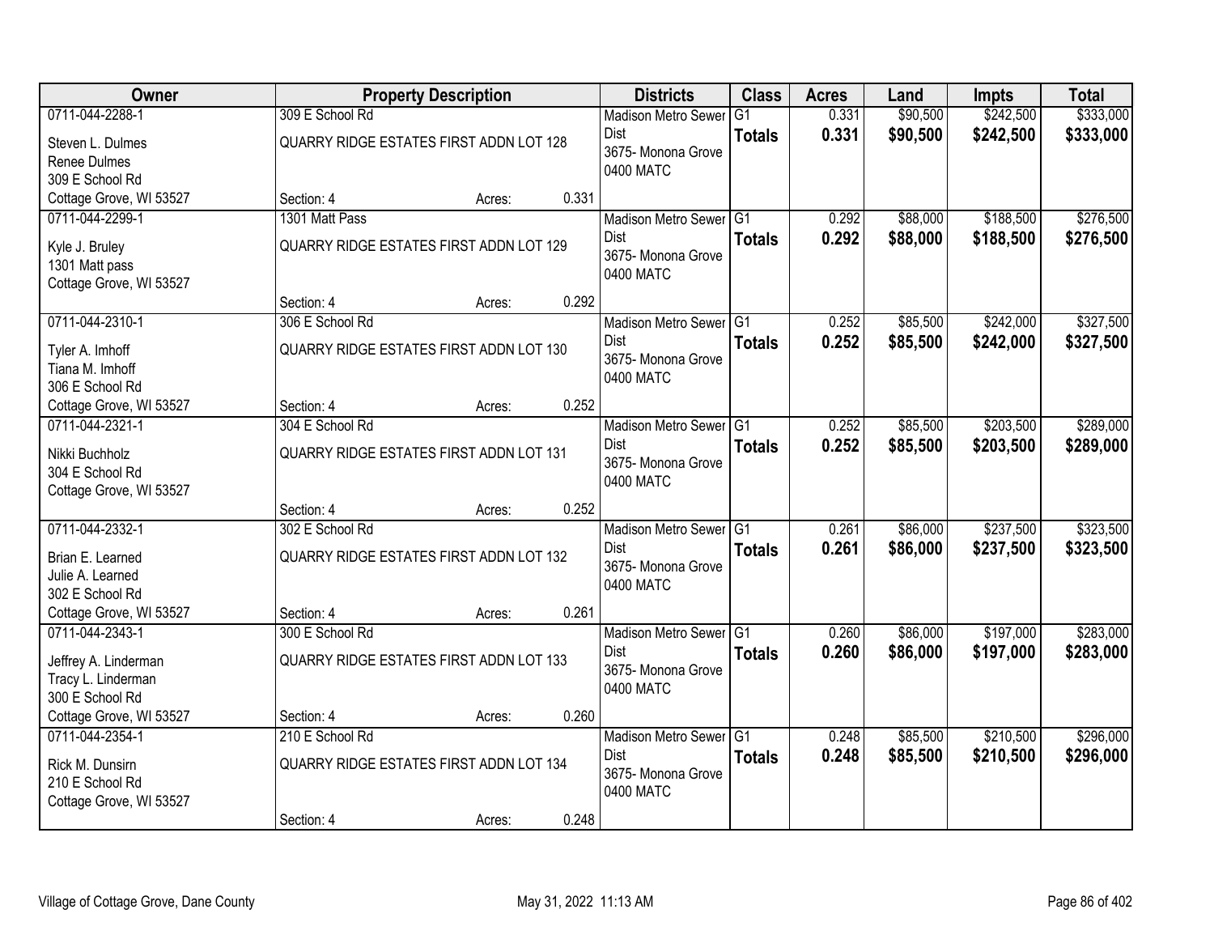| Owner | Property Description | Districts | Class | Acres | Land | Impts | Total |
|---|---|---|---|---|---|---|---|
| 0711-044-2288-1<br>Steven L. Dulmes<br>Renee Dulmes<br>309 E School Rd<br>Cottage Grove, WI 53527 | 309 E School Rd<br>QUARRY RIDGE ESTATES FIRST ADDN LOT 128<br>Section: 4 Acres: 0.331 | Madison Metro Sewer Dist<br>3675- Monona Grove<br>0400 MATC | G1<br>**Totals** | 0.331<br>**0.331** | $90,500<br>**$90,500** | $242,500<br>**$242,500** | $333,000<br>**$333,000** |
| 0711-044-2299-1<br>Kyle J. Bruley<br>1301 Matt pass<br>Cottage Grove, WI 53527 | 1301 Matt Pass<br>QUARRY RIDGE ESTATES FIRST ADDN LOT 129<br>Section: 4 Acres: 0.292 | Madison Metro Sewer Dist<br>3675- Monona Grove<br>0400 MATC | G1<br>**Totals** | 0.292<br>**0.292** | $88,000<br>**$88,000** | $188,500<br>**$188,500** | $276,500<br>**$276,500** |
| 0711-044-2310-1<br>Tyler A. Imhoff<br>Tiana M. Imhoff<br>306 E School Rd<br>Cottage Grove, WI 53527 | 306 E School Rd<br>QUARRY RIDGE ESTATES FIRST ADDN LOT 130<br>Section: 4 Acres: 0.252 | Madison Metro Sewer Dist<br>3675- Monona Grove<br>0400 MATC | G1<br>**Totals** | 0.252<br>**0.252** | $85,500<br>**$85,500** | $242,000<br>**$242,000** | $327,500<br>**$327,500** |
| 0711-044-2321-1<br>Nikki Buchholz<br>304 E School Rd<br>Cottage Grove, WI 53527 | 304 E School Rd<br>QUARRY RIDGE ESTATES FIRST ADDN LOT 131<br>Section: 4 Acres: 0.252 | Madison Metro Sewer Dist<br>3675- Monona Grove<br>0400 MATC | G1<br>**Totals** | 0.252<br>**0.252** | $85,500<br>**$85,500** | $203,500<br>**$203,500** | $289,000<br>**$289,000** |
| 0711-044-2332-1<br>Brian E. Learned<br>Julie A. Learned<br>302 E School Rd<br>Cottage Grove, WI 53527 | 302 E School Rd<br>QUARRY RIDGE ESTATES FIRST ADDN LOT 132<br>Section: 4 Acres: 0.261 | Madison Metro Sewer Dist<br>3675- Monona Grove<br>0400 MATC | G1<br>**Totals** | 0.261<br>**0.261** | $86,000<br>**$86,000** | $237,500<br>**$237,500** | $323,500<br>**$323,500** |
| 0711-044-2343-1<br>Jeffrey A. Linderman<br>Tracy L. Linderman<br>300 E School Rd<br>Cottage Grove, WI 53527 | 300 E School Rd<br>QUARRY RIDGE ESTATES FIRST ADDN LOT 133<br>Section: 4 Acres: 0.260 | Madison Metro Sewer Dist<br>3675- Monona Grove<br>0400 MATC | G1<br>**Totals** | 0.260<br>**0.260** | $86,000<br>**$86,000** | $197,000<br>**$197,000** | $283,000<br>**$283,000** |
| 0711-044-2354-1<br>Rick M. Dunsirn<br>210 E School Rd<br>Cottage Grove, WI 53527 | 210 E School Rd<br>QUARRY RIDGE ESTATES FIRST ADDN LOT 134<br>Section: 4 Acres: 0.248 | Madison Metro Sewer Dist<br>3675- Monona Grove<br>0400 MATC | G1<br>**Totals** | 0.248<br>**0.248** | $85,500<br>**$85,500** | $210,500<br>**$210,500** | $296,000<br>**$296,000** |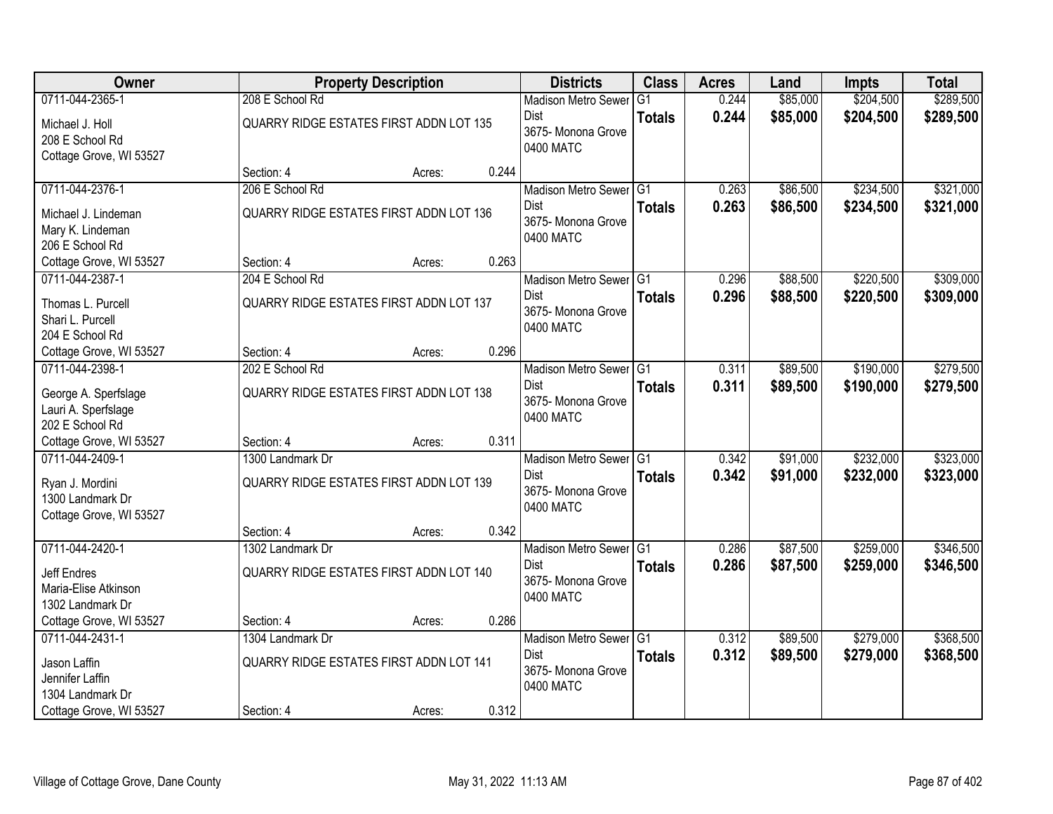| Owner | Property Description | Districts | Class | Acres | Land | Impts | Total |
|---|---|---|---|---|---|---|---|
| 0711-044-2365-1<br>Michael J. Holl<br>208 E School Rd<br>Cottage Grove, WI 53527 | 208 E School Rd<br>QUARRY RIDGE ESTATES FIRST ADDN LOT 135<br>Section: 4 Acres: 0.244 | Madison Metro Sewer Dist<br>3675- Monona Grove<br>0400 MATC | G1<br>**Totals** | 0.244<br>**0.244** | $85,000<br>**$85,000** | $204,500<br>**$204,500** | $289,500<br>**$289,500** |
| 0711-044-2376-1<br>Michael J. Lindeman<br>Mary K. Lindeman<br>206 E School Rd<br>Cottage Grove, WI 53527 | 206 E School Rd<br>QUARRY RIDGE ESTATES FIRST ADDN LOT 136<br>Section: 4 Acres: 0.263 | Madison Metro Sewer Dist<br>3675- Monona Grove<br>0400 MATC | G1<br>**Totals** | 0.263<br>**0.263** | $86,500<br>**$86,500** | $234,500<br>**$234,500** | $321,000<br>**$321,000** |
| 0711-044-2387-1<br>Thomas L. Purcell<br>Shari L. Purcell<br>204 E School Rd<br>Cottage Grove, WI 53527 | 204 E School Rd<br>QUARRY RIDGE ESTATES FIRST ADDN LOT 137<br>Section: 4 Acres: 0.296 | Madison Metro Sewer Dist<br>3675- Monona Grove<br>0400 MATC | G1<br>**Totals** | 0.296<br>**0.296** | $88,500<br>**$88,500** | $220,500<br>**$220,500** | $309,000<br>**$309,000** |
| 0711-044-2398-1<br>George A. Sperfslage<br>Lauri A. Sperfslage<br>202 E School Rd<br>Cottage Grove, WI 53527 | 202 E School Rd<br>QUARRY RIDGE ESTATES FIRST ADDN LOT 138<br>Section: 4 Acres: 0.311 | Madison Metro Sewer Dist<br>3675- Monona Grove<br>0400 MATC | G1<br>**Totals** | 0.311<br>**0.311** | $89,500<br>**$89,500** | $190,000<br>**$190,000** | $279,500<br>**$279,500** |
| 0711-044-2409-1<br>Ryan J. Mordini<br>1300 Landmark Dr<br>Cottage Grove, WI 53527 | 1300 Landmark Dr<br>QUARRY RIDGE ESTATES FIRST ADDN LOT 139<br>Section: 4 Acres: 0.342 | Madison Metro Sewer Dist<br>3675- Monona Grove<br>0400 MATC | G1<br>**Totals** | 0.342<br>**0.342** | $91,000<br>**$91,000** | $232,000<br>**$232,000** | $323,000<br>**$323,000** |
| 0711-044-2420-1<br>Jeff Endres<br>Maria-Elise Atkinson<br>1302 Landmark Dr<br>Cottage Grove, WI 53527 | 1302 Landmark Dr<br>QUARRY RIDGE ESTATES FIRST ADDN LOT 140<br>Section: 4 Acres: 0.286 | Madison Metro Sewer Dist<br>3675- Monona Grove<br>0400 MATC | G1<br>**Totals** | 0.286<br>**0.286** | $87,500<br>**$87,500** | $259,000<br>**$259,000** | $346,500<br>**$346,500** |
| 0711-044-2431-1<br>Jason Laffin<br>Jennifer Laffin<br>1304 Landmark Dr<br>Cottage Grove, WI 53527 | 1304 Landmark Dr<br>QUARRY RIDGE ESTATES FIRST ADDN LOT 141<br>Section: 4 Acres: 0.312 | Madison Metro Sewer Dist<br>3675- Monona Grove<br>0400 MATC | G1<br>**Totals** | 0.312<br>**0.312** | $89,500<br>**$89,500** | $279,000<br>**$279,000** | $368,500<br>**$368,500** |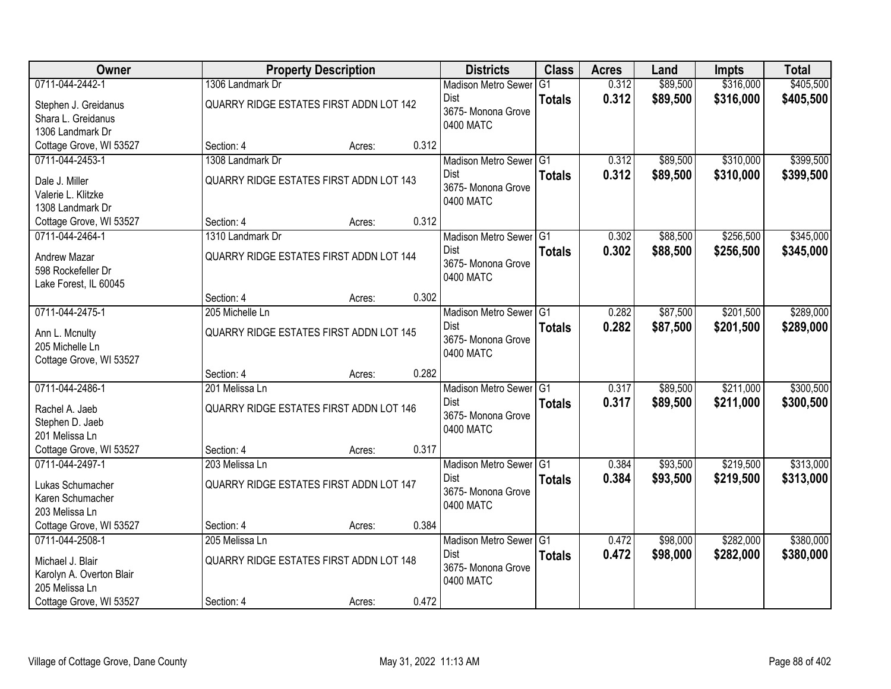| Owner | Property Description | Districts | Class | Acres | Land | Impts | Total |
|---|---|---|---|---|---|---|---|
| 0711-044-2442-1<br>Stephen J. Greidanus<br>Shara L. Greidanus<br>1306 Landmark Dr<br>Cottage Grove, WI 53527 | 1306 Landmark Dr<br>QUARRY RIDGE ESTATES FIRST ADDN LOT 142<br>Section: 4 Acres: 0.312 | Madison Metro Sewer Dist<br>3675- Monona Grove<br>0400 MATC | G1<br>**Totals** | 0.312<br>**0.312** | $89,500<br>**$89,500** | $316,000<br>**$316,000** | $405,500<br>**$405,500** |
| 0711-044-2453-1<br>Dale J. Miller<br>Valerie L. Klitzke<br>1308 Landmark Dr<br>Cottage Grove, WI 53527 | 1308 Landmark Dr<br>QUARRY RIDGE ESTATES FIRST ADDN LOT 143<br>Section: 4 Acres: 0.312 | Madison Metro Sewer Dist<br>3675- Monona Grove<br>0400 MATC | G1<br>**Totals** | 0.312<br>**0.312** | $89,500<br>**$89,500** | $310,000<br>**$310,000** | $399,500<br>**$399,500** |
| 0711-044-2464-1<br>Andrew Mazar<br>598 Rockefeller Dr<br>Lake Forest, IL 60045 | 1310 Landmark Dr<br>QUARRY RIDGE ESTATES FIRST ADDN LOT 144<br>Section: 4 Acres: 0.302 | Madison Metro Sewer Dist<br>3675- Monona Grove<br>0400 MATC | G1<br>**Totals** | 0.302<br>**0.302** | $88,500<br>**$88,500** | $256,500<br>**$256,500** | $345,000<br>**$345,000** |
| 0711-044-2475-1<br>Ann L. Mcnulty<br>205 Michelle Ln<br>Cottage Grove, WI 53527 | 205 Michelle Ln<br>QUARRY RIDGE ESTATES FIRST ADDN LOT 145<br>Section: 4 Acres: 0.282 | Madison Metro Sewer Dist<br>3675- Monona Grove<br>0400 MATC | G1<br>**Totals** | 0.282<br>**0.282** | $87,500<br>**$87,500** | $201,500<br>**$201,500** | $289,000<br>**$289,000** |
| 0711-044-2486-1<br>Rachel A. Jaeb<br>Stephen D. Jaeb<br>201 Melissa Ln<br>Cottage Grove, WI 53527 | 201 Melissa Ln<br>QUARRY RIDGE ESTATES FIRST ADDN LOT 146<br>Section: 4 Acres: 0.317 | Madison Metro Sewer Dist<br>3675- Monona Grove<br>0400 MATC | G1<br>**Totals** | 0.317<br>**0.317** | $89,500<br>**$89,500** | $211,000<br>**$211,000** | $300,500<br>**$300,500** |
| 0711-044-2497-1<br>Lukas Schumacher<br>Karen Schumacher<br>203 Melissa Ln<br>Cottage Grove, WI 53527 | 203 Melissa Ln<br>QUARRY RIDGE ESTATES FIRST ADDN LOT 147<br>Section: 4 Acres: 0.384 | Madison Metro Sewer Dist<br>3675- Monona Grove<br>0400 MATC | G1<br>**Totals** | 0.384<br>**0.384** | $93,500<br>**$93,500** | $219,500<br>**$219,500** | $313,000<br>**$313,000** |
| 0711-044-2508-1<br>Michael J. Blair<br>Karolyn A. Overton Blair<br>205 Melissa Ln<br>Cottage Grove, WI 53527 | 205 Melissa Ln<br>QUARRY RIDGE ESTATES FIRST ADDN LOT 148<br>Section: 4 Acres: 0.472 | Madison Metro Sewer Dist<br>3675- Monona Grove<br>0400 MATC | G1<br>**Totals** | 0.472<br>**0.472** | $98,000<br>**$98,000** | $282,000<br>**$282,000** | $380,000<br>**$380,000** |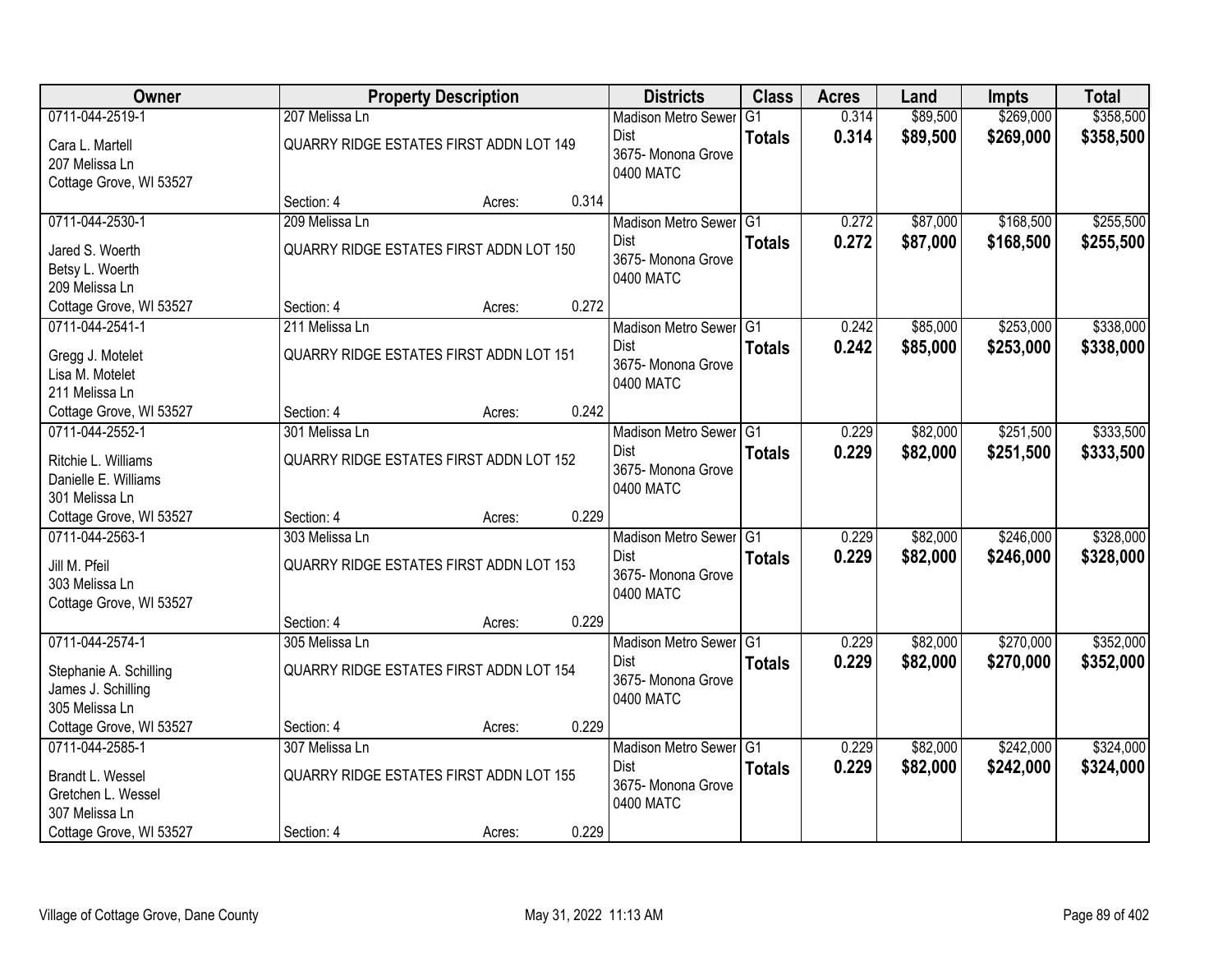| Owner | Property Description | | | Districts | Class | Acres | Land | Impts | Total |
|---|---|---|---|---|---|---|---|---|---|
| 0711-044-2519-1<br>Cara L. Martell<br>207 Melissa Ln<br>Cottage Grove, WI 53527 | 207 Melissa Ln<br>QUARRY RIDGE ESTATES FIRST ADDN LOT 149<br>Section: 4 | Acres: | 0.314 | Madison Metro Sewer Dist<br>3675- Monona Grove<br>0400 MATC | G1<br>**Totals** | 0.314<br>**0.314** | $89,500<br>**$89,500** | $269,000<br>**$269,000** | $358,500<br>**$358,500** |
| 0711-044-2530-1<br>Jared S. Woerth<br>Betsy L. Woerth<br>209 Melissa Ln<br>Cottage Grove, WI 53527 | 209 Melissa Ln<br>QUARRY RIDGE ESTATES FIRST ADDN LOT 150<br>Section: 4 | Acres: | 0.272 | Madison Metro Sewer Dist<br>3675- Monona Grove<br>0400 MATC | G1<br>**Totals** | 0.272<br>**0.272** | $87,000<br>**$87,000** | $168,500<br>**$168,500** | $255,500<br>**$255,500** |
| 0711-044-2541-1<br>Gregg J. Motelet<br>Lisa M. Motelet<br>211 Melissa Ln<br>Cottage Grove, WI 53527 | 211 Melissa Ln<br>QUARRY RIDGE ESTATES FIRST ADDN LOT 151<br>Section: 4 | Acres: | 0.242 | Madison Metro Sewer Dist<br>3675- Monona Grove<br>0400 MATC | G1<br>**Totals** | 0.242<br>**0.242** | $85,000<br>**$85,000** | $253,000<br>**$253,000** | $338,000<br>**$338,000** |
| 0711-044-2552-1<br>Ritchie L. Williams<br>Danielle E. Williams<br>301 Melissa Ln<br>Cottage Grove, WI 53527 | 301 Melissa Ln<br>QUARRY RIDGE ESTATES FIRST ADDN LOT 152<br>Section: 4 | Acres: | 0.229 | Madison Metro Sewer Dist<br>3675- Monona Grove<br>0400 MATC | G1<br>**Totals** | 0.229<br>**0.229** | $82,000<br>**$82,000** | $251,500<br>**$251,500** | $333,500<br>**$333,500** |
| 0711-044-2563-1<br>Jill M. Pfeil<br>303 Melissa Ln<br>Cottage Grove, WI 53527 | 303 Melissa Ln<br>QUARRY RIDGE ESTATES FIRST ADDN LOT 153<br>Section: 4 | Acres: | 0.229 | Madison Metro Sewer Dist<br>3675- Monona Grove<br>0400 MATC | G1<br>**Totals** | 0.229<br>**0.229** | $82,000<br>**$82,000** | $246,000<br>**$246,000** | $328,000<br>**$328,000** |
| 0711-044-2574-1<br>Stephanie A. Schilling<br>James J. Schilling<br>305 Melissa Ln<br>Cottage Grove, WI 53527 | 305 Melissa Ln<br>QUARRY RIDGE ESTATES FIRST ADDN LOT 154<br>Section: 4 | Acres: | 0.229 | Madison Metro Sewer Dist<br>3675- Monona Grove<br>0400 MATC | G1<br>**Totals** | 0.229<br>**0.229** | $82,000<br>**$82,000** | $270,000<br>**$270,000** | $352,000<br>**$352,000** |
| 0711-044-2585-1<br>Brandt L. Wessel<br>Gretchen L. Wessel<br>307 Melissa Ln<br>Cottage Grove, WI 53527 | 307 Melissa Ln<br>QUARRY RIDGE ESTATES FIRST ADDN LOT 155<br>Section: 4 | Acres: | 0.229 | Madison Metro Sewer Dist<br>3675- Monona Grove<br>0400 MATC | G1<br>**Totals** | 0.229<br>**0.229** | $82,000<br>**$82,000** | $242,000<br>**$242,000** | $324,000<br>**$324,000** |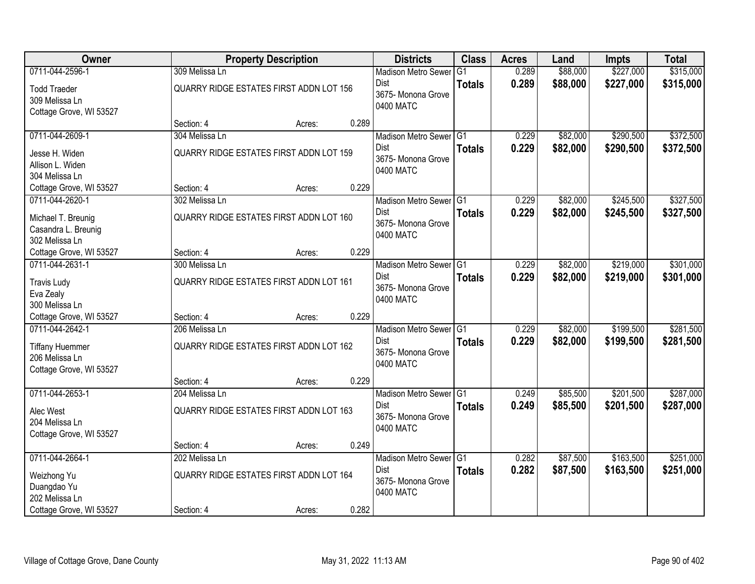| Owner | Property Description | Districts | Class | Acres | Land | Impts | Total |
|---|---|---|---|---|---|---|---|
| 0711-044-2596-1<br>Todd Traeder<br>309 Melissa Ln<br>Cottage Grove, WI 53527 | 309 Melissa Ln<br>QUARRY RIDGE ESTATES FIRST ADDN LOT 156<br>Section: 4 Acres: 0.289 | Madison Metro Sewer Dist<br>3675- Monona Grove<br>0400 MATC | G1<br>**Totals** | 0.289<br>**0.289** | $88,000<br>**$88,000** | $227,000<br>**$227,000** | $315,000<br>**$315,000** |
| 0711-044-2609-1<br>Jesse H. Widen<br>Allison L. Widen<br>304 Melissa Ln<br>Cottage Grove, WI 53527 | 304 Melissa Ln<br>QUARRY RIDGE ESTATES FIRST ADDN LOT 159<br>Section: 4 Acres: 0.229 | Madison Metro Sewer Dist<br>3675- Monona Grove<br>0400 MATC | G1<br>**Totals** | 0.229<br>**0.229** | $82,000<br>**$82,000** | $290,500<br>**$290,500** | $372,500<br>**$372,500** |
| 0711-044-2620-1<br>Michael T. Breunig<br>Casandra L. Breunig<br>302 Melissa Ln<br>Cottage Grove, WI 53527 | 302 Melissa Ln<br>QUARRY RIDGE ESTATES FIRST ADDN LOT 160<br>Section: 4 Acres: 0.229 | Madison Metro Sewer Dist<br>3675- Monona Grove<br>0400 MATC | G1<br>**Totals** | 0.229<br>**0.229** | $82,000<br>**$82,000** | $245,500<br>**$245,500** | $327,500<br>**$327,500** |
| 0711-044-2631-1<br>Travis Ludy<br>Eva Zealy<br>300 Melissa Ln<br>Cottage Grove, WI 53527 | 300 Melissa Ln<br>QUARRY RIDGE ESTATES FIRST ADDN LOT 161<br>Section: 4 Acres: 0.229 | Madison Metro Sewer Dist<br>3675- Monona Grove<br>0400 MATC | G1<br>**Totals** | 0.229<br>**0.229** | $82,000<br>**$82,000** | $219,000<br>**$219,000** | $301,000<br>**$301,000** |
| 0711-044-2642-1<br>Tiffany Huemmer<br>206 Melissa Ln<br>Cottage Grove, WI 53527 | 206 Melissa Ln<br>QUARRY RIDGE ESTATES FIRST ADDN LOT 162<br>Section: 4 Acres: 0.229 | Madison Metro Sewer Dist<br>3675- Monona Grove<br>0400 MATC | G1<br>**Totals** | 0.229<br>**0.229** | $82,000<br>**$82,000** | $199,500<br>**$199,500** | $281,500<br>**$281,500** |
| 0711-044-2653-1<br>Alec West<br>204 Melissa Ln<br>Cottage Grove, WI 53527 | 204 Melissa Ln<br>QUARRY RIDGE ESTATES FIRST ADDN LOT 163<br>Section: 4 Acres: 0.249 | Madison Metro Sewer Dist<br>3675- Monona Grove<br>0400 MATC | G1<br>**Totals** | 0.249<br>**0.249** | $85,500<br>**$85,500** | $201,500<br>**$201,500** | $287,000<br>**$287,000** |
| 0711-044-2664-1<br>Weizhong Yu<br>Duangdao Yu<br>202 Melissa Ln<br>Cottage Grove, WI 53527 | 202 Melissa Ln<br>QUARRY RIDGE ESTATES FIRST ADDN LOT 164<br>Section: 4 Acres: 0.282 | Madison Metro Sewer Dist<br>3675- Monona Grove<br>0400 MATC | G1<br>**Totals** | 0.282<br>**0.282** | $87,500<br>**$87,500** | $163,500<br>**$163,500** | $251,000<br>**$251,000** |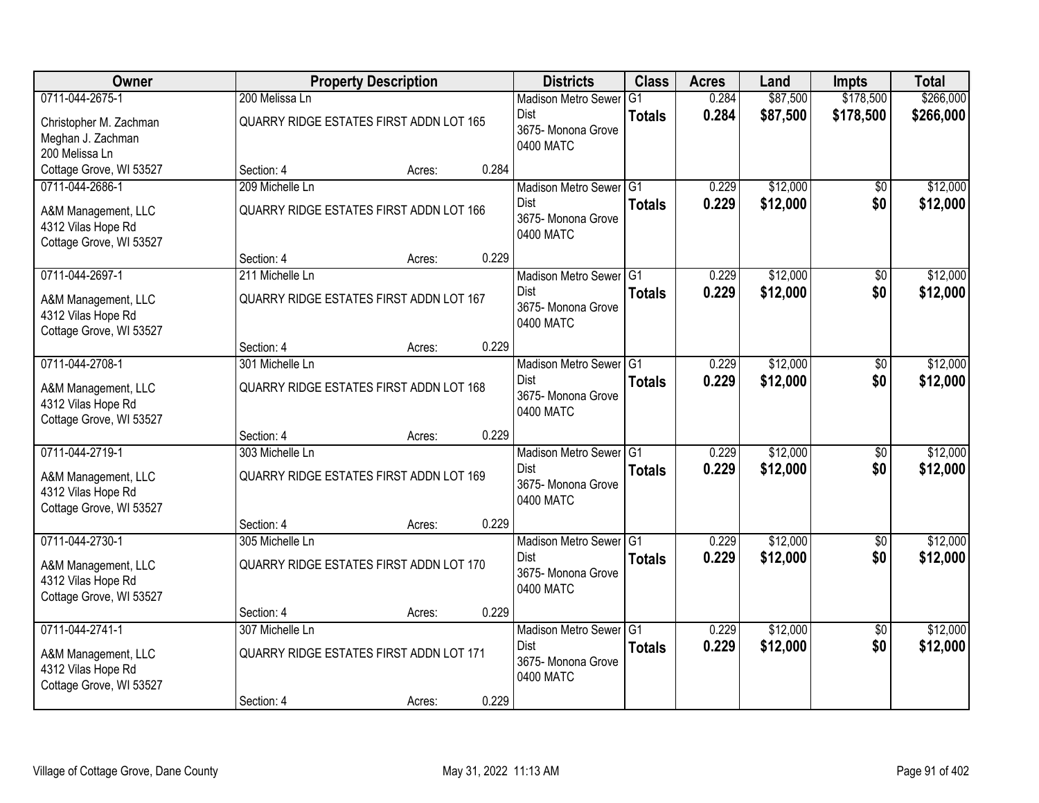| Owner | Property Description | Districts | Class | Acres | Land | Impts | Total |
|---|---|---|---|---|---|---|---|
| 0711-044-2675-1<br>Christopher M. Zachman<br>Meghan J. Zachman<br>200 Melissa Ln<br>Cottage Grove, WI 53527 | 200 Melissa Ln<br>QUARRY RIDGE ESTATES FIRST ADDN LOT 165<br>Section: 4 Acres: 0.284 | Madison Metro Sewer Dist<br>3675- Monona Grove<br>0400 MATC | G1<br>**Totals** | 0.284<br>**0.284** | $87,500<br>**$87,500** | $178,500<br>**$178,500** | $266,000<br>**$266,000** |
| 0711-044-2686-1<br>A&M Management, LLC<br>4312 Vilas Hope Rd<br>Cottage Grove, WI 53527 | 209 Michelle Ln<br>QUARRY RIDGE ESTATES FIRST ADDN LOT 166<br>Section: 4 Acres: 0.229 | Madison Metro Sewer Dist<br>3675- Monona Grove<br>0400 MATC | G1<br>**Totals** | 0.229<br>**0.229** | $12,000<br>**$12,000** | $0<br>**$0** | $12,000<br>**$12,000** |
| 0711-044-2697-1<br>A&M Management, LLC<br>4312 Vilas Hope Rd<br>Cottage Grove, WI 53527 | 211 Michelle Ln<br>QUARRY RIDGE ESTATES FIRST ADDN LOT 167<br>Section: 4 Acres: 0.229 | Madison Metro Sewer Dist<br>3675- Monona Grove<br>0400 MATC | G1<br>**Totals** | 0.229<br>**0.229** | $12,000<br>**$12,000** | $0<br>**$0** | $12,000<br>**$12,000** |
| 0711-044-2708-1<br>A&M Management, LLC<br>4312 Vilas Hope Rd<br>Cottage Grove, WI 53527 | 301 Michelle Ln<br>QUARRY RIDGE ESTATES FIRST ADDN LOT 168<br>Section: 4 Acres: 0.229 | Madison Metro Sewer Dist<br>3675- Monona Grove<br>0400 MATC | G1<br>**Totals** | 0.229<br>**0.229** | $12,000<br>**$12,000** | $0<br>**$0** | $12,000<br>**$12,000** |
| 0711-044-2719-1<br>A&M Management, LLC<br>4312 Vilas Hope Rd<br>Cottage Grove, WI 53527 | 303 Michelle Ln<br>QUARRY RIDGE ESTATES FIRST ADDN LOT 169<br>Section: 4 Acres: 0.229 | Madison Metro Sewer Dist<br>3675- Monona Grove<br>0400 MATC | G1<br>**Totals** | 0.229<br>**0.229** | $12,000<br>**$12,000** | $0<br>**$0** | $12,000<br>**$12,000** |
| 0711-044-2730-1<br>A&M Management, LLC<br>4312 Vilas Hope Rd<br>Cottage Grove, WI 53527 | 305 Michelle Ln<br>QUARRY RIDGE ESTATES FIRST ADDN LOT 170<br>Section: 4 Acres: 0.229 | Madison Metro Sewer Dist<br>3675- Monona Grove<br>0400 MATC | G1<br>**Totals** | 0.229<br>**0.229** | $12,000<br>**$12,000** | $0<br>**$0** | $12,000<br>**$12,000** |
| 0711-044-2741-1<br>A&M Management, LLC<br>4312 Vilas Hope Rd<br>Cottage Grove, WI 53527 | 307 Michelle Ln<br>QUARRY RIDGE ESTATES FIRST ADDN LOT 171<br>Section: 4 Acres: 0.229 | Madison Metro Sewer Dist<br>3675- Monona Grove<br>0400 MATC | G1<br>**Totals** | 0.229<br>**0.229** | $12,000<br>**$12,000** | $0<br>**$0** | $12,000<br>**$12,000** |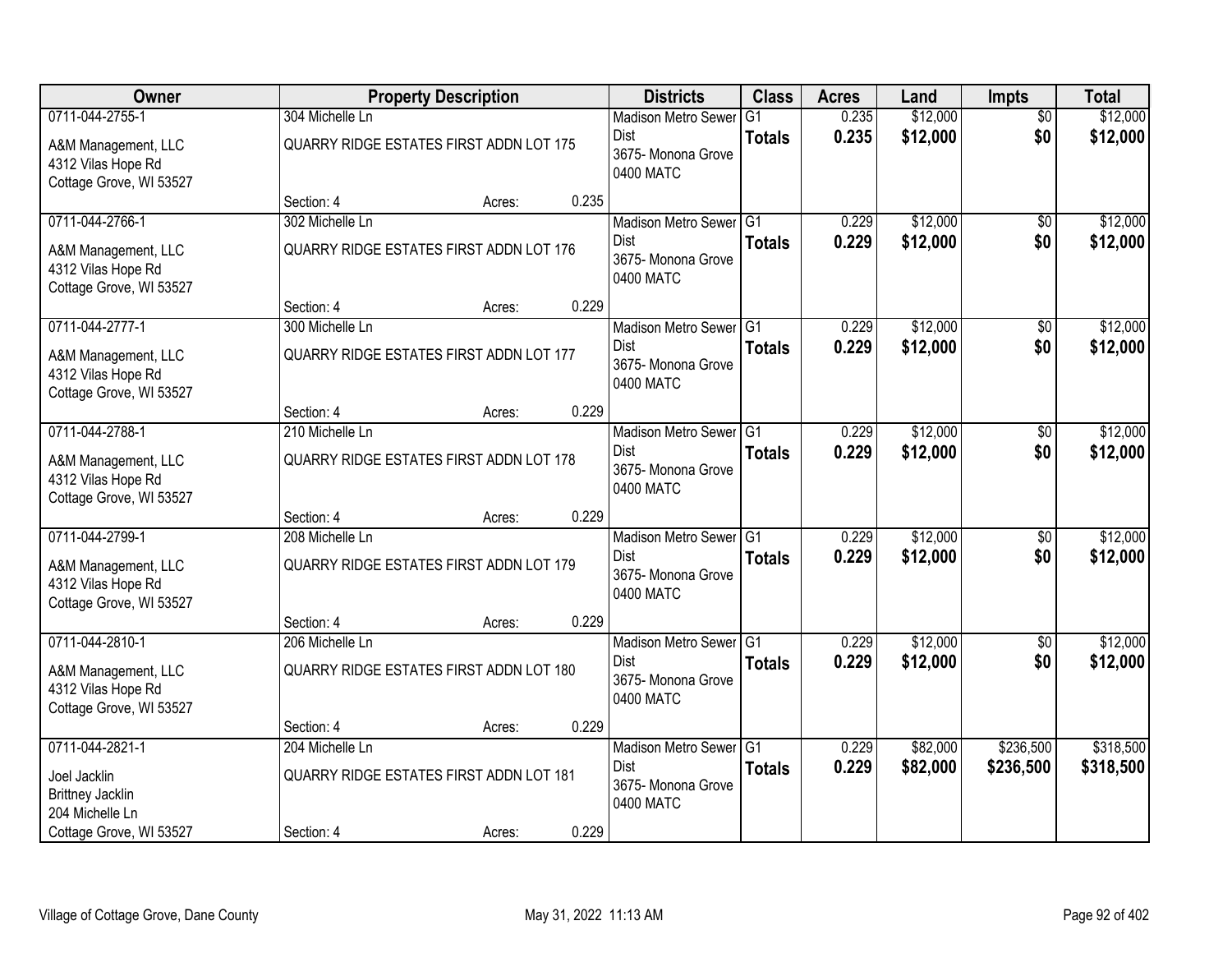| Owner | Property Description | | | Districts | Class | Acres | Land | Impts | Total |
|---|---|---|---|---|---|---|---|---|---|
| 0711-044-2755-1<br>A&M Management, LLC<br>4312 Vilas Hope Rd<br>Cottage Grove, WI 53527 | 304 Michelle Ln<br>QUARRY RIDGE ESTATES FIRST ADDN LOT 175<br>Section: 4 | Acres: | 0.235 | Madison Metro Sewer Dist<br>3675- Monona Grove<br>0400 MATC | G1<br>**Totals** | 0.235<br>**0.235** | $12,000<br>**$12,000** | $0<br>**$0** | $12,000<br>**$12,000** |
| 0711-044-2766-1<br>A&M Management, LLC<br>4312 Vilas Hope Rd<br>Cottage Grove, WI 53527 | 302 Michelle Ln<br>QUARRY RIDGE ESTATES FIRST ADDN LOT 176<br>Section: 4 | Acres: | 0.229 | Madison Metro Sewer Dist<br>3675- Monona Grove<br>0400 MATC | G1<br>**Totals** | 0.229<br>**0.229** | $12,000<br>**$12,000** | $0<br>**$0** | $12,000<br>**$12,000** |
| 0711-044-2777-1<br>A&M Management, LLC<br>4312 Vilas Hope Rd<br>Cottage Grove, WI 53527 | 300 Michelle Ln<br>QUARRY RIDGE ESTATES FIRST ADDN LOT 177<br>Section: 4 | Acres: | 0.229 | Madison Metro Sewer Dist<br>3675- Monona Grove<br>0400 MATC | G1<br>**Totals** | 0.229<br>**0.229** | $12,000<br>**$12,000** | $0<br>**$0** | $12,000<br>**$12,000** |
| 0711-044-2788-1<br>A&M Management, LLC<br>4312 Vilas Hope Rd<br>Cottage Grove, WI 53527 | 210 Michelle Ln<br>QUARRY RIDGE ESTATES FIRST ADDN LOT 178<br>Section: 4 | Acres: | 0.229 | Madison Metro Sewer Dist<br>3675- Monona Grove<br>0400 MATC | G1<br>**Totals** | 0.229<br>**0.229** | $12,000<br>**$12,000** | $0<br>**$0** | $12,000<br>**$12,000** |
| 0711-044-2799-1<br>A&M Management, LLC<br>4312 Vilas Hope Rd<br>Cottage Grove, WI 53527 | 208 Michelle Ln<br>QUARRY RIDGE ESTATES FIRST ADDN LOT 179<br>Section: 4 | Acres: | 0.229 | Madison Metro Sewer Dist<br>3675- Monona Grove<br>0400 MATC | G1<br>**Totals** | 0.229<br>**0.229** | $12,000<br>**$12,000** | $0<br>**$0** | $12,000<br>**$12,000** |
| 0711-044-2810-1<br>A&M Management, LLC<br>4312 Vilas Hope Rd<br>Cottage Grove, WI 53527 | 206 Michelle Ln<br>QUARRY RIDGE ESTATES FIRST ADDN LOT 180<br>Section: 4 | Acres: | 0.229 | Madison Metro Sewer Dist<br>3675- Monona Grove<br>0400 MATC | G1<br>**Totals** | 0.229<br>**0.229** | $12,000<br>**$12,000** | $0<br>**$0** | $12,000<br>**$12,000** |
| 0711-044-2821-1<br>Joel Jacklin<br>Brittney Jacklin<br>204 Michelle Ln<br>Cottage Grove, WI 53527 | 204 Michelle Ln<br>QUARRY RIDGE ESTATES FIRST ADDN LOT 181<br>Section: 4 | Acres: | 0.229 | Madison Metro Sewer Dist<br>3675- Monona Grove<br>0400 MATC | G1<br>**Totals** | 0.229<br>**0.229** | $82,000<br>**$82,000** | $236,500<br>**$236,500** | $318,500<br>**$318,500** |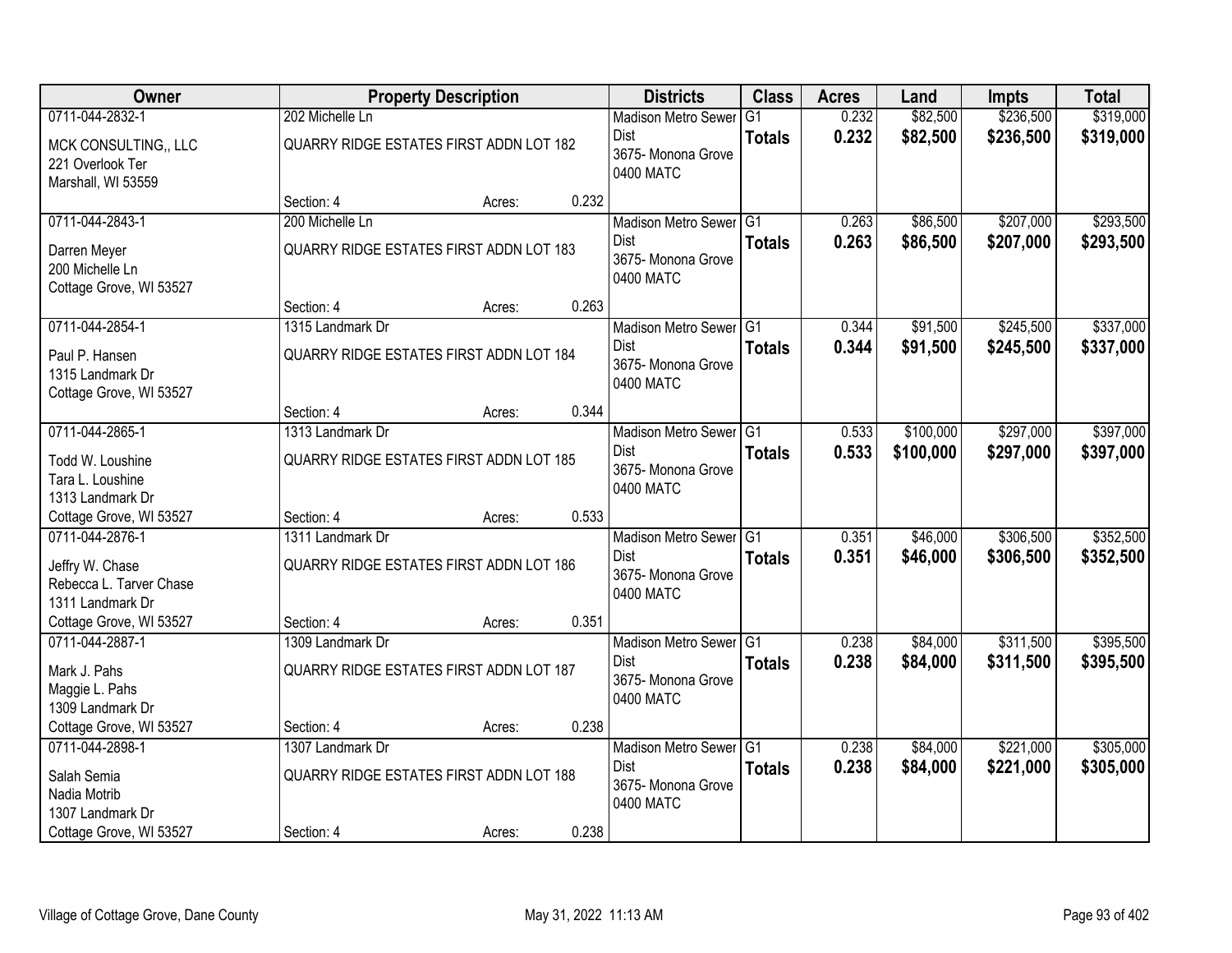| Owner | Property Description | | | Districts | Class | Acres | Land | Impts | Total |
|---|---|---|---|---|---|---|---|---|---|
| 0711-044-2832-1 | 202 Michelle Ln | | | Madison Metro Sewer Dist | G1 | 0.232 | $82,500 | $236,500 | $319,000 |
| MCK CONSULTING,, LLC<br>221 Overlook Ter<br>Marshall, WI 53559 | QUARRY RIDGE ESTATES FIRST ADDN LOT 182 | | | 3675- Monona Grove<br>0400 MATC | **Totals** | **0.232** | **$82,500** | **$236,500** | **$319,000** |
| | Section: 4 | Acres: | 0.232 | | | | | | |
| 0711-044-2843-1 | 200 Michelle Ln | | | Madison Metro Sewer Dist | G1 | 0.263 | $86,500 | $207,000 | $293,500 |
| Darren Meyer<br>200 Michelle Ln<br>Cottage Grove, WI 53527 | QUARRY RIDGE ESTATES FIRST ADDN LOT 183 | | | 3675- Monona Grove<br>0400 MATC | **Totals** | **0.263** | **$86,500** | **$207,000** | **$293,500** |
| | Section: 4 | Acres: | 0.263 | | | | | | |
| 0711-044-2854-1 | 1315 Landmark Dr | | | Madison Metro Sewer Dist | G1 | 0.344 | $91,500 | $245,500 | $337,000 |
| Paul P. Hansen<br>1315 Landmark Dr<br>Cottage Grove, WI 53527 | QUARRY RIDGE ESTATES FIRST ADDN LOT 184 | | | 3675- Monona Grove<br>0400 MATC | **Totals** | **0.344** | **$91,500** | **$245,500** | **$337,000** |
| | Section: 4 | Acres: | 0.344 | | | | | | |
| 0711-044-2865-1 | 1313 Landmark Dr | | | Madison Metro Sewer Dist | G1 | 0.533 | $100,000 | $297,000 | $397,000 |
| Todd W. Loushine<br>Tara L. Loushine<br>1313 Landmark Dr<br>Cottage Grove, WI 53527 | QUARRY RIDGE ESTATES FIRST ADDN LOT 185 | | | 3675- Monona Grove<br>0400 MATC | **Totals** | **0.533** | **$100,000** | **$297,000** | **$397,000** |
| | Section: 4 | Acres: | 0.533 | | | | | | |
| 0711-044-2876-1 | 1311 Landmark Dr | | | Madison Metro Sewer Dist | G1 | 0.351 | $46,000 | $306,500 | $352,500 |
| Jeffry W. Chase<br>Rebecca L. Tarver Chase<br>1311 Landmark Dr<br>Cottage Grove, WI 53527 | QUARRY RIDGE ESTATES FIRST ADDN LOT 186 | | | 3675- Monona Grove<br>0400 MATC | **Totals** | **0.351** | **$46,000** | **$306,500** | **$352,500** |
| | Section: 4 | Acres: | 0.351 | | | | | | |
| 0711-044-2887-1 | 1309 Landmark Dr | | | Madison Metro Sewer Dist | G1 | 0.238 | $84,000 | $311,500 | $395,500 |
| Mark J. Pahs<br>Maggie L. Pahs<br>1309 Landmark Dr<br>Cottage Grove, WI 53527 | QUARRY RIDGE ESTATES FIRST ADDN LOT 187 | | | 3675- Monona Grove<br>0400 MATC | **Totals** | **0.238** | **$84,000** | **$311,500** | **$395,500** |
| | Section: 4 | Acres: | 0.238 | | | | | | |
| 0711-044-2898-1 | 1307 Landmark Dr | | | Madison Metro Sewer Dist | G1 | 0.238 | $84,000 | $221,000 | $305,000 |
| Salah Semia<br>Nadia Motrib<br>1307 Landmark Dr<br>Cottage Grove, WI 53527 | QUARRY RIDGE ESTATES FIRST ADDN LOT 188 | | | 3675- Monona Grove<br>0400 MATC | **Totals** | **0.238** | **$84,000** | **$221,000** | **$305,000** |
| | Section: 4 | Acres: | 0.238 | | | | | | |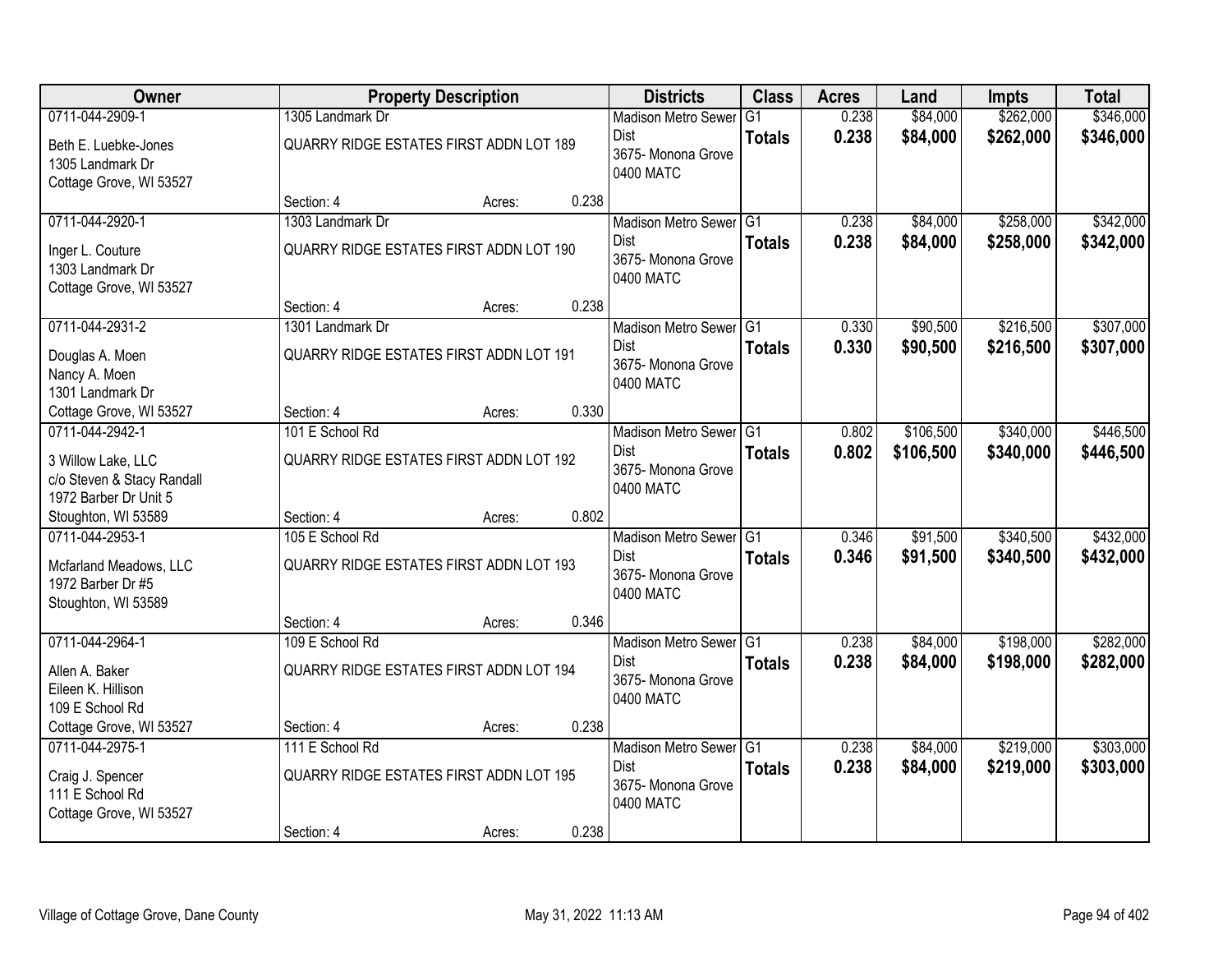| Owner | Property Description | Districts | Class | Acres | Land | Impts | Total |
|---|---|---|---|---|---|---|---|
| 0711-044-2909-1<br>Beth E. Luebke-Jones<br>1305 Landmark Dr<br>Cottage Grove, WI 53527 | 1305 Landmark Dr<br>QUARRY RIDGE ESTATES FIRST ADDN LOT 189<br>Section: 4 Acres: 0.238 | Madison Metro Sewer Dist<br>3675- Monona Grove<br>0400 MATC | G1<br>**Totals** | 0.238<br>**0.238** | $84,000<br>**$84,000** | $262,000<br>**$262,000** | $346,000<br>**$346,000** |
| 0711-044-2920-1<br>Inger L. Couture<br>1303 Landmark Dr<br>Cottage Grove, WI 53527 | 1303 Landmark Dr<br>QUARRY RIDGE ESTATES FIRST ADDN LOT 190<br>Section: 4 Acres: 0.238 | Madison Metro Sewer Dist<br>3675- Monona Grove<br>0400 MATC | G1<br>**Totals** | 0.238<br>**0.238** | $84,000<br>**$84,000** | $258,000<br>**$258,000** | $342,000<br>**$342,000** |
| 0711-044-2931-2<br>Douglas A. Moen<br>Nancy A. Moen<br>1301 Landmark Dr<br>Cottage Grove, WI 53527 | 1301 Landmark Dr<br>QUARRY RIDGE ESTATES FIRST ADDN LOT 191<br>Section: 4 Acres: 0.330 | Madison Metro Sewer Dist<br>3675- Monona Grove<br>0400 MATC | G1<br>**Totals** | 0.330<br>**0.330** | $90,500<br>**$90,500** | $216,500<br>**$216,500** | $307,000<br>**$307,000** |
| 0711-044-2942-1<br>3 Willow Lake, LLC<br>c/o Steven & Stacy Randall<br>1972 Barber Dr Unit 5<br>Stoughton, WI 53589 | 101 E School Rd<br>QUARRY RIDGE ESTATES FIRST ADDN LOT 192<br>Section: 4 Acres: 0.802 | Madison Metro Sewer Dist<br>3675- Monona Grove<br>0400 MATC | G1<br>**Totals** | 0.802<br>**0.802** | $106,500<br>**$106,500** | $340,000<br>**$340,000** | $446,500<br>**$446,500** |
| 0711-044-2953-1<br>Mcfarland Meadows, LLC<br>1972 Barber Dr #5<br>Stoughton, WI 53589 | 105 E School Rd<br>QUARRY RIDGE ESTATES FIRST ADDN LOT 193<br>Section: 4 Acres: 0.346 | Madison Metro Sewer Dist<br>3675- Monona Grove<br>0400 MATC | G1<br>**Totals** | 0.346<br>**0.346** | $91,500<br>**$91,500** | $340,500<br>**$340,500** | $432,000<br>**$432,000** |
| 0711-044-2964-1<br>Allen A. Baker<br>Eileen K. Hillison<br>109 E School Rd<br>Cottage Grove, WI 53527 | 109 E School Rd<br>QUARRY RIDGE ESTATES FIRST ADDN LOT 194<br>Section: 4 Acres: 0.238 | Madison Metro Sewer Dist<br>3675- Monona Grove<br>0400 MATC | G1<br>**Totals** | 0.238<br>**0.238** | $84,000<br>**$84,000** | $198,000<br>**$198,000** | $282,000<br>**$282,000** |
| 0711-044-2975-1<br>Craig J. Spencer<br>111 E School Rd<br>Cottage Grove, WI 53527 | 111 E School Rd<br>QUARRY RIDGE ESTATES FIRST ADDN LOT 195<br>Section: 4 Acres: 0.238 | Madison Metro Sewer Dist<br>3675- Monona Grove<br>0400 MATC | G1<br>**Totals** | 0.238<br>**0.238** | $84,000<br>**$84,000** | $219,000<br>**$219,000** | $303,000<br>**$303,000** |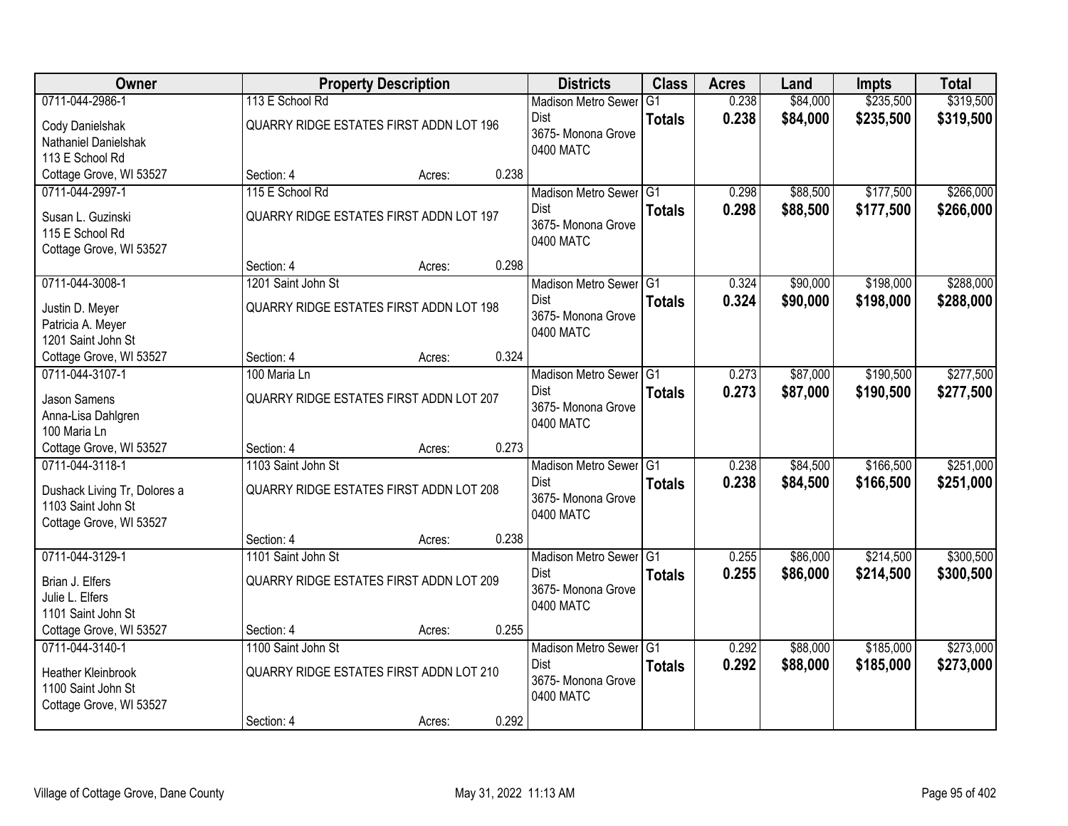| Owner | Property Description | | | Districts | Class | Acres | Land | Impts | Total |
|---|---|---|---|---|---|---|---|---|---|
| 0711-044-2986-1<br>Cody Danielshak<br>Nathaniel Danielshak<br>113 E School Rd<br>Cottage Grove, WI 53527 | 113 E School Rd<br>QUARRY RIDGE ESTATES FIRST ADDN LOT 196<br>Section: 4 | Acres: | 0.238 | Madison Metro Sewer Dist<br>3675- Monona Grove<br>0400 MATC | G1<br>**Totals** | 0.238<br>**0.238** | $84,000<br>**$84,000** | $235,500<br>**$235,500** | $319,500<br>**$319,500** |
| 0711-044-2997-1<br>Susan L. Guzinski<br>115 E School Rd<br>Cottage Grove, WI 53527 | 115 E School Rd<br>QUARRY RIDGE ESTATES FIRST ADDN LOT 197<br>Section: 4 | Acres: | 0.298 | Madison Metro Sewer Dist<br>3675- Monona Grove<br>0400 MATC | G1<br>**Totals** | 0.298<br>**0.298** | $88,500<br>**$88,500** | $177,500<br>**$177,500** | $266,000<br>**$266,000** |
| 0711-044-3008-1<br>Justin D. Meyer<br>Patricia A. Meyer<br>1201 Saint John St<br>Cottage Grove, WI 53527 | 1201 Saint John St<br>QUARRY RIDGE ESTATES FIRST ADDN LOT 198<br>Section: 4 | Acres: | 0.324 | Madison Metro Sewer Dist<br>3675- Monona Grove<br>0400 MATC | G1<br>**Totals** | 0.324<br>**0.324** | $90,000<br>**$90,000** | $198,000<br>**$198,000** | $288,000<br>**$288,000** |
| 0711-044-3107-1<br>Jason Samens<br>Anna-Lisa Dahlgren<br>100 Maria Ln<br>Cottage Grove, WI 53527 | 100 Maria Ln<br>QUARRY RIDGE ESTATES FIRST ADDN LOT 207<br>Section: 4 | Acres: | 0.273 | Madison Metro Sewer Dist<br>3675- Monona Grove<br>0400 MATC | G1<br>**Totals** | 0.273<br>**0.273** | $87,000<br>**$87,000** | $190,500<br>**$190,500** | $277,500<br>**$277,500** |
| 0711-044-3118-1<br>Dushack Living Tr, Dolores a<br>1103 Saint John St<br>Cottage Grove, WI 53527 | 1103 Saint John St<br>QUARRY RIDGE ESTATES FIRST ADDN LOT 208<br>Section: 4 | Acres: | 0.238 | Madison Metro Sewer Dist<br>3675- Monona Grove<br>0400 MATC | G1<br>**Totals** | 0.238<br>**0.238** | $84,500<br>**$84,500** | $166,500<br>**$166,500** | $251,000<br>**$251,000** |
| 0711-044-3129-1<br>Brian J. Elfers<br>Julie L. Elfers<br>1101 Saint John St<br>Cottage Grove, WI 53527 | 1101 Saint John St<br>QUARRY RIDGE ESTATES FIRST ADDN LOT 209<br>Section: 4 | Acres: | 0.255 | Madison Metro Sewer Dist<br>3675- Monona Grove<br>0400 MATC | G1<br>**Totals** | 0.255<br>**0.255** | $86,000<br>**$86,000** | $214,500<br>**$214,500** | $300,500<br>**$300,500** |
| 0711-044-3140-1<br>Heather Kleinbrook<br>1100 Saint John St<br>Cottage Grove, WI 53527 | 1100 Saint John St<br>QUARRY RIDGE ESTATES FIRST ADDN LOT 210<br>Section: 4 | Acres: | 0.292 | Madison Metro Sewer Dist<br>3675- Monona Grove<br>0400 MATC | G1<br>**Totals** | 0.292<br>**0.292** | $88,000<br>**$88,000** | $185,000<br>**$185,000** | $273,000<br>**$273,000** |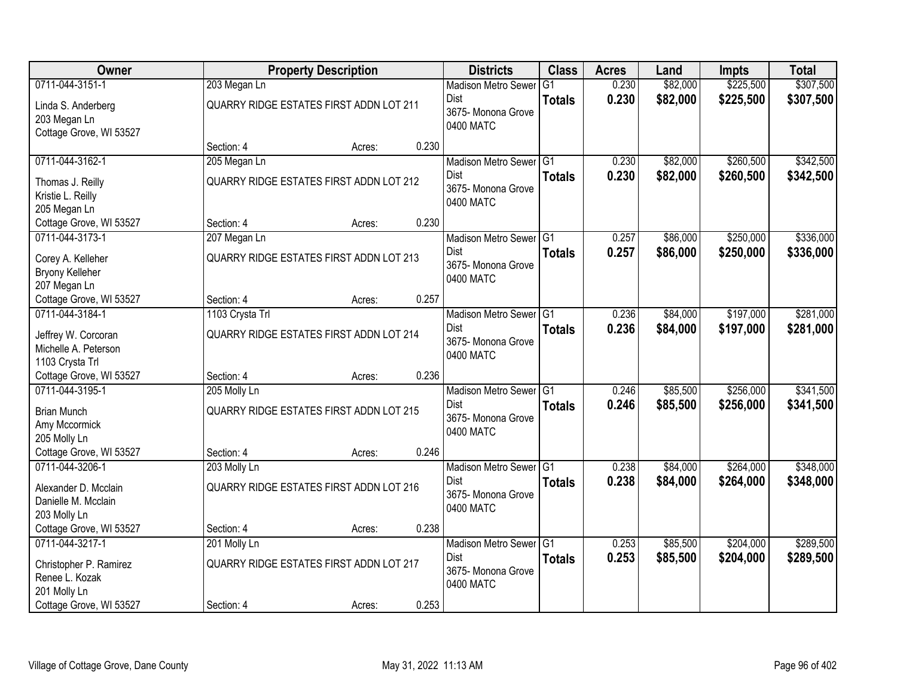| Owner | Property Description | Districts | Class | Acres | Land | Impts | Total |
|---|---|---|---|---|---|---|---|
| 0711-044-3151-1<br>Linda S. Anderberg<br>203 Megan Ln<br>Cottage Grove, WI 53527 | 203 Megan Ln<br>QUARRY RIDGE ESTATES FIRST ADDN LOT 211<br>Section: 4 Acres: 0.230 | Madison Metro Sewer Dist<br>3675- Monona Grove<br>0400 MATC | G1<br>**Totals** | 0.230<br>**0.230** | \$82,000<br>**\$82,000** | \$225,500<br>**\$225,500** | \$307,500<br>**\$307,500** |
| 0711-044-3162-1<br>Thomas J. Reilly<br>Kristie L. Reilly<br>205 Megan Ln<br>Cottage Grove, WI 53527 | 205 Megan Ln<br>QUARRY RIDGE ESTATES FIRST ADDN LOT 212<br>Section: 4 Acres: 0.230 | Madison Metro Sewer Dist<br>3675- Monona Grove<br>0400 MATC | G1<br>**Totals** | 0.230<br>**0.230** | \$82,000<br>**\$82,000** | \$260,500<br>**\$260,500** | \$342,500<br>**\$342,500** |
| 0711-044-3173-1<br>Corey A. Kelleher<br>Bryony Kelleher<br>207 Megan Ln<br>Cottage Grove, WI 53527 | 207 Megan Ln<br>QUARRY RIDGE ESTATES FIRST ADDN LOT 213<br>Section: 4 Acres: 0.257 | Madison Metro Sewer Dist<br>3675- Monona Grove<br>0400 MATC | G1<br>**Totals** | 0.257<br>**0.257** | \$86,000<br>**\$86,000** | \$250,000<br>**\$250,000** | \$336,000<br>**\$336,000** |
| 0711-044-3184-1<br>Jeffrey W. Corcoran<br>Michelle A. Peterson<br>1103 Crysta Trl<br>Cottage Grove, WI 53527 | 1103 Crysta Trl<br>QUARRY RIDGE ESTATES FIRST ADDN LOT 214<br>Section: 4 Acres: 0.236 | Madison Metro Sewer Dist<br>3675- Monona Grove<br>0400 MATC | G1<br>**Totals** | 0.236<br>**0.236** | \$84,000<br>**\$84,000** | \$197,000<br>**\$197,000** | \$281,000<br>**\$281,000** |
| 0711-044-3195-1<br>Brian Munch<br>Amy Mccormick<br>205 Molly Ln<br>Cottage Grove, WI 53527 | 205 Molly Ln<br>QUARRY RIDGE ESTATES FIRST ADDN LOT 215<br>Section: 4 Acres: 0.246 | Madison Metro Sewer Dist<br>3675- Monona Grove<br>0400 MATC | G1<br>**Totals** | 0.246<br>**0.246** | \$85,500<br>**\$85,500** | \$256,000<br>**\$256,000** | \$341,500<br>**\$341,500** |
| 0711-044-3206-1<br>Alexander D. Mcclain<br>Danielle M. Mcclain<br>203 Molly Ln<br>Cottage Grove, WI 53527 | 203 Molly Ln<br>QUARRY RIDGE ESTATES FIRST ADDN LOT 216<br>Section: 4 Acres: 0.238 | Madison Metro Sewer Dist<br>3675- Monona Grove<br>0400 MATC | G1<br>**Totals** | 0.238<br>**0.238** | \$84,000<br>**\$84,000** | \$264,000<br>**\$264,000** | \$348,000<br>**\$348,000** |
| 0711-044-3217-1<br>Christopher P. Ramirez<br>Renee L. Kozak<br>201 Molly Ln<br>Cottage Grove, WI 53527 | 201 Molly Ln<br>QUARRY RIDGE ESTATES FIRST ADDN LOT 217<br>Section: 4 Acres: 0.253 | Madison Metro Sewer Dist<br>3675- Monona Grove<br>0400 MATC | G1<br>**Totals** | 0.253<br>**0.253** | \$85,500<br>**\$85,500** | \$204,000<br>**\$204,000** | \$289,500<br>**\$289,500** |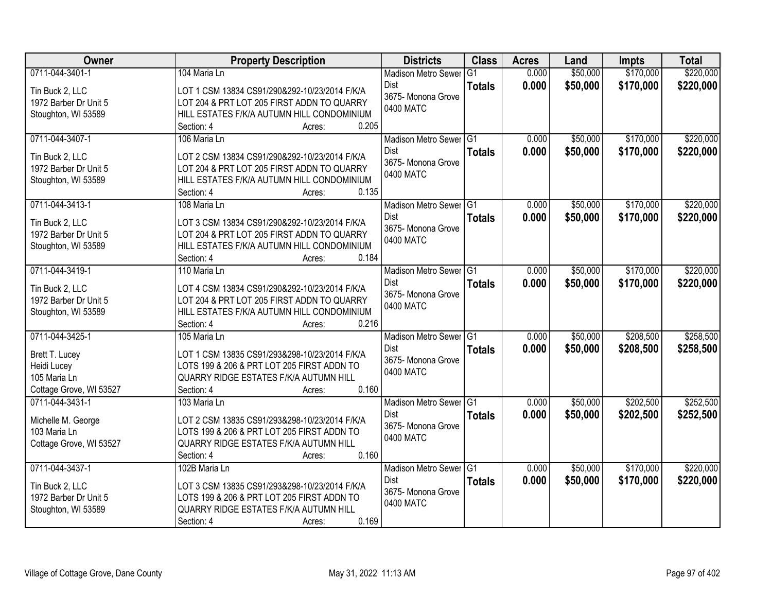| Owner | Property Description | Districts | Class | Acres | Land | Impts | Total |
|---|---|---|---|---|---|---|---|
| 0711-044-3401-1<br>Tin Buck 2, LLC<br>1972 Barber Dr Unit 5<br>Stoughton, WI 53589 | 104 Maria Ln<br>LOT 1 CSM 13834 CS91/290&292-10/23/2014 F/K/A LOT 204 & PRT LOT 205 FIRST ADDN TO QUARRY HILL ESTATES F/K/A AUTUMN HILL CONDOMINIUM<br>Section: 4 Acres: 0.205 | Madison Metro Sewer Dist<br>3675- Monona Grove<br>0400 MATC | G1<br>**Totals** | 0.000<br>**0.000** | $50,000<br>**$50,000** | $170,000<br>**$170,000** | $220,000<br>**$220,000** |
| 0711-044-3407-1<br>Tin Buck 2, LLC<br>1972 Barber Dr Unit 5<br>Stoughton, WI 53589 | 106 Maria Ln<br>LOT 2 CSM 13834 CS91/290&292-10/23/2014 F/K/A LOT 204 & PRT LOT 205 FIRST ADDN TO QUARRY HILL ESTATES F/K/A AUTUMN HILL CONDOMINIUM<br>Section: 4 Acres: 0.135 | Madison Metro Sewer Dist<br>3675- Monona Grove<br>0400 MATC | G1<br>**Totals** | 0.000<br>**0.000** | $50,000<br>**$50,000** | $170,000<br>**$170,000** | $220,000<br>**$220,000** |
| 0711-044-3413-1<br>Tin Buck 2, LLC<br>1972 Barber Dr Unit 5<br>Stoughton, WI 53589 | 108 Maria Ln<br>LOT 3 CSM 13834 CS91/290&292-10/23/2014 F/K/A LOT 204 & PRT LOT 205 FIRST ADDN TO QUARRY HILL ESTATES F/K/A AUTUMN HILL CONDOMINIUM<br>Section: 4 Acres: 0.184 | Madison Metro Sewer Dist<br>3675- Monona Grove<br>0400 MATC | G1<br>**Totals** | 0.000<br>**0.000** | $50,000<br>**$50,000** | $170,000<br>**$170,000** | $220,000<br>**$220,000** |
| 0711-044-3419-1<br>Tin Buck 2, LLC<br>1972 Barber Dr Unit 5<br>Stoughton, WI 53589 | 110 Maria Ln<br>LOT 4 CSM 13834 CS91/290&292-10/23/2014 F/K/A LOT 204 & PRT LOT 205 FIRST ADDN TO QUARRY HILL ESTATES F/K/A AUTUMN HILL CONDOMINIUM<br>Section: 4 Acres: 0.216 | Madison Metro Sewer Dist<br>3675- Monona Grove<br>0400 MATC | G1<br>**Totals** | 0.000<br>**0.000** | $50,000<br>**$50,000** | $170,000<br>**$170,000** | $220,000<br>**$220,000** |
| 0711-044-3425-1<br>Brett T. Lucey<br>Heidi Lucey<br>105 Maria Ln<br>Cottage Grove, WI 53527 | 105 Maria Ln<br>LOT 1 CSM 13835 CS91/293&298-10/23/2014 F/K/A LOTS 199 & 206 & PRT LOT 205 FIRST ADDN TO QUARRY RIDGE ESTATES F/K/A AUTUMN HILL<br>Section: 4 Acres: 0.160 | Madison Metro Sewer Dist<br>3675- Monona Grove<br>0400 MATC | G1<br>**Totals** | 0.000<br>**0.000** | $50,000<br>**$50,000** | $208,500<br>**$208,500** | $258,500<br>**$258,500** |
| 0711-044-3431-1<br>Michelle M. George<br>103 Maria Ln<br>Cottage Grove, WI 53527 | 103 Maria Ln<br>LOT 2 CSM 13835 CS91/293&298-10/23/2014 F/K/A LOTS 199 & 206 & PRT LOT 205 FIRST ADDN TO QUARRY RIDGE ESTATES F/K/A AUTUMN HILL<br>Section: 4 Acres: 0.160 | Madison Metro Sewer Dist<br>3675- Monona Grove<br>0400 MATC | G1<br>**Totals** | 0.000<br>**0.000** | $50,000<br>**$50,000** | $202,500<br>**$202,500** | $252,500<br>**$252,500** |
| 0711-044-3437-1<br>Tin Buck 2, LLC<br>1972 Barber Dr Unit 5<br>Stoughton, WI 53589 | 102B Maria Ln<br>LOT 3 CSM 13835 CS91/293&298-10/23/2014 F/K/A LOTS 199 & 206 & PRT LOT 205 FIRST ADDN TO QUARRY RIDGE ESTATES F/K/A AUTUMN HILL<br>Section: 4 Acres: 0.169 | Madison Metro Sewer Dist<br>3675- Monona Grove<br>0400 MATC | G1<br>**Totals** | 0.000<br>**0.000** | $50,000<br>**$50,000** | $170,000<br>**$170,000** | $220,000<br>**$220,000** |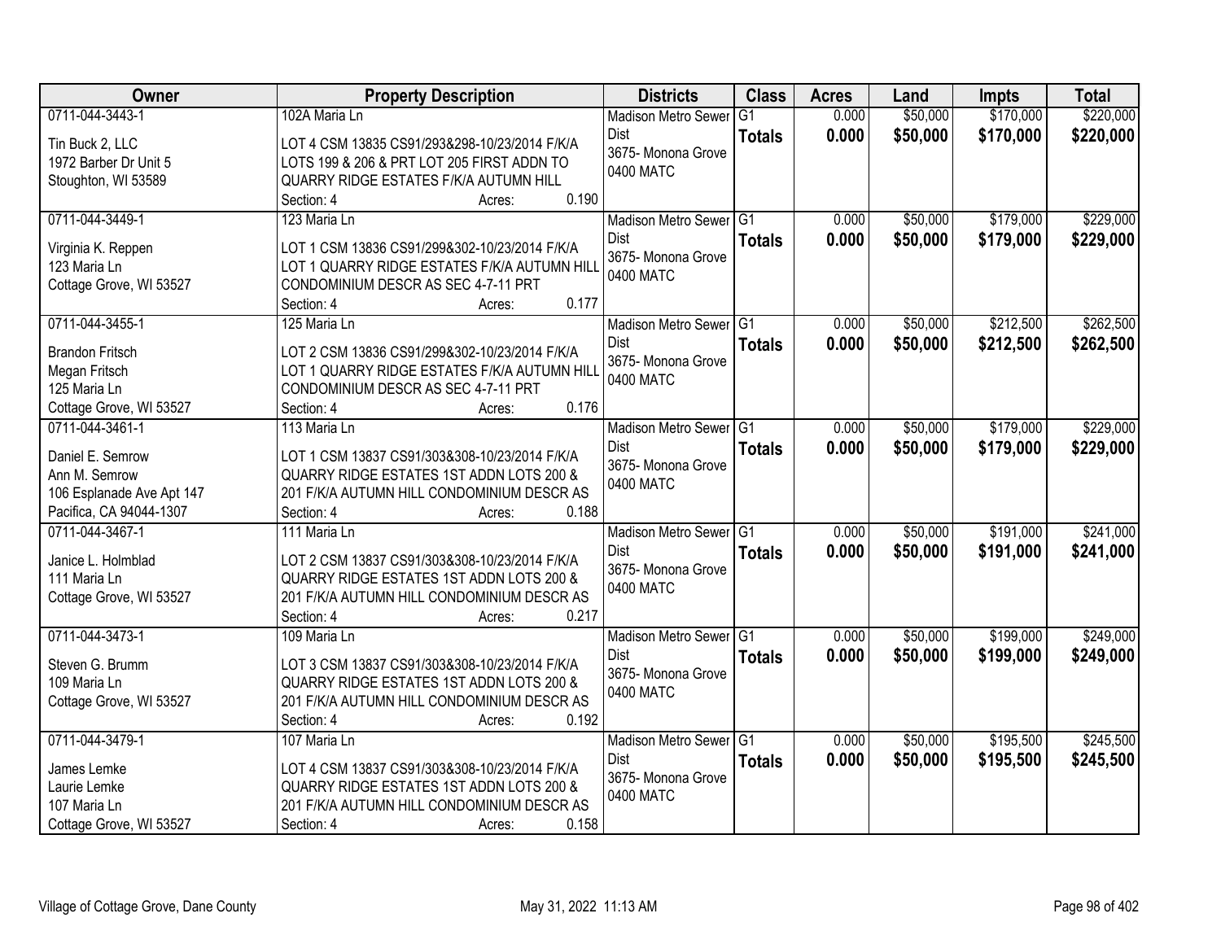| Owner | Property Description | Districts | Class | Acres | Land | Impts | Total |
|---|---|---|---|---|---|---|---|
| 0711-044-3443-1<br><br>Tin Buck 2, LLC<br>1972 Barber Dr Unit 5<br>Stoughton, WI 53589 | 102A Maria Ln<br><br>LOT 4 CSM 13835 CS91/293&298-10/23/2014 F/K/A LOTS 199 & 206 & PRT LOT 205 FIRST ADDN TO QUARRY RIDGE ESTATES F/K/A AUTUMN HILL<br>Section: 4 Acres: 0.190 | Madison Metro Sewer Dist<br>3675- Monona Grove<br>0400 MATC | G1<br>**Totals** | 0.000<br>**0.000** | $50,000<br>**$50,000** | $170,000<br>**$170,000** | $220,000<br>**$220,000** |
| 0711-044-3449-1<br><br>Virginia K. Reppen<br>123 Maria Ln<br>Cottage Grove, WI 53527 | 123 Maria Ln<br><br>LOT 1 CSM 13836 CS91/299&302-10/23/2014 F/K/A LOT 1 QUARRY RIDGE ESTATES F/K/A AUTUMN HILL CONDOMINIUM DESCR AS SEC 4-7-11 PRT<br>Section: 4 Acres: 0.177 | Madison Metro Sewer Dist<br>3675- Monona Grove<br>0400 MATC | G1<br>**Totals** | 0.000<br>**0.000** | $50,000<br>**$50,000** | $179,000<br>**$179,000** | $229,000<br>**$229,000** |
| 0711-044-3455-1<br><br>Brandon Fritsch<br>Megan Fritsch<br>125 Maria Ln<br>Cottage Grove, WI 53527 | 125 Maria Ln<br><br>LOT 2 CSM 13836 CS91/299&302-10/23/2014 F/K/A LOT 1 QUARRY RIDGE ESTATES F/K/A AUTUMN HILL CONDOMINIUM DESCR AS SEC 4-7-11 PRT<br>Section: 4 Acres: 0.176 | Madison Metro Sewer Dist<br>3675- Monona Grove<br>0400 MATC | G1<br>**Totals** | 0.000<br>**0.000** | $50,000<br>**$50,000** | $212,500<br>**$212,500** | $262,500<br>**$262,500** |
| 0711-044-3461-1<br><br>Daniel E. Semrow<br>Ann M. Semrow<br>106 Esplanade Ave Apt 147<br>Pacifica, CA 94044-1307 | 113 Maria Ln<br><br>LOT 1 CSM 13837 CS91/303&308-10/23/2014 F/K/A QUARRY RIDGE ESTATES 1ST ADDN LOTS 200 & 201 F/K/A AUTUMN HILL CONDOMINIUM DESCR AS<br>Section: 4 Acres: 0.188 | Madison Metro Sewer Dist<br>3675- Monona Grove<br>0400 MATC | G1<br>**Totals** | 0.000<br>**0.000** | $50,000<br>**$50,000** | $179,000<br>**$179,000** | $229,000<br>**$229,000** |
| 0711-044-3467-1<br><br>Janice L. Holmblad<br>111 Maria Ln<br>Cottage Grove, WI 53527 | 111 Maria Ln<br><br>LOT 2 CSM 13837 CS91/303&308-10/23/2014 F/K/A QUARRY RIDGE ESTATES 1ST ADDN LOTS 200 & 201 F/K/A AUTUMN HILL CONDOMINIUM DESCR AS<br>Section: 4 Acres: 0.217 | Madison Metro Sewer Dist<br>3675- Monona Grove<br>0400 MATC | G1<br>**Totals** | 0.000<br>**0.000** | $50,000<br>**$50,000** | $191,000<br>**$191,000** | $241,000<br>**$241,000** |
| 0711-044-3473-1<br><br>Steven G. Brumm<br>109 Maria Ln<br>Cottage Grove, WI 53527 | 109 Maria Ln<br><br>LOT 3 CSM 13837 CS91/303&308-10/23/2014 F/K/A QUARRY RIDGE ESTATES 1ST ADDN LOTS 200 & 201 F/K/A AUTUMN HILL CONDOMINIUM DESCR AS<br>Section: 4 Acres: 0.192 | Madison Metro Sewer Dist<br>3675- Monona Grove<br>0400 MATC | G1<br>**Totals** | 0.000<br>**0.000** | $50,000<br>**$50,000** | $199,000<br>**$199,000** | $249,000<br>**$249,000** |
| 0711-044-3479-1<br><br>James Lemke<br>Laurie Lemke<br>107 Maria Ln<br>Cottage Grove, WI 53527 | 107 Maria Ln<br><br>LOT 4 CSM 13837 CS91/303&308-10/23/2014 F/K/A QUARRY RIDGE ESTATES 1ST ADDN LOTS 200 & 201 F/K/A AUTUMN HILL CONDOMINIUM DESCR AS<br>Section: 4 Acres: 0.158 | Madison Metro Sewer Dist<br>3675- Monona Grove<br>0400 MATC | G1<br>**Totals** | 0.000<br>**0.000** | $50,000<br>**$50,000** | $195,500<br>**$195,500** | $245,500<br>**$245,500** |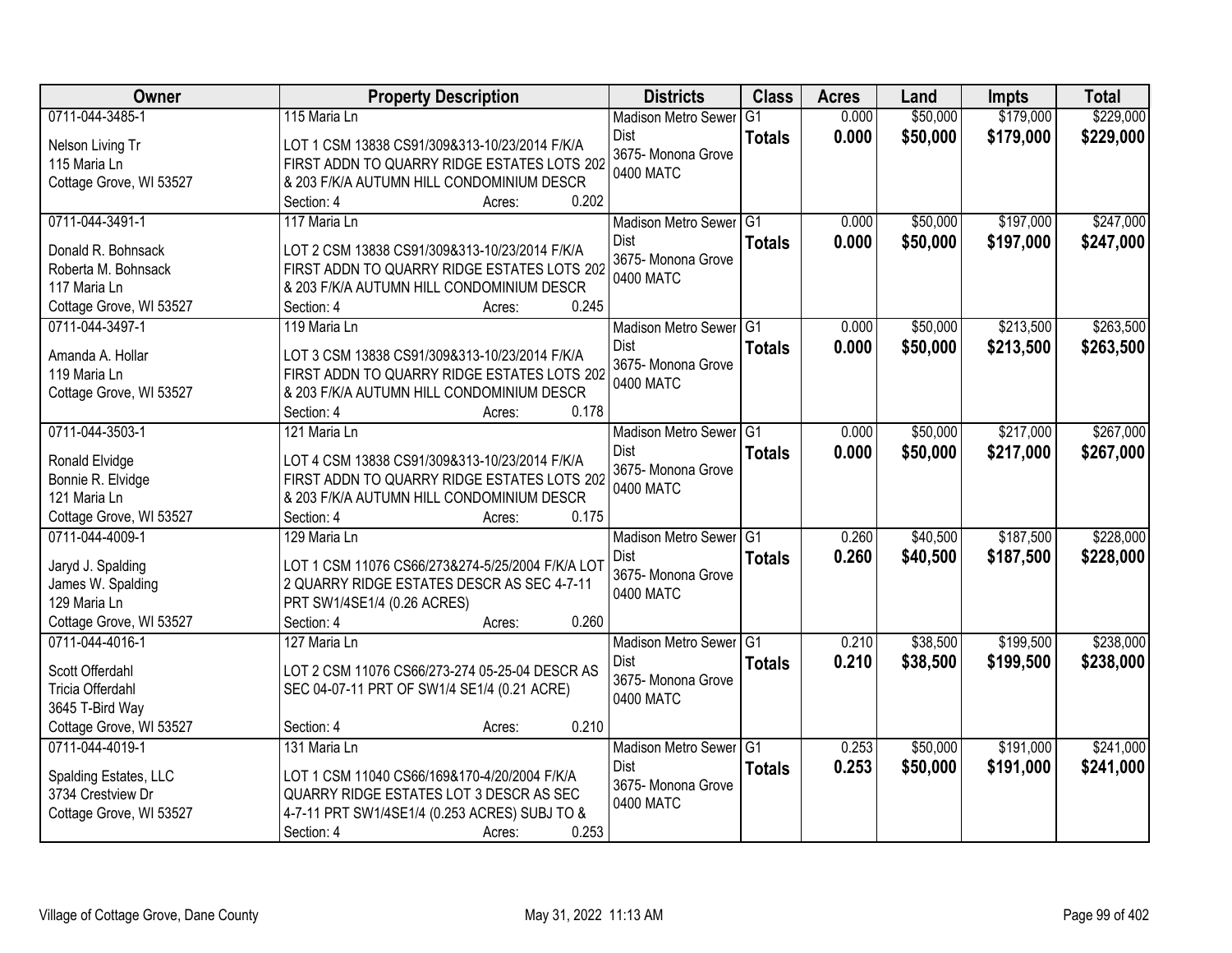| Owner | Property Description | Districts | Class | Acres | Land | Impts | Total |
|---|---|---|---|---|---|---|---|
| 0711-044-3485-1<br>Nelson Living Tr<br>115 Maria Ln<br>Cottage Grove, WI 53527 | 115 Maria Ln<br>LOT 1 CSM 13838 CS91/309&313-10/23/2014 F/K/A FIRST ADDN TO QUARRY RIDGE ESTATES LOTS 202 & 203 F/K/A AUTUMN HILL CONDOMINIUM DESCR<br>Section: 4 Acres: 0.202 | Madison Metro Sewer Dist<br>3675- Monona Grove<br>0400 MATC | G1<br>**Totals** | 0.000<br>**0.000** | $50,000<br>**$50,000** | $179,000<br>**$179,000** | $229,000<br>**$229,000** |
| 0711-044-3491-1<br>Donald R. Bohnsack<br>Roberta M. Bohnsack<br>117 Maria Ln<br>Cottage Grove, WI 53527 | 117 Maria Ln<br>LOT 2 CSM 13838 CS91/309&313-10/23/2014 F/K/A FIRST ADDN TO QUARRY RIDGE ESTATES LOTS 202 & 203 F/K/A AUTUMN HILL CONDOMINIUM DESCR<br>Section: 4 Acres: 0.245 | Madison Metro Sewer Dist<br>3675- Monona Grove<br>0400 MATC | G1<br>**Totals** | 0.000<br>**0.000** | $50,000<br>**$50,000** | $197,000<br>**$197,000** | $247,000<br>**$247,000** |
| 0711-044-3497-1<br>Amanda A. Hollar<br>119 Maria Ln<br>Cottage Grove, WI 53527 | 119 Maria Ln<br>LOT 3 CSM 13838 CS91/309&313-10/23/2014 F/K/A FIRST ADDN TO QUARRY RIDGE ESTATES LOTS 202 & 203 F/K/A AUTUMN HILL CONDOMINIUM DESCR<br>Section: 4 Acres: 0.178 | Madison Metro Sewer Dist<br>3675- Monona Grove<br>0400 MATC | G1<br>**Totals** | 0.000<br>**0.000** | $50,000<br>**$50,000** | $213,500<br>**$213,500** | $263,500<br>**$263,500** |
| 0711-044-3503-1<br>Ronald Elvidge<br>Bonnie R. Elvidge<br>121 Maria Ln<br>Cottage Grove, WI 53527 | 121 Maria Ln<br>LOT 4 CSM 13838 CS91/309&313-10/23/2014 F/K/A FIRST ADDN TO QUARRY RIDGE ESTATES LOTS 202 & 203 F/K/A AUTUMN HILL CONDOMINIUM DESCR<br>Section: 4 Acres: 0.175 | Madison Metro Sewer Dist<br>3675- Monona Grove<br>0400 MATC | G1<br>**Totals** | 0.000<br>**0.000** | $50,000<br>**$50,000** | $217,000<br>**$217,000** | $267,000<br>**$267,000** |
| 0711-044-4009-1<br>Jaryd J. Spalding<br>James W. Spalding<br>129 Maria Ln<br>Cottage Grove, WI 53527 | 129 Maria Ln<br>LOT 1 CSM 11076 CS66/273&274-5/25/2004 F/K/A LOT 2 QUARRY RIDGE ESTATES DESCR AS SEC 4-7-11 PRT SW1/4SE1/4 (0.26 ACRES)<br>Section: 4 Acres: 0.260 | Madison Metro Sewer Dist<br>3675- Monona Grove<br>0400 MATC | G1<br>**Totals** | 0.260<br>**0.260** | $40,500<br>**$40,500** | $187,500<br>**$187,500** | $228,000<br>**$228,000** |
| 0711-044-4016-1<br>Scott Offerdahl<br>Tricia Offerdahl<br>3645 T-Bird Way<br>Cottage Grove, WI 53527 | 127 Maria Ln<br>LOT 2 CSM 11076 CS66/273-274 05-25-04 DESCR AS SEC 04-07-11 PRT OF SW1/4 SE1/4 (0.21 ACRE)<br>Section: 4 Acres: 0.210 | Madison Metro Sewer Dist<br>3675- Monona Grove<br>0400 MATC | G1<br>**Totals** | 0.210<br>**0.210** | $38,500<br>**$38,500** | $199,500<br>**$199,500** | $238,000<br>**$238,000** |
| 0711-044-4019-1<br>Spalding Estates, LLC<br>3734 Crestview Dr<br>Cottage Grove, WI 53527 | 131 Maria Ln<br>LOT 1 CSM 11040 CS66/169&170-4/20/2004 F/K/A QUARRY RIDGE ESTATES LOT 3 DESCR AS SEC 4-7-11 PRT SW1/4SE1/4 (0.253 ACRES) SUBJ TO &<br>Section: 4 Acres: 0.253 | Madison Metro Sewer Dist<br>3675- Monona Grove<br>0400 MATC | G1<br>**Totals** | 0.253<br>**0.253** | $50,000<br>**$50,000** | $191,000<br>**$191,000** | $241,000<br>**$241,000** |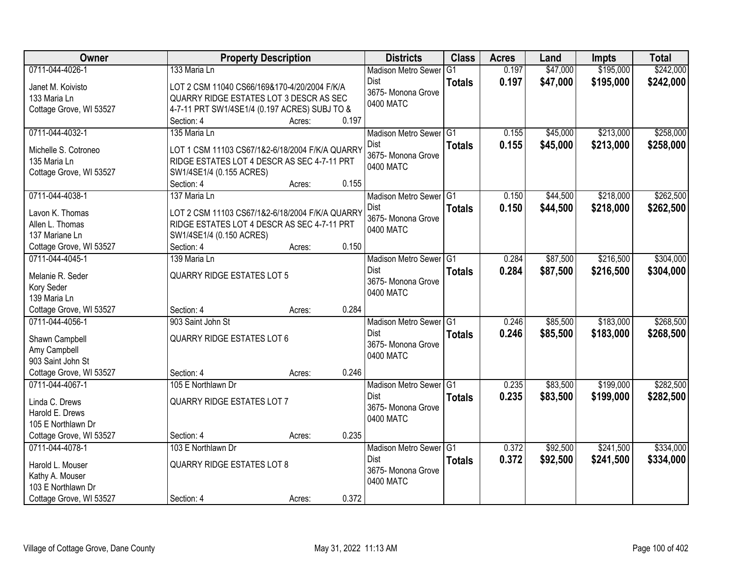| Owner | Property Description | Districts | Class | Acres | Land | Impts | Total |
|---|---|---|---|---|---|---|---|
| 0711-044-4026-1<br><br>Janet M. Koivisto<br>133 Maria Ln<br>Cottage Grove, WI 53527 | 133 Maria Ln<br><br>LOT 2 CSM 11040 CS66/169&170-4/20/2004 F/K/A QUARRY RIDGE ESTATES LOT 3 DESCR AS SEC 4-7-11 PRT SW1/4SE1/4 (0.197 ACRES) SUBJ TO &<br>Section: 4 Acres: 0.197 | Madison Metro Sewer Dist<br>3675- Monona Grove<br>0400 MATC | G1<br>**Totals** | 0.197<br>**0.197** | $47,000<br>**$47,000** | $195,000<br>**$195,000** | $242,000<br>**$242,000** |
| 0711-044-4032-1<br><br>Michelle S. Cotroneo<br>135 Maria Ln<br>Cottage Grove, WI 53527 | 135 Maria Ln<br><br>LOT 1 CSM 11103 CS67/1&2-6/18/2004 F/K/A QUARRY RIDGE ESTATES LOT 4 DESCR AS SEC 4-7-11 PRT SW1/4SE1/4 (0.155 ACRES)<br>Section: 4 Acres: 0.155 | Madison Metro Sewer Dist<br>3675- Monona Grove<br>0400 MATC | G1<br>**Totals** | 0.155<br>**0.155** | $45,000<br>**$45,000** | $213,000<br>**$213,000** | $258,000<br>**$258,000** |
| 0711-044-4038-1<br><br>Lavon K. Thomas<br>Allen L. Thomas<br>137 Mariane Ln<br>Cottage Grove, WI 53527 | 137 Maria Ln<br><br>LOT 2 CSM 11103 CS67/1&2-6/18/2004 F/K/A QUARRY RIDGE ESTATES LOT 4 DESCR AS SEC 4-7-11 PRT SW1/4SE1/4 (0.150 ACRES)<br>Section: 4 Acres: 0.150 | Madison Metro Sewer Dist<br>3675- Monona Grove<br>0400 MATC | G1<br>**Totals** | 0.150<br>**0.150** | $44,500<br>**$44,500** | $218,000<br>**$218,000** | $262,500<br>**$262,500** |
| 0711-044-4045-1<br><br>Melanie R. Seder<br>Kory Seder<br>139 Maria Ln<br>Cottage Grove, WI 53527 | 139 Maria Ln<br><br>QUARRY RIDGE ESTATES LOT 5<br><br>Section: 4 Acres: 0.284 | Madison Metro Sewer Dist<br>3675- Monona Grove<br>0400 MATC | G1<br>**Totals** | 0.284<br>**0.284** | $87,500<br>**$87,500** | $216,500<br>**$216,500** | $304,000<br>**$304,000** |
| 0711-044-4056-1<br><br>Shawn Campbell<br>Amy Campbell<br>903 Saint John St<br>Cottage Grove, WI 53527 | 903 Saint John St<br><br>QUARRY RIDGE ESTATES LOT 6<br><br>Section: 4 Acres: 0.246 | Madison Metro Sewer Dist<br>3675- Monona Grove<br>0400 MATC | G1<br>**Totals** | 0.246<br>**0.246** | $85,500<br>**$85,500** | $183,000<br>**$183,000** | $268,500<br>**$268,500** |
| 0711-044-4067-1<br><br>Linda C. Drews<br>Harold E. Drews<br>105 E Northlawn Dr<br>Cottage Grove, WI 53527 | 105 E Northlawn Dr<br><br>QUARRY RIDGE ESTATES LOT 7<br><br>Section: 4 Acres: 0.235 | Madison Metro Sewer Dist<br>3675- Monona Grove<br>0400 MATC | G1<br>**Totals** | 0.235<br>**0.235** | $83,500<br>**$83,500** | $199,000<br>**$199,000** | $282,500<br>**$282,500** |
| 0711-044-4078-1<br><br>Harold L. Mouser<br>Kathy A. Mouser<br>103 E Northlawn Dr<br>Cottage Grove, WI 53527 | 103 E Northlawn Dr<br><br>QUARRY RIDGE ESTATES LOT 8<br><br>Section: 4 Acres: 0.372 | Madison Metro Sewer Dist<br>3675- Monona Grove<br>0400 MATC | G1<br>**Totals** | 0.372<br>**0.372** | $92,500<br>**$92,500** | $241,500<br>**$241,500** | $334,000<br>**$334,000** |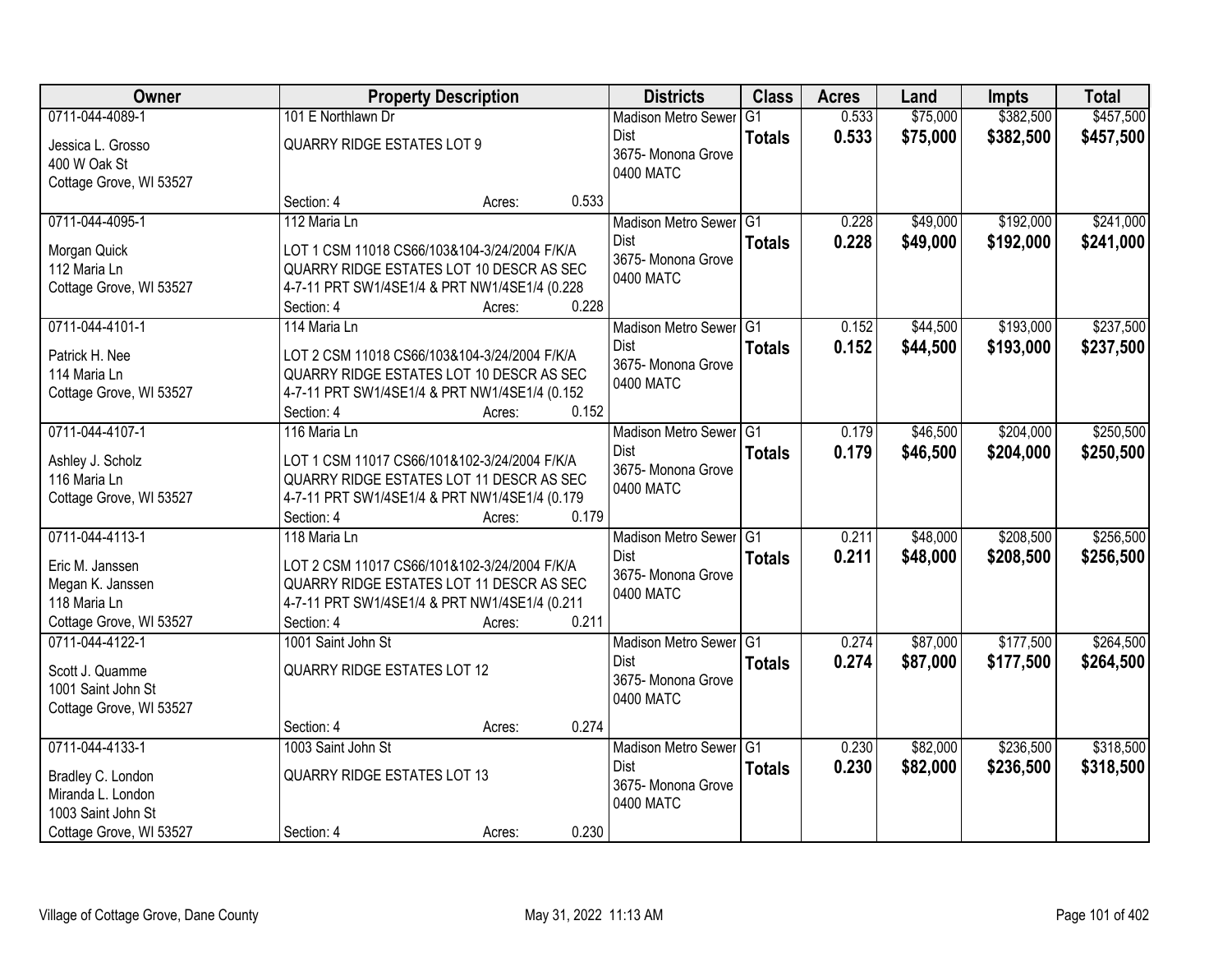| Owner | Property Description | Districts | Class | Acres | Land | Impts | Total |
|---|---|---|---|---|---|---|---|
| 0711-044-4089-1<br>Jessica L. Grosso<br>400 W Oak St<br>Cottage Grove, WI 53527 | 101 E Northlawn Dr<br>QUARRY RIDGE ESTATES LOT 9<br>Section: 4 Acres: 0.533 | Madison Metro Sewer Dist<br>3675- Monona Grove<br>0400 MATC | G1<br>**Totals** | 0.533<br>**0.533** | $75,000<br>**$75,000** | $382,500<br>**$382,500** | $457,500<br>**$457,500** |
| 0711-044-4095-1<br>Morgan Quick<br>112 Maria Ln<br>Cottage Grove, WI 53527 | 112 Maria Ln<br>LOT 1 CSM 11018 CS66/103&104-3/24/2004 F/K/A QUARRY RIDGE ESTATES LOT 10 DESCR AS SEC 4-7-11 PRT SW1/4SE1/4 & PRT NW1/4SE1/4 (0.228<br>Section: 4 Acres: 0.228 | Madison Metro Sewer Dist<br>3675- Monona Grove<br>0400 MATC | G1<br>**Totals** | 0.228<br>**0.228** | $49,000<br>**$49,000** | $192,000<br>**$192,000** | $241,000<br>**$241,000** |
| 0711-044-4101-1<br>Patrick H. Nee<br>114 Maria Ln<br>Cottage Grove, WI 53527 | 114 Maria Ln<br>LOT 2 CSM 11018 CS66/103&104-3/24/2004 F/K/A QUARRY RIDGE ESTATES LOT 10 DESCR AS SEC 4-7-11 PRT SW1/4SE1/4 & PRT NW1/4SE1/4 (0.152<br>Section: 4 Acres: 0.152 | Madison Metro Sewer Dist<br>3675- Monona Grove<br>0400 MATC | G1<br>**Totals** | 0.152<br>**0.152** | $44,500<br>**$44,500** | $193,000<br>**$193,000** | $237,500<br>**$237,500** |
| 0711-044-4107-1<br>Ashley J. Scholz<br>116 Maria Ln<br>Cottage Grove, WI 53527 | 116 Maria Ln<br>LOT 1 CSM 11017 CS66/101&102-3/24/2004 F/K/A QUARRY RIDGE ESTATES LOT 11 DESCR AS SEC 4-7-11 PRT SW1/4SE1/4 & PRT NW1/4SE1/4 (0.179<br>Section: 4 Acres: 0.179 | Madison Metro Sewer Dist<br>3675- Monona Grove<br>0400 MATC | G1<br>**Totals** | 0.179<br>**0.179** | $46,500<br>**$46,500** | $204,000<br>**$204,000** | $250,500<br>**$250,500** |
| 0711-044-4113-1<br>Eric M. Janssen<br>Megan K. Janssen<br>118 Maria Ln<br>Cottage Grove, WI 53527 | 118 Maria Ln<br>LOT 2 CSM 11017 CS66/101&102-3/24/2004 F/K/A QUARRY RIDGE ESTATES LOT 11 DESCR AS SEC 4-7-11 PRT SW1/4SE1/4 & PRT NW1/4SE1/4 (0.211<br>Section: 4 Acres: 0.211 | Madison Metro Sewer Dist<br>3675- Monona Grove<br>0400 MATC | G1<br>**Totals** | 0.211<br>**0.211** | $48,000<br>**$48,000** | $208,500<br>**$208,500** | $256,500<br>**$256,500** |
| 0711-044-4122-1<br>Scott J. Quamme<br>1001 Saint John St<br>Cottage Grove, WI 53527 | 1001 Saint John St<br>QUARRY RIDGE ESTATES LOT 12<br>Section: 4 Acres: 0.274 | Madison Metro Sewer Dist<br>3675- Monona Grove<br>0400 MATC | G1<br>**Totals** | 0.274<br>**0.274** | $87,000<br>**$87,000** | $177,500<br>**$177,500** | $264,500<br>**$264,500** |
| 0711-044-4133-1<br>Bradley C. London<br>Miranda L. London<br>1003 Saint John St<br>Cottage Grove, WI 53527 | 1003 Saint John St<br>QUARRY RIDGE ESTATES LOT 13<br>Section: 4 Acres: 0.230 | Madison Metro Sewer Dist<br>3675- Monona Grove<br>0400 MATC | G1<br>**Totals** | 0.230<br>**0.230** | $82,000<br>**$82,000** | $236,500<br>**$236,500** | $318,500<br>**$318,500** |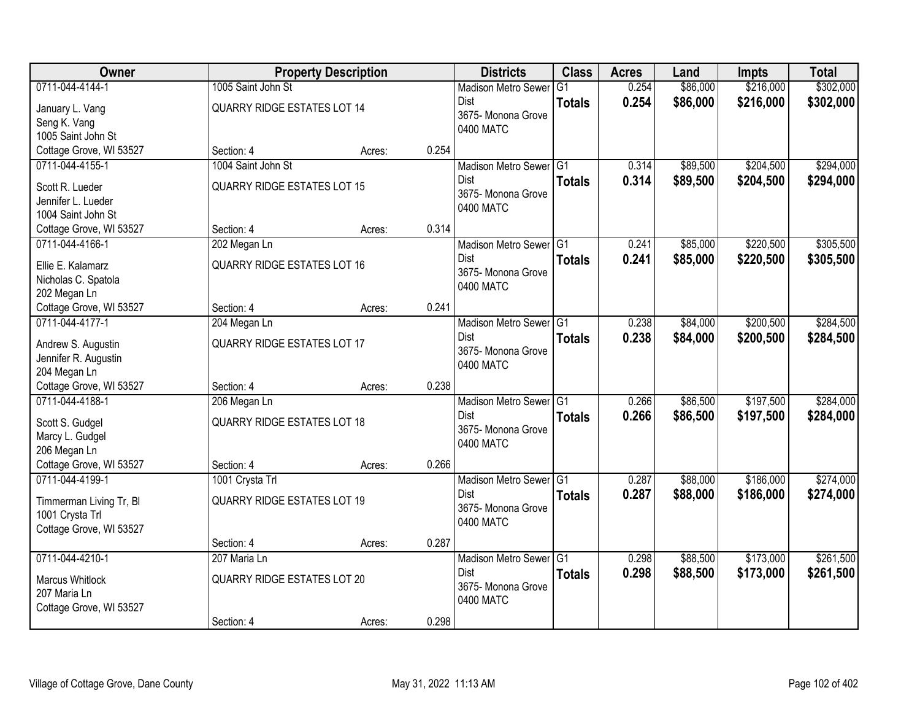| Owner | Property Description | | | Districts | Class | Acres | Land | Impts | Total |
|---|---|---|---|---|---|---|---|---|---|
| 0711-044-4144-1<br>January L. Vang<br>Seng K. Vang<br>1005 Saint John St<br>Cottage Grove, WI 53527 | 1005 Saint John St<br>QUARRY RIDGE ESTATES LOT 14<br>Section: 4 | Acres: | 0.254 | Madison Metro Sewer Dist<br>3675- Monona Grove<br>0400 MATC | G1<br>**Totals** | 0.254<br>**0.254** | $86,000<br>**$86,000** | $216,000<br>**$216,000** | $302,000<br>**$302,000** |
| 0711-044-4155-1<br>Scott R. Lueder<br>Jennifer L. Lueder<br>1004 Saint John St<br>Cottage Grove, WI 53527 | 1004 Saint John St<br>QUARRY RIDGE ESTATES LOT 15<br>Section: 4 | Acres: | 0.314 | Madison Metro Sewer Dist<br>3675- Monona Grove<br>0400 MATC | G1<br>**Totals** | 0.314<br>**0.314** | $89,500<br>**$89,500** | $204,500<br>**$204,500** | $294,000<br>**$294,000** |
| 0711-044-4166-1<br>Ellie E. Kalamarz<br>Nicholas C. Spatola<br>202 Megan Ln<br>Cottage Grove, WI 53527 | 202 Megan Ln<br>QUARRY RIDGE ESTATES LOT 16<br>Section: 4 | Acres: | 0.241 | Madison Metro Sewer Dist<br>3675- Monona Grove<br>0400 MATC | G1<br>**Totals** | 0.241<br>**0.241** | $85,000<br>**$85,000** | $220,500<br>**$220,500** | $305,500<br>**$305,500** |
| 0711-044-4177-1<br>Andrew S. Augustin<br>Jennifer R. Augustin<br>204 Megan Ln<br>Cottage Grove, WI 53527 | 204 Megan Ln<br>QUARRY RIDGE ESTATES LOT 17<br>Section: 4 | Acres: | 0.238 | Madison Metro Sewer Dist<br>3675- Monona Grove<br>0400 MATC | G1<br>**Totals** | 0.238<br>**0.238** | $84,000<br>**$84,000** | $200,500<br>**$200,500** | $284,500<br>**$284,500** |
| 0711-044-4188-1<br>Scott S. Gudgel<br>Marcy L. Gudgel<br>206 Megan Ln<br>Cottage Grove, WI 53527 | 206 Megan Ln<br>QUARRY RIDGE ESTATES LOT 18<br>Section: 4 | Acres: | 0.266 | Madison Metro Sewer Dist<br>3675- Monona Grove<br>0400 MATC | G1<br>**Totals** | 0.266<br>**0.266** | $86,500<br>**$86,500** | $197,500<br>**$197,500** | $284,000<br>**$284,000** |
| 0711-044-4199-1<br>Timmerman Living Tr, Bl<br>1001 Crysta Trl<br>Cottage Grove, WI 53527 | 1001 Crysta Trl<br>QUARRY RIDGE ESTATES LOT 19<br>Section: 4 | Acres: | 0.287 | Madison Metro Sewer Dist<br>3675- Monona Grove<br>0400 MATC | G1<br>**Totals** | 0.287<br>**0.287** | $88,000<br>**$88,000** | $186,000<br>**$186,000** | $274,000<br>**$274,000** |
| 0711-044-4210-1<br>Marcus Whitlock<br>207 Maria Ln<br>Cottage Grove, WI 53527 | 207 Maria Ln<br>QUARRY RIDGE ESTATES LOT 20<br>Section: 4 | Acres: | 0.298 | Madison Metro Sewer Dist<br>3675- Monona Grove<br>0400 MATC | G1<br>**Totals** | 0.298<br>**0.298** | $88,500<br>**$88,500** | $173,000<br>**$173,000** | $261,500<br>**$261,500** |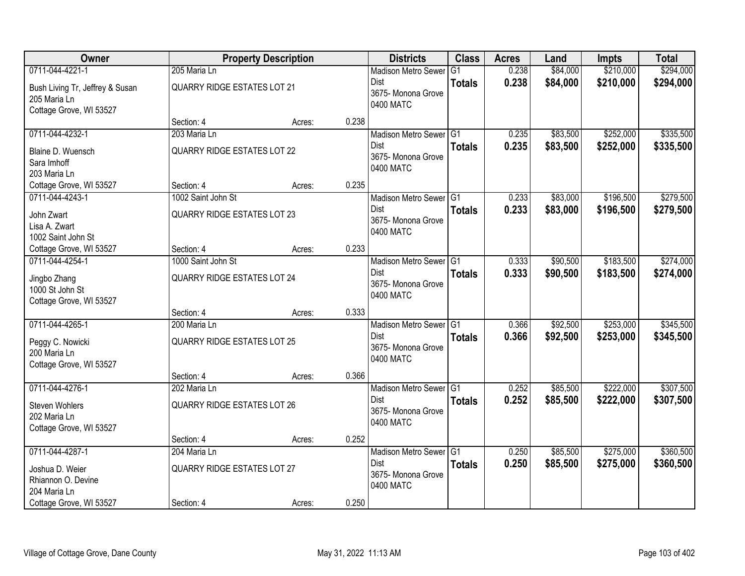| Owner | Property Description | | | Districts | Class | Acres | Land | Impts | Total |
|---|---|---|---|---|---|---|---|---|---|
| 0711-044-4221-1<br>Bush Living Tr, Jeffrey & Susan<br>205 Maria Ln<br>Cottage Grove, WI 53527 | 205 Maria Ln<br>QUARRY RIDGE ESTATES LOT 21<br>Section: 4 | Acres: | 0.238 | Madison Metro Sewer Dist<br>3675- Monona Grove<br>0400 MATC | G1<br>**Totals** | 0.238<br>**0.238** | $84,000<br>**$84,000** | $210,000<br>**$210,000** | $294,000<br>**$294,000** |
| 0711-044-4232-1<br>Blaine D. Wuensch<br>Sara Imhoff<br>203 Maria Ln<br>Cottage Grove, WI 53527 | 203 Maria Ln<br>QUARRY RIDGE ESTATES LOT 22<br>Section: 4 | Acres: | 0.235 | Madison Metro Sewer Dist<br>3675- Monona Grove<br>0400 MATC | G1<br>**Totals** | 0.235<br>**0.235** | $83,500<br>**$83,500** | $252,000<br>**$252,000** | $335,500<br>**$335,500** |
| 0711-044-4243-1<br>John Zwart<br>Lisa A. Zwart<br>1002 Saint John St<br>Cottage Grove, WI 53527 | 1002 Saint John St<br>QUARRY RIDGE ESTATES LOT 23<br>Section: 4 | Acres: | 0.233 | Madison Metro Sewer Dist<br>3675- Monona Grove<br>0400 MATC | G1<br>**Totals** | 0.233<br>**0.233** | $83,000<br>**$83,000** | $196,500<br>**$196,500** | $279,500<br>**$279,500** |
| 0711-044-4254-1<br>Jingbo Zhang<br>1000 St John St<br>Cottage Grove, WI 53527 | 1000 Saint John St<br>QUARRY RIDGE ESTATES LOT 24<br>Section: 4 | Acres: | 0.333 | Madison Metro Sewer Dist<br>3675- Monona Grove<br>0400 MATC | G1<br>**Totals** | 0.333<br>**0.333** | $90,500<br>**$90,500** | $183,500<br>**$183,500** | $274,000<br>**$274,000** |
| 0711-044-4265-1<br>Peggy C. Nowicki<br>200 Maria Ln<br>Cottage Grove, WI 53527 | 200 Maria Ln<br>QUARRY RIDGE ESTATES LOT 25<br>Section: 4 | Acres: | 0.366 | Madison Metro Sewer Dist<br>3675- Monona Grove<br>0400 MATC | G1<br>**Totals** | 0.366<br>**0.366** | $92,500<br>**$92,500** | $253,000<br>**$253,000** | $345,500<br>**$345,500** |
| 0711-044-4276-1<br>Steven Wohlers<br>202 Maria Ln<br>Cottage Grove, WI 53527 | 202 Maria Ln<br>QUARRY RIDGE ESTATES LOT 26<br>Section: 4 | Acres: | 0.252 | Madison Metro Sewer Dist<br>3675- Monona Grove<br>0400 MATC | G1<br>**Totals** | 0.252<br>**0.252** | $85,500<br>**$85,500** | $222,000<br>**$222,000** | $307,500<br>**$307,500** |
| 0711-044-4287-1<br>Joshua D. Weier<br>Rhiannon O. Devine<br>204 Maria Ln<br>Cottage Grove, WI 53527 | 204 Maria Ln<br>QUARRY RIDGE ESTATES LOT 27<br>Section: 4 | Acres: | 0.250 | Madison Metro Sewer Dist<br>3675- Monona Grove<br>0400 MATC | G1<br>**Totals** | 0.250<br>**0.250** | $85,500<br>**$85,500** | $275,000<br>**$275,000** | $360,500<br>**$360,500** |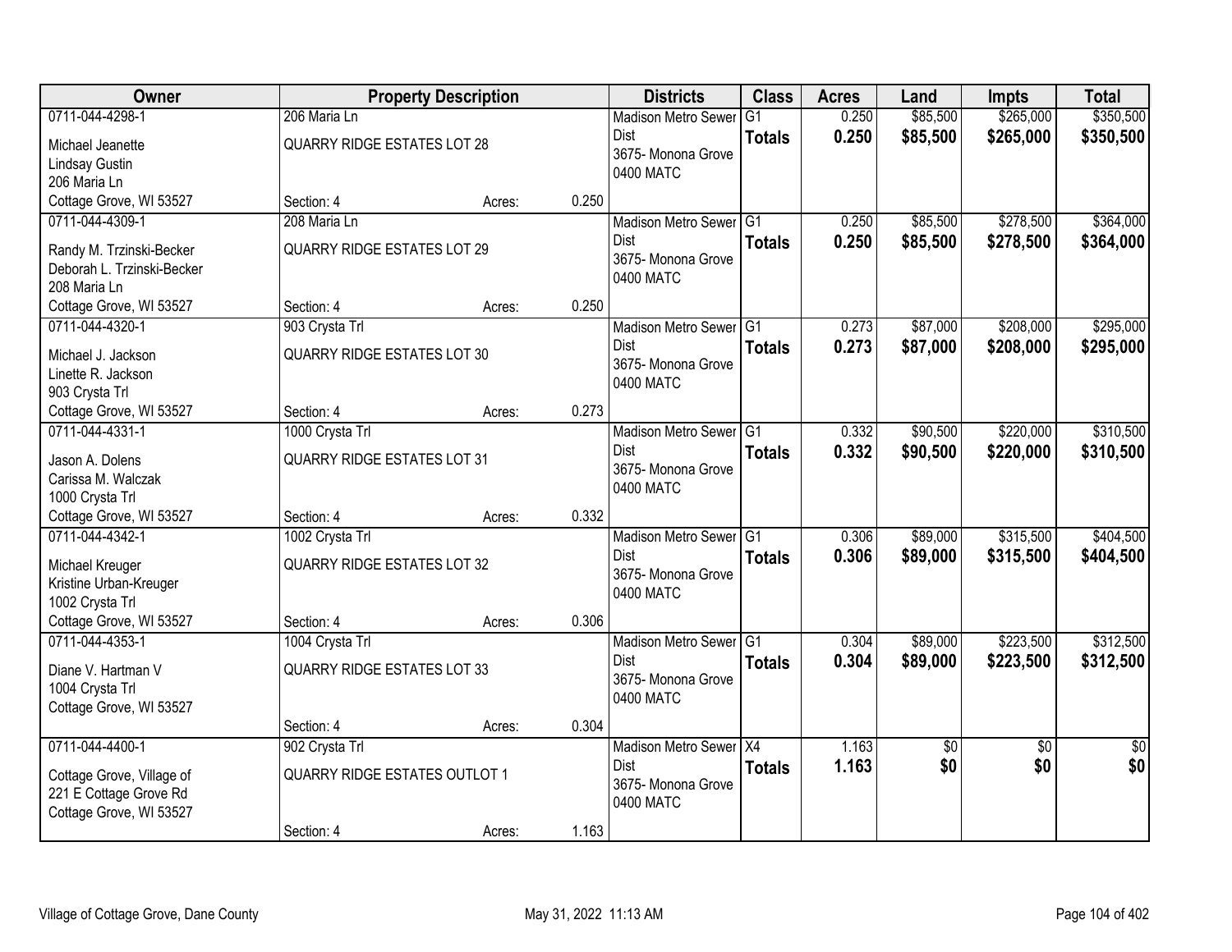| Owner | Property Description | | | Districts | Class | Acres | Land | Impts | Total |
|---|---|---|---|---|---|---|---|---|---|
| 0711-044-4298-1<br>Michael Jeanette<br>Lindsay Gustin<br>206 Maria Ln<br>Cottage Grove, WI 53527 | 206 Maria Ln<br>QUARRY RIDGE ESTATES LOT 28<br>Section: 4 | Acres: | 0.250 | Madison Metro Sewer Dist<br>3675- Monona Grove<br>0400 MATC | G1<br>**Totals** | 0.250<br>**0.250** | $85,500<br>**$85,500** | $265,000<br>**$265,000** | $350,500<br>**$350,500** |
| 0711-044-4309-1<br>Randy M. Trzinski-Becker<br>Deborah L. Trzinski-Becker<br>208 Maria Ln<br>Cottage Grove, WI 53527 | 208 Maria Ln<br>QUARRY RIDGE ESTATES LOT 29<br>Section: 4 | Acres: | 0.250 | Madison Metro Sewer Dist<br>3675- Monona Grove<br>0400 MATC | G1<br>**Totals** | 0.250<br>**0.250** | $85,500<br>**$85,500** | $278,500<br>**$278,500** | $364,000<br>**$364,000** |
| 0711-044-4320-1<br>Michael J. Jackson<br>Linette R. Jackson<br>903 Crysta Trl<br>Cottage Grove, WI 53527 | 903 Crysta Trl<br>QUARRY RIDGE ESTATES LOT 30<br>Section: 4 | Acres: | 0.273 | Madison Metro Sewer Dist<br>3675- Monona Grove<br>0400 MATC | G1<br>**Totals** | 0.273<br>**0.273** | $87,000<br>**$87,000** | $208,000<br>**$208,000** | $295,000<br>**$295,000** |
| 0711-044-4331-1<br>Jason A. Dolens<br>Carissa M. Walczak<br>1000 Crysta Trl<br>Cottage Grove, WI 53527 | 1000 Crysta Trl<br>QUARRY RIDGE ESTATES LOT 31<br>Section: 4 | Acres: | 0.332 | Madison Metro Sewer Dist<br>3675- Monona Grove<br>0400 MATC | G1<br>**Totals** | 0.332<br>**0.332** | $90,500<br>**$90,500** | $220,000<br>**$220,000** | $310,500<br>**$310,500** |
| 0711-044-4342-1<br>Michael Kreuger<br>Kristine Urban-Kreuger<br>1002 Crysta Trl<br>Cottage Grove, WI 53527 | 1002 Crysta Trl<br>QUARRY RIDGE ESTATES LOT 32<br>Section: 4 | Acres: | 0.306 | Madison Metro Sewer Dist<br>3675- Monona Grove<br>0400 MATC | G1<br>**Totals** | 0.306<br>**0.306** | $89,000<br>**$89,000** | $315,500<br>**$315,500** | $404,500<br>**$404,500** |
| 0711-044-4353-1<br>Diane V. Hartman V<br>1004 Crysta Trl<br>Cottage Grove, WI 53527 | 1004 Crysta Trl<br>QUARRY RIDGE ESTATES LOT 33<br>Section: 4 | Acres: | 0.304 | Madison Metro Sewer Dist<br>3675- Monona Grove<br>0400 MATC | G1<br>**Totals** | 0.304<br>**0.304** | $89,000<br>**$89,000** | $223,500<br>**$223,500** | $312,500<br>**$312,500** |
| 0711-044-4400-1<br>Cottage Grove, Village of<br>221 E Cottage Grove Rd<br>Cottage Grove, WI 53527 | 902 Crysta Trl<br>QUARRY RIDGE ESTATES OUTLOT 1<br>Section: 4 | Acres: | 1.163 | Madison Metro Sewer Dist<br>3675- Monona Grove<br>0400 MATC | X4<br>**Totals** | 1.163<br>**1.163** | $0<br>**$0** | $0<br>**$0** | $0<br>**$0** |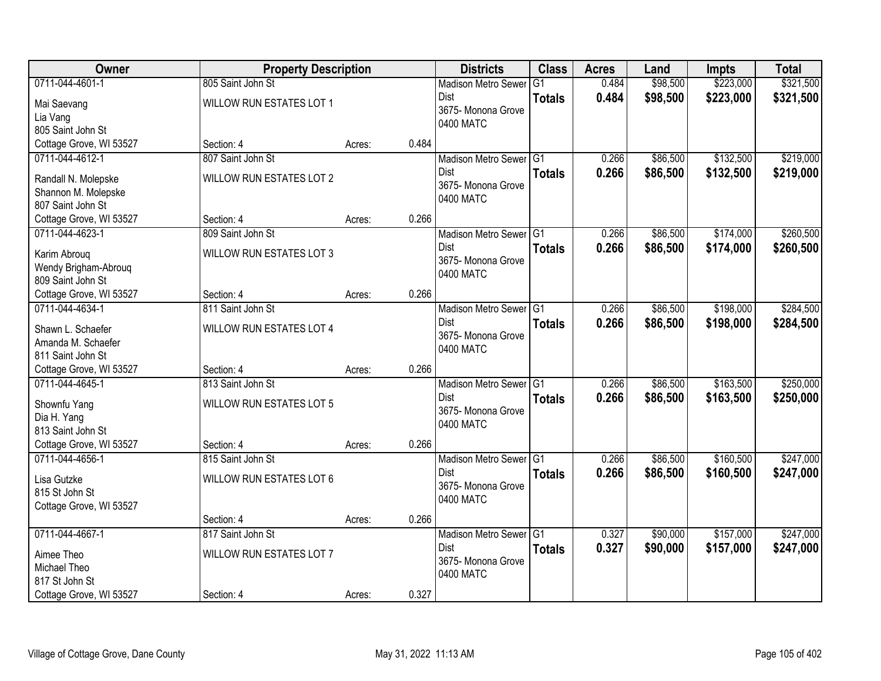| Owner | Property Description | | | Districts | Class | Acres | Land | Impts | Total |
|---|---|---|---|---|---|---|---|---|---|
| 0711-044-4601-1<br>Mai Saevang<br>Lia Vang<br>805 Saint John St<br>Cottage Grove, WI 53527 | 805 Saint John St<br>WILLOW RUN ESTATES LOT 1<br>Section: 4 | Acres: | 0.484 | Madison Metro Sewer Dist<br>3675- Monona Grove<br>0400 MATC | G1<br>**Totals** | 0.484<br>**0.484** | $98,500<br>**$98,500** | $223,000<br>**$223,000** | $321,500<br>**$321,500** |
| 0711-044-4612-1<br>Randall N. Molepske<br>Shannon M. Molepske<br>807 Saint John St<br>Cottage Grove, WI 53527 | 807 Saint John St<br>WILLOW RUN ESTATES LOT 2<br>Section: 4 | Acres: | 0.266 | Madison Metro Sewer Dist<br>3675- Monona Grove<br>0400 MATC | G1<br>**Totals** | 0.266<br>**0.266** | $86,500<br>**$86,500** | $132,500<br>**$132,500** | $219,000<br>**$219,000** |
| 0711-044-4623-1<br>Karim Abrouq<br>Wendy Brigham-Abrouq<br>809 Saint John St<br>Cottage Grove, WI 53527 | 809 Saint John St<br>WILLOW RUN ESTATES LOT 3<br>Section: 4 | Acres: | 0.266 | Madison Metro Sewer Dist<br>3675- Monona Grove<br>0400 MATC | G1<br>**Totals** | 0.266<br>**0.266** | $86,500<br>**$86,500** | $174,000<br>**$174,000** | $260,500<br>**$260,500** |
| 0711-044-4634-1<br>Shawn L. Schaefer<br>Amanda M. Schaefer<br>811 Saint John St<br>Cottage Grove, WI 53527 | 811 Saint John St<br>WILLOW RUN ESTATES LOT 4<br>Section: 4 | Acres: | 0.266 | Madison Metro Sewer Dist<br>3675- Monona Grove<br>0400 MATC | G1<br>**Totals** | 0.266<br>**0.266** | $86,500<br>**$86,500** | $198,000<br>**$198,000** | $284,500<br>**$284,500** |
| 0711-044-4645-1<br>Shownfu Yang<br>Dia H. Yang<br>813 Saint John St<br>Cottage Grove, WI 53527 | 813 Saint John St<br>WILLOW RUN ESTATES LOT 5<br>Section: 4 | Acres: | 0.266 | Madison Metro Sewer Dist<br>3675- Monona Grove<br>0400 MATC | G1<br>**Totals** | 0.266<br>**0.266** | $86,500<br>**$86,500** | $163,500<br>**$163,500** | $250,000<br>**$250,000** |
| 0711-044-4656-1<br>Lisa Gutzke<br>815 St John St<br>Cottage Grove, WI 53527 | 815 Saint John St<br>WILLOW RUN ESTATES LOT 6<br>Section: 4 | Acres: | 0.266 | Madison Metro Sewer Dist<br>3675- Monona Grove<br>0400 MATC | G1<br>**Totals** | 0.266<br>**0.266** | $86,500<br>**$86,500** | $160,500<br>**$160,500** | $247,000<br>**$247,000** |
| 0711-044-4667-1<br>Aimee Theo<br>Michael Theo<br>817 St John St<br>Cottage Grove, WI 53527 | 817 Saint John St<br>WILLOW RUN ESTATES LOT 7<br>Section: 4 | Acres: | 0.327 | Madison Metro Sewer Dist<br>3675- Monona Grove<br>0400 MATC | G1<br>**Totals** | 0.327<br>**0.327** | $90,000<br>**$90,000** | $157,000<br>**$157,000** | $247,000<br>**$247,000** |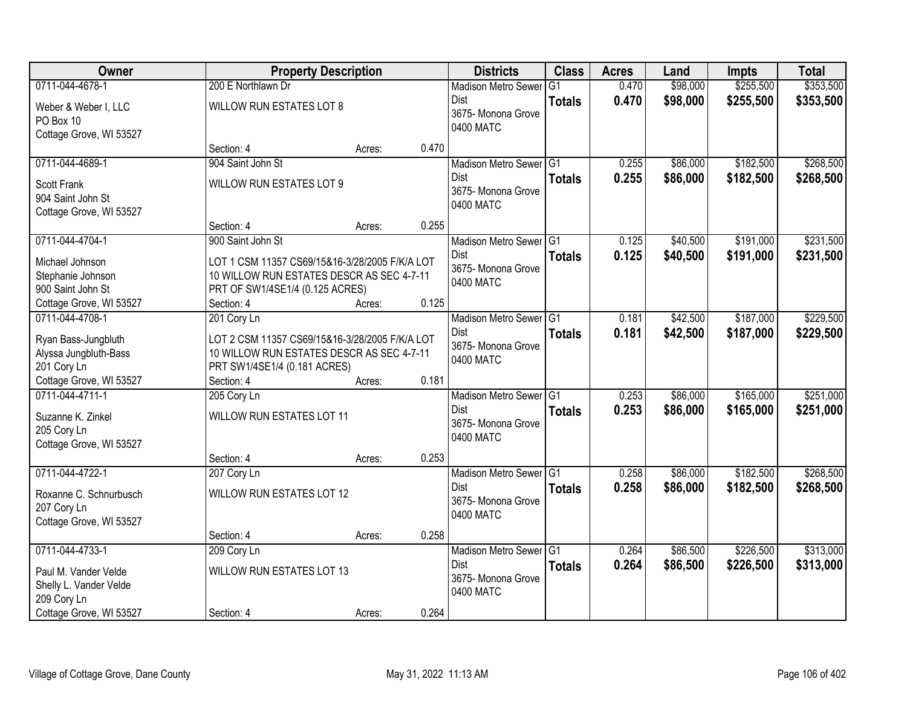| Owner | Property Description | | | Districts | Class | Acres | Land | Impts | Total |
|---|---|---|---|---|---|---|---|---|---|
| 0711-044-4678-1<br>Weber & Weber I, LLC<br>PO Box 10<br>Cottage Grove, WI 53527 | 200 E Northlawn Dr<br>WILLOW RUN ESTATES LOT 8<br>Section: 4 | Acres: | 0.470 | Madison Metro Sewer Dist<br>3675- Monona Grove<br>0400 MATC | G1<br>**Totals** | 0.470<br>**0.470** | $98,000<br>**$98,000** | $255,500<br>**$255,500** | $353,500<br>**$353,500** |
| 0711-044-4689-1<br>Scott Frank<br>904 Saint John St<br>Cottage Grove, WI 53527 | 904 Saint John St<br>WILLOW RUN ESTATES LOT 9<br>Section: 4 | Acres: | 0.255 | Madison Metro Sewer Dist<br>3675- Monona Grove<br>0400 MATC | G1<br>**Totals** | 0.255<br>**0.255** | $86,000<br>**$86,000** | $182,500<br>**$182,500** | $268,500<br>**$268,500** |
| 0711-044-4704-1<br>Michael Johnson<br>Stephanie Johnson<br>900 Saint John St<br>Cottage Grove, WI 53527 | 900 Saint John St<br>LOT 1 CSM 11357 CS69/15&16-3/28/2005 F/K/A LOT 10 WILLOW RUN ESTATES DESCR AS SEC 4-7-11 PRT OF SW1/4SE1/4 (0.125 ACRES)<br>Section: 4 | Acres: | 0.125 | Madison Metro Sewer Dist<br>3675- Monona Grove<br>0400 MATC | G1<br>**Totals** | 0.125<br>**0.125** | $40,500<br>**$40,500** | $191,000<br>**$191,000** | $231,500<br>**$231,500** |
| 0711-044-4708-1<br>Ryan Bass-Jungbluth<br>Alyssa Jungbluth-Bass<br>201 Cory Ln<br>Cottage Grove, WI 53527 | 201 Cory Ln<br>LOT 2 CSM 11357 CS69/15&16-3/28/2005 F/K/A LOT 10 WILLOW RUN ESTATES DESCR AS SEC 4-7-11 PRT SW1/4SE1/4 (0.181 ACRES)<br>Section: 4 | Acres: | 0.181 | Madison Metro Sewer Dist<br>3675- Monona Grove<br>0400 MATC | G1<br>**Totals** | 0.181<br>**0.181** | $42,500<br>**$42,500** | $187,000<br>**$187,000** | $229,500<br>**$229,500** |
| 0711-044-4711-1<br>Suzanne K. Zinkel<br>205 Cory Ln<br>Cottage Grove, WI 53527 | 205 Cory Ln<br>WILLOW RUN ESTATES LOT 11<br>Section: 4 | Acres: | 0.253 | Madison Metro Sewer Dist<br>3675- Monona Grove<br>0400 MATC | G1<br>**Totals** | 0.253<br>**0.253** | $86,000<br>**$86,000** | $165,000<br>**$165,000** | $251,000<br>**$251,000** |
| 0711-044-4722-1<br>Roxanne C. Schnurbusch<br>207 Cory Ln<br>Cottage Grove, WI 53527 | 207 Cory Ln<br>WILLOW RUN ESTATES LOT 12<br>Section: 4 | Acres: | 0.258 | Madison Metro Sewer Dist<br>3675- Monona Grove<br>0400 MATC | G1<br>**Totals** | 0.258<br>**0.258** | $86,000<br>**$86,000** | $182,500<br>**$182,500** | $268,500<br>**$268,500** |
| 0711-044-4733-1<br>Paul M. Vander Velde<br>Shelly L. Vander Velde<br>209 Cory Ln<br>Cottage Grove, WI 53527 | 209 Cory Ln<br>WILLOW RUN ESTATES LOT 13<br>Section: 4 | Acres: | 0.264 | Madison Metro Sewer Dist<br>3675- Monona Grove<br>0400 MATC | G1<br>**Totals** | 0.264<br>**0.264** | $86,500<br>**$86,500** | $226,500<br>**$226,500** | $313,000<br>**$313,000** |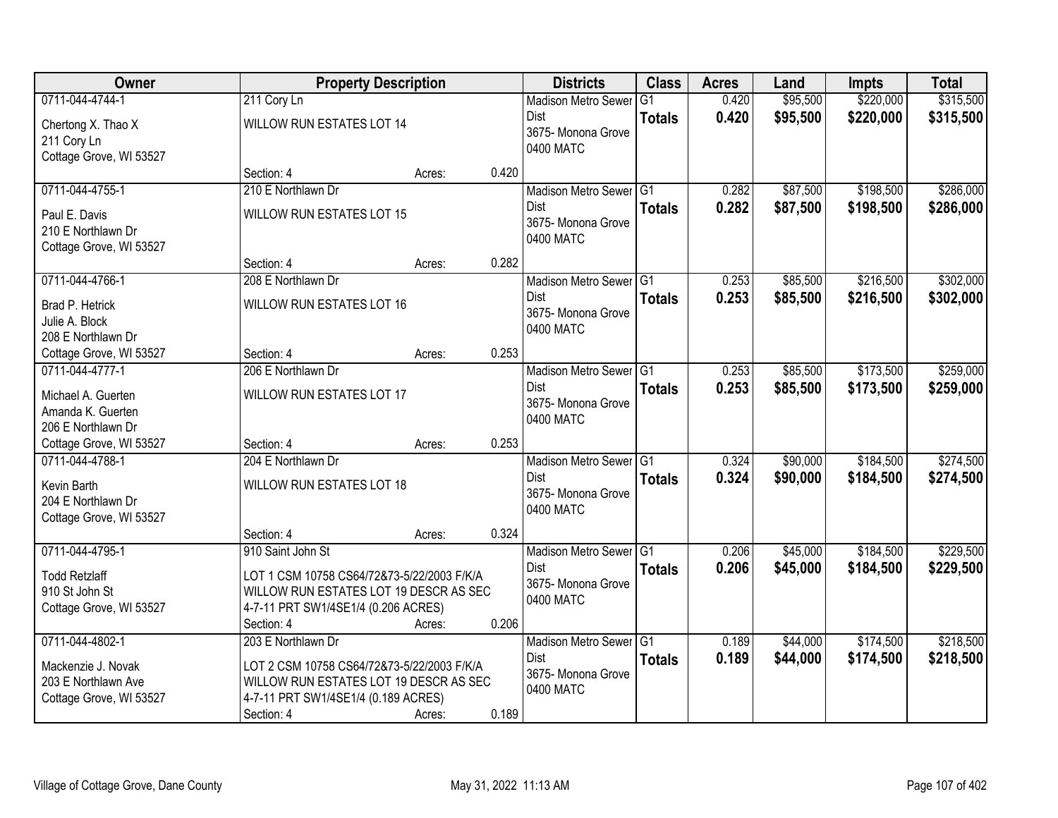| Owner | Property Description | | | Districts | Class | Acres | Land | Impts | Total |
|---|---|---|---|---|---|---|---|---|---|
| 0711-044-4744-1<br>Chertong X. Thao X<br>211 Cory Ln<br>Cottage Grove, WI 53527 | 211 Cory Ln<br>WILLOW RUN ESTATES LOT 14<br>Section: 4 | Acres: | 0.420 | Madison Metro Sewer Dist<br>3675- Monona Grove<br>0400 MATC | G1<br>**Totals** | 0.420<br>**0.420** | $95,500<br>**$95,500** | $220,000<br>**$220,000** | $315,500<br>**$315,500** |
| 0711-044-4755-1<br>Paul E. Davis<br>210 E Northlawn Dr<br>Cottage Grove, WI 53527 | 210 E Northlawn Dr<br>WILLOW RUN ESTATES LOT 15<br>Section: 4 | Acres: | 0.282 | Madison Metro Sewer Dist<br>3675- Monona Grove<br>0400 MATC | G1<br>**Totals** | 0.282<br>**0.282** | $87,500<br>**$87,500** | $198,500<br>**$198,500** | $286,000<br>**$286,000** |
| 0711-044-4766-1<br>Brad P. Hetrick<br>Julie A. Block<br>208 E Northlawn Dr<br>Cottage Grove, WI 53527 | 208 E Northlawn Dr<br>WILLOW RUN ESTATES LOT 16<br>Section: 4 | Acres: | 0.253 | Madison Metro Sewer Dist<br>3675- Monona Grove<br>0400 MATC | G1<br>**Totals** | 0.253<br>**0.253** | $85,500<br>**$85,500** | $216,500<br>**$216,500** | $302,000<br>**$302,000** |
| 0711-044-4777-1<br>Michael A. Guerten<br>Amanda K. Guerten<br>206 E Northlawn Dr<br>Cottage Grove, WI 53527 | 206 E Northlawn Dr<br>WILLOW RUN ESTATES LOT 17<br>Section: 4 | Acres: | 0.253 | Madison Metro Sewer Dist<br>3675- Monona Grove<br>0400 MATC | G1<br>**Totals** | 0.253<br>**0.253** | $85,500<br>**$85,500** | $173,500<br>**$173,500** | $259,000<br>**$259,000** |
| 0711-044-4788-1<br>Kevin Barth<br>204 E Northlawn Dr<br>Cottage Grove, WI 53527 | 204 E Northlawn Dr<br>WILLOW RUN ESTATES LOT 18<br>Section: 4 | Acres: | 0.324 | Madison Metro Sewer Dist<br>3675- Monona Grove<br>0400 MATC | G1<br>**Totals** | 0.324<br>**0.324** | $90,000<br>**$90,000** | $184,500<br>**$184,500** | $274,500<br>**$274,500** |
| 0711-044-4795-1<br>Todd Retzlaff<br>910 St John St<br>Cottage Grove, WI 53527 | 910 Saint John St<br>LOT 1 CSM 10758 CS64/72&73-5/22/2003 F/K/A WILLOW RUN ESTATES LOT 19 DESCR AS SEC 4-7-11 PRT SW1/4SE1/4 (0.206 ACRES)<br>Section: 4 | Acres: | 0.206 | Madison Metro Sewer Dist<br>3675- Monona Grove<br>0400 MATC | G1<br>**Totals** | 0.206<br>**0.206** | $45,000<br>**$45,000** | $184,500<br>**$184,500** | $229,500<br>**$229,500** |
| 0711-044-4802-1<br>Mackenzie J. Novak<br>203 E Northlawn Ave<br>Cottage Grove, WI 53527 | 203 E Northlawn Dr<br>LOT 2 CSM 10758 CS64/72&73-5/22/2003 F/K/A WILLOW RUN ESTATES LOT 19 DESCR AS SEC 4-7-11 PRT SW1/4SE1/4 (0.189 ACRES)<br>Section: 4 | Acres: | 0.189 | Madison Metro Sewer Dist<br>3675- Monona Grove<br>0400 MATC | G1<br>**Totals** | 0.189<br>**0.189** | $44,000<br>**$44,000** | $174,500<br>**$174,500** | $218,500<br>**$218,500** |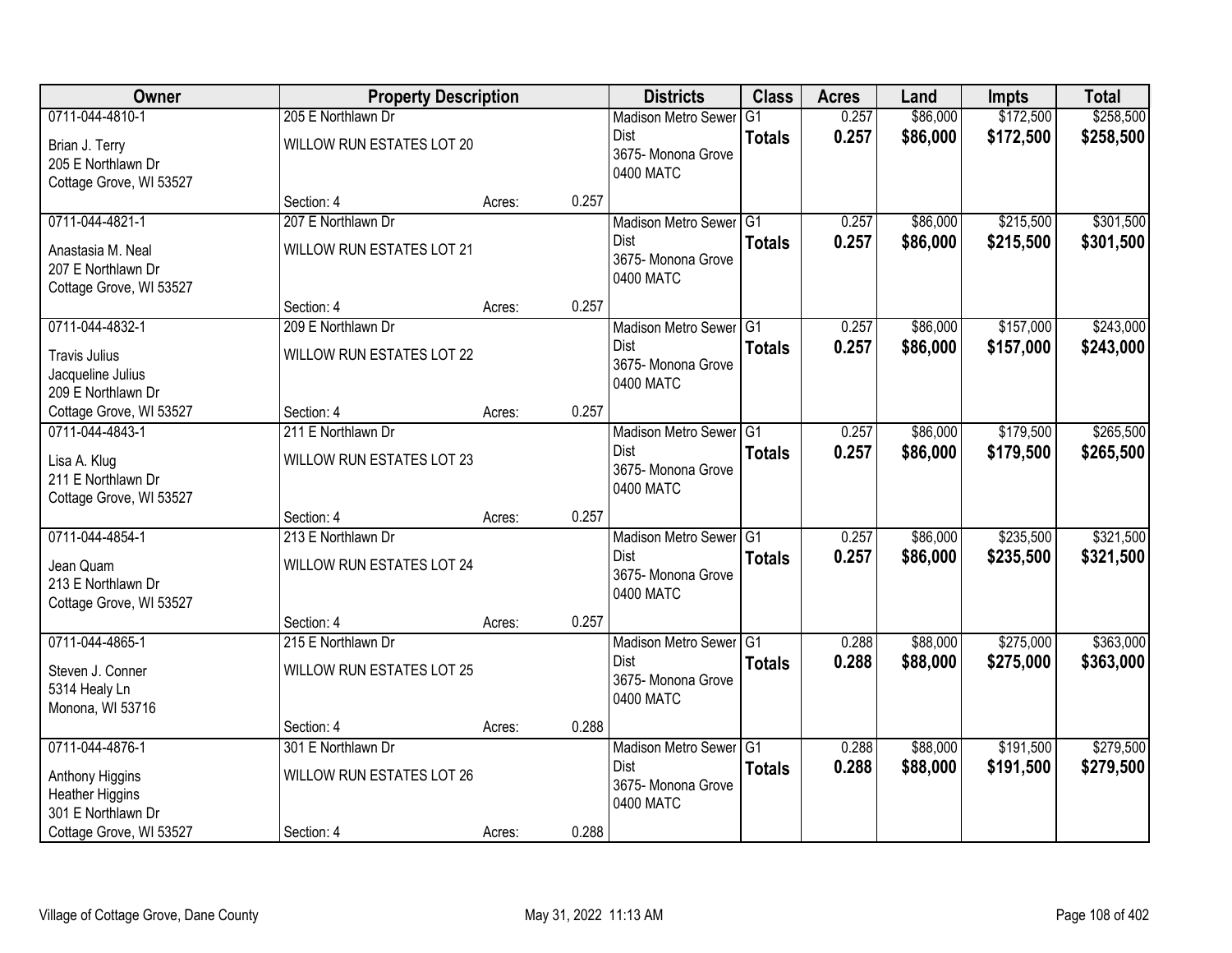| Owner | Property Description | | | Districts | Class | Acres | Land | Impts | Total |
|---|---|---|---|---|---|---|---|---|---|
| 0711-044-4810-1 | 205 E Northlawn Dr | | | Madison Metro Sewer Dist | G1 | 0.257 | $86,000 | $172,500 | $258,500 |
| Brian J. Terry<br>205 E Northlawn Dr<br>Cottage Grove, WI 53527 | WILLOW RUN ESTATES LOT 20 | | | 3675- Monona Grove<br>0400 MATC | **Totals** | **0.257** | **$86,000** | **$172,500** | **$258,500** |
| | Section: 4 | Acres: | 0.257 | | | | | | |
| 0711-044-4821-1 | 207 E Northlawn Dr | | | Madison Metro Sewer Dist | G1 | 0.257 | $86,000 | $215,500 | $301,500 |
| Anastasia M. Neal<br>207 E Northlawn Dr<br>Cottage Grove, WI 53527 | WILLOW RUN ESTATES LOT 21 | | | 3675- Monona Grove<br>0400 MATC | **Totals** | **0.257** | **$86,000** | **$215,500** | **$301,500** |
| | Section: 4 | Acres: | 0.257 | | | | | | |
| 0711-044-4832-1 | 209 E Northlawn Dr | | | Madison Metro Sewer Dist | G1 | 0.257 | $86,000 | $157,000 | $243,000 |
| Travis Julius<br>Jacqueline Julius<br>209 E Northlawn Dr<br>Cottage Grove, WI 53527 | WILLOW RUN ESTATES LOT 22 | | | 3675- Monona Grove<br>0400 MATC | **Totals** | **0.257** | **$86,000** | **$157,000** | **$243,000** |
| | Section: 4 | Acres: | 0.257 | | | | | | |
| 0711-044-4843-1 | 211 E Northlawn Dr | | | Madison Metro Sewer Dist | G1 | 0.257 | $86,000 | $179,500 | $265,500 |
| Lisa A. Klug<br>211 E Northlawn Dr<br>Cottage Grove, WI 53527 | WILLOW RUN ESTATES LOT 23 | | | 3675- Monona Grove<br>0400 MATC | **Totals** | **0.257** | **$86,000** | **$179,500** | **$265,500** |
| | Section: 4 | Acres: | 0.257 | | | | | | |
| 0711-044-4854-1 | 213 E Northlawn Dr | | | Madison Metro Sewer Dist | G1 | 0.257 | $86,000 | $235,500 | $321,500 |
| Jean Quam<br>213 E Northlawn Dr<br>Cottage Grove, WI 53527 | WILLOW RUN ESTATES LOT 24 | | | 3675- Monona Grove<br>0400 MATC | **Totals** | **0.257** | **$86,000** | **$235,500** | **$321,500** |
| | Section: 4 | Acres: | 0.257 | | | | | | |
| 0711-044-4865-1 | 215 E Northlawn Dr | | | Madison Metro Sewer Dist | G1 | 0.288 | $88,000 | $275,000 | $363,000 |
| Steven J. Conner<br>5314 Healy Ln<br>Monona, WI 53716 | WILLOW RUN ESTATES LOT 25 | | | 3675- Monona Grove<br>0400 MATC | **Totals** | **0.288** | **$88,000** | **$275,000** | **$363,000** |
| | Section: 4 | Acres: | 0.288 | | | | | | |
| 0711-044-4876-1 | 301 E Northlawn Dr | | | Madison Metro Sewer Dist | G1 | 0.288 | $88,000 | $191,500 | $279,500 |
| Anthony Higgins<br>Heather Higgins<br>301 E Northlawn Dr<br>Cottage Grove, WI 53527 | WILLOW RUN ESTATES LOT 26 | | | 3675- Monona Grove<br>0400 MATC | **Totals** | **0.288** | **$88,000** | **$191,500** | **$279,500** |
| | Section: 4 | Acres: | 0.288 | | | | | | |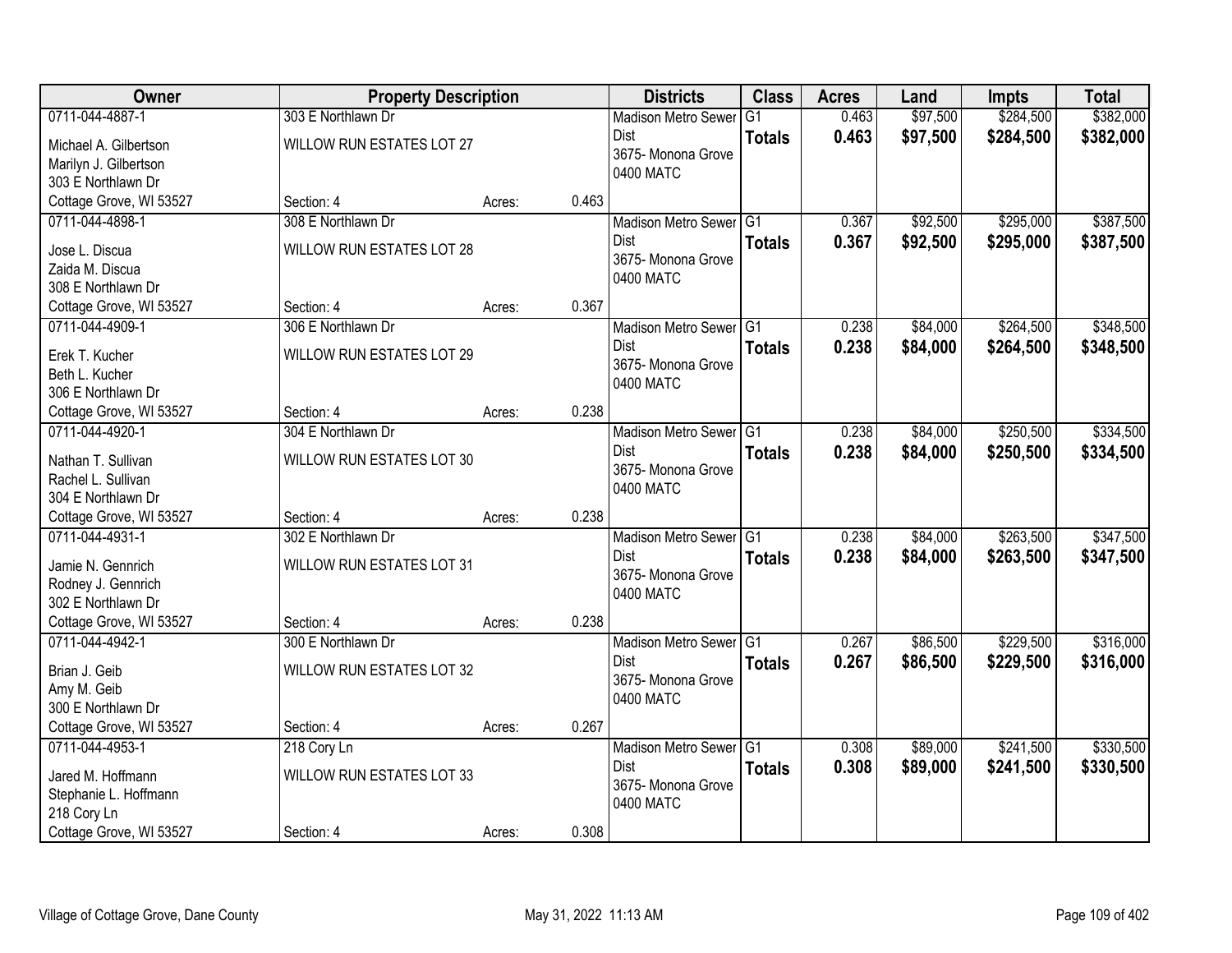| Owner | Property Description | | | Districts | Class | Acres | Land | Impts | Total |
|---|---|---|---|---|---|---|---|---|---|
| 0711-044-4887-1<br>Michael A. Gilbertson<br>Marilyn J. Gilbertson<br>303 E Northlawn Dr<br>Cottage Grove, WI 53527 | 303 E Northlawn Dr<br>WILLOW RUN ESTATES LOT 27<br><br><br>Section: 4 | Acres: | 0.463 | Madison Metro Sewer Dist<br>3675- Monona Grove<br>0400 MATC | G1<br>**Totals** | 0.463<br>**0.463** | $97,500<br>**$97,500** | $284,500<br>**$284,500** | $382,000<br>**$382,000** |
| 0711-044-4898-1<br>Jose L. Discua<br>Zaida M. Discua<br>308 E Northlawn Dr<br>Cottage Grove, WI 53527 | 308 E Northlawn Dr<br>WILLOW RUN ESTATES LOT 28<br><br><br>Section: 4 | Acres: | 0.367 | Madison Metro Sewer Dist<br>3675- Monona Grove<br>0400 MATC | G1<br>**Totals** | 0.367<br>**0.367** | $92,500<br>**$92,500** | $295,000<br>**$295,000** | $387,500<br>**$387,500** |
| 0711-044-4909-1<br>Erek T. Kucher<br>Beth L. Kucher<br>306 E Northlawn Dr<br>Cottage Grove, WI 53527 | 306 E Northlawn Dr<br>WILLOW RUN ESTATES LOT 29<br><br><br>Section: 4 | Acres: | 0.238 | Madison Metro Sewer Dist<br>3675- Monona Grove<br>0400 MATC | G1<br>**Totals** | 0.238<br>**0.238** | $84,000<br>**$84,000** | $264,500<br>**$264,500** | $348,500<br>**$348,500** |
| 0711-044-4920-1<br>Nathan T. Sullivan<br>Rachel L. Sullivan<br>304 E Northlawn Dr<br>Cottage Grove, WI 53527 | 304 E Northlawn Dr<br>WILLOW RUN ESTATES LOT 30<br><br><br>Section: 4 | Acres: | 0.238 | Madison Metro Sewer Dist<br>3675- Monona Grove<br>0400 MATC | G1<br>**Totals** | 0.238<br>**0.238** | $84,000<br>**$84,000** | $250,500<br>**$250,500** | $334,500<br>**$334,500** |
| 0711-044-4931-1<br>Jamie N. Gennrich<br>Rodney J. Gennrich<br>302 E Northlawn Dr<br>Cottage Grove, WI 53527 | 302 E Northlawn Dr<br>WILLOW RUN ESTATES LOT 31<br><br><br>Section: 4 | Acres: | 0.238 | Madison Metro Sewer Dist<br>3675- Monona Grove<br>0400 MATC | G1<br>**Totals** | 0.238<br>**0.238** | $84,000<br>**$84,000** | $263,500<br>**$263,500** | $347,500<br>**$347,500** |
| 0711-044-4942-1<br>Brian J. Geib<br>Amy M. Geib<br>300 E Northlawn Dr<br>Cottage Grove, WI 53527 | 300 E Northlawn Dr<br>WILLOW RUN ESTATES LOT 32<br><br><br>Section: 4 | Acres: | 0.267 | Madison Metro Sewer Dist<br>3675- Monona Grove<br>0400 MATC | G1<br>**Totals** | 0.267<br>**0.267** | $86,500<br>**$86,500** | $229,500<br>**$229,500** | $316,000<br>**$316,000** |
| 0711-044-4953-1<br>Jared M. Hoffmann<br>Stephanie L. Hoffmann<br>218 Cory Ln<br>Cottage Grove, WI 53527 | 218 Cory Ln<br>WILLOW RUN ESTATES LOT 33<br><br><br>Section: 4 | Acres: | 0.308 | Madison Metro Sewer Dist<br>3675- Monona Grove<br>0400 MATC | G1<br>**Totals** | 0.308<br>**0.308** | $89,000<br>**$89,000** | $241,500<br>**$241,500** | $330,500<br>**$330,500** |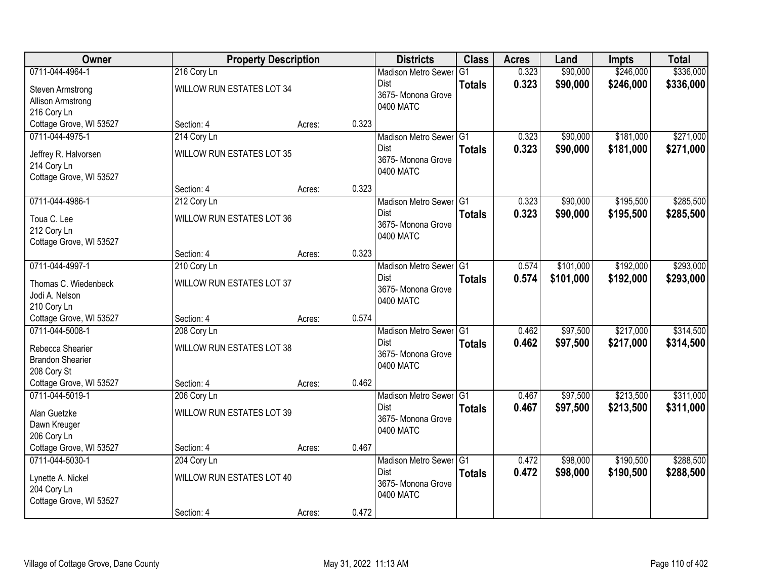| Owner | Property Description | | | Districts | Class | Acres | Land | Impts | Total |
|---|---|---|---|---|---|---|---|---|---|
| 0711-044-4964-1<br>Steven Armstrong<br>Allison Armstrong<br>216 Cory Ln<br>Cottage Grove, WI 53527 | 216 Cory Ln<br>WILLOW RUN ESTATES LOT 34<br>Section: 4 | Acres: | 0.323 | Madison Metro Sewer Dist<br>3675- Monona Grove<br>0400 MATC | G1<br>**Totals** | 0.323<br>**0.323** | $90,000<br>**$90,000** | $246,000<br>**$246,000** | $336,000<br>**$336,000** |
| 0711-044-4975-1<br>Jeffrey R. Halvorsen<br>214 Cory Ln<br>Cottage Grove, WI 53527 | 214 Cory Ln<br>WILLOW RUN ESTATES LOT 35<br>Section: 4 | Acres: | 0.323 | Madison Metro Sewer Dist<br>3675- Monona Grove<br>0400 MATC | G1<br>**Totals** | 0.323<br>**0.323** | $90,000<br>**$90,000** | $181,000<br>**$181,000** | $271,000<br>**$271,000** |
| 0711-044-4986-1<br>Toua C. Lee<br>212 Cory Ln<br>Cottage Grove, WI 53527 | 212 Cory Ln<br>WILLOW RUN ESTATES LOT 36<br>Section: 4 | Acres: | 0.323 | Madison Metro Sewer Dist<br>3675- Monona Grove<br>0400 MATC | G1<br>**Totals** | 0.323<br>**0.323** | $90,000<br>**$90,000** | $195,500<br>**$195,500** | $285,500<br>**$285,500** |
| 0711-044-4997-1<br>Thomas C. Wiedenbeck<br>Jodi A. Nelson<br>210 Cory Ln<br>Cottage Grove, WI 53527 | 210 Cory Ln<br>WILLOW RUN ESTATES LOT 37<br>Section: 4 | Acres: | 0.574 | Madison Metro Sewer Dist<br>3675- Monona Grove<br>0400 MATC | G1<br>**Totals** | 0.574<br>**0.574** | $101,000<br>**$101,000** | $192,000<br>**$192,000** | $293,000<br>**$293,000** |
| 0711-044-5008-1<br>Rebecca Shearier<br>Brandon Shearier<br>208 Cory St<br>Cottage Grove, WI 53527 | 208 Cory Ln<br>WILLOW RUN ESTATES LOT 38<br>Section: 4 | Acres: | 0.462 | Madison Metro Sewer Dist<br>3675- Monona Grove<br>0400 MATC | G1<br>**Totals** | 0.462<br>**0.462** | $97,500<br>**$97,500** | $217,000<br>**$217,000** | $314,500<br>**$314,500** |
| 0711-044-5019-1<br>Alan Guetzke<br>Dawn Kreuger<br>206 Cory Ln<br>Cottage Grove, WI 53527 | 206 Cory Ln<br>WILLOW RUN ESTATES LOT 39<br>Section: 4 | Acres: | 0.467 | Madison Metro Sewer Dist<br>3675- Monona Grove<br>0400 MATC | G1<br>**Totals** | 0.467<br>**0.467** | $97,500<br>**$97,500** | $213,500<br>**$213,500** | $311,000<br>**$311,000** |
| 0711-044-5030-1<br>Lynette A. Nickel<br>204 Cory Ln<br>Cottage Grove, WI 53527 | 204 Cory Ln<br>WILLOW RUN ESTATES LOT 40<br>Section: 4 | Acres: | 0.472 | Madison Metro Sewer Dist<br>3675- Monona Grove<br>0400 MATC | G1<br>**Totals** | 0.472<br>**0.472** | $98,000<br>**$98,000** | $190,500<br>**$190,500** | $288,500<br>**$288,500** |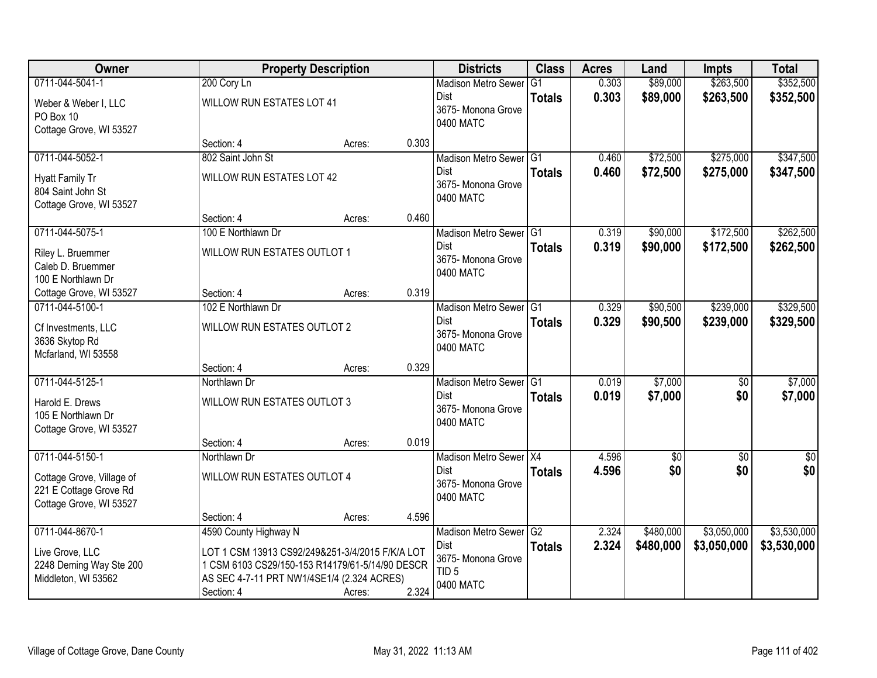| Owner | Property Description | | | Districts | Class | Acres | Land | Impts | Total |
|---|---|---|---|---|---|---|---|---|---|
| 0711-044-5041-1<br>Weber & Weber I, LLC<br>PO Box 10<br>Cottage Grove, WI 53527 | 200 Cory Ln<br>WILLOW RUN ESTATES LOT 41<br>Section: 4 | Acres: | 0.303 | Madison Metro Sewer Dist<br>3675- Monona Grove<br>0400 MATC | G1<br>**Totals** | 0.303<br>**0.303** | $89,000<br>**$89,000** | $263,500<br>**$263,500** | $352,500<br>**$352,500** |
| 0711-044-5052-1<br>Hyatt Family Tr<br>804 Saint John St<br>Cottage Grove, WI 53527 | 802 Saint John St<br>WILLOW RUN ESTATES LOT 42<br>Section: 4 | Acres: | 0.460 | Madison Metro Sewer Dist<br>3675- Monona Grove<br>0400 MATC | G1<br>**Totals** | 0.460<br>**0.460** | $72,500<br>**$72,500** | $275,000<br>**$275,000** | $347,500<br>**$347,500** |
| 0711-044-5075-1<br>Riley L. Bruemmer<br>Caleb D. Bruemmer<br>100 E Northlawn Dr<br>Cottage Grove, WI 53527 | 100 E Northlawn Dr<br>WILLOW RUN ESTATES OUTLOT 1<br>Section: 4 | Acres: | 0.319 | Madison Metro Sewer Dist<br>3675- Monona Grove<br>0400 MATC | G1<br>**Totals** | 0.319<br>**0.319** | $90,000<br>**$90,000** | $172,500<br>**$172,500** | $262,500<br>**$262,500** |
| 0711-044-5100-1<br>Cf Investments, LLC<br>3636 Skytop Rd<br>Mcfarland, WI 53558 | 102 E Northlawn Dr<br>WILLOW RUN ESTATES OUTLOT 2<br>Section: 4 | Acres: | 0.329 | Madison Metro Sewer Dist<br>3675- Monona Grove<br>0400 MATC | G1<br>**Totals** | 0.329<br>**0.329** | $90,500<br>**$90,500** | $239,000<br>**$239,000** | $329,500<br>**$329,500** |
| 0711-044-5125-1<br>Harold E. Drews<br>105 E Northlawn Dr<br>Cottage Grove, WI 53527 | Northlawn Dr<br>WILLOW RUN ESTATES OUTLOT 3<br>Section: 4 | Acres: | 0.019 | Madison Metro Sewer Dist<br>3675- Monona Grove<br>0400 MATC | G1<br>**Totals** | 0.019<br>**0.019** | $7,000<br>**$7,000** | $0<br>**$0** | $7,000<br>**$7,000** |
| 0711-044-5150-1<br>Cottage Grove, Village of<br>221 E Cottage Grove Rd<br>Cottage Grove, WI 53527 | Northlawn Dr<br>WILLOW RUN ESTATES OUTLOT 4<br>Section: 4 | Acres: | 4.596 | Madison Metro Sewer Dist<br>3675- Monona Grove<br>0400 MATC | X4<br>**Totals** | 4.596<br>**4.596** | $0<br>**$0** | $0<br>**$0** | $0<br>**$0** |
| 0711-044-8670-1<br>Live Grove, LLC<br>2248 Deming Way Ste 200<br>Middleton, WI 53562 | 4590 County Highway N<br>LOT 1 CSM 13913 CS92/249&251-3/4/2015 F/K/A LOT 1 CSM 6103 CS29/150-153 R14179/61-5/14/90 DESCR AS SEC 4-7-11 PRT NW1/4SE1/4 (2.324 ACRES)<br>Section: 4 | Acres: | 2.324 | Madison Metro Sewer Dist<br>3675- Monona Grove<br>TID 5<br>0400 MATC | G2<br>**Totals** | 2.324<br>**2.324** | $480,000<br>**$480,000** | $3,050,000<br>**$3,050,000** | $3,530,000<br>**$3,530,000** |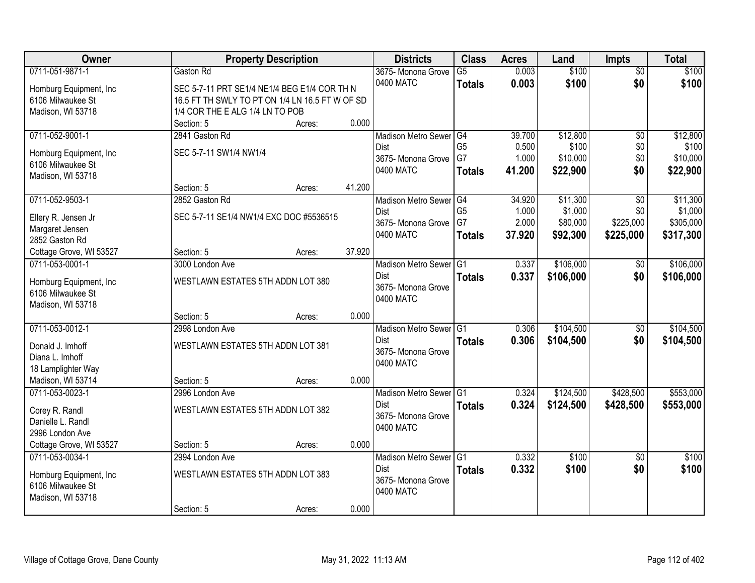| Owner | Property Description | Districts | Class | Acres | Land | Impts | Total |
|---|---|---|---|---|---|---|---|
| 0711-051-9871-1<br>Homburg Equipment, Inc<br>6106 Milwaukee St<br>Madison, WI 53718 | Gaston Rd<br>SEC 5-7-11 PRT SE1/4 NE1/4 BEG E1/4 COR TH N 16.5 FT TH SWLY TO PT ON 1/4 LN 16.5 FT W OF SD 1/4 COR THE E ALG 1/4 LN TO POB<br>Section: 5 Acres: 0.000 | 3675- Monona Grove<br>0400 MATC | G5<br>**Totals** | 0.003<br>**0.003** | $100<br>**$100** | $0<br>**$0** | $100<br>**$100** |
| 0711-052-9001-1<br>Homburg Equipment, Inc<br>6106 Milwaukee St<br>Madison, WI 53718 | 2841 Gaston Rd<br>SEC 5-7-11 SW1/4 NW1/4<br>Section: 5 Acres: 41.200 | Madison Metro Sewer Dist<br>3675- Monona Grove<br>0400 MATC | G4<br>G5<br>G7<br>**Totals** | 39.700<br>0.500<br>1.000<br>**41.200** | $12,800<br>$100<br>$10,000<br>**$22,900** | $0<br>$0<br>$0<br>**$0** | $12,800<br>$100<br>$10,000<br>**$22,900** |
| 0711-052-9503-1<br>Ellery R. Jensen Jr<br>Margaret Jensen<br>2852 Gaston Rd<br>Cottage Grove, WI 53527 | 2852 Gaston Rd<br>SEC 5-7-11 SE1/4 NW1/4 EXC DOC #5536515<br>Section: 5 Acres: 37.920 | Madison Metro Sewer Dist<br>3675- Monona Grove<br>0400 MATC | G4<br>G5<br>G7<br>**Totals** | 34.920<br>1.000<br>2.000<br>**37.920** | $11,300<br>$1,000<br>$80,000<br>**$92,300** | $0<br>$0<br>$225,000<br>**$225,000** | $11,300<br>$1,000<br>$305,000<br>**$317,300** |
| 0711-053-0001-1<br>Homburg Equipment, Inc<br>6106 Milwaukee St<br>Madison, WI 53718 | 3000 London Ave<br>WESTLAWN ESTATES 5TH ADDN LOT 380<br>Section: 5 Acres: 0.000 | Madison Metro Sewer Dist<br>3675- Monona Grove<br>0400 MATC | G1<br>**Totals** | 0.337<br>**0.337** | $106,000<br>**$106,000** | $0<br>**$0** | $106,000<br>**$106,000** |
| 0711-053-0012-1<br>Donald J. Imhoff<br>Diana L. Imhoff<br>18 Lamplighter Way<br>Madison, WI 53714 | 2998 London Ave<br>WESTLAWN ESTATES 5TH ADDN LOT 381<br>Section: 5 Acres: 0.000 | Madison Metro Sewer Dist<br>3675- Monona Grove<br>0400 MATC | G1<br>**Totals** | 0.306<br>**0.306** | $104,500<br>**$104,500** | $0<br>**$0** | $104,500<br>**$104,500** |
| 0711-053-0023-1<br>Corey R. Randl<br>Danielle L. Randl<br>2996 London Ave<br>Cottage Grove, WI 53527 | 2996 London Ave<br>WESTLAWN ESTATES 5TH ADDN LOT 382<br>Section: 5 Acres: 0.000 | Madison Metro Sewer Dist<br>3675- Monona Grove<br>0400 MATC | G1<br>**Totals** | 0.324<br>**0.324** | $124,500<br>**$124,500** | $428,500<br>**$428,500** | $553,000<br>**$553,000** |
| 0711-053-0034-1<br>Homburg Equipment, Inc<br>6106 Milwaukee St<br>Madison, WI 53718 | 2994 London Ave<br>WESTLAWN ESTATES 5TH ADDN LOT 383<br>Section: 5 Acres: 0.000 | Madison Metro Sewer Dist<br>3675- Monona Grove<br>0400 MATC | G1<br>**Totals** | 0.332<br>**0.332** | $100<br>**$100** | $0<br>**$0** | $100<br>**$100** |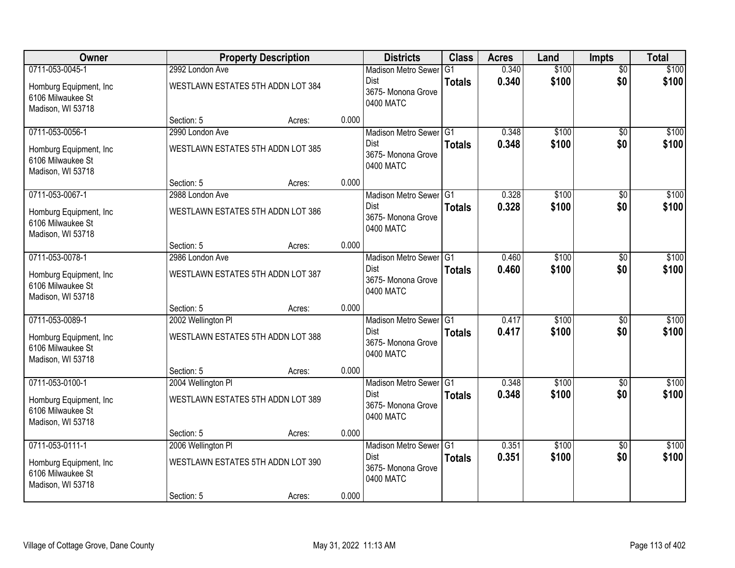| Owner | Property Description | | | Districts | Class | Acres | Land | Impts | Total |
|---|---|---|---|---|---|---|---|---|---|
| 0711-053-0045-1 | 2992 London Ave | | | Madison Metro Sewer Dist | G1 | 0.340 | $100 | $0 | $100 |
| Homburg Equipment, Inc<br>6106 Milwaukee St<br>Madison, WI 53718 | WESTLAWN ESTATES 5TH ADDN LOT 384 | | | 3675- Monona Grove<br>0400 MATC | **Totals** | **0.340** | **$100** | **$0** | **$100** |
| | Section: 5 | Acres: | 0.000 | | | | | | |
| 0711-053-0056-1 | 2990 London Ave | | | Madison Metro Sewer Dist | G1 | 0.348 | $100 | $0 | $100 |
| Homburg Equipment, Inc<br>6106 Milwaukee St<br>Madison, WI 53718 | WESTLAWN ESTATES 5TH ADDN LOT 385 | | | 3675- Monona Grove<br>0400 MATC | **Totals** | **0.348** | **$100** | **$0** | **$100** |
| | Section: 5 | Acres: | 0.000 | | | | | | |
| 0711-053-0067-1 | 2988 London Ave | | | Madison Metro Sewer Dist | G1 | 0.328 | $100 | $0 | $100 |
| Homburg Equipment, Inc<br>6106 Milwaukee St<br>Madison, WI 53718 | WESTLAWN ESTATES 5TH ADDN LOT 386 | | | 3675- Monona Grove<br>0400 MATC | **Totals** | **0.328** | **$100** | **$0** | **$100** |
| | Section: 5 | Acres: | 0.000 | | | | | | |
| 0711-053-0078-1 | 2986 London Ave | | | Madison Metro Sewer Dist | G1 | 0.460 | $100 | $0 | $100 |
| Homburg Equipment, Inc<br>6106 Milwaukee St<br>Madison, WI 53718 | WESTLAWN ESTATES 5TH ADDN LOT 387 | | | 3675- Monona Grove<br>0400 MATC | **Totals** | **0.460** | **$100** | **$0** | **$100** |
| | Section: 5 | Acres: | 0.000 | | | | | | |
| 0711-053-0089-1 | 2002 Wellington Pl | | | Madison Metro Sewer Dist | G1 | 0.417 | $100 | $0 | $100 |
| Homburg Equipment, Inc<br>6106 Milwaukee St<br>Madison, WI 53718 | WESTLAWN ESTATES 5TH ADDN LOT 388 | | | 3675- Monona Grove<br>0400 MATC | **Totals** | **0.417** | **$100** | **$0** | **$100** |
| | Section: 5 | Acres: | 0.000 | | | | | | |
| 0711-053-0100-1 | 2004 Wellington Pl | | | Madison Metro Sewer Dist | G1 | 0.348 | $100 | $0 | $100 |
| Homburg Equipment, Inc<br>6106 Milwaukee St<br>Madison, WI 53718 | WESTLAWN ESTATES 5TH ADDN LOT 389 | | | 3675- Monona Grove<br>0400 MATC | **Totals** | **0.348** | **$100** | **$0** | **$100** |
| | Section: 5 | Acres: | 0.000 | | | | | | |
| 0711-053-0111-1 | 2006 Wellington Pl | | | Madison Metro Sewer Dist | G1 | 0.351 | $100 | $0 | $100 |
| Homburg Equipment, Inc<br>6106 Milwaukee St<br>Madison, WI 53718 | WESTLAWN ESTATES 5TH ADDN LOT 390 | | | 3675- Monona Grove<br>0400 MATC | **Totals** | **0.351** | **$100** | **$0** | **$100** |
| | Section: 5 | Acres: | 0.000 | | | | | | |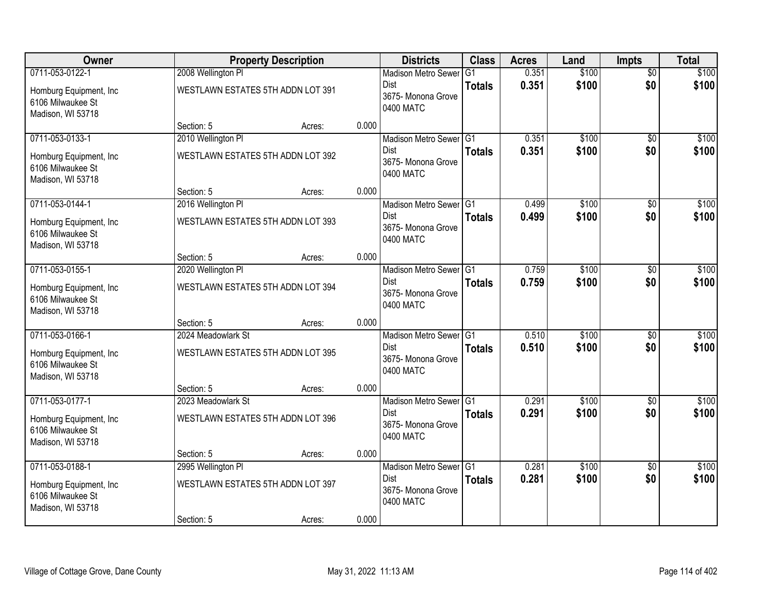| Owner | Property Description | | | Districts | Class | Acres | Land | Impts | Total |
|---|---|---|---|---|---|---|---|---|---|
| 0711-053-0122-1<br>Homburg Equipment, Inc<br>6106 Milwaukee St<br>Madison, WI 53718 | 2008 Wellington Pl<br>WESTLAWN ESTATES 5TH ADDN LOT 391<br>Section: 5 | Acres: | 0.000 | Madison Metro Sewer Dist<br>3675- Monona Grove<br>0400 MATC | G1<br>**Totals** | 0.351<br>**0.351** | $100<br>**$100** | $0<br>**$0** | $100<br>**$100** |
| 0711-053-0133-1<br>Homburg Equipment, Inc<br>6106 Milwaukee St<br>Madison, WI 53718 | 2010 Wellington Pl<br>WESTLAWN ESTATES 5TH ADDN LOT 392<br>Section: 5 | Acres: | 0.000 | Madison Metro Sewer Dist<br>3675- Monona Grove<br>0400 MATC | G1<br>**Totals** | 0.351<br>**0.351** | $100<br>**$100** | $0<br>**$0** | $100<br>**$100** |
| 0711-053-0144-1<br>Homburg Equipment, Inc<br>6106 Milwaukee St<br>Madison, WI 53718 | 2016 Wellington Pl<br>WESTLAWN ESTATES 5TH ADDN LOT 393<br>Section: 5 | Acres: | 0.000 | Madison Metro Sewer Dist<br>3675- Monona Grove<br>0400 MATC | G1<br>**Totals** | 0.499<br>**0.499** | $100<br>**$100** | $0<br>**$0** | $100<br>**$100** |
| 0711-053-0155-1<br>Homburg Equipment, Inc<br>6106 Milwaukee St<br>Madison, WI 53718 | 2020 Wellington Pl<br>WESTLAWN ESTATES 5TH ADDN LOT 394<br>Section: 5 | Acres: | 0.000 | Madison Metro Sewer Dist<br>3675- Monona Grove<br>0400 MATC | G1<br>**Totals** | 0.759<br>**0.759** | $100<br>**$100** | $0<br>**$0** | $100<br>**$100** |
| 0711-053-0166-1<br>Homburg Equipment, Inc<br>6106 Milwaukee St<br>Madison, WI 53718 | 2024 Meadowlark St<br>WESTLAWN ESTATES 5TH ADDN LOT 395<br>Section: 5 | Acres: | 0.000 | Madison Metro Sewer Dist<br>3675- Monona Grove<br>0400 MATC | G1<br>**Totals** | 0.510<br>**0.510** | $100<br>**$100** | $0<br>**$0** | $100<br>**$100** |
| 0711-053-0177-1<br>Homburg Equipment, Inc<br>6106 Milwaukee St<br>Madison, WI 53718 | 2023 Meadowlark St<br>WESTLAWN ESTATES 5TH ADDN LOT 396<br>Section: 5 | Acres: | 0.000 | Madison Metro Sewer Dist<br>3675- Monona Grove<br>0400 MATC | G1<br>**Totals** | 0.291<br>**0.291** | $100<br>**$100** | $0<br>**$0** | $100<br>**$100** |
| 0711-053-0188-1<br>Homburg Equipment, Inc<br>6106 Milwaukee St<br>Madison, WI 53718 | 2995 Wellington Pl<br>WESTLAWN ESTATES 5TH ADDN LOT 397<br>Section: 5 | Acres: | 0.000 | Madison Metro Sewer Dist<br>3675- Monona Grove<br>0400 MATC | G1<br>**Totals** | 0.281<br>**0.281** | $100<br>**$100** | $0<br>**$0** | $100<br>**$100** |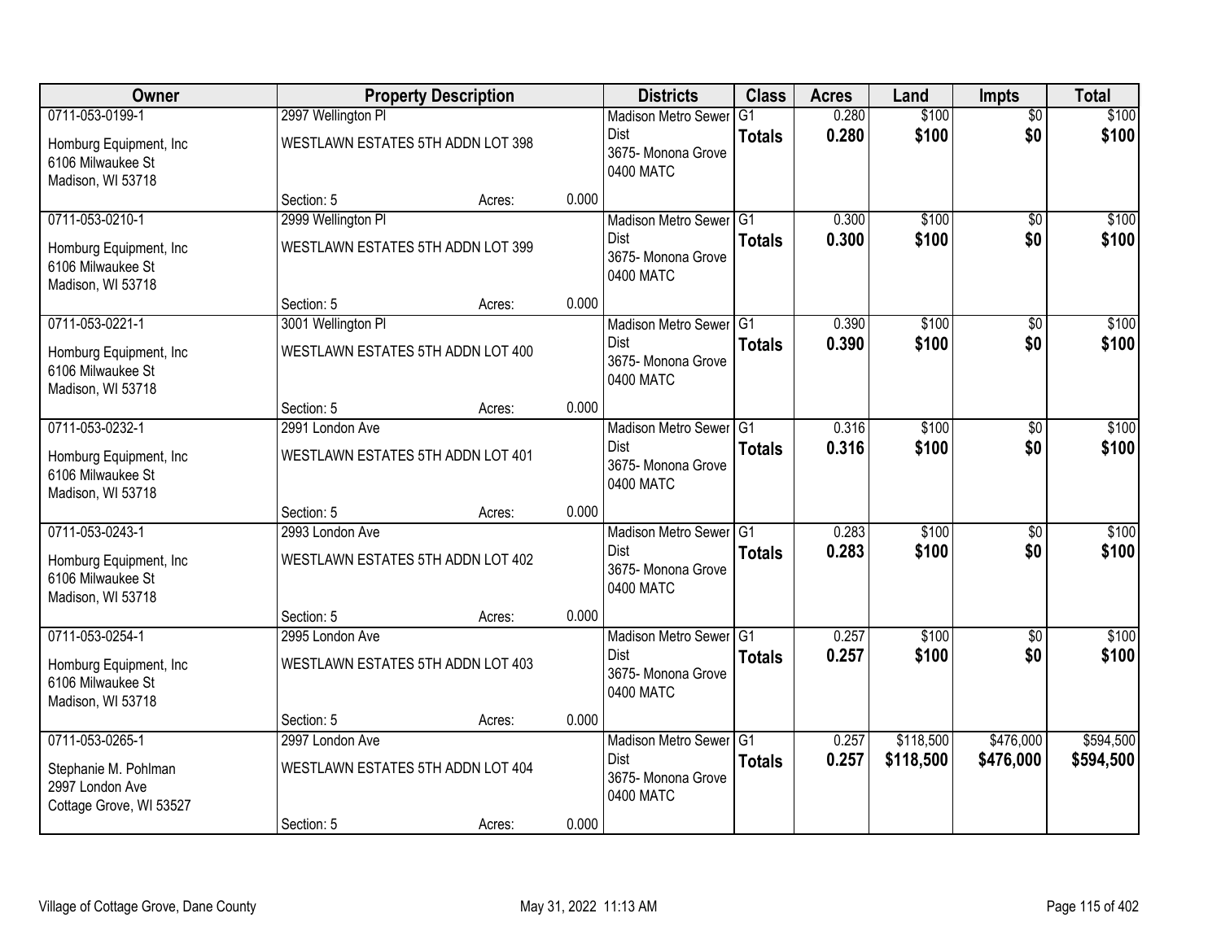| Owner | Property Description | | | Districts | Class | Acres | Land | Impts | Total |
|---|---|---|---|---|---|---|---|---|---|
| 0711-053-0199-1 | 2997 Wellington Pl | | | Madison Metro Sewer Dist | G1 | 0.280 | $100 | $0 | $100 |
| Homburg Equipment, Inc<br>6106 Milwaukee St<br>Madison, WI 53718 | WESTLAWN ESTATES 5TH ADDN LOT 398 | | | 3675- Monona Grove<br>0400 MATC | **Totals** | **0.280** | **$100** | **$0** | **$100** |
| | Section: 5 | Acres: | 0.000 | | | | | | |
| 0711-053-0210-1 | 2999 Wellington Pl | | | Madison Metro Sewer Dist | G1 | 0.300 | $100 | $0 | $100 |
| Homburg Equipment, Inc<br>6106 Milwaukee St<br>Madison, WI 53718 | WESTLAWN ESTATES 5TH ADDN LOT 399 | | | 3675- Monona Grove<br>0400 MATC | **Totals** | **0.300** | **$100** | **$0** | **$100** |
| | Section: 5 | Acres: | 0.000 | | | | | | |
| 0711-053-0221-1 | 3001 Wellington Pl | | | Madison Metro Sewer Dist | G1 | 0.390 | $100 | $0 | $100 |
| Homburg Equipment, Inc<br>6106 Milwaukee St<br>Madison, WI 53718 | WESTLAWN ESTATES 5TH ADDN LOT 400 | | | 3675- Monona Grove<br>0400 MATC | **Totals** | **0.390** | **$100** | **$0** | **$100** |
| | Section: 5 | Acres: | 0.000 | | | | | | |
| 0711-053-0232-1 | 2991 London Ave | | | Madison Metro Sewer Dist | G1 | 0.316 | $100 | $0 | $100 |
| Homburg Equipment, Inc<br>6106 Milwaukee St<br>Madison, WI 53718 | WESTLAWN ESTATES 5TH ADDN LOT 401 | | | 3675- Monona Grove<br>0400 MATC | **Totals** | **0.316** | **$100** | **$0** | **$100** |
| | Section: 5 | Acres: | 0.000 | | | | | | |
| 0711-053-0243-1 | 2993 London Ave | | | Madison Metro Sewer Dist | G1 | 0.283 | $100 | $0 | $100 |
| Homburg Equipment, Inc<br>6106 Milwaukee St<br>Madison, WI 53718 | WESTLAWN ESTATES 5TH ADDN LOT 402 | | | 3675- Monona Grove<br>0400 MATC | **Totals** | **0.283** | **$100** | **$0** | **$100** |
| | Section: 5 | Acres: | 0.000 | | | | | | |
| 0711-053-0254-1 | 2995 London Ave | | | Madison Metro Sewer Dist | G1 | 0.257 | $100 | $0 | $100 |
| Homburg Equipment, Inc<br>6106 Milwaukee St<br>Madison, WI 53718 | WESTLAWN ESTATES 5TH ADDN LOT 403 | | | 3675- Monona Grove<br>0400 MATC | **Totals** | **0.257** | **$100** | **$0** | **$100** |
| | Section: 5 | Acres: | 0.000 | | | | | | |
| 0711-053-0265-1 | 2997 London Ave | | | Madison Metro Sewer Dist | G1 | 0.257 | $118,500 | $476,000 | $594,500 |
| Stephanie M. Pohlman<br>2997 London Ave<br>Cottage Grove, WI 53527 | WESTLAWN ESTATES 5TH ADDN LOT 404 | | | 3675- Monona Grove<br>0400 MATC | **Totals** | **0.257** | **$118,500** | **$476,000** | **$594,500** |
| | Section: 5 | Acres: | 0.000 | | | | | | |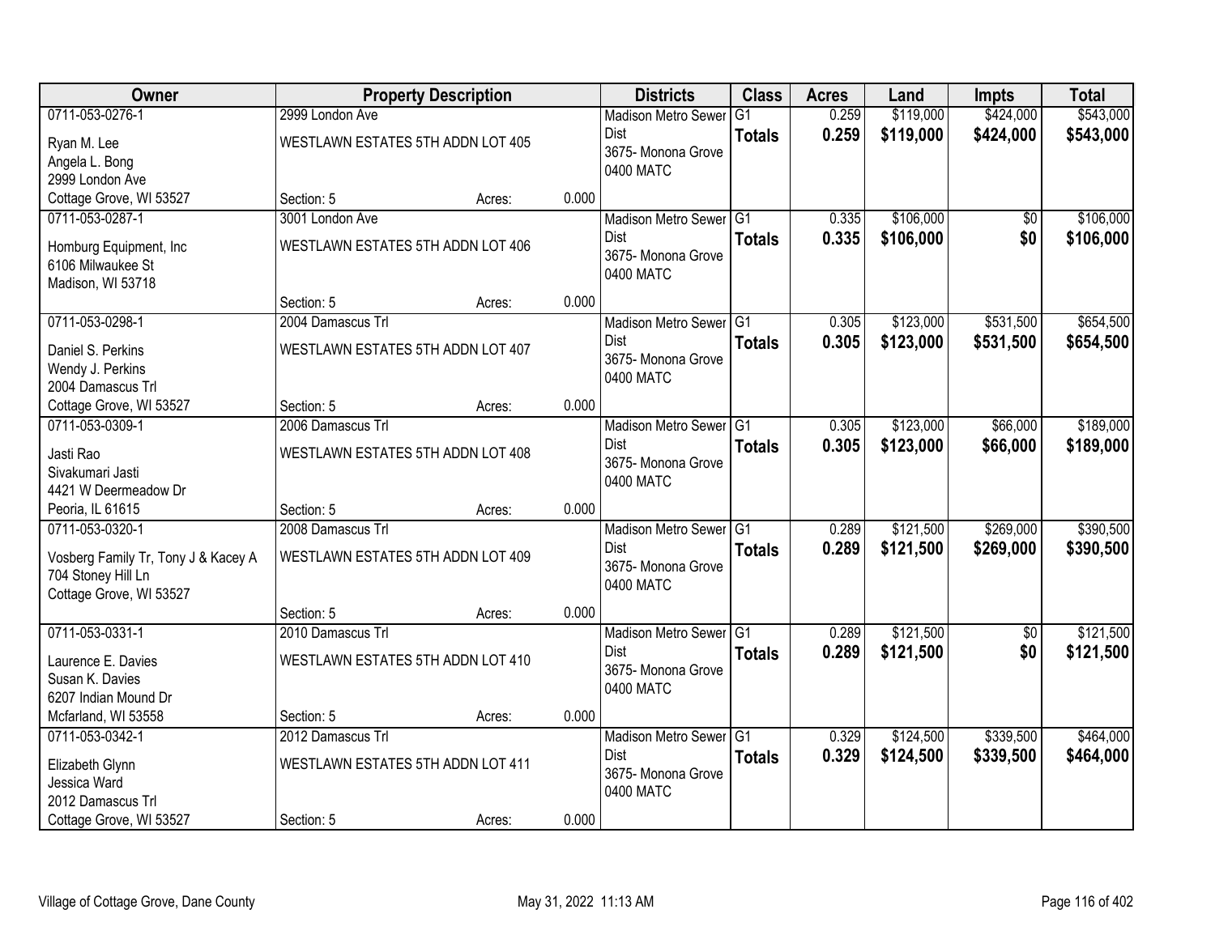| Owner | Property Description | | | Districts | Class | Acres | Land | Impts | Total |
|---|---|---|---|---|---|---|---|---|---|
| 0711-053-0276-1<br>Ryan M. Lee<br>Angela L. Bong<br>2999 London Ave<br>Cottage Grove, WI 53527 | 2999 London Ave<br>WESTLAWN ESTATES 5TH ADDN LOT 405<br>Section: 5 | Acres: | 0.000 | Madison Metro Sewer Dist<br>3675- Monona Grove<br>0400 MATC | G1<br>**Totals** | 0.259<br>**0.259** | $119,000<br>**$119,000** | $424,000<br>**$424,000** | $543,000<br>**$543,000** |
| 0711-053-0287-1<br>Homburg Equipment, Inc<br>6106 Milwaukee St<br>Madison, WI 53718 | 3001 London Ave<br>WESTLAWN ESTATES 5TH ADDN LOT 406<br>Section: 5 | Acres: | 0.000 | Madison Metro Sewer Dist<br>3675- Monona Grove<br>0400 MATC | G1<br>**Totals** | 0.335<br>**0.335** | $106,000<br>**$106,000** | $0<br>**$0** | $106,000<br>**$106,000** |
| 0711-053-0298-1<br>Daniel S. Perkins<br>Wendy J. Perkins<br>2004 Damascus Trl<br>Cottage Grove, WI 53527 | 2004 Damascus Trl<br>WESTLAWN ESTATES 5TH ADDN LOT 407<br>Section: 5 | Acres: | 0.000 | Madison Metro Sewer Dist<br>3675- Monona Grove<br>0400 MATC | G1<br>**Totals** | 0.305<br>**0.305** | $123,000<br>**$123,000** | $531,500<br>**$531,500** | $654,500<br>**$654,500** |
| 0711-053-0309-1<br>Jasti Rao<br>Sivakumari Jasti<br>4421 W Deermeadow Dr<br>Peoria, IL 61615 | 2006 Damascus Trl<br>WESTLAWN ESTATES 5TH ADDN LOT 408<br>Section: 5 | Acres: | 0.000 | Madison Metro Sewer Dist<br>3675- Monona Grove<br>0400 MATC | G1<br>**Totals** | 0.305<br>**0.305** | $123,000<br>**$123,000** | $66,000<br>**$66,000** | $189,000<br>**$189,000** |
| 0711-053-0320-1<br>Vosberg Family Tr, Tony J & Kacey A<br>704 Stoney Hill Ln<br>Cottage Grove, WI 53527 | 2008 Damascus Trl<br>WESTLAWN ESTATES 5TH ADDN LOT 409<br>Section: 5 | Acres: | 0.000 | Madison Metro Sewer Dist<br>3675- Monona Grove<br>0400 MATC | G1<br>**Totals** | 0.289<br>**0.289** | $121,500<br>**$121,500** | $269,000<br>**$269,000** | $390,500<br>**$390,500** |
| 0711-053-0331-1<br>Laurence E. Davies<br>Susan K. Davies<br>6207 Indian Mound Dr<br>Mcfarland, WI 53558 | 2010 Damascus Trl<br>WESTLAWN ESTATES 5TH ADDN LOT 410<br>Section: 5 | Acres: | 0.000 | Madison Metro Sewer Dist<br>3675- Monona Grove<br>0400 MATC | G1<br>**Totals** | 0.289<br>**0.289** | $121,500<br>**$121,500** | $0<br>**$0** | $121,500<br>**$121,500** |
| 0711-053-0342-1<br>Elizabeth Glynn<br>Jessica Ward<br>2012 Damascus Trl<br>Cottage Grove, WI 53527 | 2012 Damascus Trl<br>WESTLAWN ESTATES 5TH ADDN LOT 411<br>Section: 5 | Acres: | 0.000 | Madison Metro Sewer Dist<br>3675- Monona Grove<br>0400 MATC | G1<br>**Totals** | 0.329<br>**0.329** | $124,500<br>**$124,500** | $339,500<br>**$339,500** | $464,000<br>**$464,000** |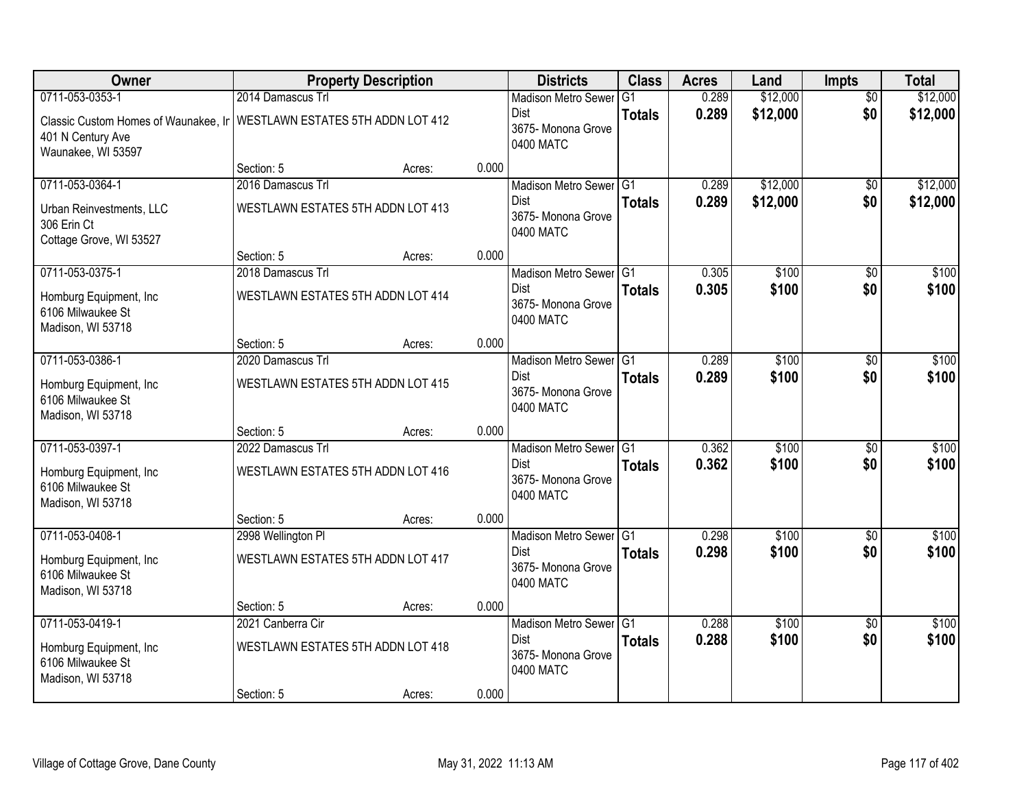| Owner | Property Description | | | Districts | Class | Acres | Land | Impts | Total |
|---|---|---|---|---|---|---|---|---|---|
| 0711-053-0353-1 | 2014 Damascus Trl | | | Madison Metro Sewer Dist | G1 | 0.289 | $12,000 | $0 | $12,000 |
| Classic Custom Homes of Waunakee, Ir 401 N Century Ave Waunakee, WI 53597 | WESTLAWN ESTATES 5TH ADDN LOT 412 | | | 3675- Monona Grove 0400 MATC | **Totals** | **0.289** | **$12,000** | **$0** | **$12,000** |
| | Section: 5 | Acres: | 0.000 | | | | | | |
| 0711-053-0364-1 | 2016 Damascus Trl | | | Madison Metro Sewer Dist | G1 | 0.289 | $12,000 | $0 | $12,000 |
| Urban Reinvestments, LLC 306 Erin Ct Cottage Grove, WI 53527 | WESTLAWN ESTATES 5TH ADDN LOT 413 | | | 3675- Monona Grove 0400 MATC | **Totals** | **0.289** | **$12,000** | **$0** | **$12,000** |
| | Section: 5 | Acres: | 0.000 | | | | | | |
| 0711-053-0375-1 | 2018 Damascus Trl | | | Madison Metro Sewer Dist | G1 | 0.305 | $100 | $0 | $100 |
| Homburg Equipment, Inc 6106 Milwaukee St Madison, WI 53718 | WESTLAWN ESTATES 5TH ADDN LOT 414 | | | 3675- Monona Grove 0400 MATC | **Totals** | **0.305** | **$100** | **$0** | **$100** |
| | Section: 5 | Acres: | 0.000 | | | | | | |
| 0711-053-0386-1 | 2020 Damascus Trl | | | Madison Metro Sewer Dist | G1 | 0.289 | $100 | $0 | $100 |
| Homburg Equipment, Inc 6106 Milwaukee St Madison, WI 53718 | WESTLAWN ESTATES 5TH ADDN LOT 415 | | | 3675- Monona Grove 0400 MATC | **Totals** | **0.289** | **$100** | **$0** | **$100** |
| | Section: 5 | Acres: | 0.000 | | | | | | |
| 0711-053-0397-1 | 2022 Damascus Trl | | | Madison Metro Sewer Dist | G1 | 0.362 | $100 | $0 | $100 |
| Homburg Equipment, Inc 6106 Milwaukee St Madison, WI 53718 | WESTLAWN ESTATES 5TH ADDN LOT 416 | | | 3675- Monona Grove 0400 MATC | **Totals** | **0.362** | **$100** | **$0** | **$100** |
| | Section: 5 | Acres: | 0.000 | | | | | | |
| 0711-053-0408-1 | 2998 Wellington Pl | | | Madison Metro Sewer Dist | G1 | 0.298 | $100 | $0 | $100 |
| Homburg Equipment, Inc 6106 Milwaukee St Madison, WI 53718 | WESTLAWN ESTATES 5TH ADDN LOT 417 | | | 3675- Monona Grove 0400 MATC | **Totals** | **0.298** | **$100** | **$0** | **$100** |
| | Section: 5 | Acres: | 0.000 | | | | | | |
| 0711-053-0419-1 | 2021 Canberra Cir | | | Madison Metro Sewer Dist | G1 | 0.288 | $100 | $0 | $100 |
| Homburg Equipment, Inc 6106 Milwaukee St Madison, WI 53718 | WESTLAWN ESTATES 5TH ADDN LOT 418 | | | 3675- Monona Grove 0400 MATC | **Totals** | **0.288** | **$100** | **$0** | **$100** |
| | Section: 5 | Acres: | 0.000 | | | | | | |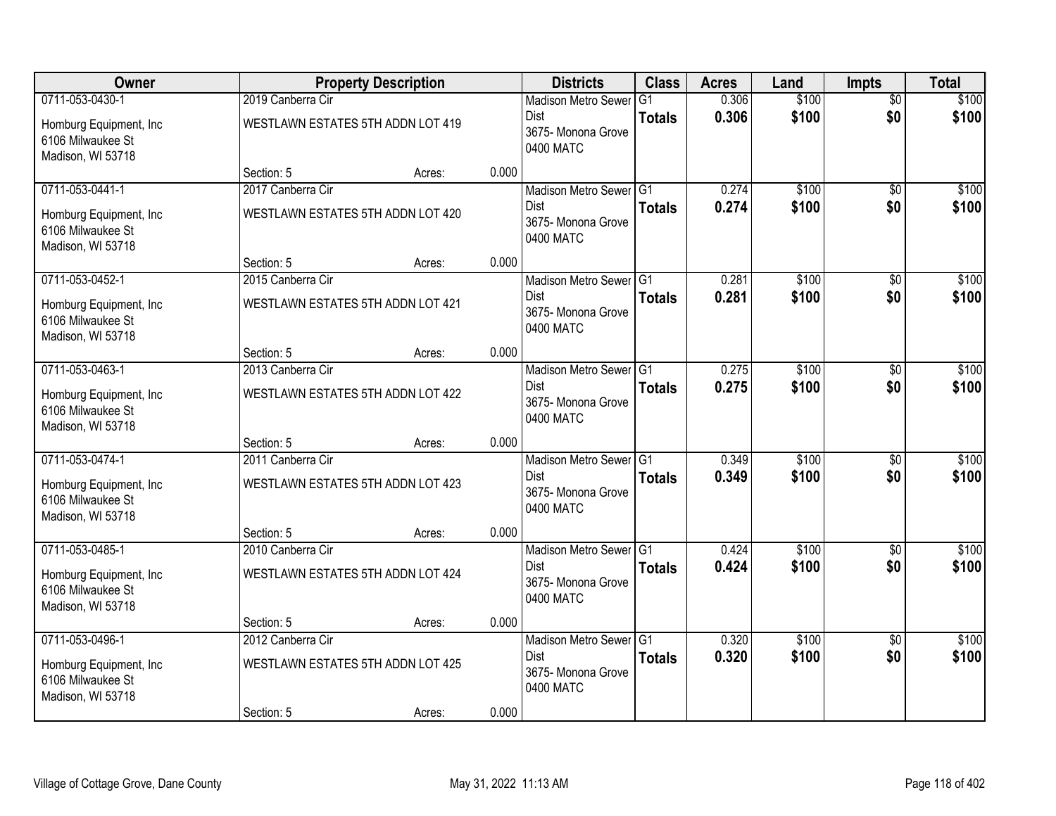| Owner | Property Description | | | Districts | Class | Acres | Land | Impts | Total |
|---|---|---|---|---|---|---|---|---|---|
| 0711-053-0430-1<br>Homburg Equipment, Inc<br>6106 Milwaukee St<br>Madison, WI 53718 | 2019 Canberra Cir<br>WESTLAWN ESTATES 5TH ADDN LOT 419 | | | Madison Metro Sewer Dist<br>3675- Monona Grove<br>0400 MATC | G1<br>**Totals** | 0.306<br>**0.306** | $100<br>**$100** | $0<br>**$0** | $100<br>**$100** |
| | Section: 5 | Acres: | 0.000 | | | | | | |
| 0711-053-0441-1<br>Homburg Equipment, Inc<br>6106 Milwaukee St<br>Madison, WI 53718 | 2017 Canberra Cir<br>WESTLAWN ESTATES 5TH ADDN LOT 420 | | | Madison Metro Sewer Dist<br>3675- Monona Grove<br>0400 MATC | G1<br>**Totals** | 0.274<br>**0.274** | $100<br>**$100** | $0<br>**$0** | $100<br>**$100** |
| | Section: 5 | Acres: | 0.000 | | | | | | |
| 0711-053-0452-1<br>Homburg Equipment, Inc<br>6106 Milwaukee St<br>Madison, WI 53718 | 2015 Canberra Cir<br>WESTLAWN ESTATES 5TH ADDN LOT 421 | | | Madison Metro Sewer Dist<br>3675- Monona Grove<br>0400 MATC | G1<br>**Totals** | 0.281<br>**0.281** | $100<br>**$100** | $0<br>**$0** | $100<br>**$100** |
| | Section: 5 | Acres: | 0.000 | | | | | | |
| 0711-053-0463-1<br>Homburg Equipment, Inc<br>6106 Milwaukee St<br>Madison, WI 53718 | 2013 Canberra Cir<br>WESTLAWN ESTATES 5TH ADDN LOT 422 | | | Madison Metro Sewer Dist<br>3675- Monona Grove<br>0400 MATC | G1<br>**Totals** | 0.275<br>**0.275** | $100<br>**$100** | $0<br>**$0** | $100<br>**$100** |
| | Section: 5 | Acres: | 0.000 | | | | | | |
| 0711-053-0474-1<br>Homburg Equipment, Inc<br>6106 Milwaukee St<br>Madison, WI 53718 | 2011 Canberra Cir<br>WESTLAWN ESTATES 5TH ADDN LOT 423 | | | Madison Metro Sewer Dist<br>3675- Monona Grove<br>0400 MATC | G1<br>**Totals** | 0.349<br>**0.349** | $100<br>**$100** | $0<br>**$0** | $100<br>**$100** |
| | Section: 5 | Acres: | 0.000 | | | | | | |
| 0711-053-0485-1<br>Homburg Equipment, Inc<br>6106 Milwaukee St<br>Madison, WI 53718 | 2010 Canberra Cir<br>WESTLAWN ESTATES 5TH ADDN LOT 424 | | | Madison Metro Sewer Dist<br>3675- Monona Grove<br>0400 MATC | G1<br>**Totals** | 0.424<br>**0.424** | $100<br>**$100** | $0<br>**$0** | $100<br>**$100** |
| | Section: 5 | Acres: | 0.000 | | | | | | |
| 0711-053-0496-1<br>Homburg Equipment, Inc<br>6106 Milwaukee St<br>Madison, WI 53718 | 2012 Canberra Cir<br>WESTLAWN ESTATES 5TH ADDN LOT 425 | | | Madison Metro Sewer Dist<br>3675- Monona Grove<br>0400 MATC | G1<br>**Totals** | 0.320<br>**0.320** | $100<br>**$100** | $0<br>**$0** | $100<br>**$100** |
| | Section: 5 | Acres: | 0.000 | | | | | | |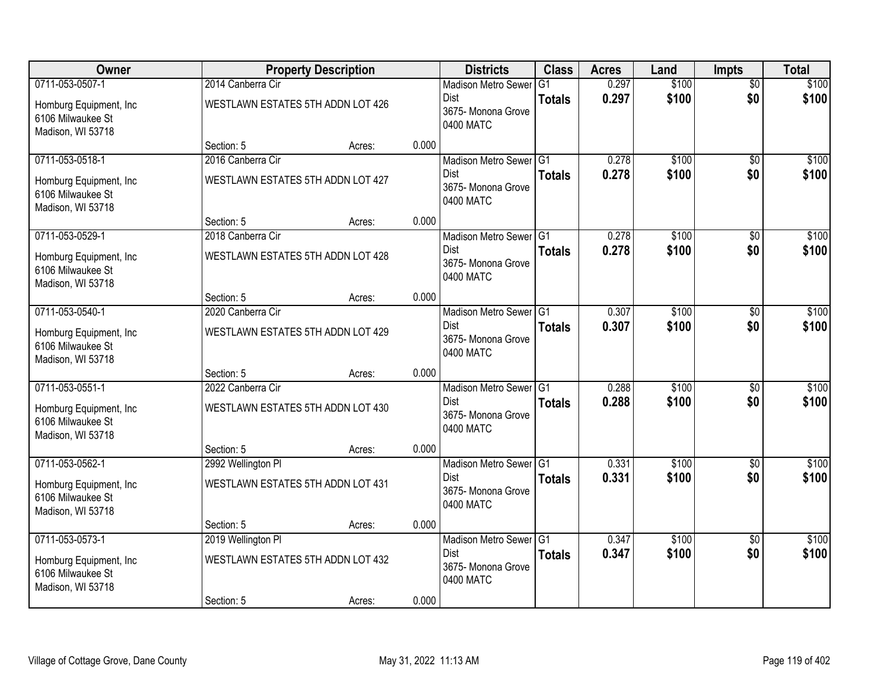| Owner | Property Description | | | Districts | Class | Acres | Land | Impts | Total |
|---|---|---|---|---|---|---|---|---|---|
| 0711-053-0507-1<br>Homburg Equipment, Inc<br>6106 Milwaukee St<br>Madison, WI 53718 | 2014 Canberra Cir<br>WESTLAWN ESTATES 5TH ADDN LOT 426<br>Section: 5 | Acres: | 0.000 | Madison Metro Sewer Dist<br>3675- Monona Grove<br>0400 MATC | G1<br>**Totals** | 0.297<br>**0.297** | $100<br>**$100** | $0<br>**$0** | $100<br>**$100** |
| 0711-053-0518-1<br>Homburg Equipment, Inc<br>6106 Milwaukee St<br>Madison, WI 53718 | 2016 Canberra Cir<br>WESTLAWN ESTATES 5TH ADDN LOT 427<br>Section: 5 | Acres: | 0.000 | Madison Metro Sewer Dist<br>3675- Monona Grove<br>0400 MATC | G1<br>**Totals** | 0.278<br>**0.278** | $100<br>**$100** | $0<br>**$0** | $100<br>**$100** |
| 0711-053-0529-1<br>Homburg Equipment, Inc<br>6106 Milwaukee St<br>Madison, WI 53718 | 2018 Canberra Cir<br>WESTLAWN ESTATES 5TH ADDN LOT 428<br>Section: 5 | Acres: | 0.000 | Madison Metro Sewer Dist<br>3675- Monona Grove<br>0400 MATC | G1<br>**Totals** | 0.278<br>**0.278** | $100<br>**$100** | $0<br>**$0** | $100<br>**$100** |
| 0711-053-0540-1<br>Homburg Equipment, Inc<br>6106 Milwaukee St<br>Madison, WI 53718 | 2020 Canberra Cir<br>WESTLAWN ESTATES 5TH ADDN LOT 429<br>Section: 5 | Acres: | 0.000 | Madison Metro Sewer Dist<br>3675- Monona Grove<br>0400 MATC | G1<br>**Totals** | 0.307<br>**0.307** | $100<br>**$100** | $0<br>**$0** | $100<br>**$100** |
| 0711-053-0551-1<br>Homburg Equipment, Inc<br>6106 Milwaukee St<br>Madison, WI 53718 | 2022 Canberra Cir<br>WESTLAWN ESTATES 5TH ADDN LOT 430<br>Section: 5 | Acres: | 0.000 | Madison Metro Sewer Dist<br>3675- Monona Grove<br>0400 MATC | G1<br>**Totals** | 0.288<br>**0.288** | $100<br>**$100** | $0<br>**$0** | $100<br>**$100** |
| 0711-053-0562-1<br>Homburg Equipment, Inc<br>6106 Milwaukee St<br>Madison, WI 53718 | 2992 Wellington Pl<br>WESTLAWN ESTATES 5TH ADDN LOT 431<br>Section: 5 | Acres: | 0.000 | Madison Metro Sewer Dist<br>3675- Monona Grove<br>0400 MATC | G1<br>**Totals** | 0.331<br>**0.331** | $100<br>**$100** | $0<br>**$0** | $100<br>**$100** |
| 0711-053-0573-1<br>Homburg Equipment, Inc<br>6106 Milwaukee St<br>Madison, WI 53718 | 2019 Wellington Pl<br>WESTLAWN ESTATES 5TH ADDN LOT 432<br>Section: 5 | Acres: | 0.000 | Madison Metro Sewer Dist<br>3675- Monona Grove<br>0400 MATC | G1<br>**Totals** | 0.347<br>**0.347** | $100<br>**$100** | $0<br>**$0** | $100<br>**$100** |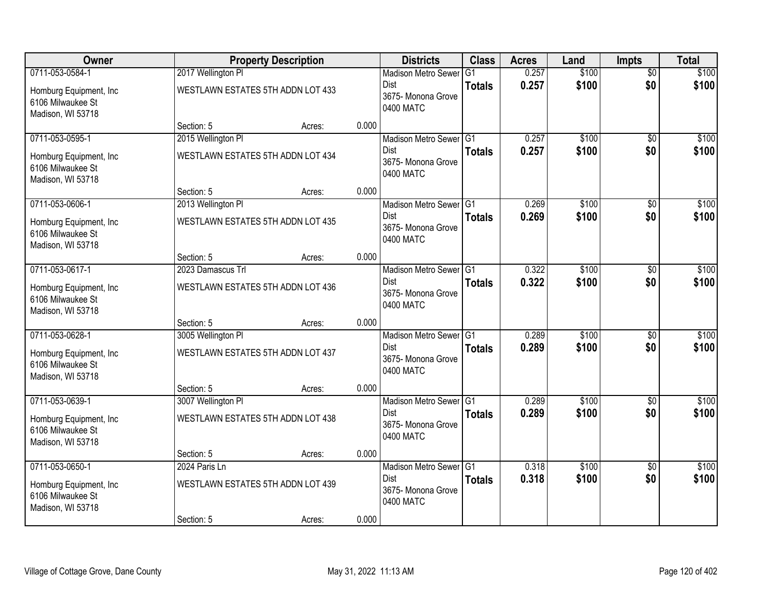| Owner | Property Description | | | Districts | Class | Acres | Land | Impts | Total |
|---|---|---|---|---|---|---|---|---|---|
| 0711-053-0584-1<br>Homburg Equipment, Inc<br>6106 Milwaukee St<br>Madison, WI 53718 | 2017 Wellington Pl<br>WESTLAWN ESTATES 5TH ADDN LOT 433<br>Section: 5 | Acres: | 0.000 | Madison Metro Sewer Dist<br>3675- Monona Grove<br>0400 MATC | G1<br>**Totals** | 0.257<br>**0.257** | \$100<br>**\$100** | \$0<br>**\$0** | \$100<br>**\$100** |
| 0711-053-0595-1<br>Homburg Equipment, Inc<br>6106 Milwaukee St<br>Madison, WI 53718 | 2015 Wellington Pl<br>WESTLAWN ESTATES 5TH ADDN LOT 434<br>Section: 5 | Acres: | 0.000 | Madison Metro Sewer Dist<br>3675- Monona Grove<br>0400 MATC | G1<br>**Totals** | 0.257<br>**0.257** | \$100<br>**\$100** | \$0<br>**\$0** | \$100<br>**\$100** |
| 0711-053-0606-1<br>Homburg Equipment, Inc<br>6106 Milwaukee St<br>Madison, WI 53718 | 2013 Wellington Pl<br>WESTLAWN ESTATES 5TH ADDN LOT 435<br>Section: 5 | Acres: | 0.000 | Madison Metro Sewer Dist<br>3675- Monona Grove<br>0400 MATC | G1<br>**Totals** | 0.269<br>**0.269** | \$100<br>**\$100** | \$0<br>**\$0** | \$100<br>**\$100** |
| 0711-053-0617-1<br>Homburg Equipment, Inc<br>6106 Milwaukee St<br>Madison, WI 53718 | 2023 Damascus Trl<br>WESTLAWN ESTATES 5TH ADDN LOT 436<br>Section: 5 | Acres: | 0.000 | Madison Metro Sewer Dist<br>3675- Monona Grove<br>0400 MATC | G1<br>**Totals** | 0.322<br>**0.322** | \$100<br>**\$100** | \$0<br>**\$0** | \$100<br>**\$100** |
| 0711-053-0628-1<br>Homburg Equipment, Inc<br>6106 Milwaukee St<br>Madison, WI 53718 | 3005 Wellington Pl<br>WESTLAWN ESTATES 5TH ADDN LOT 437<br>Section: 5 | Acres: | 0.000 | Madison Metro Sewer Dist<br>3675- Monona Grove<br>0400 MATC | G1<br>**Totals** | 0.289<br>**0.289** | \$100<br>**\$100** | \$0<br>**\$0** | \$100<br>**\$100** |
| 0711-053-0639-1<br>Homburg Equipment, Inc<br>6106 Milwaukee St<br>Madison, WI 53718 | 3007 Wellington Pl<br>WESTLAWN ESTATES 5TH ADDN LOT 438<br>Section: 5 | Acres: | 0.000 | Madison Metro Sewer Dist<br>3675- Monona Grove<br>0400 MATC | G1<br>**Totals** | 0.289<br>**0.289** | \$100<br>**\$100** | \$0<br>**\$0** | \$100<br>**\$100** |
| 0711-053-0650-1<br>Homburg Equipment, Inc<br>6106 Milwaukee St<br>Madison, WI 53718 | 2024 Paris Ln<br>WESTLAWN ESTATES 5TH ADDN LOT 439<br>Section: 5 | Acres: | 0.000 | Madison Metro Sewer Dist<br>3675- Monona Grove<br>0400 MATC | G1<br>**Totals** | 0.318<br>**0.318** | \$100<br>**\$100** | \$0<br>**\$0** | \$100<br>**\$100** |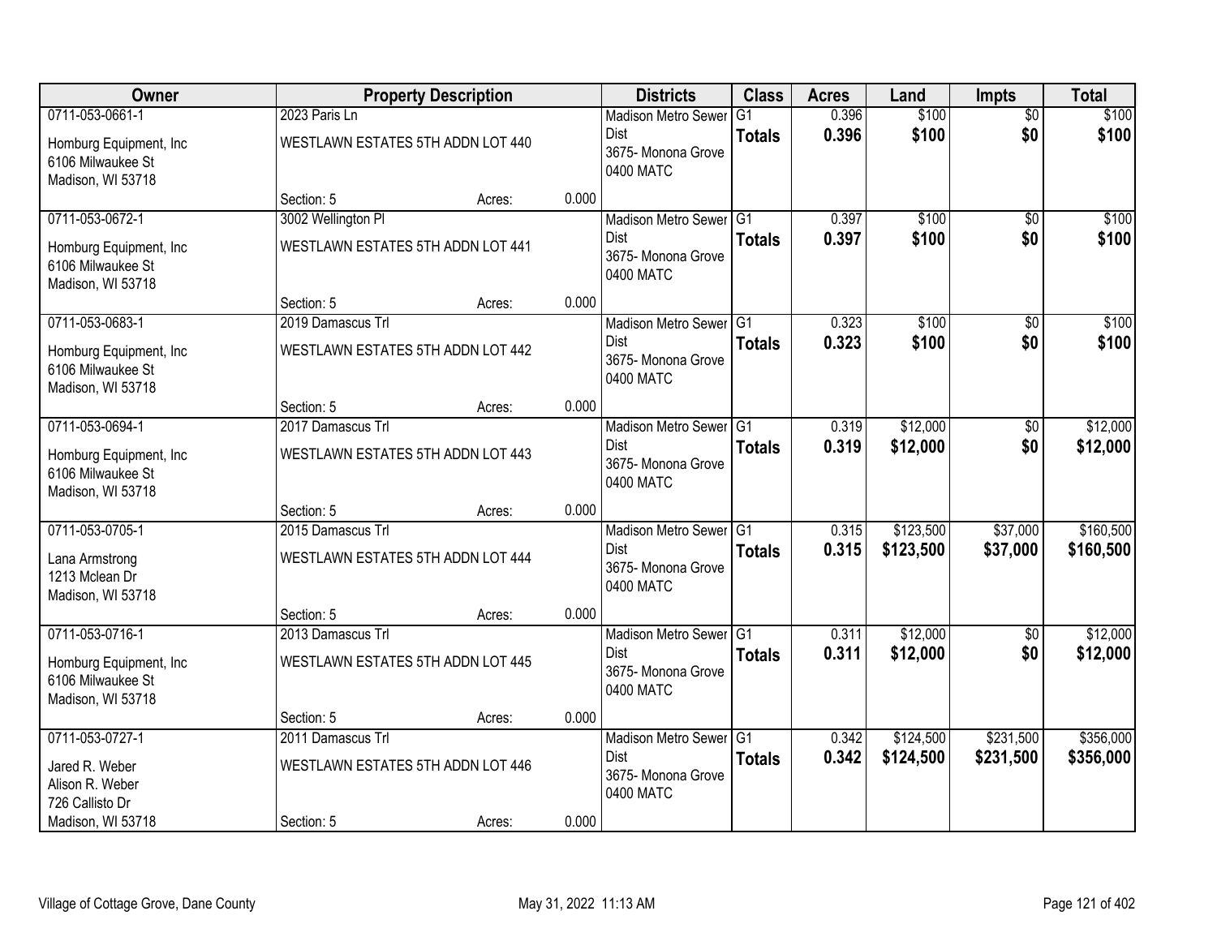| Owner | Property Description | | | Districts | Class | Acres | Land | Impts | Total |
|---|---|---|---|---|---|---|---|---|---|
| 0711-053-0661-1 | 2023 Paris Ln | | | Madison Metro Sewer Dist | G1 | 0.396 | $100 | $0 | $100 |
| Homburg Equipment, Inc 6106 Milwaukee St Madison, WI 53718 | WESTLAWN ESTATES 5TH ADDN LOT 440 | | | 3675- Monona Grove 0400 MATC | **Totals** | **0.396** | **$100** | **$0** | **$100** |
| | Section: 5 | Acres: | 0.000 | | | | | | |
| 0711-053-0672-1 | 3002 Wellington Pl | | | Madison Metro Sewer Dist | G1 | 0.397 | $100 | $0 | $100 |
| Homburg Equipment, Inc 6106 Milwaukee St Madison, WI 53718 | WESTLAWN ESTATES 5TH ADDN LOT 441 | | | 3675- Monona Grove 0400 MATC | **Totals** | **0.397** | **$100** | **$0** | **$100** |
| | Section: 5 | Acres: | 0.000 | | | | | | |
| 0711-053-0683-1 | 2019 Damascus Trl | | | Madison Metro Sewer Dist | G1 | 0.323 | $100 | $0 | $100 |
| Homburg Equipment, Inc 6106 Milwaukee St Madison, WI 53718 | WESTLAWN ESTATES 5TH ADDN LOT 442 | | | 3675- Monona Grove 0400 MATC | **Totals** | **0.323** | **$100** | **$0** | **$100** |
| | Section: 5 | Acres: | 0.000 | | | | | | |
| 0711-053-0694-1 | 2017 Damascus Trl | | | Madison Metro Sewer Dist | G1 | 0.319 | $12,000 | $0 | $12,000 |
| Homburg Equipment, Inc 6106 Milwaukee St Madison, WI 53718 | WESTLAWN ESTATES 5TH ADDN LOT 443 | | | 3675- Monona Grove 0400 MATC | **Totals** | **0.319** | **$12,000** | **$0** | **$12,000** |
| | Section: 5 | Acres: | 0.000 | | | | | | |
| 0711-053-0705-1 | 2015 Damascus Trl | | | Madison Metro Sewer Dist | G1 | 0.315 | $123,500 | $37,000 | $160,500 |
| Lana Armstrong 1213 Mclean Dr Madison, WI 53718 | WESTLAWN ESTATES 5TH ADDN LOT 444 | | | 3675- Monona Grove 0400 MATC | **Totals** | **0.315** | **$123,500** | **$37,000** | **$160,500** |
| | Section: 5 | Acres: | 0.000 | | | | | | |
| 0711-053-0716-1 | 2013 Damascus Trl | | | Madison Metro Sewer Dist | G1 | 0.311 | $12,000 | $0 | $12,000 |
| Homburg Equipment, Inc 6106 Milwaukee St Madison, WI 53718 | WESTLAWN ESTATES 5TH ADDN LOT 445 | | | 3675- Monona Grove 0400 MATC | **Totals** | **0.311** | **$12,000** | **$0** | **$12,000** |
| | Section: 5 | Acres: | 0.000 | | | | | | |
| 0711-053-0727-1 | 2011 Damascus Trl | | | Madison Metro Sewer Dist | G1 | 0.342 | $124,500 | $231,500 | $356,000 |
| Jared R. Weber Alison R. Weber 726 Callisto Dr Madison, WI 53718 | WESTLAWN ESTATES 5TH ADDN LOT 446 | | | 3675- Monona Grove 0400 MATC | **Totals** | **0.342** | **$124,500** | **$231,500** | **$356,000** |
| | Section: 5 | Acres: | 0.000 | | | | | | |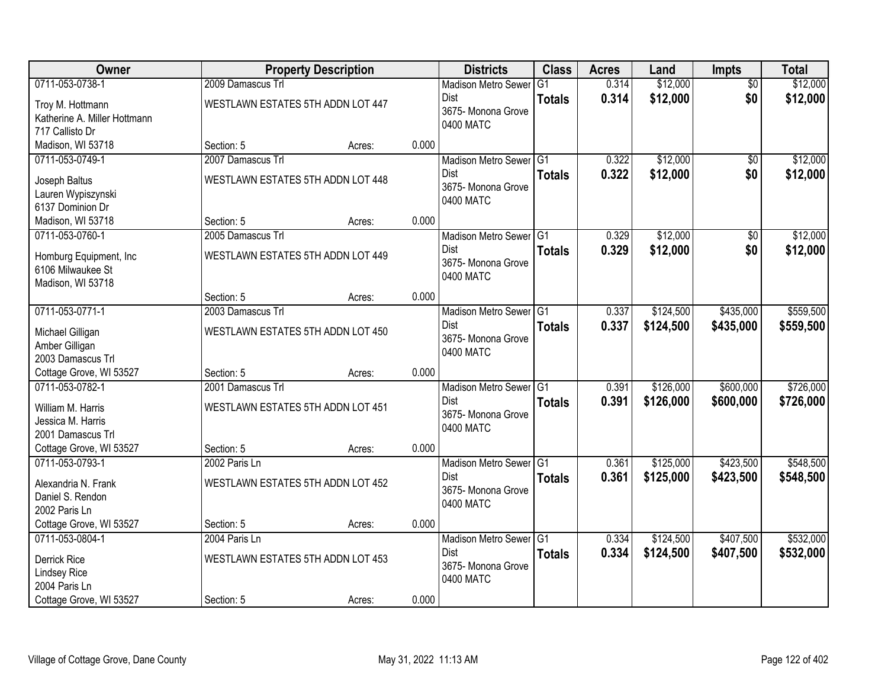| Owner | Property Description | | | Districts | Class | Acres | Land | Impts | Total |
|---|---|---|---|---|---|---|---|---|---|
| 0711-053-0738-1<br>Troy M. Hottmann<br>Katherine A. Miller Hottmann<br>717 Callisto Dr<br>Madison, WI 53718 | 2009 Damascus Trl<br>WESTLAWN ESTATES 5TH ADDN LOT 447<br>Section: 5 | Acres: | 0.000 | Madison Metro Sewer Dist<br>3675- Monona Grove<br>0400 MATC | G1<br>**Totals** | 0.314<br>**0.314** | $12,000<br>**$12,000** | $0<br>**$0** | $12,000<br>**$12,000** |
| 0711-053-0749-1<br>Joseph Baltus<br>Lauren Wypiszynski<br>6137 Dominion Dr<br>Madison, WI 53718 | 2007 Damascus Trl<br>WESTLAWN ESTATES 5TH ADDN LOT 448<br>Section: 5 | Acres: | 0.000 | Madison Metro Sewer Dist<br>3675- Monona Grove<br>0400 MATC | G1<br>**Totals** | 0.322<br>**0.322** | $12,000<br>**$12,000** | $0<br>**$0** | $12,000<br>**$12,000** |
| 0711-053-0760-1<br>Homburg Equipment, Inc<br>6106 Milwaukee St<br>Madison, WI 53718 | 2005 Damascus Trl<br>WESTLAWN ESTATES 5TH ADDN LOT 449<br>Section: 5 | Acres: | 0.000 | Madison Metro Sewer Dist<br>3675- Monona Grove<br>0400 MATC | G1<br>**Totals** | 0.329<br>**0.329** | $12,000<br>**$12,000** | $0<br>**$0** | $12,000<br>**$12,000** |
| 0711-053-0771-1<br>Michael Gilligan<br>Amber Gilligan<br>2003 Damascus Trl<br>Cottage Grove, WI 53527 | 2003 Damascus Trl<br>WESTLAWN ESTATES 5TH ADDN LOT 450<br>Section: 5 | Acres: | 0.000 | Madison Metro Sewer Dist<br>3675- Monona Grove<br>0400 MATC | G1<br>**Totals** | 0.337<br>**0.337** | $124,500<br>**$124,500** | $435,000<br>**$435,000** | $559,500<br>**$559,500** |
| 0711-053-0782-1<br>William M. Harris<br>Jessica M. Harris<br>2001 Damascus Trl<br>Cottage Grove, WI 53527 | 2001 Damascus Trl<br>WESTLAWN ESTATES 5TH ADDN LOT 451<br>Section: 5 | Acres: | 0.000 | Madison Metro Sewer Dist<br>3675- Monona Grove<br>0400 MATC | G1<br>**Totals** | 0.391<br>**0.391** | $126,000<br>**$126,000** | $600,000<br>**$600,000** | $726,000<br>**$726,000** |
| 0711-053-0793-1<br>Alexandria N. Frank<br>Daniel S. Rendon<br>2002 Paris Ln<br>Cottage Grove, WI 53527 | 2002 Paris Ln<br>WESTLAWN ESTATES 5TH ADDN LOT 452<br>Section: 5 | Acres: | 0.000 | Madison Metro Sewer Dist<br>3675- Monona Grove<br>0400 MATC | G1<br>**Totals** | 0.361<br>**0.361** | $125,000<br>**$125,000** | $423,500<br>**$423,500** | $548,500<br>**$548,500** |
| 0711-053-0804-1<br>Derrick Rice<br>Lindsey Rice<br>2004 Paris Ln<br>Cottage Grove, WI 53527 | 2004 Paris Ln<br>WESTLAWN ESTATES 5TH ADDN LOT 453<br>Section: 5 | Acres: | 0.000 | Madison Metro Sewer Dist<br>3675- Monona Grove<br>0400 MATC | G1<br>**Totals** | 0.334<br>**0.334** | $124,500<br>**$124,500** | $407,500<br>**$407,500** | $532,000<br>**$532,000** |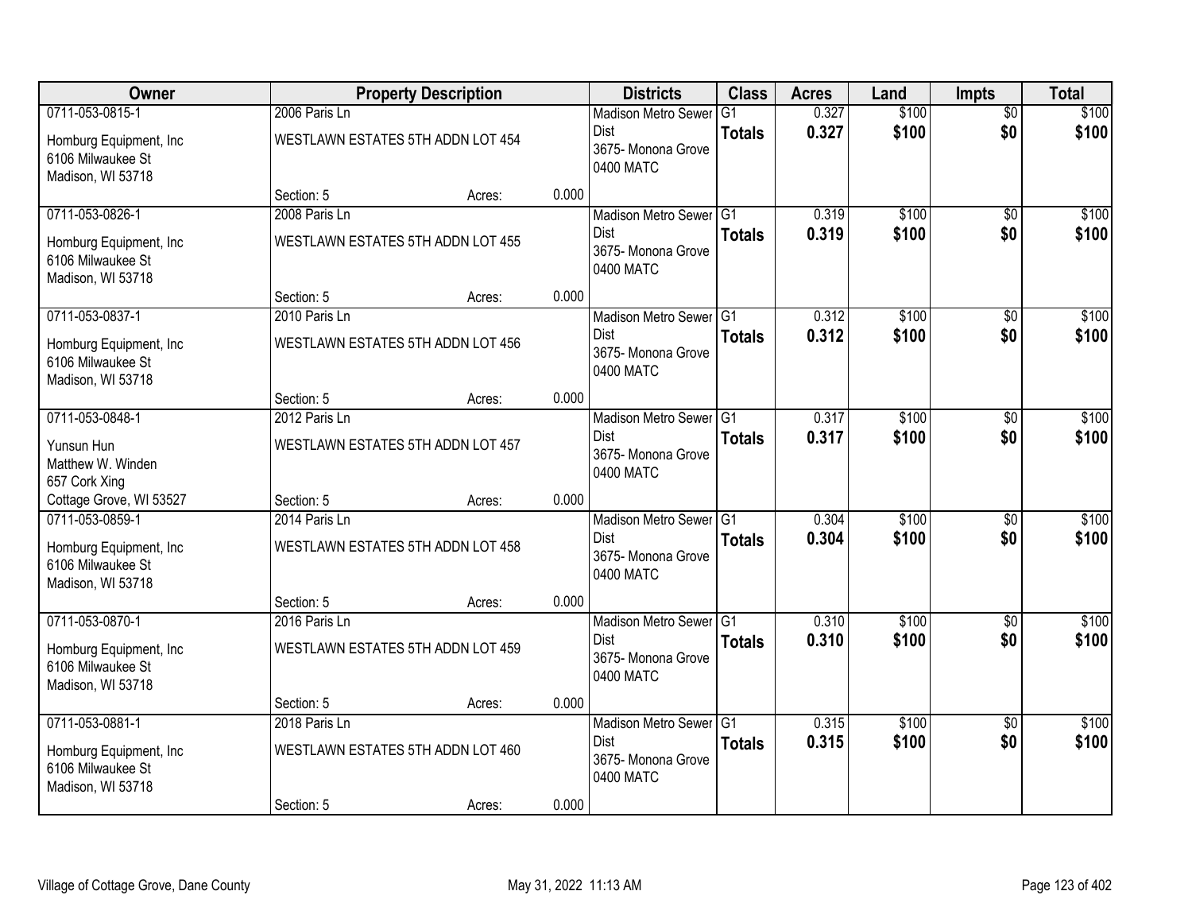| Owner | Property Description | | | Districts | Class | Acres | Land | Impts | Total |
|---|---|---|---|---|---|---|---|---|---|
| 0711-053-0815-1<br>Homburg Equipment, Inc<br>6106 Milwaukee St<br>Madison, WI 53718 | 2006 Paris Ln<br>WESTLAWN ESTATES 5TH ADDN LOT 454<br>Section: 5 | Acres: | 0.000 | Madison Metro Sewer Dist<br>3675- Monona Grove<br>0400 MATC | G1<br>**Totals** | 0.327<br>**0.327** | $100<br>**$100** | $0<br>**$0** | $100<br>**$100** |
| 0711-053-0826-1<br>Homburg Equipment, Inc<br>6106 Milwaukee St<br>Madison, WI 53718 | 2008 Paris Ln<br>WESTLAWN ESTATES 5TH ADDN LOT 455<br>Section: 5 | Acres: | 0.000 | Madison Metro Sewer Dist<br>3675- Monona Grove<br>0400 MATC | G1<br>**Totals** | 0.319<br>**0.319** | $100<br>**$100** | $0<br>**$0** | $100<br>**$100** |
| 0711-053-0837-1<br>Homburg Equipment, Inc<br>6106 Milwaukee St<br>Madison, WI 53718 | 2010 Paris Ln<br>WESTLAWN ESTATES 5TH ADDN LOT 456<br>Section: 5 | Acres: | 0.000 | Madison Metro Sewer Dist<br>3675- Monona Grove<br>0400 MATC | G1<br>**Totals** | 0.312<br>**0.312** | $100<br>**$100** | $0<br>**$0** | $100<br>**$100** |
| 0711-053-0848-1<br>Yunsun Hun<br>Matthew W. Winden<br>657 Cork Xing<br>Cottage Grove, WI 53527 | 2012 Paris Ln<br>WESTLAWN ESTATES 5TH ADDN LOT 457<br>Section: 5 | Acres: | 0.000 | Madison Metro Sewer Dist<br>3675- Monona Grove<br>0400 MATC | G1<br>**Totals** | 0.317<br>**0.317** | $100<br>**$100** | $0<br>**$0** | $100<br>**$100** |
| 0711-053-0859-1<br>Homburg Equipment, Inc<br>6106 Milwaukee St<br>Madison, WI 53718 | 2014 Paris Ln<br>WESTLAWN ESTATES 5TH ADDN LOT 458<br>Section: 5 | Acres: | 0.000 | Madison Metro Sewer Dist<br>3675- Monona Grove<br>0400 MATC | G1<br>**Totals** | 0.304<br>**0.304** | $100<br>**$100** | $0<br>**$0** | $100<br>**$100** |
| 0711-053-0870-1<br>Homburg Equipment, Inc<br>6106 Milwaukee St<br>Madison, WI 53718 | 2016 Paris Ln<br>WESTLAWN ESTATES 5TH ADDN LOT 459<br>Section: 5 | Acres: | 0.000 | Madison Metro Sewer Dist<br>3675- Monona Grove<br>0400 MATC | G1<br>**Totals** | 0.310<br>**0.310** | $100<br>**$100** | $0<br>**$0** | $100<br>**$100** |
| 0711-053-0881-1<br>Homburg Equipment, Inc<br>6106 Milwaukee St<br>Madison, WI 53718 | 2018 Paris Ln<br>WESTLAWN ESTATES 5TH ADDN LOT 460<br>Section: 5 | Acres: | 0.000 | Madison Metro Sewer Dist<br>3675- Monona Grove<br>0400 MATC | G1<br>**Totals** | 0.315<br>**0.315** | $100<br>**$100** | $0<br>**$0** | $100<br>**$100** |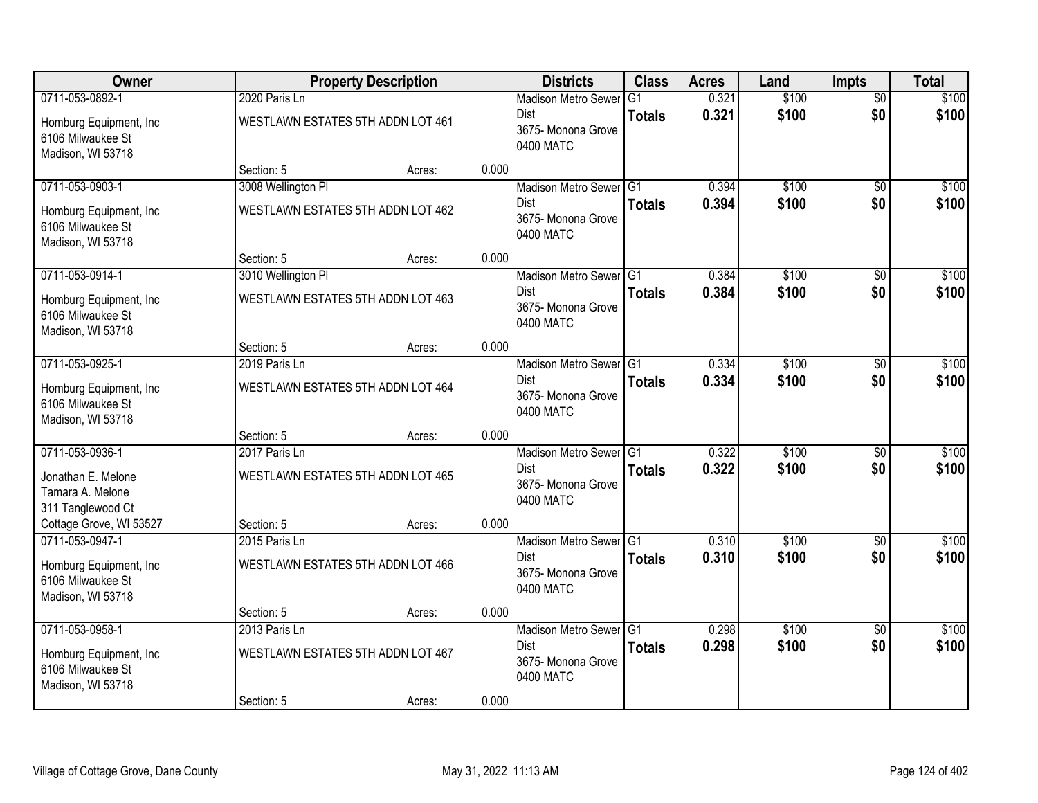| Owner | Property Description | | | Districts | Class | Acres | Land | Impts | Total |
|---|---|---|---|---|---|---|---|---|---|
| 0711-053-0892-1<br><br>Homburg Equipment, Inc<br>6106 Milwaukee St<br>Madison, WI 53718 | 2020 Paris Ln<br><br>WESTLAWN ESTATES 5TH ADDN LOT 461<br><br>Section: 5 | Acres: | 0.000 | Madison Metro Sewer Dist<br>3675- Monona Grove<br>0400 MATC | G1<br>**Totals** | 0.321<br>**0.321** | \$100<br>**\$100** | \$0<br>**\$0** | \$100<br>**\$100** |
| 0711-053-0903-1<br><br>Homburg Equipment, Inc<br>6106 Milwaukee St<br>Madison, WI 53718 | 3008 Wellington Pl<br><br>WESTLAWN ESTATES 5TH ADDN LOT 462<br><br>Section: 5 | Acres: | 0.000 | Madison Metro Sewer Dist<br>3675- Monona Grove<br>0400 MATC | G1<br>**Totals** | 0.394<br>**0.394** | \$100<br>**\$100** | \$0<br>**\$0** | \$100<br>**\$100** |
| 0711-053-0914-1<br><br>Homburg Equipment, Inc<br>6106 Milwaukee St<br>Madison, WI 53718 | 3010 Wellington Pl<br><br>WESTLAWN ESTATES 5TH ADDN LOT 463<br><br>Section: 5 | Acres: | 0.000 | Madison Metro Sewer Dist<br>3675- Monona Grove<br>0400 MATC | G1<br>**Totals** | 0.384<br>**0.384** | \$100<br>**\$100** | \$0<br>**\$0** | \$100<br>**\$100** |
| 0711-053-0925-1<br><br>Homburg Equipment, Inc<br>6106 Milwaukee St<br>Madison, WI 53718 | 2019 Paris Ln<br><br>WESTLAWN ESTATES 5TH ADDN LOT 464<br><br>Section: 5 | Acres: | 0.000 | Madison Metro Sewer Dist<br>3675- Monona Grove<br>0400 MATC | G1<br>**Totals** | 0.334<br>**0.334** | \$100<br>**\$100** | \$0<br>**\$0** | \$100<br>**\$100** |
| 0711-053-0936-1<br><br>Jonathan E. Melone<br>Tamara A. Melone<br>311 Tanglewood Ct<br>Cottage Grove, WI 53527 | 2017 Paris Ln<br><br>WESTLAWN ESTATES 5TH ADDN LOT 465<br><br>Section: 5 | Acres: | 0.000 | Madison Metro Sewer Dist<br>3675- Monona Grove<br>0400 MATC | G1<br>**Totals** | 0.322<br>**0.322** | \$100<br>**\$100** | \$0<br>**\$0** | \$100<br>**\$100** |
| 0711-053-0947-1<br><br>Homburg Equipment, Inc<br>6106 Milwaukee St<br>Madison, WI 53718 | 2015 Paris Ln<br><br>WESTLAWN ESTATES 5TH ADDN LOT 466<br><br>Section: 5 | Acres: | 0.000 | Madison Metro Sewer Dist<br>3675- Monona Grove<br>0400 MATC | G1<br>**Totals** | 0.310<br>**0.310** | \$100<br>**\$100** | \$0<br>**\$0** | \$100<br>**\$100** |
| 0711-053-0958-1<br><br>Homburg Equipment, Inc<br>6106 Milwaukee St<br>Madison, WI 53718 | 2013 Paris Ln<br><br>WESTLAWN ESTATES 5TH ADDN LOT 467<br><br>Section: 5 | Acres: | 0.000 | Madison Metro Sewer Dist<br>3675- Monona Grove<br>0400 MATC | G1<br>**Totals** | 0.298<br>**0.298** | \$100<br>**\$100** | \$0<br>**\$0** | \$100<br>**\$100** |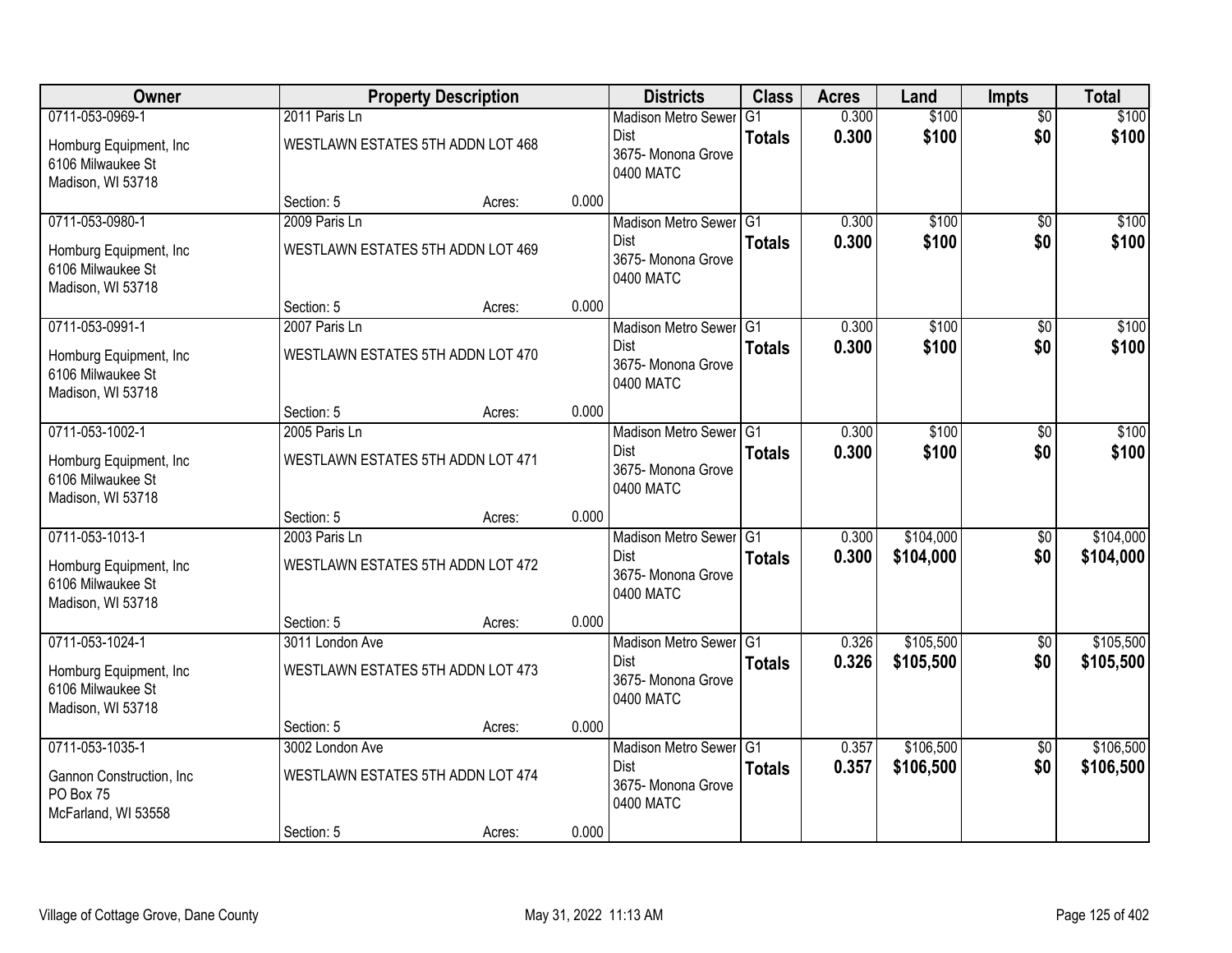| Owner | Property Description | | | Districts | Class | Acres | Land | Impts | Total |
|---|---|---|---|---|---|---|---|---|---|
| 0711-053-0969-1 | 2011 Paris Ln | | | Madison Metro Sewer Dist | G1 | 0.300 | $100 | $0 | $100 |
| Homburg Equipment, Inc<br>6106 Milwaukee St<br>Madison, WI 53718 | WESTLAWN ESTATES 5TH ADDN LOT 468 | | | 3675- Monona Grove<br>0400 MATC | **Totals** | **0.300** | **$100** | **$0** | **$100** |
| | Section: 5 | Acres: | 0.000 | | | | | | |
| 0711-053-0980-1 | 2009 Paris Ln | | | Madison Metro Sewer Dist | G1 | 0.300 | $100 | $0 | $100 |
| Homburg Equipment, Inc<br>6106 Milwaukee St<br>Madison, WI 53718 | WESTLAWN ESTATES 5TH ADDN LOT 469 | | | 3675- Monona Grove<br>0400 MATC | **Totals** | **0.300** | **$100** | **$0** | **$100** |
| | Section: 5 | Acres: | 0.000 | | | | | | |
| 0711-053-0991-1 | 2007 Paris Ln | | | Madison Metro Sewer Dist | G1 | 0.300 | $100 | $0 | $100 |
| Homburg Equipment, Inc<br>6106 Milwaukee St<br>Madison, WI 53718 | WESTLAWN ESTATES 5TH ADDN LOT 470 | | | 3675- Monona Grove<br>0400 MATC | **Totals** | **0.300** | **$100** | **$0** | **$100** |
| | Section: 5 | Acres: | 0.000 | | | | | | |
| 0711-053-1002-1 | 2005 Paris Ln | | | Madison Metro Sewer Dist | G1 | 0.300 | $100 | $0 | $100 |
| Homburg Equipment, Inc<br>6106 Milwaukee St<br>Madison, WI 53718 | WESTLAWN ESTATES 5TH ADDN LOT 471 | | | 3675- Monona Grove<br>0400 MATC | **Totals** | **0.300** | **$100** | **$0** | **$100** |
| | Section: 5 | Acres: | 0.000 | | | | | | |
| 0711-053-1013-1 | 2003 Paris Ln | | | Madison Metro Sewer Dist | G1 | 0.300 | $104,000 | $0 | $104,000 |
| Homburg Equipment, Inc<br>6106 Milwaukee St<br>Madison, WI 53718 | WESTLAWN ESTATES 5TH ADDN LOT 472 | | | 3675- Monona Grove<br>0400 MATC | **Totals** | **0.300** | **$104,000** | **$0** | **$104,000** |
| | Section: 5 | Acres: | 0.000 | | | | | | |
| 0711-053-1024-1 | 3011 London Ave | | | Madison Metro Sewer Dist | G1 | 0.326 | $105,500 | $0 | $105,500 |
| Homburg Equipment, Inc<br>6106 Milwaukee St<br>Madison, WI 53718 | WESTLAWN ESTATES 5TH ADDN LOT 473 | | | 3675- Monona Grove<br>0400 MATC | **Totals** | **0.326** | **$105,500** | **$0** | **$105,500** |
| | Section: 5 | Acres: | 0.000 | | | | | | |
| 0711-053-1035-1 | 3002 London Ave | | | Madison Metro Sewer Dist | G1 | 0.357 | $106,500 | $0 | $106,500 |
| Gannon Construction, Inc<br>PO Box 75<br>McFarland, WI 53558 | WESTLAWN ESTATES 5TH ADDN LOT 474 | | | 3675- Monona Grove<br>0400 MATC | **Totals** | **0.357** | **$106,500** | **$0** | **$106,500** |
| | Section: 5 | Acres: | 0.000 | | | | | | |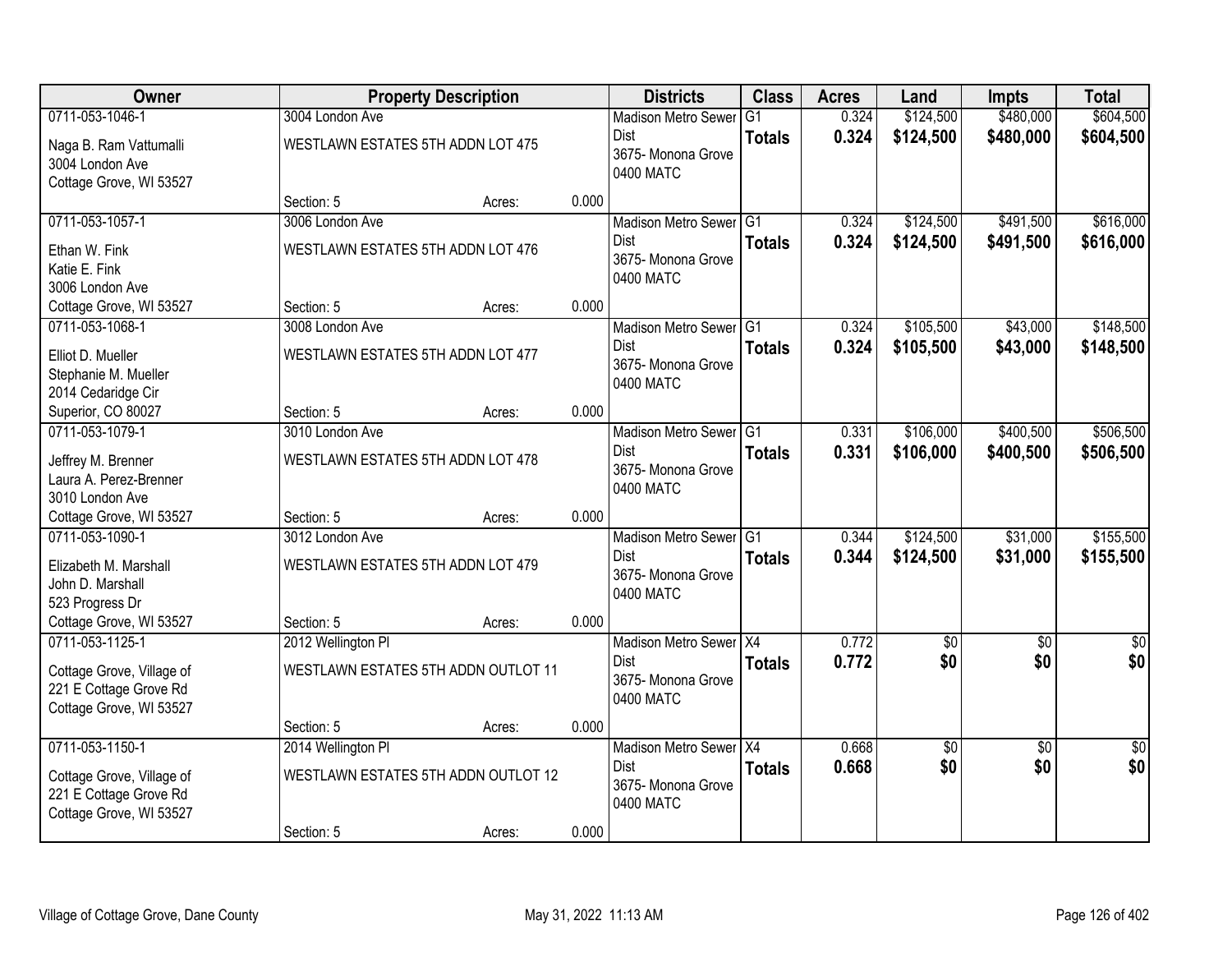| Owner | Property Description | | | Districts | Class | Acres | Land | Impts | Total |
|---|---|---|---|---|---|---|---|---|---|
| 0711-053-1046-1<br>Naga B. Ram Vattumalli<br>3004 London Ave<br>Cottage Grove, WI 53527 | 3004 London Ave<br>WESTLAWN ESTATES 5TH ADDN LOT 475<br>Section: 5 | Acres: | 0.000 | Madison Metro Sewer Dist<br>3675- Monona Grove<br>0400 MATC | G1<br>**Totals** | 0.324<br>**0.324** | $124,500<br>**$124,500** | $480,000<br>**$480,000** | $604,500<br>**$604,500** |
| 0711-053-1057-1<br>Ethan W. Fink<br>Katie E. Fink<br>3006 London Ave<br>Cottage Grove, WI 53527 | 3006 London Ave<br>WESTLAWN ESTATES 5TH ADDN LOT 476<br>Section: 5 | Acres: | 0.000 | Madison Metro Sewer Dist<br>3675- Monona Grove<br>0400 MATC | G1<br>**Totals** | 0.324<br>**0.324** | $124,500<br>**$124,500** | $491,500<br>**$491,500** | $616,000<br>**$616,000** |
| 0711-053-1068-1<br>Elliot D. Mueller<br>Stephanie M. Mueller<br>2014 Cedaridge Cir<br>Superior, CO 80027 | 3008 London Ave<br>WESTLAWN ESTATES 5TH ADDN LOT 477<br>Section: 5 | Acres: | 0.000 | Madison Metro Sewer Dist<br>3675- Monona Grove<br>0400 MATC | G1<br>**Totals** | 0.324<br>**0.324** | $105,500<br>**$105,500** | $43,000<br>**$43,000** | $148,500<br>**$148,500** |
| 0711-053-1079-1<br>Jeffrey M. Brenner<br>Laura A. Perez-Brenner<br>3010 London Ave<br>Cottage Grove, WI 53527 | 3010 London Ave<br>WESTLAWN ESTATES 5TH ADDN LOT 478<br>Section: 5 | Acres: | 0.000 | Madison Metro Sewer Dist<br>3675- Monona Grove<br>0400 MATC | G1<br>**Totals** | 0.331<br>**0.331** | $106,000<br>**$106,000** | $400,500<br>**$400,500** | $506,500<br>**$506,500** |
| 0711-053-1090-1<br>Elizabeth M. Marshall<br>John D. Marshall<br>523 Progress Dr<br>Cottage Grove, WI 53527 | 3012 London Ave<br>WESTLAWN ESTATES 5TH ADDN LOT 479<br>Section: 5 | Acres: | 0.000 | Madison Metro Sewer Dist<br>3675- Monona Grove<br>0400 MATC | G1<br>**Totals** | 0.344<br>**0.344** | $124,500<br>**$124,500** | $31,000<br>**$31,000** | $155,500<br>**$155,500** |
| 0711-053-1125-1<br>Cottage Grove, Village of<br>221 E Cottage Grove Rd<br>Cottage Grove, WI 53527 | 2012 Wellington Pl<br>WESTLAWN ESTATES 5TH ADDN OUTLOT 11<br>Section: 5 | Acres: | 0.000 | Madison Metro Sewer Dist<br>3675- Monona Grove<br>0400 MATC | X4<br>**Totals** | 0.772<br>**0.772** | $0<br>**$0** | $0<br>**$0** | $0<br>**$0** |
| 0711-053-1150-1<br>Cottage Grove, Village of<br>221 E Cottage Grove Rd<br>Cottage Grove, WI 53527 | 2014 Wellington Pl<br>WESTLAWN ESTATES 5TH ADDN OUTLOT 12<br>Section: 5 | Acres: | 0.000 | Madison Metro Sewer Dist<br>3675- Monona Grove<br>0400 MATC | X4<br>**Totals** | 0.668<br>**0.668** | $0<br>**$0** | $0<br>**$0** | $0<br>**$0** |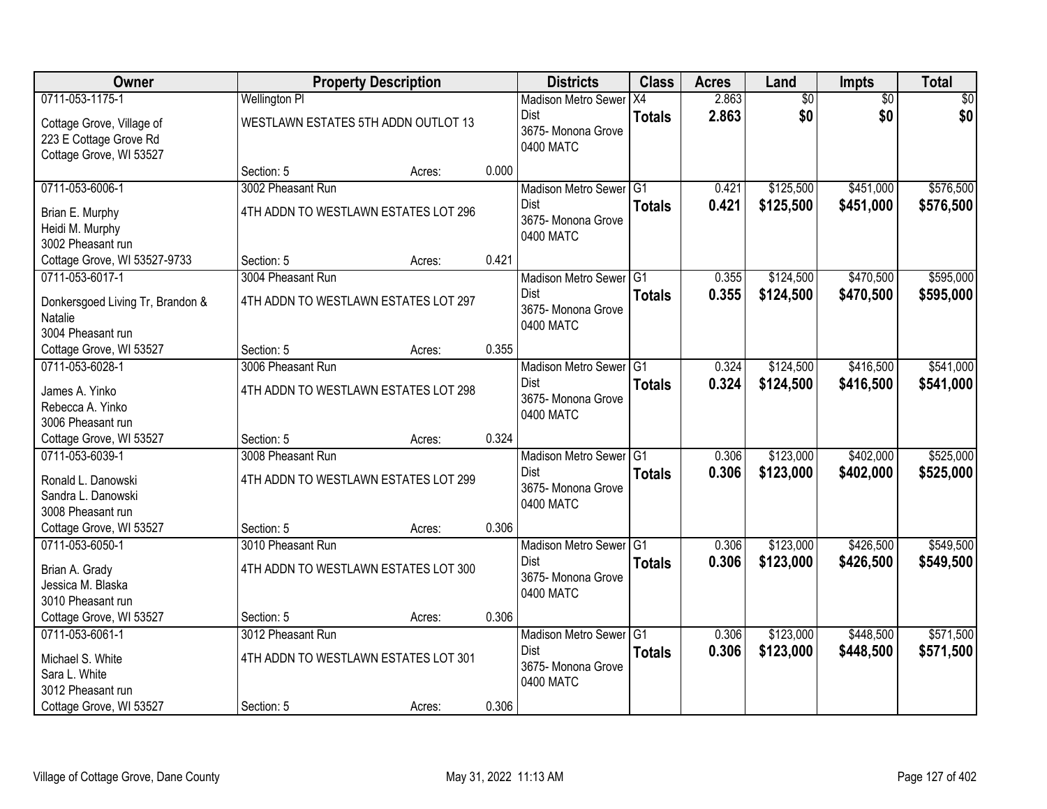| Owner | Property Description | | | Districts | Class | Acres | Land | Impts | Total |
|---|---|---|---|---|---|---|---|---|---|
| 0711-053-1175-1<br>Cottage Grove, Village of<br>223 E Cottage Grove Rd<br>Cottage Grove, WI 53527 | Wellington Pl<br>WESTLAWN ESTATES 5TH ADDN OUTLOT 13<br>Section: 5 | Acres: | 0.000 | Madison Metro Sewer Dist<br>3675- Monona Grove<br>0400 MATC | X4<br>**Totals** | 2.863<br>**2.863** | $0<br>**$0** | $0<br>**$0** | $0<br>**$0** |
| 0711-053-6006-1<br>Brian E. Murphy<br>Heidi M. Murphy<br>3002 Pheasant run<br>Cottage Grove, WI 53527-9733 | 3002 Pheasant Run<br>4TH ADDN TO WESTLAWN ESTATES LOT 296<br>Section: 5 | Acres: | 0.421 | Madison Metro Sewer Dist<br>3675- Monona Grove<br>0400 MATC | G1<br>**Totals** | 0.421<br>**0.421** | $125,500<br>**$125,500** | $451,000<br>**$451,000** | $576,500<br>**$576,500** |
| 0711-053-6017-1<br>Donkersgoed Living Tr, Brandon & Natalie<br>3004 Pheasant run<br>Cottage Grove, WI 53527 | 3004 Pheasant Run<br>4TH ADDN TO WESTLAWN ESTATES LOT 297<br>Section: 5 | Acres: | 0.355 | Madison Metro Sewer Dist<br>3675- Monona Grove<br>0400 MATC | G1<br>**Totals** | 0.355<br>**0.355** | $124,500<br>**$124,500** | $470,500<br>**$470,500** | $595,000<br>**$595,000** |
| 0711-053-6028-1<br>James A. Yinko<br>Rebecca A. Yinko<br>3006 Pheasant run<br>Cottage Grove, WI 53527 | 3006 Pheasant Run<br>4TH ADDN TO WESTLAWN ESTATES LOT 298<br>Section: 5 | Acres: | 0.324 | Madison Metro Sewer Dist<br>3675- Monona Grove<br>0400 MATC | G1<br>**Totals** | 0.324<br>**0.324** | $124,500<br>**$124,500** | $416,500<br>**$416,500** | $541,000<br>**$541,000** |
| 0711-053-6039-1<br>Ronald L. Danowski<br>Sandra L. Danowski<br>3008 Pheasant run<br>Cottage Grove, WI 53527 | 3008 Pheasant Run<br>4TH ADDN TO WESTLAWN ESTATES LOT 299<br>Section: 5 | Acres: | 0.306 | Madison Metro Sewer Dist<br>3675- Monona Grove<br>0400 MATC | G1<br>**Totals** | 0.306<br>**0.306** | $123,000<br>**$123,000** | $402,000<br>**$402,000** | $525,000<br>**$525,000** |
| 0711-053-6050-1<br>Brian A. Grady<br>Jessica M. Blaska<br>3010 Pheasant run<br>Cottage Grove, WI 53527 | 3010 Pheasant Run<br>4TH ADDN TO WESTLAWN ESTATES LOT 300<br>Section: 5 | Acres: | 0.306 | Madison Metro Sewer Dist<br>3675- Monona Grove<br>0400 MATC | G1<br>**Totals** | 0.306<br>**0.306** | $123,000<br>**$123,000** | $426,500<br>**$426,500** | $549,500<br>**$549,500** |
| 0711-053-6061-1<br>Michael S. White<br>Sara L. White<br>3012 Pheasant run<br>Cottage Grove, WI 53527 | 3012 Pheasant Run<br>4TH ADDN TO WESTLAWN ESTATES LOT 301<br>Section: 5 | Acres: | 0.306 | Madison Metro Sewer Dist<br>3675- Monona Grove<br>0400 MATC | G1<br>**Totals** | 0.306<br>**0.306** | $123,000<br>**$123,000** | $448,500<br>**$448,500** | $571,500<br>**$571,500** |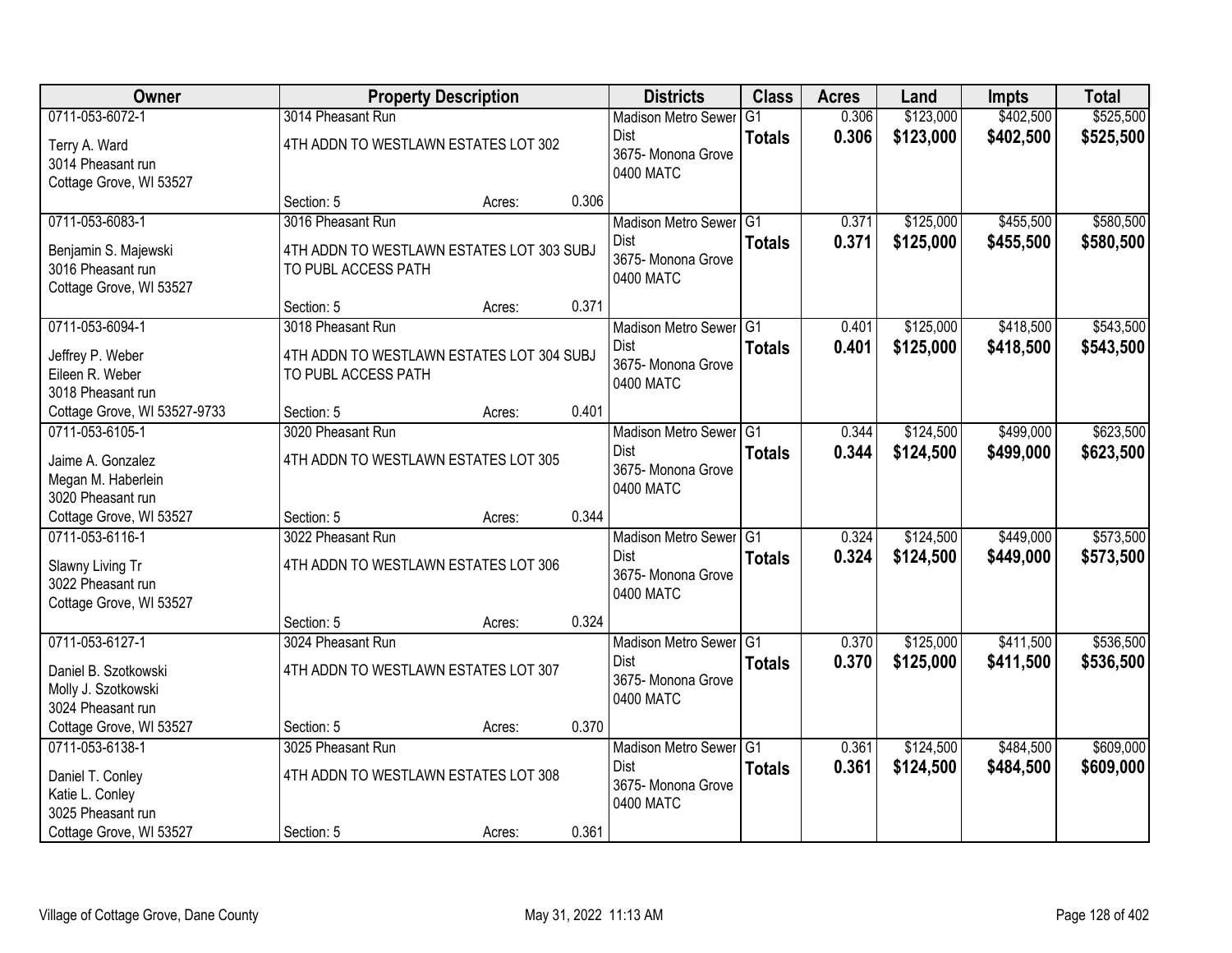| Owner | Property Description | | | Districts | Class | Acres | Land | Impts | Total |
|---|---|---|---|---|---|---|---|---|---|
| 0711-053-6072-1<br>Terry A. Ward<br>3014 Pheasant run<br>Cottage Grove, WI 53527 | 3014 Pheasant Run<br>4TH ADDN TO WESTLAWN ESTATES LOT 302<br>Section: 5 | Acres: | 0.306 | Madison Metro Sewer Dist<br>3675- Monona Grove<br>0400 MATC | G1<br>**Totals** | 0.306<br>**0.306** | $123,000<br>**$123,000** | $402,500<br>**$402,500** | $525,500<br>**$525,500** |
| 0711-053-6083-1<br>Benjamin S. Majewski<br>3016 Pheasant run<br>Cottage Grove, WI 53527 | 3016 Pheasant Run<br>4TH ADDN TO WESTLAWN ESTATES LOT 303 SUBJ TO PUBL ACCESS PATH<br>Section: 5 | Acres: | 0.371 | Madison Metro Sewer Dist<br>3675- Monona Grove<br>0400 MATC | G1<br>**Totals** | 0.371<br>**0.371** | $125,000<br>**$125,000** | $455,500<br>**$455,500** | $580,500<br>**$580,500** |
| 0711-053-6094-1<br>Jeffrey P. Weber<br>Eileen R. Weber<br>3018 Pheasant run<br>Cottage Grove, WI 53527-9733 | 3018 Pheasant Run<br>4TH ADDN TO WESTLAWN ESTATES LOT 304 SUBJ TO PUBL ACCESS PATH<br>Section: 5 | Acres: | 0.401 | Madison Metro Sewer Dist<br>3675- Monona Grove<br>0400 MATC | G1<br>**Totals** | 0.401<br>**0.401** | $125,000<br>**$125,000** | $418,500<br>**$418,500** | $543,500<br>**$543,500** |
| 0711-053-6105-1<br>Jaime A. Gonzalez<br>Megan M. Haberlein<br>3020 Pheasant run<br>Cottage Grove, WI 53527 | 3020 Pheasant Run<br>4TH ADDN TO WESTLAWN ESTATES LOT 305<br>Section: 5 | Acres: | 0.344 | Madison Metro Sewer Dist<br>3675- Monona Grove<br>0400 MATC | G1<br>**Totals** | 0.344<br>**0.344** | $124,500<br>**$124,500** | $499,000<br>**$499,000** | $623,500<br>**$623,500** |
| 0711-053-6116-1<br>Slawny Living Tr<br>3022 Pheasant run<br>Cottage Grove, WI 53527 | 3022 Pheasant Run<br>4TH ADDN TO WESTLAWN ESTATES LOT 306<br>Section: 5 | Acres: | 0.324 | Madison Metro Sewer Dist<br>3675- Monona Grove<br>0400 MATC | G1<br>**Totals** | 0.324<br>**0.324** | $124,500<br>**$124,500** | $449,000<br>**$449,000** | $573,500<br>**$573,500** |
| 0711-053-6127-1<br>Daniel B. Szotkowski<br>Molly J. Szotkowski<br>3024 Pheasant run<br>Cottage Grove, WI 53527 | 3024 Pheasant Run<br>4TH ADDN TO WESTLAWN ESTATES LOT 307<br>Section: 5 | Acres: | 0.370 | Madison Metro Sewer Dist<br>3675- Monona Grove<br>0400 MATC | G1<br>**Totals** | 0.370<br>**0.370** | $125,000<br>**$125,000** | $411,500<br>**$411,500** | $536,500<br>**$536,500** |
| 0711-053-6138-1<br>Daniel T. Conley<br>Katie L. Conley<br>3025 Pheasant run<br>Cottage Grove, WI 53527 | 3025 Pheasant Run<br>4TH ADDN TO WESTLAWN ESTATES LOT 308<br>Section: 5 | Acres: | 0.361 | Madison Metro Sewer Dist<br>3675- Monona Grove<br>0400 MATC | G1<br>**Totals** | 0.361<br>**0.361** | $124,500<br>**$124,500** | $484,500<br>**$484,500** | $609,000<br>**$609,000** |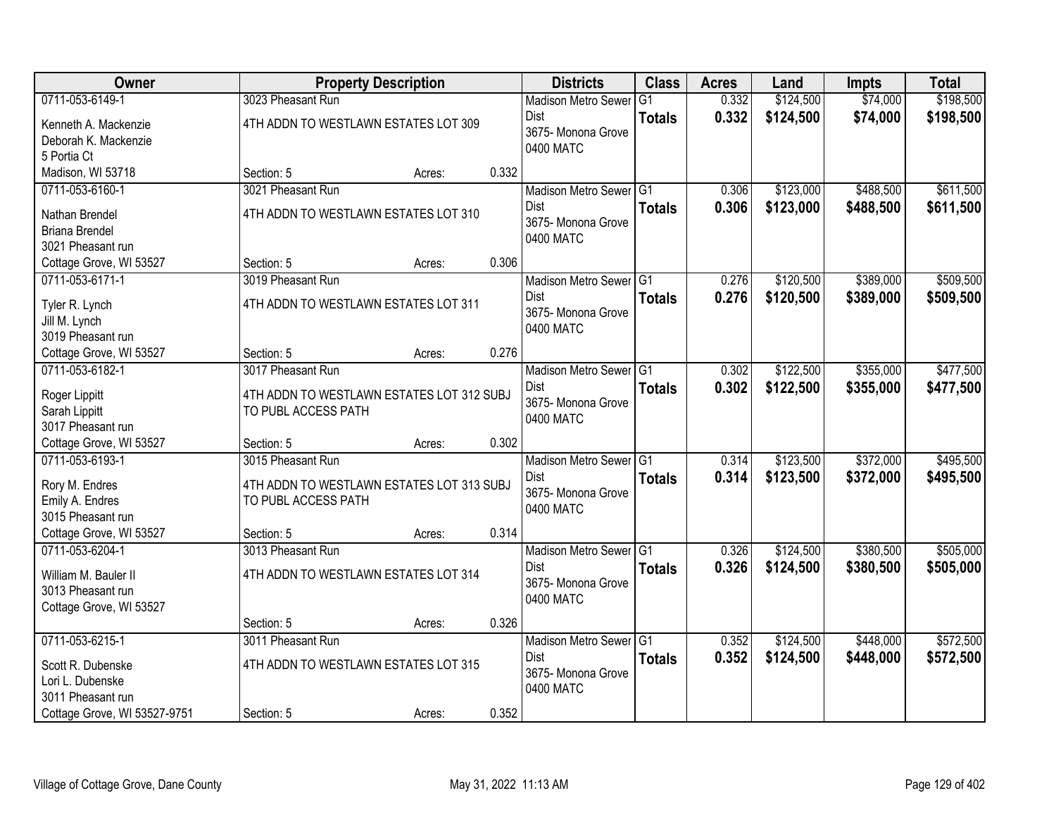| Owner | Property Description | | | Districts | Class | Acres | Land | Impts | Total |
|---|---|---|---|---|---|---|---|---|---|
| 0711-053-6149-1<br>Kenneth A. Mackenzie<br>Deborah K. Mackenzie<br>5 Portia Ct<br>Madison, WI 53718 | 3023 Pheasant Run<br>4TH ADDN TO WESTLAWN ESTATES LOT 309<br>Section: 5 | Acres: | 0.332 | Madison Metro Sewer Dist<br>3675- Monona Grove<br>0400 MATC | G1<br>**Totals** | 0.332<br>**0.332** | $124,500<br>**$124,500** | $74,000<br>**$74,000** | $198,500<br>**$198,500** |
| 0711-053-6160-1<br>Nathan Brendel<br>Briana Brendel<br>3021 Pheasant run<br>Cottage Grove, WI 53527 | 3021 Pheasant Run<br>4TH ADDN TO WESTLAWN ESTATES LOT 310<br>Section: 5 | Acres: | 0.306 | Madison Metro Sewer Dist<br>3675- Monona Grove<br>0400 MATC | G1<br>**Totals** | 0.306<br>**0.306** | $123,000<br>**$123,000** | $488,500<br>**$488,500** | $611,500<br>**$611,500** |
| 0711-053-6171-1<br>Tyler R. Lynch<br>Jill M. Lynch<br>3019 Pheasant run<br>Cottage Grove, WI 53527 | 3019 Pheasant Run<br>4TH ADDN TO WESTLAWN ESTATES LOT 311<br>Section: 5 | Acres: | 0.276 | Madison Metro Sewer Dist<br>3675- Monona Grove<br>0400 MATC | G1<br>**Totals** | 0.276<br>**0.276** | $120,500<br>**$120,500** | $389,000<br>**$389,000** | $509,500<br>**$509,500** |
| 0711-053-6182-1<br>Roger Lippitt<br>Sarah Lippitt<br>3017 Pheasant run<br>Cottage Grove, WI 53527 | 3017 Pheasant Run<br>4TH ADDN TO WESTLAWN ESTATES LOT 312 SUBJ TO PUBL ACCESS PATH<br>Section: 5 | Acres: | 0.302 | Madison Metro Sewer Dist<br>3675- Monona Grove<br>0400 MATC | G1<br>**Totals** | 0.302<br>**0.302** | $122,500<br>**$122,500** | $355,000<br>**$355,000** | $477,500<br>**$477,500** |
| 0711-053-6193-1<br>Rory M. Endres<br>Emily A. Endres<br>3015 Pheasant run<br>Cottage Grove, WI 53527 | 3015 Pheasant Run<br>4TH ADDN TO WESTLAWN ESTATES LOT 313 SUBJ TO PUBL ACCESS PATH<br>Section: 5 | Acres: | 0.314 | Madison Metro Sewer Dist<br>3675- Monona Grove<br>0400 MATC | G1<br>**Totals** | 0.314<br>**0.314** | $123,500<br>**$123,500** | $372,000<br>**$372,000** | $495,500<br>**$495,500** |
| 0711-053-6204-1<br>William M. Bauler II<br>3013 Pheasant run<br>Cottage Grove, WI 53527 | 3013 Pheasant Run<br>4TH ADDN TO WESTLAWN ESTATES LOT 314<br>Section: 5 | Acres: | 0.326 | Madison Metro Sewer Dist<br>3675- Monona Grove<br>0400 MATC | G1<br>**Totals** | 0.326<br>**0.326** | $124,500<br>**$124,500** | $380,500<br>**$380,500** | $505,000<br>**$505,000** |
| 0711-053-6215-1<br>Scott R. Dubenske<br>Lori L. Dubenske<br>3011 Pheasant run<br>Cottage Grove, WI 53527-9751 | 3011 Pheasant Run<br>4TH ADDN TO WESTLAWN ESTATES LOT 315<br>Section: 5 | Acres: | 0.352 | Madison Metro Sewer Dist<br>3675- Monona Grove<br>0400 MATC | G1<br>**Totals** | 0.352<br>**0.352** | $124,500<br>**$124,500** | $448,000<br>**$448,000** | $572,500<br>**$572,500** |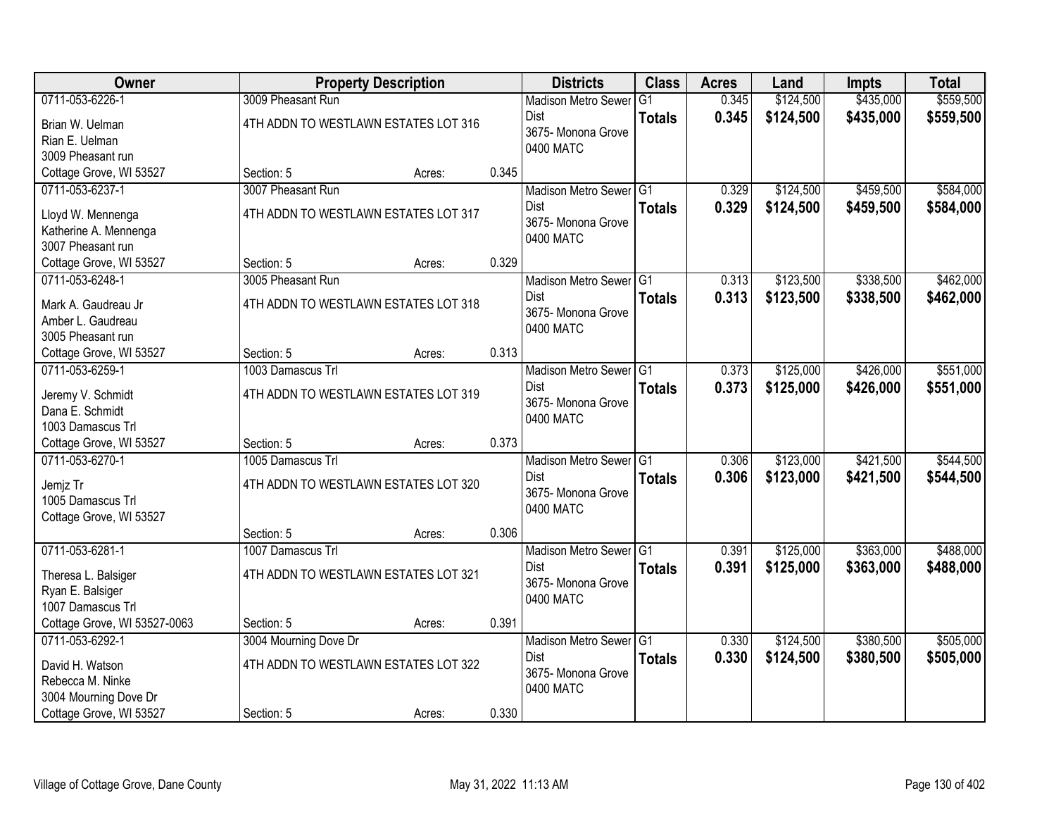| Owner | Property Description | | | Districts | Class | Acres | Land | Impts | Total |
|---|---|---|---|---|---|---|---|---|---|
| 0711-053-6226-1<br>Brian W. Uelman<br>Rian E. Uelman<br>3009 Pheasant run<br>Cottage Grove, WI 53527 | 3009 Pheasant Run<br>4TH ADDN TO WESTLAWN ESTATES LOT 316<br>Section: 5 | Acres: | 0.345 | Madison Metro Sewer Dist<br>3675- Monona Grove<br>0400 MATC | G1<br>**Totals** | 0.345<br>**0.345** | $124,500<br>**$124,500** | $435,000<br>**$435,000** | $559,500<br>**$559,500** |
| 0711-053-6237-1<br>Lloyd W. Mennenga<br>Katherine A. Mennenga<br>3007 Pheasant run<br>Cottage Grove, WI 53527 | 3007 Pheasant Run<br>4TH ADDN TO WESTLAWN ESTATES LOT 317<br>Section: 5 | Acres: | 0.329 | Madison Metro Sewer Dist<br>3675- Monona Grove<br>0400 MATC | G1<br>**Totals** | 0.329<br>**0.329** | $124,500<br>**$124,500** | $459,500<br>**$459,500** | $584,000<br>**$584,000** |
| 0711-053-6248-1<br>Mark A. Gaudreau Jr<br>Amber L. Gaudreau<br>3005 Pheasant run<br>Cottage Grove, WI 53527 | 3005 Pheasant Run<br>4TH ADDN TO WESTLAWN ESTATES LOT 318<br>Section: 5 | Acres: | 0.313 | Madison Metro Sewer Dist<br>3675- Monona Grove<br>0400 MATC | G1<br>**Totals** | 0.313<br>**0.313** | $123,500<br>**$123,500** | $338,500<br>**$338,500** | $462,000<br>**$462,000** |
| 0711-053-6259-1<br>Jeremy V. Schmidt<br>Dana E. Schmidt<br>1003 Damascus Trl<br>Cottage Grove, WI 53527 | 1003 Damascus Trl<br>4TH ADDN TO WESTLAWN ESTATES LOT 319<br>Section: 5 | Acres: | 0.373 | Madison Metro Sewer Dist<br>3675- Monona Grove<br>0400 MATC | G1<br>**Totals** | 0.373<br>**0.373** | $125,000<br>**$125,000** | $426,000<br>**$426,000** | $551,000<br>**$551,000** |
| 0711-053-6270-1<br>Jemjz Tr<br>1005 Damascus Trl<br>Cottage Grove, WI 53527 | 1005 Damascus Trl<br>4TH ADDN TO WESTLAWN ESTATES LOT 320<br>Section: 5 | Acres: | 0.306 | Madison Metro Sewer Dist<br>3675- Monona Grove<br>0400 MATC | G1<br>**Totals** | 0.306<br>**0.306** | $123,000<br>**$123,000** | $421,500<br>**$421,500** | $544,500<br>**$544,500** |
| 0711-053-6281-1<br>Theresa L. Balsiger<br>Ryan E. Balsiger<br>1007 Damascus Trl<br>Cottage Grove, WI 53527-0063 | 1007 Damascus Trl<br>4TH ADDN TO WESTLAWN ESTATES LOT 321<br>Section: 5 | Acres: | 0.391 | Madison Metro Sewer Dist<br>3675- Monona Grove<br>0400 MATC | G1<br>**Totals** | 0.391<br>**0.391** | $125,000<br>**$125,000** | $363,000<br>**$363,000** | $488,000<br>**$488,000** |
| 0711-053-6292-1<br>David H. Watson<br>Rebecca M. Ninke<br>3004 Mourning Dove Dr<br>Cottage Grove, WI 53527 | 3004 Mourning Dove Dr<br>4TH ADDN TO WESTLAWN ESTATES LOT 322<br>Section: 5 | Acres: | 0.330 | Madison Metro Sewer Dist<br>3675- Monona Grove<br>0400 MATC | G1<br>**Totals** | 0.330<br>**0.330** | $124,500<br>**$124,500** | $380,500<br>**$380,500** | $505,000<br>**$505,000** |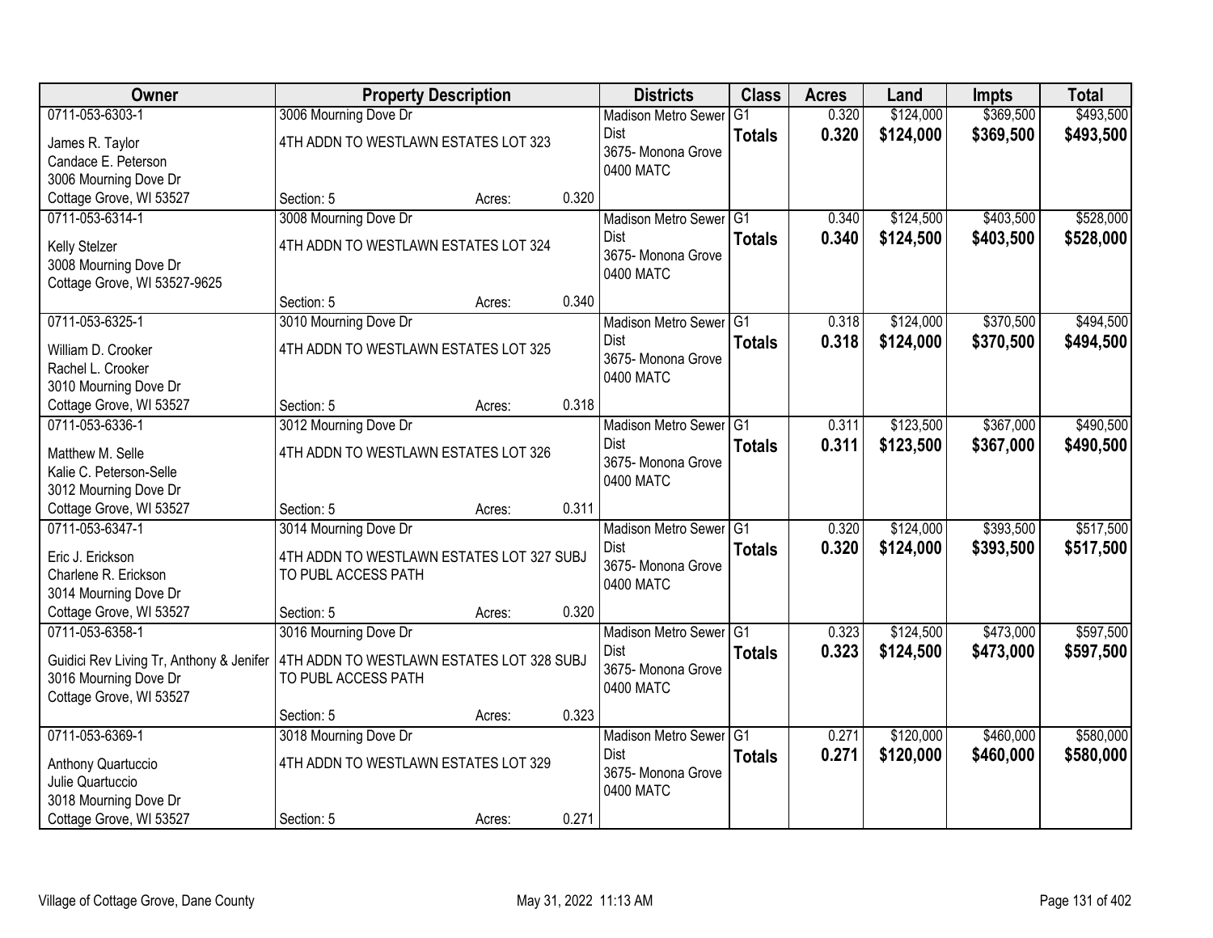| Owner | Property Description | | | Districts | Class | Acres | Land | Impts | Total |
|---|---|---|---|---|---|---|---|---|---|
| 0711-053-6303-1<br>James R. Taylor<br>Candace E. Peterson<br>3006 Mourning Dove Dr<br>Cottage Grove, WI 53527 | 3006 Mourning Dove Dr<br>4TH ADDN TO WESTLAWN ESTATES LOT 323<br>Section: 5 | Acres: | 0.320 | Madison Metro Sewer Dist<br>3675- Monona Grove<br>0400 MATC | G1<br>**Totals** | 0.320<br>**0.320** | $124,000<br>**$124,000** | $369,500<br>**$369,500** | $493,500<br>**$493,500** |
| 0711-053-6314-1<br>Kelly Stelzer<br>3008 Mourning Dove Dr<br>Cottage Grove, WI 53527-9625 | 3008 Mourning Dove Dr<br>4TH ADDN TO WESTLAWN ESTATES LOT 324<br>Section: 5 | Acres: | 0.340 | Madison Metro Sewer Dist<br>3675- Monona Grove<br>0400 MATC | G1<br>**Totals** | 0.340<br>**0.340** | $124,500<br>**$124,500** | $403,500<br>**$403,500** | $528,000<br>**$528,000** |
| 0711-053-6325-1<br>William D. Crooker<br>Rachel L. Crooker<br>3010 Mourning Dove Dr<br>Cottage Grove, WI 53527 | 3010 Mourning Dove Dr<br>4TH ADDN TO WESTLAWN ESTATES LOT 325<br>Section: 5 | Acres: | 0.318 | Madison Metro Sewer Dist<br>3675- Monona Grove<br>0400 MATC | G1<br>**Totals** | 0.318<br>**0.318** | $124,000<br>**$124,000** | $370,500<br>**$370,500** | $494,500<br>**$494,500** |
| 0711-053-6336-1<br>Matthew M. Selle<br>Kalie C. Peterson-Selle<br>3012 Mourning Dove Dr<br>Cottage Grove, WI 53527 | 3012 Mourning Dove Dr<br>4TH ADDN TO WESTLAWN ESTATES LOT 326<br>Section: 5 | Acres: | 0.311 | Madison Metro Sewer Dist<br>3675- Monona Grove<br>0400 MATC | G1<br>**Totals** | 0.311<br>**0.311** | $123,500<br>**$123,500** | $367,000<br>**$367,000** | $490,500<br>**$490,500** |
| 0711-053-6347-1<br>Eric J. Erickson<br>Charlene R. Erickson<br>3014 Mourning Dove Dr<br>Cottage Grove, WI 53527 | 3014 Mourning Dove Dr<br>4TH ADDN TO WESTLAWN ESTATES LOT 327 SUBJ TO PUBL ACCESS PATH<br>Section: 5 | Acres: | 0.320 | Madison Metro Sewer Dist<br>3675- Monona Grove<br>0400 MATC | G1<br>**Totals** | 0.320<br>**0.320** | $124,000<br>**$124,000** | $393,500<br>**$393,500** | $517,500<br>**$517,500** |
| 0711-053-6358-1<br>Guidici Rev Living Tr, Anthony & Jenifer<br>3016 Mourning Dove Dr<br>Cottage Grove, WI 53527 | 3016 Mourning Dove Dr<br>4TH ADDN TO WESTLAWN ESTATES LOT 328 SUBJ TO PUBL ACCESS PATH<br>Section: 5 | Acres: | 0.323 | Madison Metro Sewer Dist<br>3675- Monona Grove<br>0400 MATC | G1<br>**Totals** | 0.323<br>**0.323** | $124,500<br>**$124,500** | $473,000<br>**$473,000** | $597,500<br>**$597,500** |
| 0711-053-6369-1<br>Anthony Quartuccio<br>Julie Quartuccio<br>3018 Mourning Dove Dr<br>Cottage Grove, WI 53527 | 3018 Mourning Dove Dr<br>4TH ADDN TO WESTLAWN ESTATES LOT 329<br>Section: 5 | Acres: | 0.271 | Madison Metro Sewer Dist<br>3675- Monona Grove<br>0400 MATC | G1<br>**Totals** | 0.271<br>**0.271** | $120,000<br>**$120,000** | $460,000<br>**$460,000** | $580,000<br>**$580,000** |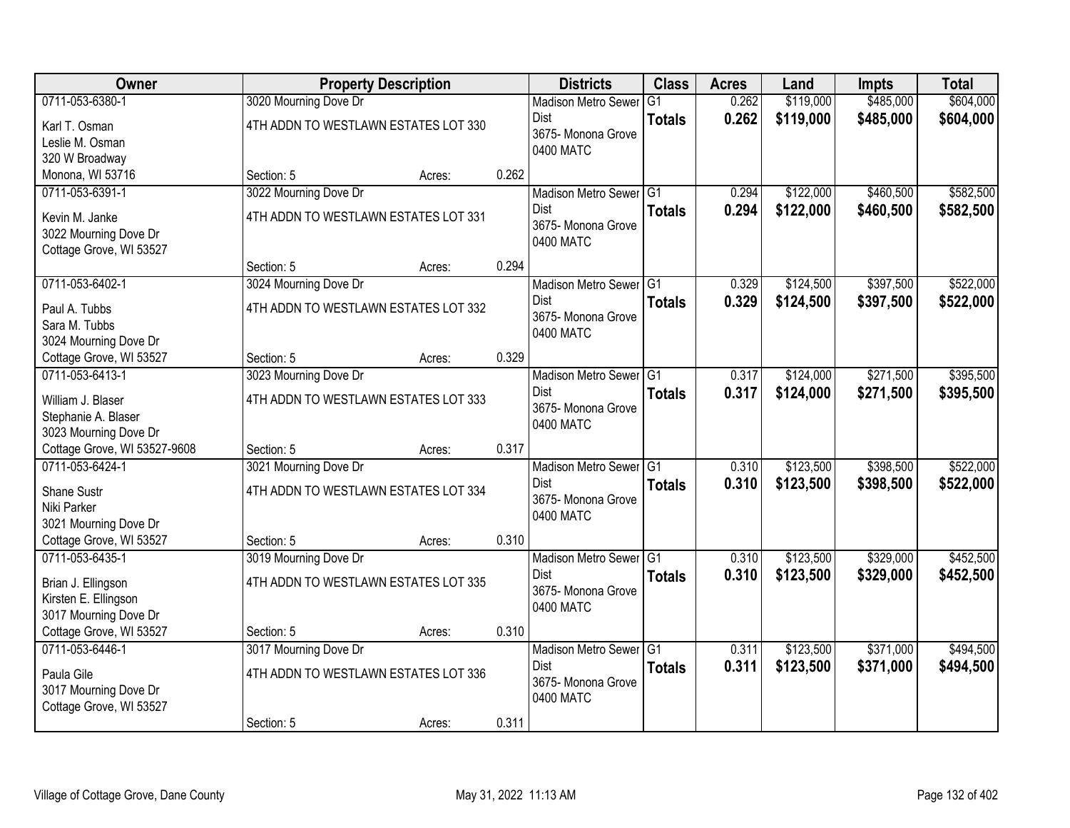| Owner | Property Description | | | Districts | Class | Acres | Land | Impts | Total |
|---|---|---|---|---|---|---|---|---|---|
| 0711-053-6380-1<br>Karl T. Osman<br>Leslie M. Osman<br>320 W Broadway<br>Monona, WI 53716 | 3020 Mourning Dove Dr<br>4TH ADDN TO WESTLAWN ESTATES LOT 330<br>Section: 5 | Acres: | 0.262 | Madison Metro Sewer Dist<br>3675- Monona Grove<br>0400 MATC | G1<br>**Totals** | 0.262<br>**0.262** | \$119,000<br>**\$119,000** | \$485,000<br>**\$485,000** | \$604,000<br>**\$604,000** |
| 0711-053-6391-1<br>Kevin M. Janke<br>3022 Mourning Dove Dr<br>Cottage Grove, WI 53527 | 3022 Mourning Dove Dr<br>4TH ADDN TO WESTLAWN ESTATES LOT 331<br>Section: 5 | Acres: | 0.294 | Madison Metro Sewer Dist<br>3675- Monona Grove<br>0400 MATC | G1<br>**Totals** | 0.294<br>**0.294** | \$122,000<br>**\$122,000** | \$460,500<br>**\$460,500** | \$582,500<br>**\$582,500** |
| 0711-053-6402-1<br>Paul A. Tubbs<br>Sara M. Tubbs<br>3024 Mourning Dove Dr<br>Cottage Grove, WI 53527 | 3024 Mourning Dove Dr<br>4TH ADDN TO WESTLAWN ESTATES LOT 332<br>Section: 5 | Acres: | 0.329 | Madison Metro Sewer Dist<br>3675- Monona Grove<br>0400 MATC | G1<br>**Totals** | 0.329<br>**0.329** | \$124,500<br>**\$124,500** | \$397,500<br>**\$397,500** | \$522,000<br>**\$522,000** |
| 0711-053-6413-1<br>William J. Blaser<br>Stephanie A. Blaser<br>3023 Mourning Dove Dr<br>Cottage Grove, WI 53527-9608 | 3023 Mourning Dove Dr<br>4TH ADDN TO WESTLAWN ESTATES LOT 333<br>Section: 5 | Acres: | 0.317 | Madison Metro Sewer Dist<br>3675- Monona Grove<br>0400 MATC | G1<br>**Totals** | 0.317<br>**0.317** | \$124,000<br>**\$124,000** | \$271,500<br>**\$271,500** | \$395,500<br>**\$395,500** |
| 0711-053-6424-1<br>Shane Sustr<br>Niki Parker<br>3021 Mourning Dove Dr<br>Cottage Grove, WI 53527 | 3021 Mourning Dove Dr<br>4TH ADDN TO WESTLAWN ESTATES LOT 334<br>Section: 5 | Acres: | 0.310 | Madison Metro Sewer Dist<br>3675- Monona Grove<br>0400 MATC | G1<br>**Totals** | 0.310<br>**0.310** | \$123,500<br>**\$123,500** | \$398,500<br>**\$398,500** | \$522,000<br>**\$522,000** |
| 0711-053-6435-1<br>Brian J. Ellingson<br>Kirsten E. Ellingson<br>3017 Mourning Dove Dr<br>Cottage Grove, WI 53527 | 3019 Mourning Dove Dr<br>4TH ADDN TO WESTLAWN ESTATES LOT 335<br>Section: 5 | Acres: | 0.310 | Madison Metro Sewer Dist<br>3675- Monona Grove<br>0400 MATC | G1<br>**Totals** | 0.310<br>**0.310** | \$123,500<br>**\$123,500** | \$329,000<br>**\$329,000** | \$452,500<br>**\$452,500** |
| 0711-053-6446-1<br>Paula Gile<br>3017 Mourning Dove Dr<br>Cottage Grove, WI 53527 | 3017 Mourning Dove Dr<br>4TH ADDN TO WESTLAWN ESTATES LOT 336<br>Section: 5 | Acres: | 0.311 | Madison Metro Sewer Dist<br>3675- Monona Grove<br>0400 MATC | G1<br>**Totals** | 0.311<br>**0.311** | \$123,500<br>**\$123,500** | \$371,000<br>**\$371,000** | \$494,500<br>**\$494,500** |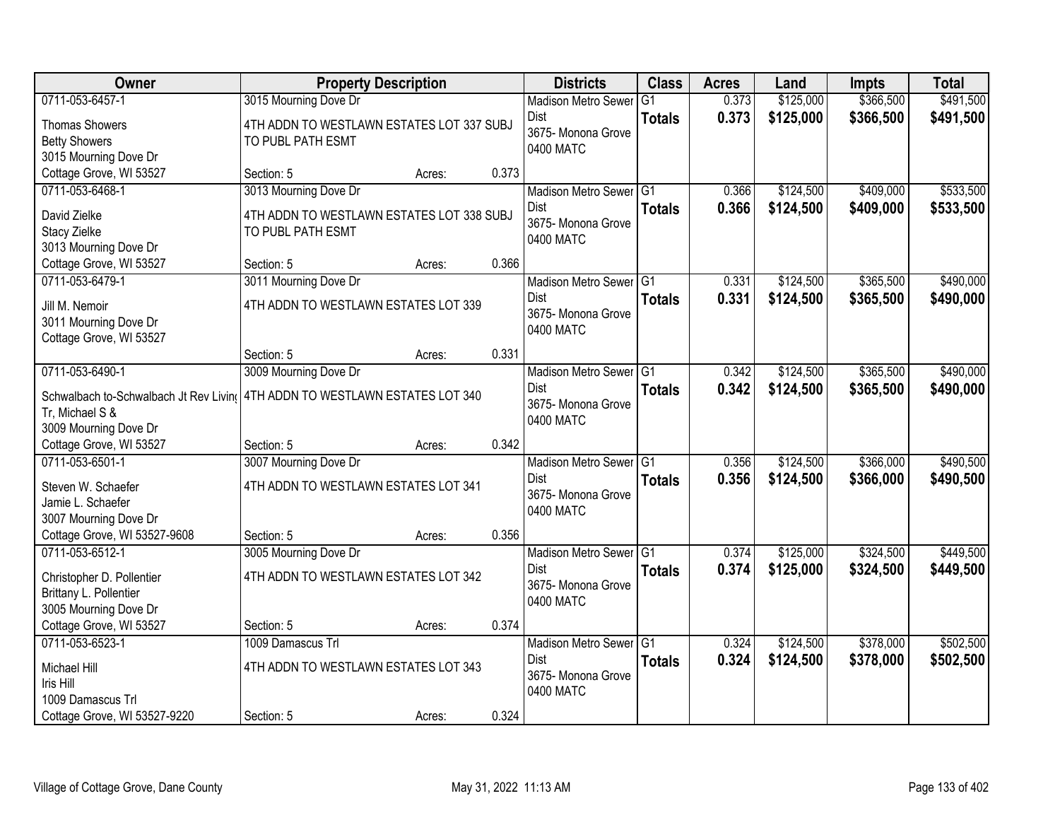| Owner | Property Description | | Districts | Class | Acres | Land | Impts | Total |
|---|---|---|---|---|---|---|---|---|
| 0711-053-6457-1<br>Thomas Showers<br>Betty Showers<br>3015 Mourning Dove Dr<br>Cottage Grove, WI 53527 | 3015 Mourning Dove Dr<br>4TH ADDN TO WESTLAWN ESTATES LOT 337 SUBJ TO PUBL PATH ESMT<br>Section: 5 | Acres: 0.373 | Madison Metro Sewer Dist<br>3675- Monona Grove<br>0400 MATC | G1<br>**Totals** | 0.373<br>**0.373** | $125,000<br>**$125,000** | $366,500<br>**$366,500** | $491,500<br>**$491,500** |
| 0711-053-6468-1<br>David Zielke<br>Stacy Zielke<br>3013 Mourning Dove Dr<br>Cottage Grove, WI 53527 | 3013 Mourning Dove Dr<br>4TH ADDN TO WESTLAWN ESTATES LOT 338 SUBJ TO PUBL PATH ESMT<br>Section: 5 | Acres: 0.366 | Madison Metro Sewer Dist<br>3675- Monona Grove<br>0400 MATC | G1<br>**Totals** | 0.366<br>**0.366** | $124,500<br>**$124,500** | $409,000<br>**$409,000** | $533,500<br>**$533,500** |
| 0711-053-6479-1<br>Jill M. Nemoir<br>3011 Mourning Dove Dr<br>Cottage Grove, WI 53527 | 3011 Mourning Dove Dr<br>4TH ADDN TO WESTLAWN ESTATES LOT 339<br>Section: 5 | Acres: 0.331 | Madison Metro Sewer Dist<br>3675- Monona Grove<br>0400 MATC | G1<br>**Totals** | 0.331<br>**0.331** | $124,500<br>**$124,500** | $365,500<br>**$365,500** | $490,000<br>**$490,000** |
| 0711-053-6490-1<br>Schwalbach to-Schwalbach Jt Rev Living Tr, Michael S &<br>3009 Mourning Dove Dr<br>Cottage Grove, WI 53527 | 3009 Mourning Dove Dr<br>4TH ADDN TO WESTLAWN ESTATES LOT 340<br>Section: 5 | Acres: 0.342 | Madison Metro Sewer Dist<br>3675- Monona Grove<br>0400 MATC | G1<br>**Totals** | 0.342<br>**0.342** | $124,500<br>**$124,500** | $365,500<br>**$365,500** | $490,000<br>**$490,000** |
| 0711-053-6501-1<br>Steven W. Schaefer<br>Jamie L. Schaefer<br>3007 Mourning Dove Dr<br>Cottage Grove, WI 53527-9608 | 3007 Mourning Dove Dr<br>4TH ADDN TO WESTLAWN ESTATES LOT 341<br>Section: 5 | Acres: 0.356 | Madison Metro Sewer Dist<br>3675- Monona Grove<br>0400 MATC | G1<br>**Totals** | 0.356<br>**0.356** | $124,500<br>**$124,500** | $366,000<br>**$366,000** | $490,500<br>**$490,500** |
| 0711-053-6512-1<br>Christopher D. Pollentier<br>Brittany L. Pollentier<br>3005 Mourning Dove Dr<br>Cottage Grove, WI 53527 | 3005 Mourning Dove Dr<br>4TH ADDN TO WESTLAWN ESTATES LOT 342<br>Section: 5 | Acres: 0.374 | Madison Metro Sewer Dist<br>3675- Monona Grove<br>0400 MATC | G1<br>**Totals** | 0.374<br>**0.374** | $125,000<br>**$125,000** | $324,500<br>**$324,500** | $449,500<br>**$449,500** |
| 0711-053-6523-1<br>Michael Hill<br>Iris Hill<br>1009 Damascus Trl<br>Cottage Grove, WI 53527-9220 | 1009 Damascus Trl<br>4TH ADDN TO WESTLAWN ESTATES LOT 343<br>Section: 5 | Acres: 0.324 | Madison Metro Sewer Dist<br>3675- Monona Grove<br>0400 MATC | G1<br>**Totals** | 0.324<br>**0.324** | $124,500<br>**$124,500** | $378,000<br>**$378,000** | $502,500<br>**$502,500** |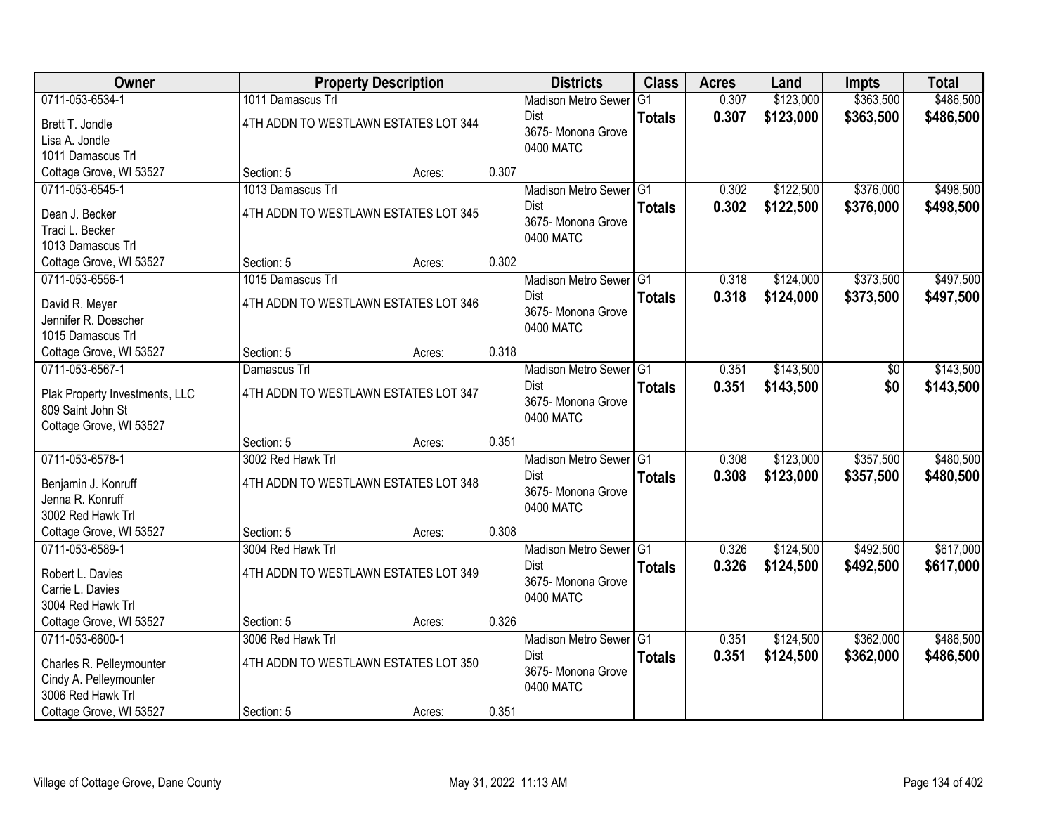| Owner | Property Description | | | Districts | Class | Acres | Land | Impts | Total |
|---|---|---|---|---|---|---|---|---|---|
| 0711-053-6534-1<br>Brett T. Jondle<br>Lisa A. Jondle<br>1011 Damascus Trl<br>Cottage Grove, WI 53527 | 1011 Damascus Trl<br>4TH ADDN TO WESTLAWN ESTATES LOT 344<br>Section: 5 | Acres: | 0.307 | Madison Metro Sewer Dist<br>3675- Monona Grove<br>0400 MATC | G1<br>**Totals** | 0.307<br>**0.307** | \$123,000<br>**\$123,000** | \$363,500<br>**\$363,500** | \$486,500<br>**\$486,500** |
| 0711-053-6545-1<br>Dean J. Becker<br>Traci L. Becker<br>1013 Damascus Trl<br>Cottage Grove, WI 53527 | 1013 Damascus Trl<br>4TH ADDN TO WESTLAWN ESTATES LOT 345<br>Section: 5 | Acres: | 0.302 | Madison Metro Sewer Dist<br>3675- Monona Grove<br>0400 MATC | G1<br>**Totals** | 0.302<br>**0.302** | \$122,500<br>**\$122,500** | \$376,000<br>**\$376,000** | \$498,500<br>**\$498,500** |
| 0711-053-6556-1<br>David R. Meyer<br>Jennifer R. Doescher<br>1015 Damascus Trl<br>Cottage Grove, WI 53527 | 1015 Damascus Trl<br>4TH ADDN TO WESTLAWN ESTATES LOT 346<br>Section: 5 | Acres: | 0.318 | Madison Metro Sewer Dist<br>3675- Monona Grove<br>0400 MATC | G1<br>**Totals** | 0.318<br>**0.318** | \$124,000<br>**\$124,000** | \$373,500<br>**\$373,500** | \$497,500<br>**\$497,500** |
| 0711-053-6567-1<br>Plak Property Investments, LLC<br>809 Saint John St<br>Cottage Grove, WI 53527 | Damascus Trl<br>4TH ADDN TO WESTLAWN ESTATES LOT 347<br>Section: 5 | Acres: | 0.351 | Madison Metro Sewer Dist<br>3675- Monona Grove<br>0400 MATC | G1<br>**Totals** | 0.351<br>**0.351** | \$143,500<br>**\$143,500** | \$0<br>**\$0** | \$143,500<br>**\$143,500** |
| 0711-053-6578-1<br>Benjamin J. Konruff<br>Jenna R. Konruff<br>3002 Red Hawk Trl<br>Cottage Grove, WI 53527 | 3002 Red Hawk Trl<br>4TH ADDN TO WESTLAWN ESTATES LOT 348<br>Section: 5 | Acres: | 0.308 | Madison Metro Sewer Dist<br>3675- Monona Grove<br>0400 MATC | G1<br>**Totals** | 0.308<br>**0.308** | \$123,000<br>**\$123,000** | \$357,500<br>**\$357,500** | \$480,500<br>**\$480,500** |
| 0711-053-6589-1<br>Robert L. Davies<br>Carrie L. Davies<br>3004 Red Hawk Trl<br>Cottage Grove, WI 53527 | 3004 Red Hawk Trl<br>4TH ADDN TO WESTLAWN ESTATES LOT 349<br>Section: 5 | Acres: | 0.326 | Madison Metro Sewer Dist<br>3675- Monona Grove<br>0400 MATC | G1<br>**Totals** | 0.326<br>**0.326** | \$124,500<br>**\$124,500** | \$492,500<br>**\$492,500** | \$617,000<br>**\$617,000** |
| 0711-053-6600-1<br>Charles R. Pelleymounter<br>Cindy A. Pelleymounter<br>3006 Red Hawk Trl<br>Cottage Grove, WI 53527 | 3006 Red Hawk Trl<br>4TH ADDN TO WESTLAWN ESTATES LOT 350<br>Section: 5 | Acres: | 0.351 | Madison Metro Sewer Dist<br>3675- Monona Grove<br>0400 MATC | G1<br>**Totals** | 0.351<br>**0.351** | \$124,500<br>**\$124,500** | \$362,000<br>**\$362,000** | \$486,500<br>**\$486,500** |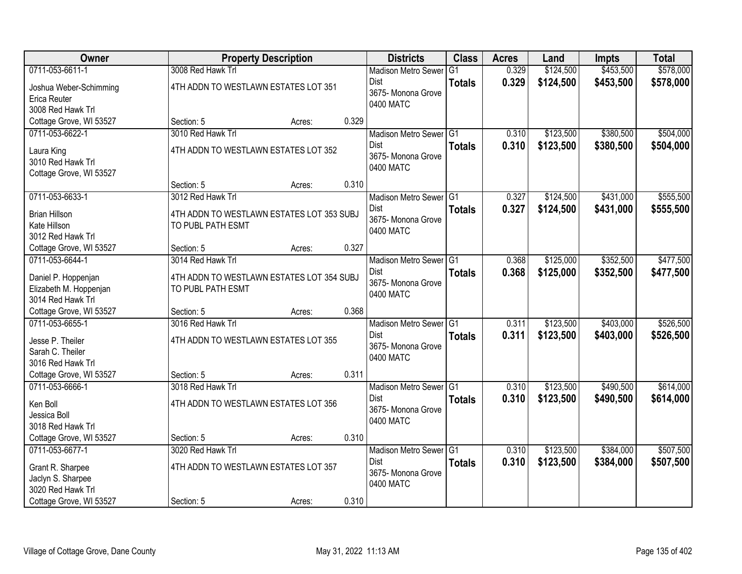| Owner | Property Description | Districts | Class | Acres | Land | Impts | Total |
|---|---|---|---|---|---|---|---|
| 0711-053-6611-1<br>Joshua Weber-Schimming<br>Erica Reuter<br>3008 Red Hawk Trl<br>Cottage Grove, WI 53527 | 3008 Red Hawk Trl<br>4TH ADDN TO WESTLAWN ESTATES LOT 351<br>Section: 5 Acres: 0.329 | Madison Metro Sewer Dist<br>3675- Monona Grove<br>0400 MATC | G1<br>**Totals** | 0.329<br>**0.329** | $124,500<br>**$124,500** | $453,500<br>**$453,500** | $578,000<br>**$578,000** |
| 0711-053-6622-1<br>Laura King<br>3010 Red Hawk Trl<br>Cottage Grove, WI 53527 | 3010 Red Hawk Trl<br>4TH ADDN TO WESTLAWN ESTATES LOT 352<br>Section: 5 Acres: 0.310 | Madison Metro Sewer Dist<br>3675- Monona Grove<br>0400 MATC | G1<br>**Totals** | 0.310<br>**0.310** | $123,500<br>**$123,500** | $380,500<br>**$380,500** | $504,000<br>**$504,000** |
| 0711-053-6633-1<br>Brian Hillson<br>Kate Hillson<br>3012 Red Hawk Trl<br>Cottage Grove, WI 53527 | 3012 Red Hawk Trl<br>4TH ADDN TO WESTLAWN ESTATES LOT 353 SUBJ TO PUBL PATH ESMT<br>Section: 5 Acres: 0.327 | Madison Metro Sewer Dist<br>3675- Monona Grove<br>0400 MATC | G1<br>**Totals** | 0.327<br>**0.327** | $124,500<br>**$124,500** | $431,000<br>**$431,000** | $555,500<br>**$555,500** |
| 0711-053-6644-1<br>Daniel P. Hoppenjan<br>Elizabeth M. Hoppenjan<br>3014 Red Hawk Trl<br>Cottage Grove, WI 53527 | 3014 Red Hawk Trl<br>4TH ADDN TO WESTLAWN ESTATES LOT 354 SUBJ TO PUBL PATH ESMT<br>Section: 5 Acres: 0.368 | Madison Metro Sewer Dist<br>3675- Monona Grove<br>0400 MATC | G1<br>**Totals** | 0.368<br>**0.368** | $125,000<br>**$125,000** | $352,500<br>**$352,500** | $477,500<br>**$477,500** |
| 0711-053-6655-1<br>Jesse P. Theiler<br>Sarah C. Theiler<br>3016 Red Hawk Trl<br>Cottage Grove, WI 53527 | 3016 Red Hawk Trl<br>4TH ADDN TO WESTLAWN ESTATES LOT 355<br>Section: 5 Acres: 0.311 | Madison Metro Sewer Dist<br>3675- Monona Grove<br>0400 MATC | G1<br>**Totals** | 0.311<br>**0.311** | $123,500<br>**$123,500** | $403,000<br>**$403,000** | $526,500<br>**$526,500** |
| 0711-053-6666-1<br>Ken Boll<br>Jessica Boll<br>3018 Red Hawk Trl<br>Cottage Grove, WI 53527 | 3018 Red Hawk Trl<br>4TH ADDN TO WESTLAWN ESTATES LOT 356<br>Section: 5 Acres: 0.310 | Madison Metro Sewer Dist<br>3675- Monona Grove<br>0400 MATC | G1<br>**Totals** | 0.310<br>**0.310** | $123,500<br>**$123,500** | $490,500<br>**$490,500** | $614,000<br>**$614,000** |
| 0711-053-6677-1<br>Grant R. Sharpee<br>Jaclyn S. Sharpee<br>3020 Red Hawk Trl<br>Cottage Grove, WI 53527 | 3020 Red Hawk Trl<br>4TH ADDN TO WESTLAWN ESTATES LOT 357<br>Section: 5 Acres: 0.310 | Madison Metro Sewer Dist<br>3675- Monona Grove<br>0400 MATC | G1<br>**Totals** | 0.310<br>**0.310** | $123,500<br>**$123,500** | $384,000<br>**$384,000** | $507,500<br>**$507,500** |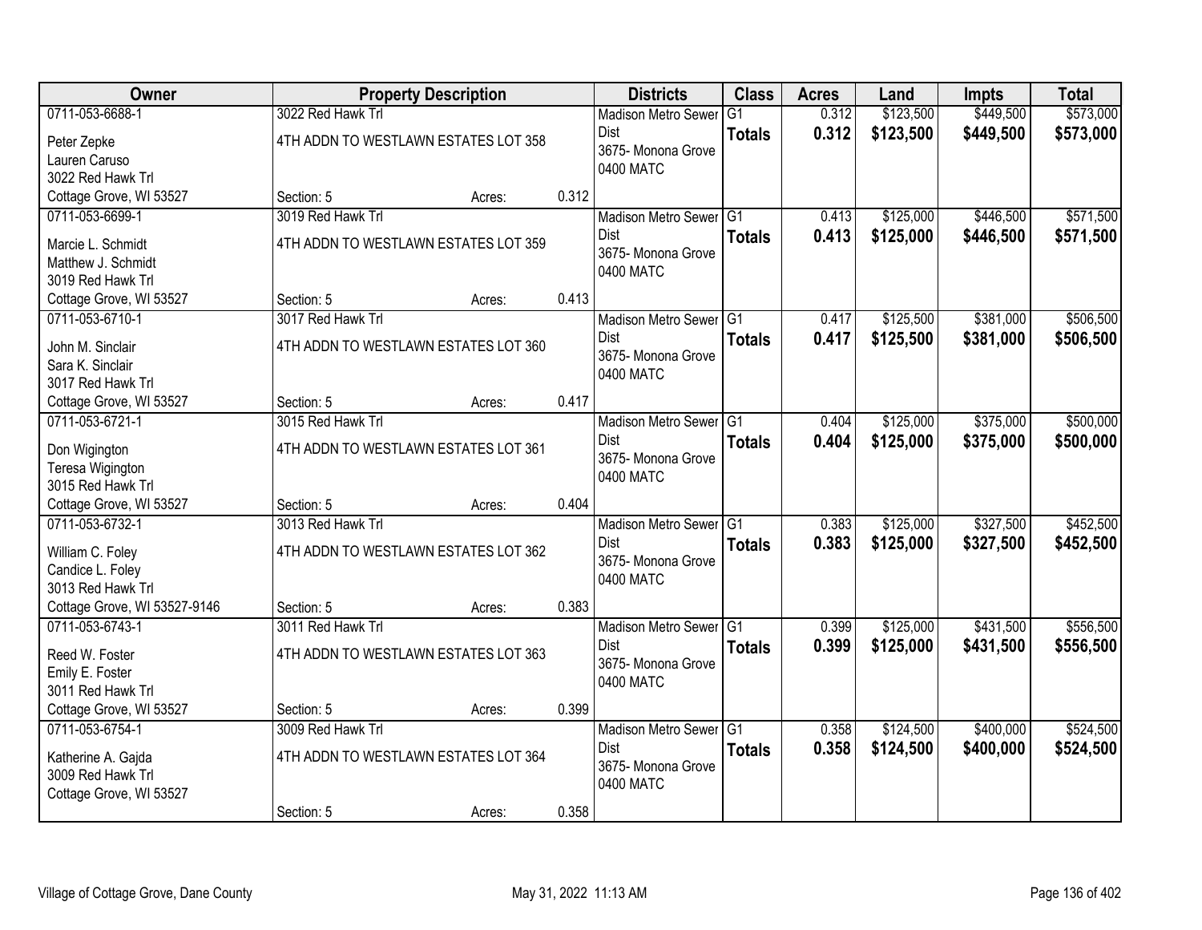| Owner | Property Description | | | Districts | Class | Acres | Land | Impts | Total |
|---|---|---|---|---|---|---|---|---|---|
| 0711-053-6688-1<br>Peter Zepke<br>Lauren Caruso<br>3022 Red Hawk Trl<br>Cottage Grove, WI 53527 | 3022 Red Hawk Trl<br>4TH ADDN TO WESTLAWN ESTATES LOT 358<br>Section: 5 | Acres: | 0.312 | Madison Metro Sewer Dist<br>3675- Monona Grove<br>0400 MATC | G1<br>**Totals** | 0.312<br>**0.312** | $123,500<br>**$123,500** | $449,500<br>**$449,500** | $573,000<br>**$573,000** |
| 0711-053-6699-1<br>Marcie L. Schmidt<br>Matthew J. Schmidt<br>3019 Red Hawk Trl<br>Cottage Grove, WI 53527 | 3019 Red Hawk Trl<br>4TH ADDN TO WESTLAWN ESTATES LOT 359<br>Section: 5 | Acres: | 0.413 | Madison Metro Sewer Dist<br>3675- Monona Grove<br>0400 MATC | G1<br>**Totals** | 0.413<br>**0.413** | $125,000<br>**$125,000** | $446,500<br>**$446,500** | $571,500<br>**$571,500** |
| 0711-053-6710-1<br>John M. Sinclair<br>Sara K. Sinclair<br>3017 Red Hawk Trl<br>Cottage Grove, WI 53527 | 3017 Red Hawk Trl<br>4TH ADDN TO WESTLAWN ESTATES LOT 360<br>Section: 5 | Acres: | 0.417 | Madison Metro Sewer Dist<br>3675- Monona Grove<br>0400 MATC | G1<br>**Totals** | 0.417<br>**0.417** | $125,500<br>**$125,500** | $381,000<br>**$381,000** | $506,500<br>**$506,500** |
| 0711-053-6721-1<br>Don Wigington<br>Teresa Wigington<br>3015 Red Hawk Trl<br>Cottage Grove, WI 53527 | 3015 Red Hawk Trl<br>4TH ADDN TO WESTLAWN ESTATES LOT 361<br>Section: 5 | Acres: | 0.404 | Madison Metro Sewer Dist<br>3675- Monona Grove<br>0400 MATC | G1<br>**Totals** | 0.404<br>**0.404** | $125,000<br>**$125,000** | $375,000<br>**$375,000** | $500,000<br>**$500,000** |
| 0711-053-6732-1<br>William C. Foley<br>Candice L. Foley<br>3013 Red Hawk Trl<br>Cottage Grove, WI 53527-9146 | 3013 Red Hawk Trl<br>4TH ADDN TO WESTLAWN ESTATES LOT 362<br>Section: 5 | Acres: | 0.383 | Madison Metro Sewer Dist<br>3675- Monona Grove<br>0400 MATC | G1<br>**Totals** | 0.383<br>**0.383** | $125,000<br>**$125,000** | $327,500<br>**$327,500** | $452,500<br>**$452,500** |
| 0711-053-6743-1<br>Reed W. Foster<br>Emily E. Foster<br>3011 Red Hawk Trl<br>Cottage Grove, WI 53527 | 3011 Red Hawk Trl<br>4TH ADDN TO WESTLAWN ESTATES LOT 363<br>Section: 5 | Acres: | 0.399 | Madison Metro Sewer Dist<br>3675- Monona Grove<br>0400 MATC | G1<br>**Totals** | 0.399<br>**0.399** | $125,000<br>**$125,000** | $431,500<br>**$431,500** | $556,500<br>**$556,500** |
| 0711-053-6754-1<br>Katherine A. Gajda<br>3009 Red Hawk Trl<br>Cottage Grove, WI 53527 | 3009 Red Hawk Trl<br>4TH ADDN TO WESTLAWN ESTATES LOT 364<br>Section: 5 | Acres: | 0.358 | Madison Metro Sewer Dist<br>3675- Monona Grove<br>0400 MATC | G1<br>**Totals** | 0.358<br>**0.358** | $124,500<br>**$124,500** | $400,000<br>**$400,000** | $524,500<br>**$524,500** |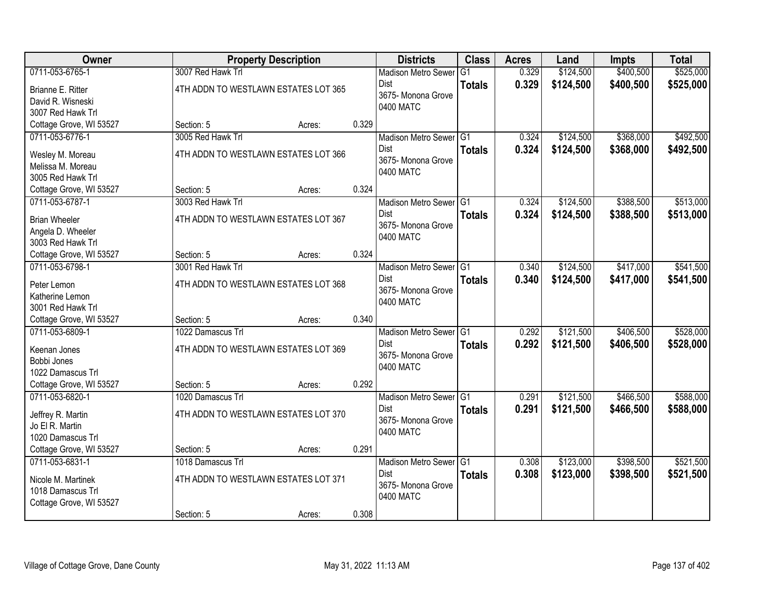| Owner | Property Description | | | Districts | Class | Acres | Land | Impts | Total |
|---|---|---|---|---|---|---|---|---|---|
| 0711-053-6765-1<br>Brianne E. Ritter<br>David R. Wisneski<br>3007 Red Hawk Trl<br>Cottage Grove, WI 53527 | 3007 Red Hawk Trl<br>4TH ADDN TO WESTLAWN ESTATES LOT 365<br>Section: 5 | Acres: | 0.329 | Madison Metro Sewer Dist<br>3675- Monona Grove<br>0400 MATC | G1<br>**Totals** | 0.329<br>**0.329** | \$124,500<br>**\$124,500** | \$400,500<br>**\$400,500** | \$525,000<br>**\$525,000** |
| 0711-053-6776-1<br>Wesley M. Moreau<br>Melissa M. Moreau<br>3005 Red Hawk Trl<br>Cottage Grove, WI 53527 | 3005 Red Hawk Trl<br>4TH ADDN TO WESTLAWN ESTATES LOT 366<br>Section: 5 | Acres: | 0.324 | Madison Metro Sewer Dist<br>3675- Monona Grove<br>0400 MATC | G1<br>**Totals** | 0.324<br>**0.324** | \$124,500<br>**\$124,500** | \$368,000<br>**\$368,000** | \$492,500<br>**\$492,500** |
| 0711-053-6787-1<br>Brian Wheeler<br>Angela D. Wheeler<br>3003 Red Hawk Trl<br>Cottage Grove, WI 53527 | 3003 Red Hawk Trl<br>4TH ADDN TO WESTLAWN ESTATES LOT 367<br>Section: 5 | Acres: | 0.324 | Madison Metro Sewer Dist<br>3675- Monona Grove<br>0400 MATC | G1<br>**Totals** | 0.324<br>**0.324** | \$124,500<br>**\$124,500** | \$388,500<br>**\$388,500** | \$513,000<br>**\$513,000** |
| 0711-053-6798-1<br>Peter Lemon<br>Katherine Lemon<br>3001 Red Hawk Trl<br>Cottage Grove, WI 53527 | 3001 Red Hawk Trl<br>4TH ADDN TO WESTLAWN ESTATES LOT 368<br>Section: 5 | Acres: | 0.340 | Madison Metro Sewer Dist<br>3675- Monona Grove<br>0400 MATC | G1<br>**Totals** | 0.340<br>**0.340** | \$124,500<br>**\$124,500** | \$417,000<br>**\$417,000** | \$541,500<br>**\$541,500** |
| 0711-053-6809-1<br>Keenan Jones<br>Bobbi Jones<br>1022 Damascus Trl<br>Cottage Grove, WI 53527 | 1022 Damascus Trl<br>4TH ADDN TO WESTLAWN ESTATES LOT 369<br>Section: 5 | Acres: | 0.292 | Madison Metro Sewer Dist<br>3675- Monona Grove<br>0400 MATC | G1<br>**Totals** | 0.292<br>**0.292** | \$121,500<br>**\$121,500** | \$406,500<br>**\$406,500** | \$528,000<br>**\$528,000** |
| 0711-053-6820-1<br>Jeffrey R. Martin<br>Jo El R. Martin<br>1020 Damascus Trl<br>Cottage Grove, WI 53527 | 1020 Damascus Trl<br>4TH ADDN TO WESTLAWN ESTATES LOT 370<br>Section: 5 | Acres: | 0.291 | Madison Metro Sewer Dist<br>3675- Monona Grove<br>0400 MATC | G1<br>**Totals** | 0.291<br>**0.291** | \$121,500<br>**\$121,500** | \$466,500<br>**\$466,500** | \$588,000<br>**\$588,000** |
| 0711-053-6831-1<br>Nicole M. Martinek<br>1018 Damascus Trl<br>Cottage Grove, WI 53527 | 1018 Damascus Trl<br>4TH ADDN TO WESTLAWN ESTATES LOT 371<br>Section: 5 | Acres: | 0.308 | Madison Metro Sewer Dist<br>3675- Monona Grove<br>0400 MATC | G1<br>**Totals** | 0.308<br>**0.308** | \$123,000<br>**\$123,000** | \$398,500<br>**\$398,500** | \$521,500<br>**\$521,500** |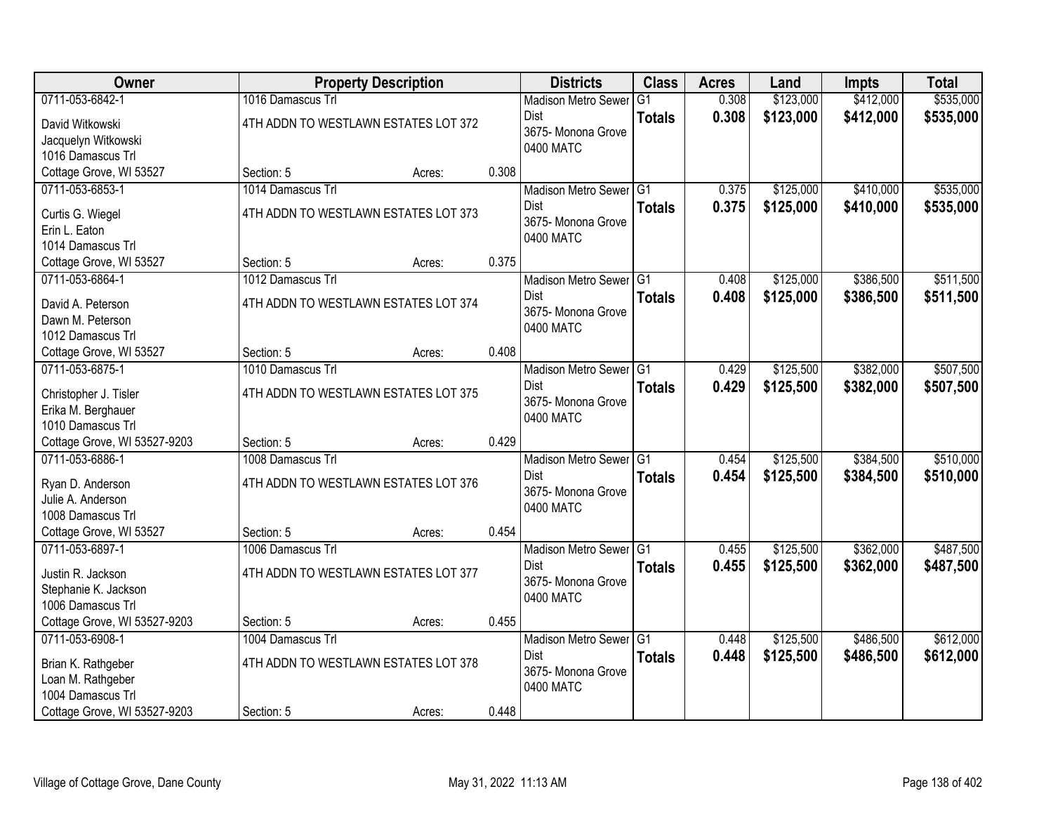| Owner | Property Description | | | Districts | Class | Acres | Land | Impts | Total |
|---|---|---|---|---|---|---|---|---|---|
| 0711-053-6842-1<br>David Witkowski<br>Jacquelyn Witkowski<br>1016 Damascus Trl<br>Cottage Grove, WI 53527 | 1016 Damascus Trl<br>4TH ADDN TO WESTLAWN ESTATES LOT 372<br><br><br>Section: 5 | Acres: | 0.308 | Madison Metro Sewer Dist<br>3675- Monona Grove<br>0400 MATC | G1<br>**Totals** | 0.308<br>**0.308** | \$123,000<br>**\$123,000** | \$412,000<br>**\$412,000** | \$535,000<br>**\$535,000** |
| 0711-053-6853-1<br>Curtis G. Wiegel<br>Erin L. Eaton<br>1014 Damascus Trl<br>Cottage Grove, WI 53527 | 1014 Damascus Trl<br>4TH ADDN TO WESTLAWN ESTATES LOT 373<br><br><br>Section: 5 | Acres: | 0.375 | Madison Metro Sewer Dist<br>3675- Monona Grove<br>0400 MATC | G1<br>**Totals** | 0.375<br>**0.375** | \$125,000<br>**\$125,000** | \$410,000<br>**\$410,000** | \$535,000<br>**\$535,000** |
| 0711-053-6864-1<br>David A. Peterson<br>Dawn M. Peterson<br>1012 Damascus Trl<br>Cottage Grove, WI 53527 | 1012 Damascus Trl<br>4TH ADDN TO WESTLAWN ESTATES LOT 374<br><br><br>Section: 5 | Acres: | 0.408 | Madison Metro Sewer Dist<br>3675- Monona Grove<br>0400 MATC | G1<br>**Totals** | 0.408<br>**0.408** | \$125,000<br>**\$125,000** | \$386,500<br>**\$386,500** | \$511,500<br>**\$511,500** |
| 0711-053-6875-1<br>Christopher J. Tisler<br>Erika M. Berghauer<br>1010 Damascus Trl<br>Cottage Grove, WI 53527-9203 | 1010 Damascus Trl<br>4TH ADDN TO WESTLAWN ESTATES LOT 375<br><br><br>Section: 5 | Acres: | 0.429 | Madison Metro Sewer Dist<br>3675- Monona Grove<br>0400 MATC | G1<br>**Totals** | 0.429<br>**0.429** | \$125,500<br>**\$125,500** | \$382,000<br>**\$382,000** | \$507,500<br>**\$507,500** |
| 0711-053-6886-1<br>Ryan D. Anderson<br>Julie A. Anderson<br>1008 Damascus Trl<br>Cottage Grove, WI 53527 | 1008 Damascus Trl<br>4TH ADDN TO WESTLAWN ESTATES LOT 376<br><br><br>Section: 5 | Acres: | 0.454 | Madison Metro Sewer Dist<br>3675- Monona Grove<br>0400 MATC | G1<br>**Totals** | 0.454<br>**0.454** | \$125,500<br>**\$125,500** | \$384,500<br>**\$384,500** | \$510,000<br>**\$510,000** |
| 0711-053-6897-1<br>Justin R. Jackson<br>Stephanie K. Jackson<br>1006 Damascus Trl<br>Cottage Grove, WI 53527-9203 | 1006 Damascus Trl<br>4TH ADDN TO WESTLAWN ESTATES LOT 377<br><br><br>Section: 5 | Acres: | 0.455 | Madison Metro Sewer Dist<br>3675- Monona Grove<br>0400 MATC | G1<br>**Totals** | 0.455<br>**0.455** | \$125,500<br>**\$125,500** | \$362,000<br>**\$362,000** | \$487,500<br>**\$487,500** |
| 0711-053-6908-1<br>Brian K. Rathgeber<br>Loan M. Rathgeber<br>1004 Damascus Trl<br>Cottage Grove, WI 53527-9203 | 1004 Damascus Trl<br>4TH ADDN TO WESTLAWN ESTATES LOT 378<br><br><br>Section: 5 | Acres: | 0.448 | Madison Metro Sewer Dist<br>3675- Monona Grove<br>0400 MATC | G1<br>**Totals** | 0.448<br>**0.448** | \$125,500<br>**\$125,500** | \$486,500<br>**\$486,500** | \$612,000<br>**\$612,000** |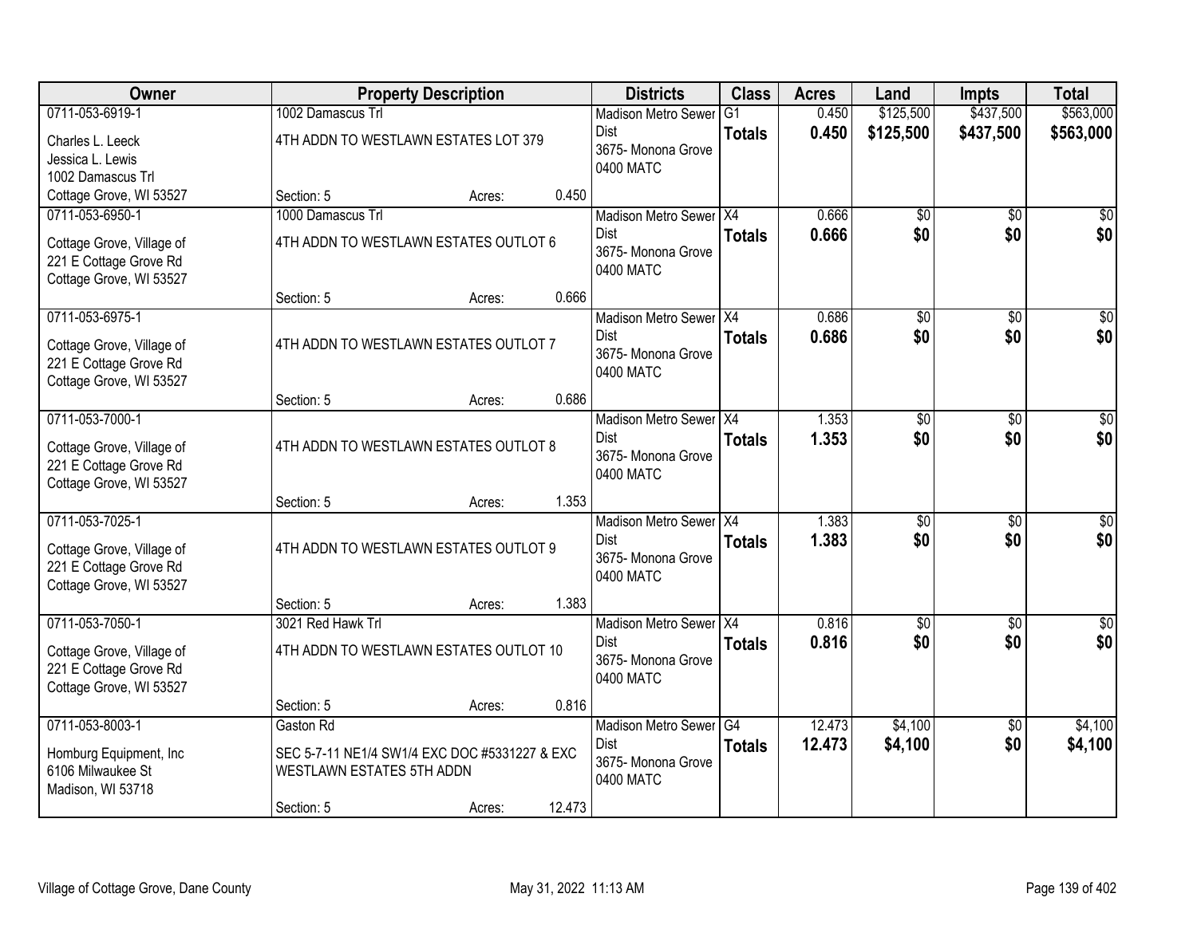| Owner | Property Description | | | Districts | Class | Acres | Land | Impts | Total |
|---|---|---|---|---|---|---|---|---|---|
| 0711-053-6919-1<br>Charles L. Leeck<br>Jessica L. Lewis<br>1002 Damascus Trl<br>Cottage Grove, WI 53527 | 1002 Damascus Trl<br>4TH ADDN TO WESTLAWN ESTATES LOT 379<br>Section: 5 | Acres: | 0.450 | Madison Metro Sewer Dist<br>3675- Monona Grove<br>0400 MATC | G1<br>**Totals** | 0.450<br>**0.450** | \$125,500<br>**\$125,500** | \$437,500<br>**\$437,500** | \$563,000<br>**\$563,000** |
| 0711-053-6950-1<br>Cottage Grove, Village of<br>221 E Cottage Grove Rd<br>Cottage Grove, WI 53527 | 1000 Damascus Trl<br>4TH ADDN TO WESTLAWN ESTATES OUTLOT 6<br>Section: 5 | Acres: | 0.666 | Madison Metro Sewer Dist<br>3675- Monona Grove<br>0400 MATC | X4<br>**Totals** | 0.666<br>**0.666** | \$0<br>**\$0** | \$0<br>**\$0** | \$0<br>**\$0** |
| 0711-053-6975-1<br>Cottage Grove, Village of<br>221 E Cottage Grove Rd<br>Cottage Grove, WI 53527 | 4TH ADDN TO WESTLAWN ESTATES OUTLOT 7<br>Section: 5 | Acres: | 0.686 | Madison Metro Sewer Dist<br>3675- Monona Grove<br>0400 MATC | X4<br>**Totals** | 0.686<br>**0.686** | \$0<br>**\$0** | \$0<br>**\$0** | \$0<br>**\$0** |
| 0711-053-7000-1<br>Cottage Grove, Village of<br>221 E Cottage Grove Rd<br>Cottage Grove, WI 53527 | 4TH ADDN TO WESTLAWN ESTATES OUTLOT 8<br>Section: 5 | Acres: | 1.353 | Madison Metro Sewer Dist<br>3675- Monona Grove<br>0400 MATC | X4<br>**Totals** | 1.353<br>**1.353** | \$0<br>**\$0** | \$0<br>**\$0** | \$0<br>**\$0** |
| 0711-053-7025-1<br>Cottage Grove, Village of<br>221 E Cottage Grove Rd<br>Cottage Grove, WI 53527 | 4TH ADDN TO WESTLAWN ESTATES OUTLOT 9<br>Section: 5 | Acres: | 1.383 | Madison Metro Sewer Dist<br>3675- Monona Grove<br>0400 MATC | X4<br>**Totals** | 1.383<br>**1.383** | \$0<br>**\$0** | \$0<br>**\$0** | \$0<br>**\$0** |
| 0711-053-7050-1<br>Cottage Grove, Village of<br>221 E Cottage Grove Rd<br>Cottage Grove, WI 53527 | 3021 Red Hawk Trl<br>4TH ADDN TO WESTLAWN ESTATES OUTLOT 10<br>Section: 5 | Acres: | 0.816 | Madison Metro Sewer Dist<br>3675- Monona Grove<br>0400 MATC | X4<br>**Totals** | 0.816<br>**0.816** | \$0<br>**\$0** | \$0<br>**\$0** | \$0<br>**\$0** |
| 0711-053-8003-1<br>Homburg Equipment, Inc<br>6106 Milwaukee St<br>Madison, WI 53718 | Gaston Rd<br>SEC 5-7-11 NE1/4 SW1/4 EXC DOC #5331227 & EXC WESTLAWN ESTATES 5TH ADDN<br>Section: 5 | Acres: | 12.473 | Madison Metro Sewer Dist<br>3675- Monona Grove<br>0400 MATC | G4<br>**Totals** | 12.473<br>**12.473** | \$4,100<br>**\$4,100** | \$0<br>**\$0** | \$4,100<br>**\$4,100** |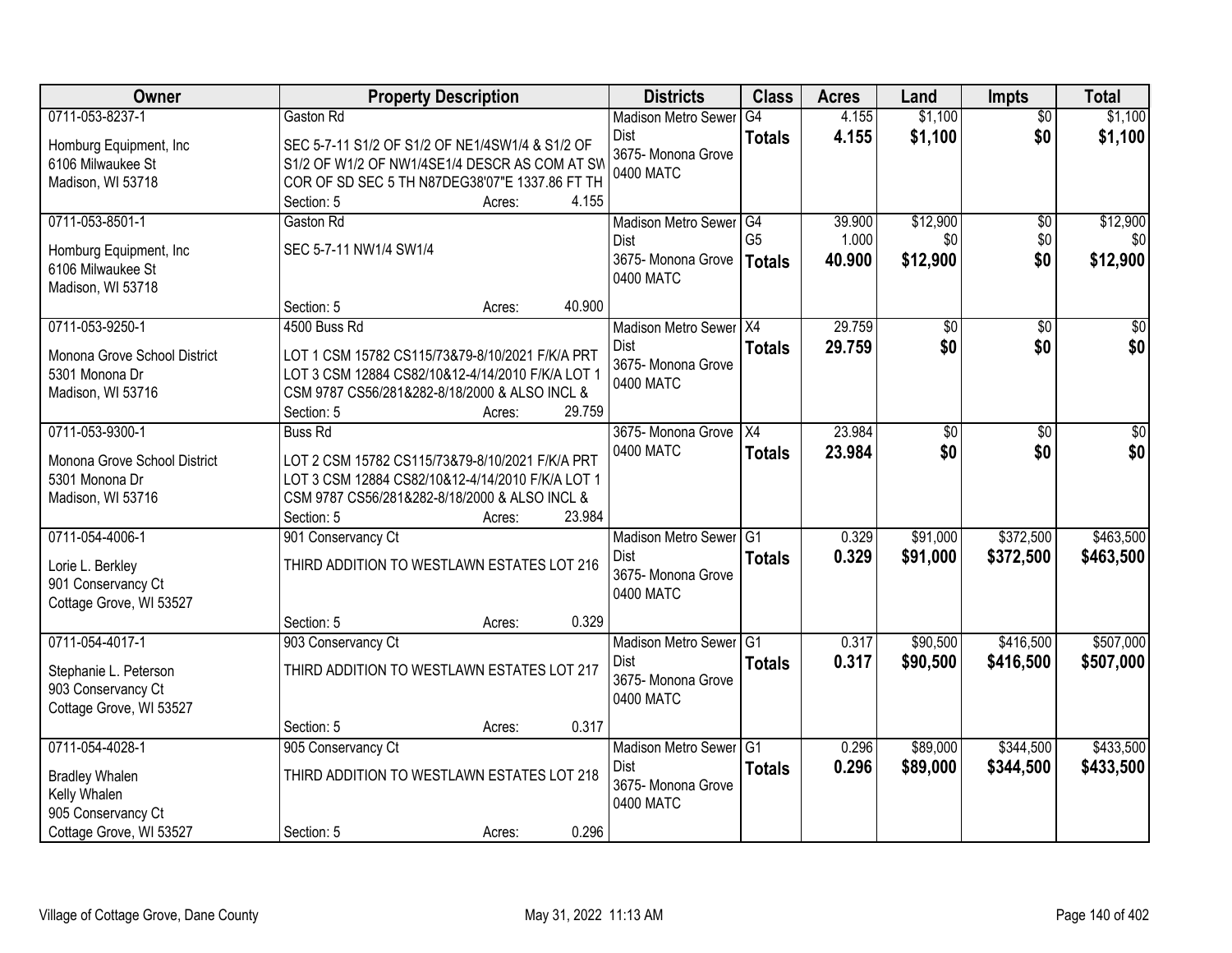| Owner | Property Description | Districts | Class | Acres | Land | Impts | Total |
|---|---|---|---|---|---|---|---|
| 0711-053-8237-1<br>Homburg Equipment, Inc<br>6106 Milwaukee St<br>Madison, WI 53718 | Gaston Rd<br>SEC 5-7-11 S1/2 OF S1/2 OF NE1/4SW1/4 & S1/2 OF S1/2 OF W1/2 OF NW1/4SE1/4 DESCR AS COM AT SW COR OF SD SEC 5 TH N87DEG38'07"E 1337.86 FT TH<br>Section: 5 Acres: 4.155 | Madison Metro Sewer Dist<br>3675- Monona Grove<br>0400 MATC | G4<br>**Totals** | 4.155<br>**4.155** | $1,100<br>**$1,100** | $0<br>**$0** | $1,100<br>**$1,100** |
| 0711-053-8501-1<br>Homburg Equipment, Inc<br>6106 Milwaukee St<br>Madison, WI 53718 | Gaston Rd<br>SEC 5-7-11 NW1/4 SW1/4<br>Section: 5 Acres: 40.900 | Madison Metro Sewer Dist<br>3675- Monona Grove<br>0400 MATC | G4<br>G5<br>**Totals** | 39.900<br>1.000<br>**40.900** | $12,900<br>$0<br>**$12,900** | $0<br>$0<br>**$0** | $12,900<br>$0<br>**$12,900** |
| 0711-053-9250-1<br>Monona Grove School District<br>5301 Monona Dr<br>Madison, WI 53716 | 4500 Buss Rd<br>LOT 1 CSM 15782 CS115/73&79-8/10/2021 F/K/A PRT LOT 3 CSM 12884 CS82/10&12-4/14/2010 F/K/A LOT 1 CSM 9787 CS56/281&282-8/18/2000 & ALSO INCL &<br>Section: 5 Acres: 29.759 | Madison Metro Sewer Dist<br>3675- Monona Grove<br>0400 MATC | X4<br>**Totals** | 29.759<br>**29.759** | $0<br>**$0** | $0<br>**$0** | $0<br>**$0** |
| 0711-053-9300-1<br>Monona Grove School District<br>5301 Monona Dr<br>Madison, WI 53716 | Buss Rd<br>LOT 2 CSM 15782 CS115/73&79-8/10/2021 F/K/A PRT LOT 3 CSM 12884 CS82/10&12-4/14/2010 F/K/A LOT 1 CSM 9787 CS56/281&282-8/18/2000 & ALSO INCL &<br>Section: 5 Acres: 23.984 | 3675- Monona Grove<br>0400 MATC | X4<br>**Totals** | 23.984<br>**23.984** | $0<br>**$0** | $0<br>**$0** | $0<br>**$0** |
| 0711-054-4006-1<br>Lorie L. Berkley<br>901 Conservancy Ct<br>Cottage Grove, WI 53527 | 901 Conservancy Ct<br>THIRD ADDITION TO WESTLAWN ESTATES LOT 216<br>Section: 5 Acres: 0.329 | Madison Metro Sewer Dist<br>3675- Monona Grove<br>0400 MATC | G1<br>**Totals** | 0.329<br>**0.329** | $91,000<br>**$91,000** | $372,500<br>**$372,500** | $463,500<br>**$463,500** |
| 0711-054-4017-1<br>Stephanie L. Peterson<br>903 Conservancy Ct<br>Cottage Grove, WI 53527 | 903 Conservancy Ct<br>THIRD ADDITION TO WESTLAWN ESTATES LOT 217<br>Section: 5 Acres: 0.317 | Madison Metro Sewer Dist<br>3675- Monona Grove<br>0400 MATC | G1<br>**Totals** | 0.317<br>**0.317** | $90,500<br>**$90,500** | $416,500<br>**$416,500** | $507,000<br>**$507,000** |
| 0711-054-4028-1<br>Bradley Whalen<br>Kelly Whalen<br>905 Conservancy Ct<br>Cottage Grove, WI 53527 | 905 Conservancy Ct<br>THIRD ADDITION TO WESTLAWN ESTATES LOT 218<br>Section: 5 Acres: 0.296 | Madison Metro Sewer Dist<br>3675- Monona Grove<br>0400 MATC | G1<br>**Totals** | 0.296<br>**0.296** | $89,000<br>**$89,000** | $344,500<br>**$344,500** | $433,500<br>**$433,500** |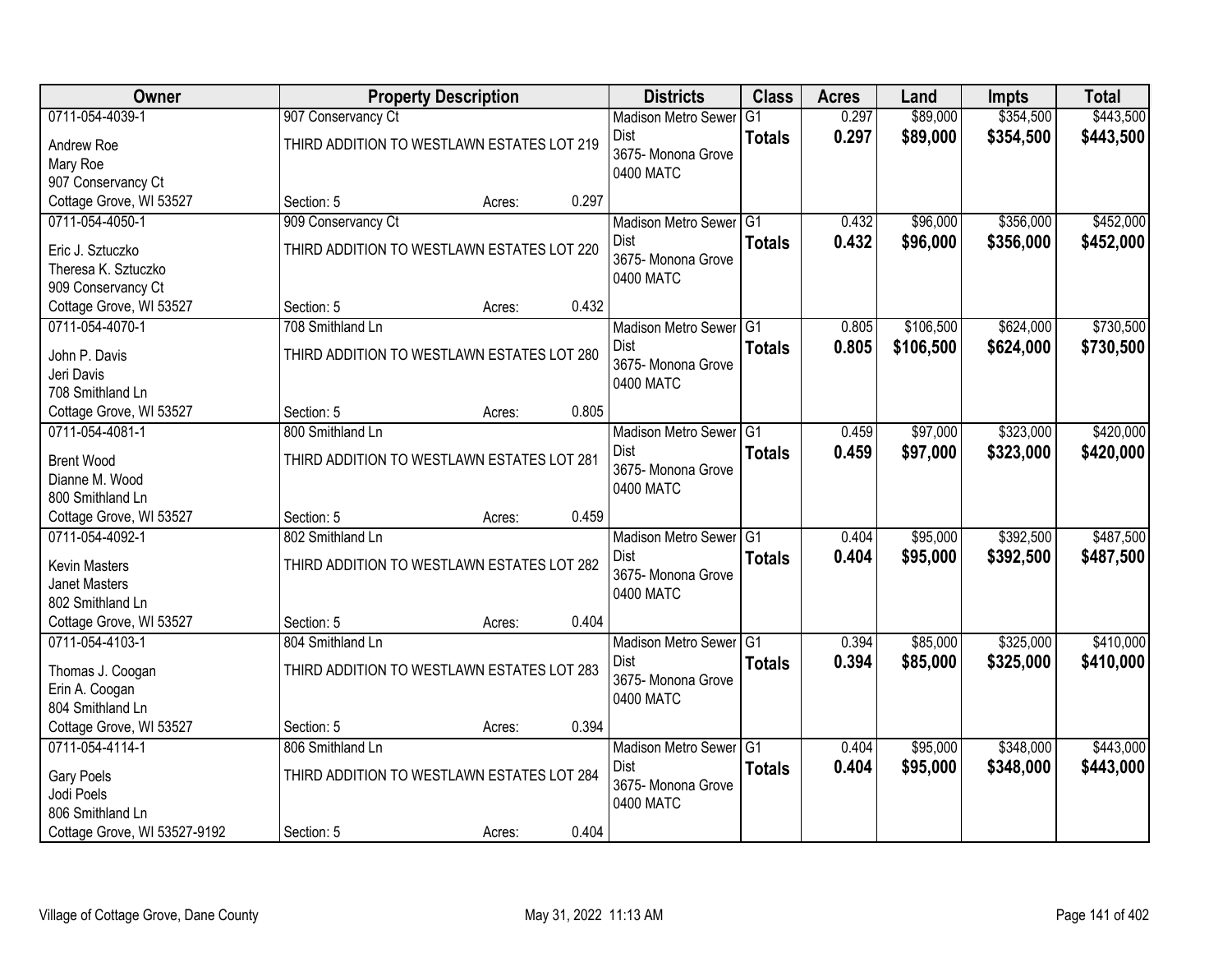| Owner | Property Description | Districts | Class | Acres | Land | Impts | Total |
|---|---|---|---|---|---|---|---|
| 0711-054-4039-1<br>Andrew Roe<br>Mary Roe<br>907 Conservancy Ct<br>Cottage Grove, WI 53527 | 907 Conservancy Ct<br>THIRD ADDITION TO WESTLAWN ESTATES LOT 219<br>Section: 5 Acres: 0.297 | Madison Metro Sewer Dist<br>3675- Monona Grove<br>0400 MATC | G1<br>**Totals** | 0.297<br>**0.297** | $89,000<br>**$89,000** | $354,500<br>**$354,500** | $443,500<br>**$443,500** |
| 0711-054-4050-1<br>Eric J. Sztuczko<br>Theresa K. Sztuczko<br>909 Conservancy Ct<br>Cottage Grove, WI 53527 | 909 Conservancy Ct<br>THIRD ADDITION TO WESTLAWN ESTATES LOT 220<br>Section: 5 Acres: 0.432 | Madison Metro Sewer Dist<br>3675- Monona Grove<br>0400 MATC | G1<br>**Totals** | 0.432<br>**0.432** | $96,000<br>**$96,000** | $356,000<br>**$356,000** | $452,000<br>**$452,000** |
| 0711-054-4070-1<br>John P. Davis<br>Jeri Davis<br>708 Smithland Ln<br>Cottage Grove, WI 53527 | 708 Smithland Ln<br>THIRD ADDITION TO WESTLAWN ESTATES LOT 280<br>Section: 5 Acres: 0.805 | Madison Metro Sewer Dist<br>3675- Monona Grove<br>0400 MATC | G1<br>**Totals** | 0.805<br>**0.805** | $106,500<br>**$106,500** | $624,000<br>**$624,000** | $730,500<br>**$730,500** |
| 0711-054-4081-1<br>Brent Wood<br>Dianne M. Wood<br>800 Smithland Ln<br>Cottage Grove, WI 53527 | 800 Smithland Ln<br>THIRD ADDITION TO WESTLAWN ESTATES LOT 281<br>Section: 5 Acres: 0.459 | Madison Metro Sewer Dist<br>3675- Monona Grove<br>0400 MATC | G1<br>**Totals** | 0.459<br>**0.459** | $97,000<br>**$97,000** | $323,000<br>**$323,000** | $420,000<br>**$420,000** |
| 0711-054-4092-1<br>Kevin Masters<br>Janet Masters<br>802 Smithland Ln<br>Cottage Grove, WI 53527 | 802 Smithland Ln<br>THIRD ADDITION TO WESTLAWN ESTATES LOT 282<br>Section: 5 Acres: 0.404 | Madison Metro Sewer Dist<br>3675- Monona Grove<br>0400 MATC | G1<br>**Totals** | 0.404<br>**0.404** | $95,000<br>**$95,000** | $392,500<br>**$392,500** | $487,500<br>**$487,500** |
| 0711-054-4103-1<br>Thomas J. Coogan<br>Erin A. Coogan<br>804 Smithland Ln<br>Cottage Grove, WI 53527 | 804 Smithland Ln<br>THIRD ADDITION TO WESTLAWN ESTATES LOT 283<br>Section: 5 Acres: 0.394 | Madison Metro Sewer Dist<br>3675- Monona Grove<br>0400 MATC | G1<br>**Totals** | 0.394<br>**0.394** | $85,000<br>**$85,000** | $325,000<br>**$325,000** | $410,000<br>**$410,000** |
| 0711-054-4114-1<br>Gary Poels<br>Jodi Poels<br>806 Smithland Ln<br>Cottage Grove, WI 53527-9192 | 806 Smithland Ln<br>THIRD ADDITION TO WESTLAWN ESTATES LOT 284<br>Section: 5 Acres: 0.404 | Madison Metro Sewer Dist<br>3675- Monona Grove<br>0400 MATC | G1<br>**Totals** | 0.404<br>**0.404** | $95,000<br>**$95,000** | $348,000<br>**$348,000** | $443,000<br>**$443,000** |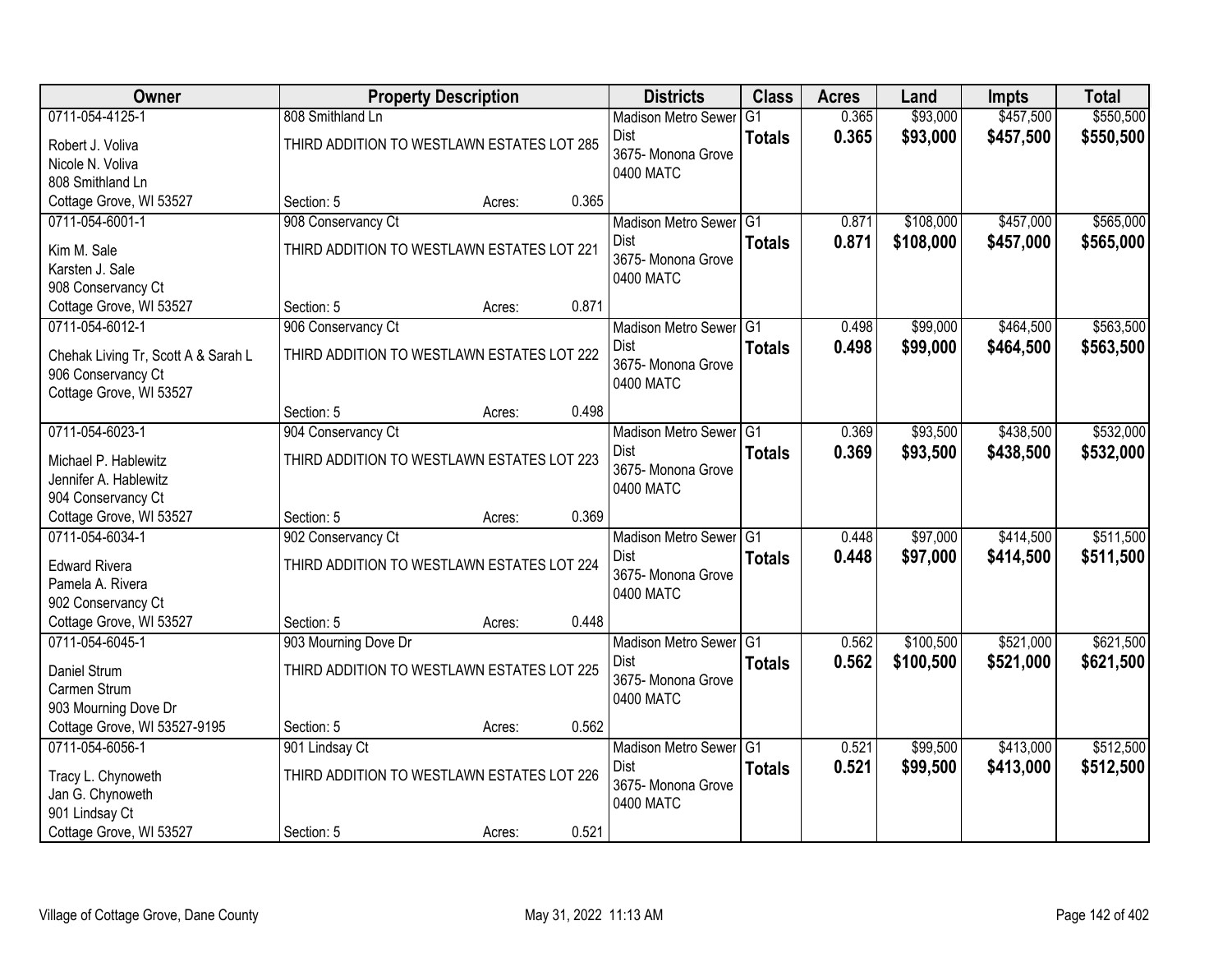| Owner | Property Description | Districts | Class | Acres | Land | Impts | Total |
|---|---|---|---|---|---|---|---|
| 0711-054-4125-1<br>Robert J. Voliva<br>Nicole N. Voliva<br>808 Smithland Ln<br>Cottage Grove, WI 53527 | 808 Smithland Ln<br>THIRD ADDITION TO WESTLAWN ESTATES LOT 285<br>Section: 5 Acres: 0.365 | Madison Metro Sewer Dist<br>3675- Monona Grove<br>0400 MATC | G1<br>**Totals** | 0.365<br>**0.365** | $93,000<br>**$93,000** | $457,500<br>**$457,500** | $550,500<br>**$550,500** |
| 0711-054-6001-1<br>Kim M. Sale<br>Karsten J. Sale<br>908 Conservancy Ct<br>Cottage Grove, WI 53527 | 908 Conservancy Ct<br>THIRD ADDITION TO WESTLAWN ESTATES LOT 221<br>Section: 5 Acres: 0.871 | Madison Metro Sewer Dist<br>3675- Monona Grove<br>0400 MATC | G1<br>**Totals** | 0.871<br>**0.871** | $108,000<br>**$108,000** | $457,000<br>**$457,000** | $565,000<br>**$565,000** |
| 0711-054-6012-1<br>Chehak Living Tr, Scott A & Sarah L<br>906 Conservancy Ct<br>Cottage Grove, WI 53527 | 906 Conservancy Ct<br>THIRD ADDITION TO WESTLAWN ESTATES LOT 222<br>Section: 5 Acres: 0.498 | Madison Metro Sewer Dist<br>3675- Monona Grove<br>0400 MATC | G1<br>**Totals** | 0.498<br>**0.498** | $99,000<br>**$99,000** | $464,500<br>**$464,500** | $563,500<br>**$563,500** |
| 0711-054-6023-1<br>Michael P. Hablewitz<br>Jennifer A. Hablewitz<br>904 Conservancy Ct<br>Cottage Grove, WI 53527 | 904 Conservancy Ct<br>THIRD ADDITION TO WESTLAWN ESTATES LOT 223<br>Section: 5 Acres: 0.369 | Madison Metro Sewer Dist<br>3675- Monona Grove<br>0400 MATC | G1<br>**Totals** | 0.369<br>**0.369** | $93,500<br>**$93,500** | $438,500<br>**$438,500** | $532,000<br>**$532,000** |
| 0711-054-6034-1<br>Edward Rivera<br>Pamela A. Rivera<br>902 Conservancy Ct<br>Cottage Grove, WI 53527 | 902 Conservancy Ct<br>THIRD ADDITION TO WESTLAWN ESTATES LOT 224<br>Section: 5 Acres: 0.448 | Madison Metro Sewer Dist<br>3675- Monona Grove<br>0400 MATC | G1<br>**Totals** | 0.448<br>**0.448** | $97,000<br>**$97,000** | $414,500<br>**$414,500** | $511,500<br>**$511,500** |
| 0711-054-6045-1<br>Daniel Strum<br>Carmen Strum<br>903 Mourning Dove Dr<br>Cottage Grove, WI 53527-9195 | 903 Mourning Dove Dr<br>THIRD ADDITION TO WESTLAWN ESTATES LOT 225<br>Section: 5 Acres: 0.562 | Madison Metro Sewer Dist<br>3675- Monona Grove<br>0400 MATC | G1<br>**Totals** | 0.562<br>**0.562** | $100,500<br>**$100,500** | $521,000<br>**$521,000** | $621,500<br>**$621,500** |
| 0711-054-6056-1<br>Tracy L. Chynoweth<br>Jan G. Chynoweth<br>901 Lindsay Ct<br>Cottage Grove, WI 53527 | 901 Lindsay Ct<br>THIRD ADDITION TO WESTLAWN ESTATES LOT 226<br>Section: 5 Acres: 0.521 | Madison Metro Sewer Dist<br>3675- Monona Grove<br>0400 MATC | G1<br>**Totals** | 0.521<br>**0.521** | $99,500<br>**$99,500** | $413,000<br>**$413,000** | $512,500<br>**$512,500** |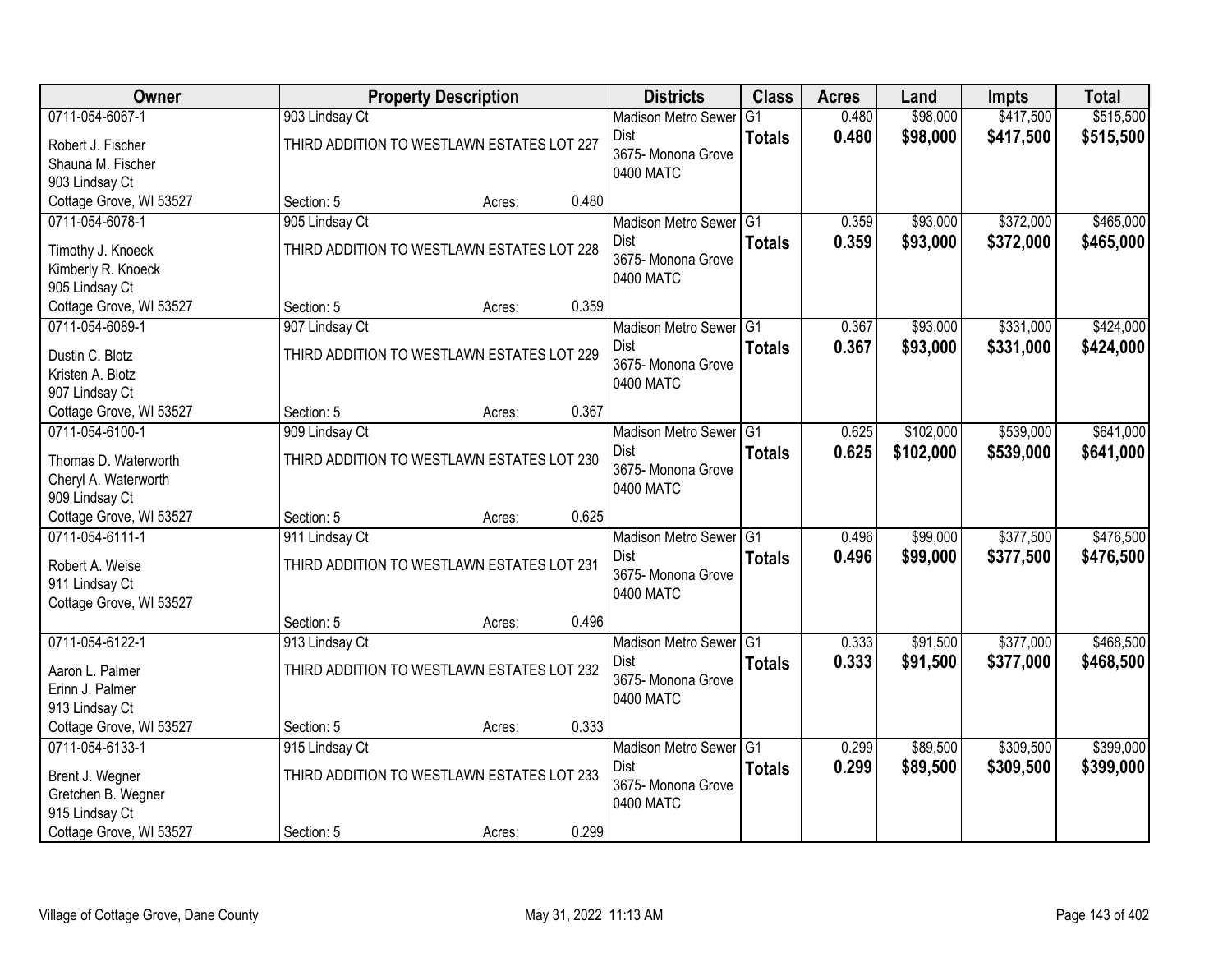| Owner | Property Description | Districts | Class | Acres | Land | Impts | Total |
|---|---|---|---|---|---|---|---|
| 0711-054-6067-1<br>Robert J. Fischer<br>Shauna M. Fischer<br>903 Lindsay Ct<br>Cottage Grove, WI 53527 | 903 Lindsay Ct<br>THIRD ADDITION TO WESTLAWN ESTATES LOT 227<br>Section: 5 Acres: 0.480 | Madison Metro Sewer Dist<br>3675- Monona Grove<br>0400 MATC | G1<br>**Totals** | 0.480<br>**0.480** | $98,000<br>**$98,000** | $417,500<br>**$417,500** | $515,500<br>**$515,500** |
| 0711-054-6078-1<br>Timothy J. Knoeck<br>Kimberly R. Knoeck<br>905 Lindsay Ct<br>Cottage Grove, WI 53527 | 905 Lindsay Ct<br>THIRD ADDITION TO WESTLAWN ESTATES LOT 228<br>Section: 5 Acres: 0.359 | Madison Metro Sewer Dist<br>3675- Monona Grove<br>0400 MATC | G1<br>**Totals** | 0.359<br>**0.359** | $93,000<br>**$93,000** | $372,000<br>**$372,000** | $465,000<br>**$465,000** |
| 0711-054-6089-1<br>Dustin C. Blotz<br>Kristen A. Blotz<br>907 Lindsay Ct<br>Cottage Grove, WI 53527 | 907 Lindsay Ct<br>THIRD ADDITION TO WESTLAWN ESTATES LOT 229<br>Section: 5 Acres: 0.367 | Madison Metro Sewer Dist<br>3675- Monona Grove<br>0400 MATC | G1<br>**Totals** | 0.367<br>**0.367** | $93,000<br>**$93,000** | $331,000<br>**$331,000** | $424,000<br>**$424,000** |
| 0711-054-6100-1<br>Thomas D. Waterworth<br>Cheryl A. Waterworth<br>909 Lindsay Ct<br>Cottage Grove, WI 53527 | 909 Lindsay Ct<br>THIRD ADDITION TO WESTLAWN ESTATES LOT 230<br>Section: 5 Acres: 0.625 | Madison Metro Sewer Dist<br>3675- Monona Grove<br>0400 MATC | G1<br>**Totals** | 0.625<br>**0.625** | $102,000<br>**$102,000** | $539,000<br>**$539,000** | $641,000<br>**$641,000** |
| 0711-054-6111-1<br>Robert A. Weise<br>911 Lindsay Ct<br>Cottage Grove, WI 53527 | 911 Lindsay Ct<br>THIRD ADDITION TO WESTLAWN ESTATES LOT 231<br>Section: 5 Acres: 0.496 | Madison Metro Sewer Dist<br>3675- Monona Grove<br>0400 MATC | G1<br>**Totals** | 0.496<br>**0.496** | $99,000<br>**$99,000** | $377,500<br>**$377,500** | $476,500<br>**$476,500** |
| 0711-054-6122-1<br>Aaron L. Palmer<br>Erinn J. Palmer<br>913 Lindsay Ct<br>Cottage Grove, WI 53527 | 913 Lindsay Ct<br>THIRD ADDITION TO WESTLAWN ESTATES LOT 232<br>Section: 5 Acres: 0.333 | Madison Metro Sewer Dist<br>3675- Monona Grove<br>0400 MATC | G1<br>**Totals** | 0.333<br>**0.333** | $91,500<br>**$91,500** | $377,000<br>**$377,000** | $468,500<br>**$468,500** |
| 0711-054-6133-1<br>Brent J. Wegner<br>Gretchen B. Wegner<br>915 Lindsay Ct<br>Cottage Grove, WI 53527 | 915 Lindsay Ct<br>THIRD ADDITION TO WESTLAWN ESTATES LOT 233<br>Section: 5 Acres: 0.299 | Madison Metro Sewer Dist<br>3675- Monona Grove<br>0400 MATC | G1<br>**Totals** | 0.299<br>**0.299** | $89,500<br>**$89,500** | $309,500<br>**$309,500** | $399,000<br>**$399,000** |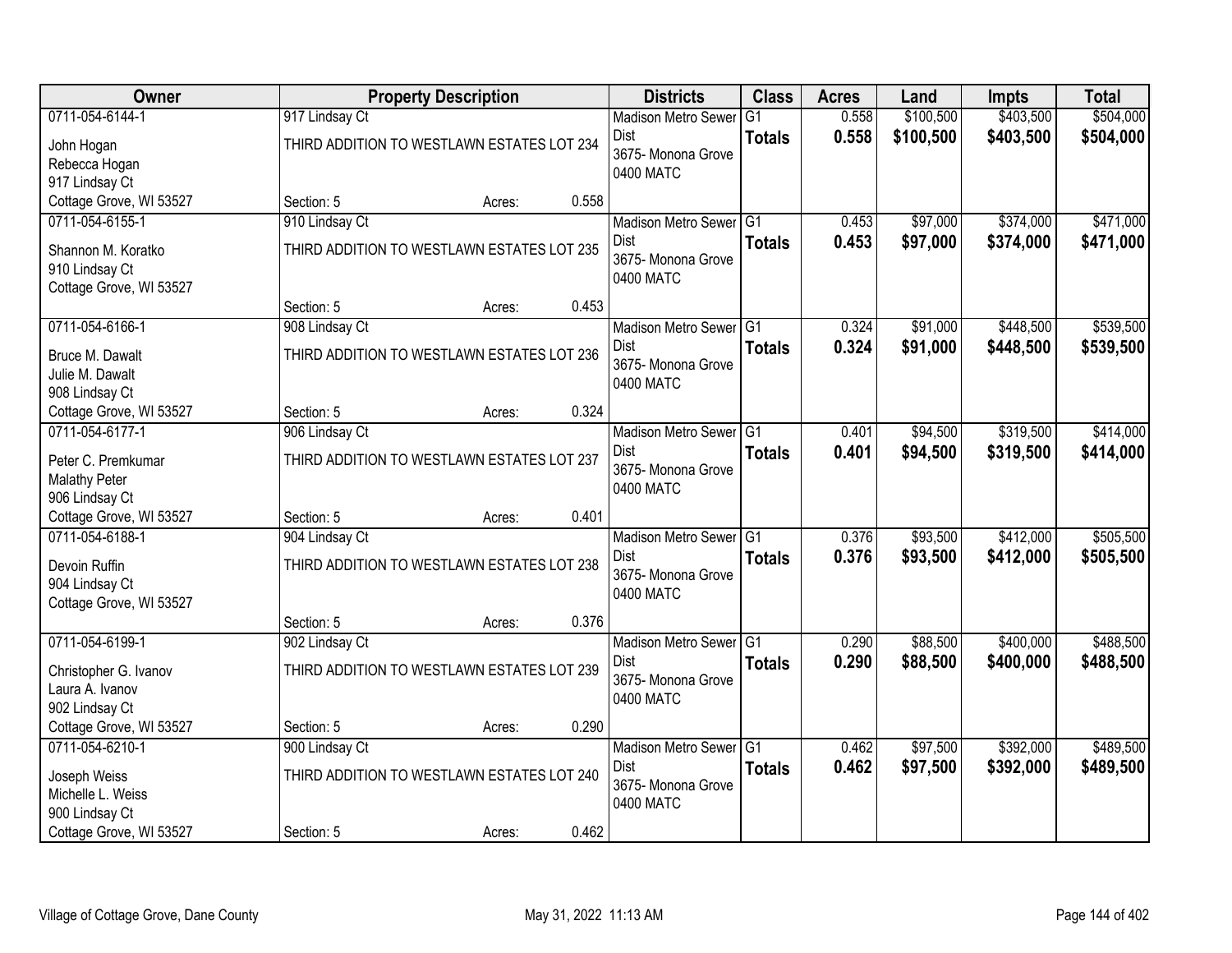| Owner | Property Description | | | Districts | Class | Acres | Land | Impts | Total |
|---|---|---|---|---|---|---|---|---|---|
| 0711-054-6144-1 | 917 Lindsay Ct | | | Madison Metro Sewer Dist | G1 | 0.558 | $100,500 | $403,500 | $504,000 |
| John Hogan<br>Rebecca Hogan<br>917 Lindsay Ct<br>Cottage Grove, WI 53527 | THIRD ADDITION TO WESTLAWN ESTATES LOT 234 | | | 3675- Monona Grove<br>0400 MATC | **Totals** | **0.558** | **$100,500** | **$403,500** | **$504,000** |
| | Section: 5 | Acres: | 0.558 | | | | | | |
| 0711-054-6155-1 | 910 Lindsay Ct | | | Madison Metro Sewer Dist | G1 | 0.453 | $97,000 | $374,000 | $471,000 |
| Shannon M. Koratko<br>910 Lindsay Ct<br>Cottage Grove, WI 53527 | THIRD ADDITION TO WESTLAWN ESTATES LOT 235 | | | 3675- Monona Grove<br>0400 MATC | **Totals** | **0.453** | **$97,000** | **$374,000** | **$471,000** |
| | Section: 5 | Acres: | 0.453 | | | | | | |
| 0711-054-6166-1 | 908 Lindsay Ct | | | Madison Metro Sewer Dist | G1 | 0.324 | $91,000 | $448,500 | $539,500 |
| Bruce M. Dawalt<br>Julie M. Dawalt<br>908 Lindsay Ct<br>Cottage Grove, WI 53527 | THIRD ADDITION TO WESTLAWN ESTATES LOT 236 | | | 3675- Monona Grove<br>0400 MATC | **Totals** | **0.324** | **$91,000** | **$448,500** | **$539,500** |
| | Section: 5 | Acres: | 0.324 | | | | | | |
| 0711-054-6177-1 | 906 Lindsay Ct | | | Madison Metro Sewer Dist | G1 | 0.401 | $94,500 | $319,500 | $414,000 |
| Peter C. Premkumar<br>Malathy Peter<br>906 Lindsay Ct<br>Cottage Grove, WI 53527 | THIRD ADDITION TO WESTLAWN ESTATES LOT 237 | | | 3675- Monona Grove<br>0400 MATC | **Totals** | **0.401** | **$94,500** | **$319,500** | **$414,000** |
| | Section: 5 | Acres: | 0.401 | | | | | | |
| 0711-054-6188-1 | 904 Lindsay Ct | | | Madison Metro Sewer Dist | G1 | 0.376 | $93,500 | $412,000 | $505,500 |
| Devoin Ruffin<br>904 Lindsay Ct<br>Cottage Grove, WI 53527 | THIRD ADDITION TO WESTLAWN ESTATES LOT 238 | | | 3675- Monona Grove<br>0400 MATC | **Totals** | **0.376** | **$93,500** | **$412,000** | **$505,500** |
| | Section: 5 | Acres: | 0.376 | | | | | | |
| 0711-054-6199-1 | 902 Lindsay Ct | | | Madison Metro Sewer Dist | G1 | 0.290 | $88,500 | $400,000 | $488,500 |
| Christopher G. Ivanov<br>Laura A. Ivanov<br>902 Lindsay Ct<br>Cottage Grove, WI 53527 | THIRD ADDITION TO WESTLAWN ESTATES LOT 239 | | | 3675- Monona Grove<br>0400 MATC | **Totals** | **0.290** | **$88,500** | **$400,000** | **$488,500** |
| | Section: 5 | Acres: | 0.290 | | | | | | |
| 0711-054-6210-1 | 900 Lindsay Ct | | | Madison Metro Sewer Dist | G1 | 0.462 | $97,500 | $392,000 | $489,500 |
| Joseph Weiss<br>Michelle L. Weiss<br>900 Lindsay Ct<br>Cottage Grove, WI 53527 | THIRD ADDITION TO WESTLAWN ESTATES LOT 240 | | | 3675- Monona Grove<br>0400 MATC | **Totals** | **0.462** | **$97,500** | **$392,000** | **$489,500** |
| | Section: 5 | Acres: | 0.462 | | | | | | |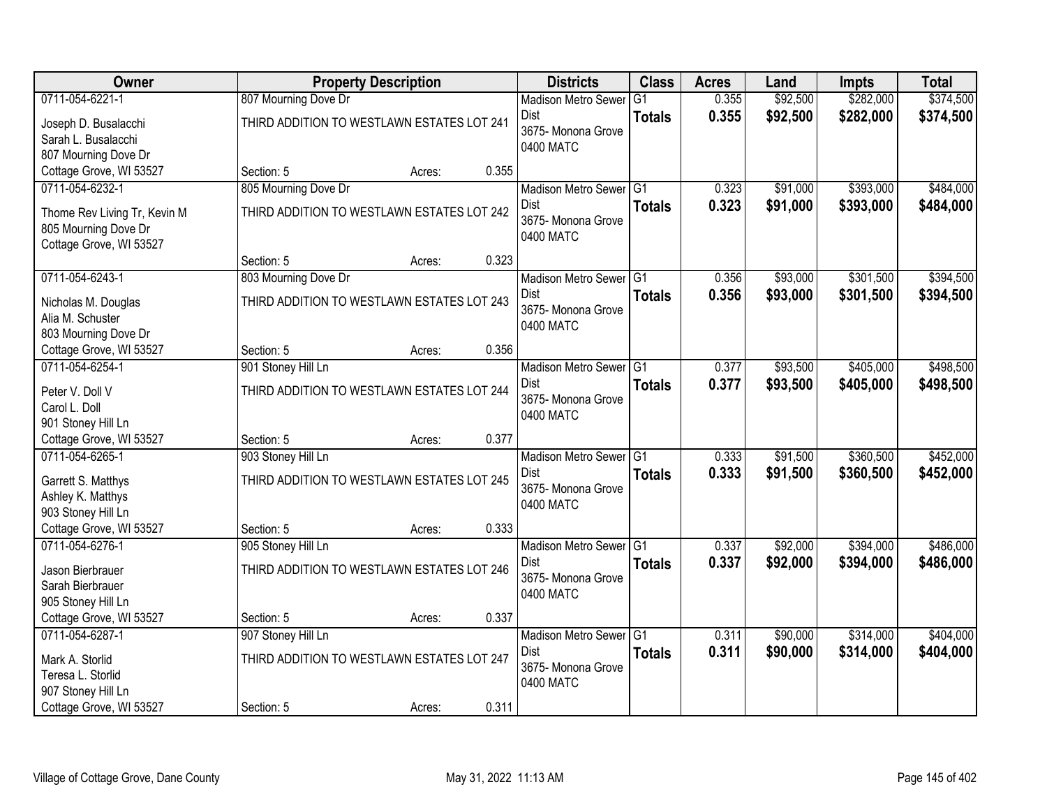| Owner | Property Description | | | Districts | Class | Acres | Land | Impts | Total |
|---|---|---|---|---|---|---|---|---|---|
| 0711-054-6221-1<br>Joseph D. Busalacchi<br>Sarah L. Busalacchi<br>807 Mourning Dove Dr<br>Cottage Grove, WI 53527 | 807 Mourning Dove Dr<br>THIRD ADDITION TO WESTLAWN ESTATES LOT 241<br>Section: 5 | Acres: | 0.355 | Madison Metro Sewer Dist<br>3675- Monona Grove<br>0400 MATC | G1<br>**Totals** | 0.355<br>**0.355** | $92,500<br>**$92,500** | $282,000<br>**$282,000** | $374,500<br>**$374,500** |
| 0711-054-6232-1<br>Thome Rev Living Tr, Kevin M<br>805 Mourning Dove Dr<br>Cottage Grove, WI 53527 | 805 Mourning Dove Dr<br>THIRD ADDITION TO WESTLAWN ESTATES LOT 242<br>Section: 5 | Acres: | 0.323 | Madison Metro Sewer Dist<br>3675- Monona Grove<br>0400 MATC | G1<br>**Totals** | 0.323<br>**0.323** | $91,000<br>**$91,000** | $393,000<br>**$393,000** | $484,000<br>**$484,000** |
| 0711-054-6243-1<br>Nicholas M. Douglas<br>Alia M. Schuster<br>803 Mourning Dove Dr<br>Cottage Grove, WI 53527 | 803 Mourning Dove Dr<br>THIRD ADDITION TO WESTLAWN ESTATES LOT 243<br>Section: 5 | Acres: | 0.356 | Madison Metro Sewer Dist<br>3675- Monona Grove<br>0400 MATC | G1<br>**Totals** | 0.356<br>**0.356** | $93,000<br>**$93,000** | $301,500<br>**$301,500** | $394,500<br>**$394,500** |
| 0711-054-6254-1<br>Peter V. Doll V<br>Carol L. Doll<br>901 Stoney Hill Ln<br>Cottage Grove, WI 53527 | 901 Stoney Hill Ln<br>THIRD ADDITION TO WESTLAWN ESTATES LOT 244<br>Section: 5 | Acres: | 0.377 | Madison Metro Sewer Dist<br>3675- Monona Grove<br>0400 MATC | G1<br>**Totals** | 0.377<br>**0.377** | $93,500<br>**$93,500** | $405,000<br>**$405,000** | $498,500<br>**$498,500** |
| 0711-054-6265-1<br>Garrett S. Matthys<br>Ashley K. Matthys<br>903 Stoney Hill Ln<br>Cottage Grove, WI 53527 | 903 Stoney Hill Ln<br>THIRD ADDITION TO WESTLAWN ESTATES LOT 245<br>Section: 5 | Acres: | 0.333 | Madison Metro Sewer Dist<br>3675- Monona Grove<br>0400 MATC | G1<br>**Totals** | 0.333<br>**0.333** | $91,500<br>**$91,500** | $360,500<br>**$360,500** | $452,000<br>**$452,000** |
| 0711-054-6276-1<br>Jason Bierbrauer<br>Sarah Bierbrauer<br>905 Stoney Hill Ln<br>Cottage Grove, WI 53527 | 905 Stoney Hill Ln<br>THIRD ADDITION TO WESTLAWN ESTATES LOT 246<br>Section: 5 | Acres: | 0.337 | Madison Metro Sewer Dist<br>3675- Monona Grove<br>0400 MATC | G1<br>**Totals** | 0.337<br>**0.337** | $92,000<br>**$92,000** | $394,000<br>**$394,000** | $486,000<br>**$486,000** |
| 0711-054-6287-1<br>Mark A. Storlid<br>Teresa L. Storlid<br>907 Stoney Hill Ln<br>Cottage Grove, WI 53527 | 907 Stoney Hill Ln<br>THIRD ADDITION TO WESTLAWN ESTATES LOT 247<br>Section: 5 | Acres: | 0.311 | Madison Metro Sewer Dist<br>3675- Monona Grove<br>0400 MATC | G1<br>**Totals** | 0.311<br>**0.311** | $90,000<br>**$90,000** | $314,000<br>**$314,000** | $404,000<br>**$404,000** |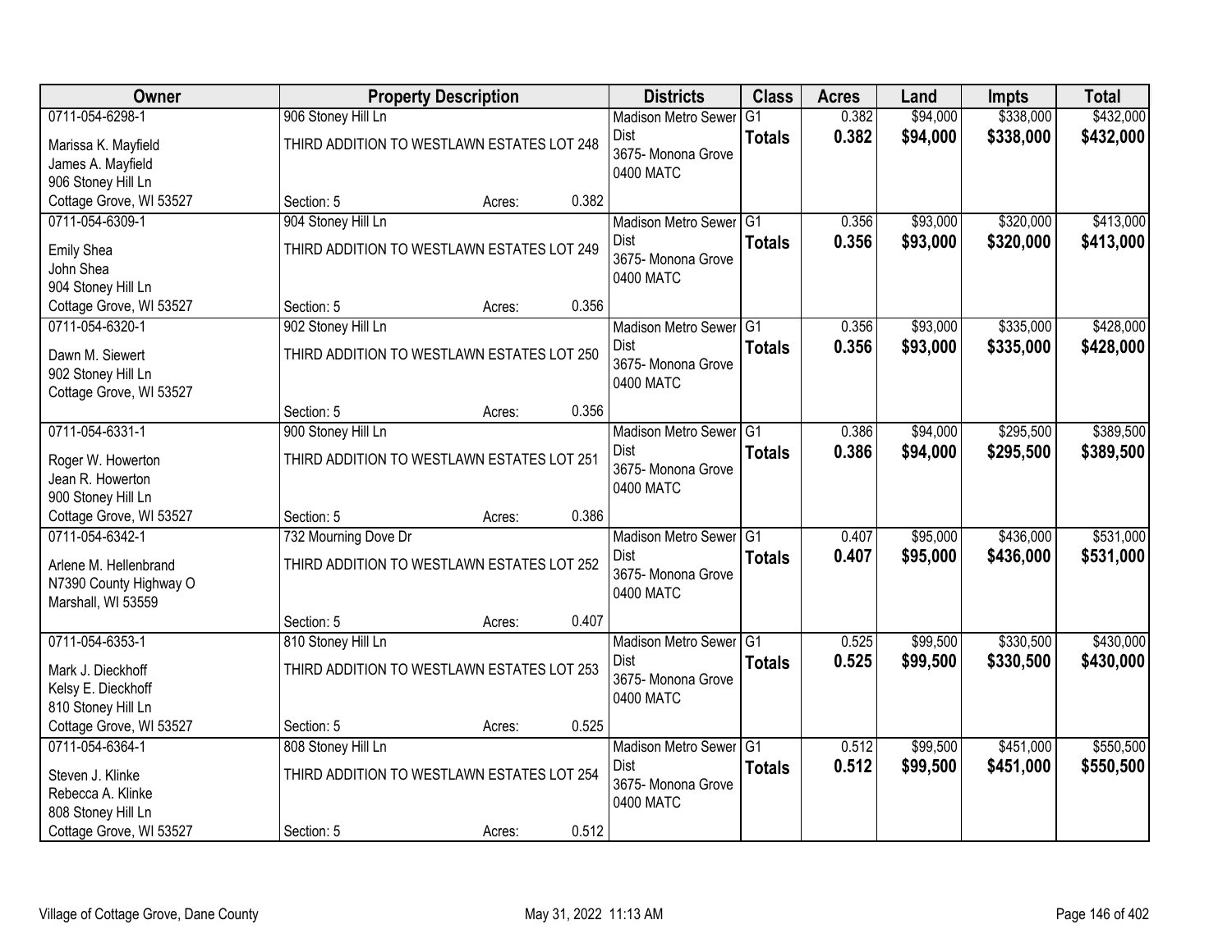| Owner | Property Description | | | Districts | Class | Acres | Land | Impts | Total |
|---|---|---|---|---|---|---|---|---|---|
| 0711-054-6298-1 | 906 Stoney Hill Ln | | | Madison Metro Sewer Dist | G1 | 0.382 | $94,000 | $338,000 | $432,000 |
| Marissa K. Mayfield<br>James A. Mayfield<br>906 Stoney Hill Ln<br>Cottage Grove, WI 53527 | THIRD ADDITION TO WESTLAWN ESTATES LOT 248 | | | 3675- Monona Grove<br>0400 MATC | **Totals** | **0.382** | **$94,000** | **$338,000** | **$432,000** |
| | Section: 5 | Acres: | 0.382 | | | | | | |
| 0711-054-6309-1 | 904 Stoney Hill Ln | | | Madison Metro Sewer Dist | G1 | 0.356 | $93,000 | $320,000 | $413,000 |
| Emily Shea<br>John Shea<br>904 Stoney Hill Ln<br>Cottage Grove, WI 53527 | THIRD ADDITION TO WESTLAWN ESTATES LOT 249 | | | 3675- Monona Grove<br>0400 MATC | **Totals** | **0.356** | **$93,000** | **$320,000** | **$413,000** |
| | Section: 5 | Acres: | 0.356 | | | | | | |
| 0711-054-6320-1 | 902 Stoney Hill Ln | | | Madison Metro Sewer Dist | G1 | 0.356 | $93,000 | $335,000 | $428,000 |
| Dawn M. Siewert<br>902 Stoney Hill Ln<br>Cottage Grove, WI 53527 | THIRD ADDITION TO WESTLAWN ESTATES LOT 250 | | | 3675- Monona Grove<br>0400 MATC | **Totals** | **0.356** | **$93,000** | **$335,000** | **$428,000** |
| | Section: 5 | Acres: | 0.356 | | | | | | |
| 0711-054-6331-1 | 900 Stoney Hill Ln | | | Madison Metro Sewer Dist | G1 | 0.386 | $94,000 | $295,500 | $389,500 |
| Roger W. Howerton<br>Jean R. Howerton<br>900 Stoney Hill Ln<br>Cottage Grove, WI 53527 | THIRD ADDITION TO WESTLAWN ESTATES LOT 251 | | | 3675- Monona Grove<br>0400 MATC | **Totals** | **0.386** | **$94,000** | **$295,500** | **$389,500** |
| | Section: 5 | Acres: | 0.386 | | | | | | |
| 0711-054-6342-1 | 732 Mourning Dove Dr | | | Madison Metro Sewer Dist | G1 | 0.407 | $95,000 | $436,000 | $531,000 |
| Arlene M. Hellenbrand<br>N7390 County Highway O<br>Marshall, WI 53559 | THIRD ADDITION TO WESTLAWN ESTATES LOT 252 | | | 3675- Monona Grove<br>0400 MATC | **Totals** | **0.407** | **$95,000** | **$436,000** | **$531,000** |
| | Section: 5 | Acres: | 0.407 | | | | | | |
| 0711-054-6353-1 | 810 Stoney Hill Ln | | | Madison Metro Sewer Dist | G1 | 0.525 | $99,500 | $330,500 | $430,000 |
| Mark J. Dieckhoff<br>Kelsy E. Dieckhoff<br>810 Stoney Hill Ln<br>Cottage Grove, WI 53527 | THIRD ADDITION TO WESTLAWN ESTATES LOT 253 | | | 3675- Monona Grove<br>0400 MATC | **Totals** | **0.525** | **$99,500** | **$330,500** | **$430,000** |
| | Section: 5 | Acres: | 0.525 | | | | | | |
| 0711-054-6364-1 | 808 Stoney Hill Ln | | | Madison Metro Sewer Dist | G1 | 0.512 | $99,500 | $451,000 | $550,500 |
| Steven J. Klinke<br>Rebecca A. Klinke<br>808 Stoney Hill Ln<br>Cottage Grove, WI 53527 | THIRD ADDITION TO WESTLAWN ESTATES LOT 254 | | | 3675- Monona Grove<br>0400 MATC | **Totals** | **0.512** | **$99,500** | **$451,000** | **$550,500** |
| | Section: 5 | Acres: | 0.512 | | | | | | |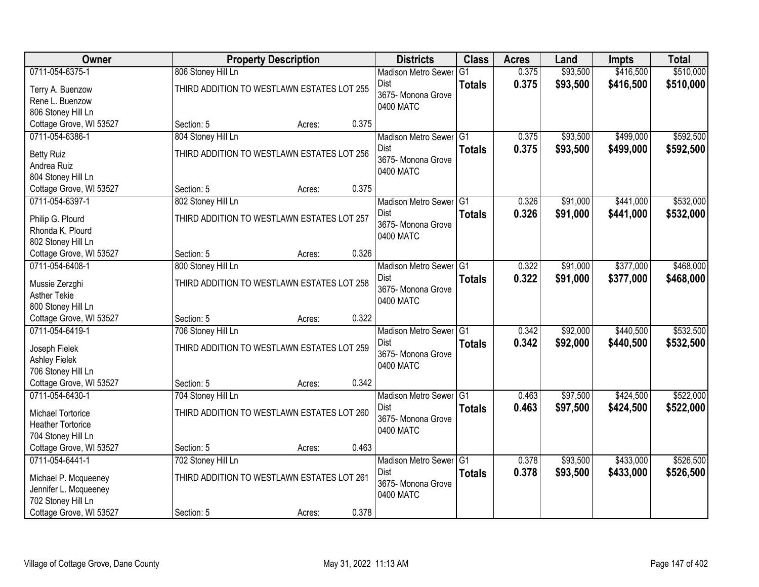| Owner | Property Description | | | Districts | Class | Acres | Land | Impts | Total |
|---|---|---|---|---|---|---|---|---|---|
| 0711-054-6375-1<br>Terry A. Buenzow<br>Rene L. Buenzow<br>806 Stoney Hill Ln<br>Cottage Grove, WI 53527 | 806 Stoney Hill Ln<br>THIRD ADDITION TO WESTLAWN ESTATES LOT 255<br><br><br>Section: 5 | Acres: | 0.375 | Madison Metro Sewer Dist<br>3675- Monona Grove<br>0400 MATC | G1<br>**Totals** | 0.375<br>**0.375** | $93,500<br>**$93,500** | $416,500<br>**$416,500** | $510,000<br>**$510,000** |
| 0711-054-6386-1<br>Betty Ruiz<br>Andrea Ruiz<br>804 Stoney Hill Ln<br>Cottage Grove, WI 53527 | 804 Stoney Hill Ln<br>THIRD ADDITION TO WESTLAWN ESTATES LOT 256<br><br><br>Section: 5 | Acres: | 0.375 | Madison Metro Sewer Dist<br>3675- Monona Grove<br>0400 MATC | G1<br>**Totals** | 0.375<br>**0.375** | $93,500<br>**$93,500** | $499,000<br>**$499,000** | $592,500<br>**$592,500** |
| 0711-054-6397-1<br>Philip G. Plourd<br>Rhonda K. Plourd<br>802 Stoney Hill Ln<br>Cottage Grove, WI 53527 | 802 Stoney Hill Ln<br>THIRD ADDITION TO WESTLAWN ESTATES LOT 257<br><br><br>Section: 5 | Acres: | 0.326 | Madison Metro Sewer Dist<br>3675- Monona Grove<br>0400 MATC | G1<br>**Totals** | 0.326<br>**0.326** | $91,000<br>**$91,000** | $441,000<br>**$441,000** | $532,000<br>**$532,000** |
| 0711-054-6408-1<br>Mussie Zerzghi<br>Asther Tekie<br>800 Stoney Hill Ln<br>Cottage Grove, WI 53527 | 800 Stoney Hill Ln<br>THIRD ADDITION TO WESTLAWN ESTATES LOT 258<br><br><br>Section: 5 | Acres: | 0.322 | Madison Metro Sewer Dist<br>3675- Monona Grove<br>0400 MATC | G1<br>**Totals** | 0.322<br>**0.322** | $91,000<br>**$91,000** | $377,000<br>**$377,000** | $468,000<br>**$468,000** |
| 0711-054-6419-1<br>Joseph Fielek<br>Ashley Fielek<br>706 Stoney Hill Ln<br>Cottage Grove, WI 53527 | 706 Stoney Hill Ln<br>THIRD ADDITION TO WESTLAWN ESTATES LOT 259<br><br><br>Section: 5 | Acres: | 0.342 | Madison Metro Sewer Dist<br>3675- Monona Grove<br>0400 MATC | G1<br>**Totals** | 0.342<br>**0.342** | $92,000<br>**$92,000** | $440,500<br>**$440,500** | $532,500<br>**$532,500** |
| 0711-054-6430-1<br>Michael Tortorice<br>Heather Tortorice<br>704 Stoney Hill Ln<br>Cottage Grove, WI 53527 | 704 Stoney Hill Ln<br>THIRD ADDITION TO WESTLAWN ESTATES LOT 260<br><br><br>Section: 5 | Acres: | 0.463 | Madison Metro Sewer Dist<br>3675- Monona Grove<br>0400 MATC | G1<br>**Totals** | 0.463<br>**0.463** | $97,500<br>**$97,500** | $424,500<br>**$424,500** | $522,000<br>**$522,000** |
| 0711-054-6441-1<br>Michael P. Mcqueeney<br>Jennifer L. Mcqueeney<br>702 Stoney Hill Ln<br>Cottage Grove, WI 53527 | 702 Stoney Hill Ln<br>THIRD ADDITION TO WESTLAWN ESTATES LOT 261<br><br><br>Section: 5 | Acres: | 0.378 | Madison Metro Sewer Dist<br>3675- Monona Grove<br>0400 MATC | G1<br>**Totals** | 0.378<br>**0.378** | $93,500<br>**$93,500** | $433,000<br>**$433,000** | $526,500<br>**$526,500** |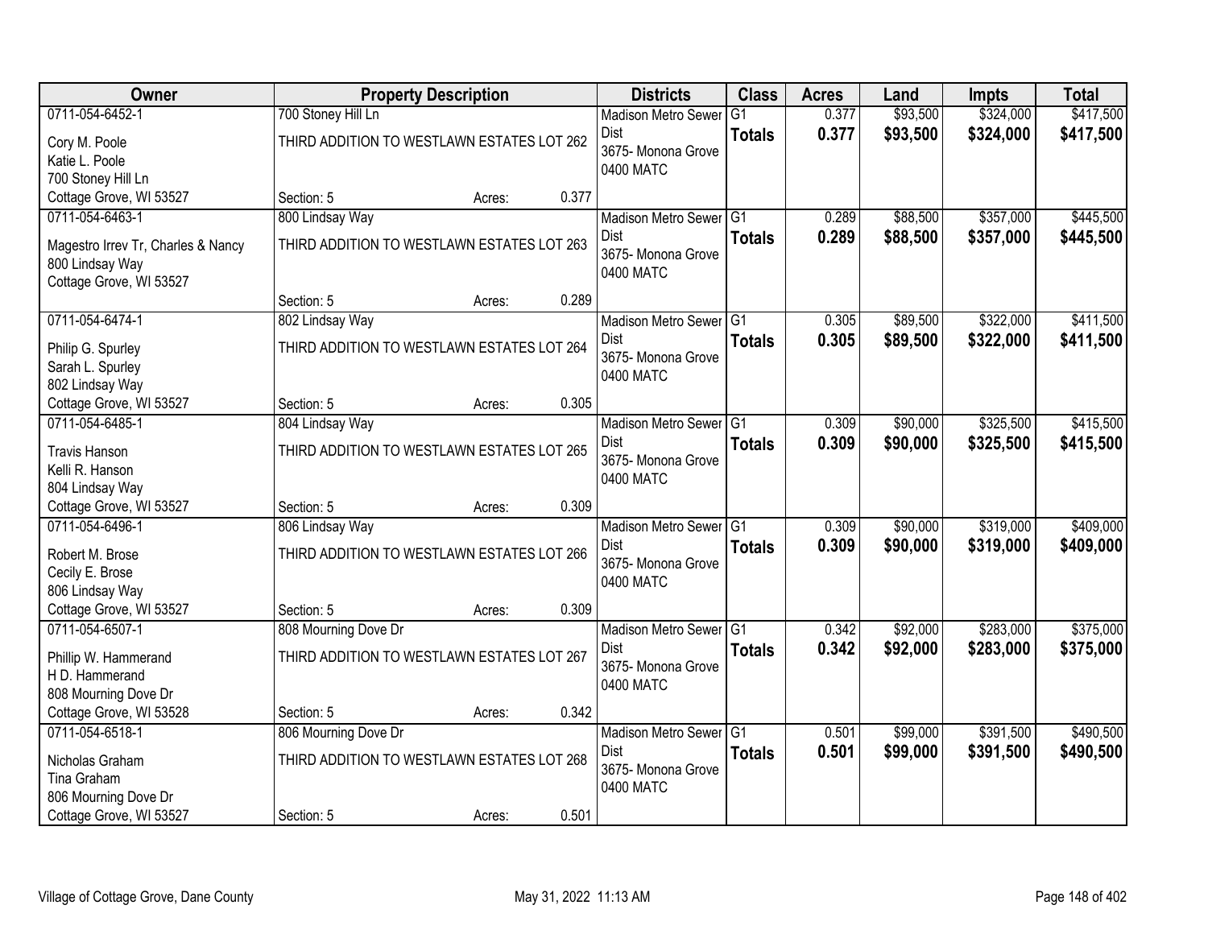| Owner | Property Description | Districts | Class | Acres | Land | Impts | Total |
|---|---|---|---|---|---|---|---|
| 0711-054-6452-1<br>Cory M. Poole<br>Katie L. Poole<br>700 Stoney Hill Ln<br>Cottage Grove, WI 53527 | 700 Stoney Hill Ln<br>THIRD ADDITION TO WESTLAWN ESTATES LOT 262<br>Section: 5 Acres: 0.377 | Madison Metro Sewer Dist<br>3675- Monona Grove<br>0400 MATC | G1<br>**Totals** | 0.377<br>**0.377** | $93,500<br>**$93,500** | $324,000<br>**$324,000** | $417,500<br>**$417,500** |
| 0711-054-6463-1<br>Magestro Irrev Tr, Charles & Nancy<br>800 Lindsay Way<br>Cottage Grove, WI 53527 | 800 Lindsay Way<br>THIRD ADDITION TO WESTLAWN ESTATES LOT 263<br>Section: 5 Acres: 0.289 | Madison Metro Sewer Dist<br>3675- Monona Grove<br>0400 MATC | G1<br>**Totals** | 0.289<br>**0.289** | $88,500<br>**$88,500** | $357,000<br>**$357,000** | $445,500<br>**$445,500** |
| 0711-054-6474-1<br>Philip G. Spurley<br>Sarah L. Spurley<br>802 Lindsay Way<br>Cottage Grove, WI 53527 | 802 Lindsay Way<br>THIRD ADDITION TO WESTLAWN ESTATES LOT 264<br>Section: 5 Acres: 0.305 | Madison Metro Sewer Dist<br>3675- Monona Grove<br>0400 MATC | G1<br>**Totals** | 0.305<br>**0.305** | $89,500<br>**$89,500** | $322,000<br>**$322,000** | $411,500<br>**$411,500** |
| 0711-054-6485-1<br>Travis Hanson<br>Kelli R. Hanson<br>804 Lindsay Way<br>Cottage Grove, WI 53527 | 804 Lindsay Way<br>THIRD ADDITION TO WESTLAWN ESTATES LOT 265<br>Section: 5 Acres: 0.309 | Madison Metro Sewer Dist<br>3675- Monona Grove<br>0400 MATC | G1<br>**Totals** | 0.309<br>**0.309** | $90,000<br>**$90,000** | $325,500<br>**$325,500** | $415,500<br>**$415,500** |
| 0711-054-6496-1<br>Robert M. Brose<br>Cecily E. Brose<br>806 Lindsay Way<br>Cottage Grove, WI 53527 | 806 Lindsay Way<br>THIRD ADDITION TO WESTLAWN ESTATES LOT 266<br>Section: 5 Acres: 0.309 | Madison Metro Sewer Dist<br>3675- Monona Grove<br>0400 MATC | G1<br>**Totals** | 0.309<br>**0.309** | $90,000<br>**$90,000** | $319,000<br>**$319,000** | $409,000<br>**$409,000** |
| 0711-054-6507-1<br>Phillip W. Hammerand<br>H D. Hammerand<br>808 Mourning Dove Dr<br>Cottage Grove, WI 53528 | 808 Mourning Dove Dr<br>THIRD ADDITION TO WESTLAWN ESTATES LOT 267<br>Section: 5 Acres: 0.342 | Madison Metro Sewer Dist<br>3675- Monona Grove<br>0400 MATC | G1<br>**Totals** | 0.342<br>**0.342** | $92,000<br>**$92,000** | $283,000<br>**$283,000** | $375,000<br>**$375,000** |
| 0711-054-6518-1<br>Nicholas Graham<br>Tina Graham<br>806 Mourning Dove Dr<br>Cottage Grove, WI 53527 | 806 Mourning Dove Dr<br>THIRD ADDITION TO WESTLAWN ESTATES LOT 268<br>Section: 5 Acres: 0.501 | Madison Metro Sewer Dist<br>3675- Monona Grove<br>0400 MATC | G1<br>**Totals** | 0.501<br>**0.501** | $99,000<br>**$99,000** | $391,500<br>**$391,500** | $490,500<br>**$490,500** |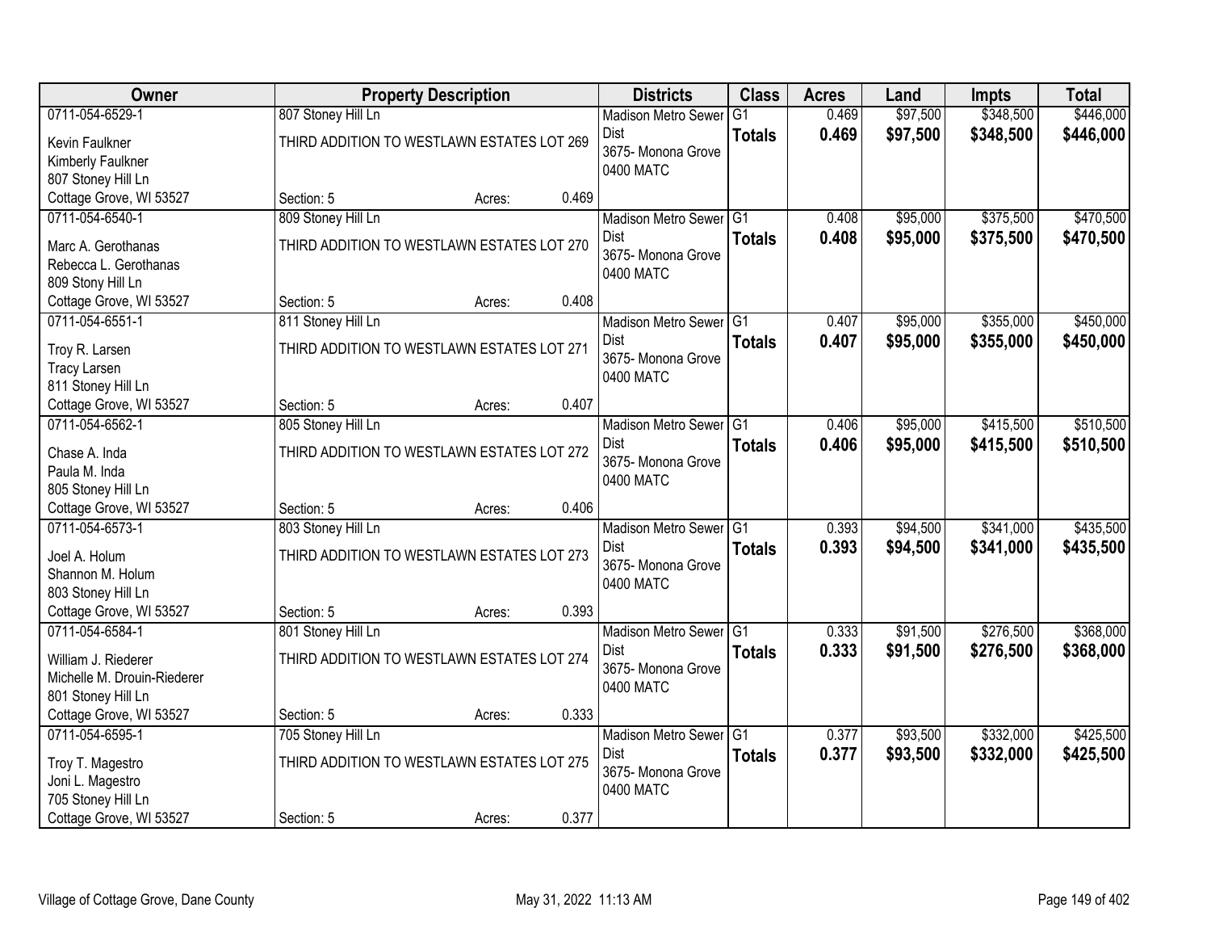| Owner | Property Description | Districts | Class | Acres | Land | Impts | Total |
|---|---|---|---|---|---|---|---|
| 0711-054-6529-1<br>Kevin Faulkner<br>Kimberly Faulkner<br>807 Stoney Hill Ln<br>Cottage Grove, WI 53527 | 807 Stoney Hill Ln<br>THIRD ADDITION TO WESTLAWN ESTATES LOT 269<br>Section: 5 Acres: 0.469 | Madison Metro Sewer Dist<br>3675- Monona Grove<br>0400 MATC | G1<br>**Totals** | 0.469<br>**0.469** | $97,500<br>**$97,500** | $348,500<br>**$348,500** | $446,000<br>**$446,000** |
| 0711-054-6540-1<br>Marc A. Gerothanas<br>Rebecca L. Gerothanas<br>809 Stony Hill Ln<br>Cottage Grove, WI 53527 | 809 Stoney Hill Ln<br>THIRD ADDITION TO WESTLAWN ESTATES LOT 270<br>Section: 5 Acres: 0.408 | Madison Metro Sewer Dist<br>3675- Monona Grove<br>0400 MATC | G1<br>**Totals** | 0.408<br>**0.408** | $95,000<br>**$95,000** | $375,500<br>**$375,500** | $470,500<br>**$470,500** |
| 0711-054-6551-1<br>Troy R. Larsen<br>Tracy Larsen<br>811 Stoney Hill Ln<br>Cottage Grove, WI 53527 | 811 Stoney Hill Ln<br>THIRD ADDITION TO WESTLAWN ESTATES LOT 271<br>Section: 5 Acres: 0.407 | Madison Metro Sewer Dist<br>3675- Monona Grove<br>0400 MATC | G1<br>**Totals** | 0.407<br>**0.407** | $95,000<br>**$95,000** | $355,000<br>**$355,000** | $450,000<br>**$450,000** |
| 0711-054-6562-1<br>Chase A. Inda<br>Paula M. Inda<br>805 Stoney Hill Ln<br>Cottage Grove, WI 53527 | 805 Stoney Hill Ln<br>THIRD ADDITION TO WESTLAWN ESTATES LOT 272<br>Section: 5 Acres: 0.406 | Madison Metro Sewer Dist<br>3675- Monona Grove<br>0400 MATC | G1<br>**Totals** | 0.406<br>**0.406** | $95,000<br>**$95,000** | $415,500<br>**$415,500** | $510,500<br>**$510,500** |
| 0711-054-6573-1<br>Joel A. Holum<br>Shannon M. Holum<br>803 Stoney Hill Ln<br>Cottage Grove, WI 53527 | 803 Stoney Hill Ln<br>THIRD ADDITION TO WESTLAWN ESTATES LOT 273<br>Section: 5 Acres: 0.393 | Madison Metro Sewer Dist<br>3675- Monona Grove<br>0400 MATC | G1<br>**Totals** | 0.393<br>**0.393** | $94,500<br>**$94,500** | $341,000<br>**$341,000** | $435,500<br>**$435,500** |
| 0711-054-6584-1<br>William J. Riederer<br>Michelle M. Drouin-Riederer<br>801 Stoney Hill Ln<br>Cottage Grove, WI 53527 | 801 Stoney Hill Ln<br>THIRD ADDITION TO WESTLAWN ESTATES LOT 274<br>Section: 5 Acres: 0.333 | Madison Metro Sewer Dist<br>3675- Monona Grove<br>0400 MATC | G1<br>**Totals** | 0.333<br>**0.333** | $91,500<br>**$91,500** | $276,500<br>**$276,500** | $368,000<br>**$368,000** |
| 0711-054-6595-1<br>Troy T. Magestro<br>Joni L. Magestro<br>705 Stoney Hill Ln<br>Cottage Grove, WI 53527 | 705 Stoney Hill Ln<br>THIRD ADDITION TO WESTLAWN ESTATES LOT 275<br>Section: 5 Acres: 0.377 | Madison Metro Sewer Dist<br>3675- Monona Grove<br>0400 MATC | G1<br>**Totals** | 0.377<br>**0.377** | $93,500<br>**$93,500** | $332,000<br>**$332,000** | $425,500<br>**$425,500** |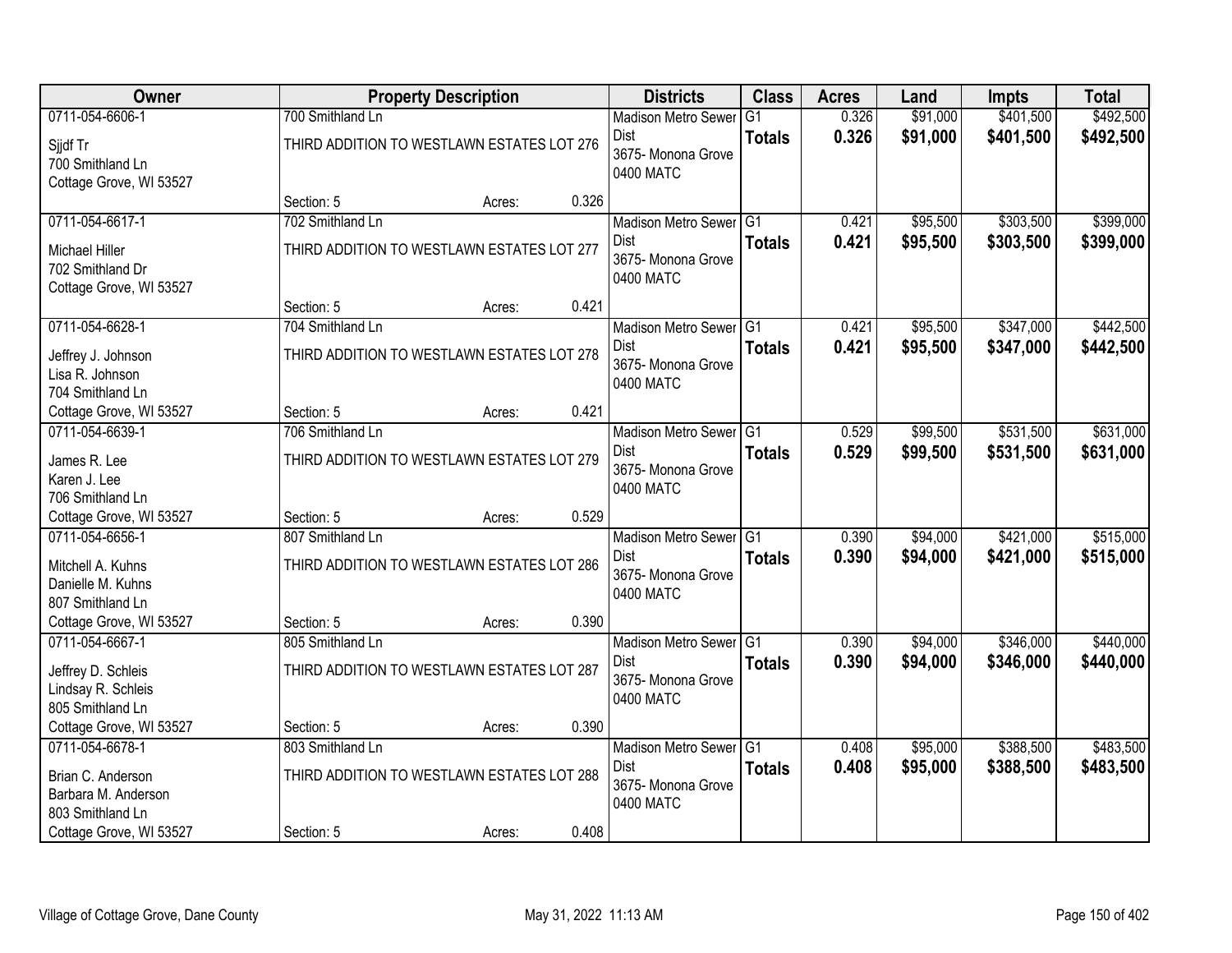| Owner | Property Description | Districts | Class | Acres | Land | Impts | Total |
|---|---|---|---|---|---|---|---|
| 0711-054-6606-1<br>Sjjdf Tr<br>700 Smithland Ln<br>Cottage Grove, WI 53527 | 700 Smithland Ln<br>THIRD ADDITION TO WESTLAWN ESTATES LOT 276<br>Section: 5 Acres: 0.326 | Madison Metro Sewer Dist<br>3675- Monona Grove<br>0400 MATC | G1<br>**Totals** | 0.326<br>**0.326** | $91,000<br>**$91,000** | $401,500<br>**$401,500** | $492,500<br>**$492,500** |
| 0711-054-6617-1<br>Michael Hiller<br>702 Smithland Dr<br>Cottage Grove, WI 53527 | 702 Smithland Ln<br>THIRD ADDITION TO WESTLAWN ESTATES LOT 277<br>Section: 5 Acres: 0.421 | Madison Metro Sewer Dist<br>3675- Monona Grove<br>0400 MATC | G1<br>**Totals** | 0.421<br>**0.421** | $95,500<br>**$95,500** | $303,500<br>**$303,500** | $399,000<br>**$399,000** |
| 0711-054-6628-1<br>Jeffrey J. Johnson<br>Lisa R. Johnson<br>704 Smithland Ln<br>Cottage Grove, WI 53527 | 704 Smithland Ln<br>THIRD ADDITION TO WESTLAWN ESTATES LOT 278<br>Section: 5 Acres: 0.421 | Madison Metro Sewer Dist<br>3675- Monona Grove<br>0400 MATC | G1<br>**Totals** | 0.421<br>**0.421** | $95,500<br>**$95,500** | $347,000<br>**$347,000** | $442,500<br>**$442,500** |
| 0711-054-6639-1<br>James R. Lee<br>Karen J. Lee<br>706 Smithland Ln<br>Cottage Grove, WI 53527 | 706 Smithland Ln<br>THIRD ADDITION TO WESTLAWN ESTATES LOT 279<br>Section: 5 Acres: 0.529 | Madison Metro Sewer Dist<br>3675- Monona Grove<br>0400 MATC | G1<br>**Totals** | 0.529<br>**0.529** | $99,500<br>**$99,500** | $531,500<br>**$531,500** | $631,000<br>**$631,000** |
| 0711-054-6656-1<br>Mitchell A. Kuhns<br>Danielle M. Kuhns<br>807 Smithland Ln<br>Cottage Grove, WI 53527 | 807 Smithland Ln<br>THIRD ADDITION TO WESTLAWN ESTATES LOT 286<br>Section: 5 Acres: 0.390 | Madison Metro Sewer Dist<br>3675- Monona Grove<br>0400 MATC | G1<br>**Totals** | 0.390<br>**0.390** | $94,000<br>**$94,000** | $421,000<br>**$421,000** | $515,000<br>**$515,000** |
| 0711-054-6667-1<br>Jeffrey D. Schleis<br>Lindsay R. Schleis<br>805 Smithland Ln<br>Cottage Grove, WI 53527 | 805 Smithland Ln<br>THIRD ADDITION TO WESTLAWN ESTATES LOT 287<br>Section: 5 Acres: 0.390 | Madison Metro Sewer Dist<br>3675- Monona Grove<br>0400 MATC | G1<br>**Totals** | 0.390<br>**0.390** | $94,000<br>**$94,000** | $346,000<br>**$346,000** | $440,000<br>**$440,000** |
| 0711-054-6678-1<br>Brian C. Anderson<br>Barbara M. Anderson<br>803 Smithland Ln<br>Cottage Grove, WI 53527 | 803 Smithland Ln<br>THIRD ADDITION TO WESTLAWN ESTATES LOT 288<br>Section: 5 Acres: 0.408 | Madison Metro Sewer Dist<br>3675- Monona Grove<br>0400 MATC | G1<br>**Totals** | 0.408<br>**0.408** | $95,000<br>**$95,000** | $388,500<br>**$388,500** | $483,500<br>**$483,500** |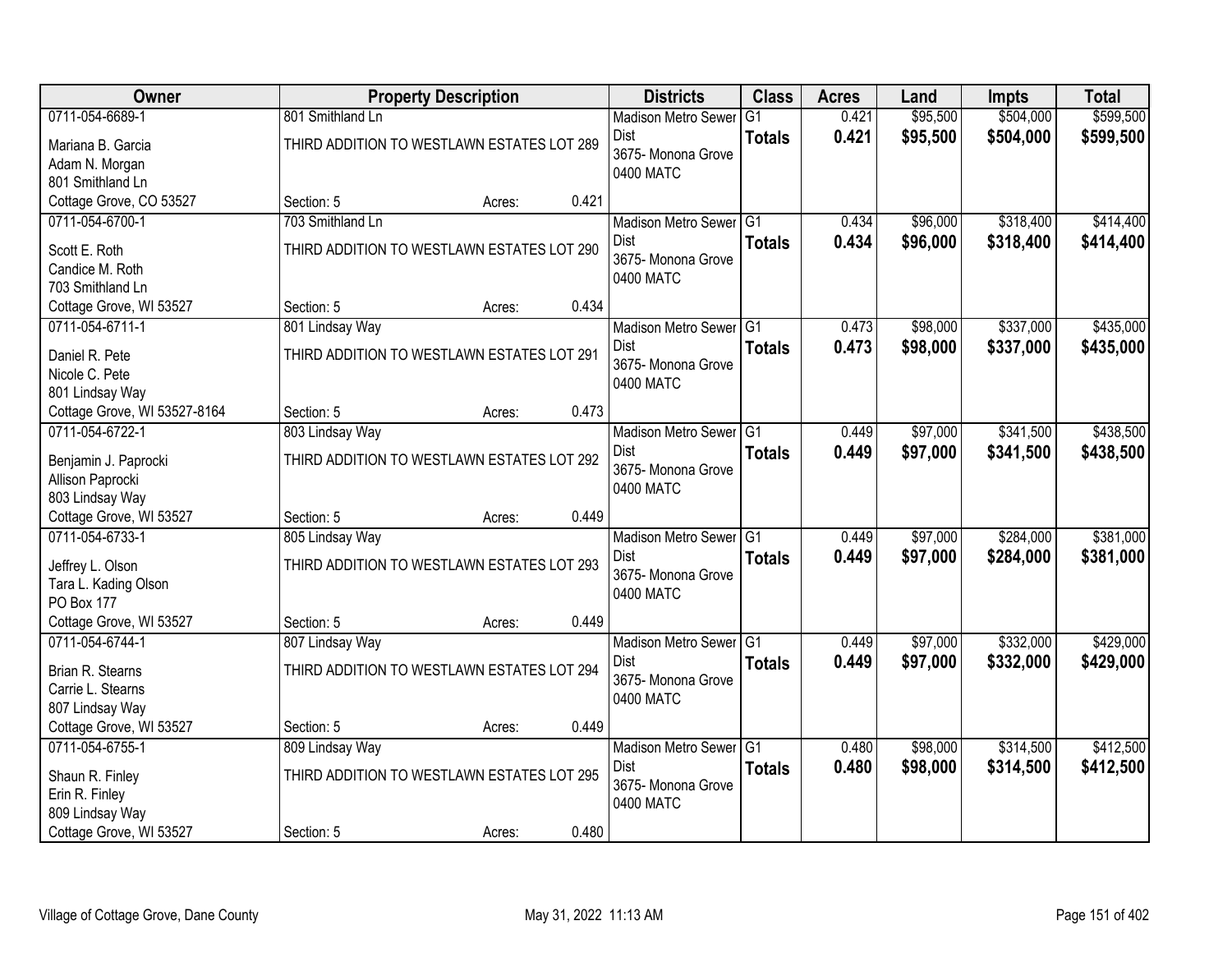| Owner | Property Description | Districts | Class | Acres | Land | Impts | Total |
|---|---|---|---|---|---|---|---|
| 0711-054-6689-1<br>Mariana B. Garcia<br>Adam N. Morgan<br>801 Smithland Ln<br>Cottage Grove, CO 53527 | 801 Smithland Ln<br>THIRD ADDITION TO WESTLAWN ESTATES LOT 289<br>Section: 5 Acres: 0.421 | Madison Metro Sewer Dist<br>3675- Monona Grove<br>0400 MATC | G1<br>**Totals** | 0.421<br>**0.421** | $95,500<br>**$95,500** | $504,000<br>**$504,000** | $599,500<br>**$599,500** |
| 0711-054-6700-1<br>Scott E. Roth<br>Candice M. Roth<br>703 Smithland Ln<br>Cottage Grove, WI 53527 | 703 Smithland Ln<br>THIRD ADDITION TO WESTLAWN ESTATES LOT 290<br>Section: 5 Acres: 0.434 | Madison Metro Sewer Dist<br>3675- Monona Grove<br>0400 MATC | G1<br>**Totals** | 0.434<br>**0.434** | $96,000<br>**$96,000** | $318,400<br>**$318,400** | $414,400<br>**$414,400** |
| 0711-054-6711-1<br>Daniel R. Pete<br>Nicole C. Pete<br>801 Lindsay Way<br>Cottage Grove, WI 53527-8164 | 801 Lindsay Way<br>THIRD ADDITION TO WESTLAWN ESTATES LOT 291<br>Section: 5 Acres: 0.473 | Madison Metro Sewer Dist<br>3675- Monona Grove<br>0400 MATC | G1<br>**Totals** | 0.473<br>**0.473** | $98,000<br>**$98,000** | $337,000<br>**$337,000** | $435,000<br>**$435,000** |
| 0711-054-6722-1<br>Benjamin J. Paprocki<br>Allison Paprocki<br>803 Lindsay Way<br>Cottage Grove, WI 53527 | 803 Lindsay Way<br>THIRD ADDITION TO WESTLAWN ESTATES LOT 292<br>Section: 5 Acres: 0.449 | Madison Metro Sewer Dist<br>3675- Monona Grove<br>0400 MATC | G1<br>**Totals** | 0.449<br>**0.449** | $97,000<br>**$97,000** | $341,500<br>**$341,500** | $438,500<br>**$438,500** |
| 0711-054-6733-1<br>Jeffrey L. Olson<br>Tara L. Kading Olson<br>PO Box 177<br>Cottage Grove, WI 53527 | 805 Lindsay Way<br>THIRD ADDITION TO WESTLAWN ESTATES LOT 293<br>Section: 5 Acres: 0.449 | Madison Metro Sewer Dist<br>3675- Monona Grove<br>0400 MATC | G1<br>**Totals** | 0.449<br>**0.449** | $97,000<br>**$97,000** | $284,000<br>**$284,000** | $381,000<br>**$381,000** |
| 0711-054-6744-1<br>Brian R. Stearns<br>Carrie L. Stearns<br>807 Lindsay Way<br>Cottage Grove, WI 53527 | 807 Lindsay Way<br>THIRD ADDITION TO WESTLAWN ESTATES LOT 294<br>Section: 5 Acres: 0.449 | Madison Metro Sewer Dist<br>3675- Monona Grove<br>0400 MATC | G1<br>**Totals** | 0.449<br>**0.449** | $97,000<br>**$97,000** | $332,000<br>**$332,000** | $429,000<br>**$429,000** |
| 0711-054-6755-1<br>Shaun R. Finley<br>Erin R. Finley<br>809 Lindsay Way<br>Cottage Grove, WI 53527 | 809 Lindsay Way<br>THIRD ADDITION TO WESTLAWN ESTATES LOT 295<br>Section: 5 Acres: 0.480 | Madison Metro Sewer Dist<br>3675- Monona Grove<br>0400 MATC | G1<br>**Totals** | 0.480<br>**0.480** | $98,000<br>**$98,000** | $314,500<br>**$314,500** | $412,500<br>**$412,500** |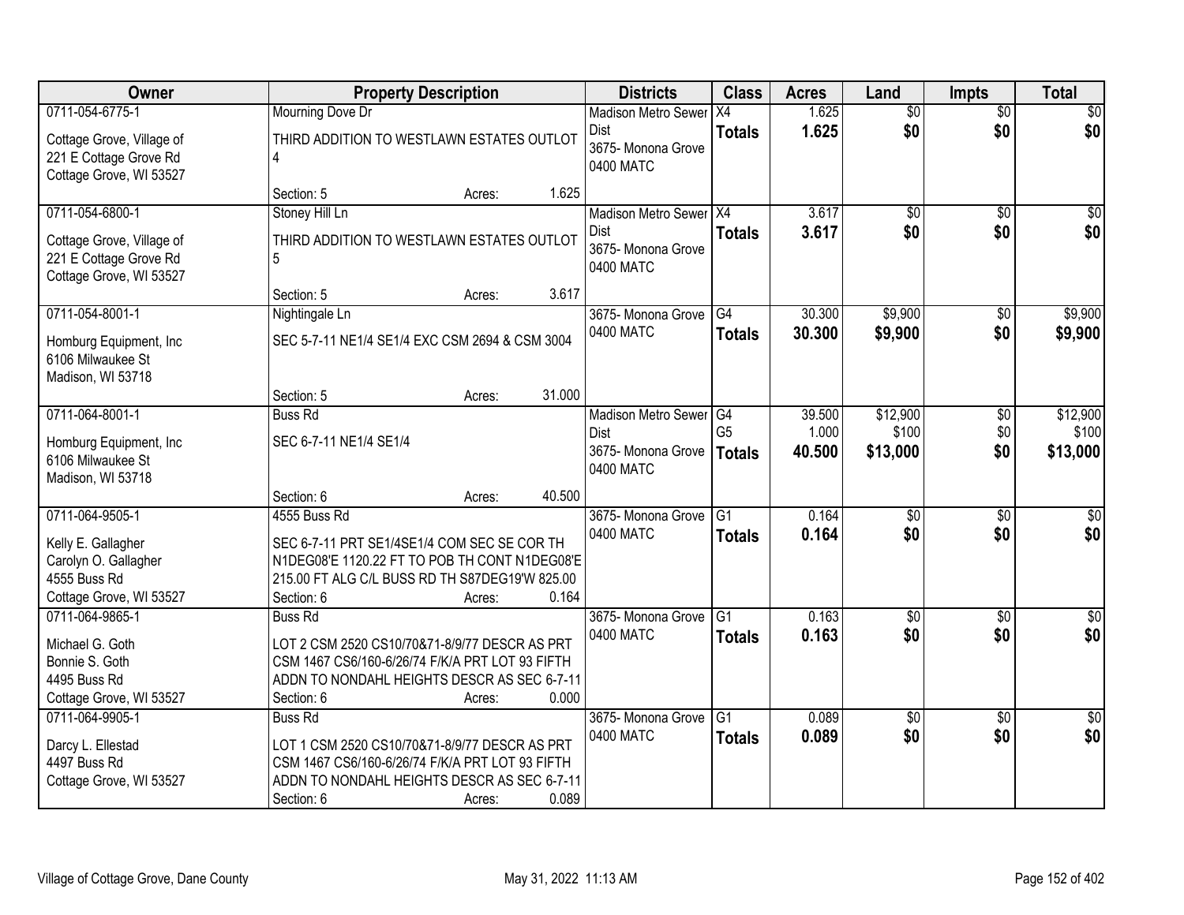| Owner | Property Description | Districts | Class | Acres | Land | Impts | Total |
|---|---|---|---|---|---|---|---|
| 0711-054-6775-1<br><br>Cottage Grove, Village of<br>221 E Cottage Grove Rd<br>Cottage Grove, WI 53527 | Mourning Dove Dr<br><br>THIRD ADDITION TO WESTLAWN ESTATES OUTLOT 4<br><br>Section: 5 Acres: 1.625 | Madison Metro Sewer Dist<br>3675- Monona Grove<br>0400 MATC | X4<br>**Totals** | 1.625<br>**1.625** | $0<br>**$0** | $0<br>**$0** | $0<br>**$0** |
| 0711-054-6800-1<br><br>Cottage Grove, Village of<br>221 E Cottage Grove Rd<br>Cottage Grove, WI 53527 | Stoney Hill Ln<br><br>THIRD ADDITION TO WESTLAWN ESTATES OUTLOT 5<br><br>Section: 5 Acres: 3.617 | Madison Metro Sewer Dist<br>3675- Monona Grove<br>0400 MATC | X4<br>**Totals** | 3.617<br>**3.617** | $0<br>**$0** | $0<br>**$0** | $0<br>**$0** |
| 0711-054-8001-1<br><br>Homburg Equipment, Inc<br>6106 Milwaukee St<br>Madison, WI 53718 | Nightingale Ln<br><br>SEC 5-7-11 NE1/4 SE1/4 EXC CSM 2694 & CSM 3004<br><br>Section: 5 Acres: 31.000 | 3675- Monona Grove<br>0400 MATC | G4<br>**Totals** | 30.300<br>**30.300** | $9,900<br>**$9,900** | $0<br>**$0** | $9,900<br>**$9,900** |
| 0711-064-8001-1<br><br>Homburg Equipment, Inc<br>6106 Milwaukee St<br>Madison, WI 53718 | Buss Rd<br><br>SEC 6-7-11 NE1/4 SE1/4<br><br>Section: 6 Acres: 40.500 | Madison Metro Sewer Dist<br>3675- Monona Grove<br>0400 MATC | G4<br>G5<br>**Totals** | 39.500<br>1.000<br>**40.500** | $12,900<br>$100<br>**$13,000** | $0<br>$0<br>**$0** | $12,900<br>$100<br>**$13,000** |
| 0711-064-9505-1<br><br>Kelly E. Gallagher<br>Carolyn O. Gallagher<br>4555 Buss Rd<br>Cottage Grove, WI 53527 | 4555 Buss Rd<br><br>SEC 6-7-11 PRT SE1/4SE1/4 COM SEC SE COR TH N1DEG08'E 1120.22 FT TO POB TH CONT N1DEG08'E 215.00 FT ALG C/L BUSS RD TH S87DEG19'W 825.00<br>Section: 6 Acres: 0.164 | 3675- Monona Grove<br>0400 MATC | G1<br>**Totals** | 0.164<br>**0.164** | $0<br>**$0** | $0<br>**$0** | $0<br>**$0** |
| 0711-064-9865-1<br><br>Michael G. Goth<br>Bonnie S. Goth<br>4495 Buss Rd<br>Cottage Grove, WI 53527 | Buss Rd<br><br>LOT 2 CSM 2520 CS10/70&71-8/9/77 DESCR AS PRT CSM 1467 CS6/160-6/26/74 F/K/A PRT LOT 93 FIFTH ADDN TO NONDAHL HEIGHTS DESCR AS SEC 6-7-11<br>Section: 6 Acres: 0.000 | 3675- Monona Grove<br>0400 MATC | G1<br>**Totals** | 0.163<br>**0.163** | $0<br>**$0** | $0<br>**$0** | $0<br>**$0** |
| 0711-064-9905-1<br><br>Darcy L. Ellestad<br>4497 Buss Rd<br>Cottage Grove, WI 53527 | Buss Rd<br><br>LOT 1 CSM 2520 CS10/70&71-8/9/77 DESCR AS PRT CSM 1467 CS6/160-6/26/74 F/K/A PRT LOT 93 FIFTH ADDN TO NONDAHL HEIGHTS DESCR AS SEC 6-7-11<br>Section: 6 Acres: 0.089 | 3675- Monona Grove<br>0400 MATC | G1<br>**Totals** | 0.089<br>**0.089** | $0<br>**$0** | $0<br>**$0** | $0<br>**$0** |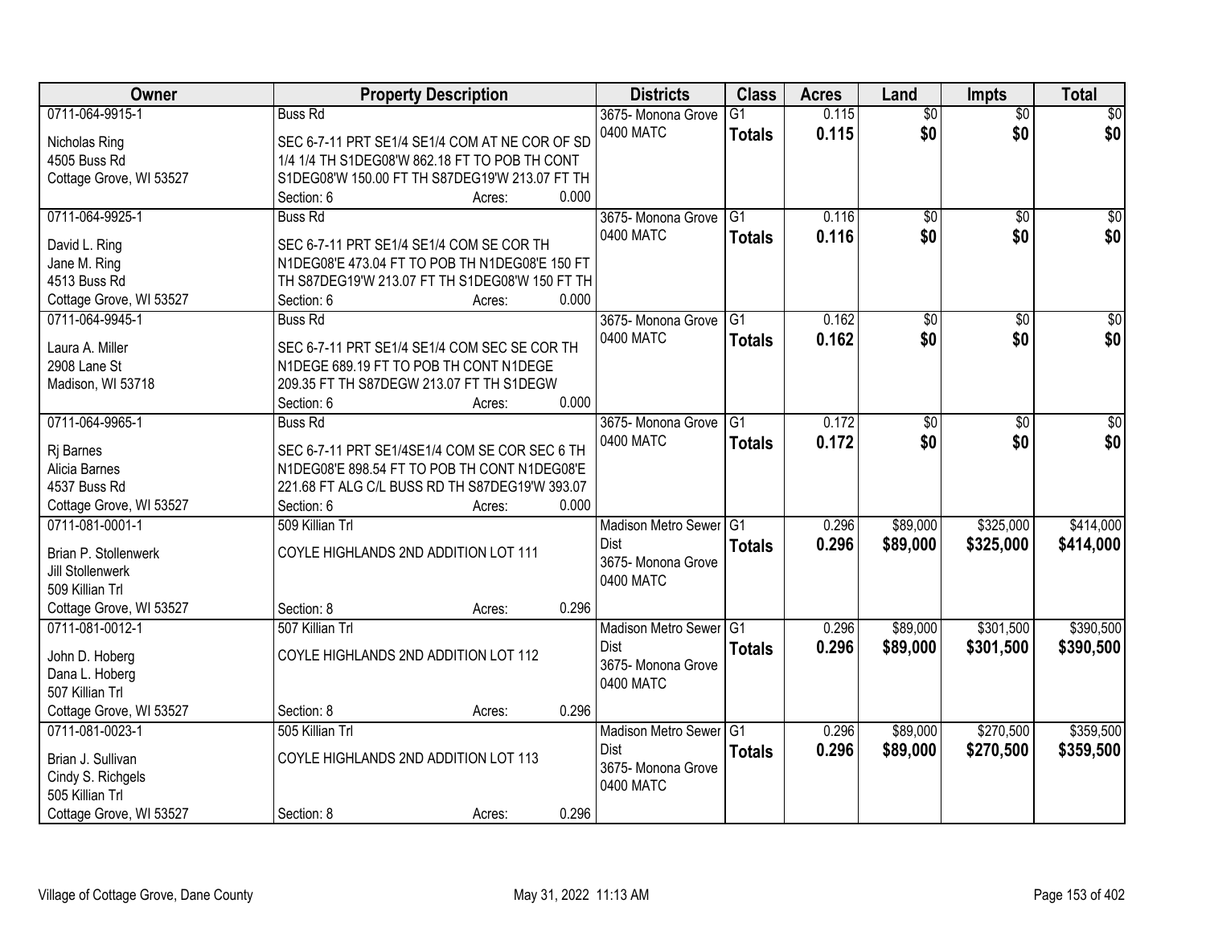| Owner | Property Description | Districts | Class | Acres | Land | Impts | Total |
|---|---|---|---|---|---|---|---|
| 0711-064-9915-1<br><br>Nicholas Ring<br>4505 Buss Rd<br>Cottage Grove, WI 53527 | Buss Rd<br><br>SEC 6-7-11 PRT SE1/4 SE1/4 COM AT NE COR OF SD 1/4 1/4 TH S1DEG08'W 862.18 FT TO POB TH CONT S1DEG08'W 150.00 FT TH S87DEG19'W 213.07 FT TH<br>Section: 6 Acres: 0.000 | 3675- Monona Grove<br>0400 MATC | G1<br>**Totals** | 0.115<br>**0.115** | $0<br>**$0** | $0<br>**$0** | $0<br>**$0** |
| 0711-064-9925-1<br><br>David L. Ring<br>Jane M. Ring<br>4513 Buss Rd<br>Cottage Grove, WI 53527 | Buss Rd<br><br>SEC 6-7-11 PRT SE1/4 SE1/4 COM SE COR TH N1DEG08'E 473.04 FT TO POB TH N1DEG08'E 150 FT TH S87DEG19'W 213.07 FT TH S1DEG08'W 150 FT TH<br>Section: 6 Acres: 0.000 | 3675- Monona Grove<br>0400 MATC | G1<br>**Totals** | 0.116<br>**0.116** | $0<br>**$0** | $0<br>**$0** | $0<br>**$0** |
| 0711-064-9945-1<br><br>Laura A. Miller<br>2908 Lane St<br>Madison, WI 53718 | Buss Rd<br><br>SEC 6-7-11 PRT SE1/4 SE1/4 COM SEC SE COR TH N1DEGE 689.19 FT TO POB TH CONT N1DEGE 209.35 FT TH S87DEGW 213.07 FT TH S1DEGW<br>Section: 6 Acres: 0.000 | 3675- Monona Grove<br>0400 MATC | G1<br>**Totals** | 0.162<br>**0.162** | $0<br>**$0** | $0<br>**$0** | $0<br>**$0** |
| 0711-064-9965-1<br><br>Rj Barnes<br>Alicia Barnes<br>4537 Buss Rd<br>Cottage Grove, WI 53527 | Buss Rd<br><br>SEC 6-7-11 PRT SE1/4SE1/4 COM SE COR SEC 6 TH N1DEG08'E 898.54 FT TO POB TH CONT N1DEG08'E 221.68 FT ALG C/L BUSS RD TH S87DEG19'W 393.07<br>Section: 6 Acres: 0.000 | 3675- Monona Grove<br>0400 MATC | G1<br>**Totals** | 0.172<br>**0.172** | $0<br>**$0** | $0<br>**$0** | $0<br>**$0** |
| 0711-081-0001-1<br><br>Brian P. Stollenwerk<br>Jill Stollenwerk<br>509 Killian Trl<br>Cottage Grove, WI 53527 | 509 Killian Trl<br><br>COYLE HIGHLANDS 2ND ADDITION LOT 111<br><br>Section: 8 Acres: 0.296 | Madison Metro Sewer Dist<br>3675- Monona Grove<br>0400 MATC | G1<br>**Totals** | 0.296<br>**0.296** | $89,000<br>**$89,000** | $325,000<br>**$325,000** | $414,000<br>**$414,000** |
| 0711-081-0012-1<br><br>John D. Hoberg<br>Dana L. Hoberg<br>507 Killian Trl<br>Cottage Grove, WI 53527 | 507 Killian Trl<br><br>COYLE HIGHLANDS 2ND ADDITION LOT 112<br><br>Section: 8 Acres: 0.296 | Madison Metro Sewer Dist<br>3675- Monona Grove<br>0400 MATC | G1<br>**Totals** | 0.296<br>**0.296** | $89,000<br>**$89,000** | $301,500<br>**$301,500** | $390,500<br>**$390,500** |
| 0711-081-0023-1<br><br>Brian J. Sullivan<br>Cindy S. Richgels<br>505 Killian Trl<br>Cottage Grove, WI 53527 | 505 Killian Trl<br><br>COYLE HIGHLANDS 2ND ADDITION LOT 113<br><br>Section: 8 Acres: 0.296 | Madison Metro Sewer Dist<br>3675- Monona Grove<br>0400 MATC | G1<br>**Totals** | 0.296<br>**0.296** | $89,000<br>**$89,000** | $270,500<br>**$270,500** | $359,500<br>**$359,500** |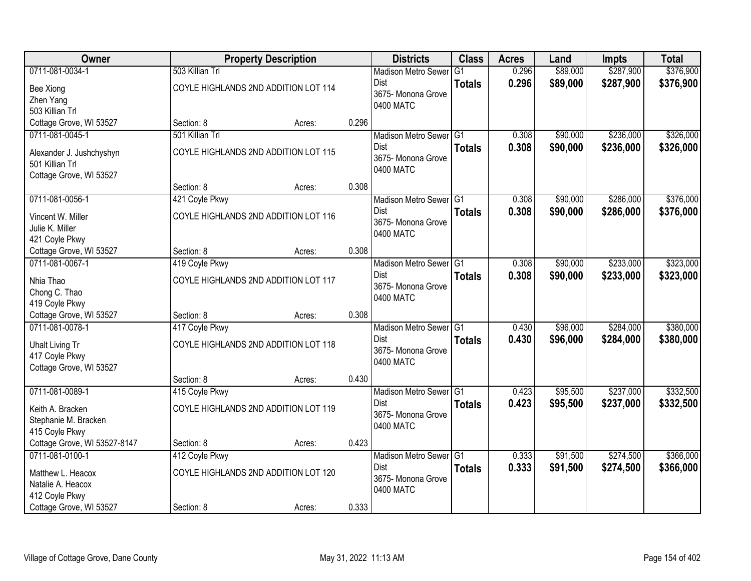| Owner | Property Description | | | Districts | Class | Acres | Land | Impts | Total |
|---|---|---|---|---|---|---|---|---|---|
| 0711-081-0034-1<br>Bee Xiong<br>Zhen Yang<br>503 Killian Trl<br>Cottage Grove, WI 53527 | 503 Killian Trl<br>COYLE HIGHLANDS 2ND ADDITION LOT 114<br>Section: 8 | Acres: | 0.296 | Madison Metro Sewer Dist<br>3675- Monona Grove<br>0400 MATC | G1<br>**Totals** | 0.296<br>**0.296** | $89,000<br>**$89,000** | $287,900<br>**$287,900** | $376,900<br>**$376,900** |
| 0711-081-0045-1<br>Alexander J. Jushchyshyn<br>501 Killian Trl<br>Cottage Grove, WI 53527 | 501 Killian Trl<br>COYLE HIGHLANDS 2ND ADDITION LOT 115<br>Section: 8 | Acres: | 0.308 | Madison Metro Sewer Dist<br>3675- Monona Grove<br>0400 MATC | G1<br>**Totals** | 0.308<br>**0.308** | $90,000<br>**$90,000** | $236,000<br>**$236,000** | $326,000<br>**$326,000** |
| 0711-081-0056-1<br>Vincent W. Miller<br>Julie K. Miller<br>421 Coyle Pkwy<br>Cottage Grove, WI 53527 | 421 Coyle Pkwy<br>COYLE HIGHLANDS 2ND ADDITION LOT 116<br>Section: 8 | Acres: | 0.308 | Madison Metro Sewer Dist<br>3675- Monona Grove<br>0400 MATC | G1<br>**Totals** | 0.308<br>**0.308** | $90,000<br>**$90,000** | $286,000<br>**$286,000** | $376,000<br>**$376,000** |
| 0711-081-0067-1<br>Nhia Thao<br>Chong C. Thao<br>419 Coyle Pkwy<br>Cottage Grove, WI 53527 | 419 Coyle Pkwy<br>COYLE HIGHLANDS 2ND ADDITION LOT 117<br>Section: 8 | Acres: | 0.308 | Madison Metro Sewer Dist<br>3675- Monona Grove<br>0400 MATC | G1<br>**Totals** | 0.308<br>**0.308** | $90,000<br>**$90,000** | $233,000<br>**$233,000** | $323,000<br>**$323,000** |
| 0711-081-0078-1<br>Uhalt Living Tr<br>417 Coyle Pkwy<br>Cottage Grove, WI 53527 | 417 Coyle Pkwy<br>COYLE HIGHLANDS 2ND ADDITION LOT 118<br>Section: 8 | Acres: | 0.430 | Madison Metro Sewer Dist<br>3675- Monona Grove<br>0400 MATC | G1<br>**Totals** | 0.430<br>**0.430** | $96,000<br>**$96,000** | $284,000<br>**$284,000** | $380,000<br>**$380,000** |
| 0711-081-0089-1<br>Keith A. Bracken<br>Stephanie M. Bracken<br>415 Coyle Pkwy<br>Cottage Grove, WI 53527-8147 | 415 Coyle Pkwy<br>COYLE HIGHLANDS 2ND ADDITION LOT 119<br>Section: 8 | Acres: | 0.423 | Madison Metro Sewer Dist<br>3675- Monona Grove<br>0400 MATC | G1<br>**Totals** | 0.423<br>**0.423** | $95,500<br>**$95,500** | $237,000<br>**$237,000** | $332,500<br>**$332,500** |
| 0711-081-0100-1<br>Matthew L. Heacox<br>Natalie A. Heacox<br>412 Coyle Pkwy<br>Cottage Grove, WI 53527 | 412 Coyle Pkwy<br>COYLE HIGHLANDS 2ND ADDITION LOT 120<br>Section: 8 | Acres: | 0.333 | Madison Metro Sewer Dist<br>3675- Monona Grove<br>0400 MATC | G1<br>**Totals** | 0.333<br>**0.333** | $91,500<br>**$91,500** | $274,500<br>**$274,500** | $366,000<br>**$366,000** |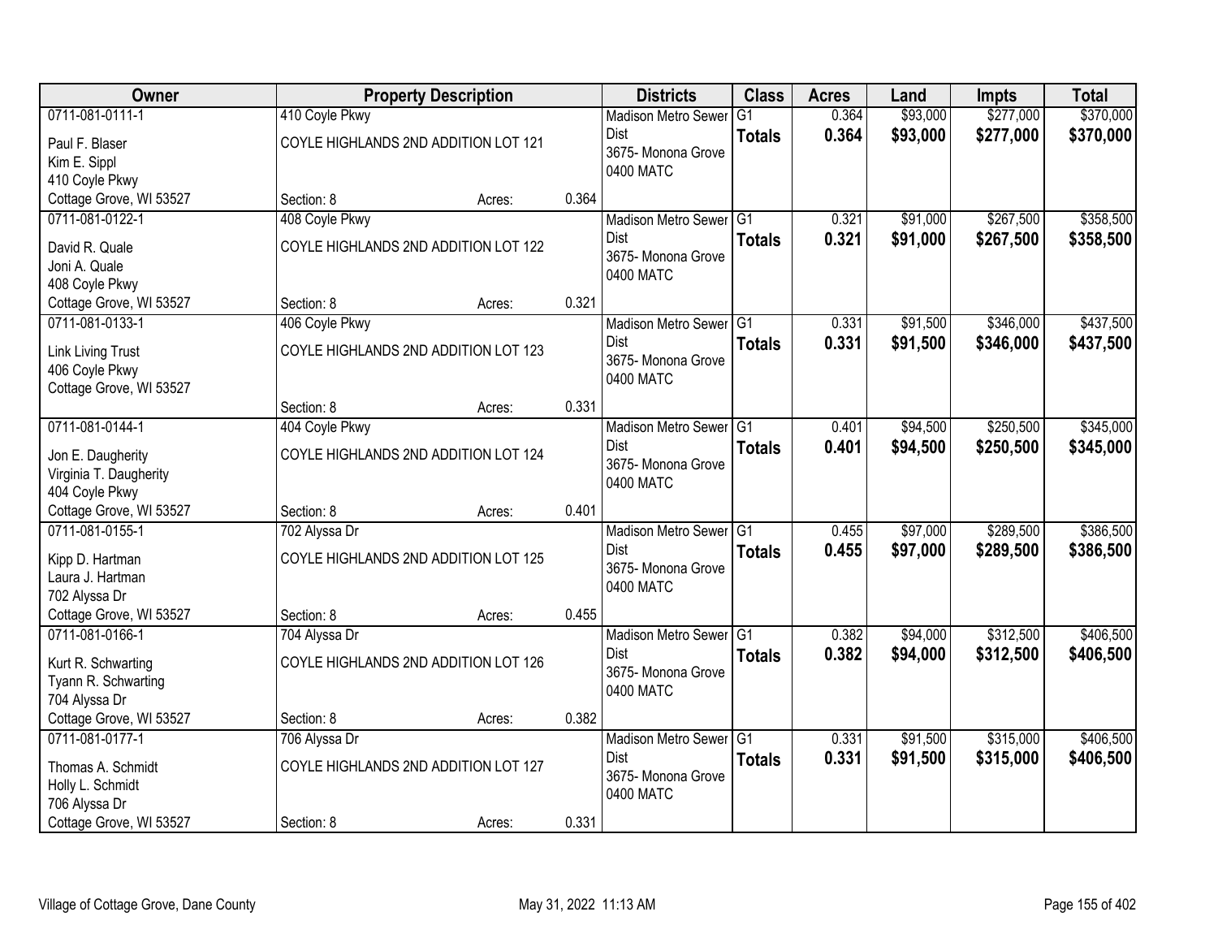| Owner | Property Description | | | Districts | Class | Acres | Land | Impts | Total |
|---|---|---|---|---|---|---|---|---|---|
| 0711-081-0111-1<br>Paul F. Blaser<br>Kim E. Sippl<br>410 Coyle Pkwy<br>Cottage Grove, WI 53527 | 410 Coyle Pkwy<br>COYLE HIGHLANDS 2ND ADDITION LOT 121<br>Section: 8 | Acres: | 0.364 | Madison Metro Sewer Dist<br>3675- Monona Grove<br>0400 MATC | G1<br>**Totals** | 0.364<br>**0.364** | $93,000<br>**$93,000** | $277,000<br>**$277,000** | $370,000<br>**$370,000** |
| 0711-081-0122-1<br>David R. Quale<br>Joni A. Quale<br>408 Coyle Pkwy<br>Cottage Grove, WI 53527 | 408 Coyle Pkwy<br>COYLE HIGHLANDS 2ND ADDITION LOT 122<br>Section: 8 | Acres: | 0.321 | Madison Metro Sewer Dist<br>3675- Monona Grove<br>0400 MATC | G1<br>**Totals** | 0.321<br>**0.321** | $91,000<br>**$91,000** | $267,500<br>**$267,500** | $358,500<br>**$358,500** |
| 0711-081-0133-1<br>Link Living Trust<br>406 Coyle Pkwy<br>Cottage Grove, WI 53527 | 406 Coyle Pkwy<br>COYLE HIGHLANDS 2ND ADDITION LOT 123<br>Section: 8 | Acres: | 0.331 | Madison Metro Sewer Dist<br>3675- Monona Grove<br>0400 MATC | G1<br>**Totals** | 0.331<br>**0.331** | $91,500<br>**$91,500** | $346,000<br>**$346,000** | $437,500<br>**$437,500** |
| 0711-081-0144-1<br>Jon E. Daugherity<br>Virginia T. Daugherity<br>404 Coyle Pkwy<br>Cottage Grove, WI 53527 | 404 Coyle Pkwy<br>COYLE HIGHLANDS 2ND ADDITION LOT 124<br>Section: 8 | Acres: | 0.401 | Madison Metro Sewer Dist<br>3675- Monona Grove<br>0400 MATC | G1<br>**Totals** | 0.401<br>**0.401** | $94,500<br>**$94,500** | $250,500<br>**$250,500** | $345,000<br>**$345,000** |
| 0711-081-0155-1<br>Kipp D. Hartman<br>Laura J. Hartman<br>702 Alyssa Dr<br>Cottage Grove, WI 53527 | 702 Alyssa Dr<br>COYLE HIGHLANDS 2ND ADDITION LOT 125<br>Section: 8 | Acres: | 0.455 | Madison Metro Sewer Dist<br>3675- Monona Grove<br>0400 MATC | G1<br>**Totals** | 0.455<br>**0.455** | $97,000<br>**$97,000** | $289,500<br>**$289,500** | $386,500<br>**$386,500** |
| 0711-081-0166-1<br>Kurt R. Schwarting<br>Tyann R. Schwarting<br>704 Alyssa Dr<br>Cottage Grove, WI 53527 | 704 Alyssa Dr<br>COYLE HIGHLANDS 2ND ADDITION LOT 126<br>Section: 8 | Acres: | 0.382 | Madison Metro Sewer Dist<br>3675- Monona Grove<br>0400 MATC | G1<br>**Totals** | 0.382<br>**0.382** | $94,000<br>**$94,000** | $312,500<br>**$312,500** | $406,500<br>**$406,500** |
| 0711-081-0177-1<br>Thomas A. Schmidt<br>Holly L. Schmidt<br>706 Alyssa Dr<br>Cottage Grove, WI 53527 | 706 Alyssa Dr<br>COYLE HIGHLANDS 2ND ADDITION LOT 127<br>Section: 8 | Acres: | 0.331 | Madison Metro Sewer Dist<br>3675- Monona Grove<br>0400 MATC | G1<br>**Totals** | 0.331<br>**0.331** | $91,500<br>**$91,500** | $315,000<br>**$315,000** | $406,500<br>**$406,500** |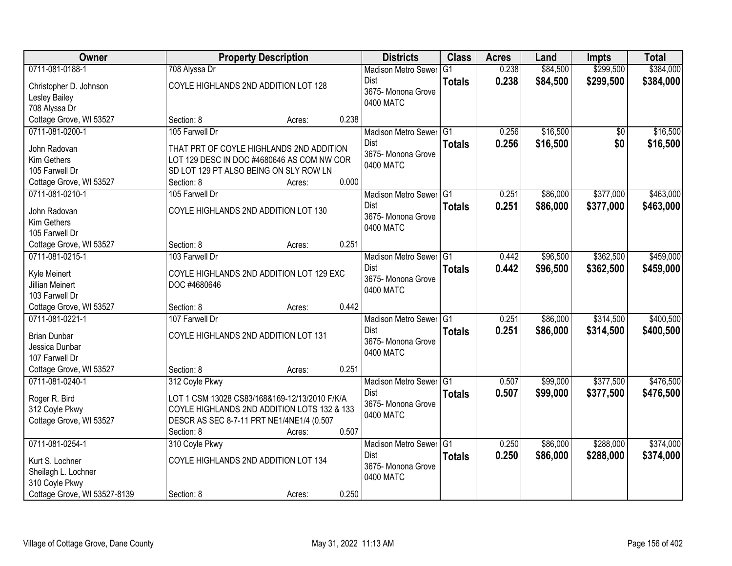| Owner | Property Description | | | Districts | Class | Acres | Land | Impts | Total |
|---|---|---|---|---|---|---|---|---|---|
| 0711-081-0188-1<br>Christopher D. Johnson<br>Lesley Bailey<br>708 Alyssa Dr<br>Cottage Grove, WI 53527 | 708 Alyssa Dr<br>COYLE HIGHLANDS 2ND ADDITION LOT 128<br>Section: 8 | Acres: | 0.238 | Madison Metro Sewer Dist<br>3675- Monona Grove<br>0400 MATC | G1<br>**Totals** | 0.238<br>**0.238** | $84,500<br>**$84,500** | $299,500<br>**$299,500** | $384,000<br>**$384,000** |
| 0711-081-0200-1<br>John Radovan<br>Kim Gethers<br>105 Farwell Dr<br>Cottage Grove, WI 53527 | 105 Farwell Dr<br>THAT PRT OF COYLE HIGHLANDS 2ND ADDITION LOT 129 DESC IN DOC #4680646 AS COM NW COR SD LOT 129 PT ALSO BEING ON SLY ROW LN<br>Section: 8 | Acres: | 0.000 | Madison Metro Sewer Dist<br>3675- Monona Grove<br>0400 MATC | G1<br>**Totals** | 0.256<br>**0.256** | $16,500<br>**$16,500** | $0<br>**$0** | $16,500<br>**$16,500** |
| 0711-081-0210-1<br>John Radovan<br>Kim Gethers<br>105 Farwell Dr<br>Cottage Grove, WI 53527 | 105 Farwell Dr<br>COYLE HIGHLANDS 2ND ADDITION LOT 130<br>Section: 8 | Acres: | 0.251 | Madison Metro Sewer Dist<br>3675- Monona Grove<br>0400 MATC | G1<br>**Totals** | 0.251<br>**0.251** | $86,000<br>**$86,000** | $377,000<br>**$377,000** | $463,000<br>**$463,000** |
| 0711-081-0215-1<br>Kyle Meinert<br>Jillian Meinert<br>103 Farwell Dr<br>Cottage Grove, WI 53527 | 103 Farwell Dr<br>COYLE HIGHLANDS 2ND ADDITION LOT 129 EXC DOC #4680646<br>Section: 8 | Acres: | 0.442 | Madison Metro Sewer Dist<br>3675- Monona Grove<br>0400 MATC | G1<br>**Totals** | 0.442<br>**0.442** | $96,500<br>**$96,500** | $362,500<br>**$362,500** | $459,000<br>**$459,000** |
| 0711-081-0221-1<br>Brian Dunbar<br>Jessica Dunbar<br>107 Farwell Dr<br>Cottage Grove, WI 53527 | 107 Farwell Dr<br>COYLE HIGHLANDS 2ND ADDITION LOT 131<br>Section: 8 | Acres: | 0.251 | Madison Metro Sewer Dist<br>3675- Monona Grove<br>0400 MATC | G1<br>**Totals** | 0.251<br>**0.251** | $86,000<br>**$86,000** | $314,500<br>**$314,500** | $400,500<br>**$400,500** |
| 0711-081-0240-1<br>Roger R. Bird<br>312 Coyle Pkwy<br>Cottage Grove, WI 53527 | 312 Coyle Pkwy<br>LOT 1 CSM 13028 CS83/168&169-12/13/2010 F/K/A COYLE HIGHLANDS 2ND ADDITION LOTS 132 & 133 DESCR AS SEC 8-7-11 PRT NE1/4NE1/4 (0.507<br>Section: 8 | Acres: | 0.507 | Madison Metro Sewer Dist<br>3675- Monona Grove<br>0400 MATC | G1<br>**Totals** | 0.507<br>**0.507** | $99,000<br>**$99,000** | $377,500<br>**$377,500** | $476,500<br>**$476,500** |
| 0711-081-0254-1<br>Kurt S. Lochner<br>Sheilagh L. Lochner<br>310 Coyle Pkwy<br>Cottage Grove, WI 53527-8139 | 310 Coyle Pkwy<br>COYLE HIGHLANDS 2ND ADDITION LOT 134<br>Section: 8 | Acres: | 0.250 | Madison Metro Sewer Dist<br>3675- Monona Grove<br>0400 MATC | G1<br>**Totals** | 0.250<br>**0.250** | $86,000<br>**$86,000** | $288,000<br>**$288,000** | $374,000<br>**$374,000** |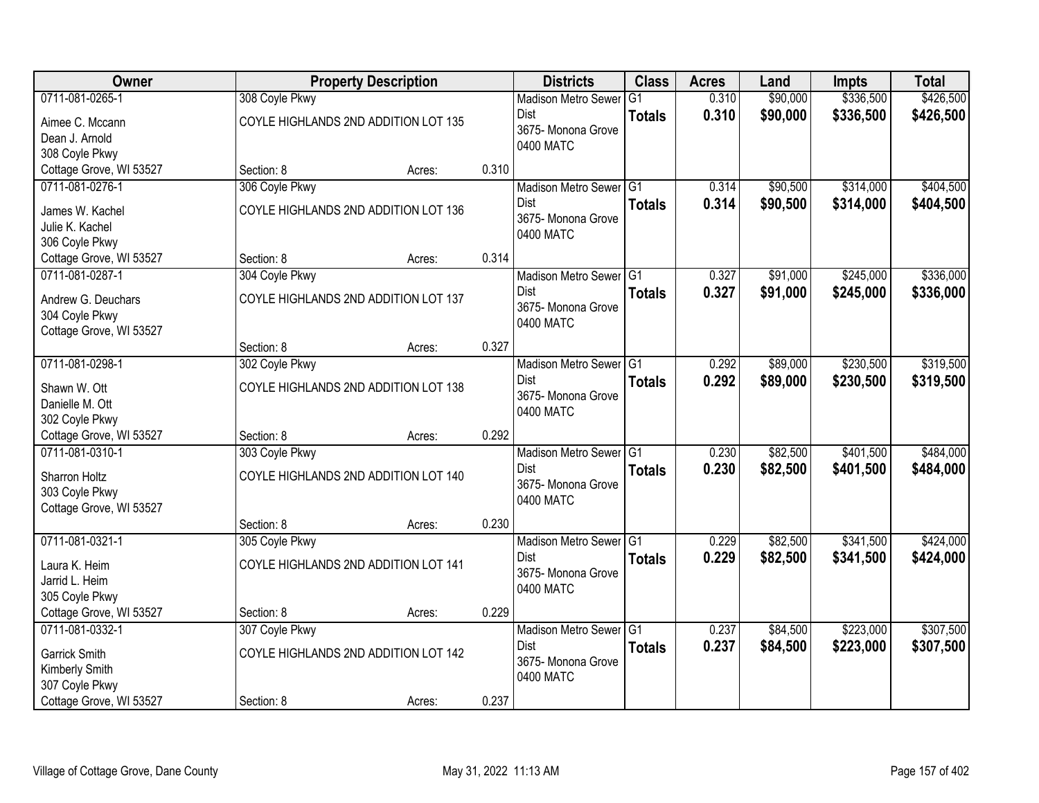| Owner | Property Description | | | Districts | Class | Acres | Land | Impts | Total |
|---|---|---|---|---|---|---|---|---|---|
| 0711-081-0265-1 | 308 Coyle Pkwy | | | Madison Metro Sewer Dist | G1 | 0.310 | $90,000 | $336,500 | $426,500 |
| Aimee C. Mccann<br>Dean J. Arnold<br>308 Coyle Pkwy<br>Cottage Grove, WI 53527 | COYLE HIGHLANDS 2ND ADDITION LOT 135 | | | 3675- Monona Grove<br>0400 MATC | **Totals** | **0.310** | **$90,000** | **$336,500** | **$426,500** |
| | Section: 8 | Acres: | 0.310 | | | | | | |
| 0711-081-0276-1 | 306 Coyle Pkwy | | | Madison Metro Sewer Dist | G1 | 0.314 | $90,500 | $314,000 | $404,500 |
| James W. Kachel<br>Julie K. Kachel<br>306 Coyle Pkwy<br>Cottage Grove, WI 53527 | COYLE HIGHLANDS 2ND ADDITION LOT 136 | | | 3675- Monona Grove<br>0400 MATC | **Totals** | **0.314** | **$90,500** | **$314,000** | **$404,500** |
| | Section: 8 | Acres: | 0.314 | | | | | | |
| 0711-081-0287-1 | 304 Coyle Pkwy | | | Madison Metro Sewer Dist | G1 | 0.327 | $91,000 | $245,000 | $336,000 |
| Andrew G. Deuchars<br>304 Coyle Pkwy<br>Cottage Grove, WI 53527 | COYLE HIGHLANDS 2ND ADDITION LOT 137 | | | 3675- Monona Grove<br>0400 MATC | **Totals** | **0.327** | **$91,000** | **$245,000** | **$336,000** |
| | Section: 8 | Acres: | 0.327 | | | | | | |
| 0711-081-0298-1 | 302 Coyle Pkwy | | | Madison Metro Sewer Dist | G1 | 0.292 | $89,000 | $230,500 | $319,500 |
| Shawn W. Ott<br>Danielle M. Ott<br>302 Coyle Pkwy<br>Cottage Grove, WI 53527 | COYLE HIGHLANDS 2ND ADDITION LOT 138 | | | 3675- Monona Grove<br>0400 MATC | **Totals** | **0.292** | **$89,000** | **$230,500** | **$319,500** |
| | Section: 8 | Acres: | 0.292 | | | | | | |
| 0711-081-0310-1 | 303 Coyle Pkwy | | | Madison Metro Sewer Dist | G1 | 0.230 | $82,500 | $401,500 | $484,000 |
| Sharron Holtz<br>303 Coyle Pkwy<br>Cottage Grove, WI 53527 | COYLE HIGHLANDS 2ND ADDITION LOT 140 | | | 3675- Monona Grove<br>0400 MATC | **Totals** | **0.230** | **$82,500** | **$401,500** | **$484,000** |
| | Section: 8 | Acres: | 0.230 | | | | | | |
| 0711-081-0321-1 | 305 Coyle Pkwy | | | Madison Metro Sewer Dist | G1 | 0.229 | $82,500 | $341,500 | $424,000 |
| Laura K. Heim<br>Jarrid L. Heim<br>305 Coyle Pkwy<br>Cottage Grove, WI 53527 | COYLE HIGHLANDS 2ND ADDITION LOT 141 | | | 3675- Monona Grove<br>0400 MATC | **Totals** | **0.229** | **$82,500** | **$341,500** | **$424,000** |
| | Section: 8 | Acres: | 0.229 | | | | | | |
| 0711-081-0332-1 | 307 Coyle Pkwy | | | Madison Metro Sewer Dist | G1 | 0.237 | $84,500 | $223,000 | $307,500 |
| Garrick Smith<br>Kimberly Smith<br>307 Coyle Pkwy<br>Cottage Grove, WI 53527 | COYLE HIGHLANDS 2ND ADDITION LOT 142 | | | 3675- Monona Grove<br>0400 MATC | **Totals** | **0.237** | **$84,500** | **$223,000** | **$307,500** |
| | Section: 8 | Acres: | 0.237 | | | | | | |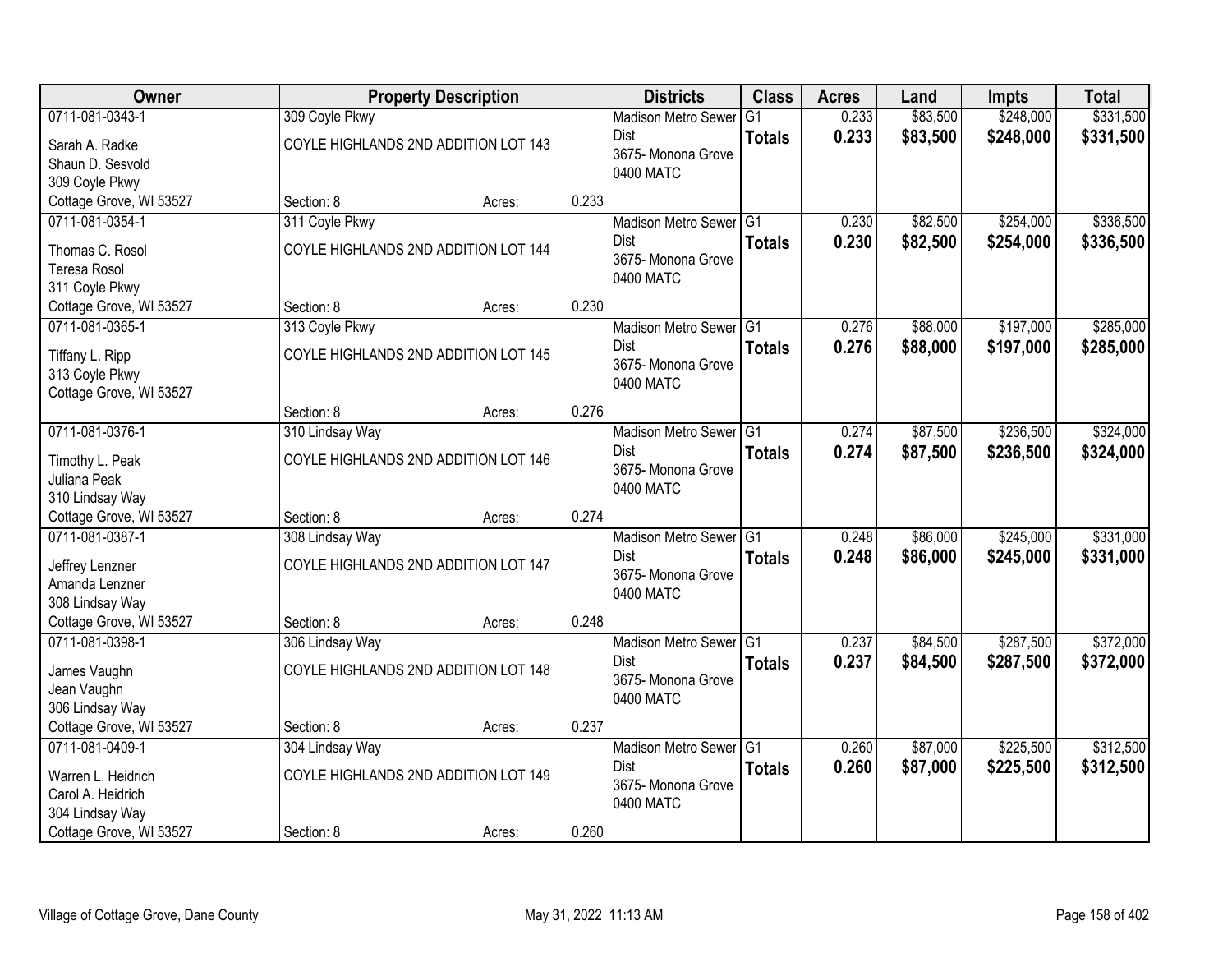| Owner | Property Description | | | Districts | Class | Acres | Land | Impts | Total |
|---|---|---|---|---|---|---|---|---|---|
| 0711-081-0343-1<br>Sarah A. Radke<br>Shaun D. Sesvold<br>309 Coyle Pkwy<br>Cottage Grove, WI 53527 | 309 Coyle Pkwy<br>COYLE HIGHLANDS 2ND ADDITION LOT 143<br>Section: 8 | Acres: | 0.233 | Madison Metro Sewer Dist<br>3675- Monona Grove<br>0400 MATC | G1<br>**Totals** | 0.233<br>**0.233** | $83,500<br>**$83,500** | $248,000<br>**$248,000** | $331,500<br>**$331,500** |
| 0711-081-0354-1<br>Thomas C. Rosol<br>Teresa Rosol<br>311 Coyle Pkwy<br>Cottage Grove, WI 53527 | 311 Coyle Pkwy<br>COYLE HIGHLANDS 2ND ADDITION LOT 144<br>Section: 8 | Acres: | 0.230 | Madison Metro Sewer Dist<br>3675- Monona Grove<br>0400 MATC | G1<br>**Totals** | 0.230<br>**0.230** | $82,500<br>**$82,500** | $254,000<br>**$254,000** | $336,500<br>**$336,500** |
| 0711-081-0365-1<br>Tiffany L. Ripp<br>313 Coyle Pkwy<br>Cottage Grove, WI 53527 | 313 Coyle Pkwy<br>COYLE HIGHLANDS 2ND ADDITION LOT 145<br>Section: 8 | Acres: | 0.276 | Madison Metro Sewer Dist<br>3675- Monona Grove<br>0400 MATC | G1<br>**Totals** | 0.276<br>**0.276** | $88,000<br>**$88,000** | $197,000<br>**$197,000** | $285,000<br>**$285,000** |
| 0711-081-0376-1<br>Timothy L. Peak<br>Juliana Peak<br>310 Lindsay Way<br>Cottage Grove, WI 53527 | 310 Lindsay Way<br>COYLE HIGHLANDS 2ND ADDITION LOT 146<br>Section: 8 | Acres: | 0.274 | Madison Metro Sewer Dist<br>3675- Monona Grove<br>0400 MATC | G1<br>**Totals** | 0.274<br>**0.274** | $87,500<br>**$87,500** | $236,500<br>**$236,500** | $324,000<br>**$324,000** |
| 0711-081-0387-1<br>Jeffrey Lenzner<br>Amanda Lenzner<br>308 Lindsay Way<br>Cottage Grove, WI 53527 | 308 Lindsay Way<br>COYLE HIGHLANDS 2ND ADDITION LOT 147<br>Section: 8 | Acres: | 0.248 | Madison Metro Sewer Dist<br>3675- Monona Grove<br>0400 MATC | G1<br>**Totals** | 0.248<br>**0.248** | $86,000<br>**$86,000** | $245,000<br>**$245,000** | $331,000<br>**$331,000** |
| 0711-081-0398-1<br>James Vaughn<br>Jean Vaughn<br>306 Lindsay Way<br>Cottage Grove, WI 53527 | 306 Lindsay Way<br>COYLE HIGHLANDS 2ND ADDITION LOT 148<br>Section: 8 | Acres: | 0.237 | Madison Metro Sewer Dist<br>3675- Monona Grove<br>0400 MATC | G1<br>**Totals** | 0.237<br>**0.237** | $84,500<br>**$84,500** | $287,500<br>**$287,500** | $372,000<br>**$372,000** |
| 0711-081-0409-1<br>Warren L. Heidrich<br>Carol A. Heidrich<br>304 Lindsay Way<br>Cottage Grove, WI 53527 | 304 Lindsay Way<br>COYLE HIGHLANDS 2ND ADDITION LOT 149<br>Section: 8 | Acres: | 0.260 | Madison Metro Sewer Dist<br>3675- Monona Grove<br>0400 MATC | G1<br>**Totals** | 0.260<br>**0.260** | $87,000<br>**$87,000** | $225,500<br>**$225,500** | $312,500<br>**$312,500** |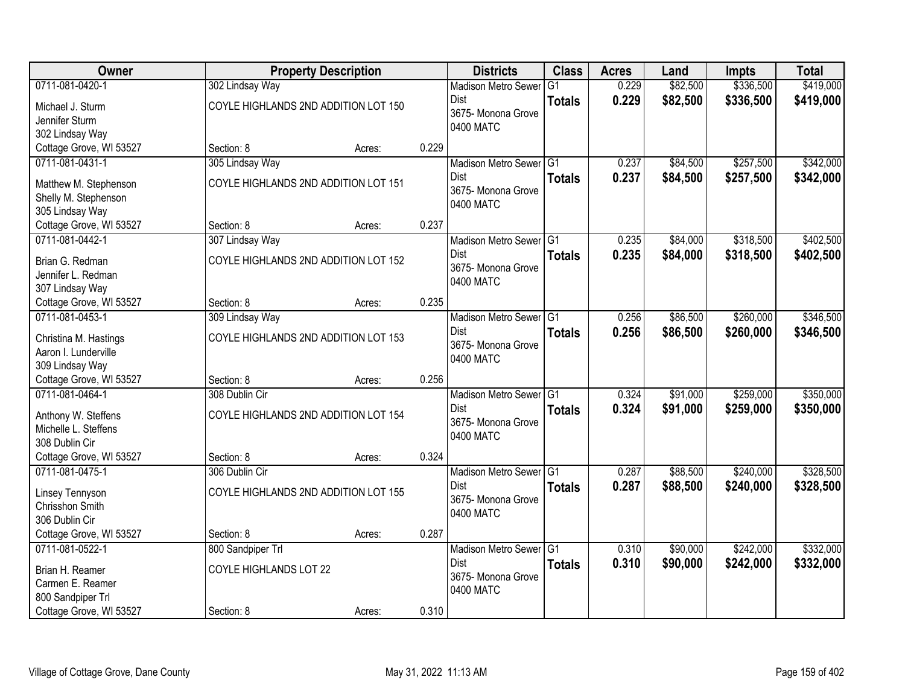| Owner | Property Description | | | Districts | Class | Acres | Land | Impts | Total |
|---|---|---|---|---|---|---|---|---|---|
| 0711-081-0420-1<br>Michael J. Sturm<br>Jennifer Sturm<br>302 Lindsay Way<br>Cottage Grove, WI 53527 | 302 Lindsay Way<br>COYLE HIGHLANDS 2ND ADDITION LOT 150<br>Section: 8 | Acres: | 0.229 | Madison Metro Sewer Dist<br>3675- Monona Grove<br>0400 MATC | G1<br>**Totals** | 0.229<br>**0.229** | $82,500<br>**$82,500** | $336,500<br>**$336,500** | $419,000<br>**$419,000** |
| 0711-081-0431-1<br>Matthew M. Stephenson<br>Shelly M. Stephenson<br>305 Lindsay Way<br>Cottage Grove, WI 53527 | 305 Lindsay Way<br>COYLE HIGHLANDS 2ND ADDITION LOT 151<br>Section: 8 | Acres: | 0.237 | Madison Metro Sewer Dist<br>3675- Monona Grove<br>0400 MATC | G1<br>**Totals** | 0.237<br>**0.237** | $84,500<br>**$84,500** | $257,500<br>**$257,500** | $342,000<br>**$342,000** |
| 0711-081-0442-1<br>Brian G. Redman<br>Jennifer L. Redman<br>307 Lindsay Way<br>Cottage Grove, WI 53527 | 307 Lindsay Way<br>COYLE HIGHLANDS 2ND ADDITION LOT 152<br>Section: 8 | Acres: | 0.235 | Madison Metro Sewer Dist<br>3675- Monona Grove<br>0400 MATC | G1<br>**Totals** | 0.235<br>**0.235** | $84,000<br>**$84,000** | $318,500<br>**$318,500** | $402,500<br>**$402,500** |
| 0711-081-0453-1<br>Christina M. Hastings<br>Aaron I. Lunderville<br>309 Lindsay Way<br>Cottage Grove, WI 53527 | 309 Lindsay Way<br>COYLE HIGHLANDS 2ND ADDITION LOT 153<br>Section: 8 | Acres: | 0.256 | Madison Metro Sewer Dist<br>3675- Monona Grove<br>0400 MATC | G1<br>**Totals** | 0.256<br>**0.256** | $86,500<br>**$86,500** | $260,000<br>**$260,000** | $346,500<br>**$346,500** |
| 0711-081-0464-1<br>Anthony W. Steffens<br>Michelle L. Steffens<br>308 Dublin Cir<br>Cottage Grove, WI 53527 | 308 Dublin Cir<br>COYLE HIGHLANDS 2ND ADDITION LOT 154<br>Section: 8 | Acres: | 0.324 | Madison Metro Sewer Dist<br>3675- Monona Grove<br>0400 MATC | G1<br>**Totals** | 0.324<br>**0.324** | $91,000<br>**$91,000** | $259,000<br>**$259,000** | $350,000<br>**$350,000** |
| 0711-081-0475-1<br>Linsey Tennyson<br>Chrisshon Smith<br>306 Dublin Cir<br>Cottage Grove, WI 53527 | 306 Dublin Cir<br>COYLE HIGHLANDS 2ND ADDITION LOT 155<br>Section: 8 | Acres: | 0.287 | Madison Metro Sewer Dist<br>3675- Monona Grove<br>0400 MATC | G1<br>**Totals** | 0.287<br>**0.287** | $88,500<br>**$88,500** | $240,000<br>**$240,000** | $328,500<br>**$328,500** |
| 0711-081-0522-1<br>Brian H. Reamer<br>Carmen E. Reamer<br>800 Sandpiper Trl<br>Cottage Grove, WI 53527 | 800 Sandpiper Trl<br>COYLE HIGHLANDS LOT 22<br>Section: 8 | Acres: | 0.310 | Madison Metro Sewer Dist<br>3675- Monona Grove<br>0400 MATC | G1<br>**Totals** | 0.310<br>**0.310** | $90,000<br>**$90,000** | $242,000<br>**$242,000** | $332,000<br>**$332,000** |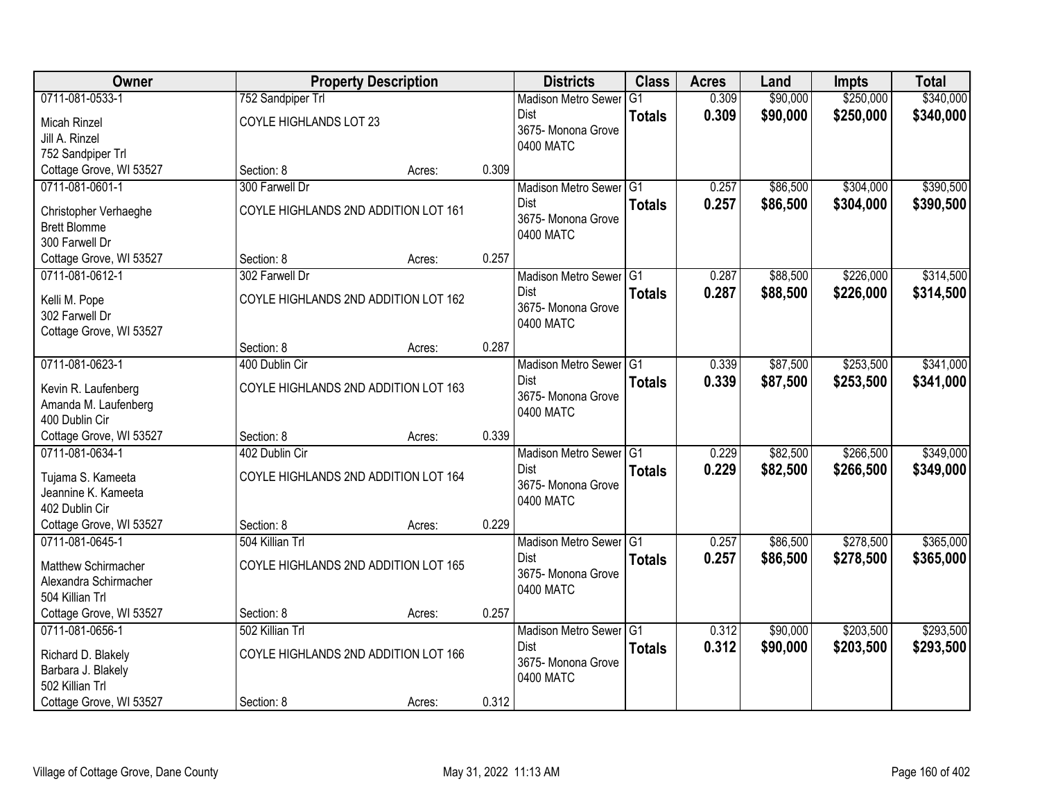| Owner | Property Description | | | Districts | Class | Acres | Land | Impts | Total |
|---|---|---|---|---|---|---|---|---|---|
| 0711-081-0533-1<br>Micah Rinzel<br>Jill A. Rinzel<br>752 Sandpiper Trl<br>Cottage Grove, WI 53527 | 752 Sandpiper Trl<br>COYLE HIGHLANDS LOT 23<br>Section: 8 | Acres: | 0.309 | Madison Metro Sewer Dist<br>3675- Monona Grove<br>0400 MATC | G1<br>**Totals** | 0.309<br>**0.309** | $90,000<br>**$90,000** | $250,000<br>**$250,000** | $340,000<br>**$340,000** |
| 0711-081-0601-1<br>Christopher Verhaeghe<br>Brett Blomme<br>300 Farwell Dr<br>Cottage Grove, WI 53527 | 300 Farwell Dr<br>COYLE HIGHLANDS 2ND ADDITION LOT 161<br>Section: 8 | Acres: | 0.257 | Madison Metro Sewer Dist<br>3675- Monona Grove<br>0400 MATC | G1<br>**Totals** | 0.257<br>**0.257** | $86,500<br>**$86,500** | $304,000<br>**$304,000** | $390,500<br>**$390,500** |
| 0711-081-0612-1<br>Kelli M. Pope<br>302 Farwell Dr<br>Cottage Grove, WI 53527 | 302 Farwell Dr<br>COYLE HIGHLANDS 2ND ADDITION LOT 162<br>Section: 8 | Acres: | 0.287 | Madison Metro Sewer Dist<br>3675- Monona Grove<br>0400 MATC | G1<br>**Totals** | 0.287<br>**0.287** | $88,500<br>**$88,500** | $226,000<br>**$226,000** | $314,500<br>**$314,500** |
| 0711-081-0623-1<br>Kevin R. Laufenberg<br>Amanda M. Laufenberg<br>400 Dublin Cir<br>Cottage Grove, WI 53527 | 400 Dublin Cir<br>COYLE HIGHLANDS 2ND ADDITION LOT 163<br>Section: 8 | Acres: | 0.339 | Madison Metro Sewer Dist<br>3675- Monona Grove<br>0400 MATC | G1<br>**Totals** | 0.339<br>**0.339** | $87,500<br>**$87,500** | $253,500<br>**$253,500** | $341,000<br>**$341,000** |
| 0711-081-0634-1<br>Tujama S. Kameeta<br>Jeannine K. Kameeta<br>402 Dublin Cir<br>Cottage Grove, WI 53527 | 402 Dublin Cir<br>COYLE HIGHLANDS 2ND ADDITION LOT 164<br>Section: 8 | Acres: | 0.229 | Madison Metro Sewer Dist<br>3675- Monona Grove<br>0400 MATC | G1<br>**Totals** | 0.229<br>**0.229** | $82,500<br>**$82,500** | $266,500<br>**$266,500** | $349,000<br>**$349,000** |
| 0711-081-0645-1<br>Matthew Schirmacher<br>Alexandra Schirmacher<br>504 Killian Trl<br>Cottage Grove, WI 53527 | 504 Killian Trl<br>COYLE HIGHLANDS 2ND ADDITION LOT 165<br>Section: 8 | Acres: | 0.257 | Madison Metro Sewer Dist<br>3675- Monona Grove<br>0400 MATC | G1<br>**Totals** | 0.257<br>**0.257** | $86,500<br>**$86,500** | $278,500<br>**$278,500** | $365,000<br>**$365,000** |
| 0711-081-0656-1<br>Richard D. Blakely<br>Barbara J. Blakely<br>502 Killian Trl<br>Cottage Grove, WI 53527 | 502 Killian Trl<br>COYLE HIGHLANDS 2ND ADDITION LOT 166<br>Section: 8 | Acres: | 0.312 | Madison Metro Sewer Dist<br>3675- Monona Grove<br>0400 MATC | G1<br>**Totals** | 0.312<br>**0.312** | $90,000<br>**$90,000** | $203,500<br>**$203,500** | $293,500<br>**$293,500** |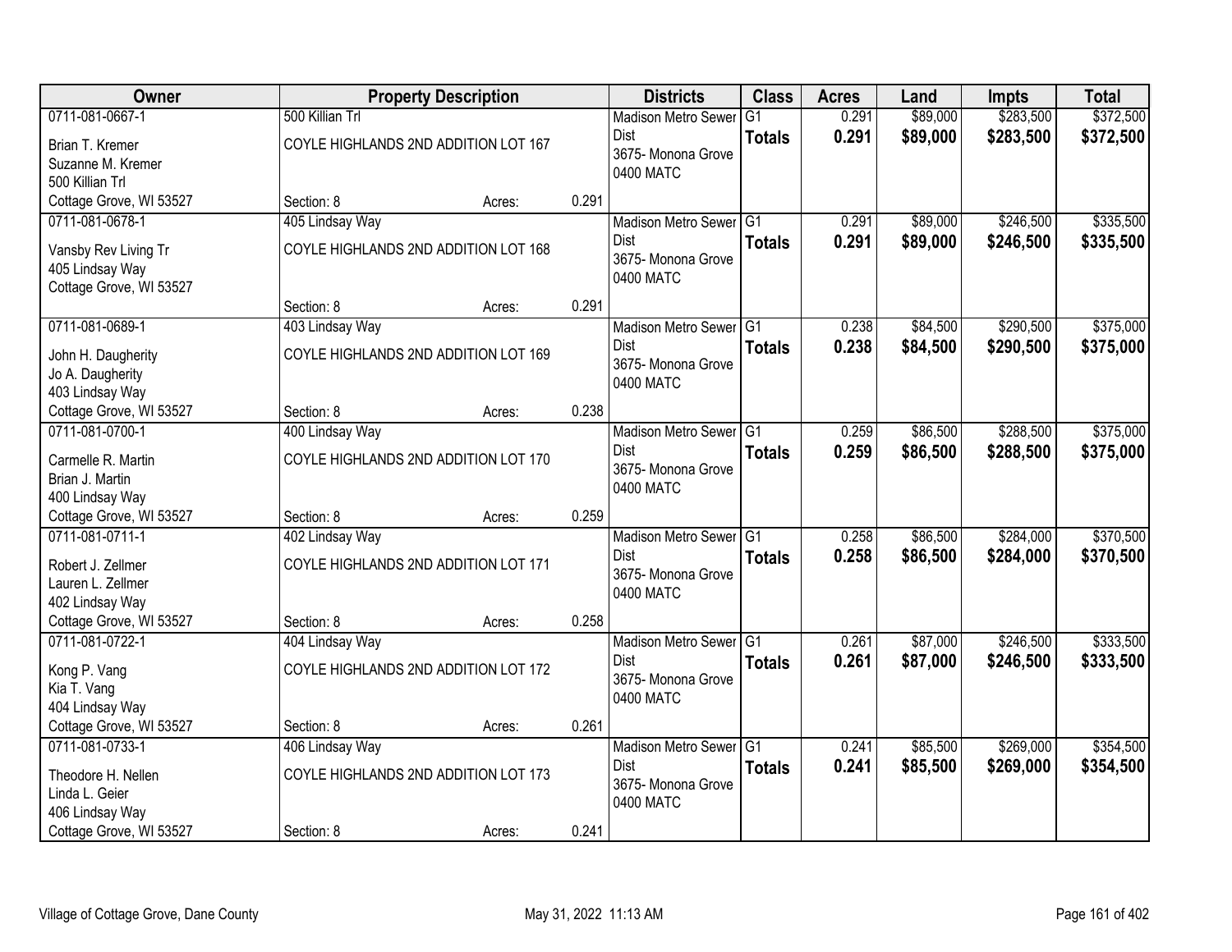| Owner | Property Description | | | Districts | Class | Acres | Land | Impts | Total |
|---|---|---|---|---|---|---|---|---|---|
| 0711-081-0667-1<br>Brian T. Kremer<br>Suzanne M. Kremer<br>500 Killian Trl<br>Cottage Grove, WI 53527 | 500 Killian Trl<br>COYLE HIGHLANDS 2ND ADDITION LOT 167<br>Section: 8 | Acres: | 0.291 | Madison Metro Sewer Dist<br>3675- Monona Grove<br>0400 MATC | G1<br>**Totals** | 0.291<br>**0.291** | \$89,000<br>**\$89,000** | \$283,500<br>**\$283,500** | \$372,500<br>**\$372,500** |
| 0711-081-0678-1<br>Vansby Rev Living Tr<br>405 Lindsay Way<br>Cottage Grove, WI 53527 | 405 Lindsay Way<br>COYLE HIGHLANDS 2ND ADDITION LOT 168<br>Section: 8 | Acres: | 0.291 | Madison Metro Sewer Dist<br>3675- Monona Grove<br>0400 MATC | G1<br>**Totals** | 0.291<br>**0.291** | \$89,000<br>**\$89,000** | \$246,500<br>**\$246,500** | \$335,500<br>**\$335,500** |
| 0711-081-0689-1<br>John H. Daugherity<br>Jo A. Daugherity<br>403 Lindsay Way<br>Cottage Grove, WI 53527 | 403 Lindsay Way<br>COYLE HIGHLANDS 2ND ADDITION LOT 169<br>Section: 8 | Acres: | 0.238 | Madison Metro Sewer Dist<br>3675- Monona Grove<br>0400 MATC | G1<br>**Totals** | 0.238<br>**0.238** | \$84,500<br>**\$84,500** | \$290,500<br>**\$290,500** | \$375,000<br>**\$375,000** |
| 0711-081-0700-1<br>Carmelle R. Martin<br>Brian J. Martin<br>400 Lindsay Way<br>Cottage Grove, WI 53527 | 400 Lindsay Way<br>COYLE HIGHLANDS 2ND ADDITION LOT 170<br>Section: 8 | Acres: | 0.259 | Madison Metro Sewer Dist<br>3675- Monona Grove<br>0400 MATC | G1<br>**Totals** | 0.259<br>**0.259** | \$86,500<br>**\$86,500** | \$288,500<br>**\$288,500** | \$375,000<br>**\$375,000** |
| 0711-081-0711-1<br>Robert J. Zellmer<br>Lauren L. Zellmer<br>402 Lindsay Way<br>Cottage Grove, WI 53527 | 402 Lindsay Way<br>COYLE HIGHLANDS 2ND ADDITION LOT 171<br>Section: 8 | Acres: | 0.258 | Madison Metro Sewer Dist<br>3675- Monona Grove<br>0400 MATC | G1<br>**Totals** | 0.258<br>**0.258** | \$86,500<br>**\$86,500** | \$284,000<br>**\$284,000** | \$370,500<br>**\$370,500** |
| 0711-081-0722-1<br>Kong P. Vang<br>Kia T. Vang<br>404 Lindsay Way<br>Cottage Grove, WI 53527 | 404 Lindsay Way<br>COYLE HIGHLANDS 2ND ADDITION LOT 172<br>Section: 8 | Acres: | 0.261 | Madison Metro Sewer Dist<br>3675- Monona Grove<br>0400 MATC | G1<br>**Totals** | 0.261<br>**0.261** | \$87,000<br>**\$87,000** | \$246,500<br>**\$246,500** | \$333,500<br>**\$333,500** |
| 0711-081-0733-1<br>Theodore H. Nellen<br>Linda L. Geier<br>406 Lindsay Way<br>Cottage Grove, WI 53527 | 406 Lindsay Way<br>COYLE HIGHLANDS 2ND ADDITION LOT 173<br>Section: 8 | Acres: | 0.241 | Madison Metro Sewer Dist<br>3675- Monona Grove<br>0400 MATC | G1<br>**Totals** | 0.241<br>**0.241** | \$85,500<br>**\$85,500** | \$269,000<br>**\$269,000** | \$354,500<br>**\$354,500** |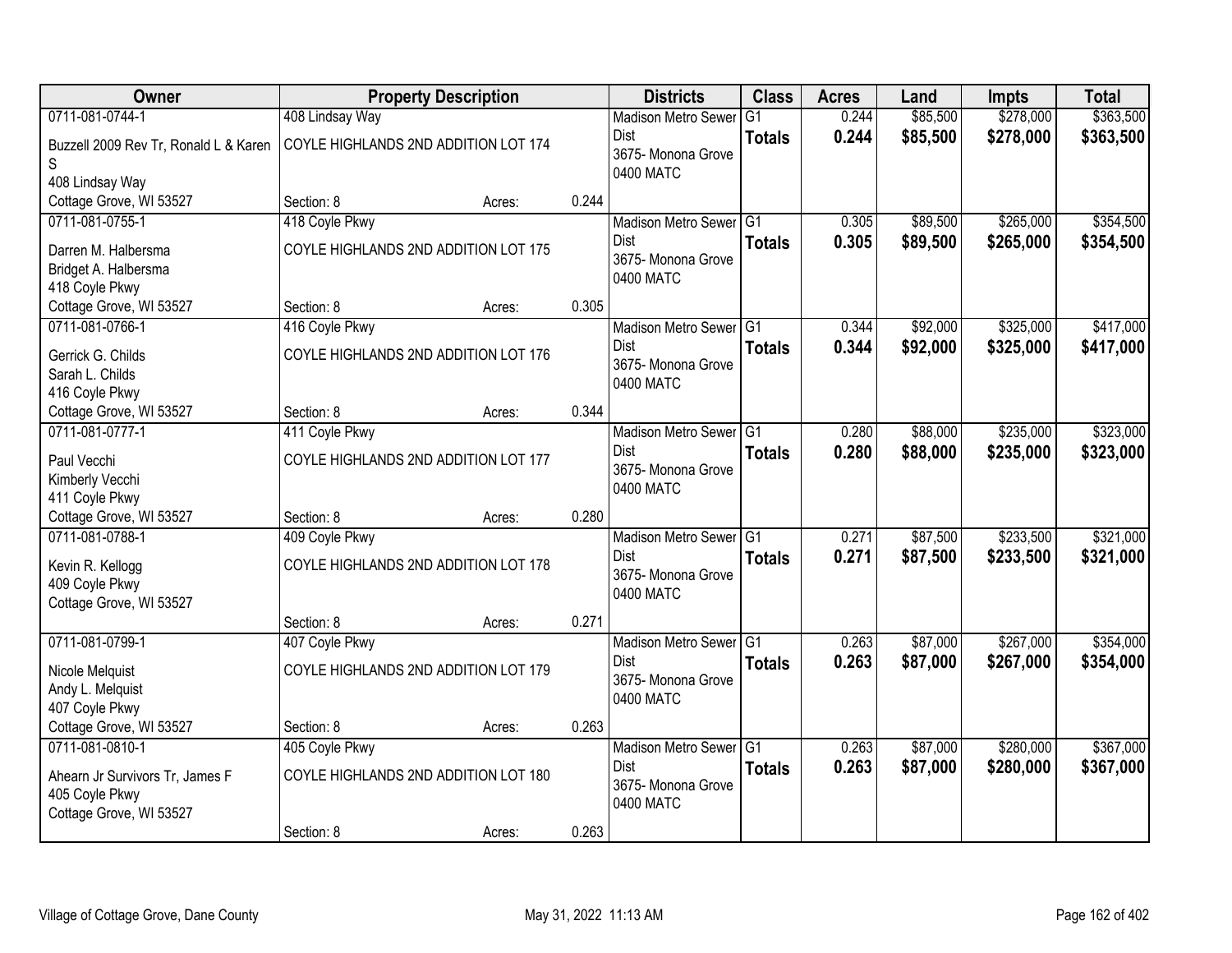| Owner | Property Description | | | Districts | Class | Acres | Land | Impts | Total |
|---|---|---|---|---|---|---|---|---|---|
| 0711-081-0744-1<br>Buzzell 2009 Rev Tr, Ronald L & Karen S<br>408 Lindsay Way<br>Cottage Grove, WI 53527 | 408 Lindsay Way<br>COYLE HIGHLANDS 2ND ADDITION LOT 174<br>Section: 8 | Acres: | 0.244 | Madison Metro Sewer Dist<br>3675- Monona Grove<br>0400 MATC | G1<br>**Totals** | 0.244<br>**0.244** | $85,500<br>**$85,500** | $278,000<br>**$278,000** | $363,500<br>**$363,500** |
| 0711-081-0755-1<br>Darren M. Halbersma<br>Bridget A. Halbersma<br>418 Coyle Pkwy<br>Cottage Grove, WI 53527 | 418 Coyle Pkwy<br>COYLE HIGHLANDS 2ND ADDITION LOT 175<br>Section: 8 | Acres: | 0.305 | Madison Metro Sewer Dist<br>3675- Monona Grove<br>0400 MATC | G1<br>**Totals** | 0.305<br>**0.305** | $89,500<br>**$89,500** | $265,000<br>**$265,000** | $354,500<br>**$354,500** |
| 0711-081-0766-1<br>Gerrick G. Childs<br>Sarah L. Childs<br>416 Coyle Pkwy<br>Cottage Grove, WI 53527 | 416 Coyle Pkwy<br>COYLE HIGHLANDS 2ND ADDITION LOT 176<br>Section: 8 | Acres: | 0.344 | Madison Metro Sewer Dist<br>3675- Monona Grove<br>0400 MATC | G1<br>**Totals** | 0.344<br>**0.344** | $92,000<br>**$92,000** | $325,000<br>**$325,000** | $417,000<br>**$417,000** |
| 0711-081-0777-1<br>Paul Vecchi<br>Kimberly Vecchi<br>411 Coyle Pkwy<br>Cottage Grove, WI 53527 | 411 Coyle Pkwy<br>COYLE HIGHLANDS 2ND ADDITION LOT 177<br>Section: 8 | Acres: | 0.280 | Madison Metro Sewer Dist<br>3675- Monona Grove<br>0400 MATC | G1<br>**Totals** | 0.280<br>**0.280** | $88,000<br>**$88,000** | $235,000<br>**$235,000** | $323,000<br>**$323,000** |
| 0711-081-0788-1<br>Kevin R. Kellogg<br>409 Coyle Pkwy<br>Cottage Grove, WI 53527 | 409 Coyle Pkwy<br>COYLE HIGHLANDS 2ND ADDITION LOT 178<br>Section: 8 | Acres: | 0.271 | Madison Metro Sewer Dist<br>3675- Monona Grove<br>0400 MATC | G1<br>**Totals** | 0.271<br>**0.271** | $87,500<br>**$87,500** | $233,500<br>**$233,500** | $321,000<br>**$321,000** |
| 0711-081-0799-1<br>Nicole Melquist<br>Andy L. Melquist<br>407 Coyle Pkwy<br>Cottage Grove, WI 53527 | 407 Coyle Pkwy<br>COYLE HIGHLANDS 2ND ADDITION LOT 179<br>Section: 8 | Acres: | 0.263 | Madison Metro Sewer Dist<br>3675- Monona Grove<br>0400 MATC | G1<br>**Totals** | 0.263<br>**0.263** | $87,000<br>**$87,000** | $267,000<br>**$267,000** | $354,000<br>**$354,000** |
| 0711-081-0810-1<br>Ahearn Jr Survivors Tr, James F<br>405 Coyle Pkwy<br>Cottage Grove, WI 53527 | 405 Coyle Pkwy<br>COYLE HIGHLANDS 2ND ADDITION LOT 180<br>Section: 8 | Acres: | 0.263 | Madison Metro Sewer Dist<br>3675- Monona Grove<br>0400 MATC | G1<br>**Totals** | 0.263<br>**0.263** | $87,000<br>**$87,000** | $280,000<br>**$280,000** | $367,000<br>**$367,000** |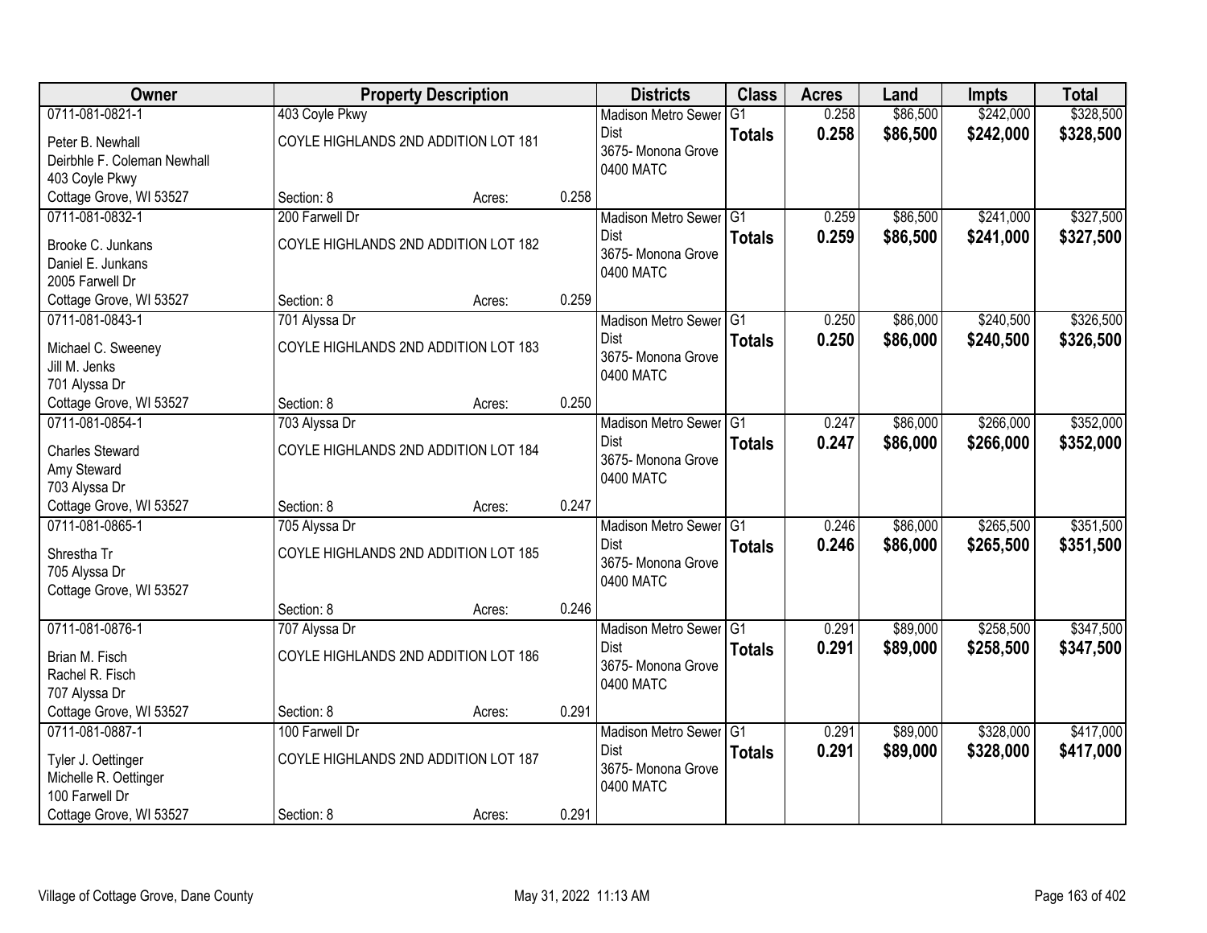| Owner | Property Description | | | Districts | Class | Acres | Land | Impts | Total |
|---|---|---|---|---|---|---|---|---|---|
| 0711-081-0821-1<br>Peter B. Newhall<br>Deirbhle F. Coleman Newhall<br>403 Coyle Pkwy<br>Cottage Grove, WI 53527 | 403 Coyle Pkwy<br>COYLE HIGHLANDS 2ND ADDITION LOT 181<br>Section: 8 | Acres: | 0.258 | Madison Metro Sewer Dist<br>3675- Monona Grove<br>0400 MATC | G1<br>**Totals** | 0.258<br>**0.258** | \$86,500<br>**\$86,500** | \$242,000<br>**\$242,000** | \$328,500<br>**\$328,500** |
| 0711-081-0832-1<br>Brooke C. Junkans<br>Daniel E. Junkans<br>2005 Farwell Dr<br>Cottage Grove, WI 53527 | 200 Farwell Dr<br>COYLE HIGHLANDS 2ND ADDITION LOT 182<br>Section: 8 | Acres: | 0.259 | Madison Metro Sewer Dist<br>3675- Monona Grove<br>0400 MATC | G1<br>**Totals** | 0.259<br>**0.259** | \$86,500<br>**\$86,500** | \$241,000<br>**\$241,000** | \$327,500<br>**\$327,500** |
| 0711-081-0843-1<br>Michael C. Sweeney<br>Jill M. Jenks<br>701 Alyssa Dr<br>Cottage Grove, WI 53527 | 701 Alyssa Dr<br>COYLE HIGHLANDS 2ND ADDITION LOT 183<br>Section: 8 | Acres: | 0.250 | Madison Metro Sewer Dist<br>3675- Monona Grove<br>0400 MATC | G1<br>**Totals** | 0.250<br>**0.250** | \$86,000<br>**\$86,000** | \$240,500<br>**\$240,500** | \$326,500<br>**\$326,500** |
| 0711-081-0854-1<br>Charles Steward<br>Amy Steward<br>703 Alyssa Dr<br>Cottage Grove, WI 53527 | 703 Alyssa Dr<br>COYLE HIGHLANDS 2ND ADDITION LOT 184<br>Section: 8 | Acres: | 0.247 | Madison Metro Sewer Dist<br>3675- Monona Grove<br>0400 MATC | G1<br>**Totals** | 0.247<br>**0.247** | \$86,000<br>**\$86,000** | \$266,000<br>**\$266,000** | \$352,000<br>**\$352,000** |
| 0711-081-0865-1<br>Shrestha Tr<br>705 Alyssa Dr<br>Cottage Grove, WI 53527 | 705 Alyssa Dr<br>COYLE HIGHLANDS 2ND ADDITION LOT 185<br>Section: 8 | Acres: | 0.246 | Madison Metro Sewer Dist<br>3675- Monona Grove<br>0400 MATC | G1<br>**Totals** | 0.246<br>**0.246** | \$86,000<br>**\$86,000** | \$265,500<br>**\$265,500** | \$351,500<br>**\$351,500** |
| 0711-081-0876-1<br>Brian M. Fisch<br>Rachel R. Fisch<br>707 Alyssa Dr<br>Cottage Grove, WI 53527 | 707 Alyssa Dr<br>COYLE HIGHLANDS 2ND ADDITION LOT 186<br>Section: 8 | Acres: | 0.291 | Madison Metro Sewer Dist<br>3675- Monona Grove<br>0400 MATC | G1<br>**Totals** | 0.291<br>**0.291** | \$89,000<br>**\$89,000** | \$258,500<br>**\$258,500** | \$347,500<br>**\$347,500** |
| 0711-081-0887-1<br>Tyler J. Oettinger<br>Michelle R. Oettinger<br>100 Farwell Dr<br>Cottage Grove, WI 53527 | 100 Farwell Dr<br>COYLE HIGHLANDS 2ND ADDITION LOT 187<br>Section: 8 | Acres: | 0.291 | Madison Metro Sewer Dist<br>3675- Monona Grove<br>0400 MATC | G1<br>**Totals** | 0.291<br>**0.291** | \$89,000<br>**\$89,000** | \$328,000<br>**\$328,000** | \$417,000<br>**\$417,000** |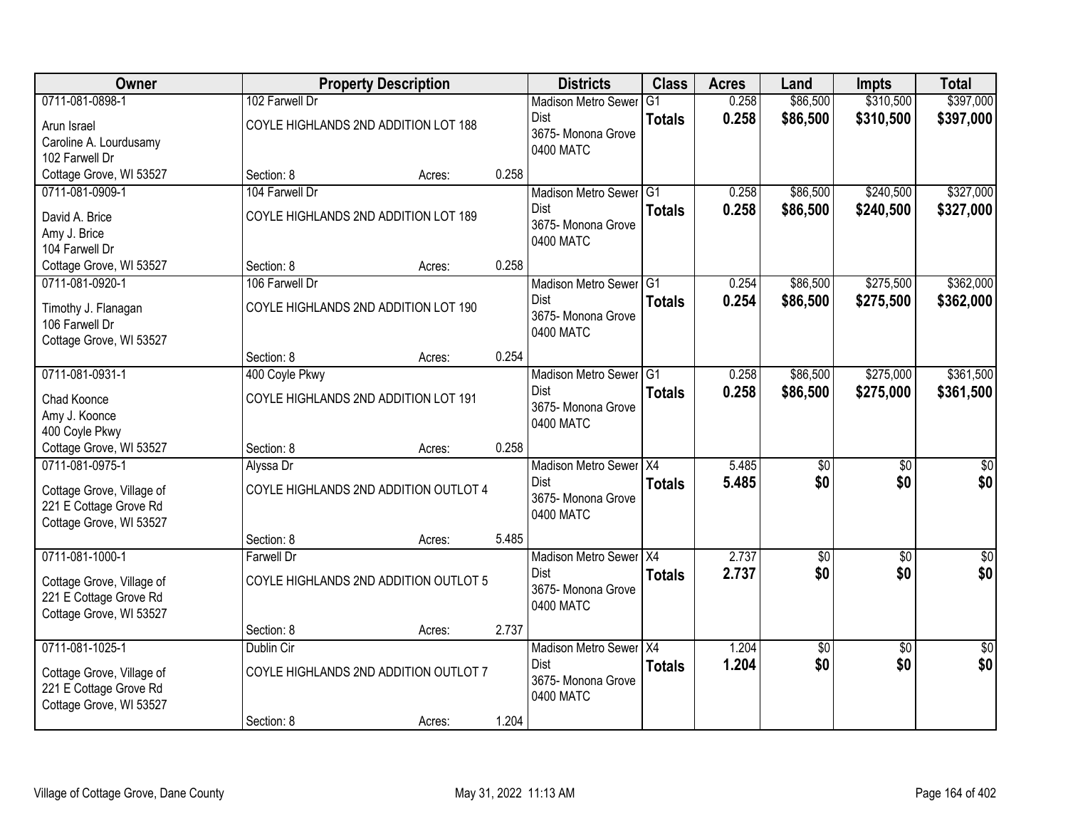| Owner | Property Description | | | Districts | Class | Acres | Land | Impts | Total |
|---|---|---|---|---|---|---|---|---|---|
| 0711-081-0898-1<br>Arun Israel<br>Caroline A. Lourdusamy<br>102 Farwell Dr<br>Cottage Grove, WI 53527 | 102 Farwell Dr<br>COYLE HIGHLANDS 2ND ADDITION LOT 188<br>Section: 8 | Acres: | 0.258 | Madison Metro Sewer Dist<br>3675- Monona Grove<br>0400 MATC | G1<br>**Totals** | 0.258<br>**0.258** | $86,500<br>**$86,500** | $310,500<br>**$310,500** | $397,000<br>**$397,000** |
| 0711-081-0909-1<br>David A. Brice<br>Amy J. Brice<br>104 Farwell Dr<br>Cottage Grove, WI 53527 | 104 Farwell Dr<br>COYLE HIGHLANDS 2ND ADDITION LOT 189<br>Section: 8 | Acres: | 0.258 | Madison Metro Sewer Dist<br>3675- Monona Grove<br>0400 MATC | G1<br>**Totals** | 0.258<br>**0.258** | $86,500<br>**$86,500** | $240,500<br>**$240,500** | $327,000<br>**$327,000** |
| 0711-081-0920-1<br>Timothy J. Flanagan<br>106 Farwell Dr<br>Cottage Grove, WI 53527 | 106 Farwell Dr<br>COYLE HIGHLANDS 2ND ADDITION LOT 190<br>Section: 8 | Acres: | 0.254 | Madison Metro Sewer Dist<br>3675- Monona Grove<br>0400 MATC | G1<br>**Totals** | 0.254<br>**0.254** | $86,500<br>**$86,500** | $275,500<br>**$275,500** | $362,000<br>**$362,000** |
| 0711-081-0931-1<br>Chad Koonce<br>Amy J. Koonce<br>400 Coyle Pkwy<br>Cottage Grove, WI 53527 | 400 Coyle Pkwy<br>COYLE HIGHLANDS 2ND ADDITION LOT 191<br>Section: 8 | Acres: | 0.258 | Madison Metro Sewer Dist<br>3675- Monona Grove<br>0400 MATC | G1<br>**Totals** | 0.258<br>**0.258** | $86,500<br>**$86,500** | $275,000<br>**$275,000** | $361,500<br>**$361,500** |
| 0711-081-0975-1<br>Cottage Grove, Village of<br>221 E Cottage Grove Rd<br>Cottage Grove, WI 53527 | Alyssa Dr<br>COYLE HIGHLANDS 2ND ADDITION OUTLOT 4<br>Section: 8 | Acres: | 5.485 | Madison Metro Sewer Dist<br>3675- Monona Grove<br>0400 MATC | X4<br>**Totals** | 5.485<br>**5.485** | $0<br>**$0** | $0<br>**$0** | $0<br>**$0** |
| 0711-081-1000-1<br>Cottage Grove, Village of<br>221 E Cottage Grove Rd<br>Cottage Grove, WI 53527 | Farwell Dr<br>COYLE HIGHLANDS 2ND ADDITION OUTLOT 5<br>Section: 8 | Acres: | 2.737 | Madison Metro Sewer Dist<br>3675- Monona Grove<br>0400 MATC | X4<br>**Totals** | 2.737<br>**2.737** | $0<br>**$0** | $0<br>**$0** | $0<br>**$0** |
| 0711-081-1025-1<br>Cottage Grove, Village of<br>221 E Cottage Grove Rd<br>Cottage Grove, WI 53527 | Dublin Cir<br>COYLE HIGHLANDS 2ND ADDITION OUTLOT 7<br>Section: 8 | Acres: | 1.204 | Madison Metro Sewer Dist<br>3675- Monona Grove<br>0400 MATC | X4<br>**Totals** | 1.204<br>**1.204** | $0<br>**$0** | $0<br>**$0** | $0<br>**$0** |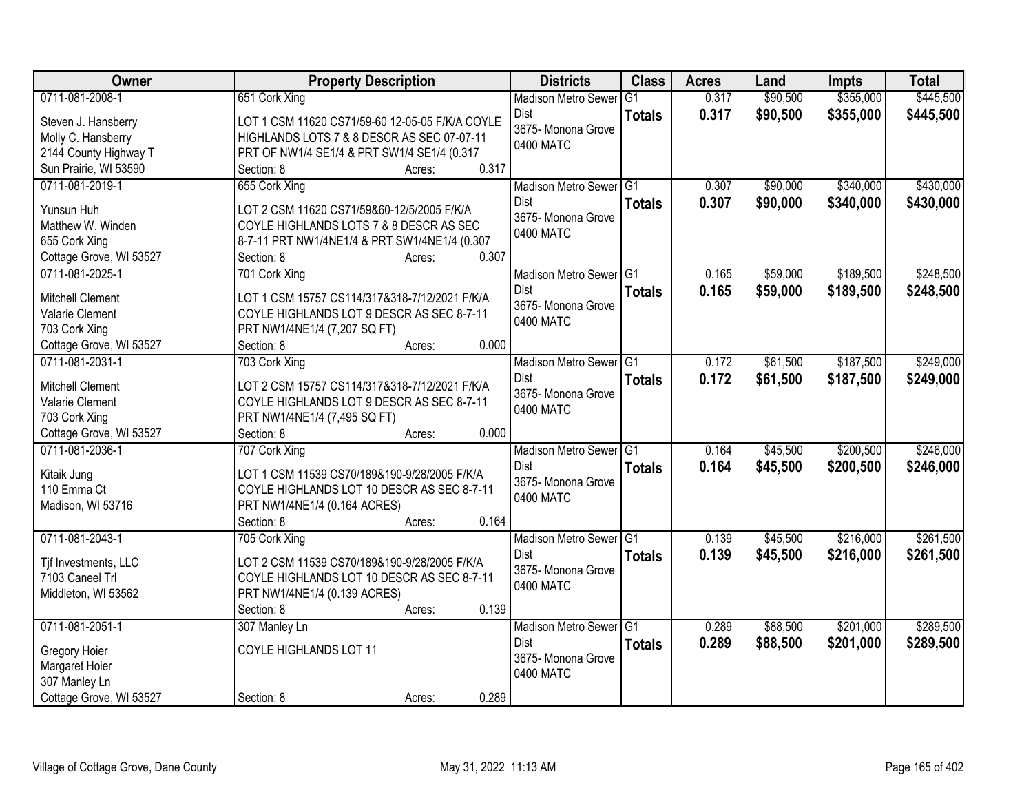| Owner | Property Description | Districts | Class | Acres | Land | Impts | Total |
|---|---|---|---|---|---|---|---|
| 0711-081-2008-1<br>Steven J. Hansberry<br>Molly C. Hansberry<br>2144 County Highway T<br>Sun Prairie, WI 53590 | 651 Cork Xing<br>LOT 1 CSM 11620 CS71/59-60 12-05-05 F/K/A COYLE HIGHLANDS LOTS 7 & 8 DESCR AS SEC 07-07-11 PRT OF NW1/4 SE1/4 & PRT SW1/4 SE1/4 (0.317<br>Section: 8 Acres: 0.317 | Madison Metro Sewer Dist<br>3675- Monona Grove<br>0400 MATC | G1<br>**Totals** | 0.317<br>**0.317** | $90,500<br>**$90,500** | $355,000<br>**$355,000** | $445,500<br>**$445,500** |
| 0711-081-2019-1<br>Yunsun Huh<br>Matthew W. Winden<br>655 Cork Xing<br>Cottage Grove, WI 53527 | 655 Cork Xing<br>LOT 2 CSM 11620 CS71/59&60-12/5/2005 F/K/A COYLE HIGHLANDS LOTS 7 & 8 DESCR AS SEC 8-7-11 PRT NW1/4NE1/4 & PRT SW1/4NE1/4 (0.307<br>Section: 8 Acres: 0.307 | Madison Metro Sewer Dist<br>3675- Monona Grove<br>0400 MATC | G1<br>**Totals** | 0.307<br>**0.307** | $90,000<br>**$90,000** | $340,000<br>**$340,000** | $430,000<br>**$430,000** |
| 0711-081-2025-1<br>Mitchell Clement<br>Valarie Clement<br>703 Cork Xing<br>Cottage Grove, WI 53527 | 701 Cork Xing<br>LOT 1 CSM 15757 CS114/317&318-7/12/2021 F/K/A COYLE HIGHLANDS LOT 9 DESCR AS SEC 8-7-11 PRT NW1/4NE1/4 (7,207 SQ FT)<br>Section: 8 Acres: 0.000 | Madison Metro Sewer Dist<br>3675- Monona Grove<br>0400 MATC | G1<br>**Totals** | 0.165<br>**0.165** | $59,000<br>**$59,000** | $189,500<br>**$189,500** | $248,500<br>**$248,500** |
| 0711-081-2031-1<br>Mitchell Clement<br>Valarie Clement<br>703 Cork Xing<br>Cottage Grove, WI 53527 | 703 Cork Xing<br>LOT 2 CSM 15757 CS114/317&318-7/12/2021 F/K/A COYLE HIGHLANDS LOT 9 DESCR AS SEC 8-7-11 PRT NW1/4NE1/4 (7,495 SQ FT)<br>Section: 8 Acres: 0.000 | Madison Metro Sewer Dist<br>3675- Monona Grove<br>0400 MATC | G1<br>**Totals** | 0.172<br>**0.172** | $61,500<br>**$61,500** | $187,500<br>**$187,500** | $249,000<br>**$249,000** |
| 0711-081-2036-1<br>Kitaik Jung<br>110 Emma Ct<br>Madison, WI 53716 | 707 Cork Xing<br>LOT 1 CSM 11539 CS70/189&190-9/28/2005 F/K/A COYLE HIGHLANDS LOT 10 DESCR AS SEC 8-7-11 PRT NW1/4NE1/4 (0.164 ACRES)<br>Section: 8 Acres: 0.164 | Madison Metro Sewer Dist<br>3675- Monona Grove<br>0400 MATC | G1<br>**Totals** | 0.164<br>**0.164** | $45,500<br>**$45,500** | $200,500<br>**$200,500** | $246,000<br>**$246,000** |
| 0711-081-2043-1<br>Tjf Investments, LLC<br>7103 Caneel Trl<br>Middleton, WI 53562 | 705 Cork Xing<br>LOT 2 CSM 11539 CS70/189&190-9/28/2005 F/K/A COYLE HIGHLANDS LOT 10 DESCR AS SEC 8-7-11 PRT NW1/4NE1/4 (0.139 ACRES)<br>Section: 8 Acres: 0.139 | Madison Metro Sewer Dist<br>3675- Monona Grove<br>0400 MATC | G1<br>**Totals** | 0.139<br>**0.139** | $45,500<br>**$45,500** | $216,000<br>**$216,000** | $261,500<br>**$261,500** |
| 0711-081-2051-1<br>Gregory Hoier<br>Margaret Hoier<br>307 Manley Ln<br>Cottage Grove, WI 53527 | 307 Manley Ln<br>COYLE HIGHLANDS LOT 11<br>Section: 8 Acres: 0.289 | Madison Metro Sewer Dist<br>3675- Monona Grove<br>0400 MATC | G1<br>**Totals** | 0.289<br>**0.289** | $88,500<br>**$88,500** | $201,000<br>**$201,000** | $289,500<br>**$289,500** |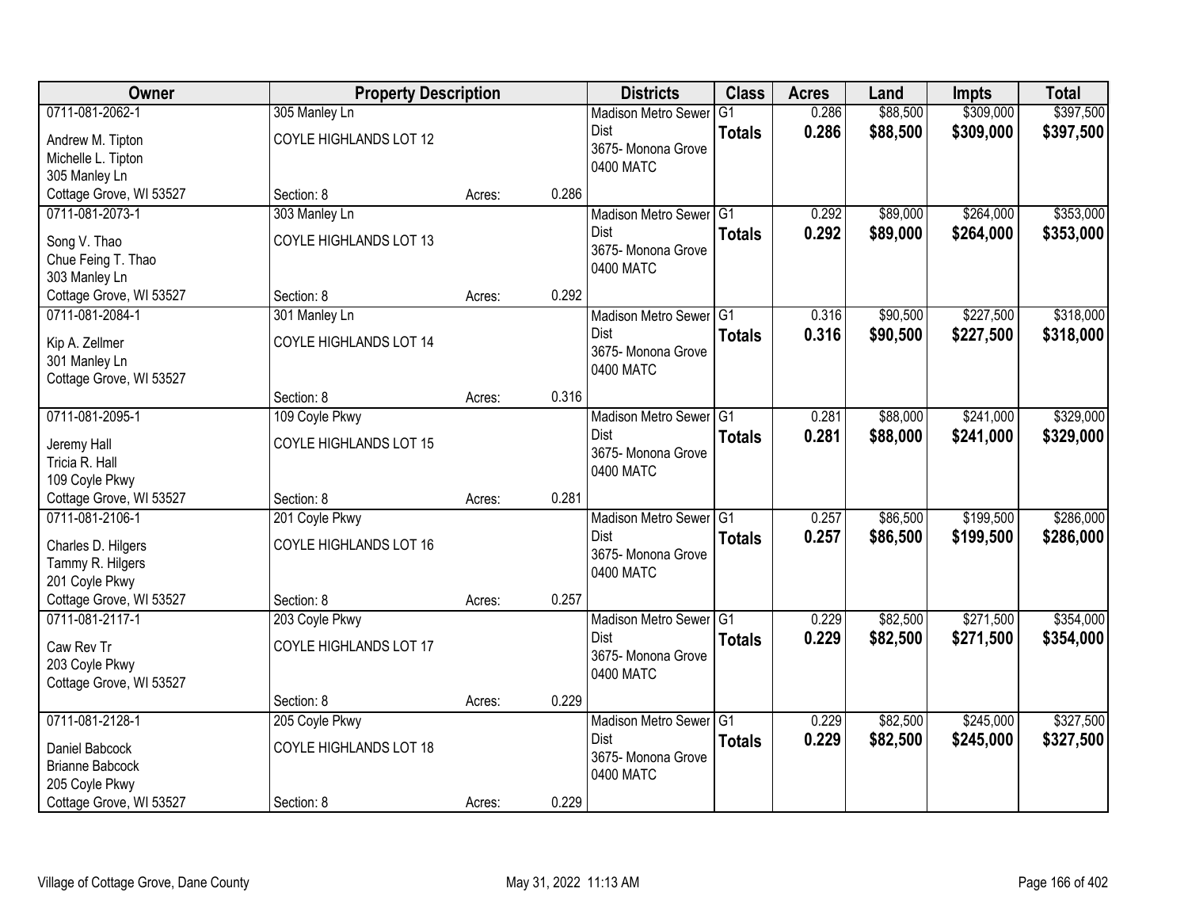| Owner | Property Description | | | Districts | Class | Acres | Land | Impts | Total |
|---|---|---|---|---|---|---|---|---|---|
| 0711-081-2062-1<br>Andrew M. Tipton<br>Michelle L. Tipton<br>305 Manley Ln<br>Cottage Grove, WI 53527 | 305 Manley Ln<br>COYLE HIGHLANDS LOT 12<br>Section: 8 | Acres: | 0.286 | Madison Metro Sewer Dist<br>3675- Monona Grove<br>0400 MATC | G1<br>**Totals** | 0.286<br>**0.286** | $88,500<br>**$88,500** | $309,000<br>**$309,000** | $397,500<br>**$397,500** |
| 0711-081-2073-1<br>Song V. Thao<br>Chue Feing T. Thao<br>303 Manley Ln<br>Cottage Grove, WI 53527 | 303 Manley Ln<br>COYLE HIGHLANDS LOT 13<br>Section: 8 | Acres: | 0.292 | Madison Metro Sewer Dist<br>3675- Monona Grove<br>0400 MATC | G1<br>**Totals** | 0.292<br>**0.292** | $89,000<br>**$89,000** | $264,000<br>**$264,000** | $353,000<br>**$353,000** |
| 0711-081-2084-1<br>Kip A. Zellmer<br>301 Manley Ln<br>Cottage Grove, WI 53527 | 301 Manley Ln<br>COYLE HIGHLANDS LOT 14<br>Section: 8 | Acres: | 0.316 | Madison Metro Sewer Dist<br>3675- Monona Grove<br>0400 MATC | G1<br>**Totals** | 0.316<br>**0.316** | $90,500<br>**$90,500** | $227,500<br>**$227,500** | $318,000<br>**$318,000** |
| 0711-081-2095-1<br>Jeremy Hall<br>Tricia R. Hall<br>109 Coyle Pkwy<br>Cottage Grove, WI 53527 | 109 Coyle Pkwy<br>COYLE HIGHLANDS LOT 15<br>Section: 8 | Acres: | 0.281 | Madison Metro Sewer Dist<br>3675- Monona Grove<br>0400 MATC | G1<br>**Totals** | 0.281<br>**0.281** | $88,000<br>**$88,000** | $241,000<br>**$241,000** | $329,000<br>**$329,000** |
| 0711-081-2106-1<br>Charles D. Hilgers<br>Tammy R. Hilgers<br>201 Coyle Pkwy<br>Cottage Grove, WI 53527 | 201 Coyle Pkwy<br>COYLE HIGHLANDS LOT 16<br>Section: 8 | Acres: | 0.257 | Madison Metro Sewer Dist<br>3675- Monona Grove<br>0400 MATC | G1<br>**Totals** | 0.257<br>**0.257** | $86,500<br>**$86,500** | $199,500<br>**$199,500** | $286,000<br>**$286,000** |
| 0711-081-2117-1<br>Caw Rev Tr<br>203 Coyle Pkwy<br>Cottage Grove, WI 53527 | 203 Coyle Pkwy<br>COYLE HIGHLANDS LOT 17<br>Section: 8 | Acres: | 0.229 | Madison Metro Sewer Dist<br>3675- Monona Grove<br>0400 MATC | G1<br>**Totals** | 0.229<br>**0.229** | $82,500<br>**$82,500** | $271,500<br>**$271,500** | $354,000<br>**$354,000** |
| 0711-081-2128-1<br>Daniel Babcock<br>Brianne Babcock<br>205 Coyle Pkwy<br>Cottage Grove, WI 53527 | 205 Coyle Pkwy<br>COYLE HIGHLANDS LOT 18<br>Section: 8 | Acres: | 0.229 | Madison Metro Sewer Dist<br>3675- Monona Grove<br>0400 MATC | G1<br>**Totals** | 0.229<br>**0.229** | $82,500<br>**$82,500** | $245,000<br>**$245,000** | $327,500<br>**$327,500** |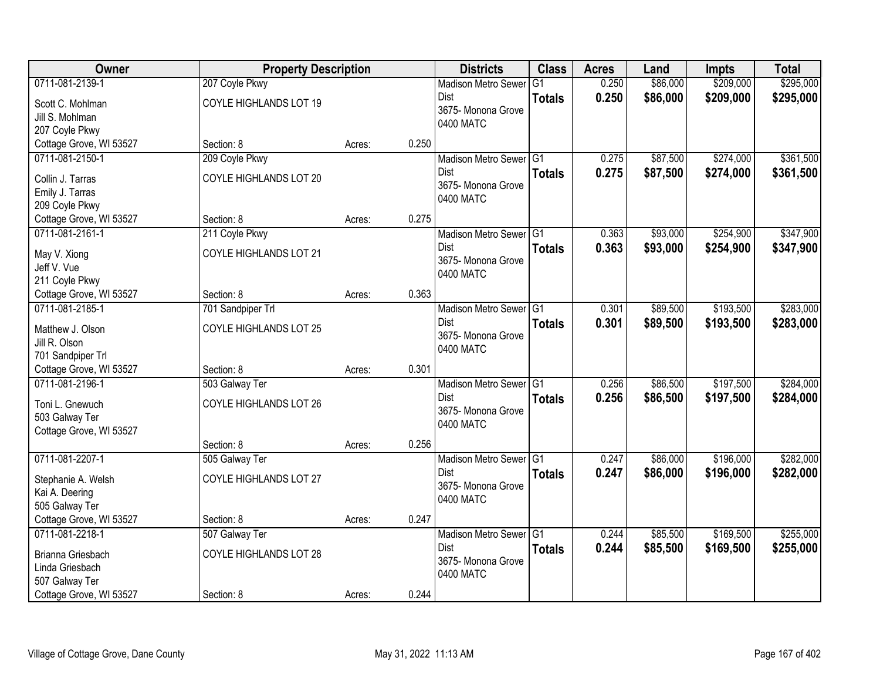| Owner | Property Description | | | Districts | Class | Acres | Land | Impts | Total |
|---|---|---|---|---|---|---|---|---|---|
| 0711-081-2139-1<br>Scott C. Mohlman<br>Jill S. Mohlman<br>207 Coyle Pkwy<br>Cottage Grove, WI 53527 | 207 Coyle Pkwy<br>COYLE HIGHLANDS LOT 19<br>Section: 8 | Acres: | 0.250 | Madison Metro Sewer Dist<br>3675- Monona Grove<br>0400 MATC | G1<br>**Totals** | 0.250<br>**0.250** | $86,000<br>**$86,000** | $209,000<br>**$209,000** | $295,000<br>**$295,000** |
| 0711-081-2150-1<br>Collin J. Tarras<br>Emily J. Tarras<br>209 Coyle Pkwy<br>Cottage Grove, WI 53527 | 209 Coyle Pkwy<br>COYLE HIGHLANDS LOT 20<br>Section: 8 | Acres: | 0.275 | Madison Metro Sewer Dist<br>3675- Monona Grove<br>0400 MATC | G1<br>**Totals** | 0.275<br>**0.275** | $87,500<br>**$87,500** | $274,000<br>**$274,000** | $361,500<br>**$361,500** |
| 0711-081-2161-1<br>May V. Xiong<br>Jeff V. Vue<br>211 Coyle Pkwy<br>Cottage Grove, WI 53527 | 211 Coyle Pkwy<br>COYLE HIGHLANDS LOT 21<br>Section: 8 | Acres: | 0.363 | Madison Metro Sewer Dist<br>3675- Monona Grove<br>0400 MATC | G1<br>**Totals** | 0.363<br>**0.363** | $93,000<br>**$93,000** | $254,900<br>**$254,900** | $347,900<br>**$347,900** |
| 0711-081-2185-1<br>Matthew J. Olson<br>Jill R. Olson<br>701 Sandpiper Trl<br>Cottage Grove, WI 53527 | 701 Sandpiper Trl<br>COYLE HIGHLANDS LOT 25<br>Section: 8 | Acres: | 0.301 | Madison Metro Sewer Dist<br>3675- Monona Grove<br>0400 MATC | G1<br>**Totals** | 0.301<br>**0.301** | $89,500<br>**$89,500** | $193,500<br>**$193,500** | $283,000<br>**$283,000** |
| 0711-081-2196-1<br>Toni L. Gnewuch<br>503 Galway Ter<br>Cottage Grove, WI 53527 | 503 Galway Ter<br>COYLE HIGHLANDS LOT 26<br>Section: 8 | Acres: | 0.256 | Madison Metro Sewer Dist<br>3675- Monona Grove<br>0400 MATC | G1<br>**Totals** | 0.256<br>**0.256** | $86,500<br>**$86,500** | $197,500<br>**$197,500** | $284,000<br>**$284,000** |
| 0711-081-2207-1<br>Stephanie A. Welsh<br>Kai A. Deering<br>505 Galway Ter<br>Cottage Grove, WI 53527 | 505 Galway Ter<br>COYLE HIGHLANDS LOT 27<br>Section: 8 | Acres: | 0.247 | Madison Metro Sewer Dist<br>3675- Monona Grove<br>0400 MATC | G1<br>**Totals** | 0.247<br>**0.247** | $86,000<br>**$86,000** | $196,000<br>**$196,000** | $282,000<br>**$282,000** |
| 0711-081-2218-1<br>Brianna Griesbach<br>Linda Griesbach<br>507 Galway Ter<br>Cottage Grove, WI 53527 | 507 Galway Ter<br>COYLE HIGHLANDS LOT 28<br>Section: 8 | Acres: | 0.244 | Madison Metro Sewer Dist<br>3675- Monona Grove<br>0400 MATC | G1<br>**Totals** | 0.244<br>**0.244** | $85,500<br>**$85,500** | $169,500<br>**$169,500** | $255,000<br>**$255,000** |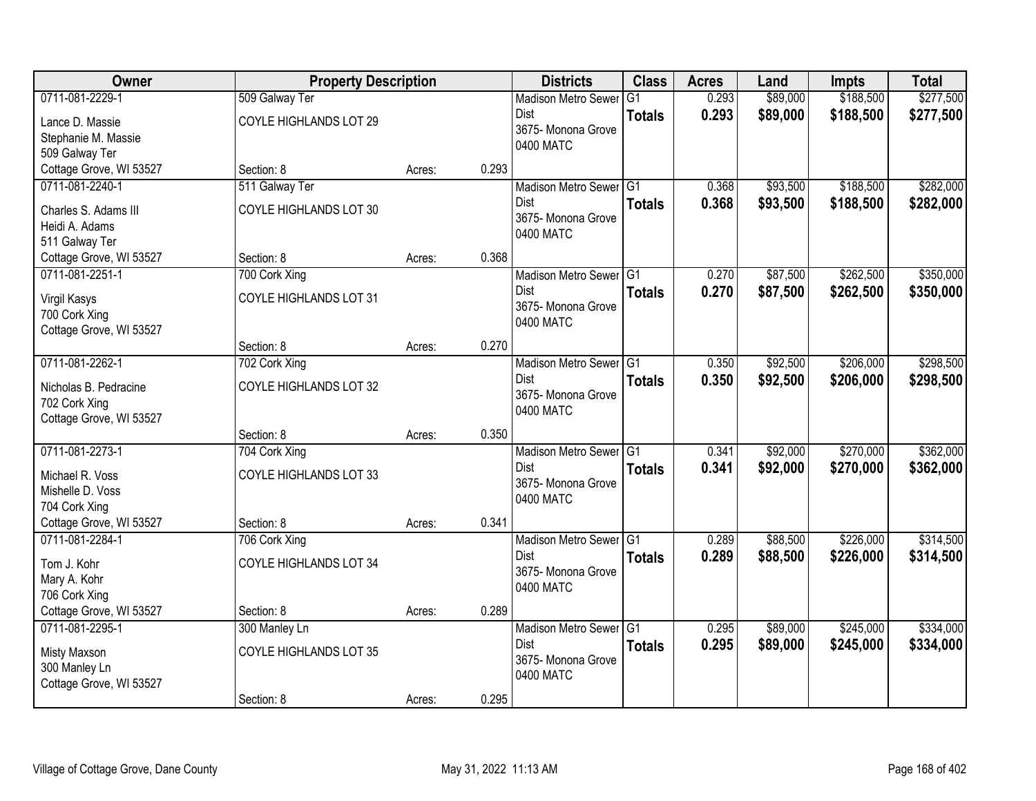| Owner | Property Description | | | Districts | Class | Acres | Land | Impts | Total |
|---|---|---|---|---|---|---|---|---|---|
| 0711-081-2229-1<br>Lance D. Massie<br>Stephanie M. Massie<br>509 Galway Ter<br>Cottage Grove, WI 53527 | 509 Galway Ter<br>COYLE HIGHLANDS LOT 29<br>Section: 8 | Acres: | 0.293 | Madison Metro Sewer Dist<br>3675- Monona Grove<br>0400 MATC | G1<br>**Totals** | 0.293<br>**0.293** | $89,000<br>**$89,000** | $188,500<br>**$188,500** | $277,500<br>**$277,500** |
| 0711-081-2240-1<br>Charles S. Adams III<br>Heidi A. Adams<br>511 Galway Ter<br>Cottage Grove, WI 53527 | 511 Galway Ter<br>COYLE HIGHLANDS LOT 30<br>Section: 8 | Acres: | 0.368 | Madison Metro Sewer Dist<br>3675- Monona Grove<br>0400 MATC | G1<br>**Totals** | 0.368<br>**0.368** | $93,500<br>**$93,500** | $188,500<br>**$188,500** | $282,000<br>**$282,000** |
| 0711-081-2251-1<br>Virgil Kasys<br>700 Cork Xing<br>Cottage Grove, WI 53527 | 700 Cork Xing<br>COYLE HIGHLANDS LOT 31<br>Section: 8 | Acres: | 0.270 | Madison Metro Sewer Dist<br>3675- Monona Grove<br>0400 MATC | G1<br>**Totals** | 0.270<br>**0.270** | $87,500<br>**$87,500** | $262,500<br>**$262,500** | $350,000<br>**$350,000** |
| 0711-081-2262-1<br>Nicholas B. Pedracine<br>702 Cork Xing<br>Cottage Grove, WI 53527 | 702 Cork Xing<br>COYLE HIGHLANDS LOT 32<br>Section: 8 | Acres: | 0.350 | Madison Metro Sewer Dist<br>3675- Monona Grove<br>0400 MATC | G1<br>**Totals** | 0.350<br>**0.350** | $92,500<br>**$92,500** | $206,000<br>**$206,000** | $298,500<br>**$298,500** |
| 0711-081-2273-1<br>Michael R. Voss<br>Mishelle D. Voss<br>704 Cork Xing<br>Cottage Grove, WI 53527 | 704 Cork Xing<br>COYLE HIGHLANDS LOT 33<br>Section: 8 | Acres: | 0.341 | Madison Metro Sewer Dist<br>3675- Monona Grove<br>0400 MATC | G1<br>**Totals** | 0.341<br>**0.341** | $92,000<br>**$92,000** | $270,000<br>**$270,000** | $362,000<br>**$362,000** |
| 0711-081-2284-1<br>Tom J. Kohr<br>Mary A. Kohr<br>706 Cork Xing<br>Cottage Grove, WI 53527 | 706 Cork Xing<br>COYLE HIGHLANDS LOT 34<br>Section: 8 | Acres: | 0.289 | Madison Metro Sewer Dist<br>3675- Monona Grove<br>0400 MATC | G1<br>**Totals** | 0.289<br>**0.289** | $88,500<br>**$88,500** | $226,000<br>**$226,000** | $314,500<br>**$314,500** |
| 0711-081-2295-1<br>Misty Maxson<br>300 Manley Ln<br>Cottage Grove, WI 53527 | 300 Manley Ln<br>COYLE HIGHLANDS LOT 35<br>Section: 8 | Acres: | 0.295 | Madison Metro Sewer Dist<br>3675- Monona Grove<br>0400 MATC | G1<br>**Totals** | 0.295<br>**0.295** | $89,000<br>**$89,000** | $245,000<br>**$245,000** | $334,000<br>**$334,000** |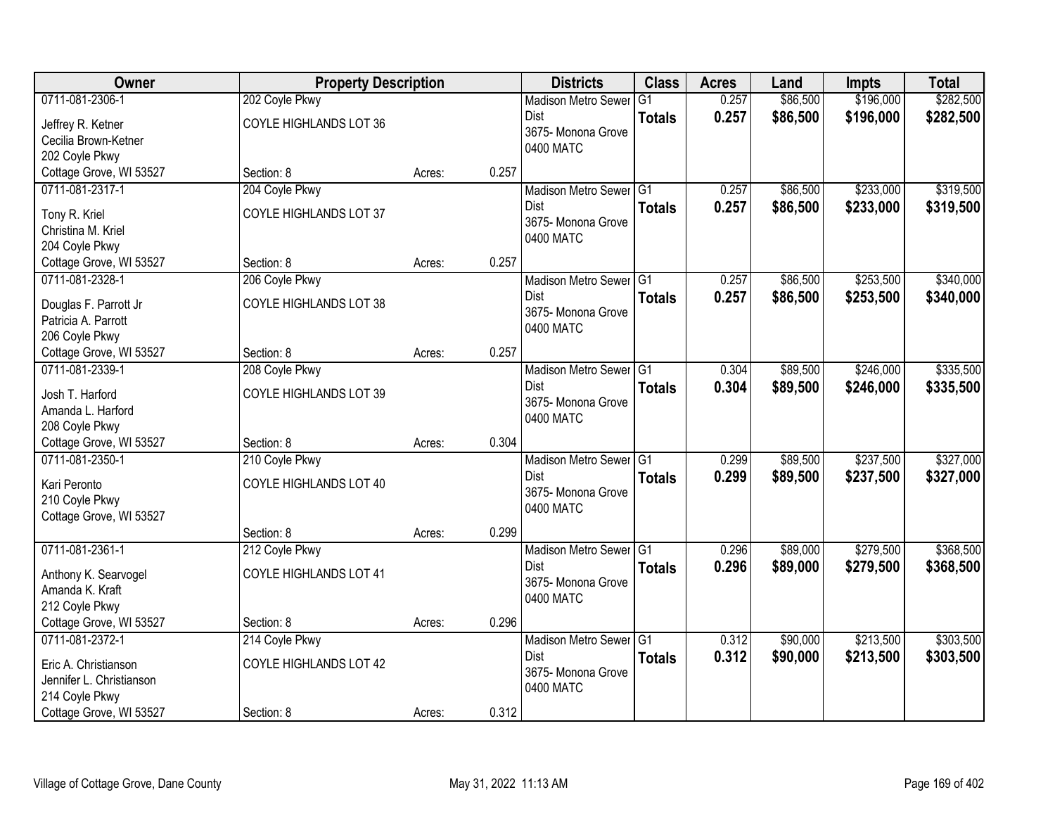| Owner | Property Description | | | Districts | Class | Acres | Land | Impts | Total |
|---|---|---|---|---|---|---|---|---|---|
| 0711-081-2306-1<br>Jeffrey R. Ketner<br>Cecilia Brown-Ketner<br>202 Coyle Pkwy<br>Cottage Grove, WI 53527 | 202 Coyle Pkwy<br>COYLE HIGHLANDS LOT 36<br>Section: 8 | Acres: | 0.257 | Madison Metro Sewer Dist<br>3675- Monona Grove<br>0400 MATC | G1<br>**Totals** | 0.257<br>**0.257** | $86,500<br>**$86,500** | $196,000<br>**$196,000** | $282,500<br>**$282,500** |
| 0711-081-2317-1<br>Tony R. Kriel<br>Christina M. Kriel<br>204 Coyle Pkwy<br>Cottage Grove, WI 53527 | 204 Coyle Pkwy<br>COYLE HIGHLANDS LOT 37<br>Section: 8 | Acres: | 0.257 | Madison Metro Sewer Dist<br>3675- Monona Grove<br>0400 MATC | G1<br>**Totals** | 0.257<br>**0.257** | $86,500<br>**$86,500** | $233,000<br>**$233,000** | $319,500<br>**$319,500** |
| 0711-081-2328-1<br>Douglas F. Parrott Jr<br>Patricia A. Parrott<br>206 Coyle Pkwy<br>Cottage Grove, WI 53527 | 206 Coyle Pkwy<br>COYLE HIGHLANDS LOT 38<br>Section: 8 | Acres: | 0.257 | Madison Metro Sewer Dist<br>3675- Monona Grove<br>0400 MATC | G1<br>**Totals** | 0.257<br>**0.257** | $86,500<br>**$86,500** | $253,500<br>**$253,500** | $340,000<br>**$340,000** |
| 0711-081-2339-1<br>Josh T. Harford<br>Amanda L. Harford<br>208 Coyle Pkwy<br>Cottage Grove, WI 53527 | 208 Coyle Pkwy<br>COYLE HIGHLANDS LOT 39<br>Section: 8 | Acres: | 0.304 | Madison Metro Sewer Dist<br>3675- Monona Grove<br>0400 MATC | G1<br>**Totals** | 0.304<br>**0.304** | $89,500<br>**$89,500** | $246,000<br>**$246,000** | $335,500<br>**$335,500** |
| 0711-081-2350-1<br>Kari Peronto<br>210 Coyle Pkwy<br>Cottage Grove, WI 53527 | 210 Coyle Pkwy<br>COYLE HIGHLANDS LOT 40<br>Section: 8 | Acres: | 0.299 | Madison Metro Sewer Dist<br>3675- Monona Grove<br>0400 MATC | G1<br>**Totals** | 0.299<br>**0.299** | $89,500<br>**$89,500** | $237,500<br>**$237,500** | $327,000<br>**$327,000** |
| 0711-081-2361-1<br>Anthony K. Searvogel<br>Amanda K. Kraft<br>212 Coyle Pkwy<br>Cottage Grove, WI 53527 | 212 Coyle Pkwy<br>COYLE HIGHLANDS LOT 41<br>Section: 8 | Acres: | 0.296 | Madison Metro Sewer Dist<br>3675- Monona Grove<br>0400 MATC | G1<br>**Totals** | 0.296<br>**0.296** | $89,000<br>**$89,000** | $279,500<br>**$279,500** | $368,500<br>**$368,500** |
| 0711-081-2372-1<br>Eric A. Christianson<br>Jennifer L. Christianson<br>214 Coyle Pkwy<br>Cottage Grove, WI 53527 | 214 Coyle Pkwy<br>COYLE HIGHLANDS LOT 42<br>Section: 8 | Acres: | 0.312 | Madison Metro Sewer Dist<br>3675- Monona Grove<br>0400 MATC | G1<br>**Totals** | 0.312<br>**0.312** | $90,000<br>**$90,000** | $213,500<br>**$213,500** | $303,500<br>**$303,500** |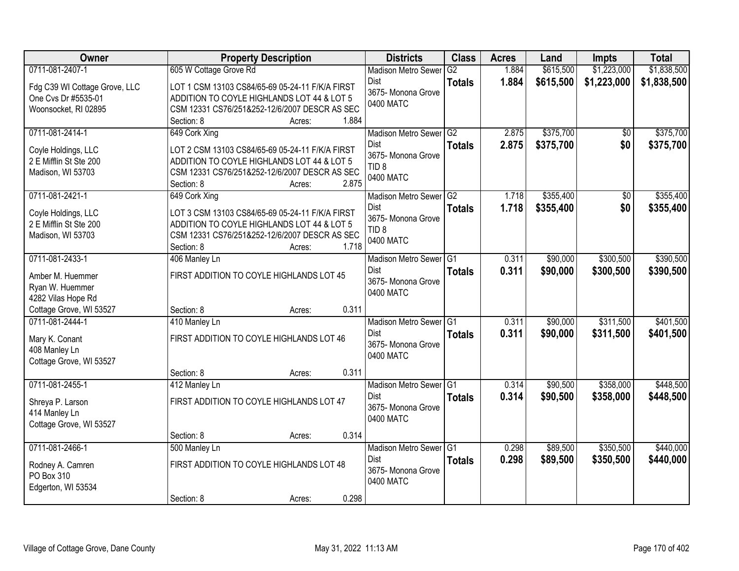| Owner | Property Description | Districts | Class | Acres | Land | Impts | Total |
|---|---|---|---|---|---|---|---|
| 0711-081-2407-1<br>Fdg C39 WI Cottage Grove, LLC<br>One Cvs Dr #5535-01<br>Woonsocket, RI 02895 | 605 W Cottage Grove Rd<br>LOT 1 CSM 13103 CS84/65-69 05-24-11 F/K/A FIRST ADDITION TO COYLE HIGHLANDS LOT 44 & LOT 5 CSM 12331 CS76/251&252-12/6/2007 DESCR AS SEC<br>Section: 8 Acres: 1.884 | Madison Metro Sewer Dist<br>3675- Monona Grove<br>0400 MATC | G2<br>**Totals** | 1.884<br>**1.884** | $615,500<br>**$615,500** | $1,223,000<br>**$1,223,000** | $1,838,500<br>**$1,838,500** |
| 0711-081-2414-1<br>Coyle Holdings, LLC<br>2 E Mifflin St Ste 200<br>Madison, WI 53703 | 649 Cork Xing<br>LOT 2 CSM 13103 CS84/65-69 05-24-11 F/K/A FIRST ADDITION TO COYLE HIGHLANDS LOT 44 & LOT 5 CSM 12331 CS76/251&252-12/6/2007 DESCR AS SEC<br>Section: 8 Acres: 2.875 | Madison Metro Sewer Dist<br>3675- Monona Grove<br>TID 8<br>0400 MATC | G2<br>**Totals** | 2.875<br>**2.875** | $375,700<br>**$375,700** | $0<br>**$0** | $375,700<br>**$375,700** |
| 0711-081-2421-1<br>Coyle Holdings, LLC<br>2 E Mifflin St Ste 200<br>Madison, WI 53703 | 649 Cork Xing<br>LOT 3 CSM 13103 CS84/65-69 05-24-11 F/K/A FIRST ADDITION TO COYLE HIGHLANDS LOT 44 & LOT 5 CSM 12331 CS76/251&252-12/6/2007 DESCR AS SEC<br>Section: 8 Acres: 1.718 | Madison Metro Sewer Dist<br>3675- Monona Grove<br>TID 8<br>0400 MATC | G2<br>**Totals** | 1.718<br>**1.718** | $355,400<br>**$355,400** | $0<br>**$0** | $355,400<br>**$355,400** |
| 0711-081-2433-1<br>Amber M. Huemmer<br>Ryan W. Huemmer<br>4282 Vilas Hope Rd<br>Cottage Grove, WI 53527 | 406 Manley Ln<br>FIRST ADDITION TO COYLE HIGHLANDS LOT 45<br>Section: 8 Acres: 0.311 | Madison Metro Sewer Dist<br>3675- Monona Grove<br>0400 MATC | G1<br>**Totals** | 0.311<br>**0.311** | $90,000<br>**$90,000** | $300,500<br>**$300,500** | $390,500<br>**$390,500** |
| 0711-081-2444-1<br>Mary K. Conant<br>408 Manley Ln<br>Cottage Grove, WI 53527 | 410 Manley Ln<br>FIRST ADDITION TO COYLE HIGHLANDS LOT 46<br>Section: 8 Acres: 0.311 | Madison Metro Sewer Dist<br>3675- Monona Grove<br>0400 MATC | G1<br>**Totals** | 0.311<br>**0.311** | $90,000<br>**$90,000** | $311,500<br>**$311,500** | $401,500<br>**$401,500** |
| 0711-081-2455-1<br>Shreya P. Larson<br>414 Manley Ln<br>Cottage Grove, WI 53527 | 412 Manley Ln<br>FIRST ADDITION TO COYLE HIGHLANDS LOT 47<br>Section: 8 Acres: 0.314 | Madison Metro Sewer Dist<br>3675- Monona Grove<br>0400 MATC | G1<br>**Totals** | 0.314<br>**0.314** | $90,500<br>**$90,500** | $358,000<br>**$358,000** | $448,500<br>**$448,500** |
| 0711-081-2466-1<br>Rodney A. Camren<br>PO Box 310<br>Edgerton, WI 53534 | 500 Manley Ln<br>FIRST ADDITION TO COYLE HIGHLANDS LOT 48<br>Section: 8 Acres: 0.298 | Madison Metro Sewer Dist<br>3675- Monona Grove<br>0400 MATC | G1<br>**Totals** | 0.298<br>**0.298** | $89,500<br>**$89,500** | $350,500<br>**$350,500** | $440,000<br>**$440,000** |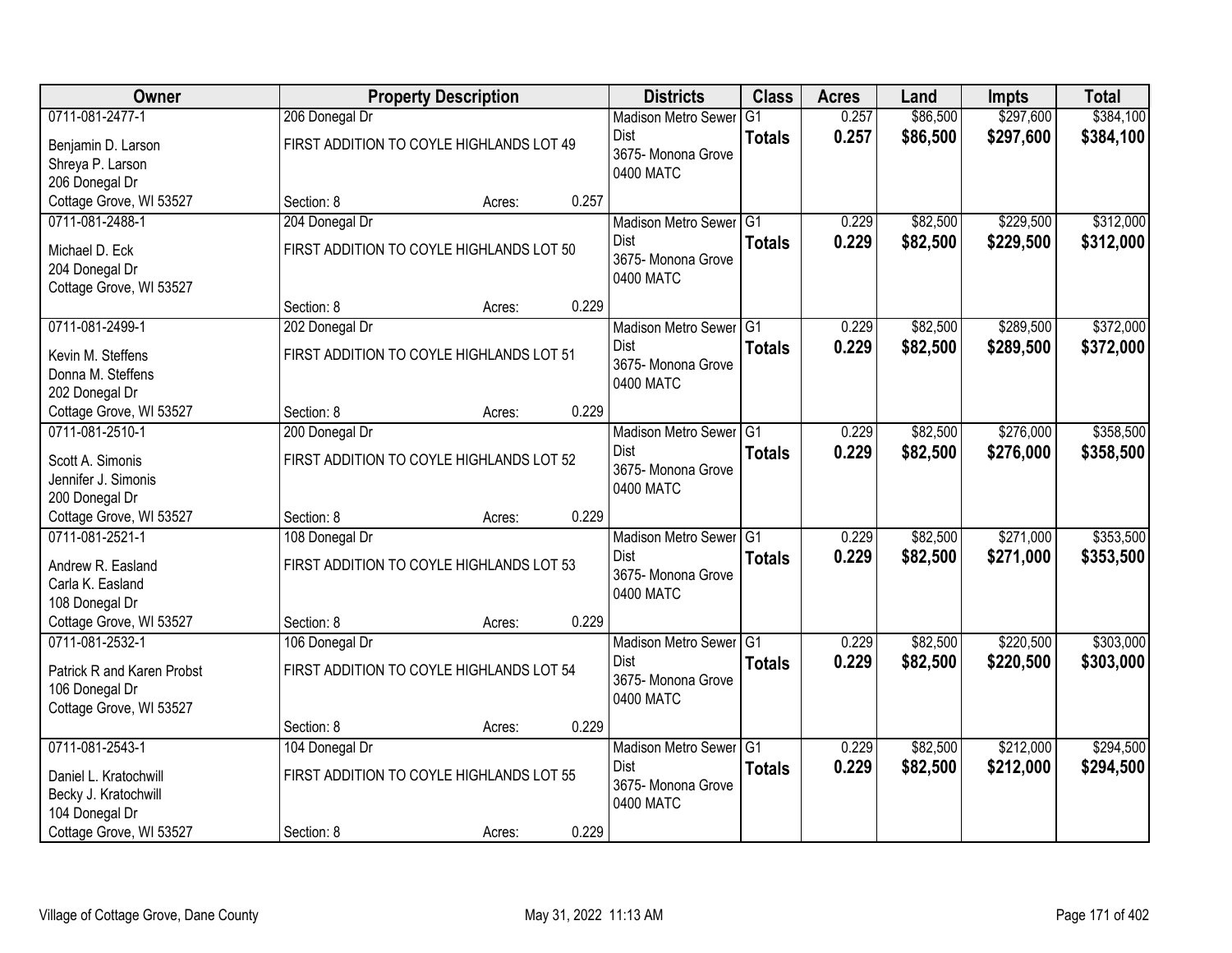| Owner | Property Description | Districts | Class | Acres | Land | Impts | Total |
|---|---|---|---|---|---|---|---|
| 0711-081-2477-1<br>Benjamin D. Larson<br>Shreya P. Larson<br>206 Donegal Dr<br>Cottage Grove, WI 53527 | 206 Donegal Dr<br>FIRST ADDITION TO COYLE HIGHLANDS LOT 49<br>Section: 8 Acres: 0.257 | Madison Metro Sewer Dist<br>3675- Monona Grove<br>0400 MATC | G1<br>**Totals** | 0.257<br>**0.257** | $86,500<br>**$86,500** | $297,600<br>**$297,600** | $384,100<br>**$384,100** |
| 0711-081-2488-1<br>Michael D. Eck<br>204 Donegal Dr<br>Cottage Grove, WI 53527 | 204 Donegal Dr<br>FIRST ADDITION TO COYLE HIGHLANDS LOT 50<br>Section: 8 Acres: 0.229 | Madison Metro Sewer Dist<br>3675- Monona Grove<br>0400 MATC | G1<br>**Totals** | 0.229<br>**0.229** | $82,500<br>**$82,500** | $229,500<br>**$229,500** | $312,000<br>**$312,000** |
| 0711-081-2499-1<br>Kevin M. Steffens<br>Donna M. Steffens<br>202 Donegal Dr<br>Cottage Grove, WI 53527 | 202 Donegal Dr<br>FIRST ADDITION TO COYLE HIGHLANDS LOT 51<br>Section: 8 Acres: 0.229 | Madison Metro Sewer Dist<br>3675- Monona Grove<br>0400 MATC | G1<br>**Totals** | 0.229<br>**0.229** | $82,500<br>**$82,500** | $289,500<br>**$289,500** | $372,000<br>**$372,000** |
| 0711-081-2510-1<br>Scott A. Simonis<br>Jennifer J. Simonis<br>200 Donegal Dr<br>Cottage Grove, WI 53527 | 200 Donegal Dr<br>FIRST ADDITION TO COYLE HIGHLANDS LOT 52<br>Section: 8 Acres: 0.229 | Madison Metro Sewer Dist<br>3675- Monona Grove<br>0400 MATC | G1<br>**Totals** | 0.229<br>**0.229** | $82,500<br>**$82,500** | $276,000<br>**$276,000** | $358,500<br>**$358,500** |
| 0711-081-2521-1<br>Andrew R. Easland<br>Carla K. Easland<br>108 Donegal Dr<br>Cottage Grove, WI 53527 | 108 Donegal Dr<br>FIRST ADDITION TO COYLE HIGHLANDS LOT 53<br>Section: 8 Acres: 0.229 | Madison Metro Sewer Dist<br>3675- Monona Grove<br>0400 MATC | G1<br>**Totals** | 0.229<br>**0.229** | $82,500<br>**$82,500** | $271,000<br>**$271,000** | $353,500<br>**$353,500** |
| 0711-081-2532-1<br>Patrick R and Karen Probst<br>106 Donegal Dr<br>Cottage Grove, WI 53527 | 106 Donegal Dr<br>FIRST ADDITION TO COYLE HIGHLANDS LOT 54<br>Section: 8 Acres: 0.229 | Madison Metro Sewer Dist<br>3675- Monona Grove<br>0400 MATC | G1<br>**Totals** | 0.229<br>**0.229** | $82,500<br>**$82,500** | $220,500<br>**$220,500** | $303,000<br>**$303,000** |
| 0711-081-2543-1<br>Daniel L. Kratochwill<br>Becky J. Kratochwill<br>104 Donegal Dr<br>Cottage Grove, WI 53527 | 104 Donegal Dr<br>FIRST ADDITION TO COYLE HIGHLANDS LOT 55<br>Section: 8 Acres: 0.229 | Madison Metro Sewer Dist<br>3675- Monona Grove<br>0400 MATC | G1<br>**Totals** | 0.229<br>**0.229** | $82,500<br>**$82,500** | $212,000<br>**$212,000** | $294,500<br>**$294,500** |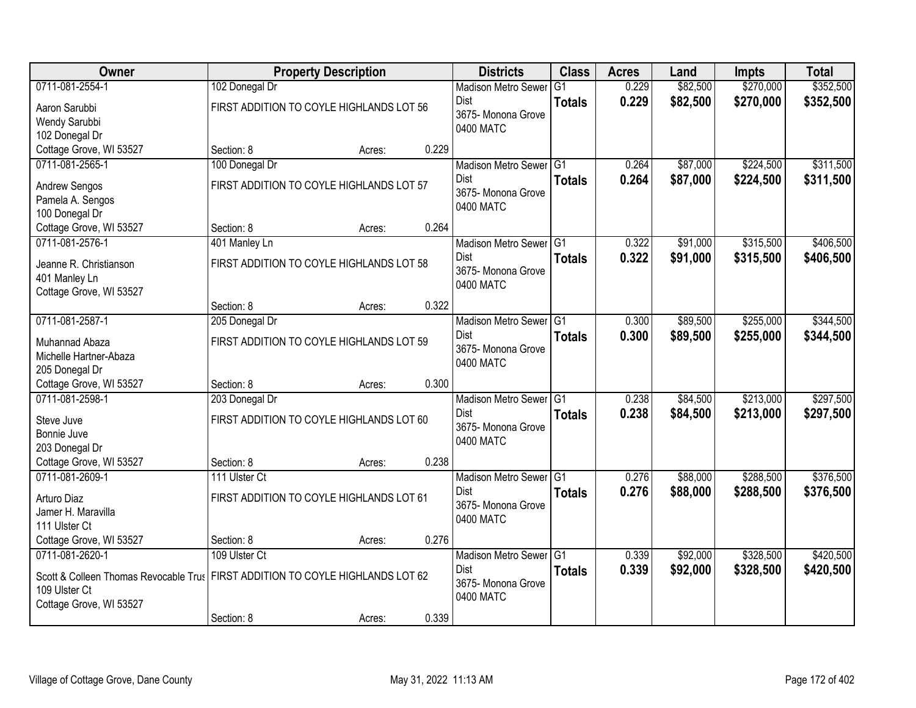| Owner | Property Description | | | Districts | Class | Acres | Land | Impts | Total |
|---|---|---|---|---|---|---|---|---|---|
| 0711-081-2554-1<br>Aaron Sarubbi<br>Wendy Sarubbi<br>102 Donegal Dr<br>Cottage Grove, WI 53527 | 102 Donegal Dr<br>FIRST ADDITION TO COYLE HIGHLANDS LOT 56<br>Section: 8 | Acres: | 0.229 | Madison Metro Sewer Dist<br>3675- Monona Grove<br>0400 MATC | G1<br>**Totals** | 0.229<br>**0.229** | \$82,500<br>**\$82,500** | \$270,000<br>**\$270,000** | \$352,500<br>**\$352,500** |
| 0711-081-2565-1<br>Andrew Sengos<br>Pamela A. Sengos<br>100 Donegal Dr<br>Cottage Grove, WI 53527 | 100 Donegal Dr<br>FIRST ADDITION TO COYLE HIGHLANDS LOT 57<br>Section: 8 | Acres: | 0.264 | Madison Metro Sewer Dist<br>3675- Monona Grove<br>0400 MATC | G1<br>**Totals** | 0.264<br>**0.264** | \$87,000<br>**\$87,000** | \$224,500<br>**\$224,500** | \$311,500<br>**\$311,500** |
| 0711-081-2576-1<br>Jeanne R. Christianson<br>401 Manley Ln<br>Cottage Grove, WI 53527 | 401 Manley Ln<br>FIRST ADDITION TO COYLE HIGHLANDS LOT 58<br>Section: 8 | Acres: | 0.322 | Madison Metro Sewer Dist<br>3675- Monona Grove<br>0400 MATC | G1<br>**Totals** | 0.322<br>**0.322** | \$91,000<br>**\$91,000** | \$315,500<br>**\$315,500** | \$406,500<br>**\$406,500** |
| 0711-081-2587-1<br>Muhannad Abaza<br>Michelle Hartner-Abaza<br>205 Donegal Dr<br>Cottage Grove, WI 53527 | 205 Donegal Dr<br>FIRST ADDITION TO COYLE HIGHLANDS LOT 59<br>Section: 8 | Acres: | 0.300 | Madison Metro Sewer Dist<br>3675- Monona Grove<br>0400 MATC | G1<br>**Totals** | 0.300<br>**0.300** | \$89,500<br>**\$89,500** | \$255,000<br>**\$255,000** | \$344,500<br>**\$344,500** |
| 0711-081-2598-1<br>Steve Juve<br>Bonnie Juve<br>203 Donegal Dr<br>Cottage Grove, WI 53527 | 203 Donegal Dr<br>FIRST ADDITION TO COYLE HIGHLANDS LOT 60<br>Section: 8 | Acres: | 0.238 | Madison Metro Sewer Dist<br>3675- Monona Grove<br>0400 MATC | G1<br>**Totals** | 0.238<br>**0.238** | \$84,500<br>**\$84,500** | \$213,000<br>**\$213,000** | \$297,500<br>**\$297,500** |
| 0711-081-2609-1<br>Arturo Diaz<br>Jamer H. Maravilla<br>111 Ulster Ct<br>Cottage Grove, WI 53527 | 111 Ulster Ct<br>FIRST ADDITION TO COYLE HIGHLANDS LOT 61<br>Section: 8 | Acres: | 0.276 | Madison Metro Sewer Dist<br>3675- Monona Grove<br>0400 MATC | G1<br>**Totals** | 0.276<br>**0.276** | \$88,000<br>**\$88,000** | \$288,500<br>**\$288,500** | \$376,500<br>**\$376,500** |
| 0711-081-2620-1<br>Scott & Colleen Thomas Revocable Trus<br>109 Ulster Ct<br>Cottage Grove, WI 53527 | 109 Ulster Ct<br>FIRST ADDITION TO COYLE HIGHLANDS LOT 62<br>Section: 8 | Acres: | 0.339 | Madison Metro Sewer Dist<br>3675- Monona Grove<br>0400 MATC | G1<br>**Totals** | 0.339<br>**0.339** | \$92,000<br>**\$92,000** | \$328,500<br>**\$328,500** | \$420,500<br>**\$420,500** |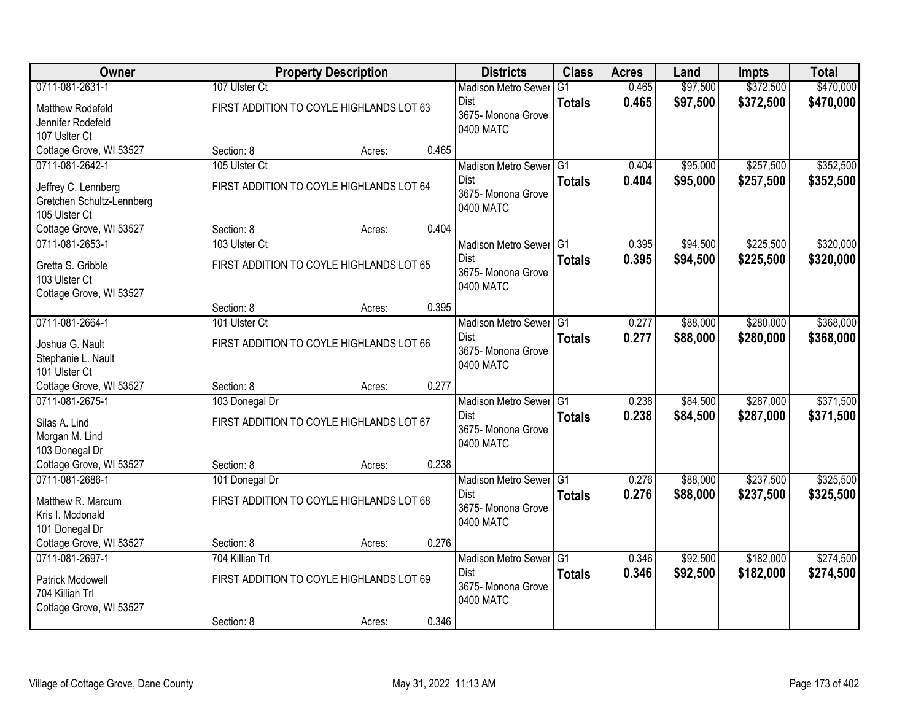| Owner | Property Description | | | Districts | Class | Acres | Land | Impts | Total |
|---|---|---|---|---|---|---|---|---|---|
| 0711-081-2631-1 | 107 Ulster Ct | | | Madison Metro Sewer Dist | G1 | 0.465 | $97,500 | $372,500 | $470,000 |
| Matthew Rodefeld<br>Jennifer Rodefeld<br>107 Uslter Ct<br>Cottage Grove, WI 53527 | FIRST ADDITION TO COYLE HIGHLANDS LOT 63 | | | 3675- Monona Grove<br>0400 MATC | **Totals** | **0.465** | **$97,500** | **$372,500** | **$470,000** |
| | Section: 8 | Acres: | 0.465 | | | | | | |
| 0711-081-2642-1 | 105 Ulster Ct | | | Madison Metro Sewer Dist | G1 | 0.404 | $95,000 | $257,500 | $352,500 |
| Jeffrey C. Lennberg<br>Gretchen Schultz-Lennberg<br>105 Ulster Ct<br>Cottage Grove, WI 53527 | FIRST ADDITION TO COYLE HIGHLANDS LOT 64 | | | 3675- Monona Grove<br>0400 MATC | **Totals** | **0.404** | **$95,000** | **$257,500** | **$352,500** |
| | Section: 8 | Acres: | 0.404 | | | | | | |
| 0711-081-2653-1 | 103 Ulster Ct | | | Madison Metro Sewer Dist | G1 | 0.395 | $94,500 | $225,500 | $320,000 |
| Gretta S. Gribble<br>103 Ulster Ct<br>Cottage Grove, WI 53527 | FIRST ADDITION TO COYLE HIGHLANDS LOT 65 | | | 3675- Monona Grove<br>0400 MATC | **Totals** | **0.395** | **$94,500** | **$225,500** | **$320,000** |
| | Section: 8 | Acres: | 0.395 | | | | | | |
| 0711-081-2664-1 | 101 Ulster Ct | | | Madison Metro Sewer Dist | G1 | 0.277 | $88,000 | $280,000 | $368,000 |
| Joshua G. Nault<br>Stephanie L. Nault<br>101 Ulster Ct<br>Cottage Grove, WI 53527 | FIRST ADDITION TO COYLE HIGHLANDS LOT 66 | | | 3675- Monona Grove<br>0400 MATC | **Totals** | **0.277** | **$88,000** | **$280,000** | **$368,000** |
| | Section: 8 | Acres: | 0.277 | | | | | | |
| 0711-081-2675-1 | 103 Donegal Dr | | | Madison Metro Sewer Dist | G1 | 0.238 | $84,500 | $287,000 | $371,500 |
| Silas A. Lind<br>Morgan M. Lind<br>103 Donegal Dr<br>Cottage Grove, WI 53527 | FIRST ADDITION TO COYLE HIGHLANDS LOT 67 | | | 3675- Monona Grove<br>0400 MATC | **Totals** | **0.238** | **$84,500** | **$287,000** | **$371,500** |
| | Section: 8 | Acres: | 0.238 | | | | | | |
| 0711-081-2686-1 | 101 Donegal Dr | | | Madison Metro Sewer Dist | G1 | 0.276 | $88,000 | $237,500 | $325,500 |
| Matthew R. Marcum<br>Kris I. Mcdonald<br>101 Donegal Dr<br>Cottage Grove, WI 53527 | FIRST ADDITION TO COYLE HIGHLANDS LOT 68 | | | 3675- Monona Grove<br>0400 MATC | **Totals** | **0.276** | **$88,000** | **$237,500** | **$325,500** |
| | Section: 8 | Acres: | 0.276 | | | | | | |
| 0711-081-2697-1 | 704 Killian Trl | | | Madison Metro Sewer Dist | G1 | 0.346 | $92,500 | $182,000 | $274,500 |
| Patrick Mcdowell<br>704 Killian Trl<br>Cottage Grove, WI 53527 | FIRST ADDITION TO COYLE HIGHLANDS LOT 69 | | | 3675- Monona Grove<br>0400 MATC | **Totals** | **0.346** | **$92,500** | **$182,000** | **$274,500** |
| | Section: 8 | Acres: | 0.346 | | | | | | |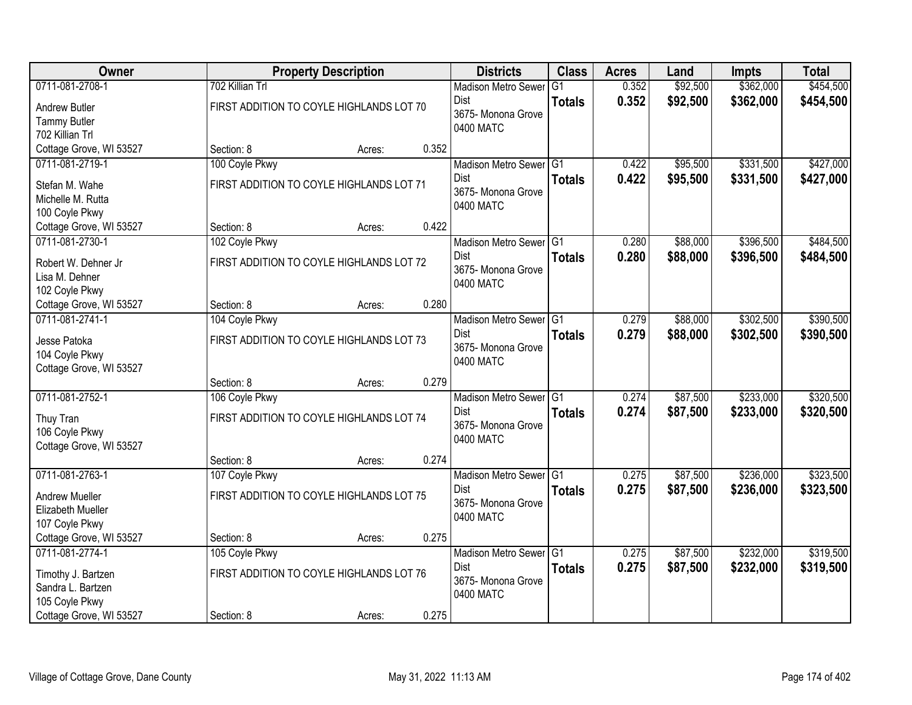| Owner | Property Description | Districts | Class | Acres | Land | Impts | Total |
|---|---|---|---|---|---|---|---|
| 0711-081-2708-1<br>Andrew Butler<br>Tammy Butler<br>702 Killian Trl<br>Cottage Grove, WI 53527 | 702 Killian Trl<br>FIRST ADDITION TO COYLE HIGHLANDS LOT 70<br>Section: 8 Acres: 0.352 | Madison Metro Sewer Dist<br>3675- Monona Grove<br>0400 MATC | G1<br>**Totals** | 0.352<br>**0.352** | $92,500<br>**$92,500** | $362,000<br>**$362,000** | $454,500<br>**$454,500** |
| 0711-081-2719-1<br>Stefan M. Wahe<br>Michelle M. Rutta<br>100 Coyle Pkwy<br>Cottage Grove, WI 53527 | 100 Coyle Pkwy<br>FIRST ADDITION TO COYLE HIGHLANDS LOT 71<br>Section: 8 Acres: 0.422 | Madison Metro Sewer Dist<br>3675- Monona Grove<br>0400 MATC | G1<br>**Totals** | 0.422<br>**0.422** | $95,500<br>**$95,500** | $331,500<br>**$331,500** | $427,000<br>**$427,000** |
| 0711-081-2730-1<br>Robert W. Dehner Jr<br>Lisa M. Dehner<br>102 Coyle Pkwy<br>Cottage Grove, WI 53527 | 102 Coyle Pkwy<br>FIRST ADDITION TO COYLE HIGHLANDS LOT 72<br>Section: 8 Acres: 0.280 | Madison Metro Sewer Dist<br>3675- Monona Grove<br>0400 MATC | G1<br>**Totals** | 0.280<br>**0.280** | $88,000<br>**$88,000** | $396,500<br>**$396,500** | $484,500<br>**$484,500** |
| 0711-081-2741-1<br>Jesse Patoka<br>104 Coyle Pkwy<br>Cottage Grove, WI 53527 | 104 Coyle Pkwy<br>FIRST ADDITION TO COYLE HIGHLANDS LOT 73<br>Section: 8 Acres: 0.279 | Madison Metro Sewer Dist<br>3675- Monona Grove<br>0400 MATC | G1<br>**Totals** | 0.279<br>**0.279** | $88,000<br>**$88,000** | $302,500<br>**$302,500** | $390,500<br>**$390,500** |
| 0711-081-2752-1<br>Thuy Tran<br>106 Coyle Pkwy<br>Cottage Grove, WI 53527 | 106 Coyle Pkwy<br>FIRST ADDITION TO COYLE HIGHLANDS LOT 74<br>Section: 8 Acres: 0.274 | Madison Metro Sewer Dist<br>3675- Monona Grove<br>0400 MATC | G1<br>**Totals** | 0.274<br>**0.274** | $87,500<br>**$87,500** | $233,000<br>**$233,000** | $320,500<br>**$320,500** |
| 0711-081-2763-1<br>Andrew Mueller<br>Elizabeth Mueller<br>107 Coyle Pkwy<br>Cottage Grove, WI 53527 | 107 Coyle Pkwy<br>FIRST ADDITION TO COYLE HIGHLANDS LOT 75<br>Section: 8 Acres: 0.275 | Madison Metro Sewer Dist<br>3675- Monona Grove<br>0400 MATC | G1<br>**Totals** | 0.275<br>**0.275** | $87,500<br>**$87,500** | $236,000<br>**$236,000** | $323,500<br>**$323,500** |
| 0711-081-2774-1<br>Timothy J. Bartzen<br>Sandra L. Bartzen<br>105 Coyle Pkwy<br>Cottage Grove, WI 53527 | 105 Coyle Pkwy<br>FIRST ADDITION TO COYLE HIGHLANDS LOT 76<br>Section: 8 Acres: 0.275 | Madison Metro Sewer Dist<br>3675- Monona Grove<br>0400 MATC | G1<br>**Totals** | 0.275<br>**0.275** | $87,500<br>**$87,500** | $232,000<br>**$232,000** | $319,500<br>**$319,500** |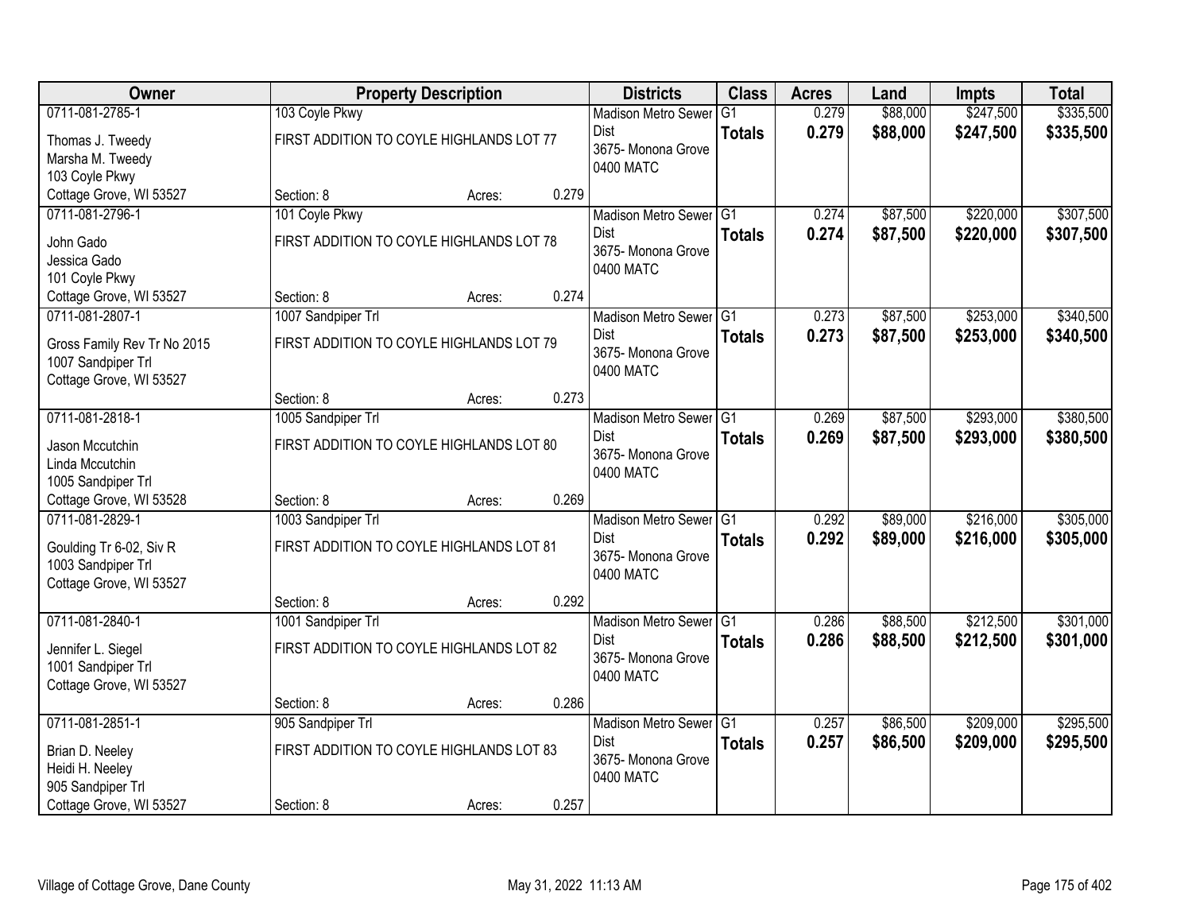| Owner | Property Description | | | Districts | Class | Acres | Land | Impts | Total |
|---|---|---|---|---|---|---|---|---|---|
| 0711-081-2785-1<br>Thomas J. Tweedy<br>Marsha M. Tweedy<br>103 Coyle Pkwy<br>Cottage Grove, WI 53527 | 103 Coyle Pkwy<br>FIRST ADDITION TO COYLE HIGHLANDS LOT 77<br>Section: 8 | Acres: | 0.279 | Madison Metro Sewer Dist<br>3675- Monona Grove<br>0400 MATC | G1<br>**Totals** | 0.279<br>**0.279** | $88,000<br>**$88,000** | $247,500<br>**$247,500** | $335,500<br>**$335,500** |
| 0711-081-2796-1<br>John Gado<br>Jessica Gado<br>101 Coyle Pkwy<br>Cottage Grove, WI 53527 | 101 Coyle Pkwy<br>FIRST ADDITION TO COYLE HIGHLANDS LOT 78<br>Section: 8 | Acres: | 0.274 | Madison Metro Sewer Dist<br>3675- Monona Grove<br>0400 MATC | G1<br>**Totals** | 0.274<br>**0.274** | $87,500<br>**$87,500** | $220,000<br>**$220,000** | $307,500<br>**$307,500** |
| 0711-081-2807-1<br>Gross Family Rev Tr No 2015<br>1007 Sandpiper Trl<br>Cottage Grove, WI 53527 | 1007 Sandpiper Trl<br>FIRST ADDITION TO COYLE HIGHLANDS LOT 79<br>Section: 8 | Acres: | 0.273 | Madison Metro Sewer Dist<br>3675- Monona Grove<br>0400 MATC | G1<br>**Totals** | 0.273<br>**0.273** | $87,500<br>**$87,500** | $253,000<br>**$253,000** | $340,500<br>**$340,500** |
| 0711-081-2818-1<br>Jason Mccutchin<br>Linda Mccutchin<br>1005 Sandpiper Trl<br>Cottage Grove, WI 53528 | 1005 Sandpiper Trl<br>FIRST ADDITION TO COYLE HIGHLANDS LOT 80<br>Section: 8 | Acres: | 0.269 | Madison Metro Sewer Dist<br>3675- Monona Grove<br>0400 MATC | G1<br>**Totals** | 0.269<br>**0.269** | $87,500<br>**$87,500** | $293,000<br>**$293,000** | $380,500<br>**$380,500** |
| 0711-081-2829-1<br>Goulding Tr 6-02, Siv R<br>1003 Sandpiper Trl<br>Cottage Grove, WI 53527 | 1003 Sandpiper Trl<br>FIRST ADDITION TO COYLE HIGHLANDS LOT 81<br>Section: 8 | Acres: | 0.292 | Madison Metro Sewer Dist<br>3675- Monona Grove<br>0400 MATC | G1<br>**Totals** | 0.292<br>**0.292** | $89,000<br>**$89,000** | $216,000<br>**$216,000** | $305,000<br>**$305,000** |
| 0711-081-2840-1<br>Jennifer L. Siegel<br>1001 Sandpiper Trl<br>Cottage Grove, WI 53527 | 1001 Sandpiper Trl<br>FIRST ADDITION TO COYLE HIGHLANDS LOT 82<br>Section: 8 | Acres: | 0.286 | Madison Metro Sewer Dist<br>3675- Monona Grove<br>0400 MATC | G1<br>**Totals** | 0.286<br>**0.286** | $88,500<br>**$88,500** | $212,500<br>**$212,500** | $301,000<br>**$301,000** |
| 0711-081-2851-1<br>Brian D. Neeley<br>Heidi H. Neeley<br>905 Sandpiper Trl<br>Cottage Grove, WI 53527 | 905 Sandpiper Trl<br>FIRST ADDITION TO COYLE HIGHLANDS LOT 83<br>Section: 8 | Acres: | 0.257 | Madison Metro Sewer Dist<br>3675- Monona Grove<br>0400 MATC | G1<br>**Totals** | 0.257<br>**0.257** | $86,500<br>**$86,500** | $209,000<br>**$209,000** | $295,500<br>**$295,500** |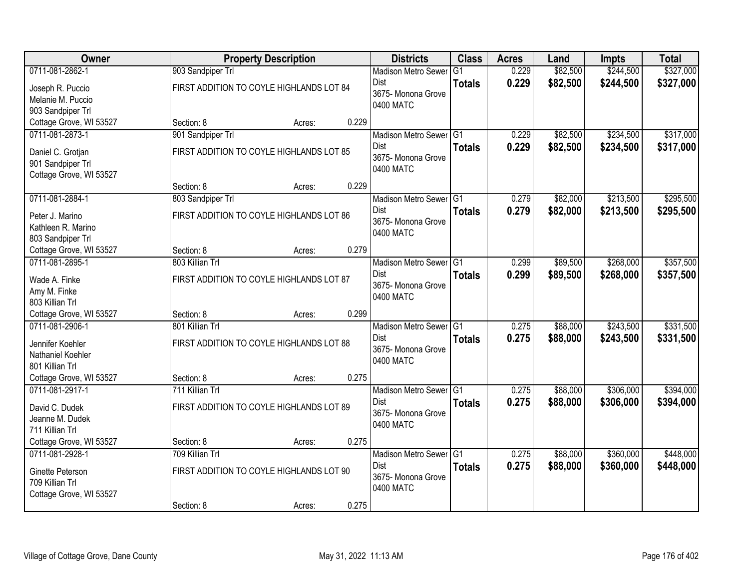| Owner | Property Description | Districts | Class | Acres | Land | Impts | Total |
|---|---|---|---|---|---|---|---|
| 0711-081-2862-1<br>Joseph R. Puccio<br>Melanie M. Puccio<br>903 Sandpiper Trl<br>Cottage Grove, WI 53527 | 903 Sandpiper Trl<br>FIRST ADDITION TO COYLE HIGHLANDS LOT 84<br>Section: 8 Acres: 0.229 | Madison Metro Sewer Dist<br>3675- Monona Grove<br>0400 MATC | G1<br>**Totals** | 0.229<br>**0.229** | $82,500<br>**$82,500** | $244,500<br>**$244,500** | $327,000<br>**$327,000** |
| 0711-081-2873-1<br>Daniel C. Grotjan<br>901 Sandpiper Trl<br>Cottage Grove, WI 53527 | 901 Sandpiper Trl<br>FIRST ADDITION TO COYLE HIGHLANDS LOT 85<br>Section: 8 Acres: 0.229 | Madison Metro Sewer Dist<br>3675- Monona Grove<br>0400 MATC | G1<br>**Totals** | 0.229<br>**0.229** | $82,500<br>**$82,500** | $234,500<br>**$234,500** | $317,000<br>**$317,000** |
| 0711-081-2884-1<br>Peter J. Marino<br>Kathleen R. Marino<br>803 Sandpiper Trl<br>Cottage Grove, WI 53527 | 803 Sandpiper Trl<br>FIRST ADDITION TO COYLE HIGHLANDS LOT 86<br>Section: 8 Acres: 0.279 | Madison Metro Sewer Dist<br>3675- Monona Grove<br>0400 MATC | G1<br>**Totals** | 0.279<br>**0.279** | $82,000<br>**$82,000** | $213,500<br>**$213,500** | $295,500<br>**$295,500** |
| 0711-081-2895-1<br>Wade A. Finke<br>Amy M. Finke<br>803 Killian Trl<br>Cottage Grove, WI 53527 | 803 Killian Trl<br>FIRST ADDITION TO COYLE HIGHLANDS LOT 87<br>Section: 8 Acres: 0.299 | Madison Metro Sewer Dist<br>3675- Monona Grove<br>0400 MATC | G1<br>**Totals** | 0.299<br>**0.299** | $89,500<br>**$89,500** | $268,000<br>**$268,000** | $357,500<br>**$357,500** |
| 0711-081-2906-1<br>Jennifer Koehler<br>Nathaniel Koehler<br>801 Killian Trl<br>Cottage Grove, WI 53527 | 801 Killian Trl<br>FIRST ADDITION TO COYLE HIGHLANDS LOT 88<br>Section: 8 Acres: 0.275 | Madison Metro Sewer Dist<br>3675- Monona Grove<br>0400 MATC | G1<br>**Totals** | 0.275<br>**0.275** | $88,000<br>**$88,000** | $243,500<br>**$243,500** | $331,500<br>**$331,500** |
| 0711-081-2917-1<br>David C. Dudek<br>Jeanne M. Dudek<br>711 Killian Trl<br>Cottage Grove, WI 53527 | 711 Killian Trl<br>FIRST ADDITION TO COYLE HIGHLANDS LOT 89<br>Section: 8 Acres: 0.275 | Madison Metro Sewer Dist<br>3675- Monona Grove<br>0400 MATC | G1<br>**Totals** | 0.275<br>**0.275** | $88,000<br>**$88,000** | $306,000<br>**$306,000** | $394,000<br>**$394,000** |
| 0711-081-2928-1<br>Ginette Peterson<br>709 Killian Trl<br>Cottage Grove, WI 53527 | 709 Killian Trl<br>FIRST ADDITION TO COYLE HIGHLANDS LOT 90<br>Section: 8 Acres: 0.275 | Madison Metro Sewer Dist<br>3675- Monona Grove<br>0400 MATC | G1<br>**Totals** | 0.275<br>**0.275** | $88,000<br>**$88,000** | $360,000<br>**$360,000** | $448,000<br>**$448,000** |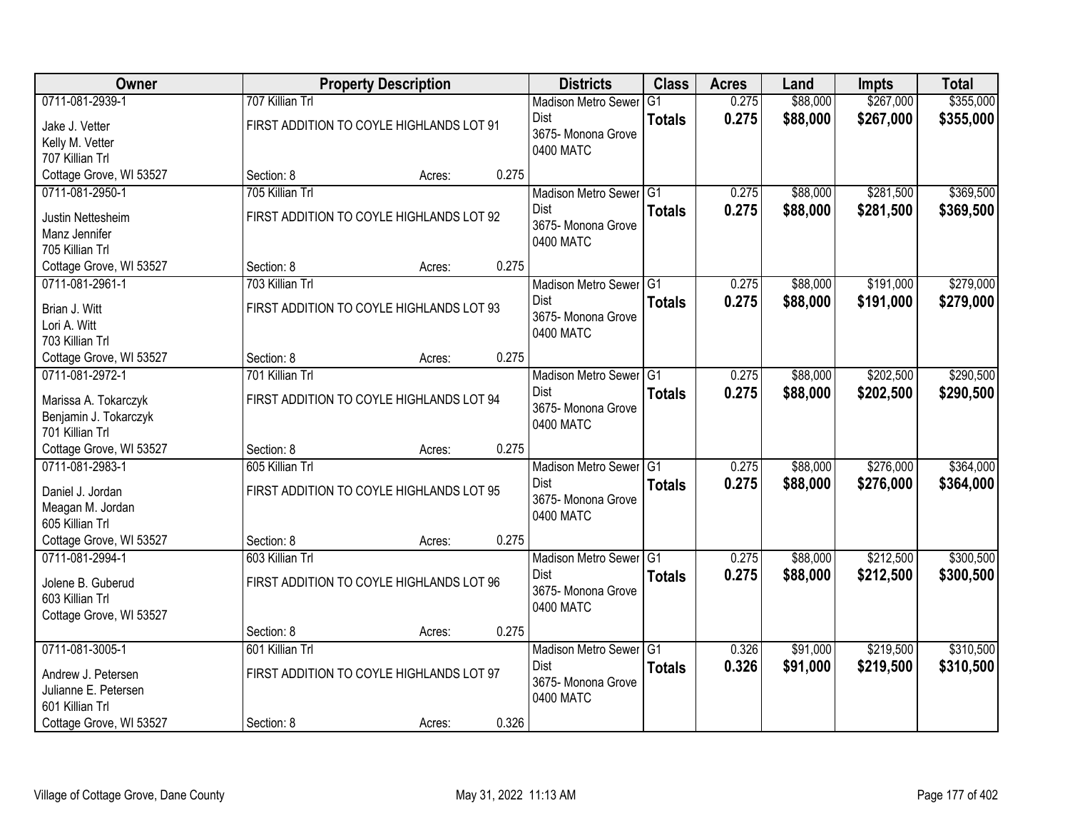| Owner | Property Description | Districts | Class | Acres | Land | Impts | Total |
|---|---|---|---|---|---|---|---|
| 0711-081-2939-1<br>Jake J. Vetter<br>Kelly M. Vetter<br>707 Killian Trl<br>Cottage Grove, WI 53527 | 707 Killian Trl<br>FIRST ADDITION TO COYLE HIGHLANDS LOT 91<br>Section: 8 Acres: 0.275 | Madison Metro Sewer Dist<br>3675- Monona Grove<br>0400 MATC | G1<br>**Totals** | 0.275<br>**0.275** | $88,000<br>**$88,000** | $267,000<br>**$267,000** | $355,000<br>**$355,000** |
| 0711-081-2950-1<br>Justin Nettesheim<br>Manz Jennifer<br>705 Killian Trl<br>Cottage Grove, WI 53527 | 705 Killian Trl<br>FIRST ADDITION TO COYLE HIGHLANDS LOT 92<br>Section: 8 Acres: 0.275 | Madison Metro Sewer Dist<br>3675- Monona Grove<br>0400 MATC | G1<br>**Totals** | 0.275<br>**0.275** | $88,000<br>**$88,000** | $281,500<br>**$281,500** | $369,500<br>**$369,500** |
| 0711-081-2961-1<br>Brian J. Witt<br>Lori A. Witt<br>703 Killian Trl<br>Cottage Grove, WI 53527 | 703 Killian Trl<br>FIRST ADDITION TO COYLE HIGHLANDS LOT 93<br>Section: 8 Acres: 0.275 | Madison Metro Sewer Dist<br>3675- Monona Grove<br>0400 MATC | G1<br>**Totals** | 0.275<br>**0.275** | $88,000<br>**$88,000** | $191,000<br>**$191,000** | $279,000<br>**$279,000** |
| 0711-081-2972-1<br>Marissa A. Tokarczyk<br>Benjamin J. Tokarczyk<br>701 Killian Trl<br>Cottage Grove, WI 53527 | 701 Killian Trl<br>FIRST ADDITION TO COYLE HIGHLANDS LOT 94<br>Section: 8 Acres: 0.275 | Madison Metro Sewer Dist<br>3675- Monona Grove<br>0400 MATC | G1<br>**Totals** | 0.275<br>**0.275** | $88,000<br>**$88,000** | $202,500<br>**$202,500** | $290,500<br>**$290,500** |
| 0711-081-2983-1<br>Daniel J. Jordan<br>Meagan M. Jordan<br>605 Killian Trl<br>Cottage Grove, WI 53527 | 605 Killian Trl<br>FIRST ADDITION TO COYLE HIGHLANDS LOT 95<br>Section: 8 Acres: 0.275 | Madison Metro Sewer Dist<br>3675- Monona Grove<br>0400 MATC | G1<br>**Totals** | 0.275<br>**0.275** | $88,000<br>**$88,000** | $276,000<br>**$276,000** | $364,000<br>**$364,000** |
| 0711-081-2994-1<br>Jolene B. Guberud<br>603 Killian Trl<br>Cottage Grove, WI 53527 | 603 Killian Trl<br>FIRST ADDITION TO COYLE HIGHLANDS LOT 96<br>Section: 8 Acres: 0.275 | Madison Metro Sewer Dist<br>3675- Monona Grove<br>0400 MATC | G1<br>**Totals** | 0.275<br>**0.275** | $88,000<br>**$88,000** | $212,500<br>**$212,500** | $300,500<br>**$300,500** |
| 0711-081-3005-1<br>Andrew J. Petersen<br>Julianne E. Petersen<br>601 Killian Trl<br>Cottage Grove, WI 53527 | 601 Killian Trl<br>FIRST ADDITION TO COYLE HIGHLANDS LOT 97<br>Section: 8 Acres: 0.326 | Madison Metro Sewer Dist<br>3675- Monona Grove<br>0400 MATC | G1<br>**Totals** | 0.326<br>**0.326** | $91,000<br>**$91,000** | $219,500<br>**$219,500** | $310,500<br>**$310,500** |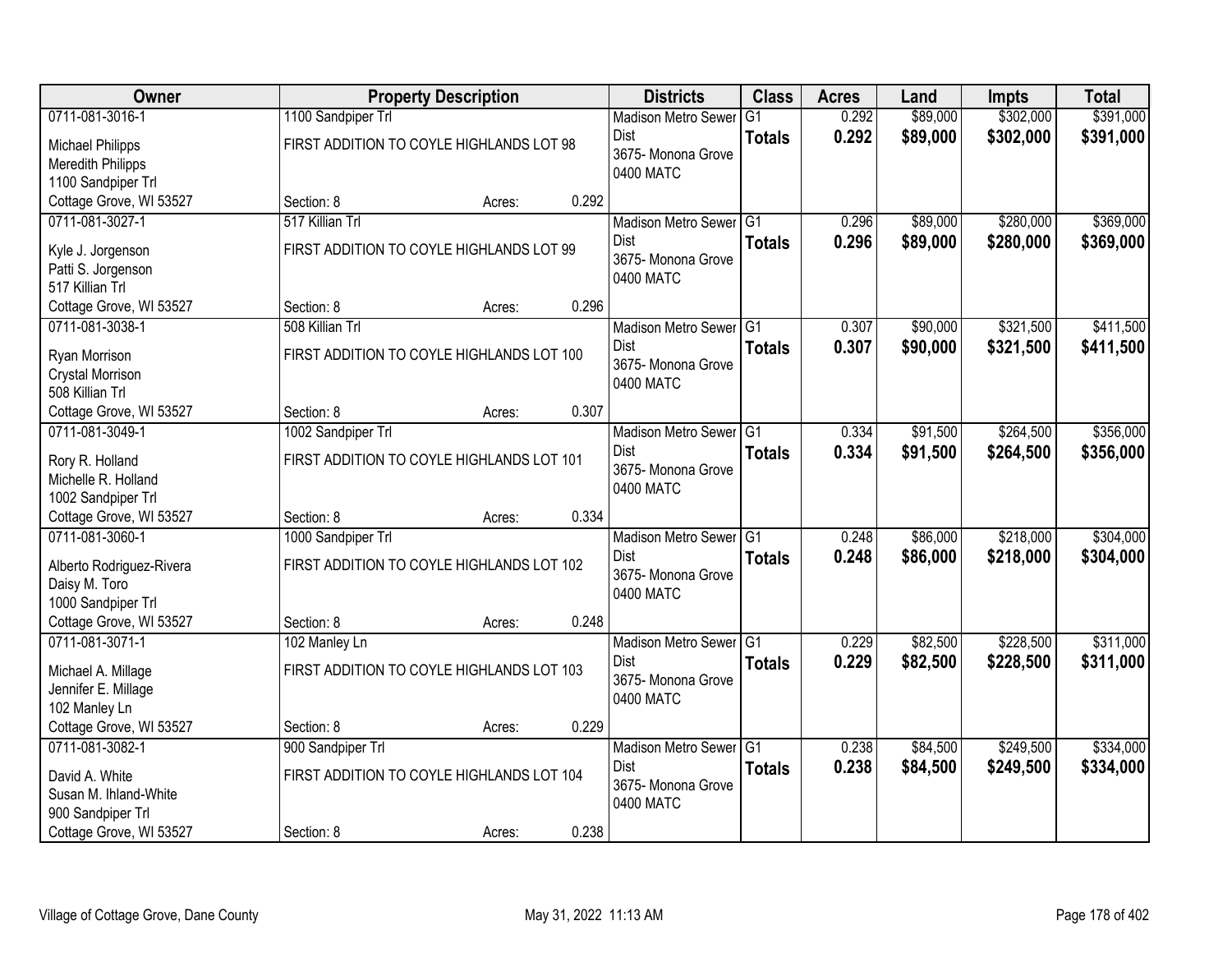| Owner | Property Description | Districts | Class | Acres | Land | Impts | Total |
|---|---|---|---|---|---|---|---|
| 0711-081-3016-1<br>Michael Philipps<br>Meredith Philipps<br>1100 Sandpiper Trl<br>Cottage Grove, WI 53527 | 1100 Sandpiper Trl<br>FIRST ADDITION TO COYLE HIGHLANDS LOT 98<br>Section: 8 Acres: 0.292 | Madison Metro Sewer Dist<br>3675- Monona Grove<br>0400 MATC | G1<br>**Totals** | 0.292<br>**0.292** | $89,000<br>**$89,000** | $302,000<br>**$302,000** | $391,000<br>**$391,000** |
| 0711-081-3027-1<br>Kyle J. Jorgenson<br>Patti S. Jorgenson<br>517 Killian Trl<br>Cottage Grove, WI 53527 | 517 Killian Trl<br>FIRST ADDITION TO COYLE HIGHLANDS LOT 99<br>Section: 8 Acres: 0.296 | Madison Metro Sewer Dist<br>3675- Monona Grove<br>0400 MATC | G1<br>**Totals** | 0.296<br>**0.296** | $89,000<br>**$89,000** | $280,000<br>**$280,000** | $369,000<br>**$369,000** |
| 0711-081-3038-1<br>Ryan Morrison<br>Crystal Morrison<br>508 Killian Trl<br>Cottage Grove, WI 53527 | 508 Killian Trl<br>FIRST ADDITION TO COYLE HIGHLANDS LOT 100<br>Section: 8 Acres: 0.307 | Madison Metro Sewer Dist<br>3675- Monona Grove<br>0400 MATC | G1<br>**Totals** | 0.307<br>**0.307** | $90,000<br>**$90,000** | $321,500<br>**$321,500** | $411,500<br>**$411,500** |
| 0711-081-3049-1<br>Rory R. Holland<br>Michelle R. Holland<br>1002 Sandpiper Trl<br>Cottage Grove, WI 53527 | 1002 Sandpiper Trl<br>FIRST ADDITION TO COYLE HIGHLANDS LOT 101<br>Section: 8 Acres: 0.334 | Madison Metro Sewer Dist<br>3675- Monona Grove<br>0400 MATC | G1<br>**Totals** | 0.334<br>**0.334** | $91,500<br>**$91,500** | $264,500<br>**$264,500** | $356,000<br>**$356,000** |
| 0711-081-3060-1<br>Alberto Rodriguez-Rivera<br>Daisy M. Toro<br>1000 Sandpiper Trl<br>Cottage Grove, WI 53527 | 1000 Sandpiper Trl<br>FIRST ADDITION TO COYLE HIGHLANDS LOT 102<br>Section: 8 Acres: 0.248 | Madison Metro Sewer Dist<br>3675- Monona Grove<br>0400 MATC | G1<br>**Totals** | 0.248<br>**0.248** | $86,000<br>**$86,000** | $218,000<br>**$218,000** | $304,000<br>**$304,000** |
| 0711-081-3071-1<br>Michael A. Millage<br>Jennifer E. Millage<br>102 Manley Ln<br>Cottage Grove, WI 53527 | 102 Manley Ln<br>FIRST ADDITION TO COYLE HIGHLANDS LOT 103<br>Section: 8 Acres: 0.229 | Madison Metro Sewer Dist<br>3675- Monona Grove<br>0400 MATC | G1<br>**Totals** | 0.229<br>**0.229** | $82,500<br>**$82,500** | $228,500<br>**$228,500** | $311,000<br>**$311,000** |
| 0711-081-3082-1<br>David A. White<br>Susan M. Ihland-White<br>900 Sandpiper Trl<br>Cottage Grove, WI 53527 | 900 Sandpiper Trl<br>FIRST ADDITION TO COYLE HIGHLANDS LOT 104<br>Section: 8 Acres: 0.238 | Madison Metro Sewer Dist<br>3675- Monona Grove<br>0400 MATC | G1<br>**Totals** | 0.238<br>**0.238** | $84,500<br>**$84,500** | $249,500<br>**$249,500** | $334,000<br>**$334,000** |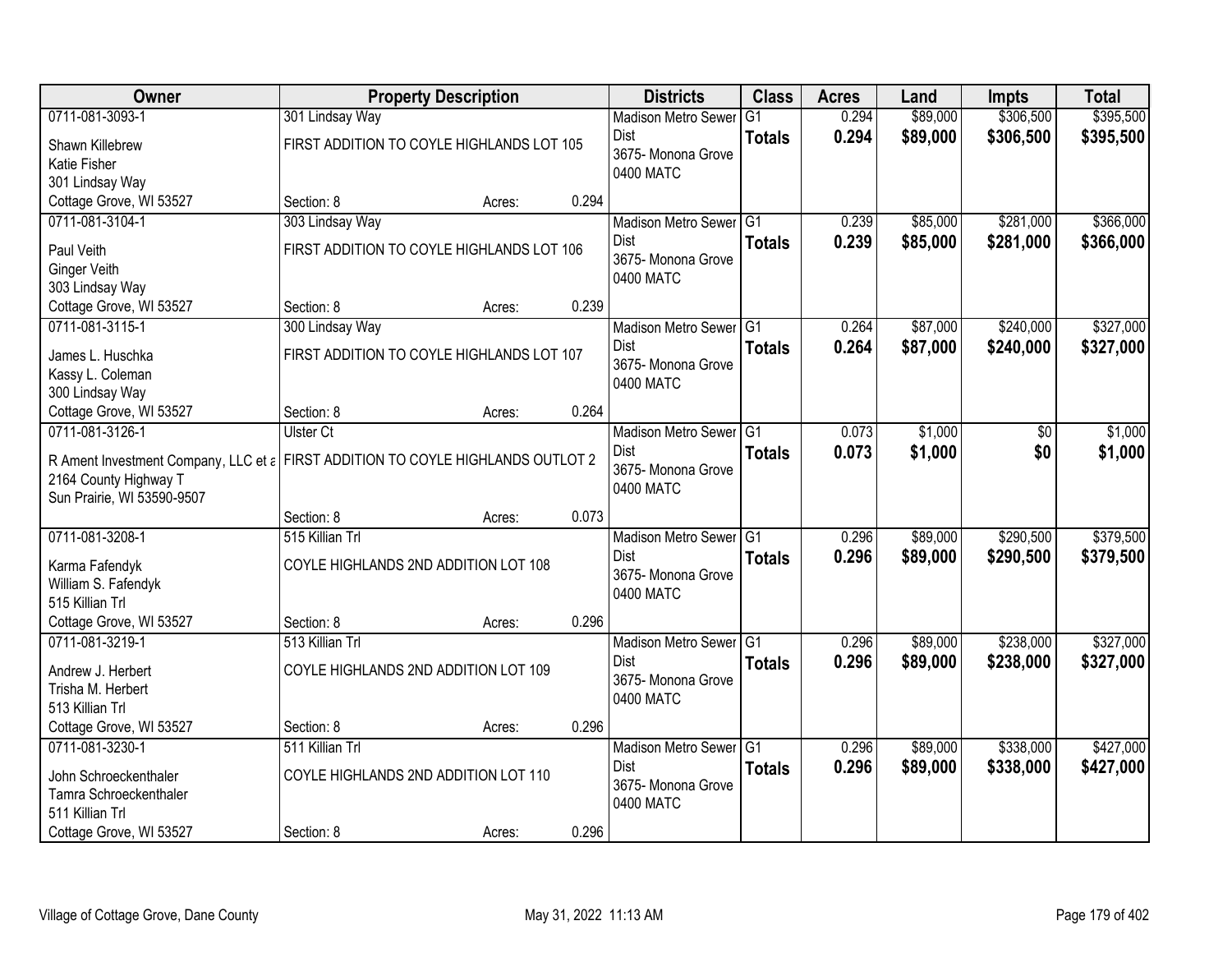| Owner | Property Description | | | Districts | Class | Acres | Land | Impts | Total |
|---|---|---|---|---|---|---|---|---|---|
| 0711-081-3093-1<br>Shawn Killebrew<br>Katie Fisher<br>301 Lindsay Way<br>Cottage Grove, WI 53527 | 301 Lindsay Way<br>FIRST ADDITION TO COYLE HIGHLANDS LOT 105<br>Section: 8 | Acres: | 0.294 | Madison Metro Sewer Dist<br>3675- Monona Grove<br>0400 MATC | G1<br>**Totals** | 0.294<br>**0.294** | $89,000<br>**$89,000** | $306,500<br>**$306,500** | $395,500<br>**$395,500** |
| 0711-081-3104-1<br>Paul Veith<br>Ginger Veith<br>303 Lindsay Way<br>Cottage Grove, WI 53527 | 303 Lindsay Way<br>FIRST ADDITION TO COYLE HIGHLANDS LOT 106<br>Section: 8 | Acres: | 0.239 | Madison Metro Sewer Dist<br>3675- Monona Grove<br>0400 MATC | G1<br>**Totals** | 0.239<br>**0.239** | $85,000<br>**$85,000** | $281,000<br>**$281,000** | $366,000<br>**$366,000** |
| 0711-081-3115-1<br>James L. Huschka<br>Kassy L. Coleman<br>300 Lindsay Way<br>Cottage Grove, WI 53527 | 300 Lindsay Way<br>FIRST ADDITION TO COYLE HIGHLANDS LOT 107<br>Section: 8 | Acres: | 0.264 | Madison Metro Sewer Dist<br>3675- Monona Grove<br>0400 MATC | G1<br>**Totals** | 0.264<br>**0.264** | $87,000<br>**$87,000** | $240,000<br>**$240,000** | $327,000<br>**$327,000** |
| 0711-081-3126-1<br>R Ament Investment Company, LLC et a<br>2164 County Highway T<br>Sun Prairie, WI 53590-9507 | Ulster Ct<br>FIRST ADDITION TO COYLE HIGHLANDS OUTLOT 2<br>Section: 8 | Acres: | 0.073 | Madison Metro Sewer Dist<br>3675- Monona Grove<br>0400 MATC | G1<br>**Totals** | 0.073<br>**0.073** | $1,000<br>**$1,000** | $0<br>**$0** | $1,000<br>**$1,000** |
| 0711-081-3208-1<br>Karma Fafendyk<br>William S. Fafendyk<br>515 Killian Trl<br>Cottage Grove, WI 53527 | 515 Killian Trl<br>COYLE HIGHLANDS 2ND ADDITION LOT 108<br>Section: 8 | Acres: | 0.296 | Madison Metro Sewer Dist<br>3675- Monona Grove<br>0400 MATC | G1<br>**Totals** | 0.296<br>**0.296** | $89,000<br>**$89,000** | $290,500<br>**$290,500** | $379,500<br>**$379,500** |
| 0711-081-3219-1<br>Andrew J. Herbert<br>Trisha M. Herbert<br>513 Killian Trl<br>Cottage Grove, WI 53527 | 513 Killian Trl<br>COYLE HIGHLANDS 2ND ADDITION LOT 109<br>Section: 8 | Acres: | 0.296 | Madison Metro Sewer Dist<br>3675- Monona Grove<br>0400 MATC | G1<br>**Totals** | 0.296<br>**0.296** | $89,000<br>**$89,000** | $238,000<br>**$238,000** | $327,000<br>**$327,000** |
| 0711-081-3230-1<br>John Schroeckenthaler<br>Tamra Schroeckenthaler<br>511 Killian Trl<br>Cottage Grove, WI 53527 | 511 Killian Trl<br>COYLE HIGHLANDS 2ND ADDITION LOT 110<br>Section: 8 | Acres: | 0.296 | Madison Metro Sewer Dist<br>3675- Monona Grove<br>0400 MATC | G1<br>**Totals** | 0.296<br>**0.296** | $89,000<br>**$89,000** | $338,000<br>**$338,000** | $427,000<br>**$427,000** |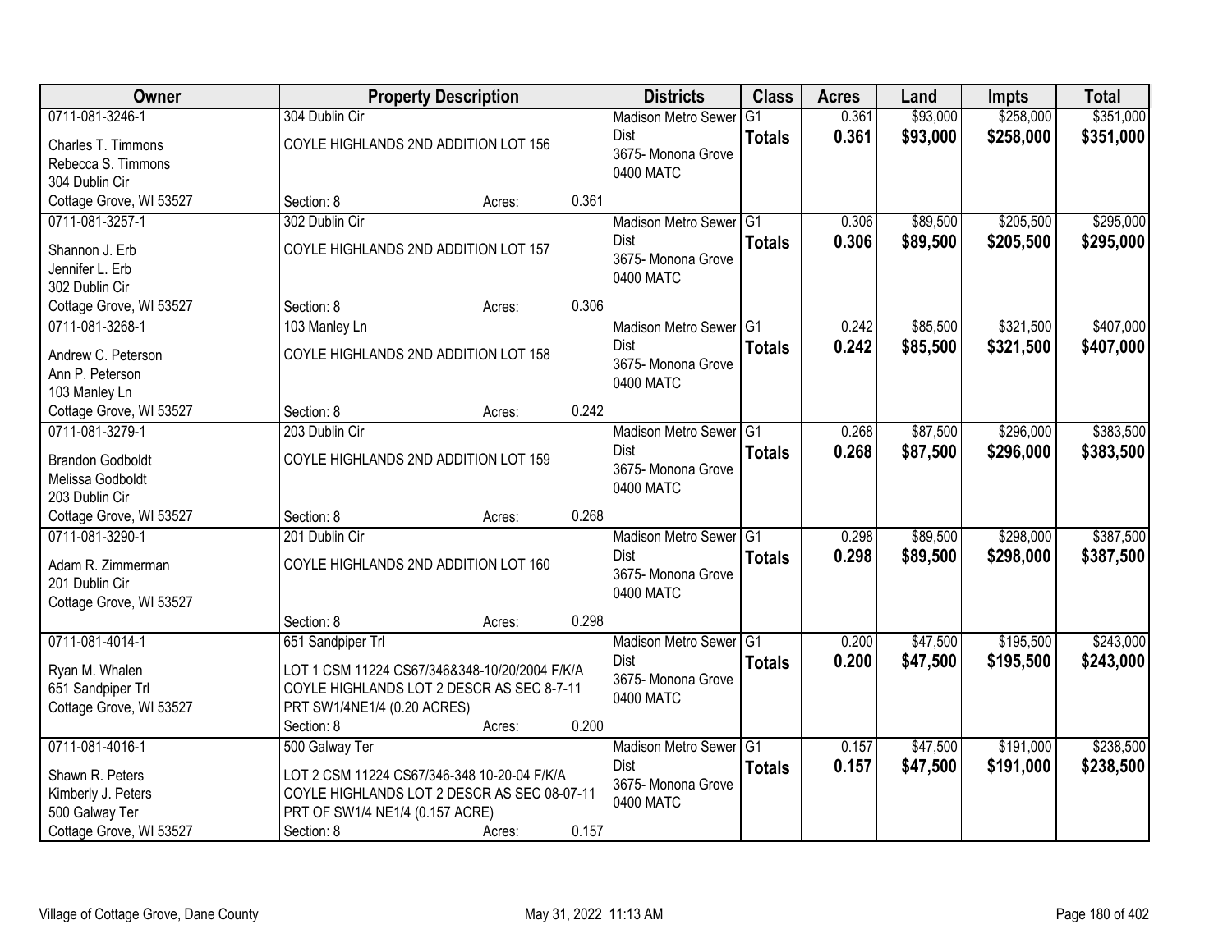| Owner | Property Description | | | Districts | Class | Acres | Land | Impts | Total |
|---|---|---|---|---|---|---|---|---|---|
| 0711-081-3246-1<br>Charles T. Timmons<br>Rebecca S. Timmons<br>304 Dublin Cir<br>Cottage Grove, WI 53527 | 304 Dublin Cir<br>COYLE HIGHLANDS 2ND ADDITION LOT 156<br>Section: 8 | Acres: | 0.361 | Madison Metro Sewer Dist<br>3675- Monona Grove<br>0400 MATC | G1<br>**Totals** | 0.361<br>**0.361** | $93,000<br>**$93,000** | $258,000<br>**$258,000** | $351,000<br>**$351,000** |
| 0711-081-3257-1<br>Shannon J. Erb<br>Jennifer L. Erb<br>302 Dublin Cir<br>Cottage Grove, WI 53527 | 302 Dublin Cir<br>COYLE HIGHLANDS 2ND ADDITION LOT 157<br>Section: 8 | Acres: | 0.306 | Madison Metro Sewer Dist<br>3675- Monona Grove<br>0400 MATC | G1<br>**Totals** | 0.306<br>**0.306** | $89,500<br>**$89,500** | $205,500<br>**$205,500** | $295,000<br>**$295,000** |
| 0711-081-3268-1<br>Andrew C. Peterson<br>Ann P. Peterson<br>103 Manley Ln<br>Cottage Grove, WI 53527 | 103 Manley Ln<br>COYLE HIGHLANDS 2ND ADDITION LOT 158<br>Section: 8 | Acres: | 0.242 | Madison Metro Sewer Dist<br>3675- Monona Grove<br>0400 MATC | G1<br>**Totals** | 0.242<br>**0.242** | $85,500<br>**$85,500** | $321,500<br>**$321,500** | $407,000<br>**$407,000** |
| 0711-081-3279-1<br>Brandon Godboldt<br>Melissa Godboldt<br>203 Dublin Cir<br>Cottage Grove, WI 53527 | 203 Dublin Cir<br>COYLE HIGHLANDS 2ND ADDITION LOT 159<br>Section: 8 | Acres: | 0.268 | Madison Metro Sewer Dist<br>3675- Monona Grove<br>0400 MATC | G1<br>**Totals** | 0.268<br>**0.268** | $87,500<br>**$87,500** | $296,000<br>**$296,000** | $383,500<br>**$383,500** |
| 0711-081-3290-1<br>Adam R. Zimmerman<br>201 Dublin Cir<br>Cottage Grove, WI 53527 | 201 Dublin Cir<br>COYLE HIGHLANDS 2ND ADDITION LOT 160<br>Section: 8 | Acres: | 0.298 | Madison Metro Sewer Dist<br>3675- Monona Grove<br>0400 MATC | G1<br>**Totals** | 0.298<br>**0.298** | $89,500<br>**$89,500** | $298,000<br>**$298,000** | $387,500<br>**$387,500** |
| 0711-081-4014-1<br>Ryan M. Whalen<br>651 Sandpiper Trl<br>Cottage Grove, WI 53527 | 651 Sandpiper Trl<br>LOT 1 CSM 11224 CS67/346&348-10/20/2004 F/K/A COYLE HIGHLANDS LOT 2 DESCR AS SEC 8-7-11 PRT SW1/4NE1/4 (0.20 ACRES)<br>Section: 8 | Acres: | 0.200 | Madison Metro Sewer Dist<br>3675- Monona Grove<br>0400 MATC | G1<br>**Totals** | 0.200<br>**0.200** | $47,500<br>**$47,500** | $195,500<br>**$195,500** | $243,000<br>**$243,000** |
| 0711-081-4016-1<br>Shawn R. Peters<br>Kimberly J. Peters<br>500 Galway Ter<br>Cottage Grove, WI 53527 | 500 Galway Ter<br>LOT 2 CSM 11224 CS67/346-348 10-20-04 F/K/A COYLE HIGHLANDS LOT 2 DESCR AS SEC 08-07-11 PRT OF SW1/4 NE1/4 (0.157 ACRE)<br>Section: 8 | Acres: | 0.157 | Madison Metro Sewer Dist<br>3675- Monona Grove<br>0400 MATC | G1<br>**Totals** | 0.157<br>**0.157** | $47,500<br>**$47,500** | $191,000<br>**$191,000** | $238,500<br>**$238,500** |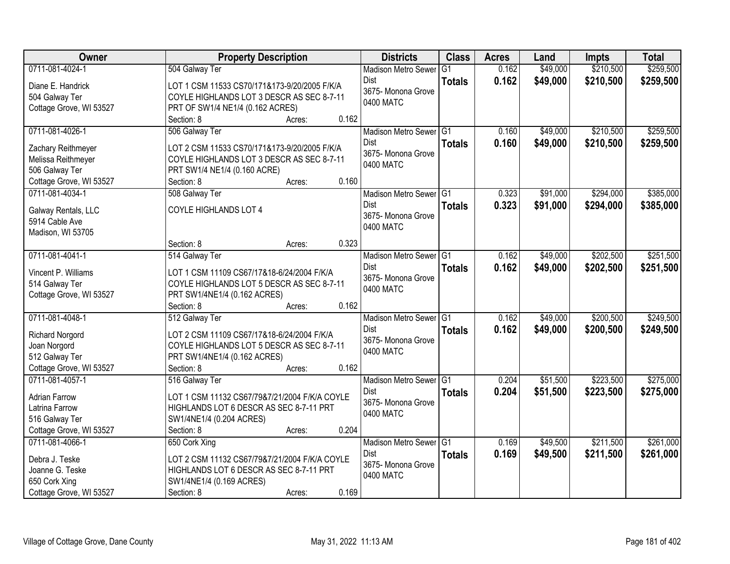| Owner | Property Description | Districts | Class | Acres | Land | Impts | Total |
|---|---|---|---|---|---|---|---|
| 0711-081-4024-1<br>Diane E. Handrick<br>504 Galway Ter<br>Cottage Grove, WI 53527 | 504 Galway Ter<br>LOT 1 CSM 11533 CS70/171&173-9/20/2005 F/K/A COYLE HIGHLANDS LOT 3 DESCR AS SEC 8-7-11 PRT OF SW1/4 NE1/4 (0.162 ACRES)<br>Section: 8 Acres: 0.162 | Madison Metro Sewer Dist<br>3675- Monona Grove<br>0400 MATC | G1<br>**Totals** | 0.162<br>**0.162** | $49,000<br>**$49,000** | $210,500<br>**$210,500** | $259,500<br>**$259,500** |
| 0711-081-4026-1<br>Zachary Reithmeyer<br>Melissa Reithmeyer<br>506 Galway Ter<br>Cottage Grove, WI 53527 | 506 Galway Ter<br>LOT 2 CSM 11533 CS70/171&173-9/20/2005 F/K/A COYLE HIGHLANDS LOT 3 DESCR AS SEC 8-7-11 PRT SW1/4 NE1/4 (0.160 ACRE)<br>Section: 8 Acres: 0.160 | Madison Metro Sewer Dist<br>3675- Monona Grove<br>0400 MATC | G1<br>**Totals** | 0.160<br>**0.160** | $49,000<br>**$49,000** | $210,500<br>**$210,500** | $259,500<br>**$259,500** |
| 0711-081-4034-1<br>Galway Rentals, LLC<br>5914 Cable Ave<br>Madison, WI 53705 | 508 Galway Ter<br>COYLE HIGHLANDS LOT 4<br>Section: 8 Acres: 0.323 | Madison Metro Sewer Dist<br>3675- Monona Grove<br>0400 MATC | G1<br>**Totals** | 0.323<br>**0.323** | $91,000<br>**$91,000** | $294,000<br>**$294,000** | $385,000<br>**$385,000** |
| 0711-081-4041-1<br>Vincent P. Williams<br>514 Galway Ter<br>Cottage Grove, WI 53527 | 514 Galway Ter<br>LOT 1 CSM 11109 CS67/17&18-6/24/2004 F/K/A COYLE HIGHLANDS LOT 5 DESCR AS SEC 8-7-11 PRT SW1/4NE1/4 (0.162 ACRES)<br>Section: 8 Acres: 0.162 | Madison Metro Sewer Dist<br>3675- Monona Grove<br>0400 MATC | G1<br>**Totals** | 0.162<br>**0.162** | $49,000<br>**$49,000** | $202,500<br>**$202,500** | $251,500<br>**$251,500** |
| 0711-081-4048-1<br>Richard Norgord<br>Joan Norgord<br>512 Galway Ter<br>Cottage Grove, WI 53527 | 512 Galway Ter<br>LOT 2 CSM 11109 CS67/17&18-6/24/2004 F/K/A COYLE HIGHLANDS LOT 5 DESCR AS SEC 8-7-11 PRT SW1/4NE1/4 (0.162 ACRES)<br>Section: 8 Acres: 0.162 | Madison Metro Sewer Dist<br>3675- Monona Grove<br>0400 MATC | G1<br>**Totals** | 0.162<br>**0.162** | $49,000<br>**$49,000** | $200,500<br>**$200,500** | $249,500<br>**$249,500** |
| 0711-081-4057-1<br>Adrian Farrow<br>Latrina Farrow<br>516 Galway Ter<br>Cottage Grove, WI 53527 | 516 Galway Ter<br>LOT 1 CSM 11132 CS67/79&7/21/2004 F/K/A COYLE HIGHLANDS LOT 6 DESCR AS SEC 8-7-11 PRT SW1/4NE1/4 (0.204 ACRES)<br>Section: 8 Acres: 0.204 | Madison Metro Sewer Dist<br>3675- Monona Grove<br>0400 MATC | G1<br>**Totals** | 0.204<br>**0.204** | $51,500<br>**$51,500** | $223,500<br>**$223,500** | $275,000<br>**$275,000** |
| 0711-081-4066-1<br>Debra J. Teske<br>Joanne G. Teske<br>650 Cork Xing<br>Cottage Grove, WI 53527 | 650 Cork Xing<br>LOT 2 CSM 11132 CS67/79&7/21/2004 F/K/A COYLE HIGHLANDS LOT 6 DESCR AS SEC 8-7-11 PRT SW1/4NE1/4 (0.169 ACRES)<br>Section: 8 Acres: 0.169 | Madison Metro Sewer Dist<br>3675- Monona Grove<br>0400 MATC | G1<br>**Totals** | 0.169<br>**0.169** | $49,500<br>**$49,500** | $211,500<br>**$211,500** | $261,000<br>**$261,000** |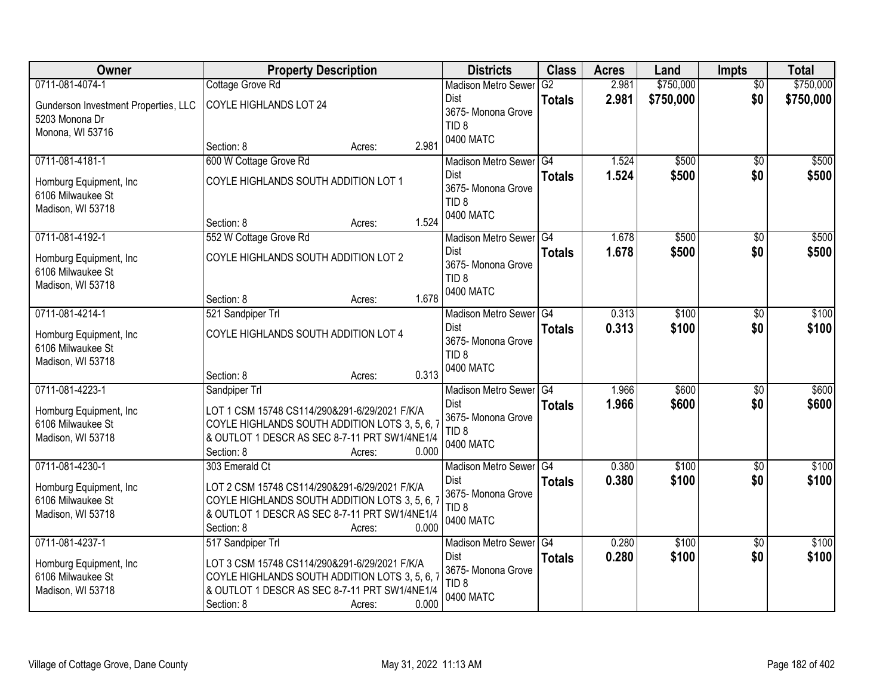| Owner | Property Description | Districts | Class | Acres | Land | Impts | Total |
|---|---|---|---|---|---|---|---|
| 0711-081-4074-1<br>Gunderson Investment Properties, LLC<br>5203 Monona Dr<br>Monona, WI 53716 | Cottage Grove Rd<br>COYLE HIGHLANDS LOT 24<br>Section: 8 Acres: 2.981 | Madison Metro Sewer Dist<br>3675- Monona Grove<br>TID 8<br>0400 MATC | G2<br>**Totals** | 2.981<br>**2.981** | $750,000<br>**$750,000** | $0<br>**$0** | $750,000<br>**$750,000** |
| 0711-081-4181-1<br>Homburg Equipment, Inc<br>6106 Milwaukee St<br>Madison, WI 53718 | 600 W Cottage Grove Rd<br>COYLE HIGHLANDS SOUTH ADDITION LOT 1<br>Section: 8 Acres: 1.524 | Madison Metro Sewer Dist<br>3675- Monona Grove<br>TID 8<br>0400 MATC | G4<br>**Totals** | 1.524<br>**1.524** | $500<br>**$500** | $0<br>**$0** | $500<br>**$500** |
| 0711-081-4192-1<br>Homburg Equipment, Inc<br>6106 Milwaukee St<br>Madison, WI 53718 | 552 W Cottage Grove Rd<br>COYLE HIGHLANDS SOUTH ADDITION LOT 2<br>Section: 8 Acres: 1.678 | Madison Metro Sewer Dist<br>3675- Monona Grove<br>TID 8<br>0400 MATC | G4<br>**Totals** | 1.678<br>**1.678** | $500<br>**$500** | $0<br>**$0** | $500<br>**$500** |
| 0711-081-4214-1<br>Homburg Equipment, Inc<br>6106 Milwaukee St<br>Madison, WI 53718 | 521 Sandpiper Trl<br>COYLE HIGHLANDS SOUTH ADDITION LOT 4<br>Section: 8 Acres: 0.313 | Madison Metro Sewer Dist<br>3675- Monona Grove<br>TID 8<br>0400 MATC | G4<br>**Totals** | 0.313<br>**0.313** | $100<br>**$100** | $0<br>**$0** | $100<br>**$100** |
| 0711-081-4223-1<br>Homburg Equipment, Inc<br>6106 Milwaukee St<br>Madison, WI 53718 | Sandpiper Trl<br>LOT 1 CSM 15748 CS114/290&291-6/29/2021 F/K/A COYLE HIGHLANDS SOUTH ADDITION LOTS 3, 5, 6, 7 & OUTLOT 1 DESCR AS SEC 8-7-11 PRT SW1/4NE1/4<br>Section: 8 Acres: 0.000 | Madison Metro Sewer Dist<br>3675- Monona Grove<br>TID 8<br>0400 MATC | G4<br>**Totals** | 1.966<br>**1.966** | $600<br>**$600** | $0<br>**$0** | $600<br>**$600** |
| 0711-081-4230-1<br>Homburg Equipment, Inc<br>6106 Milwaukee St<br>Madison, WI 53718 | 303 Emerald Ct<br>LOT 2 CSM 15748 CS114/290&291-6/29/2021 F/K/A COYLE HIGHLANDS SOUTH ADDITION LOTS 3, 5, 6, 7 & OUTLOT 1 DESCR AS SEC 8-7-11 PRT SW1/4NE1/4<br>Section: 8 Acres: 0.000 | Madison Metro Sewer Dist<br>3675- Monona Grove<br>TID 8<br>0400 MATC | G4<br>**Totals** | 0.380<br>**0.380** | $100<br>**$100** | $0<br>**$0** | $100<br>**$100** |
| 0711-081-4237-1<br>Homburg Equipment, Inc<br>6106 Milwaukee St<br>Madison, WI 53718 | 517 Sandpiper Trl<br>LOT 3 CSM 15748 CS114/290&291-6/29/2021 F/K/A COYLE HIGHLANDS SOUTH ADDITION LOTS 3, 5, 6, 7 & OUTLOT 1 DESCR AS SEC 8-7-11 PRT SW1/4NE1/4<br>Section: 8 Acres: 0.000 | Madison Metro Sewer Dist<br>3675- Monona Grove<br>TID 8<br>0400 MATC | G4<br>**Totals** | 0.280<br>**0.280** | $100<br>**$100** | $0<br>**$0** | $100<br>**$100** |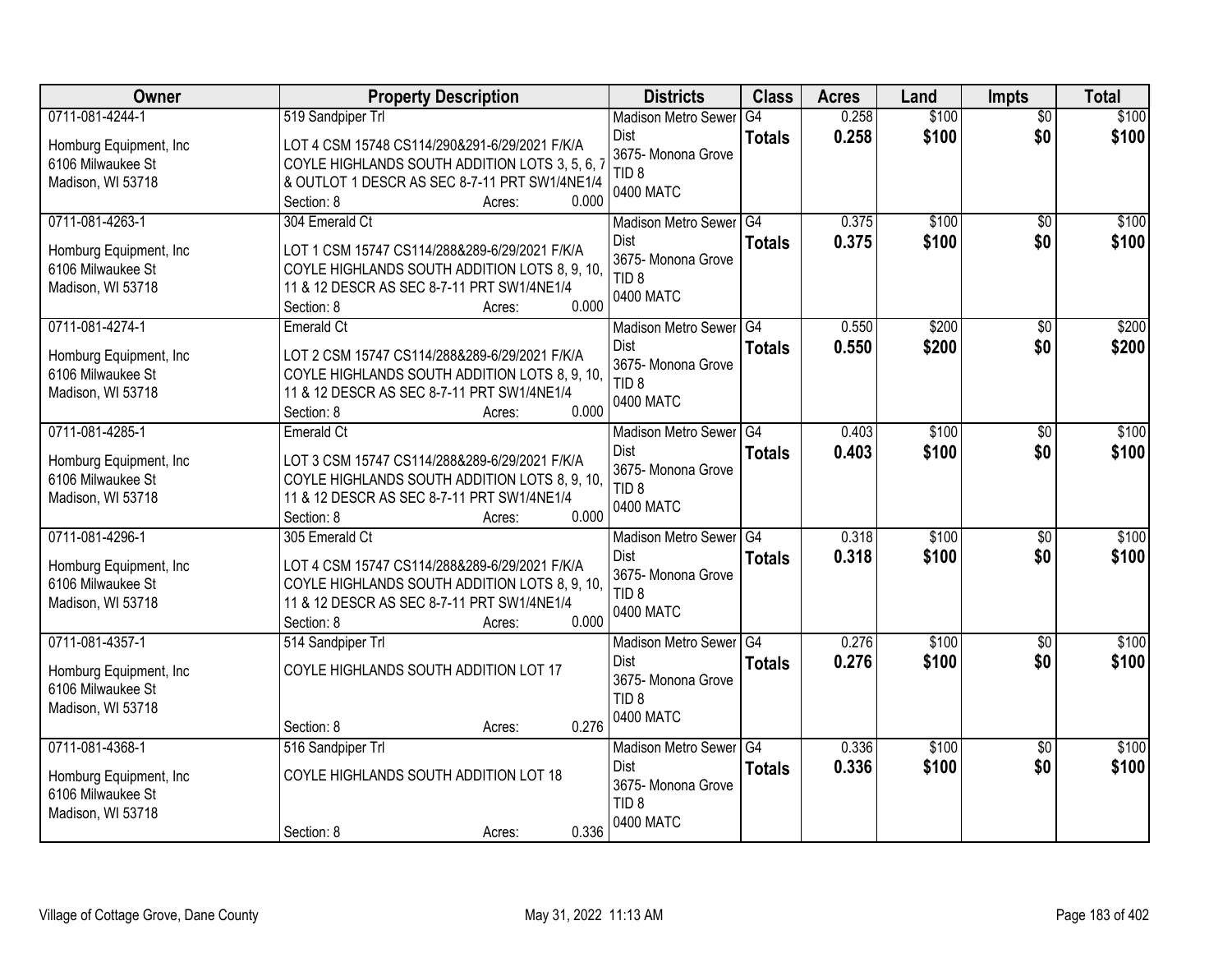| Owner | Property Description | Districts | Class | Acres | Land | Impts | Total |
|---|---|---|---|---|---|---|---|
| 0711-081-4244-1<br>Homburg Equipment, Inc<br>6106 Milwaukee St<br>Madison, WI 53718 | 519 Sandpiper Trl<br>LOT 4 CSM 15748 CS114/290&291-6/29/2021 F/K/A COYLE HIGHLANDS SOUTH ADDITION LOTS 3, 5, 6, 7 & OUTLOT 1 DESCR AS SEC 8-7-11 PRT SW1/4NE1/4<br>Section: 8 Acres: 0.000 | Madison Metro Sewer Dist<br>3675- Monona Grove<br>TID 8<br>0400 MATC | G4<br>**Totals** | 0.258<br>**0.258** | $100<br>**$100** | $0<br>**$0** | $100<br>**$100** |
| 0711-081-4263-1<br>Homburg Equipment, Inc<br>6106 Milwaukee St<br>Madison, WI 53718 | 304 Emerald Ct<br>LOT 1 CSM 15747 CS114/288&289-6/29/2021 F/K/A COYLE HIGHLANDS SOUTH ADDITION LOTS 8, 9, 10, 11 & 12 DESCR AS SEC 8-7-11 PRT SW1/4NE1/4<br>Section: 8 Acres: 0.000 | Madison Metro Sewer Dist<br>3675- Monona Grove<br>TID 8<br>0400 MATC | G4<br>**Totals** | 0.375<br>**0.375** | $100<br>**$100** | $0<br>**$0** | $100<br>**$100** |
| 0711-081-4274-1<br>Homburg Equipment, Inc<br>6106 Milwaukee St<br>Madison, WI 53718 | Emerald Ct<br>LOT 2 CSM 15747 CS114/288&289-6/29/2021 F/K/A COYLE HIGHLANDS SOUTH ADDITION LOTS 8, 9, 10, 11 & 12 DESCR AS SEC 8-7-11 PRT SW1/4NE1/4<br>Section: 8 Acres: 0.000 | Madison Metro Sewer Dist<br>3675- Monona Grove<br>TID 8<br>0400 MATC | G4<br>**Totals** | 0.550<br>**0.550** | $200<br>**$200** | $0<br>**$0** | $200<br>**$200** |
| 0711-081-4285-1<br>Homburg Equipment, Inc<br>6106 Milwaukee St<br>Madison, WI 53718 | Emerald Ct<br>LOT 3 CSM 15747 CS114/288&289-6/29/2021 F/K/A COYLE HIGHLANDS SOUTH ADDITION LOTS 8, 9, 10, 11 & 12 DESCR AS SEC 8-7-11 PRT SW1/4NE1/4<br>Section: 8 Acres: 0.000 | Madison Metro Sewer Dist<br>3675- Monona Grove<br>TID 8<br>0400 MATC | G4<br>**Totals** | 0.403<br>**0.403** | $100<br>**$100** | $0<br>**$0** | $100<br>**$100** |
| 0711-081-4296-1<br>Homburg Equipment, Inc<br>6106 Milwaukee St<br>Madison, WI 53718 | 305 Emerald Ct<br>LOT 4 CSM 15747 CS114/288&289-6/29/2021 F/K/A COYLE HIGHLANDS SOUTH ADDITION LOTS 8, 9, 10, 11 & 12 DESCR AS SEC 8-7-11 PRT SW1/4NE1/4<br>Section: 8 Acres: 0.000 | Madison Metro Sewer Dist<br>3675- Monona Grove<br>TID 8<br>0400 MATC | G4<br>**Totals** | 0.318<br>**0.318** | $100<br>**$100** | $0<br>**$0** | $100<br>**$100** |
| 0711-081-4357-1<br>Homburg Equipment, Inc<br>6106 Milwaukee St<br>Madison, WI 53718 | 514 Sandpiper Trl<br>COYLE HIGHLANDS SOUTH ADDITION LOT 17<br>Section: 8 Acres: 0.276 | Madison Metro Sewer Dist<br>3675- Monona Grove<br>TID 8<br>0400 MATC | G4<br>**Totals** | 0.276<br>**0.276** | $100<br>**$100** | $0<br>**$0** | $100<br>**$100** |
| 0711-081-4368-1<br>Homburg Equipment, Inc<br>6106 Milwaukee St<br>Madison, WI 53718 | 516 Sandpiper Trl<br>COYLE HIGHLANDS SOUTH ADDITION LOT 18<br>Section: 8 Acres: 0.336 | Madison Metro Sewer Dist<br>3675- Monona Grove<br>TID 8<br>0400 MATC | G4<br>**Totals** | 0.336<br>**0.336** | $100<br>**$100** | $0<br>**$0** | $100<br>**$100** |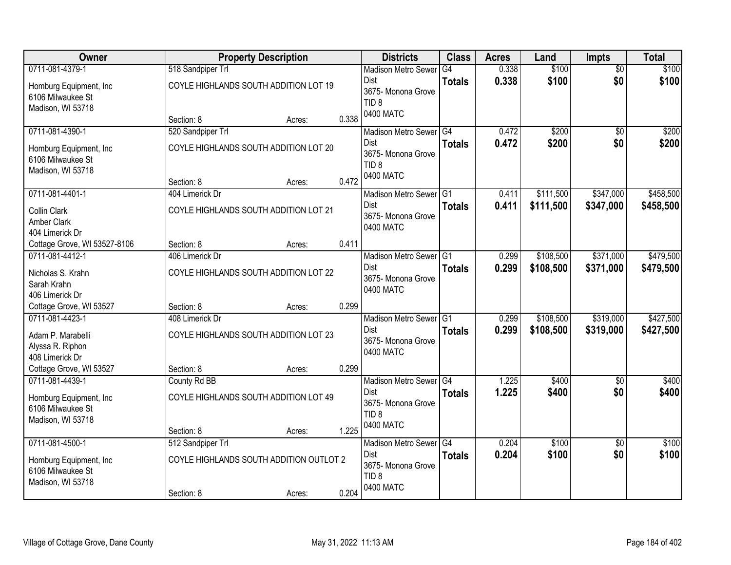| Owner | Property Description | | | Districts | Class | Acres | Land | Impts | Total |
|---|---|---|---|---|---|---|---|---|---|
| 0711-081-4379-1 | 518 Sandpiper Trl | | | Madison Metro Sewer Dist | G4 | 0.338 | $100 | $0 | $100 |
| Homburg Equipment, Inc<br>6106 Milwaukee St<br>Madison, WI 53718 | COYLE HIGHLANDS SOUTH ADDITION LOT 19 | | | 3675- Monona Grove<br>TID 8<br>0400 MATC | **Totals** | **0.338** | **$100** | **$0** | **$100** |
| | Section: 8 | Acres: | 0.338 | | | | | | |
| 0711-081-4390-1 | 520 Sandpiper Trl | | | Madison Metro Sewer Dist | G4 | 0.472 | $200 | $0 | $200 |
| Homburg Equipment, Inc<br>6106 Milwaukee St<br>Madison, WI 53718 | COYLE HIGHLANDS SOUTH ADDITION LOT 20 | | | 3675- Monona Grove<br>TID 8<br>0400 MATC | **Totals** | **0.472** | **$200** | **$0** | **$200** |
| | Section: 8 | Acres: | 0.472 | | | | | | |
| 0711-081-4401-1 | 404 Limerick Dr | | | Madison Metro Sewer Dist | G1 | 0.411 | $111,500 | $347,000 | $458,500 |
| Collin Clark<br>Amber Clark<br>404 Limerick Dr<br>Cottage Grove, WI 53527-8106 | COYLE HIGHLANDS SOUTH ADDITION LOT 21 | | | 3675- Monona Grove<br>0400 MATC | **Totals** | **0.411** | **$111,500** | **$347,000** | **$458,500** |
| | Section: 8 | Acres: | 0.411 | | | | | | |
| 0711-081-4412-1 | 406 Limerick Dr | | | Madison Metro Sewer Dist | G1 | 0.299 | $108,500 | $371,000 | $479,500 |
| Nicholas S. Krahn<br>Sarah Krahn<br>406 Limerick Dr<br>Cottage Grove, WI 53527 | COYLE HIGHLANDS SOUTH ADDITION LOT 22 | | | 3675- Monona Grove<br>0400 MATC | **Totals** | **0.299** | **$108,500** | **$371,000** | **$479,500** |
| | Section: 8 | Acres: | 0.299 | | | | | | |
| 0711-081-4423-1 | 408 Limerick Dr | | | Madison Metro Sewer Dist | G1 | 0.299 | $108,500 | $319,000 | $427,500 |
| Adam P. Marabelli<br>Alyssa R. Riphon<br>408 Limerick Dr<br>Cottage Grove, WI 53527 | COYLE HIGHLANDS SOUTH ADDITION LOT 23 | | | 3675- Monona Grove<br>0400 MATC | **Totals** | **0.299** | **$108,500** | **$319,000** | **$427,500** |
| | Section: 8 | Acres: | 0.299 | | | | | | |
| 0711-081-4439-1 | County Rd BB | | | Madison Metro Sewer Dist | G4 | 1.225 | $400 | $0 | $400 |
| Homburg Equipment, Inc<br>6106 Milwaukee St<br>Madison, WI 53718 | COYLE HIGHLANDS SOUTH ADDITION LOT 49 | | | 3675- Monona Grove<br>TID 8<br>0400 MATC | **Totals** | **1.225** | **$400** | **$0** | **$400** |
| | Section: 8 | Acres: | 1.225 | | | | | | |
| 0711-081-4500-1 | 512 Sandpiper Trl | | | Madison Metro Sewer Dist | G4 | 0.204 | $100 | $0 | $100 |
| Homburg Equipment, Inc<br>6106 Milwaukee St<br>Madison, WI 53718 | COYLE HIGHLANDS SOUTH ADDITION OUTLOT 2 | | | 3675- Monona Grove<br>TID 8<br>0400 MATC | **Totals** | **0.204** | **$100** | **$0** | **$100** |
| | Section: 8 | Acres: | 0.204 | | | | | | |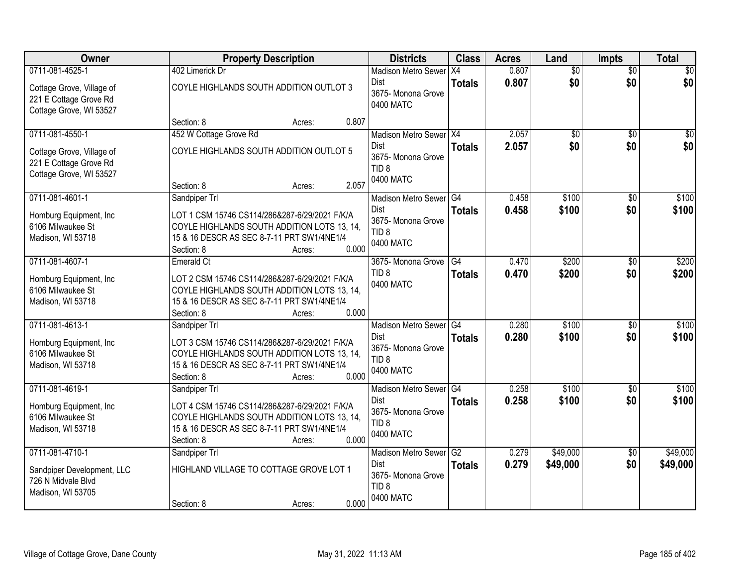| Owner | Property Description | Districts | Class | Acres | Land | Impts | Total |
|---|---|---|---|---|---|---|---|
| 0711-081-4525-1<br><br>Cottage Grove, Village of<br>221 E Cottage Grove Rd<br>Cottage Grove, WI 53527 | 402 Limerick Dr<br><br>COYLE HIGHLANDS SOUTH ADDITION OUTLOT 3<br><br>Section: 8 Acres: 0.807 | Madison Metro Sewer Dist<br>3675- Monona Grove<br>0400 MATC | X4<br>**Totals** | 0.807<br>**0.807** | $0<br>**$0** | $0<br>**$0** | $0<br>**$0** |
| 0711-081-4550-1<br><br>Cottage Grove, Village of<br>221 E Cottage Grove Rd<br>Cottage Grove, WI 53527 | 452 W Cottage Grove Rd<br><br>COYLE HIGHLANDS SOUTH ADDITION OUTLOT 5<br><br>Section: 8 Acres: 2.057 | Madison Metro Sewer Dist<br>3675- Monona Grove<br>TID 8<br>0400 MATC | X4<br>**Totals** | 2.057<br>**2.057** | $0<br>**$0** | $0<br>**$0** | $0<br>**$0** |
| 0711-081-4601-1<br><br>Homburg Equipment, Inc<br>6106 Milwaukee St<br>Madison, WI 53718 | Sandpiper Trl<br><br>LOT 1 CSM 15746 CS114/286&287-6/29/2021 F/K/A COYLE HIGHLANDS SOUTH ADDITION LOTS 13, 14, 15 & 16 DESCR AS SEC 8-7-11 PRT SW1/4NE1/4<br>Section: 8 Acres: 0.000 | Madison Metro Sewer Dist<br>3675- Monona Grove<br>TID 8<br>0400 MATC | G4<br>**Totals** | 0.458<br>**0.458** | $100<br>**$100** | $0<br>**$0** | $100<br>**$100** |
| 0711-081-4607-1<br><br>Homburg Equipment, Inc<br>6106 Milwaukee St<br>Madison, WI 53718 | Emerald Ct<br><br>LOT 2 CSM 15746 CS114/286&287-6/29/2021 F/K/A COYLE HIGHLANDS SOUTH ADDITION LOTS 13, 14, 15 & 16 DESCR AS SEC 8-7-11 PRT SW1/4NE1/4<br>Section: 8 Acres: 0.000 | 3675- Monona Grove<br>TID 8<br>0400 MATC | G4<br>**Totals** | 0.470<br>**0.470** | $200<br>**$200** | $0<br>**$0** | $200<br>**$200** |
| 0711-081-4613-1<br><br>Homburg Equipment, Inc<br>6106 Milwaukee St<br>Madison, WI 53718 | Sandpiper Trl<br><br>LOT 3 CSM 15746 CS114/286&287-6/29/2021 F/K/A COYLE HIGHLANDS SOUTH ADDITION LOTS 13, 14, 15 & 16 DESCR AS SEC 8-7-11 PRT SW1/4NE1/4<br>Section: 8 Acres: 0.000 | Madison Metro Sewer Dist<br>3675- Monona Grove<br>TID 8<br>0400 MATC | G4<br>**Totals** | 0.280<br>**0.280** | $100<br>**$100** | $0<br>**$0** | $100<br>**$100** |
| 0711-081-4619-1<br><br>Homburg Equipment, Inc<br>6106 Milwaukee St<br>Madison, WI 53718 | Sandpiper Trl<br><br>LOT 4 CSM 15746 CS114/286&287-6/29/2021 F/K/A COYLE HIGHLANDS SOUTH ADDITION LOTS 13, 14, 15 & 16 DESCR AS SEC 8-7-11 PRT SW1/4NE1/4<br>Section: 8 Acres: 0.000 | Madison Metro Sewer Dist<br>3675- Monona Grove<br>TID 8<br>0400 MATC | G4<br>**Totals** | 0.258<br>**0.258** | $100<br>**$100** | $0<br>**$0** | $100<br>**$100** |
| 0711-081-4710-1<br><br>Sandpiper Development, LLC<br>726 N Midvale Blvd<br>Madison, WI 53705 | Sandpiper Trl<br><br>HIGHLAND VILLAGE TO COTTAGE GROVE LOT 1<br><br>Section: 8 Acres: 0.000 | Madison Metro Sewer Dist<br>3675- Monona Grove<br>TID 8<br>0400 MATC | G2<br>**Totals** | 0.279<br>**0.279** | $49,000<br>**$49,000** | $0<br>**$0** | $49,000<br>**$49,000** |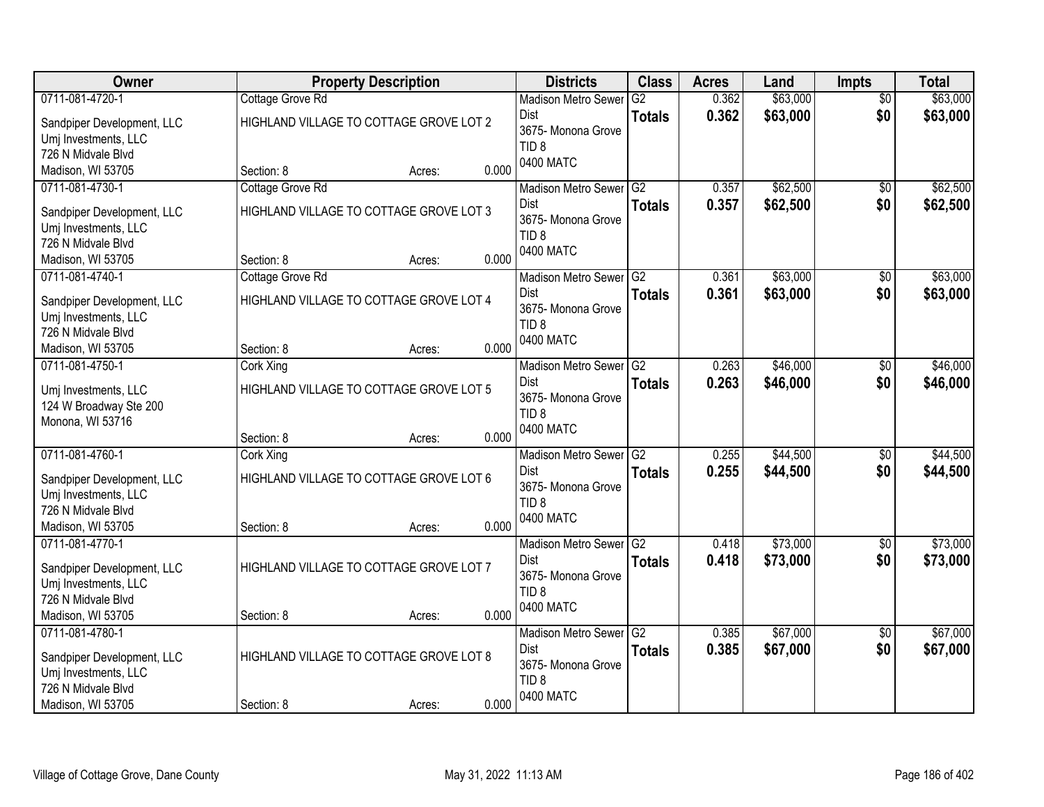| Owner | Property Description | Districts | Class | Acres | Land | Impts | Total |
|---|---|---|---|---|---|---|---|
| 0711-081-4720-1<br>Sandpiper Development, LLC<br>Umj Investments, LLC<br>726 N Midvale Blvd<br>Madison, WI 53705 | Cottage Grove Rd<br>HIGHLAND VILLAGE TO COTTAGE GROVE LOT 2<br>Section: 8 Acres: 0.000 | Madison Metro Sewer Dist<br>3675- Monona Grove<br>TID 8<br>0400 MATC | G2<br>**Totals** | 0.362<br>**0.362** | $63,000<br>**$63,000** | $0<br>**$0** | $63,000<br>**$63,000** |
| 0711-081-4730-1<br>Sandpiper Development, LLC<br>Umj Investments, LLC<br>726 N Midvale Blvd<br>Madison, WI 53705 | Cottage Grove Rd<br>HIGHLAND VILLAGE TO COTTAGE GROVE LOT 3<br>Section: 8 Acres: 0.000 | Madison Metro Sewer Dist<br>3675- Monona Grove<br>TID 8<br>0400 MATC | G2<br>**Totals** | 0.357<br>**0.357** | $62,500<br>**$62,500** | $0<br>**$0** | $62,500<br>**$62,500** |
| 0711-081-4740-1<br>Sandpiper Development, LLC<br>Umj Investments, LLC<br>726 N Midvale Blvd<br>Madison, WI 53705 | Cottage Grove Rd<br>HIGHLAND VILLAGE TO COTTAGE GROVE LOT 4<br>Section: 8 Acres: 0.000 | Madison Metro Sewer Dist<br>3675- Monona Grove<br>TID 8<br>0400 MATC | G2<br>**Totals** | 0.361<br>**0.361** | $63,000<br>**$63,000** | $0<br>**$0** | $63,000<br>**$63,000** |
| 0711-081-4750-1<br>Umj Investments, LLC<br>124 W Broadway Ste 200<br>Monona, WI 53716 | Cork Xing<br>HIGHLAND VILLAGE TO COTTAGE GROVE LOT 5<br>Section: 8 Acres: 0.000 | Madison Metro Sewer Dist<br>3675- Monona Grove<br>TID 8<br>0400 MATC | G2<br>**Totals** | 0.263<br>**0.263** | $46,000<br>**$46,000** | $0<br>**$0** | $46,000<br>**$46,000** |
| 0711-081-4760-1<br>Sandpiper Development, LLC<br>Umj Investments, LLC<br>726 N Midvale Blvd<br>Madison, WI 53705 | Cork Xing<br>HIGHLAND VILLAGE TO COTTAGE GROVE LOT 6<br>Section: 8 Acres: 0.000 | Madison Metro Sewer Dist<br>3675- Monona Grove<br>TID 8<br>0400 MATC | G2<br>**Totals** | 0.255<br>**0.255** | $44,500<br>**$44,500** | $0<br>**$0** | $44,500<br>**$44,500** |
| 0711-081-4770-1<br>Sandpiper Development, LLC<br>Umj Investments, LLC<br>726 N Midvale Blvd<br>Madison, WI 53705 | HIGHLAND VILLAGE TO COTTAGE GROVE LOT 7<br>Section: 8 Acres: 0.000 | Madison Metro Sewer Dist<br>3675- Monona Grove<br>TID 8<br>0400 MATC | G2<br>**Totals** | 0.418<br>**0.418** | $73,000<br>**$73,000** | $0<br>**$0** | $73,000<br>**$73,000** |
| 0711-081-4780-1<br>Sandpiper Development, LLC<br>Umj Investments, LLC<br>726 N Midvale Blvd<br>Madison, WI 53705 | HIGHLAND VILLAGE TO COTTAGE GROVE LOT 8<br>Section: 8 Acres: 0.000 | Madison Metro Sewer Dist<br>3675- Monona Grove<br>TID 8<br>0400 MATC | G2<br>**Totals** | 0.385<br>**0.385** | $67,000<br>**$67,000** | $0<br>**$0** | $67,000<br>**$67,000** |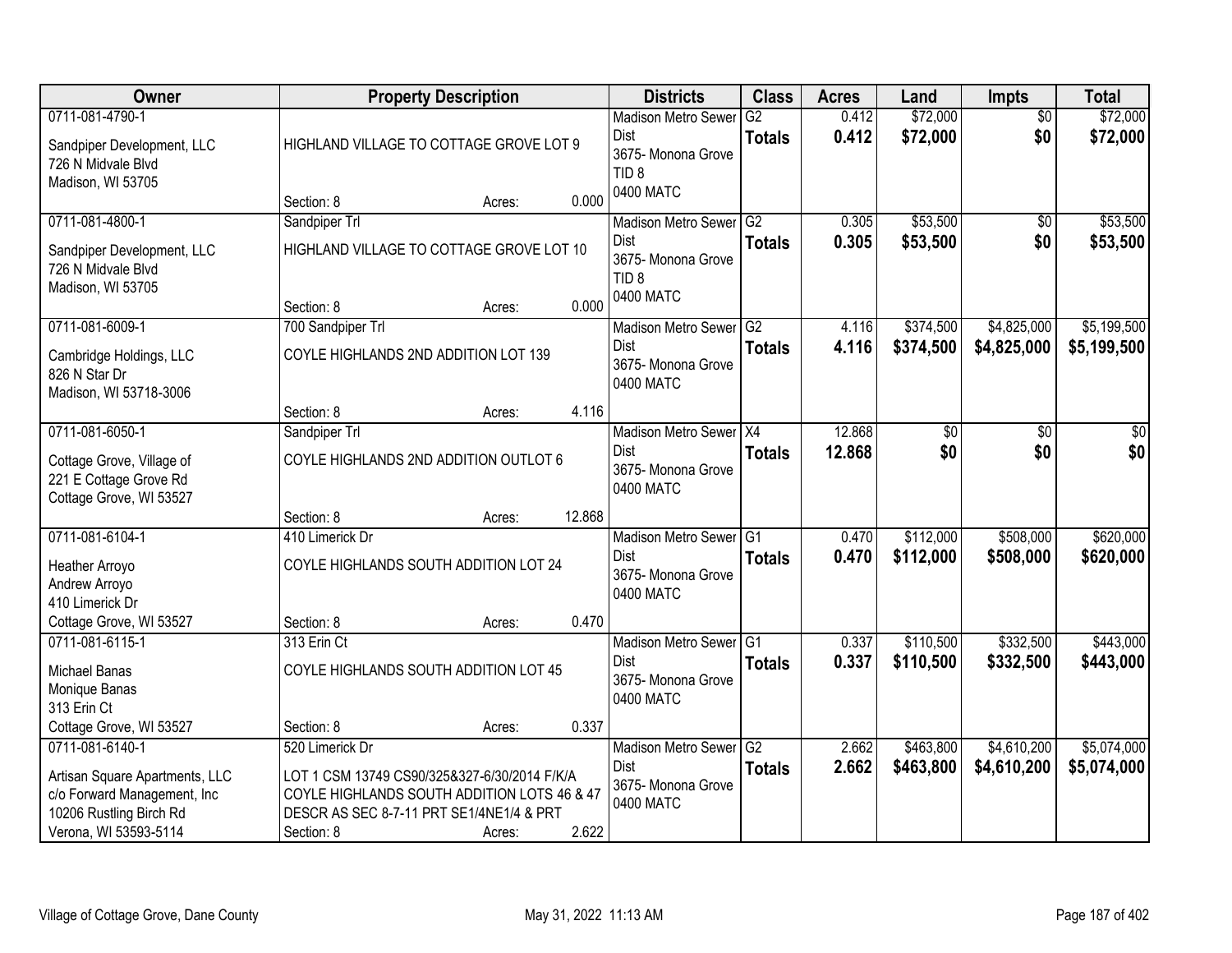| Owner | Property Description | Districts | Class | Acres | Land | Impts | Total |
|---|---|---|---|---|---|---|---|
| 0711-081-4790-1<br>Sandpiper Development, LLC<br>726 N Midvale Blvd<br>Madison, WI 53705 | HIGHLAND VILLAGE TO COTTAGE GROVE LOT 9<br>Section: 8 Acres: 0.000 | Madison Metro Sewer Dist<br>3675- Monona Grove<br>TID 8<br>0400 MATC | G2<br>**Totals** | 0.412<br>**0.412** | $72,000<br>**$72,000** | $0<br>**$0** | $72,000<br>**$72,000** |
| 0711-081-4800-1<br>Sandpiper Development, LLC<br>726 N Midvale Blvd<br>Madison, WI 53705 | Sandpiper Trl<br>HIGHLAND VILLAGE TO COTTAGE GROVE LOT 10<br>Section: 8 Acres: 0.000 | Madison Metro Sewer Dist<br>3675- Monona Grove<br>TID 8<br>0400 MATC | G2<br>**Totals** | 0.305<br>**0.305** | $53,500<br>**$53,500** | $0<br>**$0** | $53,500<br>**$53,500** |
| 0711-081-6009-1<br>Cambridge Holdings, LLC<br>826 N Star Dr<br>Madison, WI 53718-3006 | 700 Sandpiper Trl<br>COYLE HIGHLANDS 2ND ADDITION LOT 139<br>Section: 8 Acres: 4.116 | Madison Metro Sewer Dist<br>3675- Monona Grove<br>0400 MATC | G2<br>**Totals** | 4.116<br>**4.116** | $374,500<br>**$374,500** | $4,825,000<br>**$4,825,000** | $5,199,500<br>**$5,199,500** |
| 0711-081-6050-1<br>Cottage Grove, Village of<br>221 E Cottage Grove Rd<br>Cottage Grove, WI 53527 | Sandpiper Trl<br>COYLE HIGHLANDS 2ND ADDITION OUTLOT 6<br>Section: 8 Acres: 12.868 | Madison Metro Sewer Dist<br>3675- Monona Grove<br>0400 MATC | X4<br>**Totals** | 12.868<br>**12.868** | $0<br>**$0** | $0<br>**$0** | $0<br>**$0** |
| 0711-081-6104-1<br>Heather Arroyo<br>Andrew Arroyo<br>410 Limerick Dr<br>Cottage Grove, WI 53527 | 410 Limerick Dr<br>COYLE HIGHLANDS SOUTH ADDITION LOT 24<br>Section: 8 Acres: 0.470 | Madison Metro Sewer Dist<br>3675- Monona Grove<br>0400 MATC | G1<br>**Totals** | 0.470<br>**0.470** | $112,000<br>**$112,000** | $508,000<br>**$508,000** | $620,000<br>**$620,000** |
| 0711-081-6115-1<br>Michael Banas<br>Monique Banas<br>313 Erin Ct<br>Cottage Grove, WI 53527 | 313 Erin Ct<br>COYLE HIGHLANDS SOUTH ADDITION LOT 45<br>Section: 8 Acres: 0.337 | Madison Metro Sewer Dist<br>3675- Monona Grove<br>0400 MATC | G1<br>**Totals** | 0.337<br>**0.337** | $110,500<br>**$110,500** | $332,500<br>**$332,500** | $443,000<br>**$443,000** |
| 0711-081-6140-1<br>Artisan Square Apartments, LLC<br>c/o Forward Management, Inc<br>10206 Rustling Birch Rd<br>Verona, WI 53593-5114 | 520 Limerick Dr<br>LOT 1 CSM 13749 CS90/325&327-6/30/2014 F/K/A COYLE HIGHLANDS SOUTH ADDITION LOTS 46 & 47 DESCR AS SEC 8-7-11 PRT SE1/4NE1/4 & PRT<br>Section: 8 Acres: 2.622 | Madison Metro Sewer Dist<br>3675- Monona Grove<br>0400 MATC | G2<br>**Totals** | 2.662<br>**2.662** | $463,800<br>**$463,800** | $4,610,200<br>**$4,610,200** | $5,074,000<br>**$5,074,000** |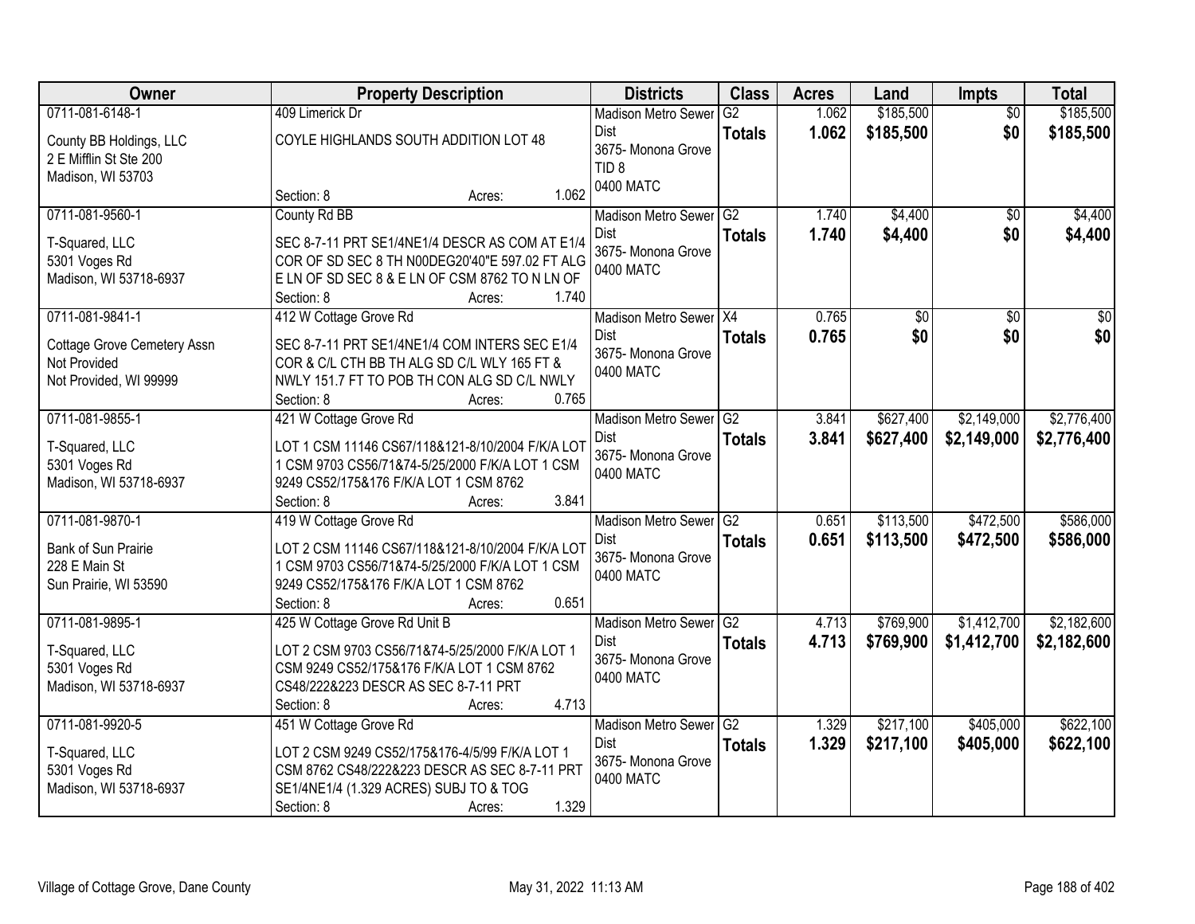| Owner | Property Description | Districts | Class | Acres | Land | Impts | Total |
|---|---|---|---|---|---|---|---|
| 0711-081-6148-1<br>County BB Holdings, LLC<br>2 E Mifflin St Ste 200<br>Madison, WI 53703 | 409 Limerick Dr<br>COYLE HIGHLANDS SOUTH ADDITION LOT 48<br>Section: 8 Acres: 1.062 | Madison Metro Sewer Dist<br>3675- Monona Grove<br>TID 8<br>0400 MATC | G2<br>**Totals** | 1.062<br>**1.062** | $185,500<br>**$185,500** | $0<br>**$0** | $185,500<br>**$185,500** |
| 0711-081-9560-1<br>T-Squared, LLC<br>5301 Voges Rd<br>Madison, WI 53718-6937 | County Rd BB<br>SEC 8-7-11 PRT SE1/4NE1/4 DESCR AS COM AT E1/4 COR OF SD SEC 8 TH N00DEG20'40"E 597.02 FT ALG E LN OF SD SEC 8 & E LN OF CSM 8762 TO N LN OF<br>Section: 8 Acres: 1.740 | Madison Metro Sewer Dist<br>3675- Monona Grove<br>0400 MATC | G2<br>**Totals** | 1.740<br>**1.740** | $4,400<br>**$4,400** | $0<br>**$0** | $4,400<br>**$4,400** |
| 0711-081-9841-1<br>Cottage Grove Cemetery Assn<br>Not Provided<br>Not Provided, WI 99999 | 412 W Cottage Grove Rd<br>SEC 8-7-11 PRT SE1/4NE1/4 COM INTERS SEC E1/4 COR & C/L CTH BB TH ALG SD C/L WLY 165 FT & NWLY 151.7 FT TO POB TH CON ALG SD C/L NWLY<br>Section: 8 Acres: 0.765 | Madison Metro Sewer Dist<br>3675- Monona Grove<br>0400 MATC | X4<br>**Totals** | 0.765<br>**0.765** | $0<br>**$0** | $0<br>**$0** | $0<br>**$0** |
| 0711-081-9855-1<br>T-Squared, LLC<br>5301 Voges Rd<br>Madison, WI 53718-6937 | 421 W Cottage Grove Rd<br>LOT 1 CSM 11146 CS67/118&121-8/10/2004 F/K/A LOT 1 CSM 9703 CS56/71&74-5/25/2000 F/K/A LOT 1 CSM 9249 CS52/175&176 F/K/A LOT 1 CSM 8762<br>Section: 8 Acres: 3.841 | Madison Metro Sewer Dist<br>3675- Monona Grove<br>0400 MATC | G2<br>**Totals** | 3.841<br>**3.841** | $627,400<br>**$627,400** | $2,149,000<br>**$2,149,000** | $2,776,400<br>**$2,776,400** |
| 0711-081-9870-1<br>Bank of Sun Prairie<br>228 E Main St<br>Sun Prairie, WI 53590 | 419 W Cottage Grove Rd<br>LOT 2 CSM 11146 CS67/118&121-8/10/2004 F/K/A LOT 1 CSM 9703 CS56/71&74-5/25/2000 F/K/A LOT 1 CSM 9249 CS52/175&176 F/K/A LOT 1 CSM 8762<br>Section: 8 Acres: 0.651 | Madison Metro Sewer Dist<br>3675- Monona Grove<br>0400 MATC | G2<br>**Totals** | 0.651<br>**0.651** | $113,500<br>**$113,500** | $472,500<br>**$472,500** | $586,000<br>**$586,000** |
| 0711-081-9895-1<br>T-Squared, LLC<br>5301 Voges Rd<br>Madison, WI 53718-6937 | 425 W Cottage Grove Rd Unit B<br>LOT 2 CSM 9703 CS56/71&74-5/25/2000 F/K/A LOT 1 CSM 9249 CS52/175&176 F/K/A LOT 1 CSM 8762 CS48/222&223 DESCR AS SEC 8-7-11 PRT<br>Section: 8 Acres: 4.713 | Madison Metro Sewer Dist<br>3675- Monona Grove<br>0400 MATC | G2<br>**Totals** | 4.713<br>**4.713** | $769,900<br>**$769,900** | $1,412,700<br>**$1,412,700** | $2,182,600<br>**$2,182,600** |
| 0711-081-9920-5<br>T-Squared, LLC<br>5301 Voges Rd<br>Madison, WI 53718-6937 | 451 W Cottage Grove Rd<br>LOT 2 CSM 9249 CS52/175&176-4/5/99 F/K/A LOT 1 CSM 8762 CS48/222&223 DESCR AS SEC 8-7-11 PRT SE1/4NE1/4 (1.329 ACRES) SUBJ TO & TOG<br>Section: 8 Acres: 1.329 | Madison Metro Sewer Dist<br>3675- Monona Grove<br>0400 MATC | G2<br>**Totals** | 1.329<br>**1.329** | $217,100<br>**$217,100** | $405,000<br>**$405,000** | $622,100<br>**$622,100** |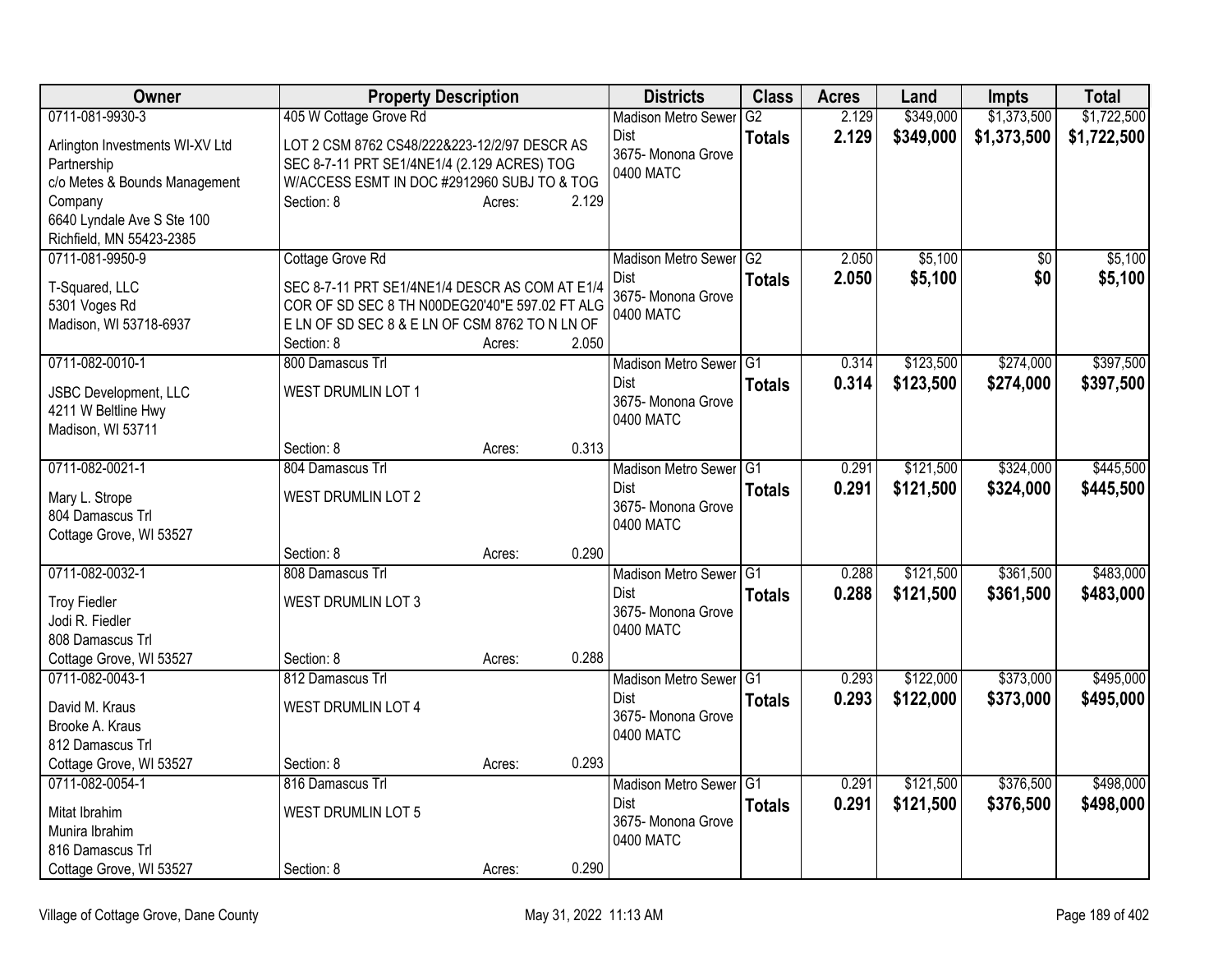| Owner | Property Description | Districts | Class | Acres | Land | Impts | Total |
|---|---|---|---|---|---|---|---|
| 0711-081-9930-3<br>Arlington Investments WI-XV Ltd Partnership<br>c/o Metes & Bounds Management Company<br>6640 Lyndale Ave S Ste 100<br>Richfield, MN 55423-2385 | 405 W Cottage Grove Rd<br>LOT 2 CSM 8762 CS48/222&223-12/2/97 DESCR AS SEC 8-7-11 PRT SE1/4NE1/4 (2.129 ACRES) TOG W/ACCESS ESMT IN DOC #2912960 SUBJ TO & TOG<br>Section: 8 Acres: 2.129 | Madison Metro Sewer Dist<br>3675- Monona Grove<br>0400 MATC | G2<br>**Totals** | 2.129<br>**2.129** | $349,000<br>**$349,000** | $1,373,500<br>**$1,373,500** | $1,722,500<br>**$1,722,500** |
| 0711-081-9950-9<br>T-Squared, LLC<br>5301 Voges Rd<br>Madison, WI 53718-6937 | Cottage Grove Rd<br>SEC 8-7-11 PRT SE1/4NE1/4 DESCR AS COM AT E1/4 COR OF SD SEC 8 TH N00DEG20'40"E 597.02 FT ALG E LN OF SD SEC 8 & E LN OF CSM 8762 TO N LN OF<br>Section: 8 Acres: 2.050 | Madison Metro Sewer Dist<br>3675- Monona Grove<br>0400 MATC | G2<br>**Totals** | 2.050<br>**2.050** | $5,100<br>**$5,100** | $0<br>**$0** | $5,100<br>**$5,100** |
| 0711-082-0010-1<br>JSBC Development, LLC<br>4211 W Beltline Hwy<br>Madison, WI 53711 | 800 Damascus Trl<br>WEST DRUMLIN LOT 1<br>Section: 8 Acres: 0.313 | Madison Metro Sewer Dist<br>3675- Monona Grove<br>0400 MATC | G1<br>**Totals** | 0.314<br>**0.314** | $123,500<br>**$123,500** | $274,000<br>**$274,000** | $397,500<br>**$397,500** |
| 0711-082-0021-1<br>Mary L. Strope<br>804 Damascus Trl<br>Cottage Grove, WI 53527 | 804 Damascus Trl<br>WEST DRUMLIN LOT 2<br>Section: 8 Acres: 0.290 | Madison Metro Sewer Dist<br>3675- Monona Grove<br>0400 MATC | G1<br>**Totals** | 0.291<br>**0.291** | $121,500<br>**$121,500** | $324,000<br>**$324,000** | $445,500<br>**$445,500** |
| 0711-082-0032-1<br>Troy Fiedler<br>Jodi R. Fiedler<br>808 Damascus Trl<br>Cottage Grove, WI 53527 | 808 Damascus Trl<br>WEST DRUMLIN LOT 3<br>Section: 8 Acres: 0.288 | Madison Metro Sewer Dist<br>3675- Monona Grove<br>0400 MATC | G1<br>**Totals** | 0.288<br>**0.288** | $121,500<br>**$121,500** | $361,500<br>**$361,500** | $483,000<br>**$483,000** |
| 0711-082-0043-1<br>David M. Kraus<br>Brooke A. Kraus<br>812 Damascus Trl<br>Cottage Grove, WI 53527 | 812 Damascus Trl<br>WEST DRUMLIN LOT 4<br>Section: 8 Acres: 0.293 | Madison Metro Sewer Dist<br>3675- Monona Grove<br>0400 MATC | G1<br>**Totals** | 0.293<br>**0.293** | $122,000<br>**$122,000** | $373,000<br>**$373,000** | $495,000<br>**$495,000** |
| 0711-082-0054-1<br>Mitat Ibrahim<br>Munira Ibrahim<br>816 Damascus Trl<br>Cottage Grove, WI 53527 | 816 Damascus Trl<br>WEST DRUMLIN LOT 5<br>Section: 8 Acres: 0.290 | Madison Metro Sewer Dist<br>3675- Monona Grove<br>0400 MATC | G1<br>**Totals** | 0.291<br>**0.291** | $121,500<br>**$121,500** | $376,500<br>**$376,500** | $498,000<br>**$498,000** |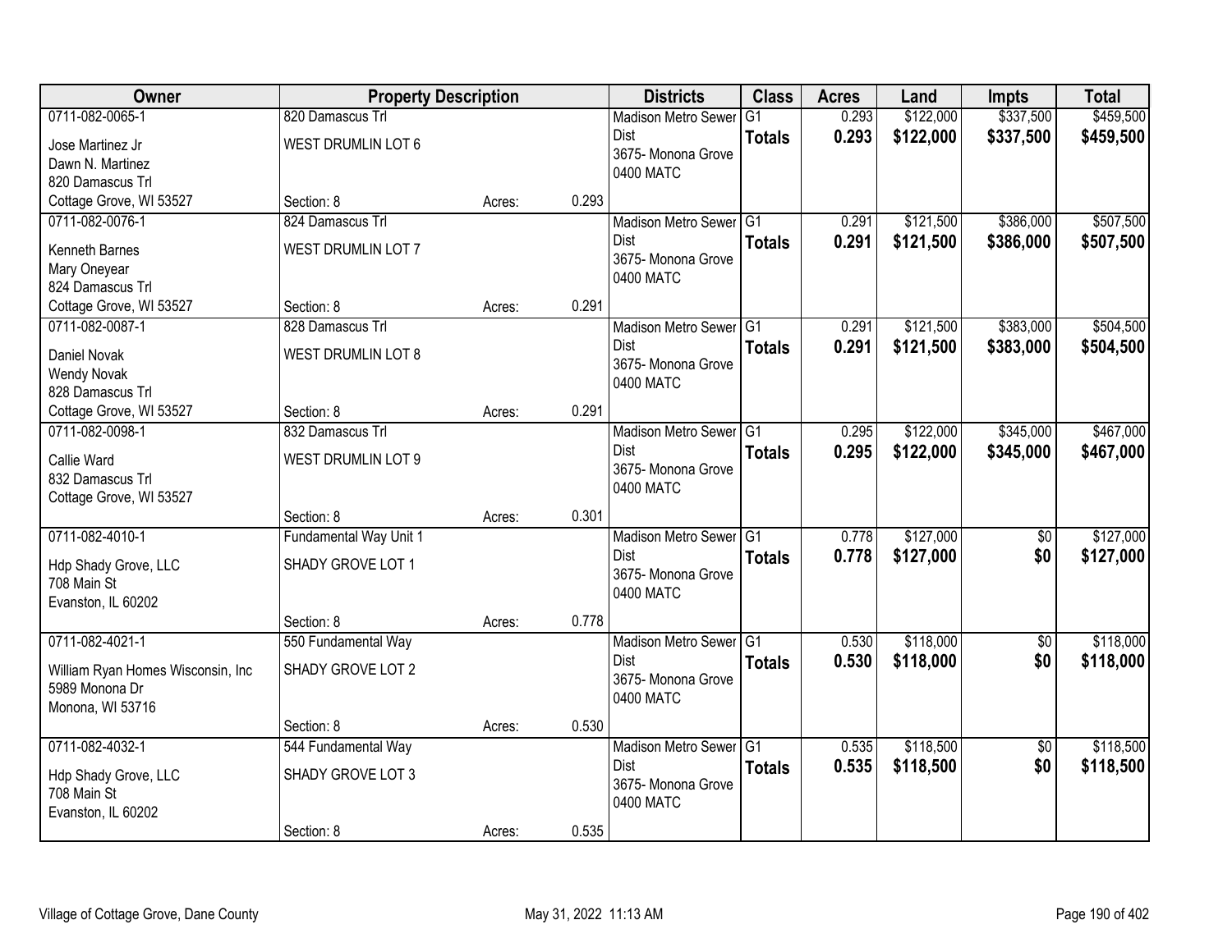| Owner | Property Description | | | Districts | Class | Acres | Land | Impts | Total |
|---|---|---|---|---|---|---|---|---|---|
| 0711-082-0065-1<br>Jose Martinez Jr<br>Dawn N. Martinez<br>820 Damascus Trl<br>Cottage Grove, WI 53527 | 820 Damascus Trl<br>WEST DRUMLIN LOT 6<br><br>Section: 8 | Acres: | 0.293 | Madison Metro Sewer Dist<br>3675- Monona Grove<br>0400 MATC | G1<br>**Totals** | 0.293<br>**0.293** | $122,000<br>**$122,000** | $337,500<br>**$337,500** | $459,500<br>**$459,500** |
| 0711-082-0076-1<br>Kenneth Barnes<br>Mary Oneyear<br>824 Damascus Trl<br>Cottage Grove, WI 53527 | 824 Damascus Trl<br>WEST DRUMLIN LOT 7<br><br>Section: 8 | Acres: | 0.291 | Madison Metro Sewer Dist<br>3675- Monona Grove<br>0400 MATC | G1<br>**Totals** | 0.291<br>**0.291** | $121,500<br>**$121,500** | $386,000<br>**$386,000** | $507,500<br>**$507,500** |
| 0711-082-0087-1<br>Daniel Novak<br>Wendy Novak<br>828 Damascus Trl<br>Cottage Grove, WI 53527 | 828 Damascus Trl<br>WEST DRUMLIN LOT 8<br><br>Section: 8 | Acres: | 0.291 | Madison Metro Sewer Dist<br>3675- Monona Grove<br>0400 MATC | G1<br>**Totals** | 0.291<br>**0.291** | $121,500<br>**$121,500** | $383,000<br>**$383,000** | $504,500<br>**$504,500** |
| 0711-082-0098-1<br>Callie Ward<br>832 Damascus Trl<br>Cottage Grove, WI 53527 | 832 Damascus Trl<br>WEST DRUMLIN LOT 9<br><br>Section: 8 | Acres: | 0.301 | Madison Metro Sewer Dist<br>3675- Monona Grove<br>0400 MATC | G1<br>**Totals** | 0.295<br>**0.295** | $122,000<br>**$122,000** | $345,000<br>**$345,000** | $467,000<br>**$467,000** |
| 0711-082-4010-1<br>Hdp Shady Grove, LLC<br>708 Main St<br>Evanston, IL 60202 | Fundamental Way Unit 1<br>SHADY GROVE LOT 1<br><br>Section: 8 | Acres: | 0.778 | Madison Metro Sewer Dist<br>3675- Monona Grove<br>0400 MATC | G1<br>**Totals** | 0.778<br>**0.778** | $127,000<br>**$127,000** | $0<br>**$0** | $127,000<br>**$127,000** |
| 0711-082-4021-1<br>William Ryan Homes Wisconsin, Inc<br>5989 Monona Dr<br>Monona, WI 53716 | 550 Fundamental Way<br>SHADY GROVE LOT 2<br><br>Section: 8 | Acres: | 0.530 | Madison Metro Sewer Dist<br>3675- Monona Grove<br>0400 MATC | G1<br>**Totals** | 0.530<br>**0.530** | $118,000<br>**$118,000** | $0<br>**$0** | $118,000<br>**$118,000** |
| 0711-082-4032-1<br>Hdp Shady Grove, LLC<br>708 Main St<br>Evanston, IL 60202 | 544 Fundamental Way<br>SHADY GROVE LOT 3<br><br>Section: 8 | Acres: | 0.535 | Madison Metro Sewer Dist<br>3675- Monona Grove<br>0400 MATC | G1<br>**Totals** | 0.535<br>**0.535** | $118,500<br>**$118,500** | $0<br>**$0** | $118,500<br>**$118,500** |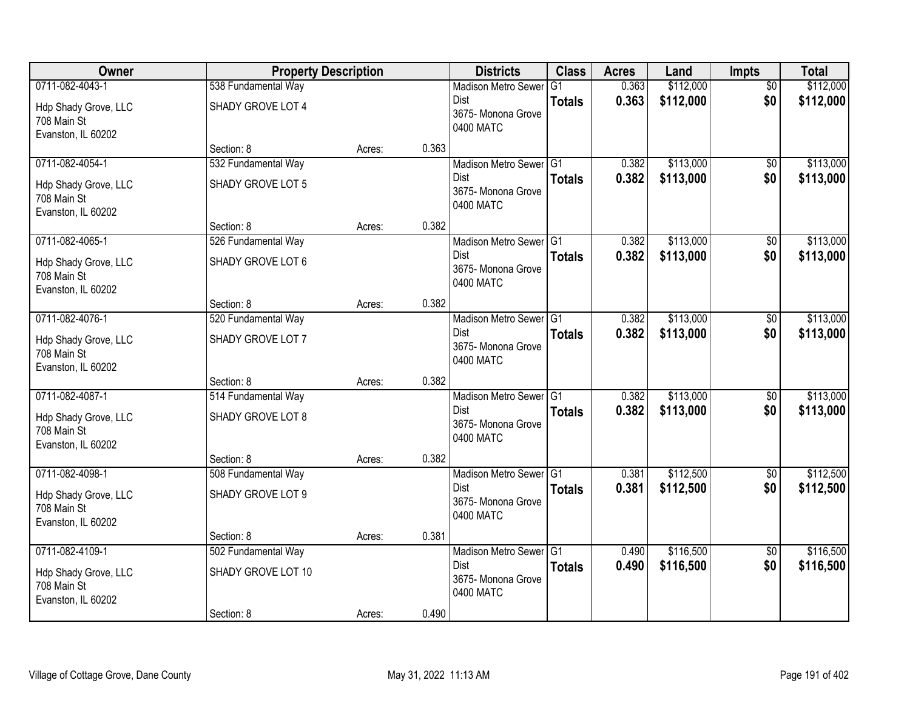| Owner | Property Description | | | Districts | Class | Acres | Land | Impts | Total |
|---|---|---|---|---|---|---|---|---|---|
| 0711-082-4043-1 | 538 Fundamental Way | | | Madison Metro Sewer Dist | G1 | 0.363 | $112,000 | $0 | $112,000 |
| Hdp Shady Grove, LLC<br>708 Main St<br>Evanston, IL 60202 | SHADY GROVE LOT 4 | | | 3675- Monona Grove<br>0400 MATC | **Totals** | **0.363** | **$112,000** | **$0** | **$112,000** |
| | Section: 8 | Acres: | 0.363 | | | | | | |
| 0711-082-4054-1 | 532 Fundamental Way | | | Madison Metro Sewer Dist | G1 | 0.382 | $113,000 | $0 | $113,000 |
| Hdp Shady Grove, LLC<br>708 Main St<br>Evanston, IL 60202 | SHADY GROVE LOT 5 | | | 3675- Monona Grove<br>0400 MATC | **Totals** | **0.382** | **$113,000** | **$0** | **$113,000** |
| | Section: 8 | Acres: | 0.382 | | | | | | |
| 0711-082-4065-1 | 526 Fundamental Way | | | Madison Metro Sewer Dist | G1 | 0.382 | $113,000 | $0 | $113,000 |
| Hdp Shady Grove, LLC<br>708 Main St<br>Evanston, IL 60202 | SHADY GROVE LOT 6 | | | 3675- Monona Grove<br>0400 MATC | **Totals** | **0.382** | **$113,000** | **$0** | **$113,000** |
| | Section: 8 | Acres: | 0.382 | | | | | | |
| 0711-082-4076-1 | 520 Fundamental Way | | | Madison Metro Sewer Dist | G1 | 0.382 | $113,000 | $0 | $113,000 |
| Hdp Shady Grove, LLC<br>708 Main St<br>Evanston, IL 60202 | SHADY GROVE LOT 7 | | | 3675- Monona Grove<br>0400 MATC | **Totals** | **0.382** | **$113,000** | **$0** | **$113,000** |
| | Section: 8 | Acres: | 0.382 | | | | | | |
| 0711-082-4087-1 | 514 Fundamental Way | | | Madison Metro Sewer Dist | G1 | 0.382 | $113,000 | $0 | $113,000 |
| Hdp Shady Grove, LLC<br>708 Main St<br>Evanston, IL 60202 | SHADY GROVE LOT 8 | | | 3675- Monona Grove<br>0400 MATC | **Totals** | **0.382** | **$113,000** | **$0** | **$113,000** |
| | Section: 8 | Acres: | 0.382 | | | | | | |
| 0711-082-4098-1 | 508 Fundamental Way | | | Madison Metro Sewer Dist | G1 | 0.381 | $112,500 | $0 | $112,500 |
| Hdp Shady Grove, LLC<br>708 Main St<br>Evanston, IL 60202 | SHADY GROVE LOT 9 | | | 3675- Monona Grove<br>0400 MATC | **Totals** | **0.381** | **$112,500** | **$0** | **$112,500** |
| | Section: 8 | Acres: | 0.381 | | | | | | |
| 0711-082-4109-1 | 502 Fundamental Way | | | Madison Metro Sewer Dist | G1 | 0.490 | $116,500 | $0 | $116,500 |
| Hdp Shady Grove, LLC<br>708 Main St<br>Evanston, IL 60202 | SHADY GROVE LOT 10 | | | 3675- Monona Grove<br>0400 MATC | **Totals** | **0.490** | **$116,500** | **$0** | **$116,500** |
| | Section: 8 | Acres: | 0.490 | | | | | | |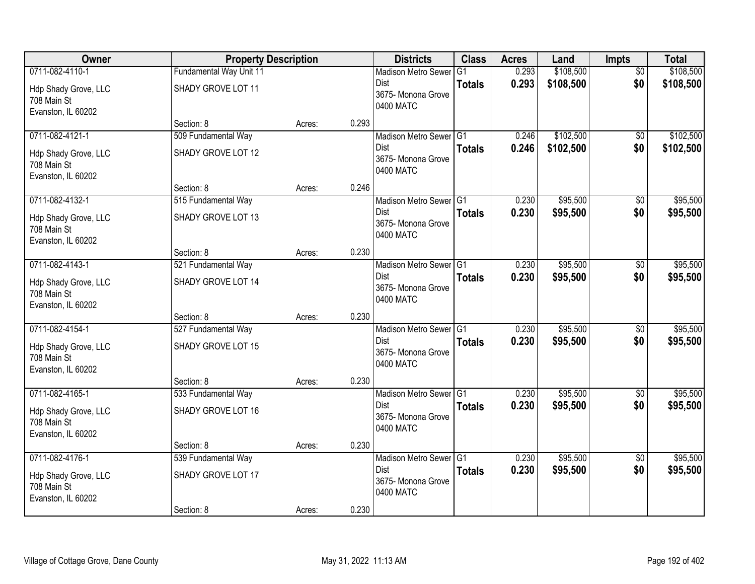| Owner | Property Description | | | Districts | Class | Acres | Land | Impts | Total |
|---|---|---|---|---|---|---|---|---|---|
| 0711-082-4110-1 | Fundamental Way Unit 11 | | | Madison Metro Sewer Dist | G1 | 0.293 | $108,500 | $0 | $108,500 |
| Hdp Shady Grove, LLC<br>708 Main St<br>Evanston, IL 60202 | SHADY GROVE LOT 11 | | | 3675- Monona Grove<br>0400 MATC | **Totals** | **0.293** | **$108,500** | **$0** | **$108,500** |
| | Section: 8 | Acres: | 0.293 | | | | | | |
| 0711-082-4121-1 | 509 Fundamental Way | | | Madison Metro Sewer Dist | G1 | 0.246 | $102,500 | $0 | $102,500 |
| Hdp Shady Grove, LLC<br>708 Main St<br>Evanston, IL 60202 | SHADY GROVE LOT 12 | | | 3675- Monona Grove<br>0400 MATC | **Totals** | **0.246** | **$102,500** | **$0** | **$102,500** |
| | Section: 8 | Acres: | 0.246 | | | | | | |
| 0711-082-4132-1 | 515 Fundamental Way | | | Madison Metro Sewer Dist | G1 | 0.230 | $95,500 | $0 | $95,500 |
| Hdp Shady Grove, LLC<br>708 Main St<br>Evanston, IL 60202 | SHADY GROVE LOT 13 | | | 3675- Monona Grove<br>0400 MATC | **Totals** | **0.230** | **$95,500** | **$0** | **$95,500** |
| | Section: 8 | Acres: | 0.230 | | | | | | |
| 0711-082-4143-1 | 521 Fundamental Way | | | Madison Metro Sewer Dist | G1 | 0.230 | $95,500 | $0 | $95,500 |
| Hdp Shady Grove, LLC<br>708 Main St<br>Evanston, IL 60202 | SHADY GROVE LOT 14 | | | 3675- Monona Grove<br>0400 MATC | **Totals** | **0.230** | **$95,500** | **$0** | **$95,500** |
| | Section: 8 | Acres: | 0.230 | | | | | | |
| 0711-082-4154-1 | 527 Fundamental Way | | | Madison Metro Sewer Dist | G1 | 0.230 | $95,500 | $0 | $95,500 |
| Hdp Shady Grove, LLC<br>708 Main St<br>Evanston, IL 60202 | SHADY GROVE LOT 15 | | | 3675- Monona Grove<br>0400 MATC | **Totals** | **0.230** | **$95,500** | **$0** | **$95,500** |
| | Section: 8 | Acres: | 0.230 | | | | | | |
| 0711-082-4165-1 | 533 Fundamental Way | | | Madison Metro Sewer Dist | G1 | 0.230 | $95,500 | $0 | $95,500 |
| Hdp Shady Grove, LLC<br>708 Main St<br>Evanston, IL 60202 | SHADY GROVE LOT 16 | | | 3675- Monona Grove<br>0400 MATC | **Totals** | **0.230** | **$95,500** | **$0** | **$95,500** |
| | Section: 8 | Acres: | 0.230 | | | | | | |
| 0711-082-4176-1 | 539 Fundamental Way | | | Madison Metro Sewer Dist | G1 | 0.230 | $95,500 | $0 | $95,500 |
| Hdp Shady Grove, LLC<br>708 Main St<br>Evanston, IL 60202 | SHADY GROVE LOT 17 | | | 3675- Monona Grove<br>0400 MATC | **Totals** | **0.230** | **$95,500** | **$0** | **$95,500** |
| | Section: 8 | Acres: | 0.230 | | | | | | |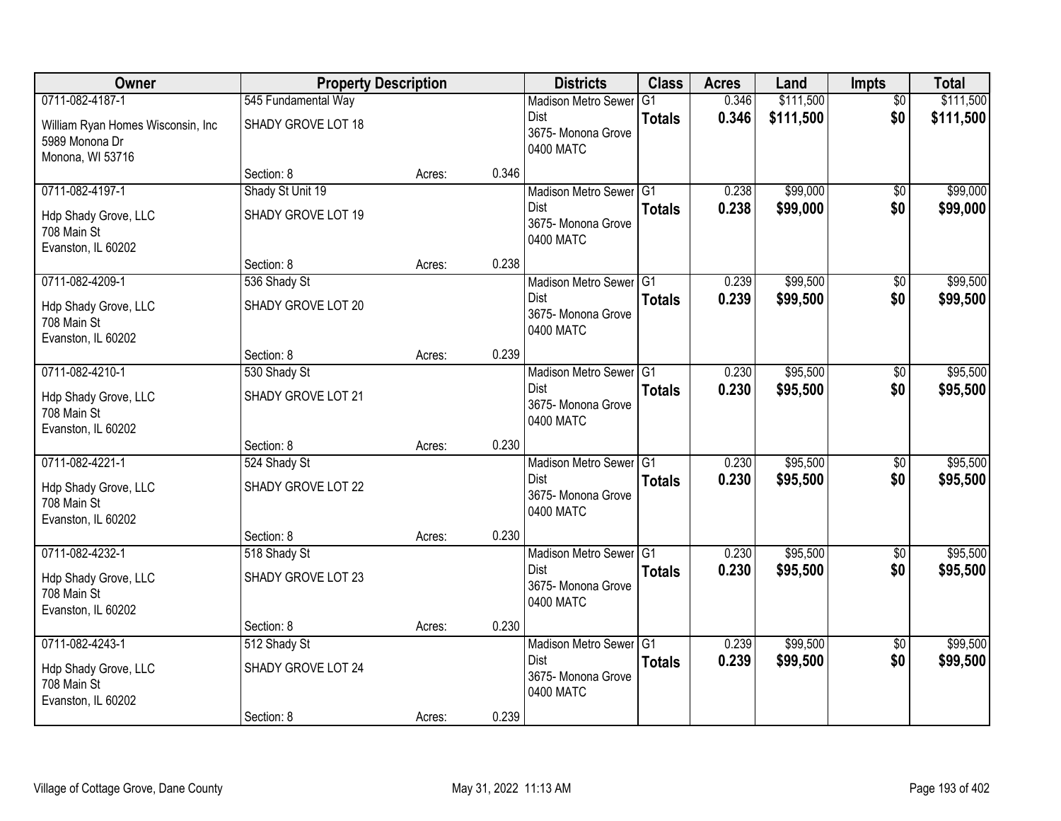| Owner | Property Description | | | Districts | Class | Acres | Land | Impts | Total |
|---|---|---|---|---|---|---|---|---|---|
| 0711-082-4187-1 | 545 Fundamental Way | | | Madison Metro Sewer Dist | G1 | 0.346 | $111,500 | $0 | $111,500 |
| William Ryan Homes Wisconsin, Inc 5989 Monona Dr Monona, WI 53716 | SHADY GROVE LOT 18 | | | 3675- Monona Grove 0400 MATC | **Totals** | **0.346** | **$111,500** | **$0** | **$111,500** |
| | Section: 8 | Acres: | 0.346 | | | | | | |
| 0711-082-4197-1 | Shady St Unit 19 | | | Madison Metro Sewer Dist | G1 | 0.238 | $99,000 | $0 | $99,000 |
| Hdp Shady Grove, LLC 708 Main St Evanston, IL 60202 | SHADY GROVE LOT 19 | | | 3675- Monona Grove 0400 MATC | **Totals** | **0.238** | **$99,000** | **$0** | **$99,000** |
| | Section: 8 | Acres: | 0.238 | | | | | | |
| 0711-082-4209-1 | 536 Shady St | | | Madison Metro Sewer Dist | G1 | 0.239 | $99,500 | $0 | $99,500 |
| Hdp Shady Grove, LLC 708 Main St Evanston, IL 60202 | SHADY GROVE LOT 20 | | | 3675- Monona Grove 0400 MATC | **Totals** | **0.239** | **$99,500** | **$0** | **$99,500** |
| | Section: 8 | Acres: | 0.239 | | | | | | |
| 0711-082-4210-1 | 530 Shady St | | | Madison Metro Sewer Dist | G1 | 0.230 | $95,500 | $0 | $95,500 |
| Hdp Shady Grove, LLC 708 Main St Evanston, IL 60202 | SHADY GROVE LOT 21 | | | 3675- Monona Grove 0400 MATC | **Totals** | **0.230** | **$95,500** | **$0** | **$95,500** |
| | Section: 8 | Acres: | 0.230 | | | | | | |
| 0711-082-4221-1 | 524 Shady St | | | Madison Metro Sewer Dist | G1 | 0.230 | $95,500 | $0 | $95,500 |
| Hdp Shady Grove, LLC 708 Main St Evanston, IL 60202 | SHADY GROVE LOT 22 | | | 3675- Monona Grove 0400 MATC | **Totals** | **0.230** | **$95,500** | **$0** | **$95,500** |
| | Section: 8 | Acres: | 0.230 | | | | | | |
| 0711-082-4232-1 | 518 Shady St | | | Madison Metro Sewer Dist | G1 | 0.230 | $95,500 | $0 | $95,500 |
| Hdp Shady Grove, LLC 708 Main St Evanston, IL 60202 | SHADY GROVE LOT 23 | | | 3675- Monona Grove 0400 MATC | **Totals** | **0.230** | **$95,500** | **$0** | **$95,500** |
| | Section: 8 | Acres: | 0.230 | | | | | | |
| 0711-082-4243-1 | 512 Shady St | | | Madison Metro Sewer Dist | G1 | 0.239 | $99,500 | $0 | $99,500 |
| Hdp Shady Grove, LLC 708 Main St Evanston, IL 60202 | SHADY GROVE LOT 24 | | | 3675- Monona Grove 0400 MATC | **Totals** | **0.239** | **$99,500** | **$0** | **$99,500** |
| | Section: 8 | Acres: | 0.239 | | | | | | |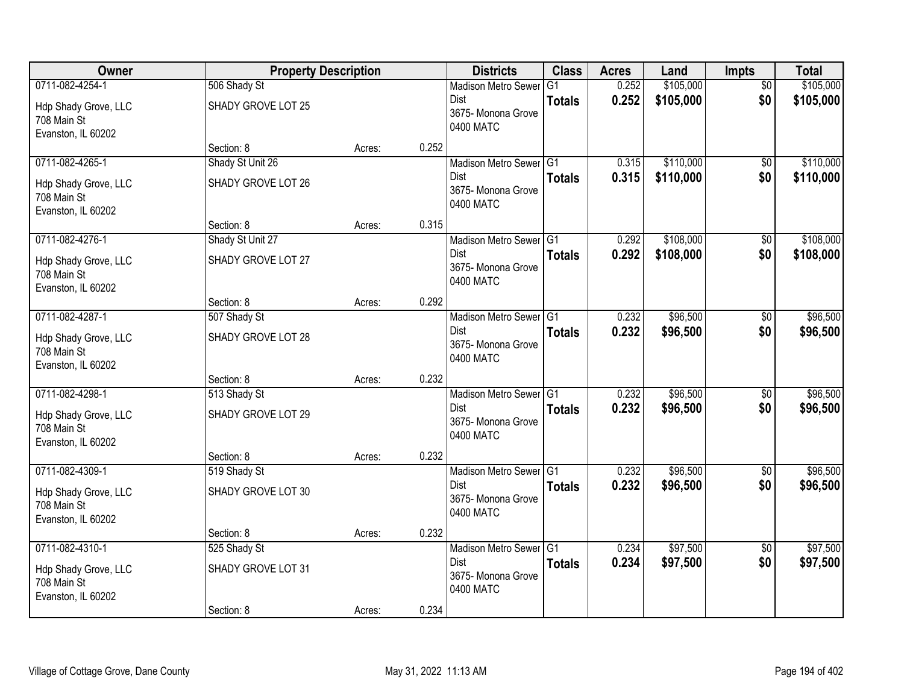| Owner | Property Description | | | Districts | Class | Acres | Land | Impts | Total |
|---|---|---|---|---|---|---|---|---|---|
| 0711-082-4254-1 | 506 Shady St | | | Madison Metro Sewer Dist | G1 | 0.252 | $105,000 | $0 | $105,000 |
| Hdp Shady Grove, LLC<br>708 Main St<br>Evanston, IL 60202 | SHADY GROVE LOT 25 | | | 3675- Monona Grove<br>0400 MATC | **Totals** | **0.252** | **$105,000** | **$0** | **$105,000** |
| | Section: 8 | Acres: | 0.252 | | | | | | |
| 0711-082-4265-1 | Shady St Unit 26 | | | Madison Metro Sewer Dist | G1 | 0.315 | $110,000 | $0 | $110,000 |
| Hdp Shady Grove, LLC<br>708 Main St<br>Evanston, IL 60202 | SHADY GROVE LOT 26 | | | 3675- Monona Grove<br>0400 MATC | **Totals** | **0.315** | **$110,000** | **$0** | **$110,000** |
| | Section: 8 | Acres: | 0.315 | | | | | | |
| 0711-082-4276-1 | Shady St Unit 27 | | | Madison Metro Sewer Dist | G1 | 0.292 | $108,000 | $0 | $108,000 |
| Hdp Shady Grove, LLC<br>708 Main St<br>Evanston, IL 60202 | SHADY GROVE LOT 27 | | | 3675- Monona Grove<br>0400 MATC | **Totals** | **0.292** | **$108,000** | **$0** | **$108,000** |
| | Section: 8 | Acres: | 0.292 | | | | | | |
| 0711-082-4287-1 | 507 Shady St | | | Madison Metro Sewer Dist | G1 | 0.232 | $96,500 | $0 | $96,500 |
| Hdp Shady Grove, LLC<br>708 Main St<br>Evanston, IL 60202 | SHADY GROVE LOT 28 | | | 3675- Monona Grove<br>0400 MATC | **Totals** | **0.232** | **$96,500** | **$0** | **$96,500** |
| | Section: 8 | Acres: | 0.232 | | | | | | |
| 0711-082-4298-1 | 513 Shady St | | | Madison Metro Sewer Dist | G1 | 0.232 | $96,500 | $0 | $96,500 |
| Hdp Shady Grove, LLC<br>708 Main St<br>Evanston, IL 60202 | SHADY GROVE LOT 29 | | | 3675- Monona Grove<br>0400 MATC | **Totals** | **0.232** | **$96,500** | **$0** | **$96,500** |
| | Section: 8 | Acres: | 0.232 | | | | | | |
| 0711-082-4309-1 | 519 Shady St | | | Madison Metro Sewer Dist | G1 | 0.232 | $96,500 | $0 | $96,500 |
| Hdp Shady Grove, LLC<br>708 Main St<br>Evanston, IL 60202 | SHADY GROVE LOT 30 | | | 3675- Monona Grove<br>0400 MATC | **Totals** | **0.232** | **$96,500** | **$0** | **$96,500** |
| | Section: 8 | Acres: | 0.232 | | | | | | |
| 0711-082-4310-1 | 525 Shady St | | | Madison Metro Sewer Dist | G1 | 0.234 | $97,500 | $0 | $97,500 |
| Hdp Shady Grove, LLC<br>708 Main St<br>Evanston, IL 60202 | SHADY GROVE LOT 31 | | | 3675- Monona Grove<br>0400 MATC | **Totals** | **0.234** | **$97,500** | **$0** | **$97,500** |
| | Section: 8 | Acres: | 0.234 | | | | | | |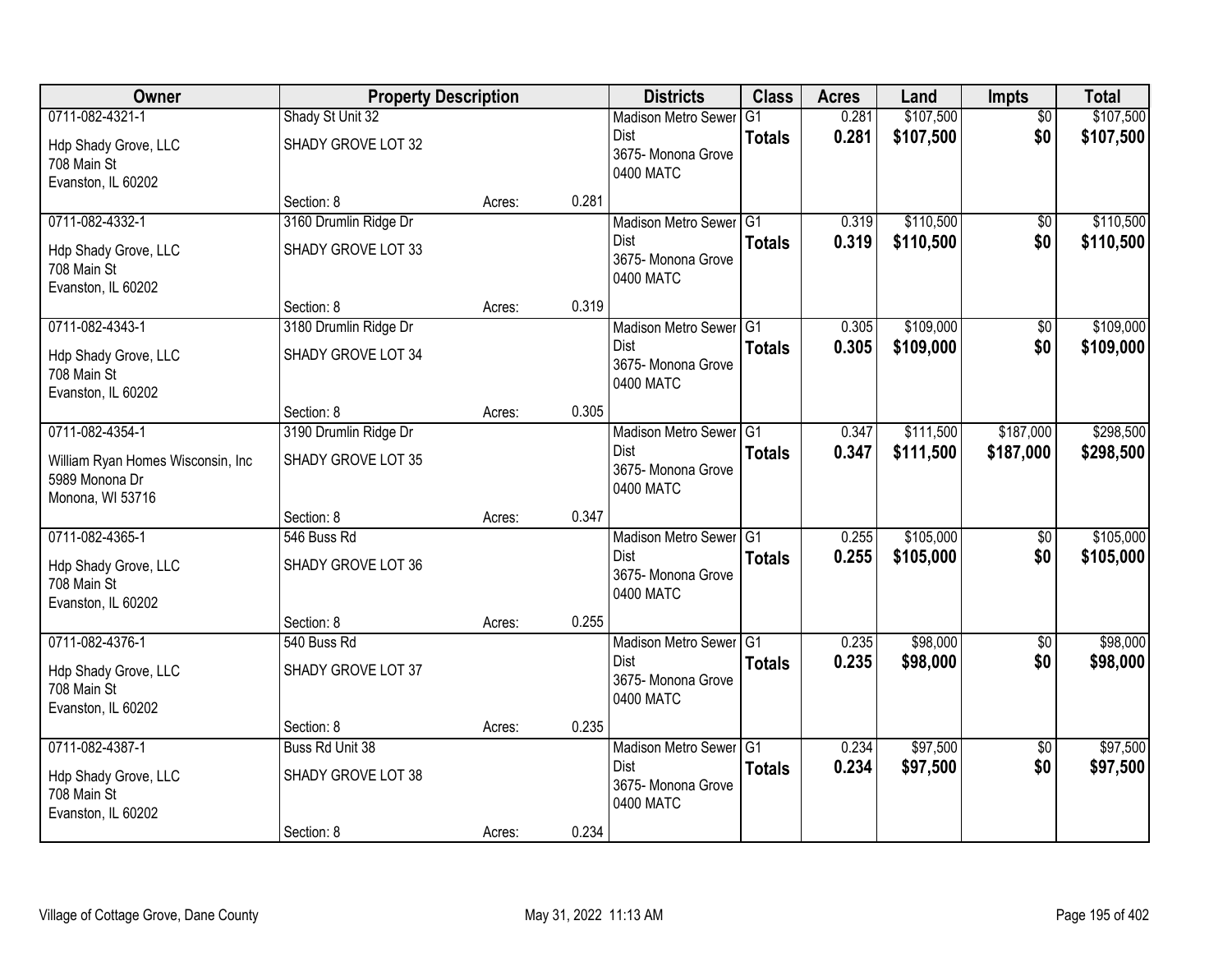| Owner | Property Description | | | Districts | Class | Acres | Land | Impts | Total |
|---|---|---|---|---|---|---|---|---|---|
| 0711-082-4321-1<br>Hdp Shady Grove, LLC<br>708 Main St<br>Evanston, IL 60202 | Shady St Unit 32<br>SHADY GROVE LOT 32<br>Section: 8 | Acres: | 0.281 | Madison Metro Sewer Dist<br>3675- Monona Grove<br>0400 MATC | G1<br>**Totals** | 0.281<br>**0.281** | $107,500<br>**$107,500** | $0<br>**$0** | $107,500<br>**$107,500** |
| 0711-082-4332-1<br>Hdp Shady Grove, LLC<br>708 Main St<br>Evanston, IL 60202 | 3160 Drumlin Ridge Dr<br>SHADY GROVE LOT 33<br>Section: 8 | Acres: | 0.319 | Madison Metro Sewer Dist<br>3675- Monona Grove<br>0400 MATC | G1<br>**Totals** | 0.319<br>**0.319** | $110,500<br>**$110,500** | $0<br>**$0** | $110,500<br>**$110,500** |
| 0711-082-4343-1<br>Hdp Shady Grove, LLC<br>708 Main St<br>Evanston, IL 60202 | 3180 Drumlin Ridge Dr<br>SHADY GROVE LOT 34<br>Section: 8 | Acres: | 0.305 | Madison Metro Sewer Dist<br>3675- Monona Grove<br>0400 MATC | G1<br>**Totals** | 0.305<br>**0.305** | $109,000<br>**$109,000** | $0<br>**$0** | $109,000<br>**$109,000** |
| 0711-082-4354-1<br>William Ryan Homes Wisconsin, Inc<br>5989 Monona Dr<br>Monona, WI 53716 | 3190 Drumlin Ridge Dr<br>SHADY GROVE LOT 35<br>Section: 8 | Acres: | 0.347 | Madison Metro Sewer Dist<br>3675- Monona Grove<br>0400 MATC | G1<br>**Totals** | 0.347<br>**0.347** | $111,500<br>**$111,500** | $187,000<br>**$187,000** | $298,500<br>**$298,500** |
| 0711-082-4365-1<br>Hdp Shady Grove, LLC<br>708 Main St<br>Evanston, IL 60202 | 546 Buss Rd<br>SHADY GROVE LOT 36<br>Section: 8 | Acres: | 0.255 | Madison Metro Sewer Dist<br>3675- Monona Grove<br>0400 MATC | G1<br>**Totals** | 0.255<br>**0.255** | $105,000<br>**$105,000** | $0<br>**$0** | $105,000<br>**$105,000** |
| 0711-082-4376-1<br>Hdp Shady Grove, LLC<br>708 Main St<br>Evanston, IL 60202 | 540 Buss Rd<br>SHADY GROVE LOT 37<br>Section: 8 | Acres: | 0.235 | Madison Metro Sewer Dist<br>3675- Monona Grove<br>0400 MATC | G1<br>**Totals** | 0.235<br>**0.235** | $98,000<br>**$98,000** | $0<br>**$0** | $98,000<br>**$98,000** |
| 0711-082-4387-1<br>Hdp Shady Grove, LLC<br>708 Main St<br>Evanston, IL 60202 | Buss Rd Unit 38<br>SHADY GROVE LOT 38<br>Section: 8 | Acres: | 0.234 | Madison Metro Sewer Dist<br>3675- Monona Grove<br>0400 MATC | G1<br>**Totals** | 0.234<br>**0.234** | $97,500<br>**$97,500** | $0<br>**$0** | $97,500<br>**$97,500** |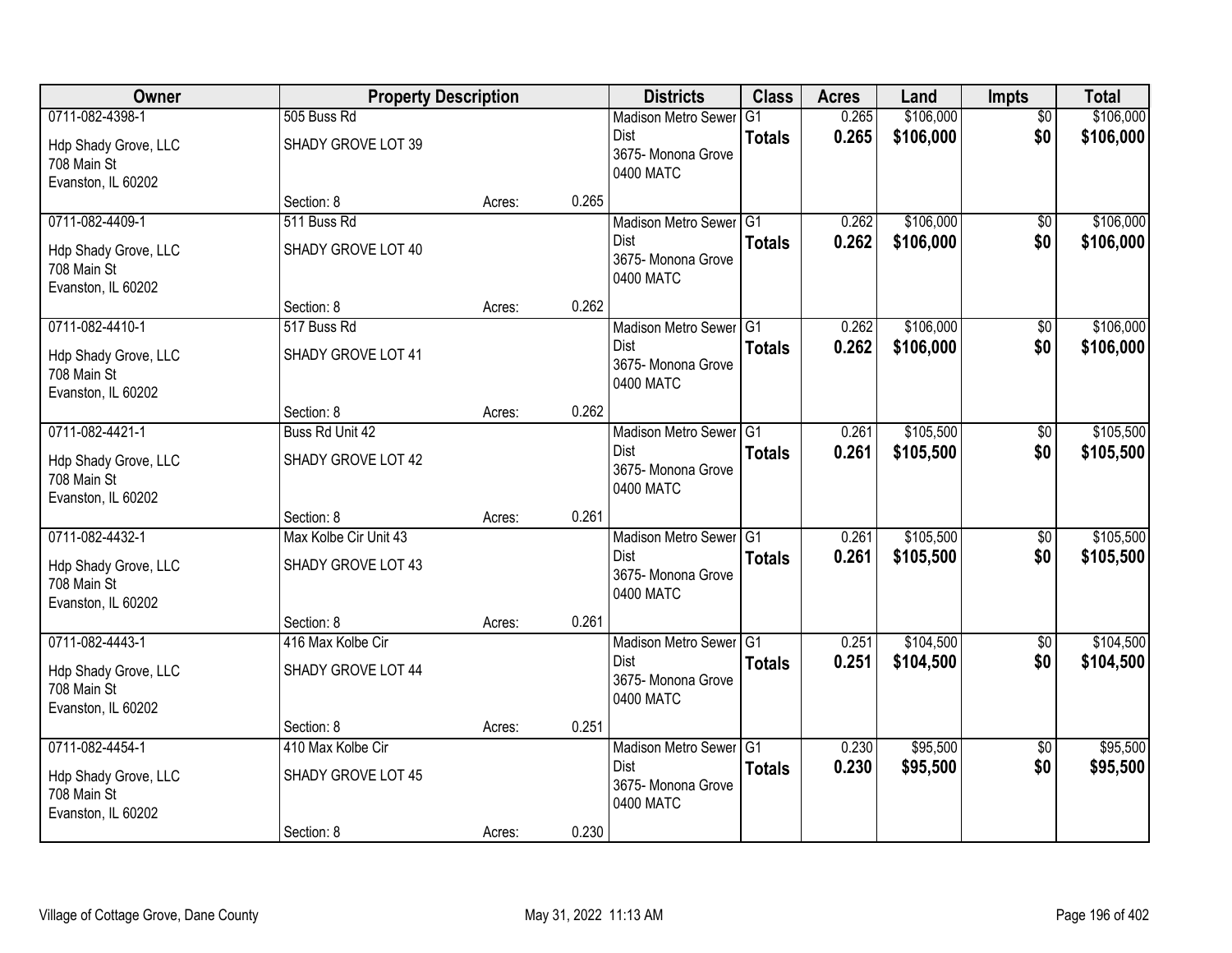| Owner | Property Description | | | Districts | Class | Acres | Land | Impts | Total |
|---|---|---|---|---|---|---|---|---|---|
| 0711-082-4398-1 | 505 Buss Rd | | | Madison Metro Sewer Dist | G1 | 0.265 | $106,000 | $0 | $106,000 |
| Hdp Shady Grove, LLC<br>708 Main St<br>Evanston, IL 60202 | SHADY GROVE LOT 39 | | | 3675- Monona Grove<br>0400 MATC | **Totals** | **0.265** | **$106,000** | **$0** | **$106,000** |
| | Section: 8 | Acres: | 0.265 | | | | | | |
| 0711-082-4409-1 | 511 Buss Rd | | | Madison Metro Sewer Dist | G1 | 0.262 | $106,000 | $0 | $106,000 |
| Hdp Shady Grove, LLC<br>708 Main St<br>Evanston, IL 60202 | SHADY GROVE LOT 40 | | | 3675- Monona Grove<br>0400 MATC | **Totals** | **0.262** | **$106,000** | **$0** | **$106,000** |
| | Section: 8 | Acres: | 0.262 | | | | | | |
| 0711-082-4410-1 | 517 Buss Rd | | | Madison Metro Sewer Dist | G1 | 0.262 | $106,000 | $0 | $106,000 |
| Hdp Shady Grove, LLC<br>708 Main St<br>Evanston, IL 60202 | SHADY GROVE LOT 41 | | | 3675- Monona Grove<br>0400 MATC | **Totals** | **0.262** | **$106,000** | **$0** | **$106,000** |
| | Section: 8 | Acres: | 0.262 | | | | | | |
| 0711-082-4421-1 | Buss Rd Unit 42 | | | Madison Metro Sewer Dist | G1 | 0.261 | $105,500 | $0 | $105,500 |
| Hdp Shady Grove, LLC<br>708 Main St<br>Evanston, IL 60202 | SHADY GROVE LOT 42 | | | 3675- Monona Grove<br>0400 MATC | **Totals** | **0.261** | **$105,500** | **$0** | **$105,500** |
| | Section: 8 | Acres: | 0.261 | | | | | | |
| 0711-082-4432-1 | Max Kolbe Cir Unit 43 | | | Madison Metro Sewer Dist | G1 | 0.261 | $105,500 | $0 | $105,500 |
| Hdp Shady Grove, LLC<br>708 Main St<br>Evanston, IL 60202 | SHADY GROVE LOT 43 | | | 3675- Monona Grove<br>0400 MATC | **Totals** | **0.261** | **$105,500** | **$0** | **$105,500** |
| | Section: 8 | Acres: | 0.261 | | | | | | |
| 0711-082-4443-1 | 416 Max Kolbe Cir | | | Madison Metro Sewer Dist | G1 | 0.251 | $104,500 | $0 | $104,500 |
| Hdp Shady Grove, LLC<br>708 Main St<br>Evanston, IL 60202 | SHADY GROVE LOT 44 | | | 3675- Monona Grove<br>0400 MATC | **Totals** | **0.251** | **$104,500** | **$0** | **$104,500** |
| | Section: 8 | Acres: | 0.251 | | | | | | |
| 0711-082-4454-1 | 410 Max Kolbe Cir | | | Madison Metro Sewer Dist | G1 | 0.230 | $95,500 | $0 | $95,500 |
| Hdp Shady Grove, LLC<br>708 Main St<br>Evanston, IL 60202 | SHADY GROVE LOT 45 | | | 3675- Monona Grove<br>0400 MATC | **Totals** | **0.230** | **$95,500** | **$0** | **$95,500** |
| | Section: 8 | Acres: | 0.230 | | | | | | |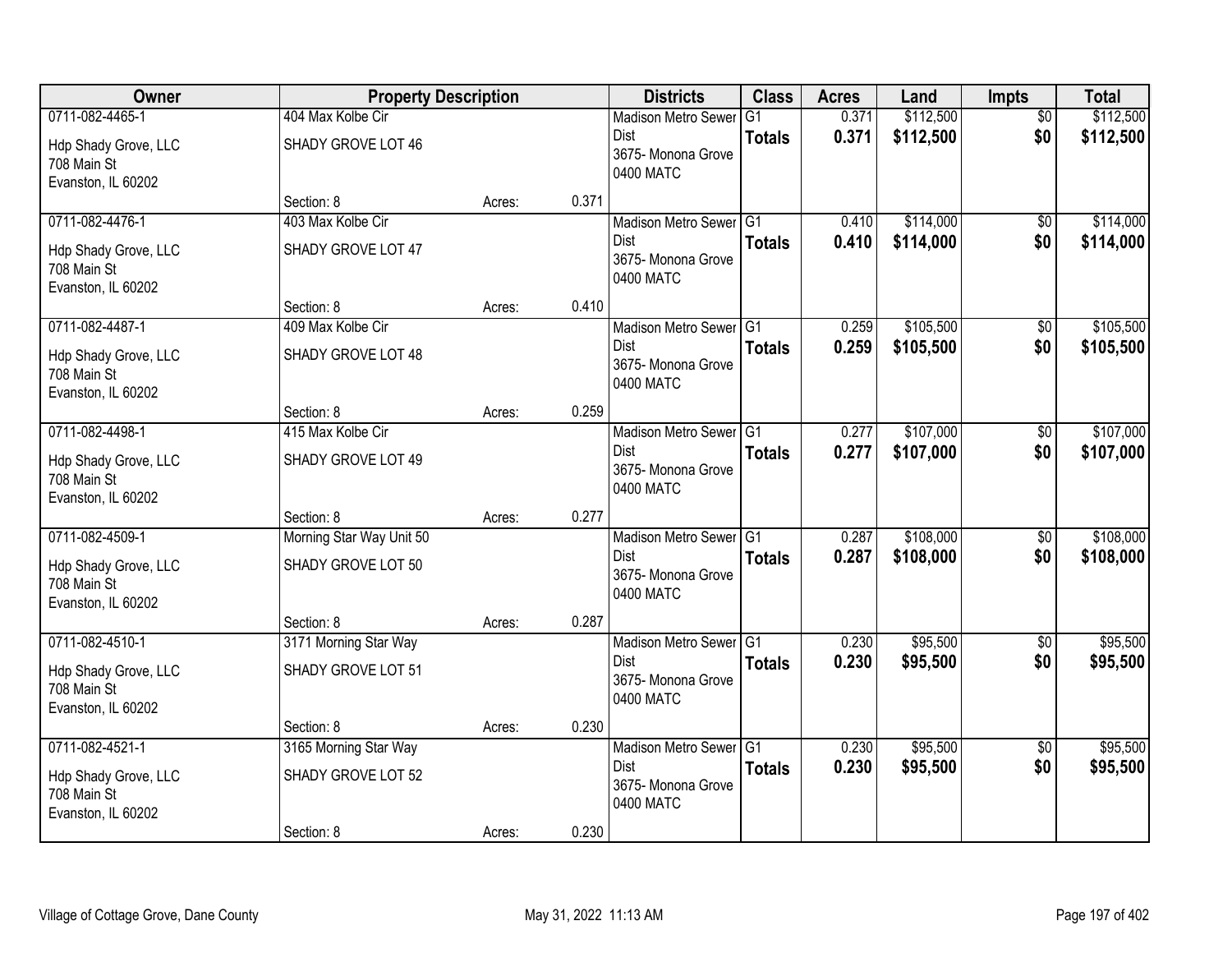| Owner | Property Description | | | Districts | Class | Acres | Land | Impts | Total |
|---|---|---|---|---|---|---|---|---|---|
| 0711-082-4465-1<br>Hdp Shady Grove, LLC<br>708 Main St<br>Evanston, IL 60202 | 404 Max Kolbe Cir<br>SHADY GROVE LOT 46<br><br>Section: 8 | Acres: | 0.371 | Madison Metro Sewer Dist<br>3675- Monona Grove<br>0400 MATC | G1<br>**Totals** | 0.371<br>**0.371** | $112,500<br>**$112,500** | $0<br>**$0** | $112,500<br>**$112,500** |
| 0711-082-4476-1<br>Hdp Shady Grove, LLC<br>708 Main St<br>Evanston, IL 60202 | 403 Max Kolbe Cir<br>SHADY GROVE LOT 47<br><br>Section: 8 | Acres: | 0.410 | Madison Metro Sewer Dist<br>3675- Monona Grove<br>0400 MATC | G1<br>**Totals** | 0.410<br>**0.410** | $114,000<br>**$114,000** | $0<br>**$0** | $114,000<br>**$114,000** |
| 0711-082-4487-1<br>Hdp Shady Grove, LLC<br>708 Main St<br>Evanston, IL 60202 | 409 Max Kolbe Cir<br>SHADY GROVE LOT 48<br><br>Section: 8 | Acres: | 0.259 | Madison Metro Sewer Dist<br>3675- Monona Grove<br>0400 MATC | G1<br>**Totals** | 0.259<br>**0.259** | $105,500<br>**$105,500** | $0<br>**$0** | $105,500<br>**$105,500** |
| 0711-082-4498-1<br>Hdp Shady Grove, LLC<br>708 Main St<br>Evanston, IL 60202 | 415 Max Kolbe Cir<br>SHADY GROVE LOT 49<br><br>Section: 8 | Acres: | 0.277 | Madison Metro Sewer Dist<br>3675- Monona Grove<br>0400 MATC | G1<br>**Totals** | 0.277<br>**0.277** | $107,000<br>**$107,000** | $0<br>**$0** | $107,000<br>**$107,000** |
| 0711-082-4509-1<br>Hdp Shady Grove, LLC<br>708 Main St<br>Evanston, IL 60202 | Morning Star Way Unit 50<br>SHADY GROVE LOT 50<br><br>Section: 8 | Acres: | 0.287 | Madison Metro Sewer Dist<br>3675- Monona Grove<br>0400 MATC | G1<br>**Totals** | 0.287<br>**0.287** | $108,000<br>**$108,000** | $0<br>**$0** | $108,000<br>**$108,000** |
| 0711-082-4510-1<br>Hdp Shady Grove, LLC<br>708 Main St<br>Evanston, IL 60202 | 3171 Morning Star Way<br>SHADY GROVE LOT 51<br><br>Section: 8 | Acres: | 0.230 | Madison Metro Sewer Dist<br>3675- Monona Grove<br>0400 MATC | G1<br>**Totals** | 0.230<br>**0.230** | $95,500<br>**$95,500** | $0<br>**$0** | $95,500<br>**$95,500** |
| 0711-082-4521-1<br>Hdp Shady Grove, LLC<br>708 Main St<br>Evanston, IL 60202 | 3165 Morning Star Way<br>SHADY GROVE LOT 52<br><br>Section: 8 | Acres: | 0.230 | Madison Metro Sewer Dist<br>3675- Monona Grove<br>0400 MATC | G1<br>**Totals** | 0.230<br>**0.230** | $95,500<br>**$95,500** | $0<br>**$0** | $95,500<br>**$95,500** |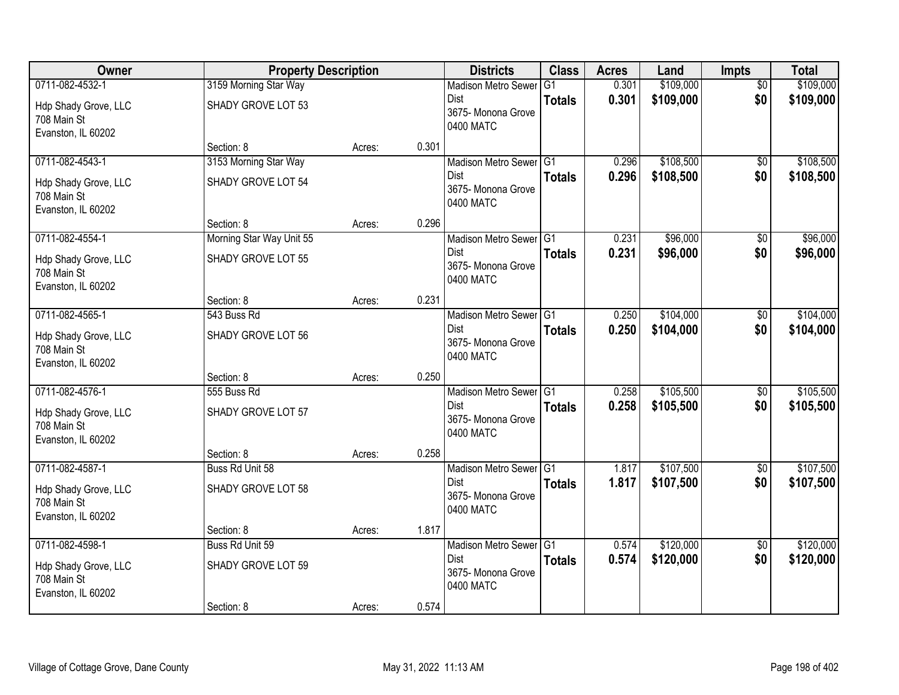| Owner | Property Description | | | Districts | Class | Acres | Land | Impts | Total |
|---|---|---|---|---|---|---|---|---|---|
| 0711-082-4532-1<br>Hdp Shady Grove, LLC<br>708 Main St<br>Evanston, IL 60202 | 3159 Morning Star Way<br>SHADY GROVE LOT 53 | | | Madison Metro Sewer Dist<br>3675- Monona Grove<br>0400 MATC | G1<br>**Totals** | 0.301<br>**0.301** | $109,000<br>**$109,000** | $0<br>**$0** | $109,000<br>**$109,000** |
| | Section: 8 | Acres: | 0.301 | | | | | | |
| 0711-082-4543-1<br>Hdp Shady Grove, LLC<br>708 Main St<br>Evanston, IL 60202 | 3153 Morning Star Way<br>SHADY GROVE LOT 54 | | | Madison Metro Sewer Dist<br>3675- Monona Grove<br>0400 MATC | G1<br>**Totals** | 0.296<br>**0.296** | $108,500<br>**$108,500** | $0<br>**$0** | $108,500<br>**$108,500** |
| | Section: 8 | Acres: | 0.296 | | | | | | |
| 0711-082-4554-1<br>Hdp Shady Grove, LLC<br>708 Main St<br>Evanston, IL 60202 | Morning Star Way Unit 55<br>SHADY GROVE LOT 55 | | | Madison Metro Sewer Dist<br>3675- Monona Grove<br>0400 MATC | G1<br>**Totals** | 0.231<br>**0.231** | $96,000<br>**$96,000** | $0<br>**$0** | $96,000<br>**$96,000** |
| | Section: 8 | Acres: | 0.231 | | | | | | |
| 0711-082-4565-1<br>Hdp Shady Grove, LLC<br>708 Main St<br>Evanston, IL 60202 | 543 Buss Rd<br>SHADY GROVE LOT 56 | | | Madison Metro Sewer Dist<br>3675- Monona Grove<br>0400 MATC | G1<br>**Totals** | 0.250<br>**0.250** | $104,000<br>**$104,000** | $0<br>**$0** | $104,000<br>**$104,000** |
| | Section: 8 | Acres: | 0.250 | | | | | | |
| 0711-082-4576-1<br>Hdp Shady Grove, LLC<br>708 Main St<br>Evanston, IL 60202 | 555 Buss Rd<br>SHADY GROVE LOT 57 | | | Madison Metro Sewer Dist<br>3675- Monona Grove<br>0400 MATC | G1<br>**Totals** | 0.258<br>**0.258** | $105,500<br>**$105,500** | $0<br>**$0** | $105,500<br>**$105,500** |
| | Section: 8 | Acres: | 0.258 | | | | | | |
| 0711-082-4587-1<br>Hdp Shady Grove, LLC<br>708 Main St<br>Evanston, IL 60202 | Buss Rd Unit 58<br>SHADY GROVE LOT 58 | | | Madison Metro Sewer Dist<br>3675- Monona Grove<br>0400 MATC | G1<br>**Totals** | 1.817<br>**1.817** | $107,500<br>**$107,500** | $0<br>**$0** | $107,500<br>**$107,500** |
| | Section: 8 | Acres: | 1.817 | | | | | | |
| 0711-082-4598-1<br>Hdp Shady Grove, LLC<br>708 Main St<br>Evanston, IL 60202 | Buss Rd Unit 59<br>SHADY GROVE LOT 59 | | | Madison Metro Sewer Dist<br>3675- Monona Grove<br>0400 MATC | G1<br>**Totals** | 0.574<br>**0.574** | $120,000<br>**$120,000** | $0<br>**$0** | $120,000<br>**$120,000** |
| | Section: 8 | Acres: | 0.574 | | | | | | |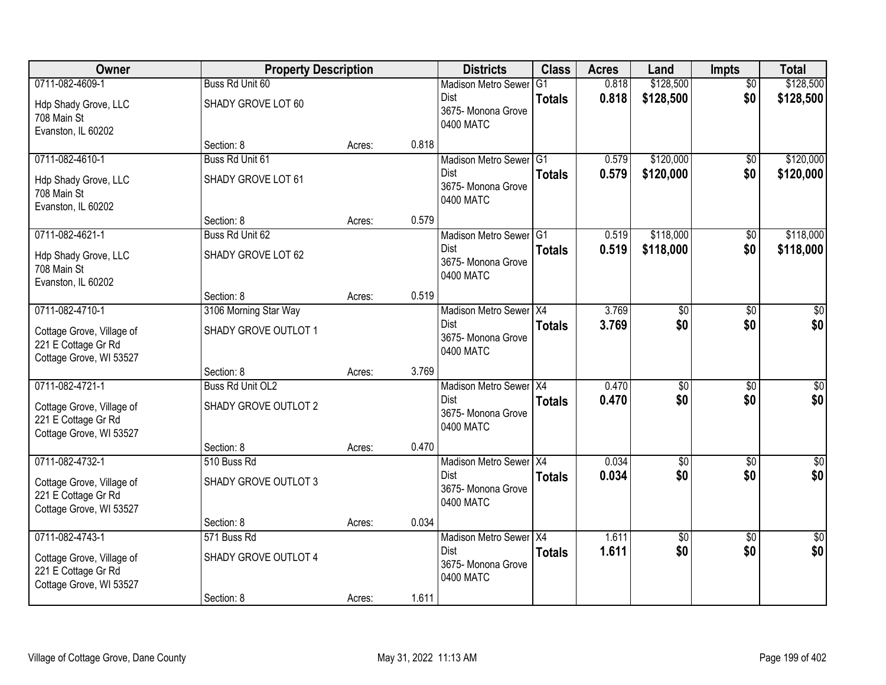| Owner | Property Description | | | Districts | Class | Acres | Land | Impts | Total |
|---|---|---|---|---|---|---|---|---|---|
| 0711-082-4609-1<br>Hdp Shady Grove, LLC<br>708 Main St<br>Evanston, IL 60202 | Buss Rd Unit 60<br>SHADY GROVE LOT 60<br>Section: 8 | Acres: | 0.818 | Madison Metro Sewer Dist<br>3675- Monona Grove<br>0400 MATC | G1<br>**Totals** | 0.818<br>**0.818** | $128,500<br>**$128,500** | $0<br>**$0** | $128,500<br>**$128,500** |
| 0711-082-4610-1<br>Hdp Shady Grove, LLC<br>708 Main St<br>Evanston, IL 60202 | Buss Rd Unit 61<br>SHADY GROVE LOT 61<br>Section: 8 | Acres: | 0.579 | Madison Metro Sewer Dist<br>3675- Monona Grove<br>0400 MATC | G1<br>**Totals** | 0.579<br>**0.579** | $120,000<br>**$120,000** | $0<br>**$0** | $120,000<br>**$120,000** |
| 0711-082-4621-1<br>Hdp Shady Grove, LLC<br>708 Main St<br>Evanston, IL 60202 | Buss Rd Unit 62<br>SHADY GROVE LOT 62<br>Section: 8 | Acres: | 0.519 | Madison Metro Sewer Dist<br>3675- Monona Grove<br>0400 MATC | G1<br>**Totals** | 0.519<br>**0.519** | $118,000<br>**$118,000** | $0<br>**$0** | $118,000<br>**$118,000** |
| 0711-082-4710-1<br>Cottage Grove, Village of<br>221 E Cottage Gr Rd<br>Cottage Grove, WI 53527 | 3106 Morning Star Way<br>SHADY GROVE OUTLOT 1<br>Section: 8 | Acres: | 3.769 | Madison Metro Sewer Dist<br>3675- Monona Grove<br>0400 MATC | X4<br>**Totals** | 3.769<br>**3.769** | $0<br>**$0** | $0<br>**$0** | $0<br>**$0** |
| 0711-082-4721-1<br>Cottage Grove, Village of<br>221 E Cottage Gr Rd<br>Cottage Grove, WI 53527 | Buss Rd Unit OL2<br>SHADY GROVE OUTLOT 2<br>Section: 8 | Acres: | 0.470 | Madison Metro Sewer Dist<br>3675- Monona Grove<br>0400 MATC | X4<br>**Totals** | 0.470<br>**0.470** | $0<br>**$0** | $0<br>**$0** | $0<br>**$0** |
| 0711-082-4732-1<br>Cottage Grove, Village of<br>221 E Cottage Gr Rd<br>Cottage Grove, WI 53527 | 510 Buss Rd<br>SHADY GROVE OUTLOT 3<br>Section: 8 | Acres: | 0.034 | Madison Metro Sewer Dist<br>3675- Monona Grove<br>0400 MATC | X4<br>**Totals** | 0.034<br>**0.034** | $0<br>**$0** | $0<br>**$0** | $0<br>**$0** |
| 0711-082-4743-1<br>Cottage Grove, Village of<br>221 E Cottage Gr Rd<br>Cottage Grove, WI 53527 | 571 Buss Rd<br>SHADY GROVE OUTLOT 4<br>Section: 8 | Acres: | 1.611 | Madison Metro Sewer Dist<br>3675- Monona Grove<br>0400 MATC | X4<br>**Totals** | 1.611<br>**1.611** | $0<br>**$0** | $0<br>**$0** | $0<br>**$0** |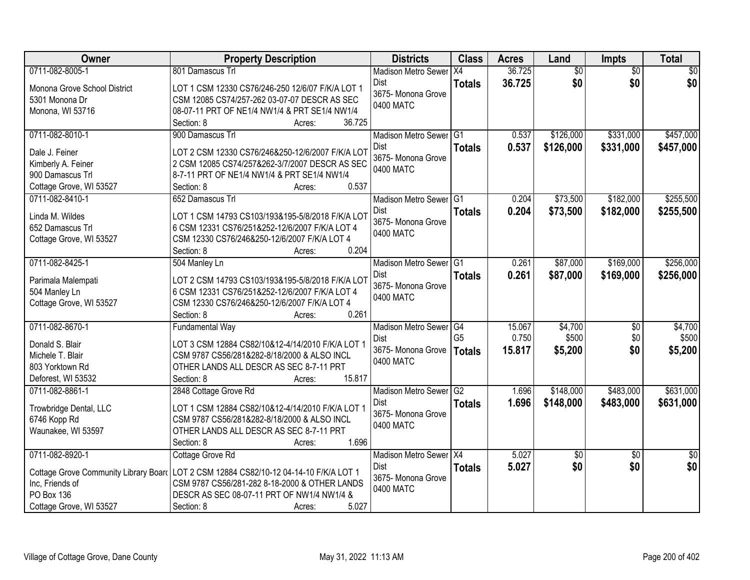| Owner | Property Description | Districts | Class | Acres | Land | Impts | Total |
|---|---|---|---|---|---|---|---|
| 0711-082-8005-1<br><br>Monona Grove School District<br>5301 Monona Dr<br>Monona, WI 53716 | 801 Damascus Trl<br><br>LOT 1 CSM 12330 CS76/246-250 12/6/07 F/K/A LOT 1 CSM 12085 CS74/257-262 03-07-07 DESCR AS SEC 08-07-11 PRT OF NE1/4 NW1/4 & PRT SE1/4 NW1/4<br>Section: 8 Acres: 36.725 | Madison Metro Sewer Dist<br>3675- Monona Grove<br>0400 MATC | X4<br>**Totals** | 36.725<br>**36.725** | $0<br>**$0** | $0<br>**$0** | $0<br>**$0** |
| 0711-082-8010-1<br><br>Dale J. Feiner<br>Kimberly A. Feiner<br>900 Damascus Trl<br>Cottage Grove, WI 53527 | 900 Damascus Trl<br><br>LOT 2 CSM 12330 CS76/246&250-12/6/2007 F/K/A LOT 2 CSM 12085 CS74/257&262-3/7/2007 DESCR AS SEC 8-7-11 PRT OF NE1/4 NW1/4 & PRT SE1/4 NW1/4<br>Section: 8 Acres: 0.537 | Madison Metro Sewer Dist<br>3675- Monona Grove<br>0400 MATC | G1<br>**Totals** | 0.537<br>**0.537** | $126,000<br>**$126,000** | $331,000<br>**$331,000** | $457,000<br>**$457,000** |
| 0711-082-8410-1<br><br>Linda M. Wildes<br>652 Damascus Trl<br>Cottage Grove, WI 53527 | 652 Damascus Trl<br><br>LOT 1 CSM 14793 CS103/193&195-5/8/2018 F/K/A LOT 6 CSM 12331 CS76/251&252-12/6/2007 F/K/A LOT 4 CSM 12330 CS76/246&250-12/6/2007 F/K/A LOT 4<br>Section: 8 Acres: 0.204 | Madison Metro Sewer Dist<br>3675- Monona Grove<br>0400 MATC | G1<br>**Totals** | 0.204<br>**0.204** | $73,500<br>**$73,500** | $182,000<br>**$182,000** | $255,500<br>**$255,500** |
| 0711-082-8425-1<br><br>Parimala Malempati<br>504 Manley Ln<br>Cottage Grove, WI 53527 | 504 Manley Ln<br><br>LOT 2 CSM 14793 CS103/193&195-5/8/2018 F/K/A LOT 6 CSM 12331 CS76/251&252-12/6/2007 F/K/A LOT 4 CSM 12330 CS76/246&250-12/6/2007 F/K/A LOT 4<br>Section: 8 Acres: 0.261 | Madison Metro Sewer Dist<br>3675- Monona Grove<br>0400 MATC | G1<br>**Totals** | 0.261<br>**0.261** | $87,000<br>**$87,000** | $169,000<br>**$169,000** | $256,000<br>**$256,000** |
| 0711-082-8670-1<br><br>Donald S. Blair<br>Michele T. Blair<br>803 Yorktown Rd<br>Deforest, WI 53532 | Fundamental Way<br><br>LOT 3 CSM 12884 CS82/10&12-4/14/2010 F/K/A LOT 1 CSM 9787 CS56/281&282-8/18/2000 & ALSO INCL OTHER LANDS ALL DESCR AS SEC 8-7-11 PRT<br>Section: 8 Acres: 15.817 | Madison Metro Sewer Dist<br>3675- Monona Grove<br>0400 MATC | G4<br>G5<br>**Totals** | 15.067<br>0.750<br>**15.817** | $4,700<br>$500<br>**$5,200** | $0<br>$0<br>**$0** | $4,700<br>$500<br>**$5,200** |
| 0711-082-8861-1<br><br>Trowbridge Dental, LLC<br>6746 Kopp Rd<br>Waunakee, WI 53597 | 2848 Cottage Grove Rd<br><br>LOT 1 CSM 12884 CS82/10&12-4/14/2010 F/K/A LOT 1 CSM 9787 CS56/281&282-8/18/2000 & ALSO INCL OTHER LANDS ALL DESCR AS SEC 8-7-11 PRT<br>Section: 8 Acres: 1.696 | Madison Metro Sewer Dist<br>3675- Monona Grove<br>0400 MATC | G2<br>**Totals** | 1.696<br>**1.696** | $148,000<br>**$148,000** | $483,000<br>**$483,000** | $631,000<br>**$631,000** |
| 0711-082-8920-1<br><br>Cottage Grove Community Library Board Inc, Friends of<br>PO Box 136<br>Cottage Grove, WI 53527 | Cottage Grove Rd<br><br>LOT 2 CSM 12884 CS82/10-12 04-14-10 F/K/A LOT 1 CSM 9787 CS56/281-282 8-18-2000 & OTHER LANDS DESCR AS SEC 08-07-11 PRT OF NW1/4 NW1/4 &<br>Section: 8 Acres: 5.027 | Madison Metro Sewer Dist<br>3675- Monona Grove<br>0400 MATC | X4<br>**Totals** | 5.027<br>**5.027** | $0<br>**$0** | $0<br>**$0** | $0<br>**$0** |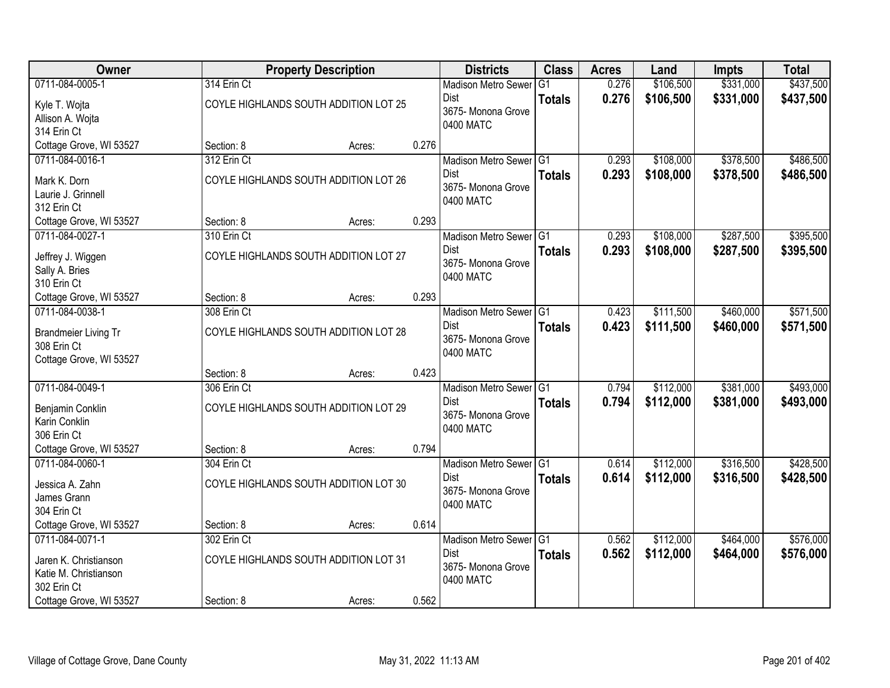| Owner | Property Description | | | Districts | Class | Acres | Land | Impts | Total |
|---|---|---|---|---|---|---|---|---|---|
| 0711-084-0005-1 | 314 Erin Ct | | | Madison Metro Sewer Dist | G1 | 0.276 | $106,500 | $331,000 | $437,500 |
| Kyle T. Wojta<br>Allison A. Wojta<br>314 Erin Ct<br>Cottage Grove, WI 53527 | COYLE HIGHLANDS SOUTH ADDITION LOT 25 | | | 3675- Monona Grove<br>0400 MATC | **Totals** | **0.276** | **$106,500** | **$331,000** | **$437,500** |
| | Section: 8 | Acres: | 0.276 | | | | | | |
| 0711-084-0016-1 | 312 Erin Ct | | | Madison Metro Sewer Dist | G1 | 0.293 | $108,000 | $378,500 | $486,500 |
| Mark K. Dorn<br>Laurie J. Grinnell<br>312 Erin Ct<br>Cottage Grove, WI 53527 | COYLE HIGHLANDS SOUTH ADDITION LOT 26 | | | 3675- Monona Grove<br>0400 MATC | **Totals** | **0.293** | **$108,000** | **$378,500** | **$486,500** |
| | Section: 8 | Acres: | 0.293 | | | | | | |
| 0711-084-0027-1 | 310 Erin Ct | | | Madison Metro Sewer Dist | G1 | 0.293 | $108,000 | $287,500 | $395,500 |
| Jeffrey J. Wiggen<br>Sally A. Bries<br>310 Erin Ct<br>Cottage Grove, WI 53527 | COYLE HIGHLANDS SOUTH ADDITION LOT 27 | | | 3675- Monona Grove<br>0400 MATC | **Totals** | **0.293** | **$108,000** | **$287,500** | **$395,500** |
| | Section: 8 | Acres: | 0.293 | | | | | | |
| 0711-084-0038-1 | 308 Erin Ct | | | Madison Metro Sewer Dist | G1 | 0.423 | $111,500 | $460,000 | $571,500 |
| Brandmeier Living Tr<br>308 Erin Ct<br>Cottage Grove, WI 53527 | COYLE HIGHLANDS SOUTH ADDITION LOT 28 | | | 3675- Monona Grove<br>0400 MATC | **Totals** | **0.423** | **$111,500** | **$460,000** | **$571,500** |
| | Section: 8 | Acres: | 0.423 | | | | | | |
| 0711-084-0049-1 | 306 Erin Ct | | | Madison Metro Sewer Dist | G1 | 0.794 | $112,000 | $381,000 | $493,000 |
| Benjamin Conklin<br>Karin Conklin<br>306 Erin Ct<br>Cottage Grove, WI 53527 | COYLE HIGHLANDS SOUTH ADDITION LOT 29 | | | 3675- Monona Grove<br>0400 MATC | **Totals** | **0.794** | **$112,000** | **$381,000** | **$493,000** |
| | Section: 8 | Acres: | 0.794 | | | | | | |
| 0711-084-0060-1 | 304 Erin Ct | | | Madison Metro Sewer Dist | G1 | 0.614 | $112,000 | $316,500 | $428,500 |
| Jessica A. Zahn<br>James Grann<br>304 Erin Ct<br>Cottage Grove, WI 53527 | COYLE HIGHLANDS SOUTH ADDITION LOT 30 | | | 3675- Monona Grove<br>0400 MATC | **Totals** | **0.614** | **$112,000** | **$316,500** | **$428,500** |
| | Section: 8 | Acres: | 0.614 | | | | | | |
| 0711-084-0071-1 | 302 Erin Ct | | | Madison Metro Sewer Dist | G1 | 0.562 | $112,000 | $464,000 | $576,000 |
| Jaren K. Christianson<br>Katie M. Christianson<br>302 Erin Ct<br>Cottage Grove, WI 53527 | COYLE HIGHLANDS SOUTH ADDITION LOT 31 | | | 3675- Monona Grove<br>0400 MATC | **Totals** | **0.562** | **$112,000** | **$464,000** | **$576,000** |
| | Section: 8 | Acres: | 0.562 | | | | | | |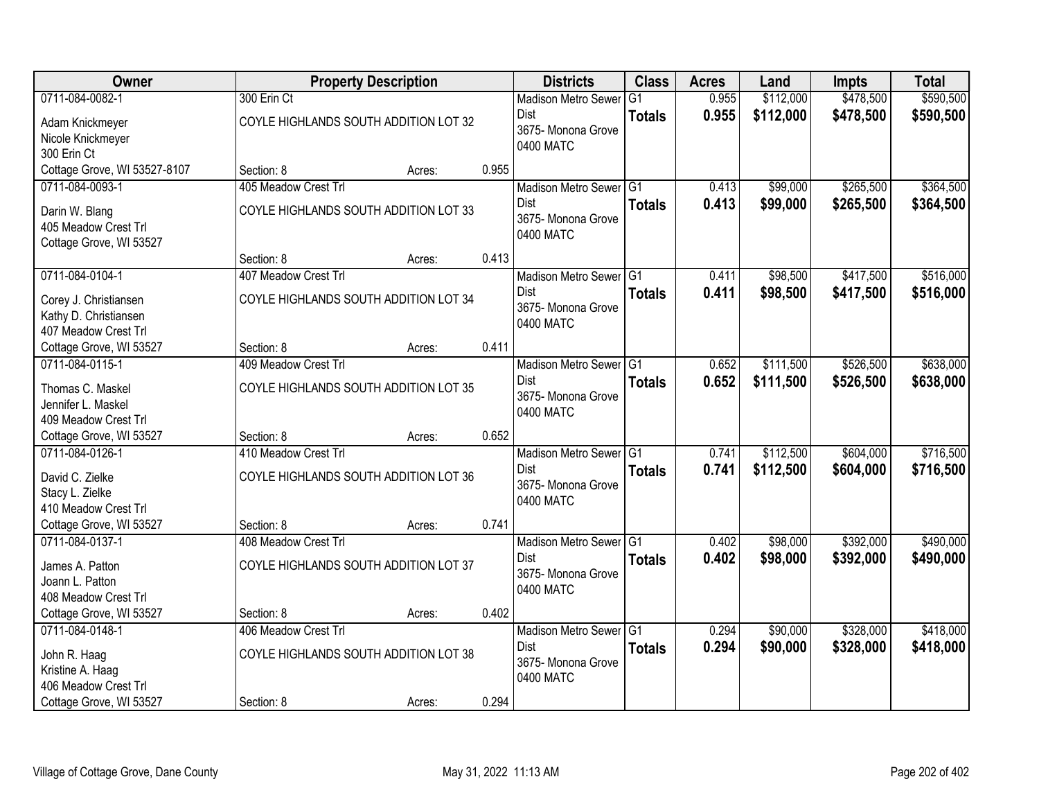| Owner | Property Description | | | Districts | Class | Acres | Land | Impts | Total |
|---|---|---|---|---|---|---|---|---|---|
| 0711-084-0082-1<br>Adam Knickmeyer<br>Nicole Knickmeyer<br>300 Erin Ct<br>Cottage Grove, WI 53527-8107 | 300 Erin Ct<br>COYLE HIGHLANDS SOUTH ADDITION LOT 32<br>Section: 8 | Acres: | 0.955 | Madison Metro Sewer Dist<br>3675- Monona Grove<br>0400 MATC | G1<br>**Totals** | 0.955<br>**0.955** | $112,000<br>**$112,000** | $478,500<br>**$478,500** | $590,500<br>**$590,500** |
| 0711-084-0093-1<br>Darin W. Blang<br>405 Meadow Crest Trl<br>Cottage Grove, WI 53527 | 405 Meadow Crest Trl<br>COYLE HIGHLANDS SOUTH ADDITION LOT 33<br>Section: 8 | Acres: | 0.413 | Madison Metro Sewer Dist<br>3675- Monona Grove<br>0400 MATC | G1<br>**Totals** | 0.413<br>**0.413** | $99,000<br>**$99,000** | $265,500<br>**$265,500** | $364,500<br>**$364,500** |
| 0711-084-0104-1<br>Corey J. Christiansen<br>Kathy D. Christiansen<br>407 Meadow Crest Trl<br>Cottage Grove, WI 53527 | 407 Meadow Crest Trl<br>COYLE HIGHLANDS SOUTH ADDITION LOT 34<br>Section: 8 | Acres: | 0.411 | Madison Metro Sewer Dist<br>3675- Monona Grove<br>0400 MATC | G1<br>**Totals** | 0.411<br>**0.411** | $98,500<br>**$98,500** | $417,500<br>**$417,500** | $516,000<br>**$516,000** |
| 0711-084-0115-1<br>Thomas C. Maskel<br>Jennifer L. Maskel<br>409 Meadow Crest Trl<br>Cottage Grove, WI 53527 | 409 Meadow Crest Trl<br>COYLE HIGHLANDS SOUTH ADDITION LOT 35<br>Section: 8 | Acres: | 0.652 | Madison Metro Sewer Dist<br>3675- Monona Grove<br>0400 MATC | G1<br>**Totals** | 0.652<br>**0.652** | $111,500<br>**$111,500** | $526,500<br>**$526,500** | $638,000<br>**$638,000** |
| 0711-084-0126-1<br>David C. Zielke<br>Stacy L. Zielke<br>410 Meadow Crest Trl<br>Cottage Grove, WI 53527 | 410 Meadow Crest Trl<br>COYLE HIGHLANDS SOUTH ADDITION LOT 36<br>Section: 8 | Acres: | 0.741 | Madison Metro Sewer Dist<br>3675- Monona Grove<br>0400 MATC | G1<br>**Totals** | 0.741<br>**0.741** | $112,500<br>**$112,500** | $604,000<br>**$604,000** | $716,500<br>**$716,500** |
| 0711-084-0137-1<br>James A. Patton<br>Joann L. Patton<br>408 Meadow Crest Trl<br>Cottage Grove, WI 53527 | 408 Meadow Crest Trl<br>COYLE HIGHLANDS SOUTH ADDITION LOT 37<br>Section: 8 | Acres: | 0.402 | Madison Metro Sewer Dist<br>3675- Monona Grove<br>0400 MATC | G1<br>**Totals** | 0.402<br>**0.402** | $98,000<br>**$98,000** | $392,000<br>**$392,000** | $490,000<br>**$490,000** |
| 0711-084-0148-1<br>John R. Haag<br>Kristine A. Haag<br>406 Meadow Crest Trl<br>Cottage Grove, WI 53527 | 406 Meadow Crest Trl<br>COYLE HIGHLANDS SOUTH ADDITION LOT 38<br>Section: 8 | Acres: | 0.294 | Madison Metro Sewer Dist<br>3675- Monona Grove<br>0400 MATC | G1<br>**Totals** | 0.294<br>**0.294** | $90,000<br>**$90,000** | $328,000<br>**$328,000** | $418,000<br>**$418,000** |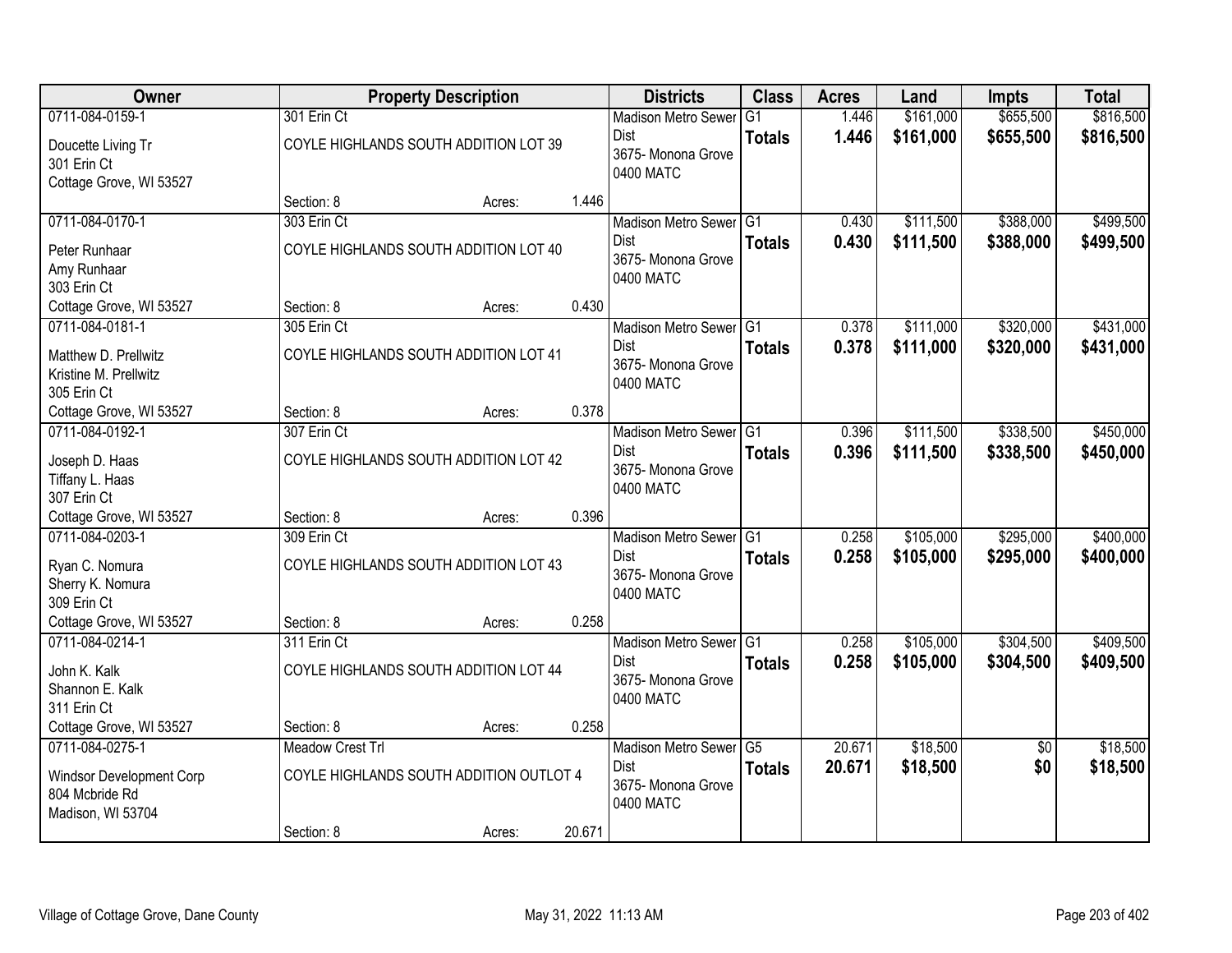| Owner | Property Description | | | Districts | Class | Acres | Land | Impts | Total |
|---|---|---|---|---|---|---|---|---|---|
| 0711-084-0159-1<br>Doucette Living Tr<br>301 Erin Ct<br>Cottage Grove, WI 53527 | 301 Erin Ct<br>COYLE HIGHLANDS SOUTH ADDITION LOT 39<br>Section: 8 | Acres: | 1.446 | Madison Metro Sewer Dist<br>3675- Monona Grove<br>0400 MATC | G1<br>**Totals** | 1.446<br>**1.446** | $161,000<br>**$161,000** | $655,500<br>**$655,500** | $816,500<br>**$816,500** |
| 0711-084-0170-1<br>Peter Runhaar<br>Amy Runhaar<br>303 Erin Ct<br>Cottage Grove, WI 53527 | 303 Erin Ct<br>COYLE HIGHLANDS SOUTH ADDITION LOT 40<br>Section: 8 | Acres: | 0.430 | Madison Metro Sewer Dist<br>3675- Monona Grove<br>0400 MATC | G1<br>**Totals** | 0.430<br>**0.430** | $111,500<br>**$111,500** | $388,000<br>**$388,000** | $499,500<br>**$499,500** |
| 0711-084-0181-1<br>Matthew D. Prellwitz<br>Kristine M. Prellwitz<br>305 Erin Ct<br>Cottage Grove, WI 53527 | 305 Erin Ct<br>COYLE HIGHLANDS SOUTH ADDITION LOT 41<br>Section: 8 | Acres: | 0.378 | Madison Metro Sewer Dist<br>3675- Monona Grove<br>0400 MATC | G1<br>**Totals** | 0.378<br>**0.378** | $111,000<br>**$111,000** | $320,000<br>**$320,000** | $431,000<br>**$431,000** |
| 0711-084-0192-1<br>Joseph D. Haas<br>Tiffany L. Haas<br>307 Erin Ct<br>Cottage Grove, WI 53527 | 307 Erin Ct<br>COYLE HIGHLANDS SOUTH ADDITION LOT 42<br>Section: 8 | Acres: | 0.396 | Madison Metro Sewer Dist<br>3675- Monona Grove<br>0400 MATC | G1<br>**Totals** | 0.396<br>**0.396** | $111,500<br>**$111,500** | $338,500<br>**$338,500** | $450,000<br>**$450,000** |
| 0711-084-0203-1<br>Ryan C. Nomura<br>Sherry K. Nomura<br>309 Erin Ct<br>Cottage Grove, WI 53527 | 309 Erin Ct<br>COYLE HIGHLANDS SOUTH ADDITION LOT 43<br>Section: 8 | Acres: | 0.258 | Madison Metro Sewer Dist<br>3675- Monona Grove<br>0400 MATC | G1<br>**Totals** | 0.258<br>**0.258** | $105,000<br>**$105,000** | $295,000<br>**$295,000** | $400,000<br>**$400,000** |
| 0711-084-0214-1<br>John K. Kalk<br>Shannon E. Kalk<br>311 Erin Ct<br>Cottage Grove, WI 53527 | 311 Erin Ct<br>COYLE HIGHLANDS SOUTH ADDITION LOT 44<br>Section: 8 | Acres: | 0.258 | Madison Metro Sewer Dist<br>3675- Monona Grove<br>0400 MATC | G1<br>**Totals** | 0.258<br>**0.258** | $105,000<br>**$105,000** | $304,500<br>**$304,500** | $409,500<br>**$409,500** |
| 0711-084-0275-1<br>Windsor Development Corp<br>804 Mcbride Rd<br>Madison, WI 53704 | Meadow Crest Trl<br>COYLE HIGHLANDS SOUTH ADDITION OUTLOT 4<br>Section: 8 | Acres: | 20.671 | Madison Metro Sewer Dist<br>3675- Monona Grove<br>0400 MATC | G5<br>**Totals** | 20.671<br>**20.671** | $18,500<br>**$18,500** | $0<br>**$0** | $18,500<br>**$18,500** |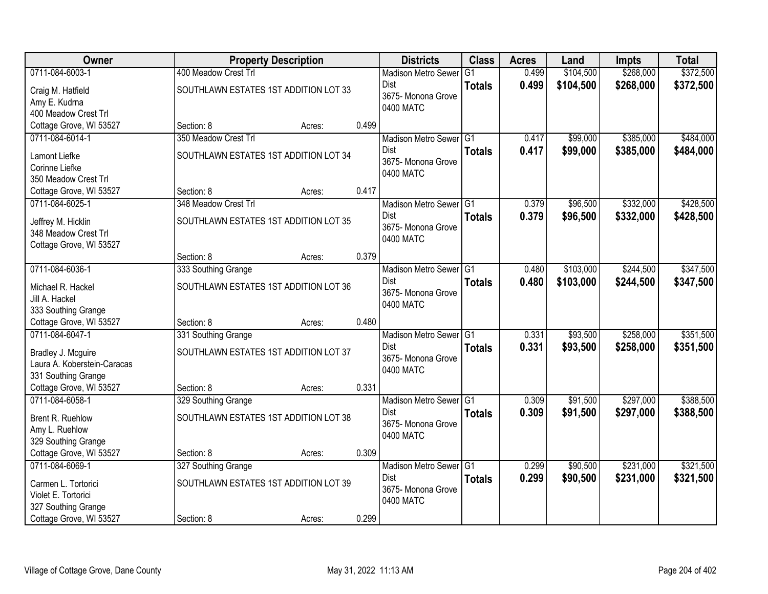| Owner | Property Description | | | Districts | Class | Acres | Land | Impts | Total |
|---|---|---|---|---|---|---|---|---|---|
| 0711-084-6003-1<br>Craig M. Hatfield<br>Amy E. Kudrna<br>400 Meadow Crest Trl<br>Cottage Grove, WI 53527 | 400 Meadow Crest Trl<br>SOUTHLAWN ESTATES 1ST ADDITION LOT 33<br>Section: 8 | Acres: | 0.499 | Madison Metro Sewer Dist<br>3675- Monona Grove<br>0400 MATC | G1<br>**Totals** | 0.499<br>**0.499** | $104,500<br>**$104,500** | $268,000<br>**$268,000** | $372,500<br>**$372,500** |
| 0711-084-6014-1<br>Lamont Liefke<br>Corinne Liefke<br>350 Meadow Crest Trl<br>Cottage Grove, WI 53527 | 350 Meadow Crest Trl<br>SOUTHLAWN ESTATES 1ST ADDITION LOT 34<br>Section: 8 | Acres: | 0.417 | Madison Metro Sewer Dist<br>3675- Monona Grove<br>0400 MATC | G1<br>**Totals** | 0.417<br>**0.417** | $99,000<br>**$99,000** | $385,000<br>**$385,000** | $484,000<br>**$484,000** |
| 0711-084-6025-1<br>Jeffrey M. Hicklin<br>348 Meadow Crest Trl<br>Cottage Grove, WI 53527 | 348 Meadow Crest Trl<br>SOUTHLAWN ESTATES 1ST ADDITION LOT 35<br>Section: 8 | Acres: | 0.379 | Madison Metro Sewer Dist<br>3675- Monona Grove<br>0400 MATC | G1<br>**Totals** | 0.379<br>**0.379** | $96,500<br>**$96,500** | $332,000<br>**$332,000** | $428,500<br>**$428,500** |
| 0711-084-6036-1<br>Michael R. Hackel<br>Jill A. Hackel<br>333 Southing Grange<br>Cottage Grove, WI 53527 | 333 Southing Grange<br>SOUTHLAWN ESTATES 1ST ADDITION LOT 36<br>Section: 8 | Acres: | 0.480 | Madison Metro Sewer Dist<br>3675- Monona Grove<br>0400 MATC | G1<br>**Totals** | 0.480<br>**0.480** | $103,000<br>**$103,000** | $244,500<br>**$244,500** | $347,500<br>**$347,500** |
| 0711-084-6047-1<br>Bradley J. Mcguire<br>Laura A. Koberstein-Caracas<br>331 Southing Grange<br>Cottage Grove, WI 53527 | 331 Southing Grange<br>SOUTHLAWN ESTATES 1ST ADDITION LOT 37<br>Section: 8 | Acres: | 0.331 | Madison Metro Sewer Dist<br>3675- Monona Grove<br>0400 MATC | G1<br>**Totals** | 0.331<br>**0.331** | $93,500<br>**$93,500** | $258,000<br>**$258,000** | $351,500<br>**$351,500** |
| 0711-084-6058-1<br>Brent R. Ruehlow<br>Amy L. Ruehlow<br>329 Southing Grange<br>Cottage Grove, WI 53527 | 329 Southing Grange<br>SOUTHLAWN ESTATES 1ST ADDITION LOT 38<br>Section: 8 | Acres: | 0.309 | Madison Metro Sewer Dist<br>3675- Monona Grove<br>0400 MATC | G1<br>**Totals** | 0.309<br>**0.309** | $91,500<br>**$91,500** | $297,000<br>**$297,000** | $388,500<br>**$388,500** |
| 0711-084-6069-1<br>Carmen L. Tortorici<br>Violet E. Tortorici<br>327 Southing Grange<br>Cottage Grove, WI 53527 | 327 Southing Grange<br>SOUTHLAWN ESTATES 1ST ADDITION LOT 39<br>Section: 8 | Acres: | 0.299 | Madison Metro Sewer Dist<br>3675- Monona Grove<br>0400 MATC | G1<br>**Totals** | 0.299<br>**0.299** | $90,500<br>**$90,500** | $231,000<br>**$231,000** | $321,500<br>**$321,500** |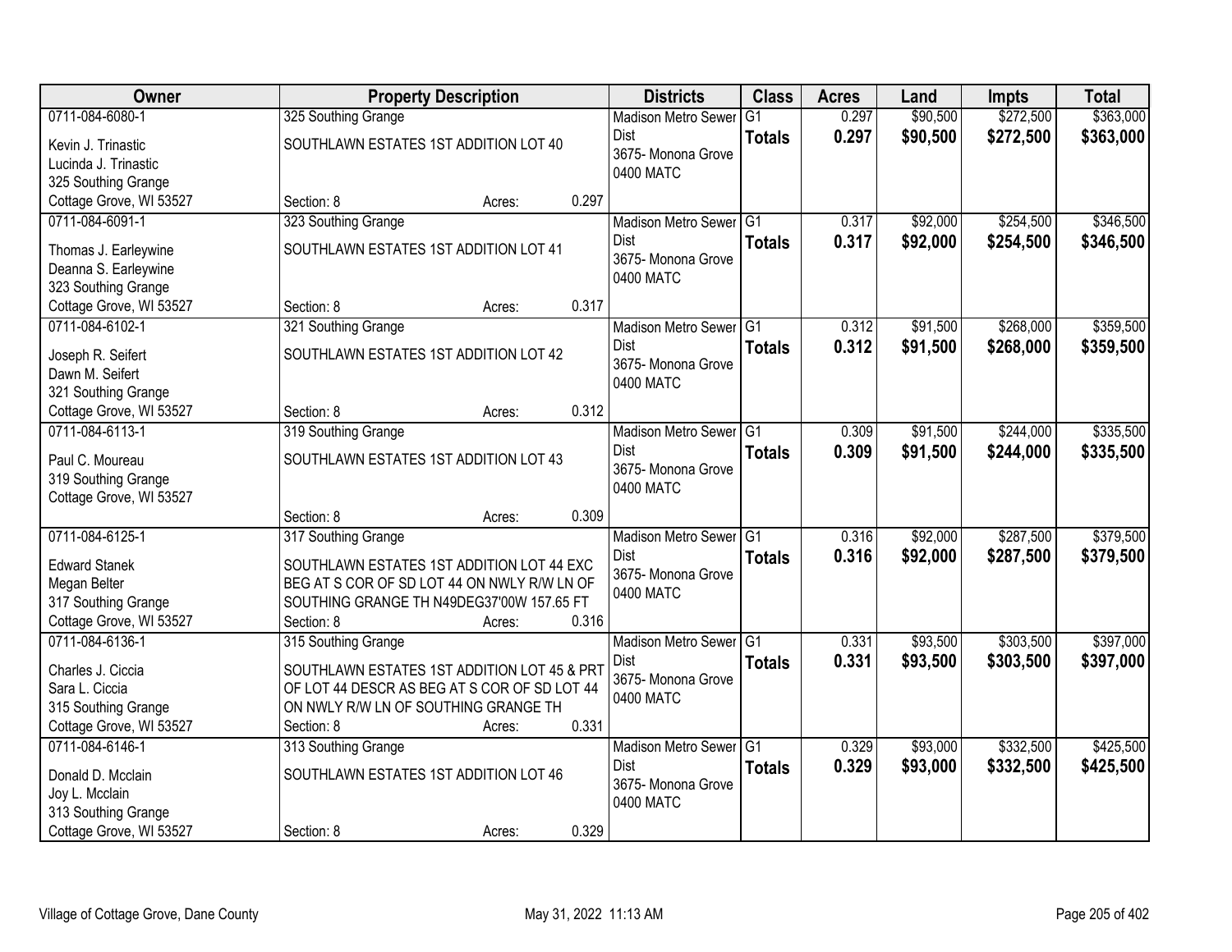| Owner | Property Description | Districts | Class | Acres | Land | Impts | Total |
|---|---|---|---|---|---|---|---|
| 0711-084-6080-1<br>Kevin J. Trinastic<br>Lucinda J. Trinastic<br>325 Southing Grange<br>Cottage Grove, WI 53527 | 325 Southing Grange<br>SOUTHLAWN ESTATES 1ST ADDITION LOT 40<br>Section: 8 Acres: 0.297 | Madison Metro Sewer Dist<br>3675- Monona Grove<br>0400 MATC | G1<br>**Totals** | 0.297<br>**0.297** | $90,500<br>**$90,500** | $272,500<br>**$272,500** | $363,000<br>**$363,000** |
| 0711-084-6091-1<br>Thomas J. Earleywine<br>Deanna S. Earleywine<br>323 Southing Grange<br>Cottage Grove, WI 53527 | 323 Southing Grange<br>SOUTHLAWN ESTATES 1ST ADDITION LOT 41<br>Section: 8 Acres: 0.317 | Madison Metro Sewer Dist<br>3675- Monona Grove<br>0400 MATC | G1<br>**Totals** | 0.317<br>**0.317** | $92,000<br>**$92,000** | $254,500<br>**$254,500** | $346,500<br>**$346,500** |
| 0711-084-6102-1<br>Joseph R. Seifert<br>Dawn M. Seifert<br>321 Southing Grange<br>Cottage Grove, WI 53527 | 321 Southing Grange<br>SOUTHLAWN ESTATES 1ST ADDITION LOT 42<br>Section: 8 Acres: 0.312 | Madison Metro Sewer Dist<br>3675- Monona Grove<br>0400 MATC | G1<br>**Totals** | 0.312<br>**0.312** | $91,500<br>**$91,500** | $268,000<br>**$268,000** | $359,500<br>**$359,500** |
| 0711-084-6113-1<br>Paul C. Moureau<br>319 Southing Grange<br>Cottage Grove, WI 53527 | 319 Southing Grange<br>SOUTHLAWN ESTATES 1ST ADDITION LOT 43<br>Section: 8 Acres: 0.309 | Madison Metro Sewer Dist<br>3675- Monona Grove<br>0400 MATC | G1<br>**Totals** | 0.309<br>**0.309** | $91,500<br>**$91,500** | $244,000<br>**$244,000** | $335,500<br>**$335,500** |
| 0711-084-6125-1<br>Edward Stanek<br>Megan Belter<br>317 Southing Grange<br>Cottage Grove, WI 53527 | 317 Southing Grange<br>SOUTHLAWN ESTATES 1ST ADDITION LOT 44 EXC BEG AT S COR OF SD LOT 44 ON NWLY R/W LN OF SOUTHING GRANGE TH N49DEG37'00W 157.65 FT<br>Section: 8 Acres: 0.316 | Madison Metro Sewer Dist<br>3675- Monona Grove<br>0400 MATC | G1<br>**Totals** | 0.316<br>**0.316** | $92,000<br>**$92,000** | $287,500<br>**$287,500** | $379,500<br>**$379,500** |
| 0711-084-6136-1<br>Charles J. Ciccia<br>Sara L. Ciccia<br>315 Southing Grange<br>Cottage Grove, WI 53527 | 315 Southing Grange<br>SOUTHLAWN ESTATES 1ST ADDITION LOT 45 & PRT OF LOT 44 DESCR AS BEG AT S COR OF SD LOT 44 ON NWLY R/W LN OF SOUTHING GRANGE TH<br>Section: 8 Acres: 0.331 | Madison Metro Sewer Dist<br>3675- Monona Grove<br>0400 MATC | G1<br>**Totals** | 0.331<br>**0.331** | $93,500<br>**$93,500** | $303,500<br>**$303,500** | $397,000<br>**$397,000** |
| 0711-084-6146-1<br>Donald D. Mcclain<br>Joy L. Mcclain<br>313 Southing Grange<br>Cottage Grove, WI 53527 | 313 Southing Grange<br>SOUTHLAWN ESTATES 1ST ADDITION LOT 46<br>Section: 8 Acres: 0.329 | Madison Metro Sewer Dist<br>3675- Monona Grove<br>0400 MATC | G1<br>**Totals** | 0.329<br>**0.329** | $93,000<br>**$93,000** | $332,500<br>**$332,500** | $425,500<br>**$425,500** |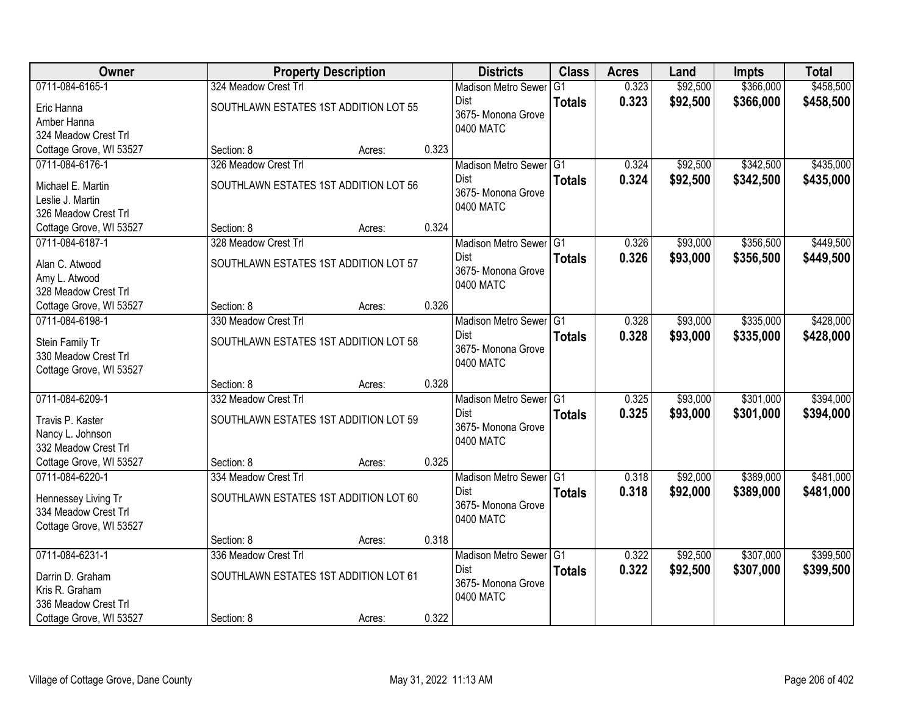| Owner | Property Description | Districts | Class | Acres | Land | Impts | Total |
|---|---|---|---|---|---|---|---|
| 0711-084-6165-1<br>Eric Hanna<br>Amber Hanna<br>324 Meadow Crest Trl<br>Cottage Grove, WI 53527 | 324 Meadow Crest Trl<br>SOUTHLAWN ESTATES 1ST ADDITION LOT 55<br>Section: 8 Acres: 0.323 | Madison Metro Sewer Dist<br>3675- Monona Grove<br>0400 MATC | G1<br>**Totals** | 0.323<br>**0.323** | $92,500<br>**$92,500** | $366,000<br>**$366,000** | $458,500<br>**$458,500** |
| 0711-084-6176-1<br>Michael E. Martin<br>Leslie J. Martin<br>326 Meadow Crest Trl<br>Cottage Grove, WI 53527 | 326 Meadow Crest Trl<br>SOUTHLAWN ESTATES 1ST ADDITION LOT 56<br>Section: 8 Acres: 0.324 | Madison Metro Sewer Dist<br>3675- Monona Grove<br>0400 MATC | G1<br>**Totals** | 0.324<br>**0.324** | $92,500<br>**$92,500** | $342,500<br>**$342,500** | $435,000<br>**$435,000** |
| 0711-084-6187-1<br>Alan C. Atwood<br>Amy L. Atwood<br>328 Meadow Crest Trl<br>Cottage Grove, WI 53527 | 328 Meadow Crest Trl<br>SOUTHLAWN ESTATES 1ST ADDITION LOT 57<br>Section: 8 Acres: 0.326 | Madison Metro Sewer Dist<br>3675- Monona Grove<br>0400 MATC | G1<br>**Totals** | 0.326<br>**0.326** | $93,000<br>**$93,000** | $356,500<br>**$356,500** | $449,500<br>**$449,500** |
| 0711-084-6198-1<br>Stein Family Tr<br>330 Meadow Crest Trl<br>Cottage Grove, WI 53527 | 330 Meadow Crest Trl<br>SOUTHLAWN ESTATES 1ST ADDITION LOT 58<br>Section: 8 Acres: 0.328 | Madison Metro Sewer Dist<br>3675- Monona Grove<br>0400 MATC | G1<br>**Totals** | 0.328<br>**0.328** | $93,000<br>**$93,000** | $335,000<br>**$335,000** | $428,000<br>**$428,000** |
| 0711-084-6209-1<br>Travis P. Kaster<br>Nancy L. Johnson<br>332 Meadow Crest Trl<br>Cottage Grove, WI 53527 | 332 Meadow Crest Trl<br>SOUTHLAWN ESTATES 1ST ADDITION LOT 59<br>Section: 8 Acres: 0.325 | Madison Metro Sewer Dist<br>3675- Monona Grove<br>0400 MATC | G1<br>**Totals** | 0.325<br>**0.325** | $93,000<br>**$93,000** | $301,000<br>**$301,000** | $394,000<br>**$394,000** |
| 0711-084-6220-1<br>Hennessey Living Tr<br>334 Meadow Crest Trl<br>Cottage Grove, WI 53527 | 334 Meadow Crest Trl<br>SOUTHLAWN ESTATES 1ST ADDITION LOT 60<br>Section: 8 Acres: 0.318 | Madison Metro Sewer Dist<br>3675- Monona Grove<br>0400 MATC | G1<br>**Totals** | 0.318<br>**0.318** | $92,000<br>**$92,000** | $389,000<br>**$389,000** | $481,000<br>**$481,000** |
| 0711-084-6231-1<br>Darrin D. Graham<br>Kris R. Graham<br>336 Meadow Crest Trl<br>Cottage Grove, WI 53527 | 336 Meadow Crest Trl<br>SOUTHLAWN ESTATES 1ST ADDITION LOT 61<br>Section: 8 Acres: 0.322 | Madison Metro Sewer Dist<br>3675- Monona Grove<br>0400 MATC | G1<br>**Totals** | 0.322<br>**0.322** | $92,500<br>**$92,500** | $307,000<br>**$307,000** | $399,500<br>**$399,500** |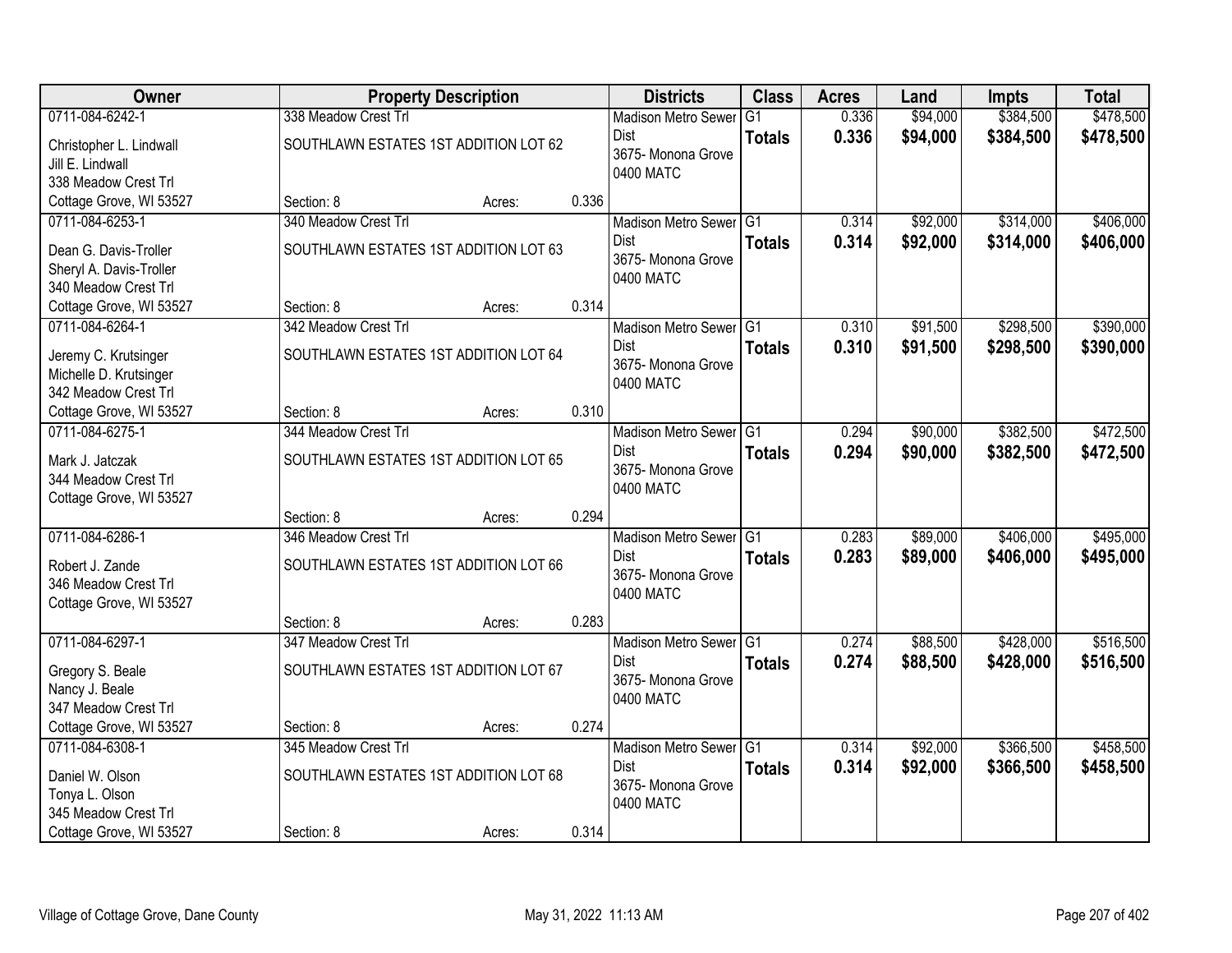| Owner | Property Description | | | Districts | Class | Acres | Land | Impts | Total |
|---|---|---|---|---|---|---|---|---|---|
| 0711-084-6242-1<br>Christopher L. Lindwall<br>Jill E. Lindwall<br>338 Meadow Crest Trl<br>Cottage Grove, WI 53527 | 338 Meadow Crest Trl<br>SOUTHLAWN ESTATES 1ST ADDITION LOT 62<br>Section: 8 | Acres: | 0.336 | Madison Metro Sewer Dist<br>3675- Monona Grove<br>0400 MATC | G1<br>**Totals** | 0.336<br>**0.336** | $94,000<br>**$94,000** | $384,500<br>**$384,500** | $478,500<br>**$478,500** |
| 0711-084-6253-1<br>Dean G. Davis-Troller<br>Sheryl A. Davis-Troller<br>340 Meadow Crest Trl<br>Cottage Grove, WI 53527 | 340 Meadow Crest Trl<br>SOUTHLAWN ESTATES 1ST ADDITION LOT 63<br>Section: 8 | Acres: | 0.314 | Madison Metro Sewer Dist<br>3675- Monona Grove<br>0400 MATC | G1<br>**Totals** | 0.314<br>**0.314** | $92,000<br>**$92,000** | $314,000<br>**$314,000** | $406,000<br>**$406,000** |
| 0711-084-6264-1<br>Jeremy C. Krutsinger<br>Michelle D. Krutsinger<br>342 Meadow Crest Trl<br>Cottage Grove, WI 53527 | 342 Meadow Crest Trl<br>SOUTHLAWN ESTATES 1ST ADDITION LOT 64<br>Section: 8 | Acres: | 0.310 | Madison Metro Sewer Dist<br>3675- Monona Grove<br>0400 MATC | G1<br>**Totals** | 0.310<br>**0.310** | $91,500<br>**$91,500** | $298,500<br>**$298,500** | $390,000<br>**$390,000** |
| 0711-084-6275-1<br>Mark J. Jatczak<br>344 Meadow Crest Trl<br>Cottage Grove, WI 53527 | 344 Meadow Crest Trl<br>SOUTHLAWN ESTATES 1ST ADDITION LOT 65<br>Section: 8 | Acres: | 0.294 | Madison Metro Sewer Dist<br>3675- Monona Grove<br>0400 MATC | G1<br>**Totals** | 0.294<br>**0.294** | $90,000<br>**$90,000** | $382,500<br>**$382,500** | $472,500<br>**$472,500** |
| 0711-084-6286-1<br>Robert J. Zande<br>346 Meadow Crest Trl<br>Cottage Grove, WI 53527 | 346 Meadow Crest Trl<br>SOUTHLAWN ESTATES 1ST ADDITION LOT 66<br>Section: 8 | Acres: | 0.283 | Madison Metro Sewer Dist<br>3675- Monona Grove<br>0400 MATC | G1<br>**Totals** | 0.283<br>**0.283** | $89,000<br>**$89,000** | $406,000<br>**$406,000** | $495,000<br>**$495,000** |
| 0711-084-6297-1<br>Gregory S. Beale<br>Nancy J. Beale<br>347 Meadow Crest Trl<br>Cottage Grove, WI 53527 | 347 Meadow Crest Trl<br>SOUTHLAWN ESTATES 1ST ADDITION LOT 67<br>Section: 8 | Acres: | 0.274 | Madison Metro Sewer Dist<br>3675- Monona Grove<br>0400 MATC | G1<br>**Totals** | 0.274<br>**0.274** | $88,500<br>**$88,500** | $428,000<br>**$428,000** | $516,500<br>**$516,500** |
| 0711-084-6308-1<br>Daniel W. Olson<br>Tonya L. Olson<br>345 Meadow Crest Trl<br>Cottage Grove, WI 53527 | 345 Meadow Crest Trl<br>SOUTHLAWN ESTATES 1ST ADDITION LOT 68<br>Section: 8 | Acres: | 0.314 | Madison Metro Sewer Dist<br>3675- Monona Grove<br>0400 MATC | G1<br>**Totals** | 0.314<br>**0.314** | $92,000<br>**$92,000** | $366,500<br>**$366,500** | $458,500<br>**$458,500** |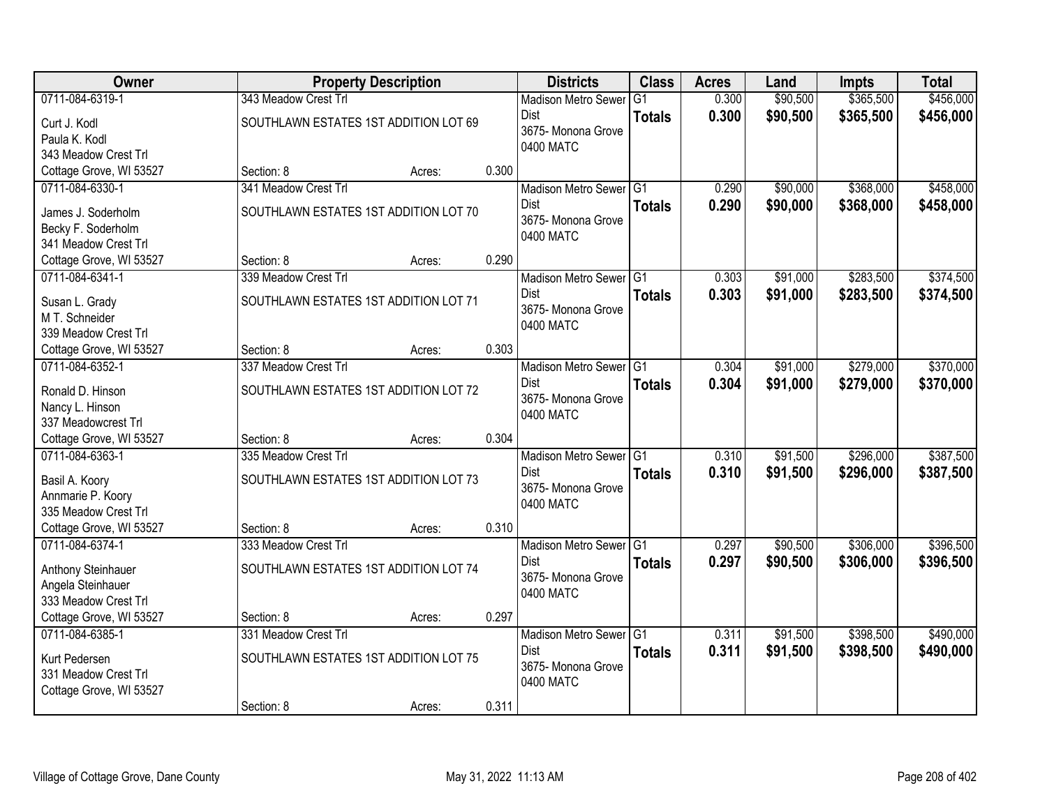| Owner | Property Description | | | Districts | Class | Acres | Land | Impts | Total |
|---|---|---|---|---|---|---|---|---|---|
| 0711-084-6319-1<br>Curt J. Kodl<br>Paula K. Kodl<br>343 Meadow Crest Trl<br>Cottage Grove, WI 53527 | 343 Meadow Crest Trl<br>SOUTHLAWN ESTATES 1ST ADDITION LOT 69<br>Section: 8 | Acres: | 0.300 | Madison Metro Sewer Dist<br>3675- Monona Grove<br>0400 MATC | G1<br>**Totals** | 0.300<br>**0.300** | $90,500<br>**$90,500** | $365,500<br>**$365,500** | $456,000<br>**$456,000** |
| 0711-084-6330-1<br>James J. Soderholm<br>Becky F. Soderholm<br>341 Meadow Crest Trl<br>Cottage Grove, WI 53527 | 341 Meadow Crest Trl<br>SOUTHLAWN ESTATES 1ST ADDITION LOT 70<br>Section: 8 | Acres: | 0.290 | Madison Metro Sewer Dist<br>3675- Monona Grove<br>0400 MATC | G1<br>**Totals** | 0.290<br>**0.290** | $90,000<br>**$90,000** | $368,000<br>**$368,000** | $458,000<br>**$458,000** |
| 0711-084-6341-1<br>Susan L. Grady<br>M T. Schneider<br>339 Meadow Crest Trl<br>Cottage Grove, WI 53527 | 339 Meadow Crest Trl<br>SOUTHLAWN ESTATES 1ST ADDITION LOT 71<br>Section: 8 | Acres: | 0.303 | Madison Metro Sewer Dist<br>3675- Monona Grove<br>0400 MATC | G1<br>**Totals** | 0.303<br>**0.303** | $91,000<br>**$91,000** | $283,500<br>**$283,500** | $374,500<br>**$374,500** |
| 0711-084-6352-1<br>Ronald D. Hinson<br>Nancy L. Hinson<br>337 Meadowcrest Trl<br>Cottage Grove, WI 53527 | 337 Meadow Crest Trl<br>SOUTHLAWN ESTATES 1ST ADDITION LOT 72<br>Section: 8 | Acres: | 0.304 | Madison Metro Sewer Dist<br>3675- Monona Grove<br>0400 MATC | G1<br>**Totals** | 0.304<br>**0.304** | $91,000<br>**$91,000** | $279,000<br>**$279,000** | $370,000<br>**$370,000** |
| 0711-084-6363-1<br>Basil A. Koory<br>Annmarie P. Koory<br>335 Meadow Crest Trl<br>Cottage Grove, WI 53527 | 335 Meadow Crest Trl<br>SOUTHLAWN ESTATES 1ST ADDITION LOT 73<br>Section: 8 | Acres: | 0.310 | Madison Metro Sewer Dist<br>3675- Monona Grove<br>0400 MATC | G1<br>**Totals** | 0.310<br>**0.310** | $91,500<br>**$91,500** | $296,000<br>**$296,000** | $387,500<br>**$387,500** |
| 0711-084-6374-1<br>Anthony Steinhauer<br>Angela Steinhauer<br>333 Meadow Crest Trl<br>Cottage Grove, WI 53527 | 333 Meadow Crest Trl<br>SOUTHLAWN ESTATES 1ST ADDITION LOT 74<br>Section: 8 | Acres: | 0.297 | Madison Metro Sewer Dist<br>3675- Monona Grove<br>0400 MATC | G1<br>**Totals** | 0.297<br>**0.297** | $90,500<br>**$90,500** | $306,000<br>**$306,000** | $396,500<br>**$396,500** |
| 0711-084-6385-1<br>Kurt Pedersen<br>331 Meadow Crest Trl<br>Cottage Grove, WI 53527 | 331 Meadow Crest Trl<br>SOUTHLAWN ESTATES 1ST ADDITION LOT 75<br>Section: 8 | Acres: | 0.311 | Madison Metro Sewer Dist<br>3675- Monona Grove<br>0400 MATC | G1<br>**Totals** | 0.311<br>**0.311** | $91,500<br>**$91,500** | $398,500<br>**$398,500** | $490,000<br>**$490,000** |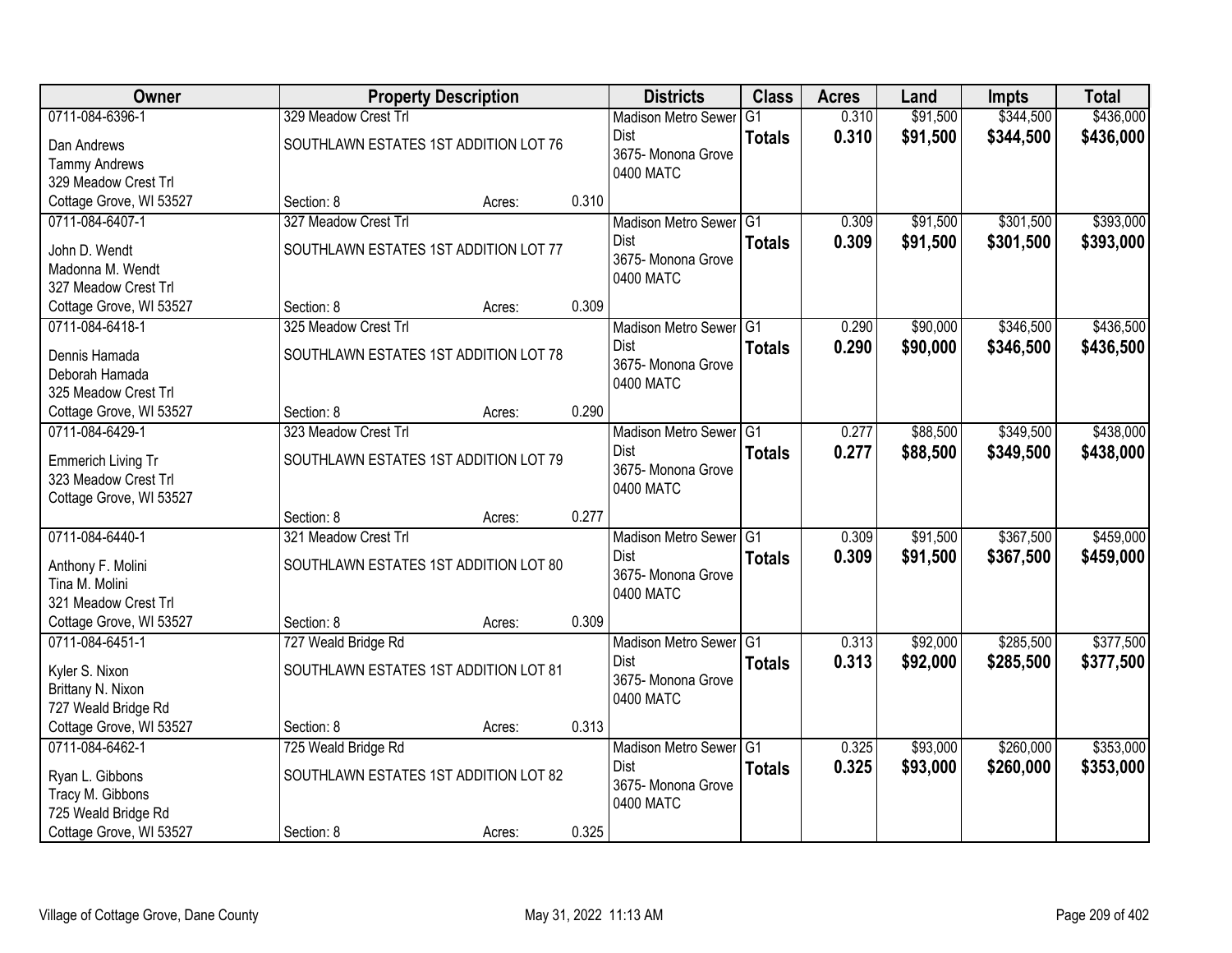| Owner | Property Description | | | Districts | Class | Acres | Land | Impts | Total |
|---|---|---|---|---|---|---|---|---|---|
| 0711-084-6396-1<br>Dan Andrews<br>Tammy Andrews<br>329 Meadow Crest Trl<br>Cottage Grove, WI 53527 | 329 Meadow Crest Trl<br>SOUTHLAWN ESTATES 1ST ADDITION LOT 76<br>Section: 8 | Acres: | 0.310 | Madison Metro Sewer Dist<br>3675- Monona Grove<br>0400 MATC | G1<br>**Totals** | 0.310<br>**0.310** | $91,500<br>**$91,500** | $344,500<br>**$344,500** | $436,000<br>**$436,000** |
| 0711-084-6407-1<br>John D. Wendt<br>Madonna M. Wendt<br>327 Meadow Crest Trl<br>Cottage Grove, WI 53527 | 327 Meadow Crest Trl<br>SOUTHLAWN ESTATES 1ST ADDITION LOT 77<br>Section: 8 | Acres: | 0.309 | Madison Metro Sewer Dist<br>3675- Monona Grove<br>0400 MATC | G1<br>**Totals** | 0.309<br>**0.309** | $91,500<br>**$91,500** | $301,500<br>**$301,500** | $393,000<br>**$393,000** |
| 0711-084-6418-1<br>Dennis Hamada<br>Deborah Hamada<br>325 Meadow Crest Trl<br>Cottage Grove, WI 53527 | 325 Meadow Crest Trl<br>SOUTHLAWN ESTATES 1ST ADDITION LOT 78<br>Section: 8 | Acres: | 0.290 | Madison Metro Sewer Dist<br>3675- Monona Grove<br>0400 MATC | G1<br>**Totals** | 0.290<br>**0.290** | $90,000<br>**$90,000** | $346,500<br>**$346,500** | $436,500<br>**$436,500** |
| 0711-084-6429-1<br>Emmerich Living Tr<br>323 Meadow Crest Trl<br>Cottage Grove, WI 53527 | 323 Meadow Crest Trl<br>SOUTHLAWN ESTATES 1ST ADDITION LOT 79<br>Section: 8 | Acres: | 0.277 | Madison Metro Sewer Dist<br>3675- Monona Grove<br>0400 MATC | G1<br>**Totals** | 0.277<br>**0.277** | $88,500<br>**$88,500** | $349,500<br>**$349,500** | $438,000<br>**$438,000** |
| 0711-084-6440-1<br>Anthony F. Molini<br>Tina M. Molini<br>321 Meadow Crest Trl<br>Cottage Grove, WI 53527 | 321 Meadow Crest Trl<br>SOUTHLAWN ESTATES 1ST ADDITION LOT 80<br>Section: 8 | Acres: | 0.309 | Madison Metro Sewer Dist<br>3675- Monona Grove<br>0400 MATC | G1<br>**Totals** | 0.309<br>**0.309** | $91,500<br>**$91,500** | $367,500<br>**$367,500** | $459,000<br>**$459,000** |
| 0711-084-6451-1<br>Kyler S. Nixon<br>Brittany N. Nixon<br>727 Weald Bridge Rd<br>Cottage Grove, WI 53527 | 727 Weald Bridge Rd<br>SOUTHLAWN ESTATES 1ST ADDITION LOT 81<br>Section: 8 | Acres: | 0.313 | Madison Metro Sewer Dist<br>3675- Monona Grove<br>0400 MATC | G1<br>**Totals** | 0.313<br>**0.313** | $92,000<br>**$92,000** | $285,500<br>**$285,500** | $377,500<br>**$377,500** |
| 0711-084-6462-1<br>Ryan L. Gibbons<br>Tracy M. Gibbons<br>725 Weald Bridge Rd<br>Cottage Grove, WI 53527 | 725 Weald Bridge Rd<br>SOUTHLAWN ESTATES 1ST ADDITION LOT 82<br>Section: 8 | Acres: | 0.325 | Madison Metro Sewer Dist<br>3675- Monona Grove<br>0400 MATC | G1<br>**Totals** | 0.325<br>**0.325** | $93,000<br>**$93,000** | $260,000<br>**$260,000** | $353,000<br>**$353,000** |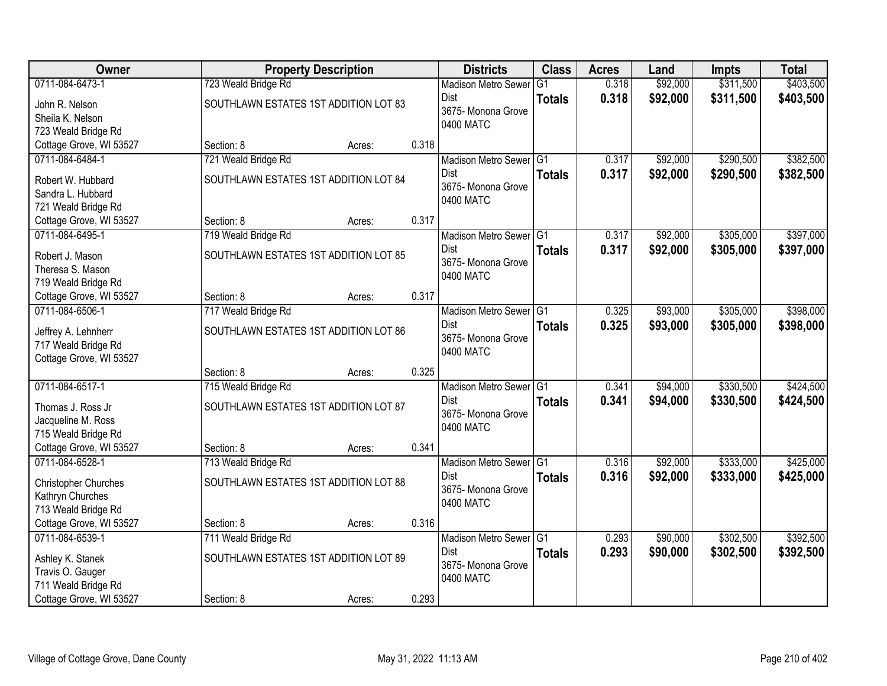| Owner | Property Description | | | Districts | Class | Acres | Land | Impts | Total |
|---|---|---|---|---|---|---|---|---|---|
| 0711-084-6473-1<br>John R. Nelson<br>Sheila K. Nelson<br>723 Weald Bridge Rd<br>Cottage Grove, WI 53527 | 723 Weald Bridge Rd<br>SOUTHLAWN ESTATES 1ST ADDITION LOT 83<br>Section: 8 | Acres: | 0.318 | Madison Metro Sewer Dist<br>3675- Monona Grove<br>0400 MATC | G1<br>**Totals** | 0.318<br>**0.318** | $92,000<br>**$92,000** | $311,500<br>**$311,500** | $403,500<br>**$403,500** |
| 0711-084-6484-1<br>Robert W. Hubbard<br>Sandra L. Hubbard<br>721 Weald Bridge Rd<br>Cottage Grove, WI 53527 | 721 Weald Bridge Rd<br>SOUTHLAWN ESTATES 1ST ADDITION LOT 84<br>Section: 8 | Acres: | 0.317 | Madison Metro Sewer Dist<br>3675- Monona Grove<br>0400 MATC | G1<br>**Totals** | 0.317<br>**0.317** | $92,000<br>**$92,000** | $290,500<br>**$290,500** | $382,500<br>**$382,500** |
| 0711-084-6495-1<br>Robert J. Mason<br>Theresa S. Mason<br>719 Weald Bridge Rd<br>Cottage Grove, WI 53527 | 719 Weald Bridge Rd<br>SOUTHLAWN ESTATES 1ST ADDITION LOT 85<br>Section: 8 | Acres: | 0.317 | Madison Metro Sewer Dist<br>3675- Monona Grove<br>0400 MATC | G1<br>**Totals** | 0.317<br>**0.317** | $92,000<br>**$92,000** | $305,000<br>**$305,000** | $397,000<br>**$397,000** |
| 0711-084-6506-1<br>Jeffrey A. Lehnherr<br>717 Weald Bridge Rd<br>Cottage Grove, WI 53527 | 717 Weald Bridge Rd<br>SOUTHLAWN ESTATES 1ST ADDITION LOT 86<br>Section: 8 | Acres: | 0.325 | Madison Metro Sewer Dist<br>3675- Monona Grove<br>0400 MATC | G1<br>**Totals** | 0.325<br>**0.325** | $93,000<br>**$93,000** | $305,000<br>**$305,000** | $398,000<br>**$398,000** |
| 0711-084-6517-1<br>Thomas J. Ross Jr<br>Jacqueline M. Ross<br>715 Weald Bridge Rd<br>Cottage Grove, WI 53527 | 715 Weald Bridge Rd<br>SOUTHLAWN ESTATES 1ST ADDITION LOT 87<br>Section: 8 | Acres: | 0.341 | Madison Metro Sewer Dist<br>3675- Monona Grove<br>0400 MATC | G1<br>**Totals** | 0.341<br>**0.341** | $94,000<br>**$94,000** | $330,500<br>**$330,500** | $424,500<br>**$424,500** |
| 0711-084-6528-1<br>Christopher Churches<br>Kathryn Churches<br>713 Weald Bridge Rd<br>Cottage Grove, WI 53527 | 713 Weald Bridge Rd<br>SOUTHLAWN ESTATES 1ST ADDITION LOT 88<br>Section: 8 | Acres: | 0.316 | Madison Metro Sewer Dist<br>3675- Monona Grove<br>0400 MATC | G1<br>**Totals** | 0.316<br>**0.316** | $92,000<br>**$92,000** | $333,000<br>**$333,000** | $425,000<br>**$425,000** |
| 0711-084-6539-1<br>Ashley K. Stanek<br>Travis O. Gauger<br>711 Weald Bridge Rd<br>Cottage Grove, WI 53527 | 711 Weald Bridge Rd<br>SOUTHLAWN ESTATES 1ST ADDITION LOT 89<br>Section: 8 | Acres: | 0.293 | Madison Metro Sewer Dist<br>3675- Monona Grove<br>0400 MATC | G1<br>**Totals** | 0.293<br>**0.293** | $90,000<br>**$90,000** | $302,500<br>**$302,500** | $392,500<br>**$392,500** |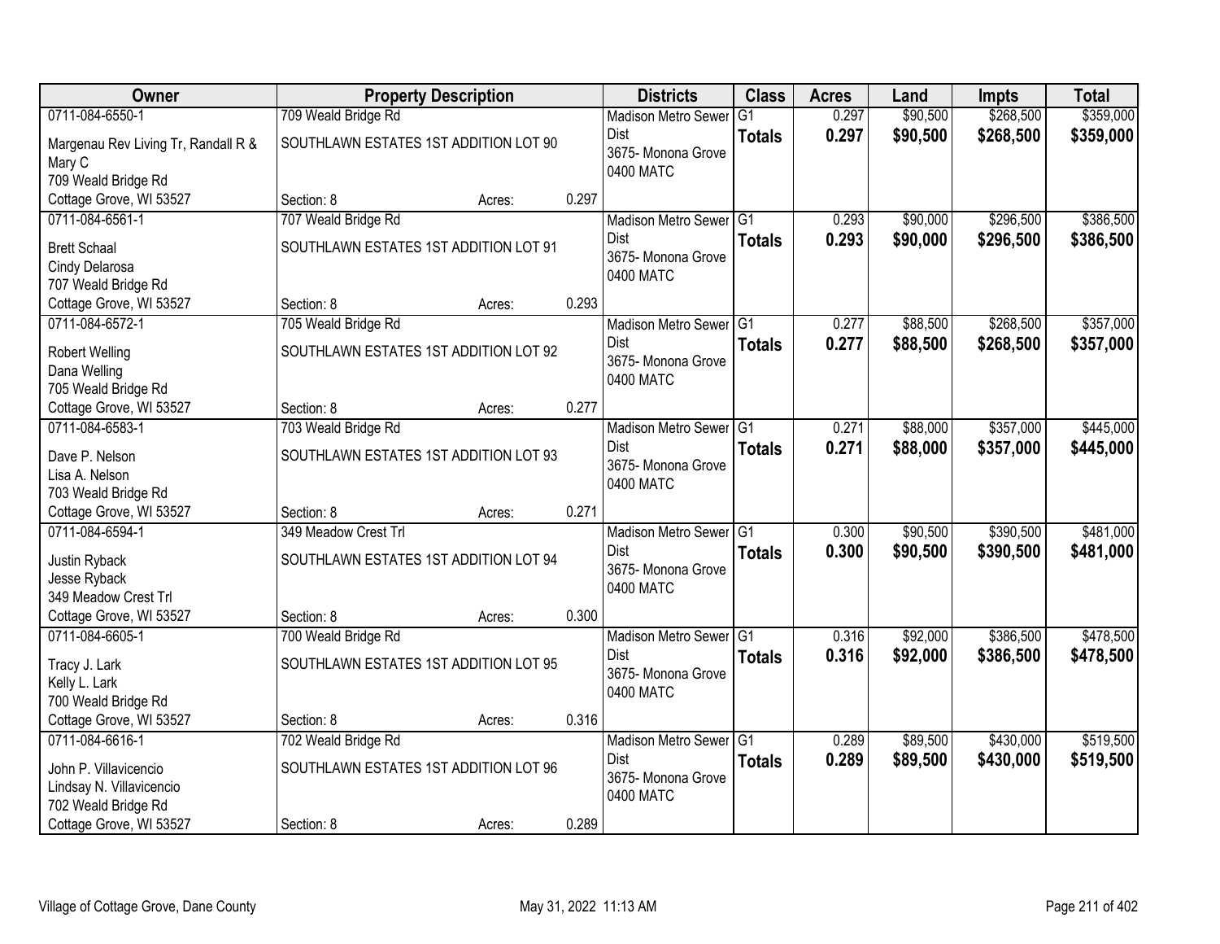| Owner | Property Description | | | Districts | Class | Acres | Land | Impts | Total |
|---|---|---|---|---|---|---|---|---|---|
| 0711-084-6550-1 | 709 Weald Bridge Rd | | | Madison Metro Sewer Dist | G1 | 0.297 | $90,500 | $268,500 | $359,000 |
| Margenau Rev Living Tr, Randall R & Mary C | SOUTHLAWN ESTATES 1ST ADDITION LOT 90 | | | 3675- Monona Grove | **Totals** | **0.297** | **$90,500** | **$268,500** | **$359,000** |
| 709 Weald Bridge Rd | | | | 0400 MATC | | | | | |
| Cottage Grove, WI 53527 | Section: 8 | Acres: | 0.297 | | | | | | |
| 0711-084-6561-1 | 707 Weald Bridge Rd | | | Madison Metro Sewer Dist | G1 | 0.293 | $90,000 | $296,500 | $386,500 |
| Brett Schaal | SOUTHLAWN ESTATES 1ST ADDITION LOT 91 | | | 3675- Monona Grove | **Totals** | **0.293** | **$90,000** | **$296,500** | **$386,500** |
| Cindy Delarosa | | | | 0400 MATC | | | | | |
| 707 Weald Bridge Rd | | | | | | | | | |
| Cottage Grove, WI 53527 | Section: 8 | Acres: | 0.293 | | | | | | |
| 0711-084-6572-1 | 705 Weald Bridge Rd | | | Madison Metro Sewer Dist | G1 | 0.277 | $88,500 | $268,500 | $357,000 |
| Robert Welling | SOUTHLAWN ESTATES 1ST ADDITION LOT 92 | | | 3675- Monona Grove | **Totals** | **0.277** | **$88,500** | **$268,500** | **$357,000** |
| Dana Welling | | | | 0400 MATC | | | | | |
| 705 Weald Bridge Rd | | | | | | | | | |
| Cottage Grove, WI 53527 | Section: 8 | Acres: | 0.277 | | | | | | |
| 0711-084-6583-1 | 703 Weald Bridge Rd | | | Madison Metro Sewer Dist | G1 | 0.271 | $88,000 | $357,000 | $445,000 |
| Dave P. Nelson | SOUTHLAWN ESTATES 1ST ADDITION LOT 93 | | | 3675- Monona Grove | **Totals** | **0.271** | **$88,000** | **$357,000** | **$445,000** |
| Lisa A. Nelson | | | | 0400 MATC | | | | | |
| 703 Weald Bridge Rd | | | | | | | | | |
| Cottage Grove, WI 53527 | Section: 8 | Acres: | 0.271 | | | | | | |
| 0711-084-6594-1 | 349 Meadow Crest Trl | | | Madison Metro Sewer Dist | G1 | 0.300 | $90,500 | $390,500 | $481,000 |
| Justin Ryback | SOUTHLAWN ESTATES 1ST ADDITION LOT 94 | | | 3675- Monona Grove | **Totals** | **0.300** | **$90,500** | **$390,500** | **$481,000** |
| Jesse Ryback | | | | 0400 MATC | | | | | |
| 349 Meadow Crest Trl | | | | | | | | | |
| Cottage Grove, WI 53527 | Section: 8 | Acres: | 0.300 | | | | | | |
| 0711-084-6605-1 | 700 Weald Bridge Rd | | | Madison Metro Sewer Dist | G1 | 0.316 | $92,000 | $386,500 | $478,500 |
| Tracy J. Lark | SOUTHLAWN ESTATES 1ST ADDITION LOT 95 | | | 3675- Monona Grove | **Totals** | **0.316** | **$92,000** | **$386,500** | **$478,500** |
| Kelly L. Lark | | | | 0400 MATC | | | | | |
| 700 Weald Bridge Rd | | | | | | | | | |
| Cottage Grove, WI 53527 | Section: 8 | Acres: | 0.316 | | | | | | |
| 0711-084-6616-1 | 702 Weald Bridge Rd | | | Madison Metro Sewer Dist | G1 | 0.289 | $89,500 | $430,000 | $519,500 |
| John P. Villavicencio | SOUTHLAWN ESTATES 1ST ADDITION LOT 96 | | | 3675- Monona Grove | **Totals** | **0.289** | **$89,500** | **$430,000** | **$519,500** |
| Lindsay N. Villavicencio | | | | 0400 MATC | | | | | |
| 702 Weald Bridge Rd | | | | | | | | | |
| Cottage Grove, WI 53527 | Section: 8 | Acres: | 0.289 | | | | | | |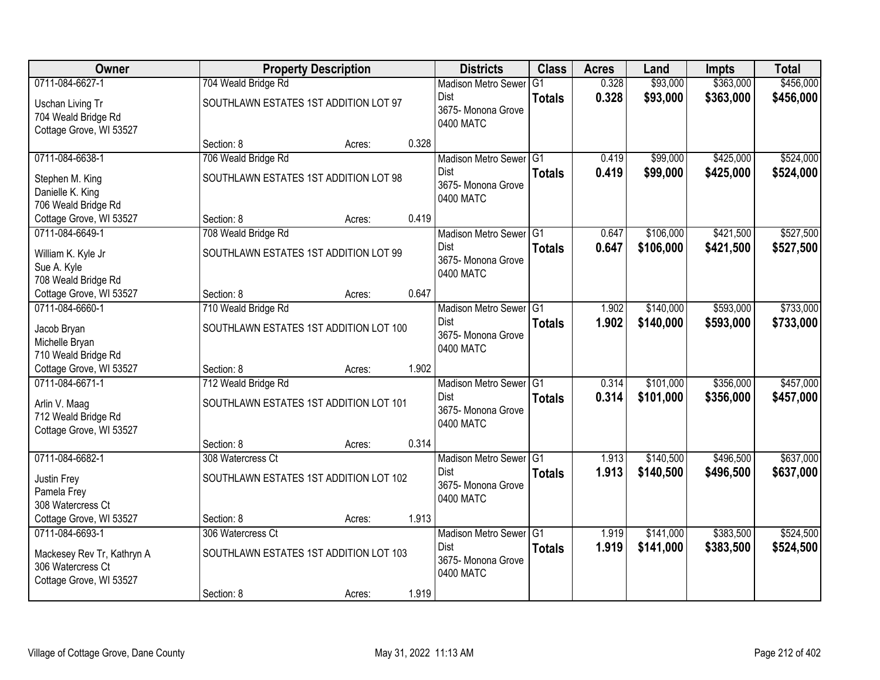| Owner | Property Description | | | Districts | Class | Acres | Land | Impts | Total |
|---|---|---|---|---|---|---|---|---|---|
| 0711-084-6627-1<br>Uschan Living Tr<br>704 Weald Bridge Rd<br>Cottage Grove, WI 53527 | 704 Weald Bridge Rd<br>SOUTHLAWN ESTATES 1ST ADDITION LOT 97<br>Section: 8 | Acres: | 0.328 | Madison Metro Sewer Dist<br>3675- Monona Grove<br>0400 MATC | G1<br>**Totals** | 0.328<br>**0.328** | $93,000<br>**$93,000** | $363,000<br>**$363,000** | $456,000<br>**$456,000** |
| 0711-084-6638-1<br>Stephen M. King<br>Danielle K. King<br>706 Weald Bridge Rd<br>Cottage Grove, WI 53527 | 706 Weald Bridge Rd<br>SOUTHLAWN ESTATES 1ST ADDITION LOT 98<br>Section: 8 | Acres: | 0.419 | Madison Metro Sewer Dist<br>3675- Monona Grove<br>0400 MATC | G1<br>**Totals** | 0.419<br>**0.419** | $99,000<br>**$99,000** | $425,000<br>**$425,000** | $524,000<br>**$524,000** |
| 0711-084-6649-1<br>William K. Kyle Jr<br>Sue A. Kyle<br>708 Weald Bridge Rd<br>Cottage Grove, WI 53527 | 708 Weald Bridge Rd<br>SOUTHLAWN ESTATES 1ST ADDITION LOT 99<br>Section: 8 | Acres: | 0.647 | Madison Metro Sewer Dist<br>3675- Monona Grove<br>0400 MATC | G1<br>**Totals** | 0.647<br>**0.647** | $106,000<br>**$106,000** | $421,500<br>**$421,500** | $527,500<br>**$527,500** |
| 0711-084-6660-1<br>Jacob Bryan<br>Michelle Bryan<br>710 Weald Bridge Rd<br>Cottage Grove, WI 53527 | 710 Weald Bridge Rd<br>SOUTHLAWN ESTATES 1ST ADDITION LOT 100<br>Section: 8 | Acres: | 1.902 | Madison Metro Sewer Dist<br>3675- Monona Grove<br>0400 MATC | G1<br>**Totals** | 1.902<br>**1.902** | $140,000<br>**$140,000** | $593,000<br>**$593,000** | $733,000<br>**$733,000** |
| 0711-084-6671-1<br>Arlin V. Maag<br>712 Weald Bridge Rd<br>Cottage Grove, WI 53527 | 712 Weald Bridge Rd<br>SOUTHLAWN ESTATES 1ST ADDITION LOT 101<br>Section: 8 | Acres: | 0.314 | Madison Metro Sewer Dist<br>3675- Monona Grove<br>0400 MATC | G1<br>**Totals** | 0.314<br>**0.314** | $101,000<br>**$101,000** | $356,000<br>**$356,000** | $457,000<br>**$457,000** |
| 0711-084-6682-1<br>Justin Frey<br>Pamela Frey<br>308 Watercress Ct<br>Cottage Grove, WI 53527 | 308 Watercress Ct<br>SOUTHLAWN ESTATES 1ST ADDITION LOT 102<br>Section: 8 | Acres: | 1.913 | Madison Metro Sewer Dist<br>3675- Monona Grove<br>0400 MATC | G1<br>**Totals** | 1.913<br>**1.913** | $140,500<br>**$140,500** | $496,500<br>**$496,500** | $637,000<br>**$637,000** |
| 0711-084-6693-1<br>Mackesey Rev Tr, Kathryn A<br>306 Watercress Ct<br>Cottage Grove, WI 53527 | 306 Watercress Ct<br>SOUTHLAWN ESTATES 1ST ADDITION LOT 103<br>Section: 8 | Acres: | 1.919 | Madison Metro Sewer Dist<br>3675- Monona Grove<br>0400 MATC | G1<br>**Totals** | 1.919<br>**1.919** | $141,000<br>**$141,000** | $383,500<br>**$383,500** | $524,500<br>**$524,500** |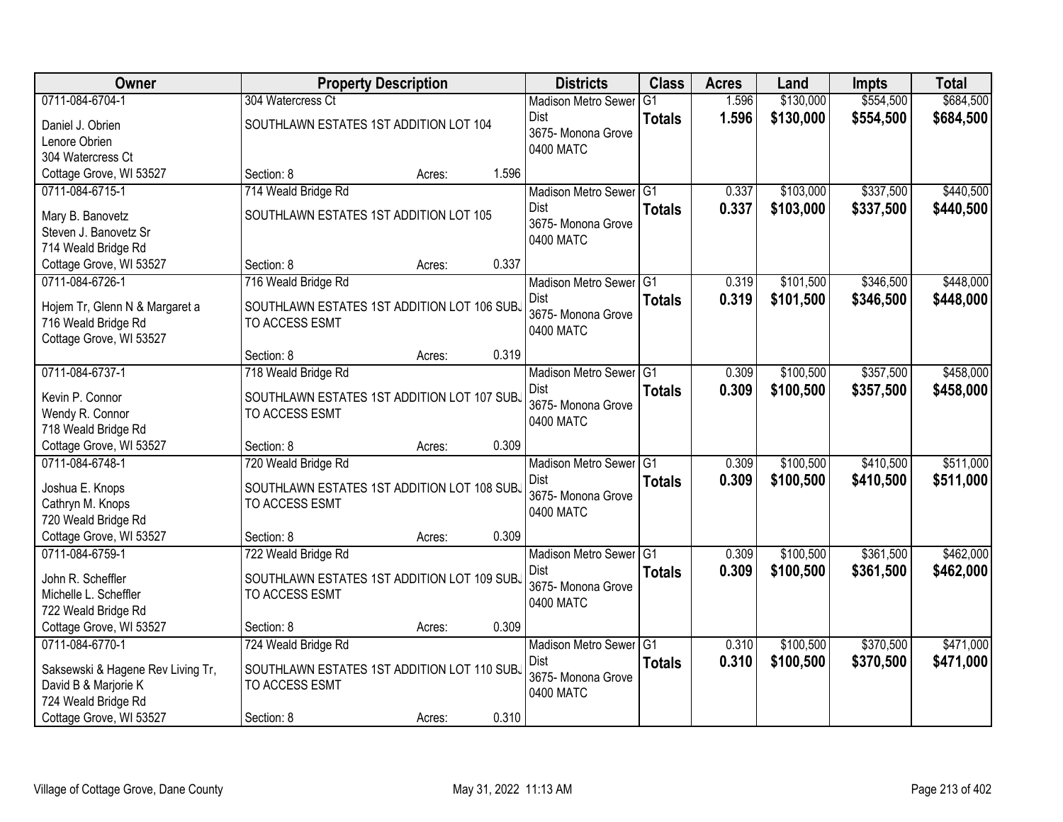| Owner | Property Description | | | Districts | Class | Acres | Land | Impts | Total |
|---|---|---|---|---|---|---|---|---|---|
| 0711-084-6704-1<br>Daniel J. Obrien<br>Lenore Obrien<br>304 Watercress Ct<br>Cottage Grove, WI 53527 | 304 Watercress Ct<br>SOUTHLAWN ESTATES 1ST ADDITION LOT 104<br>Section: 8 | Acres: | 1.596 | Madison Metro Sewer Dist<br>3675- Monona Grove<br>0400 MATC | G1<br>**Totals** | 1.596<br>**1.596** | \$130,000<br>**\$130,000** | \$554,500<br>**\$554,500** | \$684,500<br>**\$684,500** |
| 0711-084-6715-1<br>Mary B. Banovetz<br>Steven J. Banovetz Sr<br>714 Weald Bridge Rd<br>Cottage Grove, WI 53527 | 714 Weald Bridge Rd<br>SOUTHLAWN ESTATES 1ST ADDITION LOT 105<br>Section: 8 | Acres: | 0.337 | Madison Metro Sewer Dist<br>3675- Monona Grove<br>0400 MATC | G1<br>**Totals** | 0.337<br>**0.337** | \$103,000<br>**\$103,000** | \$337,500<br>**\$337,500** | \$440,500<br>**\$440,500** |
| 0711-084-6726-1<br>Hojem Tr, Glenn N & Margaret a<br>716 Weald Bridge Rd<br>Cottage Grove, WI 53527 | 716 Weald Bridge Rd<br>SOUTHLAWN ESTATES 1ST ADDITION LOT 106 SUBJ TO ACCESS ESMT<br>Section: 8 | Acres: | 0.319 | Madison Metro Sewer Dist<br>3675- Monona Grove<br>0400 MATC | G1<br>**Totals** | 0.319<br>**0.319** | \$101,500<br>**\$101,500** | \$346,500<br>**\$346,500** | \$448,000<br>**\$448,000** |
| 0711-084-6737-1<br>Kevin P. Connor<br>Wendy R. Connor<br>718 Weald Bridge Rd<br>Cottage Grove, WI 53527 | 718 Weald Bridge Rd<br>SOUTHLAWN ESTATES 1ST ADDITION LOT 107 SUBJ TO ACCESS ESMT<br>Section: 8 | Acres: | 0.309 | Madison Metro Sewer Dist<br>3675- Monona Grove<br>0400 MATC | G1<br>**Totals** | 0.309<br>**0.309** | \$100,500<br>**\$100,500** | \$357,500<br>**\$357,500** | \$458,000<br>**\$458,000** |
| 0711-084-6748-1<br>Joshua E. Knops<br>Cathryn M. Knops<br>720 Weald Bridge Rd<br>Cottage Grove, WI 53527 | 720 Weald Bridge Rd<br>SOUTHLAWN ESTATES 1ST ADDITION LOT 108 SUBJ TO ACCESS ESMT<br>Section: 8 | Acres: | 0.309 | Madison Metro Sewer Dist<br>3675- Monona Grove<br>0400 MATC | G1<br>**Totals** | 0.309<br>**0.309** | \$100,500<br>**\$100,500** | \$410,500<br>**\$410,500** | \$511,000<br>**\$511,000** |
| 0711-084-6759-1<br>John R. Scheffler<br>Michelle L. Scheffler<br>722 Weald Bridge Rd<br>Cottage Grove, WI 53527 | 722 Weald Bridge Rd<br>SOUTHLAWN ESTATES 1ST ADDITION LOT 109 SUBJ TO ACCESS ESMT<br>Section: 8 | Acres: | 0.309 | Madison Metro Sewer Dist<br>3675- Monona Grove<br>0400 MATC | G1<br>**Totals** | 0.309<br>**0.309** | \$100,500<br>**\$100,500** | \$361,500<br>**\$361,500** | \$462,000<br>**\$462,000** |
| 0711-084-6770-1<br>Saksewski & Hagene Rev Living Tr,<br>David B & Marjorie K<br>724 Weald Bridge Rd<br>Cottage Grove, WI 53527 | 724 Weald Bridge Rd<br>SOUTHLAWN ESTATES 1ST ADDITION LOT 110 SUBJ TO ACCESS ESMT<br>Section: 8 | Acres: | 0.310 | Madison Metro Sewer Dist<br>3675- Monona Grove<br>0400 MATC | G1<br>**Totals** | 0.310<br>**0.310** | \$100,500<br>**\$100,500** | \$370,500<br>**\$370,500** | \$471,000<br>**\$471,000** |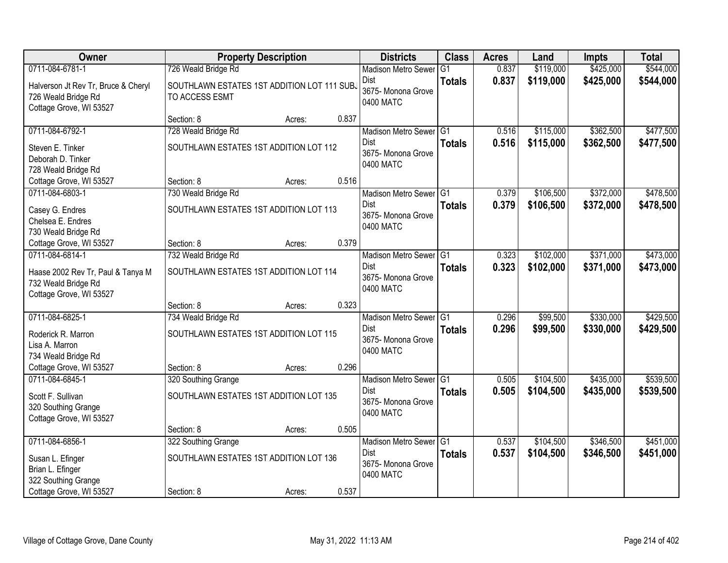| Owner | Property Description | | | Districts | Class | Acres | Land | Impts | Total |
|---|---|---|---|---|---|---|---|---|---|
| 0711-084-6781-1 | 726 Weald Bridge Rd | | | Madison Metro Sewer Dist | G1 | 0.837 | $119,000 | $425,000 | $544,000 |
| Halverson Jt Rev Tr, Bruce & Cheryl<br>726 Weald Bridge Rd<br>Cottage Grove, WI 53527 | SOUTHLAWN ESTATES 1ST ADDITION LOT 111 SUBJ TO ACCESS ESMT | | | 3675- Monona Grove<br>0400 MATC | **Totals** | **0.837** | **$119,000** | **$425,000** | **$544,000** |
| | Section: 8 | Acres: | 0.837 | | | | | | |
| 0711-084-6792-1 | 728 Weald Bridge Rd | | | Madison Metro Sewer Dist | G1 | 0.516 | $115,000 | $362,500 | $477,500 |
| Steven E. Tinker<br>Deborah D. Tinker<br>728 Weald Bridge Rd<br>Cottage Grove, WI 53527 | SOUTHLAWN ESTATES 1ST ADDITION LOT 112 | | | 3675- Monona Grove<br>0400 MATC | **Totals** | **0.516** | **$115,000** | **$362,500** | **$477,500** |
| | Section: 8 | Acres: | 0.516 | | | | | | |
| 0711-084-6803-1 | 730 Weald Bridge Rd | | | Madison Metro Sewer Dist | G1 | 0.379 | $106,500 | $372,000 | $478,500 |
| Casey G. Endres<br>Chelsea E. Endres<br>730 Weald Bridge Rd<br>Cottage Grove, WI 53527 | SOUTHLAWN ESTATES 1ST ADDITION LOT 113 | | | 3675- Monona Grove<br>0400 MATC | **Totals** | **0.379** | **$106,500** | **$372,000** | **$478,500** |
| | Section: 8 | Acres: | 0.379 | | | | | | |
| 0711-084-6814-1 | 732 Weald Bridge Rd | | | Madison Metro Sewer Dist | G1 | 0.323 | $102,000 | $371,000 | $473,000 |
| Haase 2002 Rev Tr, Paul & Tanya M<br>732 Weald Bridge Rd<br>Cottage Grove, WI 53527 | SOUTHLAWN ESTATES 1ST ADDITION LOT 114 | | | 3675- Monona Grove<br>0400 MATC | **Totals** | **0.323** | **$102,000** | **$371,000** | **$473,000** |
| | Section: 8 | Acres: | 0.323 | | | | | | |
| 0711-084-6825-1 | 734 Weald Bridge Rd | | | Madison Metro Sewer Dist | G1 | 0.296 | $99,500 | $330,000 | $429,500 |
| Roderick R. Marron<br>Lisa A. Marron<br>734 Weald Bridge Rd<br>Cottage Grove, WI 53527 | SOUTHLAWN ESTATES 1ST ADDITION LOT 115 | | | 3675- Monona Grove<br>0400 MATC | **Totals** | **0.296** | **$99,500** | **$330,000** | **$429,500** |
| | Section: 8 | Acres: | 0.296 | | | | | | |
| 0711-084-6845-1 | 320 Southing Grange | | | Madison Metro Sewer Dist | G1 | 0.505 | $104,500 | $435,000 | $539,500 |
| Scott F. Sullivan<br>320 Southing Grange<br>Cottage Grove, WI 53527 | SOUTHLAWN ESTATES 1ST ADDITION LOT 135 | | | 3675- Monona Grove<br>0400 MATC | **Totals** | **0.505** | **$104,500** | **$435,000** | **$539,500** |
| | Section: 8 | Acres: | 0.505 | | | | | | |
| 0711-084-6856-1 | 322 Southing Grange | | | Madison Metro Sewer Dist | G1 | 0.537 | $104,500 | $346,500 | $451,000 |
| Susan L. Efinger<br>Brian L. Efinger<br>322 Southing Grange<br>Cottage Grove, WI 53527 | SOUTHLAWN ESTATES 1ST ADDITION LOT 136 | | | 3675- Monona Grove<br>0400 MATC | **Totals** | **0.537** | **$104,500** | **$346,500** | **$451,000** |
| | Section: 8 | Acres: | 0.537 | | | | | | |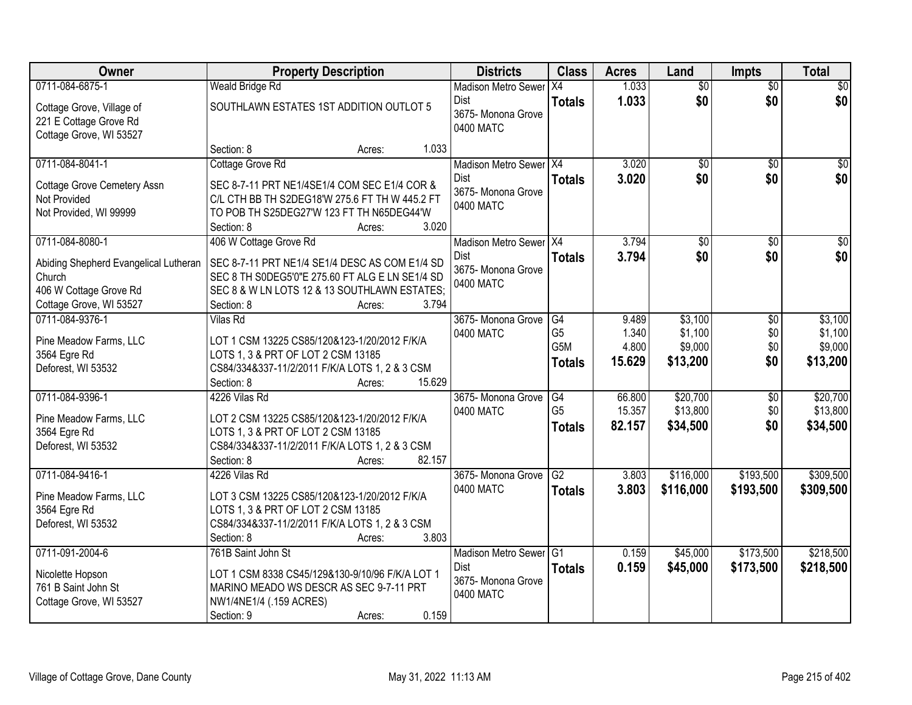| Owner | Property Description | Districts | Class | Acres | Land | Impts | Total |
|---|---|---|---|---|---|---|---|
| 0711-084-6875-1<br>Cottage Grove, Village of<br>221 E Cottage Grove Rd<br>Cottage Grove, WI 53527 | Weald Bridge Rd<br>SOUTHLAWN ESTATES 1ST ADDITION OUTLOT 5<br>Section: 8 Acres: 1.033 | Madison Metro Sewer Dist<br>3675- Monona Grove<br>0400 MATC | X4<br>**Totals** | 1.033<br>**1.033** | $0<br>**$0** | $0<br>**$0** | $0<br>**$0** |
| 0711-084-8041-1<br>Cottage Grove Cemetery Assn<br>Not Provided<br>Not Provided, WI 99999 | Cottage Grove Rd<br>SEC 8-7-11 PRT NE1/4SE1/4 COM SEC E1/4 COR & C/L CTH BB TH S2DEG18'W 275.6 FT TH W 445.2 FT TO POB TH S25DEG27'W 123 FT TH N65DEG44'W<br>Section: 8 Acres: 3.020 | Madison Metro Sewer Dist<br>3675- Monona Grove<br>0400 MATC | X4<br>**Totals** | 3.020<br>**3.020** | $0<br>**$0** | $0<br>**$0** | $0<br>**$0** |
| 0711-084-8080-1<br>Abiding Shepherd Evangelical Lutheran Church<br>406 W Cottage Grove Rd<br>Cottage Grove, WI 53527 | 406 W Cottage Grove Rd<br>SEC 8-7-11 PRT NE1/4 SE1/4 DESC AS COM E1/4 SD SEC 8 TH S0DEG5'0"E 275.60 FT ALG E LN SE1/4 SD SEC 8 & W LN LOTS 12 & 13 SOUTHLAWN ESTATES;<br>Section: 8 Acres: 3.794 | Madison Metro Sewer Dist<br>3675- Monona Grove<br>0400 MATC | X4<br>**Totals** | 3.794<br>**3.794** | $0<br>**$0** | $0<br>**$0** | $0<br>**$0** |
| 0711-084-9376-1<br>Pine Meadow Farms, LLC<br>3564 Egre Rd<br>Deforest, WI 53532 | Vilas Rd<br>LOT 1 CSM 13225 CS85/120&123-1/20/2012 F/K/A LOTS 1, 3 & PRT OF LOT 2 CSM 13185 CS84/334&337-11/2/2011 F/K/A LOTS 1, 2 & 3 CSM<br>Section: 8 Acres: 15.629 | 3675- Monona Grove<br>0400 MATC | G4<br>G5<br>G5M<br>**Totals** | 9.489<br>1.340<br>4.800<br>**15.629** | $3,100<br>$1,100<br>$9,000<br>**$13,200** | $0<br>$0<br>$0<br>**$0** | $3,100<br>$1,100<br>$9,000<br>**$13,200** |
| 0711-084-9396-1<br>Pine Meadow Farms, LLC<br>3564 Egre Rd<br>Deforest, WI 53532 | 4226 Vilas Rd<br>LOT 2 CSM 13225 CS85/120&123-1/20/2012 F/K/A LOTS 1, 3 & PRT OF LOT 2 CSM 13185 CS84/334&337-11/2/2011 F/K/A LOTS 1, 2 & 3 CSM<br>Section: 8 Acres: 82.157 | 3675- Monona Grove<br>0400 MATC | G4<br>G5<br>**Totals** | 66.800<br>15.357<br>**82.157** | $20,700<br>$13,800<br>**$34,500** | $0<br>$0<br>**$0** | $20,700<br>$13,800<br>**$34,500** |
| 0711-084-9416-1<br>Pine Meadow Farms, LLC<br>3564 Egre Rd<br>Deforest, WI 53532 | 4226 Vilas Rd<br>LOT 3 CSM 13225 CS85/120&123-1/20/2012 F/K/A LOTS 1, 3 & PRT OF LOT 2 CSM 13185 CS84/334&337-11/2/2011 F/K/A LOTS 1, 2 & 3 CSM<br>Section: 8 Acres: 3.803 | 3675- Monona Grove<br>0400 MATC | G2<br>**Totals** | 3.803<br>**3.803** | $116,000<br>**$116,000** | $193,500<br>**$193,500** | $309,500<br>**$309,500** |
| 0711-091-2004-6<br>Nicolette Hopson<br>761 B Saint John St<br>Cottage Grove, WI 53527 | 761B Saint John St<br>LOT 1 CSM 8338 CS45/129&130-9/10/96 F/K/A LOT 1 MARINO MEADO WS DESCR AS SEC 9-7-11 PRT NW1/4NE1/4 (.159 ACRES)<br>Section: 9 Acres: 0.159 | Madison Metro Sewer Dist<br>3675- Monona Grove<br>0400 MATC | G1<br>**Totals** | 0.159<br>**0.159** | $45,000<br>**$45,000** | $173,500<br>**$173,500** | $218,500<br>**$218,500** |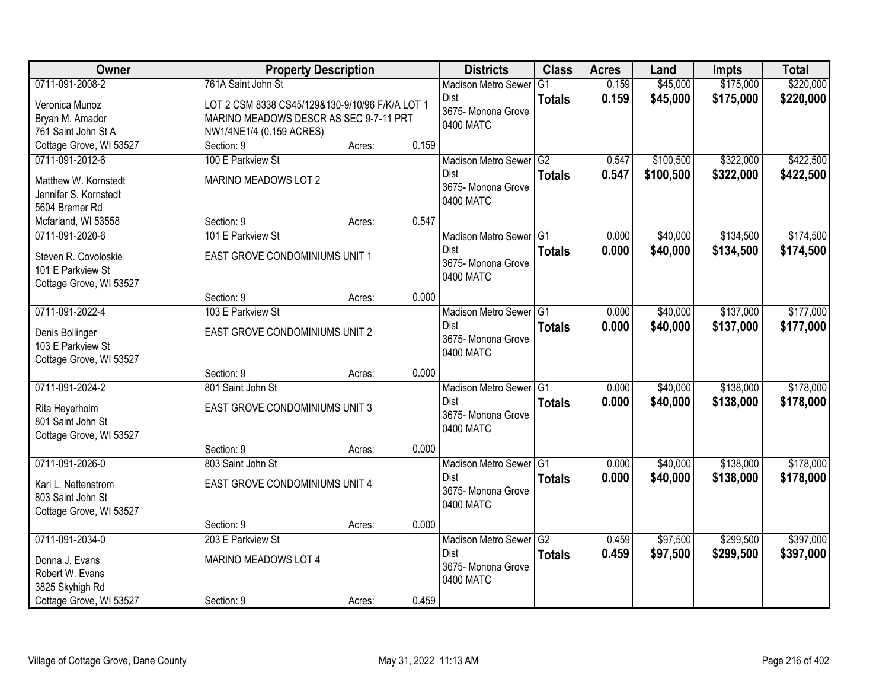| Owner | Property Description | | | Districts | Class | Acres | Land | Impts | Total |
|---|---|---|---|---|---|---|---|---|---|
| 0711-091-2008-2<br>Veronica Munoz<br>Bryan M. Amador<br>761 Saint John St A<br>Cottage Grove, WI 53527 | 761A Saint John St<br>LOT 2 CSM 8338 CS45/129&130-9/10/96 F/K/A LOT 1 MARINO MEADOWS DESCR AS SEC 9-7-11 PRT NW1/4NE1/4 (0.159 ACRES)<br>Section: 9 | Acres: | 0.159 | Madison Metro Sewer Dist<br>3675- Monona Grove<br>0400 MATC | G1<br>**Totals** | 0.159<br>**0.159** | $45,000<br>**$45,000** | $175,000<br>**$175,000** | $220,000<br>**$220,000** |
| 0711-091-2012-6<br>Matthew W. Kornstedt<br>Jennifer S. Kornstedt<br>5604 Bremer Rd<br>Mcfarland, WI 53558 | 100 E Parkview St<br>MARINO MEADOWS LOT 2<br>Section: 9 | Acres: | 0.547 | Madison Metro Sewer Dist<br>3675- Monona Grove<br>0400 MATC | G2<br>**Totals** | 0.547<br>**0.547** | $100,500<br>**$100,500** | $322,000<br>**$322,000** | $422,500<br>**$422,500** |
| 0711-091-2020-6<br>Steven R. Covoloskie<br>101 E Parkview St<br>Cottage Grove, WI 53527 | 101 E Parkview St<br>EAST GROVE CONDOMINIUMS UNIT 1<br>Section: 9 | Acres: | 0.000 | Madison Metro Sewer Dist<br>3675- Monona Grove<br>0400 MATC | G1<br>**Totals** | 0.000<br>**0.000** | $40,000<br>**$40,000** | $134,500<br>**$134,500** | $174,500<br>**$174,500** |
| 0711-091-2022-4<br>Denis Bollinger<br>103 E Parkview St<br>Cottage Grove, WI 53527 | 103 E Parkview St<br>EAST GROVE CONDOMINIUMS UNIT 2<br>Section: 9 | Acres: | 0.000 | Madison Metro Sewer Dist<br>3675- Monona Grove<br>0400 MATC | G1<br>**Totals** | 0.000<br>**0.000** | $40,000<br>**$40,000** | $137,000<br>**$137,000** | $177,000<br>**$177,000** |
| 0711-091-2024-2<br>Rita Heyerholm<br>801 Saint John St<br>Cottage Grove, WI 53527 | 801 Saint John St<br>EAST GROVE CONDOMINIUMS UNIT 3<br>Section: 9 | Acres: | 0.000 | Madison Metro Sewer Dist<br>3675- Monona Grove<br>0400 MATC | G1<br>**Totals** | 0.000<br>**0.000** | $40,000<br>**$40,000** | $138,000<br>**$138,000** | $178,000<br>**$178,000** |
| 0711-091-2026-0<br>Kari L. Nettenstrom<br>803 Saint John St<br>Cottage Grove, WI 53527 | 803 Saint John St<br>EAST GROVE CONDOMINIUMS UNIT 4<br>Section: 9 | Acres: | 0.000 | Madison Metro Sewer Dist<br>3675- Monona Grove<br>0400 MATC | G1<br>**Totals** | 0.000<br>**0.000** | $40,000<br>**$40,000** | $138,000<br>**$138,000** | $178,000<br>**$178,000** |
| 0711-091-2034-0<br>Donna J. Evans<br>Robert W. Evans<br>3825 Skyhigh Rd<br>Cottage Grove, WI 53527 | 203 E Parkview St<br>MARINO MEADOWS LOT 4<br>Section: 9 | Acres: | 0.459 | Madison Metro Sewer Dist<br>3675- Monona Grove<br>0400 MATC | G2<br>**Totals** | 0.459<br>**0.459** | $97,500<br>**$97,500** | $299,500<br>**$299,500** | $397,000<br>**$397,000** |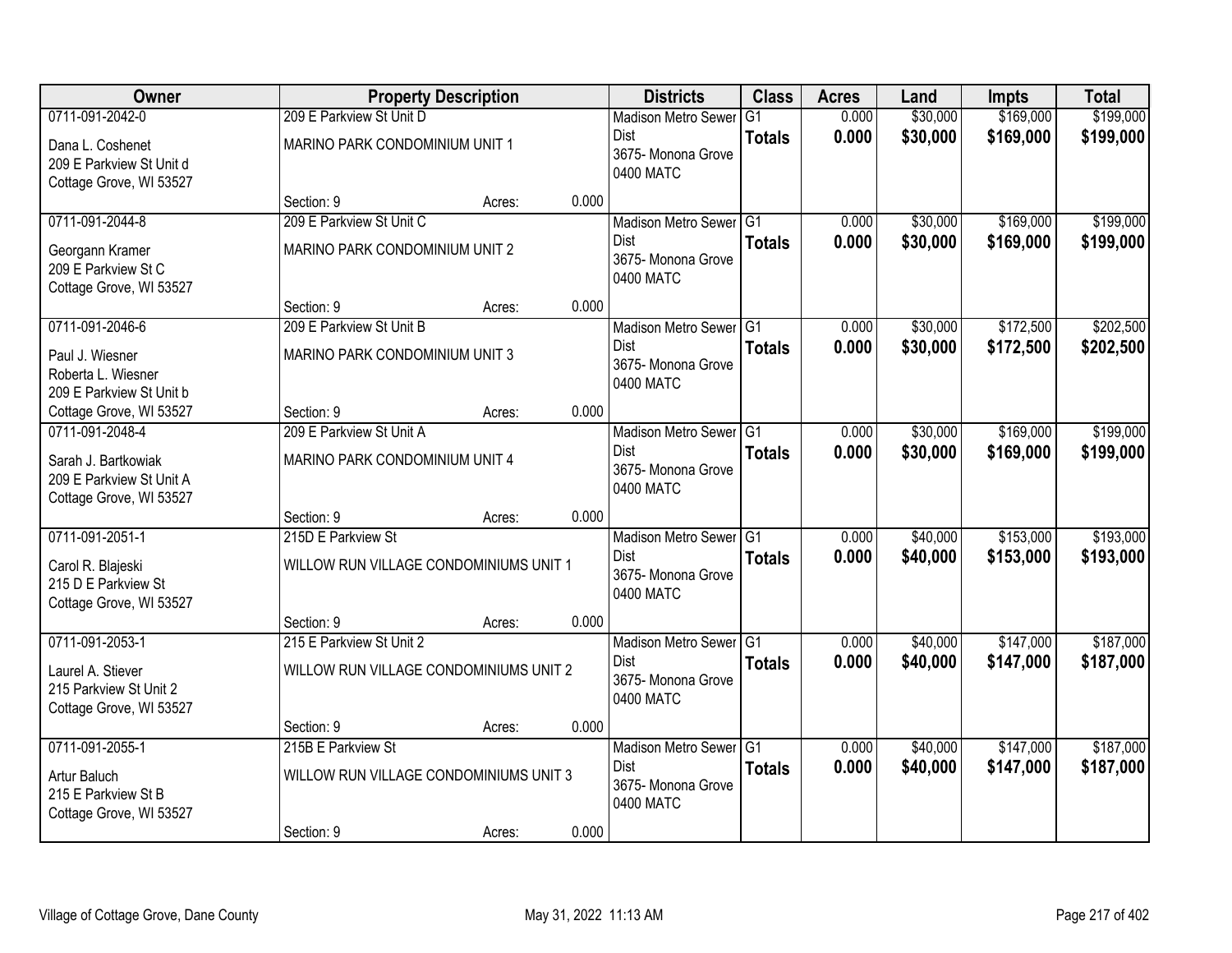| Owner | Property Description | Districts | Class | Acres | Land | Impts | Total |
|---|---|---|---|---|---|---|---|
| 0711-091-2042-0<br>Dana L. Coshenet<br>209 E Parkview St Unit d<br>Cottage Grove, WI 53527 | 209 E Parkview St Unit D<br>MARINO PARK CONDOMINIUM UNIT 1<br>Section: 9 Acres: 0.000 | Madison Metro Sewer Dist<br>3675- Monona Grove<br>0400 MATC | G1<br>**Totals** | 0.000<br>**0.000** | $30,000<br>**$30,000** | $169,000<br>**$169,000** | $199,000<br>**$199,000** |
| 0711-091-2044-8<br>Georgann Kramer<br>209 E Parkview St C<br>Cottage Grove, WI 53527 | 209 E Parkview St Unit C<br>MARINO PARK CONDOMINIUM UNIT 2<br>Section: 9 Acres: 0.000 | Madison Metro Sewer Dist<br>3675- Monona Grove<br>0400 MATC | G1<br>**Totals** | 0.000<br>**0.000** | $30,000<br>**$30,000** | $169,000<br>**$169,000** | $199,000<br>**$199,000** |
| 0711-091-2046-6<br>Paul J. Wiesner<br>Roberta L. Wiesner<br>209 E Parkview St Unit b<br>Cottage Grove, WI 53527 | 209 E Parkview St Unit B<br>MARINO PARK CONDOMINIUM UNIT 3<br>Section: 9 Acres: 0.000 | Madison Metro Sewer Dist<br>3675- Monona Grove<br>0400 MATC | G1<br>**Totals** | 0.000<br>**0.000** | $30,000<br>**$30,000** | $172,500<br>**$172,500** | $202,500<br>**$202,500** |
| 0711-091-2048-4<br>Sarah J. Bartkowiak<br>209 E Parkview St Unit A<br>Cottage Grove, WI 53527 | 209 E Parkview St Unit A<br>MARINO PARK CONDOMINIUM UNIT 4<br>Section: 9 Acres: 0.000 | Madison Metro Sewer Dist<br>3675- Monona Grove<br>0400 MATC | G1<br>**Totals** | 0.000<br>**0.000** | $30,000<br>**$30,000** | $169,000<br>**$169,000** | $199,000<br>**$199,000** |
| 0711-091-2051-1<br>Carol R. Blajeski<br>215 D E Parkview St<br>Cottage Grove, WI 53527 | 215D E Parkview St<br>WILLOW RUN VILLAGE CONDOMINIUMS UNIT 1<br>Section: 9 Acres: 0.000 | Madison Metro Sewer Dist<br>3675- Monona Grove<br>0400 MATC | G1<br>**Totals** | 0.000<br>**0.000** | $40,000<br>**$40,000** | $153,000<br>**$153,000** | $193,000<br>**$193,000** |
| 0711-091-2053-1<br>Laurel A. Stiever<br>215 Parkview St Unit 2<br>Cottage Grove, WI 53527 | 215 E Parkview St Unit 2<br>WILLOW RUN VILLAGE CONDOMINIUMS UNIT 2<br>Section: 9 Acres: 0.000 | Madison Metro Sewer Dist<br>3675- Monona Grove<br>0400 MATC | G1<br>**Totals** | 0.000<br>**0.000** | $40,000<br>**$40,000** | $147,000<br>**$147,000** | $187,000<br>**$187,000** |
| 0711-091-2055-1<br>Artur Baluch<br>215 E Parkview St B<br>Cottage Grove, WI 53527 | 215B E Parkview St<br>WILLOW RUN VILLAGE CONDOMINIUMS UNIT 3<br>Section: 9 Acres: 0.000 | Madison Metro Sewer Dist<br>3675- Monona Grove<br>0400 MATC | G1<br>**Totals** | 0.000<br>**0.000** | $40,000<br>**$40,000** | $147,000<br>**$147,000** | $187,000<br>**$187,000** |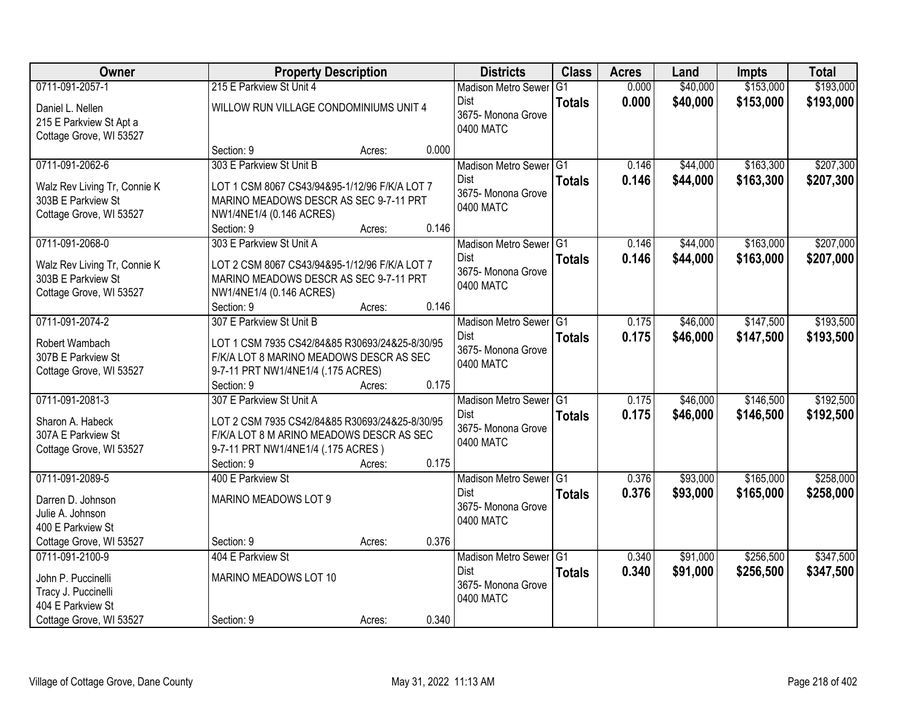| Owner | Property Description | Districts | Class | Acres | Land | Impts | Total |
|---|---|---|---|---|---|---|---|
| 0711-091-2057-1<br><br>Daniel L. Nellen<br>215 E Parkview St Apt a<br>Cottage Grove, WI 53527 | 215 E Parkview St Unit 4<br><br>WILLOW RUN VILLAGE CONDOMINIUMS UNIT 4<br><br>Section: 9 Acres: 0.000 | Madison Metro Sewer Dist<br>3675- Monona Grove<br>0400 MATC | G1<br>**Totals** | 0.000<br>**0.000** | $40,000<br>**$40,000** | $153,000<br>**$153,000** | $193,000<br>**$193,000** |
| 0711-091-2062-6<br><br>Walz Rev Living Tr, Connie K<br>303B E Parkview St<br>Cottage Grove, WI 53527 | 303 E Parkview St Unit B<br><br>LOT 1 CSM 8067 CS43/94&95-1/12/96 F/K/A LOT 7 MARINO MEADOWS DESCR AS SEC 9-7-11 PRT NW1/4NE1/4 (0.146 ACRES)<br>Section: 9 Acres: 0.146 | Madison Metro Sewer Dist<br>3675- Monona Grove<br>0400 MATC | G1<br>**Totals** | 0.146<br>**0.146** | $44,000<br>**$44,000** | $163,300<br>**$163,300** | $207,300<br>**$207,300** |
| 0711-091-2068-0<br><br>Walz Rev Living Tr, Connie K<br>303B E Parkview St<br>Cottage Grove, WI 53527 | 303 E Parkview St Unit A<br><br>LOT 2 CSM 8067 CS43/94&95-1/12/96 F/K/A LOT 7 MARINO MEADOWS DESCR AS SEC 9-7-11 PRT NW1/4NE1/4 (0.146 ACRES)<br>Section: 9 Acres: 0.146 | Madison Metro Sewer Dist<br>3675- Monona Grove<br>0400 MATC | G1<br>**Totals** | 0.146<br>**0.146** | $44,000<br>**$44,000** | $163,000<br>**$163,000** | $207,000<br>**$207,000** |
| 0711-091-2074-2<br><br>Robert Wambach<br>307B E Parkview St<br>Cottage Grove, WI 53527 | 307 E Parkview St Unit B<br><br>LOT 1 CSM 7935 CS42/84&85 R30693/24&25-8/30/95 F/K/A LOT 8 MARINO MEADOWS DESCR AS SEC 9-7-11 PRT NW1/4NE1/4 (.175 ACRES)<br>Section: 9 Acres: 0.175 | Madison Metro Sewer Dist<br>3675- Monona Grove<br>0400 MATC | G1<br>**Totals** | 0.175<br>**0.175** | $46,000<br>**$46,000** | $147,500<br>**$147,500** | $193,500<br>**$193,500** |
| 0711-091-2081-3<br><br>Sharon A. Habeck<br>307A E Parkview St<br>Cottage Grove, WI 53527 | 307 E Parkview St Unit A<br><br>LOT 2 CSM 7935 CS42/84&85 R30693/24&25-8/30/95 F/K/A LOT 8 M ARINO MEADOWS DESCR AS SEC 9-7-11 PRT NW1/4NE1/4 (.175 ACRES )<br>Section: 9 Acres: 0.175 | Madison Metro Sewer Dist<br>3675- Monona Grove<br>0400 MATC | G1<br>**Totals** | 0.175<br>**0.175** | $46,000<br>**$46,000** | $146,500<br>**$146,500** | $192,500<br>**$192,500** |
| 0711-091-2089-5<br><br>Darren D. Johnson<br>Julie A. Johnson<br>400 E Parkview St<br>Cottage Grove, WI 53527 | 400 E Parkview St<br><br>MARINO MEADOWS LOT 9<br><br>Section: 9 Acres: 0.376 | Madison Metro Sewer Dist<br>3675- Monona Grove<br>0400 MATC | G1<br>**Totals** | 0.376<br>**0.376** | $93,000<br>**$93,000** | $165,000<br>**$165,000** | $258,000<br>**$258,000** |
| 0711-091-2100-9<br><br>John P. Puccinelli<br>Tracy J. Puccinelli<br>404 E Parkview St<br>Cottage Grove, WI 53527 | 404 E Parkview St<br><br>MARINO MEADOWS LOT 10<br><br>Section: 9 Acres: 0.340 | Madison Metro Sewer Dist<br>3675- Monona Grove<br>0400 MATC | G1<br>**Totals** | 0.340<br>**0.340** | $91,000<br>**$91,000** | $256,500<br>**$256,500** | $347,500<br>**$347,500** |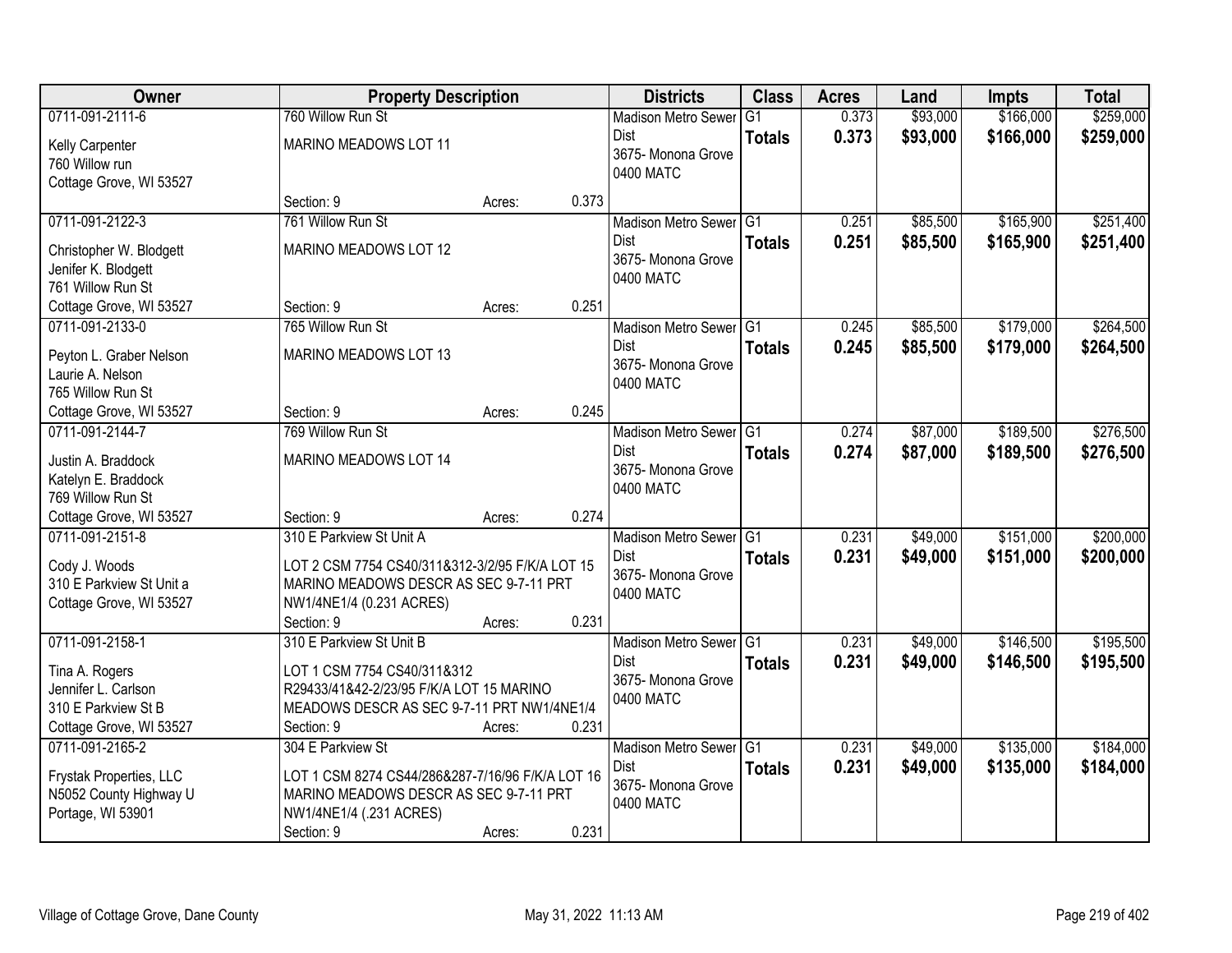| Owner | Property Description | | | Districts | Class | Acres | Land | Impts | Total |
|---|---|---|---|---|---|---|---|---|---|
| 0711-091-2111-6<br>Kelly Carpenter<br>760 Willow run<br>Cottage Grove, WI 53527 | 760 Willow Run St<br>MARINO MEADOWS LOT 11<br>Section: 9 | Acres: | 0.373 | Madison Metro Sewer Dist<br>3675- Monona Grove<br>0400 MATC | G1<br>**Totals** | 0.373<br>**0.373** | $93,000<br>**$93,000** | $166,000<br>**$166,000** | $259,000<br>**$259,000** |
| 0711-091-2122-3<br>Christopher W. Blodgett<br>Jenifer K. Blodgett<br>761 Willow Run St<br>Cottage Grove, WI 53527 | 761 Willow Run St<br>MARINO MEADOWS LOT 12<br>Section: 9 | Acres: | 0.251 | Madison Metro Sewer Dist<br>3675- Monona Grove<br>0400 MATC | G1<br>**Totals** | 0.251<br>**0.251** | $85,500<br>**$85,500** | $165,900<br>**$165,900** | $251,400<br>**$251,400** |
| 0711-091-2133-0<br>Peyton L. Graber Nelson<br>Laurie A. Nelson<br>765 Willow Run St<br>Cottage Grove, WI 53527 | 765 Willow Run St<br>MARINO MEADOWS LOT 13<br>Section: 9 | Acres: | 0.245 | Madison Metro Sewer Dist<br>3675- Monona Grove<br>0400 MATC | G1<br>**Totals** | 0.245<br>**0.245** | $85,500<br>**$85,500** | $179,000<br>**$179,000** | $264,500<br>**$264,500** |
| 0711-091-2144-7<br>Justin A. Braddock<br>Katelyn E. Braddock<br>769 Willow Run St<br>Cottage Grove, WI 53527 | 769 Willow Run St<br>MARINO MEADOWS LOT 14<br>Section: 9 | Acres: | 0.274 | Madison Metro Sewer Dist<br>3675- Monona Grove<br>0400 MATC | G1<br>**Totals** | 0.274<br>**0.274** | $87,000<br>**$87,000** | $189,500<br>**$189,500** | $276,500<br>**$276,500** |
| 0711-091-2151-8<br>Cody J. Woods<br>310 E Parkview St Unit a<br>Cottage Grove, WI 53527 | 310 E Parkview St Unit A<br>LOT 2 CSM 7754 CS40/311&312-3/2/95 F/K/A LOT 15 MARINO MEADOWS DESCR AS SEC 9-7-11 PRT NW1/4NE1/4 (0.231 ACRES)<br>Section: 9 | Acres: | 0.231 | Madison Metro Sewer Dist<br>3675- Monona Grove<br>0400 MATC | G1<br>**Totals** | 0.231<br>**0.231** | $49,000<br>**$49,000** | $151,000<br>**$151,000** | $200,000<br>**$200,000** |
| 0711-091-2158-1<br>Tina A. Rogers<br>Jennifer L. Carlson<br>310 E Parkview St B<br>Cottage Grove, WI 53527 | 310 E Parkview St Unit B<br>LOT 1 CSM 7754 CS40/311&312 R29433/41&42-2/23/95 F/K/A LOT 15 MARINO MEADOWS DESCR AS SEC 9-7-11 PRT NW1/4NE1/4<br>Section: 9 | Acres: | 0.231 | Madison Metro Sewer Dist<br>3675- Monona Grove<br>0400 MATC | G1<br>**Totals** | 0.231<br>**0.231** | $49,000<br>**$49,000** | $146,500<br>**$146,500** | $195,500<br>**$195,500** |
| 0711-091-2165-2<br>Frystak Properties, LLC<br>N5052 County Highway U<br>Portage, WI 53901 | 304 E Parkview St<br>LOT 1 CSM 8274 CS44/286&287-7/16/96 F/K/A LOT 16 MARINO MEADOWS DESCR AS SEC 9-7-11 PRT NW1/4NE1/4 (.231 ACRES)<br>Section: 9 | Acres: | 0.231 | Madison Metro Sewer Dist<br>3675- Monona Grove<br>0400 MATC | G1<br>**Totals** | 0.231<br>**0.231** | $49,000<br>**$49,000** | $135,000<br>**$135,000** | $184,000<br>**$184,000** |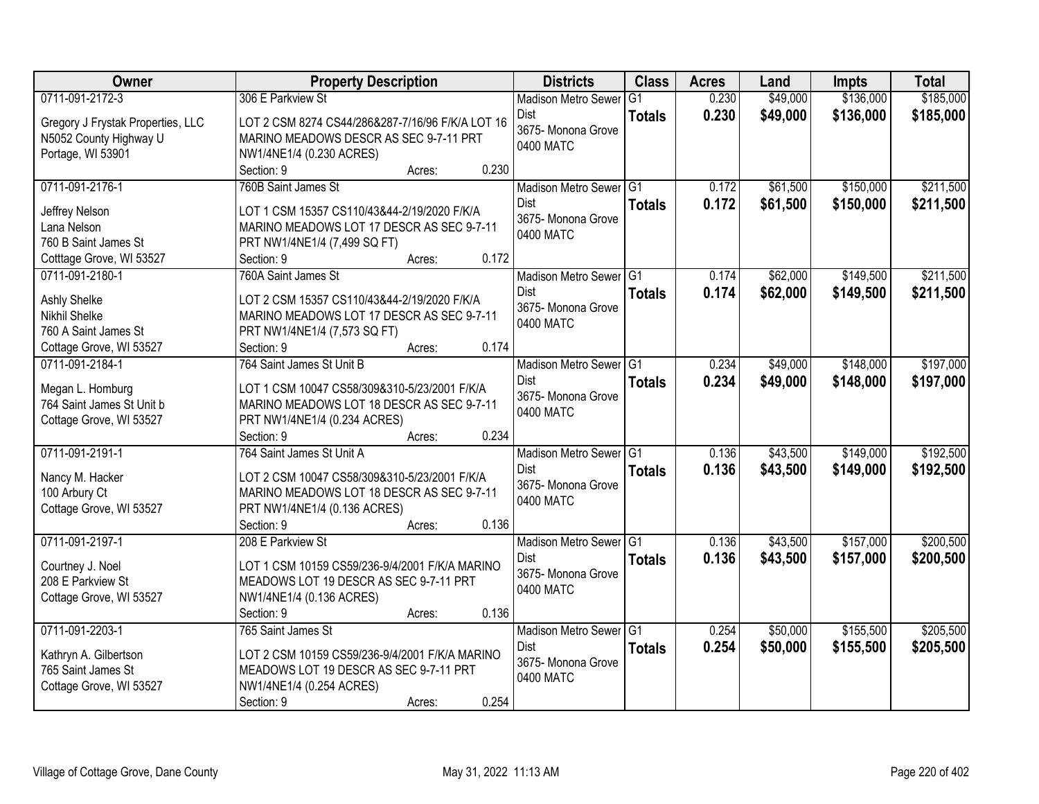| Owner | Property Description | Districts | Class | Acres | Land | Impts | Total |
|---|---|---|---|---|---|---|---|
| 0711-091-2172-3<br>Gregory J Frystak Properties, LLC<br>N5052 County Highway U<br>Portage, WI 53901 | 306 E Parkview St<br>LOT 2 CSM 8274 CS44/286&287-7/16/96 F/K/A LOT 16 MARINO MEADOWS DESCR AS SEC 9-7-11 PRT NW1/4NE1/4 (0.230 ACRES)<br>Section: 9 Acres: 0.230 | Madison Metro Sewer Dist<br>3675- Monona Grove<br>0400 MATC | G1<br>**Totals** | 0.230<br>**0.230** | $49,000<br>**$49,000** | $136,000<br>**$136,000** | $185,000<br>**$185,000** |
| 0711-091-2176-1<br>Jeffrey Nelson<br>Lana Nelson<br>760 B Saint James St<br>Cotttage Grove, WI 53527 | 760B Saint James St<br>LOT 1 CSM 15357 CS110/43&44-2/19/2020 F/K/A MARINO MEADOWS LOT 17 DESCR AS SEC 9-7-11 PRT NW1/4NE1/4 (7,499 SQ FT)<br>Section: 9 Acres: 0.172 | Madison Metro Sewer Dist<br>3675- Monona Grove<br>0400 MATC | G1<br>**Totals** | 0.172<br>**0.172** | $61,500<br>**$61,500** | $150,000<br>**$150,000** | $211,500<br>**$211,500** |
| 0711-091-2180-1<br>Ashly Shelke<br>Nikhil Shelke<br>760 A Saint James St<br>Cottage Grove, WI 53527 | 760A Saint James St<br>LOT 2 CSM 15357 CS110/43&44-2/19/2020 F/K/A MARINO MEADOWS LOT 17 DESCR AS SEC 9-7-11 PRT NW1/4NE1/4 (7,573 SQ FT)<br>Section: 9 Acres: 0.174 | Madison Metro Sewer Dist<br>3675- Monona Grove<br>0400 MATC | G1<br>**Totals** | 0.174<br>**0.174** | $62,000<br>**$62,000** | $149,500<br>**$149,500** | $211,500<br>**$211,500** |
| 0711-091-2184-1<br>Megan L. Homburg<br>764 Saint James St Unit b<br>Cottage Grove, WI 53527 | 764 Saint James St Unit B<br>LOT 1 CSM 10047 CS58/309&310-5/23/2001 F/K/A MARINO MEADOWS LOT 18 DESCR AS SEC 9-7-11 PRT NW1/4NE1/4 (0.234 ACRES)<br>Section: 9 Acres: 0.234 | Madison Metro Sewer Dist<br>3675- Monona Grove<br>0400 MATC | G1<br>**Totals** | 0.234<br>**0.234** | $49,000<br>**$49,000** | $148,000<br>**$148,000** | $197,000<br>**$197,000** |
| 0711-091-2191-1<br>Nancy M. Hacker<br>100 Arbury Ct<br>Cottage Grove, WI 53527 | 764 Saint James St Unit A<br>LOT 2 CSM 10047 CS58/309&310-5/23/2001 F/K/A MARINO MEADOWS LOT 18 DESCR AS SEC 9-7-11 PRT NW1/4NE1/4 (0.136 ACRES)<br>Section: 9 Acres: 0.136 | Madison Metro Sewer Dist<br>3675- Monona Grove<br>0400 MATC | G1<br>**Totals** | 0.136<br>**0.136** | $43,500<br>**$43,500** | $149,000<br>**$149,000** | $192,500<br>**$192,500** |
| 0711-091-2197-1<br>Courtney J. Noel<br>208 E Parkview St<br>Cottage Grove, WI 53527 | 208 E Parkview St<br>LOT 1 CSM 10159 CS59/236-9/4/2001 F/K/A MARINO MEADOWS LOT 19 DESCR AS SEC 9-7-11 PRT NW1/4NE1/4 (0.136 ACRES)<br>Section: 9 Acres: 0.136 | Madison Metro Sewer Dist<br>3675- Monona Grove<br>0400 MATC | G1<br>**Totals** | 0.136<br>**0.136** | $43,500<br>**$43,500** | $157,000<br>**$157,000** | $200,500<br>**$200,500** |
| 0711-091-2203-1<br>Kathryn A. Gilbertson<br>765 Saint James St<br>Cottage Grove, WI 53527 | 765 Saint James St<br>LOT 2 CSM 10159 CS59/236-9/4/2001 F/K/A MARINO MEADOWS LOT 19 DESCR AS SEC 9-7-11 PRT NW1/4NE1/4 (0.254 ACRES)<br>Section: 9 Acres: 0.254 | Madison Metro Sewer Dist<br>3675- Monona Grove<br>0400 MATC | G1<br>**Totals** | 0.254<br>**0.254** | $50,000<br>**$50,000** | $155,500<br>**$155,500** | $205,500<br>**$205,500** |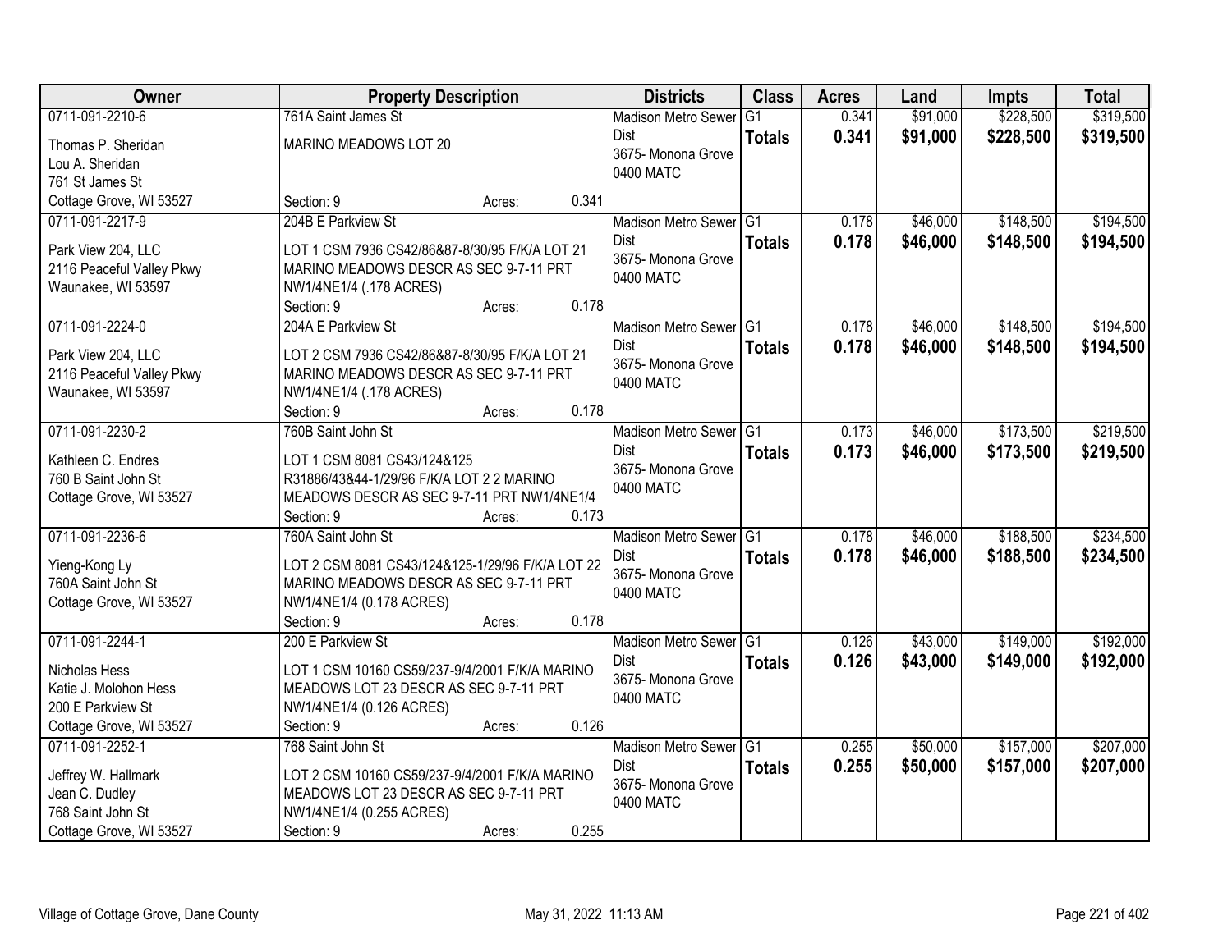| Owner | Property Description | Districts | Class | Acres | Land | Impts | Total |
|---|---|---|---|---|---|---|---|
| 0711-091-2210-6<br>Thomas P. Sheridan<br>Lou A. Sheridan<br>761 St James St<br>Cottage Grove, WI 53527 | 761A Saint James St<br>MARINO MEADOWS LOT 20<br>Section: 9 Acres: 0.341 | Madison Metro Sewer Dist<br>3675- Monona Grove<br>0400 MATC | G1<br>**Totals** | 0.341<br>**0.341** | $91,000<br>**$91,000** | $228,500<br>**$228,500** | $319,500<br>**$319,500** |
| 0711-091-2217-9<br>Park View 204, LLC<br>2116 Peaceful Valley Pkwy<br>Waunakee, WI 53597 | 204B E Parkview St<br>LOT 1 CSM 7936 CS42/86&87-8/30/95 F/K/A LOT 21 MARINO MEADOWS DESCR AS SEC 9-7-11 PRT NW1/4NE1/4 (.178 ACRES)<br>Section: 9 Acres: 0.178 | Madison Metro Sewer Dist<br>3675- Monona Grove<br>0400 MATC | G1<br>**Totals** | 0.178<br>**0.178** | $46,000<br>**$46,000** | $148,500<br>**$148,500** | $194,500<br>**$194,500** |
| 0711-091-2224-0<br>Park View 204, LLC<br>2116 Peaceful Valley Pkwy<br>Waunakee, WI 53597 | 204A E Parkview St<br>LOT 2 CSM 7936 CS42/86&87-8/30/95 F/K/A LOT 21 MARINO MEADOWS DESCR AS SEC 9-7-11 PRT NW1/4NE1/4 (.178 ACRES)<br>Section: 9 Acres: 0.178 | Madison Metro Sewer Dist<br>3675- Monona Grove<br>0400 MATC | G1<br>**Totals** | 0.178<br>**0.178** | $46,000<br>**$46,000** | $148,500<br>**$148,500** | $194,500<br>**$194,500** |
| 0711-091-2230-2<br>Kathleen C. Endres<br>760 B Saint John St<br>Cottage Grove, WI 53527 | 760B Saint John St<br>LOT 1 CSM 8081 CS43/124&125 R31886/43&44-1/29/96 F/K/A LOT 2 2 MARINO MEADOWS DESCR AS SEC 9-7-11 PRT NW1/4NE1/4<br>Section: 9 Acres: 0.173 | Madison Metro Sewer Dist<br>3675- Monona Grove<br>0400 MATC | G1<br>**Totals** | 0.173<br>**0.173** | $46,000<br>**$46,000** | $173,500<br>**$173,500** | $219,500<br>**$219,500** |
| 0711-091-2236-6<br>Yieng-Kong Ly<br>760A Saint John St<br>Cottage Grove, WI 53527 | 760A Saint John St<br>LOT 2 CSM 8081 CS43/124&125-1/29/96 F/K/A LOT 22 MARINO MEADOWS DESCR AS SEC 9-7-11 PRT NW1/4NE1/4 (0.178 ACRES)<br>Section: 9 Acres: 0.178 | Madison Metro Sewer Dist<br>3675- Monona Grove<br>0400 MATC | G1<br>**Totals** | 0.178<br>**0.178** | $46,000<br>**$46,000** | $188,500<br>**$188,500** | $234,500<br>**$234,500** |
| 0711-091-2244-1<br>Nicholas Hess<br>Katie J. Molohon Hess<br>200 E Parkview St<br>Cottage Grove, WI 53527 | 200 E Parkview St<br>LOT 1 CSM 10160 CS59/237-9/4/2001 F/K/A MARINO MEADOWS LOT 23 DESCR AS SEC 9-7-11 PRT NW1/4NE1/4 (0.126 ACRES)<br>Section: 9 Acres: 0.126 | Madison Metro Sewer Dist<br>3675- Monona Grove<br>0400 MATC | G1<br>**Totals** | 0.126<br>**0.126** | $43,000<br>**$43,000** | $149,000<br>**$149,000** | $192,000<br>**$192,000** |
| 0711-091-2252-1<br>Jeffrey W. Hallmark<br>Jean C. Dudley<br>768 Saint John St<br>Cottage Grove, WI 53527 | 768 Saint John St<br>LOT 2 CSM 10160 CS59/237-9/4/2001 F/K/A MARINO MEADOWS LOT 23 DESCR AS SEC 9-7-11 PRT NW1/4NE1/4 (0.255 ACRES)<br>Section: 9 Acres: 0.255 | Madison Metro Sewer Dist<br>3675- Monona Grove<br>0400 MATC | G1<br>**Totals** | 0.255<br>**0.255** | $50,000<br>**$50,000** | $157,000<br>**$157,000** | $207,000<br>**$207,000** |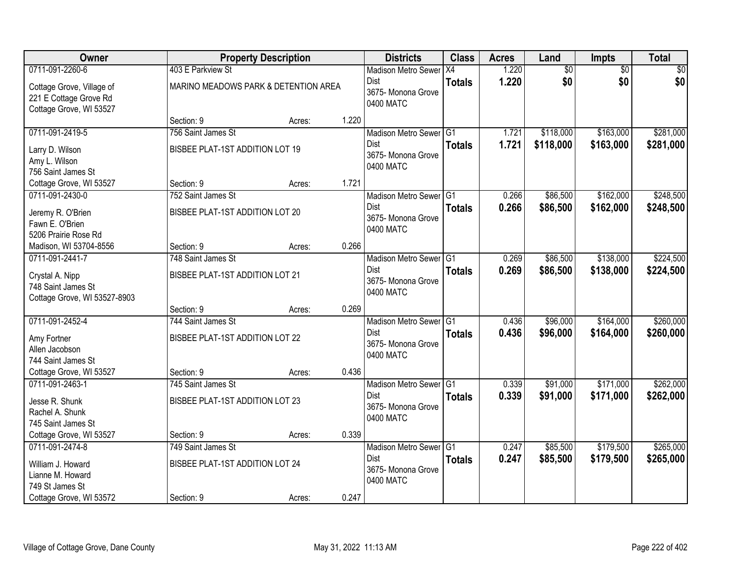| Owner | Property Description | | | Districts | Class | Acres | Land | Impts | Total |
|---|---|---|---|---|---|---|---|---|---|
| 0711-091-2260-6<br>Cottage Grove, Village of<br>221 E Cottage Grove Rd<br>Cottage Grove, WI 53527 | 403 E Parkview St<br>MARINO MEADOWS PARK & DETENTION AREA<br>Section: 9 | Acres: | 1.220 | Madison Metro Sewer Dist<br>3675- Monona Grove<br>0400 MATC | X4<br>**Totals** | 1.220<br>**1.220** | $0<br>**$0** | $0<br>**$0** | $0<br>**$0** |
| 0711-091-2419-5<br>Larry D. Wilson<br>Amy L. Wilson<br>756 Saint James St<br>Cottage Grove, WI 53527 | 756 Saint James St<br>BISBEE PLAT-1ST ADDITION LOT 19<br>Section: 9 | Acres: | 1.721 | Madison Metro Sewer Dist<br>3675- Monona Grove<br>0400 MATC | G1<br>**Totals** | 1.721<br>**1.721** | $118,000<br>**$118,000** | $163,000<br>**$163,000** | $281,000<br>**$281,000** |
| 0711-091-2430-0<br>Jeremy R. O'Brien<br>Fawn E. O'Brien<br>5206 Prairie Rose Rd<br>Madison, WI 53704-8556 | 752 Saint James St<br>BISBEE PLAT-1ST ADDITION LOT 20<br>Section: 9 | Acres: | 0.266 | Madison Metro Sewer Dist<br>3675- Monona Grove<br>0400 MATC | G1<br>**Totals** | 0.266<br>**0.266** | $86,500<br>**$86,500** | $162,000<br>**$162,000** | $248,500<br>**$248,500** |
| 0711-091-2441-7<br>Crystal A. Nipp<br>748 Saint James St<br>Cottage Grove, WI 53527-8903 | 748 Saint James St<br>BISBEE PLAT-1ST ADDITION LOT 21<br>Section: 9 | Acres: | 0.269 | Madison Metro Sewer Dist<br>3675- Monona Grove<br>0400 MATC | G1<br>**Totals** | 0.269<br>**0.269** | $86,500<br>**$86,500** | $138,000<br>**$138,000** | $224,500<br>**$224,500** |
| 0711-091-2452-4<br>Amy Fortner<br>Allen Jacobson<br>744 Saint James St<br>Cottage Grove, WI 53527 | 744 Saint James St<br>BISBEE PLAT-1ST ADDITION LOT 22<br>Section: 9 | Acres: | 0.436 | Madison Metro Sewer Dist<br>3675- Monona Grove<br>0400 MATC | G1<br>**Totals** | 0.436<br>**0.436** | $96,000<br>**$96,000** | $164,000<br>**$164,000** | $260,000<br>**$260,000** |
| 0711-091-2463-1<br>Jesse R. Shunk<br>Rachel A. Shunk<br>745 Saint James St<br>Cottage Grove, WI 53527 | 745 Saint James St<br>BISBEE PLAT-1ST ADDITION LOT 23<br>Section: 9 | Acres: | 0.339 | Madison Metro Sewer Dist<br>3675- Monona Grove<br>0400 MATC | G1<br>**Totals** | 0.339<br>**0.339** | $91,000<br>**$91,000** | $171,000<br>**$171,000** | $262,000<br>**$262,000** |
| 0711-091-2474-8<br>William J. Howard<br>Lianne M. Howard<br>749 St James St<br>Cottage Grove, WI 53572 | 749 Saint James St<br>BISBEE PLAT-1ST ADDITION LOT 24<br>Section: 9 | Acres: | 0.247 | Madison Metro Sewer Dist<br>3675- Monona Grove<br>0400 MATC | G1<br>**Totals** | 0.247<br>**0.247** | $85,500<br>**$85,500** | $179,500<br>**$179,500** | $265,000<br>**$265,000** |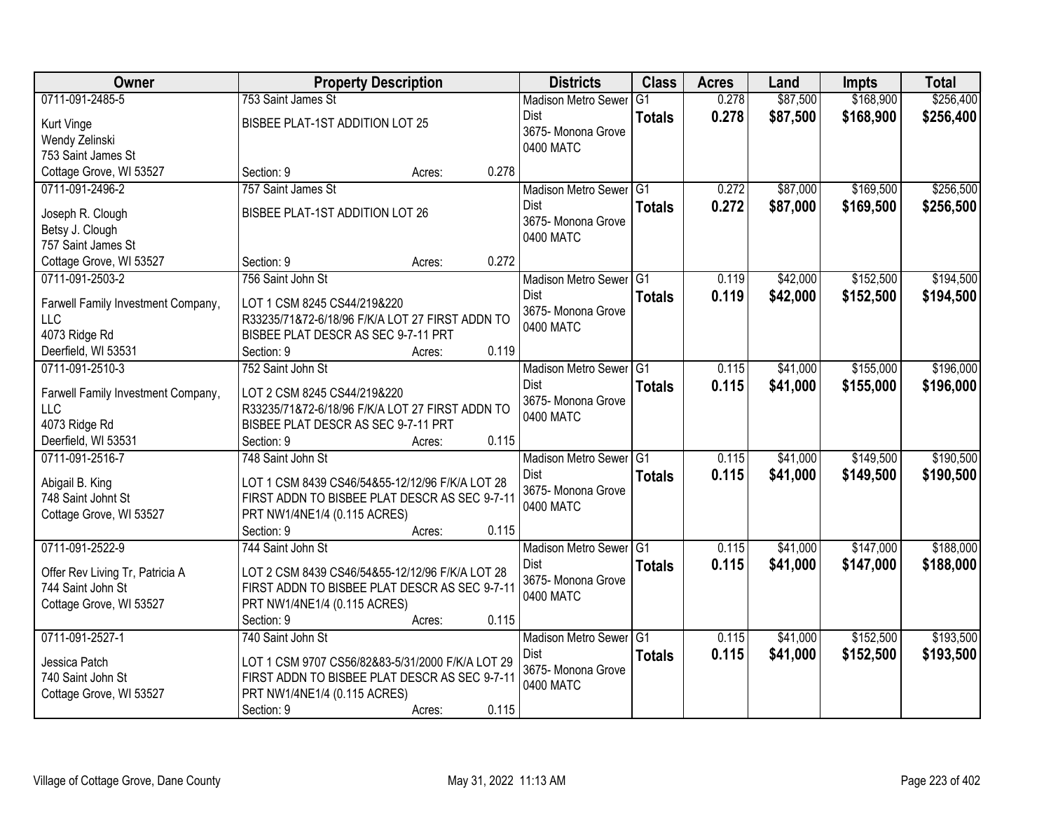| Owner | Property Description | Districts | Class | Acres | Land | Impts | Total |
|---|---|---|---|---|---|---|---|
| 0711-091-2485-5<br>Kurt Vinge<br>Wendy Zelinski<br>753 Saint James St<br>Cottage Grove, WI 53527 | 753 Saint James St<br>BISBEE PLAT-1ST ADDITION LOT 25<br>Section: 9 Acres: 0.278 | Madison Metro Sewer Dist<br>3675- Monona Grove<br>0400 MATC | G1<br>**Totals** | 0.278<br>**0.278** | $87,500<br>**$87,500** | $168,900<br>**$168,900** | $256,400<br>**$256,400** |
| 0711-091-2496-2<br>Joseph R. Clough<br>Betsy J. Clough<br>757 Saint James St<br>Cottage Grove, WI 53527 | 757 Saint James St<br>BISBEE PLAT-1ST ADDITION LOT 26<br>Section: 9 Acres: 0.272 | Madison Metro Sewer Dist<br>3675- Monona Grove<br>0400 MATC | G1<br>**Totals** | 0.272<br>**0.272** | $87,000<br>**$87,000** | $169,500<br>**$169,500** | $256,500<br>**$256,500** |
| 0711-091-2503-2<br>Farwell Family Investment Company, LLC<br>4073 Ridge Rd<br>Deerfield, WI 53531 | 756 Saint John St<br>LOT 1 CSM 8245 CS44/219&220 R33235/71&72-6/18/96 F/K/A LOT 27 FIRST ADDN TO BISBEE PLAT DESCR AS SEC 9-7-11 PRT<br>Section: 9 Acres: 0.119 | Madison Metro Sewer Dist<br>3675- Monona Grove<br>0400 MATC | G1<br>**Totals** | 0.119<br>**0.119** | $42,000<br>**$42,000** | $152,500<br>**$152,500** | $194,500<br>**$194,500** |
| 0711-091-2510-3<br>Farwell Family Investment Company, LLC<br>4073 Ridge Rd<br>Deerfield, WI 53531 | 752 Saint John St<br>LOT 2 CSM 8245 CS44/219&220 R33235/71&72-6/18/96 F/K/A LOT 27 FIRST ADDN TO BISBEE PLAT DESCR AS SEC 9-7-11 PRT<br>Section: 9 Acres: 0.115 | Madison Metro Sewer Dist<br>3675- Monona Grove<br>0400 MATC | G1<br>**Totals** | 0.115<br>**0.115** | $41,000<br>**$41,000** | $155,000<br>**$155,000** | $196,000<br>**$196,000** |
| 0711-091-2516-7<br>Abigail B. King<br>748 Saint Johnt St<br>Cottage Grove, WI 53527 | 748 Saint John St<br>LOT 1 CSM 8439 CS46/54&55-12/12/96 F/K/A LOT 28 FIRST ADDN TO BISBEE PLAT DESCR AS SEC 9-7-11 PRT NW1/4NE1/4 (0.115 ACRES)<br>Section: 9 Acres: 0.115 | Madison Metro Sewer Dist<br>3675- Monona Grove<br>0400 MATC | G1<br>**Totals** | 0.115<br>**0.115** | $41,000<br>**$41,000** | $149,500<br>**$149,500** | $190,500<br>**$190,500** |
| 0711-091-2522-9<br>Offer Rev Living Tr, Patricia A<br>744 Saint John St<br>Cottage Grove, WI 53527 | 744 Saint John St<br>LOT 2 CSM 8439 CS46/54&55-12/12/96 F/K/A LOT 28 FIRST ADDN TO BISBEE PLAT DESCR AS SEC 9-7-11 PRT NW1/4NE1/4 (0.115 ACRES)<br>Section: 9 Acres: 0.115 | Madison Metro Sewer Dist<br>3675- Monona Grove<br>0400 MATC | G1<br>**Totals** | 0.115<br>**0.115** | $41,000<br>**$41,000** | $147,000<br>**$147,000** | $188,000<br>**$188,000** |
| 0711-091-2527-1<br>Jessica Patch<br>740 Saint John St<br>Cottage Grove, WI 53527 | 740 Saint John St<br>LOT 1 CSM 9707 CS56/82&83-5/31/2000 F/K/A LOT 29 FIRST ADDN TO BISBEE PLAT DESCR AS SEC 9-7-11 PRT NW1/4NE1/4 (0.115 ACRES)<br>Section: 9 Acres: 0.115 | Madison Metro Sewer Dist<br>3675- Monona Grove<br>0400 MATC | G1<br>**Totals** | 0.115<br>**0.115** | $41,000<br>**$41,000** | $152,500<br>**$152,500** | $193,500<br>**$193,500** |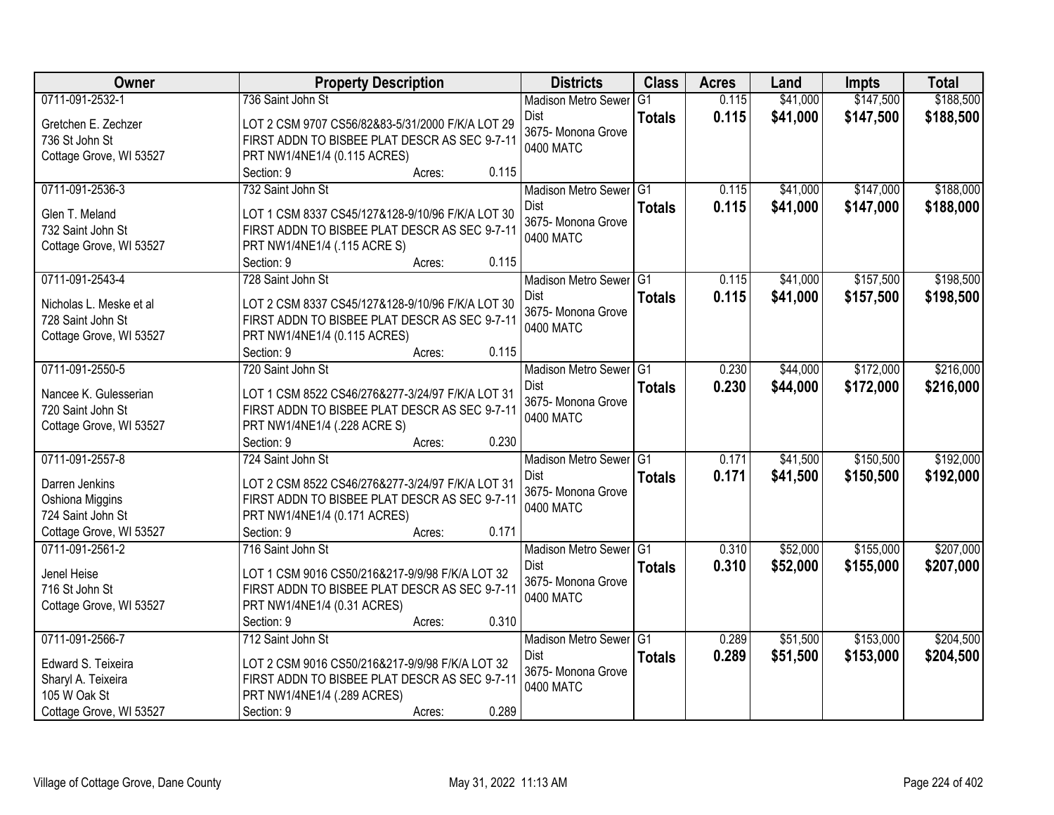| Owner | Property Description | Districts | Class | Acres | Land | Impts | Total |
|---|---|---|---|---|---|---|---|
| 0711-091-2532-1<br><br>Gretchen E. Zechzer<br>736 St John St<br>Cottage Grove, WI 53527 | 736 Saint John St<br><br>LOT 2 CSM 9707 CS56/82&83-5/31/2000 F/K/A LOT 29 FIRST ADDN TO BISBEE PLAT DESCR AS SEC 9-7-11 PRT NW1/4NE1/4 (0.115 ACRES)<br>Section: 9 Acres: 0.115 | Madison Metro Sewer Dist<br>3675- Monona Grove<br>0400 MATC | G1<br>**Totals** | 0.115<br>**0.115** | $41,000<br>**$41,000** | $147,500<br>**$147,500** | $188,500<br>**$188,500** |
| 0711-091-2536-3<br><br>Glen T. Meland<br>732 Saint John St<br>Cottage Grove, WI 53527 | 732 Saint John St<br><br>LOT 1 CSM 8337 CS45/127&128-9/10/96 F/K/A LOT 30 FIRST ADDN TO BISBEE PLAT DESCR AS SEC 9-7-11 PRT NW1/4NE1/4 (.115 ACRE S)<br>Section: 9 Acres: 0.115 | Madison Metro Sewer Dist<br>3675- Monona Grove<br>0400 MATC | G1<br>**Totals** | 0.115<br>**0.115** | $41,000<br>**$41,000** | $147,000<br>**$147,000** | $188,000<br>**$188,000** |
| 0711-091-2543-4<br><br>Nicholas L. Meske et al<br>728 Saint John St<br>Cottage Grove, WI 53527 | 728 Saint John St<br><br>LOT 2 CSM 8337 CS45/127&128-9/10/96 F/K/A LOT 30 FIRST ADDN TO BISBEE PLAT DESCR AS SEC 9-7-11 PRT NW1/4NE1/4 (0.115 ACRES)<br>Section: 9 Acres: 0.115 | Madison Metro Sewer Dist<br>3675- Monona Grove<br>0400 MATC | G1<br>**Totals** | 0.115<br>**0.115** | $41,000<br>**$41,000** | $157,500<br>**$157,500** | $198,500<br>**$198,500** |
| 0711-091-2550-5<br><br>Nancee K. Gulesserian<br>720 Saint John St<br>Cottage Grove, WI 53527 | 720 Saint John St<br><br>LOT 1 CSM 8522 CS46/276&277-3/24/97 F/K/A LOT 31 FIRST ADDN TO BISBEE PLAT DESCR AS SEC 9-7-11 PRT NW1/4NE1/4 (.228 ACRE S)<br>Section: 9 Acres: 0.230 | Madison Metro Sewer Dist<br>3675- Monona Grove<br>0400 MATC | G1<br>**Totals** | 0.230<br>**0.230** | $44,000<br>**$44,000** | $172,000<br>**$172,000** | $216,000<br>**$216,000** |
| 0711-091-2557-8<br><br>Darren Jenkins<br>Oshiona Miggins<br>724 Saint John St<br>Cottage Grove, WI 53527 | 724 Saint John St<br><br>LOT 2 CSM 8522 CS46/276&277-3/24/97 F/K/A LOT 31 FIRST ADDN TO BISBEE PLAT DESCR AS SEC 9-7-11 PRT NW1/4NE1/4 (0.171 ACRES)<br>Section: 9 Acres: 0.171 | Madison Metro Sewer Dist<br>3675- Monona Grove<br>0400 MATC | G1<br>**Totals** | 0.171<br>**0.171** | $41,500<br>**$41,500** | $150,500<br>**$150,500** | $192,000<br>**$192,000** |
| 0711-091-2561-2<br><br>Jenel Heise<br>716 St John St<br>Cottage Grove, WI 53527 | 716 Saint John St<br><br>LOT 1 CSM 9016 CS50/216&217-9/9/98 F/K/A LOT 32 FIRST ADDN TO BISBEE PLAT DESCR AS SEC 9-7-11 PRT NW1/4NE1/4 (0.31 ACRES)<br>Section: 9 Acres: 0.310 | Madison Metro Sewer Dist<br>3675- Monona Grove<br>0400 MATC | G1<br>**Totals** | 0.310<br>**0.310** | $52,000<br>**$52,000** | $155,000<br>**$155,000** | $207,000<br>**$207,000** |
| 0711-091-2566-7<br><br>Edward S. Teixeira<br>Sharyl A. Teixeira<br>105 W Oak St<br>Cottage Grove, WI 53527 | 712 Saint John St<br><br>LOT 2 CSM 9016 CS50/216&217-9/9/98 F/K/A LOT 32 FIRST ADDN TO BISBEE PLAT DESCR AS SEC 9-7-11 PRT NW1/4NE1/4 (.289 ACRES)<br>Section: 9 Acres: 0.289 | Madison Metro Sewer Dist<br>3675- Monona Grove<br>0400 MATC | G1<br>**Totals** | 0.289<br>**0.289** | $51,500<br>**$51,500** | $153,000<br>**$153,000** | $204,500<br>**$204,500** |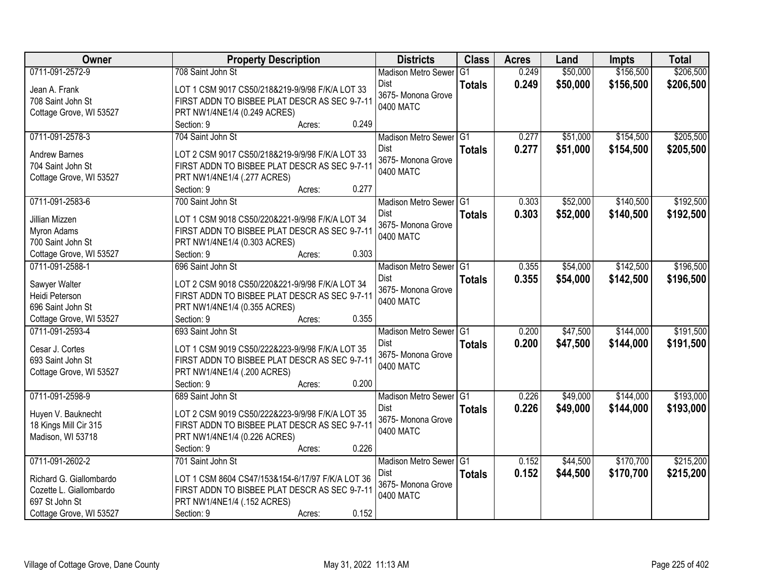| Owner | Property Description | Districts | Class | Acres | Land | Impts | Total |
|---|---|---|---|---|---|---|---|
| 0711-091-2572-9<br><br>Jean A. Frank<br>708 Saint John St<br>Cottage Grove, WI 53527 | 708 Saint John St<br><br>LOT 1 CSM 9017 CS50/218&219-9/9/98 F/K/A LOT 33 FIRST ADDN TO BISBEE PLAT DESCR AS SEC 9-7-11 PRT NW1/4NE1/4 (0.249 ACRES)<br>Section: 9 Acres: 0.249 | Madison Metro Sewer Dist<br>3675- Monona Grove<br>0400 MATC | G1<br>**Totals** | 0.249<br>**0.249** | $50,000<br>**$50,000** | $156,500<br>**$156,500** | $206,500<br>**$206,500** |
| 0711-091-2578-3<br><br>Andrew Barnes<br>704 Saint John St<br>Cottage Grove, WI 53527 | 704 Saint John St<br><br>LOT 2 CSM 9017 CS50/218&219-9/9/98 F/K/A LOT 33 FIRST ADDN TO BISBEE PLAT DESCR AS SEC 9-7-11 PRT NW1/4NE1/4 (.277 ACRES)<br>Section: 9 Acres: 0.277 | Madison Metro Sewer Dist<br>3675- Monona Grove<br>0400 MATC | G1<br>**Totals** | 0.277<br>**0.277** | $51,000<br>**$51,000** | $154,500<br>**$154,500** | $205,500<br>**$205,500** |
| 0711-091-2583-6<br><br>Jillian Mizzen<br>Myron Adams<br>700 Saint John St<br>Cottage Grove, WI 53527 | 700 Saint John St<br><br>LOT 1 CSM 9018 CS50/220&221-9/9/98 F/K/A LOT 34 FIRST ADDN TO BISBEE PLAT DESCR AS SEC 9-7-11 PRT NW1/4NE1/4 (0.303 ACRES)<br>Section: 9 Acres: 0.303 | Madison Metro Sewer Dist<br>3675- Monona Grove<br>0400 MATC | G1<br>**Totals** | 0.303<br>**0.303** | $52,000<br>**$52,000** | $140,500<br>**$140,500** | $192,500<br>**$192,500** |
| 0711-091-2588-1<br><br>Sawyer Walter<br>Heidi Peterson<br>696 Saint John St<br>Cottage Grove, WI 53527 | 696 Saint John St<br><br>LOT 2 CSM 9018 CS50/220&221-9/9/98 F/K/A LOT 34 FIRST ADDN TO BISBEE PLAT DESCR AS SEC 9-7-11 PRT NW1/4NE1/4 (0.355 ACRES)<br>Section: 9 Acres: 0.355 | Madison Metro Sewer Dist<br>3675- Monona Grove<br>0400 MATC | G1<br>**Totals** | 0.355<br>**0.355** | $54,000<br>**$54,000** | $142,500<br>**$142,500** | $196,500<br>**$196,500** |
| 0711-091-2593-4<br><br>Cesar J. Cortes<br>693 Saint John St<br>Cottage Grove, WI 53527 | 693 Saint John St<br><br>LOT 1 CSM 9019 CS50/222&223-9/9/98 F/K/A LOT 35 FIRST ADDN TO BISBEE PLAT DESCR AS SEC 9-7-11 PRT NW1/4NE1/4 (.200 ACRES)<br>Section: 9 Acres: 0.200 | Madison Metro Sewer Dist<br>3675- Monona Grove<br>0400 MATC | G1<br>**Totals** | 0.200<br>**0.200** | $47,500<br>**$47,500** | $144,000<br>**$144,000** | $191,500<br>**$191,500** |
| 0711-091-2598-9<br><br>Huyen V. Bauknecht<br>18 Kings Mill Cir 315<br>Madison, WI 53718 | 689 Saint John St<br><br>LOT 2 CSM 9019 CS50/222&223-9/9/98 F/K/A LOT 35 FIRST ADDN TO BISBEE PLAT DESCR AS SEC 9-7-11 PRT NW1/4NE1/4 (0.226 ACRES)<br>Section: 9 Acres: 0.226 | Madison Metro Sewer Dist<br>3675- Monona Grove<br>0400 MATC | G1<br>**Totals** | 0.226<br>**0.226** | $49,000<br>**$49,000** | $144,000<br>**$144,000** | $193,000<br>**$193,000** |
| 0711-091-2602-2<br><br>Richard G. Giallombardo<br>Cozette L. Giallombardo<br>697 St John St<br>Cottage Grove, WI 53527 | 701 Saint John St<br><br>LOT 1 CSM 8604 CS47/153&154-6/17/97 F/K/A LOT 36 FIRST ADDN TO BISBEE PLAT DESCR AS SEC 9-7-11 PRT NW1/4NE1/4 (.152 ACRES)<br>Section: 9 Acres: 0.152 | Madison Metro Sewer Dist<br>3675- Monona Grove<br>0400 MATC | G1<br>**Totals** | 0.152<br>**0.152** | $44,500<br>**$44,500** | $170,700<br>**$170,700** | $215,200<br>**$215,200** |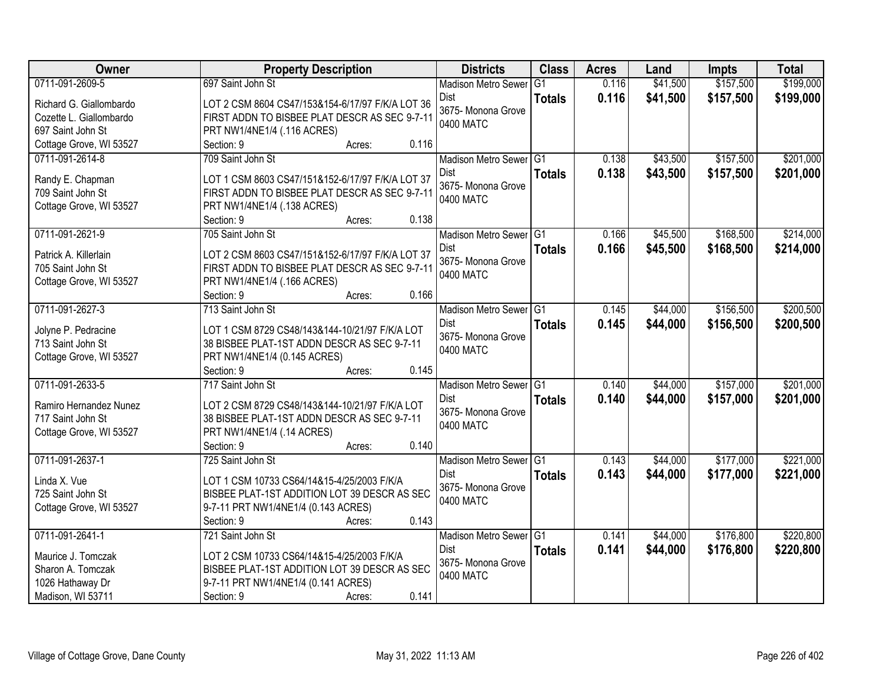| Owner | Property Description | Districts | Class | Acres | Land | Impts | Total |
|---|---|---|---|---|---|---|---|
| 0711-091-2609-5<br>Richard G. Giallombardo<br>Cozette L. Giallombardo<br>697 Saint John St<br>Cottage Grove, WI 53527 | 697 Saint John St<br>LOT 2 CSM 8604 CS47/153&154-6/17/97 F/K/A LOT 36 FIRST ADDN TO BISBEE PLAT DESCR AS SEC 9-7-11 PRT NW1/4NE1/4 (.116 ACRES)<br>Section: 9 Acres: 0.116 | Madison Metro Sewer Dist<br>3675- Monona Grove<br>0400 MATC | G1<br>**Totals** | 0.116<br>**0.116** | $41,500<br>**$41,500** | $157,500<br>**$157,500** | $199,000<br>**$199,000** |
| 0711-091-2614-8<br>Randy E. Chapman<br>709 Saint John St<br>Cottage Grove, WI 53527 | 709 Saint John St<br>LOT 1 CSM 8603 CS47/151&152-6/17/97 F/K/A LOT 37 FIRST ADDN TO BISBEE PLAT DESCR AS SEC 9-7-11 PRT NW1/4NE1/4 (.138 ACRES)<br>Section: 9 Acres: 0.138 | Madison Metro Sewer Dist<br>3675- Monona Grove<br>0400 MATC | G1<br>**Totals** | 0.138<br>**0.138** | $43,500<br>**$43,500** | $157,500<br>**$157,500** | $201,000<br>**$201,000** |
| 0711-091-2621-9<br>Patrick A. Killerlain<br>705 Saint John St<br>Cottage Grove, WI 53527 | 705 Saint John St<br>LOT 2 CSM 8603 CS47/151&152-6/17/97 F/K/A LOT 37 FIRST ADDN TO BISBEE PLAT DESCR AS SEC 9-7-11 PRT NW1/4NE1/4 (.166 ACRES)<br>Section: 9 Acres: 0.166 | Madison Metro Sewer Dist<br>3675- Monona Grove<br>0400 MATC | G1<br>**Totals** | 0.166<br>**0.166** | $45,500<br>**$45,500** | $168,500<br>**$168,500** | $214,000<br>**$214,000** |
| 0711-091-2627-3<br>Jolyne P. Pedracine<br>713 Saint John St<br>Cottage Grove, WI 53527 | 713 Saint John St<br>LOT 1 CSM 8729 CS48/143&144-10/21/97 F/K/A LOT 38 BISBEE PLAT-1ST ADDN DESCR AS SEC 9-7-11 PRT NW1/4NE1/4 (0.145 ACRES)<br>Section: 9 Acres: 0.145 | Madison Metro Sewer Dist<br>3675- Monona Grove<br>0400 MATC | G1<br>**Totals** | 0.145<br>**0.145** | $44,000<br>**$44,000** | $156,500<br>**$156,500** | $200,500<br>**$200,500** |
| 0711-091-2633-5<br>Ramiro Hernandez Nunez<br>717 Saint John St<br>Cottage Grove, WI 53527 | 717 Saint John St<br>LOT 2 CSM 8729 CS48/143&144-10/21/97 F/K/A LOT 38 BISBEE PLAT-1ST ADDN DESCR AS SEC 9-7-11 PRT NW1/4NE1/4 (.14 ACRES)<br>Section: 9 Acres: 0.140 | Madison Metro Sewer Dist<br>3675- Monona Grove<br>0400 MATC | G1<br>**Totals** | 0.140<br>**0.140** | $44,000<br>**$44,000** | $157,000<br>**$157,000** | $201,000<br>**$201,000** |
| 0711-091-2637-1<br>Linda X. Vue<br>725 Saint John St<br>Cottage Grove, WI 53527 | 725 Saint John St<br>LOT 1 CSM 10733 CS64/14&15-4/25/2003 F/K/A BISBEE PLAT-1ST ADDITION LOT 39 DESCR AS SEC 9-7-11 PRT NW1/4NE1/4 (0.143 ACRES)<br>Section: 9 Acres: 0.143 | Madison Metro Sewer Dist<br>3675- Monona Grove<br>0400 MATC | G1<br>**Totals** | 0.143<br>**0.143** | $44,000<br>**$44,000** | $177,000<br>**$177,000** | $221,000<br>**$221,000** |
| 0711-091-2641-1<br>Maurice J. Tomczak<br>Sharon A. Tomczak<br>1026 Hathaway Dr<br>Madison, WI 53711 | 721 Saint John St<br>LOT 2 CSM 10733 CS64/14&15-4/25/2003 F/K/A BISBEE PLAT-1ST ADDITION LOT 39 DESCR AS SEC 9-7-11 PRT NW1/4NE1/4 (0.141 ACRES)<br>Section: 9 Acres: 0.141 | Madison Metro Sewer Dist<br>3675- Monona Grove<br>0400 MATC | G1<br>**Totals** | 0.141<br>**0.141** | $44,000<br>**$44,000** | $176,800<br>**$176,800** | $220,800<br>**$220,800** |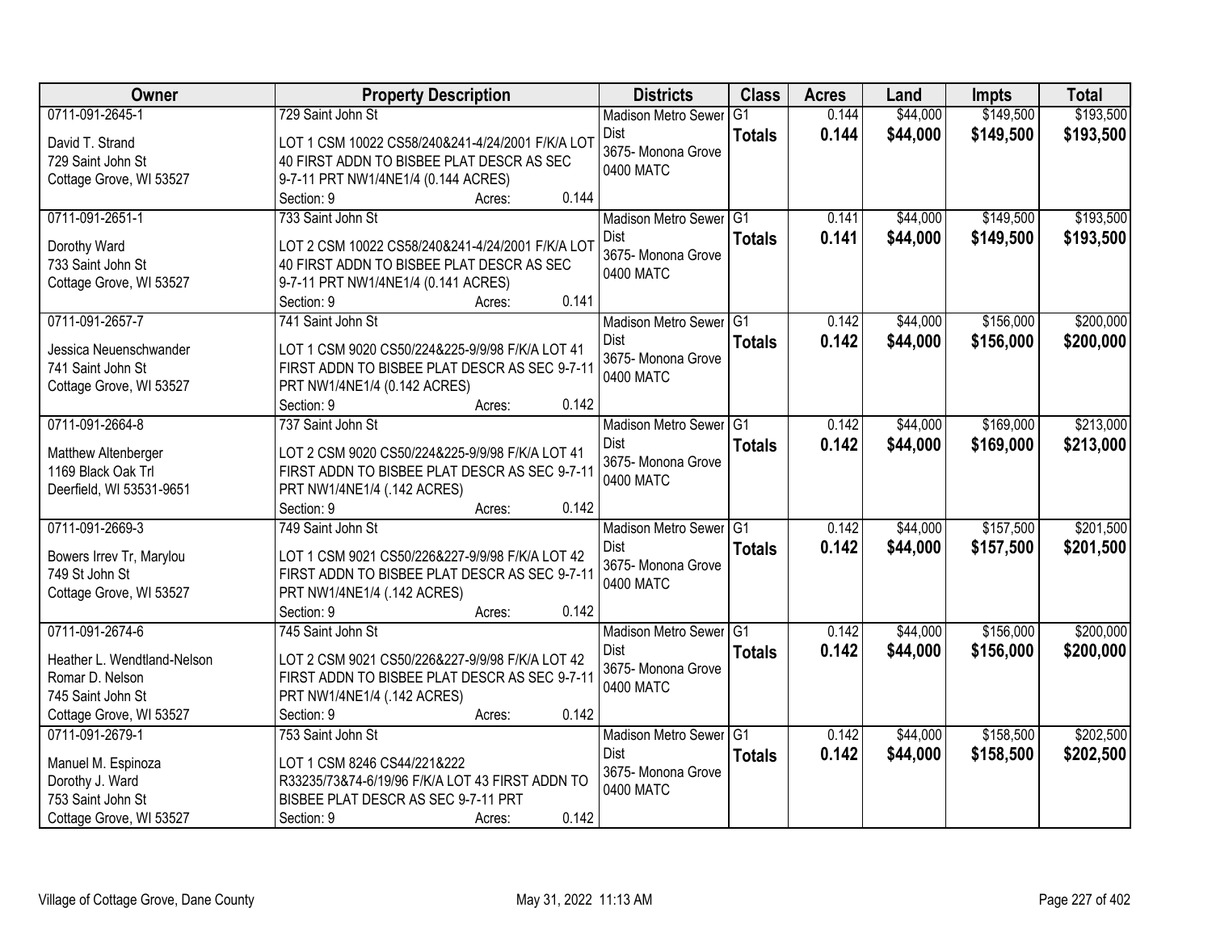| Owner | Property Description | Districts | Class | Acres | Land | Impts | Total |
|---|---|---|---|---|---|---|---|
| 0711-091-2645-1<br><br>David T. Strand<br>729 Saint John St<br>Cottage Grove, WI 53527 | 729 Saint John St<br><br>LOT 1 CSM 10022 CS58/240&241-4/24/2001 F/K/A LOT 40 FIRST ADDN TO BISBEE PLAT DESCR AS SEC 9-7-11 PRT NW1/4NE1/4 (0.144 ACRES)<br>Section: 9 Acres: 0.144 | Madison Metro Sewer Dist<br>3675- Monona Grove<br>0400 MATC | G1<br>**Totals** | 0.144<br>**0.144** | $44,000<br>**$44,000** | $149,500<br>**$149,500** | $193,500<br>**$193,500** |
| 0711-091-2651-1<br><br>Dorothy Ward<br>733 Saint John St<br>Cottage Grove, WI 53527 | 733 Saint John St<br><br>LOT 2 CSM 10022 CS58/240&241-4/24/2001 F/K/A LOT 40 FIRST ADDN TO BISBEE PLAT DESCR AS SEC 9-7-11 PRT NW1/4NE1/4 (0.141 ACRES)<br>Section: 9 Acres: 0.141 | Madison Metro Sewer Dist<br>3675- Monona Grove<br>0400 MATC | G1<br>**Totals** | 0.141<br>**0.141** | $44,000<br>**$44,000** | $149,500<br>**$149,500** | $193,500<br>**$193,500** |
| 0711-091-2657-7<br><br>Jessica Neuenschwander<br>741 Saint John St<br>Cottage Grove, WI 53527 | 741 Saint John St<br><br>LOT 1 CSM 9020 CS50/224&225-9/9/98 F/K/A LOT 41 FIRST ADDN TO BISBEE PLAT DESCR AS SEC 9-7-11 PRT NW1/4NE1/4 (0.142 ACRES)<br>Section: 9 Acres: 0.142 | Madison Metro Sewer Dist<br>3675- Monona Grove<br>0400 MATC | G1<br>**Totals** | 0.142<br>**0.142** | $44,000<br>**$44,000** | $156,000<br>**$156,000** | $200,000<br>**$200,000** |
| 0711-091-2664-8<br><br>Matthew Altenberger<br>1169 Black Oak Trl<br>Deerfield, WI 53531-9651 | 737 Saint John St<br><br>LOT 2 CSM 9020 CS50/224&225-9/9/98 F/K/A LOT 41 FIRST ADDN TO BISBEE PLAT DESCR AS SEC 9-7-11 PRT NW1/4NE1/4 (.142 ACRES)<br>Section: 9 Acres: 0.142 | Madison Metro Sewer Dist<br>3675- Monona Grove<br>0400 MATC | G1<br>**Totals** | 0.142<br>**0.142** | $44,000<br>**$44,000** | $169,000<br>**$169,000** | $213,000<br>**$213,000** |
| 0711-091-2669-3<br><br>Bowers Irrev Tr, Marylou<br>749 St John St<br>Cottage Grove, WI 53527 | 749 Saint John St<br><br>LOT 1 CSM 9021 CS50/226&227-9/9/98 F/K/A LOT 42 FIRST ADDN TO BISBEE PLAT DESCR AS SEC 9-7-11 PRT NW1/4NE1/4 (.142 ACRES)<br>Section: 9 Acres: 0.142 | Madison Metro Sewer Dist<br>3675- Monona Grove<br>0400 MATC | G1<br>**Totals** | 0.142<br>**0.142** | $44,000<br>**$44,000** | $157,500<br>**$157,500** | $201,500<br>**$201,500** |
| 0711-091-2674-6<br><br>Heather L. Wendtland-Nelson<br>Romar D. Nelson<br>745 Saint John St<br>Cottage Grove, WI 53527 | 745 Saint John St<br><br>LOT 2 CSM 9021 CS50/226&227-9/9/98 F/K/A LOT 42 FIRST ADDN TO BISBEE PLAT DESCR AS SEC 9-7-11 PRT NW1/4NE1/4 (.142 ACRES)<br>Section: 9 Acres: 0.142 | Madison Metro Sewer Dist<br>3675- Monona Grove<br>0400 MATC | G1<br>**Totals** | 0.142<br>**0.142** | $44,000<br>**$44,000** | $156,000<br>**$156,000** | $200,000<br>**$200,000** |
| 0711-091-2679-1<br><br>Manuel M. Espinoza<br>Dorothy J. Ward<br>753 Saint John St<br>Cottage Grove, WI 53527 | 753 Saint John St<br><br>LOT 1 CSM 8246 CS44/221&222 R33235/73&74-6/19/96 F/K/A LOT 43 FIRST ADDN TO BISBEE PLAT DESCR AS SEC 9-7-11 PRT<br>Section: 9 Acres: 0.142 | Madison Metro Sewer Dist<br>3675- Monona Grove<br>0400 MATC | G1<br>**Totals** | 0.142<br>**0.142** | $44,000<br>**$44,000** | $158,500<br>**$158,500** | $202,500<br>**$202,500** |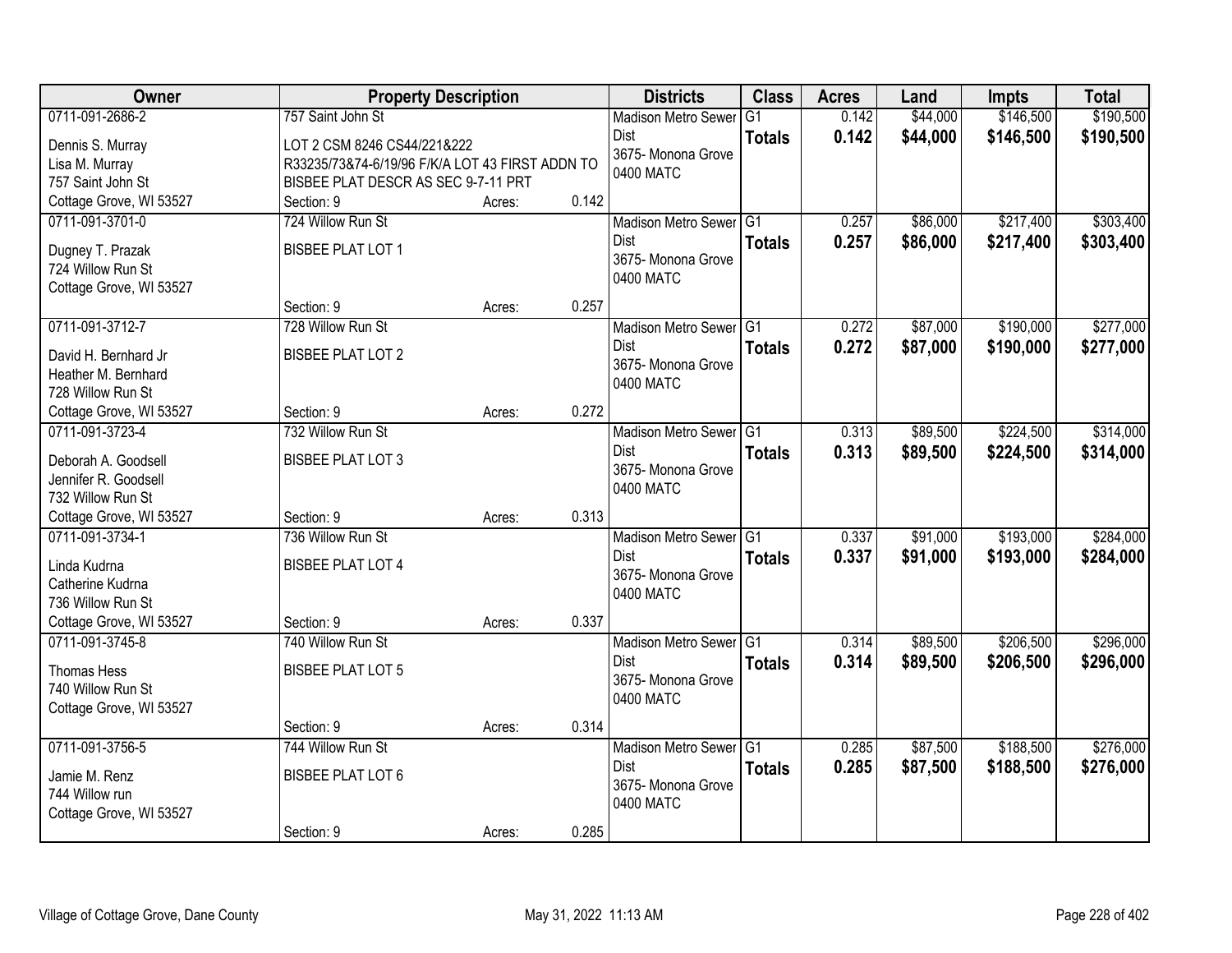| Owner | Property Description | | | Districts | Class | Acres | Land | Impts | Total |
|---|---|---|---|---|---|---|---|---|---|
| 0711-091-2686-2<br>Dennis S. Murray<br>Lisa M. Murray<br>757 Saint John St<br>Cottage Grove, WI 53527 | 757 Saint John St<br>LOT 2 CSM 8246 CS44/221&222 R33235/73&74-6/19/96 F/K/A LOT 43 FIRST ADDN TO BISBEE PLAT DESCR AS SEC 9-7-11 PRT<br>Section: 9 | Acres: | 0.142 | Madison Metro Sewer Dist<br>3675- Monona Grove<br>0400 MATC | G1<br>**Totals** | 0.142<br>**0.142** | \$44,000<br>**\$44,000** | \$146,500<br>**\$146,500** | \$190,500<br>**\$190,500** |
| 0711-091-3701-0<br>Dugney T. Prazak<br>724 Willow Run St<br>Cottage Grove, WI 53527 | 724 Willow Run St<br>BISBEE PLAT LOT 1<br>Section: 9 | Acres: | 0.257 | Madison Metro Sewer Dist<br>3675- Monona Grove<br>0400 MATC | G1<br>**Totals** | 0.257<br>**0.257** | \$86,000<br>**\$86,000** | \$217,400<br>**\$217,400** | \$303,400<br>**\$303,400** |
| 0711-091-3712-7<br>David H. Bernhard Jr<br>Heather M. Bernhard<br>728 Willow Run St<br>Cottage Grove, WI 53527 | 728 Willow Run St<br>BISBEE PLAT LOT 2<br>Section: 9 | Acres: | 0.272 | Madison Metro Sewer Dist<br>3675- Monona Grove<br>0400 MATC | G1<br>**Totals** | 0.272<br>**0.272** | \$87,000<br>**\$87,000** | \$190,000<br>**\$190,000** | \$277,000<br>**\$277,000** |
| 0711-091-3723-4<br>Deborah A. Goodsell<br>Jennifer R. Goodsell<br>732 Willow Run St<br>Cottage Grove, WI 53527 | 732 Willow Run St<br>BISBEE PLAT LOT 3<br>Section: 9 | Acres: | 0.313 | Madison Metro Sewer Dist<br>3675- Monona Grove<br>0400 MATC | G1<br>**Totals** | 0.313<br>**0.313** | \$89,500<br>**\$89,500** | \$224,500<br>**\$224,500** | \$314,000<br>**\$314,000** |
| 0711-091-3734-1<br>Linda Kudrna<br>Catherine Kudrna<br>736 Willow Run St<br>Cottage Grove, WI 53527 | 736 Willow Run St<br>BISBEE PLAT LOT 4<br>Section: 9 | Acres: | 0.337 | Madison Metro Sewer Dist<br>3675- Monona Grove<br>0400 MATC | G1<br>**Totals** | 0.337<br>**0.337** | \$91,000<br>**\$91,000** | \$193,000<br>**\$193,000** | \$284,000<br>**\$284,000** |
| 0711-091-3745-8<br>Thomas Hess<br>740 Willow Run St<br>Cottage Grove, WI 53527 | 740 Willow Run St<br>BISBEE PLAT LOT 5<br>Section: 9 | Acres: | 0.314 | Madison Metro Sewer Dist<br>3675- Monona Grove<br>0400 MATC | G1<br>**Totals** | 0.314<br>**0.314** | \$89,500<br>**\$89,500** | \$206,500<br>**\$206,500** | \$296,000<br>**\$296,000** |
| 0711-091-3756-5<br>Jamie M. Renz<br>744 Willow run<br>Cottage Grove, WI 53527 | 744 Willow Run St<br>BISBEE PLAT LOT 6<br>Section: 9 | Acres: | 0.285 | Madison Metro Sewer Dist<br>3675- Monona Grove<br>0400 MATC | G1<br>**Totals** | 0.285<br>**0.285** | \$87,500<br>**\$87,500** | \$188,500<br>**\$188,500** | \$276,000<br>**\$276,000** |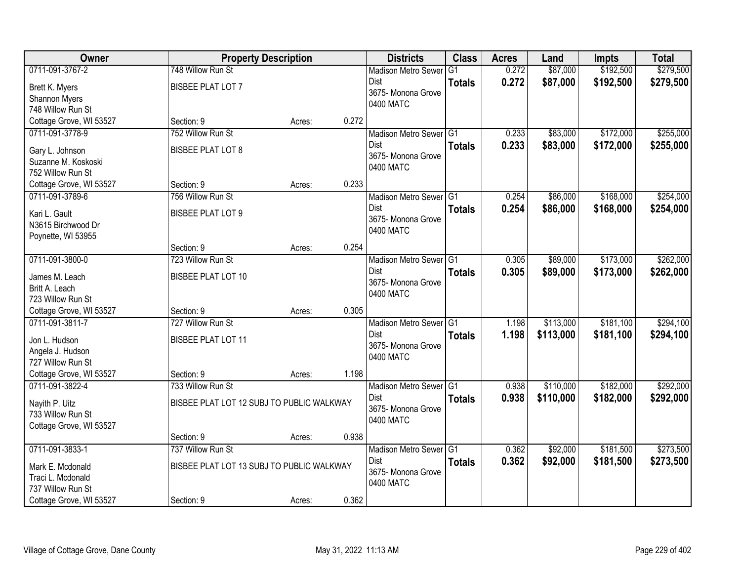| Owner | Property Description | | | Districts | Class | Acres | Land | Impts | Total |
|---|---|---|---|---|---|---|---|---|---|
| 0711-091-3767-2 | 748 Willow Run St | | | Madison Metro Sewer | G1 | 0.272 | $87,000 | $192,500 | $279,500 |
| Brett K. Myers<br>Shannon Myers<br>748 Willow Run St | BISBEE PLAT LOT 7 | | | Dist<br>3675- Monona Grove<br>0400 MATC | **Totals** | **0.272** | **$87,000** | **$192,500** | **$279,500** |
| Cottage Grove, WI 53527 | Section: 9 | Acres: | 0.272 | | | | | | |
| 0711-091-3778-9 | 752 Willow Run St | | | Madison Metro Sewer | G1 | 0.233 | $83,000 | $172,000 | $255,000 |
| Gary L. Johnson<br>Suzanne M. Koskoski<br>752 Willow Run St | BISBEE PLAT LOT 8 | | | Dist<br>3675- Monona Grove<br>0400 MATC | **Totals** | **0.233** | **$83,000** | **$172,000** | **$255,000** |
| Cottage Grove, WI 53527 | Section: 9 | Acres: | 0.233 | | | | | | |
| 0711-091-3789-6 | 756 Willow Run St | | | Madison Metro Sewer | G1 | 0.254 | $86,000 | $168,000 | $254,000 |
| Kari L. Gault<br>N3615 Birchwood Dr<br>Poynette, WI 53955 | BISBEE PLAT LOT 9 | | | Dist<br>3675- Monona Grove<br>0400 MATC | **Totals** | **0.254** | **$86,000** | **$168,000** | **$254,000** |
| | Section: 9 | Acres: | 0.254 | | | | | | |
| 0711-091-3800-0 | 723 Willow Run St | | | Madison Metro Sewer | G1 | 0.305 | $89,000 | $173,000 | $262,000 |
| James M. Leach<br>Britt A. Leach<br>723 Willow Run St | BISBEE PLAT LOT 10 | | | Dist<br>3675- Monona Grove<br>0400 MATC | **Totals** | **0.305** | **$89,000** | **$173,000** | **$262,000** |
| Cottage Grove, WI 53527 | Section: 9 | Acres: | 0.305 | | | | | | |
| 0711-091-3811-7 | 727 Willow Run St | | | Madison Metro Sewer | G1 | 1.198 | $113,000 | $181,100 | $294,100 |
| Jon L. Hudson<br>Angela J. Hudson<br>727 Willow Run St | BISBEE PLAT LOT 11 | | | Dist<br>3675- Monona Grove<br>0400 MATC | **Totals** | **1.198** | **$113,000** | **$181,100** | **$294,100** |
| Cottage Grove, WI 53527 | Section: 9 | Acres: | 1.198 | | | | | | |
| 0711-091-3822-4 | 733 Willow Run St | | | Madison Metro Sewer | G1 | 0.938 | $110,000 | $182,000 | $292,000 |
| Nayith P. Uitz<br>733 Willow Run St<br>Cottage Grove, WI 53527 | BISBEE PLAT LOT 12 SUBJ TO PUBLIC WALKWAY | | | Dist<br>3675- Monona Grove<br>0400 MATC | **Totals** | **0.938** | **$110,000** | **$182,000** | **$292,000** |
| | Section: 9 | Acres: | 0.938 | | | | | | |
| 0711-091-3833-1 | 737 Willow Run St | | | Madison Metro Sewer | G1 | 0.362 | $92,000 | $181,500 | $273,500 |
| Mark E. Mcdonald<br>Traci L. Mcdonald<br>737 Willow Run St | BISBEE PLAT LOT 13 SUBJ TO PUBLIC WALKWAY | | | Dist<br>3675- Monona Grove<br>0400 MATC | **Totals** | **0.362** | **$92,000** | **$181,500** | **$273,500** |
| Cottage Grove, WI 53527 | Section: 9 | Acres: | 0.362 | | | | | | |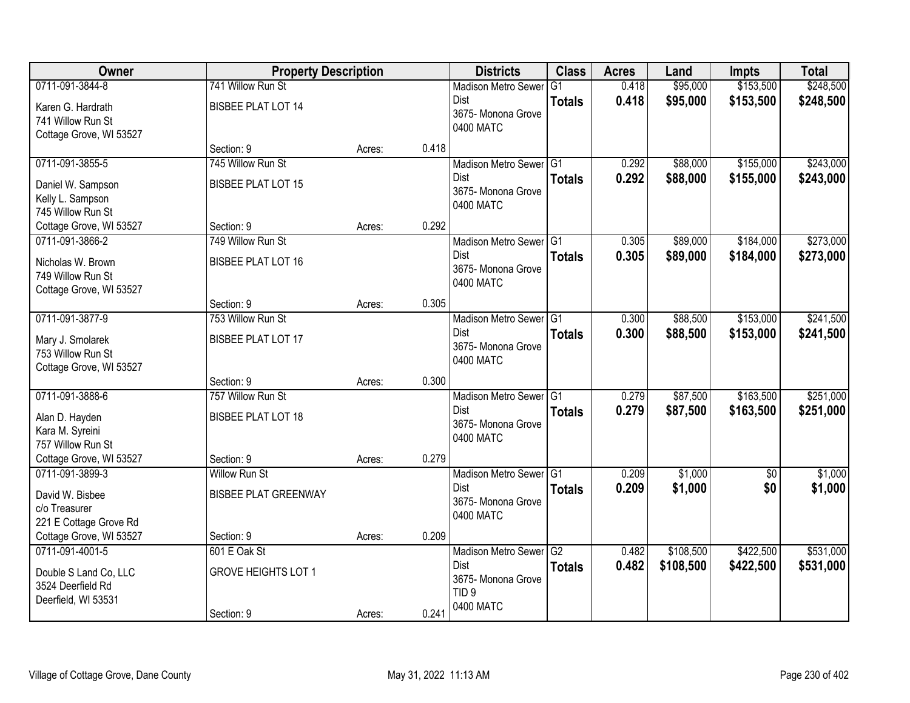| Owner | Property Description | | | Districts | Class | Acres | Land | Impts | Total |
|---|---|---|---|---|---|---|---|---|---|
| 0711-091-3844-8<br>Karen G. Hardrath<br>741 Willow Run St<br>Cottage Grove, WI 53527 | 741 Willow Run St<br>BISBEE PLAT LOT 14<br>Section: 9 | Acres: | 0.418 | Madison Metro Sewer Dist<br>3675- Monona Grove<br>0400 MATC | G1<br>**Totals** | 0.418<br>**0.418** | $95,000<br>**$95,000** | $153,500<br>**$153,500** | $248,500<br>**$248,500** |
| 0711-091-3855-5<br>Daniel W. Sampson<br>Kelly L. Sampson<br>745 Willow Run St<br>Cottage Grove, WI 53527 | 745 Willow Run St<br>BISBEE PLAT LOT 15<br>Section: 9 | Acres: | 0.292 | Madison Metro Sewer Dist<br>3675- Monona Grove<br>0400 MATC | G1<br>**Totals** | 0.292<br>**0.292** | $88,000<br>**$88,000** | $155,000<br>**$155,000** | $243,000<br>**$243,000** |
| 0711-091-3866-2<br>Nicholas W. Brown<br>749 Willow Run St<br>Cottage Grove, WI 53527 | 749 Willow Run St<br>BISBEE PLAT LOT 16<br>Section: 9 | Acres: | 0.305 | Madison Metro Sewer Dist<br>3675- Monona Grove<br>0400 MATC | G1<br>**Totals** | 0.305<br>**0.305** | $89,000<br>**$89,000** | $184,000<br>**$184,000** | $273,000<br>**$273,000** |
| 0711-091-3877-9<br>Mary J. Smolarek<br>753 Willow Run St<br>Cottage Grove, WI 53527 | 753 Willow Run St<br>BISBEE PLAT LOT 17<br>Section: 9 | Acres: | 0.300 | Madison Metro Sewer Dist<br>3675- Monona Grove<br>0400 MATC | G1<br>**Totals** | 0.300<br>**0.300** | $88,500<br>**$88,500** | $153,000<br>**$153,000** | $241,500<br>**$241,500** |
| 0711-091-3888-6<br>Alan D. Hayden<br>Kara M. Syreini<br>757 Willow Run St<br>Cottage Grove, WI 53527 | 757 Willow Run St<br>BISBEE PLAT LOT 18<br>Section: 9 | Acres: | 0.279 | Madison Metro Sewer Dist<br>3675- Monona Grove<br>0400 MATC | G1<br>**Totals** | 0.279<br>**0.279** | $87,500<br>**$87,500** | $163,500<br>**$163,500** | $251,000<br>**$251,000** |
| 0711-091-3899-3<br>David W. Bisbee<br>c/o Treasurer<br>221 E Cottage Grove Rd<br>Cottage Grove, WI 53527 | Willow Run St<br>BISBEE PLAT GREENWAY<br>Section: 9 | Acres: | 0.209 | Madison Metro Sewer Dist<br>3675- Monona Grove<br>0400 MATC | G1<br>**Totals** | 0.209<br>**0.209** | $1,000<br>**$1,000** | $0<br>**$0** | $1,000<br>**$1,000** |
| 0711-091-4001-5<br>Double S Land Co, LLC<br>3524 Deerfield Rd<br>Deerfield, WI 53531 | 601 E Oak St<br>GROVE HEIGHTS LOT 1<br>Section: 9 | Acres: | 0.241 | Madison Metro Sewer Dist<br>3675- Monona Grove<br>TID 9<br>0400 MATC | G2<br>**Totals** | 0.482<br>**0.482** | $108,500<br>**$108,500** | $422,500<br>**$422,500** | $531,000<br>**$531,000** |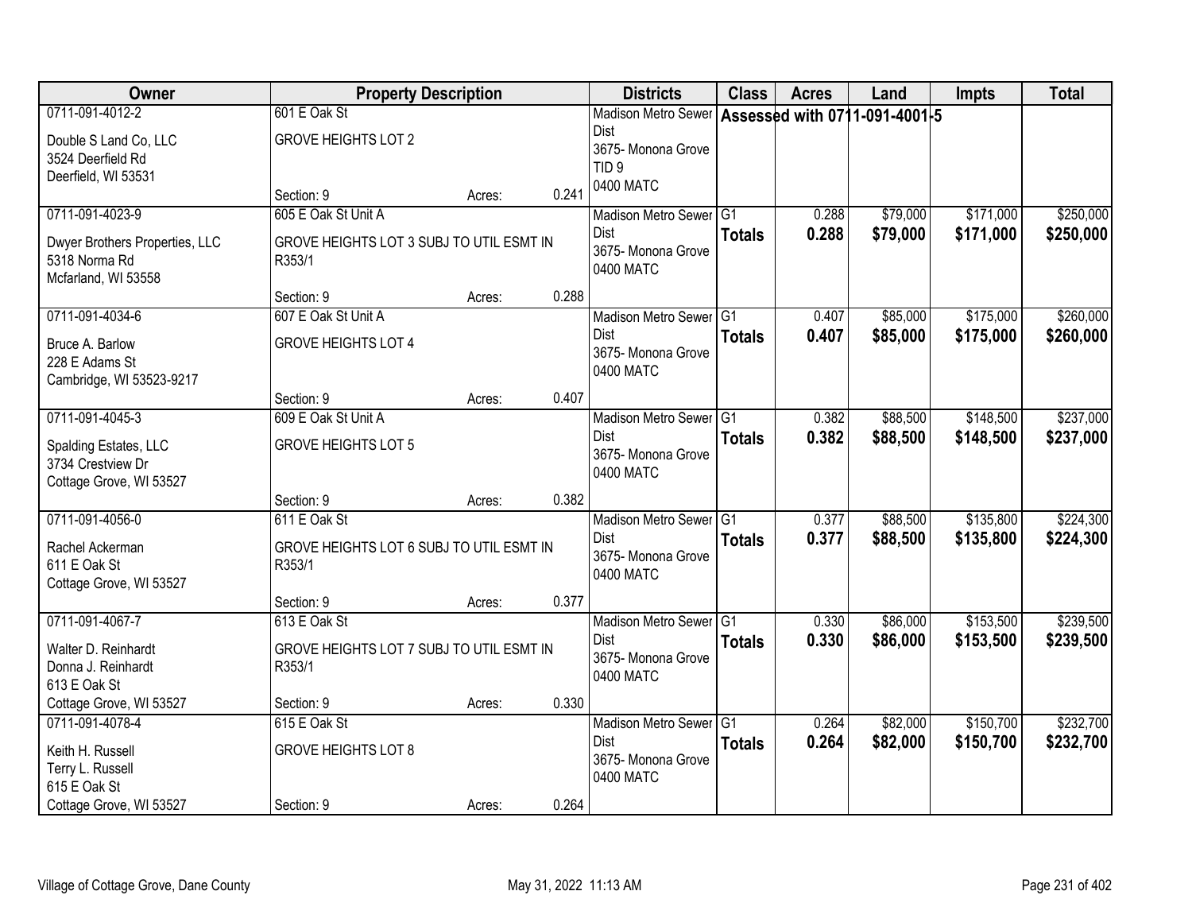| Owner | Property Description | | | Districts | Class | Acres | Land | Impts | Total |
|---|---|---|---|---|---|---|---|---|---|
| 0711-091-4012-2<br>Double S Land Co, LLC<br>3524 Deerfield Rd<br>Deerfield, WI 53531 | 601 E Oak St<br>GROVE HEIGHTS LOT 2<br>Section: 9 | Acres: | 0.241 | Madison Metro Sewer Dist<br>3675- Monona Grove<br>TID 9<br>0400 MATC | Assessed with 0711-091-4001-5 | | | | |
| 0711-091-4023-9<br>Dwyer Brothers Properties, LLC<br>5318 Norma Rd<br>Mcfarland, WI 53558 | 605 E Oak St Unit A<br>GROVE HEIGHTS LOT 3 SUBJ TO UTIL ESMT IN R353/1<br>Section: 9 | Acres: | 0.288 | Madison Metro Sewer Dist<br>3675- Monona Grove<br>0400 MATC | G1<br>**Totals** | 0.288<br>**0.288** | $79,000<br>**$79,000** | $171,000<br>**$171,000** | $250,000<br>**$250,000** |
| 0711-091-4034-6<br>Bruce A. Barlow<br>228 E Adams St<br>Cambridge, WI 53523-9217 | 607 E Oak St Unit A<br>GROVE HEIGHTS LOT 4<br>Section: 9 | Acres: | 0.407 | Madison Metro Sewer Dist<br>3675- Monona Grove<br>0400 MATC | G1<br>**Totals** | 0.407<br>**0.407** | $85,000<br>**$85,000** | $175,000<br>**$175,000** | $260,000<br>**$260,000** |
| 0711-091-4045-3<br>Spalding Estates, LLC<br>3734 Crestview Dr<br>Cottage Grove, WI 53527 | 609 E Oak St Unit A<br>GROVE HEIGHTS LOT 5<br>Section: 9 | Acres: | 0.382 | Madison Metro Sewer Dist<br>3675- Monona Grove<br>0400 MATC | G1<br>**Totals** | 0.382<br>**0.382** | $88,500<br>**$88,500** | $148,500<br>**$148,500** | $237,000<br>**$237,000** |
| 0711-091-4056-0<br>Rachel Ackerman<br>611 E Oak St<br>Cottage Grove, WI 53527 | 611 E Oak St<br>GROVE HEIGHTS LOT 6 SUBJ TO UTIL ESMT IN R353/1<br>Section: 9 | Acres: | 0.377 | Madison Metro Sewer Dist<br>3675- Monona Grove<br>0400 MATC | G1<br>**Totals** | 0.377<br>**0.377** | $88,500<br>**$88,500** | $135,800<br>**$135,800** | $224,300<br>**$224,300** |
| 0711-091-4067-7<br>Walter D. Reinhardt<br>Donna J. Reinhardt<br>613 E Oak St<br>Cottage Grove, WI 53527 | 613 E Oak St<br>GROVE HEIGHTS LOT 7 SUBJ TO UTIL ESMT IN R353/1<br>Section: 9 | Acres: | 0.330 | Madison Metro Sewer Dist<br>3675- Monona Grove<br>0400 MATC | G1<br>**Totals** | 0.330<br>**0.330** | $86,000<br>**$86,000** | $153,500<br>**$153,500** | $239,500<br>**$239,500** |
| 0711-091-4078-4<br>Keith H. Russell<br>Terry L. Russell<br>615 E Oak St<br>Cottage Grove, WI 53527 | 615 E Oak St<br>GROVE HEIGHTS LOT 8<br>Section: 9 | Acres: | 0.264 | Madison Metro Sewer Dist<br>3675- Monona Grove<br>0400 MATC | G1<br>**Totals** | 0.264<br>**0.264** | $82,000<br>**$82,000** | $150,700<br>**$150,700** | $232,700<br>**$232,700** |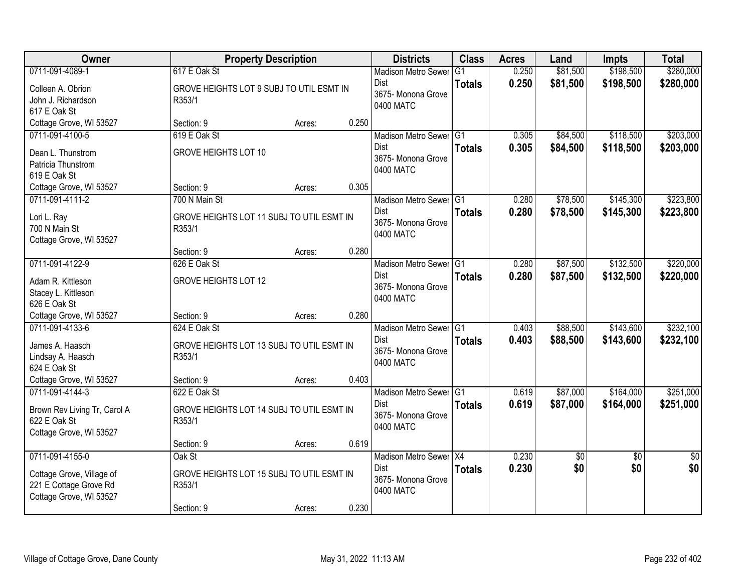| Owner | Property Description | | | Districts | Class | Acres | Land | Impts | Total |
|---|---|---|---|---|---|---|---|---|---|
| 0711-091-4089-1<br>Colleen A. Obrion<br>John J. Richardson<br>617 E Oak St<br>Cottage Grove, WI 53527 | 617 E Oak St<br>GROVE HEIGHTS LOT 9 SUBJ TO UTIL ESMT IN R353/1<br>Section: 9 | Acres: | 0.250 | Madison Metro Sewer Dist<br>3675- Monona Grove<br>0400 MATC | G1<br>**Totals** | 0.250<br>**0.250** | $81,500<br>**$81,500** | $198,500<br>**$198,500** | $280,000<br>**$280,000** |
| 0711-091-4100-5<br>Dean L. Thunstrom<br>Patricia Thunstrom<br>619 E Oak St<br>Cottage Grove, WI 53527 | 619 E Oak St<br>GROVE HEIGHTS LOT 10<br>Section: 9 | Acres: | 0.305 | Madison Metro Sewer Dist<br>3675- Monona Grove<br>0400 MATC | G1<br>**Totals** | 0.305<br>**0.305** | $84,500<br>**$84,500** | $118,500<br>**$118,500** | $203,000<br>**$203,000** |
| 0711-091-4111-2<br>Lori L. Ray<br>700 N Main St<br>Cottage Grove, WI 53527 | 700 N Main St<br>GROVE HEIGHTS LOT 11 SUBJ TO UTIL ESMT IN R353/1<br>Section: 9 | Acres: | 0.280 | Madison Metro Sewer Dist<br>3675- Monona Grove<br>0400 MATC | G1<br>**Totals** | 0.280<br>**0.280** | $78,500<br>**$78,500** | $145,300<br>**$145,300** | $223,800<br>**$223,800** |
| 0711-091-4122-9<br>Adam R. Kittleson<br>Stacey L. Kittleson<br>626 E Oak St<br>Cottage Grove, WI 53527 | 626 E Oak St<br>GROVE HEIGHTS LOT 12<br>Section: 9 | Acres: | 0.280 | Madison Metro Sewer Dist<br>3675- Monona Grove<br>0400 MATC | G1<br>**Totals** | 0.280<br>**0.280** | $87,500<br>**$87,500** | $132,500<br>**$132,500** | $220,000<br>**$220,000** |
| 0711-091-4133-6<br>James A. Haasch<br>Lindsay A. Haasch<br>624 E Oak St<br>Cottage Grove, WI 53527 | 624 E Oak St<br>GROVE HEIGHTS LOT 13 SUBJ TO UTIL ESMT IN R353/1<br>Section: 9 | Acres: | 0.403 | Madison Metro Sewer Dist<br>3675- Monona Grove<br>0400 MATC | G1<br>**Totals** | 0.403<br>**0.403** | $88,500<br>**$88,500** | $143,600<br>**$143,600** | $232,100<br>**$232,100** |
| 0711-091-4144-3<br>Brown Rev Living Tr, Carol A<br>622 E Oak St<br>Cottage Grove, WI 53527 | 622 E Oak St<br>GROVE HEIGHTS LOT 14 SUBJ TO UTIL ESMT IN R353/1<br>Section: 9 | Acres: | 0.619 | Madison Metro Sewer Dist<br>3675- Monona Grove<br>0400 MATC | G1<br>**Totals** | 0.619<br>**0.619** | $87,000<br>**$87,000** | $164,000<br>**$164,000** | $251,000<br>**$251,000** |
| 0711-091-4155-0<br>Cottage Grove, Village of<br>221 E Cottage Grove Rd<br>Cottage Grove, WI 53527 | Oak St<br>GROVE HEIGHTS LOT 15 SUBJ TO UTIL ESMT IN R353/1<br>Section: 9 | Acres: | 0.230 | Madison Metro Sewer Dist<br>3675- Monona Grove<br>0400 MATC | X4<br>**Totals** | 0.230<br>**0.230** | $0<br>**$0** | $0<br>**$0** | $0<br>**$0** |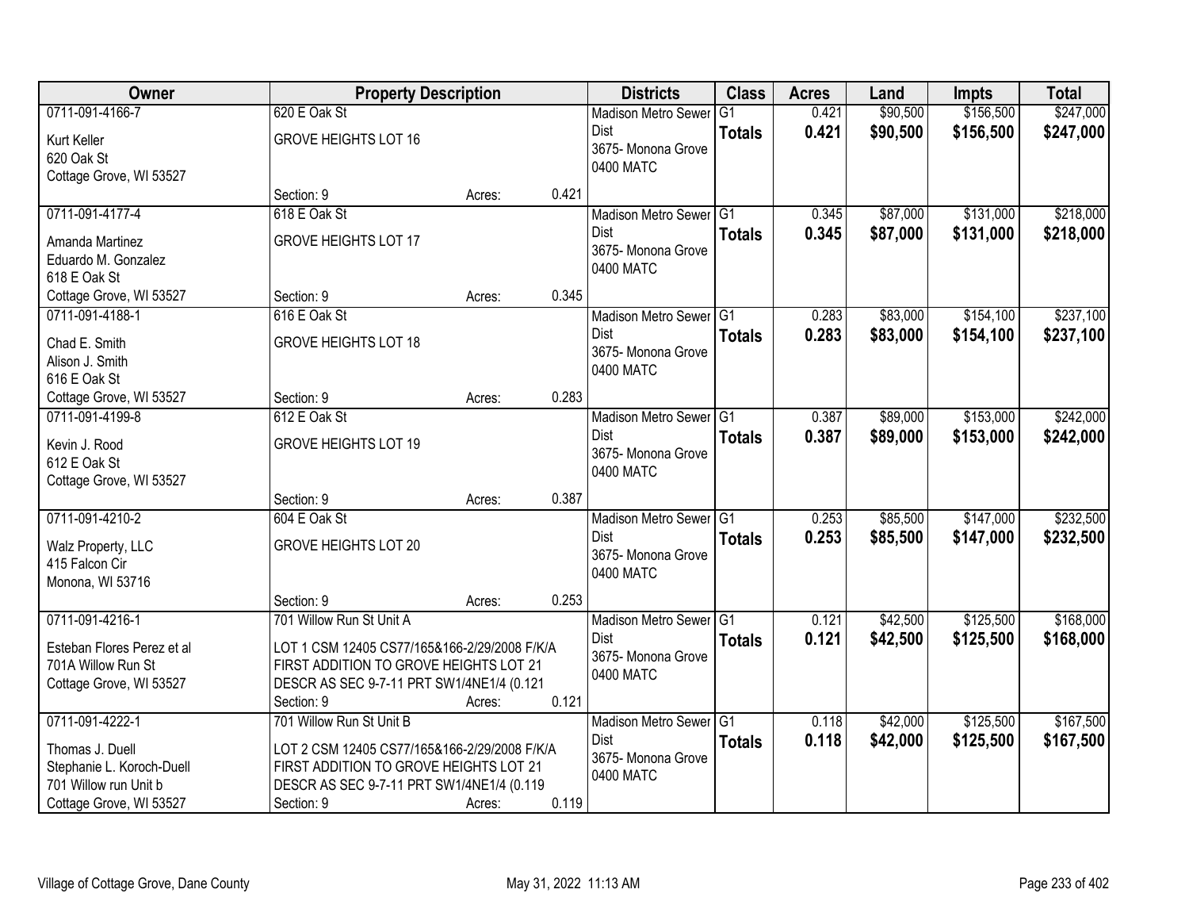| Owner | Property Description | | | Districts | Class | Acres | Land | Impts | Total |
|---|---|---|---|---|---|---|---|---|---|
| 0711-091-4166-7<br>Kurt Keller<br>620 Oak St<br>Cottage Grove, WI 53527 | 620 E Oak St<br>GROVE HEIGHTS LOT 16<br>Section: 9 | Acres: | 0.421 | Madison Metro Sewer Dist<br>3675- Monona Grove<br>0400 MATC | G1<br>**Totals** | 0.421<br>**0.421** | $90,500<br>**$90,500** | $156,500<br>**$156,500** | $247,000<br>**$247,000** |
| 0711-091-4177-4<br>Amanda Martinez<br>Eduardo M. Gonzalez<br>618 E Oak St<br>Cottage Grove, WI 53527 | 618 E Oak St<br>GROVE HEIGHTS LOT 17<br>Section: 9 | Acres: | 0.345 | Madison Metro Sewer Dist<br>3675- Monona Grove<br>0400 MATC | G1<br>**Totals** | 0.345<br>**0.345** | $87,000<br>**$87,000** | $131,000<br>**$131,000** | $218,000<br>**$218,000** |
| 0711-091-4188-1<br>Chad E. Smith<br>Alison J. Smith<br>616 E Oak St<br>Cottage Grove, WI 53527 | 616 E Oak St<br>GROVE HEIGHTS LOT 18<br>Section: 9 | Acres: | 0.283 | Madison Metro Sewer Dist<br>3675- Monona Grove<br>0400 MATC | G1<br>**Totals** | 0.283<br>**0.283** | $83,000<br>**$83,000** | $154,100<br>**$154,100** | $237,100<br>**$237,100** |
| 0711-091-4199-8<br>Kevin J. Rood<br>612 E Oak St<br>Cottage Grove, WI 53527 | 612 E Oak St<br>GROVE HEIGHTS LOT 19<br>Section: 9 | Acres: | 0.387 | Madison Metro Sewer Dist<br>3675- Monona Grove<br>0400 MATC | G1<br>**Totals** | 0.387<br>**0.387** | $89,000<br>**$89,000** | $153,000<br>**$153,000** | $242,000<br>**$242,000** |
| 0711-091-4210-2<br>Walz Property, LLC<br>415 Falcon Cir<br>Monona, WI 53716 | 604 E Oak St<br>GROVE HEIGHTS LOT 20<br>Section: 9 | Acres: | 0.253 | Madison Metro Sewer Dist<br>3675- Monona Grove<br>0400 MATC | G1<br>**Totals** | 0.253<br>**0.253** | $85,500<br>**$85,500** | $147,000<br>**$147,000** | $232,500<br>**$232,500** |
| 0711-091-4216-1<br>Esteban Flores Perez et al<br>701A Willow Run St<br>Cottage Grove, WI 53527 | 701 Willow Run St Unit A<br>LOT 1 CSM 12405 CS77/165&166-2/29/2008 F/K/A FIRST ADDITION TO GROVE HEIGHTS LOT 21 DESCR AS SEC 9-7-11 PRT SW1/4NE1/4 (0.121<br>Section: 9 | Acres: | 0.121 | Madison Metro Sewer Dist<br>3675- Monona Grove<br>0400 MATC | G1<br>**Totals** | 0.121<br>**0.121** | $42,500<br>**$42,500** | $125,500<br>**$125,500** | $168,000<br>**$168,000** |
| 0711-091-4222-1<br>Thomas J. Duell<br>Stephanie L. Koroch-Duell<br>701 Willow run Unit b<br>Cottage Grove, WI 53527 | 701 Willow Run St Unit B<br>LOT 2 CSM 12405 CS77/165&166-2/29/2008 F/K/A FIRST ADDITION TO GROVE HEIGHTS LOT 21 DESCR AS SEC 9-7-11 PRT SW1/4NE1/4 (0.119<br>Section: 9 | Acres: | 0.119 | Madison Metro Sewer Dist<br>3675- Monona Grove<br>0400 MATC | G1<br>**Totals** | 0.118<br>**0.118** | $42,000<br>**$42,000** | $125,500<br>**$125,500** | $167,500<br>**$167,500** |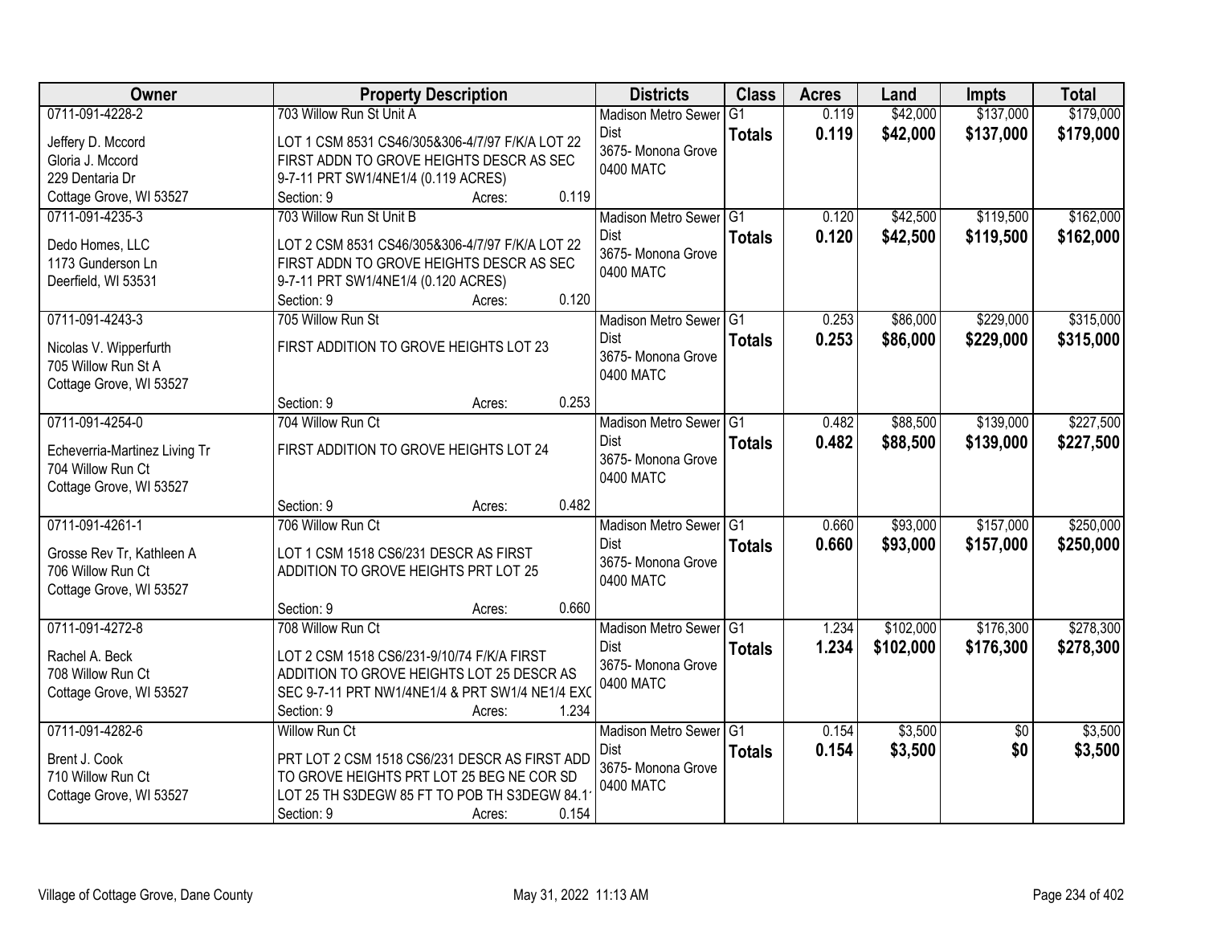| Owner | Property Description | Districts | Class | Acres | Land | Impts | Total |
|---|---|---|---|---|---|---|---|
| 0711-091-4228-2<br>Jeffery D. Mccord<br>Gloria J. Mccord<br>229 Dentaria Dr<br>Cottage Grove, WI 53527 | 703 Willow Run St Unit A<br>LOT 1 CSM 8531 CS46/305&306-4/7/97 F/K/A LOT 22 FIRST ADDN TO GROVE HEIGHTS DESCR AS SEC 9-7-11 PRT SW1/4NE1/4 (0.119 ACRES)<br>Section: 9 Acres: 0.119 | Madison Metro Sewer Dist<br>3675- Monona Grove<br>0400 MATC | G1<br>**Totals** | 0.119<br>**0.119** | $42,000<br>**$42,000** | $137,000<br>**$137,000** | $179,000<br>**$179,000** |
| 0711-091-4235-3<br>Dedo Homes, LLC<br>1173 Gunderson Ln<br>Deerfield, WI 53531 | 703 Willow Run St Unit B<br>LOT 2 CSM 8531 CS46/305&306-4/7/97 F/K/A LOT 22 FIRST ADDN TO GROVE HEIGHTS DESCR AS SEC 9-7-11 PRT SW1/4NE1/4 (0.120 ACRES)<br>Section: 9 Acres: 0.120 | Madison Metro Sewer Dist<br>3675- Monona Grove<br>0400 MATC | G1<br>**Totals** | 0.120<br>**0.120** | $42,500<br>**$42,500** | $119,500<br>**$119,500** | $162,000<br>**$162,000** |
| 0711-091-4243-3<br>Nicolas V. Wipperfurth<br>705 Willow Run St A<br>Cottage Grove, WI 53527 | 705 Willow Run St<br>FIRST ADDITION TO GROVE HEIGHTS LOT 23<br>Section: 9 Acres: 0.253 | Madison Metro Sewer Dist<br>3675- Monona Grove<br>0400 MATC | G1<br>**Totals** | 0.253<br>**0.253** | $86,000<br>**$86,000** | $229,000<br>**$229,000** | $315,000<br>**$315,000** |
| 0711-091-4254-0<br>Echeverria-Martinez Living Tr<br>704 Willow Run Ct<br>Cottage Grove, WI 53527 | 704 Willow Run Ct<br>FIRST ADDITION TO GROVE HEIGHTS LOT 24<br>Section: 9 Acres: 0.482 | Madison Metro Sewer Dist<br>3675- Monona Grove<br>0400 MATC | G1<br>**Totals** | 0.482<br>**0.482** | $88,500<br>**$88,500** | $139,000<br>**$139,000** | $227,500<br>**$227,500** |
| 0711-091-4261-1<br>Grosse Rev Tr, Kathleen A<br>706 Willow Run Ct<br>Cottage Grove, WI 53527 | 706 Willow Run Ct<br>LOT 1 CSM 1518 CS6/231 DESCR AS FIRST ADDITION TO GROVE HEIGHTS PRT LOT 25<br>Section: 9 Acres: 0.660 | Madison Metro Sewer Dist<br>3675- Monona Grove<br>0400 MATC | G1<br>**Totals** | 0.660<br>**0.660** | $93,000<br>**$93,000** | $157,000<br>**$157,000** | $250,000<br>**$250,000** |
| 0711-091-4272-8<br>Rachel A. Beck<br>708 Willow Run Ct<br>Cottage Grove, WI 53527 | 708 Willow Run Ct<br>LOT 2 CSM 1518 CS6/231-9/10/74 F/K/A FIRST ADDITION TO GROVE HEIGHTS LOT 25 DESCR AS SEC 9-7-11 PRT NW1/4NE1/4 & PRT SW1/4 NE1/4 EXC<br>Section: 9 Acres: 1.234 | Madison Metro Sewer Dist<br>3675- Monona Grove<br>0400 MATC | G1<br>**Totals** | 1.234<br>**1.234** | $102,000<br>**$102,000** | $176,300<br>**$176,300** | $278,300<br>**$278,300** |
| 0711-091-4282-6<br>Brent J. Cook<br>710 Willow Run Ct<br>Cottage Grove, WI 53527 | Willow Run Ct<br>PRT LOT 2 CSM 1518 CS6/231 DESCR AS FIRST ADD TO GROVE HEIGHTS PRT LOT 25 BEG NE COR SD LOT 25 TH S3DEGW 85 FT TO POB TH S3DEGW 84.1<br>Section: 9 Acres: 0.154 | Madison Metro Sewer Dist<br>3675- Monona Grove<br>0400 MATC | G1<br>**Totals** | 0.154<br>**0.154** | $3,500<br>**$3,500** | $0<br>**$0** | $3,500<br>**$3,500** |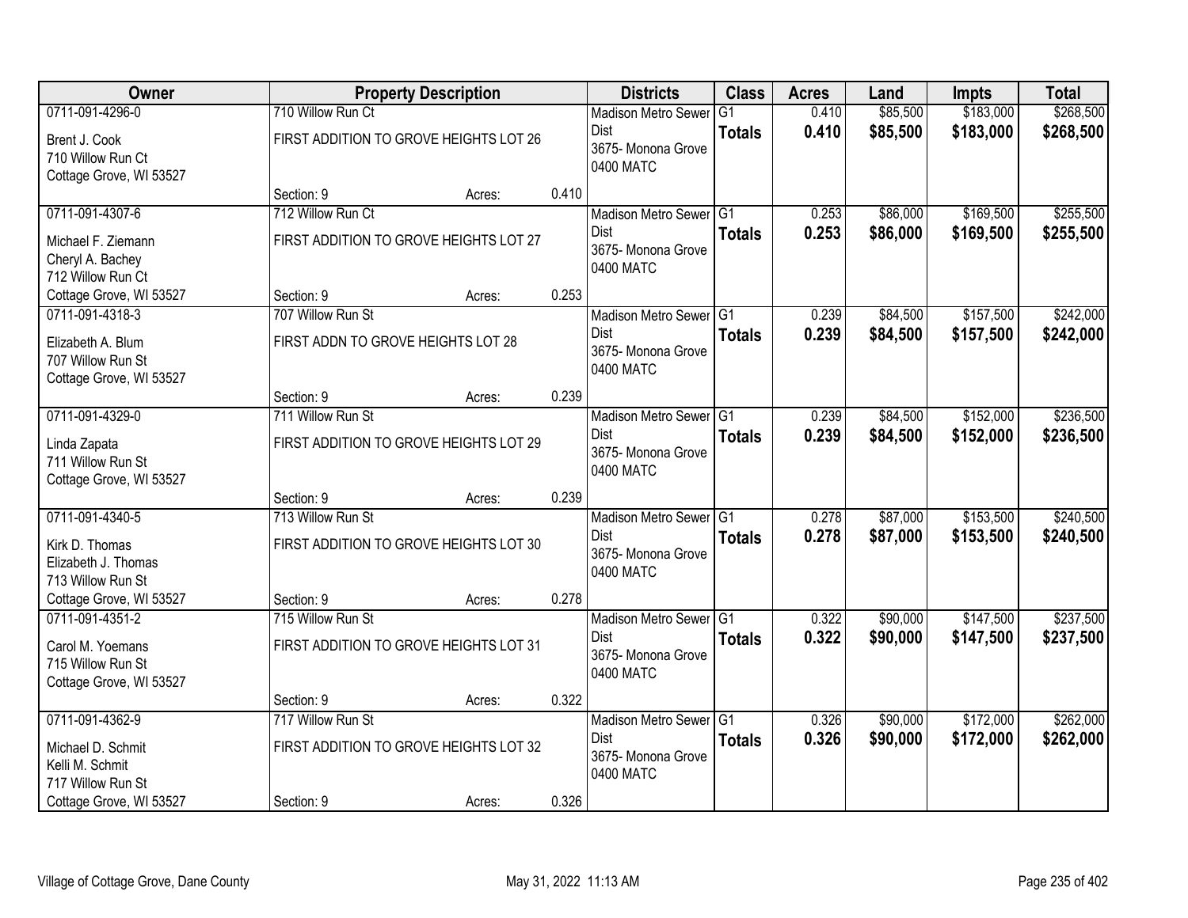| Owner | Property Description | | | Districts | Class | Acres | Land | Impts | Total |
|---|---|---|---|---|---|---|---|---|---|
| 0711-091-4296-0<br>Brent J. Cook<br>710 Willow Run Ct<br>Cottage Grove, WI 53527 | 710 Willow Run Ct<br>FIRST ADDITION TO GROVE HEIGHTS LOT 26<br>Section: 9 | Acres: | 0.410 | Madison Metro Sewer Dist<br>3675- Monona Grove<br>0400 MATC | G1<br>**Totals** | 0.410<br>**0.410** | $85,500<br>**$85,500** | $183,000<br>**$183,000** | $268,500<br>**$268,500** |
| 0711-091-4307-6<br>Michael F. Ziemann<br>Cheryl A. Bachey<br>712 Willow Run Ct<br>Cottage Grove, WI 53527 | 712 Willow Run Ct<br>FIRST ADDITION TO GROVE HEIGHTS LOT 27<br>Section: 9 | Acres: | 0.253 | Madison Metro Sewer Dist<br>3675- Monona Grove<br>0400 MATC | G1<br>**Totals** | 0.253<br>**0.253** | $86,000<br>**$86,000** | $169,500<br>**$169,500** | $255,500<br>**$255,500** |
| 0711-091-4318-3<br>Elizabeth A. Blum<br>707 Willow Run St<br>Cottage Grove, WI 53527 | 707 Willow Run St<br>FIRST ADDN TO GROVE HEIGHTS LOT 28<br>Section: 9 | Acres: | 0.239 | Madison Metro Sewer Dist<br>3675- Monona Grove<br>0400 MATC | G1<br>**Totals** | 0.239<br>**0.239** | $84,500<br>**$84,500** | $157,500<br>**$157,500** | $242,000<br>**$242,000** |
| 0711-091-4329-0<br>Linda Zapata<br>711 Willow Run St<br>Cottage Grove, WI 53527 | 711 Willow Run St<br>FIRST ADDITION TO GROVE HEIGHTS LOT 29<br>Section: 9 | Acres: | 0.239 | Madison Metro Sewer Dist<br>3675- Monona Grove<br>0400 MATC | G1<br>**Totals** | 0.239<br>**0.239** | $84,500<br>**$84,500** | $152,000<br>**$152,000** | $236,500<br>**$236,500** |
| 0711-091-4340-5<br>Kirk D. Thomas<br>Elizabeth J. Thomas<br>713 Willow Run St<br>Cottage Grove, WI 53527 | 713 Willow Run St<br>FIRST ADDITION TO GROVE HEIGHTS LOT 30<br>Section: 9 | Acres: | 0.278 | Madison Metro Sewer Dist<br>3675- Monona Grove<br>0400 MATC | G1<br>**Totals** | 0.278<br>**0.278** | $87,000<br>**$87,000** | $153,500<br>**$153,500** | $240,500<br>**$240,500** |
| 0711-091-4351-2<br>Carol M. Yoemans<br>715 Willow Run St<br>Cottage Grove, WI 53527 | 715 Willow Run St<br>FIRST ADDITION TO GROVE HEIGHTS LOT 31<br>Section: 9 | Acres: | 0.322 | Madison Metro Sewer Dist<br>3675- Monona Grove<br>0400 MATC | G1<br>**Totals** | 0.322<br>**0.322** | $90,000<br>**$90,000** | $147,500<br>**$147,500** | $237,500<br>**$237,500** |
| 0711-091-4362-9<br>Michael D. Schmit<br>Kelli M. Schmit<br>717 Willow Run St<br>Cottage Grove, WI 53527 | 717 Willow Run St<br>FIRST ADDITION TO GROVE HEIGHTS LOT 32<br>Section: 9 | Acres: | 0.326 | Madison Metro Sewer Dist<br>3675- Monona Grove<br>0400 MATC | G1<br>**Totals** | 0.326<br>**0.326** | $90,000<br>**$90,000** | $172,000<br>**$172,000** | $262,000<br>**$262,000** |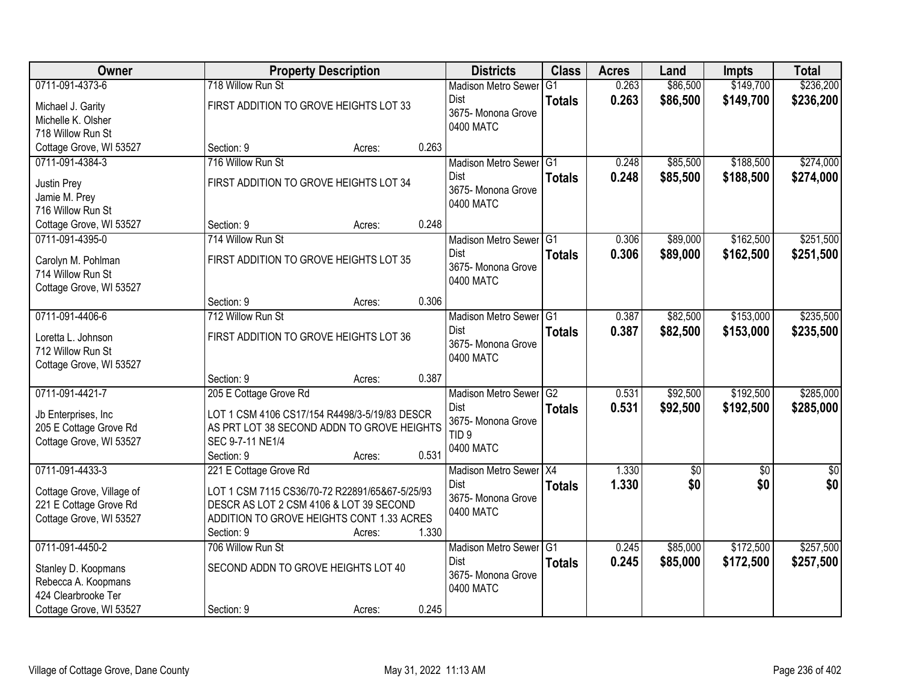| Owner | Property Description | Districts | Class | Acres | Land | Impts | Total |
|---|---|---|---|---|---|---|---|
| 0711-091-4373-6<br>Michael J. Garity<br>Michelle K. Olsher<br>718 Willow Run St<br>Cottage Grove, WI 53527 | 718 Willow Run St<br>FIRST ADDITION TO GROVE HEIGHTS LOT 33<br>Section: 9 Acres: 0.263 | Madison Metro Sewer Dist<br>3675- Monona Grove<br>0400 MATC | G1<br>**Totals** | 0.263<br>**0.263** | $86,500<br>**$86,500** | $149,700<br>**$149,700** | $236,200<br>**$236,200** |
| 0711-091-4384-3<br>Justin Prey<br>Jamie M. Prey<br>716 Willow Run St<br>Cottage Grove, WI 53527 | 716 Willow Run St<br>FIRST ADDITION TO GROVE HEIGHTS LOT 34<br>Section: 9 Acres: 0.248 | Madison Metro Sewer Dist<br>3675- Monona Grove<br>0400 MATC | G1<br>**Totals** | 0.248<br>**0.248** | $85,500<br>**$85,500** | $188,500<br>**$188,500** | $274,000<br>**$274,000** |
| 0711-091-4395-0<br>Carolyn M. Pohlman<br>714 Willow Run St<br>Cottage Grove, WI 53527 | 714 Willow Run St<br>FIRST ADDITION TO GROVE HEIGHTS LOT 35<br>Section: 9 Acres: 0.306 | Madison Metro Sewer Dist<br>3675- Monona Grove<br>0400 MATC | G1<br>**Totals** | 0.306<br>**0.306** | $89,000<br>**$89,000** | $162,500<br>**$162,500** | $251,500<br>**$251,500** |
| 0711-091-4406-6<br>Loretta L. Johnson<br>712 Willow Run St<br>Cottage Grove, WI 53527 | 712 Willow Run St<br>FIRST ADDITION TO GROVE HEIGHTS LOT 36<br>Section: 9 Acres: 0.387 | Madison Metro Sewer Dist<br>3675- Monona Grove<br>0400 MATC | G1<br>**Totals** | 0.387<br>**0.387** | $82,500<br>**$82,500** | $153,000<br>**$153,000** | $235,500<br>**$235,500** |
| 0711-091-4421-7<br>Jb Enterprises, Inc<br>205 E Cottage Grove Rd<br>Cottage Grove, WI 53527 | 205 E Cottage Grove Rd<br>LOT 1 CSM 4106 CS17/154 R4498/3-5/19/83 DESCR AS PRT LOT 38 SECOND ADDN TO GROVE HEIGHTS SEC 9-7-11 NE1/4<br>Section: 9 Acres: 0.531 | Madison Metro Sewer Dist<br>3675- Monona Grove<br>TID 9<br>0400 MATC | G2<br>**Totals** | 0.531<br>**0.531** | $92,500<br>**$92,500** | $192,500<br>**$192,500** | $285,000<br>**$285,000** |
| 0711-091-4433-3<br>Cottage Grove, Village of<br>221 E Cottage Grove Rd<br>Cottage Grove, WI 53527 | 221 E Cottage Grove Rd<br>LOT 1 CSM 7115 CS36/70-72 R22891/65&67-5/25/93 DESCR AS LOT 2 CSM 4106 & LOT 39 SECOND ADDITION TO GROVE HEIGHTS CONT 1.33 ACRES<br>Section: 9 Acres: 1.330 | Madison Metro Sewer Dist<br>3675- Monona Grove<br>0400 MATC | X4<br>**Totals** | 1.330<br>**1.330** | $0<br>**$0** | $0<br>**$0** | $0<br>**$0** |
| 0711-091-4450-2<br>Stanley D. Koopmans<br>Rebecca A. Koopmans<br>424 Clearbrooke Ter<br>Cottage Grove, WI 53527 | 706 Willow Run St<br>SECOND ADDN TO GROVE HEIGHTS LOT 40<br>Section: 9 Acres: 0.245 | Madison Metro Sewer Dist<br>3675- Monona Grove<br>0400 MATC | G1<br>**Totals** | 0.245<br>**0.245** | $85,000<br>**$85,000** | $172,500<br>**$172,500** | $257,500<br>**$257,500** |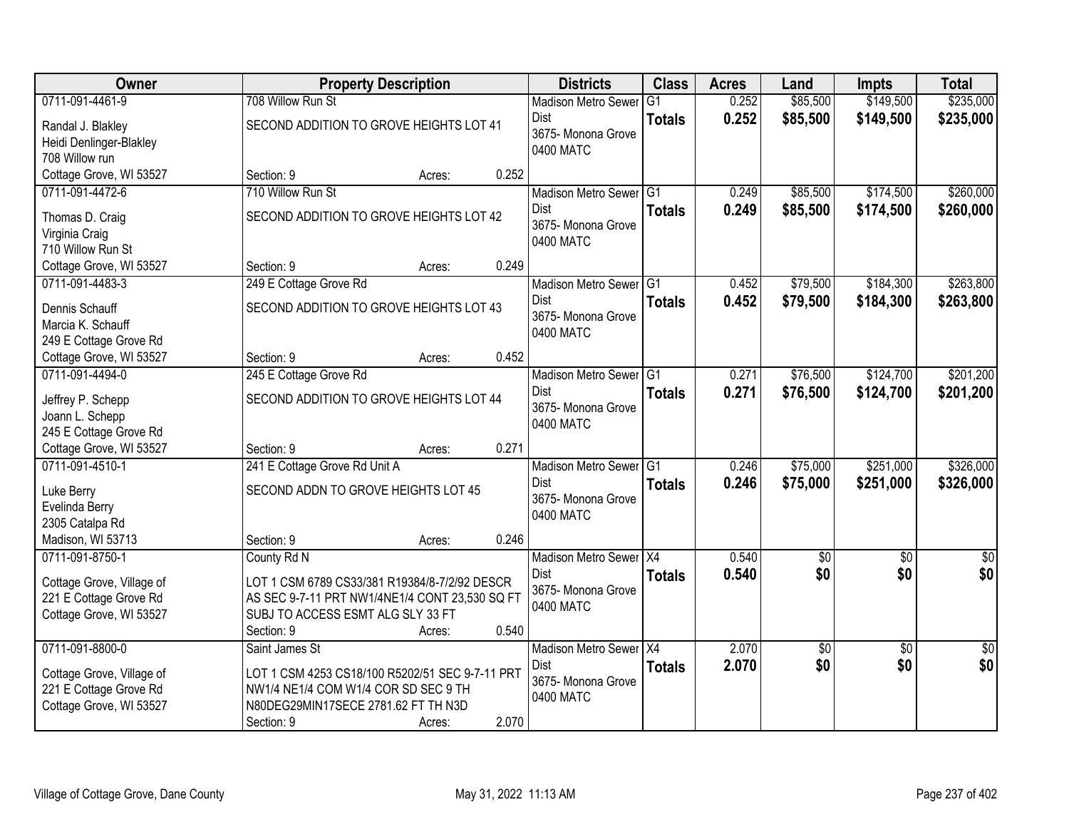| Owner | Property Description | Districts | Class | Acres | Land | Impts | Total |
|---|---|---|---|---|---|---|---|
| 0711-091-4461-9<br>Randal J. Blakley<br>Heidi Denlinger-Blakley<br>708 Willow run<br>Cottage Grove, WI 53527 | 708 Willow Run St<br>SECOND ADDITION TO GROVE HEIGHTS LOT 41<br>Section: 9 Acres: 0.252 | Madison Metro Sewer Dist<br>3675- Monona Grove<br>0400 MATC | G1<br>**Totals** | 0.252<br>**0.252** | $85,500<br>**$85,500** | $149,500<br>**$149,500** | $235,000<br>**$235,000** |
| 0711-091-4472-6<br>Thomas D. Craig<br>Virginia Craig<br>710 Willow Run St<br>Cottage Grove, WI 53527 | 710 Willow Run St<br>SECOND ADDITION TO GROVE HEIGHTS LOT 42<br>Section: 9 Acres: 0.249 | Madison Metro Sewer Dist<br>3675- Monona Grove<br>0400 MATC | G1<br>**Totals** | 0.249<br>**0.249** | $85,500<br>**$85,500** | $174,500<br>**$174,500** | $260,000<br>**$260,000** |
| 0711-091-4483-3<br>Dennis Schauff<br>Marcia K. Schauff<br>249 E Cottage Grove Rd<br>Cottage Grove, WI 53527 | 249 E Cottage Grove Rd<br>SECOND ADDITION TO GROVE HEIGHTS LOT 43<br>Section: 9 Acres: 0.452 | Madison Metro Sewer Dist<br>3675- Monona Grove<br>0400 MATC | G1<br>**Totals** | 0.452<br>**0.452** | $79,500<br>**$79,500** | $184,300<br>**$184,300** | $263,800<br>**$263,800** |
| 0711-091-4494-0<br>Jeffrey P. Schepp<br>Joann L. Schepp<br>245 E Cottage Grove Rd<br>Cottage Grove, WI 53527 | 245 E Cottage Grove Rd<br>SECOND ADDITION TO GROVE HEIGHTS LOT 44<br>Section: 9 Acres: 0.271 | Madison Metro Sewer Dist<br>3675- Monona Grove<br>0400 MATC | G1<br>**Totals** | 0.271<br>**0.271** | $76,500<br>**$76,500** | $124,700<br>**$124,700** | $201,200<br>**$201,200** |
| 0711-091-4510-1<br>Luke Berry<br>Evelinda Berry<br>2305 Catalpa Rd<br>Madison, WI 53713 | 241 E Cottage Grove Rd Unit A<br>SECOND ADDN TO GROVE HEIGHTS LOT 45<br>Section: 9 Acres: 0.246 | Madison Metro Sewer Dist<br>3675- Monona Grove<br>0400 MATC | G1<br>**Totals** | 0.246<br>**0.246** | $75,000<br>**$75,000** | $251,000<br>**$251,000** | $326,000<br>**$326,000** |
| 0711-091-8750-1<br>Cottage Grove, Village of<br>221 E Cottage Grove Rd<br>Cottage Grove, WI 53527 | County Rd N<br>LOT 1 CSM 6789 CS33/381 R19384/8-7/2/92 DESCR AS SEC 9-7-11 PRT NW1/4NE1/4 CONT 23,530 SQ FT SUBJ TO ACCESS ESMT ALG SLY 33 FT<br>Section: 9 Acres: 0.540 | Madison Metro Sewer Dist<br>3675- Monona Grove<br>0400 MATC | X4<br>**Totals** | 0.540<br>**0.540** | $0<br>**$0** | $0<br>**$0** | $0<br>**$0** |
| 0711-091-8800-0<br>Cottage Grove, Village of<br>221 E Cottage Grove Rd<br>Cottage Grove, WI 53527 | Saint James St<br>LOT 1 CSM 4253 CS18/100 R5202/51 SEC 9-7-11 PRT NW1/4 NE1/4 COM W1/4 COR SD SEC 9 TH N80DEG29MIN17SECE 2781.62 FT TH N3D<br>Section: 9 Acres: 2.070 | Madison Metro Sewer Dist<br>3675- Monona Grove<br>0400 MATC | X4<br>**Totals** | 2.070<br>**2.070** | $0<br>**$0** | $0<br>**$0** | $0<br>**$0** |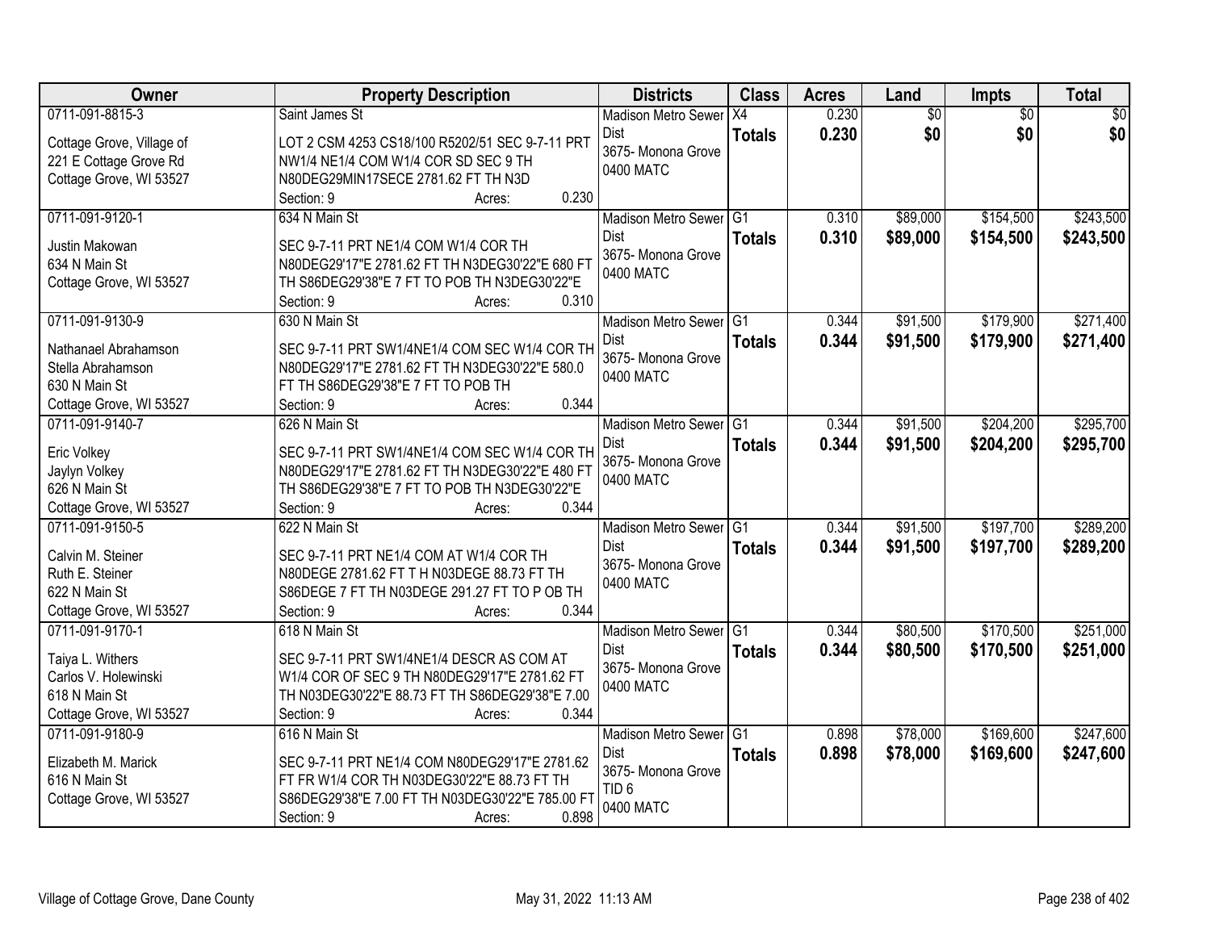| Owner | Property Description | Districts | Class | Acres | Land | Impts | Total |
|---|---|---|---|---|---|---|---|
| 0711-091-8815-3<br><br>Cottage Grove, Village of<br>221 E Cottage Grove Rd<br>Cottage Grove, WI 53527 | Saint James St<br><br>LOT 2 CSM 4253 CS18/100 R5202/51 SEC 9-7-11 PRT NW1/4 NE1/4 COM W1/4 COR SD SEC 9 TH N80DEG29MIN17SECE 2781.62 FT TH N3D<br>Section: 9 Acres: 0.230 | Madison Metro Sewer Dist<br>3675- Monona Grove<br>0400 MATC | X4<br>**Totals** | 0.230<br>**0.230** | $0<br>**$0** | $0<br>**$0** | $0<br>**$0** |
| 0711-091-9120-1<br><br>Justin Makowan<br>634 N Main St<br>Cottage Grove, WI 53527 | 634 N Main St<br><br>SEC 9-7-11 PRT NE1/4 COM W1/4 COR TH N80DEG29'17"E 2781.62 FT TH N3DEG30'22"E 680 FT TH S86DEG29'38"E 7 FT TO POB TH N3DEG30'22"E<br>Section: 9 Acres: 0.310 | Madison Metro Sewer Dist<br>3675- Monona Grove<br>0400 MATC | G1<br>**Totals** | 0.310<br>**0.310** | $89,000<br>**$89,000** | $154,500<br>**$154,500** | $243,500<br>**$243,500** |
| 0711-091-9130-9<br><br>Nathanael Abrahamson<br>Stella Abrahamson<br>630 N Main St<br>Cottage Grove, WI 53527 | 630 N Main St<br><br>SEC 9-7-11 PRT SW1/4NE1/4 COM SEC W1/4 COR TH N80DEG29'17"E 2781.62 FT TH N3DEG30'22"E 580.0 FT TH S86DEG29'38"E 7 FT TO POB TH<br>Section: 9 Acres: 0.344 | Madison Metro Sewer Dist<br>3675- Monona Grove<br>0400 MATC | G1<br>**Totals** | 0.344<br>**0.344** | $91,500<br>**$91,500** | $179,900<br>**$179,900** | $271,400<br>**$271,400** |
| 0711-091-9140-7<br><br>Eric Volkey<br>Jaylyn Volkey<br>626 N Main St<br>Cottage Grove, WI 53527 | 626 N Main St<br><br>SEC 9-7-11 PRT SW1/4NE1/4 COM SEC W1/4 COR TH N80DEG29'17"E 2781.62 FT TH N3DEG30'22"E 480 FT TH S86DEG29'38"E 7 FT TO POB TH N3DEG30'22"E<br>Section: 9 Acres: 0.344 | Madison Metro Sewer Dist<br>3675- Monona Grove<br>0400 MATC | G1<br>**Totals** | 0.344<br>**0.344** | $91,500<br>**$91,500** | $204,200<br>**$204,200** | $295,700<br>**$295,700** |
| 0711-091-9150-5<br><br>Calvin M. Steiner<br>Ruth E. Steiner<br>622 N Main St<br>Cottage Grove, WI 53527 | 622 N Main St<br><br>SEC 9-7-11 PRT NE1/4 COM AT W1/4 COR TH N80DEGE 2781.62 FT T H N03DEGE 88.73 FT TH S86DEGE 7 FT TH N03DEGE 291.27 FT TO P OB TH<br>Section: 9 Acres: 0.344 | Madison Metro Sewer Dist<br>3675- Monona Grove<br>0400 MATC | G1<br>**Totals** | 0.344<br>**0.344** | $91,500<br>**$91,500** | $197,700<br>**$197,700** | $289,200<br>**$289,200** |
| 0711-091-9170-1<br><br>Taiya L. Withers<br>Carlos V. Holewinski<br>618 N Main St<br>Cottage Grove, WI 53527 | 618 N Main St<br><br>SEC 9-7-11 PRT SW1/4NE1/4 DESCR AS COM AT W1/4 COR OF SEC 9 TH N80DEG29'17"E 2781.62 FT TH N03DEG30'22"E 88.73 FT TH S86DEG29'38"E 7.00<br>Section: 9 Acres: 0.344 | Madison Metro Sewer Dist<br>3675- Monona Grove<br>0400 MATC | G1<br>**Totals** | 0.344<br>**0.344** | $80,500<br>**$80,500** | $170,500<br>**$170,500** | $251,000<br>**$251,000** |
| 0711-091-9180-9<br><br>Elizabeth M. Marick<br>616 N Main St<br>Cottage Grove, WI 53527 | 616 N Main St<br><br>SEC 9-7-11 PRT NE1/4 COM N80DEG29'17"E 2781.62 FT FR W1/4 COR TH N03DEG30'22"E 88.73 FT TH S86DEG29'38"E 7.00 FT TH N03DEG30'22"E 785.00 FT<br>Section: 9 Acres: 0.898 | Madison Metro Sewer Dist<br>3675- Monona Grove<br>TID 6<br>0400 MATC | G1<br>**Totals** | 0.898<br>**0.898** | $78,000<br>**$78,000** | $169,600<br>**$169,600** | $247,600<br>**$247,600** |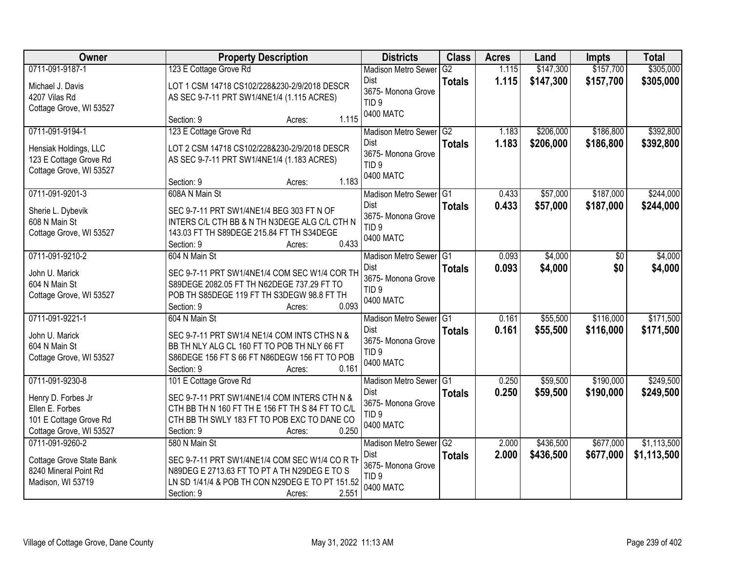| Owner | Property Description | Districts | Class | Acres | Land | Impts | Total |
|---|---|---|---|---|---|---|---|
| 0711-091-9187-1<br>Michael J. Davis<br>4207 Vilas Rd<br>Cottage Grove, WI 53527 | 123 E Cottage Grove Rd<br>LOT 1 CSM 14718 CS102/228&230-2/9/2018 DESCR AS SEC 9-7-11 PRT SW1/4NE1/4 (1.115 ACRES)<br>Section: 9 Acres: 1.115 | Madison Metro Sewer Dist<br>3675- Monona Grove<br>TID 9<br>0400 MATC | G2<br>**Totals** | 1.115<br>**1.115** | $147,300<br>**$147,300** | $157,700<br>**$157,700** | $305,000<br>**$305,000** |
| 0711-091-9194-1<br>Hensiak Holdings, LLC<br>123 E Cottage Grove Rd<br>Cottage Grove, WI 53527 | 123 E Cottage Grove Rd<br>LOT 2 CSM 14718 CS102/228&230-2/9/2018 DESCR AS SEC 9-7-11 PRT SW1/4NE1/4 (1.183 ACRES)<br>Section: 9 Acres: 1.183 | Madison Metro Sewer Dist<br>3675- Monona Grove<br>TID 9<br>0400 MATC | G2<br>**Totals** | 1.183<br>**1.183** | $206,000<br>**$206,000** | $186,800<br>**$186,800** | $392,800<br>**$392,800** |
| 0711-091-9201-3<br>Sherie L. Dybevik<br>608 N Main St<br>Cottage Grove, WI 53527 | 608A N Main St<br>SEC 9-7-11 PRT SW1/4NE1/4 BEG 303 FT N OF INTERS C/L CTH BB & N TH N3DEGE ALG C/L CTH N 143.03 FT TH S89DEGE 215.84 FT TH S34DEGE<br>Section: 9 Acres: 0.433 | Madison Metro Sewer Dist<br>3675- Monona Grove<br>TID 9<br>0400 MATC | G1<br>**Totals** | 0.433<br>**0.433** | $57,000<br>**$57,000** | $187,000<br>**$187,000** | $244,000<br>**$244,000** |
| 0711-091-9210-2<br>John U. Marick<br>604 N Main St<br>Cottage Grove, WI 53527 | 604 N Main St<br>SEC 9-7-11 PRT SW1/4NE1/4 COM SEC W1/4 COR TH S89DEGE 2082.05 FT TH N62DEGE 737.29 FT TO POB TH S85DEGE 119 FT TH S3DEGW 98.8 FT TH<br>Section: 9 Acres: 0.093 | Madison Metro Sewer Dist<br>3675- Monona Grove<br>TID 9<br>0400 MATC | G1<br>**Totals** | 0.093<br>**0.093** | $4,000<br>**$4,000** | $0<br>**$0** | $4,000<br>**$4,000** |
| 0711-091-9221-1<br>John U. Marick<br>604 N Main St<br>Cottage Grove, WI 53527 | 604 N Main St<br>SEC 9-7-11 PRT SW1/4 NE1/4 COM INTS CTHS N & BB TH NLY ALG CL 160 FT TO POB TH NLY 66 FT S86DEGE 156 FT S 66 FT N86DEGW 156 FT TO POB<br>Section: 9 Acres: 0.161 | Madison Metro Sewer Dist<br>3675- Monona Grove<br>TID 9<br>0400 MATC | G1<br>**Totals** | 0.161<br>**0.161** | $55,500<br>**$55,500** | $116,000<br>**$116,000** | $171,500<br>**$171,500** |
| 0711-091-9230-8<br>Henry D. Forbes Jr<br>Ellen E. Forbes<br>101 E Cottage Grove Rd<br>Cottage Grove, WI 53527 | 101 E Cottage Grove Rd<br>SEC 9-7-11 PRT SW1/4NE1/4 COM INTERS CTH N & CTH BB TH N 160 FT TH E 156 FT TH S 84 FT TO C/L CTH BB TH SWLY 183 FT TO POB EXC TO DANE CO<br>Section: 9 Acres: 0.250 | Madison Metro Sewer Dist<br>3675- Monona Grove<br>TID 9<br>0400 MATC | G1<br>**Totals** | 0.250<br>**0.250** | $59,500<br>**$59,500** | $190,000<br>**$190,000** | $249,500<br>**$249,500** |
| 0711-091-9260-2<br>Cottage Grove State Bank<br>8240 Mineral Point Rd<br>Madison, WI 53719 | 580 N Main St<br>SEC 9-7-11 PRT SW1/4NE1/4 COM SEC W1/4 CO R TH N89DEG E 2713.63 FT TO PT A TH N29DEG E TO S LN SD 1/41/4 & POB TH CON N29DEG E TO PT 151.52<br>Section: 9 Acres: 2.551 | Madison Metro Sewer Dist<br>3675- Monona Grove<br>TID 9<br>0400 MATC | G2<br>**Totals** | 2.000<br>**2.000** | $436,500<br>**$436,500** | $677,000<br>**$677,000** | $1,113,500<br>**$1,113,500** |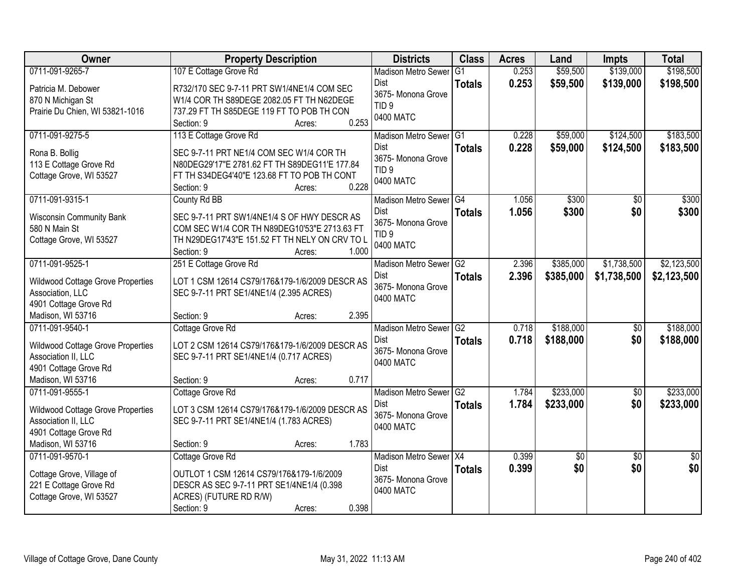| Owner | Property Description | Districts | Class | Acres | Land | Impts | Total |
|---|---|---|---|---|---|---|---|
| 0711-091-9265-7<br><br>Patricia M. Debower<br>870 N Michigan St<br>Prairie Du Chien, WI 53821-1016 | 107 E Cottage Grove Rd<br><br>R732/170 SEC 9-7-11 PRT SW1/4NE1/4 COM SEC W1/4 COR TH S89DEGE 2082.05 FT TH N62DEGE 737.29 FT TH S85DEGE 119 FT TO POB TH CON<br>Section: 9 Acres: 0.253 | Madison Metro Sewer Dist<br>3675- Monona Grove<br>TID 9<br>0400 MATC | G1<br>**Totals** | 0.253<br>**0.253** | $59,500<br>**$59,500** | $139,000<br>**$139,000** | $198,500<br>**$198,500** |
| 0711-091-9275-5<br><br>Rona B. Bollig<br>113 E Cottage Grove Rd<br>Cottage Grove, WI 53527 | 113 E Cottage Grove Rd<br><br>SEC 9-7-11 PRT NE1/4 COM SEC W1/4 COR TH N80DEG29'17"E 2781.62 FT TH S89DEG11'E 177.84 FT TH S34DEG4'40"E 123.68 FT TO POB TH CONT<br>Section: 9 Acres: 0.228 | Madison Metro Sewer Dist<br>3675- Monona Grove<br>TID 9<br>0400 MATC | G1<br>**Totals** | 0.228<br>**0.228** | $59,000<br>**$59,000** | $124,500<br>**$124,500** | $183,500<br>**$183,500** |
| 0711-091-9315-1<br><br>Wisconsin Community Bank<br>580 N Main St<br>Cottage Grove, WI 53527 | County Rd BB<br><br>SEC 9-7-11 PRT SW1/4NE1/4 S OF HWY DESCR AS COM SEC W1/4 COR TH N89DEG10'53"E 2713.63 FT TH N29DEG17'43"E 151.52 FT TH NELY ON CRV TO L<br>Section: 9 Acres: 1.000 | Madison Metro Sewer Dist<br>3675- Monona Grove<br>TID 9<br>0400 MATC | G4<br>**Totals** | 1.056<br>**1.056** | $300<br>**$300** | $0<br>**$0** | $300<br>**$300** |
| 0711-091-9525-1<br><br>Wildwood Cottage Grove Properties Association, LLC<br>4901 Cottage Grove Rd<br>Madison, WI 53716 | 251 E Cottage Grove Rd<br><br>LOT 1 CSM 12614 CS79/176&179-1/6/2009 DESCR AS SEC 9-7-11 PRT SE1/4NE1/4 (2.395 ACRES)<br>Section: 9 Acres: 2.395 | Madison Metro Sewer Dist<br>3675- Monona Grove<br>0400 MATC | G2<br>**Totals** | 2.396<br>**2.396** | $385,000<br>**$385,000** | $1,738,500<br>**$1,738,500** | $2,123,500<br>**$2,123,500** |
| 0711-091-9540-1<br><br>Wildwood Cottage Grove Properties Association II, LLC<br>4901 Cottage Grove Rd<br>Madison, WI 53716 | Cottage Grove Rd<br><br>LOT 2 CSM 12614 CS79/176&179-1/6/2009 DESCR AS SEC 9-7-11 PRT SE1/4NE1/4 (0.717 ACRES)<br>Section: 9 Acres: 0.717 | Madison Metro Sewer Dist<br>3675- Monona Grove<br>0400 MATC | G2<br>**Totals** | 0.718<br>**0.718** | $188,000<br>**$188,000** | $0<br>**$0** | $188,000<br>**$188,000** |
| 0711-091-9555-1<br><br>Wildwood Cottage Grove Properties Association II, LLC<br>4901 Cottage Grove Rd<br>Madison, WI 53716 | Cottage Grove Rd<br><br>LOT 3 CSM 12614 CS79/176&179-1/6/2009 DESCR AS SEC 9-7-11 PRT SE1/4NE1/4 (1.783 ACRES)<br>Section: 9 Acres: 1.783 | Madison Metro Sewer Dist<br>3675- Monona Grove<br>0400 MATC | G2<br>**Totals** | 1.784<br>**1.784** | $233,000<br>**$233,000** | $0<br>**$0** | $233,000<br>**$233,000** |
| 0711-091-9570-1<br><br>Cottage Grove, Village of<br>221 E Cottage Grove Rd<br>Cottage Grove, WI 53527 | Cottage Grove Rd<br><br>OUTLOT 1 CSM 12614 CS79/176&179-1/6/2009 DESCR AS SEC 9-7-11 PRT SE1/4NE1/4 (0.398 ACRES) (FUTURE RD R/W)<br>Section: 9 Acres: 0.398 | Madison Metro Sewer Dist<br>3675- Monona Grove<br>0400 MATC | X4<br>**Totals** | 0.399<br>**0.399** | $0<br>**$0** | $0<br>**$0** | $0<br>**$0** |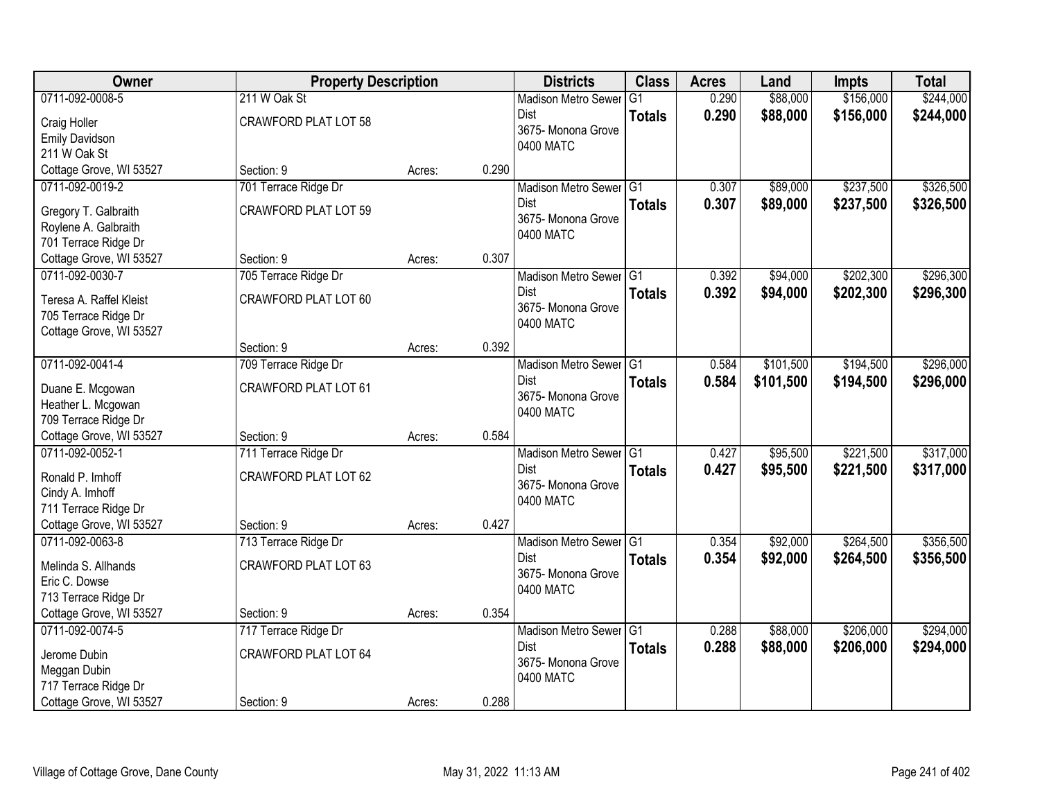| Owner | Property Description | | | Districts | Class | Acres | Land | Impts | Total |
|---|---|---|---|---|---|---|---|---|---|
| 0711-092-0008-5<br>Craig Holler<br>Emily Davidson<br>211 W Oak St<br>Cottage Grove, WI 53527 | 211 W Oak St<br>CRAWFORD PLAT LOT 58<br>Section: 9 | Acres: | 0.290 | Madison Metro Sewer Dist<br>3675- Monona Grove<br>0400 MATC | G1<br>**Totals** | 0.290<br>**0.290** | $88,000<br>**$88,000** | $156,000<br>**$156,000** | $244,000<br>**$244,000** |
| 0711-092-0019-2<br>Gregory T. Galbraith<br>Roylene A. Galbraith<br>701 Terrace Ridge Dr<br>Cottage Grove, WI 53527 | 701 Terrace Ridge Dr<br>CRAWFORD PLAT LOT 59<br>Section: 9 | Acres: | 0.307 | Madison Metro Sewer Dist<br>3675- Monona Grove<br>0400 MATC | G1<br>**Totals** | 0.307<br>**0.307** | $89,000<br>**$89,000** | $237,500<br>**$237,500** | $326,500<br>**$326,500** |
| 0711-092-0030-7<br>Teresa A. Raffel Kleist<br>705 Terrace Ridge Dr<br>Cottage Grove, WI 53527 | 705 Terrace Ridge Dr<br>CRAWFORD PLAT LOT 60<br>Section: 9 | Acres: | 0.392 | Madison Metro Sewer Dist<br>3675- Monona Grove<br>0400 MATC | G1<br>**Totals** | 0.392<br>**0.392** | $94,000<br>**$94,000** | $202,300<br>**$202,300** | $296,300<br>**$296,300** |
| 0711-092-0041-4<br>Duane E. Mcgowan<br>Heather L. Mcgowan<br>709 Terrace Ridge Dr<br>Cottage Grove, WI 53527 | 709 Terrace Ridge Dr<br>CRAWFORD PLAT LOT 61<br>Section: 9 | Acres: | 0.584 | Madison Metro Sewer Dist<br>3675- Monona Grove<br>0400 MATC | G1<br>**Totals** | 0.584<br>**0.584** | $101,500<br>**$101,500** | $194,500<br>**$194,500** | $296,000<br>**$296,000** |
| 0711-092-0052-1<br>Ronald P. Imhoff<br>Cindy A. Imhoff<br>711 Terrace Ridge Dr<br>Cottage Grove, WI 53527 | 711 Terrace Ridge Dr<br>CRAWFORD PLAT LOT 62<br>Section: 9 | Acres: | 0.427 | Madison Metro Sewer Dist<br>3675- Monona Grove<br>0400 MATC | G1<br>**Totals** | 0.427<br>**0.427** | $95,500<br>**$95,500** | $221,500<br>**$221,500** | $317,000<br>**$317,000** |
| 0711-092-0063-8<br>Melinda S. Allhands<br>Eric C. Dowse<br>713 Terrace Ridge Dr<br>Cottage Grove, WI 53527 | 713 Terrace Ridge Dr<br>CRAWFORD PLAT LOT 63<br>Section: 9 | Acres: | 0.354 | Madison Metro Sewer Dist<br>3675- Monona Grove<br>0400 MATC | G1<br>**Totals** | 0.354<br>**0.354** | $92,000<br>**$92,000** | $264,500<br>**$264,500** | $356,500<br>**$356,500** |
| 0711-092-0074-5<br>Jerome Dubin<br>Meggan Dubin<br>717 Terrace Ridge Dr<br>Cottage Grove, WI 53527 | 717 Terrace Ridge Dr<br>CRAWFORD PLAT LOT 64<br>Section: 9 | Acres: | 0.288 | Madison Metro Sewer Dist<br>3675- Monona Grove<br>0400 MATC | G1<br>**Totals** | 0.288<br>**0.288** | $88,000<br>**$88,000** | $206,000<br>**$206,000** | $294,000<br>**$294,000** |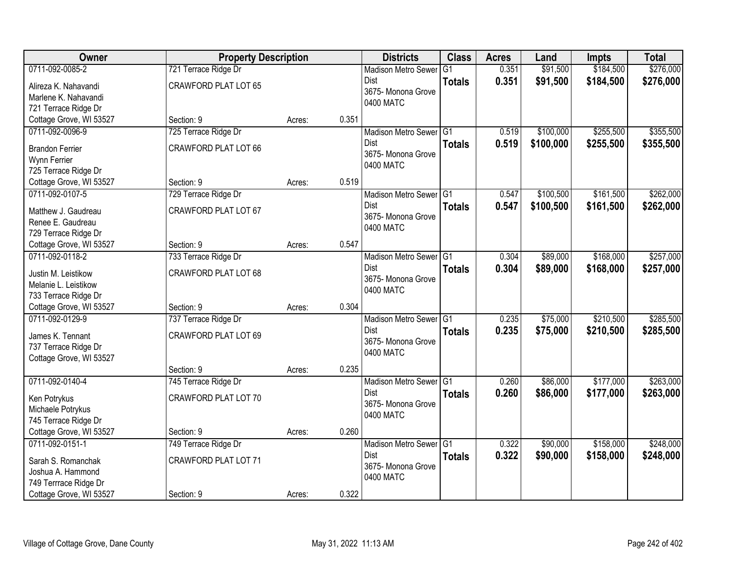| Owner | Property Description | | | Districts | Class | Acres | Land | Impts | Total |
|---|---|---|---|---|---|---|---|---|---|
| 0711-092-0085-2 | 721 Terrace Ridge Dr | | | Madison Metro Sewer Dist | G1 | 0.351 | $91,500 | $184,500 | $276,000 |
| Alireza K. Nahavandi<br>Marlene K. Nahavandi<br>721 Terrace Ridge Dr<br>Cottage Grove, WI 53527 | CRAWFORD PLAT LOT 65 | | | 3675- Monona Grove<br>0400 MATC | **Totals** | **0.351** | **$91,500** | **$184,500** | **$276,000** |
| | Section: 9 | Acres: | 0.351 | | | | | | |
| 0711-092-0096-9 | 725 Terrace Ridge Dr | | | Madison Metro Sewer Dist | G1 | 0.519 | $100,000 | $255,500 | $355,500 |
| Brandon Ferrier<br>Wynn Ferrier<br>725 Terrace Ridge Dr<br>Cottage Grove, WI 53527 | CRAWFORD PLAT LOT 66 | | | 3675- Monona Grove<br>0400 MATC | **Totals** | **0.519** | **$100,000** | **$255,500** | **$355,500** |
| | Section: 9 | Acres: | 0.519 | | | | | | |
| 0711-092-0107-5 | 729 Terrace Ridge Dr | | | Madison Metro Sewer Dist | G1 | 0.547 | $100,500 | $161,500 | $262,000 |
| Matthew J. Gaudreau<br>Renee E. Gaudreau<br>729 Terrace Ridge Dr<br>Cottage Grove, WI 53527 | CRAWFORD PLAT LOT 67 | | | 3675- Monona Grove<br>0400 MATC | **Totals** | **0.547** | **$100,500** | **$161,500** | **$262,000** |
| | Section: 9 | Acres: | 0.547 | | | | | | |
| 0711-092-0118-2 | 733 Terrace Ridge Dr | | | Madison Metro Sewer Dist | G1 | 0.304 | $89,000 | $168,000 | $257,000 |
| Justin M. Leistikow<br>Melanie L. Leistikow<br>733 Terrace Ridge Dr<br>Cottage Grove, WI 53527 | CRAWFORD PLAT LOT 68 | | | 3675- Monona Grove<br>0400 MATC | **Totals** | **0.304** | **$89,000** | **$168,000** | **$257,000** |
| | Section: 9 | Acres: | 0.304 | | | | | | |
| 0711-092-0129-9 | 737 Terrace Ridge Dr | | | Madison Metro Sewer Dist | G1 | 0.235 | $75,000 | $210,500 | $285,500 |
| James K. Tennant<br>737 Terrace Ridge Dr<br>Cottage Grove, WI 53527 | CRAWFORD PLAT LOT 69 | | | 3675- Monona Grove<br>0400 MATC | **Totals** | **0.235** | **$75,000** | **$210,500** | **$285,500** |
| | Section: 9 | Acres: | 0.235 | | | | | | |
| 0711-092-0140-4 | 745 Terrace Ridge Dr | | | Madison Metro Sewer Dist | G1 | 0.260 | $86,000 | $177,000 | $263,000 |
| Ken Potrykus<br>Michaele Potrykus<br>745 Terrace Ridge Dr<br>Cottage Grove, WI 53527 | CRAWFORD PLAT LOT 70 | | | 3675- Monona Grove<br>0400 MATC | **Totals** | **0.260** | **$86,000** | **$177,000** | **$263,000** |
| | Section: 9 | Acres: | 0.260 | | | | | | |
| 0711-092-0151-1 | 749 Terrace Ridge Dr | | | Madison Metro Sewer Dist | G1 | 0.322 | $90,000 | $158,000 | $248,000 |
| Sarah S. Romanchak<br>Joshua A. Hammond<br>749 Terrrace Ridge Dr<br>Cottage Grove, WI 53527 | CRAWFORD PLAT LOT 71 | | | 3675- Monona Grove<br>0400 MATC | **Totals** | **0.322** | **$90,000** | **$158,000** | **$248,000** |
| | Section: 9 | Acres: | 0.322 | | | | | | |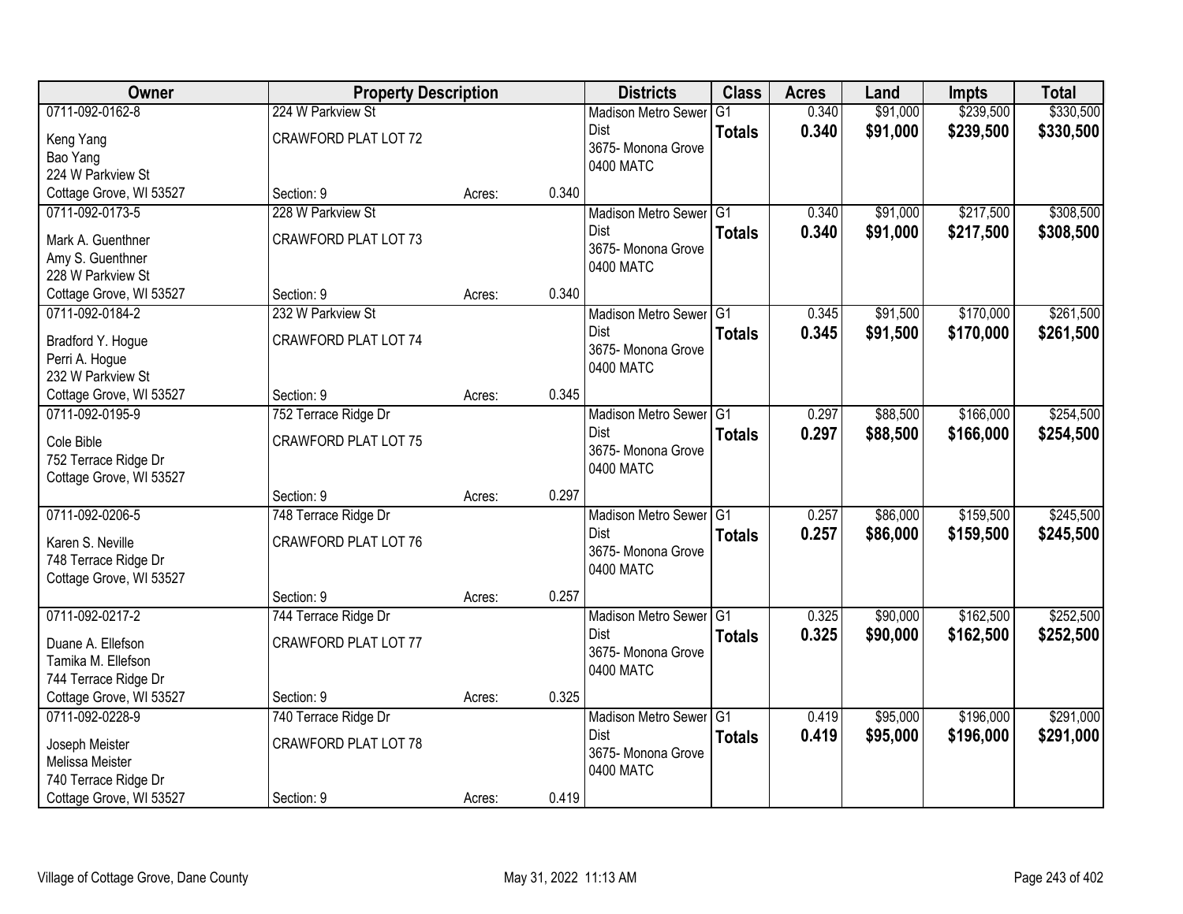| Owner | Property Description | | | Districts | Class | Acres | Land | Impts | Total |
|---|---|---|---|---|---|---|---|---|---|
| 0711-092-0162-8 | 224 W Parkview St | | | Madison Metro Sewer Dist | G1 | 0.340 | $91,000 | $239,500 | $330,500 |
| Keng Yang<br>Bao Yang<br>224 W Parkview St<br>Cottage Grove, WI 53527 | CRAWFORD PLAT LOT 72 | | | 3675- Monona Grove<br>0400 MATC | **Totals** | **0.340** | **$91,000** | **$239,500** | **$330,500** |
| | Section: 9 | Acres: | 0.340 | | | | | | |
| 0711-092-0173-5 | 228 W Parkview St | | | Madison Metro Sewer Dist | G1 | 0.340 | $91,000 | $217,500 | $308,500 |
| Mark A. Guenthner<br>Amy S. Guenthner<br>228 W Parkview St<br>Cottage Grove, WI 53527 | CRAWFORD PLAT LOT 73 | | | 3675- Monona Grove<br>0400 MATC | **Totals** | **0.340** | **$91,000** | **$217,500** | **$308,500** |
| | Section: 9 | Acres: | 0.340 | | | | | | |
| 0711-092-0184-2 | 232 W Parkview St | | | Madison Metro Sewer Dist | G1 | 0.345 | $91,500 | $170,000 | $261,500 |
| Bradford Y. Hogue<br>Perri A. Hogue<br>232 W Parkview St<br>Cottage Grove, WI 53527 | CRAWFORD PLAT LOT 74 | | | 3675- Monona Grove<br>0400 MATC | **Totals** | **0.345** | **$91,500** | **$170,000** | **$261,500** |
| | Section: 9 | Acres: | 0.345 | | | | | | |
| 0711-092-0195-9 | 752 Terrace Ridge Dr | | | Madison Metro Sewer Dist | G1 | 0.297 | $88,500 | $166,000 | $254,500 |
| Cole Bible<br>752 Terrace Ridge Dr<br>Cottage Grove, WI 53527 | CRAWFORD PLAT LOT 75 | | | 3675- Monona Grove<br>0400 MATC | **Totals** | **0.297** | **$88,500** | **$166,000** | **$254,500** |
| | Section: 9 | Acres: | 0.297 | | | | | | |
| 0711-092-0206-5 | 748 Terrace Ridge Dr | | | Madison Metro Sewer Dist | G1 | 0.257 | $86,000 | $159,500 | $245,500 |
| Karen S. Neville<br>748 Terrace Ridge Dr<br>Cottage Grove, WI 53527 | CRAWFORD PLAT LOT 76 | | | 3675- Monona Grove<br>0400 MATC | **Totals** | **0.257** | **$86,000** | **$159,500** | **$245,500** |
| | Section: 9 | Acres: | 0.257 | | | | | | |
| 0711-092-0217-2 | 744 Terrace Ridge Dr | | | Madison Metro Sewer Dist | G1 | 0.325 | $90,000 | $162,500 | $252,500 |
| Duane A. Ellefson<br>Tamika M. Ellefson<br>744 Terrace Ridge Dr<br>Cottage Grove, WI 53527 | CRAWFORD PLAT LOT 77 | | | 3675- Monona Grove<br>0400 MATC | **Totals** | **0.325** | **$90,000** | **$162,500** | **$252,500** |
| | Section: 9 | Acres: | 0.325 | | | | | | |
| 0711-092-0228-9 | 740 Terrace Ridge Dr | | | Madison Metro Sewer Dist | G1 | 0.419 | $95,000 | $196,000 | $291,000 |
| Joseph Meister<br>Melissa Meister<br>740 Terrace Ridge Dr<br>Cottage Grove, WI 53527 | CRAWFORD PLAT LOT 78 | | | 3675- Monona Grove<br>0400 MATC | **Totals** | **0.419** | **$95,000** | **$196,000** | **$291,000** |
| | Section: 9 | Acres: | 0.419 | | | | | | |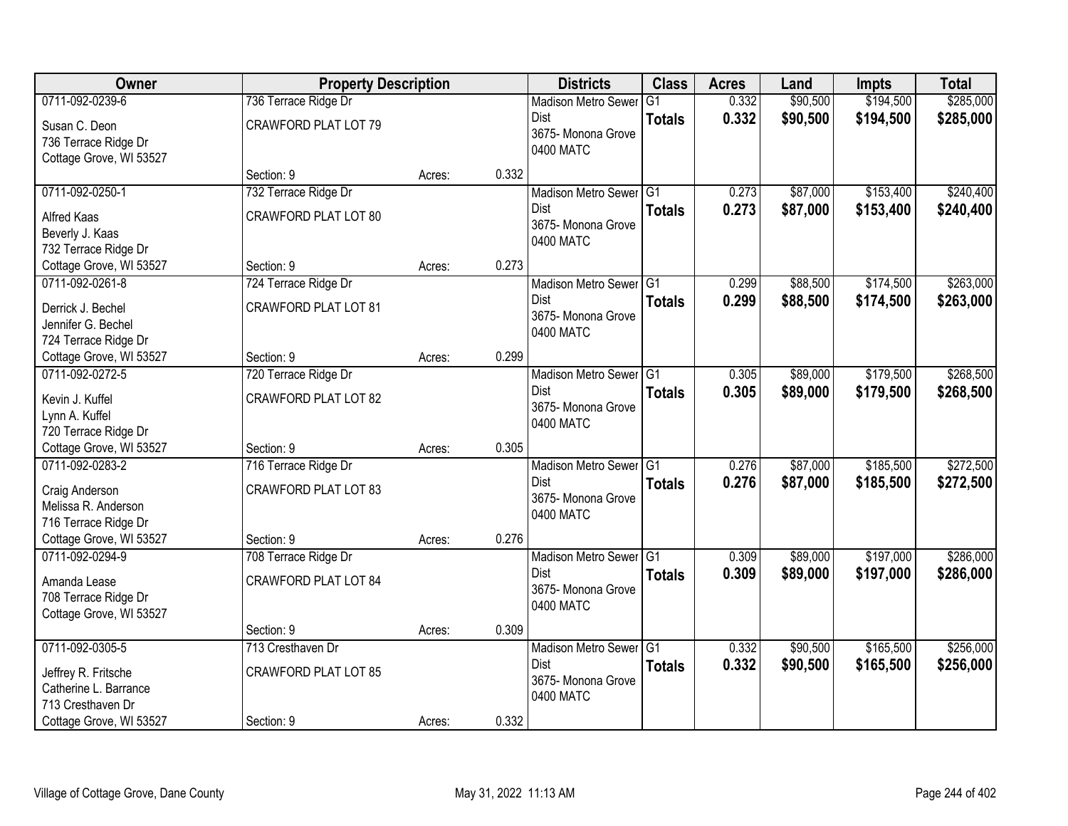| Owner | Property Description | | | Districts | Class | Acres | Land | Impts | Total |
|---|---|---|---|---|---|---|---|---|---|
| 0711-092-0239-6 | 736 Terrace Ridge Dr | | | Madison Metro Sewer Dist | G1 | 0.332 | $90,500 | $194,500 | $285,000 |
| Susan C. Deon<br>736 Terrace Ridge Dr<br>Cottage Grove, WI 53527 | CRAWFORD PLAT LOT 79 | | | 3675- Monona Grove<br>0400 MATC | **Totals** | **0.332** | **$90,500** | **$194,500** | **$285,000** |
| | Section: 9 | Acres: | 0.332 | | | | | | |
| 0711-092-0250-1 | 732 Terrace Ridge Dr | | | Madison Metro Sewer Dist | G1 | 0.273 | $87,000 | $153,400 | $240,400 |
| Alfred Kaas<br>Beverly J. Kaas<br>732 Terrace Ridge Dr<br>Cottage Grove, WI 53527 | CRAWFORD PLAT LOT 80 | | | 3675- Monona Grove<br>0400 MATC | **Totals** | **0.273** | **$87,000** | **$153,400** | **$240,400** |
| | Section: 9 | Acres: | 0.273 | | | | | | |
| 0711-092-0261-8 | 724 Terrace Ridge Dr | | | Madison Metro Sewer Dist | G1 | 0.299 | $88,500 | $174,500 | $263,000 |
| Derrick J. Bechel<br>Jennifer G. Bechel<br>724 Terrace Ridge Dr<br>Cottage Grove, WI 53527 | CRAWFORD PLAT LOT 81 | | | 3675- Monona Grove<br>0400 MATC | **Totals** | **0.299** | **$88,500** | **$174,500** | **$263,000** |
| | Section: 9 | Acres: | 0.299 | | | | | | |
| 0711-092-0272-5 | 720 Terrace Ridge Dr | | | Madison Metro Sewer Dist | G1 | 0.305 | $89,000 | $179,500 | $268,500 |
| Kevin J. Kuffel<br>Lynn A. Kuffel<br>720 Terrace Ridge Dr<br>Cottage Grove, WI 53527 | CRAWFORD PLAT LOT 82 | | | 3675- Monona Grove<br>0400 MATC | **Totals** | **0.305** | **$89,000** | **$179,500** | **$268,500** |
| | Section: 9 | Acres: | 0.305 | | | | | | |
| 0711-092-0283-2 | 716 Terrace Ridge Dr | | | Madison Metro Sewer Dist | G1 | 0.276 | $87,000 | $185,500 | $272,500 |
| Craig Anderson<br>Melissa R. Anderson<br>716 Terrace Ridge Dr<br>Cottage Grove, WI 53527 | CRAWFORD PLAT LOT 83 | | | 3675- Monona Grove<br>0400 MATC | **Totals** | **0.276** | **$87,000** | **$185,500** | **$272,500** |
| | Section: 9 | Acres: | 0.276 | | | | | | |
| 0711-092-0294-9 | 708 Terrace Ridge Dr | | | Madison Metro Sewer Dist | G1 | 0.309 | $89,000 | $197,000 | $286,000 |
| Amanda Lease<br>708 Terrace Ridge Dr<br>Cottage Grove, WI 53527 | CRAWFORD PLAT LOT 84 | | | 3675- Monona Grove<br>0400 MATC | **Totals** | **0.309** | **$89,000** | **$197,000** | **$286,000** |
| | Section: 9 | Acres: | 0.309 | | | | | | |
| 0711-092-0305-5 | 713 Cresthaven Dr | | | Madison Metro Sewer Dist | G1 | 0.332 | $90,500 | $165,500 | $256,000 |
| Jeffrey R. Fritsche<br>Catherine L. Barrance<br>713 Cresthaven Dr<br>Cottage Grove, WI 53527 | CRAWFORD PLAT LOT 85 | | | 3675- Monona Grove<br>0400 MATC | **Totals** | **0.332** | **$90,500** | **$165,500** | **$256,000** |
| | Section: 9 | Acres: | 0.332 | | | | | | |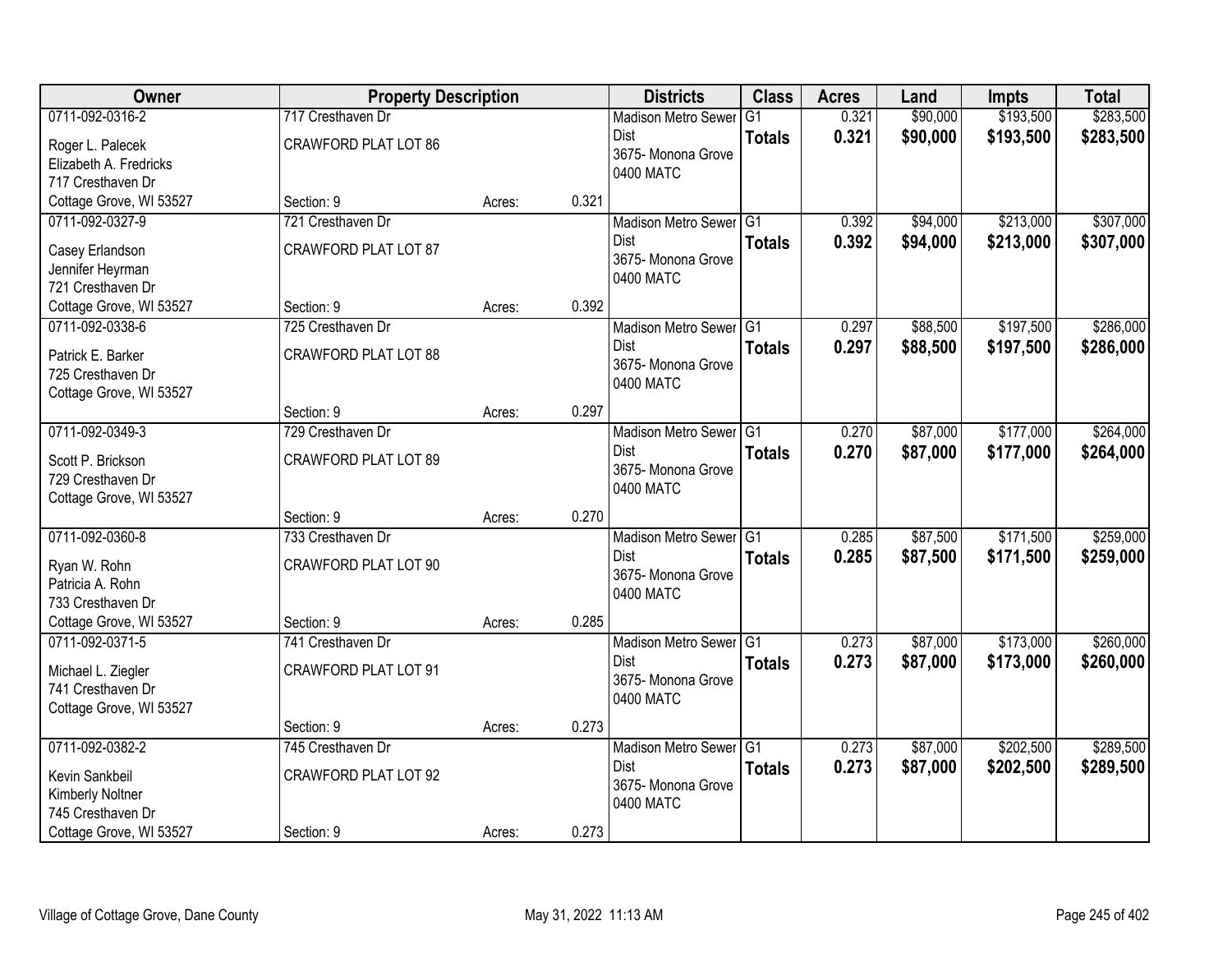| Owner | Property Description | | | Districts | Class | Acres | Land | Impts | Total |
|---|---|---|---|---|---|---|---|---|---|
| 0711-092-0316-2 | 717 Cresthaven Dr | | | Madison Metro Sewer Dist | G1 | 0.321 | $90,000 | $193,500 | $283,500 |
| Roger L. Palecek<br>Elizabeth A. Fredricks<br>717 Cresthaven Dr<br>Cottage Grove, WI 53527 | CRAWFORD PLAT LOT 86 | | | 3675- Monona Grove<br>0400 MATC | **Totals** | **0.321** | **$90,000** | **$193,500** | **$283,500** |
| | Section: 9 | Acres: | 0.321 | | | | | | |
| 0711-092-0327-9 | 721 Cresthaven Dr | | | Madison Metro Sewer Dist | G1 | 0.392 | $94,000 | $213,000 | $307,000 |
| Casey Erlandson<br>Jennifer Heyrman<br>721 Cresthaven Dr<br>Cottage Grove, WI 53527 | CRAWFORD PLAT LOT 87 | | | 3675- Monona Grove<br>0400 MATC | **Totals** | **0.392** | **$94,000** | **$213,000** | **$307,000** |
| | Section: 9 | Acres: | 0.392 | | | | | | |
| 0711-092-0338-6 | 725 Cresthaven Dr | | | Madison Metro Sewer Dist | G1 | 0.297 | $88,500 | $197,500 | $286,000 |
| Patrick E. Barker<br>725 Cresthaven Dr<br>Cottage Grove, WI 53527 | CRAWFORD PLAT LOT 88 | | | 3675- Monona Grove<br>0400 MATC | **Totals** | **0.297** | **$88,500** | **$197,500** | **$286,000** |
| | Section: 9 | Acres: | 0.297 | | | | | | |
| 0711-092-0349-3 | 729 Cresthaven Dr | | | Madison Metro Sewer Dist | G1 | 0.270 | $87,000 | $177,000 | $264,000 |
| Scott P. Brickson<br>729 Cresthaven Dr<br>Cottage Grove, WI 53527 | CRAWFORD PLAT LOT 89 | | | 3675- Monona Grove<br>0400 MATC | **Totals** | **0.270** | **$87,000** | **$177,000** | **$264,000** |
| | Section: 9 | Acres: | 0.270 | | | | | | |
| 0711-092-0360-8 | 733 Cresthaven Dr | | | Madison Metro Sewer Dist | G1 | 0.285 | $87,500 | $171,500 | $259,000 |
| Ryan W. Rohn<br>Patricia A. Rohn<br>733 Cresthaven Dr<br>Cottage Grove, WI 53527 | CRAWFORD PLAT LOT 90 | | | 3675- Monona Grove<br>0400 MATC | **Totals** | **0.285** | **$87,500** | **$171,500** | **$259,000** |
| | Section: 9 | Acres: | 0.285 | | | | | | |
| 0711-092-0371-5 | 741 Cresthaven Dr | | | Madison Metro Sewer Dist | G1 | 0.273 | $87,000 | $173,000 | $260,000 |
| Michael L. Ziegler<br>741 Cresthaven Dr<br>Cottage Grove, WI 53527 | CRAWFORD PLAT LOT 91 | | | 3675- Monona Grove<br>0400 MATC | **Totals** | **0.273** | **$87,000** | **$173,000** | **$260,000** |
| | Section: 9 | Acres: | 0.273 | | | | | | |
| 0711-092-0382-2 | 745 Cresthaven Dr | | | Madison Metro Sewer Dist | G1 | 0.273 | $87,000 | $202,500 | $289,500 |
| Kevin Sankbeil<br>Kimberly Noltner<br>745 Cresthaven Dr<br>Cottage Grove, WI 53527 | CRAWFORD PLAT LOT 92 | | | 3675- Monona Grove<br>0400 MATC | **Totals** | **0.273** | **$87,000** | **$202,500** | **$289,500** |
| | Section: 9 | Acres: | 0.273 | | | | | | |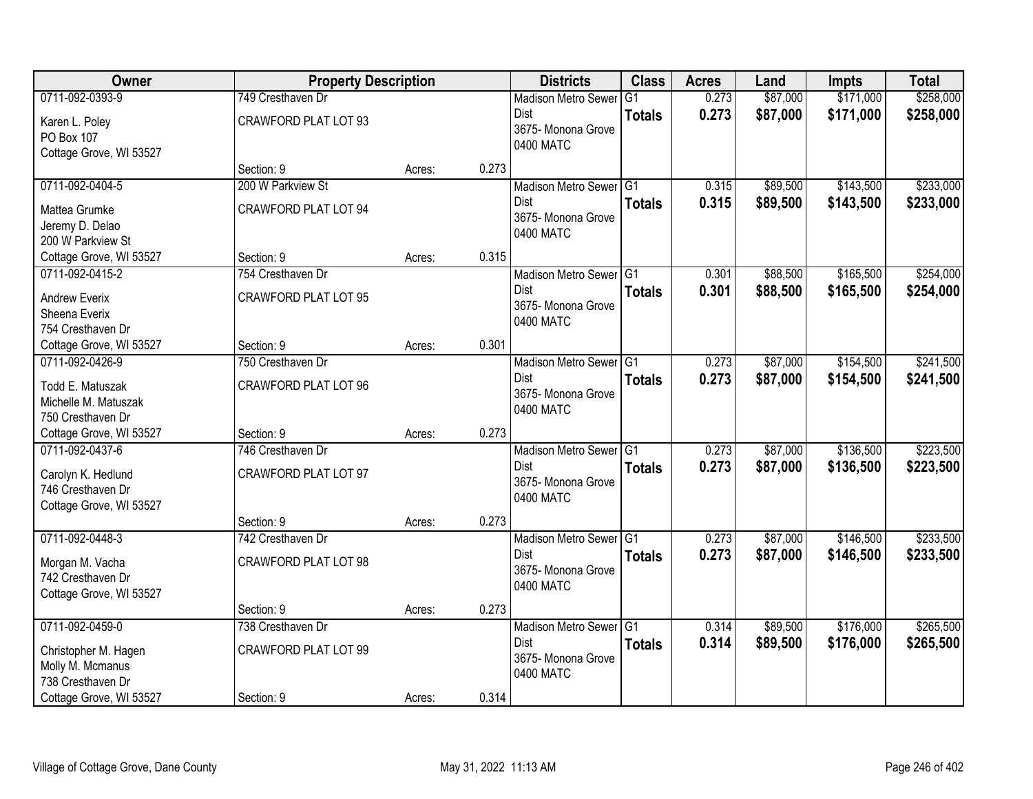| Owner | Property Description | | | Districts | Class | Acres | Land | Impts | Total |
|---|---|---|---|---|---|---|---|---|---|
| 0711-092-0393-9<br>Karen L. Poley<br>PO Box 107<br>Cottage Grove, WI 53527 | 749 Cresthaven Dr<br>CRAWFORD PLAT LOT 93<br>Section: 9 | Acres: | 0.273 | Madison Metro Sewer Dist<br>3675- Monona Grove<br>0400 MATC | G1<br>**Totals** | 0.273<br>**0.273** | $87,000<br>**$87,000** | $171,000<br>**$171,000** | $258,000<br>**$258,000** |
| 0711-092-0404-5<br>Mattea Grumke<br>Jeremy D. Delao<br>200 W Parkview St<br>Cottage Grove, WI 53527 | 200 W Parkview St<br>CRAWFORD PLAT LOT 94<br>Section: 9 | Acres: | 0.315 | Madison Metro Sewer Dist<br>3675- Monona Grove<br>0400 MATC | G1<br>**Totals** | 0.315<br>**0.315** | $89,500<br>**$89,500** | $143,500<br>**$143,500** | $233,000<br>**$233,000** |
| 0711-092-0415-2<br>Andrew Everix<br>Sheena Everix<br>754 Cresthaven Dr<br>Cottage Grove, WI 53527 | 754 Cresthaven Dr<br>CRAWFORD PLAT LOT 95<br>Section: 9 | Acres: | 0.301 | Madison Metro Sewer Dist<br>3675- Monona Grove<br>0400 MATC | G1<br>**Totals** | 0.301<br>**0.301** | $88,500<br>**$88,500** | $165,500<br>**$165,500** | $254,000<br>**$254,000** |
| 0711-092-0426-9<br>Todd E. Matuszak<br>Michelle M. Matuszak<br>750 Cresthaven Dr<br>Cottage Grove, WI 53527 | 750 Cresthaven Dr<br>CRAWFORD PLAT LOT 96<br>Section: 9 | Acres: | 0.273 | Madison Metro Sewer Dist<br>3675- Monona Grove<br>0400 MATC | G1<br>**Totals** | 0.273<br>**0.273** | $87,000<br>**$87,000** | $154,500<br>**$154,500** | $241,500<br>**$241,500** |
| 0711-092-0437-6<br>Carolyn K. Hedlund<br>746 Cresthaven Dr<br>Cottage Grove, WI 53527 | 746 Cresthaven Dr<br>CRAWFORD PLAT LOT 97<br>Section: 9 | Acres: | 0.273 | Madison Metro Sewer Dist<br>3675- Monona Grove<br>0400 MATC | G1<br>**Totals** | 0.273<br>**0.273** | $87,000<br>**$87,000** | $136,500<br>**$136,500** | $223,500<br>**$223,500** |
| 0711-092-0448-3<br>Morgan M. Vacha<br>742 Cresthaven Dr<br>Cottage Grove, WI 53527 | 742 Cresthaven Dr<br>CRAWFORD PLAT LOT 98<br>Section: 9 | Acres: | 0.273 | Madison Metro Sewer Dist<br>3675- Monona Grove<br>0400 MATC | G1<br>**Totals** | 0.273<br>**0.273** | $87,000<br>**$87,000** | $146,500<br>**$146,500** | $233,500<br>**$233,500** |
| 0711-092-0459-0<br>Christopher M. Hagen<br>Molly M. Mcmanus<br>738 Cresthaven Dr<br>Cottage Grove, WI 53527 | 738 Cresthaven Dr<br>CRAWFORD PLAT LOT 99<br>Section: 9 | Acres: | 0.314 | Madison Metro Sewer Dist<br>3675- Monona Grove<br>0400 MATC | G1<br>**Totals** | 0.314<br>**0.314** | $89,500<br>**$89,500** | $176,000<br>**$176,000** | $265,500<br>**$265,500** |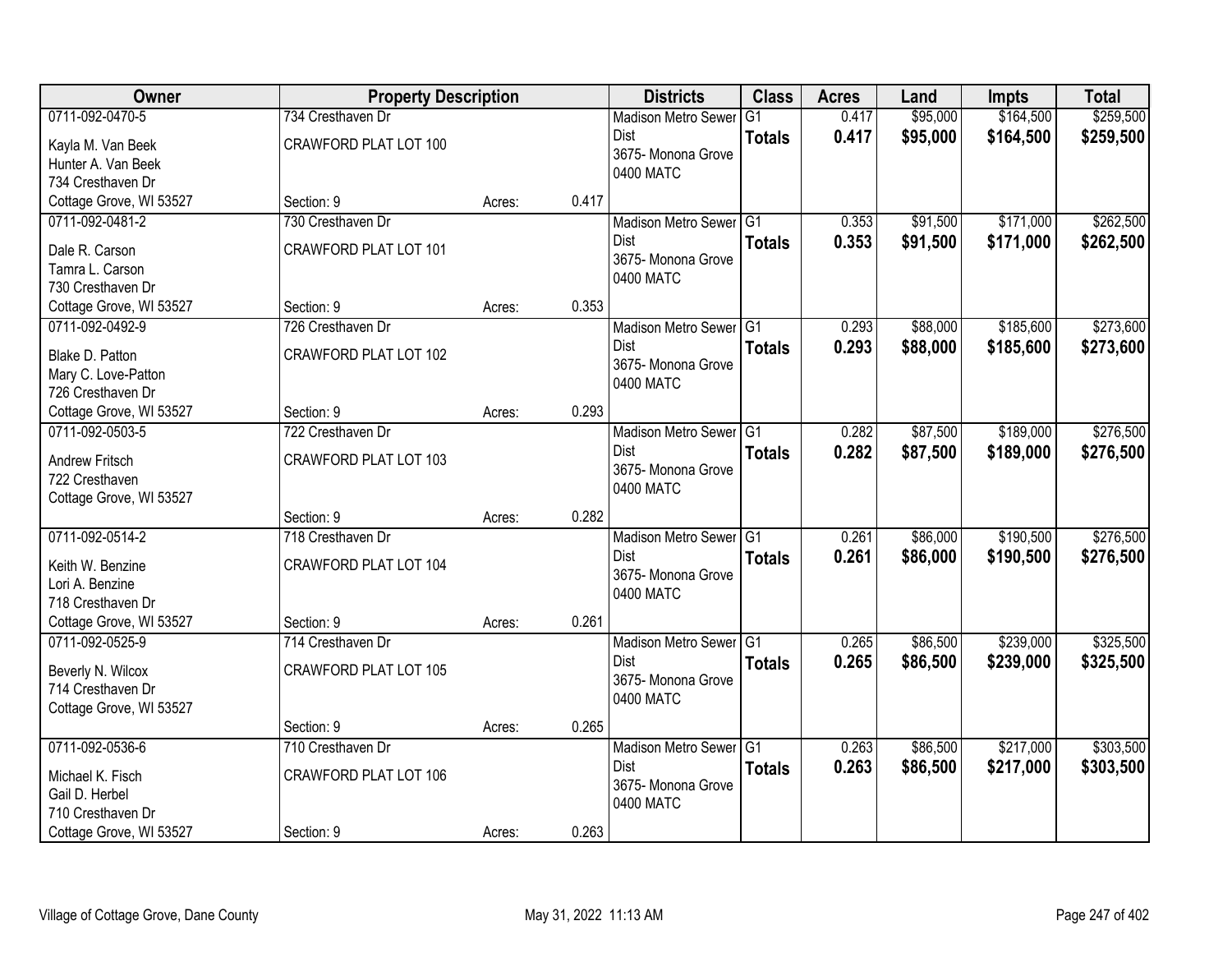| Owner | Property Description | | | Districts | Class | Acres | Land | Impts | Total |
|---|---|---|---|---|---|---|---|---|---|
| 0711-092-0470-5<br>Kayla M. Van Beek<br>Hunter A. Van Beek<br>734 Cresthaven Dr<br>Cottage Grove, WI 53527 | 734 Cresthaven Dr<br>CRAWFORD PLAT LOT 100<br>Section: 9 | Acres: | 0.417 | Madison Metro Sewer Dist<br>3675- Monona Grove<br>0400 MATC | G1<br>**Totals** | 0.417<br>**0.417** | $95,000<br>**$95,000** | $164,500<br>**$164,500** | $259,500<br>**$259,500** |
| 0711-092-0481-2<br>Dale R. Carson<br>Tamra L. Carson<br>730 Cresthaven Dr<br>Cottage Grove, WI 53527 | 730 Cresthaven Dr<br>CRAWFORD PLAT LOT 101<br>Section: 9 | Acres: | 0.353 | Madison Metro Sewer Dist<br>3675- Monona Grove<br>0400 MATC | G1<br>**Totals** | 0.353<br>**0.353** | $91,500<br>**$91,500** | $171,000<br>**$171,000** | $262,500<br>**$262,500** |
| 0711-092-0492-9<br>Blake D. Patton<br>Mary C. Love-Patton<br>726 Cresthaven Dr<br>Cottage Grove, WI 53527 | 726 Cresthaven Dr<br>CRAWFORD PLAT LOT 102<br>Section: 9 | Acres: | 0.293 | Madison Metro Sewer Dist<br>3675- Monona Grove<br>0400 MATC | G1<br>**Totals** | 0.293<br>**0.293** | $88,000<br>**$88,000** | $185,600<br>**$185,600** | $273,600<br>**$273,600** |
| 0711-092-0503-5<br>Andrew Fritsch<br>722 Cresthaven<br>Cottage Grove, WI 53527 | 722 Cresthaven Dr<br>CRAWFORD PLAT LOT 103<br>Section: 9 | Acres: | 0.282 | Madison Metro Sewer Dist<br>3675- Monona Grove<br>0400 MATC | G1<br>**Totals** | 0.282<br>**0.282** | $87,500<br>**$87,500** | $189,000<br>**$189,000** | $276,500<br>**$276,500** |
| 0711-092-0514-2<br>Keith W. Benzine<br>Lori A. Benzine<br>718 Cresthaven Dr<br>Cottage Grove, WI 53527 | 718 Cresthaven Dr<br>CRAWFORD PLAT LOT 104<br>Section: 9 | Acres: | 0.261 | Madison Metro Sewer Dist<br>3675- Monona Grove<br>0400 MATC | G1<br>**Totals** | 0.261<br>**0.261** | $86,000<br>**$86,000** | $190,500<br>**$190,500** | $276,500<br>**$276,500** |
| 0711-092-0525-9<br>Beverly N. Wilcox<br>714 Cresthaven Dr<br>Cottage Grove, WI 53527 | 714 Cresthaven Dr<br>CRAWFORD PLAT LOT 105<br>Section: 9 | Acres: | 0.265 | Madison Metro Sewer Dist<br>3675- Monona Grove<br>0400 MATC | G1<br>**Totals** | 0.265<br>**0.265** | $86,500<br>**$86,500** | $239,000<br>**$239,000** | $325,500<br>**$325,500** |
| 0711-092-0536-6<br>Michael K. Fisch<br>Gail D. Herbel<br>710 Cresthaven Dr<br>Cottage Grove, WI 53527 | 710 Cresthaven Dr<br>CRAWFORD PLAT LOT 106<br>Section: 9 | Acres: | 0.263 | Madison Metro Sewer Dist<br>3675- Monona Grove<br>0400 MATC | G1<br>**Totals** | 0.263<br>**0.263** | $86,500<br>**$86,500** | $217,000<br>**$217,000** | $303,500<br>**$303,500** |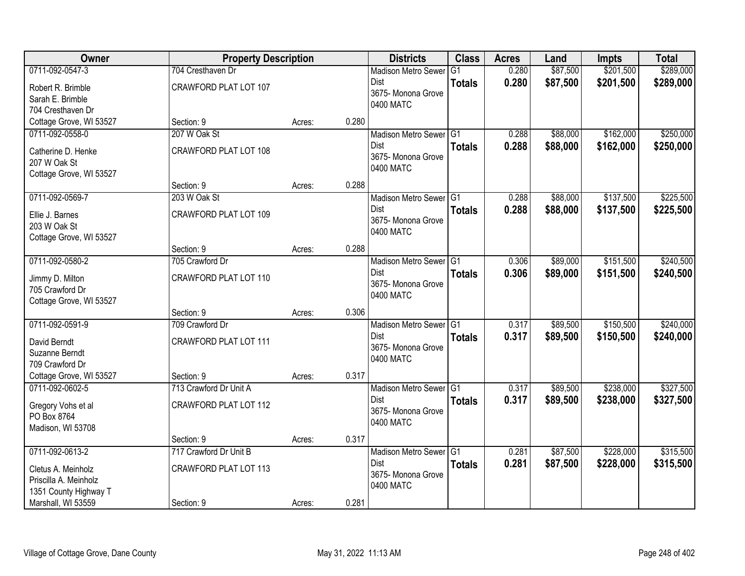| Owner | Property Description | | | Districts | Class | Acres | Land | Impts | Total |
|---|---|---|---|---|---|---|---|---|---|
| 0711-092-0547-3<br>Robert R. Brimble<br>Sarah E. Brimble<br>704 Cresthaven Dr<br>Cottage Grove, WI 53527 | 704 Cresthaven Dr<br>CRAWFORD PLAT LOT 107<br>Section: 9 | Acres: | 0.280 | Madison Metro Sewer Dist<br>3675- Monona Grove<br>0400 MATC | G1<br>**Totals** | 0.280<br>**0.280** | $87,500<br>**$87,500** | $201,500<br>**$201,500** | $289,000<br>**$289,000** |
| 0711-092-0558-0<br>Catherine D. Henke<br>207 W Oak St<br>Cottage Grove, WI 53527 | 207 W Oak St<br>CRAWFORD PLAT LOT 108<br>Section: 9 | Acres: | 0.288 | Madison Metro Sewer Dist<br>3675- Monona Grove<br>0400 MATC | G1<br>**Totals** | 0.288<br>**0.288** | $88,000<br>**$88,000** | $162,000<br>**$162,000** | $250,000<br>**$250,000** |
| 0711-092-0569-7<br>Ellie J. Barnes<br>203 W Oak St<br>Cottage Grove, WI 53527 | 203 W Oak St<br>CRAWFORD PLAT LOT 109<br>Section: 9 | Acres: | 0.288 | Madison Metro Sewer Dist<br>3675- Monona Grove<br>0400 MATC | G1<br>**Totals** | 0.288<br>**0.288** | $88,000<br>**$88,000** | $137,500<br>**$137,500** | $225,500<br>**$225,500** |
| 0711-092-0580-2<br>Jimmy D. Milton<br>705 Crawford Dr<br>Cottage Grove, WI 53527 | 705 Crawford Dr<br>CRAWFORD PLAT LOT 110<br>Section: 9 | Acres: | 0.306 | Madison Metro Sewer Dist<br>3675- Monona Grove<br>0400 MATC | G1<br>**Totals** | 0.306<br>**0.306** | $89,000<br>**$89,000** | $151,500<br>**$151,500** | $240,500<br>**$240,500** |
| 0711-092-0591-9<br>David Berndt<br>Suzanne Berndt<br>709 Crawford Dr<br>Cottage Grove, WI 53527 | 709 Crawford Dr<br>CRAWFORD PLAT LOT 111<br>Section: 9 | Acres: | 0.317 | Madison Metro Sewer Dist<br>3675- Monona Grove<br>0400 MATC | G1<br>**Totals** | 0.317<br>**0.317** | $89,500<br>**$89,500** | $150,500<br>**$150,500** | $240,000<br>**$240,000** |
| 0711-092-0602-5<br>Gregory Vohs et al<br>PO Box 8764<br>Madison, WI 53708 | 713 Crawford Dr Unit A<br>CRAWFORD PLAT LOT 112<br>Section: 9 | Acres: | 0.317 | Madison Metro Sewer Dist<br>3675- Monona Grove<br>0400 MATC | G1<br>**Totals** | 0.317<br>**0.317** | $89,500<br>**$89,500** | $238,000<br>**$238,000** | $327,500<br>**$327,500** |
| 0711-092-0613-2<br>Cletus A. Meinholz<br>Priscilla A. Meinholz<br>1351 County Highway T<br>Marshall, WI 53559 | 717 Crawford Dr Unit B<br>CRAWFORD PLAT LOT 113<br>Section: 9 | Acres: | 0.281 | Madison Metro Sewer Dist<br>3675- Monona Grove<br>0400 MATC | G1<br>**Totals** | 0.281<br>**0.281** | $87,500<br>**$87,500** | $228,000<br>**$228,000** | $315,500<br>**$315,500** |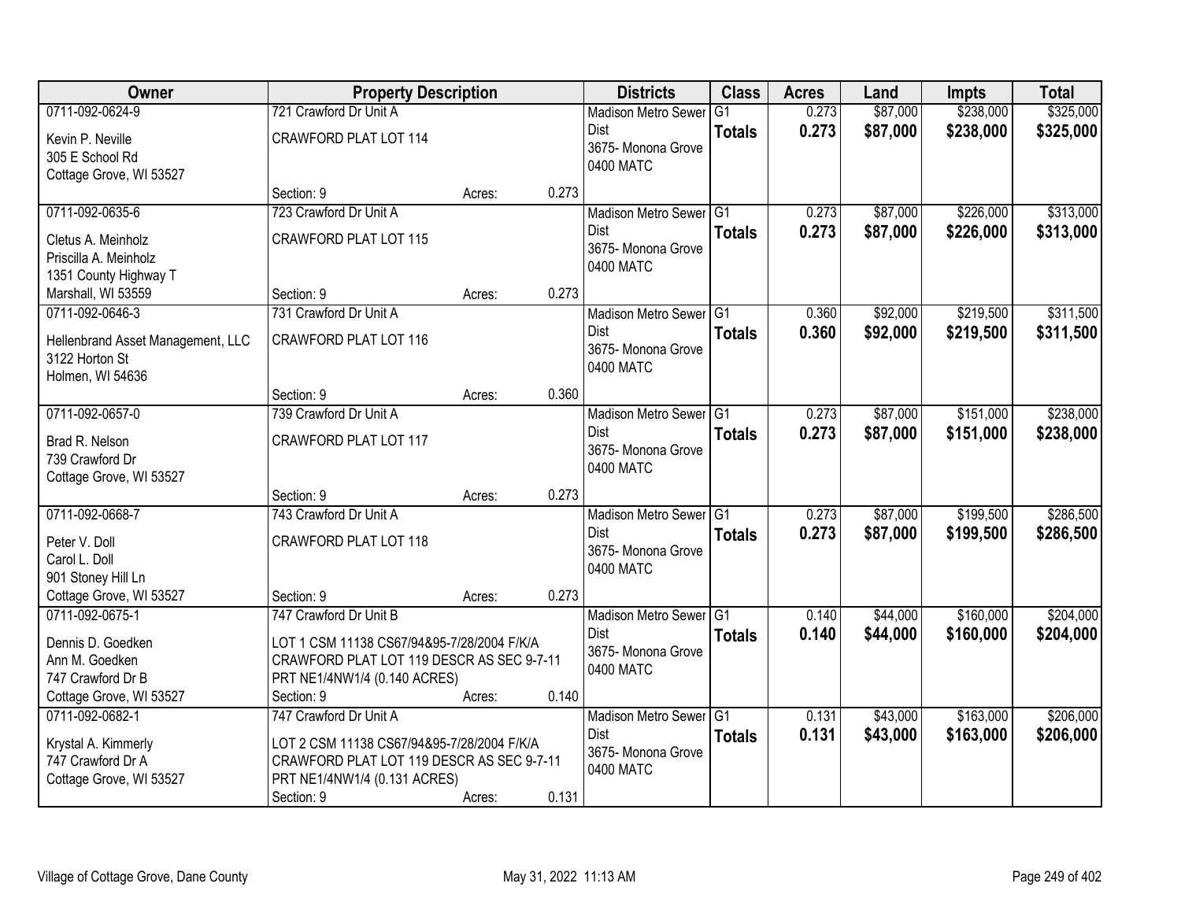| Owner | Property Description | | | Districts | Class | Acres | Land | Impts | Total |
|---|---|---|---|---|---|---|---|---|---|
| 0711-092-0624-9<br>Kevin P. Neville<br>305 E School Rd<br>Cottage Grove, WI 53527 | 721 Crawford Dr Unit A<br>CRAWFORD PLAT LOT 114<br>Section: 9 | Acres: | 0.273 | Madison Metro Sewer Dist<br>3675- Monona Grove<br>0400 MATC | G1<br>**Totals** | 0.273<br>**0.273** | $87,000<br>**$87,000** | $238,000<br>**$238,000** | $325,000<br>**$325,000** |
| 0711-092-0635-6<br>Cletus A. Meinholz<br>Priscilla A. Meinholz<br>1351 County Highway T<br>Marshall, WI 53559 | 723 Crawford Dr Unit A<br>CRAWFORD PLAT LOT 115<br>Section: 9 | Acres: | 0.273 | Madison Metro Sewer Dist<br>3675- Monona Grove<br>0400 MATC | G1<br>**Totals** | 0.273<br>**0.273** | $87,000<br>**$87,000** | $226,000<br>**$226,000** | $313,000<br>**$313,000** |
| 0711-092-0646-3<br>Hellenbrand Asset Management, LLC<br>3122 Horton St<br>Holmen, WI 54636 | 731 Crawford Dr Unit A<br>CRAWFORD PLAT LOT 116<br>Section: 9 | Acres: | 0.360 | Madison Metro Sewer Dist<br>3675- Monona Grove<br>0400 MATC | G1<br>**Totals** | 0.360<br>**0.360** | $92,000<br>**$92,000** | $219,500<br>**$219,500** | $311,500<br>**$311,500** |
| 0711-092-0657-0<br>Brad R. Nelson<br>739 Crawford Dr<br>Cottage Grove, WI 53527 | 739 Crawford Dr Unit A<br>CRAWFORD PLAT LOT 117<br>Section: 9 | Acres: | 0.273 | Madison Metro Sewer Dist<br>3675- Monona Grove<br>0400 MATC | G1<br>**Totals** | 0.273<br>**0.273** | $87,000<br>**$87,000** | $151,000<br>**$151,000** | $238,000<br>**$238,000** |
| 0711-092-0668-7<br>Peter V. Doll<br>Carol L. Doll<br>901 Stoney Hill Ln<br>Cottage Grove, WI 53527 | 743 Crawford Dr Unit A<br>CRAWFORD PLAT LOT 118<br>Section: 9 | Acres: | 0.273 | Madison Metro Sewer Dist<br>3675- Monona Grove<br>0400 MATC | G1<br>**Totals** | 0.273<br>**0.273** | $87,000<br>**$87,000** | $199,500<br>**$199,500** | $286,500<br>**$286,500** |
| 0711-092-0675-1<br>Dennis D. Goedken<br>Ann M. Goedken<br>747 Crawford Dr B<br>Cottage Grove, WI 53527 | 747 Crawford Dr Unit B<br>LOT 1 CSM 11138 CS67/94&95-7/28/2004 F/K/A CRAWFORD PLAT LOT 119 DESCR AS SEC 9-7-11 PRT NE1/4NW1/4 (0.140 ACRES)<br>Section: 9 | Acres: | 0.140 | Madison Metro Sewer Dist<br>3675- Monona Grove<br>0400 MATC | G1<br>**Totals** | 0.140<br>**0.140** | $44,000<br>**$44,000** | $160,000<br>**$160,000** | $204,000<br>**$204,000** |
| 0711-092-0682-1<br>Krystal A. Kimmerly<br>747 Crawford Dr A<br>Cottage Grove, WI 53527 | 747 Crawford Dr Unit A<br>LOT 2 CSM 11138 CS67/94&95-7/28/2004 F/K/A CRAWFORD PLAT LOT 119 DESCR AS SEC 9-7-11 PRT NE1/4NW1/4 (0.131 ACRES)<br>Section: 9 | Acres: | 0.131 | Madison Metro Sewer Dist<br>3675- Monona Grove<br>0400 MATC | G1<br>**Totals** | 0.131<br>**0.131** | $43,000<br>**$43,000** | $163,000<br>**$163,000** | $206,000<br>**$206,000** |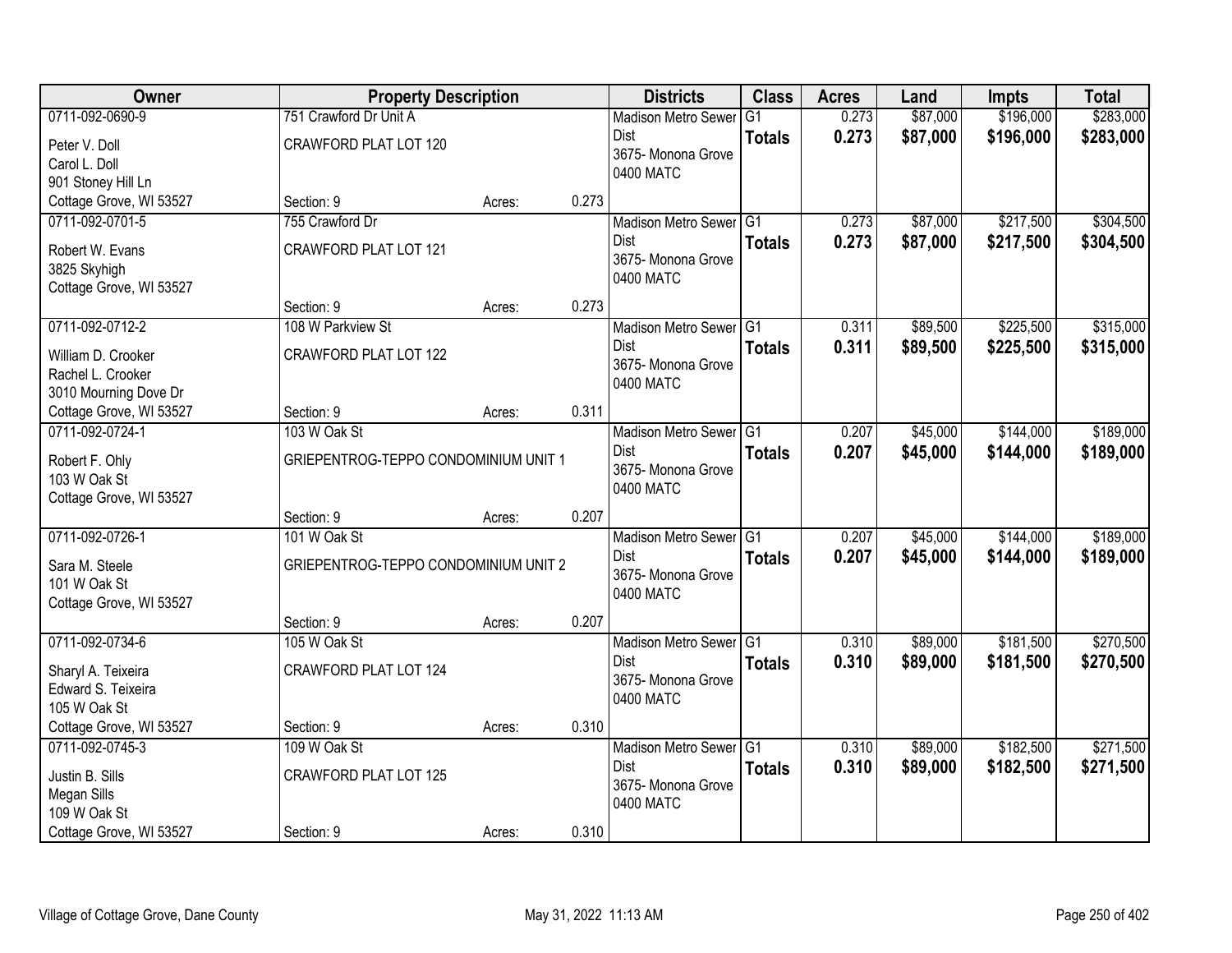| Owner | Property Description | | | Districts | Class | Acres | Land | Impts | Total |
|---|---|---|---|---|---|---|---|---|---|
| 0711-092-0690-9<br>Peter V. Doll<br>Carol L. Doll<br>901 Stoney Hill Ln<br>Cottage Grove, WI 53527 | 751 Crawford Dr Unit A<br>CRAWFORD PLAT LOT 120<br>Section: 9 | Acres: | 0.273 | Madison Metro Sewer Dist<br>3675- Monona Grove<br>0400 MATC | G1<br>**Totals** | 0.273<br>**0.273** | $87,000<br>**$87,000** | $196,000<br>**$196,000** | $283,000<br>**$283,000** |
| 0711-092-0701-5<br>Robert W. Evans<br>3825 Skyhigh<br>Cottage Grove, WI 53527 | 755 Crawford Dr<br>CRAWFORD PLAT LOT 121<br>Section: 9 | Acres: | 0.273 | Madison Metro Sewer Dist<br>3675- Monona Grove<br>0400 MATC | G1<br>**Totals** | 0.273<br>**0.273** | $87,000<br>**$87,000** | $217,500<br>**$217,500** | $304,500<br>**$304,500** |
| 0711-092-0712-2<br>William D. Crooker<br>Rachel L. Crooker<br>3010 Mourning Dove Dr<br>Cottage Grove, WI 53527 | 108 W Parkview St<br>CRAWFORD PLAT LOT 122<br>Section: 9 | Acres: | 0.311 | Madison Metro Sewer Dist<br>3675- Monona Grove<br>0400 MATC | G1<br>**Totals** | 0.311<br>**0.311** | $89,500<br>**$89,500** | $225,500<br>**$225,500** | $315,000<br>**$315,000** |
| 0711-092-0724-1<br>Robert F. Ohly<br>103 W Oak St<br>Cottage Grove, WI 53527 | 103 W Oak St<br>GRIEPENTROG-TEPPO CONDOMINIUM UNIT 1<br>Section: 9 | Acres: | 0.207 | Madison Metro Sewer Dist<br>3675- Monona Grove<br>0400 MATC | G1<br>**Totals** | 0.207<br>**0.207** | $45,000<br>**$45,000** | $144,000<br>**$144,000** | $189,000<br>**$189,000** |
| 0711-092-0726-1<br>Sara M. Steele<br>101 W Oak St<br>Cottage Grove, WI 53527 | 101 W Oak St<br>GRIEPENTROG-TEPPO CONDOMINIUM UNIT 2<br>Section: 9 | Acres: | 0.207 | Madison Metro Sewer Dist<br>3675- Monona Grove<br>0400 MATC | G1<br>**Totals** | 0.207<br>**0.207** | $45,000<br>**$45,000** | $144,000<br>**$144,000** | $189,000<br>**$189,000** |
| 0711-092-0734-6<br>Sharyl A. Teixeira<br>Edward S. Teixeira<br>105 W Oak St<br>Cottage Grove, WI 53527 | 105 W Oak St<br>CRAWFORD PLAT LOT 124<br>Section: 9 | Acres: | 0.310 | Madison Metro Sewer Dist<br>3675- Monona Grove<br>0400 MATC | G1<br>**Totals** | 0.310<br>**0.310** | $89,000<br>**$89,000** | $181,500<br>**$181,500** | $270,500<br>**$270,500** |
| 0711-092-0745-3<br>Justin B. Sills<br>Megan Sills<br>109 W Oak St<br>Cottage Grove, WI 53527 | 109 W Oak St<br>CRAWFORD PLAT LOT 125<br>Section: 9 | Acres: | 0.310 | Madison Metro Sewer Dist<br>3675- Monona Grove<br>0400 MATC | G1<br>**Totals** | 0.310<br>**0.310** | $89,000<br>**$89,000** | $182,500<br>**$182,500** | $271,500<br>**$271,500** |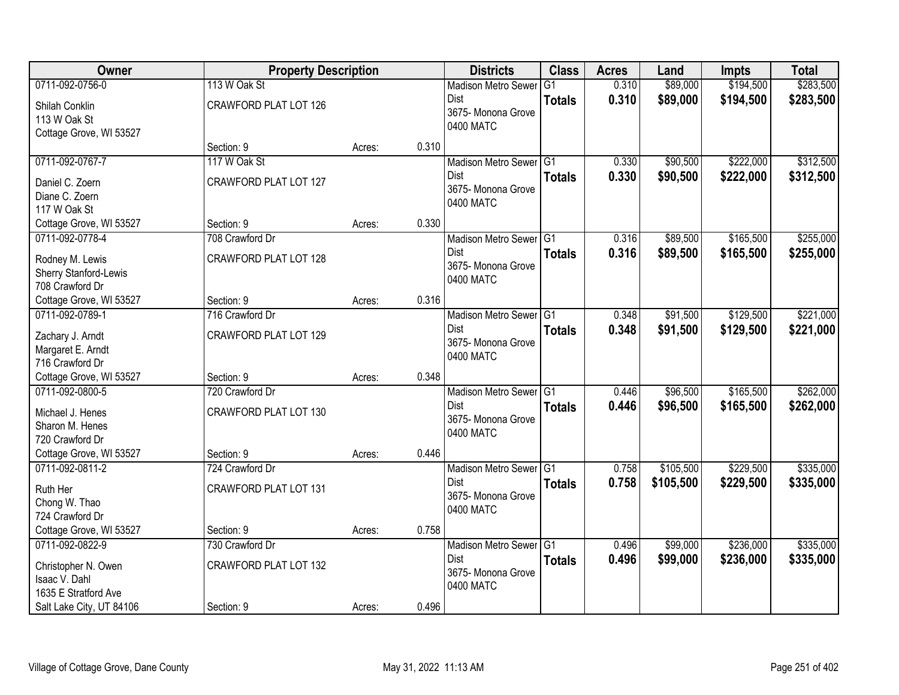| Owner | Property Description | | | Districts | Class | Acres | Land | Impts | Total |
|---|---|---|---|---|---|---|---|---|---|
| 0711-092-0756-0<br>Shilah Conklin<br>113 W Oak St<br>Cottage Grove, WI 53527 | 113 W Oak St<br>CRAWFORD PLAT LOT 126<br>Section: 9 | Acres: | 0.310 | Madison Metro Sewer Dist<br>3675- Monona Grove<br>0400 MATC | G1<br>**Totals** | 0.310<br>**0.310** | \$89,000<br>**\$89,000** | \$194,500<br>**\$194,500** | \$283,500<br>**\$283,500** |
| 0711-092-0767-7<br>Daniel C. Zoern<br>Diane C. Zoern<br>117 W Oak St<br>Cottage Grove, WI 53527 | 117 W Oak St<br>CRAWFORD PLAT LOT 127<br>Section: 9 | Acres: | 0.330 | Madison Metro Sewer Dist<br>3675- Monona Grove<br>0400 MATC | G1<br>**Totals** | 0.330<br>**0.330** | \$90,500<br>**\$90,500** | \$222,000<br>**\$222,000** | \$312,500<br>**\$312,500** |
| 0711-092-0778-4<br>Rodney M. Lewis<br>Sherry Stanford-Lewis<br>708 Crawford Dr<br>Cottage Grove, WI 53527 | 708 Crawford Dr<br>CRAWFORD PLAT LOT 128<br>Section: 9 | Acres: | 0.316 | Madison Metro Sewer Dist<br>3675- Monona Grove<br>0400 MATC | G1<br>**Totals** | 0.316<br>**0.316** | \$89,500<br>**\$89,500** | \$165,500<br>**\$165,500** | \$255,000<br>**\$255,000** |
| 0711-092-0789-1<br>Zachary J. Arndt<br>Margaret E. Arndt<br>716 Crawford Dr<br>Cottage Grove, WI 53527 | 716 Crawford Dr<br>CRAWFORD PLAT LOT 129<br>Section: 9 | Acres: | 0.348 | Madison Metro Sewer Dist<br>3675- Monona Grove<br>0400 MATC | G1<br>**Totals** | 0.348<br>**0.348** | \$91,500<br>**\$91,500** | \$129,500<br>**\$129,500** | \$221,000<br>**\$221,000** |
| 0711-092-0800-5<br>Michael J. Henes<br>Sharon M. Henes<br>720 Crawford Dr<br>Cottage Grove, WI 53527 | 720 Crawford Dr<br>CRAWFORD PLAT LOT 130<br>Section: 9 | Acres: | 0.446 | Madison Metro Sewer Dist<br>3675- Monona Grove<br>0400 MATC | G1<br>**Totals** | 0.446<br>**0.446** | \$96,500<br>**\$96,500** | \$165,500<br>**\$165,500** | \$262,000<br>**\$262,000** |
| 0711-092-0811-2<br>Ruth Her<br>Chong W. Thao<br>724 Crawford Dr<br>Cottage Grove, WI 53527 | 724 Crawford Dr<br>CRAWFORD PLAT LOT 131<br>Section: 9 | Acres: | 0.758 | Madison Metro Sewer Dist<br>3675- Monona Grove<br>0400 MATC | G1<br>**Totals** | 0.758<br>**0.758** | \$105,500<br>**\$105,500** | \$229,500<br>**\$229,500** | \$335,000<br>**\$335,000** |
| 0711-092-0822-9<br>Christopher N. Owen<br>Isaac V. Dahl<br>1635 E Stratford Ave<br>Salt Lake City, UT 84106 | 730 Crawford Dr<br>CRAWFORD PLAT LOT 132<br>Section: 9 | Acres: | 0.496 | Madison Metro Sewer Dist<br>3675- Monona Grove<br>0400 MATC | G1<br>**Totals** | 0.496<br>**0.496** | \$99,000<br>**\$99,000** | \$236,000<br>**\$236,000** | \$335,000<br>**\$335,000** |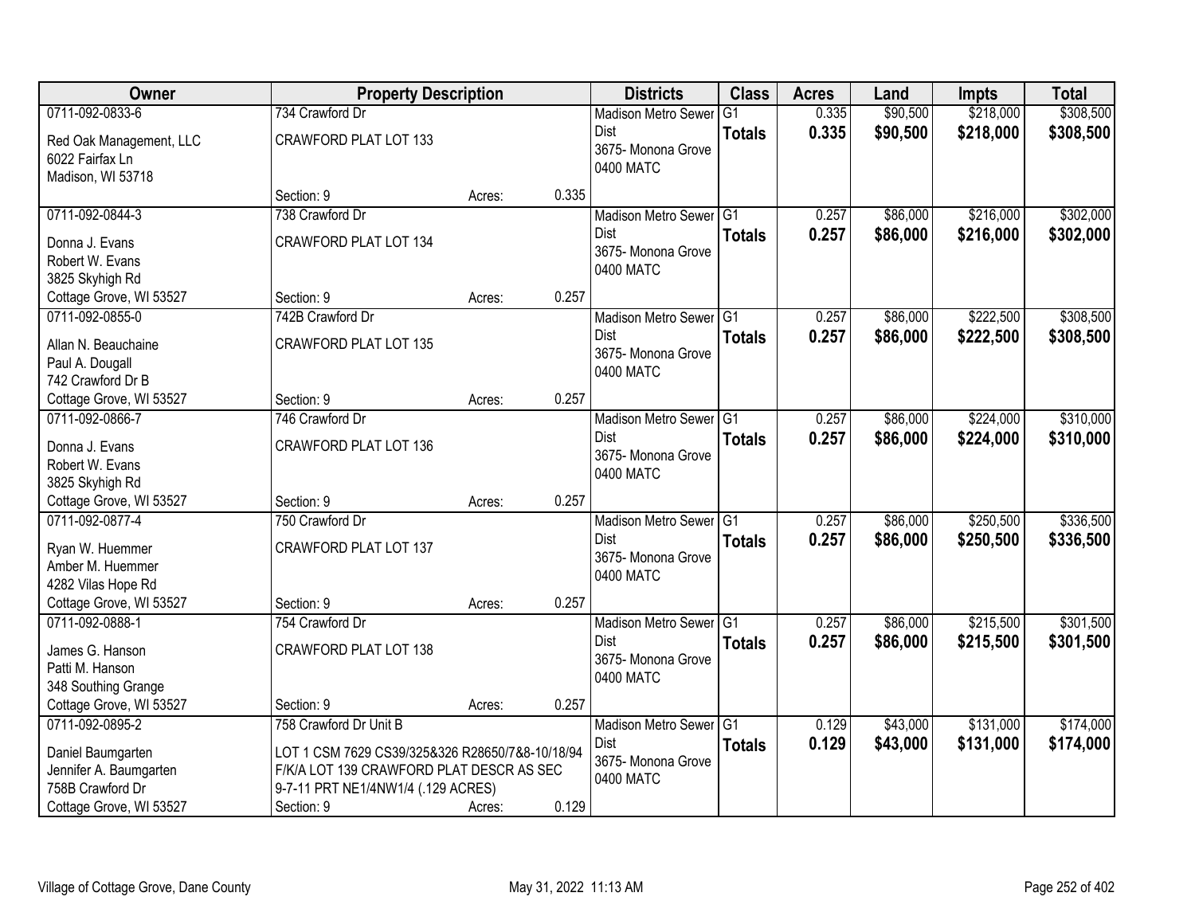| Owner | Property Description | | | Districts | Class | Acres | Land | Impts | Total |
|---|---|---|---|---|---|---|---|---|---|
| 0711-092-0833-6<br>Red Oak Management, LLC<br>6022 Fairfax Ln<br>Madison, WI 53718 | 734 Crawford Dr<br>CRAWFORD PLAT LOT 133<br>Section: 9 | Acres: | 0.335 | Madison Metro Sewer Dist<br>3675- Monona Grove<br>0400 MATC | G1<br>**Totals** | 0.335<br>**0.335** | $90,500<br>**$90,500** | $218,000<br>**$218,000** | $308,500<br>**$308,500** |
| 0711-092-0844-3<br>Donna J. Evans<br>Robert W. Evans<br>3825 Skyhigh Rd<br>Cottage Grove, WI 53527 | 738 Crawford Dr<br>CRAWFORD PLAT LOT 134<br>Section: 9 | Acres: | 0.257 | Madison Metro Sewer Dist<br>3675- Monona Grove<br>0400 MATC | G1<br>**Totals** | 0.257<br>**0.257** | $86,000<br>**$86,000** | $216,000<br>**$216,000** | $302,000<br>**$302,000** |
| 0711-092-0855-0<br>Allan N. Beauchaine<br>Paul A. Dougall<br>742 Crawford Dr B<br>Cottage Grove, WI 53527 | 742B Crawford Dr<br>CRAWFORD PLAT LOT 135<br>Section: 9 | Acres: | 0.257 | Madison Metro Sewer Dist<br>3675- Monona Grove<br>0400 MATC | G1<br>**Totals** | 0.257<br>**0.257** | $86,000<br>**$86,000** | $222,500<br>**$222,500** | $308,500<br>**$308,500** |
| 0711-092-0866-7<br>Donna J. Evans<br>Robert W. Evans<br>3825 Skyhigh Rd<br>Cottage Grove, WI 53527 | 746 Crawford Dr<br>CRAWFORD PLAT LOT 136<br>Section: 9 | Acres: | 0.257 | Madison Metro Sewer Dist<br>3675- Monona Grove<br>0400 MATC | G1<br>**Totals** | 0.257<br>**0.257** | $86,000<br>**$86,000** | $224,000<br>**$224,000** | $310,000<br>**$310,000** |
| 0711-092-0877-4<br>Ryan W. Huemmer<br>Amber M. Huemmer<br>4282 Vilas Hope Rd<br>Cottage Grove, WI 53527 | 750 Crawford Dr<br>CRAWFORD PLAT LOT 137<br>Section: 9 | Acres: | 0.257 | Madison Metro Sewer Dist<br>3675- Monona Grove<br>0400 MATC | G1<br>**Totals** | 0.257<br>**0.257** | $86,000<br>**$86,000** | $250,500<br>**$250,500** | $336,500<br>**$336,500** |
| 0711-092-0888-1<br>James G. Hanson<br>Patti M. Hanson<br>348 Southing Grange<br>Cottage Grove, WI 53527 | 754 Crawford Dr<br>CRAWFORD PLAT LOT 138<br>Section: 9 | Acres: | 0.257 | Madison Metro Sewer Dist<br>3675- Monona Grove<br>0400 MATC | G1<br>**Totals** | 0.257<br>**0.257** | $86,000<br>**$86,000** | $215,500<br>**$215,500** | $301,500<br>**$301,500** |
| 0711-092-0895-2<br>Daniel Baumgarten<br>Jennifer A. Baumgarten<br>758B Crawford Dr<br>Cottage Grove, WI 53527 | 758 Crawford Dr Unit B<br>LOT 1 CSM 7629 CS39/325&326 R28650/7&8-10/18/94 F/K/A LOT 139 CRAWFORD PLAT DESCR AS SEC 9-7-11 PRT NE1/4NW1/4 (.129 ACRES)<br>Section: 9 | Acres: | 0.129 | Madison Metro Sewer Dist<br>3675- Monona Grove<br>0400 MATC | G1<br>**Totals** | 0.129<br>**0.129** | $43,000<br>**$43,000** | $131,000<br>**$131,000** | $174,000<br>**$174,000** |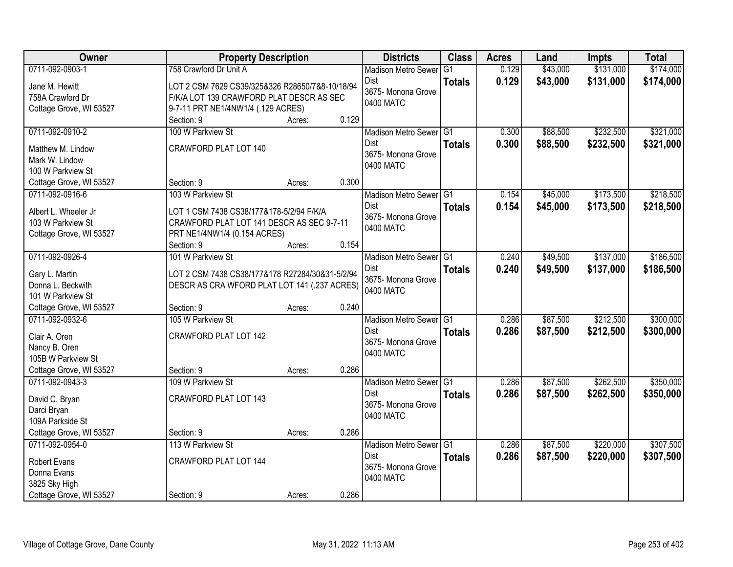| Owner | Property Description | Districts | Class | Acres | Land | Impts | Total |
|---|---|---|---|---|---|---|---|
| 0711-092-0903-1<br>Jane M. Hewitt<br>758A Crawford Dr<br>Cottage Grove, WI 53527 | 758 Crawford Dr Unit A<br>LOT 2 CSM 7629 CS39/325&326 R28650/7&8-10/18/94 F/K/A LOT 139 CRAWFORD PLAT DESCR AS SEC 9-7-11 PRT NE1/4NW1/4 (.129 ACRES)<br>Section: 9 Acres: 0.129 | Madison Metro Sewer Dist<br>3675- Monona Grove<br>0400 MATC | G1<br>**Totals** | 0.129<br>**0.129** | $43,000<br>**$43,000** | $131,000<br>**$131,000** | $174,000<br>**$174,000** |
| 0711-092-0910-2<br>Matthew M. Lindow<br>Mark W. Lindow<br>100 W Parkview St<br>Cottage Grove, WI 53527 | 100 W Parkview St<br>CRAWFORD PLAT LOT 140<br>Section: 9 Acres: 0.300 | Madison Metro Sewer Dist<br>3675- Monona Grove<br>0400 MATC | G1<br>**Totals** | 0.300<br>**0.300** | $88,500<br>**$88,500** | $232,500<br>**$232,500** | $321,000<br>**$321,000** |
| 0711-092-0916-6<br>Albert L. Wheeler Jr<br>103 W Parkview St<br>Cottage Grove, WI 53527 | 103 W Parkview St<br>LOT 1 CSM 7438 CS38/177&178-5/2/94 F/K/A CRAWFORD PLAT LOT 141 DESCR AS SEC 9-7-11 PRT NE1/4NW1/4 (0.154 ACRES)<br>Section: 9 Acres: 0.154 | Madison Metro Sewer Dist<br>3675- Monona Grove<br>0400 MATC | G1<br>**Totals** | 0.154<br>**0.154** | $45,000<br>**$45,000** | $173,500<br>**$173,500** | $218,500<br>**$218,500** |
| 0711-092-0926-4<br>Gary L. Martin<br>Donna L. Beckwith<br>101 W Parkview St<br>Cottage Grove, WI 53527 | 101 W Parkview St<br>LOT 2 CSM 7438 CS38/177&178 R27284/30&31-5/2/94 DESCR AS CRA WFORD PLAT LOT 141 (.237 ACRES)<br>Section: 9 Acres: 0.240 | Madison Metro Sewer Dist<br>3675- Monona Grove<br>0400 MATC | G1<br>**Totals** | 0.240<br>**0.240** | $49,500<br>**$49,500** | $137,000<br>**$137,000** | $186,500<br>**$186,500** |
| 0711-092-0932-6<br>Clair A. Oren<br>Nancy B. Oren<br>105B W Parkview St<br>Cottage Grove, WI 53527 | 105 W Parkview St<br>CRAWFORD PLAT LOT 142<br>Section: 9 Acres: 0.286 | Madison Metro Sewer Dist<br>3675- Monona Grove<br>0400 MATC | G1<br>**Totals** | 0.286<br>**0.286** | $87,500<br>**$87,500** | $212,500<br>**$212,500** | $300,000<br>**$300,000** |
| 0711-092-0943-3<br>David C. Bryan<br>Darci Bryan<br>109A Parkside St<br>Cottage Grove, WI 53527 | 109 W Parkview St<br>CRAWFORD PLAT LOT 143<br>Section: 9 Acres: 0.286 | Madison Metro Sewer Dist<br>3675- Monona Grove<br>0400 MATC | G1<br>**Totals** | 0.286<br>**0.286** | $87,500<br>**$87,500** | $262,500<br>**$262,500** | $350,000<br>**$350,000** |
| 0711-092-0954-0<br>Robert Evans<br>Donna Evans<br>3825 Sky High<br>Cottage Grove, WI 53527 | 113 W Parkview St<br>CRAWFORD PLAT LOT 144<br>Section: 9 Acres: 0.286 | Madison Metro Sewer Dist<br>3675- Monona Grove<br>0400 MATC | G1<br>**Totals** | 0.286<br>**0.286** | $87,500<br>**$87,500** | $220,000<br>**$220,000** | $307,500<br>**$307,500** |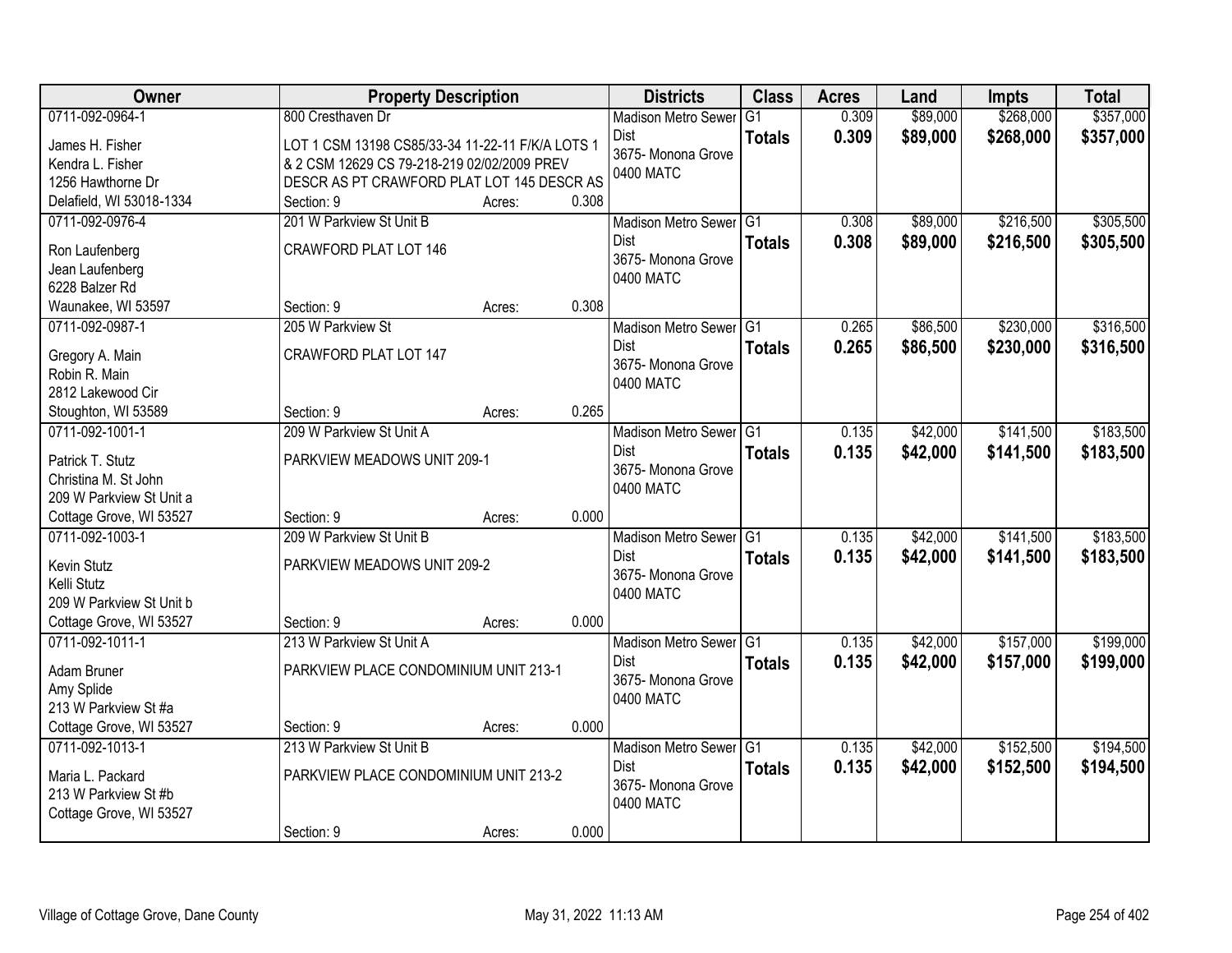| Owner | Property Description | | | Districts | Class | Acres | Land | Impts | Total |
|---|---|---|---|---|---|---|---|---|---|
| 0711-092-0964-1<br>James H. Fisher<br>Kendra L. Fisher<br>1256 Hawthorne Dr<br>Delafield, WI 53018-1334 | 800 Cresthaven Dr<br>LOT 1 CSM 13198 CS85/33-34 11-22-11 F/K/A LOTS 1 & 2 CSM 12629 CS 79-218-219 02/02/2009 PREV DESCR AS PT CRAWFORD PLAT LOT 145 DESCR AS<br>Section: 9 | Acres: | 0.308 | Madison Metro Sewer Dist<br>3675- Monona Grove<br>0400 MATC | G1<br>**Totals** | 0.309<br>**0.309** | $89,000<br>**$89,000** | $268,000<br>**$268,000** | $357,000<br>**$357,000** |
| 0711-092-0976-4<br>Ron Laufenberg<br>Jean Laufenberg<br>6228 Balzer Rd<br>Waunakee, WI 53597 | 201 W Parkview St Unit B<br>CRAWFORD PLAT LOT 146<br>Section: 9 | Acres: | 0.308 | Madison Metro Sewer Dist<br>3675- Monona Grove<br>0400 MATC | G1<br>**Totals** | 0.308<br>**0.308** | $89,000<br>**$89,000** | $216,500<br>**$216,500** | $305,500<br>**$305,500** |
| 0711-092-0987-1<br>Gregory A. Main<br>Robin R. Main<br>2812 Lakewood Cir<br>Stoughton, WI 53589 | 205 W Parkview St<br>CRAWFORD PLAT LOT 147<br>Section: 9 | Acres: | 0.265 | Madison Metro Sewer Dist<br>3675- Monona Grove<br>0400 MATC | G1<br>**Totals** | 0.265<br>**0.265** | $86,500<br>**$86,500** | $230,000<br>**$230,000** | $316,500<br>**$316,500** |
| 0711-092-1001-1<br>Patrick T. Stutz<br>Christina M. St John<br>209 W Parkview St Unit a<br>Cottage Grove, WI 53527 | 209 W Parkview St Unit A<br>PARKVIEW MEADOWS UNIT 209-1<br>Section: 9 | Acres: | 0.000 | Madison Metro Sewer Dist<br>3675- Monona Grove<br>0400 MATC | G1<br>**Totals** | 0.135<br>**0.135** | $42,000<br>**$42,000** | $141,500<br>**$141,500** | $183,500<br>**$183,500** |
| 0711-092-1003-1<br>Kevin Stutz<br>Kelli Stutz<br>209 W Parkview St Unit b<br>Cottage Grove, WI 53527 | 209 W Parkview St Unit B<br>PARKVIEW MEADOWS UNIT 209-2<br>Section: 9 | Acres: | 0.000 | Madison Metro Sewer Dist<br>3675- Monona Grove<br>0400 MATC | G1<br>**Totals** | 0.135<br>**0.135** | $42,000<br>**$42,000** | $141,500<br>**$141,500** | $183,500<br>**$183,500** |
| 0711-092-1011-1<br>Adam Bruner<br>Amy Splide<br>213 W Parkview St #a<br>Cottage Grove, WI 53527 | 213 W Parkview St Unit A<br>PARKVIEW PLACE CONDOMINIUM UNIT 213-1<br>Section: 9 | Acres: | 0.000 | Madison Metro Sewer Dist<br>3675- Monona Grove<br>0400 MATC | G1<br>**Totals** | 0.135<br>**0.135** | $42,000<br>**$42,000** | $157,000<br>**$157,000** | $199,000<br>**$199,000** |
| 0711-092-1013-1<br>Maria L. Packard<br>213 W Parkview St #b<br>Cottage Grove, WI 53527 | 213 W Parkview St Unit B<br>PARKVIEW PLACE CONDOMINIUM UNIT 213-2<br>Section: 9 | Acres: | 0.000 | Madison Metro Sewer Dist<br>3675- Monona Grove<br>0400 MATC | G1<br>**Totals** | 0.135<br>**0.135** | $42,000<br>**$42,000** | $152,500<br>**$152,500** | $194,500<br>**$194,500** |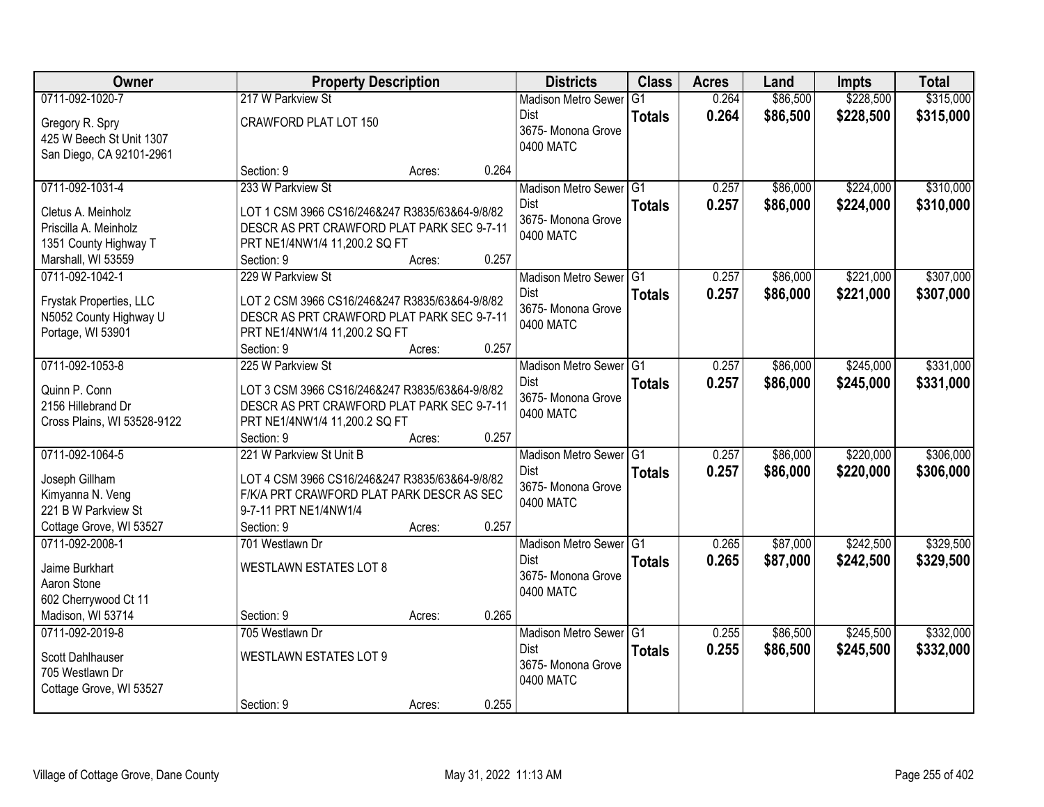| Owner | Property Description | Districts | Class | Acres | Land | Impts | Total |
|---|---|---|---|---|---|---|---|
| 0711-092-1020-7<br>Gregory R. Spry<br>425 W Beech St Unit 1307<br>San Diego, CA 92101-2961 | 217 W Parkview St<br>CRAWFORD PLAT LOT 150<br>Section: 9 Acres: 0.264 | Madison Metro Sewer Dist<br>3675- Monona Grove<br>0400 MATC | G1<br>**Totals** | 0.264<br>**0.264** | $86,500<br>**$86,500** | $228,500<br>**$228,500** | $315,000<br>**$315,000** |
| 0711-092-1031-4<br>Cletus A. Meinholz<br>Priscilla A. Meinholz<br>1351 County Highway T<br>Marshall, WI 53559 | 233 W Parkview St<br>LOT 1 CSM 3966 CS16/246&247 R3835/63&64-9/8/82 DESCR AS PRT CRAWFORD PLAT PARK SEC 9-7-11 PRT NE1/4NW1/4 11,200.2 SQ FT<br>Section: 9 Acres: 0.257 | Madison Metro Sewer Dist<br>3675- Monona Grove<br>0400 MATC | G1<br>**Totals** | 0.257<br>**0.257** | $86,000<br>**$86,000** | $224,000<br>**$224,000** | $310,000<br>**$310,000** |
| 0711-092-1042-1<br>Frystak Properties, LLC<br>N5052 County Highway U<br>Portage, WI 53901 | 229 W Parkview St<br>LOT 2 CSM 3966 CS16/246&247 R3835/63&64-9/8/82 DESCR AS PRT CRAWFORD PLAT PARK SEC 9-7-11 PRT NE1/4NW1/4 11,200.2 SQ FT<br>Section: 9 Acres: 0.257 | Madison Metro Sewer Dist<br>3675- Monona Grove<br>0400 MATC | G1<br>**Totals** | 0.257<br>**0.257** | $86,000<br>**$86,000** | $221,000<br>**$221,000** | $307,000<br>**$307,000** |
| 0711-092-1053-8<br>Quinn P. Conn<br>2156 Hillebrand Dr<br>Cross Plains, WI 53528-9122 | 225 W Parkview St<br>LOT 3 CSM 3966 CS16/246&247 R3835/63&64-9/8/82 DESCR AS PRT CRAWFORD PLAT PARK SEC 9-7-11 PRT NE1/4NW1/4 11,200.2 SQ FT<br>Section: 9 Acres: 0.257 | Madison Metro Sewer Dist<br>3675- Monona Grove<br>0400 MATC | G1<br>**Totals** | 0.257<br>**0.257** | $86,000<br>**$86,000** | $245,000<br>**$245,000** | $331,000<br>**$331,000** |
| 0711-092-1064-5<br>Joseph Gillham<br>Kimyanna N. Veng<br>221 B W Parkview St<br>Cottage Grove, WI 53527 | 221 W Parkview St Unit B<br>LOT 4 CSM 3966 CS16/246&247 R3835/63&64-9/8/82 F/K/A PRT CRAWFORD PLAT PARK DESCR AS SEC 9-7-11 PRT NE1/4NW1/4<br>Section: 9 Acres: 0.257 | Madison Metro Sewer Dist<br>3675- Monona Grove<br>0400 MATC | G1<br>**Totals** | 0.257<br>**0.257** | $86,000<br>**$86,000** | $220,000<br>**$220,000** | $306,000<br>**$306,000** |
| 0711-092-2008-1<br>Jaime Burkhart<br>Aaron Stone<br>602 Cherrywood Ct 11<br>Madison, WI 53714 | 701 Westlawn Dr<br>WESTLAWN ESTATES LOT 8<br>Section: 9 Acres: 0.265 | Madison Metro Sewer Dist<br>3675- Monona Grove<br>0400 MATC | G1<br>**Totals** | 0.265<br>**0.265** | $87,000<br>**$87,000** | $242,500<br>**$242,500** | $329,500<br>**$329,500** |
| 0711-092-2019-8<br>Scott Dahlhauser<br>705 Westlawn Dr<br>Cottage Grove, WI 53527 | 705 Westlawn Dr<br>WESTLAWN ESTATES LOT 9<br>Section: 9 Acres: 0.255 | Madison Metro Sewer Dist<br>3675- Monona Grove<br>0400 MATC | G1<br>**Totals** | 0.255<br>**0.255** | $86,500<br>**$86,500** | $245,500<br>**$245,500** | $332,000<br>**$332,000** |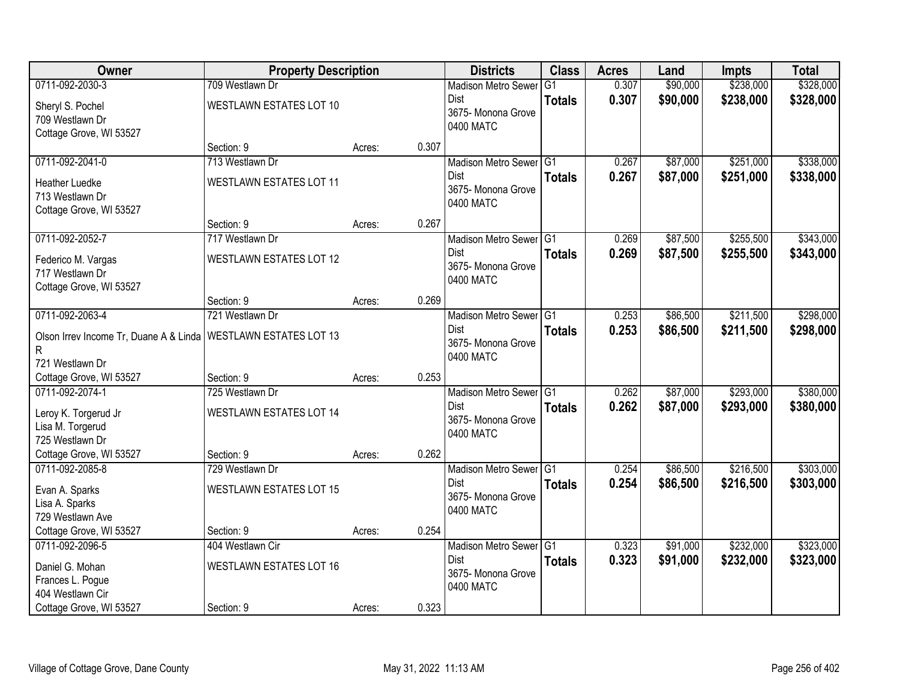| Owner | Property Description | | | Districts | Class | Acres | Land | Impts | Total |
|---|---|---|---|---|---|---|---|---|---|
| 0711-092-2030-3<br>Sheryl S. Pochel<br>709 Westlawn Dr<br>Cottage Grove, WI 53527 | 709 Westlawn Dr<br>WESTLAWN ESTATES LOT 10<br>Section: 9 | Acres: | 0.307 | Madison Metro Sewer Dist<br>3675- Monona Grove<br>0400 MATC | G1<br>**Totals** | 0.307<br>**0.307** | $90,000<br>**$90,000** | $238,000<br>**$238,000** | $328,000<br>**$328,000** |
| 0711-092-2041-0<br>Heather Luedke<br>713 Westlawn Dr<br>Cottage Grove, WI 53527 | 713 Westlawn Dr<br>WESTLAWN ESTATES LOT 11<br>Section: 9 | Acres: | 0.267 | Madison Metro Sewer Dist<br>3675- Monona Grove<br>0400 MATC | G1<br>**Totals** | 0.267<br>**0.267** | $87,000<br>**$87,000** | $251,000<br>**$251,000** | $338,000<br>**$338,000** |
| 0711-092-2052-7<br>Federico M. Vargas<br>717 Westlawn Dr<br>Cottage Grove, WI 53527 | 717 Westlawn Dr<br>WESTLAWN ESTATES LOT 12<br>Section: 9 | Acres: | 0.269 | Madison Metro Sewer Dist<br>3675- Monona Grove<br>0400 MATC | G1<br>**Totals** | 0.269<br>**0.269** | $87,500<br>**$87,500** | $255,500<br>**$255,500** | $343,000<br>**$343,000** |
| 0711-092-2063-4<br>Olson Irrev Income Tr, Duane A & Linda R<br>721 Westlawn Dr<br>Cottage Grove, WI 53527 | 721 Westlawn Dr<br>WESTLAWN ESTATES LOT 13<br>Section: 9 | Acres: | 0.253 | Madison Metro Sewer Dist<br>3675- Monona Grove<br>0400 MATC | G1<br>**Totals** | 0.253<br>**0.253** | $86,500<br>**$86,500** | $211,500<br>**$211,500** | $298,000<br>**$298,000** |
| 0711-092-2074-1<br>Leroy K. Torgerud Jr<br>Lisa M. Torgerud<br>725 Westlawn Dr<br>Cottage Grove, WI 53527 | 725 Westlawn Dr<br>WESTLAWN ESTATES LOT 14<br>Section: 9 | Acres: | 0.262 | Madison Metro Sewer Dist<br>3675- Monona Grove<br>0400 MATC | G1<br>**Totals** | 0.262<br>**0.262** | $87,000<br>**$87,000** | $293,000<br>**$293,000** | $380,000<br>**$380,000** |
| 0711-092-2085-8<br>Evan A. Sparks<br>Lisa A. Sparks<br>729 Westlawn Ave<br>Cottage Grove, WI 53527 | 729 Westlawn Dr<br>WESTLAWN ESTATES LOT 15<br>Section: 9 | Acres: | 0.254 | Madison Metro Sewer Dist<br>3675- Monona Grove<br>0400 MATC | G1<br>**Totals** | 0.254<br>**0.254** | $86,500<br>**$86,500** | $216,500<br>**$216,500** | $303,000<br>**$303,000** |
| 0711-092-2096-5<br>Daniel G. Mohan<br>Frances L. Pogue<br>404 Westlawn Cir<br>Cottage Grove, WI 53527 | 404 Westlawn Cir<br>WESTLAWN ESTATES LOT 16<br>Section: 9 | Acres: | 0.323 | Madison Metro Sewer Dist<br>3675- Monona Grove<br>0400 MATC | G1<br>**Totals** | 0.323<br>**0.323** | $91,000<br>**$91,000** | $232,000<br>**$232,000** | $323,000<br>**$323,000** |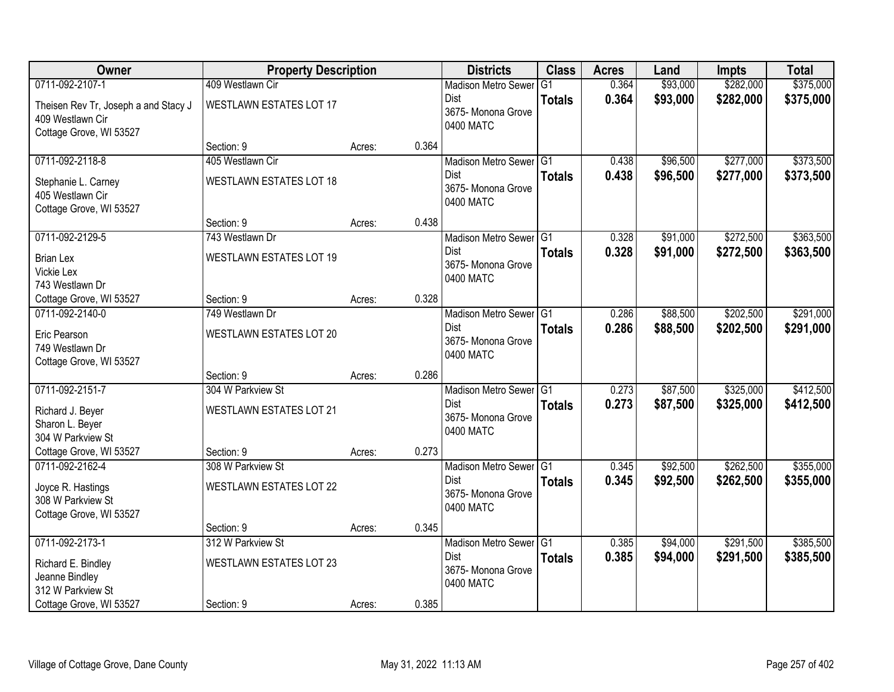| Owner | Property Description | | | Districts | Class | Acres | Land | Impts | Total |
|---|---|---|---|---|---|---|---|---|---|
| 0711-092-2107-1<br>Theisen Rev Tr, Joseph a and Stacy J<br>409 Westlawn Cir<br>Cottage Grove, WI 53527 | 409 Westlawn Cir<br>WESTLAWN ESTATES LOT 17<br>Section: 9 | Acres: | 0.364 | Madison Metro Sewer Dist<br>3675- Monona Grove<br>0400 MATC | G1<br>**Totals** | 0.364<br>**0.364** | $93,000<br>**$93,000** | $282,000<br>**$282,000** | $375,000<br>**$375,000** |
| 0711-092-2118-8<br>Stephanie L. Carney<br>405 Westlawn Cir<br>Cottage Grove, WI 53527 | 405 Westlawn Cir<br>WESTLAWN ESTATES LOT 18<br>Section: 9 | Acres: | 0.438 | Madison Metro Sewer Dist<br>3675- Monona Grove<br>0400 MATC | G1<br>**Totals** | 0.438<br>**0.438** | $96,500<br>**$96,500** | $277,000<br>**$277,000** | $373,500<br>**$373,500** |
| 0711-092-2129-5<br>Brian Lex<br>Vickie Lex<br>743 Westlawn Dr<br>Cottage Grove, WI 53527 | 743 Westlawn Dr<br>WESTLAWN ESTATES LOT 19<br>Section: 9 | Acres: | 0.328 | Madison Metro Sewer Dist<br>3675- Monona Grove<br>0400 MATC | G1<br>**Totals** | 0.328<br>**0.328** | $91,000<br>**$91,000** | $272,500<br>**$272,500** | $363,500<br>**$363,500** |
| 0711-092-2140-0<br>Eric Pearson<br>749 Westlawn Dr<br>Cottage Grove, WI 53527 | 749 Westlawn Dr<br>WESTLAWN ESTATES LOT 20<br>Section: 9 | Acres: | 0.286 | Madison Metro Sewer Dist<br>3675- Monona Grove<br>0400 MATC | G1<br>**Totals** | 0.286<br>**0.286** | $88,500<br>**$88,500** | $202,500<br>**$202,500** | $291,000<br>**$291,000** |
| 0711-092-2151-7<br>Richard J. Beyer<br>Sharon L. Beyer<br>304 W Parkview St<br>Cottage Grove, WI 53527 | 304 W Parkview St<br>WESTLAWN ESTATES LOT 21<br>Section: 9 | Acres: | 0.273 | Madison Metro Sewer Dist<br>3675- Monona Grove<br>0400 MATC | G1<br>**Totals** | 0.273<br>**0.273** | $87,500<br>**$87,500** | $325,000<br>**$325,000** | $412,500<br>**$412,500** |
| 0711-092-2162-4<br>Joyce R. Hastings<br>308 W Parkview St<br>Cottage Grove, WI 53527 | 308 W Parkview St<br>WESTLAWN ESTATES LOT 22<br>Section: 9 | Acres: | 0.345 | Madison Metro Sewer Dist<br>3675- Monona Grove<br>0400 MATC | G1<br>**Totals** | 0.345<br>**0.345** | $92,500<br>**$92,500** | $262,500<br>**$262,500** | $355,000<br>**$355,000** |
| 0711-092-2173-1<br>Richard E. Bindley<br>Jeanne Bindley<br>312 W Parkview St<br>Cottage Grove, WI 53527 | 312 W Parkview St<br>WESTLAWN ESTATES LOT 23<br>Section: 9 | Acres: | 0.385 | Madison Metro Sewer Dist<br>3675- Monona Grove<br>0400 MATC | G1<br>**Totals** | 0.385<br>**0.385** | $94,000<br>**$94,000** | $291,500<br>**$291,500** | $385,500<br>**$385,500** |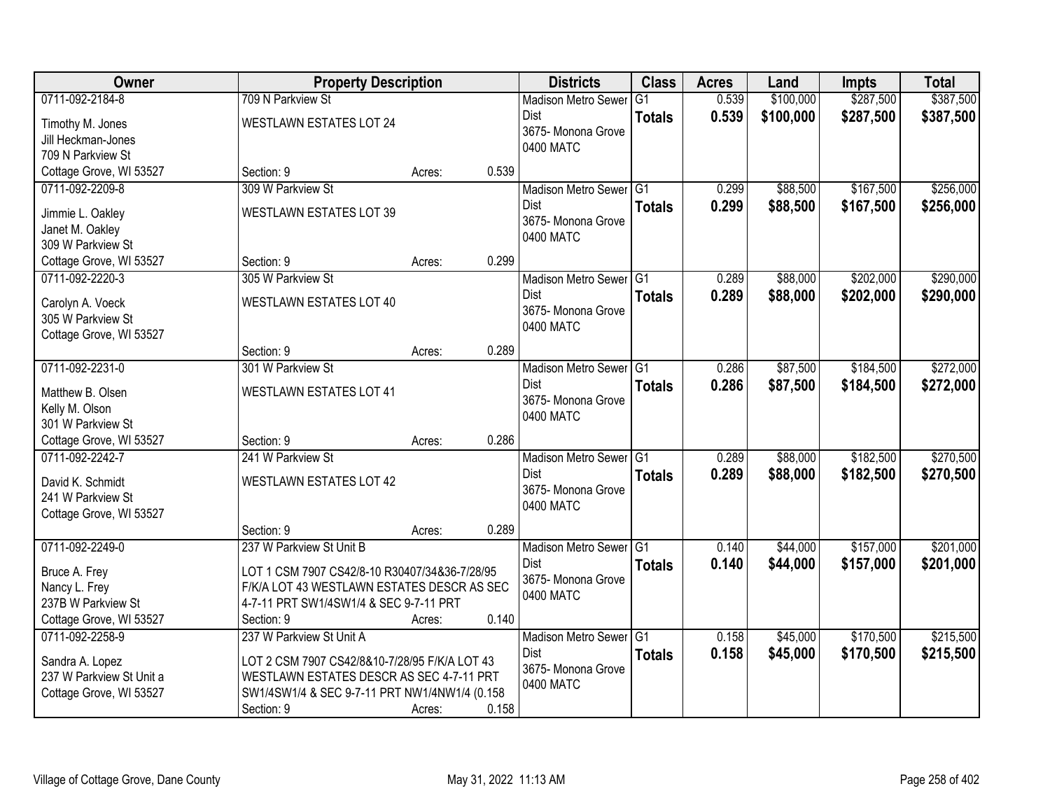| Owner | Property Description | | | Districts | Class | Acres | Land | Impts | Total |
|---|---|---|---|---|---|---|---|---|---|
| 0711-092-2184-8 | 709 N Parkview St | | | Madison Metro Sewer Dist | G1 | 0.539 | $100,000 | $287,500 | $387,500 |
| Timothy M. Jones<br>Jill Heckman-Jones<br>709 N Parkview St<br>Cottage Grove, WI 53527 | WESTLAWN ESTATES LOT 24 | | | 3675- Monona Grove<br>0400 MATC | **Totals** | **0.539** | **$100,000** | **$287,500** | **$387,500** |
| | Section: 9 | Acres: | 0.539 | | | | | | |
| 0711-092-2209-8 | 309 W Parkview St | | | Madison Metro Sewer Dist | G1 | 0.299 | $88,500 | $167,500 | $256,000 |
| Jimmie L. Oakley<br>Janet M. Oakley<br>309 W Parkview St<br>Cottage Grove, WI 53527 | WESTLAWN ESTATES LOT 39 | | | 3675- Monona Grove<br>0400 MATC | **Totals** | **0.299** | **$88,500** | **$167,500** | **$256,000** |
| | Section: 9 | Acres: | 0.299 | | | | | | |
| 0711-092-2220-3 | 305 W Parkview St | | | Madison Metro Sewer Dist | G1 | 0.289 | $88,000 | $202,000 | $290,000 |
| Carolyn A. Voeck<br>305 W Parkview St<br>Cottage Grove, WI 53527 | WESTLAWN ESTATES LOT 40 | | | 3675- Monona Grove<br>0400 MATC | **Totals** | **0.289** | **$88,000** | **$202,000** | **$290,000** |
| | Section: 9 | Acres: | 0.289 | | | | | | |
| 0711-092-2231-0 | 301 W Parkview St | | | Madison Metro Sewer Dist | G1 | 0.286 | $87,500 | $184,500 | $272,000 |
| Matthew B. Olsen<br>Kelly M. Olson<br>301 W Parkview St<br>Cottage Grove, WI 53527 | WESTLAWN ESTATES LOT 41 | | | 3675- Monona Grove<br>0400 MATC | **Totals** | **0.286** | **$87,500** | **$184,500** | **$272,000** |
| | Section: 9 | Acres: | 0.286 | | | | | | |
| 0711-092-2242-7 | 241 W Parkview St | | | Madison Metro Sewer Dist | G1 | 0.289 | $88,000 | $182,500 | $270,500 |
| David K. Schmidt<br>241 W Parkview St<br>Cottage Grove, WI 53527 | WESTLAWN ESTATES LOT 42 | | | 3675- Monona Grove<br>0400 MATC | **Totals** | **0.289** | **$88,000** | **$182,500** | **$270,500** |
| | Section: 9 | Acres: | 0.289 | | | | | | |
| 0711-092-2249-0 | 237 W Parkview St Unit B | | | Madison Metro Sewer Dist | G1 | 0.140 | $44,000 | $157,000 | $201,000 |
| Bruce A. Frey<br>Nancy L. Frey<br>237B W Parkview St<br>Cottage Grove, WI 53527 | LOT 1 CSM 7907 CS42/8-10 R30407/34&36-7/28/95 F/K/A LOT 43 WESTLAWN ESTATES DESCR AS SEC 4-7-11 PRT SW1/4SW1/4 & SEC 9-7-11 PRT | | | 3675- Monona Grove<br>0400 MATC | **Totals** | **0.140** | **$44,000** | **$157,000** | **$201,000** |
| | Section: 9 | Acres: | 0.140 | | | | | | |
| 0711-092-2258-9 | 237 W Parkview St Unit A | | | Madison Metro Sewer Dist | G1 | 0.158 | $45,000 | $170,500 | $215,500 |
| Sandra A. Lopez<br>237 W Parkview St Unit a<br>Cottage Grove, WI 53527 | LOT 2 CSM 7907 CS42/8&10-7/28/95 F/K/A LOT 43 WESTLAWN ESTATES DESCR AS SEC 4-7-11 PRT SW1/4SW1/4 & SEC 9-7-11 PRT NW1/4NW1/4 (0.158 | | | 3675- Monona Grove<br>0400 MATC | **Totals** | **0.158** | **$45,000** | **$170,500** | **$215,500** |
| | Section: 9 | Acres: | 0.158 | | | | | | |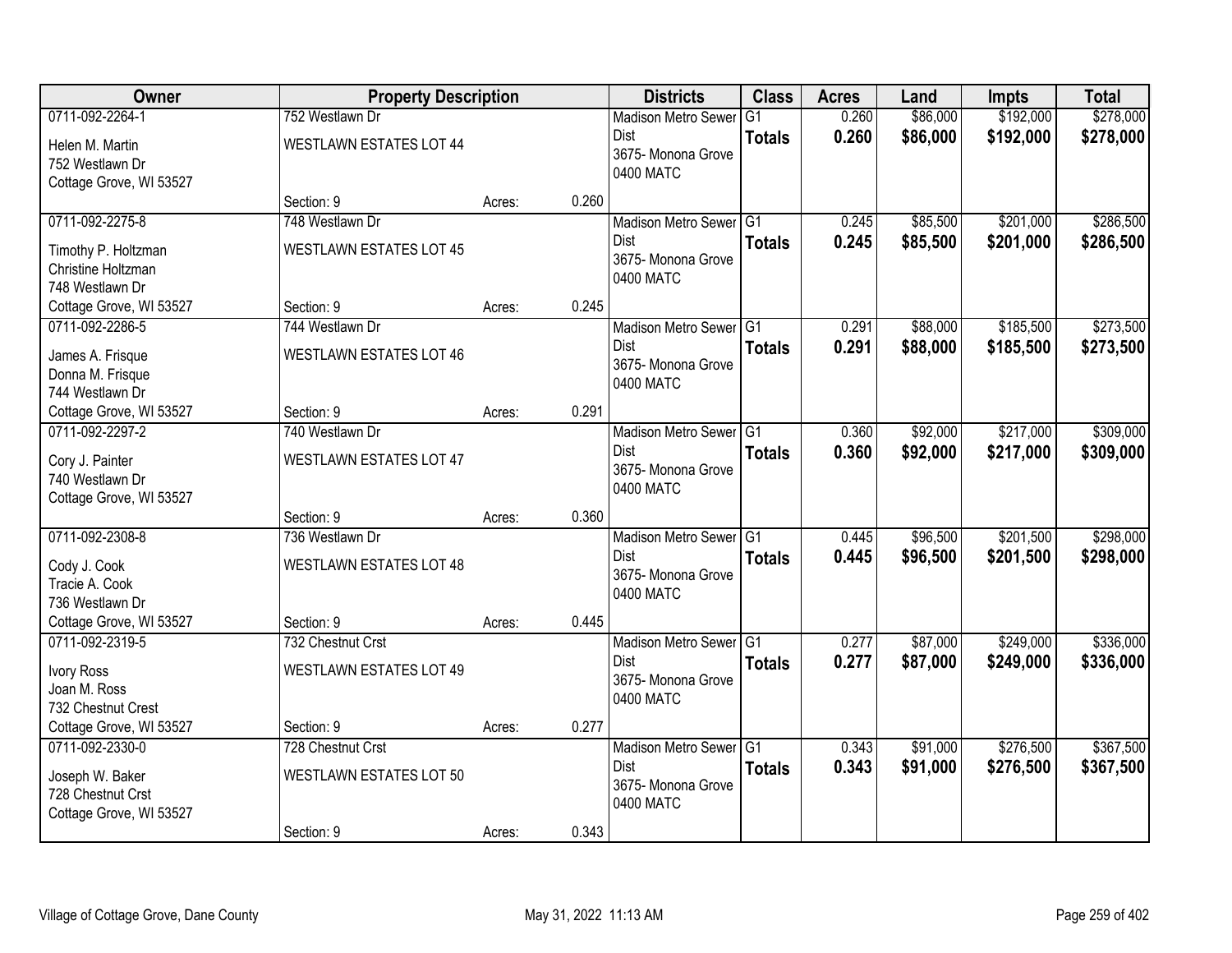| Owner | Property Description | | | Districts | Class | Acres | Land | Impts | Total |
|---|---|---|---|---|---|---|---|---|---|
| 0711-092-2264-1 | 752 Westlawn Dr | | | Madison Metro Sewer Dist | G1 | 0.260 | $86,000 | $192,000 | $278,000 |
| Helen M. Martin<br>752 Westlawn Dr<br>Cottage Grove, WI 53527 | WESTLAWN ESTATES LOT 44 | | | 3675- Monona Grove<br>0400 MATC | **Totals** | **0.260** | **$86,000** | **$192,000** | **$278,000** |
| | Section: 9 | Acres: | 0.260 | | | | | | |
| 0711-092-2275-8 | 748 Westlawn Dr | | | Madison Metro Sewer Dist | G1 | 0.245 | $85,500 | $201,000 | $286,500 |
| Timothy P. Holtzman<br>Christine Holtzman<br>748 Westlawn Dr<br>Cottage Grove, WI 53527 | WESTLAWN ESTATES LOT 45 | | | 3675- Monona Grove<br>0400 MATC | **Totals** | **0.245** | **$85,500** | **$201,000** | **$286,500** |
| | Section: 9 | Acres: | 0.245 | | | | | | |
| 0711-092-2286-5 | 744 Westlawn Dr | | | Madison Metro Sewer Dist | G1 | 0.291 | $88,000 | $185,500 | $273,500 |
| James A. Frisque<br>Donna M. Frisque<br>744 Westlawn Dr<br>Cottage Grove, WI 53527 | WESTLAWN ESTATES LOT 46 | | | 3675- Monona Grove<br>0400 MATC | **Totals** | **0.291** | **$88,000** | **$185,500** | **$273,500** |
| | Section: 9 | Acres: | 0.291 | | | | | | |
| 0711-092-2297-2 | 740 Westlawn Dr | | | Madison Metro Sewer Dist | G1 | 0.360 | $92,000 | $217,000 | $309,000 |
| Cory J. Painter<br>740 Westlawn Dr<br>Cottage Grove, WI 53527 | WESTLAWN ESTATES LOT 47 | | | 3675- Monona Grove<br>0400 MATC | **Totals** | **0.360** | **$92,000** | **$217,000** | **$309,000** |
| | Section: 9 | Acres: | 0.360 | | | | | | |
| 0711-092-2308-8 | 736 Westlawn Dr | | | Madison Metro Sewer Dist | G1 | 0.445 | $96,500 | $201,500 | $298,000 |
| Cody J. Cook<br>Tracie A. Cook<br>736 Westlawn Dr<br>Cottage Grove, WI 53527 | WESTLAWN ESTATES LOT 48 | | | 3675- Monona Grove<br>0400 MATC | **Totals** | **0.445** | **$96,500** | **$201,500** | **$298,000** |
| | Section: 9 | Acres: | 0.445 | | | | | | |
| 0711-092-2319-5 | 732 Chestnut Crst | | | Madison Metro Sewer Dist | G1 | 0.277 | $87,000 | $249,000 | $336,000 |
| Ivory Ross<br>Joan M. Ross<br>732 Chestnut Crest<br>Cottage Grove, WI 53527 | WESTLAWN ESTATES LOT 49 | | | 3675- Monona Grove<br>0400 MATC | **Totals** | **0.277** | **$87,000** | **$249,000** | **$336,000** |
| | Section: 9 | Acres: | 0.277 | | | | | | |
| 0711-092-2330-0 | 728 Chestnut Crst | | | Madison Metro Sewer Dist | G1 | 0.343 | $91,000 | $276,500 | $367,500 |
| Joseph W. Baker<br>728 Chestnut Crst<br>Cottage Grove, WI 53527 | WESTLAWN ESTATES LOT 50 | | | 3675- Monona Grove<br>0400 MATC | **Totals** | **0.343** | **$91,000** | **$276,500** | **$367,500** |
| | Section: 9 | Acres: | 0.343 | | | | | | |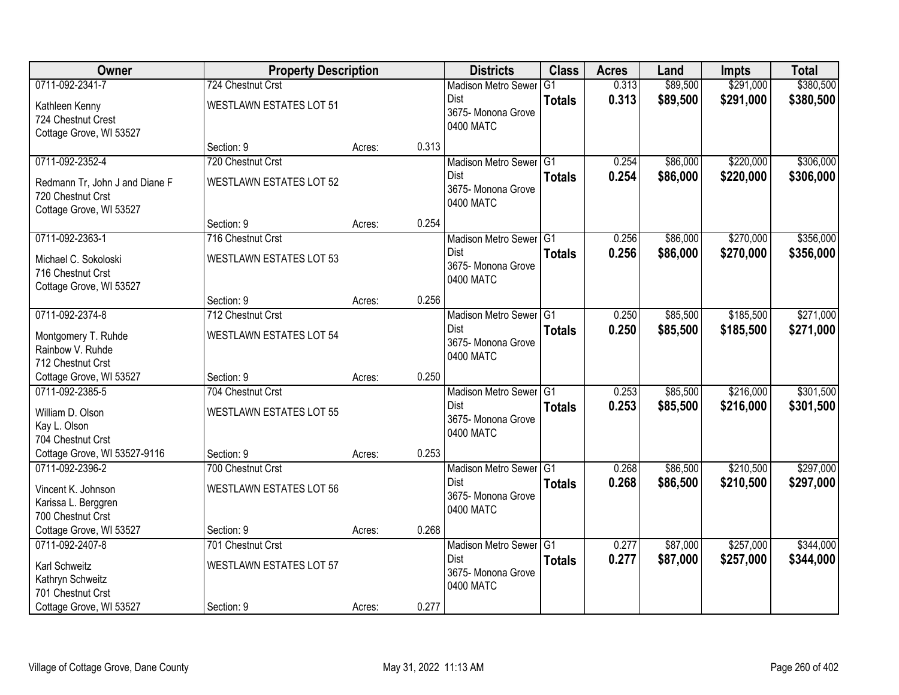| Owner | Property Description | | | Districts | Class | Acres | Land | Impts | Total |
|---|---|---|---|---|---|---|---|---|---|
| 0711-092-2341-7<br>Kathleen Kenny<br>724 Chestnut Crest<br>Cottage Grove, WI 53527 | 724 Chestnut Crst<br>WESTLAWN ESTATES LOT 51<br>Section: 9 | Acres: | 0.313 | Madison Metro Sewer Dist<br>3675- Monona Grove<br>0400 MATC | G1<br>**Totals** | 0.313<br>**0.313** | $89,500<br>**$89,500** | $291,000<br>**$291,000** | $380,500<br>**$380,500** |
| 0711-092-2352-4<br>Redmann Tr, John J and Diane F<br>720 Chestnut Crst<br>Cottage Grove, WI 53527 | 720 Chestnut Crst<br>WESTLAWN ESTATES LOT 52<br>Section: 9 | Acres: | 0.254 | Madison Metro Sewer Dist<br>3675- Monona Grove<br>0400 MATC | G1<br>**Totals** | 0.254<br>**0.254** | $86,000<br>**$86,000** | $220,000<br>**$220,000** | $306,000<br>**$306,000** |
| 0711-092-2363-1<br>Michael C. Sokoloski<br>716 Chestnut Crst<br>Cottage Grove, WI 53527 | 716 Chestnut Crst<br>WESTLAWN ESTATES LOT 53<br>Section: 9 | Acres: | 0.256 | Madison Metro Sewer Dist<br>3675- Monona Grove<br>0400 MATC | G1<br>**Totals** | 0.256<br>**0.256** | $86,000<br>**$86,000** | $270,000<br>**$270,000** | $356,000<br>**$356,000** |
| 0711-092-2374-8<br>Montgomery T. Ruhde<br>Rainbow V. Ruhde<br>712 Chestnut Crst<br>Cottage Grove, WI 53527 | 712 Chestnut Crst<br>WESTLAWN ESTATES LOT 54<br>Section: 9 | Acres: | 0.250 | Madison Metro Sewer Dist<br>3675- Monona Grove<br>0400 MATC | G1<br>**Totals** | 0.250<br>**0.250** | $85,500<br>**$85,500** | $185,500<br>**$185,500** | $271,000<br>**$271,000** |
| 0711-092-2385-5<br>William D. Olson<br>Kay L. Olson<br>704 Chestnut Crst<br>Cottage Grove, WI 53527-9116 | 704 Chestnut Crst<br>WESTLAWN ESTATES LOT 55<br>Section: 9 | Acres: | 0.253 | Madison Metro Sewer Dist<br>3675- Monona Grove<br>0400 MATC | G1<br>**Totals** | 0.253<br>**0.253** | $85,500<br>**$85,500** | $216,000<br>**$216,000** | $301,500<br>**$301,500** |
| 0711-092-2396-2<br>Vincent K. Johnson<br>Karissa L. Berggren<br>700 Chestnut Crst<br>Cottage Grove, WI 53527 | 700 Chestnut Crst<br>WESTLAWN ESTATES LOT 56<br>Section: 9 | Acres: | 0.268 | Madison Metro Sewer Dist<br>3675- Monona Grove<br>0400 MATC | G1<br>**Totals** | 0.268<br>**0.268** | $86,500<br>**$86,500** | $210,500<br>**$210,500** | $297,000<br>**$297,000** |
| 0711-092-2407-8<br>Karl Schweitz<br>Kathryn Schweitz<br>701 Chestnut Crst<br>Cottage Grove, WI 53527 | 701 Chestnut Crst<br>WESTLAWN ESTATES LOT 57<br>Section: 9 | Acres: | 0.277 | Madison Metro Sewer Dist<br>3675- Monona Grove<br>0400 MATC | G1<br>**Totals** | 0.277<br>**0.277** | $87,000<br>**$87,000** | $257,000<br>**$257,000** | $344,000<br>**$344,000** |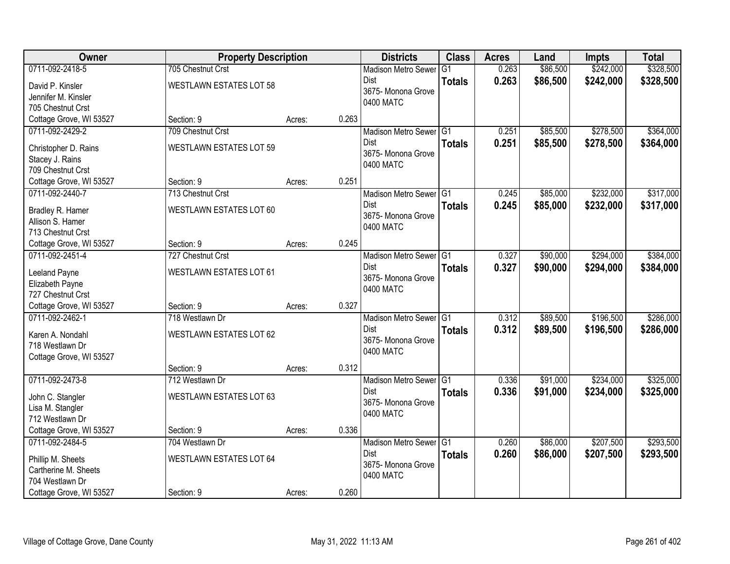| Owner | Property Description | | | Districts | Class | Acres | Land | Impts | Total |
|---|---|---|---|---|---|---|---|---|---|
| 0711-092-2418-5<br>David P. Kinsler<br>Jennifer M. Kinsler<br>705 Chestnut Crst<br>Cottage Grove, WI 53527 | 705 Chestnut Crst<br>WESTLAWN ESTATES LOT 58<br>Section: 9 | Acres: | 0.263 | Madison Metro Sewer Dist<br>3675- Monona Grove<br>0400 MATC | G1<br>**Totals** | 0.263<br>**0.263** | $86,500<br>**$86,500** | $242,000<br>**$242,000** | $328,500<br>**$328,500** |
| 0711-092-2429-2<br>Christopher D. Rains<br>Stacey J. Rains<br>709 Chestnut Crst<br>Cottage Grove, WI 53527 | 709 Chestnut Crst<br>WESTLAWN ESTATES LOT 59<br>Section: 9 | Acres: | 0.251 | Madison Metro Sewer Dist<br>3675- Monona Grove<br>0400 MATC | G1<br>**Totals** | 0.251<br>**0.251** | $85,500<br>**$85,500** | $278,500<br>**$278,500** | $364,000<br>**$364,000** |
| 0711-092-2440-7<br>Bradley R. Hamer<br>Allison S. Hamer<br>713 Chestnut Crst<br>Cottage Grove, WI 53527 | 713 Chestnut Crst<br>WESTLAWN ESTATES LOT 60<br>Section: 9 | Acres: | 0.245 | Madison Metro Sewer Dist<br>3675- Monona Grove<br>0400 MATC | G1<br>**Totals** | 0.245<br>**0.245** | $85,000<br>**$85,000** | $232,000<br>**$232,000** | $317,000<br>**$317,000** |
| 0711-092-2451-4<br>Leeland Payne<br>Elizabeth Payne<br>727 Chestnut Crst<br>Cottage Grove, WI 53527 | 727 Chestnut Crst<br>WESTLAWN ESTATES LOT 61<br>Section: 9 | Acres: | 0.327 | Madison Metro Sewer Dist<br>3675- Monona Grove<br>0400 MATC | G1<br>**Totals** | 0.327<br>**0.327** | $90,000<br>**$90,000** | $294,000<br>**$294,000** | $384,000<br>**$384,000** |
| 0711-092-2462-1<br>Karen A. Nondahl<br>718 Westlawn Dr<br>Cottage Grove, WI 53527 | 718 Westlawn Dr<br>WESTLAWN ESTATES LOT 62<br>Section: 9 | Acres: | 0.312 | Madison Metro Sewer Dist<br>3675- Monona Grove<br>0400 MATC | G1<br>**Totals** | 0.312<br>**0.312** | $89,500<br>**$89,500** | $196,500<br>**$196,500** | $286,000<br>**$286,000** |
| 0711-092-2473-8<br>John C. Stangler<br>Lisa M. Stangler<br>712 Westlawn Dr<br>Cottage Grove, WI 53527 | 712 Westlawn Dr<br>WESTLAWN ESTATES LOT 63<br>Section: 9 | Acres: | 0.336 | Madison Metro Sewer Dist<br>3675- Monona Grove<br>0400 MATC | G1<br>**Totals** | 0.336<br>**0.336** | $91,000<br>**$91,000** | $234,000<br>**$234,000** | $325,000<br>**$325,000** |
| 0711-092-2484-5<br>Phillip M. Sheets<br>Cartherine M. Sheets<br>704 Westlawn Dr<br>Cottage Grove, WI 53527 | 704 Westlawn Dr<br>WESTLAWN ESTATES LOT 64<br>Section: 9 | Acres: | 0.260 | Madison Metro Sewer Dist<br>3675- Monona Grove<br>0400 MATC | G1<br>**Totals** | 0.260<br>**0.260** | $86,000<br>**$86,000** | $207,500<br>**$207,500** | $293,500<br>**$293,500** |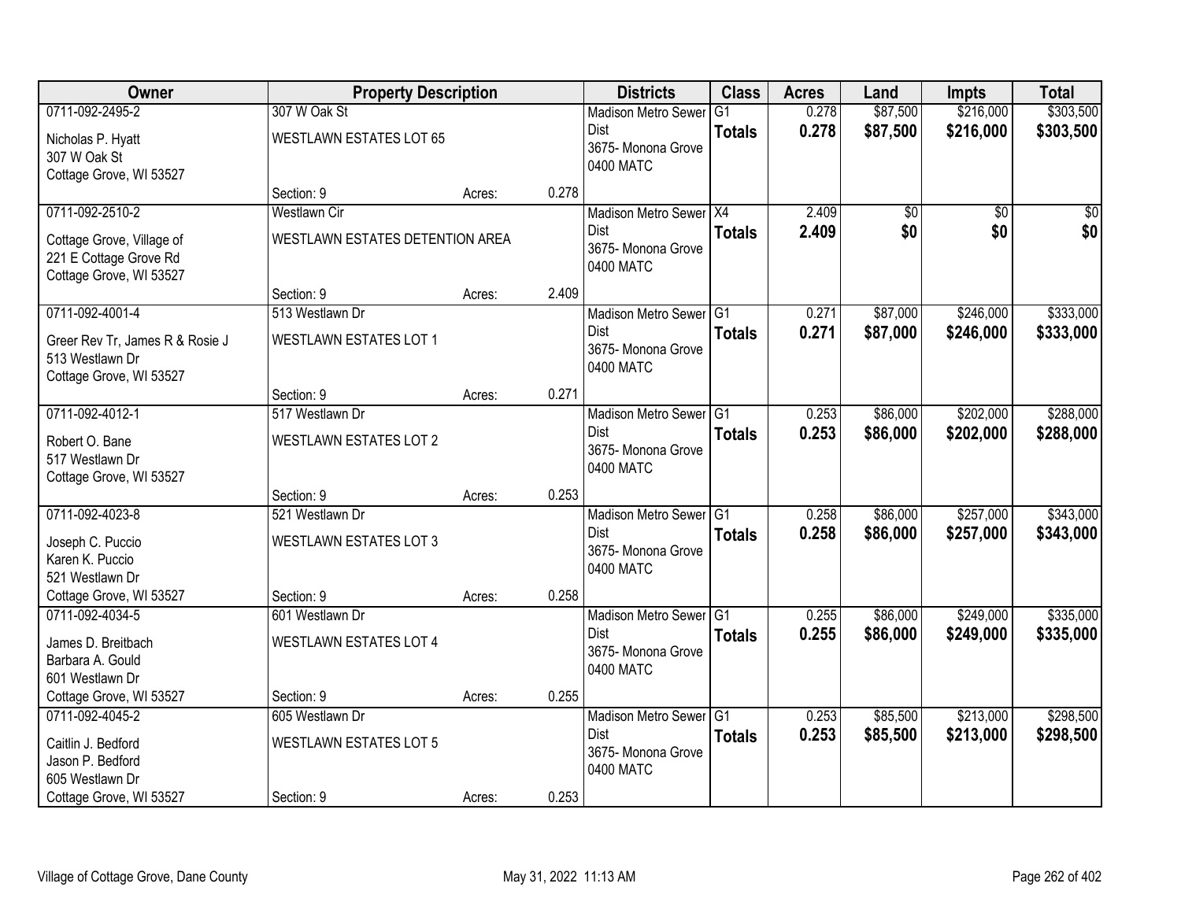| Owner | Property Description | | | Districts | Class | Acres | Land | Impts | Total |
|---|---|---|---|---|---|---|---|---|---|
| 0711-092-2495-2<br>Nicholas P. Hyatt<br>307 W Oak St<br>Cottage Grove, WI 53527 | 307 W Oak St<br>WESTLAWN ESTATES LOT 65<br>Section: 9 | Acres: | 0.278 | Madison Metro Sewer Dist<br>3675- Monona Grove<br>0400 MATC | G1<br>**Totals** | 0.278<br>**0.278** | $87,500<br>**$87,500** | $216,000<br>**$216,000** | $303,500<br>**$303,500** |
| 0711-092-2510-2<br>Cottage Grove, Village of<br>221 E Cottage Grove Rd<br>Cottage Grove, WI 53527 | Westlawn Cir<br>WESTLAWN ESTATES DETENTION AREA<br>Section: 9 | Acres: | 2.409 | Madison Metro Sewer Dist<br>3675- Monona Grove<br>0400 MATC | X4<br>**Totals** | 2.409<br>**2.409** | $0<br>**$0** | $0<br>**$0** | $0<br>**$0** |
| 0711-092-4001-4<br>Greer Rev Tr, James R & Rosie J<br>513 Westlawn Dr<br>Cottage Grove, WI 53527 | 513 Westlawn Dr<br>WESTLAWN ESTATES LOT 1<br>Section: 9 | Acres: | 0.271 | Madison Metro Sewer Dist<br>3675- Monona Grove<br>0400 MATC | G1<br>**Totals** | 0.271<br>**0.271** | $87,000<br>**$87,000** | $246,000<br>**$246,000** | $333,000<br>**$333,000** |
| 0711-092-4012-1<br>Robert O. Bane<br>517 Westlawn Dr<br>Cottage Grove, WI 53527 | 517 Westlawn Dr<br>WESTLAWN ESTATES LOT 2<br>Section: 9 | Acres: | 0.253 | Madison Metro Sewer Dist<br>3675- Monona Grove<br>0400 MATC | G1<br>**Totals** | 0.253<br>**0.253** | $86,000<br>**$86,000** | $202,000<br>**$202,000** | $288,000<br>**$288,000** |
| 0711-092-4023-8<br>Joseph C. Puccio<br>Karen K. Puccio<br>521 Westlawn Dr<br>Cottage Grove, WI 53527 | 521 Westlawn Dr<br>WESTLAWN ESTATES LOT 3<br>Section: 9 | Acres: | 0.258 | Madison Metro Sewer Dist<br>3675- Monona Grove<br>0400 MATC | G1<br>**Totals** | 0.258<br>**0.258** | $86,000<br>**$86,000** | $257,000<br>**$257,000** | $343,000<br>**$343,000** |
| 0711-092-4034-5<br>James D. Breitbach<br>Barbara A. Gould<br>601 Westlawn Dr<br>Cottage Grove, WI 53527 | 601 Westlawn Dr<br>WESTLAWN ESTATES LOT 4<br>Section: 9 | Acres: | 0.255 | Madison Metro Sewer Dist<br>3675- Monona Grove<br>0400 MATC | G1<br>**Totals** | 0.255<br>**0.255** | $86,000<br>**$86,000** | $249,000<br>**$249,000** | $335,000<br>**$335,000** |
| 0711-092-4045-2<br>Caitlin J. Bedford<br>Jason P. Bedford<br>605 Westlawn Dr<br>Cottage Grove, WI 53527 | 605 Westlawn Dr<br>WESTLAWN ESTATES LOT 5<br>Section: 9 | Acres: | 0.253 | Madison Metro Sewer Dist<br>3675- Monona Grove<br>0400 MATC | G1<br>**Totals** | 0.253<br>**0.253** | $85,500<br>**$85,500** | $213,000<br>**$213,000** | $298,500<br>**$298,500** |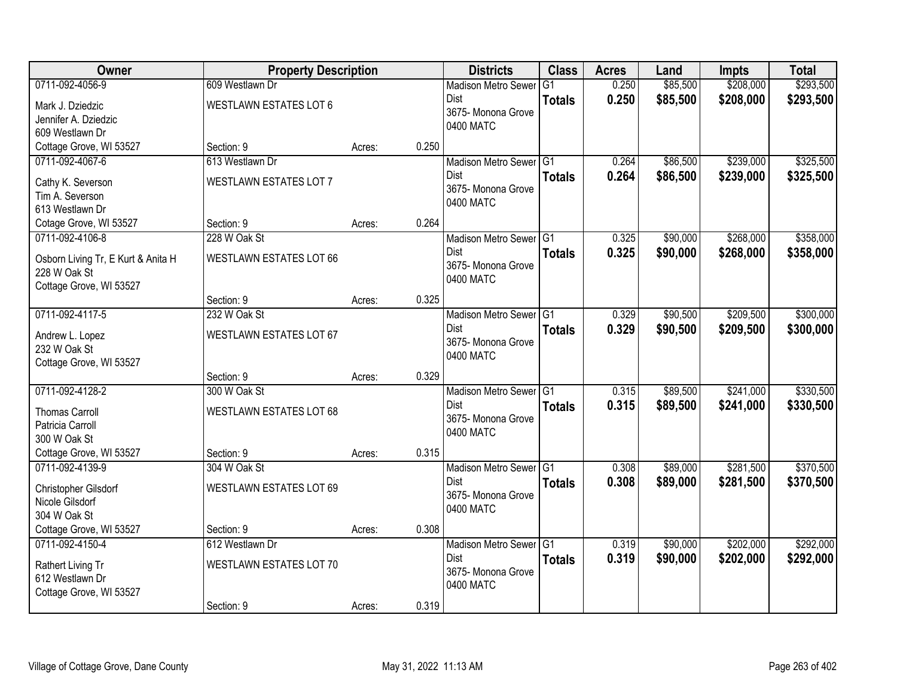| Owner | Property Description | | | Districts | Class | Acres | Land | Impts | Total |
|---|---|---|---|---|---|---|---|---|---|
| 0711-092-4056-9<br>Mark J. Dziedzic<br>Jennifer A. Dziedzic<br>609 Westlawn Dr<br>Cottage Grove, WI 53527 | 609 Westlawn Dr<br>WESTLAWN ESTATES LOT 6<br>Section: 9 | Acres: | 0.250 | Madison Metro Sewer Dist<br>3675- Monona Grove<br>0400 MATC | G1<br>**Totals** | 0.250<br>**0.250** | $85,500<br>**$85,500** | $208,000<br>**$208,000** | $293,500<br>**$293,500** |
| 0711-092-4067-6<br>Cathy K. Severson<br>Tim A. Severson<br>613 Westlawn Dr<br>Cotage Grove, WI 53527 | 613 Westlawn Dr<br>WESTLAWN ESTATES LOT 7<br>Section: 9 | Acres: | 0.264 | Madison Metro Sewer Dist<br>3675- Monona Grove<br>0400 MATC | G1<br>**Totals** | 0.264<br>**0.264** | $86,500<br>**$86,500** | $239,000<br>**$239,000** | $325,500<br>**$325,500** |
| 0711-092-4106-8<br>Osborn Living Tr, E Kurt & Anita H<br>228 W Oak St<br>Cottage Grove, WI 53527 | 228 W Oak St<br>WESTLAWN ESTATES LOT 66<br>Section: 9 | Acres: | 0.325 | Madison Metro Sewer Dist<br>3675- Monona Grove<br>0400 MATC | G1<br>**Totals** | 0.325<br>**0.325** | $90,000<br>**$90,000** | $268,000<br>**$268,000** | $358,000<br>**$358,000** |
| 0711-092-4117-5<br>Andrew L. Lopez<br>232 W Oak St<br>Cottage Grove, WI 53527 | 232 W Oak St<br>WESTLAWN ESTATES LOT 67<br>Section: 9 | Acres: | 0.329 | Madison Metro Sewer Dist<br>3675- Monona Grove<br>0400 MATC | G1<br>**Totals** | 0.329<br>**0.329** | $90,500<br>**$90,500** | $209,500<br>**$209,500** | $300,000<br>**$300,000** |
| 0711-092-4128-2<br>Thomas Carroll<br>Patricia Carroll<br>300 W Oak St<br>Cottage Grove, WI 53527 | 300 W Oak St<br>WESTLAWN ESTATES LOT 68<br>Section: 9 | Acres: | 0.315 | Madison Metro Sewer Dist<br>3675- Monona Grove<br>0400 MATC | G1<br>**Totals** | 0.315<br>**0.315** | $89,500<br>**$89,500** | $241,000<br>**$241,000** | $330,500<br>**$330,500** |
| 0711-092-4139-9<br>Christopher Gilsdorf<br>Nicole Gilsdorf<br>304 W Oak St<br>Cottage Grove, WI 53527 | 304 W Oak St<br>WESTLAWN ESTATES LOT 69<br>Section: 9 | Acres: | 0.308 | Madison Metro Sewer Dist<br>3675- Monona Grove<br>0400 MATC | G1<br>**Totals** | 0.308<br>**0.308** | $89,000<br>**$89,000** | $281,500<br>**$281,500** | $370,500<br>**$370,500** |
| 0711-092-4150-4<br>Rathert Living Tr<br>612 Westlawn Dr<br>Cottage Grove, WI 53527 | 612 Westlawn Dr<br>WESTLAWN ESTATES LOT 70<br>Section: 9 | Acres: | 0.319 | Madison Metro Sewer Dist<br>3675- Monona Grove<br>0400 MATC | G1<br>**Totals** | 0.319<br>**0.319** | $90,000<br>**$90,000** | $202,000<br>**$202,000** | $292,000<br>**$292,000** |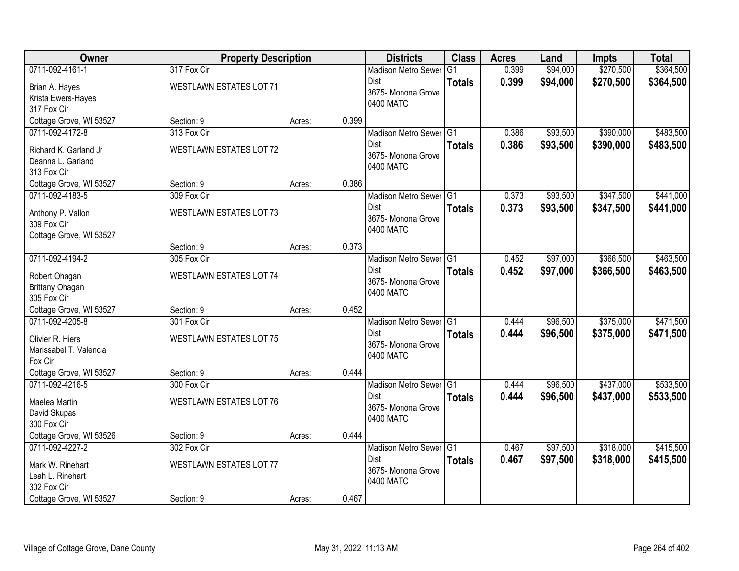| Owner | Property Description | | | Districts | Class | Acres | Land | Impts | Total |
|---|---|---|---|---|---|---|---|---|---|
| 0711-092-4161-1<br>Brian A. Hayes<br>Krista Ewers-Hayes<br>317 Fox Cir<br>Cottage Grove, WI 53527 | 317 Fox Cir<br>WESTLAWN ESTATES LOT 71<br><br>Section: 9 | Acres: | 0.399 | Madison Metro Sewer Dist<br>3675- Monona Grove<br>0400 MATC | G1<br>**Totals** | 0.399<br>**0.399** | $94,000<br>**$94,000** | $270,500<br>**$270,500** | $364,500<br>**$364,500** |
| 0711-092-4172-8<br>Richard K. Garland Jr<br>Deanna L. Garland<br>313 Fox Cir<br>Cottage Grove, WI 53527 | 313 Fox Cir<br>WESTLAWN ESTATES LOT 72<br><br>Section: 9 | Acres: | 0.386 | Madison Metro Sewer Dist<br>3675- Monona Grove<br>0400 MATC | G1<br>**Totals** | 0.386<br>**0.386** | $93,500<br>**$93,500** | $390,000<br>**$390,000** | $483,500<br>**$483,500** |
| 0711-092-4183-5<br>Anthony P. Vallon<br>309 Fox Cir<br>Cottage Grove, WI 53527 | 309 Fox Cir<br>WESTLAWN ESTATES LOT 73<br><br>Section: 9 | Acres: | 0.373 | Madison Metro Sewer Dist<br>3675- Monona Grove<br>0400 MATC | G1<br>**Totals** | 0.373<br>**0.373** | $93,500<br>**$93,500** | $347,500<br>**$347,500** | $441,000<br>**$441,000** |
| 0711-092-4194-2<br>Robert Ohagan<br>Brittany Ohagan<br>305 Fox Cir<br>Cottage Grove, WI 53527 | 305 Fox Cir<br>WESTLAWN ESTATES LOT 74<br><br>Section: 9 | Acres: | 0.452 | Madison Metro Sewer Dist<br>3675- Monona Grove<br>0400 MATC | G1<br>**Totals** | 0.452<br>**0.452** | $97,000<br>**$97,000** | $366,500<br>**$366,500** | $463,500<br>**$463,500** |
| 0711-092-4205-8<br>Olivier R. Hiers<br>Marissabel T. Valencia<br>Fox Cir<br>Cottage Grove, WI 53527 | 301 Fox Cir<br>WESTLAWN ESTATES LOT 75<br><br>Section: 9 | Acres: | 0.444 | Madison Metro Sewer Dist<br>3675- Monona Grove<br>0400 MATC | G1<br>**Totals** | 0.444<br>**0.444** | $96,500<br>**$96,500** | $375,000<br>**$375,000** | $471,500<br>**$471,500** |
| 0711-092-4216-5<br>Maelea Martin<br>David Skupas<br>300 Fox Cir<br>Cottage Grove, WI 53526 | 300 Fox Cir<br>WESTLAWN ESTATES LOT 76<br><br>Section: 9 | Acres: | 0.444 | Madison Metro Sewer Dist<br>3675- Monona Grove<br>0400 MATC | G1<br>**Totals** | 0.444<br>**0.444** | $96,500<br>**$96,500** | $437,000<br>**$437,000** | $533,500<br>**$533,500** |
| 0711-092-4227-2<br>Mark W. Rinehart<br>Leah L. Rinehart<br>302 Fox Cir<br>Cottage Grove, WI 53527 | 302 Fox Cir<br>WESTLAWN ESTATES LOT 77<br><br>Section: 9 | Acres: | 0.467 | Madison Metro Sewer Dist<br>3675- Monona Grove<br>0400 MATC | G1<br>**Totals** | 0.467<br>**0.467** | $97,500<br>**$97,500** | $318,000<br>**$318,000** | $415,500<br>**$415,500** |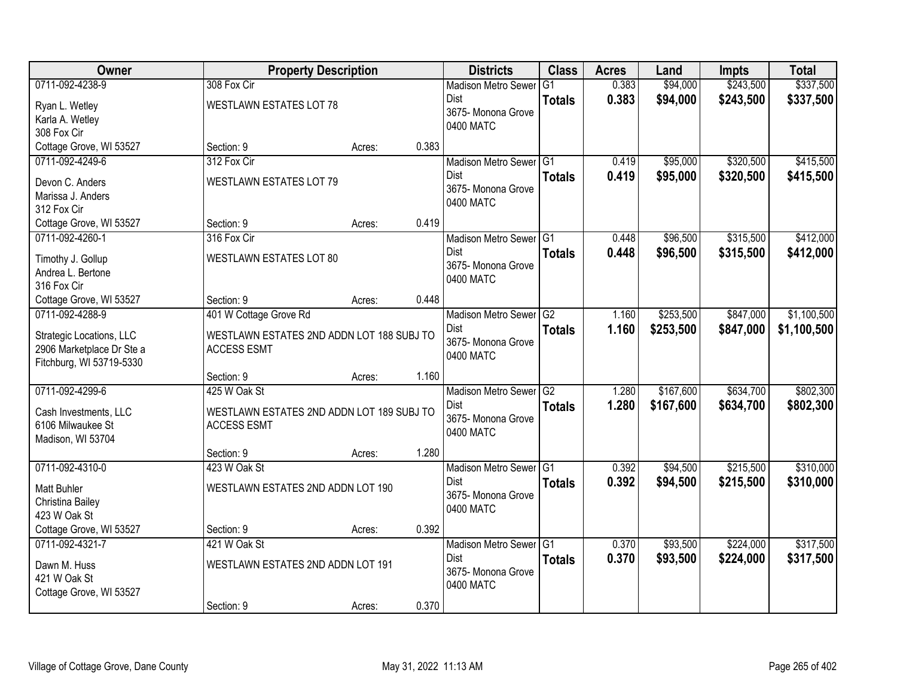| Owner | Property Description | | | Districts | Class | Acres | Land | Impts | Total |
|---|---|---|---|---|---|---|---|---|---|
| 0711-092-4238-9 | 308 Fox Cir | | | Madison Metro Sewer Dist | G1 | 0.383 | $94,000 | $243,500 | $337,500 |
| Ryan L. Wetley<br>Karla A. Wetley<br>308 Fox Cir<br>Cottage Grove, WI 53527 | WESTLAWN ESTATES LOT 78 | | | 3675- Monona Grove<br>0400 MATC | **Totals** | **0.383** | **$94,000** | **$243,500** | **$337,500** |
| | Section: 9 | Acres: | 0.383 | | | | | | |
| 0711-092-4249-6 | 312 Fox Cir | | | Madison Metro Sewer Dist | G1 | 0.419 | $95,000 | $320,500 | $415,500 |
| Devon C. Anders<br>Marissa J. Anders<br>312 Fox Cir<br>Cottage Grove, WI 53527 | WESTLAWN ESTATES LOT 79 | | | 3675- Monona Grove<br>0400 MATC | **Totals** | **0.419** | **$95,000** | **$320,500** | **$415,500** |
| | Section: 9 | Acres: | 0.419 | | | | | | |
| 0711-092-4260-1 | 316 Fox Cir | | | Madison Metro Sewer Dist | G1 | 0.448 | $96,500 | $315,500 | $412,000 |
| Timothy J. Gollup<br>Andrea L. Bertone<br>316 Fox Cir<br>Cottage Grove, WI 53527 | WESTLAWN ESTATES LOT 80 | | | 3675- Monona Grove<br>0400 MATC | **Totals** | **0.448** | **$96,500** | **$315,500** | **$412,000** |
| | Section: 9 | Acres: | 0.448 | | | | | | |
| 0711-092-4288-9 | 401 W Cottage Grove Rd | | | Madison Metro Sewer Dist | G2 | 1.160 | $253,500 | $847,000 | $1,100,500 |
| Strategic Locations, LLC<br>2906 Marketplace Dr Ste a<br>Fitchburg, WI 53719-5330 | WESTLAWN ESTATES 2ND ADDN LOT 188 SUBJ TO ACCESS ESMT | | | 3675- Monona Grove<br>0400 MATC | **Totals** | **1.160** | **$253,500** | **$847,000** | **$1,100,500** |
| | Section: 9 | Acres: | 1.160 | | | | | | |
| 0711-092-4299-6 | 425 W Oak St | | | Madison Metro Sewer Dist | G2 | 1.280 | $167,600 | $634,700 | $802,300 |
| Cash Investments, LLC<br>6106 Milwaukee St<br>Madison, WI 53704 | WESTLAWN ESTATES 2ND ADDN LOT 189 SUBJ TO ACCESS ESMT | | | 3675- Monona Grove<br>0400 MATC | **Totals** | **1.280** | **$167,600** | **$634,700** | **$802,300** |
| | Section: 9 | Acres: | 1.280 | | | | | | |
| 0711-092-4310-0 | 423 W Oak St | | | Madison Metro Sewer Dist | G1 | 0.392 | $94,500 | $215,500 | $310,000 |
| Matt Buhler<br>Christina Bailey<br>423 W Oak St<br>Cottage Grove, WI 53527 | WESTLAWN ESTATES 2ND ADDN LOT 190 | | | 3675- Monona Grove<br>0400 MATC | **Totals** | **0.392** | **$94,500** | **$215,500** | **$310,000** |
| | Section: 9 | Acres: | 0.392 | | | | | | |
| 0711-092-4321-7 | 421 W Oak St | | | Madison Metro Sewer Dist | G1 | 0.370 | $93,500 | $224,000 | $317,500 |
| Dawn M. Huss<br>421 W Oak St<br>Cottage Grove, WI 53527 | WESTLAWN ESTATES 2ND ADDN LOT 191 | | | 3675- Monona Grove<br>0400 MATC | **Totals** | **0.370** | **$93,500** | **$224,000** | **$317,500** |
| | Section: 9 | Acres: | 0.370 | | | | | | |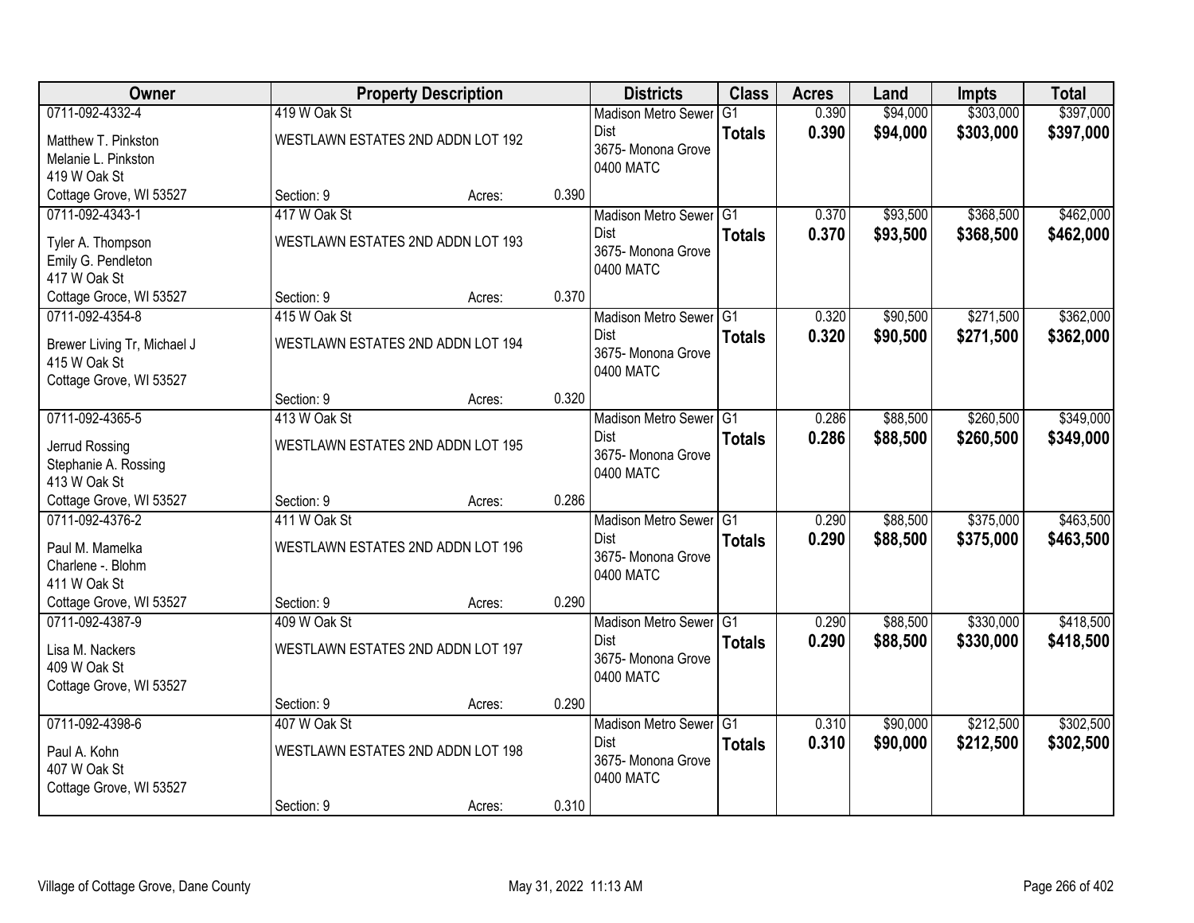| Owner | Property Description | | | Districts | Class | Acres | Land | Impts | Total |
|---|---|---|---|---|---|---|---|---|---|
| 0711-092-4332-4<br>Matthew T. Pinkston<br>Melanie L. Pinkston<br>419 W Oak St<br>Cottage Grove, WI 53527 | 419 W Oak St<br>WESTLAWN ESTATES 2ND ADDN LOT 192<br>Section: 9 | Acres: | 0.390 | Madison Metro Sewer Dist<br>3675- Monona Grove<br>0400 MATC | G1<br>**Totals** | 0.390<br>**0.390** | $94,000<br>**$94,000** | $303,000<br>**$303,000** | $397,000<br>**$397,000** |
| 0711-092-4343-1<br>Tyler A. Thompson<br>Emily G. Pendleton<br>417 W Oak St<br>Cottage Grove, WI 53527 | 417 W Oak St<br>WESTLAWN ESTATES 2ND ADDN LOT 193<br>Section: 9 | Acres: | 0.370 | Madison Metro Sewer Dist<br>3675- Monona Grove<br>0400 MATC | G1<br>**Totals** | 0.370<br>**0.370** | $93,500<br>**$93,500** | $368,500<br>**$368,500** | $462,000<br>**$462,000** |
| 0711-092-4354-8<br>Brewer Living Tr, Michael J<br>415 W Oak St<br>Cottage Grove, WI 53527 | 415 W Oak St<br>WESTLAWN ESTATES 2ND ADDN LOT 194<br>Section: 9 | Acres: | 0.320 | Madison Metro Sewer Dist<br>3675- Monona Grove<br>0400 MATC | G1<br>**Totals** | 0.320<br>**0.320** | $90,500<br>**$90,500** | $271,500<br>**$271,500** | $362,000<br>**$362,000** |
| 0711-092-4365-5<br>Jerrud Rossing<br>Stephanie A. Rossing<br>413 W Oak St<br>Cottage Grove, WI 53527 | 413 W Oak St<br>WESTLAWN ESTATES 2ND ADDN LOT 195<br>Section: 9 | Acres: | 0.286 | Madison Metro Sewer Dist<br>3675- Monona Grove<br>0400 MATC | G1<br>**Totals** | 0.286<br>**0.286** | $88,500<br>**$88,500** | $260,500<br>**$260,500** | $349,000<br>**$349,000** |
| 0711-092-4376-2<br>Paul M. Mamelka<br>Charlene -. Blohm<br>411 W Oak St<br>Cottage Grove, WI 53527 | 411 W Oak St<br>WESTLAWN ESTATES 2ND ADDN LOT 196<br>Section: 9 | Acres: | 0.290 | Madison Metro Sewer Dist<br>3675- Monona Grove<br>0400 MATC | G1<br>**Totals** | 0.290<br>**0.290** | $88,500<br>**$88,500** | $375,000<br>**$375,000** | $463,500<br>**$463,500** |
| 0711-092-4387-9<br>Lisa M. Nackers<br>409 W Oak St<br>Cottage Grove, WI 53527 | 409 W Oak St<br>WESTLAWN ESTATES 2ND ADDN LOT 197<br>Section: 9 | Acres: | 0.290 | Madison Metro Sewer Dist<br>3675- Monona Grove<br>0400 MATC | G1<br>**Totals** | 0.290<br>**0.290** | $88,500<br>**$88,500** | $330,000<br>**$330,000** | $418,500<br>**$418,500** |
| 0711-092-4398-6<br>Paul A. Kohn<br>407 W Oak St<br>Cottage Grove, WI 53527 | 407 W Oak St<br>WESTLAWN ESTATES 2ND ADDN LOT 198<br>Section: 9 | Acres: | 0.310 | Madison Metro Sewer Dist<br>3675- Monona Grove<br>0400 MATC | G1<br>**Totals** | 0.310<br>**0.310** | $90,000<br>**$90,000** | $212,500<br>**$212,500** | $302,500<br>**$302,500** |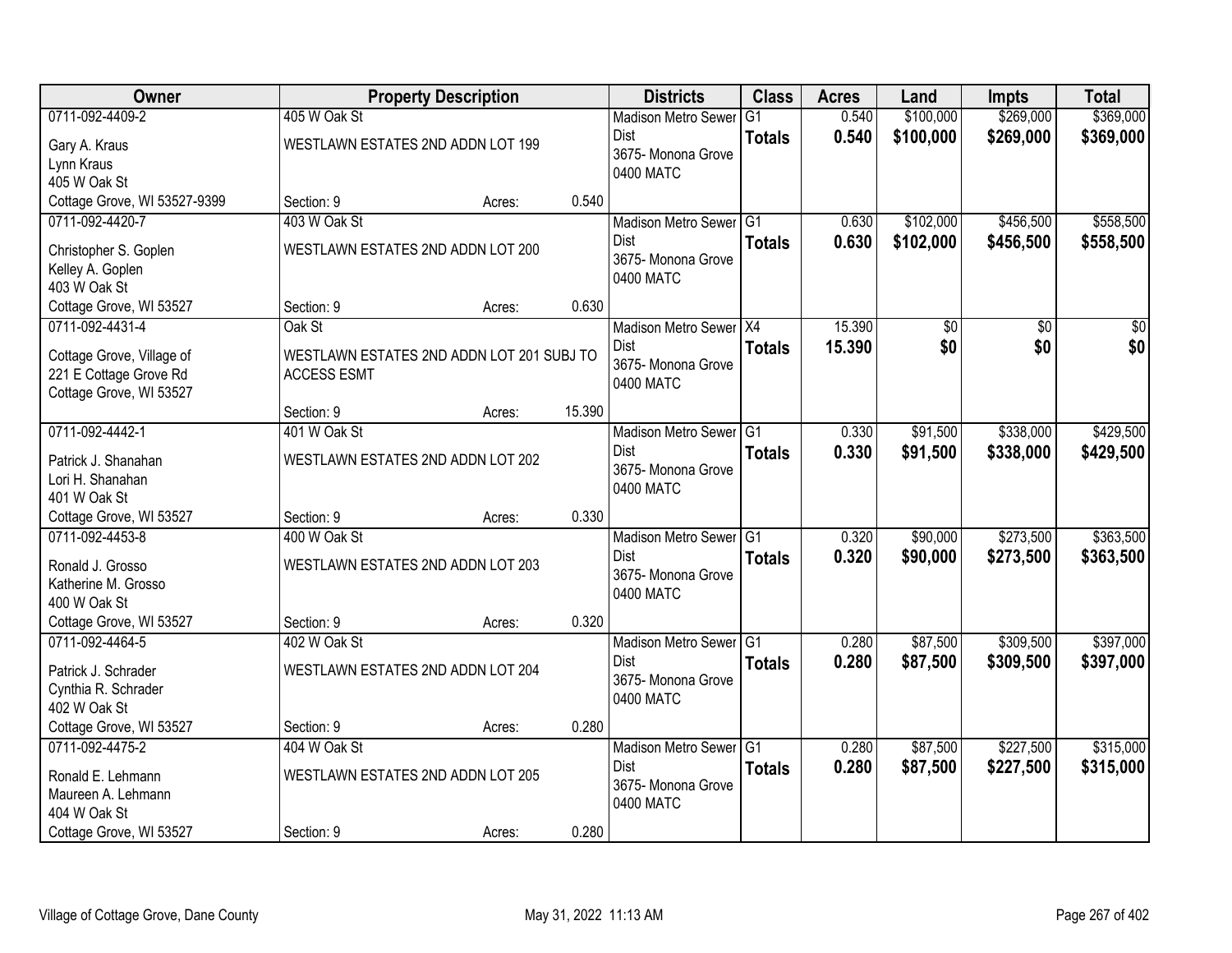| Owner | Property Description | Districts | Class | Acres | Land | Impts | Total |
|---|---|---|---|---|---|---|---|
| 0711-092-4409-2<br>Gary A. Kraus<br>Lynn Kraus<br>405 W Oak St<br>Cottage Grove, WI 53527-9399 | 405 W Oak St<br>WESTLAWN ESTATES 2ND ADDN LOT 199<br>Section: 9 Acres: 0.540 | Madison Metro Sewer Dist<br>3675- Monona Grove<br>0400 MATC | G1<br>**Totals** | 0.540<br>**0.540** | $100,000<br>**$100,000** | $269,000<br>**$269,000** | $369,000<br>**$369,000** |
| 0711-092-4420-7<br>Christopher S. Goplen<br>Kelley A. Goplen<br>403 W Oak St<br>Cottage Grove, WI 53527 | 403 W Oak St<br>WESTLAWN ESTATES 2ND ADDN LOT 200<br>Section: 9 Acres: 0.630 | Madison Metro Sewer Dist<br>3675- Monona Grove<br>0400 MATC | G1<br>**Totals** | 0.630<br>**0.630** | $102,000<br>**$102,000** | $456,500<br>**$456,500** | $558,500<br>**$558,500** |
| 0711-092-4431-4<br>Cottage Grove, Village of<br>221 E Cottage Grove Rd<br>Cottage Grove, WI 53527 | Oak St<br>WESTLAWN ESTATES 2ND ADDN LOT 201 SUBJ TO ACCESS ESMT<br>Section: 9 Acres: 15.390 | Madison Metro Sewer Dist<br>3675- Monona Grove<br>0400 MATC | X4<br>**Totals** | 15.390<br>**15.390** | $0<br>**$0** | $0<br>**$0** | $0<br>**$0** |
| 0711-092-4442-1<br>Patrick J. Shanahan<br>Lori H. Shanahan<br>401 W Oak St<br>Cottage Grove, WI 53527 | 401 W Oak St<br>WESTLAWN ESTATES 2ND ADDN LOT 202<br>Section: 9 Acres: 0.330 | Madison Metro Sewer Dist<br>3675- Monona Grove<br>0400 MATC | G1<br>**Totals** | 0.330<br>**0.330** | $91,500<br>**$91,500** | $338,000<br>**$338,000** | $429,500<br>**$429,500** |
| 0711-092-4453-8<br>Ronald J. Grosso<br>Katherine M. Grosso<br>400 W Oak St<br>Cottage Grove, WI 53527 | 400 W Oak St<br>WESTLAWN ESTATES 2ND ADDN LOT 203<br>Section: 9 Acres: 0.320 | Madison Metro Sewer Dist<br>3675- Monona Grove<br>0400 MATC | G1<br>**Totals** | 0.320<br>**0.320** | $90,000<br>**$90,000** | $273,500<br>**$273,500** | $363,500<br>**$363,500** |
| 0711-092-4464-5<br>Patrick J. Schrader<br>Cynthia R. Schrader<br>402 W Oak St<br>Cottage Grove, WI 53527 | 402 W Oak St<br>WESTLAWN ESTATES 2ND ADDN LOT 204<br>Section: 9 Acres: 0.280 | Madison Metro Sewer Dist<br>3675- Monona Grove<br>0400 MATC | G1<br>**Totals** | 0.280<br>**0.280** | $87,500<br>**$87,500** | $309,500<br>**$309,500** | $397,000<br>**$397,000** |
| 0711-092-4475-2<br>Ronald E. Lehmann<br>Maureen A. Lehmann<br>404 W Oak St<br>Cottage Grove, WI 53527 | 404 W Oak St<br>WESTLAWN ESTATES 2ND ADDN LOT 205<br>Section: 9 Acres: 0.280 | Madison Metro Sewer Dist<br>3675- Monona Grove<br>0400 MATC | G1<br>**Totals** | 0.280<br>**0.280** | $87,500<br>**$87,500** | $227,500<br>**$227,500** | $315,000<br>**$315,000** |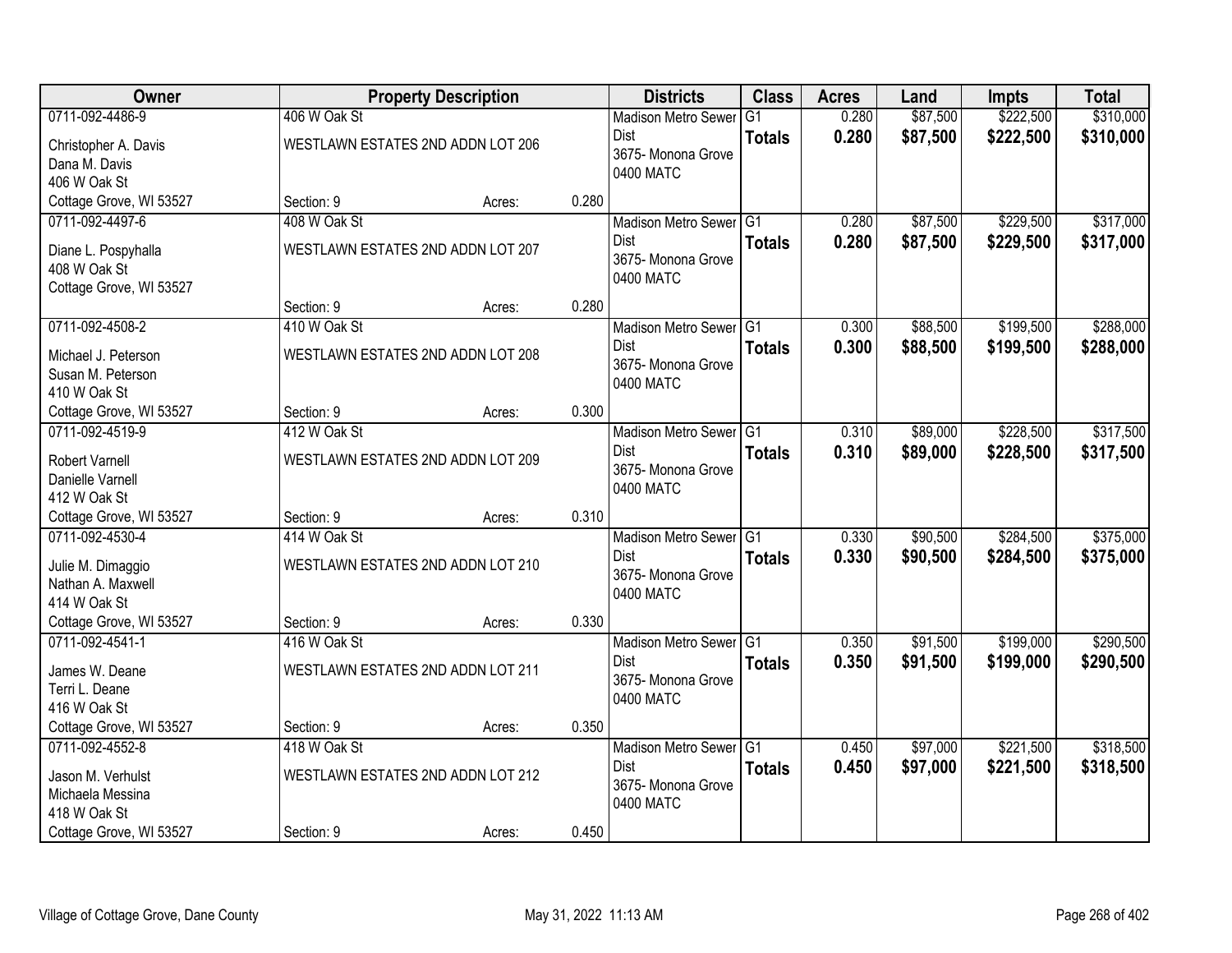| Owner | Property Description | | | Districts | Class | Acres | Land | Impts | Total |
|---|---|---|---|---|---|---|---|---|---|
| 0711-092-4486-9<br>Christopher A. Davis<br>Dana M. Davis<br>406 W Oak St<br>Cottage Grove, WI 53527 | 406 W Oak St<br>WESTLAWN ESTATES 2ND ADDN LOT 206<br>Section: 9 | Acres: | 0.280 | Madison Metro Sewer Dist<br>3675- Monona Grove<br>0400 MATC | G1<br>**Totals** | 0.280<br>**0.280** | $87,500<br>**$87,500** | $222,500<br>**$222,500** | $310,000<br>**$310,000** |
| 0711-092-4497-6<br>Diane L. Pospyhalla<br>408 W Oak St<br>Cottage Grove, WI 53527 | 408 W Oak St<br>WESTLAWN ESTATES 2ND ADDN LOT 207<br>Section: 9 | Acres: | 0.280 | Madison Metro Sewer Dist<br>3675- Monona Grove<br>0400 MATC | G1<br>**Totals** | 0.280<br>**0.280** | $87,500<br>**$87,500** | $229,500<br>**$229,500** | $317,000<br>**$317,000** |
| 0711-092-4508-2<br>Michael J. Peterson<br>Susan M. Peterson<br>410 W Oak St<br>Cottage Grove, WI 53527 | 410 W Oak St<br>WESTLAWN ESTATES 2ND ADDN LOT 208<br>Section: 9 | Acres: | 0.300 | Madison Metro Sewer Dist<br>3675- Monona Grove<br>0400 MATC | G1<br>**Totals** | 0.300<br>**0.300** | $88,500<br>**$88,500** | $199,500<br>**$199,500** | $288,000<br>**$288,000** |
| 0711-092-4519-9<br>Robert Varnell<br>Danielle Varnell<br>412 W Oak St<br>Cottage Grove, WI 53527 | 412 W Oak St<br>WESTLAWN ESTATES 2ND ADDN LOT 209<br>Section: 9 | Acres: | 0.310 | Madison Metro Sewer Dist<br>3675- Monona Grove<br>0400 MATC | G1<br>**Totals** | 0.310<br>**0.310** | $89,000<br>**$89,000** | $228,500<br>**$228,500** | $317,500<br>**$317,500** |
| 0711-092-4530-4<br>Julie M. Dimaggio<br>Nathan A. Maxwell<br>414 W Oak St<br>Cottage Grove, WI 53527 | 414 W Oak St<br>WESTLAWN ESTATES 2ND ADDN LOT 210<br>Section: 9 | Acres: | 0.330 | Madison Metro Sewer Dist<br>3675- Monona Grove<br>0400 MATC | G1<br>**Totals** | 0.330<br>**0.330** | $90,500<br>**$90,500** | $284,500<br>**$284,500** | $375,000<br>**$375,000** |
| 0711-092-4541-1<br>James W. Deane<br>Terri L. Deane<br>416 W Oak St<br>Cottage Grove, WI 53527 | 416 W Oak St<br>WESTLAWN ESTATES 2ND ADDN LOT 211<br>Section: 9 | Acres: | 0.350 | Madison Metro Sewer Dist<br>3675- Monona Grove<br>0400 MATC | G1<br>**Totals** | 0.350<br>**0.350** | $91,500<br>**$91,500** | $199,000<br>**$199,000** | $290,500<br>**$290,500** |
| 0711-092-4552-8<br>Jason M. Verhulst<br>Michaela Messina<br>418 W Oak St<br>Cottage Grove, WI 53527 | 418 W Oak St<br>WESTLAWN ESTATES 2ND ADDN LOT 212<br>Section: 9 | Acres: | 0.450 | Madison Metro Sewer Dist<br>3675- Monona Grove<br>0400 MATC | G1<br>**Totals** | 0.450<br>**0.450** | $97,000<br>**$97,000** | $221,500<br>**$221,500** | $318,500<br>**$318,500** |

Village of Cottage Grove, Dane County May 31, 2022 11:13 AM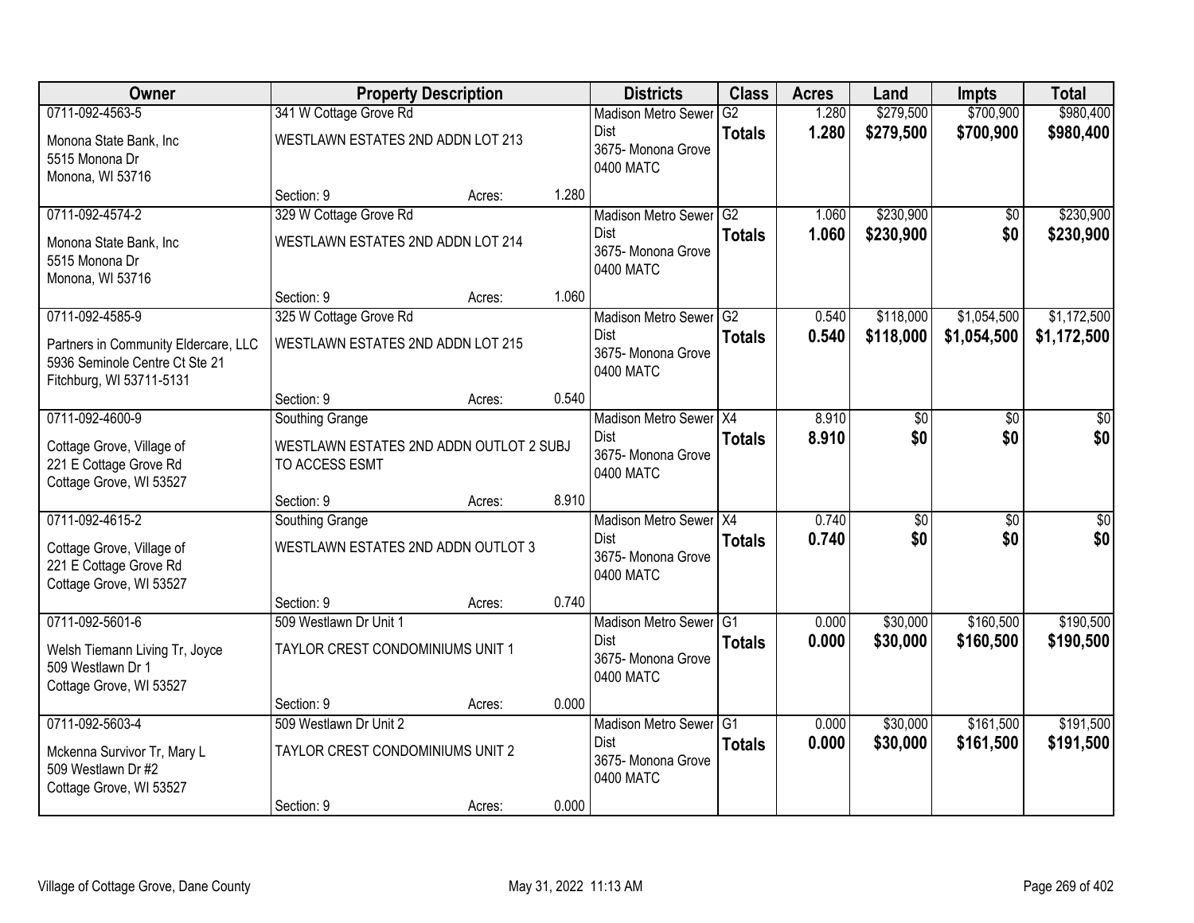| Owner | Property Description | | | Districts | Class | Acres | Land | Impts | Total |
|---|---|---|---|---|---|---|---|---|---|
| 0711-092-4563-5 | 341 W Cottage Grove Rd | | | Madison Metro Sewer Dist | G2 | 1.280 | $279,500 | $700,900 | $980,400 |
| Monona State Bank, Inc<br>5515 Monona Dr<br>Monona, WI 53716 | WESTLAWN ESTATES 2ND ADDN LOT 213 | | | 3675- Monona Grove<br>0400 MATC | **Totals** | **1.280** | **$279,500** | **$700,900** | **$980,400** |
| | Section: 9 | Acres: | 1.280 | | | | | | |
| 0711-092-4574-2 | 329 W Cottage Grove Rd | | | Madison Metro Sewer Dist | G2 | 1.060 | $230,900 | $0 | $230,900 |
| Monona State Bank, Inc<br>5515 Monona Dr<br>Monona, WI 53716 | WESTLAWN ESTATES 2ND ADDN LOT 214 | | | 3675- Monona Grove<br>0400 MATC | **Totals** | **1.060** | **$230,900** | **$0** | **$230,900** |
| | Section: 9 | Acres: | 1.060 | | | | | | |
| 0711-092-4585-9 | 325 W Cottage Grove Rd | | | Madison Metro Sewer Dist | G2 | 0.540 | $118,000 | $1,054,500 | $1,172,500 |
| Partners in Community Eldercare, LLC<br>5936 Seminole Centre Ct Ste 21<br>Fitchburg, WI 53711-5131 | WESTLAWN ESTATES 2ND ADDN LOT 215 | | | 3675- Monona Grove<br>0400 MATC | **Totals** | **0.540** | **$118,000** | **$1,054,500** | **$1,172,500** |
| | Section: 9 | Acres: | 0.540 | | | | | | |
| 0711-092-4600-9 | Southing Grange | | | Madison Metro Sewer Dist | X4 | 8.910 | $0 | $0 | $0 |
| Cottage Grove, Village of<br>221 E Cottage Grove Rd<br>Cottage Grove, WI 53527 | WESTLAWN ESTATES 2ND ADDN OUTLOT 2 SUBJ TO ACCESS ESMT | | | 3675- Monona Grove<br>0400 MATC | **Totals** | **8.910** | **$0** | **$0** | **$0** |
| | Section: 9 | Acres: | 8.910 | | | | | | |
| 0711-092-4615-2 | Southing Grange | | | Madison Metro Sewer Dist | X4 | 0.740 | $0 | $0 | $0 |
| Cottage Grove, Village of<br>221 E Cottage Grove Rd<br>Cottage Grove, WI 53527 | WESTLAWN ESTATES 2ND ADDN OUTLOT 3 | | | 3675- Monona Grove<br>0400 MATC | **Totals** | **0.740** | **$0** | **$0** | **$0** |
| | Section: 9 | Acres: | 0.740 | | | | | | |
| 0711-092-5601-6 | 509 Westlawn Dr Unit 1 | | | Madison Metro Sewer Dist | G1 | 0.000 | $30,000 | $160,500 | $190,500 |
| Welsh Tiemann Living Tr, Joyce<br>509 Westlawn Dr 1<br>Cottage Grove, WI 53527 | TAYLOR CREST CONDOMINIUMS UNIT 1 | | | 3675- Monona Grove<br>0400 MATC | **Totals** | **0.000** | **$30,000** | **$160,500** | **$190,500** |
| | Section: 9 | Acres: | 0.000 | | | | | | |
| 0711-092-5603-4 | 509 Westlawn Dr Unit 2 | | | Madison Metro Sewer Dist | G1 | 0.000 | $30,000 | $161,500 | $191,500 |
| Mckenna Survivor Tr, Mary L<br>509 Westlawn Dr #2<br>Cottage Grove, WI 53527 | TAYLOR CREST CONDOMINIUMS UNIT 2 | | | 3675- Monona Grove<br>0400 MATC | **Totals** | **0.000** | **$30,000** | **$161,500** | **$191,500** |
| | Section: 9 | Acres: | 0.000 | | | | | | |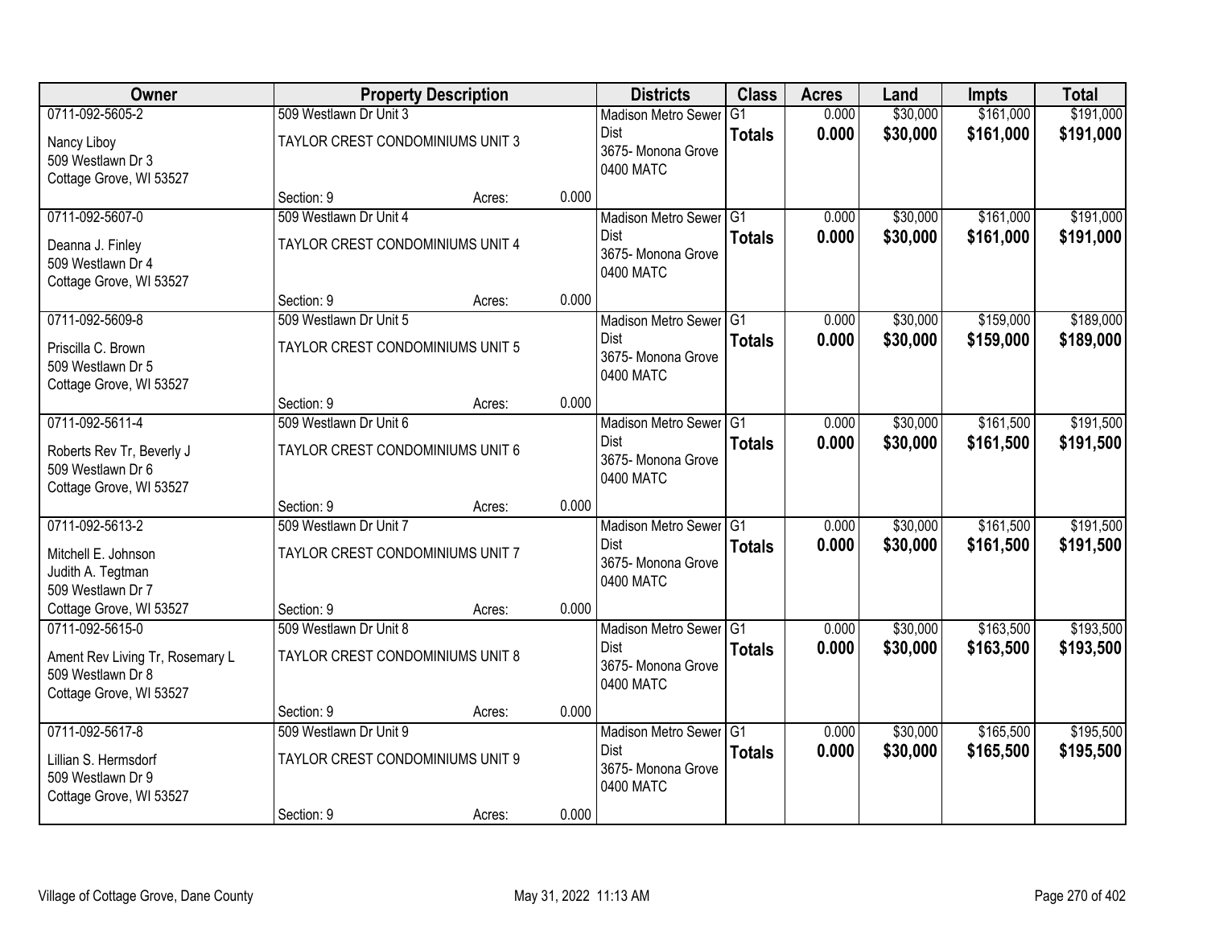| Owner | Property Description | | | Districts | Class | Acres | Land | Impts | Total |
|---|---|---|---|---|---|---|---|---|---|
| 0711-092-5605-2 | 509 Westlawn Dr Unit 3 | | | Madison Metro Sewer Dist | G1 | 0.000 | $30,000 | $161,000 | $191,000 |
| Nancy Liboy<br>509 Westlawn Dr 3<br>Cottage Grove, WI 53527 | TAYLOR CREST CONDOMINIUMS UNIT 3 | | | 3675- Monona Grove<br>0400 MATC | **Totals** | **0.000** | **$30,000** | **$161,000** | **$191,000** |
| | Section: 9 | Acres: | 0.000 | | | | | | |
| 0711-092-5607-0 | 509 Westlawn Dr Unit 4 | | | Madison Metro Sewer Dist | G1 | 0.000 | $30,000 | $161,000 | $191,000 |
| Deanna J. Finley<br>509 Westlawn Dr 4<br>Cottage Grove, WI 53527 | TAYLOR CREST CONDOMINIUMS UNIT 4 | | | 3675- Monona Grove<br>0400 MATC | **Totals** | **0.000** | **$30,000** | **$161,000** | **$191,000** |
| | Section: 9 | Acres: | 0.000 | | | | | | |
| 0711-092-5609-8 | 509 Westlawn Dr Unit 5 | | | Madison Metro Sewer Dist | G1 | 0.000 | $30,000 | $159,000 | $189,000 |
| Priscilla C. Brown<br>509 Westlawn Dr 5<br>Cottage Grove, WI 53527 | TAYLOR CREST CONDOMINIUMS UNIT 5 | | | 3675- Monona Grove<br>0400 MATC | **Totals** | **0.000** | **$30,000** | **$159,000** | **$189,000** |
| | Section: 9 | Acres: | 0.000 | | | | | | |
| 0711-092-5611-4 | 509 Westlawn Dr Unit 6 | | | Madison Metro Sewer Dist | G1 | 0.000 | $30,000 | $161,500 | $191,500 |
| Roberts Rev Tr, Beverly J<br>509 Westlawn Dr 6<br>Cottage Grove, WI 53527 | TAYLOR CREST CONDOMINIUMS UNIT 6 | | | 3675- Monona Grove<br>0400 MATC | **Totals** | **0.000** | **$30,000** | **$161,500** | **$191,500** |
| | Section: 9 | Acres: | 0.000 | | | | | | |
| 0711-092-5613-2 | 509 Westlawn Dr Unit 7 | | | Madison Metro Sewer Dist | G1 | 0.000 | $30,000 | $161,500 | $191,500 |
| Mitchell E. Johnson<br>Judith A. Tegtman<br>509 Westlawn Dr 7<br>Cottage Grove, WI 53527 | TAYLOR CREST CONDOMINIUMS UNIT 7 | | | 3675- Monona Grove<br>0400 MATC | **Totals** | **0.000** | **$30,000** | **$161,500** | **$191,500** |
| | Section: 9 | Acres: | 0.000 | | | | | | |
| 0711-092-5615-0 | 509 Westlawn Dr Unit 8 | | | Madison Metro Sewer Dist | G1 | 0.000 | $30,000 | $163,500 | $193,500 |
| Ament Rev Living Tr, Rosemary L<br>509 Westlawn Dr 8<br>Cottage Grove, WI 53527 | TAYLOR CREST CONDOMINIUMS UNIT 8 | | | 3675- Monona Grove<br>0400 MATC | **Totals** | **0.000** | **$30,000** | **$163,500** | **$193,500** |
| | Section: 9 | Acres: | 0.000 | | | | | | |
| 0711-092-5617-8 | 509 Westlawn Dr Unit 9 | | | Madison Metro Sewer Dist | G1 | 0.000 | $30,000 | $165,500 | $195,500 |
| Lillian S. Hermsdorf<br>509 Westlawn Dr 9<br>Cottage Grove, WI 53527 | TAYLOR CREST CONDOMINIUMS UNIT 9 | | | 3675- Monona Grove<br>0400 MATC | **Totals** | **0.000** | **$30,000** | **$165,500** | **$195,500** |
| | Section: 9 | Acres: | 0.000 | | | | | | |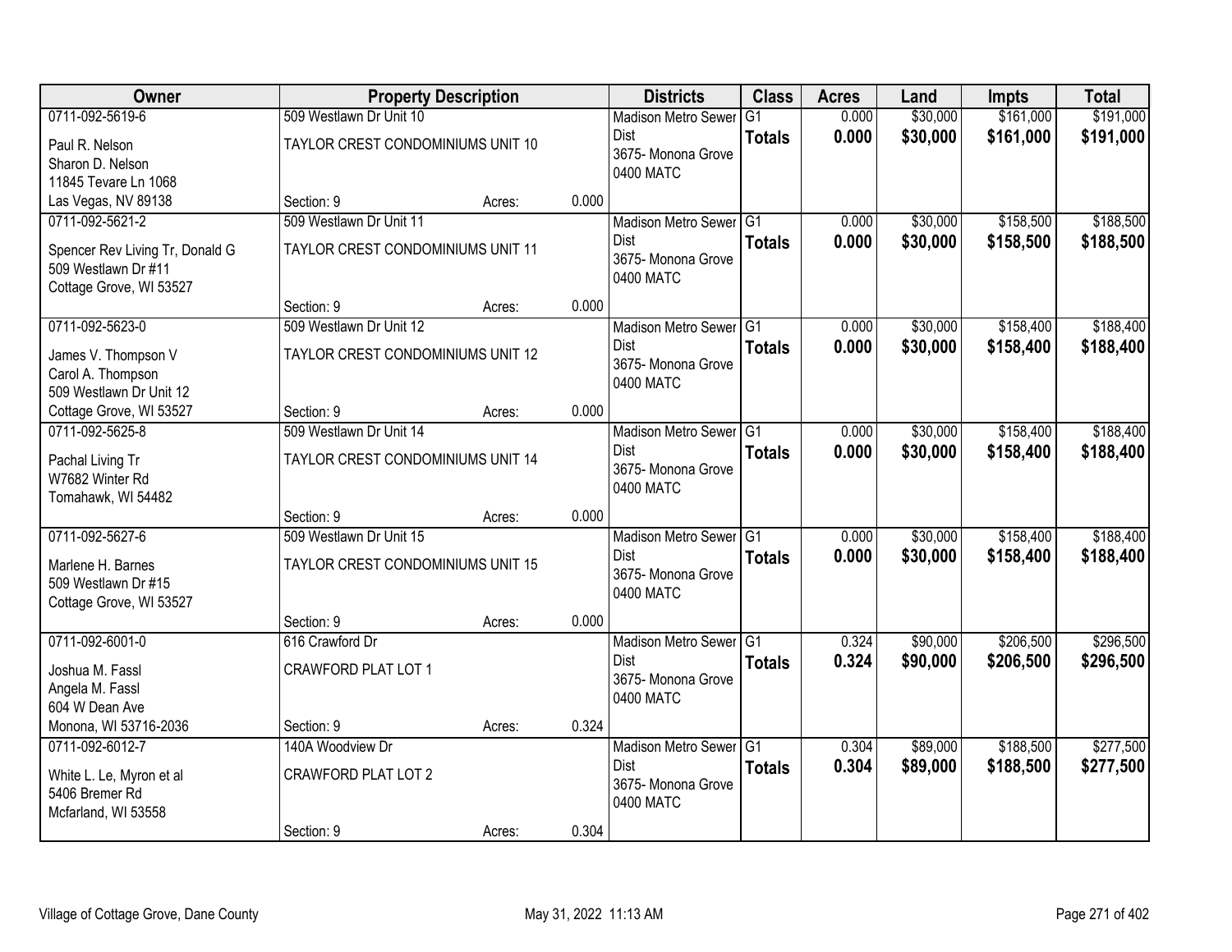| Owner | Property Description | | | Districts | Class | Acres | Land | Impts | Total |
|---|---|---|---|---|---|---|---|---|---|
| 0711-092-5619-6<br>Paul R. Nelson<br>Sharon D. Nelson<br>11845 Tevare Ln 1068<br>Las Vegas, NV 89138 | 509 Westlawn Dr Unit 10<br>TAYLOR CREST CONDOMINIUMS UNIT 10<br>Section: 9 | Acres: | 0.000 | Madison Metro Sewer Dist<br>3675- Monona Grove<br>0400 MATC | G1<br>**Totals** | 0.000<br>**0.000** | $30,000<br>**$30,000** | $161,000<br>**$161,000** | $191,000<br>**$191,000** |
| 0711-092-5621-2<br>Spencer Rev Living Tr, Donald G<br>509 Westlawn Dr #11<br>Cottage Grove, WI 53527 | 509 Westlawn Dr Unit 11<br>TAYLOR CREST CONDOMINIUMS UNIT 11<br>Section: 9 | Acres: | 0.000 | Madison Metro Sewer Dist<br>3675- Monona Grove<br>0400 MATC | G1<br>**Totals** | 0.000<br>**0.000** | $30,000<br>**$30,000** | $158,500<br>**$158,500** | $188,500<br>**$188,500** |
| 0711-092-5623-0<br>James V. Thompson V<br>Carol A. Thompson<br>509 Westlawn Dr Unit 12<br>Cottage Grove, WI 53527 | 509 Westlawn Dr Unit 12<br>TAYLOR CREST CONDOMINIUMS UNIT 12<br>Section: 9 | Acres: | 0.000 | Madison Metro Sewer Dist<br>3675- Monona Grove<br>0400 MATC | G1<br>**Totals** | 0.000<br>**0.000** | $30,000<br>**$30,000** | $158,400<br>**$158,400** | $188,400<br>**$188,400** |
| 0711-092-5625-8<br>Pachal Living Tr<br>W7682 Winter Rd<br>Tomahawk, WI 54482 | 509 Westlawn Dr Unit 14<br>TAYLOR CREST CONDOMINIUMS UNIT 14<br>Section: 9 | Acres: | 0.000 | Madison Metro Sewer Dist<br>3675- Monona Grove<br>0400 MATC | G1<br>**Totals** | 0.000<br>**0.000** | $30,000<br>**$30,000** | $158,400<br>**$158,400** | $188,400<br>**$188,400** |
| 0711-092-5627-6<br>Marlene H. Barnes<br>509 Westlawn Dr #15<br>Cottage Grove, WI 53527 | 509 Westlawn Dr Unit 15<br>TAYLOR CREST CONDOMINIUMS UNIT 15<br>Section: 9 | Acres: | 0.000 | Madison Metro Sewer Dist<br>3675- Monona Grove<br>0400 MATC | G1<br>**Totals** | 0.000<br>**0.000** | $30,000<br>**$30,000** | $158,400<br>**$158,400** | $188,400<br>**$188,400** |
| 0711-092-6001-0<br>Joshua M. Fassl<br>Angela M. Fassl<br>604 W Dean Ave<br>Monona, WI 53716-2036 | 616 Crawford Dr<br>CRAWFORD PLAT LOT 1<br>Section: 9 | Acres: | 0.324 | Madison Metro Sewer Dist<br>3675- Monona Grove<br>0400 MATC | G1<br>**Totals** | 0.324<br>**0.324** | $90,000<br>**$90,000** | $206,500<br>**$206,500** | $296,500<br>**$296,500** |
| 0711-092-6012-7<br>White L. Le, Myron et al<br>5406 Bremer Rd<br>Mcfarland, WI 53558 | 140A Woodview Dr<br>CRAWFORD PLAT LOT 2<br>Section: 9 | Acres: | 0.304 | Madison Metro Sewer Dist<br>3675- Monona Grove<br>0400 MATC | G1<br>**Totals** | 0.304<br>**0.304** | $89,000<br>**$89,000** | $188,500<br>**$188,500** | $277,500<br>**$277,500** |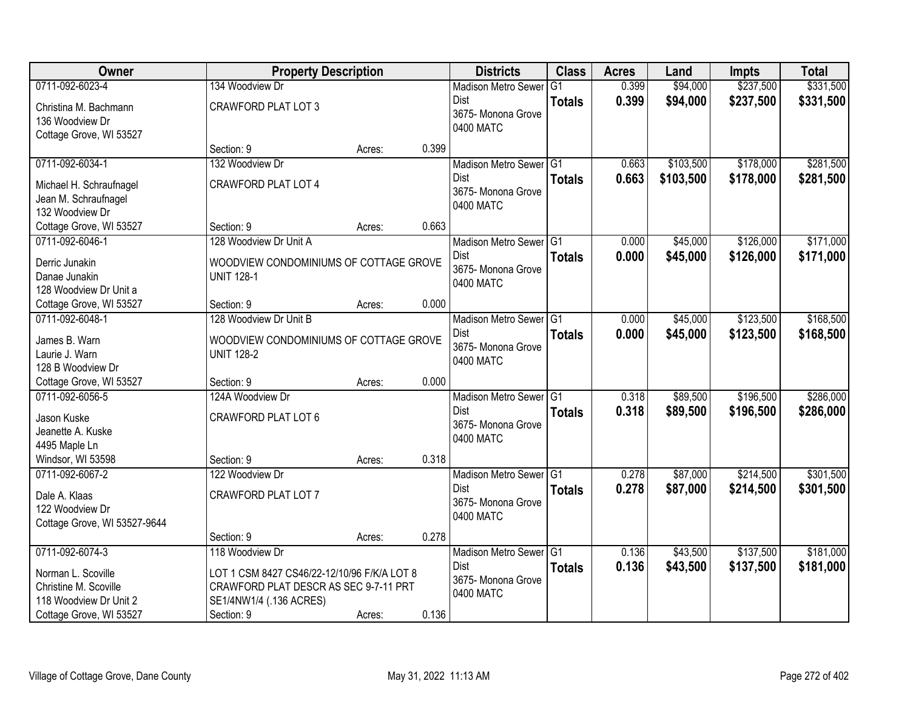| Owner | Property Description | | | Districts | Class | Acres | Land | Impts | Total |
|---|---|---|---|---|---|---|---|---|---|
| 0711-092-6023-4<br>Christina M. Bachmann<br>136 Woodview Dr<br>Cottage Grove, WI 53527 | 134 Woodview Dr<br>CRAWFORD PLAT LOT 3<br>Section: 9 | Acres: | 0.399 | Madison Metro Sewer Dist<br>3675- Monona Grove<br>0400 MATC | G1<br>**Totals** | 0.399<br>**0.399** | $94,000<br>**$94,000** | $237,500<br>**$237,500** | $331,500<br>**$331,500** |
| 0711-092-6034-1<br>Michael H. Schraufnagel<br>Jean M. Schraufnagel<br>132 Woodview Dr<br>Cottage Grove, WI 53527 | 132 Woodview Dr<br>CRAWFORD PLAT LOT 4<br>Section: 9 | Acres: | 0.663 | Madison Metro Sewer Dist<br>3675- Monona Grove<br>0400 MATC | G1<br>**Totals** | 0.663<br>**0.663** | $103,500<br>**$103,500** | $178,000<br>**$178,000** | $281,500<br>**$281,500** |
| 0711-092-6046-1<br>Derric Junakin<br>Danae Junakin<br>128 Woodview Dr Unit a<br>Cottage Grove, WI 53527 | 128 Woodview Dr Unit A<br>WOODVIEW CONDOMINIUMS OF COTTAGE GROVE UNIT 128-1<br>Section: 9 | Acres: | 0.000 | Madison Metro Sewer Dist<br>3675- Monona Grove<br>0400 MATC | G1<br>**Totals** | 0.000<br>**0.000** | $45,000<br>**$45,000** | $126,000<br>**$126,000** | $171,000<br>**$171,000** |
| 0711-092-6048-1<br>James B. Warn<br>Laurie J. Warn<br>128 B Woodview Dr<br>Cottage Grove, WI 53527 | 128 Woodview Dr Unit B<br>WOODVIEW CONDOMINIUMS OF COTTAGE GROVE UNIT 128-2<br>Section: 9 | Acres: | 0.000 | Madison Metro Sewer Dist<br>3675- Monona Grove<br>0400 MATC | G1<br>**Totals** | 0.000<br>**0.000** | $45,000<br>**$45,000** | $123,500<br>**$123,500** | $168,500<br>**$168,500** |
| 0711-092-6056-5<br>Jason Kuske<br>Jeanette A. Kuske<br>4495 Maple Ln<br>Windsor, WI 53598 | 124A Woodview Dr<br>CRAWFORD PLAT LOT 6<br>Section: 9 | Acres: | 0.318 | Madison Metro Sewer Dist<br>3675- Monona Grove<br>0400 MATC | G1<br>**Totals** | 0.318<br>**0.318** | $89,500<br>**$89,500** | $196,500<br>**$196,500** | $286,000<br>**$286,000** |
| 0711-092-6067-2<br>Dale A. Klaas<br>122 Woodview Dr<br>Cottage Grove, WI 53527-9644 | 122 Woodview Dr<br>CRAWFORD PLAT LOT 7<br>Section: 9 | Acres: | 0.278 | Madison Metro Sewer Dist<br>3675- Monona Grove<br>0400 MATC | G1<br>**Totals** | 0.278<br>**0.278** | $87,000<br>**$87,000** | $214,500<br>**$214,500** | $301,500<br>**$301,500** |
| 0711-092-6074-3<br>Norman L. Scoville<br>Christine M. Scoville<br>118 Woodview Dr Unit 2<br>Cottage Grove, WI 53527 | 118 Woodview Dr<br>LOT 1 CSM 8427 CS46/22-12/10/96 F/K/A LOT 8 CRAWFORD PLAT DESCR AS SEC 9-7-11 PRT SE1/4NW1/4 (.136 ACRES)<br>Section: 9 | Acres: | 0.136 | Madison Metro Sewer Dist<br>3675- Monona Grove<br>0400 MATC | G1<br>**Totals** | 0.136<br>**0.136** | $43,500<br>**$43,500** | $137,500<br>**$137,500** | $181,000<br>**$181,000** |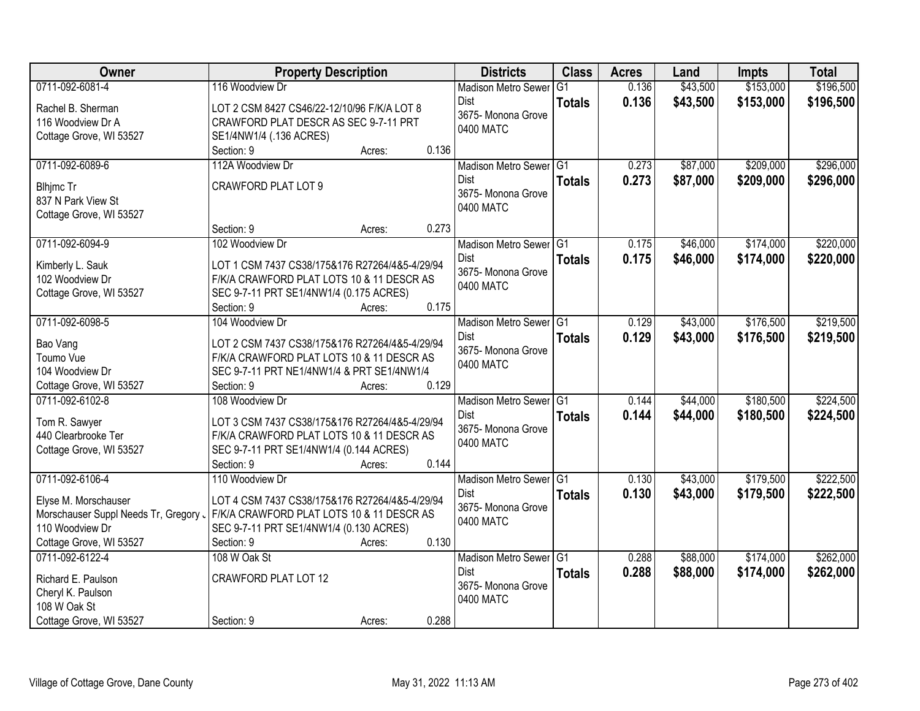| Owner | Property Description | Districts | Class | Acres | Land | Impts | Total |
|---|---|---|---|---|---|---|---|
| 0711-092-6081-4<br>Rachel B. Sherman<br>116 Woodview Dr A<br>Cottage Grove, WI 53527 | 116 Woodview Dr<br>LOT 2 CSM 8427 CS46/22-12/10/96 F/K/A LOT 8 CRAWFORD PLAT DESCR AS SEC 9-7-11 PRT SE1/4NW1/4 (.136 ACRES)<br>Section: 9 Acres: 0.136 | Madison Metro Sewer Dist<br>3675- Monona Grove<br>0400 MATC | G1<br>**Totals** | 0.136<br>**0.136** | $43,500<br>**$43,500** | $153,000<br>**$153,000** | $196,500<br>**$196,500** |
| 0711-092-6089-6<br>Blhjmc Tr<br>837 N Park View St<br>Cottage Grove, WI 53527 | 112A Woodview Dr<br>CRAWFORD PLAT LOT 9<br>Section: 9 Acres: 0.273 | Madison Metro Sewer Dist<br>3675- Monona Grove<br>0400 MATC | G1<br>**Totals** | 0.273<br>**0.273** | $87,000<br>**$87,000** | $209,000<br>**$209,000** | $296,000<br>**$296,000** |
| 0711-092-6094-9<br>Kimberly L. Sauk<br>102 Woodview Dr<br>Cottage Grove, WI 53527 | 102 Woodview Dr<br>LOT 1 CSM 7437 CS38/175&176 R27264/4&5-4/29/94 F/K/A CRAWFORD PLAT LOTS 10 & 11 DESCR AS SEC 9-7-11 PRT SE1/4NW1/4 (0.175 ACRES)<br>Section: 9 Acres: 0.175 | Madison Metro Sewer Dist<br>3675- Monona Grove<br>0400 MATC | G1<br>**Totals** | 0.175<br>**0.175** | $46,000<br>**$46,000** | $174,000<br>**$174,000** | $220,000<br>**$220,000** |
| 0711-092-6098-5<br>Bao Vang<br>Toumo Vue<br>104 Woodview Dr<br>Cottage Grove, WI 53527 | 104 Woodview Dr<br>LOT 2 CSM 7437 CS38/175&176 R27264/4&5-4/29/94 F/K/A CRAWFORD PLAT LOTS 10 & 11 DESCR AS SEC 9-7-11 PRT NE1/4NW1/4 & PRT SE1/4NW1/4<br>Section: 9 Acres: 0.129 | Madison Metro Sewer Dist<br>3675- Monona Grove<br>0400 MATC | G1<br>**Totals** | 0.129<br>**0.129** | $43,000<br>**$43,000** | $176,500<br>**$176,500** | $219,500<br>**$219,500** |
| 0711-092-6102-8<br>Tom R. Sawyer<br>440 Clearbrooke Ter<br>Cottage Grove, WI 53527 | 108 Woodview Dr<br>LOT 3 CSM 7437 CS38/175&176 R27264/4&5-4/29/94 F/K/A CRAWFORD PLAT LOTS 10 & 11 DESCR AS SEC 9-7-11 PRT SE1/4NW1/4 (0.144 ACRES)<br>Section: 9 Acres: 0.144 | Madison Metro Sewer Dist<br>3675- Monona Grove<br>0400 MATC | G1<br>**Totals** | 0.144<br>**0.144** | $44,000<br>**$44,000** | $180,500<br>**$180,500** | $224,500<br>**$224,500** |
| 0711-092-6106-4<br>Elyse M. Morschauser<br>Morschauser Suppl Needs Tr, Gregory J<br>110 Woodview Dr<br>Cottage Grove, WI 53527 | 110 Woodview Dr<br>LOT 4 CSM 7437 CS38/175&176 R27264/4&5-4/29/94 F/K/A CRAWFORD PLAT LOTS 10 & 11 DESCR AS SEC 9-7-11 PRT SE1/4NW1/4 (0.130 ACRES)<br>Section: 9 Acres: 0.130 | Madison Metro Sewer Dist<br>3675- Monona Grove<br>0400 MATC | G1<br>**Totals** | 0.130<br>**0.130** | $43,000<br>**$43,000** | $179,500<br>**$179,500** | $222,500<br>**$222,500** |
| 0711-092-6122-4<br>Richard E. Paulson<br>Cheryl K. Paulson<br>108 W Oak St<br>Cottage Grove, WI 53527 | 108 W Oak St<br>CRAWFORD PLAT LOT 12<br>Section: 9 Acres: 0.288 | Madison Metro Sewer Dist<br>3675- Monona Grove<br>0400 MATC | G1<br>**Totals** | 0.288<br>**0.288** | $88,000<br>**$88,000** | $174,000<br>**$174,000** | $262,000<br>**$262,000** |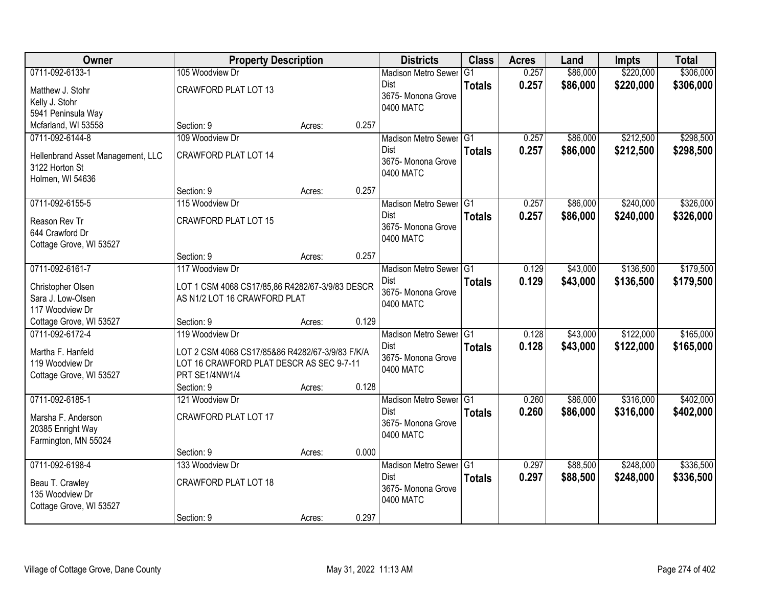| Owner | Property Description | Districts | Class | Acres | Land | Impts | Total |
|---|---|---|---|---|---|---|---|
| 0711-092-6133-1<br>Matthew J. Stohr<br>Kelly J. Stohr<br>5941 Peninsula Way<br>Mcfarland, WI 53558 | 105 Woodview Dr<br>CRAWFORD PLAT LOT 13<br>Section: 9 Acres: 0.257 | Madison Metro Sewer Dist<br>3675- Monona Grove<br>0400 MATC | G1<br>**Totals** | 0.257<br>**0.257** | $86,000<br>**$86,000** | $220,000<br>**$220,000** | $306,000<br>**$306,000** |
| 0711-092-6144-8<br>Hellenbrand Asset Management, LLC<br>3122 Horton St<br>Holmen, WI 54636 | 109 Woodview Dr<br>CRAWFORD PLAT LOT 14<br>Section: 9 Acres: 0.257 | Madison Metro Sewer Dist<br>3675- Monona Grove<br>0400 MATC | G1<br>**Totals** | 0.257<br>**0.257** | $86,000<br>**$86,000** | $212,500<br>**$212,500** | $298,500<br>**$298,500** |
| 0711-092-6155-5<br>Reason Rev Tr<br>644 Crawford Dr<br>Cottage Grove, WI 53527 | 115 Woodview Dr<br>CRAWFORD PLAT LOT 15<br>Section: 9 Acres: 0.257 | Madison Metro Sewer Dist<br>3675- Monona Grove<br>0400 MATC | G1<br>**Totals** | 0.257<br>**0.257** | $86,000<br>**$86,000** | $240,000<br>**$240,000** | $326,000<br>**$326,000** |
| 0711-092-6161-7<br>Christopher Olsen<br>Sara J. Low-Olsen<br>117 Woodview Dr<br>Cottage Grove, WI 53527 | 117 Woodview Dr<br>LOT 1 CSM 4068 CS17/85,86 R4282/67-3/9/83 DESCR AS N1/2 LOT 16 CRAWFORD PLAT<br>Section: 9 Acres: 0.129 | Madison Metro Sewer Dist<br>3675- Monona Grove<br>0400 MATC | G1<br>**Totals** | 0.129<br>**0.129** | $43,000<br>**$43,000** | $136,500<br>**$136,500** | $179,500<br>**$179,500** |
| 0711-092-6172-4<br>Martha F. Hanfeld<br>119 Woodview Dr<br>Cottage Grove, WI 53527 | 119 Woodview Dr<br>LOT 2 CSM 4068 CS17/85&86 R4282/67-3/9/83 F/K/A LOT 16 CRAWFORD PLAT DESCR AS SEC 9-7-11 PRT SE1/4NW1/4<br>Section: 9 Acres: 0.128 | Madison Metro Sewer Dist<br>3675- Monona Grove<br>0400 MATC | G1<br>**Totals** | 0.128<br>**0.128** | $43,000<br>**$43,000** | $122,000<br>**$122,000** | $165,000<br>**$165,000** |
| 0711-092-6185-1<br>Marsha F. Anderson<br>20385 Enright Way<br>Farmington, MN 55024 | 121 Woodview Dr<br>CRAWFORD PLAT LOT 17<br>Section: 9 Acres: 0.000 | Madison Metro Sewer Dist<br>3675- Monona Grove<br>0400 MATC | G1<br>**Totals** | 0.260<br>**0.260** | $86,000<br>**$86,000** | $316,000<br>**$316,000** | $402,000<br>**$402,000** |
| 0711-092-6198-4<br>Beau T. Crawley<br>135 Woodview Dr<br>Cottage Grove, WI 53527 | 133 Woodview Dr<br>CRAWFORD PLAT LOT 18<br>Section: 9 Acres: 0.297 | Madison Metro Sewer Dist<br>3675- Monona Grove<br>0400 MATC | G1<br>**Totals** | 0.297<br>**0.297** | $88,500<br>**$88,500** | $248,000<br>**$248,000** | $336,500<br>**$336,500** |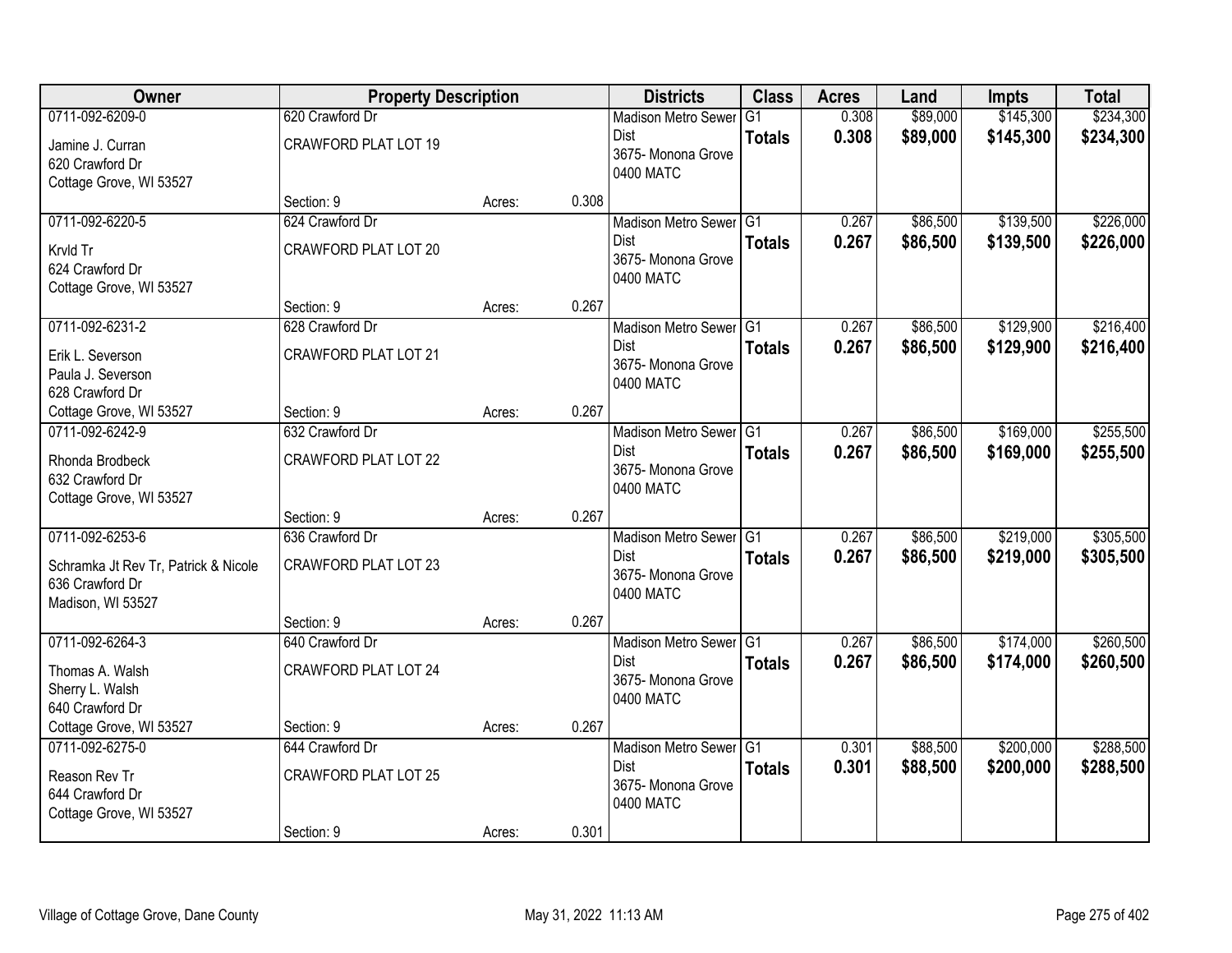| Owner | Property Description | | | Districts | Class | Acres | Land | Impts | Total |
|---|---|---|---|---|---|---|---|---|---|
| 0711-092-6209-0<br>Jamine J. Curran<br>620 Crawford Dr<br>Cottage Grove, WI 53527 | 620 Crawford Dr<br>CRAWFORD PLAT LOT 19<br>Section: 9 | Acres: | 0.308 | Madison Metro Sewer Dist<br>3675- Monona Grove<br>0400 MATC | G1<br>**Totals** | 0.308<br>**0.308** | $89,000<br>**$89,000** | $145,300<br>**$145,300** | $234,300<br>**$234,300** |
| 0711-092-6220-5<br>Krvld Tr<br>624 Crawford Dr<br>Cottage Grove, WI 53527 | 624 Crawford Dr<br>CRAWFORD PLAT LOT 20<br>Section: 9 | Acres: | 0.267 | Madison Metro Sewer Dist<br>3675- Monona Grove<br>0400 MATC | G1<br>**Totals** | 0.267<br>**0.267** | $86,500<br>**$86,500** | $139,500<br>**$139,500** | $226,000<br>**$226,000** |
| 0711-092-6231-2<br>Erik L. Severson<br>Paula J. Severson<br>628 Crawford Dr<br>Cottage Grove, WI 53527 | 628 Crawford Dr<br>CRAWFORD PLAT LOT 21<br>Section: 9 | Acres: | 0.267 | Madison Metro Sewer Dist<br>3675- Monona Grove<br>0400 MATC | G1<br>**Totals** | 0.267<br>**0.267** | $86,500<br>**$86,500** | $129,900<br>**$129,900** | $216,400<br>**$216,400** |
| 0711-092-6242-9<br>Rhonda Brodbeck<br>632 Crawford Dr<br>Cottage Grove, WI 53527 | 632 Crawford Dr<br>CRAWFORD PLAT LOT 22<br>Section: 9 | Acres: | 0.267 | Madison Metro Sewer Dist<br>3675- Monona Grove<br>0400 MATC | G1<br>**Totals** | 0.267<br>**0.267** | $86,500<br>**$86,500** | $169,000<br>**$169,000** | $255,500<br>**$255,500** |
| 0711-092-6253-6<br>Schramka Jt Rev Tr, Patrick & Nicole<br>636 Crawford Dr<br>Madison, WI 53527 | 636 Crawford Dr<br>CRAWFORD PLAT LOT 23<br>Section: 9 | Acres: | 0.267 | Madison Metro Sewer Dist<br>3675- Monona Grove<br>0400 MATC | G1<br>**Totals** | 0.267<br>**0.267** | $86,500<br>**$86,500** | $219,000<br>**$219,000** | $305,500<br>**$305,500** |
| 0711-092-6264-3<br>Thomas A. Walsh<br>Sherry L. Walsh<br>640 Crawford Dr<br>Cottage Grove, WI 53527 | 640 Crawford Dr<br>CRAWFORD PLAT LOT 24<br>Section: 9 | Acres: | 0.267 | Madison Metro Sewer Dist<br>3675- Monona Grove<br>0400 MATC | G1<br>**Totals** | 0.267<br>**0.267** | $86,500<br>**$86,500** | $174,000<br>**$174,000** | $260,500<br>**$260,500** |
| 0711-092-6275-0<br>Reason Rev Tr<br>644 Crawford Dr<br>Cottage Grove, WI 53527 | 644 Crawford Dr<br>CRAWFORD PLAT LOT 25<br>Section: 9 | Acres: | 0.301 | Madison Metro Sewer Dist<br>3675- Monona Grove<br>0400 MATC | G1<br>**Totals** | 0.301<br>**0.301** | $88,500<br>**$88,500** | $200,000<br>**$200,000** | $288,500<br>**$288,500** |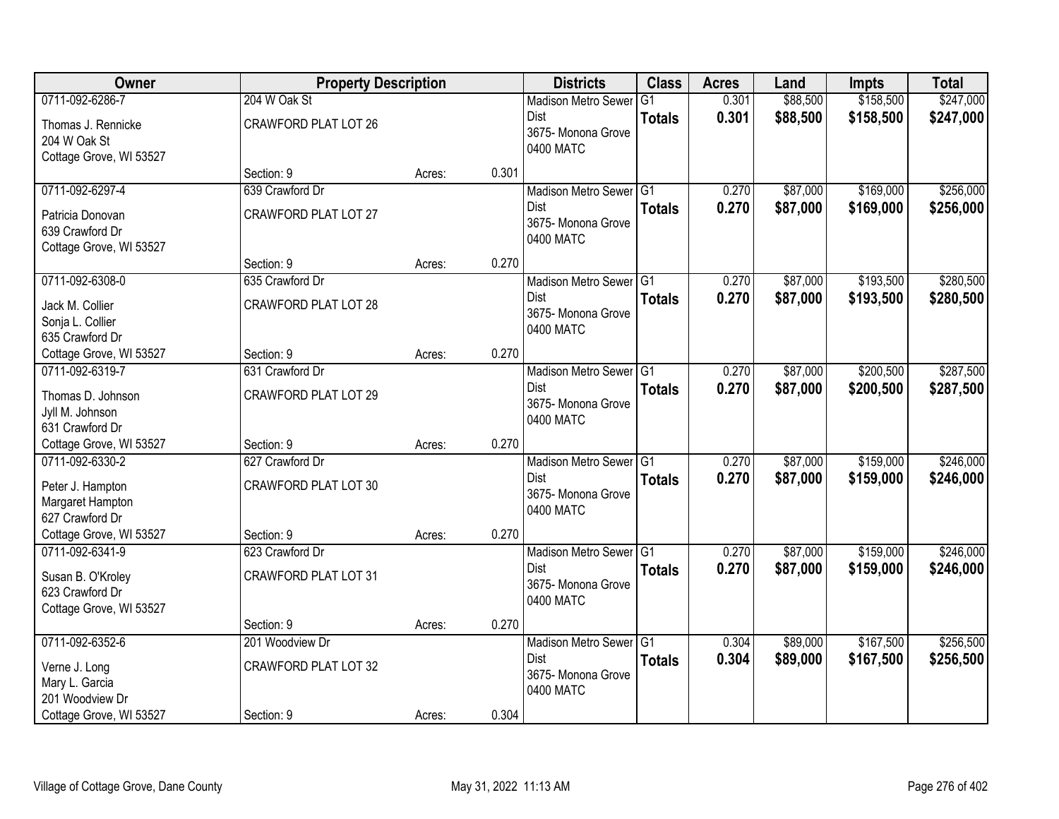| Owner | Property Description | | | Districts | Class | Acres | Land | Impts | Total |
|---|---|---|---|---|---|---|---|---|---|
| 0711-092-6286-7 | 204 W Oak St | | | Madison Metro Sewer Dist | G1 | 0.301 | $88,500 | $158,500 | $247,000 |
| Thomas J. Rennicke<br>204 W Oak St<br>Cottage Grove, WI 53527 | CRAWFORD PLAT LOT 26 | | | 3675- Monona Grove<br>0400 MATC | **Totals** | **0.301** | **$88,500** | **$158,500** | **$247,000** |
| | Section: 9 | Acres: | 0.301 | | | | | | |
| 0711-092-6297-4 | 639 Crawford Dr | | | Madison Metro Sewer Dist | G1 | 0.270 | $87,000 | $169,000 | $256,000 |
| Patricia Donovan<br>639 Crawford Dr<br>Cottage Grove, WI 53527 | CRAWFORD PLAT LOT 27 | | | 3675- Monona Grove<br>0400 MATC | **Totals** | **0.270** | **$87,000** | **$169,000** | **$256,000** |
| | Section: 9 | Acres: | 0.270 | | | | | | |
| 0711-092-6308-0 | 635 Crawford Dr | | | Madison Metro Sewer Dist | G1 | 0.270 | $87,000 | $193,500 | $280,500 |
| Jack M. Collier<br>Sonja L. Collier<br>635 Crawford Dr<br>Cottage Grove, WI 53527 | CRAWFORD PLAT LOT 28 | | | 3675- Monona Grove<br>0400 MATC | **Totals** | **0.270** | **$87,000** | **$193,500** | **$280,500** |
| | Section: 9 | Acres: | 0.270 | | | | | | |
| 0711-092-6319-7 | 631 Crawford Dr | | | Madison Metro Sewer Dist | G1 | 0.270 | $87,000 | $200,500 | $287,500 |
| Thomas D. Johnson<br>Jyll M. Johnson<br>631 Crawford Dr<br>Cottage Grove, WI 53527 | CRAWFORD PLAT LOT 29 | | | 3675- Monona Grove<br>0400 MATC | **Totals** | **0.270** | **$87,000** | **$200,500** | **$287,500** |
| | Section: 9 | Acres: | 0.270 | | | | | | |
| 0711-092-6330-2 | 627 Crawford Dr | | | Madison Metro Sewer Dist | G1 | 0.270 | $87,000 | $159,000 | $246,000 |
| Peter J. Hampton<br>Margaret Hampton<br>627 Crawford Dr<br>Cottage Grove, WI 53527 | CRAWFORD PLAT LOT 30 | | | 3675- Monona Grove<br>0400 MATC | **Totals** | **0.270** | **$87,000** | **$159,000** | **$246,000** |
| | Section: 9 | Acres: | 0.270 | | | | | | |
| 0711-092-6341-9 | 623 Crawford Dr | | | Madison Metro Sewer Dist | G1 | 0.270 | $87,000 | $159,000 | $246,000 |
| Susan B. O'Kroley<br>623 Crawford Dr<br>Cottage Grove, WI 53527 | CRAWFORD PLAT LOT 31 | | | 3675- Monona Grove<br>0400 MATC | **Totals** | **0.270** | **$87,000** | **$159,000** | **$246,000** |
| | Section: 9 | Acres: | 0.270 | | | | | | |
| 0711-092-6352-6 | 201 Woodview Dr | | | Madison Metro Sewer Dist | G1 | 0.304 | $89,000 | $167,500 | $256,500 |
| Verne J. Long<br>Mary L. Garcia<br>201 Woodview Dr<br>Cottage Grove, WI 53527 | CRAWFORD PLAT LOT 32 | | | 3675- Monona Grove<br>0400 MATC | **Totals** | **0.304** | **$89,000** | **$167,500** | **$256,500** |
| | Section: 9 | Acres: | 0.304 | | | | | | |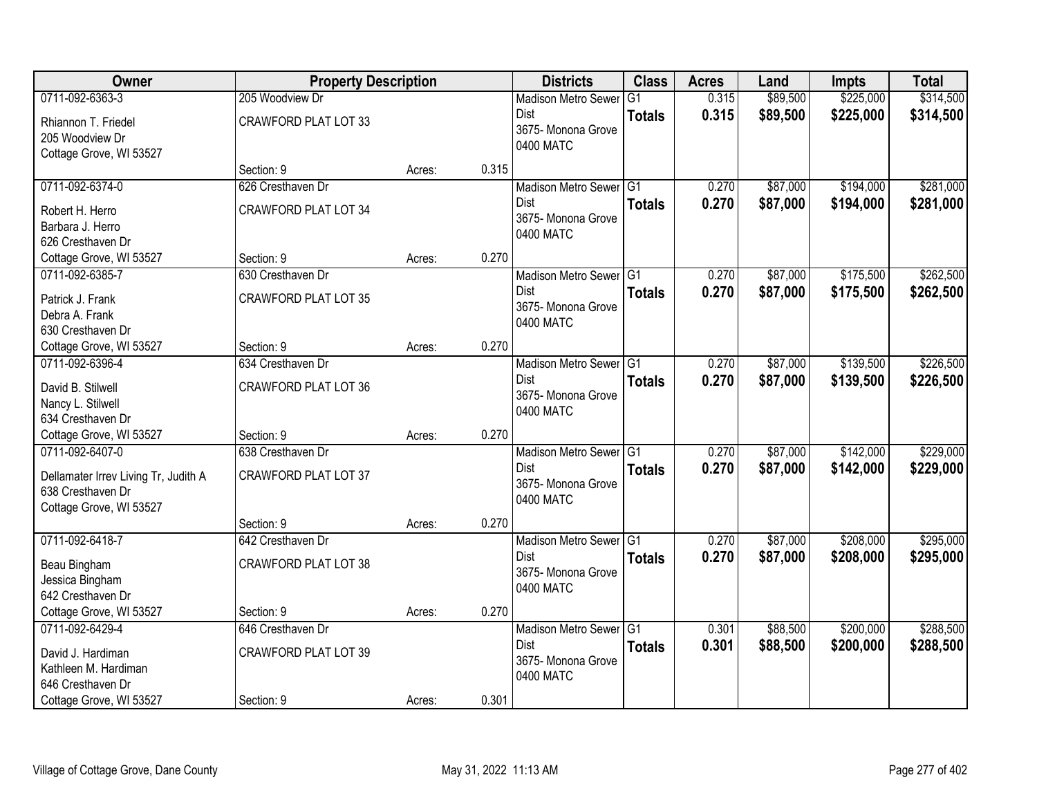| Owner | Property Description | | | Districts | Class | Acres | Land | Impts | Total |
|---|---|---|---|---|---|---|---|---|---|
| 0711-092-6363-3<br>Rhiannon T. Friedel<br>205 Woodview Dr<br>Cottage Grove, WI 53527 | 205 Woodview Dr<br>CRAWFORD PLAT LOT 33<br>Section: 9 | Acres: | 0.315 | Madison Metro Sewer Dist<br>3675- Monona Grove<br>0400 MATC | G1<br>**Totals** | 0.315<br>**0.315** | $89,500<br>**$89,500** | $225,000<br>**$225,000** | $314,500<br>**$314,500** |
| 0711-092-6374-0<br>Robert H. Herro<br>Barbara J. Herro<br>626 Cresthaven Dr<br>Cottage Grove, WI 53527 | 626 Cresthaven Dr<br>CRAWFORD PLAT LOT 34<br>Section: 9 | Acres: | 0.270 | Madison Metro Sewer Dist<br>3675- Monona Grove<br>0400 MATC | G1<br>**Totals** | 0.270<br>**0.270** | $87,000<br>**$87,000** | $194,000<br>**$194,000** | $281,000<br>**$281,000** |
| 0711-092-6385-7<br>Patrick J. Frank<br>Debra A. Frank<br>630 Cresthaven Dr<br>Cottage Grove, WI 53527 | 630 Cresthaven Dr<br>CRAWFORD PLAT LOT 35<br>Section: 9 | Acres: | 0.270 | Madison Metro Sewer Dist<br>3675- Monona Grove<br>0400 MATC | G1<br>**Totals** | 0.270<br>**0.270** | $87,000<br>**$87,000** | $175,500<br>**$175,500** | $262,500<br>**$262,500** |
| 0711-092-6396-4<br>David B. Stilwell<br>Nancy L. Stilwell<br>634 Cresthaven Dr<br>Cottage Grove, WI 53527 | 634 Cresthaven Dr<br>CRAWFORD PLAT LOT 36<br>Section: 9 | Acres: | 0.270 | Madison Metro Sewer Dist<br>3675- Monona Grove<br>0400 MATC | G1<br>**Totals** | 0.270<br>**0.270** | $87,000<br>**$87,000** | $139,500<br>**$139,500** | $226,500<br>**$226,500** |
| 0711-092-6407-0<br>Dellamater Irrev Living Tr, Judith A<br>638 Cresthaven Dr<br>Cottage Grove, WI 53527 | 638 Cresthaven Dr<br>CRAWFORD PLAT LOT 37<br>Section: 9 | Acres: | 0.270 | Madison Metro Sewer Dist<br>3675- Monona Grove<br>0400 MATC | G1<br>**Totals** | 0.270<br>**0.270** | $87,000<br>**$87,000** | $142,000<br>**$142,000** | $229,000<br>**$229,000** |
| 0711-092-6418-7<br>Beau Bingham<br>Jessica Bingham<br>642 Cresthaven Dr<br>Cottage Grove, WI 53527 | 642 Cresthaven Dr<br>CRAWFORD PLAT LOT 38<br>Section: 9 | Acres: | 0.270 | Madison Metro Sewer Dist<br>3675- Monona Grove<br>0400 MATC | G1<br>**Totals** | 0.270<br>**0.270** | $87,000<br>**$87,000** | $208,000<br>**$208,000** | $295,000<br>**$295,000** |
| 0711-092-6429-4<br>David J. Hardiman<br>Kathleen M. Hardiman<br>646 Cresthaven Dr<br>Cottage Grove, WI 53527 | 646 Cresthaven Dr<br>CRAWFORD PLAT LOT 39<br>Section: 9 | Acres: | 0.301 | Madison Metro Sewer Dist<br>3675- Monona Grove<br>0400 MATC | G1<br>**Totals** | 0.301<br>**0.301** | $88,500<br>**$88,500** | $200,000<br>**$200,000** | $288,500<br>**$288,500** |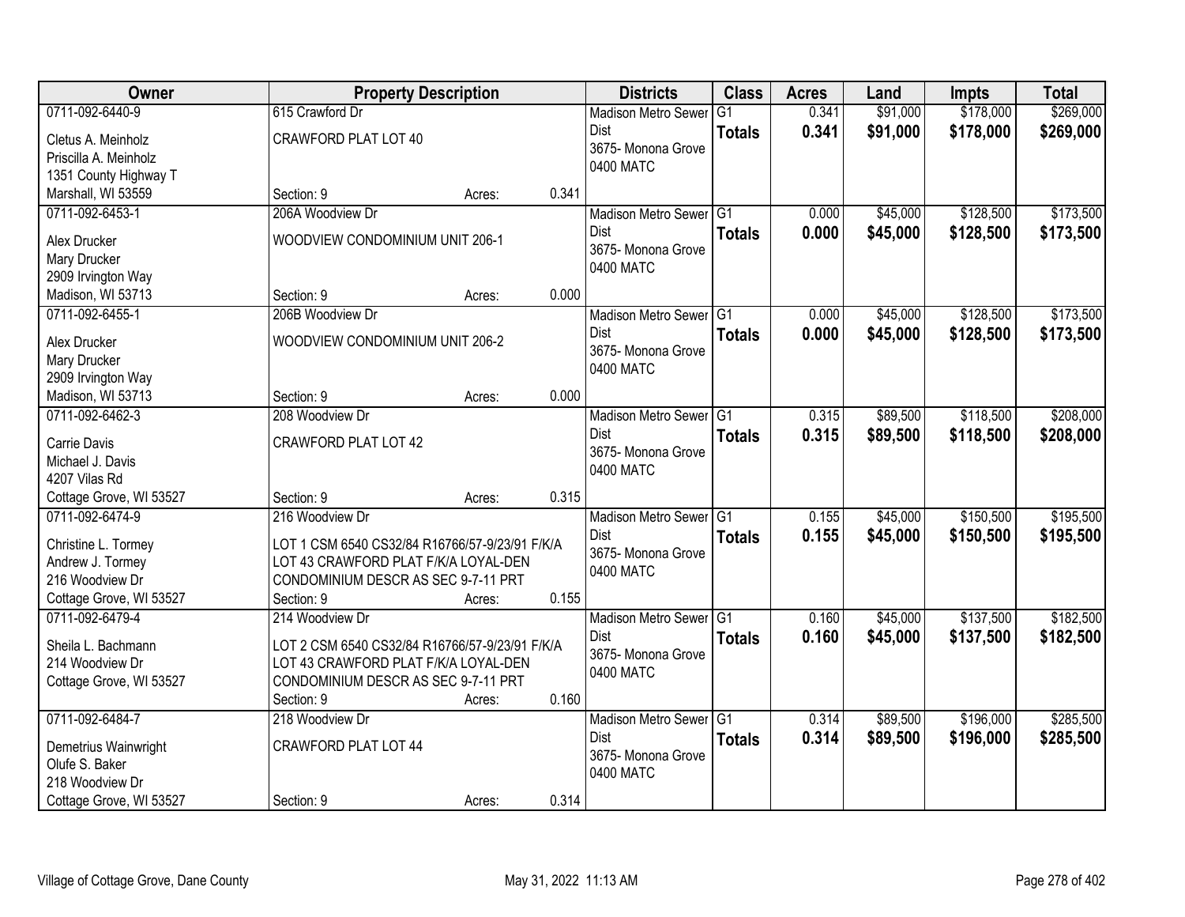| Owner | Property Description | | | Districts | Class | Acres | Land | Impts | Total |
|---|---|---|---|---|---|---|---|---|---|
| 0711-092-6440-9<br>Cletus A. Meinholz<br>Priscilla A. Meinholz<br>1351 County Highway T<br>Marshall, WI 53559 | 615 Crawford Dr<br>CRAWFORD PLAT LOT 40<br>Section: 9 | Acres: | 0.341 | Madison Metro Sewer Dist<br>3675- Monona Grove<br>0400 MATC | G1<br>**Totals** | 0.341<br>**0.341** | $91,000<br>**$91,000** | $178,000<br>**$178,000** | $269,000<br>**$269,000** |
| 0711-092-6453-1<br>Alex Drucker<br>Mary Drucker<br>2909 Irvington Way<br>Madison, WI 53713 | 206A Woodview Dr<br>WOODVIEW CONDOMINIUM UNIT 206-1<br>Section: 9 | Acres: | 0.000 | Madison Metro Sewer Dist<br>3675- Monona Grove<br>0400 MATC | G1<br>**Totals** | 0.000<br>**0.000** | $45,000<br>**$45,000** | $128,500<br>**$128,500** | $173,500<br>**$173,500** |
| 0711-092-6455-1<br>Alex Drucker<br>Mary Drucker<br>2909 Irvington Way<br>Madison, WI 53713 | 206B Woodview Dr<br>WOODVIEW CONDOMINIUM UNIT 206-2<br>Section: 9 | Acres: | 0.000 | Madison Metro Sewer Dist<br>3675- Monona Grove<br>0400 MATC | G1<br>**Totals** | 0.000<br>**0.000** | $45,000<br>**$45,000** | $128,500<br>**$128,500** | $173,500<br>**$173,500** |
| 0711-092-6462-3<br>Carrie Davis<br>Michael J. Davis<br>4207 Vilas Rd<br>Cottage Grove, WI 53527 | 208 Woodview Dr<br>CRAWFORD PLAT LOT 42<br>Section: 9 | Acres: | 0.315 | Madison Metro Sewer Dist<br>3675- Monona Grove<br>0400 MATC | G1<br>**Totals** | 0.315<br>**0.315** | $89,500<br>**$89,500** | $118,500<br>**$118,500** | $208,000<br>**$208,000** |
| 0711-092-6474-9<br>Christine L. Tormey<br>Andrew J. Tormey<br>216 Woodview Dr<br>Cottage Grove, WI 53527 | 216 Woodview Dr<br>LOT 1 CSM 6540 CS32/84 R16766/57-9/23/91 F/K/A LOT 43 CRAWFORD PLAT F/K/A LOYAL-DEN CONDOMINIUM DESCR AS SEC 9-7-11 PRT<br>Section: 9 | Acres: | 0.155 | Madison Metro Sewer Dist<br>3675- Monona Grove<br>0400 MATC | G1<br>**Totals** | 0.155<br>**0.155** | $45,000<br>**$45,000** | $150,500<br>**$150,500** | $195,500<br>**$195,500** |
| 0711-092-6479-4<br>Sheila L. Bachmann<br>214 Woodview Dr<br>Cottage Grove, WI 53527 | 214 Woodview Dr<br>LOT 2 CSM 6540 CS32/84 R16766/57-9/23/91 F/K/A LOT 43 CRAWFORD PLAT F/K/A LOYAL-DEN CONDOMINIUM DESCR AS SEC 9-7-11 PRT<br>Section: 9 | Acres: | 0.160 | Madison Metro Sewer Dist<br>3675- Monona Grove<br>0400 MATC | G1<br>**Totals** | 0.160<br>**0.160** | $45,000<br>**$45,000** | $137,500<br>**$137,500** | $182,500<br>**$182,500** |
| 0711-092-6484-7<br>Demetrius Wainwright<br>Olufe S. Baker<br>218 Woodview Dr<br>Cottage Grove, WI 53527 | 218 Woodview Dr<br>CRAWFORD PLAT LOT 44<br>Section: 9 | Acres: | 0.314 | Madison Metro Sewer Dist<br>3675- Monona Grove<br>0400 MATC | G1<br>**Totals** | 0.314<br>**0.314** | $89,500<br>**$89,500** | $196,000<br>**$196,000** | $285,500<br>**$285,500** |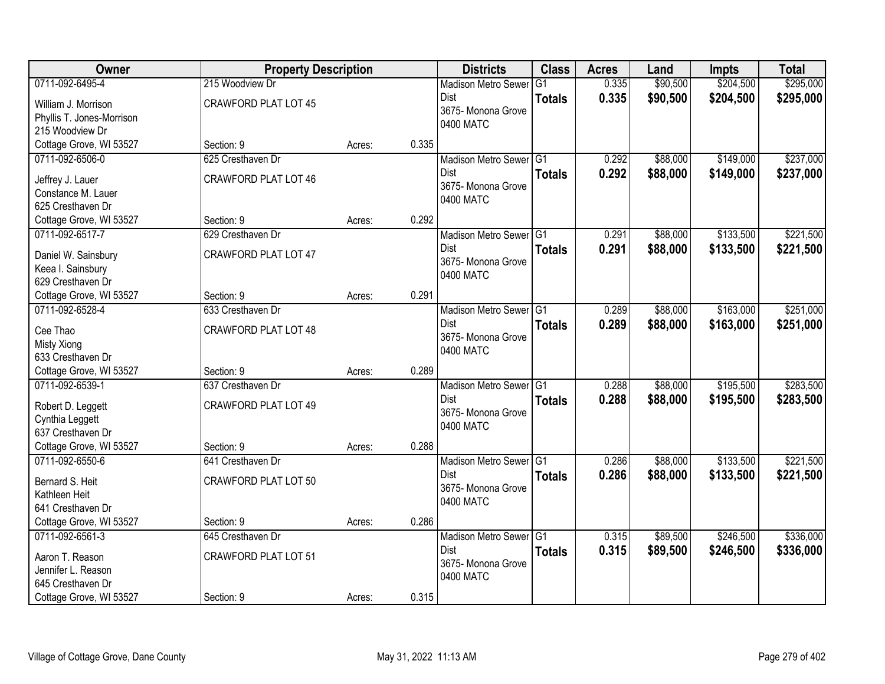| Owner | Property Description | | | Districts | Class | Acres | Land | Impts | Total |
|---|---|---|---|---|---|---|---|---|---|
| 0711-092-6495-4<br>William J. Morrison<br>Phyllis T. Jones-Morrison<br>215 Woodview Dr<br>Cottage Grove, WI 53527 | 215 Woodview Dr<br>CRAWFORD PLAT LOT 45<br><br><br>Section: 9 | Acres: | 0.335 | Madison Metro Sewer Dist<br>3675- Monona Grove<br>0400 MATC | G1<br>**Totals** | 0.335<br>**0.335** | $90,500<br>**$90,500** | $204,500<br>**$204,500** | $295,000<br>**$295,000** |
| 0711-092-6506-0<br>Jeffrey J. Lauer<br>Constance M. Lauer<br>625 Cresthaven Dr<br>Cottage Grove, WI 53527 | 625 Cresthaven Dr<br>CRAWFORD PLAT LOT 46<br><br><br>Section: 9 | Acres: | 0.292 | Madison Metro Sewer Dist<br>3675- Monona Grove<br>0400 MATC | G1<br>**Totals** | 0.292<br>**0.292** | $88,000<br>**$88,000** | $149,000<br>**$149,000** | $237,000<br>**$237,000** |
| 0711-092-6517-7<br>Daniel W. Sainsbury<br>Keea I. Sainsbury<br>629 Cresthaven Dr<br>Cottage Grove, WI 53527 | 629 Cresthaven Dr<br>CRAWFORD PLAT LOT 47<br><br><br>Section: 9 | Acres: | 0.291 | Madison Metro Sewer Dist<br>3675- Monona Grove<br>0400 MATC | G1<br>**Totals** | 0.291<br>**0.291** | $88,000<br>**$88,000** | $133,500<br>**$133,500** | $221,500<br>**$221,500** |
| 0711-092-6528-4<br>Cee Thao<br>Misty Xiong<br>633 Cresthaven Dr<br>Cottage Grove, WI 53527 | 633 Cresthaven Dr<br>CRAWFORD PLAT LOT 48<br><br><br>Section: 9 | Acres: | 0.289 | Madison Metro Sewer Dist<br>3675- Monona Grove<br>0400 MATC | G1<br>**Totals** | 0.289<br>**0.289** | $88,000<br>**$88,000** | $163,000<br>**$163,000** | $251,000<br>**$251,000** |
| 0711-092-6539-1<br>Robert D. Leggett<br>Cynthia Leggett<br>637 Cresthaven Dr<br>Cottage Grove, WI 53527 | 637 Cresthaven Dr<br>CRAWFORD PLAT LOT 49<br><br><br>Section: 9 | Acres: | 0.288 | Madison Metro Sewer Dist<br>3675- Monona Grove<br>0400 MATC | G1<br>**Totals** | 0.288<br>**0.288** | $88,000<br>**$88,000** | $195,500<br>**$195,500** | $283,500<br>**$283,500** |
| 0711-092-6550-6<br>Bernard S. Heit<br>Kathleen Heit<br>641 Cresthaven Dr<br>Cottage Grove, WI 53527 | 641 Cresthaven Dr<br>CRAWFORD PLAT LOT 50<br><br><br>Section: 9 | Acres: | 0.286 | Madison Metro Sewer Dist<br>3675- Monona Grove<br>0400 MATC | G1<br>**Totals** | 0.286<br>**0.286** | $88,000<br>**$88,000** | $133,500<br>**$133,500** | $221,500<br>**$221,500** |
| 0711-092-6561-3<br>Aaron T. Reason<br>Jennifer L. Reason<br>645 Cresthaven Dr<br>Cottage Grove, WI 53527 | 645 Cresthaven Dr<br>CRAWFORD PLAT LOT 51<br><br><br>Section: 9 | Acres: | 0.315 | Madison Metro Sewer Dist<br>3675- Monona Grove<br>0400 MATC | G1<br>**Totals** | 0.315<br>**0.315** | $89,500<br>**$89,500** | $246,500<br>**$246,500** | $336,000<br>**$336,000** |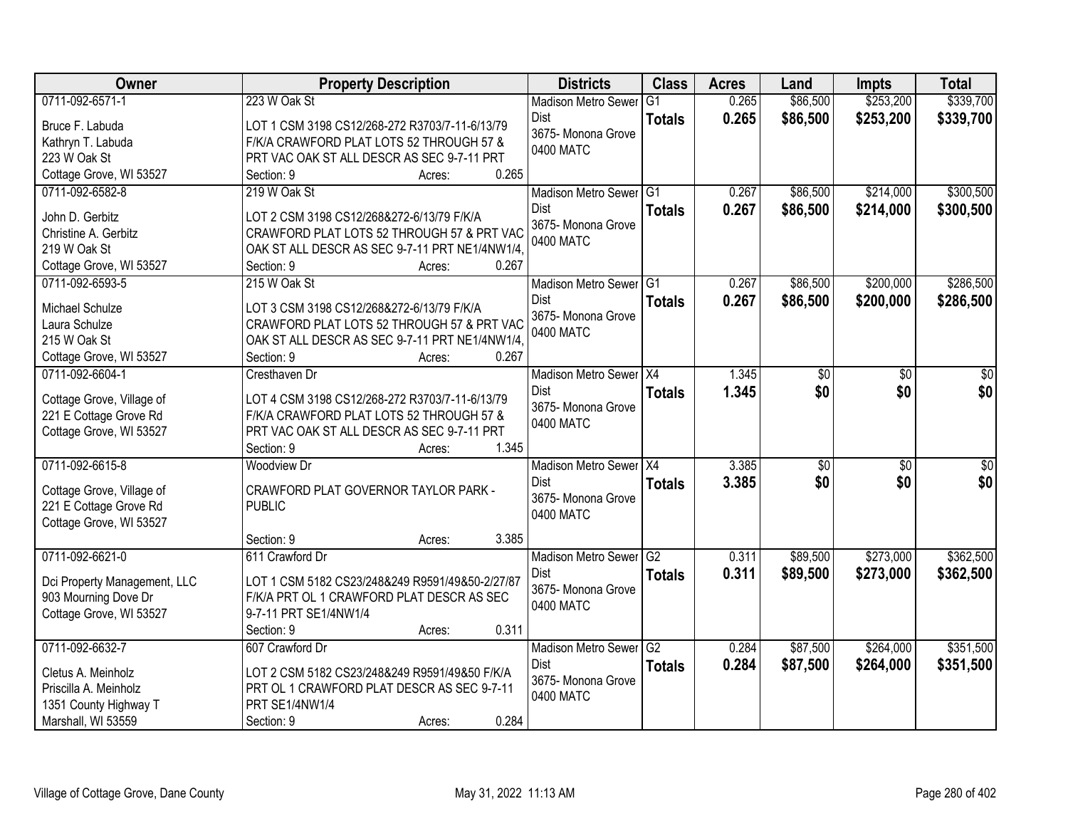| Owner | Property Description | Districts | Class | Acres | Land | Impts | Total |
|---|---|---|---|---|---|---|---|
| 0711-092-6571-1<br>Bruce F. Labuda<br>Kathryn T. Labuda<br>223 W Oak St<br>Cottage Grove, WI 53527 | 223 W Oak St<br>LOT 1 CSM 3198 CS12/268-272 R3703/7-11-6/13/79 F/K/A CRAWFORD PLAT LOTS 52 THROUGH 57 & PRT VAC OAK ST ALL DESCR AS SEC 9-7-11 PRT<br>Section: 9 Acres: 0.265 | Madison Metro Sewer Dist<br>3675- Monona Grove<br>0400 MATC | G1<br>**Totals** | 0.265<br>**0.265** | $86,500<br>**$86,500** | $253,200<br>**$253,200** | $339,700<br>**$339,700** |
| 0711-092-6582-8<br>John D. Gerbitz<br>Christine A. Gerbitz<br>219 W Oak St<br>Cottage Grove, WI 53527 | 219 W Oak St<br>LOT 2 CSM 3198 CS12/268&272-6/13/79 F/K/A CRAWFORD PLAT LOTS 52 THROUGH 57 & PRT VAC OAK ST ALL DESCR AS SEC 9-7-11 PRT NE1/4NW1/4,<br>Section: 9 Acres: 0.267 | Madison Metro Sewer Dist<br>3675- Monona Grove<br>0400 MATC | G1<br>**Totals** | 0.267<br>**0.267** | $86,500<br>**$86,500** | $214,000<br>**$214,000** | $300,500<br>**$300,500** |
| 0711-092-6593-5<br>Michael Schulze<br>Laura Schulze<br>215 W Oak St<br>Cottage Grove, WI 53527 | 215 W Oak St<br>LOT 3 CSM 3198 CS12/268&272-6/13/79 F/K/A CRAWFORD PLAT LOTS 52 THROUGH 57 & PRT VAC OAK ST ALL DESCR AS SEC 9-7-11 PRT NE1/4NW1/4,<br>Section: 9 Acres: 0.267 | Madison Metro Sewer Dist<br>3675- Monona Grove<br>0400 MATC | G1<br>**Totals** | 0.267<br>**0.267** | $86,500<br>**$86,500** | $200,000<br>**$200,000** | $286,500<br>**$286,500** |
| 0711-092-6604-1<br>Cottage Grove, Village of<br>221 E Cottage Grove Rd<br>Cottage Grove, WI 53527 | Cresthaven Dr<br>LOT 4 CSM 3198 CS12/268-272 R3703/7-11-6/13/79 F/K/A CRAWFORD PLAT LOTS 52 THROUGH 57 & PRT VAC OAK ST ALL DESCR AS SEC 9-7-11 PRT<br>Section: 9 Acres: 1.345 | Madison Metro Sewer Dist<br>3675- Monona Grove<br>0400 MATC | X4<br>**Totals** | 1.345<br>**1.345** | $0<br>**$0** | $0<br>**$0** | $0<br>**$0** |
| 0711-092-6615-8<br>Cottage Grove, Village of<br>221 E Cottage Grove Rd<br>Cottage Grove, WI 53527 | Woodview Dr<br>CRAWFORD PLAT GOVERNOR TAYLOR PARK - PUBLIC<br>Section: 9 Acres: 3.385 | Madison Metro Sewer Dist<br>3675- Monona Grove<br>0400 MATC | X4<br>**Totals** | 3.385<br>**3.385** | $0<br>**$0** | $0<br>**$0** | $0<br>**$0** |
| 0711-092-6621-0<br>Dci Property Management, LLC<br>903 Mourning Dove Dr<br>Cottage Grove, WI 53527 | 611 Crawford Dr<br>LOT 1 CSM 5182 CS23/248&249 R9591/49&50-2/27/87 F/K/A PRT OL 1 CRAWFORD PLAT DESCR AS SEC 9-7-11 PRT SE1/4NW1/4<br>Section: 9 Acres: 0.311 | Madison Metro Sewer Dist<br>3675- Monona Grove<br>0400 MATC | G2<br>**Totals** | 0.311<br>**0.311** | $89,500<br>**$89,500** | $273,000<br>**$273,000** | $362,500<br>**$362,500** |
| 0711-092-6632-7<br>Cletus A. Meinholz<br>Priscilla A. Meinholz<br>1351 County Highway T<br>Marshall, WI 53559 | 607 Crawford Dr<br>LOT 2 CSM 5182 CS23/248&249 R9591/49&50 F/K/A PRT OL 1 CRAWFORD PLAT DESCR AS SEC 9-7-11 PRT SE1/4NW1/4<br>Section: 9 Acres: 0.284 | Madison Metro Sewer Dist<br>3675- Monona Grove<br>0400 MATC | G2<br>**Totals** | 0.284<br>**0.284** | $87,500<br>**$87,500** | $264,000<br>**$264,000** | $351,500<br>**$351,500** |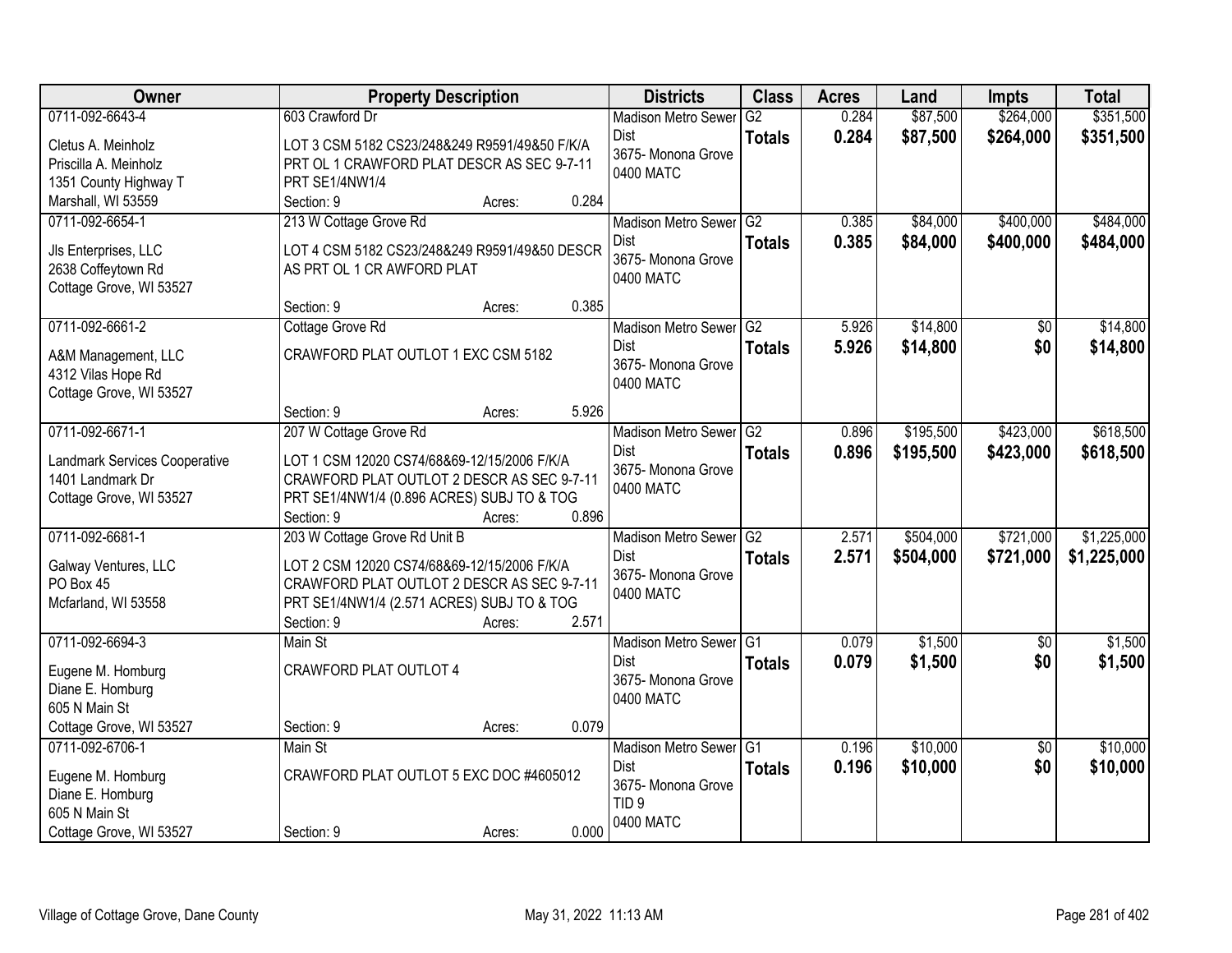| Owner | Property Description | Districts | Class | Acres | Land | Impts | Total |
|---|---|---|---|---|---|---|---|
| 0711-092-6643-4<br><br>Cletus A. Meinholz<br>Priscilla A. Meinholz<br>1351 County Highway T<br>Marshall, WI 53559 | 603 Crawford Dr<br><br>LOT 3 CSM 5182 CS23/248&249 R9591/49&50 F/K/A PRT OL 1 CRAWFORD PLAT DESCR AS SEC 9-7-11 PRT SE1/4NW1/4<br>Section: 9 Acres: 0.284 | Madison Metro Sewer Dist<br>3675- Monona Grove<br>0400 MATC | G2<br>**Totals** | 0.284<br>**0.284** | $87,500<br>**$87,500** | $264,000<br>**$264,000** | $351,500<br>**$351,500** |
| 0711-092-6654-1<br><br>Jls Enterprises, LLC<br>2638 Coffeytown Rd<br>Cottage Grove, WI 53527 | 213 W Cottage Grove Rd<br><br>LOT 4 CSM 5182 CS23/248&249 R9591/49&50 DESCR AS PRT OL 1 CR AWFORD PLAT<br><br>Section: 9 Acres: 0.385 | Madison Metro Sewer Dist<br>3675- Monona Grove<br>0400 MATC | G2<br>**Totals** | 0.385<br>**0.385** | $84,000<br>**$84,000** | $400,000<br>**$400,000** | $484,000<br>**$484,000** |
| 0711-092-6661-2<br><br>A&M Management, LLC<br>4312 Vilas Hope Rd<br>Cottage Grove, WI 53527 | Cottage Grove Rd<br><br>CRAWFORD PLAT OUTLOT 1 EXC CSM 5182<br><br>Section: 9 Acres: 5.926 | Madison Metro Sewer Dist<br>3675- Monona Grove<br>0400 MATC | G2<br>**Totals** | 5.926<br>**5.926** | $14,800<br>**$14,800** | $0<br>**$0** | $14,800<br>**$14,800** |
| 0711-092-6671-1<br><br>Landmark Services Cooperative<br>1401 Landmark Dr<br>Cottage Grove, WI 53527 | 207 W Cottage Grove Rd<br><br>LOT 1 CSM 12020 CS74/68&69-12/15/2006 F/K/A CRAWFORD PLAT OUTLOT 2 DESCR AS SEC 9-7-11 PRT SE1/4NW1/4 (0.896 ACRES) SUBJ TO & TOG<br>Section: 9 Acres: 0.896 | Madison Metro Sewer Dist<br>3675- Monona Grove<br>0400 MATC | G2<br>**Totals** | 0.896<br>**0.896** | $195,500<br>**$195,500** | $423,000<br>**$423,000** | $618,500<br>**$618,500** |
| 0711-092-6681-1<br><br>Galway Ventures, LLC<br>PO Box 45<br>Mcfarland, WI 53558 | 203 W Cottage Grove Rd Unit B<br><br>LOT 2 CSM 12020 CS74/68&69-12/15/2006 F/K/A CRAWFORD PLAT OUTLOT 2 DESCR AS SEC 9-7-11 PRT SE1/4NW1/4 (2.571 ACRES) SUBJ TO & TOG<br>Section: 9 Acres: 2.571 | Madison Metro Sewer Dist<br>3675- Monona Grove<br>0400 MATC | G2<br>**Totals** | 2.571<br>**2.571** | $504,000<br>**$504,000** | $721,000<br>**$721,000** | $1,225,000<br>**$1,225,000** |
| 0711-092-6694-3<br><br>Eugene M. Homburg<br>Diane E. Homburg<br>605 N Main St<br>Cottage Grove, WI 53527 | Main St<br><br>CRAWFORD PLAT OUTLOT 4<br><br>Section: 9 Acres: 0.079 | Madison Metro Sewer Dist<br>3675- Monona Grove<br>0400 MATC | G1<br>**Totals** | 0.079<br>**0.079** | $1,500<br>**$1,500** | $0<br>**$0** | $1,500<br>**$1,500** |
| 0711-092-6706-1<br><br>Eugene M. Homburg<br>Diane E. Homburg<br>605 N Main St<br>Cottage Grove, WI 53527 | Main St<br><br>CRAWFORD PLAT OUTLOT 5 EXC DOC #4605012<br><br>Section: 9 Acres: 0.000 | Madison Metro Sewer Dist<br>3675- Monona Grove<br>TID 9<br>0400 MATC | G1<br>**Totals** | 0.196<br>**0.196** | $10,000<br>**$10,000** | $0<br>**$0** | $10,000<br>**$10,000** |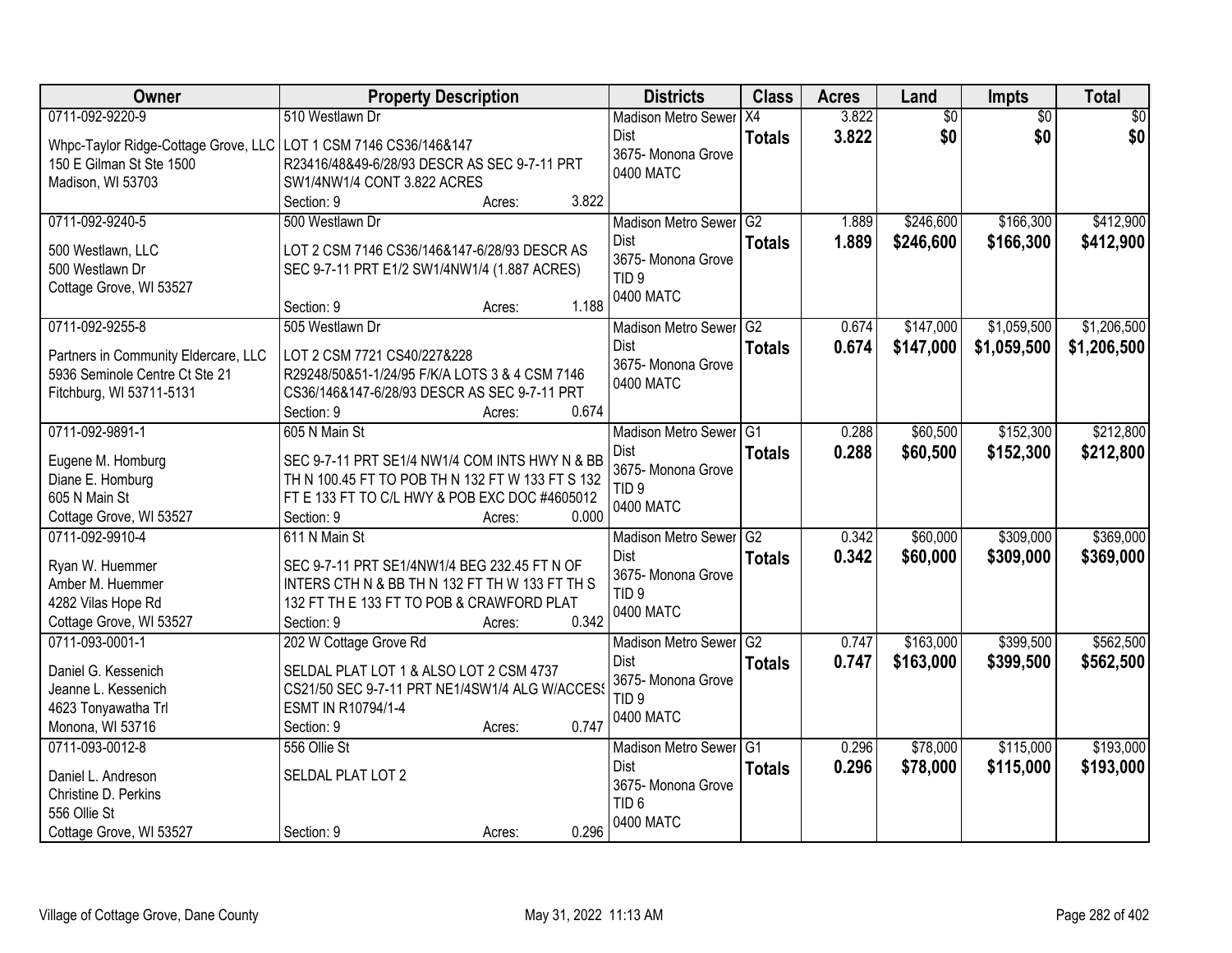| Owner | Property Description | Districts | Class | Acres | Land | Impts | Total |
|---|---|---|---|---|---|---|---|
| 0711-092-9220-9<br>Whpc-Taylor Ridge-Cottage Grove, LLC<br>150 E Gilman St Ste 1500<br>Madison, WI 53703 | 510 Westlawn Dr<br>LOT 1 CSM 7146 CS36/146&147 R23416/48&49-6/28/93 DESCR AS SEC 9-7-11 PRT SW1/4NW1/4 CONT 3.822 ACRES<br>Section: 9 Acres: 3.822 | Madison Metro Sewer Dist<br>3675- Monona Grove<br>0400 MATC | X4<br>**Totals** | 3.822<br>**3.822** | $0<br>**$0** | $0<br>**$0** | $0<br>**$0** |
| 0711-092-9240-5<br>500 Westlawn, LLC<br>500 Westlawn Dr<br>Cottage Grove, WI 53527 | 500 Westlawn Dr<br>LOT 2 CSM 7146 CS36/146&147-6/28/93 DESCR AS SEC 9-7-11 PRT E1/2 SW1/4NW1/4 (1.887 ACRES)<br>Section: 9 Acres: 1.188 | Madison Metro Sewer Dist<br>3675- Monona Grove<br>TID 9<br>0400 MATC | G2<br>**Totals** | 1.889<br>**1.889** | $246,600<br>**$246,600** | $166,300<br>**$166,300** | $412,900<br>**$412,900** |
| 0711-092-9255-8<br>Partners in Community Eldercare, LLC<br>5936 Seminole Centre Ct Ste 21<br>Fitchburg, WI 53711-5131 | 505 Westlawn Dr<br>LOT 2 CSM 7721 CS40/227&228 R29248/50&51-1/24/95 F/K/A LOTS 3 & 4 CSM 7146 CS36/146&147-6/28/93 DESCR AS SEC 9-7-11 PRT<br>Section: 9 Acres: 0.674 | Madison Metro Sewer Dist<br>3675- Monona Grove<br>0400 MATC | G2<br>**Totals** | 0.674<br>**0.674** | $147,000<br>**$147,000** | $1,059,500<br>**$1,059,500** | $1,206,500<br>**$1,206,500** |
| 0711-092-9891-1<br>Eugene M. Homburg<br>Diane E. Homburg<br>605 N Main St<br>Cottage Grove, WI 53527 | 605 N Main St<br>SEC 9-7-11 PRT SE1/4 NW1/4 COM INTS HWY N & BB TH N 100.45 FT TO POB TH N 132 FT W 133 FT S 132 FT E 133 FT TO C/L HWY & POB EXC DOC #4605012<br>Section: 9 Acres: 0.000 | Madison Metro Sewer Dist<br>3675- Monona Grove<br>TID 9<br>0400 MATC | G1<br>**Totals** | 0.288<br>**0.288** | $60,500<br>**$60,500** | $152,300<br>**$152,300** | $212,800<br>**$212,800** |
| 0711-092-9910-4<br>Ryan W. Huemmer<br>Amber M. Huemmer<br>4282 Vilas Hope Rd<br>Cottage Grove, WI 53527 | 611 N Main St<br>SEC 9-7-11 PRT SE1/4NW1/4 BEG 232.45 FT N OF INTERS CTH N & BB TH N 132 FT TH W 133 FT TH S 132 FT TH E 133 FT TO POB & CRAWFORD PLAT<br>Section: 9 Acres: 0.342 | Madison Metro Sewer Dist<br>3675- Monona Grove<br>TID 9<br>0400 MATC | G2<br>**Totals** | 0.342<br>**0.342** | $60,000<br>**$60,000** | $309,000<br>**$309,000** | $369,000<br>**$369,000** |
| 0711-093-0001-1<br>Daniel G. Kessenich<br>Jeanne L. Kessenich<br>4623 Tonyawatha Trl<br>Monona, WI 53716 | 202 W Cottage Grove Rd<br>SELDAL PLAT LOT 1 & ALSO LOT 2 CSM 4737 CS21/50 SEC 9-7-11 PRT NE1/4SW1/4 ALG W/ACCESS ESMT IN R10794/1-4<br>Section: 9 Acres: 0.747 | Madison Metro Sewer Dist<br>3675- Monona Grove<br>TID 9<br>0400 MATC | G2<br>**Totals** | 0.747<br>**0.747** | $163,000<br>**$163,000** | $399,500<br>**$399,500** | $562,500<br>**$562,500** |
| 0711-093-0012-8<br>Daniel L. Andreson<br>Christine D. Perkins<br>556 Ollie St<br>Cottage Grove, WI 53527 | 556 Ollie St<br>SELDAL PLAT LOT 2<br>Section: 9 Acres: 0.296 | Madison Metro Sewer Dist<br>3675- Monona Grove<br>TID 6<br>0400 MATC | G1<br>**Totals** | 0.296<br>**0.296** | $78,000<br>**$78,000** | $115,000<br>**$115,000** | $193,000<br>**$193,000** |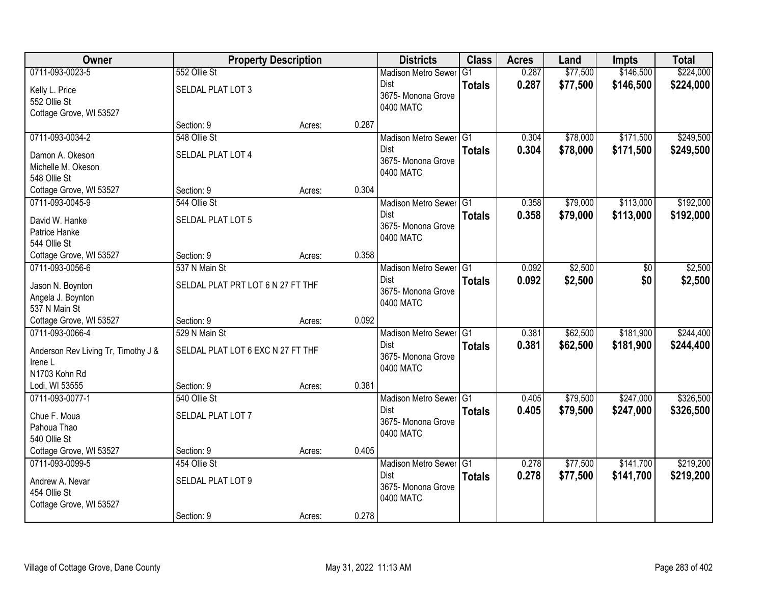| Owner | Property Description | | | Districts | Class | Acres | Land | Impts | Total |
|---|---|---|---|---|---|---|---|---|---|
| 0711-093-0023-5<br>Kelly L. Price<br>552 Ollie St<br>Cottage Grove, WI 53527 | 552 Ollie St<br>SELDAL PLAT LOT 3<br>Section: 9 | Acres: | 0.287 | Madison Metro Sewer Dist<br>3675- Monona Grove<br>0400 MATC | G1<br>**Totals** | 0.287<br>**0.287** | $77,500<br>**$77,500** | $146,500<br>**$146,500** | $224,000<br>**$224,000** |
| 0711-093-0034-2<br>Damon A. Okeson<br>Michelle M. Okeson<br>548 Ollie St<br>Cottage Grove, WI 53527 | 548 Ollie St<br>SELDAL PLAT LOT 4<br>Section: 9 | Acres: | 0.304 | Madison Metro Sewer Dist<br>3675- Monona Grove<br>0400 MATC | G1<br>**Totals** | 0.304<br>**0.304** | $78,000<br>**$78,000** | $171,500<br>**$171,500** | $249,500<br>**$249,500** |
| 0711-093-0045-9<br>David W. Hanke<br>Patrice Hanke<br>544 Ollie St<br>Cottage Grove, WI 53527 | 544 Ollie St<br>SELDAL PLAT LOT 5<br>Section: 9 | Acres: | 0.358 | Madison Metro Sewer Dist<br>3675- Monona Grove<br>0400 MATC | G1<br>**Totals** | 0.358<br>**0.358** | $79,000<br>**$79,000** | $113,000<br>**$113,000** | $192,000<br>**$192,000** |
| 0711-093-0056-6<br>Jason N. Boynton<br>Angela J. Boynton<br>537 N Main St<br>Cottage Grove, WI 53527 | 537 N Main St<br>SELDAL PLAT PRT LOT 6 N 27 FT THF<br>Section: 9 | Acres: | 0.092 | Madison Metro Sewer Dist<br>3675- Monona Grove<br>0400 MATC | G1<br>**Totals** | 0.092<br>**0.092** | $2,500<br>**$2,500** | $0<br>**$0** | $2,500<br>**$2,500** |
| 0711-093-0066-4<br>Anderson Rev Living Tr, Timothy J & Irene L<br>N1703 Kohn Rd<br>Lodi, WI 53555 | 529 N Main St<br>SELDAL PLAT LOT 6 EXC N 27 FT THF<br>Section: 9 | Acres: | 0.381 | Madison Metro Sewer Dist<br>3675- Monona Grove<br>0400 MATC | G1<br>**Totals** | 0.381<br>**0.381** | $62,500<br>**$62,500** | $181,900<br>**$181,900** | $244,400<br>**$244,400** |
| 0711-093-0077-1<br>Chue F. Moua<br>Pahoua Thao<br>540 Ollie St<br>Cottage Grove, WI 53527 | 540 Ollie St<br>SELDAL PLAT LOT 7<br>Section: 9 | Acres: | 0.405 | Madison Metro Sewer Dist<br>3675- Monona Grove<br>0400 MATC | G1<br>**Totals** | 0.405<br>**0.405** | $79,500<br>**$79,500** | $247,000<br>**$247,000** | $326,500<br>**$326,500** |
| 0711-093-0099-5<br>Andrew A. Nevar<br>454 Ollie St<br>Cottage Grove, WI 53527 | 454 Ollie St<br>SELDAL PLAT LOT 9<br>Section: 9 | Acres: | 0.278 | Madison Metro Sewer Dist<br>3675- Monona Grove<br>0400 MATC | G1<br>**Totals** | 0.278<br>**0.278** | $77,500<br>**$77,500** | $141,700<br>**$141,700** | $219,200<br>**$219,200** |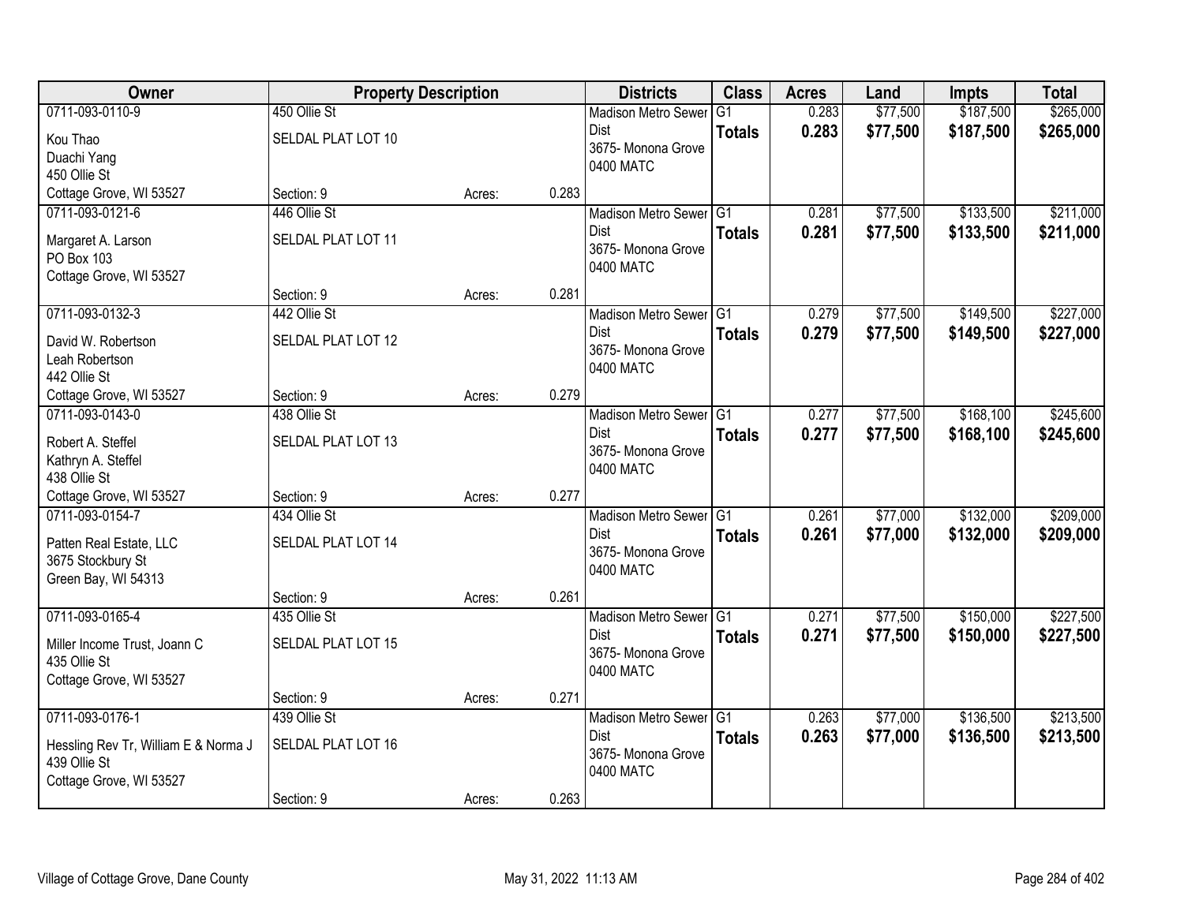| Owner | Property Description | | | Districts | Class | Acres | Land | Impts | Total |
|---|---|---|---|---|---|---|---|---|---|
| 0711-093-0110-9<br>Kou Thao<br>Duachi Yang<br>450 Ollie St<br>Cottage Grove, WI 53527 | 450 Ollie St<br>SELDAL PLAT LOT 10<br>Section: 9 | Acres: | 0.283 | Madison Metro Sewer Dist<br>3675- Monona Grove<br>0400 MATC | G1<br>**Totals** | 0.283<br>**0.283** | $77,500<br>**$77,500** | $187,500<br>**$187,500** | $265,000<br>**$265,000** |
| 0711-093-0121-6<br>Margaret A. Larson<br>PO Box 103<br>Cottage Grove, WI 53527 | 446 Ollie St<br>SELDAL PLAT LOT 11<br>Section: 9 | Acres: | 0.281 | Madison Metro Sewer Dist<br>3675- Monona Grove<br>0400 MATC | G1<br>**Totals** | 0.281<br>**0.281** | $77,500<br>**$77,500** | $133,500<br>**$133,500** | $211,000<br>**$211,000** |
| 0711-093-0132-3<br>David W. Robertson<br>Leah Robertson<br>442 Ollie St<br>Cottage Grove, WI 53527 | 442 Ollie St<br>SELDAL PLAT LOT 12<br>Section: 9 | Acres: | 0.279 | Madison Metro Sewer Dist<br>3675- Monona Grove<br>0400 MATC | G1<br>**Totals** | 0.279<br>**0.279** | $77,500<br>**$77,500** | $149,500<br>**$149,500** | $227,000<br>**$227,000** |
| 0711-093-0143-0<br>Robert A. Steffel<br>Kathryn A. Steffel<br>438 Ollie St<br>Cottage Grove, WI 53527 | 438 Ollie St<br>SELDAL PLAT LOT 13<br>Section: 9 | Acres: | 0.277 | Madison Metro Sewer Dist<br>3675- Monona Grove<br>0400 MATC | G1<br>**Totals** | 0.277<br>**0.277** | $77,500<br>**$77,500** | $168,100<br>**$168,100** | $245,600<br>**$245,600** |
| 0711-093-0154-7<br>Patten Real Estate, LLC<br>3675 Stockbury St<br>Green Bay, WI 54313 | 434 Ollie St<br>SELDAL PLAT LOT 14<br>Section: 9 | Acres: | 0.261 | Madison Metro Sewer Dist<br>3675- Monona Grove<br>0400 MATC | G1<br>**Totals** | 0.261<br>**0.261** | $77,000<br>**$77,000** | $132,000<br>**$132,000** | $209,000<br>**$209,000** |
| 0711-093-0165-4<br>Miller Income Trust, Joann C<br>435 Ollie St<br>Cottage Grove, WI 53527 | 435 Ollie St<br>SELDAL PLAT LOT 15<br>Section: 9 | Acres: | 0.271 | Madison Metro Sewer Dist<br>3675- Monona Grove<br>0400 MATC | G1<br>**Totals** | 0.271<br>**0.271** | $77,500<br>**$77,500** | $150,000<br>**$150,000** | $227,500<br>**$227,500** |
| 0711-093-0176-1<br>Hessling Rev Tr, William E & Norma J<br>439 Ollie St<br>Cottage Grove, WI 53527 | 439 Ollie St<br>SELDAL PLAT LOT 16<br>Section: 9 | Acres: | 0.263 | Madison Metro Sewer Dist<br>3675- Monona Grove<br>0400 MATC | G1<br>**Totals** | 0.263<br>**0.263** | $77,000<br>**$77,000** | $136,500<br>**$136,500** | $213,500<br>**$213,500** |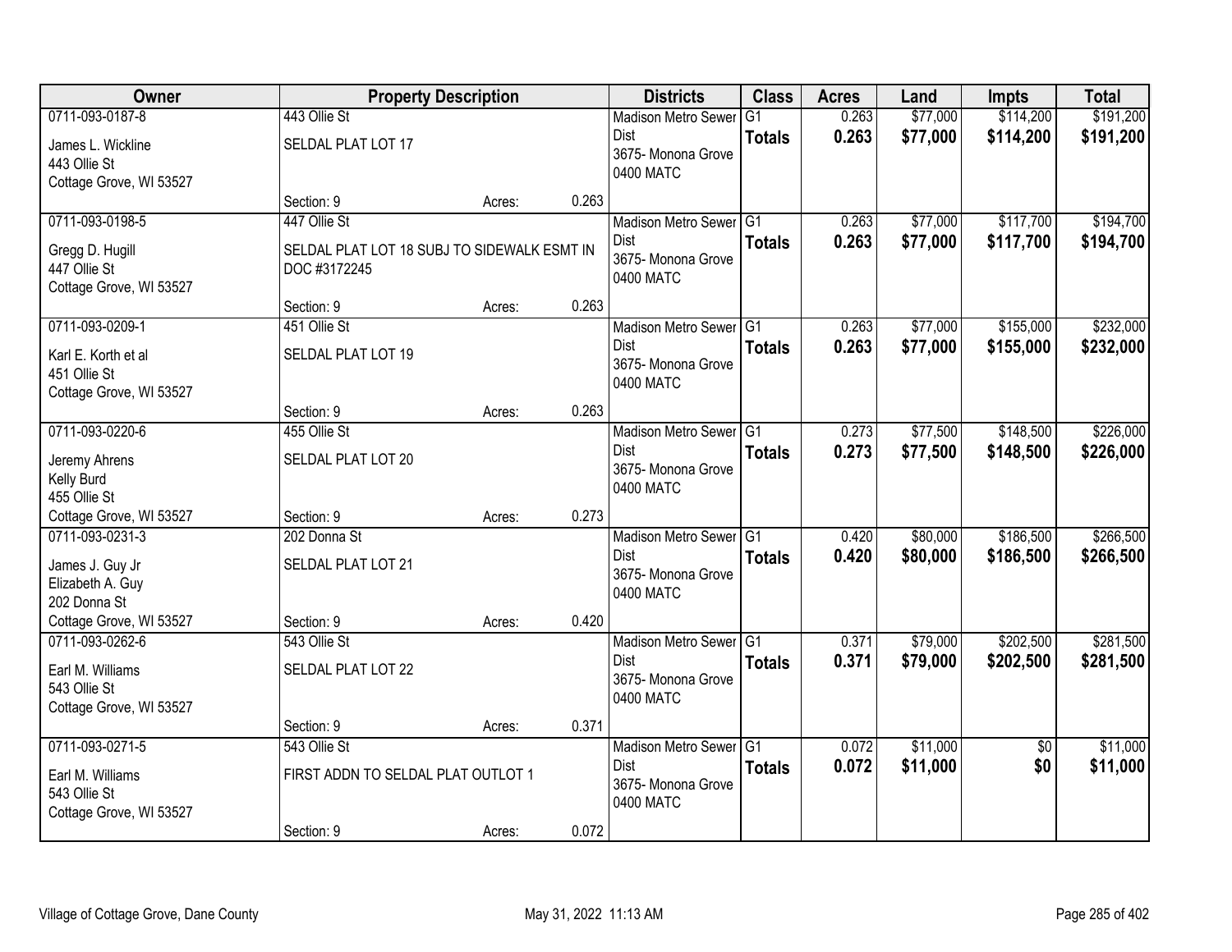| Owner | Property Description | Districts | Class | Acres | Land | Impts | Total |
|---|---|---|---|---|---|---|---|
| 0711-093-0187-8<br>James L. Wickline<br>443 Ollie St<br>Cottage Grove, WI 53527 | 443 Ollie St<br>SELDAL PLAT LOT 17<br>Section: 9 Acres: 0.263 | Madison Metro Sewer Dist<br>3675- Monona Grove<br>0400 MATC | G1<br>**Totals** | 0.263<br>**0.263** | $77,000<br>**$77,000** | $114,200<br>**$114,200** | $191,200<br>**$191,200** |
| 0711-093-0198-5<br>Gregg D. Hugill<br>447 Ollie St<br>Cottage Grove, WI 53527 | 447 Ollie St<br>SELDAL PLAT LOT 18 SUBJ TO SIDEWALK ESMT IN DOC #3172245<br>Section: 9 Acres: 0.263 | Madison Metro Sewer Dist<br>3675- Monona Grove<br>0400 MATC | G1<br>**Totals** | 0.263<br>**0.263** | $77,000<br>**$77,000** | $117,700<br>**$117,700** | $194,700<br>**$194,700** |
| 0711-093-0209-1<br>Karl E. Korth et al<br>451 Ollie St<br>Cottage Grove, WI 53527 | 451 Ollie St<br>SELDAL PLAT LOT 19<br>Section: 9 Acres: 0.263 | Madison Metro Sewer Dist<br>3675- Monona Grove<br>0400 MATC | G1<br>**Totals** | 0.263<br>**0.263** | $77,000<br>**$77,000** | $155,000<br>**$155,000** | $232,000<br>**$232,000** |
| 0711-093-0220-6<br>Jeremy Ahrens<br>Kelly Burd<br>455 Ollie St<br>Cottage Grove, WI 53527 | 455 Ollie St<br>SELDAL PLAT LOT 20<br>Section: 9 Acres: 0.273 | Madison Metro Sewer Dist<br>3675- Monona Grove<br>0400 MATC | G1<br>**Totals** | 0.273<br>**0.273** | $77,500<br>**$77,500** | $148,500<br>**$148,500** | $226,000<br>**$226,000** |
| 0711-093-0231-3<br>James J. Guy Jr<br>Elizabeth A. Guy<br>202 Donna St<br>Cottage Grove, WI 53527 | 202 Donna St<br>SELDAL PLAT LOT 21<br>Section: 9 Acres: 0.420 | Madison Metro Sewer Dist<br>3675- Monona Grove<br>0400 MATC | G1<br>**Totals** | 0.420<br>**0.420** | $80,000<br>**$80,000** | $186,500<br>**$186,500** | $266,500<br>**$266,500** |
| 0711-093-0262-6<br>Earl M. Williams<br>543 Ollie St<br>Cottage Grove, WI 53527 | 543 Ollie St<br>SELDAL PLAT LOT 22<br>Section: 9 Acres: 0.371 | Madison Metro Sewer Dist<br>3675- Monona Grove<br>0400 MATC | G1<br>**Totals** | 0.371<br>**0.371** | $79,000<br>**$79,000** | $202,500<br>**$202,500** | $281,500<br>**$281,500** |
| 0711-093-0271-5<br>Earl M. Williams<br>543 Ollie St<br>Cottage Grove, WI 53527 | 543 Ollie St<br>FIRST ADDN TO SELDAL PLAT OUTLOT 1<br>Section: 9 Acres: 0.072 | Madison Metro Sewer Dist<br>3675- Monona Grove<br>0400 MATC | G1<br>**Totals** | 0.072<br>**0.072** | $11,000<br>**$11,000** | $0<br>**$0** | $11,000<br>**$11,000** |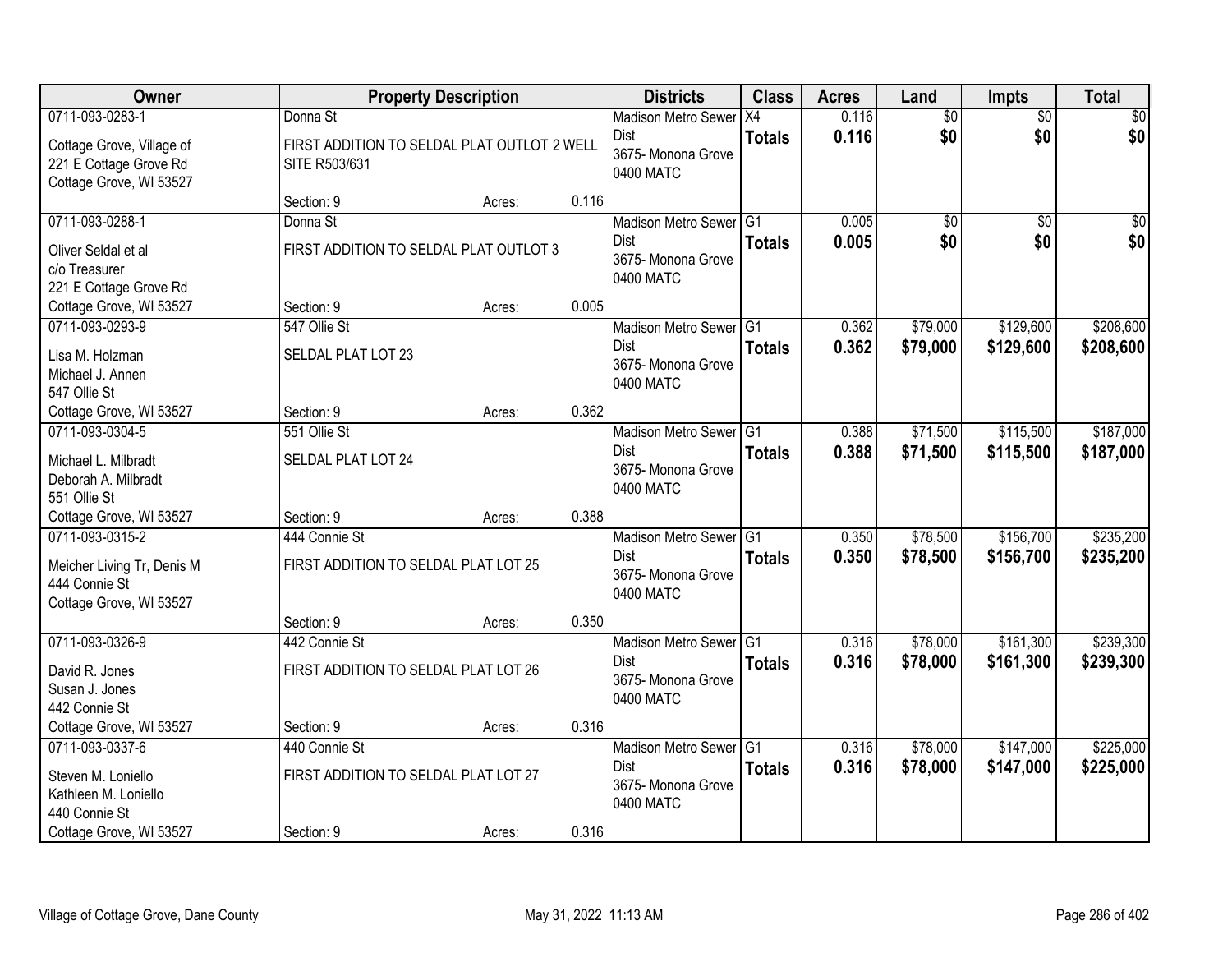| Owner | Property Description | | | Districts | Class | Acres | Land | Impts | Total |
|---|---|---|---|---|---|---|---|---|---|
| 0711-093-0283-1<br>Cottage Grove, Village of<br>221 E Cottage Grove Rd<br>Cottage Grove, WI 53527 | Donna St<br>FIRST ADDITION TO SELDAL PLAT OUTLOT 2 WELL SITE R503/631<br>Section: 9 | Acres: | 0.116 | Madison Metro Sewer Dist<br>3675- Monona Grove<br>0400 MATC | X4<br>**Totals** | 0.116<br>**0.116** | $0<br>**$0** | $0<br>**$0** | $0<br>**$0** |
| 0711-093-0288-1<br>Oliver Seldal et al<br>c/o Treasurer<br>221 E Cottage Grove Rd<br>Cottage Grove, WI 53527 | Donna St<br>FIRST ADDITION TO SELDAL PLAT OUTLOT 3<br>Section: 9 | Acres: | 0.005 | Madison Metro Sewer Dist<br>3675- Monona Grove<br>0400 MATC | G1<br>**Totals** | 0.005<br>**0.005** | $0<br>**$0** | $0<br>**$0** | $0<br>**$0** |
| 0711-093-0293-9<br>Lisa M. Holzman<br>Michael J. Annen<br>547 Ollie St<br>Cottage Grove, WI 53527 | 547 Ollie St<br>SELDAL PLAT LOT 23<br>Section: 9 | Acres: | 0.362 | Madison Metro Sewer Dist<br>3675- Monona Grove<br>0400 MATC | G1<br>**Totals** | 0.362<br>**0.362** | $79,000<br>**$79,000** | $129,600<br>**$129,600** | $208,600<br>**$208,600** |
| 0711-093-0304-5<br>Michael L. Milbradt<br>Deborah A. Milbradt<br>551 Ollie St<br>Cottage Grove, WI 53527 | 551 Ollie St<br>SELDAL PLAT LOT 24<br>Section: 9 | Acres: | 0.388 | Madison Metro Sewer Dist<br>3675- Monona Grove<br>0400 MATC | G1<br>**Totals** | 0.388<br>**0.388** | $71,500<br>**$71,500** | $115,500<br>**$115,500** | $187,000<br>**$187,000** |
| 0711-093-0315-2<br>Meicher Living Tr, Denis M<br>444 Connie St<br>Cottage Grove, WI 53527 | 444 Connie St<br>FIRST ADDITION TO SELDAL PLAT LOT 25<br>Section: 9 | Acres: | 0.350 | Madison Metro Sewer Dist<br>3675- Monona Grove<br>0400 MATC | G1<br>**Totals** | 0.350<br>**0.350** | $78,500<br>**$78,500** | $156,700<br>**$156,700** | $235,200<br>**$235,200** |
| 0711-093-0326-9<br>David R. Jones<br>Susan J. Jones<br>442 Connie St<br>Cottage Grove, WI 53527 | 442 Connie St<br>FIRST ADDITION TO SELDAL PLAT LOT 26<br>Section: 9 | Acres: | 0.316 | Madison Metro Sewer Dist<br>3675- Monona Grove<br>0400 MATC | G1<br>**Totals** | 0.316<br>**0.316** | $78,000<br>**$78,000** | $161,300<br>**$161,300** | $239,300<br>**$239,300** |
| 0711-093-0337-6<br>Steven M. Loniello<br>Kathleen M. Loniello<br>440 Connie St<br>Cottage Grove, WI 53527 | 440 Connie St<br>FIRST ADDITION TO SELDAL PLAT LOT 27<br>Section: 9 | Acres: | 0.316 | Madison Metro Sewer Dist<br>3675- Monona Grove<br>0400 MATC | G1<br>**Totals** | 0.316<br>**0.316** | $78,000<br>**$78,000** | $147,000<br>**$147,000** | $225,000<br>**$225,000** |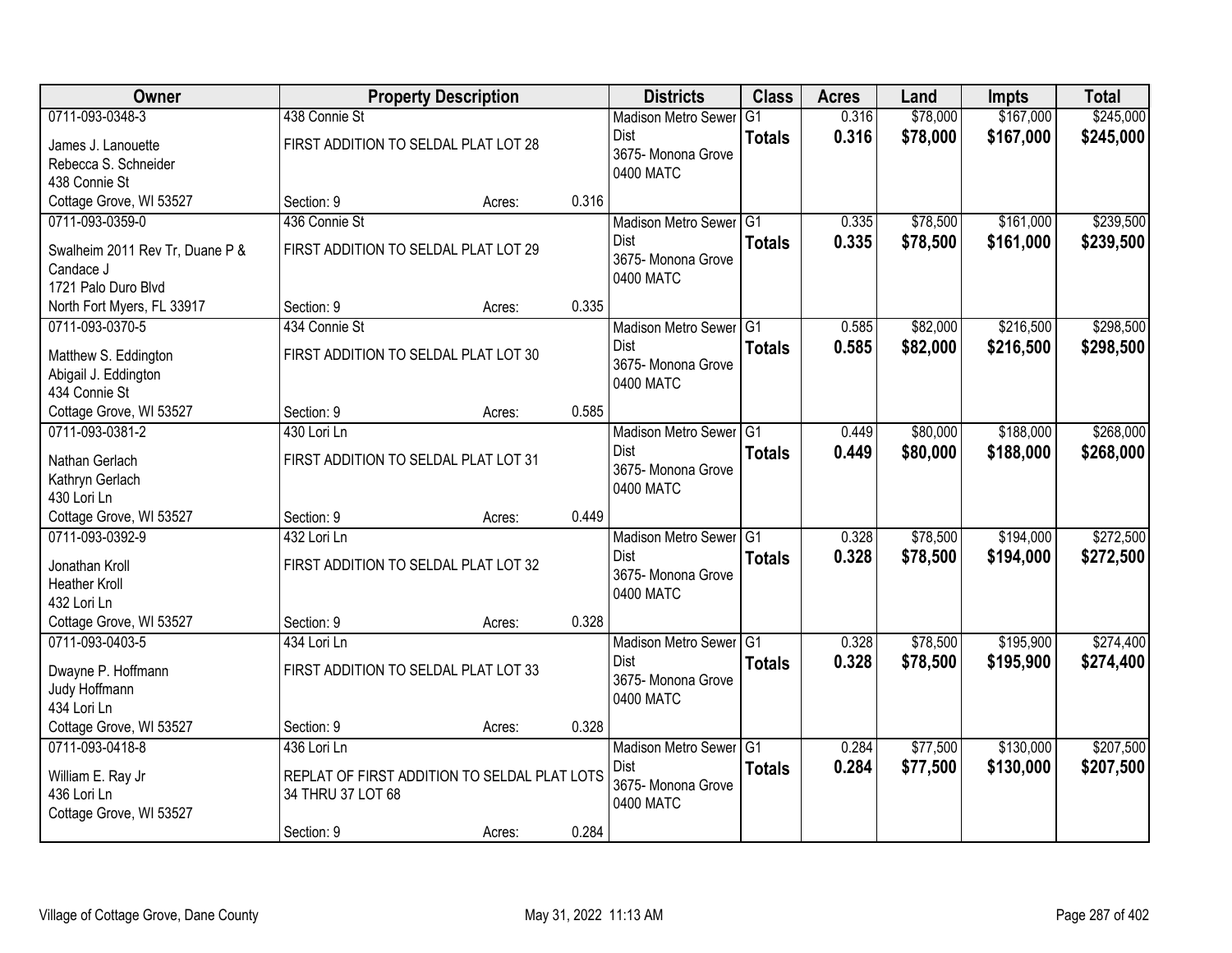| Owner | Property Description | | | Districts | Class | Acres | Land | Impts | Total |
|---|---|---|---|---|---|---|---|---|---|
| 0711-093-0348-3<br>James J. Lanouette<br>Rebecca S. Schneider<br>438 Connie St<br>Cottage Grove, WI 53527 | 438 Connie St<br>FIRST ADDITION TO SELDAL PLAT LOT 28<br>Section: 9 | Acres: | 0.316 | Madison Metro Sewer Dist<br>3675- Monona Grove<br>0400 MATC | G1<br>**Totals** | 0.316<br>**0.316** | $78,000<br>**$78,000** | $167,000<br>**$167,000** | $245,000<br>**$245,000** |
| 0711-093-0359-0<br>Swalheim 2011 Rev Tr, Duane P & Candace J<br>1721 Palo Duro Blvd<br>North Fort Myers, FL 33917 | 436 Connie St<br>FIRST ADDITION TO SELDAL PLAT LOT 29<br>Section: 9 | Acres: | 0.335 | Madison Metro Sewer Dist<br>3675- Monona Grove<br>0400 MATC | G1<br>**Totals** | 0.335<br>**0.335** | $78,500<br>**$78,500** | $161,000<br>**$161,000** | $239,500<br>**$239,500** |
| 0711-093-0370-5<br>Matthew S. Eddington<br>Abigail J. Eddington<br>434 Connie St<br>Cottage Grove, WI 53527 | 434 Connie St<br>FIRST ADDITION TO SELDAL PLAT LOT 30<br>Section: 9 | Acres: | 0.585 | Madison Metro Sewer Dist<br>3675- Monona Grove<br>0400 MATC | G1<br>**Totals** | 0.585<br>**0.585** | $82,000<br>**$82,000** | $216,500<br>**$216,500** | $298,500<br>**$298,500** |
| 0711-093-0381-2<br>Nathan Gerlach<br>Kathryn Gerlach<br>430 Lori Ln<br>Cottage Grove, WI 53527 | 430 Lori Ln<br>FIRST ADDITION TO SELDAL PLAT LOT 31<br>Section: 9 | Acres: | 0.449 | Madison Metro Sewer Dist<br>3675- Monona Grove<br>0400 MATC | G1<br>**Totals** | 0.449<br>**0.449** | $80,000<br>**$80,000** | $188,000<br>**$188,000** | $268,000<br>**$268,000** |
| 0711-093-0392-9<br>Jonathan Kroll<br>Heather Kroll<br>432 Lori Ln<br>Cottage Grove, WI 53527 | 432 Lori Ln<br>FIRST ADDITION TO SELDAL PLAT LOT 32<br>Section: 9 | Acres: | 0.328 | Madison Metro Sewer Dist<br>3675- Monona Grove<br>0400 MATC | G1<br>**Totals** | 0.328<br>**0.328** | $78,500<br>**$78,500** | $194,000<br>**$194,000** | $272,500<br>**$272,500** |
| 0711-093-0403-5<br>Dwayne P. Hoffmann<br>Judy Hoffmann<br>434 Lori Ln<br>Cottage Grove, WI 53527 | 434 Lori Ln<br>FIRST ADDITION TO SELDAL PLAT LOT 33<br>Section: 9 | Acres: | 0.328 | Madison Metro Sewer Dist<br>3675- Monona Grove<br>0400 MATC | G1<br>**Totals** | 0.328<br>**0.328** | $78,500<br>**$78,500** | $195,900<br>**$195,900** | $274,400<br>**$274,400** |
| 0711-093-0418-8<br>William E. Ray Jr<br>436 Lori Ln<br>Cottage Grove, WI 53527 | 436 Lori Ln<br>REPLAT OF FIRST ADDITION TO SELDAL PLAT LOTS 34 THRU 37 LOT 68<br>Section: 9 | Acres: | 0.284 | Madison Metro Sewer Dist<br>3675- Monona Grove<br>0400 MATC | G1<br>**Totals** | 0.284<br>**0.284** | $77,500<br>**$77,500** | $130,000<br>**$130,000** | $207,500<br>**$207,500** |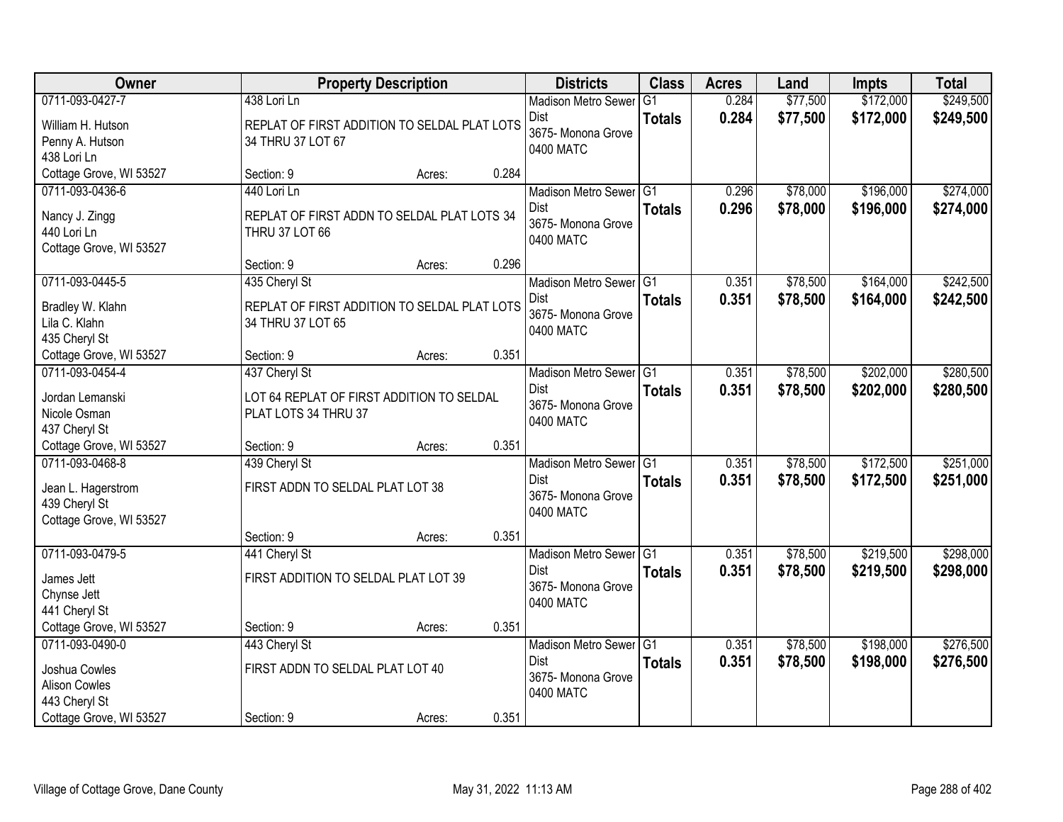| Owner | Property Description | Districts | Class | Acres | Land | Impts | Total |
|---|---|---|---|---|---|---|---|
| 0711-093-0427-7<br>William H. Hutson<br>Penny A. Hutson<br>438 Lori Ln<br>Cottage Grove, WI 53527 | 438 Lori Ln<br>REPLAT OF FIRST ADDITION TO SELDAL PLAT LOTS 34 THRU 37 LOT 67<br>Section: 9 Acres: 0.284 | Madison Metro Sewer Dist<br>3675- Monona Grove<br>0400 MATC | G1<br>**Totals** | 0.284<br>**0.284** | $77,500<br>**$77,500** | $172,000<br>**$172,000** | $249,500<br>**$249,500** |
| 0711-093-0436-6<br>Nancy J. Zingg<br>440 Lori Ln<br>Cottage Grove, WI 53527 | 440 Lori Ln<br>REPLAT OF FIRST ADDN TO SELDAL PLAT LOTS 34 THRU 37 LOT 66<br>Section: 9 Acres: 0.296 | Madison Metro Sewer Dist<br>3675- Monona Grove<br>0400 MATC | G1<br>**Totals** | 0.296<br>**0.296** | $78,000<br>**$78,000** | $196,000<br>**$196,000** | $274,000<br>**$274,000** |
| 0711-093-0445-5<br>Bradley W. Klahn<br>Lila C. Klahn<br>435 Cheryl St<br>Cottage Grove, WI 53527 | 435 Cheryl St<br>REPLAT OF FIRST ADDITION TO SELDAL PLAT LOTS 34 THRU 37 LOT 65<br>Section: 9 Acres: 0.351 | Madison Metro Sewer Dist<br>3675- Monona Grove<br>0400 MATC | G1<br>**Totals** | 0.351<br>**0.351** | $78,500<br>**$78,500** | $164,000<br>**$164,000** | $242,500<br>**$242,500** |
| 0711-093-0454-4<br>Jordan Lemanski<br>Nicole Osman<br>437 Cheryl St<br>Cottage Grove, WI 53527 | 437 Cheryl St<br>LOT 64 REPLAT OF FIRST ADDITION TO SELDAL PLAT LOTS 34 THRU 37<br>Section: 9 Acres: 0.351 | Madison Metro Sewer Dist<br>3675- Monona Grove<br>0400 MATC | G1<br>**Totals** | 0.351<br>**0.351** | $78,500<br>**$78,500** | $202,000<br>**$202,000** | $280,500<br>**$280,500** |
| 0711-093-0468-8<br>Jean L. Hagerstrom<br>439 Cheryl St<br>Cottage Grove, WI 53527 | 439 Cheryl St<br>FIRST ADDN TO SELDAL PLAT LOT 38<br>Section: 9 Acres: 0.351 | Madison Metro Sewer Dist<br>3675- Monona Grove<br>0400 MATC | G1<br>**Totals** | 0.351<br>**0.351** | $78,500<br>**$78,500** | $172,500<br>**$172,500** | $251,000<br>**$251,000** |
| 0711-093-0479-5<br>James Jett<br>Chynse Jett<br>441 Cheryl St<br>Cottage Grove, WI 53527 | 441 Cheryl St<br>FIRST ADDITION TO SELDAL PLAT LOT 39<br>Section: 9 Acres: 0.351 | Madison Metro Sewer Dist<br>3675- Monona Grove<br>0400 MATC | G1<br>**Totals** | 0.351<br>**0.351** | $78,500<br>**$78,500** | $219,500<br>**$219,500** | $298,000<br>**$298,000** |
| 0711-093-0490-0<br>Joshua Cowles<br>Alison Cowles<br>443 Cheryl St<br>Cottage Grove, WI 53527 | 443 Cheryl St<br>FIRST ADDN TO SELDAL PLAT LOT 40<br>Section: 9 Acres: 0.351 | Madison Metro Sewer Dist<br>3675- Monona Grove<br>0400 MATC | G1<br>**Totals** | 0.351<br>**0.351** | $78,500<br>**$78,500** | $198,000<br>**$198,000** | $276,500<br>**$276,500** |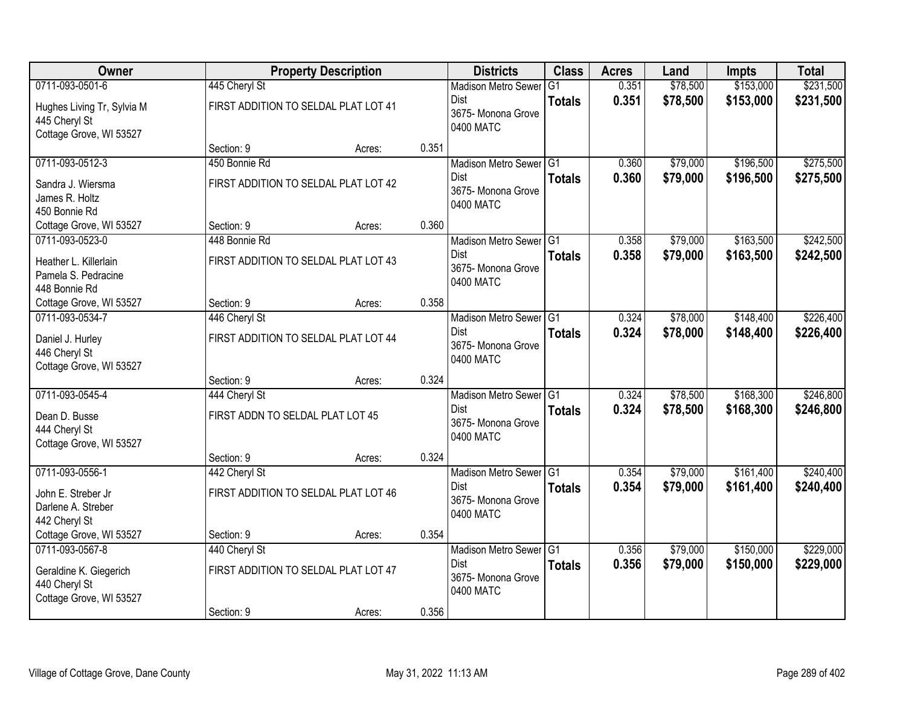| Owner | Property Description | | | Districts | Class | Acres | Land | Impts | Total |
|---|---|---|---|---|---|---|---|---|---|
| 0711-093-0501-6<br>Hughes Living Tr, Sylvia M<br>445 Cheryl St<br>Cottage Grove, WI 53527 | 445 Cheryl St<br>FIRST ADDITION TO SELDAL PLAT LOT 41<br>Section: 9 | Acres: | 0.351 | Madison Metro Sewer Dist<br>3675- Monona Grove<br>0400 MATC | G1<br>**Totals** | 0.351<br>**0.351** | $78,500<br>**$78,500** | $153,000<br>**$153,000** | $231,500<br>**$231,500** |
| 0711-093-0512-3<br>Sandra J. Wiersma<br>James R. Holtz<br>450 Bonnie Rd<br>Cottage Grove, WI 53527 | 450 Bonnie Rd<br>FIRST ADDITION TO SELDAL PLAT LOT 42<br>Section: 9 | Acres: | 0.360 | Madison Metro Sewer Dist<br>3675- Monona Grove<br>0400 MATC | G1<br>**Totals** | 0.360<br>**0.360** | $79,000<br>**$79,000** | $196,500<br>**$196,500** | $275,500<br>**$275,500** |
| 0711-093-0523-0<br>Heather L. Killerlain<br>Pamela S. Pedracine<br>448 Bonnie Rd<br>Cottage Grove, WI 53527 | 448 Bonnie Rd<br>FIRST ADDITION TO SELDAL PLAT LOT 43<br>Section: 9 | Acres: | 0.358 | Madison Metro Sewer Dist<br>3675- Monona Grove<br>0400 MATC | G1<br>**Totals** | 0.358<br>**0.358** | $79,000<br>**$79,000** | $163,500<br>**$163,500** | $242,500<br>**$242,500** |
| 0711-093-0534-7<br>Daniel J. Hurley<br>446 Cheryl St<br>Cottage Grove, WI 53527 | 446 Cheryl St<br>FIRST ADDITION TO SELDAL PLAT LOT 44<br>Section: 9 | Acres: | 0.324 | Madison Metro Sewer Dist<br>3675- Monona Grove<br>0400 MATC | G1<br>**Totals** | 0.324<br>**0.324** | $78,000<br>**$78,000** | $148,400<br>**$148,400** | $226,400<br>**$226,400** |
| 0711-093-0545-4<br>Dean D. Busse<br>444 Cheryl St<br>Cottage Grove, WI 53527 | 444 Cheryl St<br>FIRST ADDN TO SELDAL PLAT LOT 45<br>Section: 9 | Acres: | 0.324 | Madison Metro Sewer Dist<br>3675- Monona Grove<br>0400 MATC | G1<br>**Totals** | 0.324<br>**0.324** | $78,500<br>**$78,500** | $168,300<br>**$168,300** | $246,800<br>**$246,800** |
| 0711-093-0556-1<br>John E. Streber Jr<br>Darlene A. Streber<br>442 Cheryl St<br>Cottage Grove, WI 53527 | 442 Cheryl St<br>FIRST ADDITION TO SELDAL PLAT LOT 46<br>Section: 9 | Acres: | 0.354 | Madison Metro Sewer Dist<br>3675- Monona Grove<br>0400 MATC | G1<br>**Totals** | 0.354<br>**0.354** | $79,000<br>**$79,000** | $161,400<br>**$161,400** | $240,400<br>**$240,400** |
| 0711-093-0567-8<br>Geraldine K. Giegerich<br>440 Cheryl St<br>Cottage Grove, WI 53527 | 440 Cheryl St<br>FIRST ADDITION TO SELDAL PLAT LOT 47<br>Section: 9 | Acres: | 0.356 | Madison Metro Sewer Dist<br>3675- Monona Grove<br>0400 MATC | G1<br>**Totals** | 0.356<br>**0.356** | $79,000<br>**$79,000** | $150,000<br>**$150,000** | $229,000<br>**$229,000** |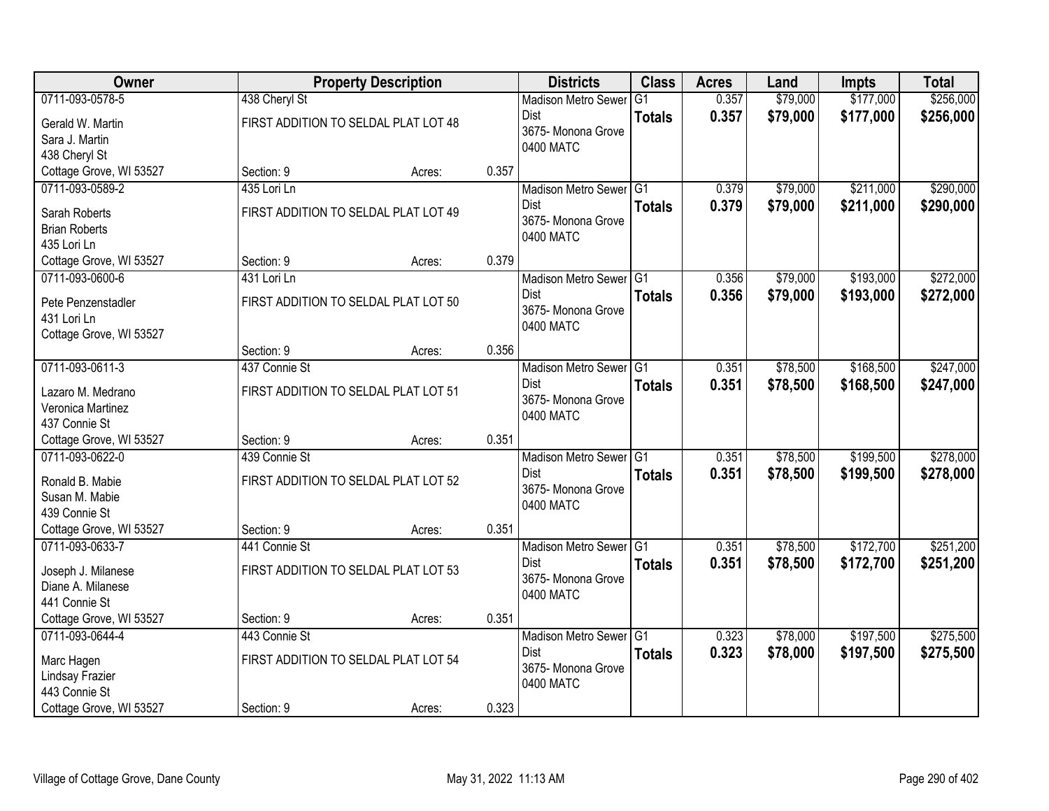| Owner | Property Description | | | Districts | Class | Acres | Land | Impts | Total |
|---|---|---|---|---|---|---|---|---|---|
| 0711-093-0578-5 | 438 Cheryl St | | | Madison Metro Sewer Dist | G1 | 0.357 | $79,000 | $177,000 | $256,000 |
| Gerald W. Martin<br>Sara J. Martin<br>438 Cheryl St<br>Cottage Grove, WI 53527 | FIRST ADDITION TO SELDAL PLAT LOT 48 | | | 3675- Monona Grove<br>0400 MATC | **Totals** | **0.357** | **$79,000** | **$177,000** | **$256,000** |
| | Section: 9 | Acres: | 0.357 | | | | | | |
| 0711-093-0589-2 | 435 Lori Ln | | | Madison Metro Sewer Dist | G1 | 0.379 | $79,000 | $211,000 | $290,000 |
| Sarah Roberts<br>Brian Roberts<br>435 Lori Ln<br>Cottage Grove, WI 53527 | FIRST ADDITION TO SELDAL PLAT LOT 49 | | | 3675- Monona Grove<br>0400 MATC | **Totals** | **0.379** | **$79,000** | **$211,000** | **$290,000** |
| | Section: 9 | Acres: | 0.379 | | | | | | |
| 0711-093-0600-6 | 431 Lori Ln | | | Madison Metro Sewer Dist | G1 | 0.356 | $79,000 | $193,000 | $272,000 |
| Pete Penzenstadler<br>431 Lori Ln<br>Cottage Grove, WI 53527 | FIRST ADDITION TO SELDAL PLAT LOT 50 | | | 3675- Monona Grove<br>0400 MATC | **Totals** | **0.356** | **$79,000** | **$193,000** | **$272,000** |
| | Section: 9 | Acres: | 0.356 | | | | | | |
| 0711-093-0611-3 | 437 Connie St | | | Madison Metro Sewer Dist | G1 | 0.351 | $78,500 | $168,500 | $247,000 |
| Lazaro M. Medrano<br>Veronica Martinez<br>437 Connie St<br>Cottage Grove, WI 53527 | FIRST ADDITION TO SELDAL PLAT LOT 51 | | | 3675- Monona Grove<br>0400 MATC | **Totals** | **0.351** | **$78,500** | **$168,500** | **$247,000** |
| | Section: 9 | Acres: | 0.351 | | | | | | |
| 0711-093-0622-0 | 439 Connie St | | | Madison Metro Sewer Dist | G1 | 0.351 | $78,500 | $199,500 | $278,000 |
| Ronald B. Mabie<br>Susan M. Mabie<br>439 Connie St<br>Cottage Grove, WI 53527 | FIRST ADDITION TO SELDAL PLAT LOT 52 | | | 3675- Monona Grove<br>0400 MATC | **Totals** | **0.351** | **$78,500** | **$199,500** | **$278,000** |
| | Section: 9 | Acres: | 0.351 | | | | | | |
| 0711-093-0633-7 | 441 Connie St | | | Madison Metro Sewer Dist | G1 | 0.351 | $78,500 | $172,700 | $251,200 |
| Joseph J. Milanese<br>Diane A. Milanese<br>441 Connie St<br>Cottage Grove, WI 53527 | FIRST ADDITION TO SELDAL PLAT LOT 53 | | | 3675- Monona Grove<br>0400 MATC | **Totals** | **0.351** | **$78,500** | **$172,700** | **$251,200** |
| | Section: 9 | Acres: | 0.351 | | | | | | |
| 0711-093-0644-4 | 443 Connie St | | | Madison Metro Sewer Dist | G1 | 0.323 | $78,000 | $197,500 | $275,500 |
| Marc Hagen<br>Lindsay Frazier<br>443 Connie St<br>Cottage Grove, WI 53527 | FIRST ADDITION TO SELDAL PLAT LOT 54 | | | 3675- Monona Grove<br>0400 MATC | **Totals** | **0.323** | **$78,000** | **$197,500** | **$275,500** |
| | Section: 9 | Acres: | 0.323 | | | | | | |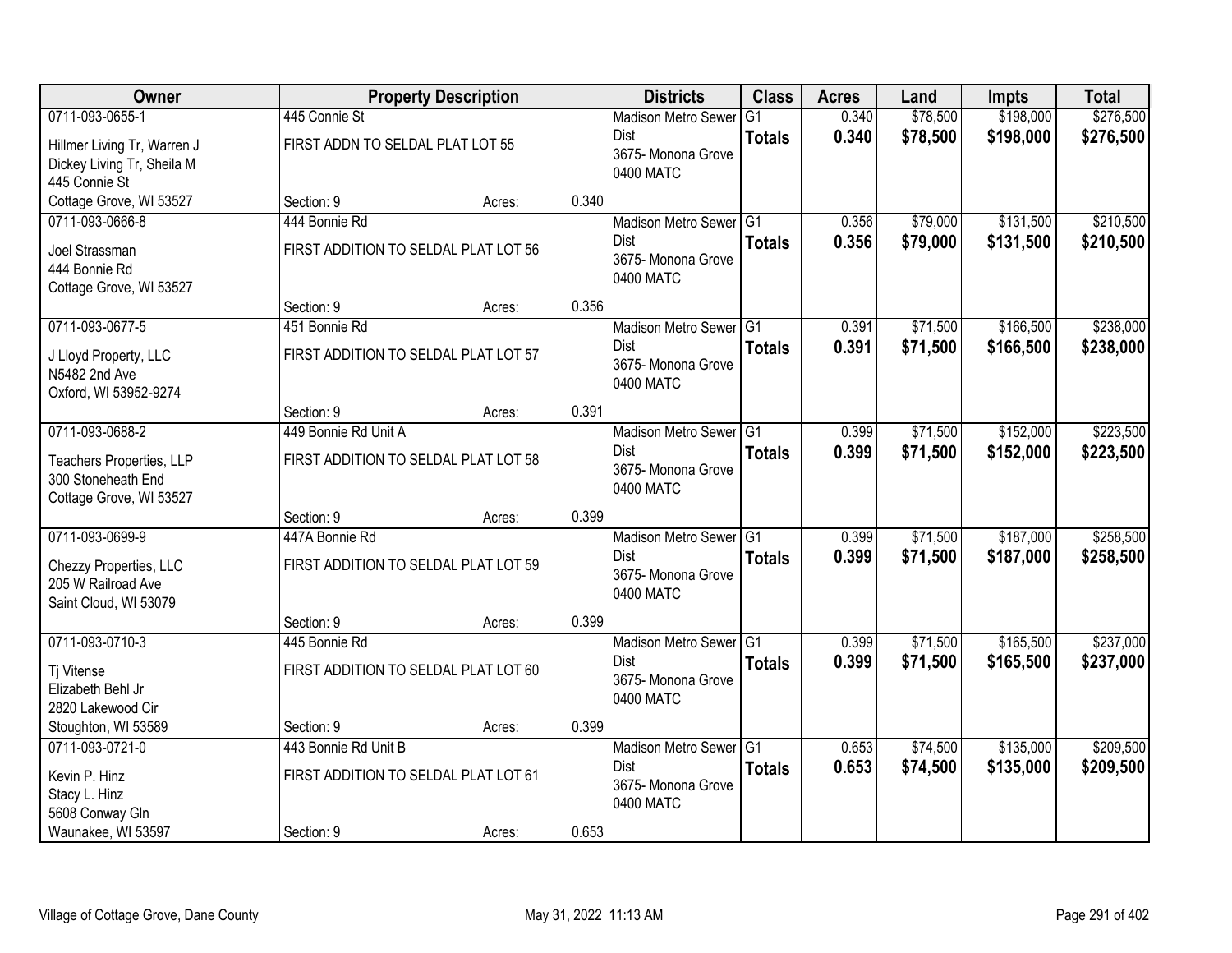| Owner | Property Description | | | Districts | Class | Acres | Land | Impts | Total |
|---|---|---|---|---|---|---|---|---|---|
| 0711-093-0655-1<br>Hillmer Living Tr, Warren J<br>Dickey Living Tr, Sheila M<br>445 Connie St<br>Cottage Grove, WI 53527 | 445 Connie St<br>FIRST ADDN TO SELDAL PLAT LOT 55<br>Section: 9 | Acres: | 0.340 | Madison Metro Sewer Dist<br>3675- Monona Grove<br>0400 MATC | G1<br>**Totals** | 0.340<br>**0.340** | \$78,500<br>**\$78,500** | \$198,000<br>**\$198,000** | \$276,500<br>**\$276,500** |
| 0711-093-0666-8<br>Joel Strassman<br>444 Bonnie Rd<br>Cottage Grove, WI 53527 | 444 Bonnie Rd<br>FIRST ADDITION TO SELDAL PLAT LOT 56<br>Section: 9 | Acres: | 0.356 | Madison Metro Sewer Dist<br>3675- Monona Grove<br>0400 MATC | G1<br>**Totals** | 0.356<br>**0.356** | \$79,000<br>**\$79,000** | \$131,500<br>**\$131,500** | \$210,500<br>**\$210,500** |
| 0711-093-0677-5<br>J Lloyd Property, LLC<br>N5482 2nd Ave<br>Oxford, WI 53952-9274 | 451 Bonnie Rd<br>FIRST ADDITION TO SELDAL PLAT LOT 57<br>Section: 9 | Acres: | 0.391 | Madison Metro Sewer Dist<br>3675- Monona Grove<br>0400 MATC | G1<br>**Totals** | 0.391<br>**0.391** | \$71,500<br>**\$71,500** | \$166,500<br>**\$166,500** | \$238,000<br>**\$238,000** |
| 0711-093-0688-2<br>Teachers Properties, LLP<br>300 Stoneheath End<br>Cottage Grove, WI 53527 | 449 Bonnie Rd Unit A<br>FIRST ADDITION TO SELDAL PLAT LOT 58<br>Section: 9 | Acres: | 0.399 | Madison Metro Sewer Dist<br>3675- Monona Grove<br>0400 MATC | G1<br>**Totals** | 0.399<br>**0.399** | \$71,500<br>**\$71,500** | \$152,000<br>**\$152,000** | \$223,500<br>**\$223,500** |
| 0711-093-0699-9<br>Chezzy Properties, LLC<br>205 W Railroad Ave<br>Saint Cloud, WI 53079 | 447A Bonnie Rd<br>FIRST ADDITION TO SELDAL PLAT LOT 59<br>Section: 9 | Acres: | 0.399 | Madison Metro Sewer Dist<br>3675- Monona Grove<br>0400 MATC | G1<br>**Totals** | 0.399<br>**0.399** | \$71,500<br>**\$71,500** | \$187,000<br>**\$187,000** | \$258,500<br>**\$258,500** |
| 0711-093-0710-3<br>Tj Vitense<br>Elizabeth Behl Jr<br>2820 Lakewood Cir<br>Stoughton, WI 53589 | 445 Bonnie Rd<br>FIRST ADDITION TO SELDAL PLAT LOT 60<br>Section: 9 | Acres: | 0.399 | Madison Metro Sewer Dist<br>3675- Monona Grove<br>0400 MATC | G1<br>**Totals** | 0.399<br>**0.399** | \$71,500<br>**\$71,500** | \$165,500<br>**\$165,500** | \$237,000<br>**\$237,000** |
| 0711-093-0721-0<br>Kevin P. Hinz<br>Stacy L. Hinz<br>5608 Conway Gln<br>Waunakee, WI 53597 | 443 Bonnie Rd Unit B<br>FIRST ADDITION TO SELDAL PLAT LOT 61<br>Section: 9 | Acres: | 0.653 | Madison Metro Sewer Dist<br>3675- Monona Grove<br>0400 MATC | G1<br>**Totals** | 0.653<br>**0.653** | \$74,500<br>**\$74,500** | \$135,000<br>**\$135,000** | \$209,500<br>**\$209,500** |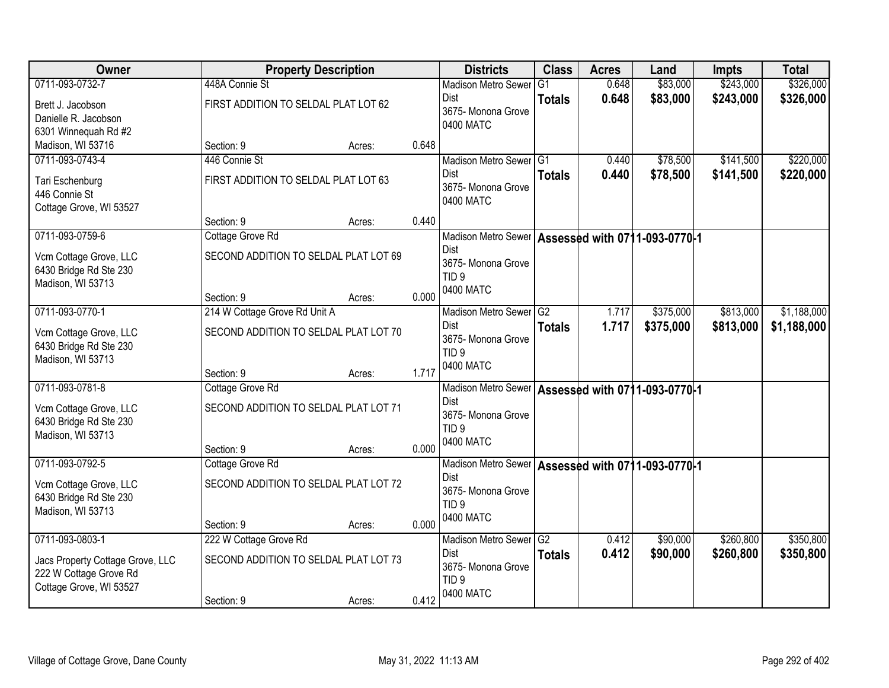| Owner | Property Description | | | Districts | Class | Acres | Land | Impts | Total |
|---|---|---|---|---|---|---|---|---|---|
| 0711-093-0732-7<br>Brett J. Jacobson<br>Danielle R. Jacobson<br>6301 Winnequah Rd #2<br>Madison, WI 53716 | 448A Connie St<br>FIRST ADDITION TO SELDAL PLAT LOT 62<br>Section: 9 | Acres: | 0.648 | Madison Metro Sewer Dist<br>3675- Monona Grove<br>0400 MATC | G1<br>**Totals** | 0.648<br>**0.648** | $83,000<br>**$83,000** | $243,000<br>**$243,000** | $326,000<br>**$326,000** |
| 0711-093-0743-4<br>Tari Eschenburg<br>446 Connie St<br>Cottage Grove, WI 53527 | 446 Connie St<br>FIRST ADDITION TO SELDAL PLAT LOT 63<br>Section: 9 | Acres: | 0.440 | Madison Metro Sewer Dist<br>3675- Monona Grove<br>0400 MATC | G1<br>**Totals** | 0.440<br>**0.440** | $78,500<br>**$78,500** | $141,500<br>**$141,500** | $220,000<br>**$220,000** |
| 0711-093-0759-6<br>Vcm Cottage Grove, LLC<br>6430 Bridge Rd Ste 230<br>Madison, WI 53713 | Cottage Grove Rd<br>SECOND ADDITION TO SELDAL PLAT LOT 69<br>Section: 9 | Acres: | 0.000 | Madison Metro Sewer Dist<br>3675- Monona Grove<br>TID 9<br>0400 MATC | **Assessed with 0711-093-0770-1** | | | | |
| 0711-093-0770-1<br>Vcm Cottage Grove, LLC<br>6430 Bridge Rd Ste 230<br>Madison, WI 53713 | 214 W Cottage Grove Rd Unit A<br>SECOND ADDITION TO SELDAL PLAT LOT 70<br>Section: 9 | Acres: | 1.717 | Madison Metro Sewer Dist<br>3675- Monona Grove<br>TID 9<br>0400 MATC | G2<br>**Totals** | 1.717<br>**1.717** | $375,000<br>**$375,000** | $813,000<br>**$813,000** | $1,188,000<br>**$1,188,000** |
| 0711-093-0781-8<br>Vcm Cottage Grove, LLC<br>6430 Bridge Rd Ste 230<br>Madison, WI 53713 | Cottage Grove Rd<br>SECOND ADDITION TO SELDAL PLAT LOT 71<br>Section: 9 | Acres: | 0.000 | Madison Metro Sewer Dist<br>3675- Monona Grove<br>TID 9<br>0400 MATC | **Assessed with 0711-093-0770-1** | | | | |
| 0711-093-0792-5<br>Vcm Cottage Grove, LLC<br>6430 Bridge Rd Ste 230<br>Madison, WI 53713 | Cottage Grove Rd<br>SECOND ADDITION TO SELDAL PLAT LOT 72<br>Section: 9 | Acres: | 0.000 | Madison Metro Sewer Dist<br>3675- Monona Grove<br>TID 9<br>0400 MATC | **Assessed with 0711-093-0770-1** | | | | |
| 0711-093-0803-1<br>Jacs Property Cottage Grove, LLC<br>222 W Cottage Grove Rd<br>Cottage Grove, WI 53527 | 222 W Cottage Grove Rd<br>SECOND ADDITION TO SELDAL PLAT LOT 73<br>Section: 9 | Acres: | 0.412 | Madison Metro Sewer Dist<br>3675- Monona Grove<br>TID 9<br>0400 MATC | G2<br>**Totals** | 0.412<br>**0.412** | $90,000<br>**$90,000** | $260,800<br>**$260,800** | $350,800<br>**$350,800** |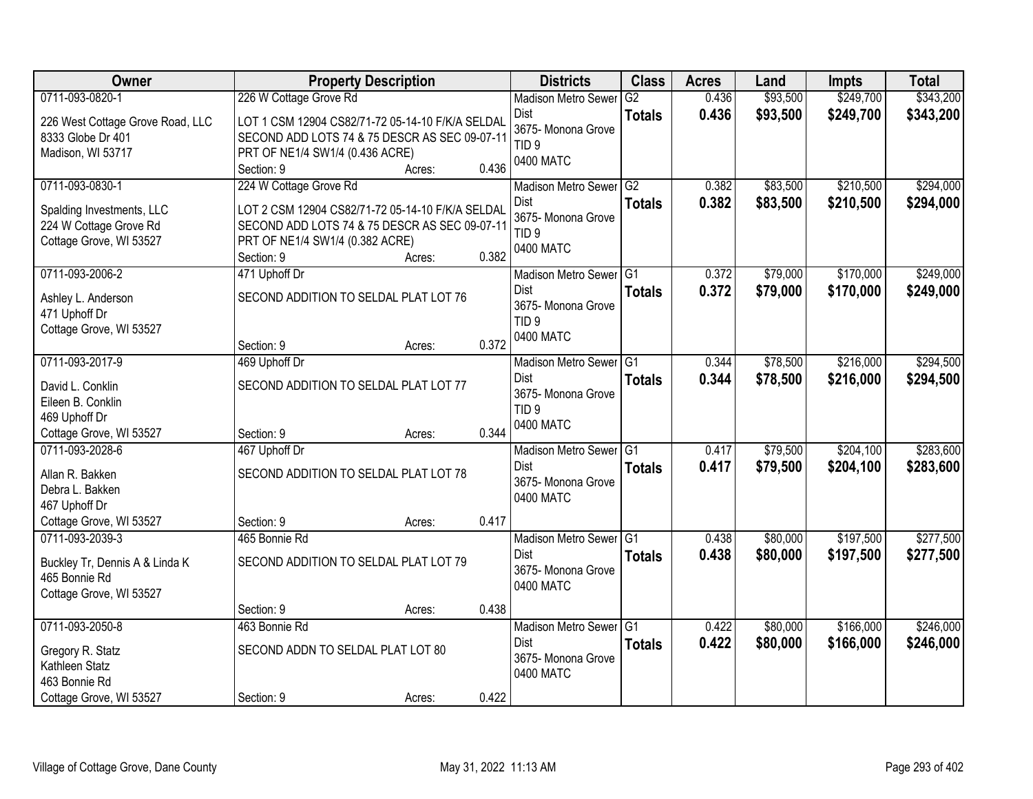| Owner | Property Description | Districts | Class | Acres | Land | Impts | Total |
|---|---|---|---|---|---|---|---|
| 0711-093-0820-1<br>226 West Cottage Grove Road, LLC<br>8333 Globe Dr 401<br>Madison, WI 53717 | 226 W Cottage Grove Rd<br>LOT 1 CSM 12904 CS82/71-72 05-14-10 F/K/A SELDAL SECOND ADD LOTS 74 & 75 DESCR AS SEC 09-07-11 PRT OF NE1/4 SW1/4 (0.436 ACRE)<br>Section: 9 Acres: 0.436 | Madison Metro Sewer Dist<br>3675- Monona Grove<br>TID 9<br>0400 MATC | G2<br>**Totals** | 0.436<br>**0.436** | $93,500<br>**$93,500** | $249,700<br>**$249,700** | $343,200<br>**$343,200** |
| 0711-093-0830-1<br>Spalding Investments, LLC<br>224 W Cottage Grove Rd<br>Cottage Grove, WI 53527 | 224 W Cottage Grove Rd<br>LOT 2 CSM 12904 CS82/71-72 05-14-10 F/K/A SELDAL SECOND ADD LOTS 74 & 75 DESCR AS SEC 09-07-11 PRT OF NE1/4 SW1/4 (0.382 ACRE)<br>Section: 9 Acres: 0.382 | Madison Metro Sewer Dist<br>3675- Monona Grove<br>TID 9<br>0400 MATC | G2<br>**Totals** | 0.382<br>**0.382** | $83,500<br>**$83,500** | $210,500<br>**$210,500** | $294,000<br>**$294,000** |
| 0711-093-2006-2<br>Ashley L. Anderson<br>471 Uphoff Dr<br>Cottage Grove, WI 53527 | 471 Uphoff Dr<br>SECOND ADDITION TO SELDAL PLAT LOT 76<br>Section: 9 Acres: 0.372 | Madison Metro Sewer Dist<br>3675- Monona Grove<br>TID 9<br>0400 MATC | G1<br>**Totals** | 0.372<br>**0.372** | $79,000<br>**$79,000** | $170,000<br>**$170,000** | $249,000<br>**$249,000** |
| 0711-093-2017-9<br>David L. Conklin<br>Eileen B. Conklin<br>469 Uphoff Dr<br>Cottage Grove, WI 53527 | 469 Uphoff Dr<br>SECOND ADDITION TO SELDAL PLAT LOT 77<br>Section: 9 Acres: 0.344 | Madison Metro Sewer Dist<br>3675- Monona Grove<br>TID 9<br>0400 MATC | G1<br>**Totals** | 0.344<br>**0.344** | $78,500<br>**$78,500** | $216,000<br>**$216,000** | $294,500<br>**$294,500** |
| 0711-093-2028-6<br>Allan R. Bakken<br>Debra L. Bakken<br>467 Uphoff Dr<br>Cottage Grove, WI 53527 | 467 Uphoff Dr<br>SECOND ADDITION TO SELDAL PLAT LOT 78<br>Section: 9 Acres: 0.417 | Madison Metro Sewer Dist<br>3675- Monona Grove<br>0400 MATC | G1<br>**Totals** | 0.417<br>**0.417** | $79,500<br>**$79,500** | $204,100<br>**$204,100** | $283,600<br>**$283,600** |
| 0711-093-2039-3<br>Buckley Tr, Dennis A & Linda K<br>465 Bonnie Rd<br>Cottage Grove, WI 53527 | 465 Bonnie Rd<br>SECOND ADDITION TO SELDAL PLAT LOT 79<br>Section: 9 Acres: 0.438 | Madison Metro Sewer Dist<br>3675- Monona Grove<br>0400 MATC | G1<br>**Totals** | 0.438<br>**0.438** | $80,000<br>**$80,000** | $197,500<br>**$197,500** | $277,500<br>**$277,500** |
| 0711-093-2050-8<br>Gregory R. Statz<br>Kathleen Statz<br>463 Bonnie Rd<br>Cottage Grove, WI 53527 | 463 Bonnie Rd<br>SECOND ADDN TO SELDAL PLAT LOT 80<br>Section: 9 Acres: 0.422 | Madison Metro Sewer Dist<br>3675- Monona Grove<br>0400 MATC | G1<br>**Totals** | 0.422<br>**0.422** | $80,000<br>**$80,000** | $166,000<br>**$166,000** | $246,000<br>**$246,000** |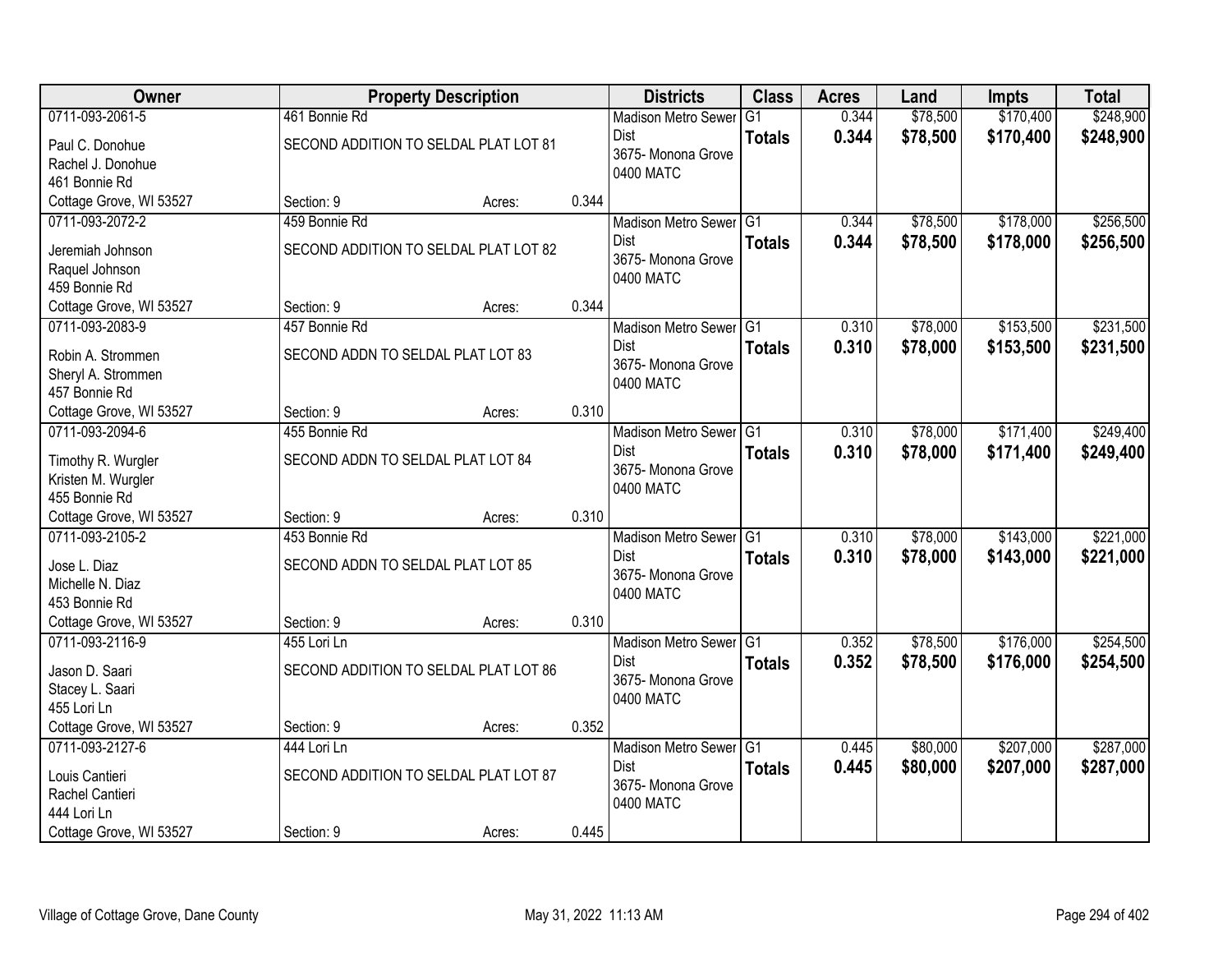| Owner | Property Description | | | Districts | Class | Acres | Land | Impts | Total |
|---|---|---|---|---|---|---|---|---|---|
| 0711-093-2061-5<br>Paul C. Donohue<br>Rachel J. Donohue<br>461 Bonnie Rd<br>Cottage Grove, WI 53527 | 461 Bonnie Rd<br>SECOND ADDITION TO SELDAL PLAT LOT 81<br>Section: 9 | Acres: | 0.344 | Madison Metro Sewer Dist<br>3675- Monona Grove<br>0400 MATC | G1<br>**Totals** | 0.344<br>**0.344** | $78,500<br>**$78,500** | $170,400<br>**$170,400** | $248,900<br>**$248,900** |
| 0711-093-2072-2<br>Jeremiah Johnson<br>Raquel Johnson<br>459 Bonnie Rd<br>Cottage Grove, WI 53527 | 459 Bonnie Rd<br>SECOND ADDITION TO SELDAL PLAT LOT 82<br>Section: 9 | Acres: | 0.344 | Madison Metro Sewer Dist<br>3675- Monona Grove<br>0400 MATC | G1<br>**Totals** | 0.344<br>**0.344** | $78,500<br>**$78,500** | $178,000<br>**$178,000** | $256,500<br>**$256,500** |
| 0711-093-2083-9<br>Robin A. Strommen<br>Sheryl A. Strommen<br>457 Bonnie Rd<br>Cottage Grove, WI 53527 | 457 Bonnie Rd<br>SECOND ADDN TO SELDAL PLAT LOT 83<br>Section: 9 | Acres: | 0.310 | Madison Metro Sewer Dist<br>3675- Monona Grove<br>0400 MATC | G1<br>**Totals** | 0.310<br>**0.310** | $78,000<br>**$78,000** | $153,500<br>**$153,500** | $231,500<br>**$231,500** |
| 0711-093-2094-6<br>Timothy R. Wurgler<br>Kristen M. Wurgler<br>455 Bonnie Rd<br>Cottage Grove, WI 53527 | 455 Bonnie Rd<br>SECOND ADDN TO SELDAL PLAT LOT 84<br>Section: 9 | Acres: | 0.310 | Madison Metro Sewer Dist<br>3675- Monona Grove<br>0400 MATC | G1<br>**Totals** | 0.310<br>**0.310** | $78,000<br>**$78,000** | $171,400<br>**$171,400** | $249,400<br>**$249,400** |
| 0711-093-2105-2<br>Jose L. Diaz<br>Michelle N. Diaz<br>453 Bonnie Rd<br>Cottage Grove, WI 53527 | 453 Bonnie Rd<br>SECOND ADDN TO SELDAL PLAT LOT 85<br>Section: 9 | Acres: | 0.310 | Madison Metro Sewer Dist<br>3675- Monona Grove<br>0400 MATC | G1<br>**Totals** | 0.310<br>**0.310** | $78,000<br>**$78,000** | $143,000<br>**$143,000** | $221,000<br>**$221,000** |
| 0711-093-2116-9<br>Jason D. Saari<br>Stacey L. Saari<br>455 Lori Ln<br>Cottage Grove, WI 53527 | 455 Lori Ln<br>SECOND ADDITION TO SELDAL PLAT LOT 86<br>Section: 9 | Acres: | 0.352 | Madison Metro Sewer Dist<br>3675- Monona Grove<br>0400 MATC | G1<br>**Totals** | 0.352<br>**0.352** | $78,500<br>**$78,500** | $176,000<br>**$176,000** | $254,500<br>**$254,500** |
| 0711-093-2127-6<br>Louis Cantieri<br>Rachel Cantieri<br>444 Lori Ln<br>Cottage Grove, WI 53527 | 444 Lori Ln<br>SECOND ADDITION TO SELDAL PLAT LOT 87<br>Section: 9 | Acres: | 0.445 | Madison Metro Sewer Dist<br>3675- Monona Grove<br>0400 MATC | G1<br>**Totals** | 0.445<br>**0.445** | $80,000<br>**$80,000** | $207,000<br>**$207,000** | $287,000<br>**$287,000** |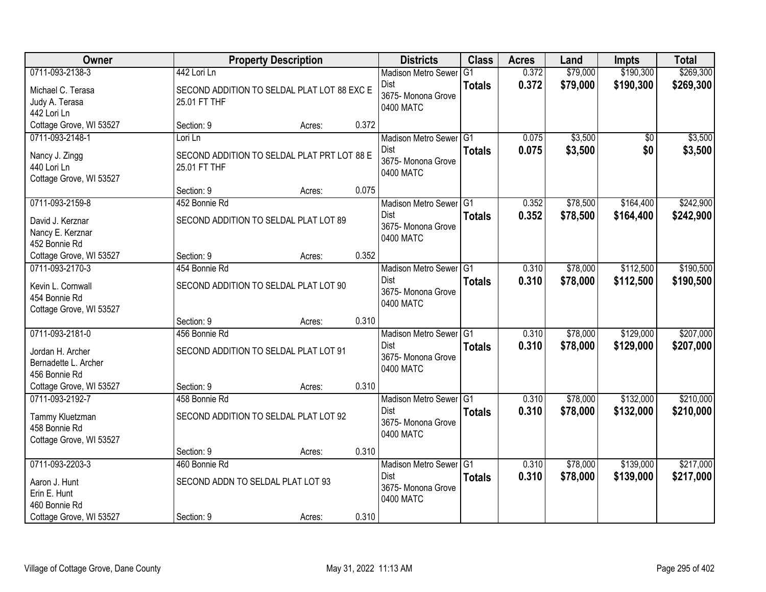| Owner | Property Description | | | Districts | Class | Acres | Land | Impts | Total |
|---|---|---|---|---|---|---|---|---|---|
| 0711-093-2138-3<br>Michael C. Terasa<br>Judy A. Terasa<br>442 Lori Ln<br>Cottage Grove, WI 53527 | 442 Lori Ln<br>SECOND ADDITION TO SELDAL PLAT LOT 88 EXC E 25.01 FT THF<br>Section: 9 | Acres: | 0.372 | Madison Metro Sewer Dist<br>3675- Monona Grove<br>0400 MATC | G1<br>**Totals** | 0.372<br>**0.372** | $79,000<br>**$79,000** | $190,300<br>**$190,300** | $269,300<br>**$269,300** |
| 0711-093-2148-1<br>Nancy J. Zingg<br>440 Lori Ln<br>Cottage Grove, WI 53527 | Lori Ln<br>SECOND ADDITION TO SELDAL PLAT PRT LOT 88 E 25.01 FT THF<br>Section: 9 | Acres: | 0.075 | Madison Metro Sewer Dist<br>3675- Monona Grove<br>0400 MATC | G1<br>**Totals** | 0.075<br>**0.075** | $3,500<br>**$3,500** | $0<br>**$0** | $3,500<br>**$3,500** |
| 0711-093-2159-8<br>David J. Kerznar<br>Nancy E. Kerznar<br>452 Bonnie Rd<br>Cottage Grove, WI 53527 | 452 Bonnie Rd<br>SECOND ADDITION TO SELDAL PLAT LOT 89<br>Section: 9 | Acres: | 0.352 | Madison Metro Sewer Dist<br>3675- Monona Grove<br>0400 MATC | G1<br>**Totals** | 0.352<br>**0.352** | $78,500<br>**$78,500** | $164,400<br>**$164,400** | $242,900<br>**$242,900** |
| 0711-093-2170-3<br>Kevin L. Cornwall<br>454 Bonnie Rd<br>Cottage Grove, WI 53527 | 454 Bonnie Rd<br>SECOND ADDITION TO SELDAL PLAT LOT 90<br>Section: 9 | Acres: | 0.310 | Madison Metro Sewer Dist<br>3675- Monona Grove<br>0400 MATC | G1<br>**Totals** | 0.310<br>**0.310** | $78,000<br>**$78,000** | $112,500<br>**$112,500** | $190,500<br>**$190,500** |
| 0711-093-2181-0<br>Jordan H. Archer<br>Bernadette L. Archer<br>456 Bonnie Rd<br>Cottage Grove, WI 53527 | 456 Bonnie Rd<br>SECOND ADDITION TO SELDAL PLAT LOT 91<br>Section: 9 | Acres: | 0.310 | Madison Metro Sewer Dist<br>3675- Monona Grove<br>0400 MATC | G1<br>**Totals** | 0.310<br>**0.310** | $78,000<br>**$78,000** | $129,000<br>**$129,000** | $207,000<br>**$207,000** |
| 0711-093-2192-7<br>Tammy Kluetzman<br>458 Bonnie Rd<br>Cottage Grove, WI 53527 | 458 Bonnie Rd<br>SECOND ADDITION TO SELDAL PLAT LOT 92<br>Section: 9 | Acres: | 0.310 | Madison Metro Sewer Dist<br>3675- Monona Grove<br>0400 MATC | G1<br>**Totals** | 0.310<br>**0.310** | $78,000<br>**$78,000** | $132,000<br>**$132,000** | $210,000<br>**$210,000** |
| 0711-093-2203-3<br>Aaron J. Hunt<br>Erin E. Hunt<br>460 Bonnie Rd<br>Cottage Grove, WI 53527 | 460 Bonnie Rd<br>SECOND ADDN TO SELDAL PLAT LOT 93<br>Section: 9 | Acres: | 0.310 | Madison Metro Sewer Dist<br>3675- Monona Grove<br>0400 MATC | G1<br>**Totals** | 0.310<br>**0.310** | $78,000<br>**$78,000** | $139,000<br>**$139,000** | $217,000<br>**$217,000** |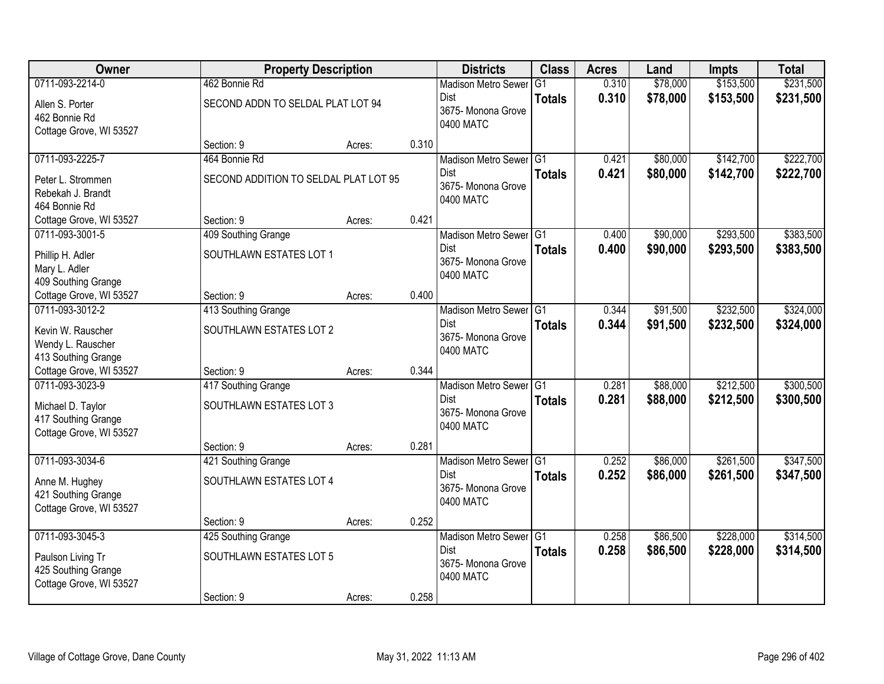| Owner | Property Description | | | Districts | Class | Acres | Land | Impts | Total |
|---|---|---|---|---|---|---|---|---|---|
| 0711-093-2214-0<br>Allen S. Porter<br>462 Bonnie Rd<br>Cottage Grove, WI 53527 | 462 Bonnie Rd<br>SECOND ADDN TO SELDAL PLAT LOT 94<br>Section: 9 | Acres: | 0.310 | Madison Metro Sewer Dist<br>3675- Monona Grove<br>0400 MATC | G1<br>**Totals** | 0.310<br>**0.310** | $78,000<br>**$78,000** | $153,500<br>**$153,500** | $231,500<br>**$231,500** |
| 0711-093-2225-7<br>Peter L. Strommen<br>Rebekah J. Brandt<br>464 Bonnie Rd<br>Cottage Grove, WI 53527 | 464 Bonnie Rd<br>SECOND ADDITION TO SELDAL PLAT LOT 95<br>Section: 9 | Acres: | 0.421 | Madison Metro Sewer Dist<br>3675- Monona Grove<br>0400 MATC | G1<br>**Totals** | 0.421<br>**0.421** | $80,000<br>**$80,000** | $142,700<br>**$142,700** | $222,700<br>**$222,700** |
| 0711-093-3001-5<br>Phillip H. Adler<br>Mary L. Adler<br>409 Southing Grange<br>Cottage Grove, WI 53527 | 409 Southing Grange<br>SOUTHLAWN ESTATES LOT 1<br>Section: 9 | Acres: | 0.400 | Madison Metro Sewer Dist<br>3675- Monona Grove<br>0400 MATC | G1<br>**Totals** | 0.400<br>**0.400** | $90,000<br>**$90,000** | $293,500<br>**$293,500** | $383,500<br>**$383,500** |
| 0711-093-3012-2<br>Kevin W. Rauscher<br>Wendy L. Rauscher<br>413 Southing Grange<br>Cottage Grove, WI 53527 | 413 Southing Grange<br>SOUTHLAWN ESTATES LOT 2<br>Section: 9 | Acres: | 0.344 | Madison Metro Sewer Dist<br>3675- Monona Grove<br>0400 MATC | G1<br>**Totals** | 0.344<br>**0.344** | $91,500<br>**$91,500** | $232,500<br>**$232,500** | $324,000<br>**$324,000** |
| 0711-093-3023-9<br>Michael D. Taylor<br>417 Southing Grange<br>Cottage Grove, WI 53527 | 417 Southing Grange<br>SOUTHLAWN ESTATES LOT 3<br>Section: 9 | Acres: | 0.281 | Madison Metro Sewer Dist<br>3675- Monona Grove<br>0400 MATC | G1<br>**Totals** | 0.281<br>**0.281** | $88,000<br>**$88,000** | $212,500<br>**$212,500** | $300,500<br>**$300,500** |
| 0711-093-3034-6<br>Anne M. Hughey<br>421 Southing Grange<br>Cottage Grove, WI 53527 | 421 Southing Grange<br>SOUTHLAWN ESTATES LOT 4<br>Section: 9 | Acres: | 0.252 | Madison Metro Sewer Dist<br>3675- Monona Grove<br>0400 MATC | G1<br>**Totals** | 0.252<br>**0.252** | $86,000<br>**$86,000** | $261,500<br>**$261,500** | $347,500<br>**$347,500** |
| 0711-093-3045-3<br>Paulson Living Tr<br>425 Southing Grange<br>Cottage Grove, WI 53527 | 425 Southing Grange<br>SOUTHLAWN ESTATES LOT 5<br>Section: 9 | Acres: | 0.258 | Madison Metro Sewer Dist<br>3675- Monona Grove<br>0400 MATC | G1<br>**Totals** | 0.258<br>**0.258** | $86,500<br>**$86,500** | $228,000<br>**$228,000** | $314,500<br>**$314,500** |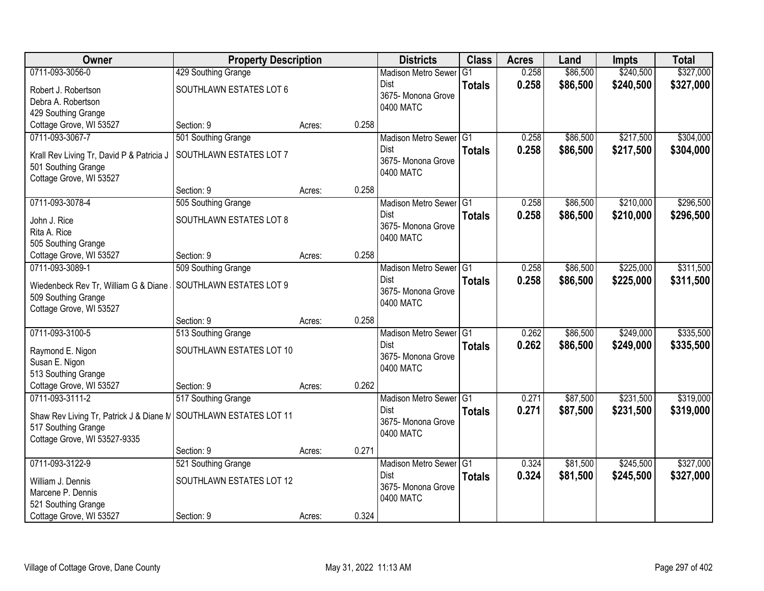| Owner | Property Description | | | Districts | Class | Acres | Land | Impts | Total |
|---|---|---|---|---|---|---|---|---|---|
| 0711-093-3056-0<br>Robert J. Robertson<br>Debra A. Robertson<br>429 Southing Grange<br>Cottage Grove, WI 53527 | 429 Southing Grange<br>SOUTHLAWN ESTATES LOT 6<br>Section: 9 | Acres: | 0.258 | Madison Metro Sewer Dist<br>3675- Monona Grove<br>0400 MATC | G1<br>**Totals** | 0.258<br>**0.258** | $86,500<br>**$86,500** | $240,500<br>**$240,500** | $327,000<br>**$327,000** |
| 0711-093-3067-7<br>Krall Rev Living Tr, David P & Patricia J<br>501 Southing Grange<br>Cottage Grove, WI 53527 | 501 Southing Grange<br>SOUTHLAWN ESTATES LOT 7<br>Section: 9 | Acres: | 0.258 | Madison Metro Sewer Dist<br>3675- Monona Grove<br>0400 MATC | G1<br>**Totals** | 0.258<br>**0.258** | $86,500<br>**$86,500** | $217,500<br>**$217,500** | $304,000<br>**$304,000** |
| 0711-093-3078-4<br>John J. Rice<br>Rita A. Rice<br>505 Southing Grange<br>Cottage Grove, WI 53527 | 505 Southing Grange<br>SOUTHLAWN ESTATES LOT 8<br>Section: 9 | Acres: | 0.258 | Madison Metro Sewer Dist<br>3675- Monona Grove<br>0400 MATC | G1<br>**Totals** | 0.258<br>**0.258** | $86,500<br>**$86,500** | $210,000<br>**$210,000** | $296,500<br>**$296,500** |
| 0711-093-3089-1<br>Wiedenbeck Rev Tr, William G & Diane<br>509 Southing Grange<br>Cottage Grove, WI 53527 | 509 Southing Grange<br>SOUTHLAWN ESTATES LOT 9<br>Section: 9 | Acres: | 0.258 | Madison Metro Sewer Dist<br>3675- Monona Grove<br>0400 MATC | G1<br>**Totals** | 0.258<br>**0.258** | $86,500<br>**$86,500** | $225,000<br>**$225,000** | $311,500<br>**$311,500** |
| 0711-093-3100-5<br>Raymond E. Nigon<br>Susan E. Nigon<br>513 Southing Grange<br>Cottage Grove, WI 53527 | 513 Southing Grange<br>SOUTHLAWN ESTATES LOT 10<br>Section: 9 | Acres: | 0.262 | Madison Metro Sewer Dist<br>3675- Monona Grove<br>0400 MATC | G1<br>**Totals** | 0.262<br>**0.262** | $86,500<br>**$86,500** | $249,000<br>**$249,000** | $335,500<br>**$335,500** |
| 0711-093-3111-2<br>Shaw Rev Living Tr, Patrick J & Diane M<br>517 Southing Grange<br>Cottage Grove, WI 53527-9335 | 517 Southing Grange<br>SOUTHLAWN ESTATES LOT 11<br>Section: 9 | Acres: | 0.271 | Madison Metro Sewer Dist<br>3675- Monona Grove<br>0400 MATC | G1<br>**Totals** | 0.271<br>**0.271** | $87,500<br>**$87,500** | $231,500<br>**$231,500** | $319,000<br>**$319,000** |
| 0711-093-3122-9<br>William J. Dennis<br>Marcene P. Dennis<br>521 Southing Grange<br>Cottage Grove, WI 53527 | 521 Southing Grange<br>SOUTHLAWN ESTATES LOT 12<br>Section: 9 | Acres: | 0.324 | Madison Metro Sewer Dist<br>3675- Monona Grove<br>0400 MATC | G1<br>**Totals** | 0.324<br>**0.324** | $81,500<br>**$81,500** | $245,500<br>**$245,500** | $327,000<br>**$327,000** |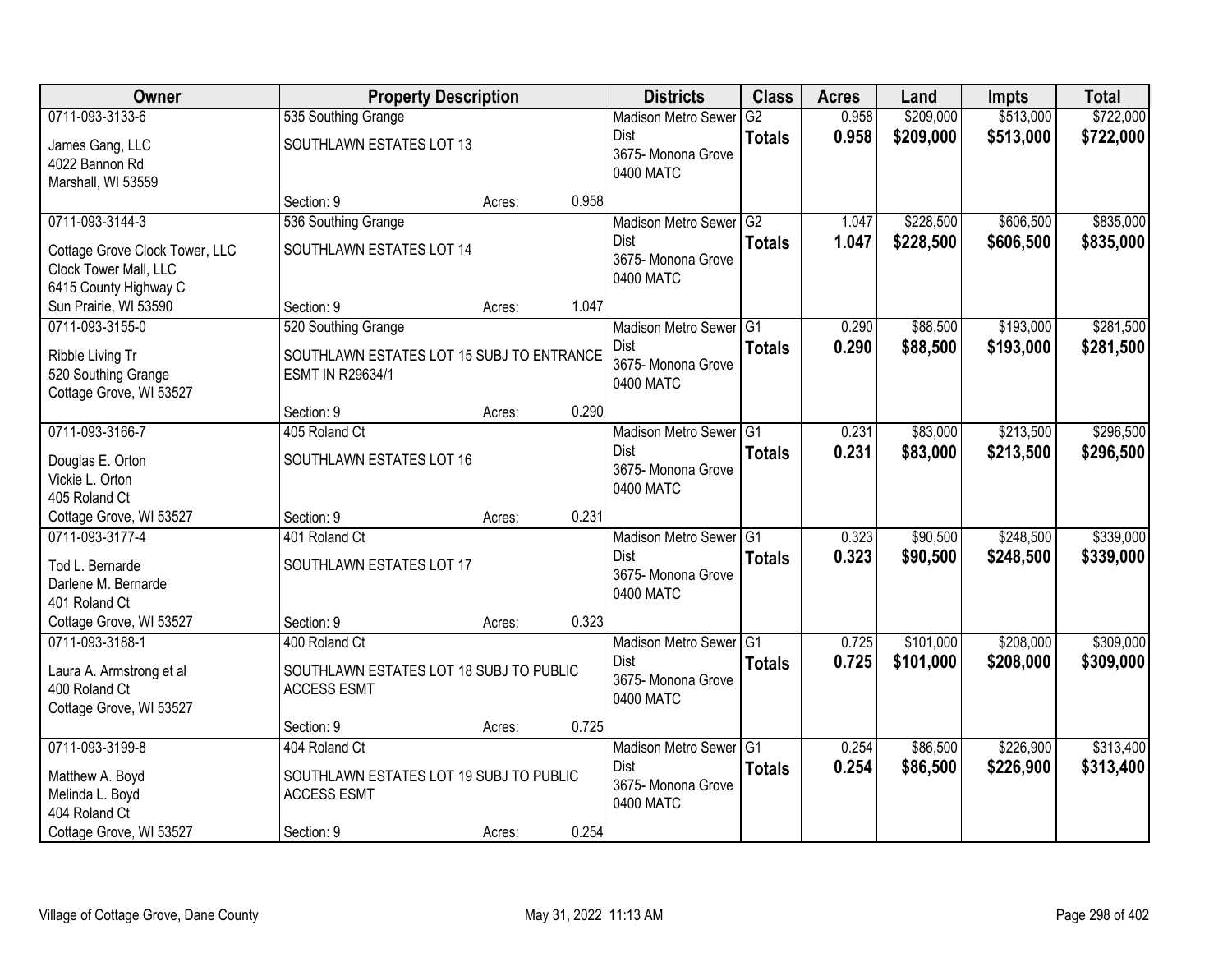| Owner | Property Description | | | Districts | Class | Acres | Land | Impts | Total |
|---|---|---|---|---|---|---|---|---|---|
| 0711-093-3133-6<br>James Gang, LLC<br>4022 Bannon Rd<br>Marshall, WI 53559 | 535 Southing Grange<br>SOUTHLAWN ESTATES LOT 13<br>Section: 9 | Acres: | 0.958 | Madison Metro Sewer Dist<br>3675- Monona Grove<br>0400 MATC | G2<br>**Totals** | 0.958<br>**0.958** | $209,000<br>**$209,000** | $513,000<br>**$513,000** | $722,000<br>**$722,000** |
| 0711-093-3144-3<br>Cottage Grove Clock Tower, LLC<br>Clock Tower Mall, LLC<br>6415 County Highway C<br>Sun Prairie, WI 53590 | 536 Southing Grange<br>SOUTHLAWN ESTATES LOT 14<br>Section: 9 | Acres: | 1.047 | Madison Metro Sewer Dist<br>3675- Monona Grove<br>0400 MATC | G2<br>**Totals** | 1.047<br>**1.047** | $228,500<br>**$228,500** | $606,500<br>**$606,500** | $835,000<br>**$835,000** |
| 0711-093-3155-0<br>Ribble Living Tr<br>520 Southing Grange<br>Cottage Grove, WI 53527 | 520 Southing Grange<br>SOUTHLAWN ESTATES LOT 15 SUBJ TO ENTRANCE ESMT IN R29634/1<br>Section: 9 | Acres: | 0.290 | Madison Metro Sewer Dist<br>3675- Monona Grove<br>0400 MATC | G1<br>**Totals** | 0.290<br>**0.290** | $88,500<br>**$88,500** | $193,000<br>**$193,000** | $281,500<br>**$281,500** |
| 0711-093-3166-7<br>Douglas E. Orton<br>Vickie L. Orton<br>405 Roland Ct<br>Cottage Grove, WI 53527 | 405 Roland Ct<br>SOUTHLAWN ESTATES LOT 16<br>Section: 9 | Acres: | 0.231 | Madison Metro Sewer Dist<br>3675- Monona Grove<br>0400 MATC | G1<br>**Totals** | 0.231<br>**0.231** | $83,000<br>**$83,000** | $213,500<br>**$213,500** | $296,500<br>**$296,500** |
| 0711-093-3177-4<br>Tod L. Bernarde<br>Darlene M. Bernarde<br>401 Roland Ct<br>Cottage Grove, WI 53527 | 401 Roland Ct<br>SOUTHLAWN ESTATES LOT 17<br>Section: 9 | Acres: | 0.323 | Madison Metro Sewer Dist<br>3675- Monona Grove<br>0400 MATC | G1<br>**Totals** | 0.323<br>**0.323** | $90,500<br>**$90,500** | $248,500<br>**$248,500** | $339,000<br>**$339,000** |
| 0711-093-3188-1<br>Laura A. Armstrong et al<br>400 Roland Ct<br>Cottage Grove, WI 53527 | 400 Roland Ct<br>SOUTHLAWN ESTATES LOT 18 SUBJ TO PUBLIC ACCESS ESMT<br>Section: 9 | Acres: | 0.725 | Madison Metro Sewer Dist<br>3675- Monona Grove<br>0400 MATC | G1<br>**Totals** | 0.725<br>**0.725** | $101,000<br>**$101,000** | $208,000<br>**$208,000** | $309,000<br>**$309,000** |
| 0711-093-3199-8<br>Matthew A. Boyd<br>Melinda L. Boyd<br>404 Roland Ct<br>Cottage Grove, WI 53527 | 404 Roland Ct<br>SOUTHLAWN ESTATES LOT 19 SUBJ TO PUBLIC ACCESS ESMT<br>Section: 9 | Acres: | 0.254 | Madison Metro Sewer Dist<br>3675- Monona Grove<br>0400 MATC | G1<br>**Totals** | 0.254<br>**0.254** | $86,500<br>**$86,500** | $226,900<br>**$226,900** | $313,400<br>**$313,400** |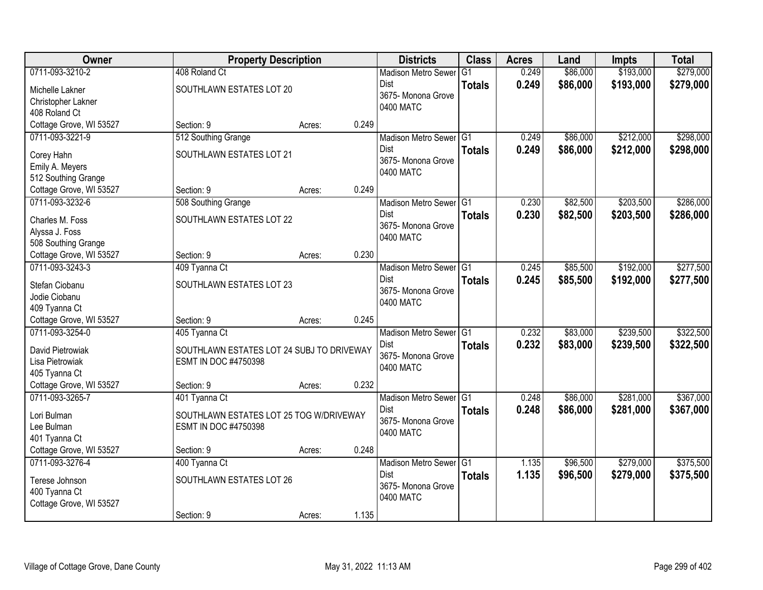| Owner | Property Description | | | Districts | Class | Acres | Land | Impts | Total |
|---|---|---|---|---|---|---|---|---|---|
| 0711-093-3210-2<br>Michelle Lakner<br>Christopher Lakner<br>408 Roland Ct<br>Cottage Grove, WI 53527 | 408 Roland Ct<br>SOUTHLAWN ESTATES LOT 20<br>Section: 9 | Acres: | 0.249 | Madison Metro Sewer Dist<br>3675- Monona Grove<br>0400 MATC | G1<br>**Totals** | 0.249<br>**0.249** | $86,000<br>**$86,000** | $193,000<br>**$193,000** | $279,000<br>**$279,000** |
| 0711-093-3221-9<br>Corey Hahn<br>Emily A. Meyers<br>512 Southing Grange<br>Cottage Grove, WI 53527 | 512 Southing Grange<br>SOUTHLAWN ESTATES LOT 21<br>Section: 9 | Acres: | 0.249 | Madison Metro Sewer Dist<br>3675- Monona Grove<br>0400 MATC | G1<br>**Totals** | 0.249<br>**0.249** | $86,000<br>**$86,000** | $212,000<br>**$212,000** | $298,000<br>**$298,000** |
| 0711-093-3232-6<br>Charles M. Foss<br>Alyssa J. Foss<br>508 Southing Grange<br>Cottage Grove, WI 53527 | 508 Southing Grange<br>SOUTHLAWN ESTATES LOT 22<br>Section: 9 | Acres: | 0.230 | Madison Metro Sewer Dist<br>3675- Monona Grove<br>0400 MATC | G1<br>**Totals** | 0.230<br>**0.230** | $82,500<br>**$82,500** | $203,500<br>**$203,500** | $286,000<br>**$286,000** |
| 0711-093-3243-3<br>Stefan Ciobanu<br>Jodie Ciobanu<br>409 Tyanna Ct<br>Cottage Grove, WI 53527 | 409 Tyanna Ct<br>SOUTHLAWN ESTATES LOT 23<br>Section: 9 | Acres: | 0.245 | Madison Metro Sewer Dist<br>3675- Monona Grove<br>0400 MATC | G1<br>**Totals** | 0.245<br>**0.245** | $85,500<br>**$85,500** | $192,000<br>**$192,000** | $277,500<br>**$277,500** |
| 0711-093-3254-0<br>David Pietrowiak<br>Lisa Pietrowiak<br>405 Tyanna Ct<br>Cottage Grove, WI 53527 | 405 Tyanna Ct<br>SOUTHLAWN ESTATES LOT 24 SUBJ TO DRIVEWAY ESMT IN DOC #4750398<br>Section: 9 | Acres: | 0.232 | Madison Metro Sewer Dist<br>3675- Monona Grove<br>0400 MATC | G1<br>**Totals** | 0.232<br>**0.232** | $83,000<br>**$83,000** | $239,500<br>**$239,500** | $322,500<br>**$322,500** |
| 0711-093-3265-7<br>Lori Bulman<br>Lee Bulman<br>401 Tyanna Ct<br>Cottage Grove, WI 53527 | 401 Tyanna Ct<br>SOUTHLAWN ESTATES LOT 25 TOG W/DRIVEWAY ESMT IN DOC #4750398<br>Section: 9 | Acres: | 0.248 | Madison Metro Sewer Dist<br>3675- Monona Grove<br>0400 MATC | G1<br>**Totals** | 0.248<br>**0.248** | $86,000<br>**$86,000** | $281,000<br>**$281,000** | $367,000<br>**$367,000** |
| 0711-093-3276-4<br>Terese Johnson<br>400 Tyanna Ct<br>Cottage Grove, WI 53527 | 400 Tyanna Ct<br>SOUTHLAWN ESTATES LOT 26<br>Section: 9 | Acres: | 1.135 | Madison Metro Sewer Dist<br>3675- Monona Grove<br>0400 MATC | G1<br>**Totals** | 1.135<br>**1.135** | $96,500<br>**$96,500** | $279,000<br>**$279,000** | $375,500<br>**$375,500** |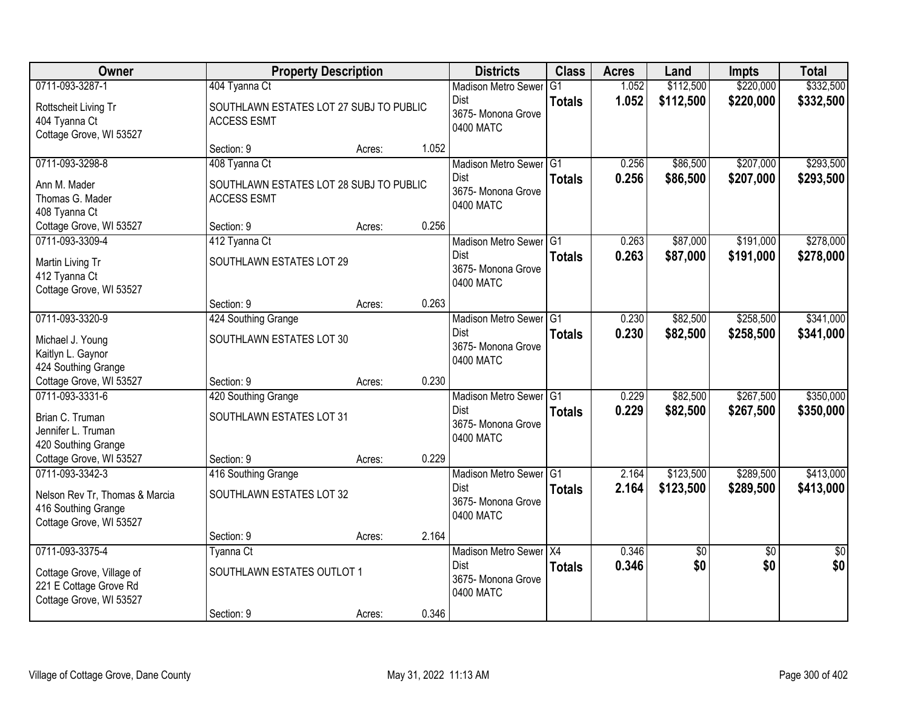| Owner | Property Description | | | Districts | Class | Acres | Land | Impts | Total |
|---|---|---|---|---|---|---|---|---|---|
| 0711-093-3287-1 | 404 Tyanna Ct | | | Madison Metro Sewer Dist | G1 | 1.052 | $112,500 | $220,000 | $332,500 |
| Rottscheit Living Tr<br>404 Tyanna Ct<br>Cottage Grove, WI 53527 | SOUTHLAWN ESTATES LOT 27 SUBJ TO PUBLIC ACCESS ESMT | | | 3675- Monona Grove<br>0400 MATC | **Totals** | **1.052** | **$112,500** | **$220,000** | **$332,500** |
| | Section: 9 | Acres: | 1.052 | | | | | | |
| 0711-093-3298-8 | 408 Tyanna Ct | | | Madison Metro Sewer Dist | G1 | 0.256 | $86,500 | $207,000 | $293,500 |
| Ann M. Mader<br>Thomas G. Mader<br>408 Tyanna Ct<br>Cottage Grove, WI 53527 | SOUTHLAWN ESTATES LOT 28 SUBJ TO PUBLIC ACCESS ESMT | | | 3675- Monona Grove<br>0400 MATC | **Totals** | **0.256** | **$86,500** | **$207,000** | **$293,500** |
| | Section: 9 | Acres: | 0.256 | | | | | | |
| 0711-093-3309-4 | 412 Tyanna Ct | | | Madison Metro Sewer Dist | G1 | 0.263 | $87,000 | $191,000 | $278,000 |
| Martin Living Tr<br>412 Tyanna Ct<br>Cottage Grove, WI 53527 | SOUTHLAWN ESTATES LOT 29 | | | 3675- Monona Grove<br>0400 MATC | **Totals** | **0.263** | **$87,000** | **$191,000** | **$278,000** |
| | Section: 9 | Acres: | 0.263 | | | | | | |
| 0711-093-3320-9 | 424 Southing Grange | | | Madison Metro Sewer Dist | G1 | 0.230 | $82,500 | $258,500 | $341,000 |
| Michael J. Young<br>Kaitlyn L. Gaynor<br>424 Southing Grange<br>Cottage Grove, WI 53527 | SOUTHLAWN ESTATES LOT 30 | | | 3675- Monona Grove<br>0400 MATC | **Totals** | **0.230** | **$82,500** | **$258,500** | **$341,000** |
| | Section: 9 | Acres: | 0.230 | | | | | | |
| 0711-093-3331-6 | 420 Southing Grange | | | Madison Metro Sewer Dist | G1 | 0.229 | $82,500 | $267,500 | $350,000 |
| Brian C. Truman<br>Jennifer L. Truman<br>420 Southing Grange<br>Cottage Grove, WI 53527 | SOUTHLAWN ESTATES LOT 31 | | | 3675- Monona Grove<br>0400 MATC | **Totals** | **0.229** | **$82,500** | **$267,500** | **$350,000** |
| | Section: 9 | Acres: | 0.229 | | | | | | |
| 0711-093-3342-3 | 416 Southing Grange | | | Madison Metro Sewer Dist | G1 | 2.164 | $123,500 | $289,500 | $413,000 |
| Nelson Rev Tr, Thomas & Marcia<br>416 Southing Grange<br>Cottage Grove, WI 53527 | SOUTHLAWN ESTATES LOT 32 | | | 3675- Monona Grove<br>0400 MATC | **Totals** | **2.164** | **$123,500** | **$289,500** | **$413,000** |
| | Section: 9 | Acres: | 2.164 | | | | | | |
| 0711-093-3375-4 | Tyanna Ct | | | Madison Metro Sewer Dist | X4 | 0.346 | $0 | $0 | $0 |
| Cottage Grove, Village of<br>221 E Cottage Grove Rd<br>Cottage Grove, WI 53527 | SOUTHLAWN ESTATES OUTLOT 1 | | | 3675- Monona Grove<br>0400 MATC | **Totals** | **0.346** | **$0** | **$0** | **$0** |
| | Section: 9 | Acres: | 0.346 | | | | | | |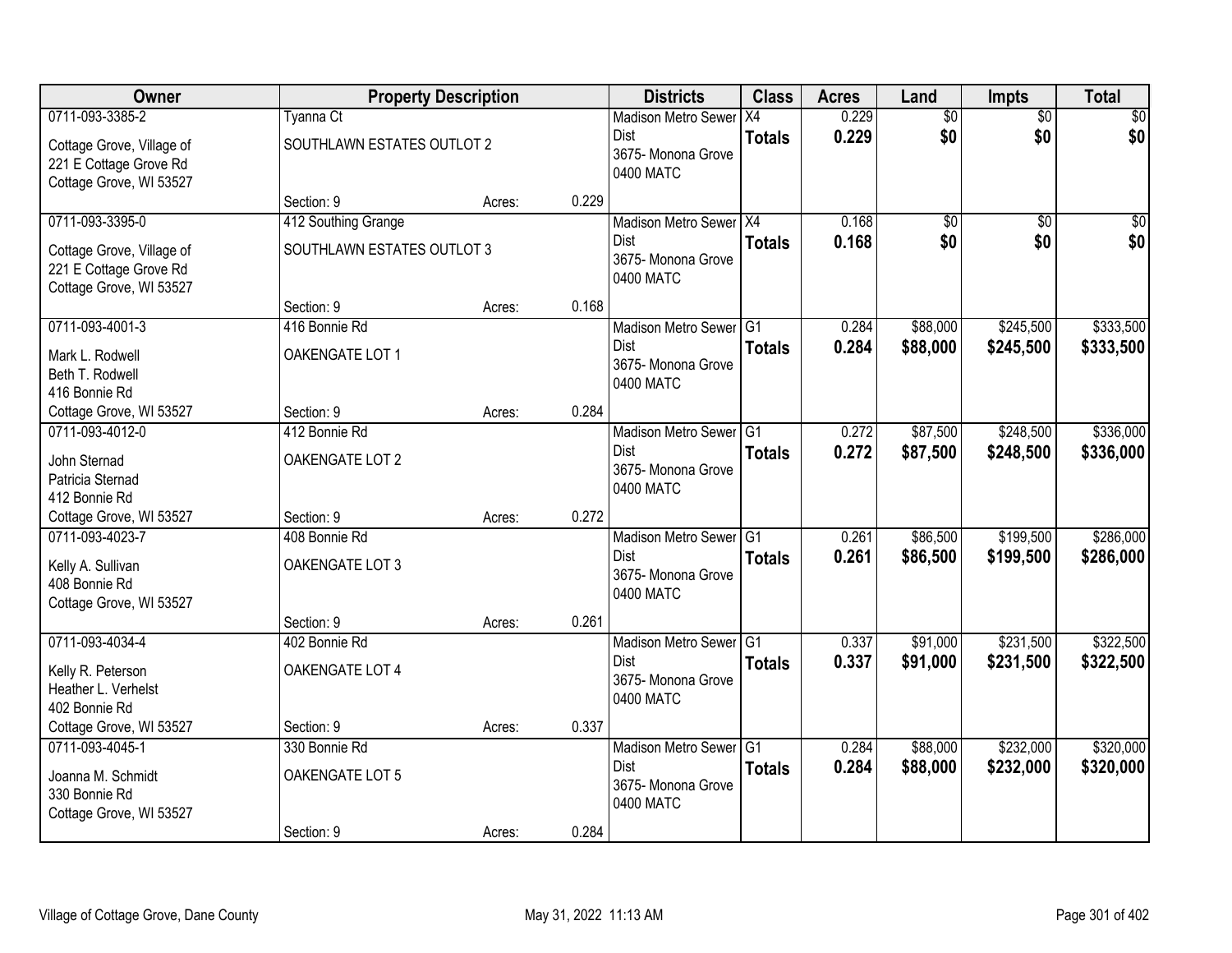| Owner | Property Description | | | Districts | Class | Acres | Land | Impts | Total |
|---|---|---|---|---|---|---|---|---|---|
| 0711-093-3385-2<br><br>Cottage Grove, Village of<br>221 E Cottage Grove Rd<br>Cottage Grove, WI 53527 | Tyanna Ct<br><br>SOUTHLAWN ESTATES OUTLOT 2<br><br>Section: 9 | Acres: | 0.229 | Madison Metro Sewer Dist<br>3675- Monona Grove<br>0400 MATC | X4<br>**Totals** | 0.229<br>**0.229** | $0<br>**$0** | $0<br>**$0** | $0<br>**$0** |
| 0711-093-3395-0<br><br>Cottage Grove, Village of<br>221 E Cottage Grove Rd<br>Cottage Grove, WI 53527 | 412 Southing Grange<br><br>SOUTHLAWN ESTATES OUTLOT 3<br><br>Section: 9 | Acres: | 0.168 | Madison Metro Sewer Dist<br>3675- Monona Grove<br>0400 MATC | X4<br>**Totals** | 0.168<br>**0.168** | $0<br>**$0** | $0<br>**$0** | $0<br>**$0** |
| 0711-093-4001-3<br><br>Mark L. Rodwell<br>Beth T. Rodwell<br>416 Bonnie Rd<br>Cottage Grove, WI 53527 | 416 Bonnie Rd<br><br>OAKENGATE LOT 1<br><br>Section: 9 | Acres: | 0.284 | Madison Metro Sewer Dist<br>3675- Monona Grove<br>0400 MATC | G1<br>**Totals** | 0.284<br>**0.284** | $88,000<br>**$88,000** | $245,500<br>**$245,500** | $333,500<br>**$333,500** |
| 0711-093-4012-0<br><br>John Sternad<br>Patricia Sternad<br>412 Bonnie Rd<br>Cottage Grove, WI 53527 | 412 Bonnie Rd<br><br>OAKENGATE LOT 2<br><br>Section: 9 | Acres: | 0.272 | Madison Metro Sewer Dist<br>3675- Monona Grove<br>0400 MATC | G1<br>**Totals** | 0.272<br>**0.272** | $87,500<br>**$87,500** | $248,500<br>**$248,500** | $336,000<br>**$336,000** |
| 0711-093-4023-7<br><br>Kelly A. Sullivan<br>408 Bonnie Rd<br>Cottage Grove, WI 53527 | 408 Bonnie Rd<br><br>OAKENGATE LOT 3<br><br>Section: 9 | Acres: | 0.261 | Madison Metro Sewer Dist<br>3675- Monona Grove<br>0400 MATC | G1<br>**Totals** | 0.261<br>**0.261** | $86,500<br>**$86,500** | $199,500<br>**$199,500** | $286,000<br>**$286,000** |
| 0711-093-4034-4<br><br>Kelly R. Peterson<br>Heather L. Verhelst<br>402 Bonnie Rd<br>Cottage Grove, WI 53527 | 402 Bonnie Rd<br><br>OAKENGATE LOT 4<br><br>Section: 9 | Acres: | 0.337 | Madison Metro Sewer Dist<br>3675- Monona Grove<br>0400 MATC | G1<br>**Totals** | 0.337<br>**0.337** | $91,000<br>**$91,000** | $231,500<br>**$231,500** | $322,500<br>**$322,500** |
| 0711-093-4045-1<br><br>Joanna M. Schmidt<br>330 Bonnie Rd<br>Cottage Grove, WI 53527 | 330 Bonnie Rd<br><br>OAKENGATE LOT 5<br><br>Section: 9 | Acres: | 0.284 | Madison Metro Sewer Dist<br>3675- Monona Grove<br>0400 MATC | G1<br>**Totals** | 0.284<br>**0.284** | $88,000<br>**$88,000** | $232,000<br>**$232,000** | $320,000<br>**$320,000** |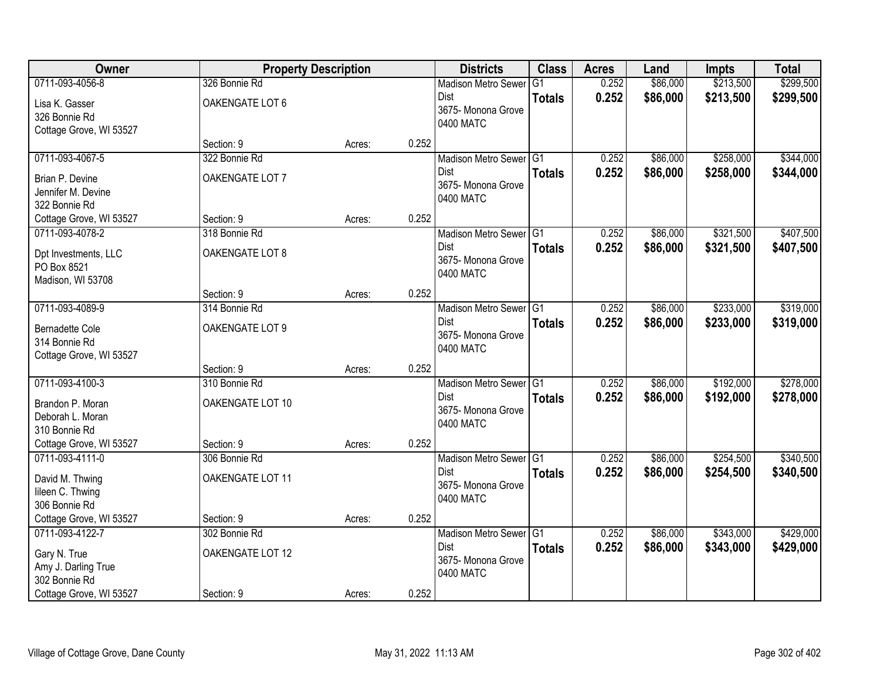| Owner | Property Description | | | Districts | Class | Acres | Land | Impts | Total |
|---|---|---|---|---|---|---|---|---|---|
| 0711-093-4056-8<br>Lisa K. Gasser<br>326 Bonnie Rd<br>Cottage Grove, WI 53527 | 326 Bonnie Rd<br>OAKENGATE LOT 6<br>Section: 9 | Acres: | 0.252 | Madison Metro Sewer Dist<br>3675- Monona Grove<br>0400 MATC | G1<br>**Totals** | 0.252<br>**0.252** | $86,000<br>**$86,000** | $213,500<br>**$213,500** | $299,500<br>**$299,500** |
| 0711-093-4067-5<br>Brian P. Devine<br>Jennifer M. Devine<br>322 Bonnie Rd<br>Cottage Grove, WI 53527 | 322 Bonnie Rd<br>OAKENGATE LOT 7<br>Section: 9 | Acres: | 0.252 | Madison Metro Sewer Dist<br>3675- Monona Grove<br>0400 MATC | G1<br>**Totals** | 0.252<br>**0.252** | $86,000<br>**$86,000** | $258,000<br>**$258,000** | $344,000<br>**$344,000** |
| 0711-093-4078-2<br>Dpt Investments, LLC<br>PO Box 8521<br>Madison, WI 53708 | 318 Bonnie Rd<br>OAKENGATE LOT 8<br>Section: 9 | Acres: | 0.252 | Madison Metro Sewer Dist<br>3675- Monona Grove<br>0400 MATC | G1<br>**Totals** | 0.252<br>**0.252** | $86,000<br>**$86,000** | $321,500<br>**$321,500** | $407,500<br>**$407,500** |
| 0711-093-4089-9<br>Bernadette Cole<br>314 Bonnie Rd<br>Cottage Grove, WI 53527 | 314 Bonnie Rd<br>OAKENGATE LOT 9<br>Section: 9 | Acres: | 0.252 | Madison Metro Sewer Dist<br>3675- Monona Grove<br>0400 MATC | G1<br>**Totals** | 0.252<br>**0.252** | $86,000<br>**$86,000** | $233,000<br>**$233,000** | $319,000<br>**$319,000** |
| 0711-093-4100-3<br>Brandon P. Moran<br>Deborah L. Moran<br>310 Bonnie Rd<br>Cottage Grove, WI 53527 | 310 Bonnie Rd<br>OAKENGATE LOT 10<br>Section: 9 | Acres: | 0.252 | Madison Metro Sewer Dist<br>3675- Monona Grove<br>0400 MATC | G1<br>**Totals** | 0.252<br>**0.252** | $86,000<br>**$86,000** | $192,000<br>**$192,000** | $278,000<br>**$278,000** |
| 0711-093-4111-0<br>David M. Thwing<br>Iileen C. Thwing<br>306 Bonnie Rd<br>Cottage Grove, WI 53527 | 306 Bonnie Rd<br>OAKENGATE LOT 11<br>Section: 9 | Acres: | 0.252 | Madison Metro Sewer Dist<br>3675- Monona Grove<br>0400 MATC | G1<br>**Totals** | 0.252<br>**0.252** | $86,000<br>**$86,000** | $254,500<br>**$254,500** | $340,500<br>**$340,500** |
| 0711-093-4122-7<br>Gary N. True<br>Amy J. Darling True<br>302 Bonnie Rd<br>Cottage Grove, WI 53527 | 302 Bonnie Rd<br>OAKENGATE LOT 12<br>Section: 9 | Acres: | 0.252 | Madison Metro Sewer Dist<br>3675- Monona Grove<br>0400 MATC | G1<br>**Totals** | 0.252<br>**0.252** | $86,000<br>**$86,000** | $343,000<br>**$343,000** | $429,000<br>**$429,000** |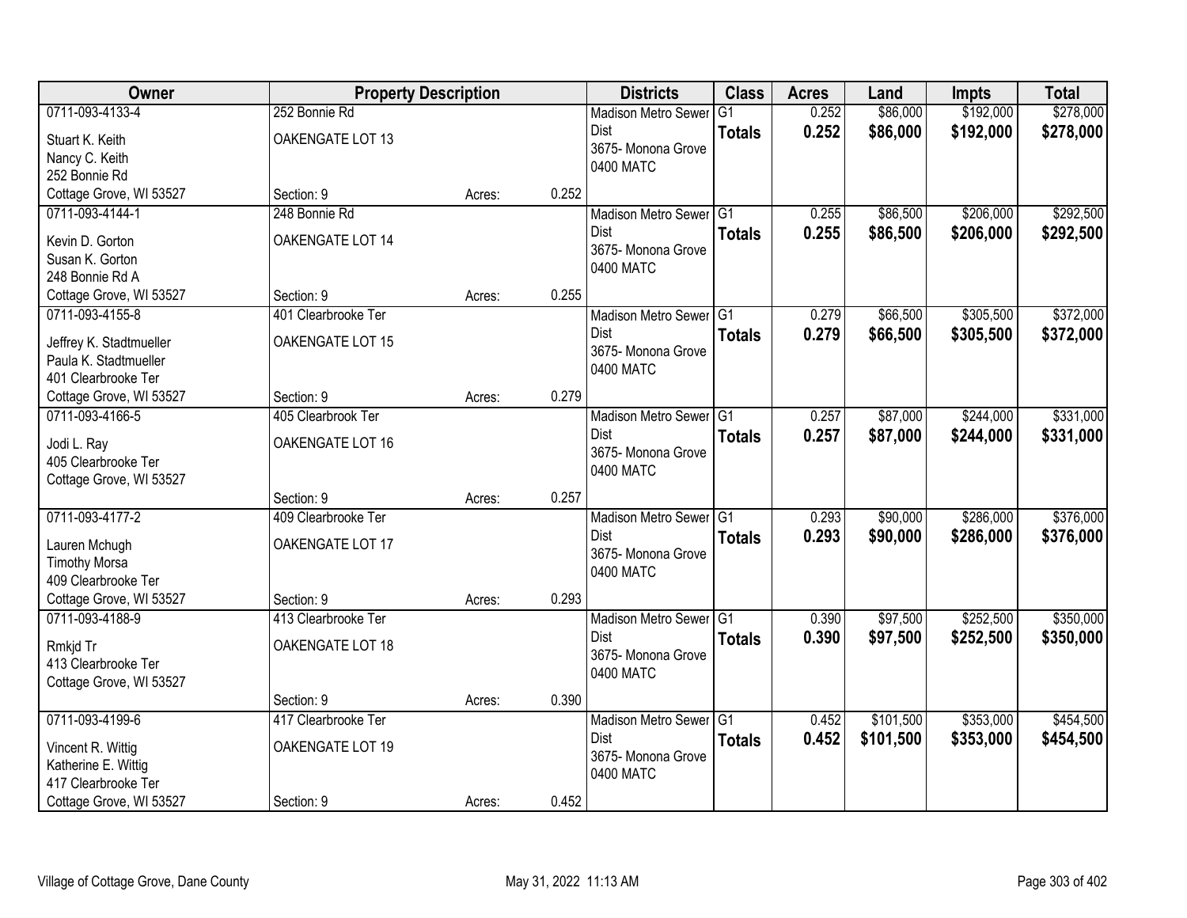| Owner | Property Description | | | Districts | Class | Acres | Land | Impts | Total |
|---|---|---|---|---|---|---|---|---|---|
| 0711-093-4133-4<br>Stuart K. Keith<br>Nancy C. Keith<br>252 Bonnie Rd<br>Cottage Grove, WI 53527 | 252 Bonnie Rd<br>OAKENGATE LOT 13<br>Section: 9 | Acres: | 0.252 | Madison Metro Sewer Dist<br>3675- Monona Grove<br>0400 MATC | G1<br>**Totals** | 0.252<br>**0.252** | \$86,000<br>**\$86,000** | \$192,000<br>**\$192,000** | \$278,000<br>**\$278,000** |
| 0711-093-4144-1<br>Kevin D. Gorton<br>Susan K. Gorton<br>248 Bonnie Rd A<br>Cottage Grove, WI 53527 | 248 Bonnie Rd<br>OAKENGATE LOT 14<br>Section: 9 | Acres: | 0.255 | Madison Metro Sewer Dist<br>3675- Monona Grove<br>0400 MATC | G1<br>**Totals** | 0.255<br>**0.255** | \$86,500<br>**\$86,500** | \$206,000<br>**\$206,000** | \$292,500<br>**\$292,500** |
| 0711-093-4155-8<br>Jeffrey K. Stadtmueller<br>Paula K. Stadtmueller<br>401 Clearbrooke Ter<br>Cottage Grove, WI 53527 | 401 Clearbrooke Ter<br>OAKENGATE LOT 15<br>Section: 9 | Acres: | 0.279 | Madison Metro Sewer Dist<br>3675- Monona Grove<br>0400 MATC | G1<br>**Totals** | 0.279<br>**0.279** | \$66,500<br>**\$66,500** | \$305,500<br>**\$305,500** | \$372,000<br>**\$372,000** |
| 0711-093-4166-5<br>Jodi L. Ray<br>405 Clearbrooke Ter<br>Cottage Grove, WI 53527 | 405 Clearbrook Ter<br>OAKENGATE LOT 16<br>Section: 9 | Acres: | 0.257 | Madison Metro Sewer Dist<br>3675- Monona Grove<br>0400 MATC | G1<br>**Totals** | 0.257<br>**0.257** | \$87,000<br>**\$87,000** | \$244,000<br>**\$244,000** | \$331,000<br>**\$331,000** |
| 0711-093-4177-2<br>Lauren Mchugh<br>Timothy Morsa<br>409 Clearbrooke Ter<br>Cottage Grove, WI 53527 | 409 Clearbrooke Ter<br>OAKENGATE LOT 17<br>Section: 9 | Acres: | 0.293 | Madison Metro Sewer Dist<br>3675- Monona Grove<br>0400 MATC | G1<br>**Totals** | 0.293<br>**0.293** | \$90,000<br>**\$90,000** | \$286,000<br>**\$286,000** | \$376,000<br>**\$376,000** |
| 0711-093-4188-9<br>Rmkjd Tr<br>413 Clearbrooke Ter<br>Cottage Grove, WI 53527 | 413 Clearbrooke Ter<br>OAKENGATE LOT 18<br>Section: 9 | Acres: | 0.390 | Madison Metro Sewer Dist<br>3675- Monona Grove<br>0400 MATC | G1<br>**Totals** | 0.390<br>**0.390** | \$97,500<br>**\$97,500** | \$252,500<br>**\$252,500** | \$350,000<br>**\$350,000** |
| 0711-093-4199-6<br>Vincent R. Wittig<br>Katherine E. Wittig<br>417 Clearbrooke Ter<br>Cottage Grove, WI 53527 | 417 Clearbrooke Ter<br>OAKENGATE LOT 19<br>Section: 9 | Acres: | 0.452 | Madison Metro Sewer Dist<br>3675- Monona Grove<br>0400 MATC | G1<br>**Totals** | 0.452<br>**0.452** | \$101,500<br>**\$101,500** | \$353,000<br>**\$353,000** | \$454,500<br>**\$454,500** |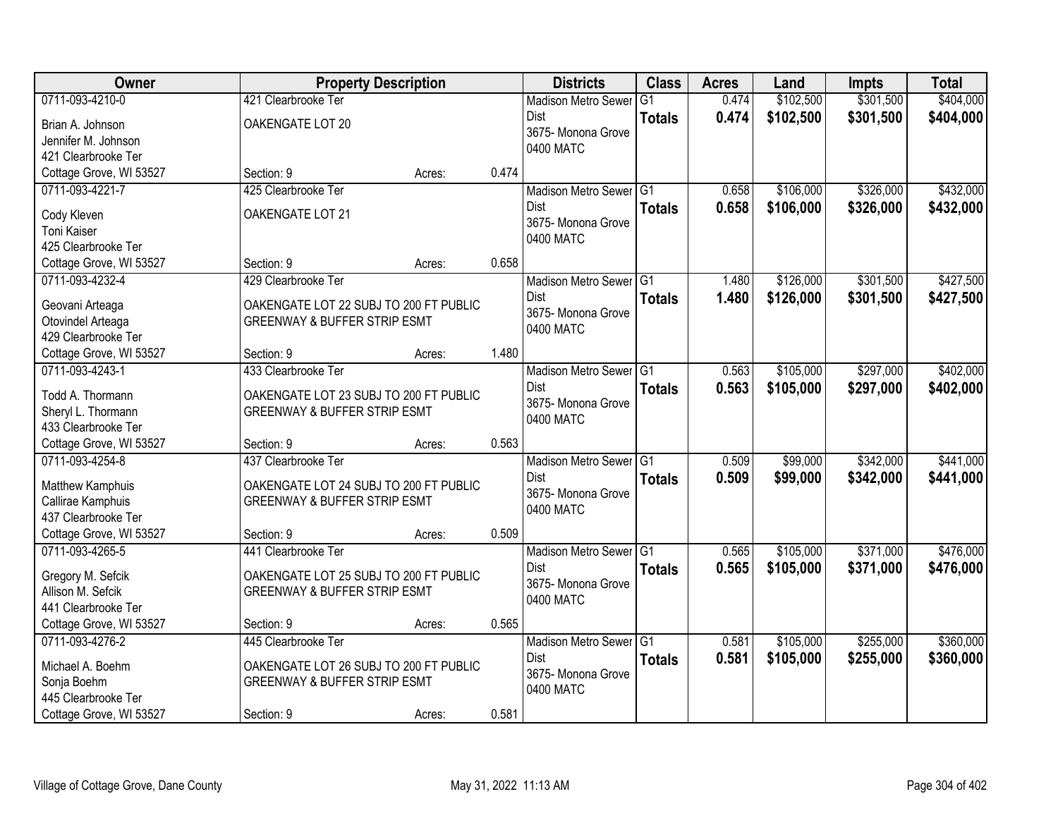| Owner | Property Description | | | Districts | Class | Acres | Land | Impts | Total |
|---|---|---|---|---|---|---|---|---|---|
| 0711-093-4210-0<br>Brian A. Johnson<br>Jennifer M. Johnson<br>421 Clearbrooke Ter<br>Cottage Grove, WI 53527 | 421 Clearbrooke Ter<br>OAKENGATE LOT 20<br><br><br>Section: 9 | Acres: | 0.474 | Madison Metro Sewer Dist<br>3675- Monona Grove<br>0400 MATC | G1<br>**Totals** | 0.474<br>**0.474** | $102,500<br>**$102,500** | $301,500<br>**$301,500** | $404,000<br>**$404,000** |
| 0711-093-4221-7<br>Cody Kleven<br>Toni Kaiser<br>425 Clearbrooke Ter<br>Cottage Grove, WI 53527 | 425 Clearbrooke Ter<br>OAKENGATE LOT 21<br><br><br>Section: 9 | Acres: | 0.658 | Madison Metro Sewer Dist<br>3675- Monona Grove<br>0400 MATC | G1<br>**Totals** | 0.658<br>**0.658** | $106,000<br>**$106,000** | $326,000<br>**$326,000** | $432,000<br>**$432,000** |
| 0711-093-4232-4<br>Geovani Arteaga<br>Otovindel Arteaga<br>429 Clearbrooke Ter<br>Cottage Grove, WI 53527 | 429 Clearbrooke Ter<br>OAKENGATE LOT 22 SUBJ TO 200 FT PUBLIC GREENWAY & BUFFER STRIP ESMT<br><br>Section: 9 | Acres: | 1.480 | Madison Metro Sewer Dist<br>3675- Monona Grove<br>0400 MATC | G1<br>**Totals** | 1.480<br>**1.480** | $126,000<br>**$126,000** | $301,500<br>**$301,500** | $427,500<br>**$427,500** |
| 0711-093-4243-1<br>Todd A. Thormann<br>Sheryl L. Thormann<br>433 Clearbrooke Ter<br>Cottage Grove, WI 53527 | 433 Clearbrooke Ter<br>OAKENGATE LOT 23 SUBJ TO 200 FT PUBLIC GREENWAY & BUFFER STRIP ESMT<br><br>Section: 9 | Acres: | 0.563 | Madison Metro Sewer Dist<br>3675- Monona Grove<br>0400 MATC | G1<br>**Totals** | 0.563<br>**0.563** | $105,000<br>**$105,000** | $297,000<br>**$297,000** | $402,000<br>**$402,000** |
| 0711-093-4254-8<br>Matthew Kamphuis<br>Callirae Kamphuis<br>437 Clearbrooke Ter<br>Cottage Grove, WI 53527 | 437 Clearbrooke Ter<br>OAKENGATE LOT 24 SUBJ TO 200 FT PUBLIC GREENWAY & BUFFER STRIP ESMT<br><br>Section: 9 | Acres: | 0.509 | Madison Metro Sewer Dist<br>3675- Monona Grove<br>0400 MATC | G1<br>**Totals** | 0.509<br>**0.509** | $99,000<br>**$99,000** | $342,000<br>**$342,000** | $441,000<br>**$441,000** |
| 0711-093-4265-5<br>Gregory M. Sefcik<br>Allison M. Sefcik<br>441 Clearbrooke Ter<br>Cottage Grove, WI 53527 | 441 Clearbrooke Ter<br>OAKENGATE LOT 25 SUBJ TO 200 FT PUBLIC GREENWAY & BUFFER STRIP ESMT<br><br>Section: 9 | Acres: | 0.565 | Madison Metro Sewer Dist<br>3675- Monona Grove<br>0400 MATC | G1<br>**Totals** | 0.565<br>**0.565** | $105,000<br>**$105,000** | $371,000<br>**$371,000** | $476,000<br>**$476,000** |
| 0711-093-4276-2<br>Michael A. Boehm<br>Sonja Boehm<br>445 Clearbrooke Ter<br>Cottage Grove, WI 53527 | 445 Clearbrooke Ter<br>OAKENGATE LOT 26 SUBJ TO 200 FT PUBLIC GREENWAY & BUFFER STRIP ESMT<br><br>Section: 9 | Acres: | 0.581 | Madison Metro Sewer Dist<br>3675- Monona Grove<br>0400 MATC | G1<br>**Totals** | 0.581<br>**0.581** | $105,000<br>**$105,000** | $255,000<br>**$255,000** | $360,000<br>**$360,000** |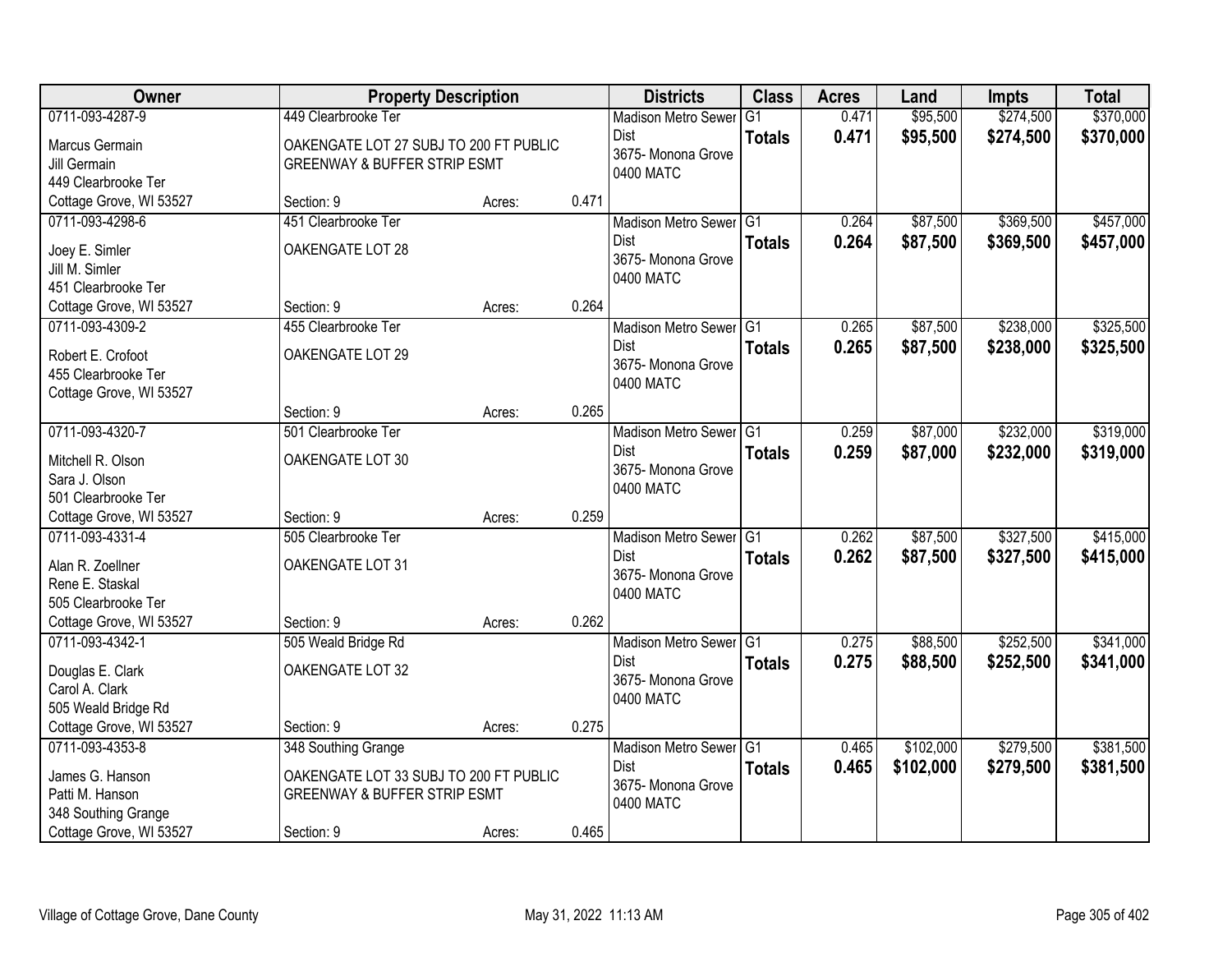| Owner | Property Description | | | Districts | Class | Acres | Land | Impts | Total |
|---|---|---|---|---|---|---|---|---|---|
| 0711-093-4287-9<br>Marcus Germain<br>Jill Germain<br>449 Clearbrooke Ter<br>Cottage Grove, WI 53527 | 449 Clearbrooke Ter<br>OAKENGATE LOT 27 SUBJ TO 200 FT PUBLIC GREENWAY & BUFFER STRIP ESMT<br>Section: 9 | Acres: | 0.471 | Madison Metro Sewer Dist<br>3675- Monona Grove<br>0400 MATC | G1<br>**Totals** | 0.471<br>**0.471** | $95,500<br>**$95,500** | $274,500<br>**$274,500** | $370,000<br>**$370,000** |
| 0711-093-4298-6<br>Joey E. Simler<br>Jill M. Simler<br>451 Clearbrooke Ter<br>Cottage Grove, WI 53527 | 451 Clearbrooke Ter<br>OAKENGATE LOT 28<br>Section: 9 | Acres: | 0.264 | Madison Metro Sewer Dist<br>3675- Monona Grove<br>0400 MATC | G1<br>**Totals** | 0.264<br>**0.264** | $87,500<br>**$87,500** | $369,500<br>**$369,500** | $457,000<br>**$457,000** |
| 0711-093-4309-2<br>Robert E. Crofoot<br>455 Clearbrooke Ter<br>Cottage Grove, WI 53527 | 455 Clearbrooke Ter<br>OAKENGATE LOT 29<br>Section: 9 | Acres: | 0.265 | Madison Metro Sewer Dist<br>3675- Monona Grove<br>0400 MATC | G1<br>**Totals** | 0.265<br>**0.265** | $87,500<br>**$87,500** | $238,000<br>**$238,000** | $325,500<br>**$325,500** |
| 0711-093-4320-7<br>Mitchell R. Olson<br>Sara J. Olson<br>501 Clearbrooke Ter<br>Cottage Grove, WI 53527 | 501 Clearbrooke Ter<br>OAKENGATE LOT 30<br>Section: 9 | Acres: | 0.259 | Madison Metro Sewer Dist<br>3675- Monona Grove<br>0400 MATC | G1<br>**Totals** | 0.259<br>**0.259** | $87,000<br>**$87,000** | $232,000<br>**$232,000** | $319,000<br>**$319,000** |
| 0711-093-4331-4<br>Alan R. Zoellner<br>Rene E. Staskal<br>505 Clearbrooke Ter<br>Cottage Grove, WI 53527 | 505 Clearbrooke Ter<br>OAKENGATE LOT 31<br>Section: 9 | Acres: | 0.262 | Madison Metro Sewer Dist<br>3675- Monona Grove<br>0400 MATC | G1<br>**Totals** | 0.262<br>**0.262** | $87,500<br>**$87,500** | $327,500<br>**$327,500** | $415,000<br>**$415,000** |
| 0711-093-4342-1<br>Douglas E. Clark<br>Carol A. Clark<br>505 Weald Bridge Rd<br>Cottage Grove, WI 53527 | 505 Weald Bridge Rd<br>OAKENGATE LOT 32<br>Section: 9 | Acres: | 0.275 | Madison Metro Sewer Dist<br>3675- Monona Grove<br>0400 MATC | G1<br>**Totals** | 0.275<br>**0.275** | $88,500<br>**$88,500** | $252,500<br>**$252,500** | $341,000<br>**$341,000** |
| 0711-093-4353-8<br>James G. Hanson<br>Patti M. Hanson<br>348 Southing Grange<br>Cottage Grove, WI 53527 | 348 Southing Grange<br>OAKENGATE LOT 33 SUBJ TO 200 FT PUBLIC GREENWAY & BUFFER STRIP ESMT<br>Section: 9 | Acres: | 0.465 | Madison Metro Sewer Dist<br>3675- Monona Grove<br>0400 MATC | G1<br>**Totals** | 0.465<br>**0.465** | $102,000<br>**$102,000** | $279,500<br>**$279,500** | $381,500<br>**$381,500** |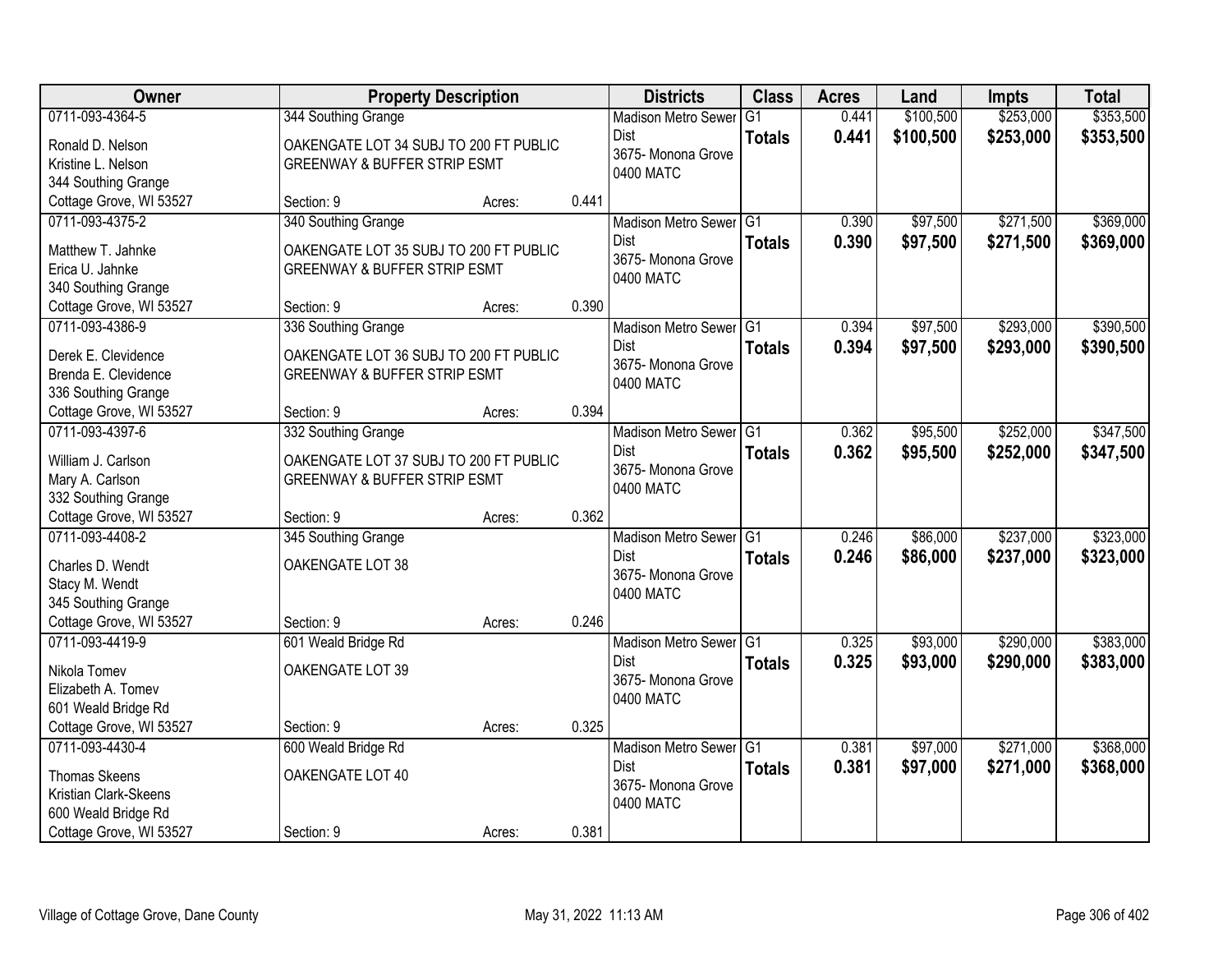| Owner | Property Description | | | Districts | Class | Acres | Land | Impts | Total |
|---|---|---|---|---|---|---|---|---|---|
| 0711-093-4364-5<br><br>Ronald D. Nelson<br>Kristine L. Nelson<br>344 Southing Grange<br>Cottage Grove, WI 53527 | 344 Southing Grange<br><br>OAKENGATE LOT 34 SUBJ TO 200 FT PUBLIC GREENWAY & BUFFER STRIP ESMT<br><br>Section: 9 | Acres: | 0.441 | Madison Metro Sewer Dist<br>3675- Monona Grove<br>0400 MATC | G1<br>**Totals** | 0.441<br>**0.441** | $100,500<br>**$100,500** | $253,000<br>**$253,000** | $353,500<br>**$353,500** |
| 0711-093-4375-2<br><br>Matthew T. Jahnke<br>Erica U. Jahnke<br>340 Southing Grange<br>Cottage Grove, WI 53527 | 340 Southing Grange<br><br>OAKENGATE LOT 35 SUBJ TO 200 FT PUBLIC GREENWAY & BUFFER STRIP ESMT<br><br>Section: 9 | Acres: | 0.390 | Madison Metro Sewer Dist<br>3675- Monona Grove<br>0400 MATC | G1<br>**Totals** | 0.390<br>**0.390** | $97,500<br>**$97,500** | $271,500<br>**$271,500** | $369,000<br>**$369,000** |
| 0711-093-4386-9<br><br>Derek E. Clevidence<br>Brenda E. Clevidence<br>336 Southing Grange<br>Cottage Grove, WI 53527 | 336 Southing Grange<br><br>OAKENGATE LOT 36 SUBJ TO 200 FT PUBLIC GREENWAY & BUFFER STRIP ESMT<br><br>Section: 9 | Acres: | 0.394 | Madison Metro Sewer Dist<br>3675- Monona Grove<br>0400 MATC | G1<br>**Totals** | 0.394<br>**0.394** | $97,500<br>**$97,500** | $293,000<br>**$293,000** | $390,500<br>**$390,500** |
| 0711-093-4397-6<br><br>William J. Carlson<br>Mary A. Carlson<br>332 Southing Grange<br>Cottage Grove, WI 53527 | 332 Southing Grange<br><br>OAKENGATE LOT 37 SUBJ TO 200 FT PUBLIC GREENWAY & BUFFER STRIP ESMT<br><br>Section: 9 | Acres: | 0.362 | Madison Metro Sewer Dist<br>3675- Monona Grove<br>0400 MATC | G1<br>**Totals** | 0.362<br>**0.362** | $95,500<br>**$95,500** | $252,000<br>**$252,000** | $347,500<br>**$347,500** |
| 0711-093-4408-2<br><br>Charles D. Wendt<br>Stacy M. Wendt<br>345 Southing Grange<br>Cottage Grove, WI 53527 | 345 Southing Grange<br><br>OAKENGATE LOT 38<br><br>Section: 9 | Acres: | 0.246 | Madison Metro Sewer Dist<br>3675- Monona Grove<br>0400 MATC | G1<br>**Totals** | 0.246<br>**0.246** | $86,000<br>**$86,000** | $237,000<br>**$237,000** | $323,000<br>**$323,000** |
| 0711-093-4419-9<br><br>Nikola Tomev<br>Elizabeth A. Tomev<br>601 Weald Bridge Rd<br>Cottage Grove, WI 53527 | 601 Weald Bridge Rd<br><br>OAKENGATE LOT 39<br><br>Section: 9 | Acres: | 0.325 | Madison Metro Sewer Dist<br>3675- Monona Grove<br>0400 MATC | G1<br>**Totals** | 0.325<br>**0.325** | $93,000<br>**$93,000** | $290,000<br>**$290,000** | $383,000<br>**$383,000** |
| 0711-093-4430-4<br><br>Thomas Skeens<br>Kristian Clark-Skeens<br>600 Weald Bridge Rd<br>Cottage Grove, WI 53527 | 600 Weald Bridge Rd<br><br>OAKENGATE LOT 40<br><br>Section: 9 | Acres: | 0.381 | Madison Metro Sewer Dist<br>3675- Monona Grove<br>0400 MATC | G1<br>**Totals** | 0.381<br>**0.381** | $97,000<br>**$97,000** | $271,000<br>**$271,000** | $368,000<br>**$368,000** |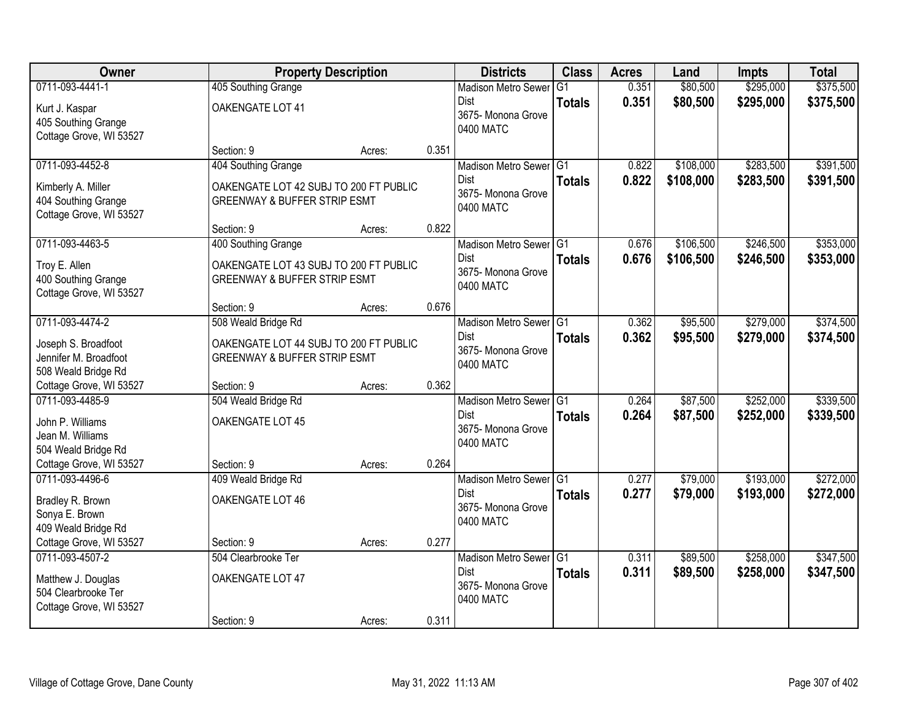| Owner | Property Description | | | Districts | Class | Acres | Land | Impts | Total |
|---|---|---|---|---|---|---|---|---|---|
| 0711-093-4441-1<br>Kurt J. Kaspar<br>405 Southing Grange<br>Cottage Grove, WI 53527 | 405 Southing Grange<br>OAKENGATE LOT 41<br>Section: 9 | Acres: | 0.351 | Madison Metro Sewer Dist<br>3675- Monona Grove<br>0400 MATC | G1<br>**Totals** | 0.351<br>**0.351** | $80,500<br>**$80,500** | $295,000<br>**$295,000** | $375,500<br>**$375,500** |
| 0711-093-4452-8<br>Kimberly A. Miller<br>404 Southing Grange<br>Cottage Grove, WI 53527 | 404 Southing Grange<br>OAKENGATE LOT 42 SUBJ TO 200 FT PUBLIC GREENWAY & BUFFER STRIP ESMT<br>Section: 9 | Acres: | 0.822 | Madison Metro Sewer Dist<br>3675- Monona Grove<br>0400 MATC | G1<br>**Totals** | 0.822<br>**0.822** | $108,000<br>**$108,000** | $283,500<br>**$283,500** | $391,500<br>**$391,500** |
| 0711-093-4463-5<br>Troy E. Allen<br>400 Southing Grange<br>Cottage Grove, WI 53527 | 400 Southing Grange<br>OAKENGATE LOT 43 SUBJ TO 200 FT PUBLIC GREENWAY & BUFFER STRIP ESMT<br>Section: 9 | Acres: | 0.676 | Madison Metro Sewer Dist<br>3675- Monona Grove<br>0400 MATC | G1<br>**Totals** | 0.676<br>**0.676** | $106,500<br>**$106,500** | $246,500<br>**$246,500** | $353,000<br>**$353,000** |
| 0711-093-4474-2<br>Joseph S. Broadfoot<br>Jennifer M. Broadfoot<br>508 Weald Bridge Rd<br>Cottage Grove, WI 53527 | 508 Weald Bridge Rd<br>OAKENGATE LOT 44 SUBJ TO 200 FT PUBLIC GREENWAY & BUFFER STRIP ESMT<br>Section: 9 | Acres: | 0.362 | Madison Metro Sewer Dist<br>3675- Monona Grove<br>0400 MATC | G1<br>**Totals** | 0.362<br>**0.362** | $95,500<br>**$95,500** | $279,000<br>**$279,000** | $374,500<br>**$374,500** |
| 0711-093-4485-9<br>John P. Williams<br>Jean M. Williams<br>504 Weald Bridge Rd<br>Cottage Grove, WI 53527 | 504 Weald Bridge Rd<br>OAKENGATE LOT 45<br>Section: 9 | Acres: | 0.264 | Madison Metro Sewer Dist<br>3675- Monona Grove<br>0400 MATC | G1<br>**Totals** | 0.264<br>**0.264** | $87,500<br>**$87,500** | $252,000<br>**$252,000** | $339,500<br>**$339,500** |
| 0711-093-4496-6<br>Bradley R. Brown<br>Sonya E. Brown<br>409 Weald Bridge Rd<br>Cottage Grove, WI 53527 | 409 Weald Bridge Rd<br>OAKENGATE LOT 46<br>Section: 9 | Acres: | 0.277 | Madison Metro Sewer Dist<br>3675- Monona Grove<br>0400 MATC | G1<br>**Totals** | 0.277<br>**0.277** | $79,000<br>**$79,000** | $193,000<br>**$193,000** | $272,000<br>**$272,000** |
| 0711-093-4507-2<br>Matthew J. Douglas<br>504 Clearbrooke Ter<br>Cottage Grove, WI 53527 | 504 Clearbrooke Ter<br>OAKENGATE LOT 47<br>Section: 9 | Acres: | 0.311 | Madison Metro Sewer Dist<br>3675- Monona Grove<br>0400 MATC | G1<br>**Totals** | 0.311<br>**0.311** | $89,500<br>**$89,500** | $258,000<br>**$258,000** | $347,500<br>**$347,500** |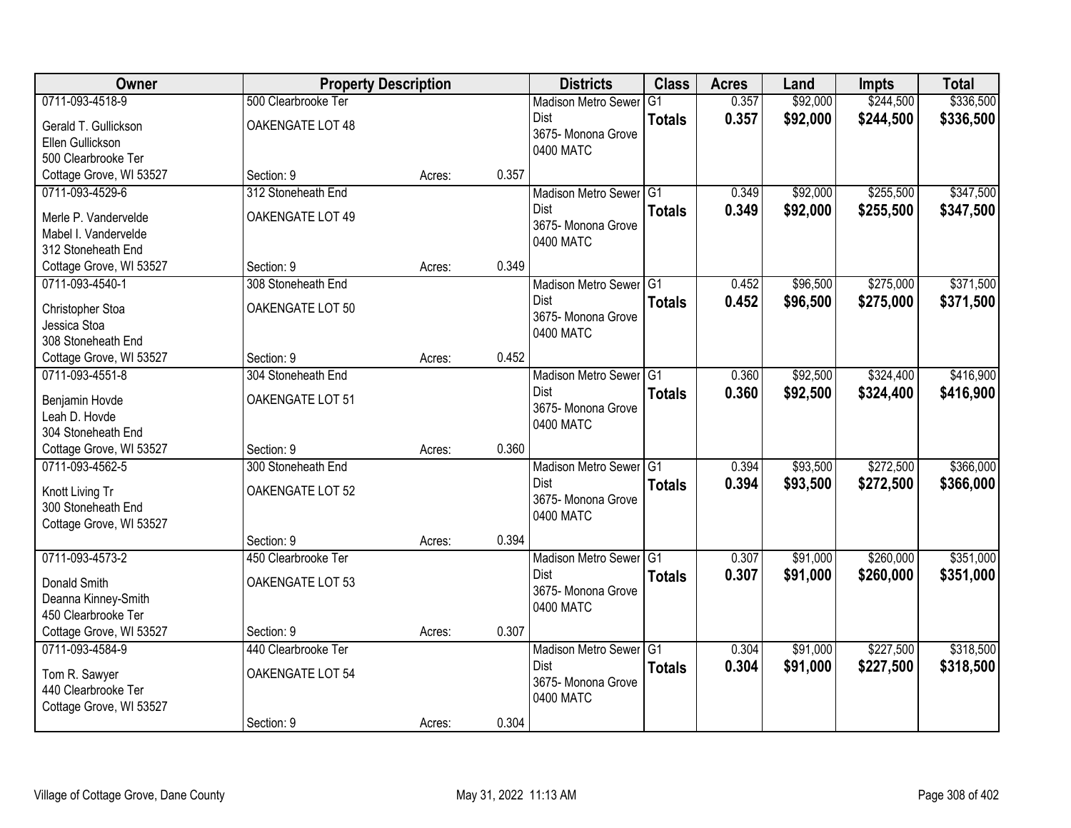| Owner | Property Description | | | Districts | Class | Acres | Land | Impts | Total |
|---|---|---|---|---|---|---|---|---|---|
| 0711-093-4518-9<br>Gerald T. Gullickson<br>Ellen Gullickson<br>500 Clearbrooke Ter<br>Cottage Grove, WI 53527 | 500 Clearbrooke Ter<br>OAKENGATE LOT 48<br><br><br>Section: 9 | Acres: | 0.357 | Madison Metro Sewer Dist<br>3675- Monona Grove<br>0400 MATC | G1<br>**Totals** | 0.357<br>**0.357** | $92,000<br>**$92,000** | $244,500<br>**$244,500** | $336,500<br>**$336,500** |
| 0711-093-4529-6<br>Merle P. Vandervelde<br>Mabel I. Vandervelde<br>312 Stoneheath End<br>Cottage Grove, WI 53527 | 312 Stoneheath End<br>OAKENGATE LOT 49<br><br><br>Section: 9 | Acres: | 0.349 | Madison Metro Sewer Dist<br>3675- Monona Grove<br>0400 MATC | G1<br>**Totals** | 0.349<br>**0.349** | $92,000<br>**$92,000** | $255,500<br>**$255,500** | $347,500<br>**$347,500** |
| 0711-093-4540-1<br>Christopher Stoa<br>Jessica Stoa<br>308 Stoneheath End<br>Cottage Grove, WI 53527 | 308 Stoneheath End<br>OAKENGATE LOT 50<br><br><br>Section: 9 | Acres: | 0.452 | Madison Metro Sewer Dist<br>3675- Monona Grove<br>0400 MATC | G1<br>**Totals** | 0.452<br>**0.452** | $96,500<br>**$96,500** | $275,000<br>**$275,000** | $371,500<br>**$371,500** |
| 0711-093-4551-8<br>Benjamin Hovde<br>Leah D. Hovde<br>304 Stoneheath End<br>Cottage Grove, WI 53527 | 304 Stoneheath End<br>OAKENGATE LOT 51<br><br><br>Section: 9 | Acres: | 0.360 | Madison Metro Sewer Dist<br>3675- Monona Grove<br>0400 MATC | G1<br>**Totals** | 0.360<br>**0.360** | $92,500<br>**$92,500** | $324,400<br>**$324,400** | $416,900<br>**$416,900** |
| 0711-093-4562-5<br>Knott Living Tr<br>300 Stoneheath End<br>Cottage Grove, WI 53527 | 300 Stoneheath End<br>OAKENGATE LOT 52<br><br><br>Section: 9 | Acres: | 0.394 | Madison Metro Sewer Dist<br>3675- Monona Grove<br>0400 MATC | G1<br>**Totals** | 0.394<br>**0.394** | $93,500<br>**$93,500** | $272,500<br>**$272,500** | $366,000<br>**$366,000** |
| 0711-093-4573-2<br>Donald Smith<br>Deanna Kinney-Smith<br>450 Clearbrooke Ter<br>Cottage Grove, WI 53527 | 450 Clearbrooke Ter<br>OAKENGATE LOT 53<br><br><br>Section: 9 | Acres: | 0.307 | Madison Metro Sewer Dist<br>3675- Monona Grove<br>0400 MATC | G1<br>**Totals** | 0.307<br>**0.307** | $91,000<br>**$91,000** | $260,000<br>**$260,000** | $351,000<br>**$351,000** |
| 0711-093-4584-9<br>Tom R. Sawyer<br>440 Clearbrooke Ter<br>Cottage Grove, WI 53527 | 440 Clearbrooke Ter<br>OAKENGATE LOT 54<br><br><br>Section: 9 | Acres: | 0.304 | Madison Metro Sewer Dist<br>3675- Monona Grove<br>0400 MATC | G1<br>**Totals** | 0.304<br>**0.304** | $91,000<br>**$91,000** | $227,500<br>**$227,500** | $318,500<br>**$318,500** |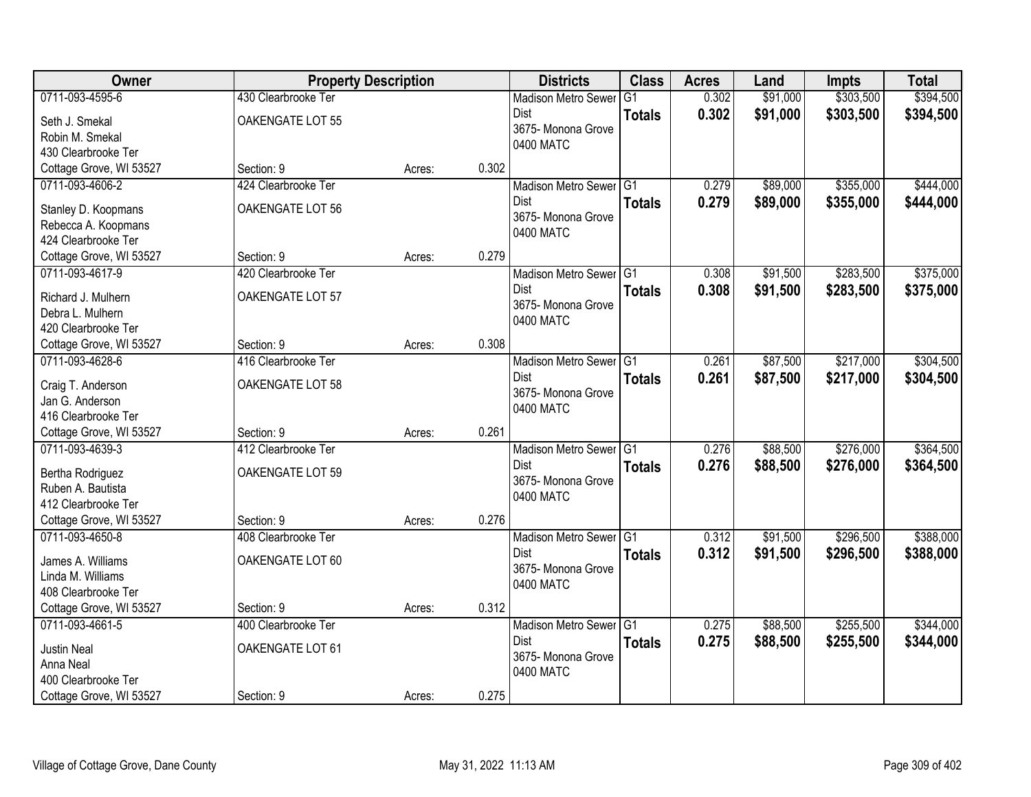| Owner | Property Description | | | Districts | Class | Acres | Land | Impts | Total |
|---|---|---|---|---|---|---|---|---|---|
| 0711-093-4595-6<br>Seth J. Smekal<br>Robin M. Smekal<br>430 Clearbrooke Ter<br>Cottage Grove, WI 53527 | 430 Clearbrooke Ter<br>OAKENGATE LOT 55<br><br><br>Section: 9 | Acres: | 0.302 | Madison Metro Sewer Dist<br>3675- Monona Grove<br>0400 MATC | G1<br>**Totals** | 0.302<br>**0.302** | $91,000<br>**$91,000** | $303,500<br>**$303,500** | $394,500<br>**$394,500** |
| 0711-093-4606-2<br>Stanley D. Koopmans<br>Rebecca A. Koopmans<br>424 Clearbrooke Ter<br>Cottage Grove, WI 53527 | 424 Clearbrooke Ter<br>OAKENGATE LOT 56<br><br><br>Section: 9 | Acres: | 0.279 | Madison Metro Sewer Dist<br>3675- Monona Grove<br>0400 MATC | G1<br>**Totals** | 0.279<br>**0.279** | $89,000<br>**$89,000** | $355,000<br>**$355,000** | $444,000<br>**$444,000** |
| 0711-093-4617-9<br>Richard J. Mulhern<br>Debra L. Mulhern<br>420 Clearbrooke Ter<br>Cottage Grove, WI 53527 | 420 Clearbrooke Ter<br>OAKENGATE LOT 57<br><br><br>Section: 9 | Acres: | 0.308 | Madison Metro Sewer Dist<br>3675- Monona Grove<br>0400 MATC | G1<br>**Totals** | 0.308<br>**0.308** | $91,500<br>**$91,500** | $283,500<br>**$283,500** | $375,000<br>**$375,000** |
| 0711-093-4628-6<br>Craig T. Anderson<br>Jan G. Anderson<br>416 Clearbrooke Ter<br>Cottage Grove, WI 53527 | 416 Clearbrooke Ter<br>OAKENGATE LOT 58<br><br><br>Section: 9 | Acres: | 0.261 | Madison Metro Sewer Dist<br>3675- Monona Grove<br>0400 MATC | G1<br>**Totals** | 0.261<br>**0.261** | $87,500<br>**$87,500** | $217,000<br>**$217,000** | $304,500<br>**$304,500** |
| 0711-093-4639-3<br>Bertha Rodriguez<br>Ruben A. Bautista<br>412 Clearbrooke Ter<br>Cottage Grove, WI 53527 | 412 Clearbrooke Ter<br>OAKENGATE LOT 59<br><br><br>Section: 9 | Acres: | 0.276 | Madison Metro Sewer Dist<br>3675- Monona Grove<br>0400 MATC | G1<br>**Totals** | 0.276<br>**0.276** | $88,500<br>**$88,500** | $276,000<br>**$276,000** | $364,500<br>**$364,500** |
| 0711-093-4650-8<br>James A. Williams<br>Linda M. Williams<br>408 Clearbrooke Ter<br>Cottage Grove, WI 53527 | 408 Clearbrooke Ter<br>OAKENGATE LOT 60<br><br><br>Section: 9 | Acres: | 0.312 | Madison Metro Sewer Dist<br>3675- Monona Grove<br>0400 MATC | G1<br>**Totals** | 0.312<br>**0.312** | $91,500<br>**$91,500** | $296,500<br>**$296,500** | $388,000<br>**$388,000** |
| 0711-093-4661-5<br>Justin Neal<br>Anna Neal<br>400 Clearbrooke Ter<br>Cottage Grove, WI 53527 | 400 Clearbrooke Ter<br>OAKENGATE LOT 61<br><br><br>Section: 9 | Acres: | 0.275 | Madison Metro Sewer Dist<br>3675- Monona Grove<br>0400 MATC | G1<br>**Totals** | 0.275<br>**0.275** | $88,500<br>**$88,500** | $255,500<br>**$255,500** | $344,000<br>**$344,000** |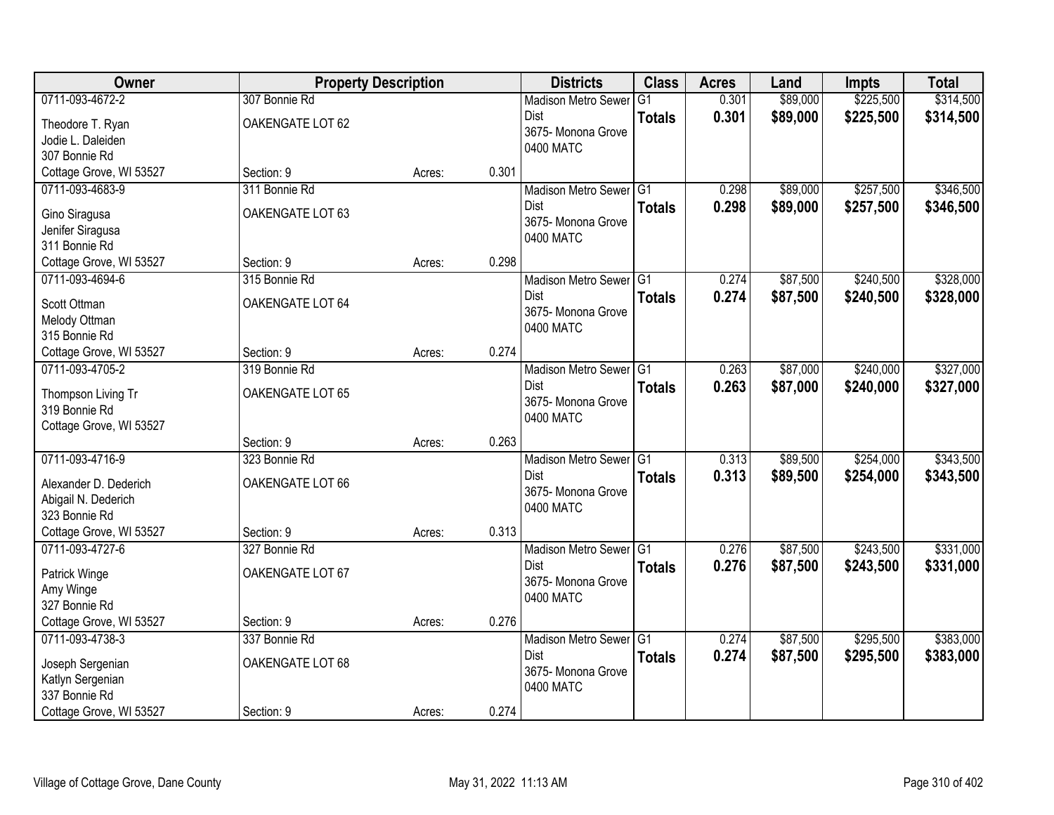| Owner | Property Description | | | Districts | Class | Acres | Land | Impts | Total |
|---|---|---|---|---|---|---|---|---|---|
| 0711-093-4672-2<br>Theodore T. Ryan<br>Jodie L. Daleiden<br>307 Bonnie Rd<br>Cottage Grove, WI 53527 | 307 Bonnie Rd<br>OAKENGATE LOT 62<br>Section: 9 | Acres: | 0.301 | Madison Metro Sewer Dist<br>3675- Monona Grove<br>0400 MATC | G1<br>**Totals** | 0.301<br>**0.301** | $89,000<br>**$89,000** | $225,500<br>**$225,500** | $314,500<br>**$314,500** |
| 0711-093-4683-9<br>Gino Siragusa<br>Jenifer Siragusa<br>311 Bonnie Rd<br>Cottage Grove, WI 53527 | 311 Bonnie Rd<br>OAKENGATE LOT 63<br>Section: 9 | Acres: | 0.298 | Madison Metro Sewer Dist<br>3675- Monona Grove<br>0400 MATC | G1<br>**Totals** | 0.298<br>**0.298** | $89,000<br>**$89,000** | $257,500<br>**$257,500** | $346,500<br>**$346,500** |
| 0711-093-4694-6<br>Scott Ottman<br>Melody Ottman<br>315 Bonnie Rd<br>Cottage Grove, WI 53527 | 315 Bonnie Rd<br>OAKENGATE LOT 64<br>Section: 9 | Acres: | 0.274 | Madison Metro Sewer Dist<br>3675- Monona Grove<br>0400 MATC | G1<br>**Totals** | 0.274<br>**0.274** | $87,500<br>**$87,500** | $240,500<br>**$240,500** | $328,000<br>**$328,000** |
| 0711-093-4705-2<br>Thompson Living Tr<br>319 Bonnie Rd<br>Cottage Grove, WI 53527 | 319 Bonnie Rd<br>OAKENGATE LOT 65<br>Section: 9 | Acres: | 0.263 | Madison Metro Sewer Dist<br>3675- Monona Grove<br>0400 MATC | G1<br>**Totals** | 0.263<br>**0.263** | $87,000<br>**$87,000** | $240,000<br>**$240,000** | $327,000<br>**$327,000** |
| 0711-093-4716-9<br>Alexander D. Dederich<br>Abigail N. Dederich<br>323 Bonnie Rd<br>Cottage Grove, WI 53527 | 323 Bonnie Rd<br>OAKENGATE LOT 66<br>Section: 9 | Acres: | 0.313 | Madison Metro Sewer Dist<br>3675- Monona Grove<br>0400 MATC | G1<br>**Totals** | 0.313<br>**0.313** | $89,500<br>**$89,500** | $254,000<br>**$254,000** | $343,500<br>**$343,500** |
| 0711-093-4727-6<br>Patrick Winge<br>Amy Winge<br>327 Bonnie Rd<br>Cottage Grove, WI 53527 | 327 Bonnie Rd<br>OAKENGATE LOT 67<br>Section: 9 | Acres: | 0.276 | Madison Metro Sewer Dist<br>3675- Monona Grove<br>0400 MATC | G1<br>**Totals** | 0.276<br>**0.276** | $87,500<br>**$87,500** | $243,500<br>**$243,500** | $331,000<br>**$331,000** |
| 0711-093-4738-3<br>Joseph Sergenian<br>Katlyn Sergenian<br>337 Bonnie Rd<br>Cottage Grove, WI 53527 | 337 Bonnie Rd<br>OAKENGATE LOT 68<br>Section: 9 | Acres: | 0.274 | Madison Metro Sewer Dist<br>3675- Monona Grove<br>0400 MATC | G1<br>**Totals** | 0.274<br>**0.274** | $87,500<br>**$87,500** | $295,500<br>**$295,500** | $383,000<br>**$383,000** |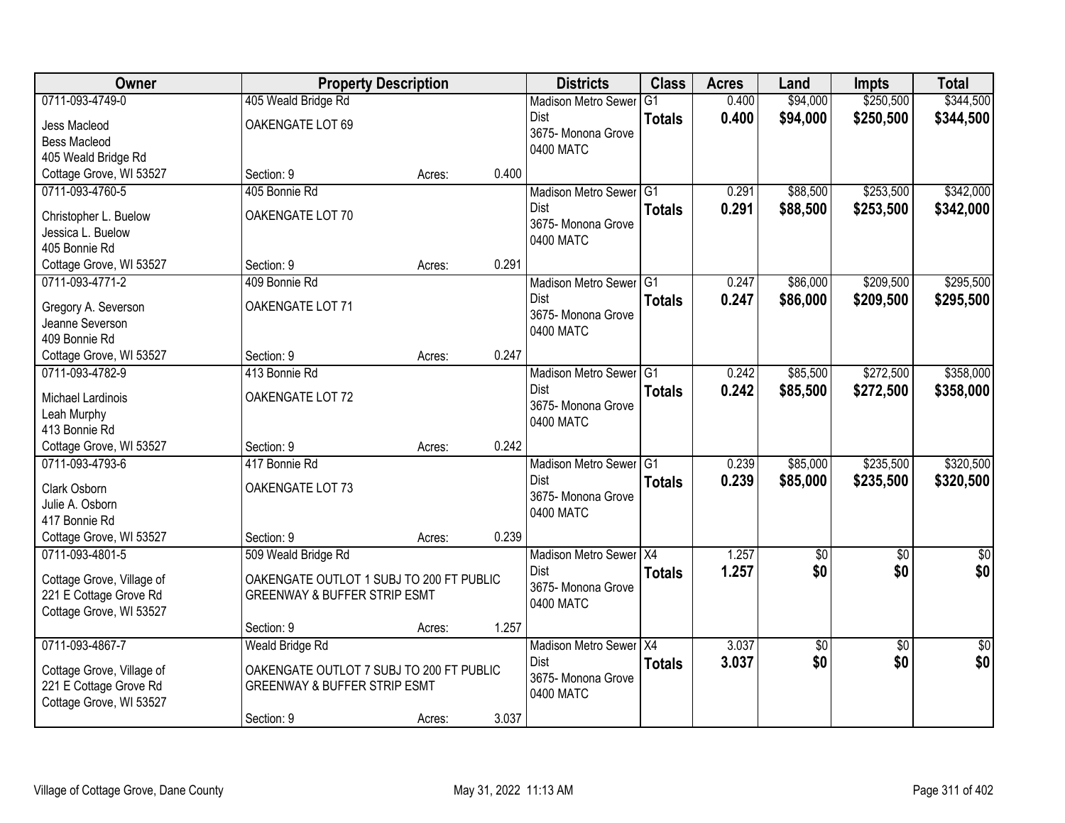| Owner | Property Description | | | Districts | Class | Acres | Land | Impts | Total |
|---|---|---|---|---|---|---|---|---|---|
| 0711-093-4749-0<br>Jess Macleod<br>Bess Macleod<br>405 Weald Bridge Rd<br>Cottage Grove, WI 53527 | 405 Weald Bridge Rd<br>OAKENGATE LOT 69<br>Section: 9 | Acres: | 0.400 | Madison Metro Sewer Dist<br>3675- Monona Grove<br>0400 MATC | G1<br>**Totals** | 0.400<br>**0.400** | $94,000<br>**$94,000** | $250,500<br>**$250,500** | $344,500<br>**$344,500** |
| 0711-093-4760-5<br>Christopher L. Buelow<br>Jessica L. Buelow<br>405 Bonnie Rd<br>Cottage Grove, WI 53527 | 405 Bonnie Rd<br>OAKENGATE LOT 70<br>Section: 9 | Acres: | 0.291 | Madison Metro Sewer Dist<br>3675- Monona Grove<br>0400 MATC | G1<br>**Totals** | 0.291<br>**0.291** | $88,500<br>**$88,500** | $253,500<br>**$253,500** | $342,000<br>**$342,000** |
| 0711-093-4771-2<br>Gregory A. Severson<br>Jeanne Severson<br>409 Bonnie Rd<br>Cottage Grove, WI 53527 | 409 Bonnie Rd<br>OAKENGATE LOT 71<br>Section: 9 | Acres: | 0.247 | Madison Metro Sewer Dist<br>3675- Monona Grove<br>0400 MATC | G1<br>**Totals** | 0.247<br>**0.247** | $86,000<br>**$86,000** | $209,500<br>**$209,500** | $295,500<br>**$295,500** |
| 0711-093-4782-9<br>Michael Lardinois<br>Leah Murphy<br>413 Bonnie Rd<br>Cottage Grove, WI 53527 | 413 Bonnie Rd<br>OAKENGATE LOT 72<br>Section: 9 | Acres: | 0.242 | Madison Metro Sewer Dist<br>3675- Monona Grove<br>0400 MATC | G1<br>**Totals** | 0.242<br>**0.242** | $85,500<br>**$85,500** | $272,500<br>**$272,500** | $358,000<br>**$358,000** |
| 0711-093-4793-6<br>Clark Osborn<br>Julie A. Osborn<br>417 Bonnie Rd<br>Cottage Grove, WI 53527 | 417 Bonnie Rd<br>OAKENGATE LOT 73<br>Section: 9 | Acres: | 0.239 | Madison Metro Sewer Dist<br>3675- Monona Grove<br>0400 MATC | G1<br>**Totals** | 0.239<br>**0.239** | $85,000<br>**$85,000** | $235,500<br>**$235,500** | $320,500<br>**$320,500** |
| 0711-093-4801-5<br>Cottage Grove, Village of<br>221 E Cottage Grove Rd<br>Cottage Grove, WI 53527 | 509 Weald Bridge Rd<br>OAKENGATE OUTLOT 1 SUBJ TO 200 FT PUBLIC GREENWAY & BUFFER STRIP ESMT<br>Section: 9 | Acres: | 1.257 | Madison Metro Sewer Dist<br>3675- Monona Grove<br>0400 MATC | X4<br>**Totals** | 1.257<br>**1.257** | $0<br>**$0** | $0<br>**$0** | $0<br>**$0** |
| 0711-093-4867-7<br>Cottage Grove, Village of<br>221 E Cottage Grove Rd<br>Cottage Grove, WI 53527 | Weald Bridge Rd<br>OAKENGATE OUTLOT 7 SUBJ TO 200 FT PUBLIC GREENWAY & BUFFER STRIP ESMT<br>Section: 9 | Acres: | 3.037 | Madison Metro Sewer Dist<br>3675- Monona Grove<br>0400 MATC | X4<br>**Totals** | 3.037<br>**3.037** | $0<br>**$0** | $0<br>**$0** | $0<br>**$0** |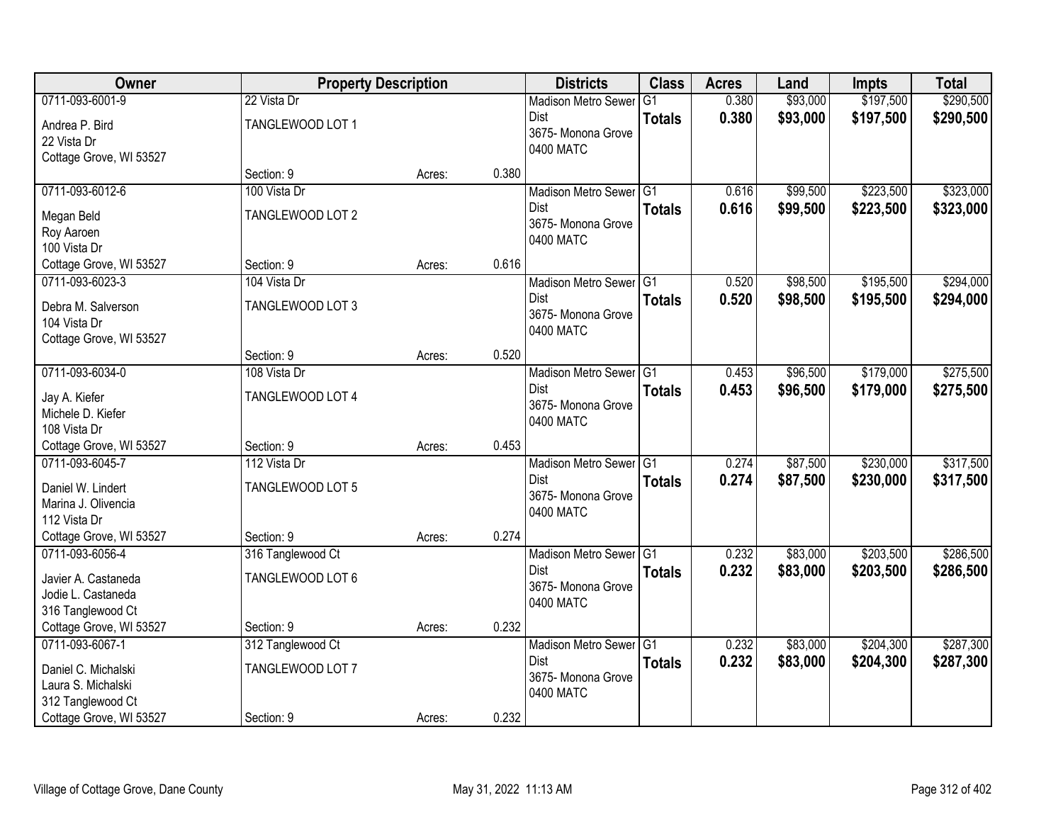| Owner | Property Description | | | Districts | Class | Acres | Land | Impts | Total |
|---|---|---|---|---|---|---|---|---|---|
| 0711-093-6001-9<br>Andrea P. Bird<br>22 Vista Dr<br>Cottage Grove, WI 53527 | 22 Vista Dr<br>TANGLEWOOD LOT 1<br>Section: 9 | Acres: | 0.380 | Madison Metro Sewer Dist<br>3675- Monona Grove<br>0400 MATC | G1<br>**Totals** | 0.380<br>**0.380** | $93,000<br>**$93,000** | $197,500<br>**$197,500** | $290,500<br>**$290,500** |
| 0711-093-6012-6<br>Megan Beld<br>Roy Aaroen<br>100 Vista Dr<br>Cottage Grove, WI 53527 | 100 Vista Dr<br>TANGLEWOOD LOT 2<br>Section: 9 | Acres: | 0.616 | Madison Metro Sewer Dist<br>3675- Monona Grove<br>0400 MATC | G1<br>**Totals** | 0.616<br>**0.616** | $99,500<br>**$99,500** | $223,500<br>**$223,500** | $323,000<br>**$323,000** |
| 0711-093-6023-3<br>Debra M. Salverson<br>104 Vista Dr<br>Cottage Grove, WI 53527 | 104 Vista Dr<br>TANGLEWOOD LOT 3<br>Section: 9 | Acres: | 0.520 | Madison Metro Sewer Dist<br>3675- Monona Grove<br>0400 MATC | G1<br>**Totals** | 0.520<br>**0.520** | $98,500<br>**$98,500** | $195,500<br>**$195,500** | $294,000<br>**$294,000** |
| 0711-093-6034-0<br>Jay A. Kiefer<br>Michele D. Kiefer<br>108 Vista Dr<br>Cottage Grove, WI 53527 | 108 Vista Dr<br>TANGLEWOOD LOT 4<br>Section: 9 | Acres: | 0.453 | Madison Metro Sewer Dist<br>3675- Monona Grove<br>0400 MATC | G1<br>**Totals** | 0.453<br>**0.453** | $96,500<br>**$96,500** | $179,000<br>**$179,000** | $275,500<br>**$275,500** |
| 0711-093-6045-7<br>Daniel W. Lindert<br>Marina J. Olivencia<br>112 Vista Dr<br>Cottage Grove, WI 53527 | 112 Vista Dr<br>TANGLEWOOD LOT 5<br>Section: 9 | Acres: | 0.274 | Madison Metro Sewer Dist<br>3675- Monona Grove<br>0400 MATC | G1<br>**Totals** | 0.274<br>**0.274** | $87,500<br>**$87,500** | $230,000<br>**$230,000** | $317,500<br>**$317,500** |
| 0711-093-6056-4<br>Javier A. Castaneda<br>Jodie L. Castaneda<br>316 Tanglewood Ct<br>Cottage Grove, WI 53527 | 316 Tanglewood Ct<br>TANGLEWOOD LOT 6<br>Section: 9 | Acres: | 0.232 | Madison Metro Sewer Dist<br>3675- Monona Grove<br>0400 MATC | G1<br>**Totals** | 0.232<br>**0.232** | $83,000<br>**$83,000** | $203,500<br>**$203,500** | $286,500<br>**$286,500** |
| 0711-093-6067-1<br>Daniel C. Michalski<br>Laura S. Michalski<br>312 Tanglewood Ct<br>Cottage Grove, WI 53527 | 312 Tanglewood Ct<br>TANGLEWOOD LOT 7<br>Section: 9 | Acres: | 0.232 | Madison Metro Sewer Dist<br>3675- Monona Grove<br>0400 MATC | G1<br>**Totals** | 0.232<br>**0.232** | $83,000<br>**$83,000** | $204,300<br>**$204,300** | $287,300<br>**$287,300** |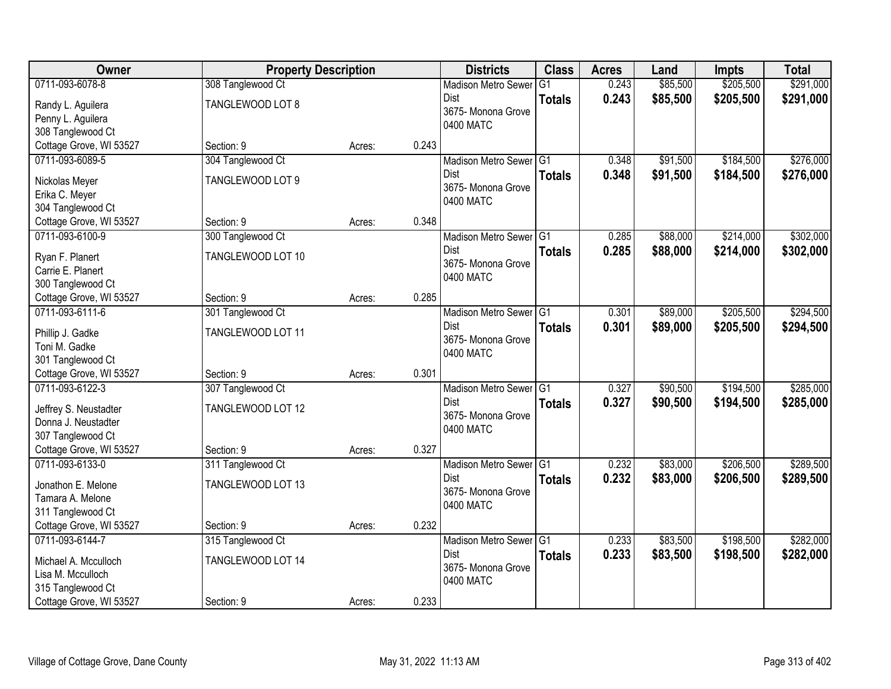| Owner | Property Description | | | Districts | Class | Acres | Land | Impts | Total |
|---|---|---|---|---|---|---|---|---|---|
| 0711-093-6078-8<br>Randy L. Aguilera<br>Penny L. Aguilera<br>308 Tanglewood Ct<br>Cottage Grove, WI 53527 | 308 Tanglewood Ct<br>TANGLEWOOD LOT 8<br>Section: 9 | Acres: | 0.243 | Madison Metro Sewer Dist<br>3675- Monona Grove<br>0400 MATC | G1<br>**Totals** | 0.243<br>**0.243** | $85,500<br>**$85,500** | $205,500<br>**$205,500** | $291,000<br>**$291,000** |
| 0711-093-6089-5<br>Nickolas Meyer<br>Erika C. Meyer<br>304 Tanglewood Ct<br>Cottage Grove, WI 53527 | 304 Tanglewood Ct<br>TANGLEWOOD LOT 9<br>Section: 9 | Acres: | 0.348 | Madison Metro Sewer Dist<br>3675- Monona Grove<br>0400 MATC | G1<br>**Totals** | 0.348<br>**0.348** | $91,500<br>**$91,500** | $184,500<br>**$184,500** | $276,000<br>**$276,000** |
| 0711-093-6100-9<br>Ryan F. Planert<br>Carrie E. Planert<br>300 Tanglewood Ct<br>Cottage Grove, WI 53527 | 300 Tanglewood Ct<br>TANGLEWOOD LOT 10<br>Section: 9 | Acres: | 0.285 | Madison Metro Sewer Dist<br>3675- Monona Grove<br>0400 MATC | G1<br>**Totals** | 0.285<br>**0.285** | $88,000<br>**$88,000** | $214,000<br>**$214,000** | $302,000<br>**$302,000** |
| 0711-093-6111-6<br>Phillip J. Gadke<br>Toni M. Gadke<br>301 Tanglewood Ct<br>Cottage Grove, WI 53527 | 301 Tanglewood Ct<br>TANGLEWOOD LOT 11<br>Section: 9 | Acres: | 0.301 | Madison Metro Sewer Dist<br>3675- Monona Grove<br>0400 MATC | G1<br>**Totals** | 0.301<br>**0.301** | $89,000<br>**$89,000** | $205,500<br>**$205,500** | $294,500<br>**$294,500** |
| 0711-093-6122-3<br>Jeffrey S. Neustadter<br>Donna J. Neustadter<br>307 Tanglewood Ct<br>Cottage Grove, WI 53527 | 307 Tanglewood Ct<br>TANGLEWOOD LOT 12<br>Section: 9 | Acres: | 0.327 | Madison Metro Sewer Dist<br>3675- Monona Grove<br>0400 MATC | G1<br>**Totals** | 0.327<br>**0.327** | $90,500<br>**$90,500** | $194,500<br>**$194,500** | $285,000<br>**$285,000** |
| 0711-093-6133-0<br>Jonathon E. Melone<br>Tamara A. Melone<br>311 Tanglewood Ct<br>Cottage Grove, WI 53527 | 311 Tanglewood Ct<br>TANGLEWOOD LOT 13<br>Section: 9 | Acres: | 0.232 | Madison Metro Sewer Dist<br>3675- Monona Grove<br>0400 MATC | G1<br>**Totals** | 0.232<br>**0.232** | $83,000<br>**$83,000** | $206,500<br>**$206,500** | $289,500<br>**$289,500** |
| 0711-093-6144-7<br>Michael A. Mcculloch<br>Lisa M. Mcculloch<br>315 Tanglewood Ct<br>Cottage Grove, WI 53527 | 315 Tanglewood Ct<br>TANGLEWOOD LOT 14<br>Section: 9 | Acres: | 0.233 | Madison Metro Sewer Dist<br>3675- Monona Grove<br>0400 MATC | G1<br>**Totals** | 0.233<br>**0.233** | $83,500<br>**$83,500** | $198,500<br>**$198,500** | $282,000<br>**$282,000** |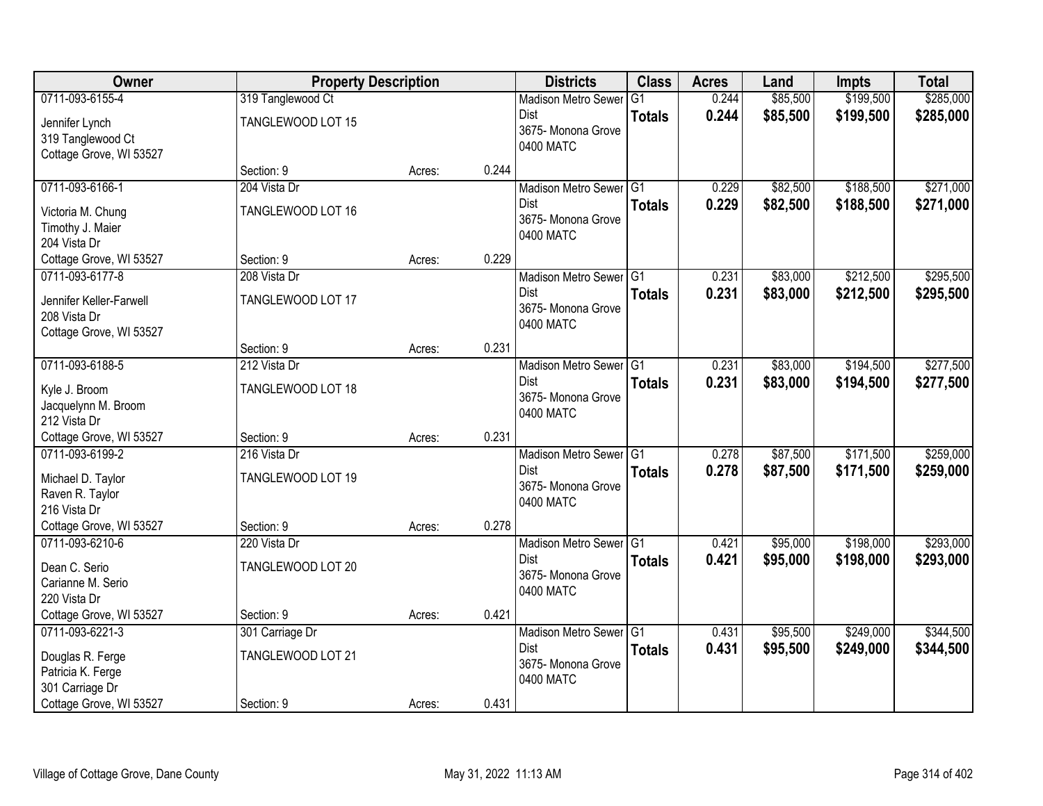| Owner | Property Description | | | Districts | Class | Acres | Land | Impts | Total |
|---|---|---|---|---|---|---|---|---|---|
| 0711-093-6155-4 | 319 Tanglewood Ct | | | Madison Metro Sewer Dist | G1 | 0.244 | $85,500 | $199,500 | $285,000 |
| Jennifer Lynch<br>319 Tanglewood Ct<br>Cottage Grove, WI 53527 | TANGLEWOOD LOT 15 | | | 3675- Monona Grove<br>0400 MATC | **Totals** | **0.244** | **$85,500** | **$199,500** | **$285,000** |
| | Section: 9 | Acres: | 0.244 | | | | | | |
| 0711-093-6166-1 | 204 Vista Dr | | | Madison Metro Sewer Dist | G1 | 0.229 | $82,500 | $188,500 | $271,000 |
| Victoria M. Chung<br>Timothy J. Maier<br>204 Vista Dr<br>Cottage Grove, WI 53527 | TANGLEWOOD LOT 16 | | | 3675- Monona Grove<br>0400 MATC | **Totals** | **0.229** | **$82,500** | **$188,500** | **$271,000** |
| | Section: 9 | Acres: | 0.229 | | | | | | |
| 0711-093-6177-8 | 208 Vista Dr | | | Madison Metro Sewer Dist | G1 | 0.231 | $83,000 | $212,500 | $295,500 |
| Jennifer Keller-Farwell<br>208 Vista Dr<br>Cottage Grove, WI 53527 | TANGLEWOOD LOT 17 | | | 3675- Monona Grove<br>0400 MATC | **Totals** | **0.231** | **$83,000** | **$212,500** | **$295,500** |
| | Section: 9 | Acres: | 0.231 | | | | | | |
| 0711-093-6188-5 | 212 Vista Dr | | | Madison Metro Sewer Dist | G1 | 0.231 | $83,000 | $194,500 | $277,500 |
| Kyle J. Broom<br>Jacquelynn M. Broom<br>212 Vista Dr<br>Cottage Grove, WI 53527 | TANGLEWOOD LOT 18 | | | 3675- Monona Grove<br>0400 MATC | **Totals** | **0.231** | **$83,000** | **$194,500** | **$277,500** |
| | Section: 9 | Acres: | 0.231 | | | | | | |
| 0711-093-6199-2 | 216 Vista Dr | | | Madison Metro Sewer Dist | G1 | 0.278 | $87,500 | $171,500 | $259,000 |
| Michael D. Taylor<br>Raven R. Taylor<br>216 Vista Dr<br>Cottage Grove, WI 53527 | TANGLEWOOD LOT 19 | | | 3675- Monona Grove<br>0400 MATC | **Totals** | **0.278** | **$87,500** | **$171,500** | **$259,000** |
| | Section: 9 | Acres: | 0.278 | | | | | | |
| 0711-093-6210-6 | 220 Vista Dr | | | Madison Metro Sewer Dist | G1 | 0.421 | $95,000 | $198,000 | $293,000 |
| Dean C. Serio<br>Carianne M. Serio<br>220 Vista Dr<br>Cottage Grove, WI 53527 | TANGLEWOOD LOT 20 | | | 3675- Monona Grove<br>0400 MATC | **Totals** | **0.421** | **$95,000** | **$198,000** | **$293,000** |
| | Section: 9 | Acres: | 0.421 | | | | | | |
| 0711-093-6221-3 | 301 Carriage Dr | | | Madison Metro Sewer Dist | G1 | 0.431 | $95,500 | $249,000 | $344,500 |
| Douglas R. Ferge<br>Patricia K. Ferge<br>301 Carriage Dr<br>Cottage Grove, WI 53527 | TANGLEWOOD LOT 21 | | | 3675- Monona Grove<br>0400 MATC | **Totals** | **0.431** | **$95,500** | **$249,000** | **$344,500** |
| | Section: 9 | Acres: | 0.431 | | | | | | |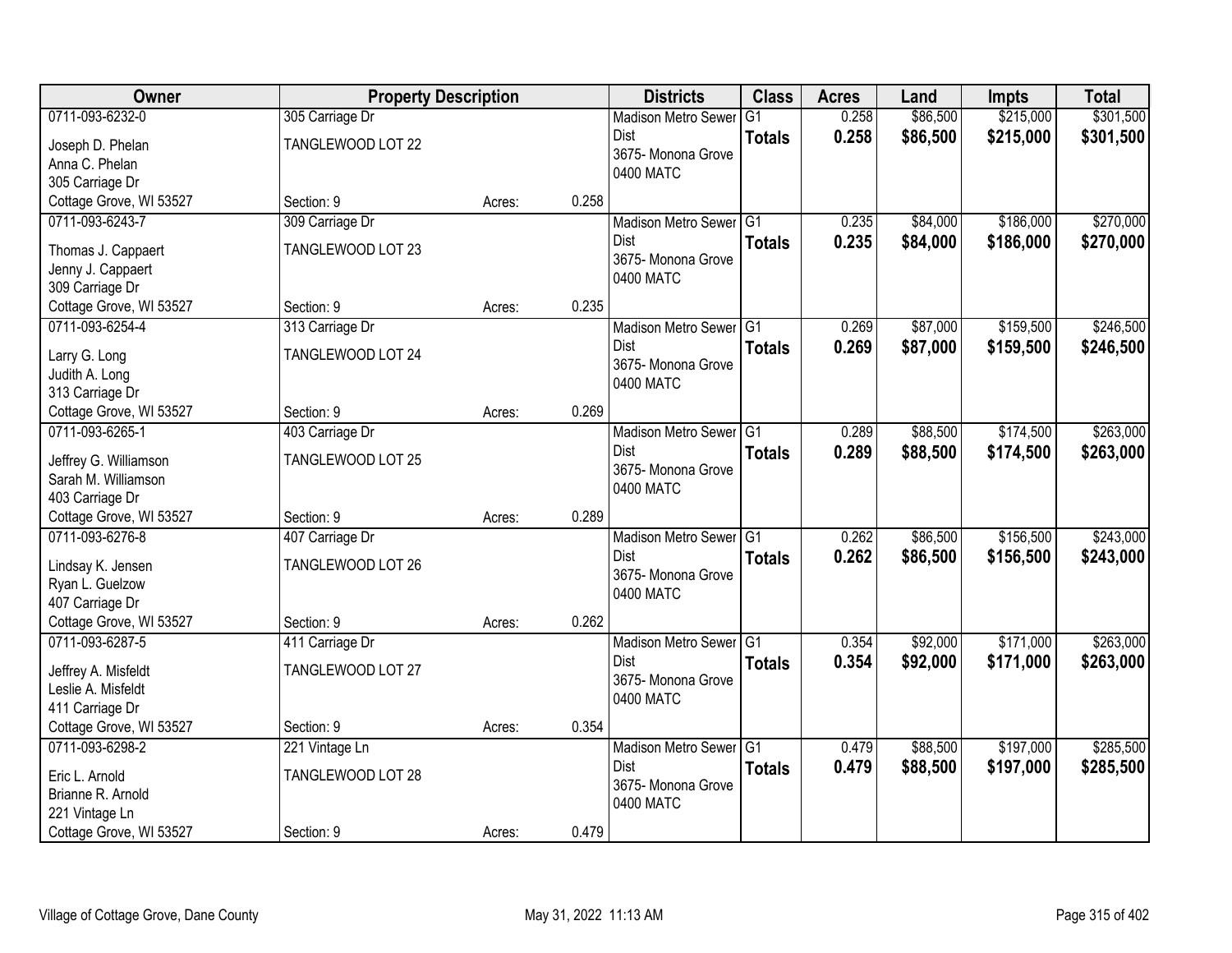| Owner | Property Description | | | Districts | Class | Acres | Land | Impts | Total |
|---|---|---|---|---|---|---|---|---|---|
| 0711-093-6232-0<br>Joseph D. Phelan<br>Anna C. Phelan<br>305 Carriage Dr<br>Cottage Grove, WI 53527 | 305 Carriage Dr<br>TANGLEWOOD LOT 22<br>Section: 9 | Acres: | 0.258 | Madison Metro Sewer Dist<br>3675- Monona Grove<br>0400 MATC | G1<br>**Totals** | 0.258<br>**0.258** | $86,500<br>**$86,500** | $215,000<br>**$215,000** | $301,500<br>**$301,500** |
| 0711-093-6243-7<br>Thomas J. Cappaert<br>Jenny J. Cappaert<br>309 Carriage Dr<br>Cottage Grove, WI 53527 | 309 Carriage Dr<br>TANGLEWOOD LOT 23<br>Section: 9 | Acres: | 0.235 | Madison Metro Sewer Dist<br>3675- Monona Grove<br>0400 MATC | G1<br>**Totals** | 0.235<br>**0.235** | $84,000<br>**$84,000** | $186,000<br>**$186,000** | $270,000<br>**$270,000** |
| 0711-093-6254-4<br>Larry G. Long<br>Judith A. Long<br>313 Carriage Dr<br>Cottage Grove, WI 53527 | 313 Carriage Dr<br>TANGLEWOOD LOT 24<br>Section: 9 | Acres: | 0.269 | Madison Metro Sewer Dist<br>3675- Monona Grove<br>0400 MATC | G1<br>**Totals** | 0.269<br>**0.269** | $87,000<br>**$87,000** | $159,500<br>**$159,500** | $246,500<br>**$246,500** |
| 0711-093-6265-1<br>Jeffrey G. Williamson<br>Sarah M. Williamson<br>403 Carriage Dr<br>Cottage Grove, WI 53527 | 403 Carriage Dr<br>TANGLEWOOD LOT 25<br>Section: 9 | Acres: | 0.289 | Madison Metro Sewer Dist<br>3675- Monona Grove<br>0400 MATC | G1<br>**Totals** | 0.289<br>**0.289** | $88,500<br>**$88,500** | $174,500<br>**$174,500** | $263,000<br>**$263,000** |
| 0711-093-6276-8<br>Lindsay K. Jensen<br>Ryan L. Guelzow<br>407 Carriage Dr<br>Cottage Grove, WI 53527 | 407 Carriage Dr<br>TANGLEWOOD LOT 26<br>Section: 9 | Acres: | 0.262 | Madison Metro Sewer Dist<br>3675- Monona Grove<br>0400 MATC | G1<br>**Totals** | 0.262<br>**0.262** | $86,500<br>**$86,500** | $156,500<br>**$156,500** | $243,000<br>**$243,000** |
| 0711-093-6287-5<br>Jeffrey A. Misfeldt<br>Leslie A. Misfeldt<br>411 Carriage Dr<br>Cottage Grove, WI 53527 | 411 Carriage Dr<br>TANGLEWOOD LOT 27<br>Section: 9 | Acres: | 0.354 | Madison Metro Sewer Dist<br>3675- Monona Grove<br>0400 MATC | G1<br>**Totals** | 0.354<br>**0.354** | $92,000<br>**$92,000** | $171,000<br>**$171,000** | $263,000<br>**$263,000** |
| 0711-093-6298-2<br>Eric L. Arnold<br>Brianne R. Arnold<br>221 Vintage Ln<br>Cottage Grove, WI 53527 | 221 Vintage Ln<br>TANGLEWOOD LOT 28<br>Section: 9 | Acres: | 0.479 | Madison Metro Sewer Dist<br>3675- Monona Grove<br>0400 MATC | G1<br>**Totals** | 0.479<br>**0.479** | $88,500<br>**$88,500** | $197,000<br>**$197,000** | $285,500<br>**$285,500** |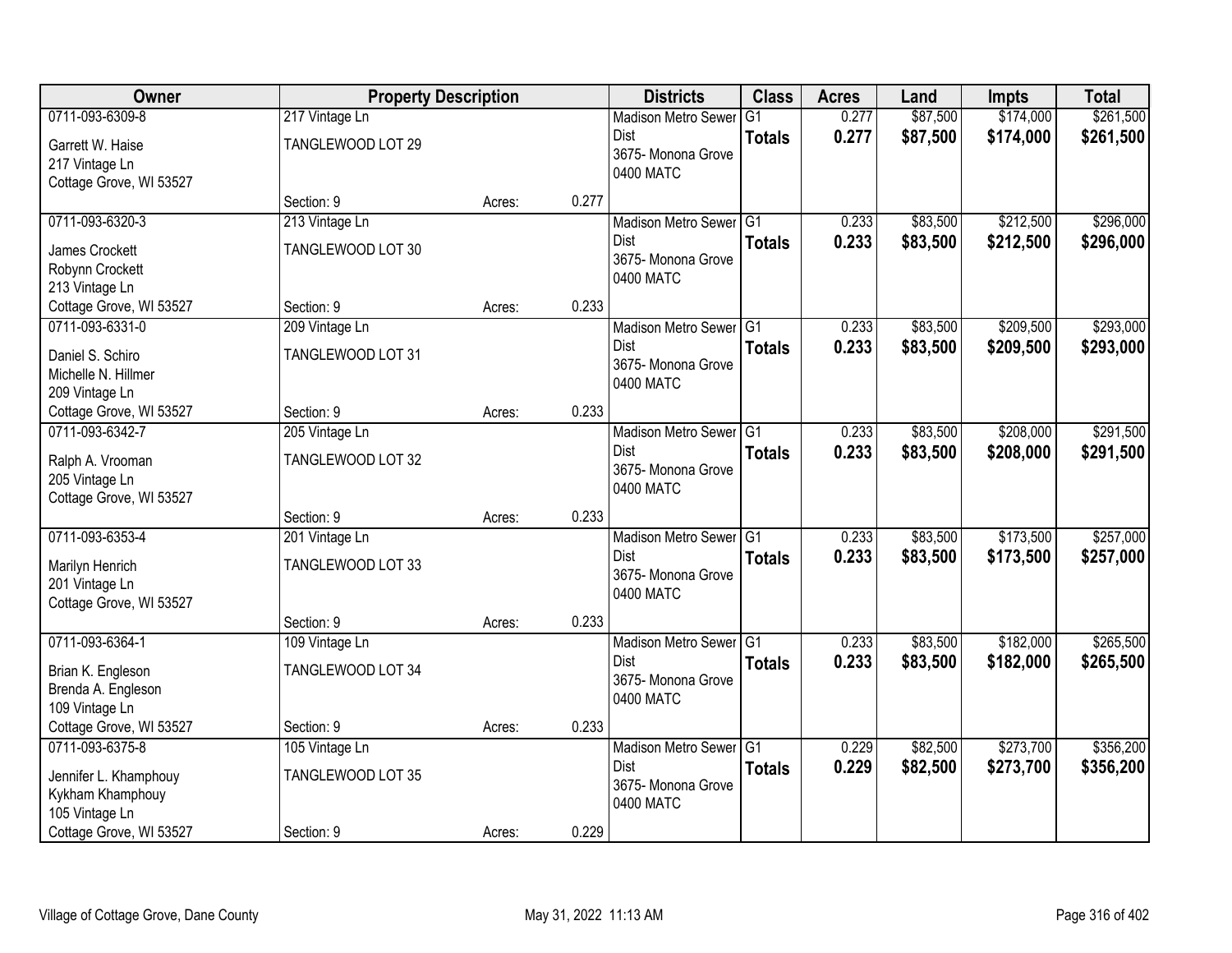| Owner | Property Description | | | Districts | Class | Acres | Land | Impts | Total |
|---|---|---|---|---|---|---|---|---|---|
| 0711-093-6309-8<br>Garrett W. Haise<br>217 Vintage Ln<br>Cottage Grove, WI 53527 | 217 Vintage Ln<br>TANGLEWOOD LOT 29<br>Section: 9 | Acres: | 0.277 | Madison Metro Sewer Dist<br>3675- Monona Grove<br>0400 MATC | G1<br>**Totals** | 0.277<br>**0.277** | $87,500<br>**$87,500** | $174,000<br>**$174,000** | $261,500<br>**$261,500** |
| 0711-093-6320-3<br>James Crockett<br>Robynn Crockett<br>213 Vintage Ln<br>Cottage Grove, WI 53527 | 213 Vintage Ln<br>TANGLEWOOD LOT 30<br>Section: 9 | Acres: | 0.233 | Madison Metro Sewer Dist<br>3675- Monona Grove<br>0400 MATC | G1<br>**Totals** | 0.233<br>**0.233** | $83,500<br>**$83,500** | $212,500<br>**$212,500** | $296,000<br>**$296,000** |
| 0711-093-6331-0<br>Daniel S. Schiro<br>Michelle N. Hillmer<br>209 Vintage Ln<br>Cottage Grove, WI 53527 | 209 Vintage Ln<br>TANGLEWOOD LOT 31<br>Section: 9 | Acres: | 0.233 | Madison Metro Sewer Dist<br>3675- Monona Grove<br>0400 MATC | G1<br>**Totals** | 0.233<br>**0.233** | $83,500<br>**$83,500** | $209,500<br>**$209,500** | $293,000<br>**$293,000** |
| 0711-093-6342-7<br>Ralph A. Vrooman<br>205 Vintage Ln<br>Cottage Grove, WI 53527 | 205 Vintage Ln<br>TANGLEWOOD LOT 32<br>Section: 9 | Acres: | 0.233 | Madison Metro Sewer Dist<br>3675- Monona Grove<br>0400 MATC | G1<br>**Totals** | 0.233<br>**0.233** | $83,500<br>**$83,500** | $208,000<br>**$208,000** | $291,500<br>**$291,500** |
| 0711-093-6353-4<br>Marilyn Henrich<br>201 Vintage Ln<br>Cottage Grove, WI 53527 | 201 Vintage Ln<br>TANGLEWOOD LOT 33<br>Section: 9 | Acres: | 0.233 | Madison Metro Sewer Dist<br>3675- Monona Grove<br>0400 MATC | G1<br>**Totals** | 0.233<br>**0.233** | $83,500<br>**$83,500** | $173,500<br>**$173,500** | $257,000<br>**$257,000** |
| 0711-093-6364-1<br>Brian K. Engleson<br>Brenda A. Engleson<br>109 Vintage Ln<br>Cottage Grove, WI 53527 | 109 Vintage Ln<br>TANGLEWOOD LOT 34<br>Section: 9 | Acres: | 0.233 | Madison Metro Sewer Dist<br>3675- Monona Grove<br>0400 MATC | G1<br>**Totals** | 0.233<br>**0.233** | $83,500<br>**$83,500** | $182,000<br>**$182,000** | $265,500<br>**$265,500** |
| 0711-093-6375-8<br>Jennifer L. Khamphouy<br>Kykham Khamphouy<br>105 Vintage Ln<br>Cottage Grove, WI 53527 | 105 Vintage Ln<br>TANGLEWOOD LOT 35<br>Section: 9 | Acres: | 0.229 | Madison Metro Sewer Dist<br>3675- Monona Grove<br>0400 MATC | G1<br>**Totals** | 0.229<br>**0.229** | $82,500<br>**$82,500** | $273,700<br>**$273,700** | $356,200<br>**$356,200** |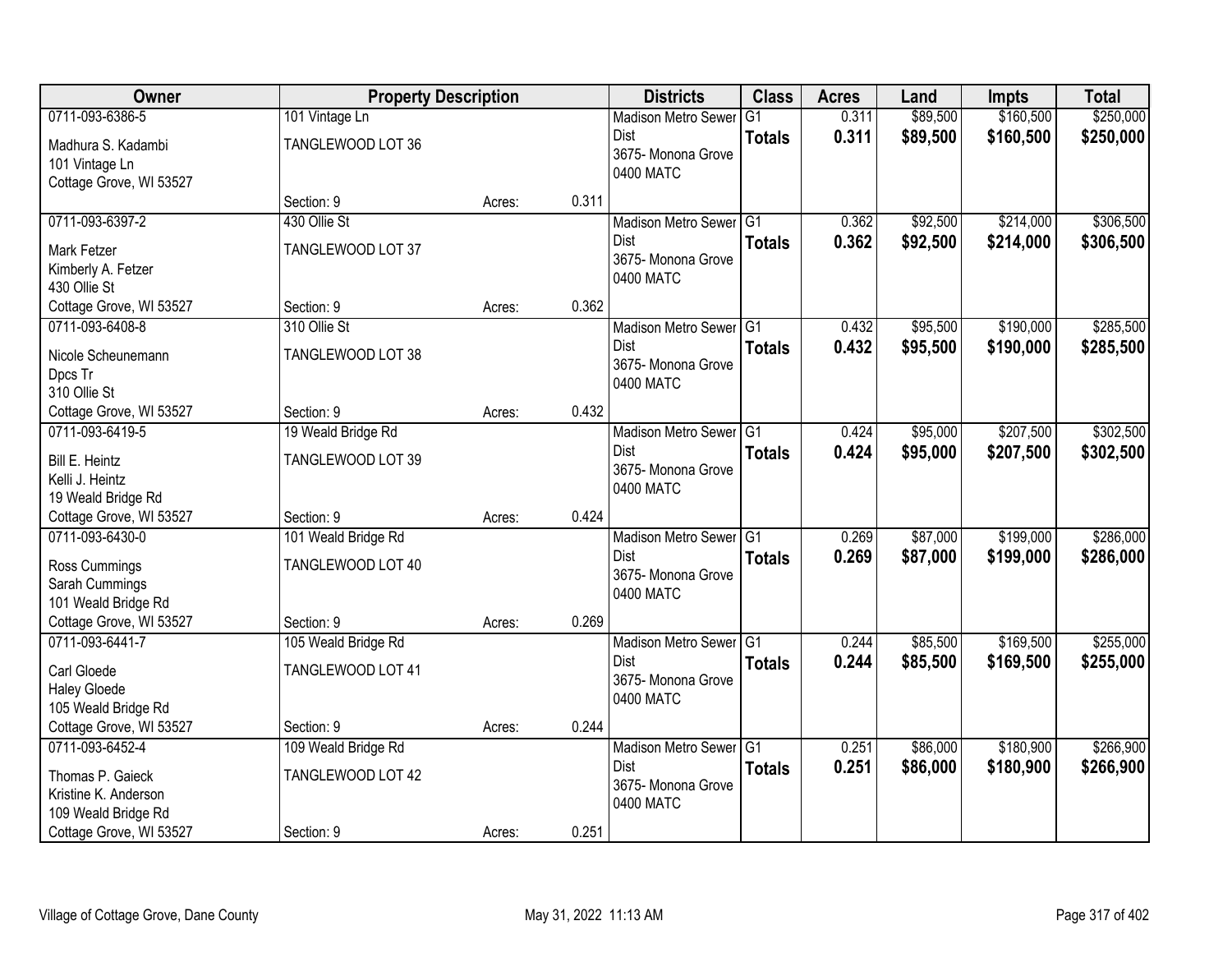| Owner | Property Description | | | Districts | Class | Acres | Land | Impts | Total |
|---|---|---|---|---|---|---|---|---|---|
| 0711-093-6386-5<br>Madhura S. Kadambi<br>101 Vintage Ln<br>Cottage Grove, WI 53527 | 101 Vintage Ln<br>TANGLEWOOD LOT 36<br>Section: 9 | Acres: | 0.311 | Madison Metro Sewer Dist<br>3675- Monona Grove<br>0400 MATC | G1<br>**Totals** | 0.311<br>**0.311** | $89,500<br>**$89,500** | $160,500<br>**$160,500** | $250,000<br>**$250,000** |
| 0711-093-6397-2<br>Mark Fetzer<br>Kimberly A. Fetzer<br>430 Ollie St<br>Cottage Grove, WI 53527 | 430 Ollie St<br>TANGLEWOOD LOT 37<br>Section: 9 | Acres: | 0.362 | Madison Metro Sewer Dist<br>3675- Monona Grove<br>0400 MATC | G1<br>**Totals** | 0.362<br>**0.362** | $92,500<br>**$92,500** | $214,000<br>**$214,000** | $306,500<br>**$306,500** |
| 0711-093-6408-8<br>Nicole Scheunemann<br>Dpcs Tr<br>310 Ollie St<br>Cottage Grove, WI 53527 | 310 Ollie St<br>TANGLEWOOD LOT 38<br>Section: 9 | Acres: | 0.432 | Madison Metro Sewer Dist<br>3675- Monona Grove<br>0400 MATC | G1<br>**Totals** | 0.432<br>**0.432** | $95,500<br>**$95,500** | $190,000<br>**$190,000** | $285,500<br>**$285,500** |
| 0711-093-6419-5<br>Bill E. Heintz<br>Kelli J. Heintz<br>19 Weald Bridge Rd<br>Cottage Grove, WI 53527 | 19 Weald Bridge Rd<br>TANGLEWOOD LOT 39<br>Section: 9 | Acres: | 0.424 | Madison Metro Sewer Dist<br>3675- Monona Grove<br>0400 MATC | G1<br>**Totals** | 0.424<br>**0.424** | $95,000<br>**$95,000** | $207,500<br>**$207,500** | $302,500<br>**$302,500** |
| 0711-093-6430-0<br>Ross Cummings<br>Sarah Cummings<br>101 Weald Bridge Rd<br>Cottage Grove, WI 53527 | 101 Weald Bridge Rd<br>TANGLEWOOD LOT 40<br>Section: 9 | Acres: | 0.269 | Madison Metro Sewer Dist<br>3675- Monona Grove<br>0400 MATC | G1<br>**Totals** | 0.269<br>**0.269** | $87,000<br>**$87,000** | $199,000<br>**$199,000** | $286,000<br>**$286,000** |
| 0711-093-6441-7<br>Carl Gloede<br>Haley Gloede<br>105 Weald Bridge Rd<br>Cottage Grove, WI 53527 | 105 Weald Bridge Rd<br>TANGLEWOOD LOT 41<br>Section: 9 | Acres: | 0.244 | Madison Metro Sewer Dist<br>3675- Monona Grove<br>0400 MATC | G1<br>**Totals** | 0.244<br>**0.244** | $85,500<br>**$85,500** | $169,500<br>**$169,500** | $255,000<br>**$255,000** |
| 0711-093-6452-4<br>Thomas P. Gaieck<br>Kristine K. Anderson<br>109 Weald Bridge Rd<br>Cottage Grove, WI 53527 | 109 Weald Bridge Rd<br>TANGLEWOOD LOT 42<br>Section: 9 | Acres: | 0.251 | Madison Metro Sewer Dist<br>3675- Monona Grove<br>0400 MATC | G1<br>**Totals** | 0.251<br>**0.251** | $86,000<br>**$86,000** | $180,900<br>**$180,900** | $266,900<br>**$266,900** |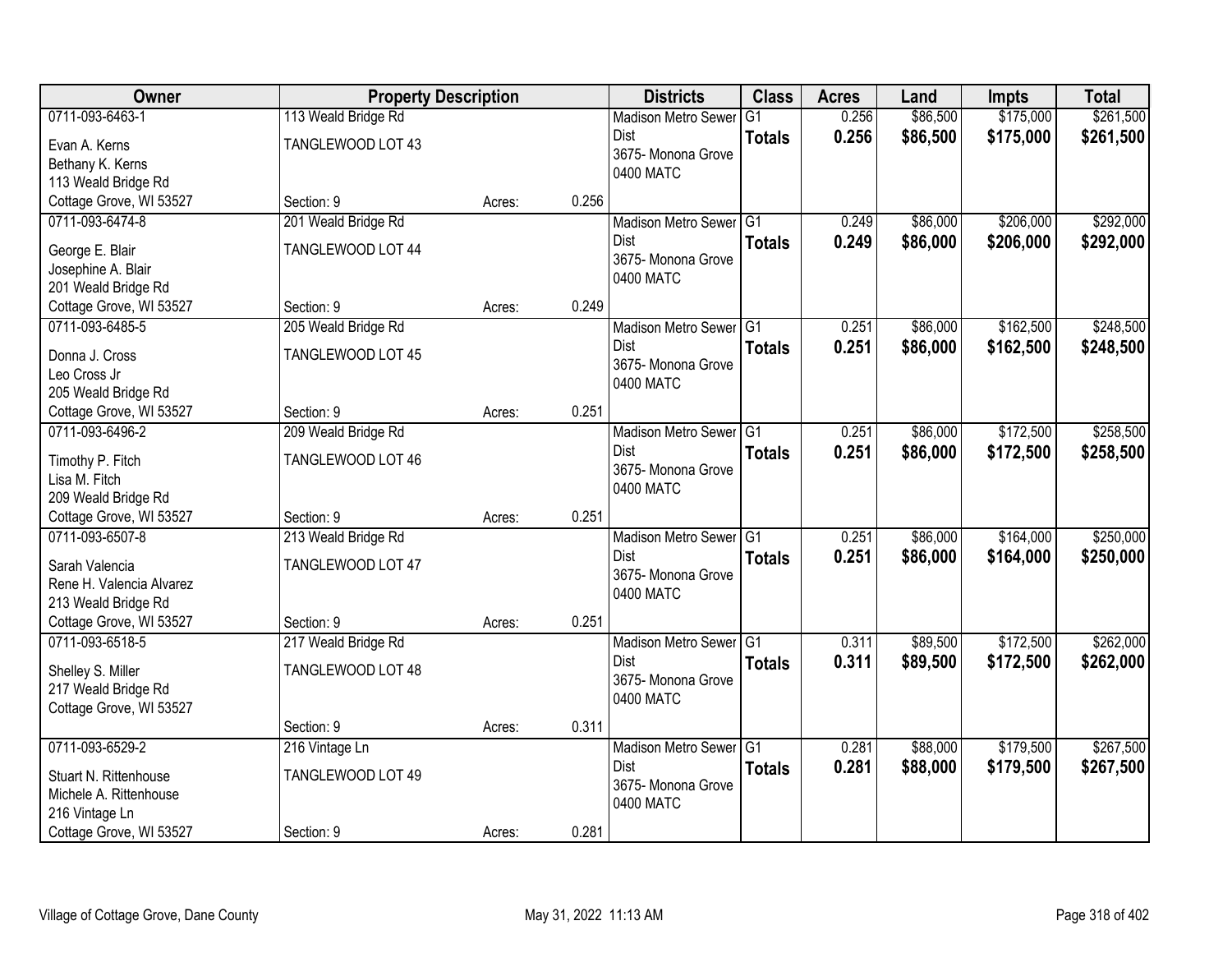| Owner | Property Description | | | Districts | Class | Acres | Land | Impts | Total |
|---|---|---|---|---|---|---|---|---|---|
| 0711-093-6463-1<br>Evan A. Kerns<br>Bethany K. Kerns<br>113 Weald Bridge Rd<br>Cottage Grove, WI 53527 | 113 Weald Bridge Rd<br>TANGLEWOOD LOT 43<br>Section: 9 | Acres: | 0.256 | Madison Metro Sewer Dist<br>3675- Monona Grove<br>0400 MATC | G1<br>**Totals** | 0.256<br>**0.256** | $86,500<br>**$86,500** | $175,000<br>**$175,000** | $261,500<br>**$261,500** |
| 0711-093-6474-8<br>George E. Blair<br>Josephine A. Blair<br>201 Weald Bridge Rd<br>Cottage Grove, WI 53527 | 201 Weald Bridge Rd<br>TANGLEWOOD LOT 44<br>Section: 9 | Acres: | 0.249 | Madison Metro Sewer Dist<br>3675- Monona Grove<br>0400 MATC | G1<br>**Totals** | 0.249<br>**0.249** | $86,000<br>**$86,000** | $206,000<br>**$206,000** | $292,000<br>**$292,000** |
| 0711-093-6485-5<br>Donna J. Cross<br>Leo Cross Jr<br>205 Weald Bridge Rd<br>Cottage Grove, WI 53527 | 205 Weald Bridge Rd<br>TANGLEWOOD LOT 45<br>Section: 9 | Acres: | 0.251 | Madison Metro Sewer Dist<br>3675- Monona Grove<br>0400 MATC | G1<br>**Totals** | 0.251<br>**0.251** | $86,000<br>**$86,000** | $162,500<br>**$162,500** | $248,500<br>**$248,500** |
| 0711-093-6496-2<br>Timothy P. Fitch<br>Lisa M. Fitch<br>209 Weald Bridge Rd<br>Cottage Grove, WI 53527 | 209 Weald Bridge Rd<br>TANGLEWOOD LOT 46<br>Section: 9 | Acres: | 0.251 | Madison Metro Sewer Dist<br>3675- Monona Grove<br>0400 MATC | G1<br>**Totals** | 0.251<br>**0.251** | $86,000<br>**$86,000** | $172,500<br>**$172,500** | $258,500<br>**$258,500** |
| 0711-093-6507-8<br>Sarah Valencia<br>Rene H. Valencia Alvarez<br>213 Weald Bridge Rd<br>Cottage Grove, WI 53527 | 213 Weald Bridge Rd<br>TANGLEWOOD LOT 47<br>Section: 9 | Acres: | 0.251 | Madison Metro Sewer Dist<br>3675- Monona Grove<br>0400 MATC | G1<br>**Totals** | 0.251<br>**0.251** | $86,000<br>**$86,000** | $164,000<br>**$164,000** | $250,000<br>**$250,000** |
| 0711-093-6518-5<br>Shelley S. Miller<br>217 Weald Bridge Rd<br>Cottage Grove, WI 53527 | 217 Weald Bridge Rd<br>TANGLEWOOD LOT 48<br>Section: 9 | Acres: | 0.311 | Madison Metro Sewer Dist<br>3675- Monona Grove<br>0400 MATC | G1<br>**Totals** | 0.311<br>**0.311** | $89,500<br>**$89,500** | $172,500<br>**$172,500** | $262,000<br>**$262,000** |
| 0711-093-6529-2<br>Stuart N. Rittenhouse<br>Michele A. Rittenhouse<br>216 Vintage Ln<br>Cottage Grove, WI 53527 | 216 Vintage Ln<br>TANGLEWOOD LOT 49<br>Section: 9 | Acres: | 0.281 | Madison Metro Sewer Dist<br>3675- Monona Grove<br>0400 MATC | G1<br>**Totals** | 0.281<br>**0.281** | $88,000<br>**$88,000** | $179,500<br>**$179,500** | $267,500<br>**$267,500** |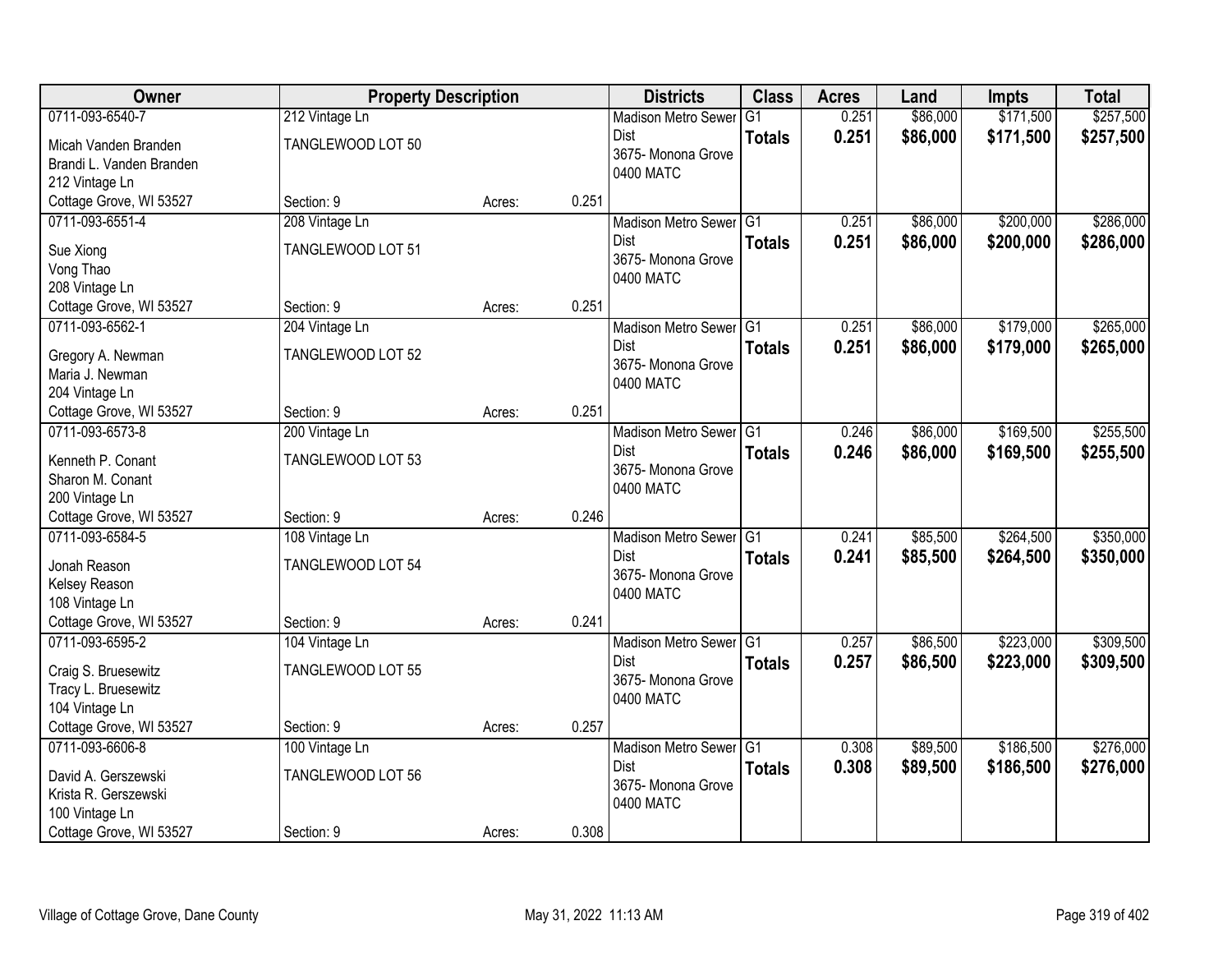| Owner | Property Description | | | Districts | Class | Acres | Land | Impts | Total |
|---|---|---|---|---|---|---|---|---|---|
| 0711-093-6540-7<br>Micah Vanden Branden<br>Brandi L. Vanden Branden<br>212 Vintage Ln<br>Cottage Grove, WI 53527 | 212 Vintage Ln<br>TANGLEWOOD LOT 50<br><br><br>Section: 9 | Acres: | 0.251 | Madison Metro Sewer Dist<br>3675- Monona Grove<br>0400 MATC | G1<br>**Totals** | 0.251<br>**0.251** | $86,000<br>**$86,000** | $171,500<br>**$171,500** | $257,500<br>**$257,500** |
| 0711-093-6551-4<br>Sue Xiong<br>Vong Thao<br>208 Vintage Ln<br>Cottage Grove, WI 53527 | 208 Vintage Ln<br>TANGLEWOOD LOT 51<br><br><br>Section: 9 | Acres: | 0.251 | Madison Metro Sewer Dist<br>3675- Monona Grove<br>0400 MATC | G1<br>**Totals** | 0.251<br>**0.251** | $86,000<br>**$86,000** | $200,000<br>**$200,000** | $286,000<br>**$286,000** |
| 0711-093-6562-1<br>Gregory A. Newman<br>Maria J. Newman<br>204 Vintage Ln<br>Cottage Grove, WI 53527 | 204 Vintage Ln<br>TANGLEWOOD LOT 52<br><br><br>Section: 9 | Acres: | 0.251 | Madison Metro Sewer Dist<br>3675- Monona Grove<br>0400 MATC | G1<br>**Totals** | 0.251<br>**0.251** | $86,000<br>**$86,000** | $179,000<br>**$179,000** | $265,000<br>**$265,000** |
| 0711-093-6573-8<br>Kenneth P. Conant<br>Sharon M. Conant<br>200 Vintage Ln<br>Cottage Grove, WI 53527 | 200 Vintage Ln<br>TANGLEWOOD LOT 53<br><br><br>Section: 9 | Acres: | 0.246 | Madison Metro Sewer Dist<br>3675- Monona Grove<br>0400 MATC | G1<br>**Totals** | 0.246<br>**0.246** | $86,000<br>**$86,000** | $169,500<br>**$169,500** | $255,500<br>**$255,500** |
| 0711-093-6584-5<br>Jonah Reason<br>Kelsey Reason<br>108 Vintage Ln<br>Cottage Grove, WI 53527 | 108 Vintage Ln<br>TANGLEWOOD LOT 54<br><br><br>Section: 9 | Acres: | 0.241 | Madison Metro Sewer Dist<br>3675- Monona Grove<br>0400 MATC | G1<br>**Totals** | 0.241<br>**0.241** | $85,500<br>**$85,500** | $264,500<br>**$264,500** | $350,000<br>**$350,000** |
| 0711-093-6595-2<br>Craig S. Bruesewitz<br>Tracy L. Bruesewitz<br>104 Vintage Ln<br>Cottage Grove, WI 53527 | 104 Vintage Ln<br>TANGLEWOOD LOT 55<br><br><br>Section: 9 | Acres: | 0.257 | Madison Metro Sewer Dist<br>3675- Monona Grove<br>0400 MATC | G1<br>**Totals** | 0.257<br>**0.257** | $86,500<br>**$86,500** | $223,000<br>**$223,000** | $309,500<br>**$309,500** |
| 0711-093-6606-8<br>David A. Gerszewski<br>Krista R. Gerszewski<br>100 Vintage Ln<br>Cottage Grove, WI 53527 | 100 Vintage Ln<br>TANGLEWOOD LOT 56<br><br><br>Section: 9 | Acres: | 0.308 | Madison Metro Sewer Dist<br>3675- Monona Grove<br>0400 MATC | G1<br>**Totals** | 0.308<br>**0.308** | $89,500<br>**$89,500** | $186,500<br>**$186,500** | $276,000<br>**$276,000** |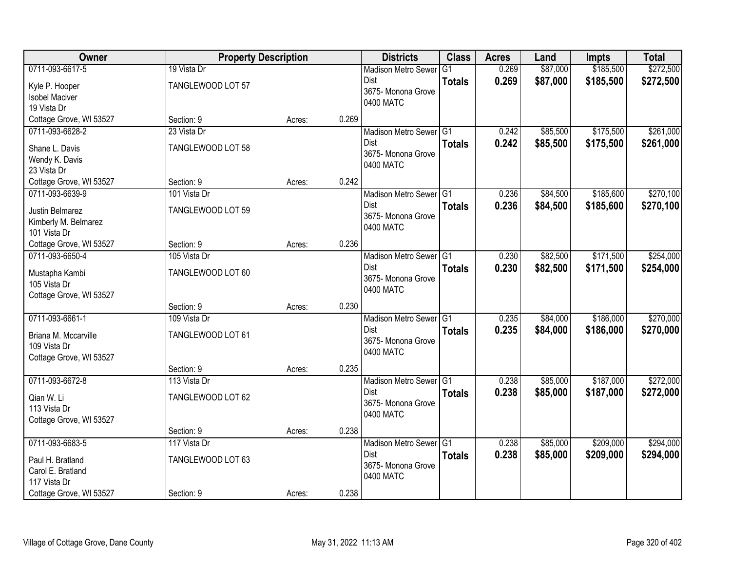| Owner | Property Description | | | Districts | Class | Acres | Land | Impts | Total |
|---|---|---|---|---|---|---|---|---|---|
| 0711-093-6617-5<br>Kyle P. Hooper<br>Isobel Maciver<br>19 Vista Dr<br>Cottage Grove, WI 53527 | 19 Vista Dr<br>TANGLEWOOD LOT 57<br>Section: 9 | Acres: | 0.269 | Madison Metro Sewer Dist<br>3675- Monona Grove<br>0400 MATC | G1<br>**Totals** | 0.269<br>**0.269** | \$87,000<br>**\$87,000** | \$185,500<br>**\$185,500** | \$272,500<br>**\$272,500** |
| 0711-093-6628-2<br>Shane L. Davis<br>Wendy K. Davis<br>23 Vista Dr<br>Cottage Grove, WI 53527 | 23 Vista Dr<br>TANGLEWOOD LOT 58<br>Section: 9 | Acres: | 0.242 | Madison Metro Sewer Dist<br>3675- Monona Grove<br>0400 MATC | G1<br>**Totals** | 0.242<br>**0.242** | \$85,500<br>**\$85,500** | \$175,500<br>**\$175,500** | \$261,000<br>**\$261,000** |
| 0711-093-6639-9<br>Justin Belmarez<br>Kimberly M. Belmarez<br>101 Vista Dr<br>Cottage Grove, WI 53527 | 101 Vista Dr<br>TANGLEWOOD LOT 59<br>Section: 9 | Acres: | 0.236 | Madison Metro Sewer Dist<br>3675- Monona Grove<br>0400 MATC | G1<br>**Totals** | 0.236<br>**0.236** | \$84,500<br>**\$84,500** | \$185,600<br>**\$185,600** | \$270,100<br>**\$270,100** |
| 0711-093-6650-4<br>Mustapha Kambi<br>105 Vista Dr<br>Cottage Grove, WI 53527 | 105 Vista Dr<br>TANGLEWOOD LOT 60<br>Section: 9 | Acres: | 0.230 | Madison Metro Sewer Dist<br>3675- Monona Grove<br>0400 MATC | G1<br>**Totals** | 0.230<br>**0.230** | \$82,500<br>**\$82,500** | \$171,500<br>**\$171,500** | \$254,000<br>**\$254,000** |
| 0711-093-6661-1<br>Briana M. Mccarville<br>109 Vista Dr<br>Cottage Grove, WI 53527 | 109 Vista Dr<br>TANGLEWOOD LOT 61<br>Section: 9 | Acres: | 0.235 | Madison Metro Sewer Dist<br>3675- Monona Grove<br>0400 MATC | G1<br>**Totals** | 0.235<br>**0.235** | \$84,000<br>**\$84,000** | \$186,000<br>**\$186,000** | \$270,000<br>**\$270,000** |
| 0711-093-6672-8<br>Qian W. Li<br>113 Vista Dr<br>Cottage Grove, WI 53527 | 113 Vista Dr<br>TANGLEWOOD LOT 62<br>Section: 9 | Acres: | 0.238 | Madison Metro Sewer Dist<br>3675- Monona Grove<br>0400 MATC | G1<br>**Totals** | 0.238<br>**0.238** | \$85,000<br>**\$85,000** | \$187,000<br>**\$187,000** | \$272,000<br>**\$272,000** |
| 0711-093-6683-5<br>Paul H. Bratland<br>Carol E. Bratland<br>117 Vista Dr<br>Cottage Grove, WI 53527 | 117 Vista Dr<br>TANGLEWOOD LOT 63<br>Section: 9 | Acres: | 0.238 | Madison Metro Sewer Dist<br>3675- Monona Grove<br>0400 MATC | G1<br>**Totals** | 0.238<br>**0.238** | \$85,000<br>**\$85,000** | \$209,000<br>**\$209,000** | \$294,000<br>**\$294,000** |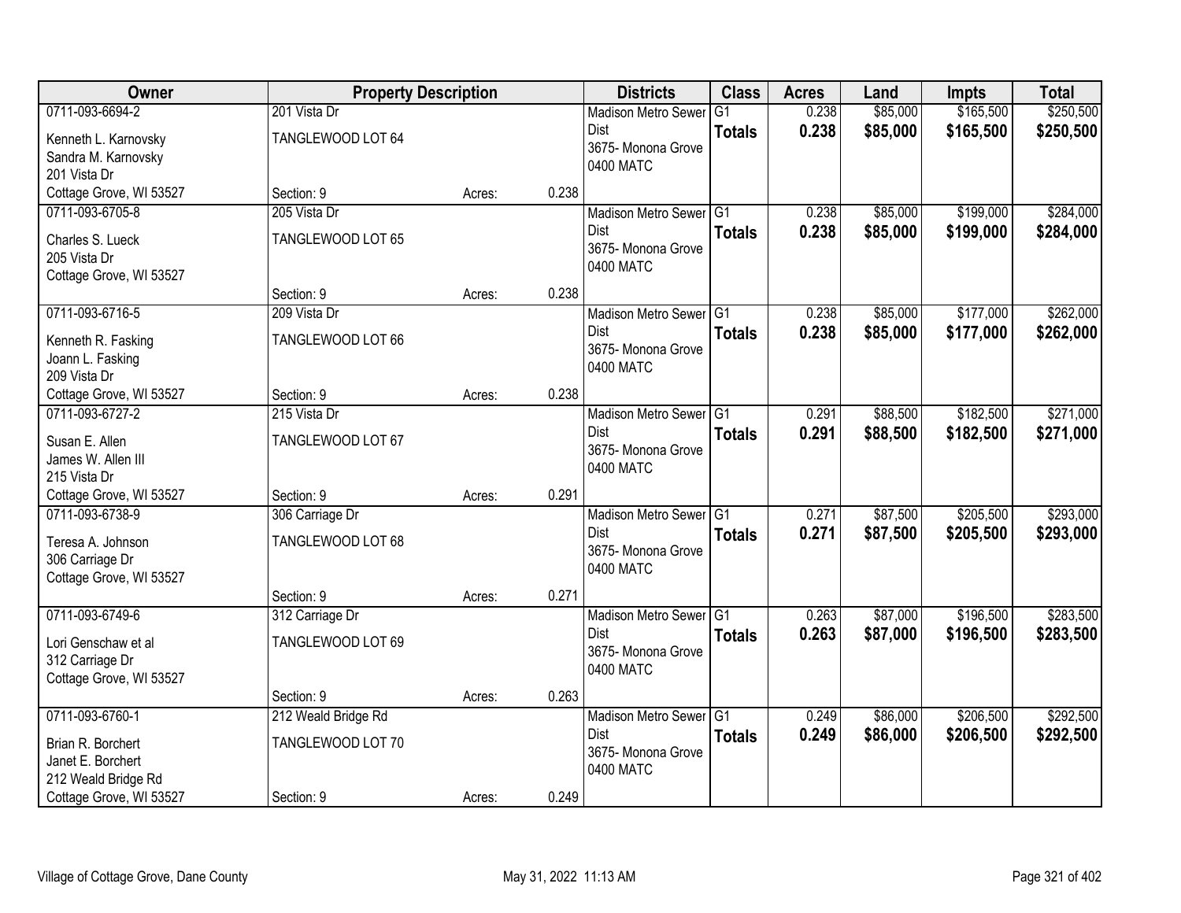| Owner | Property Description | | | Districts | Class | Acres | Land | Impts | Total |
|---|---|---|---|---|---|---|---|---|---|
| 0711-093-6694-2 | 201 Vista Dr | | | Madison Metro Sewer Dist | G1 | 0.238 | $85,000 | $165,500 | $250,500 |
| Kenneth L. Karnovsky<br>Sandra M. Karnovsky<br>201 Vista Dr<br>Cottage Grove, WI 53527 | TANGLEWOOD LOT 64 | | | 3675- Monona Grove<br>0400 MATC | **Totals** | **0.238** | **$85,000** | **$165,500** | **$250,500** |
| | Section: 9 | Acres: | 0.238 | | | | | | |
| 0711-093-6705-8 | 205 Vista Dr | | | Madison Metro Sewer Dist | G1 | 0.238 | $85,000 | $199,000 | $284,000 |
| Charles S. Lueck<br>205 Vista Dr<br>Cottage Grove, WI 53527 | TANGLEWOOD LOT 65 | | | 3675- Monona Grove<br>0400 MATC | **Totals** | **0.238** | **$85,000** | **$199,000** | **$284,000** |
| | Section: 9 | Acres: | 0.238 | | | | | | |
| 0711-093-6716-5 | 209 Vista Dr | | | Madison Metro Sewer Dist | G1 | 0.238 | $85,000 | $177,000 | $262,000 |
| Kenneth R. Fasking<br>Joann L. Fasking<br>209 Vista Dr<br>Cottage Grove, WI 53527 | TANGLEWOOD LOT 66 | | | 3675- Monona Grove<br>0400 MATC | **Totals** | **0.238** | **$85,000** | **$177,000** | **$262,000** |
| | Section: 9 | Acres: | 0.238 | | | | | | |
| 0711-093-6727-2 | 215 Vista Dr | | | Madison Metro Sewer Dist | G1 | 0.291 | $88,500 | $182,500 | $271,000 |
| Susan E. Allen<br>James W. Allen III<br>215 Vista Dr<br>Cottage Grove, WI 53527 | TANGLEWOOD LOT 67 | | | 3675- Monona Grove<br>0400 MATC | **Totals** | **0.291** | **$88,500** | **$182,500** | **$271,000** |
| | Section: 9 | Acres: | 0.291 | | | | | | |
| 0711-093-6738-9 | 306 Carriage Dr | | | Madison Metro Sewer Dist | G1 | 0.271 | $87,500 | $205,500 | $293,000 |
| Teresa A. Johnson<br>306 Carriage Dr<br>Cottage Grove, WI 53527 | TANGLEWOOD LOT 68 | | | 3675- Monona Grove<br>0400 MATC | **Totals** | **0.271** | **$87,500** | **$205,500** | **$293,000** |
| | Section: 9 | Acres: | 0.271 | | | | | | |
| 0711-093-6749-6 | 312 Carriage Dr | | | Madison Metro Sewer Dist | G1 | 0.263 | $87,000 | $196,500 | $283,500 |
| Lori Genschaw et al<br>312 Carriage Dr<br>Cottage Grove, WI 53527 | TANGLEWOOD LOT 69 | | | 3675- Monona Grove<br>0400 MATC | **Totals** | **0.263** | **$87,000** | **$196,500** | **$283,500** |
| | Section: 9 | Acres: | 0.263 | | | | | | |
| 0711-093-6760-1 | 212 Weald Bridge Rd | | | Madison Metro Sewer Dist | G1 | 0.249 | $86,000 | $206,500 | $292,500 |
| Brian R. Borchert<br>Janet E. Borchert<br>212 Weald Bridge Rd<br>Cottage Grove, WI 53527 | TANGLEWOOD LOT 70 | | | 3675- Monona Grove<br>0400 MATC | **Totals** | **0.249** | **$86,000** | **$206,500** | **$292,500** |
| | Section: 9 | Acres: | 0.249 | | | | | | |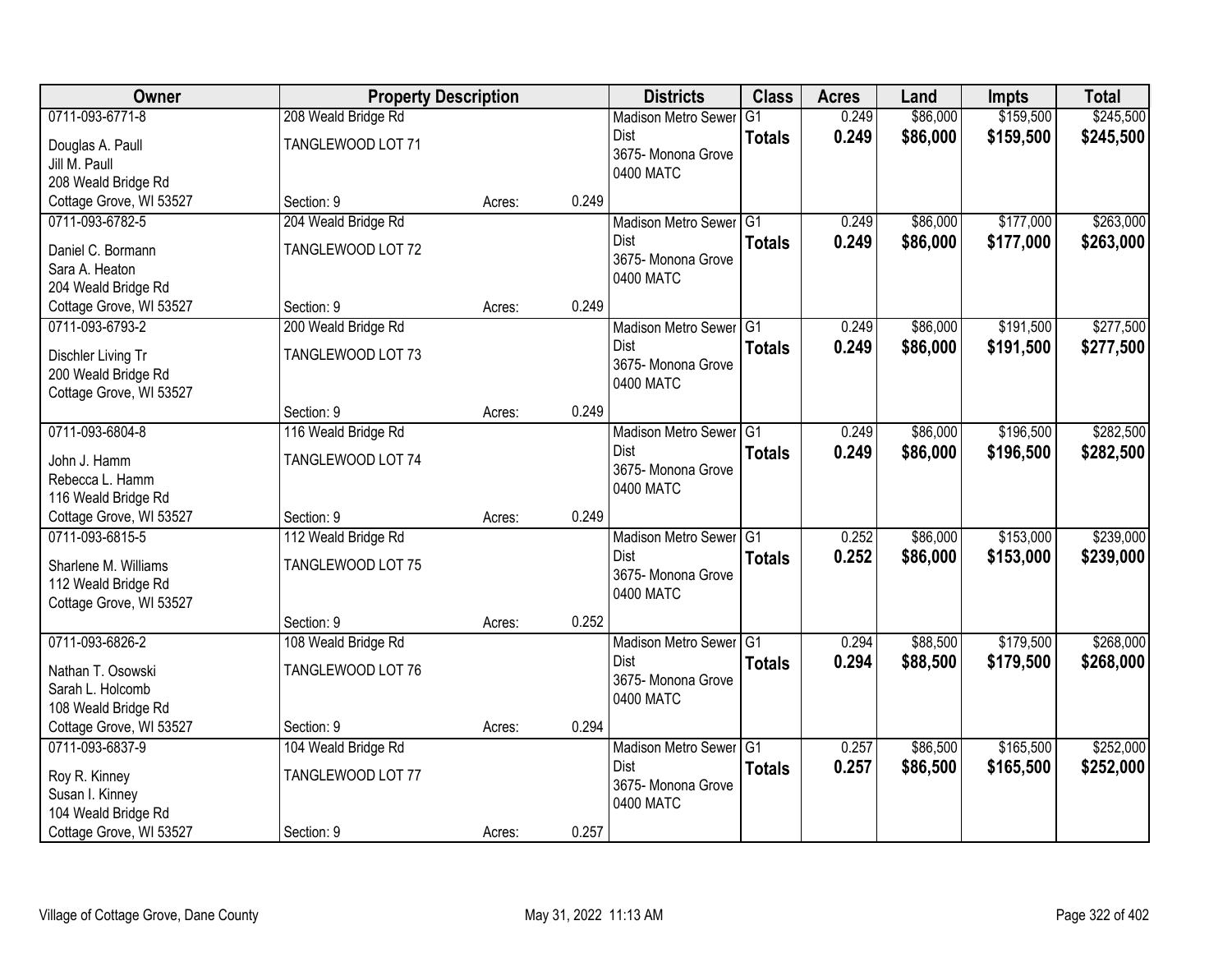| Owner | Property Description | | | Districts | Class | Acres | Land | Impts | Total |
|---|---|---|---|---|---|---|---|---|---|
| 0711-093-6771-8<br>Douglas A. Paull<br>Jill M. Paull<br>208 Weald Bridge Rd<br>Cottage Grove, WI 53527 | 208 Weald Bridge Rd<br>TANGLEWOOD LOT 71<br>Section: 9 | Acres: | 0.249 | Madison Metro Sewer Dist<br>3675- Monona Grove<br>0400 MATC | G1<br>**Totals** | 0.249<br>**0.249** | $86,000<br>**$86,000** | $159,500<br>**$159,500** | $245,500<br>**$245,500** |
| 0711-093-6782-5<br>Daniel C. Bormann<br>Sara A. Heaton<br>204 Weald Bridge Rd<br>Cottage Grove, WI 53527 | 204 Weald Bridge Rd<br>TANGLEWOOD LOT 72<br>Section: 9 | Acres: | 0.249 | Madison Metro Sewer Dist<br>3675- Monona Grove<br>0400 MATC | G1<br>**Totals** | 0.249<br>**0.249** | $86,000<br>**$86,000** | $177,000<br>**$177,000** | $263,000<br>**$263,000** |
| 0711-093-6793-2<br>Dischler Living Tr<br>200 Weald Bridge Rd<br>Cottage Grove, WI 53527 | 200 Weald Bridge Rd<br>TANGLEWOOD LOT 73<br>Section: 9 | Acres: | 0.249 | Madison Metro Sewer Dist<br>3675- Monona Grove<br>0400 MATC | G1<br>**Totals** | 0.249<br>**0.249** | $86,000<br>**$86,000** | $191,500<br>**$191,500** | $277,500<br>**$277,500** |
| 0711-093-6804-8<br>John J. Hamm<br>Rebecca L. Hamm<br>116 Weald Bridge Rd<br>Cottage Grove, WI 53527 | 116 Weald Bridge Rd<br>TANGLEWOOD LOT 74<br>Section: 9 | Acres: | 0.249 | Madison Metro Sewer Dist<br>3675- Monona Grove<br>0400 MATC | G1<br>**Totals** | 0.249<br>**0.249** | $86,000<br>**$86,000** | $196,500<br>**$196,500** | $282,500<br>**$282,500** |
| 0711-093-6815-5<br>Sharlene M. Williams<br>112 Weald Bridge Rd<br>Cottage Grove, WI 53527 | 112 Weald Bridge Rd<br>TANGLEWOOD LOT 75<br>Section: 9 | Acres: | 0.252 | Madison Metro Sewer Dist<br>3675- Monona Grove<br>0400 MATC | G1<br>**Totals** | 0.252<br>**0.252** | $86,000<br>**$86,000** | $153,000<br>**$153,000** | $239,000<br>**$239,000** |
| 0711-093-6826-2<br>Nathan T. Osowski<br>Sarah L. Holcomb<br>108 Weald Bridge Rd<br>Cottage Grove, WI 53527 | 108 Weald Bridge Rd<br>TANGLEWOOD LOT 76<br>Section: 9 | Acres: | 0.294 | Madison Metro Sewer Dist<br>3675- Monona Grove<br>0400 MATC | G1<br>**Totals** | 0.294<br>**0.294** | $88,500<br>**$88,500** | $179,500<br>**$179,500** | $268,000<br>**$268,000** |
| 0711-093-6837-9<br>Roy R. Kinney<br>Susan I. Kinney<br>104 Weald Bridge Rd<br>Cottage Grove, WI 53527 | 104 Weald Bridge Rd<br>TANGLEWOOD LOT 77<br>Section: 9 | Acres: | 0.257 | Madison Metro Sewer Dist<br>3675- Monona Grove<br>0400 MATC | G1<br>**Totals** | 0.257<br>**0.257** | $86,500<br>**$86,500** | $165,500<br>**$165,500** | $252,000<br>**$252,000** |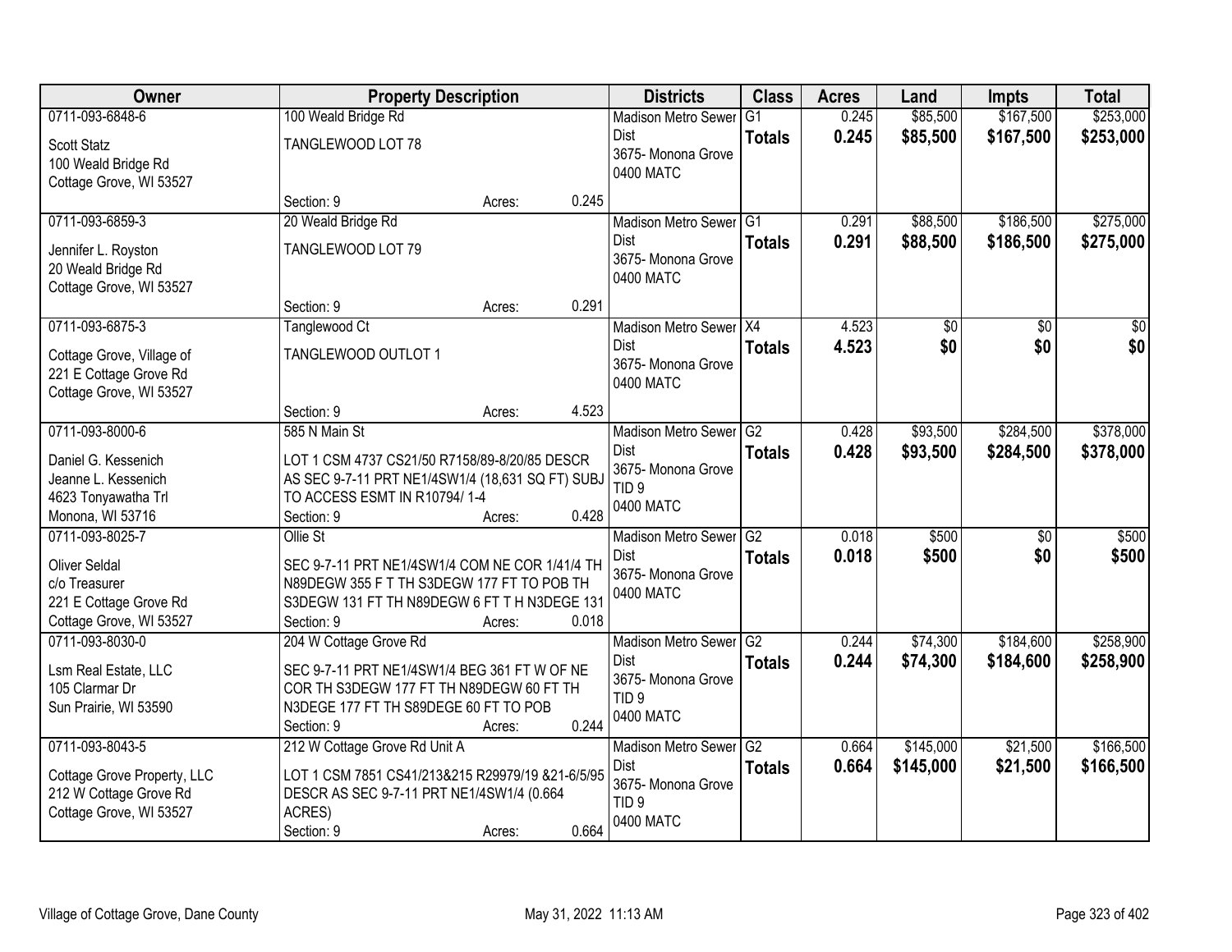| Owner | Property Description | Districts | Class | Acres | Land | Impts | Total |
|---|---|---|---|---|---|---|---|
| 0711-093-6848-6<br>Scott Statz<br>100 Weald Bridge Rd<br>Cottage Grove, WI 53527 | 100 Weald Bridge Rd<br>TANGLEWOOD LOT 78<br>Section: 9 Acres: 0.245 | Madison Metro Sewer Dist<br>3675- Monona Grove<br>0400 MATC | G1<br>**Totals** | 0.245<br>**0.245** | $85,500<br>**$85,500** | $167,500<br>**$167,500** | $253,000<br>**$253,000** |
| 0711-093-6859-3<br>Jennifer L. Royston<br>20 Weald Bridge Rd<br>Cottage Grove, WI 53527 | 20 Weald Bridge Rd<br>TANGLEWOOD LOT 79<br>Section: 9 Acres: 0.291 | Madison Metro Sewer Dist<br>3675- Monona Grove<br>0400 MATC | G1<br>**Totals** | 0.291<br>**0.291** | $88,500<br>**$88,500** | $186,500<br>**$186,500** | $275,000<br>**$275,000** |
| 0711-093-6875-3<br>Cottage Grove, Village of<br>221 E Cottage Grove Rd<br>Cottage Grove, WI 53527 | Tanglewood Ct<br>TANGLEWOOD OUTLOT 1<br>Section: 9 Acres: 4.523 | Madison Metro Sewer Dist<br>3675- Monona Grove<br>0400 MATC | X4<br>**Totals** | 4.523<br>**4.523** | $0<br>**$0** | $0<br>**$0** | $0<br>**$0** |
| 0711-093-8000-6<br>Daniel G. Kessenich<br>Jeanne L. Kessenich<br>4623 Tonyawatha Trl<br>Monona, WI 53716 | 585 N Main St<br>LOT 1 CSM 4737 CS21/50 R7158/89-8/20/85 DESCR AS SEC 9-7-11 PRT NE1/4SW1/4 (18,631 SQ FT) SUBJ TO ACCESS ESMT IN R10794/ 1-4<br>Section: 9 Acres: 0.428 | Madison Metro Sewer Dist<br>3675- Monona Grove<br>TID 9<br>0400 MATC | G2<br>**Totals** | 0.428<br>**0.428** | $93,500<br>**$93,500** | $284,500<br>**$284,500** | $378,000<br>**$378,000** |
| 0711-093-8025-7<br>Oliver Seldal<br>c/o Treasurer<br>221 E Cottage Grove Rd<br>Cottage Grove, WI 53527 | Ollie St<br>SEC 9-7-11 PRT NE1/4SW1/4 COM NE COR 1/41/4 TH N89DEGW 355 F T TH S3DEGW 177 FT TO POB TH S3DEGW 131 FT TH N89DEGW 6 FT T H N3DEGE 131<br>Section: 9 Acres: 0.018 | Madison Metro Sewer Dist<br>3675- Monona Grove<br>0400 MATC | G2<br>**Totals** | 0.018<br>**0.018** | $500<br>**$500** | $0<br>**$0** | $500<br>**$500** |
| 0711-093-8030-0<br>Lsm Real Estate, LLC<br>105 Clarmar Dr<br>Sun Prairie, WI 53590 | 204 W Cottage Grove Rd<br>SEC 9-7-11 PRT NE1/4SW1/4 BEG 361 FT W OF NE COR TH S3DEGW 177 FT TH N89DEGW 60 FT TH N3DEGE 177 FT TH S89DEGE 60 FT TO POB<br>Section: 9 Acres: 0.244 | Madison Metro Sewer Dist<br>3675- Monona Grove<br>TID 9<br>0400 MATC | G2<br>**Totals** | 0.244<br>**0.244** | $74,300<br>**$74,300** | $184,600<br>**$184,600** | $258,900<br>**$258,900** |
| 0711-093-8043-5<br>Cottage Grove Property, LLC<br>212 W Cottage Grove Rd<br>Cottage Grove, WI 53527 | 212 W Cottage Grove Rd Unit A<br>LOT 1 CSM 7851 CS41/213&215 R29979/19 &21-6/5/95 DESCR AS SEC 9-7-11 PRT NE1/4SW1/4 (0.664 ACRES)<br>Section: 9 Acres: 0.664 | Madison Metro Sewer Dist<br>3675- Monona Grove<br>TID 9<br>0400 MATC | G2<br>**Totals** | 0.664<br>**0.664** | $145,000<br>**$145,000** | $21,500<br>**$21,500** | $166,500<br>**$166,500** |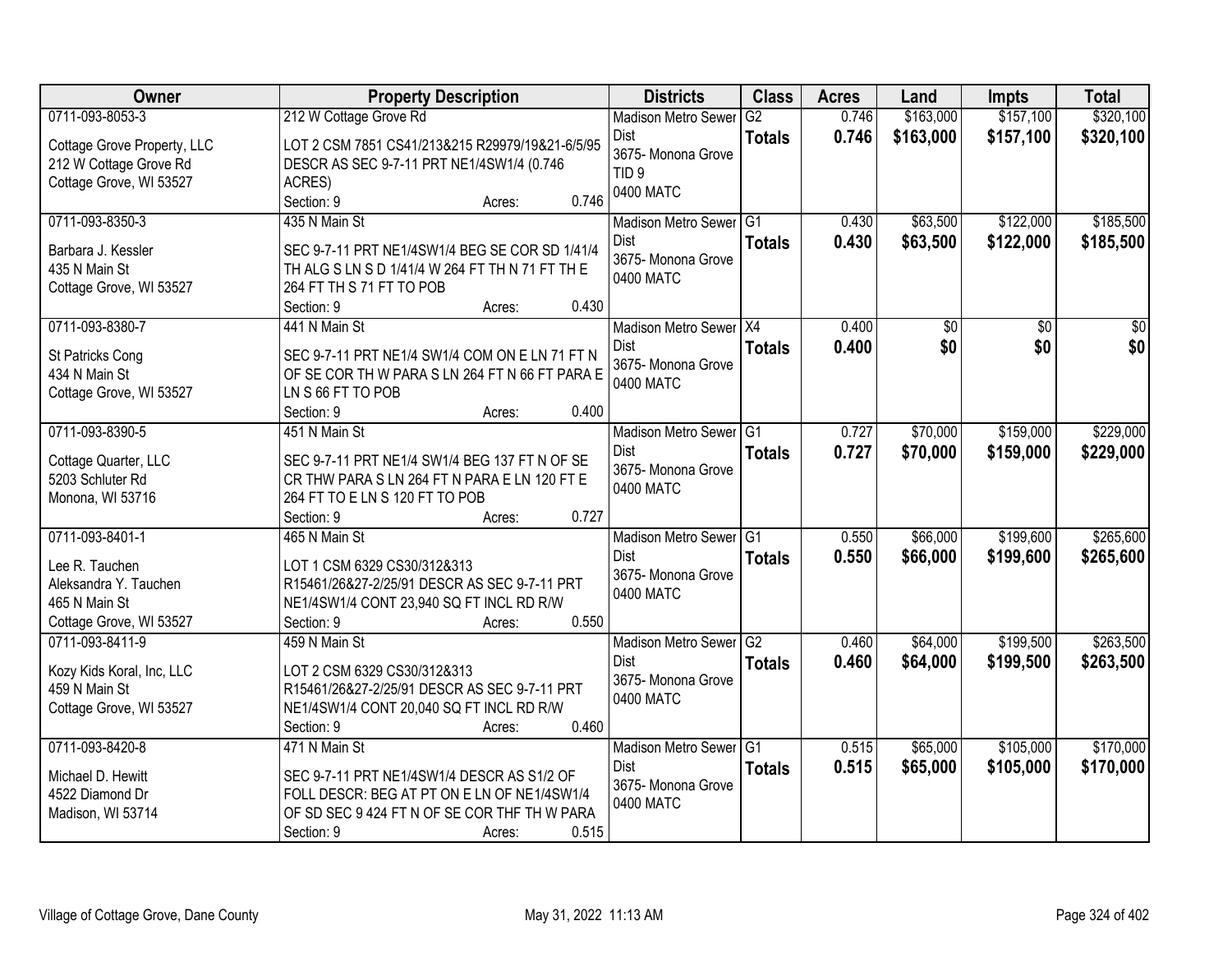| Owner | Property Description | Districts | Class | Acres | Land | Impts | Total |
|---|---|---|---|---|---|---|---|
| 0711-093-8053-3<br><br>Cottage Grove Property, LLC<br>212 W Cottage Grove Rd<br>Cottage Grove, WI 53527 | 212 W Cottage Grove Rd<br><br>LOT 2 CSM 7851 CS41/213&215 R29979/19&21-6/5/95 DESCR AS SEC 9-7-11 PRT NE1/4SW1/4 (0.746 ACRES)<br>Section: 9 Acres: 0.746 | Madison Metro Sewer Dist<br>3675- Monona Grove<br>TID 9<br>0400 MATC | G2<br>**Totals** | 0.746<br>**0.746** | $163,000<br>**$163,000** | $157,100<br>**$157,100** | $320,100<br>**$320,100** |
| 0711-093-8350-3<br><br>Barbara J. Kessler<br>435 N Main St<br>Cottage Grove, WI 53527 | 435 N Main St<br><br>SEC 9-7-11 PRT NE1/4SW1/4 BEG SE COR SD 1/41/4 TH ALG S LN S D 1/41/4 W 264 FT TH N 71 FT TH E 264 FT TH S 71 FT TO POB<br>Section: 9 Acres: 0.430 | Madison Metro Sewer Dist<br>3675- Monona Grove<br>0400 MATC | G1<br>**Totals** | 0.430<br>**0.430** | $63,500<br>**$63,500** | $122,000<br>**$122,000** | $185,500<br>**$185,500** |
| 0711-093-8380-7<br><br>St Patricks Cong<br>434 N Main St<br>Cottage Grove, WI 53527 | 441 N Main St<br><br>SEC 9-7-11 PRT NE1/4 SW1/4 COM ON E LN 71 FT N OF SE COR TH W PARA S LN 264 FT N 66 FT PARA E LN S 66 FT TO POB<br>Section: 9 Acres: 0.400 | Madison Metro Sewer Dist<br>3675- Monona Grove<br>0400 MATC | X4<br>**Totals** | 0.400<br>**0.400** | $0<br>**$0** | $0<br>**$0** | $0<br>**$0** |
| 0711-093-8390-5<br><br>Cottage Quarter, LLC<br>5203 Schluter Rd<br>Monona, WI 53716 | 451 N Main St<br><br>SEC 9-7-11 PRT NE1/4 SW1/4 BEG 137 FT N OF SE CR THW PARA S LN 264 FT N PARA E LN 120 FT E 264 FT TO E LN S 120 FT TO POB<br>Section: 9 Acres: 0.727 | Madison Metro Sewer Dist<br>3675- Monona Grove<br>0400 MATC | G1<br>**Totals** | 0.727<br>**0.727** | $70,000<br>**$70,000** | $159,000<br>**$159,000** | $229,000<br>**$229,000** |
| 0711-093-8401-1<br><br>Lee R. Tauchen<br>Aleksandra Y. Tauchen<br>465 N Main St<br>Cottage Grove, WI 53527 | 465 N Main St<br><br>LOT 1 CSM 6329 CS30/312&313 R15461/26&27-2/25/91 DESCR AS SEC 9-7-11 PRT NE1/4SW1/4 CONT 23,940 SQ FT INCL RD R/W<br>Section: 9 Acres: 0.550 | Madison Metro Sewer Dist<br>3675- Monona Grove<br>0400 MATC | G1<br>**Totals** | 0.550<br>**0.550** | $66,000<br>**$66,000** | $199,600<br>**$199,600** | $265,600<br>**$265,600** |
| 0711-093-8411-9<br><br>Kozy Kids Koral, Inc, LLC<br>459 N Main St<br>Cottage Grove, WI 53527 | 459 N Main St<br><br>LOT 2 CSM 6329 CS30/312&313 R15461/26&27-2/25/91 DESCR AS SEC 9-7-11 PRT NE1/4SW1/4 CONT 20,040 SQ FT INCL RD R/W<br>Section: 9 Acres: 0.460 | Madison Metro Sewer Dist<br>3675- Monona Grove<br>0400 MATC | G2<br>**Totals** | 0.460<br>**0.460** | $64,000<br>**$64,000** | $199,500<br>**$199,500** | $263,500<br>**$263,500** |
| 0711-093-8420-8<br><br>Michael D. Hewitt<br>4522 Diamond Dr<br>Madison, WI 53714 | 471 N Main St<br><br>SEC 9-7-11 PRT NE1/4SW1/4 DESCR AS S1/2 OF FOLL DESCR: BEG AT PT ON E LN OF NE1/4SW1/4 OF SD SEC 9 424 FT N OF SE COR THF TH W PARA<br>Section: 9 Acres: 0.515 | Madison Metro Sewer Dist<br>3675- Monona Grove<br>0400 MATC | G1<br>**Totals** | 0.515<br>**0.515** | $65,000<br>**$65,000** | $105,000<br>**$105,000** | $170,000<br>**$170,000** |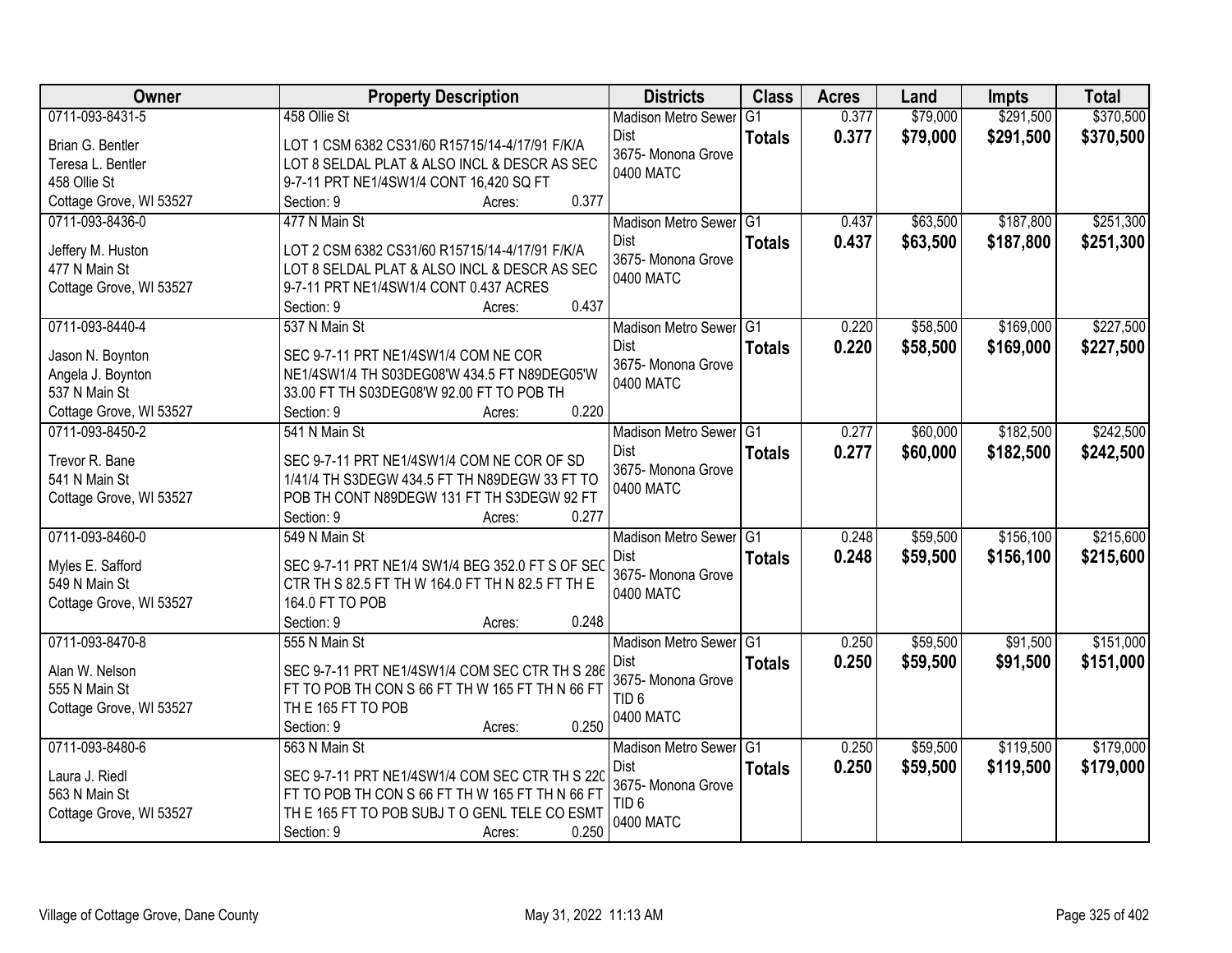| Owner | Property Description | Districts | Class | Acres | Land | Impts | Total |
|---|---|---|---|---|---|---|---|
| 0711-093-8431-5<br>Brian G. Bentler<br>Teresa L. Bentler<br>458 Ollie St<br>Cottage Grove, WI 53527 | 458 Ollie St<br>LOT 1 CSM 6382 CS31/60 R15715/14-4/17/91 F/K/A LOT 8 SELDAL PLAT & ALSO INCL & DESCR AS SEC 9-7-11 PRT NE1/4SW1/4 CONT 16,420 SQ FT<br>Section: 9 Acres: 0.377 | Madison Metro Sewer Dist<br>3675- Monona Grove<br>0400 MATC | G1<br>**Totals** | 0.377<br>**0.377** | $79,000<br>**$79,000** | $291,500<br>**$291,500** | $370,500<br>**$370,500** |
| 0711-093-8436-0<br>Jeffery M. Huston<br>477 N Main St<br>Cottage Grove, WI 53527 | 477 N Main St<br>LOT 2 CSM 6382 CS31/60 R15715/14-4/17/91 F/K/A LOT 8 SELDAL PLAT & ALSO INCL & DESCR AS SEC 9-7-11 PRT NE1/4SW1/4 CONT 0.437 ACRES<br>Section: 9 Acres: 0.437 | Madison Metro Sewer Dist<br>3675- Monona Grove<br>0400 MATC | G1<br>**Totals** | 0.437<br>**0.437** | $63,500<br>**$63,500** | $187,800<br>**$187,800** | $251,300<br>**$251,300** |
| 0711-093-8440-4<br>Jason N. Boynton<br>Angela J. Boynton<br>537 N Main St<br>Cottage Grove, WI 53527 | 537 N Main St<br>SEC 9-7-11 PRT NE1/4SW1/4 COM NE COR NE1/4SW1/4 TH S03DEG08'W 434.5 FT N89DEG05'W 33.00 FT TH S03DEG08'W 92.00 FT TO POB TH<br>Section: 9 Acres: 0.220 | Madison Metro Sewer Dist<br>3675- Monona Grove<br>0400 MATC | G1<br>**Totals** | 0.220<br>**0.220** | $58,500<br>**$58,500** | $169,000<br>**$169,000** | $227,500<br>**$227,500** |
| 0711-093-8450-2<br>Trevor R. Bane<br>541 N Main St<br>Cottage Grove, WI 53527 | 541 N Main St<br>SEC 9-7-11 PRT NE1/4SW1/4 COM NE COR OF SD 1/41/4 TH S3DEG W 434.5 FT TH N89DEG W 33 FT TO POB TH CONT N89DEG W 131 FT TH S3DEG W 92 FT<br>Section: 9 Acres: 0.277 | Madison Metro Sewer Dist<br>3675- Monona Grove<br>0400 MATC | G1<br>**Totals** | 0.277<br>**0.277** | $60,000<br>**$60,000** | $182,500<br>**$182,500** | $242,500<br>**$242,500** |
| 0711-093-8460-0<br>Myles E. Safford<br>549 N Main St<br>Cottage Grove, WI 53527 | 549 N Main St<br>SEC 9-7-11 PRT NE1/4 SW1/4 BEG 352.0 FT S OF SEC CTR TH S 82.5 FT TH W 164.0 FT TH N 82.5 FT TH E 164.0 FT TO POB<br>Section: 9 Acres: 0.248 | Madison Metro Sewer Dist<br>3675- Monona Grove<br>0400 MATC | G1<br>**Totals** | 0.248<br>**0.248** | $59,500<br>**$59,500** | $156,100<br>**$156,100** | $215,600<br>**$215,600** |
| 0711-093-8470-8<br>Alan W. Nelson<br>555 N Main St<br>Cottage Grove, WI 53527 | 555 N Main St<br>SEC 9-7-11 PRT NE1/4SW1/4 COM SEC CTR TH S 286 FT TO POB TH CON S 66 FT TH W 165 FT TH N 66 FT TH E 165 FT TO POB<br>Section: 9 Acres: 0.250 | Madison Metro Sewer Dist<br>3675- Monona Grove<br>TID 6<br>0400 MATC | G1<br>**Totals** | 0.250<br>**0.250** | $59,500<br>**$59,500** | $91,500<br>**$91,500** | $151,000<br>**$151,000** |
| 0711-093-8480-6<br>Laura J. Riedl<br>563 N Main St<br>Cottage Grove, WI 53527 | 563 N Main St<br>SEC 9-7-11 PRT NE1/4SW1/4 COM SEC CTR TH S 220 FT TO POB TH CON S 66 FT TH W 165 FT TH N 66 FT TH E 165 FT TO POB SUBJ T O GENL TELE CO ESMT<br>Section: 9 Acres: 0.250 | Madison Metro Sewer Dist<br>3675- Monona Grove<br>TID 6<br>0400 MATC | G1<br>**Totals** | 0.250<br>**0.250** | $59,500<br>**$59,500** | $119,500<br>**$119,500** | $179,000<br>**$179,000** |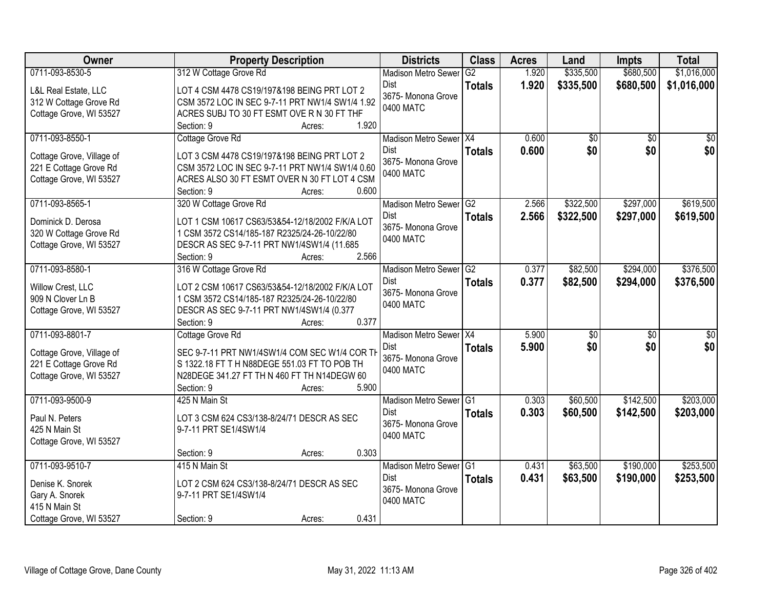| Owner | Property Description | Districts | Class | Acres | Land | Impts | Total |
|---|---|---|---|---|---|---|---|
| 0711-093-8530-5<br>L&L Real Estate, LLC<br>312 W Cottage Grove Rd<br>Cottage Grove, WI 53527 | 312 W Cottage Grove Rd<br>LOT 4 CSM 4478 CS19/197&198 BEING PRT LOT 2 CSM 3572 LOC IN SEC 9-7-11 PRT NW1/4 SW1/4 1.92 ACRES SUBJ TO 30 FT ESMT OVE R N 30 FT THF<br>Section: 9 Acres: 1.920 | Madison Metro Sewer Dist<br>3675- Monona Grove<br>0400 MATC | G2<br>**Totals** | 1.920<br>**1.920** | $335,500<br>**$335,500** | $680,500<br>**$680,500** | $1,016,000<br>**$1,016,000** |
| 0711-093-8550-1<br>Cottage Grove, Village of<br>221 E Cottage Grove Rd<br>Cottage Grove, WI 53527 | Cottage Grove Rd<br>LOT 3 CSM 4478 CS19/197&198 BEING PRT LOT 2 CSM 3572 LOC IN SEC 9-7-11 PRT NW1/4 SW1/4 0.60 ACRES ALSO 30 FT ESMT OVER N 30 FT LOT 4 CSM<br>Section: 9 Acres: 0.600 | Madison Metro Sewer Dist<br>3675- Monona Grove<br>0400 MATC | X4<br>**Totals** | 0.600<br>**0.600** | $0<br>**$0** | $0<br>**$0** | $0<br>**$0** |
| 0711-093-8565-1<br>Dominick D. Derosa<br>320 W Cottage Grove Rd<br>Cottage Grove, WI 53527 | 320 W Cottage Grove Rd<br>LOT 1 CSM 10617 CS63/53&54-12/18/2002 F/K/A LOT 1 CSM 3572 CS14/185-187 R2325/24-26-10/22/80 DESCR AS SEC 9-7-11 PRT NW1/4SW1/4 (11.685<br>Section: 9 Acres: 2.566 | Madison Metro Sewer Dist<br>3675- Monona Grove<br>0400 MATC | G2<br>**Totals** | 2.566<br>**2.566** | $322,500<br>**$322,500** | $297,000<br>**$297,000** | $619,500<br>**$619,500** |
| 0711-093-8580-1<br>Willow Crest, LLC<br>909 N Clover Ln B<br>Cottage Grove, WI 53527 | 316 W Cottage Grove Rd<br>LOT 2 CSM 10617 CS63/53&54-12/18/2002 F/K/A LOT 1 CSM 3572 CS14/185-187 R2325/24-26-10/22/80 DESCR AS SEC 9-7-11 PRT NW1/4SW1/4 (0.377<br>Section: 9 Acres: 0.377 | Madison Metro Sewer Dist<br>3675- Monona Grove<br>0400 MATC | G2<br>**Totals** | 0.377<br>**0.377** | $82,500<br>**$82,500** | $294,000<br>**$294,000** | $376,500<br>**$376,500** |
| 0711-093-8801-7<br>Cottage Grove, Village of<br>221 E Cottage Grove Rd<br>Cottage Grove, WI 53527 | Cottage Grove Rd<br>SEC 9-7-11 PRT NW1/4SW1/4 COM SEC W1/4 COR TH S 1322.18 FT T H N88DEGE 551.03 FT TO POB TH N28DEGE 341.27 FT TH N 460 FT TH N14DEGW 60<br>Section: 9 Acres: 5.900 | Madison Metro Sewer Dist<br>3675- Monona Grove<br>0400 MATC | X4<br>**Totals** | 5.900<br>**5.900** | $0<br>**$0** | $0<br>**$0** | $0<br>**$0** |
| 0711-093-9500-9<br>Paul N. Peters<br>425 N Main St<br>Cottage Grove, WI 53527 | 425 N Main St<br>LOT 3 CSM 624 CS3/138-8/24/71 DESCR AS SEC 9-7-11 PRT SE1/4SW1/4<br>Section: 9 Acres: 0.303 | Madison Metro Sewer Dist<br>3675- Monona Grove<br>0400 MATC | G1<br>**Totals** | 0.303<br>**0.303** | $60,500<br>**$60,500** | $142,500<br>**$142,500** | $203,000<br>**$203,000** |
| 0711-093-9510-7<br>Denise K. Snorek<br>Gary A. Snorek<br>415 N Main St<br>Cottage Grove, WI 53527 | 415 N Main St<br>LOT 2 CSM 624 CS3/138-8/24/71 DESCR AS SEC 9-7-11 PRT SE1/4SW1/4<br>Section: 9 Acres: 0.431 | Madison Metro Sewer Dist<br>3675- Monona Grove<br>0400 MATC | G1<br>**Totals** | 0.431<br>**0.431** | $63,500<br>**$63,500** | $190,000<br>**$190,000** | $253,500<br>**$253,500** |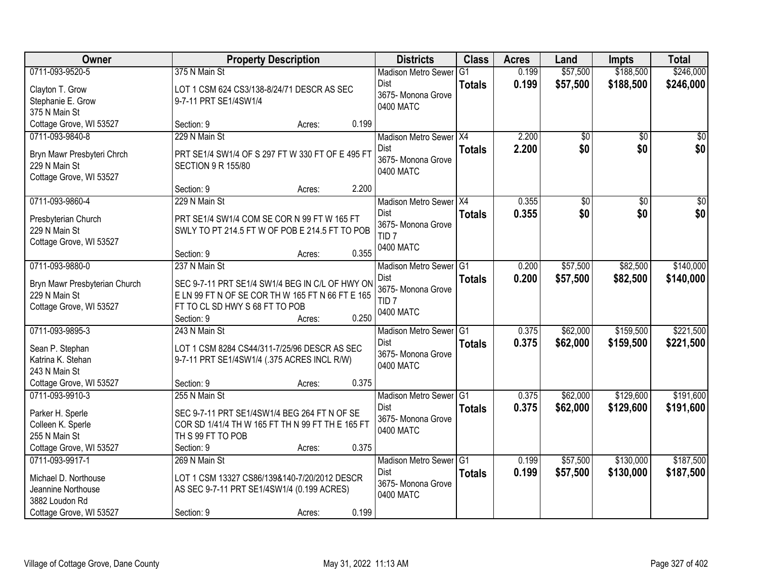| Owner | Property Description | Districts | Class | Acres | Land | Impts | Total |
|---|---|---|---|---|---|---|---|
| 0711-093-9520-5<br>Clayton T. Grow<br>Stephanie E. Grow<br>375 N Main St<br>Cottage Grove, WI 53527 | 375 N Main St<br>LOT 1 CSM 624 CS3/138-8/24/71 DESCR AS SEC 9-7-11 PRT SE1/4SW1/4<br>Section: 9 Acres: 0.199 | Madison Metro Sewer Dist<br>3675- Monona Grove<br>0400 MATC | G1<br>**Totals** | 0.199<br>**0.199** | $57,500<br>**$57,500** | $188,500<br>**$188,500** | $246,000<br>**$246,000** |
| 0711-093-9840-8<br>Bryn Mawr Presbyteri Chrch<br>229 N Main St<br>Cottage Grove, WI 53527 | 229 N Main St<br>PRT SE1/4 SW1/4 OF S 297 FT W 330 FT OF E 495 FT SECTION 9 R 155/80<br>Section: 9 Acres: 2.200 | Madison Metro Sewer Dist<br>3675- Monona Grove<br>0400 MATC | X4<br>**Totals** | 2.200<br>**2.200** | $0<br>**$0** | $0<br>**$0** | $0<br>**$0** |
| 0711-093-9860-4<br>Presbyterian Church<br>229 N Main St<br>Cottage Grove, WI 53527 | 229 N Main St<br>PRT SE1/4 SW1/4 COM SE COR N 99 FT W 165 FT SWLY TO PT 214.5 FT W OF POB E 214.5 FT TO POB<br>Section: 9 Acres: 0.355 | Madison Metro Sewer Dist<br>3675- Monona Grove<br>TID 7<br>0400 MATC | X4<br>**Totals** | 0.355<br>**0.355** | $0<br>**$0** | $0<br>**$0** | $0<br>**$0** |
| 0711-093-9880-0<br>Bryn Mawr Presbyterian Church<br>229 N Main St<br>Cottage Grove, WI 53527 | 237 N Main St<br>SEC 9-7-11 PRT SE1/4 SW1/4 BEG IN C/L OF HWY ON E LN 99 FT N OF SE COR TH W 165 FT N 66 FT E 165 FT TO CL SD HWY S 68 FT TO POB<br>Section: 9 Acres: 0.250 | Madison Metro Sewer Dist<br>3675- Monona Grove<br>TID 7<br>0400 MATC | G1<br>**Totals** | 0.200<br>**0.200** | $57,500<br>**$57,500** | $82,500<br>**$82,500** | $140,000<br>**$140,000** |
| 0711-093-9895-3<br>Sean P. Stephan<br>Katrina K. Stehan<br>243 N Main St<br>Cottage Grove, WI 53527 | 243 N Main St<br>LOT 1 CSM 8284 CS44/311-7/25/96 DESCR AS SEC 9-7-11 PRT SE1/4SW1/4 (.375 ACRES INCL R/W)<br>Section: 9 Acres: 0.375 | Madison Metro Sewer Dist<br>3675- Monona Grove<br>0400 MATC | G1<br>**Totals** | 0.375<br>**0.375** | $62,000<br>**$62,000** | $159,500<br>**$159,500** | $221,500<br>**$221,500** |
| 0711-093-9910-3<br>Parker H. Sperle<br>Colleen K. Sperle<br>255 N Main St<br>Cottage Grove, WI 53527 | 255 N Main St<br>SEC 9-7-11 PRT SE1/4SW1/4 BEG 264 FT N OF SE COR SD 1/41/4 TH W 165 FT TH N 99 FT TH E 165 FT TH S 99 FT TO POB<br>Section: 9 Acres: 0.375 | Madison Metro Sewer Dist<br>3675- Monona Grove<br>0400 MATC | G1<br>**Totals** | 0.375<br>**0.375** | $62,000<br>**$62,000** | $129,600<br>**$129,600** | $191,600<br>**$191,600** |
| 0711-093-9917-1<br>Michael D. Northouse<br>Jeannine Northouse<br>3882 Loudon Rd<br>Cottage Grove, WI 53527 | 269 N Main St<br>LOT 1 CSM 13327 CS86/139&140-7/20/2012 DESCR AS SEC 9-7-11 PRT SE1/4SW1/4 (0.199 ACRES)<br>Section: 9 Acres: 0.199 | Madison Metro Sewer Dist<br>3675- Monona Grove<br>0400 MATC | G1<br>**Totals** | 0.199<br>**0.199** | $57,500<br>**$57,500** | $130,000<br>**$130,000** | $187,500<br>**$187,500** |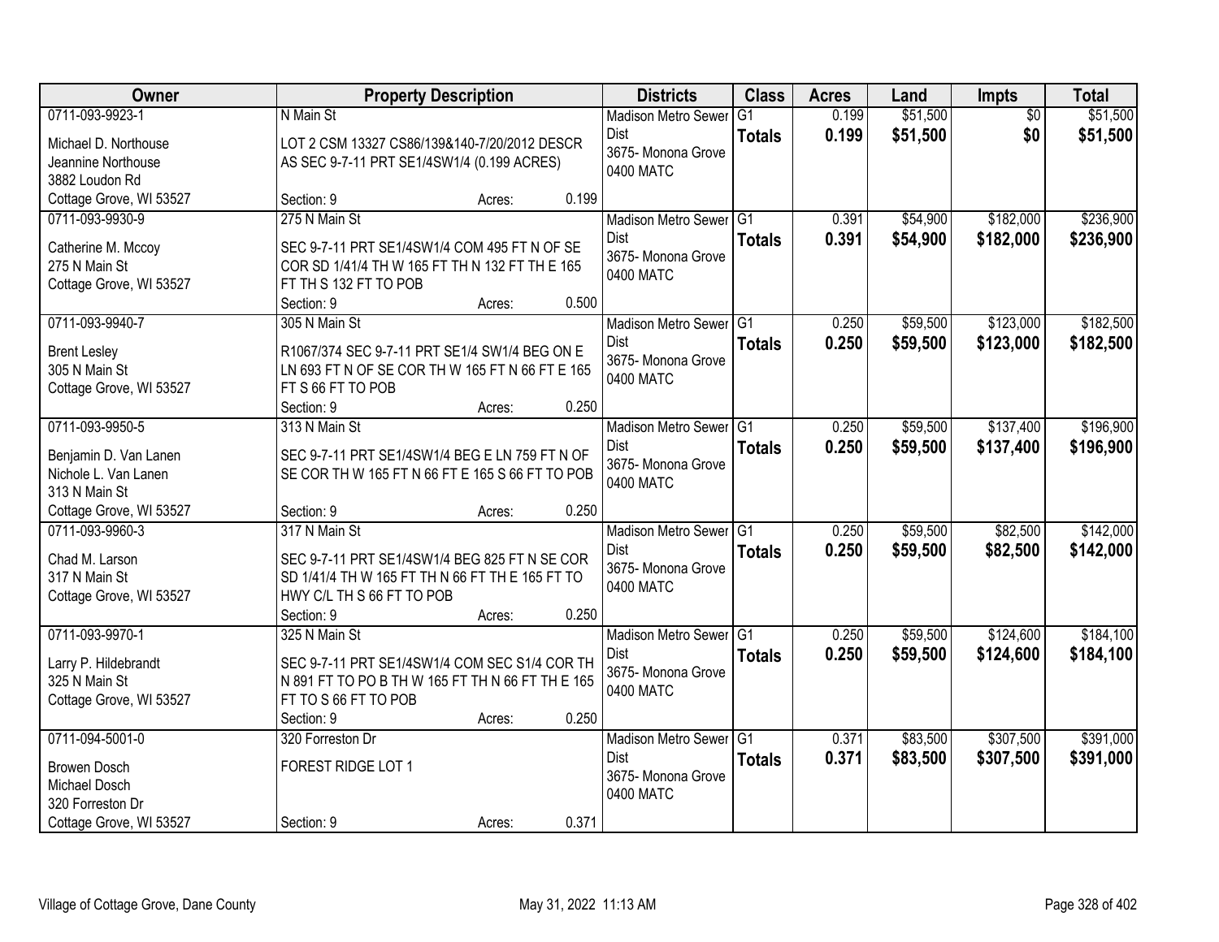| Owner | Property Description | Districts | Class | Acres | Land | Impts | Total |
|---|---|---|---|---|---|---|---|
| 0711-093-9923-1<br>Michael D. Northouse<br>Jeannine Northouse<br>3882 Loudon Rd<br>Cottage Grove, WI 53527 | N Main St<br>LOT 2 CSM 13327 CS86/139&140-7/20/2012 DESCR AS SEC 9-7-11 PRT SE1/4SW1/4 (0.199 ACRES)<br>Section: 9 Acres: 0.199 | Madison Metro Sewer Dist<br>3675- Monona Grove<br>0400 MATC | G1<br>**Totals** | 0.199<br>**0.199** | $51,500<br>**$51,500** | $0<br>**$0** | $51,500<br>**$51,500** |
| 0711-093-9930-9<br>Catherine M. Mccoy<br>275 N Main St<br>Cottage Grove, WI 53527 | 275 N Main St<br>SEC 9-7-11 PRT SE1/4SW1/4 COM 495 FT N OF SE COR SD 1/41/4 TH W 165 FT TH N 132 FT TH E 165 FT TH S 132 FT TO POB<br>Section: 9 Acres: 0.500 | Madison Metro Sewer Dist<br>3675- Monona Grove<br>0400 MATC | G1<br>**Totals** | 0.391<br>**0.391** | $54,900<br>**$54,900** | $182,000<br>**$182,000** | $236,900<br>**$236,900** |
| 0711-093-9940-7<br>Brent Lesley<br>305 N Main St<br>Cottage Grove, WI 53527 | 305 N Main St<br>R1067/374 SEC 9-7-11 PRT SE1/4 SW1/4 BEG ON E LN 693 FT N OF SE COR TH W 165 FT N 66 FT E 165 FT S 66 FT TO POB<br>Section: 9 Acres: 0.250 | Madison Metro Sewer Dist<br>3675- Monona Grove<br>0400 MATC | G1<br>**Totals** | 0.250<br>**0.250** | $59,500<br>**$59,500** | $123,000<br>**$123,000** | $182,500<br>**$182,500** |
| 0711-093-9950-5<br>Benjamin D. Van Lanen<br>Nichole L. Van Lanen<br>313 N Main St<br>Cottage Grove, WI 53527 | 313 N Main St<br>SEC 9-7-11 PRT SE1/4SW1/4 BEG E LN 759 FT N OF SE COR TH W 165 FT N 66 FT E 165 S 66 FT TO POB<br>Section: 9 Acres: 0.250 | Madison Metro Sewer Dist<br>3675- Monona Grove<br>0400 MATC | G1<br>**Totals** | 0.250<br>**0.250** | $59,500<br>**$59,500** | $137,400<br>**$137,400** | $196,900<br>**$196,900** |
| 0711-093-9960-3<br>Chad M. Larson<br>317 N Main St<br>Cottage Grove, WI 53527 | 317 N Main St<br>SEC 9-7-11 PRT SE1/4SW1/4 BEG 825 FT N SE COR SD 1/41/4 TH W 165 FT TH N 66 FT TH E 165 FT TO HWY C/L TH S 66 FT TO POB<br>Section: 9 Acres: 0.250 | Madison Metro Sewer Dist<br>3675- Monona Grove<br>0400 MATC | G1<br>**Totals** | 0.250<br>**0.250** | $59,500<br>**$59,500** | $82,500<br>**$82,500** | $142,000<br>**$142,000** |
| 0711-093-9970-1<br>Larry P. Hildebrandt<br>325 N Main St<br>Cottage Grove, WI 53527 | 325 N Main St<br>SEC 9-7-11 PRT SE1/4SW1/4 COM SEC S1/4 COR TH N 891 FT TO PO B TH W 165 FT TH N 66 FT TH E 165 FT TO S 66 FT TO POB<br>Section: 9 Acres: 0.250 | Madison Metro Sewer Dist<br>3675- Monona Grove<br>0400 MATC | G1<br>**Totals** | 0.250<br>**0.250** | $59,500<br>**$59,500** | $124,600<br>**$124,600** | $184,100<br>**$184,100** |
| 0711-094-5001-0<br>Browen Dosch<br>Michael Dosch<br>320 Forreston Dr<br>Cottage Grove, WI 53527 | 320 Forreston Dr<br>FOREST RIDGE LOT 1<br>Section: 9 Acres: 0.371 | Madison Metro Sewer Dist<br>3675- Monona Grove<br>0400 MATC | G1<br>**Totals** | 0.371<br>**0.371** | $83,500<br>**$83,500** | $307,500<br>**$307,500** | $391,000<br>**$391,000** |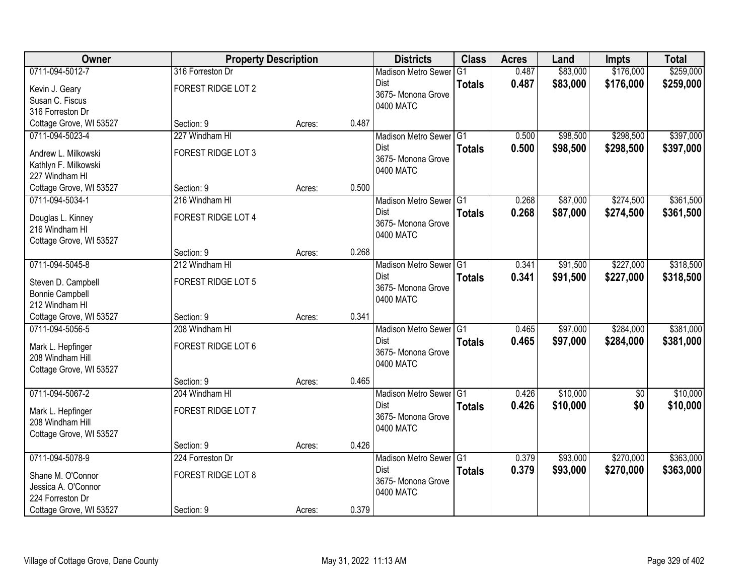| Owner | Property Description | | | Districts | Class | Acres | Land | Impts | Total |
|---|---|---|---|---|---|---|---|---|---|
| 0711-094-5012-7<br>Kevin J. Geary<br>Susan C. Fiscus<br>316 Forreston Dr<br>Cottage Grove, WI 53527 | 316 Forreston Dr<br>FOREST RIDGE LOT 2<br>Section: 9 | Acres: | 0.487 | Madison Metro Sewer Dist<br>3675- Monona Grove<br>0400 MATC | G1<br>**Totals** | 0.487<br>**0.487** | $83,000<br>**$83,000** | $176,000<br>**$176,000** | $259,000<br>**$259,000** |
| 0711-094-5023-4<br>Andrew L. Milkowski<br>Kathlyn F. Milkowski<br>227 Windham Hl<br>Cottage Grove, WI 53527 | 227 Windham Hl<br>FOREST RIDGE LOT 3<br>Section: 9 | Acres: | 0.500 | Madison Metro Sewer Dist<br>3675- Monona Grove<br>0400 MATC | G1<br>**Totals** | 0.500<br>**0.500** | $98,500<br>**$98,500** | $298,500<br>**$298,500** | $397,000<br>**$397,000** |
| 0711-094-5034-1<br>Douglas L. Kinney<br>216 Windham Hl<br>Cottage Grove, WI 53527 | 216 Windham Hl<br>FOREST RIDGE LOT 4<br>Section: 9 | Acres: | 0.268 | Madison Metro Sewer Dist<br>3675- Monona Grove<br>0400 MATC | G1<br>**Totals** | 0.268<br>**0.268** | $87,000<br>**$87,000** | $274,500<br>**$274,500** | $361,500<br>**$361,500** |
| 0711-094-5045-8<br>Steven D. Campbell<br>Bonnie Campbell<br>212 Windham Hl<br>Cottage Grove, WI 53527 | 212 Windham Hl<br>FOREST RIDGE LOT 5<br>Section: 9 | Acres: | 0.341 | Madison Metro Sewer Dist<br>3675- Monona Grove<br>0400 MATC | G1<br>**Totals** | 0.341<br>**0.341** | $91,500<br>**$91,500** | $227,000<br>**$227,000** | $318,500<br>**$318,500** |
| 0711-094-5056-5<br>Mark L. Hepfinger<br>208 Windham Hill<br>Cottage Grove, WI 53527 | 208 Windham Hl<br>FOREST RIDGE LOT 6<br>Section: 9 | Acres: | 0.465 | Madison Metro Sewer Dist<br>3675- Monona Grove<br>0400 MATC | G1<br>**Totals** | 0.465<br>**0.465** | $97,000<br>**$97,000** | $284,000<br>**$284,000** | $381,000<br>**$381,000** |
| 0711-094-5067-2<br>Mark L. Hepfinger<br>208 Windham Hill<br>Cottage Grove, WI 53527 | 204 Windham Hl<br>FOREST RIDGE LOT 7<br>Section: 9 | Acres: | 0.426 | Madison Metro Sewer Dist<br>3675- Monona Grove<br>0400 MATC | G1<br>**Totals** | 0.426<br>**0.426** | $10,000<br>**$10,000** | $0<br>**$0** | $10,000<br>**$10,000** |
| 0711-094-5078-9<br>Shane M. O'Connor<br>Jessica A. O'Connor<br>224 Forreston Dr<br>Cottage Grove, WI 53527 | 224 Forreston Dr<br>FOREST RIDGE LOT 8<br>Section: 9 | Acres: | 0.379 | Madison Metro Sewer Dist<br>3675- Monona Grove<br>0400 MATC | G1<br>**Totals** | 0.379<br>**0.379** | $93,000<br>**$93,000** | $270,000<br>**$270,000** | $363,000<br>**$363,000** |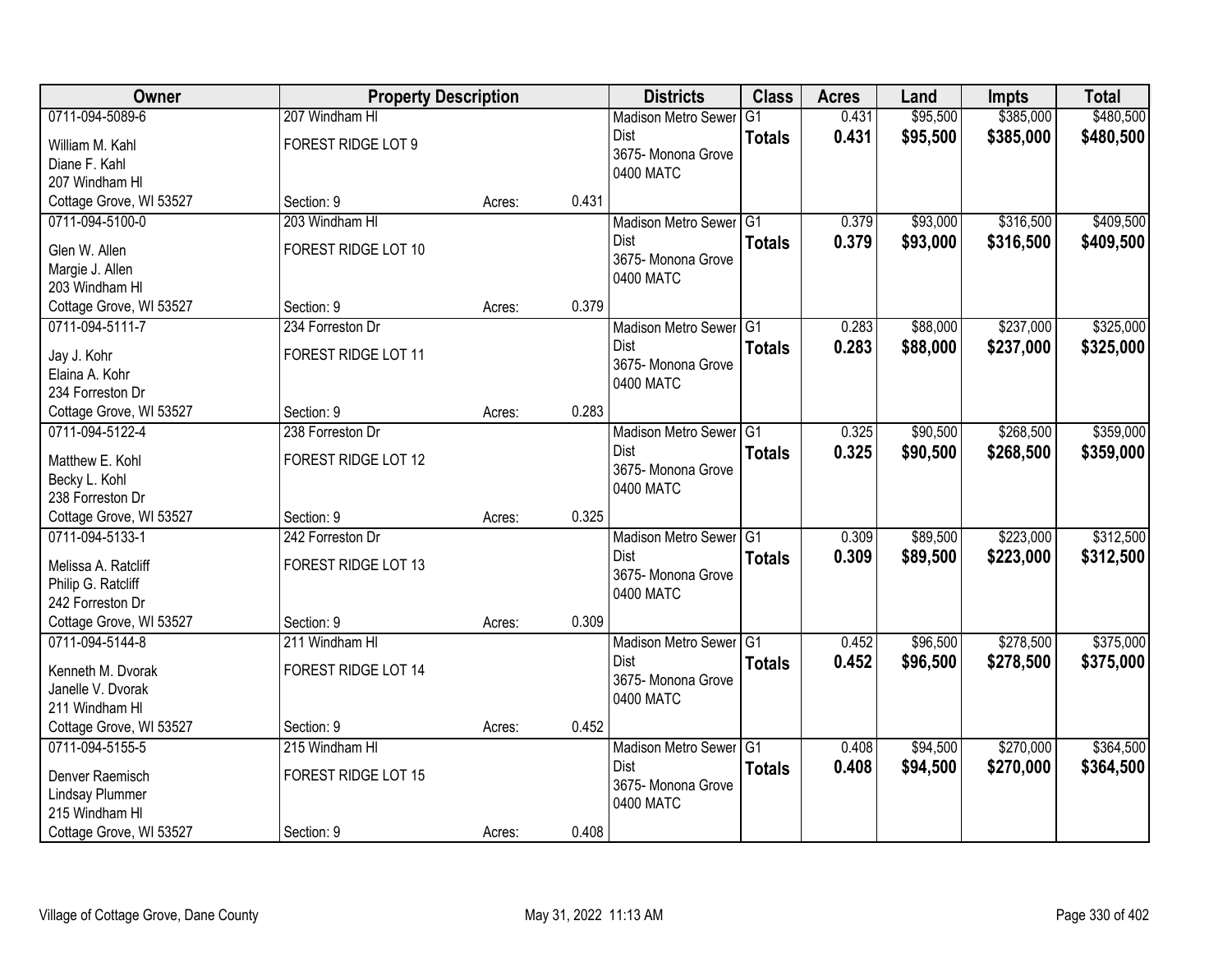| Owner | Property Description | | | Districts | Class | Acres | Land | Impts | Total |
|---|---|---|---|---|---|---|---|---|---|
| 0711-094-5089-6<br>William M. Kahl<br>Diane F. Kahl<br>207 Windham Hl<br>Cottage Grove, WI 53527 | 207 Windham Hl<br>FOREST RIDGE LOT 9<br><br><br>Section: 9 | Acres: | 0.431 | Madison Metro Sewer Dist<br>3675- Monona Grove<br>0400 MATC | G1<br>**Totals** | 0.431<br>**0.431** | $95,500<br>**$95,500** | $385,000<br>**$385,000** | $480,500<br>**$480,500** |
| 0711-094-5100-0<br>Glen W. Allen<br>Margie J. Allen<br>203 Windham Hl<br>Cottage Grove, WI 53527 | 203 Windham Hl<br>FOREST RIDGE LOT 10<br><br><br>Section: 9 | Acres: | 0.379 | Madison Metro Sewer Dist<br>3675- Monona Grove<br>0400 MATC | G1<br>**Totals** | 0.379<br>**0.379** | $93,000<br>**$93,000** | $316,500<br>**$316,500** | $409,500<br>**$409,500** |
| 0711-094-5111-7<br>Jay J. Kohr<br>Elaina A. Kohr<br>234 Forreston Dr<br>Cottage Grove, WI 53527 | 234 Forreston Dr<br>FOREST RIDGE LOT 11<br><br><br>Section: 9 | Acres: | 0.283 | Madison Metro Sewer Dist<br>3675- Monona Grove<br>0400 MATC | G1<br>**Totals** | 0.283<br>**0.283** | $88,000<br>**$88,000** | $237,000<br>**$237,000** | $325,000<br>**$325,000** |
| 0711-094-5122-4<br>Matthew E. Kohl<br>Becky L. Kohl<br>238 Forreston Dr<br>Cottage Grove, WI 53527 | 238 Forreston Dr<br>FOREST RIDGE LOT 12<br><br><br>Section: 9 | Acres: | 0.325 | Madison Metro Sewer Dist<br>3675- Monona Grove<br>0400 MATC | G1<br>**Totals** | 0.325<br>**0.325** | $90,500<br>**$90,500** | $268,500<br>**$268,500** | $359,000<br>**$359,000** |
| 0711-094-5133-1<br>Melissa A. Ratcliff<br>Philip G. Ratcliff<br>242 Forreston Dr<br>Cottage Grove, WI 53527 | 242 Forreston Dr<br>FOREST RIDGE LOT 13<br><br><br>Section: 9 | Acres: | 0.309 | Madison Metro Sewer Dist<br>3675- Monona Grove<br>0400 MATC | G1<br>**Totals** | 0.309<br>**0.309** | $89,500<br>**$89,500** | $223,000<br>**$223,000** | $312,500<br>**$312,500** |
| 0711-094-5144-8<br>Kenneth M. Dvorak<br>Janelle V. Dvorak<br>211 Windham Hl<br>Cottage Grove, WI 53527 | 211 Windham Hl<br>FOREST RIDGE LOT 14<br><br><br>Section: 9 | Acres: | 0.452 | Madison Metro Sewer Dist<br>3675- Monona Grove<br>0400 MATC | G1<br>**Totals** | 0.452<br>**0.452** | $96,500<br>**$96,500** | $278,500<br>**$278,500** | $375,000<br>**$375,000** |
| 0711-094-5155-5<br>Denver Raemisch<br>Lindsay Plummer<br>215 Windham Hl<br>Cottage Grove, WI 53527 | 215 Windham Hl<br>FOREST RIDGE LOT 15<br><br><br>Section: 9 | Acres: | 0.408 | Madison Metro Sewer Dist<br>3675- Monona Grove<br>0400 MATC | G1<br>**Totals** | 0.408<br>**0.408** | $94,500<br>**$94,500** | $270,000<br>**$270,000** | $364,500<br>**$364,500** |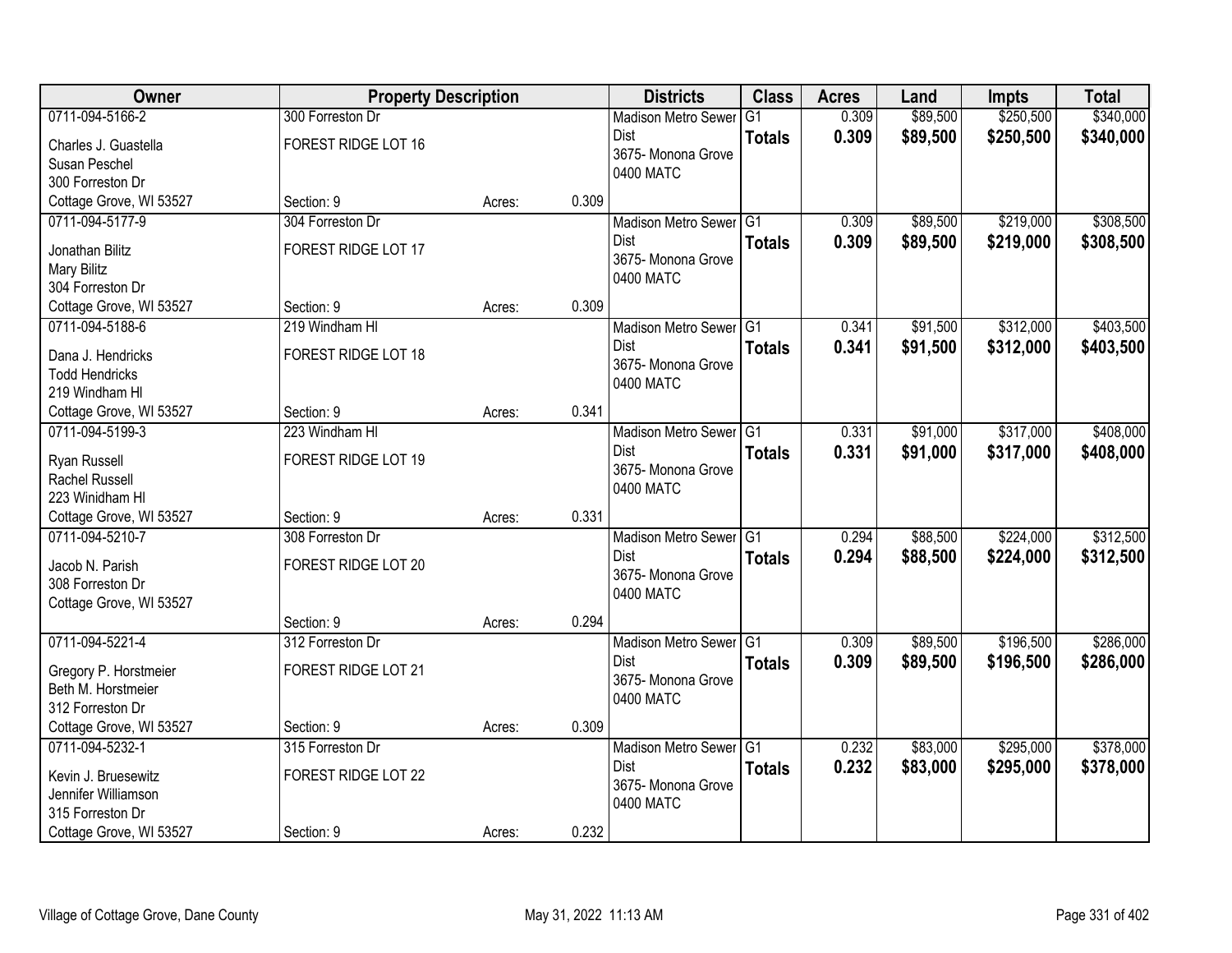| Owner | Property Description | | | Districts | Class | Acres | Land | Impts | Total |
|---|---|---|---|---|---|---|---|---|---|
| 0711-094-5166-2<br>Charles J. Guastella<br>Susan Peschel<br>300 Forreston Dr<br>Cottage Grove, WI 53527 | 300 Forreston Dr<br>FOREST RIDGE LOT 16<br>Section: 9 | Acres: | 0.309 | Madison Metro Sewer Dist<br>3675- Monona Grove<br>0400 MATC | G1<br>**Totals** | 0.309<br>**0.309** | $89,500<br>**$89,500** | $250,500<br>**$250,500** | $340,000<br>**$340,000** |
| 0711-094-5177-9<br>Jonathan Bilitz<br>Mary Bilitz<br>304 Forreston Dr<br>Cottage Grove, WI 53527 | 304 Forreston Dr<br>FOREST RIDGE LOT 17<br>Section: 9 | Acres: | 0.309 | Madison Metro Sewer Dist<br>3675- Monona Grove<br>0400 MATC | G1<br>**Totals** | 0.309<br>**0.309** | $89,500<br>**$89,500** | $219,000<br>**$219,000** | $308,500<br>**$308,500** |
| 0711-094-5188-6<br>Dana J. Hendricks<br>Todd Hendricks<br>219 Windham Hl<br>Cottage Grove, WI 53527 | 219 Windham Hl<br>FOREST RIDGE LOT 18<br>Section: 9 | Acres: | 0.341 | Madison Metro Sewer Dist<br>3675- Monona Grove<br>0400 MATC | G1<br>**Totals** | 0.341<br>**0.341** | $91,500<br>**$91,500** | $312,000<br>**$312,000** | $403,500<br>**$403,500** |
| 0711-094-5199-3<br>Ryan Russell<br>Rachel Russell<br>223 Winidham Hl<br>Cottage Grove, WI 53527 | 223 Windham Hl<br>FOREST RIDGE LOT 19<br>Section: 9 | Acres: | 0.331 | Madison Metro Sewer Dist<br>3675- Monona Grove<br>0400 MATC | G1<br>**Totals** | 0.331<br>**0.331** | $91,000<br>**$91,000** | $317,000<br>**$317,000** | $408,000<br>**$408,000** |
| 0711-094-5210-7<br>Jacob N. Parish<br>308 Forreston Dr<br>Cottage Grove, WI 53527 | 308 Forreston Dr<br>FOREST RIDGE LOT 20<br>Section: 9 | Acres: | 0.294 | Madison Metro Sewer Dist<br>3675- Monona Grove<br>0400 MATC | G1<br>**Totals** | 0.294<br>**0.294** | $88,500<br>**$88,500** | $224,000<br>**$224,000** | $312,500<br>**$312,500** |
| 0711-094-5221-4<br>Gregory P. Horstmeier<br>Beth M. Horstmeier<br>312 Forreston Dr<br>Cottage Grove, WI 53527 | 312 Forreston Dr<br>FOREST RIDGE LOT 21<br>Section: 9 | Acres: | 0.309 | Madison Metro Sewer Dist<br>3675- Monona Grove<br>0400 MATC | G1<br>**Totals** | 0.309<br>**0.309** | $89,500<br>**$89,500** | $196,500<br>**$196,500** | $286,000<br>**$286,000** |
| 0711-094-5232-1<br>Kevin J. Bruesewitz<br>Jennifer Williamson<br>315 Forreston Dr<br>Cottage Grove, WI 53527 | 315 Forreston Dr<br>FOREST RIDGE LOT 22<br>Section: 9 | Acres: | 0.232 | Madison Metro Sewer Dist<br>3675- Monona Grove<br>0400 MATC | G1<br>**Totals** | 0.232<br>**0.232** | $83,000<br>**$83,000** | $295,000<br>**$295,000** | $378,000<br>**$378,000** |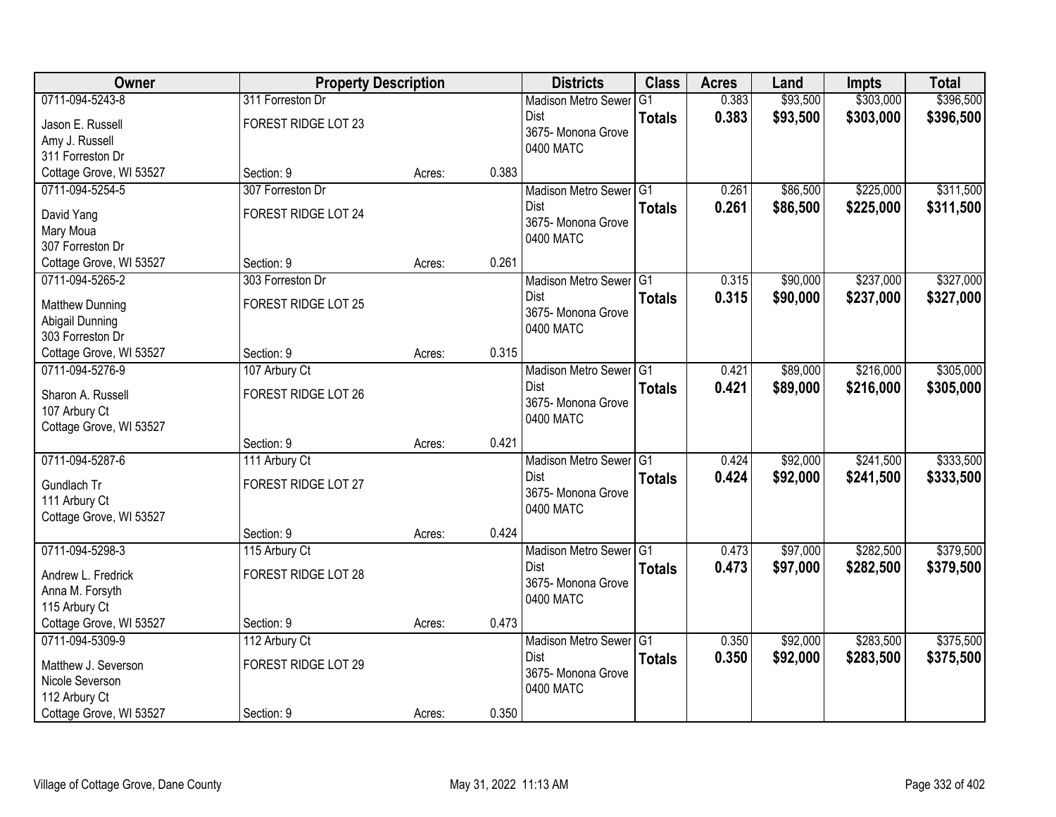| Owner | Property Description | | | Districts | Class | Acres | Land | Impts | Total |
|---|---|---|---|---|---|---|---|---|---|
| 0711-094-5243-8<br>Jason E. Russell<br>Amy J. Russell<br>311 Forreston Dr<br>Cottage Grove, WI 53527 | 311 Forreston Dr<br>FOREST RIDGE LOT 23<br>Section: 9 | Acres: | 0.383 | Madison Metro Sewer Dist<br>3675- Monona Grove<br>0400 MATC | G1<br>**Totals** | 0.383<br>**0.383** | $93,500<br>**$93,500** | $303,000<br>**$303,000** | $396,500<br>**$396,500** |
| 0711-094-5254-5<br>David Yang<br>Mary Moua<br>307 Forreston Dr<br>Cottage Grove, WI 53527 | 307 Forreston Dr<br>FOREST RIDGE LOT 24<br>Section: 9 | Acres: | 0.261 | Madison Metro Sewer Dist<br>3675- Monona Grove<br>0400 MATC | G1<br>**Totals** | 0.261<br>**0.261** | $86,500<br>**$86,500** | $225,000<br>**$225,000** | $311,500<br>**$311,500** |
| 0711-094-5265-2<br>Matthew Dunning<br>Abigail Dunning<br>303 Forreston Dr<br>Cottage Grove, WI 53527 | 303 Forreston Dr<br>FOREST RIDGE LOT 25<br>Section: 9 | Acres: | 0.315 | Madison Metro Sewer Dist<br>3675- Monona Grove<br>0400 MATC | G1<br>**Totals** | 0.315<br>**0.315** | $90,000<br>**$90,000** | $237,000<br>**$237,000** | $327,000<br>**$327,000** |
| 0711-094-5276-9<br>Sharon A. Russell<br>107 Arbury Ct<br>Cottage Grove, WI 53527 | 107 Arbury Ct<br>FOREST RIDGE LOT 26<br>Section: 9 | Acres: | 0.421 | Madison Metro Sewer Dist<br>3675- Monona Grove<br>0400 MATC | G1<br>**Totals** | 0.421<br>**0.421** | $89,000<br>**$89,000** | $216,000<br>**$216,000** | $305,000<br>**$305,000** |
| 0711-094-5287-6<br>Gundlach Tr<br>111 Arbury Ct<br>Cottage Grove, WI 53527 | 111 Arbury Ct<br>FOREST RIDGE LOT 27<br>Section: 9 | Acres: | 0.424 | Madison Metro Sewer Dist<br>3675- Monona Grove<br>0400 MATC | G1<br>**Totals** | 0.424<br>**0.424** | $92,000<br>**$92,000** | $241,500<br>**$241,500** | $333,500<br>**$333,500** |
| 0711-094-5298-3<br>Andrew L. Fredrick<br>Anna M. Forsyth<br>115 Arbury Ct<br>Cottage Grove, WI 53527 | 115 Arbury Ct<br>FOREST RIDGE LOT 28<br>Section: 9 | Acres: | 0.473 | Madison Metro Sewer Dist<br>3675- Monona Grove<br>0400 MATC | G1<br>**Totals** | 0.473<br>**0.473** | $97,000<br>**$97,000** | $282,500<br>**$282,500** | $379,500<br>**$379,500** |
| 0711-094-5309-9<br>Matthew J. Severson<br>Nicole Severson<br>112 Arbury Ct<br>Cottage Grove, WI 53527 | 112 Arbury Ct<br>FOREST RIDGE LOT 29<br>Section: 9 | Acres: | 0.350 | Madison Metro Sewer Dist<br>3675- Monona Grove<br>0400 MATC | G1<br>**Totals** | 0.350<br>**0.350** | $92,000<br>**$92,000** | $283,500<br>**$283,500** | $375,500<br>**$375,500** |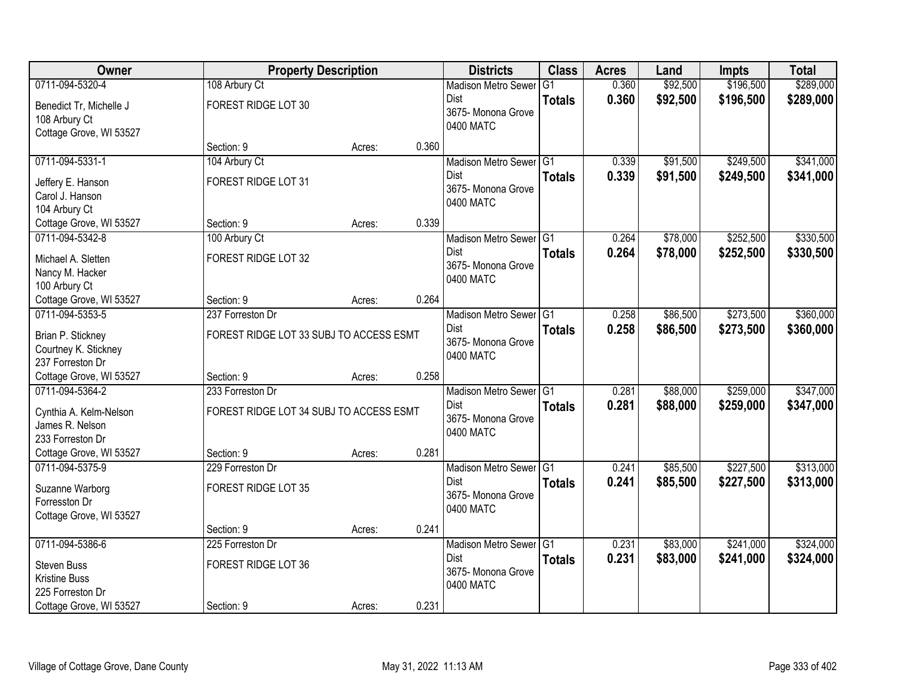| Owner | Property Description | | | Districts | Class | Acres | Land | Impts | Total |
|---|---|---|---|---|---|---|---|---|---|
| 0711-094-5320-4<br>Benedict Tr, Michelle J<br>108 Arbury Ct<br>Cottage Grove, WI 53527 | 108 Arbury Ct<br>FOREST RIDGE LOT 30<br>Section: 9 | Acres: | 0.360 | Madison Metro Sewer Dist<br>3675- Monona Grove<br>0400 MATC | G1<br>**Totals** | 0.360<br>**0.360** | $92,500<br>**$92,500** | $196,500<br>**$196,500** | $289,000<br>**$289,000** |
| 0711-094-5331-1<br>Jeffery E. Hanson<br>Carol J. Hanson<br>104 Arbury Ct<br>Cottage Grove, WI 53527 | 104 Arbury Ct<br>FOREST RIDGE LOT 31<br>Section: 9 | Acres: | 0.339 | Madison Metro Sewer Dist<br>3675- Monona Grove<br>0400 MATC | G1<br>**Totals** | 0.339<br>**0.339** | $91,500<br>**$91,500** | $249,500<br>**$249,500** | $341,000<br>**$341,000** |
| 0711-094-5342-8<br>Michael A. Sletten<br>Nancy M. Hacker<br>100 Arbury Ct<br>Cottage Grove, WI 53527 | 100 Arbury Ct<br>FOREST RIDGE LOT 32<br>Section: 9 | Acres: | 0.264 | Madison Metro Sewer Dist<br>3675- Monona Grove<br>0400 MATC | G1<br>**Totals** | 0.264<br>**0.264** | $78,000<br>**$78,000** | $252,500<br>**$252,500** | $330,500<br>**$330,500** |
| 0711-094-5353-5<br>Brian P. Stickney<br>Courtney K. Stickney<br>237 Forreston Dr<br>Cottage Grove, WI 53527 | 237 Forreston Dr<br>FOREST RIDGE LOT 33 SUBJ TO ACCESS ESMT<br>Section: 9 | Acres: | 0.258 | Madison Metro Sewer Dist<br>3675- Monona Grove<br>0400 MATC | G1<br>**Totals** | 0.258<br>**0.258** | $86,500<br>**$86,500** | $273,500<br>**$273,500** | $360,000<br>**$360,000** |
| 0711-094-5364-2<br>Cynthia A. Kelm-Nelson<br>James R. Nelson<br>233 Forreston Dr<br>Cottage Grove, WI 53527 | 233 Forreston Dr<br>FOREST RIDGE LOT 34 SUBJ TO ACCESS ESMT<br>Section: 9 | Acres: | 0.281 | Madison Metro Sewer Dist<br>3675- Monona Grove<br>0400 MATC | G1<br>**Totals** | 0.281<br>**0.281** | $88,000<br>**$88,000** | $259,000<br>**$259,000** | $347,000<br>**$347,000** |
| 0711-094-5375-9<br>Suzanne Warborg<br>Forresston Dr<br>Cottage Grove, WI 53527 | 229 Forreston Dr<br>FOREST RIDGE LOT 35<br>Section: 9 | Acres: | 0.241 | Madison Metro Sewer Dist<br>3675- Monona Grove<br>0400 MATC | G1<br>**Totals** | 0.241<br>**0.241** | $85,500<br>**$85,500** | $227,500<br>**$227,500** | $313,000<br>**$313,000** |
| 0711-094-5386-6<br>Steven Buss<br>Kristine Buss<br>225 Forreston Dr<br>Cottage Grove, WI 53527 | 225 Forreston Dr<br>FOREST RIDGE LOT 36<br>Section: 9 | Acres: | 0.231 | Madison Metro Sewer Dist<br>3675- Monona Grove<br>0400 MATC | G1<br>**Totals** | 0.231<br>**0.231** | $83,000<br>**$83,000** | $241,000<br>**$241,000** | $324,000<br>**$324,000** |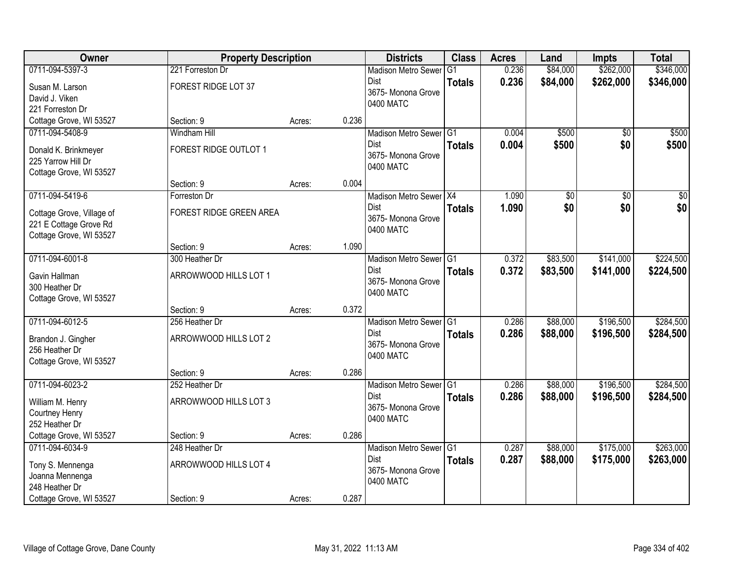| Owner | Property Description | | | Districts | Class | Acres | Land | Impts | Total |
|---|---|---|---|---|---|---|---|---|---|
| 0711-094-5397-3<br>Susan M. Larson<br>David J. Viken<br>221 Forreston Dr<br>Cottage Grove, WI 53527 | 221 Forreston Dr<br>FOREST RIDGE LOT 37<br>Section: 9 | Acres: | 0.236 | Madison Metro Sewer Dist<br>3675- Monona Grove<br>0400 MATC | G1<br>**Totals** | 0.236<br>**0.236** | $84,000<br>**$84,000** | $262,000<br>**$262,000** | $346,000<br>**$346,000** |
| 0711-094-5408-9<br>Donald K. Brinkmeyer<br>225 Yarrow Hill Dr<br>Cottage Grove, WI 53527 | Windham Hill<br>FOREST RIDGE OUTLOT 1<br>Section: 9 | Acres: | 0.004 | Madison Metro Sewer Dist<br>3675- Monona Grove<br>0400 MATC | G1<br>**Totals** | 0.004<br>**0.004** | $500<br>**$500** | $0<br>**$0** | $500<br>**$500** |
| 0711-094-5419-6<br>Cottage Grove, Village of<br>221 E Cottage Grove Rd<br>Cottage Grove, WI 53527 | Forreston Dr<br>FOREST RIDGE GREEN AREA<br>Section: 9 | Acres: | 1.090 | Madison Metro Sewer Dist<br>3675- Monona Grove<br>0400 MATC | X4<br>**Totals** | 1.090<br>**1.090** | $0<br>**$0** | $0<br>**$0** | $0<br>**$0** |
| 0711-094-6001-8<br>Gavin Hallman<br>300 Heather Dr<br>Cottage Grove, WI 53527 | 300 Heather Dr<br>ARROWWOOD HILLS LOT 1<br>Section: 9 | Acres: | 0.372 | Madison Metro Sewer Dist<br>3675- Monona Grove<br>0400 MATC | G1<br>**Totals** | 0.372<br>**0.372** | $83,500<br>**$83,500** | $141,000<br>**$141,000** | $224,500<br>**$224,500** |
| 0711-094-6012-5<br>Brandon J. Gingher<br>256 Heather Dr<br>Cottage Grove, WI 53527 | 256 Heather Dr<br>ARROWWOOD HILLS LOT 2<br>Section: 9 | Acres: | 0.286 | Madison Metro Sewer Dist<br>3675- Monona Grove<br>0400 MATC | G1<br>**Totals** | 0.286<br>**0.286** | $88,000<br>**$88,000** | $196,500<br>**$196,500** | $284,500<br>**$284,500** |
| 0711-094-6023-2<br>William M. Henry<br>Courtney Henry<br>252 Heather Dr<br>Cottage Grove, WI 53527 | 252 Heather Dr<br>ARROWWOOD HILLS LOT 3<br>Section: 9 | Acres: | 0.286 | Madison Metro Sewer Dist<br>3675- Monona Grove<br>0400 MATC | G1<br>**Totals** | 0.286<br>**0.286** | $88,000<br>**$88,000** | $196,500<br>**$196,500** | $284,500<br>**$284,500** |
| 0711-094-6034-9<br>Tony S. Mennenga<br>Joanna Mennenga<br>248 Heather Dr<br>Cottage Grove, WI 53527 | 248 Heather Dr<br>ARROWWOOD HILLS LOT 4<br>Section: 9 | Acres: | 0.287 | Madison Metro Sewer Dist<br>3675- Monona Grove<br>0400 MATC | G1<br>**Totals** | 0.287<br>**0.287** | $88,000<br>**$88,000** | $175,000<br>**$175,000** | $263,000<br>**$263,000** |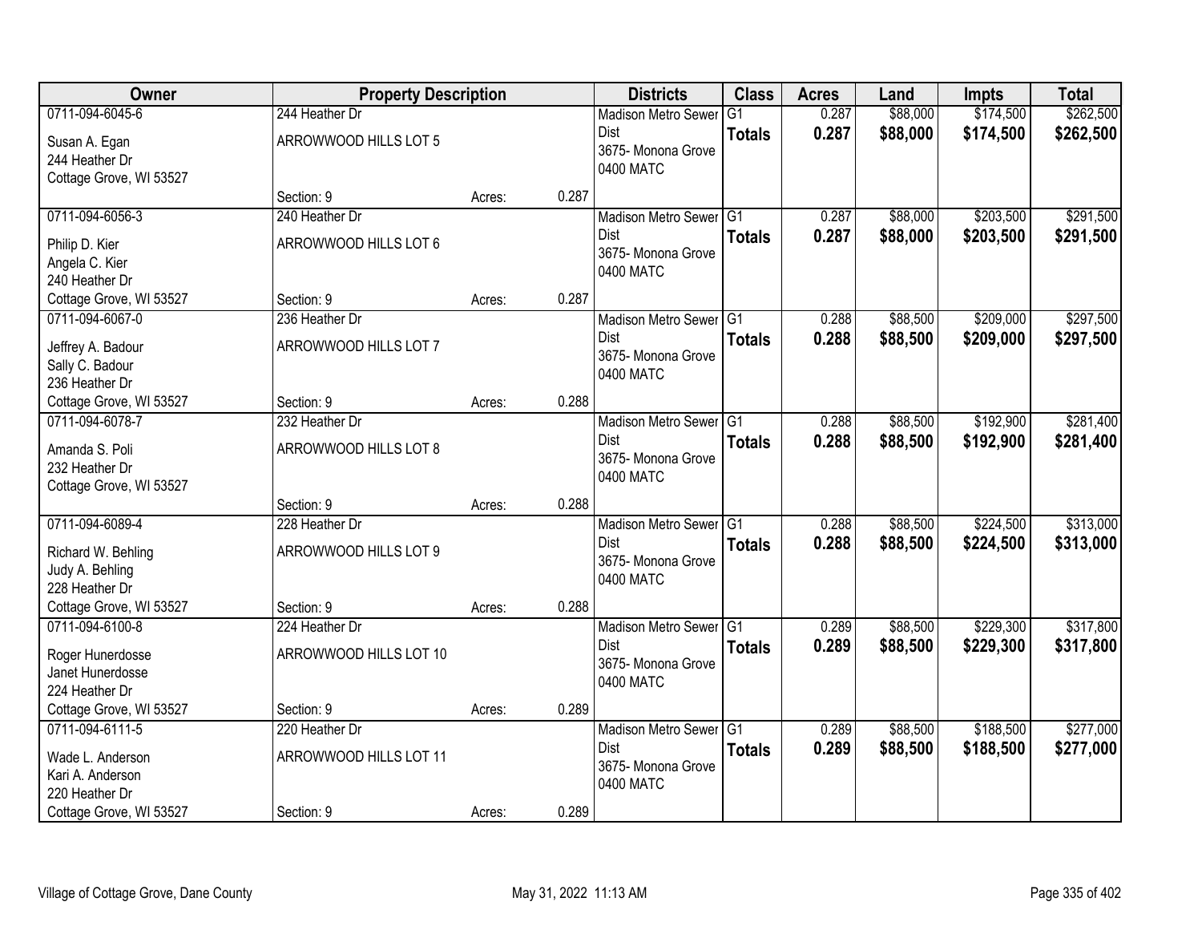| Owner | Property Description | | | Districts | Class | Acres | Land | Impts | Total |
|---|---|---|---|---|---|---|---|---|---|
| 0711-094-6045-6<br>Susan A. Egan<br>244 Heather Dr<br>Cottage Grove, WI 53527 | 244 Heather Dr<br>ARROWWOOD HILLS LOT 5<br>Section: 9 | Acres: | 0.287 | Madison Metro Sewer Dist<br>3675- Monona Grove<br>0400 MATC | G1<br>**Totals** | 0.287<br>**0.287** | $88,000<br>**$88,000** | $174,500<br>**$174,500** | $262,500<br>**$262,500** |
| 0711-094-6056-3<br>Philip D. Kier<br>Angela C. Kier<br>240 Heather Dr<br>Cottage Grove, WI 53527 | 240 Heather Dr<br>ARROWWOOD HILLS LOT 6<br>Section: 9 | Acres: | 0.287 | Madison Metro Sewer Dist<br>3675- Monona Grove<br>0400 MATC | G1<br>**Totals** | 0.287<br>**0.287** | $88,000<br>**$88,000** | $203,500<br>**$203,500** | $291,500<br>**$291,500** |
| 0711-094-6067-0<br>Jeffrey A. Badour<br>Sally C. Badour<br>236 Heather Dr<br>Cottage Grove, WI 53527 | 236 Heather Dr<br>ARROWWOOD HILLS LOT 7<br>Section: 9 | Acres: | 0.288 | Madison Metro Sewer Dist<br>3675- Monona Grove<br>0400 MATC | G1<br>**Totals** | 0.288<br>**0.288** | $88,500<br>**$88,500** | $209,000<br>**$209,000** | $297,500<br>**$297,500** |
| 0711-094-6078-7<br>Amanda S. Poli<br>232 Heather Dr<br>Cottage Grove, WI 53527 | 232 Heather Dr<br>ARROWWOOD HILLS LOT 8<br>Section: 9 | Acres: | 0.288 | Madison Metro Sewer Dist<br>3675- Monona Grove<br>0400 MATC | G1<br>**Totals** | 0.288<br>**0.288** | $88,500<br>**$88,500** | $192,900<br>**$192,900** | $281,400<br>**$281,400** |
| 0711-094-6089-4<br>Richard W. Behling<br>Judy A. Behling<br>228 Heather Dr<br>Cottage Grove, WI 53527 | 228 Heather Dr<br>ARROWWOOD HILLS LOT 9<br>Section: 9 | Acres: | 0.288 | Madison Metro Sewer Dist<br>3675- Monona Grove<br>0400 MATC | G1<br>**Totals** | 0.288<br>**0.288** | $88,500<br>**$88,500** | $224,500<br>**$224,500** | $313,000<br>**$313,000** |
| 0711-094-6100-8<br>Roger Hunerdosse<br>Janet Hunerdosse<br>224 Heather Dr<br>Cottage Grove, WI 53527 | 224 Heather Dr<br>ARROWWOOD HILLS LOT 10<br>Section: 9 | Acres: | 0.289 | Madison Metro Sewer Dist<br>3675- Monona Grove<br>0400 MATC | G1<br>**Totals** | 0.289<br>**0.289** | $88,500<br>**$88,500** | $229,300<br>**$229,300** | $317,800<br>**$317,800** |
| 0711-094-6111-5<br>Wade L. Anderson<br>Kari A. Anderson<br>220 Heather Dr<br>Cottage Grove, WI 53527 | 220 Heather Dr<br>ARROWWOOD HILLS LOT 11<br>Section: 9 | Acres: | 0.289 | Madison Metro Sewer Dist<br>3675- Monona Grove<br>0400 MATC | G1<br>**Totals** | 0.289<br>**0.289** | $88,500<br>**$88,500** | $188,500<br>**$188,500** | $277,000<br>**$277,000** |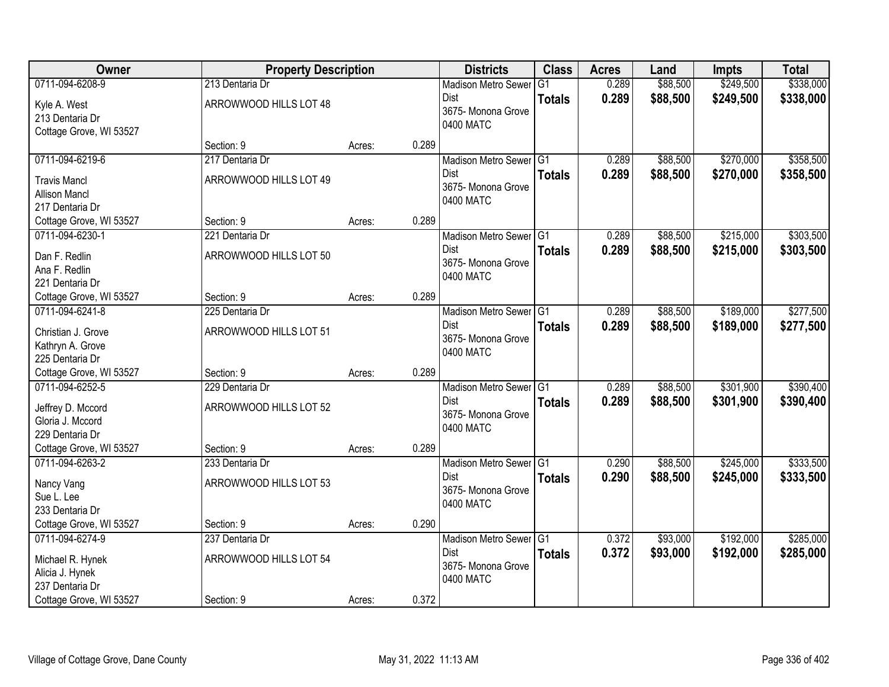| Owner | Property Description | | | Districts | Class | Acres | Land | Impts | Total |
|---|---|---|---|---|---|---|---|---|---|
| 0711-094-6208-9<br>Kyle A. West<br>213 Dentaria Dr<br>Cottage Grove, WI 53527 | 213 Dentaria Dr<br>ARROWWOOD HILLS LOT 48<br>Section: 9 | Acres: | 0.289 | Madison Metro Sewer Dist<br>3675- Monona Grove<br>0400 MATC | G1<br>**Totals** | 0.289<br>**0.289** | $88,500<br>**$88,500** | $249,500<br>**$249,500** | $338,000<br>**$338,000** |
| 0711-094-6219-6<br>Travis Mancl<br>Allison Mancl<br>217 Dentaria Dr<br>Cottage Grove, WI 53527 | 217 Dentaria Dr<br>ARROWWOOD HILLS LOT 49<br>Section: 9 | Acres: | 0.289 | Madison Metro Sewer Dist<br>3675- Monona Grove<br>0400 MATC | G1<br>**Totals** | 0.289<br>**0.289** | $88,500<br>**$88,500** | $270,000<br>**$270,000** | $358,500<br>**$358,500** |
| 0711-094-6230-1<br>Dan F. Redlin<br>Ana F. Redlin<br>221 Dentaria Dr<br>Cottage Grove, WI 53527 | 221 Dentaria Dr<br>ARROWWOOD HILLS LOT 50<br>Section: 9 | Acres: | 0.289 | Madison Metro Sewer Dist<br>3675- Monona Grove<br>0400 MATC | G1<br>**Totals** | 0.289<br>**0.289** | $88,500<br>**$88,500** | $215,000<br>**$215,000** | $303,500<br>**$303,500** |
| 0711-094-6241-8<br>Christian J. Grove<br>Kathryn A. Grove<br>225 Dentaria Dr<br>Cottage Grove, WI 53527 | 225 Dentaria Dr<br>ARROWWOOD HILLS LOT 51<br>Section: 9 | Acres: | 0.289 | Madison Metro Sewer Dist<br>3675- Monona Grove<br>0400 MATC | G1<br>**Totals** | 0.289<br>**0.289** | $88,500<br>**$88,500** | $189,000<br>**$189,000** | $277,500<br>**$277,500** |
| 0711-094-6252-5<br>Jeffrey D. Mccord<br>Gloria J. Mccord<br>229 Dentaria Dr<br>Cottage Grove, WI 53527 | 229 Dentaria Dr<br>ARROWWOOD HILLS LOT 52<br>Section: 9 | Acres: | 0.289 | Madison Metro Sewer Dist<br>3675- Monona Grove<br>0400 MATC | G1<br>**Totals** | 0.289<br>**0.289** | $88,500<br>**$88,500** | $301,900<br>**$301,900** | $390,400<br>**$390,400** |
| 0711-094-6263-2<br>Nancy Vang<br>Sue L. Lee<br>233 Dentaria Dr<br>Cottage Grove, WI 53527 | 233 Dentaria Dr<br>ARROWWOOD HILLS LOT 53<br>Section: 9 | Acres: | 0.290 | Madison Metro Sewer Dist<br>3675- Monona Grove<br>0400 MATC | G1<br>**Totals** | 0.290<br>**0.290** | $88,500<br>**$88,500** | $245,000<br>**$245,000** | $333,500<br>**$333,500** |
| 0711-094-6274-9<br>Michael R. Hynek<br>Alicia J. Hynek<br>237 Dentaria Dr<br>Cottage Grove, WI 53527 | 237 Dentaria Dr<br>ARROWWOOD HILLS LOT 54<br>Section: 9 | Acres: | 0.372 | Madison Metro Sewer Dist<br>3675- Monona Grove<br>0400 MATC | G1<br>**Totals** | 0.372<br>**0.372** | $93,000<br>**$93,000** | $192,000<br>**$192,000** | $285,000<br>**$285,000** |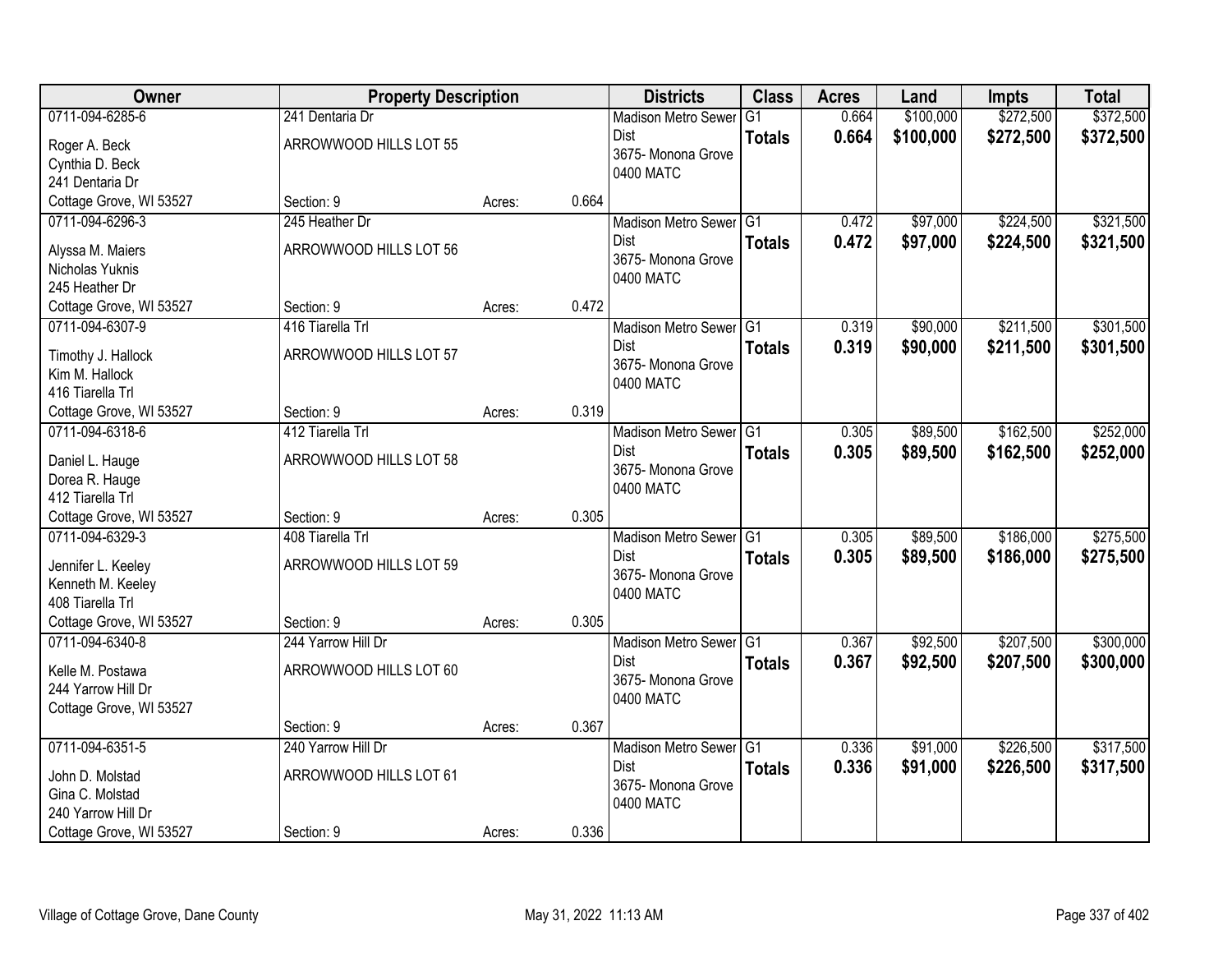| Owner | Property Description | | | Districts | Class | Acres | Land | Impts | Total |
|---|---|---|---|---|---|---|---|---|---|
| 0711-094-6285-6<br>Roger A. Beck<br>Cynthia D. Beck<br>241 Dentaria Dr<br>Cottage Grove, WI 53527 | 241 Dentaria Dr<br>ARROWWOOD HILLS LOT 55<br>Section: 9 | Acres: | 0.664 | Madison Metro Sewer Dist<br>3675- Monona Grove<br>0400 MATC | G1<br>**Totals** | 0.664<br>**0.664** | $100,000<br>**$100,000** | $272,500<br>**$272,500** | $372,500<br>**$372,500** |
| 0711-094-6296-3<br>Alyssa M. Maiers<br>Nicholas Yuknis<br>245 Heather Dr<br>Cottage Grove, WI 53527 | 245 Heather Dr<br>ARROWWOOD HILLS LOT 56<br>Section: 9 | Acres: | 0.472 | Madison Metro Sewer Dist<br>3675- Monona Grove<br>0400 MATC | G1<br>**Totals** | 0.472<br>**0.472** | $97,000<br>**$97,000** | $224,500<br>**$224,500** | $321,500<br>**$321,500** |
| 0711-094-6307-9<br>Timothy J. Hallock<br>Kim M. Hallock<br>416 Tiarella Trl<br>Cottage Grove, WI 53527 | 416 Tiarella Trl<br>ARROWWOOD HILLS LOT 57<br>Section: 9 | Acres: | 0.319 | Madison Metro Sewer Dist<br>3675- Monona Grove<br>0400 MATC | G1<br>**Totals** | 0.319<br>**0.319** | $90,000<br>**$90,000** | $211,500<br>**$211,500** | $301,500<br>**$301,500** |
| 0711-094-6318-6<br>Daniel L. Hauge<br>Dorea R. Hauge<br>412 Tiarella Trl<br>Cottage Grove, WI 53527 | 412 Tiarella Trl<br>ARROWWOOD HILLS LOT 58<br>Section: 9 | Acres: | 0.305 | Madison Metro Sewer Dist<br>3675- Monona Grove<br>0400 MATC | G1<br>**Totals** | 0.305<br>**0.305** | $89,500<br>**$89,500** | $162,500<br>**$162,500** | $252,000<br>**$252,000** |
| 0711-094-6329-3<br>Jennifer L. Keeley<br>Kenneth M. Keeley<br>408 Tiarella Trl<br>Cottage Grove, WI 53527 | 408 Tiarella Trl<br>ARROWWOOD HILLS LOT 59<br>Section: 9 | Acres: | 0.305 | Madison Metro Sewer Dist<br>3675- Monona Grove<br>0400 MATC | G1<br>**Totals** | 0.305<br>**0.305** | $89,500<br>**$89,500** | $186,000<br>**$186,000** | $275,500<br>**$275,500** |
| 0711-094-6340-8<br>Kelle M. Postawa<br>244 Yarrow Hill Dr<br>Cottage Grove, WI 53527 | 244 Yarrow Hill Dr<br>ARROWWOOD HILLS LOT 60<br>Section: 9 | Acres: | 0.367 | Madison Metro Sewer Dist<br>3675- Monona Grove<br>0400 MATC | G1<br>**Totals** | 0.367<br>**0.367** | $92,500<br>**$92,500** | $207,500<br>**$207,500** | $300,000<br>**$300,000** |
| 0711-094-6351-5<br>John D. Molstad<br>Gina C. Molstad<br>240 Yarrow Hill Dr<br>Cottage Grove, WI 53527 | 240 Yarrow Hill Dr<br>ARROWWOOD HILLS LOT 61<br>Section: 9 | Acres: | 0.336 | Madison Metro Sewer Dist<br>3675- Monona Grove<br>0400 MATC | G1<br>**Totals** | 0.336<br>**0.336** | $91,000<br>**$91,000** | $226,500<br>**$226,500** | $317,500<br>**$317,500** |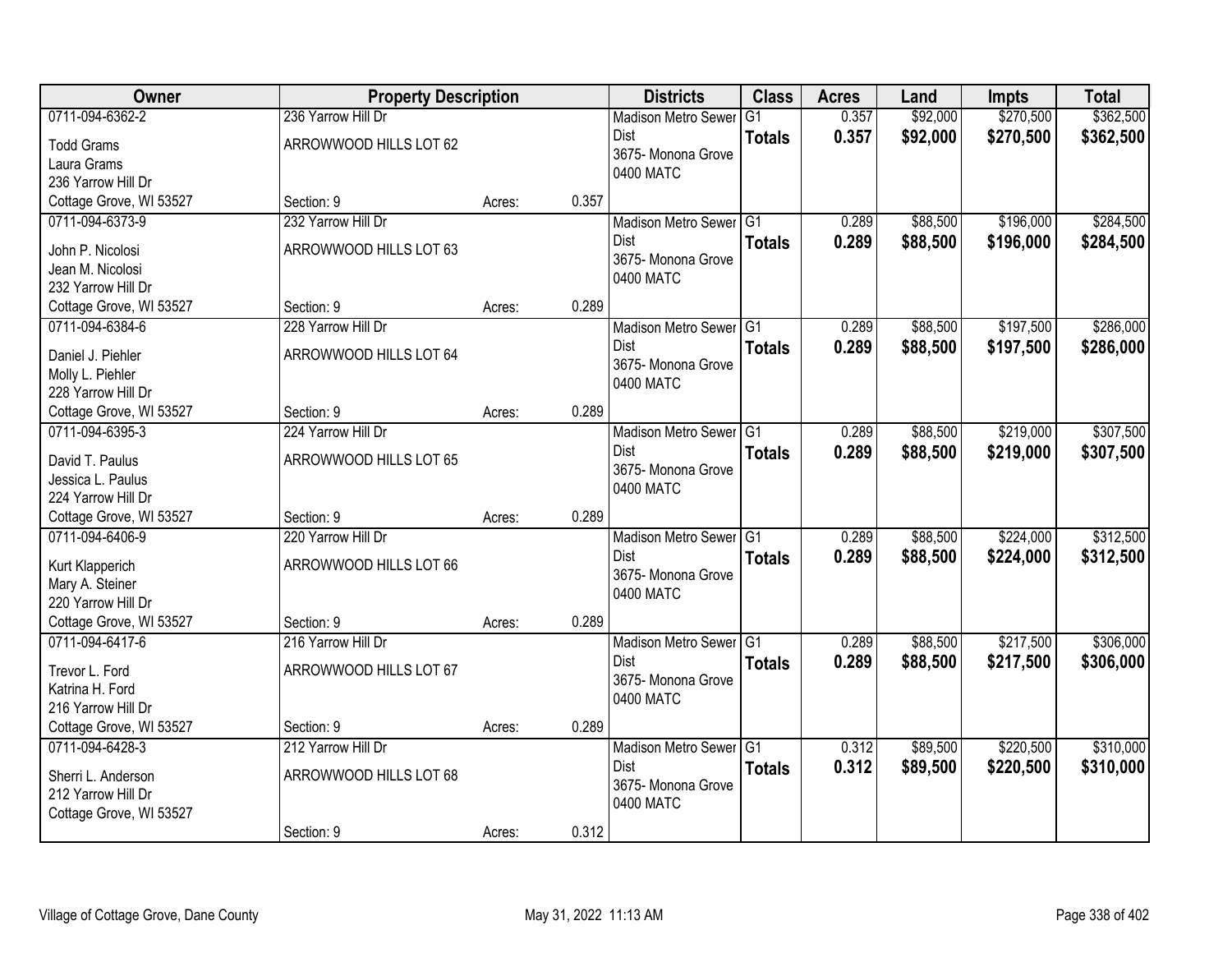| Owner | Property Description | | | Districts | Class | Acres | Land | Impts | Total |
|---|---|---|---|---|---|---|---|---|---|
| 0711-094-6362-2<br>Todd Grams<br>Laura Grams<br>236 Yarrow Hill Dr<br>Cottage Grove, WI 53527 | 236 Yarrow Hill Dr<br>ARROWWOOD HILLS LOT 62<br><br>Section: 9 | Acres: | 0.357 | Madison Metro Sewer Dist<br>3675- Monona Grove<br>0400 MATC | G1<br>**Totals** | 0.357<br>**0.357** | $92,000<br>**$92,000** | $270,500<br>**$270,500** | $362,500<br>**$362,500** |
| 0711-094-6373-9<br>John P. Nicolosi<br>Jean M. Nicolosi<br>232 Yarrow Hill Dr<br>Cottage Grove, WI 53527 | 232 Yarrow Hill Dr<br>ARROWWOOD HILLS LOT 63<br><br>Section: 9 | Acres: | 0.289 | Madison Metro Sewer Dist<br>3675- Monona Grove<br>0400 MATC | G1<br>**Totals** | 0.289<br>**0.289** | $88,500<br>**$88,500** | $196,000<br>**$196,000** | $284,500<br>**$284,500** |
| 0711-094-6384-6<br>Daniel J. Piehler<br>Molly L. Piehler<br>228 Yarrow Hill Dr<br>Cottage Grove, WI 53527 | 228 Yarrow Hill Dr<br>ARROWWOOD HILLS LOT 64<br><br>Section: 9 | Acres: | 0.289 | Madison Metro Sewer Dist<br>3675- Monona Grove<br>0400 MATC | G1<br>**Totals** | 0.289<br>**0.289** | $88,500<br>**$88,500** | $197,500<br>**$197,500** | $286,000<br>**$286,000** |
| 0711-094-6395-3<br>David T. Paulus<br>Jessica L. Paulus<br>224 Yarrow Hill Dr<br>Cottage Grove, WI 53527 | 224 Yarrow Hill Dr<br>ARROWWOOD HILLS LOT 65<br><br>Section: 9 | Acres: | 0.289 | Madison Metro Sewer Dist<br>3675- Monona Grove<br>0400 MATC | G1<br>**Totals** | 0.289<br>**0.289** | $88,500<br>**$88,500** | $219,000<br>**$219,000** | $307,500<br>**$307,500** |
| 0711-094-6406-9<br>Kurt Klapperich<br>Mary A. Steiner<br>220 Yarrow Hill Dr<br>Cottage Grove, WI 53527 | 220 Yarrow Hill Dr<br>ARROWWOOD HILLS LOT 66<br><br>Section: 9 | Acres: | 0.289 | Madison Metro Sewer Dist<br>3675- Monona Grove<br>0400 MATC | G1<br>**Totals** | 0.289<br>**0.289** | $88,500<br>**$88,500** | $224,000<br>**$224,000** | $312,500<br>**$312,500** |
| 0711-094-6417-6<br>Trevor L. Ford<br>Katrina H. Ford<br>216 Yarrow Hill Dr<br>Cottage Grove, WI 53527 | 216 Yarrow Hill Dr<br>ARROWWOOD HILLS LOT 67<br><br>Section: 9 | Acres: | 0.289 | Madison Metro Sewer Dist<br>3675- Monona Grove<br>0400 MATC | G1<br>**Totals** | 0.289<br>**0.289** | $88,500<br>**$88,500** | $217,500<br>**$217,500** | $306,000<br>**$306,000** |
| 0711-094-6428-3<br>Sherri L. Anderson<br>212 Yarrow Hill Dr<br>Cottage Grove, WI 53527 | 212 Yarrow Hill Dr<br>ARROWWOOD HILLS LOT 68<br><br>Section: 9 | Acres: | 0.312 | Madison Metro Sewer Dist<br>3675- Monona Grove<br>0400 MATC | G1<br>**Totals** | 0.312<br>**0.312** | $89,500<br>**$89,500** | $220,500<br>**$220,500** | $310,000<br>**$310,000** |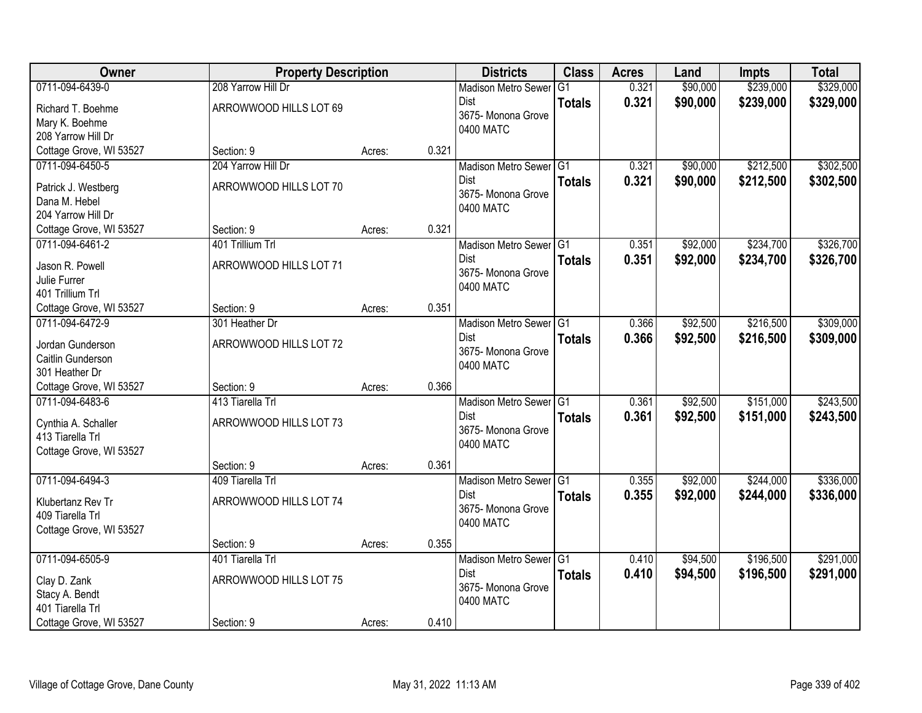| Owner | Property Description | | | Districts | Class | Acres | Land | Impts | Total |
|---|---|---|---|---|---|---|---|---|---|
| 0711-094-6439-0 | 208 Yarrow Hill Dr | | | Madison Metro Sewer Dist | G1 | 0.321 | $90,000 | $239,000 | $329,000 |
| Richard T. Boehme<br>Mary K. Boehme<br>208 Yarrow Hill Dr<br>Cottage Grove, WI 53527 | ARROWWOOD HILLS LOT 69 | | | 3675- Monona Grove<br>0400 MATC | **Totals** | **0.321** | **$90,000** | **$239,000** | **$329,000** |
| | Section: 9 | Acres: | 0.321 | | | | | | |
| 0711-094-6450-5 | 204 Yarrow Hill Dr | | | Madison Metro Sewer Dist | G1 | 0.321 | $90,000 | $212,500 | $302,500 |
| Patrick J. Westberg<br>Dana M. Hebel<br>204 Yarrow Hill Dr<br>Cottage Grove, WI 53527 | ARROWWOOD HILLS LOT 70 | | | 3675- Monona Grove<br>0400 MATC | **Totals** | **0.321** | **$90,000** | **$212,500** | **$302,500** |
| | Section: 9 | Acres: | 0.321 | | | | | | |
| 0711-094-6461-2 | 401 Trillium Trl | | | Madison Metro Sewer Dist | G1 | 0.351 | $92,000 | $234,700 | $326,700 |
| Jason R. Powell<br>Julie Furrer<br>401 Trillium Trl<br>Cottage Grove, WI 53527 | ARROWWOOD HILLS LOT 71 | | | 3675- Monona Grove<br>0400 MATC | **Totals** | **0.351** | **$92,000** | **$234,700** | **$326,700** |
| | Section: 9 | Acres: | 0.351 | | | | | | |
| 0711-094-6472-9 | 301 Heather Dr | | | Madison Metro Sewer Dist | G1 | 0.366 | $92,500 | $216,500 | $309,000 |
| Jordan Gunderson<br>Caitlin Gunderson<br>301 Heather Dr<br>Cottage Grove, WI 53527 | ARROWWOOD HILLS LOT 72 | | | 3675- Monona Grove<br>0400 MATC | **Totals** | **0.366** | **$92,500** | **$216,500** | **$309,000** |
| | Section: 9 | Acres: | 0.366 | | | | | | |
| 0711-094-6483-6 | 413 Tiarella Trl | | | Madison Metro Sewer Dist | G1 | 0.361 | $92,500 | $151,000 | $243,500 |
| Cynthia A. Schaller<br>413 Tiarella Trl<br>Cottage Grove, WI 53527 | ARROWWOOD HILLS LOT 73 | | | 3675- Monona Grove<br>0400 MATC | **Totals** | **0.361** | **$92,500** | **$151,000** | **$243,500** |
| | Section: 9 | Acres: | 0.361 | | | | | | |
| 0711-094-6494-3 | 409 Tiarella Trl | | | Madison Metro Sewer Dist | G1 | 0.355 | $92,000 | $244,000 | $336,000 |
| Klubertanz Rev Tr<br>409 Tiarella Trl<br>Cottage Grove, WI 53527 | ARROWWOOD HILLS LOT 74 | | | 3675- Monona Grove<br>0400 MATC | **Totals** | **0.355** | **$92,000** | **$244,000** | **$336,000** |
| | Section: 9 | Acres: | 0.355 | | | | | | |
| 0711-094-6505-9 | 401 Tiarella Trl | | | Madison Metro Sewer Dist | G1 | 0.410 | $94,500 | $196,500 | $291,000 |
| Clay D. Zank<br>Stacy A. Bendt<br>401 Tiarella Trl<br>Cottage Grove, WI 53527 | ARROWWOOD HILLS LOT 75 | | | 3675- Monona Grove<br>0400 MATC | **Totals** | **0.410** | **$94,500** | **$196,500** | **$291,000** |
| | Section: 9 | Acres: | 0.410 | | | | | | |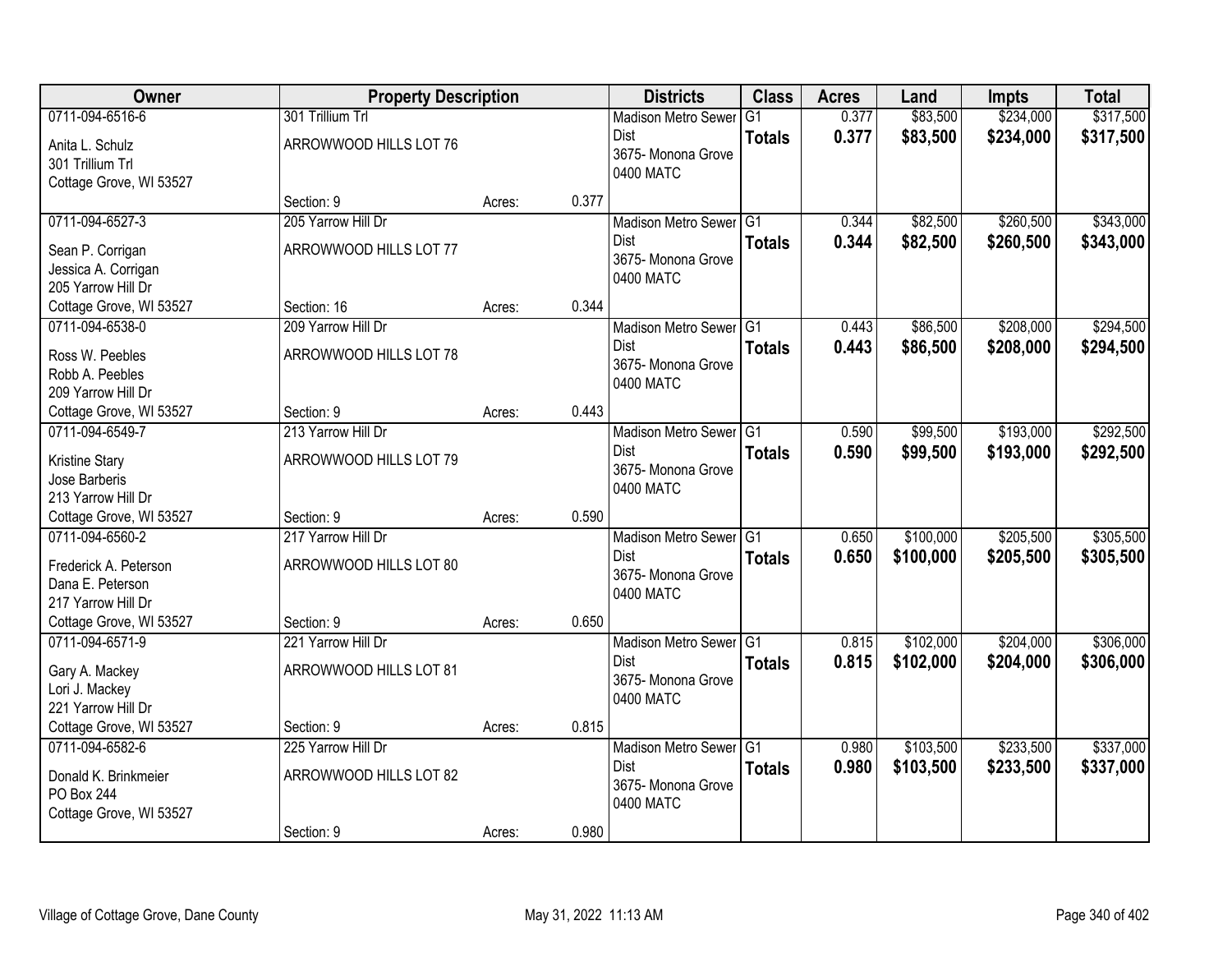| Owner | Property Description | | | Districts | Class | Acres | Land | Impts | Total |
|---|---|---|---|---|---|---|---|---|---|
| 0711-094-6516-6<br>Anita L. Schulz<br>301 Trillium Trl<br>Cottage Grove, WI 53527 | 301 Trillium Trl<br>ARROWWOOD HILLS LOT 76<br>Section: 9 | Acres: | 0.377 | Madison Metro Sewer Dist<br>3675- Monona Grove<br>0400 MATC | G1<br>**Totals** | 0.377<br>**0.377** | $83,500<br>**$83,500** | $234,000<br>**$234,000** | $317,500<br>**$317,500** |
| 0711-094-6527-3<br>Sean P. Corrigan<br>Jessica A. Corrigan<br>205 Yarrow Hill Dr<br>Cottage Grove, WI 53527 | 205 Yarrow Hill Dr<br>ARROWWOOD HILLS LOT 77<br>Section: 16 | Acres: | 0.344 | Madison Metro Sewer Dist<br>3675- Monona Grove<br>0400 MATC | G1<br>**Totals** | 0.344<br>**0.344** | $82,500<br>**$82,500** | $260,500<br>**$260,500** | $343,000<br>**$343,000** |
| 0711-094-6538-0<br>Ross W. Peebles<br>Robb A. Peebles<br>209 Yarrow Hill Dr<br>Cottage Grove, WI 53527 | 209 Yarrow Hill Dr<br>ARROWWOOD HILLS LOT 78<br>Section: 9 | Acres: | 0.443 | Madison Metro Sewer Dist<br>3675- Monona Grove<br>0400 MATC | G1<br>**Totals** | 0.443<br>**0.443** | $86,500<br>**$86,500** | $208,000<br>**$208,000** | $294,500<br>**$294,500** |
| 0711-094-6549-7<br>Kristine Stary<br>Jose Barberis<br>213 Yarrow Hill Dr<br>Cottage Grove, WI 53527 | 213 Yarrow Hill Dr<br>ARROWWOOD HILLS LOT 79<br>Section: 9 | Acres: | 0.590 | Madison Metro Sewer Dist<br>3675- Monona Grove<br>0400 MATC | G1<br>**Totals** | 0.590<br>**0.590** | $99,500<br>**$99,500** | $193,000<br>**$193,000** | $292,500<br>**$292,500** |
| 0711-094-6560-2<br>Frederick A. Peterson<br>Dana E. Peterson<br>217 Yarrow Hill Dr<br>Cottage Grove, WI 53527 | 217 Yarrow Hill Dr<br>ARROWWOOD HILLS LOT 80<br>Section: 9 | Acres: | 0.650 | Madison Metro Sewer Dist<br>3675- Monona Grove<br>0400 MATC | G1<br>**Totals** | 0.650<br>**0.650** | $100,000<br>**$100,000** | $205,500<br>**$205,500** | $305,500<br>**$305,500** |
| 0711-094-6571-9<br>Gary A. Mackey<br>Lori J. Mackey<br>221 Yarrow Hill Dr<br>Cottage Grove, WI 53527 | 221 Yarrow Hill Dr<br>ARROWWOOD HILLS LOT 81<br>Section: 9 | Acres: | 0.815 | Madison Metro Sewer Dist<br>3675- Monona Grove<br>0400 MATC | G1<br>**Totals** | 0.815<br>**0.815** | $102,000<br>**$102,000** | $204,000<br>**$204,000** | $306,000<br>**$306,000** |
| 0711-094-6582-6<br>Donald K. Brinkmeier<br>PO Box 244<br>Cottage Grove, WI 53527 | 225 Yarrow Hill Dr<br>ARROWWOOD HILLS LOT 82<br>Section: 9 | Acres: | 0.980 | Madison Metro Sewer Dist<br>3675- Monona Grove<br>0400 MATC | G1<br>**Totals** | 0.980<br>**0.980** | $103,500<br>**$103,500** | $233,500<br>**$233,500** | $337,000<br>**$337,000** |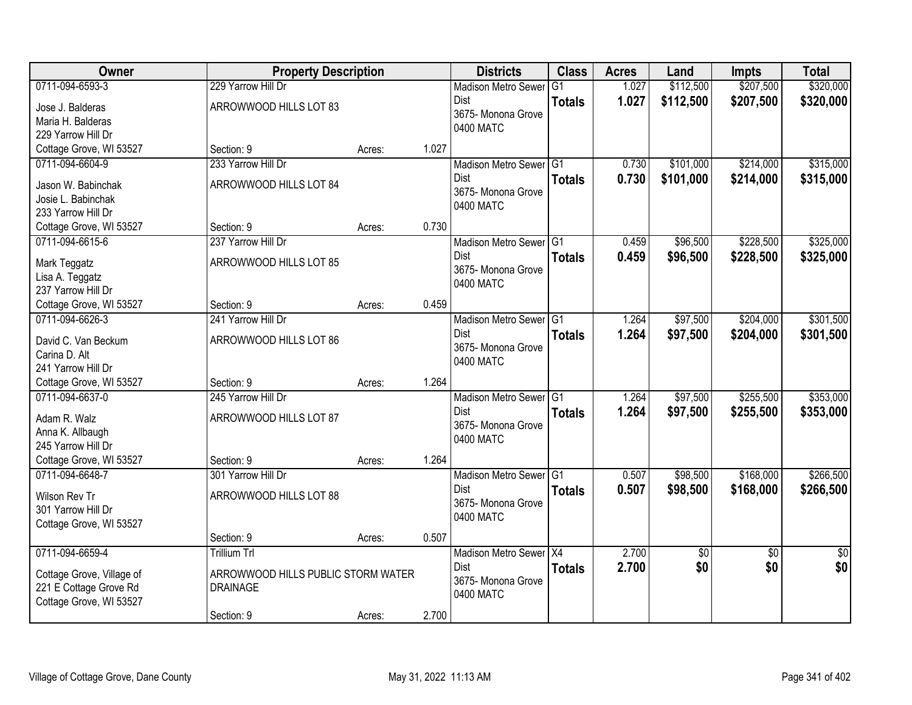| Owner | Property Description | | | Districts | Class | Acres | Land | Impts | Total |
|---|---|---|---|---|---|---|---|---|---|
| 0711-094-6593-3<br>Jose J. Balderas<br>Maria H. Balderas<br>229 Yarrow Hill Dr<br>Cottage Grove, WI 53527 | 229 Yarrow Hill Dr<br>ARROWWOOD HILLS LOT 83<br><br>Section: 9 | Acres: | 1.027 | Madison Metro Sewer Dist<br>3675- Monona Grove<br>0400 MATC | G1<br>**Totals** | 1.027<br>**1.027** | $112,500<br>**$112,500** | $207,500<br>**$207,500** | $320,000<br>**$320,000** |
| 0711-094-6604-9<br>Jason W. Babinchak<br>Josie L. Babinchak<br>233 Yarrow Hill Dr<br>Cottage Grove, WI 53527 | 233 Yarrow Hill Dr<br>ARROWWOOD HILLS LOT 84<br><br>Section: 9 | Acres: | 0.730 | Madison Metro Sewer Dist<br>3675- Monona Grove<br>0400 MATC | G1<br>**Totals** | 0.730<br>**0.730** | $101,000<br>**$101,000** | $214,000<br>**$214,000** | $315,000<br>**$315,000** |
| 0711-094-6615-6<br>Mark Teggatz<br>Lisa A. Teggatz<br>237 Yarrow Hill Dr<br>Cottage Grove, WI 53527 | 237 Yarrow Hill Dr<br>ARROWWOOD HILLS LOT 85<br><br>Section: 9 | Acres: | 0.459 | Madison Metro Sewer Dist<br>3675- Monona Grove<br>0400 MATC | G1<br>**Totals** | 0.459<br>**0.459** | $96,500<br>**$96,500** | $228,500<br>**$228,500** | $325,000<br>**$325,000** |
| 0711-094-6626-3<br>David C. Van Beckum<br>Carina D. Alt<br>241 Yarrow Hill Dr<br>Cottage Grove, WI 53527 | 241 Yarrow Hill Dr<br>ARROWWOOD HILLS LOT 86<br><br>Section: 9 | Acres: | 1.264 | Madison Metro Sewer Dist<br>3675- Monona Grove<br>0400 MATC | G1<br>**Totals** | 1.264<br>**1.264** | $97,500<br>**$97,500** | $204,000<br>**$204,000** | $301,500<br>**$301,500** |
| 0711-094-6637-0<br>Adam R. Walz<br>Anna K. Allbaugh<br>245 Yarrow Hill Dr<br>Cottage Grove, WI 53527 | 245 Yarrow Hill Dr<br>ARROWWOOD HILLS LOT 87<br><br>Section: 9 | Acres: | 1.264 | Madison Metro Sewer Dist<br>3675- Monona Grove<br>0400 MATC | G1<br>**Totals** | 1.264<br>**1.264** | $97,500<br>**$97,500** | $255,500<br>**$255,500** | $353,000<br>**$353,000** |
| 0711-094-6648-7<br>Wilson Rev Tr<br>301 Yarrow Hill Dr<br>Cottage Grove, WI 53527 | 301 Yarrow Hill Dr<br>ARROWWOOD HILLS LOT 88<br><br>Section: 9 | Acres: | 0.507 | Madison Metro Sewer Dist<br>3675- Monona Grove<br>0400 MATC | G1<br>**Totals** | 0.507<br>**0.507** | $98,500<br>**$98,500** | $168,000<br>**$168,000** | $266,500<br>**$266,500** |
| 0711-094-6659-4<br>Cottage Grove, Village of<br>221 E Cottage Grove Rd<br>Cottage Grove, WI 53527 | Trillium Trl<br>ARROWWOOD HILLS PUBLIC STORM WATER DRAINAGE<br><br>Section: 9 | Acres: | 2.700 | Madison Metro Sewer Dist<br>3675- Monona Grove<br>0400 MATC | X4<br>**Totals** | 2.700<br>**2.700** | $0<br>**$0** | $0<br>**$0** | $0<br>**$0** |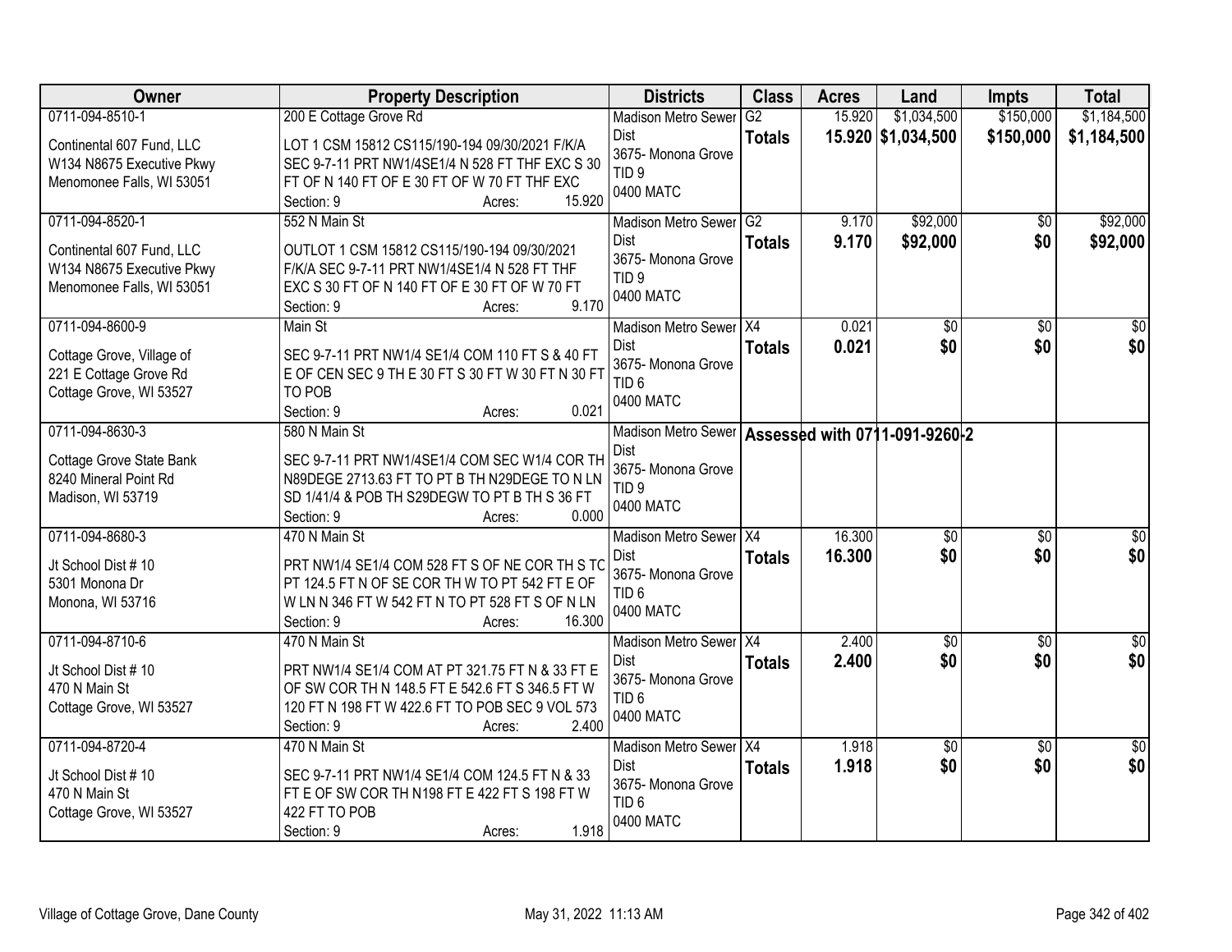| Owner | Property Description | Districts | Class | Acres | Land | Impts | Total |
|---|---|---|---|---|---|---|---|
| 0711-094-8510-1<br>Continental 607 Fund, LLC<br>W134 N8675 Executive Pkwy<br>Menomonee Falls, WI 53051 | 200 E Cottage Grove Rd<br>LOT 1 CSM 15812 CS115/190-194 09/30/2021 F/K/A SEC 9-7-11 PRT NW1/4SE1/4 N 528 FT THF EXC S 30 FT OF N 140 FT OF E 30 FT OF W 70 FT THF EXC<br>Section: 9 Acres: 15.920 | Madison Metro Sewer Dist<br>3675- Monona Grove<br>TID 9<br>0400 MATC | G2<br>**Totals** | 15.920<br>**15.920** | $1,034,500<br>**$1,034,500** | $150,000<br>**$150,000** | $1,184,500<br>**$1,184,500** |
| 0711-094-8520-1<br>Continental 607 Fund, LLC<br>W134 N8675 Executive Pkwy<br>Menomonee Falls, WI 53051 | 552 N Main St<br>OUTLOT 1 CSM 15812 CS115/190-194 09/30/2021 F/K/A SEC 9-7-11 PRT NW1/4SE1/4 N 528 FT THF EXC S 30 FT OF N 140 FT OF E 30 FT OF W 70 FT<br>Section: 9 Acres: 9.170 | Madison Metro Sewer Dist<br>3675- Monona Grove<br>TID 9<br>0400 MATC | G2<br>**Totals** | 9.170<br>**9.170** | $92,000<br>**$92,000** | $0<br>**$0** | $92,000<br>**$92,000** |
| 0711-094-8600-9<br>Cottage Grove, Village of<br>221 E Cottage Grove Rd<br>Cottage Grove, WI 53527 | Main St<br>SEC 9-7-11 PRT NW1/4 SE1/4 COM 110 FT S & 40 FT E OF CEN SEC 9 TH E 30 FT S 30 FT W 30 FT N 30 FT TO POB<br>Section: 9 Acres: 0.021 | Madison Metro Sewer Dist<br>3675- Monona Grove<br>TID 6<br>0400 MATC | X4<br>**Totals** | 0.021<br>**0.021** | $0<br>**$0** | $0<br>**$0** | $0<br>**$0** |
| 0711-094-8630-3<br>Cottage Grove State Bank<br>8240 Mineral Point Rd<br>Madison, WI 53719 | 580 N Main St<br>SEC 9-7-11 PRT NW1/4SE1/4 COM SEC W1/4 COR TH N89DEGE 2713.63 FT TO PT B TH N29DEGE TO N LN SD 1/41/4 & POB TH S29DEGW TO PT B TH S 36 FT<br>Section: 9 Acres: 0.000 | Madison Metro Sewer Dist<br>3675- Monona Grove<br>TID 9<br>0400 MATC | **Assessed with 0711-091-9260-2** | | | | |
| 0711-094-8680-3<br>Jt School Dist # 10<br>5301 Monona Dr<br>Monona, WI 53716 | 470 N Main St<br>PRT NW1/4 SE1/4 COM 528 FT S OF NE COR TH S TO PT 124.5 FT N OF SE COR TH W TO PT 542 FT E OF W LN N 346 FT W 542 FT N TO PT 528 FT S OF N LN<br>Section: 9 Acres: 16.300 | Madison Metro Sewer Dist<br>3675- Monona Grove<br>TID 6<br>0400 MATC | X4<br>**Totals** | 16.300<br>**16.300** | $0<br>**$0** | $0<br>**$0** | $0<br>**$0** |
| 0711-094-8710-6<br>Jt School Dist # 10<br>470 N Main St<br>Cottage Grove, WI 53527 | 470 N Main St<br>PRT NW1/4 SE1/4 COM AT PT 321.75 FT N & 33 FT E OF SW COR TH N 148.5 FT E 542.6 FT S 346.5 FT W 120 FT N 198 FT W 422.6 FT TO POB SEC 9 VOL 573<br>Section: 9 Acres: 2.400 | Madison Metro Sewer Dist<br>3675- Monona Grove<br>TID 6<br>0400 MATC | X4<br>**Totals** | 2.400<br>**2.400** | $0<br>**$0** | $0<br>**$0** | $0<br>**$0** |
| 0711-094-8720-4<br>Jt School Dist # 10<br>470 N Main St<br>Cottage Grove, WI 53527 | 470 N Main St<br>SEC 9-7-11 PRT NW1/4 SE1/4 COM 124.5 FT N & 33 FT E OF SW COR TH N198 FT E 422 FT S 198 FT W 422 FT TO POB<br>Section: 9 Acres: 1.918 | Madison Metro Sewer Dist<br>3675- Monona Grove<br>TID 6<br>0400 MATC | X4<br>**Totals** | 1.918<br>**1.918** | $0<br>**$0** | $0<br>**$0** | $0<br>**$0** |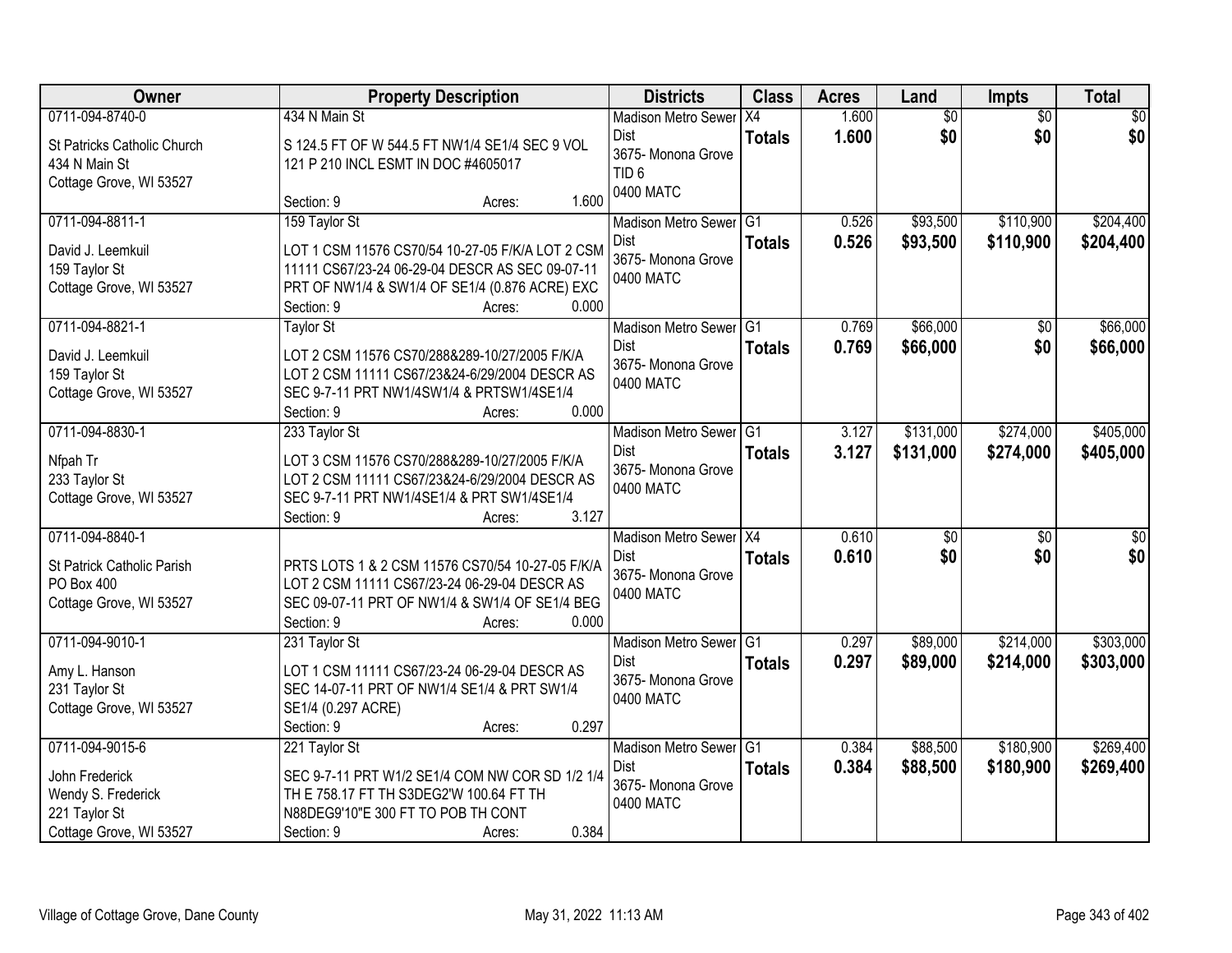| Owner | Property Description | Districts | Class | Acres | Land | Impts | Total |
|---|---|---|---|---|---|---|---|
| 0711-094-8740-0<br>St Patricks Catholic Church<br>434 N Main St<br>Cottage Grove, WI 53527 | 434 N Main St<br>S 124.5 FT OF W 544.5 FT NW1/4 SE1/4 SEC 9 VOL 121 P 210 INCL ESMT IN DOC #4605017<br>Section: 9 Acres: 1.600 | Madison Metro Sewer Dist<br>3675- Monona Grove<br>TID 6<br>0400 MATC | X4<br>**Totals** | 1.600<br>**1.600** | $0<br>**$0** | $0<br>**$0** | $0<br>**$0** |
| 0711-094-8811-1<br>David J. Leemkuil<br>159 Taylor St<br>Cottage Grove, WI 53527 | 159 Taylor St<br>LOT 1 CSM 11576 CS70/54 10-27-05 F/K/A LOT 2 CSM 11111 CS67/23-24 06-29-04 DESCR AS SEC 09-07-11 PRT OF NW1/4 & SW1/4 OF SE1/4 (0.876 ACRE) EXC<br>Section: 9 Acres: 0.000 | Madison Metro Sewer Dist<br>3675- Monona Grove<br>0400 MATC | G1<br>**Totals** | 0.526<br>**0.526** | $93,500<br>**$93,500** | $110,900<br>**$110,900** | $204,400<br>**$204,400** |
| 0711-094-8821-1<br>David J. Leemkuil<br>159 Taylor St<br>Cottage Grove, WI 53527 | Taylor St<br>LOT 2 CSM 11576 CS70/288&289-10/27/2005 F/K/A LOT 2 CSM 11111 CS67/23&24-6/29/2004 DESCR AS SEC 9-7-11 PRT NW1/4SW1/4 & PRTSW1/4SE1/4<br>Section: 9 Acres: 0.000 | Madison Metro Sewer Dist<br>3675- Monona Grove<br>0400 MATC | G1<br>**Totals** | 0.769<br>**0.769** | $66,000<br>**$66,000** | $0<br>**$0** | $66,000<br>**$66,000** |
| 0711-094-8830-1<br>Nfpah Tr<br>233 Taylor St<br>Cottage Grove, WI 53527 | 233 Taylor St<br>LOT 3 CSM 11576 CS70/288&289-10/27/2005 F/K/A LOT 2 CSM 11111 CS67/23&24-6/29/2004 DESCR AS SEC 9-7-11 PRT NW1/4SE1/4 & PRT SW1/4SE1/4<br>Section: 9 Acres: 3.127 | Madison Metro Sewer Dist<br>3675- Monona Grove<br>0400 MATC | G1<br>**Totals** | 3.127<br>**3.127** | $131,000<br>**$131,000** | $274,000<br>**$274,000** | $405,000<br>**$405,000** |
| 0711-094-8840-1<br>St Patrick Catholic Parish<br>PO Box 400<br>Cottage Grove, WI 53527 | PRTS LOTS 1 & 2 CSM 11576 CS70/54 10-27-05 F/K/A LOT 2 CSM 11111 CS67/23-24 06-29-04 DESCR AS SEC 09-07-11 PRT OF NW1/4 & SW1/4 OF SE1/4 BEG<br>Section: 9 Acres: 0.000 | Madison Metro Sewer Dist<br>3675- Monona Grove<br>0400 MATC | X4<br>**Totals** | 0.610<br>**0.610** | $0<br>**$0** | $0<br>**$0** | $0<br>**$0** |
| 0711-094-9010-1<br>Amy L. Hanson<br>231 Taylor St<br>Cottage Grove, WI 53527 | 231 Taylor St<br>LOT 1 CSM 11111 CS67/23-24 06-29-04 DESCR AS SEC 14-07-11 PRT OF NW1/4 SE1/4 & PRT SW1/4 SE1/4 (0.297 ACRE)<br>Section: 9 Acres: 0.297 | Madison Metro Sewer Dist<br>3675- Monona Grove<br>0400 MATC | G1<br>**Totals** | 0.297<br>**0.297** | $89,000<br>**$89,000** | $214,000<br>**$214,000** | $303,000<br>**$303,000** |
| 0711-094-9015-6<br>John Frederick<br>Wendy S. Frederick<br>221 Taylor St<br>Cottage Grove, WI 53527 | 221 Taylor St<br>SEC 9-7-11 PRT W1/2 SE1/4 COM NW COR SD 1/2 1/4 TH E 758.17 FT TH S3DEG2'W 100.64 FT TH N88DEG9'10"E 300 FT TO POB TH CONT<br>Section: 9 Acres: 0.384 | Madison Metro Sewer Dist<br>3675- Monona Grove<br>0400 MATC | G1<br>**Totals** | 0.384<br>**0.384** | $88,500<br>**$88,500** | $180,900<br>**$180,900** | $269,400<br>**$269,400** |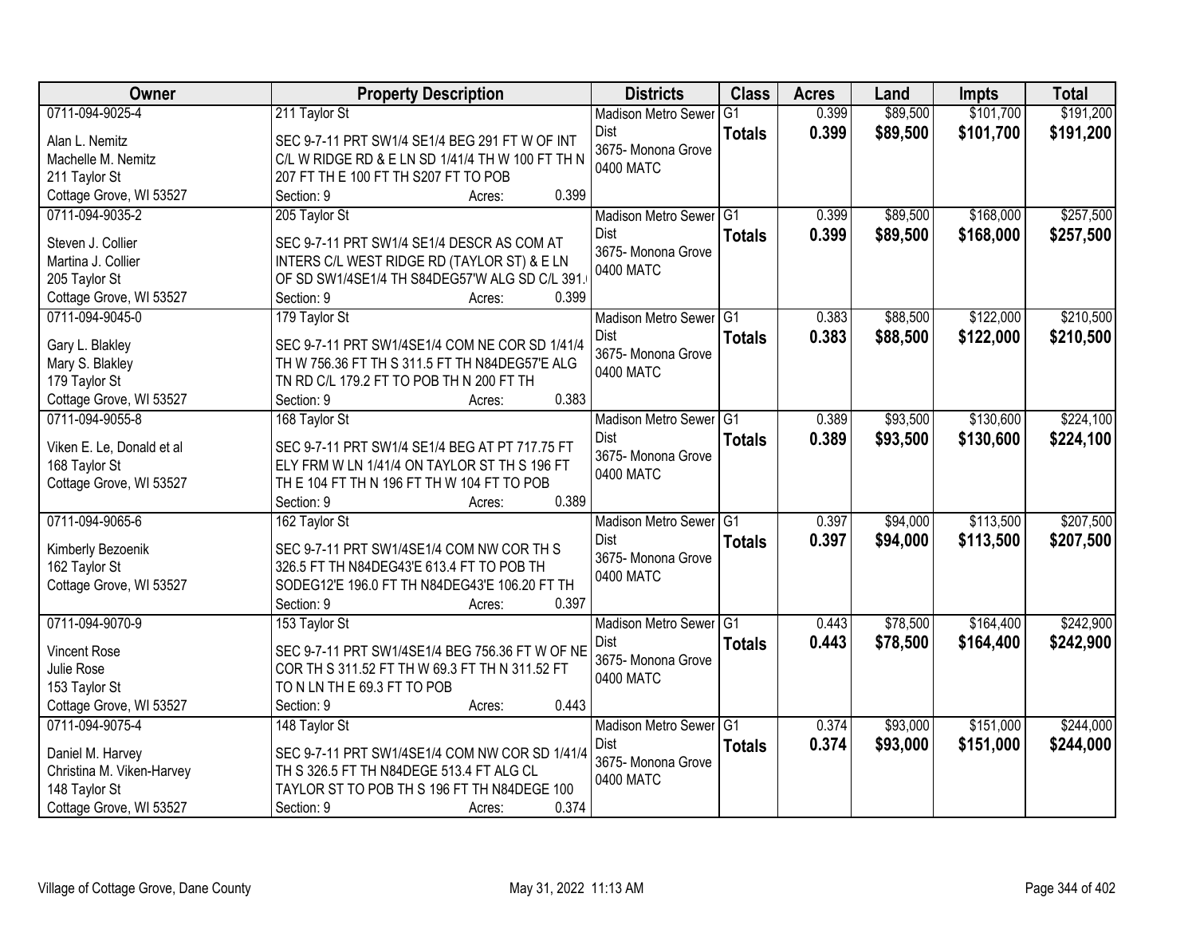| Owner | Property Description | Districts | Class | Acres | Land | Impts | Total |
|---|---|---|---|---|---|---|---|
| 0711-094-9025-4<br><br>Alan L. Nemitz<br>Machelle M. Nemitz<br>211 Taylor St<br>Cottage Grove, WI 53527 | 211 Taylor St<br><br>SEC 9-7-11 PRT SW1/4 SE1/4 BEG 291 FT W OF INT C/L W RIDGE RD & E LN SD 1/41/4 TH W 100 FT TH N 207 FT TH E 100 FT TH S207 FT TO POB<br>Section: 9 Acres: 0.399 | Madison Metro Sewer Dist<br>3675- Monona Grove<br>0400 MATC | G1<br>**Totals** | 0.399<br>**0.399** | $89,500<br>**$89,500** | $101,700<br>**$101,700** | $191,200<br>**$191,200** |
| 0711-094-9035-2<br><br>Steven J. Collier<br>Martina J. Collier<br>205 Taylor St<br>Cottage Grove, WI 53527 | 205 Taylor St<br><br>SEC 9-7-11 PRT SW1/4 SE1/4 DESCR AS COM AT INTERS C/L WEST RIDGE RD (TAYLOR ST) & E LN OF SD SW1/4SE1/4 TH S84DEG57'W ALG SD C/L 391.<br>Section: 9 Acres: 0.399 | Madison Metro Sewer Dist<br>3675- Monona Grove<br>0400 MATC | G1<br>**Totals** | 0.399<br>**0.399** | $89,500<br>**$89,500** | $168,000<br>**$168,000** | $257,500<br>**$257,500** |
| 0711-094-9045-0<br><br>Gary L. Blakley<br>Mary S. Blakley<br>179 Taylor St<br>Cottage Grove, WI 53527 | 179 Taylor St<br><br>SEC 9-7-11 PRT SW1/4SE1/4 COM NE COR SD 1/41/4 TH W 756.36 FT TH S 311.5 FT TH N84DEG57'E ALG TN RD C/L 179.2 FT TO POB TH N 200 FT TH<br>Section: 9 Acres: 0.383 | Madison Metro Sewer Dist<br>3675- Monona Grove<br>0400 MATC | G1<br>**Totals** | 0.383<br>**0.383** | $88,500<br>**$88,500** | $122,000<br>**$122,000** | $210,500<br>**$210,500** |
| 0711-094-9055-8<br><br>Viken E. Le, Donald et al<br>168 Taylor St<br>Cottage Grove, WI 53527 | 168 Taylor St<br><br>SEC 9-7-11 PRT SW1/4 SE1/4 BEG AT PT 717.75 FT ELY FRM W LN 1/41/4 ON TAYLOR ST TH S 196 FT TH E 104 FT TH N 196 FT TH W 104 FT TO POB<br>Section: 9 Acres: 0.389 | Madison Metro Sewer Dist<br>3675- Monona Grove<br>0400 MATC | G1<br>**Totals** | 0.389<br>**0.389** | $93,500<br>**$93,500** | $130,600<br>**$130,600** | $224,100<br>**$224,100** |
| 0711-094-9065-6<br><br>Kimberly Bezoenik<br>162 Taylor St<br>Cottage Grove, WI 53527 | 162 Taylor St<br><br>SEC 9-7-11 PRT SW1/4SE1/4 COM NW COR TH S 326.5 FT TH N84DEG43'E 613.4 FT TO POB TH SODEG12'E 196.0 FT TH N84DEG43'E 106.20 FT TH<br>Section: 9 Acres: 0.397 | Madison Metro Sewer Dist<br>3675- Monona Grove<br>0400 MATC | G1<br>**Totals** | 0.397<br>**0.397** | $94,000<br>**$94,000** | $113,500<br>**$113,500** | $207,500<br>**$207,500** |
| 0711-094-9070-9<br><br>Vincent Rose<br>Julie Rose<br>153 Taylor St<br>Cottage Grove, WI 53527 | 153 Taylor St<br><br>SEC 9-7-11 PRT SW1/4SE1/4 BEG 756.36 FT W OF NE COR TH S 311.52 FT TH W 69.3 FT TH N 311.52 FT TO N LN TH E 69.3 FT TO POB<br>Section: 9 Acres: 0.443 | Madison Metro Sewer Dist<br>3675- Monona Grove<br>0400 MATC | G1<br>**Totals** | 0.443<br>**0.443** | $78,500<br>**$78,500** | $164,400<br>**$164,400** | $242,900<br>**$242,900** |
| 0711-094-9075-4<br><br>Daniel M. Harvey<br>Christina M. Viken-Harvey<br>148 Taylor St<br>Cottage Grove, WI 53527 | 148 Taylor St<br><br>SEC 9-7-11 PRT SW1/4SE1/4 COM NW COR SD 1/41/4 TH S 326.5 FT TH N84DEGE 513.4 FT ALG CL TAYLOR ST TO POB TH S 196 FT TH N84DEGE 100<br>Section: 9 Acres: 0.374 | Madison Metro Sewer Dist<br>3675- Monona Grove<br>0400 MATC | G1<br>**Totals** | 0.374<br>**0.374** | $93,000<br>**$93,000** | $151,000<br>**$151,000** | $244,000<br>**$244,000** |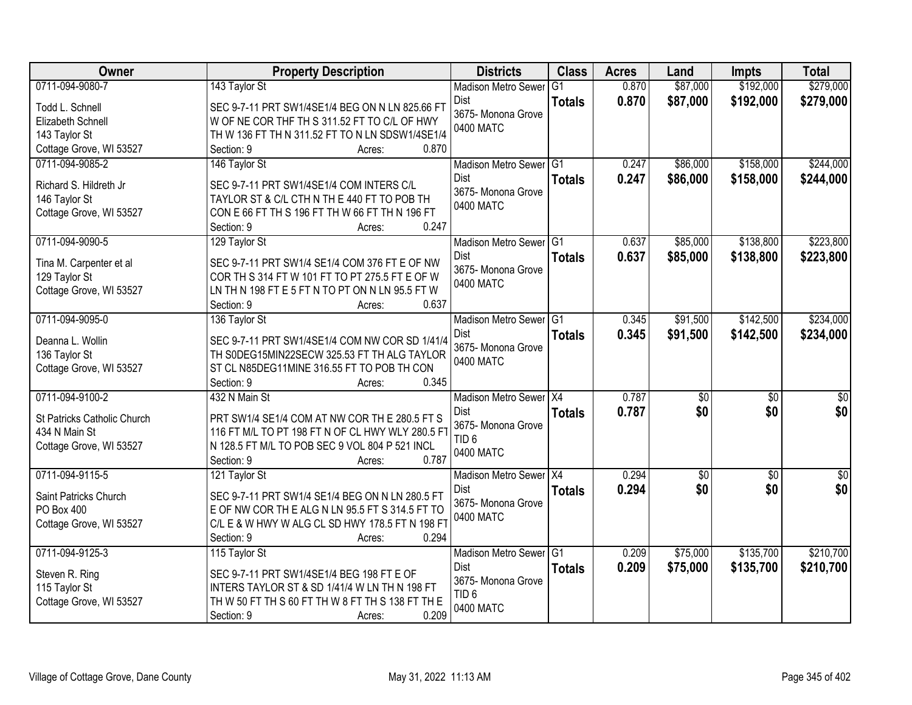| Owner | Property Description | Districts | Class | Acres | Land | Impts | Total |
|---|---|---|---|---|---|---|---|
| 0711-094-9080-7<br>Todd L. Schnell<br>Elizabeth Schnell<br>143 Taylor St<br>Cottage Grove, WI 53527 | 143 Taylor St<br>SEC 9-7-11 PRT SW1/4SE1/4 BEG ON N LN 825.66 FT W OF NE COR THF TH S 311.52 FT TO C/L OF HWY TH W 136 FT TH N 311.52 FT TO N LN SDSW1/4SE1/4<br>Section: 9 Acres: 0.870 | Madison Metro Sewer Dist<br>3675- Monona Grove<br>0400 MATC | G1<br>**Totals** | 0.870<br>**0.870** | $87,000<br>**$87,000** | $192,000<br>**$192,000** | $279,000<br>**$279,000** |
| 0711-094-9085-2<br>Richard S. Hildreth Jr<br>146 Taylor St<br>Cottage Grove, WI 53527 | 146 Taylor St<br>SEC 9-7-11 PRT SW1/4SE1/4 COM INTERS C/L TAYLOR ST & C/L CTH N TH E 440 FT TO POB TH CON E 66 FT TH S 196 FT TH W 66 FT TH N 196 FT<br>Section: 9 Acres: 0.247 | Madison Metro Sewer Dist<br>3675- Monona Grove<br>0400 MATC | G1<br>**Totals** | 0.247<br>**0.247** | $86,000<br>**$86,000** | $158,000<br>**$158,000** | $244,000<br>**$244,000** |
| 0711-094-9090-5<br>Tina M. Carpenter et al<br>129 Taylor St<br>Cottage Grove, WI 53527 | 129 Taylor St<br>SEC 9-7-11 PRT SW1/4 SE1/4 COM 376 FT E OF NW COR TH S 314 FT W 101 FT TO PT 275.5 FT E OF W LN TH N 198 FT E 5 FT N TO PT ON N LN 95.5 FT W<br>Section: 9 Acres: 0.637 | Madison Metro Sewer Dist<br>3675- Monona Grove<br>0400 MATC | G1<br>**Totals** | 0.637<br>**0.637** | $85,000<br>**$85,000** | $138,800<br>**$138,800** | $223,800<br>**$223,800** |
| 0711-094-9095-0<br>Deanna L. Wollin<br>136 Taylor St<br>Cottage Grove, WI 53527 | 136 Taylor St<br>SEC 9-7-11 PRT SW1/4SE1/4 COM NW COR SD 1/41/4 TH S0DEG15MIN22SECW 325.53 FT TH ALG TAYLOR ST CL N85DEG11MINE 316.55 FT TO POB TH CON<br>Section: 9 Acres: 0.345 | Madison Metro Sewer Dist<br>3675- Monona Grove<br>0400 MATC | G1<br>**Totals** | 0.345<br>**0.345** | $91,500<br>**$91,500** | $142,500<br>**$142,500** | $234,000<br>**$234,000** |
| 0711-094-9100-2<br>St Patricks Catholic Church<br>434 N Main St<br>Cottage Grove, WI 53527 | 432 N Main St<br>PRT SW1/4 SE1/4 COM AT NW COR TH E 280.5 FT S 116 FT M/L TO PT 198 FT N OF CL HWY WLY 280.5 FT N 128.5 FT M/L TO POB SEC 9 VOL 804 P 521 INCL<br>Section: 9 Acres: 0.787 | Madison Metro Sewer Dist<br>3675- Monona Grove<br>TID 6<br>0400 MATC | X4<br>**Totals** | 0.787<br>**0.787** | $0<br>**$0** | $0<br>**$0** | $0<br>**$0** |
| 0711-094-9115-5<br>Saint Patricks Church<br>PO Box 400<br>Cottage Grove, WI 53527 | 121 Taylor St<br>SEC 9-7-11 PRT SW1/4 SE1/4 BEG ON N LN 280.5 FT E OF NW COR TH E ALG N LN 95.5 FT S 314.5 FT TO C/L E & W HWY W ALG CL SD HWY 178.5 FT N 198 FT<br>Section: 9 Acres: 0.294 | Madison Metro Sewer Dist<br>3675- Monona Grove<br>0400 MATC | X4<br>**Totals** | 0.294<br>**0.294** | $0<br>**$0** | $0<br>**$0** | $0<br>**$0** |
| 0711-094-9125-3<br>Steven R. Ring<br>115 Taylor St<br>Cottage Grove, WI 53527 | 115 Taylor St<br>SEC 9-7-11 PRT SW1/4SE1/4 BEG 198 FT E OF INTERS TAYLOR ST & SD 1/41/4 W LN TH N 198 FT TH W 50 FT TH S 60 FT TH W 8 FT TH S 138 FT TH E<br>Section: 9 Acres: 0.209 | Madison Metro Sewer Dist<br>3675- Monona Grove<br>TID 6<br>0400 MATC | G1<br>**Totals** | 0.209<br>**0.209** | $75,000<br>**$75,000** | $135,700<br>**$135,700** | $210,700<br>**$210,700** |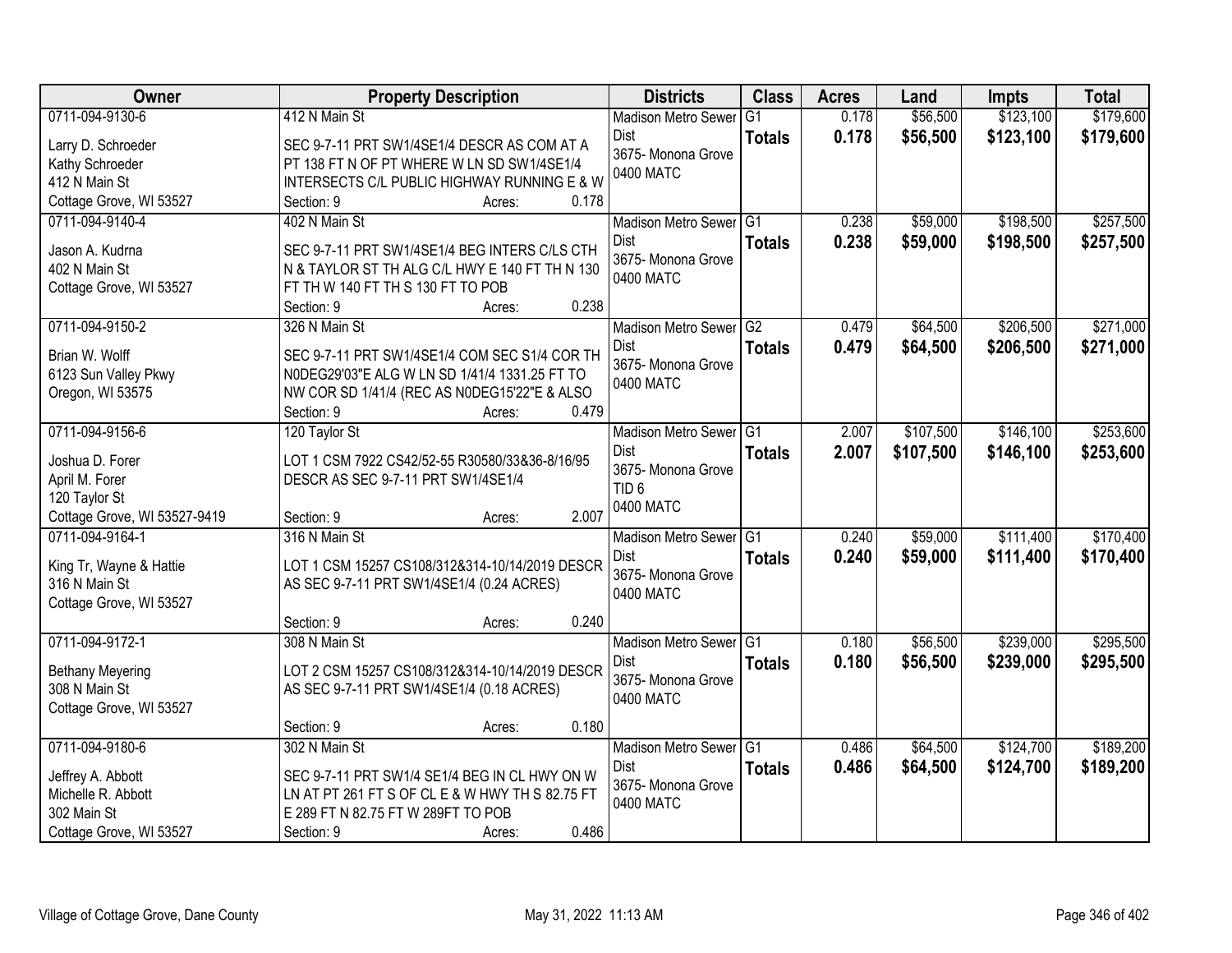| Owner | Property Description | Districts | Class | Acres | Land | Impts | Total |
|---|---|---|---|---|---|---|---|
| 0711-094-9130-6<br><br>Larry D. Schroeder<br>Kathy Schroeder<br>412 N Main St<br>Cottage Grove, WI 53527 | 412 N Main St<br><br>SEC 9-7-11 PRT SW1/4SE1/4 DESCR AS COM AT A PT 138 FT N OF PT WHERE W LN SD SW1/4SE1/4 INTERSECTS C/L PUBLIC HIGHWAY RUNNING E & W<br>Section: 9 Acres: 0.178 | Madison Metro Sewer Dist<br>3675- Monona Grove<br>0400 MATC | G1<br>**Totals** | 0.178<br>**0.178** | $56,500<br>**$56,500** | $123,100<br>**$123,100** | $179,600<br>**$179,600** |
| 0711-094-9140-4<br><br>Jason A. Kudrna<br>402 N Main St<br>Cottage Grove, WI 53527 | 402 N Main St<br><br>SEC 9-7-11 PRT SW1/4SE1/4 BEG INTERS C/LS CTH N & TAYLOR ST TH ALG C/L HWY E 140 FT TH N 130 FT TH W 140 FT TH S 130 FT TO POB<br>Section: 9 Acres: 0.238 | Madison Metro Sewer Dist<br>3675- Monona Grove<br>0400 MATC | G1<br>**Totals** | 0.238<br>**0.238** | $59,000<br>**$59,000** | $198,500<br>**$198,500** | $257,500<br>**$257,500** |
| 0711-094-9150-2<br><br>Brian W. Wolff<br>6123 Sun Valley Pkwy<br>Oregon, WI 53575 | 326 N Main St<br><br>SEC 9-7-11 PRT SW1/4SE1/4 COM SEC S1/4 COR TH N0DEG29'03"E ALG W LN SD 1/41/4 1331.25 FT TO NW COR SD 1/41/4 (REC AS N0DEG15'22"E & ALSO<br>Section: 9 Acres: 0.479 | Madison Metro Sewer Dist<br>3675- Monona Grove<br>0400 MATC | G2<br>**Totals** | 0.479<br>**0.479** | $64,500<br>**$64,500** | $206,500<br>**$206,500** | $271,000<br>**$271,000** |
| 0711-094-9156-6<br><br>Joshua D. Forer<br>April M. Forer<br>120 Taylor St<br>Cottage Grove, WI 53527-9419 | 120 Taylor St<br><br>LOT 1 CSM 7922 CS42/52-55 R30580/33&36-8/16/95 DESCR AS SEC 9-7-11 PRT SW1/4SE1/4<br>Section: 9 Acres: 2.007 | Madison Metro Sewer Dist<br>3675- Monona Grove<br>TID 6<br>0400 MATC | G1<br>**Totals** | 2.007<br>**2.007** | $107,500<br>**$107,500** | $146,100<br>**$146,100** | $253,600<br>**$253,600** |
| 0711-094-9164-1<br><br>King Tr, Wayne & Hattie<br>316 N Main St<br>Cottage Grove, WI 53527 | 316 N Main St<br><br>LOT 1 CSM 15257 CS108/312&314-10/14/2019 DESCR AS SEC 9-7-11 PRT SW1/4SE1/4 (0.24 ACRES)<br>Section: 9 Acres: 0.240 | Madison Metro Sewer Dist<br>3675- Monona Grove<br>0400 MATC | G1<br>**Totals** | 0.240<br>**0.240** | $59,000<br>**$59,000** | $111,400<br>**$111,400** | $170,400<br>**$170,400** |
| 0711-094-9172-1<br><br>Bethany Meyering<br>308 N Main St<br>Cottage Grove, WI 53527 | 308 N Main St<br><br>LOT 2 CSM 15257 CS108/312&314-10/14/2019 DESCR AS SEC 9-7-11 PRT SW1/4SE1/4 (0.18 ACRES)<br>Section: 9 Acres: 0.180 | Madison Metro Sewer Dist<br>3675- Monona Grove<br>0400 MATC | G1<br>**Totals** | 0.180<br>**0.180** | $56,500<br>**$56,500** | $239,000<br>**$239,000** | $295,500<br>**$295,500** |
| 0711-094-9180-6<br><br>Jeffrey A. Abbott<br>Michelle R. Abbott<br>302 Main St<br>Cottage Grove, WI 53527 | 302 N Main St<br><br>SEC 9-7-11 PRT SW1/4 SE1/4 BEG IN CL HWY ON W LN AT PT 261 FT S OF CL E & W HWY TH S 82.75 FT E 289 FT N 82.75 FT W 289FT TO POB<br>Section: 9 Acres: 0.486 | Madison Metro Sewer Dist<br>3675- Monona Grove<br>0400 MATC | G1<br>**Totals** | 0.486<br>**0.486** | $64,500<br>**$64,500** | $124,700<br>**$124,700** | $189,200<br>**$189,200** |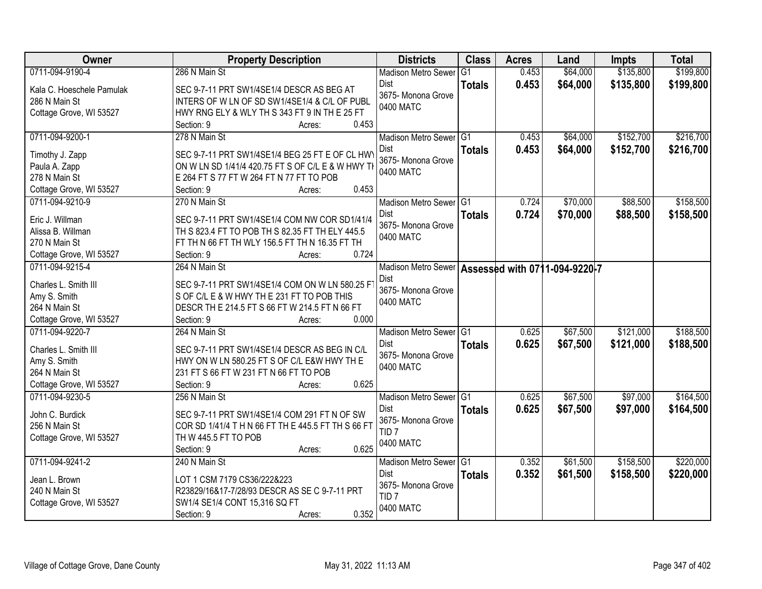| Owner | Property Description | Districts | Class | Acres | Land | Impts | Total |
|---|---|---|---|---|---|---|---|
| 0711-094-9190-4<br>Kala C. Hoeschele Pamulak<br>286 N Main St<br>Cottage Grove, WI 53527 | 286 N Main St<br>SEC 9-7-11 PRT SW1/4SE1/4 DESCR AS BEG AT INTERS OF W LN OF SD SW1/4SE1/4 & C/L OF PUBL HWY RNG ELY & WLY TH S 343 FT 9 IN TH E 25 FT<br>Section: 9 Acres: 0.453 | Madison Metro Sewer Dist<br>3675- Monona Grove<br>0400 MATC | G1<br>**Totals** | 0.453<br>**0.453** | $64,000<br>**$64,000** | $135,800<br>**$135,800** | $199,800<br>**$199,800** |
| 0711-094-9200-1<br>Timothy J. Zapp<br>Paula A. Zapp<br>278 N Main St<br>Cottage Grove, WI 53527 | 278 N Main St<br>SEC 9-7-11 PRT SW1/4SE1/4 BEG 25 FT E OF CL HWY ON W LN SD 1/41/4 420.75 FT S OF C/L E & W HWY TH E 264 FT S 77 FT W 264 FT N 77 FT TO POB<br>Section: 9 Acres: 0.453 | Madison Metro Sewer Dist<br>3675- Monona Grove<br>0400 MATC | G1<br>**Totals** | 0.453<br>**0.453** | $64,000<br>**$64,000** | $152,700<br>**$152,700** | $216,700<br>**$216,700** |
| 0711-094-9210-9<br>Eric J. Willman<br>Alissa B. Willman<br>270 N Main St<br>Cottage Grove, WI 53527 | 270 N Main St<br>SEC 9-7-11 PRT SW1/4SE1/4 COM NW COR SD1/41/4 TH S 823.4 FT TO POB TH S 82.35 FT TH ELY 445.5 FT TH N 66 FT TH WLY 156.5 FT TH N 16.35 FT TH<br>Section: 9 Acres: 0.724 | Madison Metro Sewer Dist<br>3675- Monona Grove<br>0400 MATC | G1<br>**Totals** | 0.724<br>**0.724** | $70,000<br>**$70,000** | $88,500<br>**$88,500** | $158,500<br>**$158,500** |
| 0711-094-9215-4<br>Charles L. Smith III<br>Amy S. Smith<br>264 N Main St<br>Cottage Grove, WI 53527 | 264 N Main St<br>SEC 9-7-11 PRT SW1/4SE1/4 COM ON W LN 580.25 FT S OF C/L E & W HWY TH E 231 FT TO POB THIS DESCR TH E 214.5 FT S 66 FT W 214.5 FT N 66 FT<br>Section: 9 Acres: 0.000 | Madison Metro Sewer Dist<br>3675- Monona Grove<br>0400 MATC | **Assessed with 0711-094-9220-7** | | | | |
| 0711-094-9220-7<br>Charles L. Smith III<br>Amy S. Smith<br>264 N Main St<br>Cottage Grove, WI 53527 | 264 N Main St<br>SEC 9-7-11 PRT SW1/4SE1/4 DESCR AS BEG IN C/L HWY ON W LN 580.25 FT S OF C/L E&W HWY TH E 231 FT S 66 FT W 231 FT N 66 FT TO POB<br>Section: 9 Acres: 0.625 | Madison Metro Sewer Dist<br>3675- Monona Grove<br>0400 MATC | G1<br>**Totals** | 0.625<br>**0.625** | $67,500<br>**$67,500** | $121,000<br>**$121,000** | $188,500<br>**$188,500** |
| 0711-094-9230-5<br>John C. Burdick<br>256 N Main St<br>Cottage Grove, WI 53527 | 256 N Main St<br>SEC 9-7-11 PRT SW1/4SE1/4 COM 291 FT N OF SW COR SD 1/41/4 T H N 66 FT TH E 445.5 FT TH S 66 FT TH W 445.5 FT TO POB<br>Section: 9 Acres: 0.625 | Madison Metro Sewer Dist<br>3675- Monona Grove<br>TID 7<br>0400 MATC | G1<br>**Totals** | 0.625<br>**0.625** | $67,500<br>**$67,500** | $97,000<br>**$97,000** | $164,500<br>**$164,500** |
| 0711-094-9241-2<br>Jean L. Brown<br>240 N Main St<br>Cottage Grove, WI 53527 | 240 N Main St<br>LOT 1 CSM 7179 CS36/222&223 R23829/16&17-7/28/93 DESCR AS SE C 9-7-11 PRT SW1/4 SE1/4 CONT 15,316 SQ FT<br>Section: 9 Acres: 0.352 | Madison Metro Sewer Dist<br>3675- Monona Grove<br>TID 7<br>0400 MATC | G1<br>**Totals** | 0.352<br>**0.352** | $61,500<br>**$61,500** | $158,500<br>**$158,500** | $220,000<br>**$220,000** |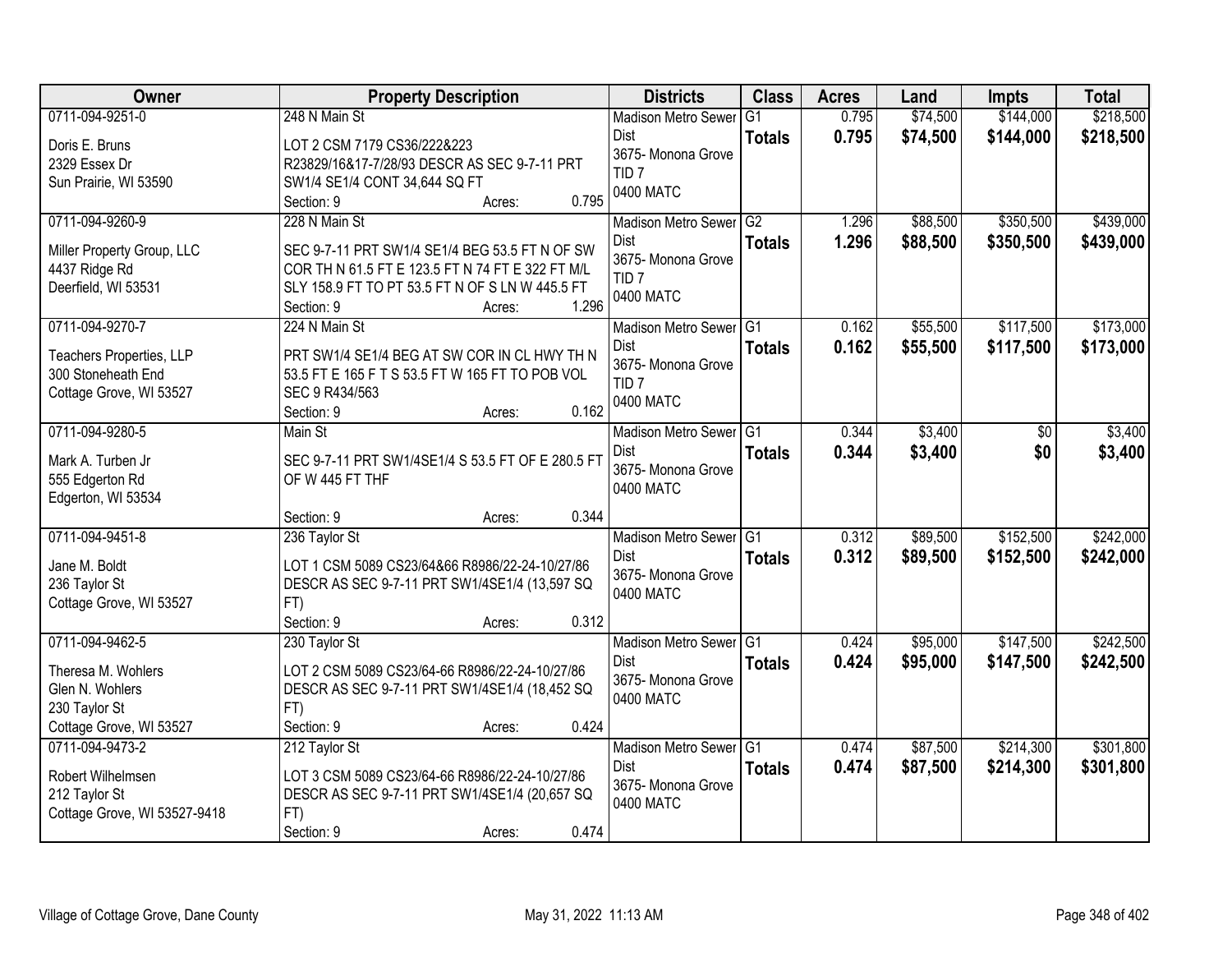| Owner | Property Description | Districts | Class | Acres | Land | Impts | Total |
|---|---|---|---|---|---|---|---|
| 0711-094-9251-0<br>Doris E. Bruns<br>2329 Essex Dr<br>Sun Prairie, WI 53590 | 248 N Main St<br>LOT 2 CSM 7179 CS36/222&223 R23829/16&17-7/28/93 DESCR AS SEC 9-7-11 PRT SW1/4 SE1/4 CONT 34,644 SQ FT<br>Section: 9 Acres: 0.795 | Madison Metro Sewer Dist<br>3675- Monona Grove<br>TID 7<br>0400 MATC | G1<br>**Totals** | 0.795<br>**0.795** | $74,500<br>**$74,500** | $144,000<br>**$144,000** | $218,500<br>**$218,500** |
| 0711-094-9260-9<br>Miller Property Group, LLC<br>4437 Ridge Rd<br>Deerfield, WI 53531 | 228 N Main St<br>SEC 9-7-11 PRT SW1/4 SE1/4 BEG 53.5 FT N OF SW COR TH N 61.5 FT E 123.5 FT N 74 FT E 322 FT M/L SLY 158.9 FT TO PT 53.5 FT N OF S LN W 445.5 FT<br>Section: 9 Acres: 1.296 | Madison Metro Sewer Dist<br>3675- Monona Grove<br>TID 7<br>0400 MATC | G2<br>**Totals** | 1.296<br>**1.296** | $88,500<br>**$88,500** | $350,500<br>**$350,500** | $439,000<br>**$439,000** |
| 0711-094-9270-7<br>Teachers Properties, LLP<br>300 Stoneheath End<br>Cottage Grove, WI 53527 | 224 N Main St<br>PRT SW1/4 SE1/4 BEG AT SW COR IN CL HWY TH N 53.5 FT E 165 F T S 53.5 FT W 165 FT TO POB VOL SEC 9 R434/563<br>Section: 9 Acres: 0.162 | Madison Metro Sewer Dist<br>3675- Monona Grove<br>TID 7<br>0400 MATC | G1<br>**Totals** | 0.162<br>**0.162** | $55,500<br>**$55,500** | $117,500<br>**$117,500** | $173,000<br>**$173,000** |
| 0711-094-9280-5<br>Mark A. Turben Jr<br>555 Edgerton Rd<br>Edgerton, WI 53534 | Main St<br>SEC 9-7-11 PRT SW1/4SE1/4 S 53.5 FT OF E 280.5 FT OF W 445 FT THF<br>Section: 9 Acres: 0.344 | Madison Metro Sewer Dist<br>3675- Monona Grove<br>0400 MATC | G1<br>**Totals** | 0.344<br>**0.344** | $3,400<br>**$3,400** | $0<br>**$0** | $3,400<br>**$3,400** |
| 0711-094-9451-8<br>Jane M. Boldt<br>236 Taylor St<br>Cottage Grove, WI 53527 | 236 Taylor St<br>LOT 1 CSM 5089 CS23/64&66 R8986/22-24-10/27/86 DESCR AS SEC 9-7-11 PRT SW1/4SE1/4 (13,597 SQ FT)<br>Section: 9 Acres: 0.312 | Madison Metro Sewer Dist<br>3675- Monona Grove<br>0400 MATC | G1<br>**Totals** | 0.312<br>**0.312** | $89,500<br>**$89,500** | $152,500<br>**$152,500** | $242,000<br>**$242,000** |
| 0711-094-9462-5<br>Theresa M. Wohlers<br>Glen N. Wohlers<br>230 Taylor St<br>Cottage Grove, WI 53527 | 230 Taylor St<br>LOT 2 CSM 5089 CS23/64-66 R8986/22-24-10/27/86 DESCR AS SEC 9-7-11 PRT SW1/4SE1/4 (18,452 SQ FT)<br>Section: 9 Acres: 0.424 | Madison Metro Sewer Dist<br>3675- Monona Grove<br>0400 MATC | G1<br>**Totals** | 0.424<br>**0.424** | $95,000<br>**$95,000** | $147,500<br>**$147,500** | $242,500<br>**$242,500** |
| 0711-094-9473-2<br>Robert Wilhelmsen<br>212 Taylor St<br>Cottage Grove, WI 53527-9418 | 212 Taylor St<br>LOT 3 CSM 5089 CS23/64-66 R8986/22-24-10/27/86 DESCR AS SEC 9-7-11 PRT SW1/4SE1/4 (20,657 SQ FT)<br>Section: 9 Acres: 0.474 | Madison Metro Sewer Dist<br>3675- Monona Grove<br>0400 MATC | G1<br>**Totals** | 0.474<br>**0.474** | $87,500<br>**$87,500** | $214,300<br>**$214,300** | $301,800<br>**$301,800** |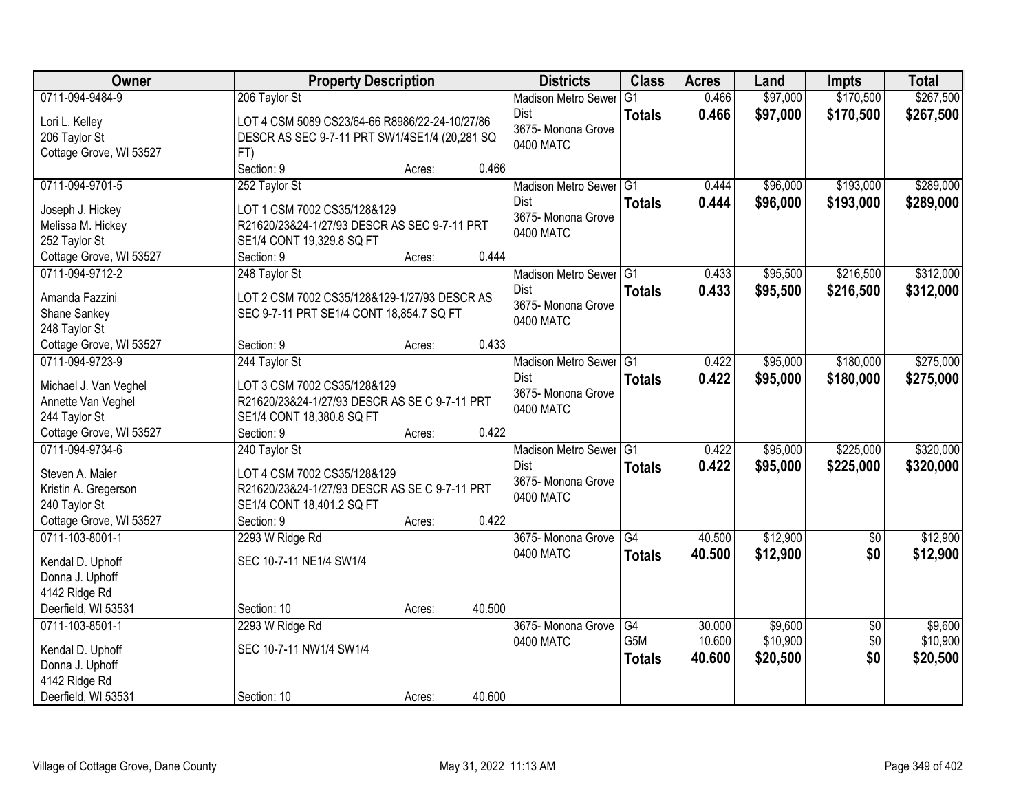| Owner | Property Description | Districts | Class | Acres | Land | Impts | Total |
|---|---|---|---|---|---|---|---|
| 0711-094-9484-9<br><br>Lori L. Kelley<br>206 Taylor St<br>Cottage Grove, WI 53527 | 206 Taylor St<br><br>LOT 4 CSM 5089 CS23/64-66 R8986/22-24-10/27/86 DESCR AS SEC 9-7-11 PRT SW1/4SE1/4 (20,281 SQ FT)<br>Section: 9 Acres: 0.466 | Madison Metro Sewer Dist<br>3675- Monona Grove<br>0400 MATC | G1<br>**Totals** | 0.466<br>**0.466** | $97,000<br>**$97,000** | $170,500<br>**$170,500** | $267,500<br>**$267,500** |
| 0711-094-9701-5<br><br>Joseph J. Hickey<br>Melissa M. Hickey<br>252 Taylor St<br>Cottage Grove, WI 53527 | 252 Taylor St<br><br>LOT 1 CSM 7002 CS35/128&129 R21620/23&24-1/27/93 DESCR AS SEC 9-7-11 PRT SE1/4 CONT 19,329.8 SQ FT<br>Section: 9 Acres: 0.444 | Madison Metro Sewer Dist<br>3675- Monona Grove<br>0400 MATC | G1<br>**Totals** | 0.444<br>**0.444** | $96,000<br>**$96,000** | $193,000<br>**$193,000** | $289,000<br>**$289,000** |
| 0711-094-9712-2<br><br>Amanda Fazzini<br>Shane Sankey<br>248 Taylor St<br>Cottage Grove, WI 53527 | 248 Taylor St<br><br>LOT 2 CSM 7002 CS35/128&129-1/27/93 DESCR AS SEC 9-7-11 PRT SE1/4 CONT 18,854.7 SQ FT<br><br>Section: 9 Acres: 0.433 | Madison Metro Sewer Dist<br>3675- Monona Grove<br>0400 MATC | G1<br>**Totals** | 0.433<br>**0.433** | $95,500<br>**$95,500** | $216,500<br>**$216,500** | $312,000<br>**$312,000** |
| 0711-094-9723-9<br><br>Michael J. Van Veghel<br>Annette Van Veghel<br>244 Taylor St<br>Cottage Grove, WI 53527 | 244 Taylor St<br><br>LOT 3 CSM 7002 CS35/128&129 R21620/23&24-1/27/93 DESCR AS SE C 9-7-11 PRT SE1/4 CONT 18,380.8 SQ FT<br>Section: 9 Acres: 0.422 | Madison Metro Sewer Dist<br>3675- Monona Grove<br>0400 MATC | G1<br>**Totals** | 0.422<br>**0.422** | $95,000<br>**$95,000** | $180,000<br>**$180,000** | $275,000<br>**$275,000** |
| 0711-094-9734-6<br><br>Steven A. Maier<br>Kristin A. Gregerson<br>240 Taylor St<br>Cottage Grove, WI 53527 | 240 Taylor St<br><br>LOT 4 CSM 7002 CS35/128&129 R21620/23&24-1/27/93 DESCR AS SE C 9-7-11 PRT SE1/4 CONT 18,401.2 SQ FT<br>Section: 9 Acres: 0.422 | Madison Metro Sewer Dist<br>3675- Monona Grove<br>0400 MATC | G1<br>**Totals** | 0.422<br>**0.422** | $95,000<br>**$95,000** | $225,000<br>**$225,000** | $320,000<br>**$320,000** |
| 0711-103-8001-1<br><br>Kendal D. Uphoff<br>Donna J. Uphoff<br>4142 Ridge Rd<br>Deerfield, WI 53531 | 2293 W Ridge Rd<br><br>SEC 10-7-11 NE1/4 SW1/4<br><br>Section: 10 Acres: 40.500 | 3675- Monona Grove<br>0400 MATC | G4<br>**Totals** | 40.500<br>**40.500** | $12,900<br>**$12,900** | $0<br>**$0** | $12,900<br>**$12,900** |
| 0711-103-8501-1<br><br>Kendal D. Uphoff<br>Donna J. Uphoff<br>4142 Ridge Rd<br>Deerfield, WI 53531 | 2293 W Ridge Rd<br><br>SEC 10-7-11 NW1/4 SW1/4<br><br>Section: 10 Acres: 40.600 | 3675- Monona Grove<br>0400 MATC | G4<br>G5M<br>**Totals** | 30.000<br>10.600<br>**40.600** | $9,600<br>$10,900<br>**$20,500** | $0<br>$0<br>**$0** | $9,600<br>$10,900<br>**$20,500** |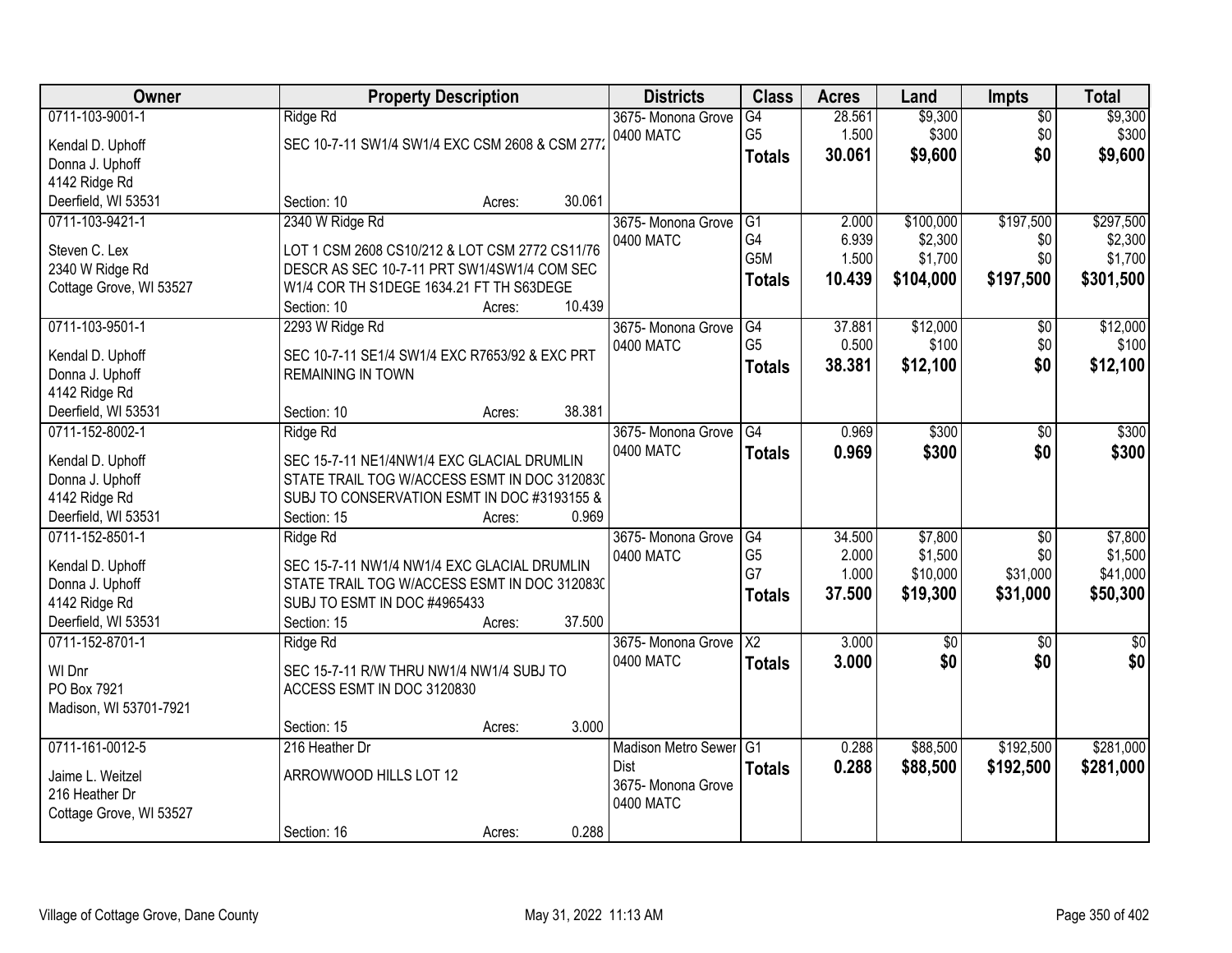| Owner | Property Description | Districts | Class | Acres | Land | Impts | Total |
|---|---|---|---|---|---|---|---|
| 0711-103-9001-1<br>Kendal D. Uphoff<br>Donna J. Uphoff<br>4142 Ridge Rd<br>Deerfield, WI 53531 | Ridge Rd<br>SEC 10-7-11 SW1/4 SW1/4 EXC CSM 2608 & CSM 2772<br>Section: 10 Acres: 30.061 | 3675- Monona Grove<br>0400 MATC | G4<br>G5<br>**Totals** | 28.561<br>1.500<br>**30.061** | $9,300<br>$300<br>**$9,600** | $0<br>$0<br>**$0** | $9,300<br>$300<br>**$9,600** |
| 0711-103-9421-1<br>Steven C. Lex<br>2340 W Ridge Rd<br>Cottage Grove, WI 53527 | 2340 W Ridge Rd<br>LOT 1 CSM 2608 CS10/212 & LOT CSM 2772 CS11/76 DESCR AS SEC 10-7-11 PRT SW1/4SW1/4 COM SEC W1/4 COR TH S1DEGE 1634.21 FT TH S63DEGE<br>Section: 10 Acres: 10.439 | 3675- Monona Grove<br>0400 MATC | G1<br>G4<br>G5M<br>**Totals** | 2.000<br>6.939<br>1.500<br>**10.439** | $100,000<br>$2,300<br>$1,700<br>**$104,000** | $197,500<br>$0<br>$0<br>**$197,500** | $297,500<br>$2,300<br>$1,700<br>**$301,500** |
| 0711-103-9501-1<br>Kendal D. Uphoff<br>Donna J. Uphoff<br>4142 Ridge Rd<br>Deerfield, WI 53531 | 2293 W Ridge Rd<br>SEC 10-7-11 SE1/4 SW1/4 EXC R7653/92 & EXC PRT REMAINING IN TOWN<br>Section: 10 Acres: 38.381 | 3675- Monona Grove<br>0400 MATC | G4<br>G5<br>**Totals** | 37.881<br>0.500<br>**38.381** | $12,000<br>$100<br>**$12,100** | $0<br>$0<br>**$0** | $12,000<br>$100<br>**$12,100** |
| 0711-152-8002-1<br>Kendal D. Uphoff<br>Donna J. Uphoff<br>4142 Ridge Rd<br>Deerfield, WI 53531 | Ridge Rd<br>SEC 15-7-11 NE1/4NW1/4 EXC GLACIAL DRUMLIN STATE TRAIL TOG W/ACCESS ESMT IN DOC 3120830 SUBJ TO CONSERVATION ESMT IN DOC #3193155 &<br>Section: 15 Acres: 0.969 | 3675- Monona Grove<br>0400 MATC | G4<br>**Totals** | 0.969<br>**0.969** | $300<br>**$300** | $0<br>**$0** | $300<br>**$300** |
| 0711-152-8501-1<br>Kendal D. Uphoff<br>Donna J. Uphoff<br>4142 Ridge Rd<br>Deerfield, WI 53531 | Ridge Rd<br>SEC 15-7-11 NW1/4 NW1/4 EXC GLACIAL DRUMLIN STATE TRAIL TOG W/ACCESS ESMT IN DOC 3120830 SUBJ TO ESMT IN DOC #4965433<br>Section: 15 Acres: 37.500 | 3675- Monona Grove<br>0400 MATC | G4<br>G5<br>G7<br>**Totals** | 34.500<br>2.000<br>1.000<br>**37.500** | $7,800<br>$1,500<br>$10,000<br>**$19,300** | $0<br>$0<br>$31,000<br>**$31,000** | $7,800<br>$1,500<br>$41,000<br>**$50,300** |
| 0711-152-8701-1<br>WI Dnr<br>PO Box 7921<br>Madison, WI 53701-7921 | Ridge Rd<br>SEC 15-7-11 R/W THRU NW1/4 NW1/4 SUBJ TO ACCESS ESMT IN DOC 3120830<br>Section: 15 Acres: 3.000 | 3675- Monona Grove<br>0400 MATC | X2<br>**Totals** | 3.000<br>**3.000** | $0<br>**$0** | $0<br>**$0** | $0<br>**$0** |
| 0711-161-0012-5<br>Jaime L. Weitzel<br>216 Heather Dr<br>Cottage Grove, WI 53527 | 216 Heather Dr<br>ARROWWOOD HILLS LOT 12<br>Section: 16 Acres: 0.288 | Madison Metro Sewer Dist<br>3675- Monona Grove<br>0400 MATC | G1<br>**Totals** | 0.288<br>**0.288** | $88,500<br>**$88,500** | $192,500<br>**$192,500** | $281,000<br>**$281,000** |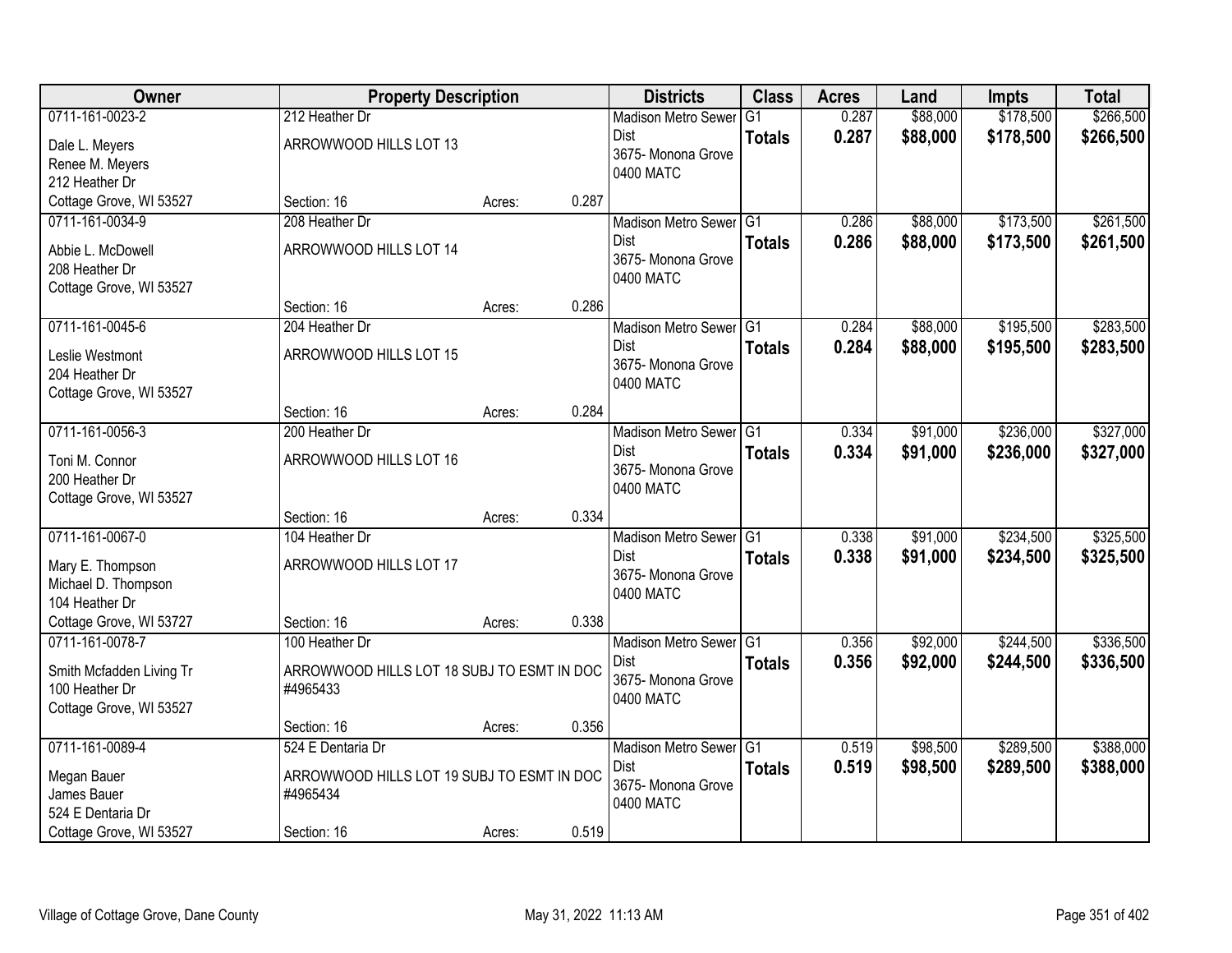| Owner | Property Description | | | Districts | Class | Acres | Land | Impts | Total |
|---|---|---|---|---|---|---|---|---|---|
| 0711-161-0023-2<br>Dale L. Meyers<br>Renee M. Meyers<br>212 Heather Dr<br>Cottage Grove, WI 53527 | 212 Heather Dr<br>ARROWWOOD HILLS LOT 13<br>Section: 16 | Acres: | 0.287 | Madison Metro Sewer Dist<br>3675- Monona Grove<br>0400 MATC | G1<br>**Totals** | 0.287<br>**0.287** | $88,000<br>**$88,000** | $178,500<br>**$178,500** | $266,500<br>**$266,500** |
| 0711-161-0034-9<br>Abbie L. McDowell<br>208 Heather Dr<br>Cottage Grove, WI 53527 | 208 Heather Dr<br>ARROWWOOD HILLS LOT 14<br>Section: 16 | Acres: | 0.286 | Madison Metro Sewer Dist<br>3675- Monona Grove<br>0400 MATC | G1<br>**Totals** | 0.286<br>**0.286** | $88,000<br>**$88,000** | $173,500<br>**$173,500** | $261,500<br>**$261,500** |
| 0711-161-0045-6<br>Leslie Westmont<br>204 Heather Dr<br>Cottage Grove, WI 53527 | 204 Heather Dr<br>ARROWWOOD HILLS LOT 15<br>Section: 16 | Acres: | 0.284 | Madison Metro Sewer Dist<br>3675- Monona Grove<br>0400 MATC | G1<br>**Totals** | 0.284<br>**0.284** | $88,000<br>**$88,000** | $195,500<br>**$195,500** | $283,500<br>**$283,500** |
| 0711-161-0056-3<br>Toni M. Connor<br>200 Heather Dr<br>Cottage Grove, WI 53527 | 200 Heather Dr<br>ARROWWOOD HILLS LOT 16<br>Section: 16 | Acres: | 0.334 | Madison Metro Sewer Dist<br>3675- Monona Grove<br>0400 MATC | G1<br>**Totals** | 0.334<br>**0.334** | $91,000<br>**$91,000** | $236,000<br>**$236,000** | $327,000<br>**$327,000** |
| 0711-161-0067-0<br>Mary E. Thompson<br>Michael D. Thompson<br>104 Heather Dr<br>Cottage Grove, WI 53727 | 104 Heather Dr<br>ARROWWOOD HILLS LOT 17<br>Section: 16 | Acres: | 0.338 | Madison Metro Sewer Dist<br>3675- Monona Grove<br>0400 MATC | G1<br>**Totals** | 0.338<br>**0.338** | $91,000<br>**$91,000** | $234,500<br>**$234,500** | $325,500<br>**$325,500** |
| 0711-161-0078-7<br>Smith Mcfadden Living Tr<br>100 Heather Dr<br>Cottage Grove, WI 53527 | 100 Heather Dr<br>ARROWWOOD HILLS LOT 18 SUBJ TO ESMT IN DOC #4965433<br>Section: 16 | Acres: | 0.356 | Madison Metro Sewer Dist<br>3675- Monona Grove<br>0400 MATC | G1<br>**Totals** | 0.356<br>**0.356** | $92,000<br>**$92,000** | $244,500<br>**$244,500** | $336,500<br>**$336,500** |
| 0711-161-0089-4<br>Megan Bauer<br>James Bauer<br>524 E Dentaria Dr<br>Cottage Grove, WI 53527 | 524 E Dentaria Dr<br>ARROWWOOD HILLS LOT 19 SUBJ TO ESMT IN DOC #4965434<br>Section: 16 | Acres: | 0.519 | Madison Metro Sewer Dist<br>3675- Monona Grove<br>0400 MATC | G1<br>**Totals** | 0.519<br>**0.519** | $98,500<br>**$98,500** | $289,500<br>**$289,500** | $388,000<br>**$388,000** |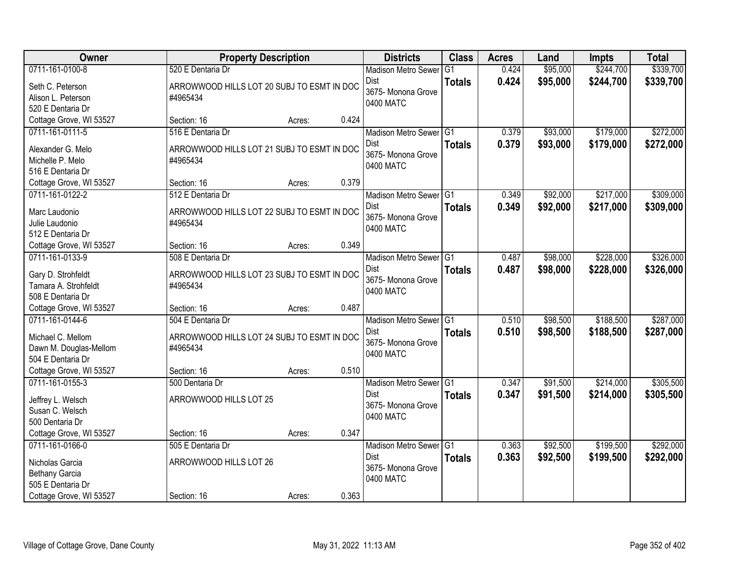| Owner | Property Description | | | Districts | Class | Acres | Land | Impts | Total |
|---|---|---|---|---|---|---|---|---|---|
| 0711-161-0100-8 | 520 E Dentaria Dr | | | Madison Metro Sewer Dist | G1 | 0.424 | $95,000 | $244,700 | $339,700 |
| Seth C. Peterson<br>Alison L. Peterson<br>520 E Dentaria Dr<br>Cottage Grove, WI 53527 | ARROWWOOD HILLS LOT 20 SUBJ TO ESMT IN DOC #4965434 | | | 3675- Monona Grove<br>0400 MATC | **Totals** | **0.424** | **$95,000** | **$244,700** | **$339,700** |
| | Section: 16 | Acres: | 0.424 | | | | | | |
| 0711-161-0111-5 | 516 E Dentaria Dr | | | Madison Metro Sewer Dist | G1 | 0.379 | $93,000 | $179,000 | $272,000 |
| Alexander G. Melo<br>Michelle P. Melo<br>516 E Dentaria Dr<br>Cottage Grove, WI 53527 | ARROWWOOD HILLS LOT 21 SUBJ TO ESMT IN DOC #4965434 | | | 3675- Monona Grove<br>0400 MATC | **Totals** | **0.379** | **$93,000** | **$179,000** | **$272,000** |
| | Section: 16 | Acres: | 0.379 | | | | | | |
| 0711-161-0122-2 | 512 E Dentaria Dr | | | Madison Metro Sewer Dist | G1 | 0.349 | $92,000 | $217,000 | $309,000 |
| Marc Laudonio<br>Julie Laudonio<br>512 E Dentaria Dr<br>Cottage Grove, WI 53527 | ARROWWOOD HILLS LOT 22 SUBJ TO ESMT IN DOC #4965434 | | | 3675- Monona Grove<br>0400 MATC | **Totals** | **0.349** | **$92,000** | **$217,000** | **$309,000** |
| | Section: 16 | Acres: | 0.349 | | | | | | |
| 0711-161-0133-9 | 508 E Dentaria Dr | | | Madison Metro Sewer Dist | G1 | 0.487 | $98,000 | $228,000 | $326,000 |
| Gary D. Strohfeldt<br>Tamara A. Strohfeldt<br>508 E Dentaria Dr<br>Cottage Grove, WI 53527 | ARROWWOOD HILLS LOT 23 SUBJ TO ESMT IN DOC #4965434 | | | 3675- Monona Grove<br>0400 MATC | **Totals** | **0.487** | **$98,000** | **$228,000** | **$326,000** |
| | Section: 16 | Acres: | 0.487 | | | | | | |
| 0711-161-0144-6 | 504 E Dentaria Dr | | | Madison Metro Sewer Dist | G1 | 0.510 | $98,500 | $188,500 | $287,000 |
| Michael C. Mellom<br>Dawn M. Douglas-Mellom<br>504 E Dentaria Dr<br>Cottage Grove, WI 53527 | ARROWWOOD HILLS LOT 24 SUBJ TO ESMT IN DOC #4965434 | | | 3675- Monona Grove<br>0400 MATC | **Totals** | **0.510** | **$98,500** | **$188,500** | **$287,000** |
| | Section: 16 | Acres: | 0.510 | | | | | | |
| 0711-161-0155-3 | 500 Dentaria Dr | | | Madison Metro Sewer Dist | G1 | 0.347 | $91,500 | $214,000 | $305,500 |
| Jeffrey L. Welsch<br>Susan C. Welsch<br>500 Dentaria Dr<br>Cottage Grove, WI 53527 | ARROWWOOD HILLS LOT 25 | | | 3675- Monona Grove<br>0400 MATC | **Totals** | **0.347** | **$91,500** | **$214,000** | **$305,500** |
| | Section: 16 | Acres: | 0.347 | | | | | | |
| 0711-161-0166-0 | 505 E Dentaria Dr | | | Madison Metro Sewer Dist | G1 | 0.363 | $92,500 | $199,500 | $292,000 |
| Nicholas Garcia<br>Bethany Garcia<br>505 E Dentaria Dr<br>Cottage Grove, WI 53527 | ARROWWOOD HILLS LOT 26 | | | 3675- Monona Grove<br>0400 MATC | **Totals** | **0.363** | **$92,500** | **$199,500** | **$292,000** |
| | Section: 16 | Acres: | 0.363 | | | | | | |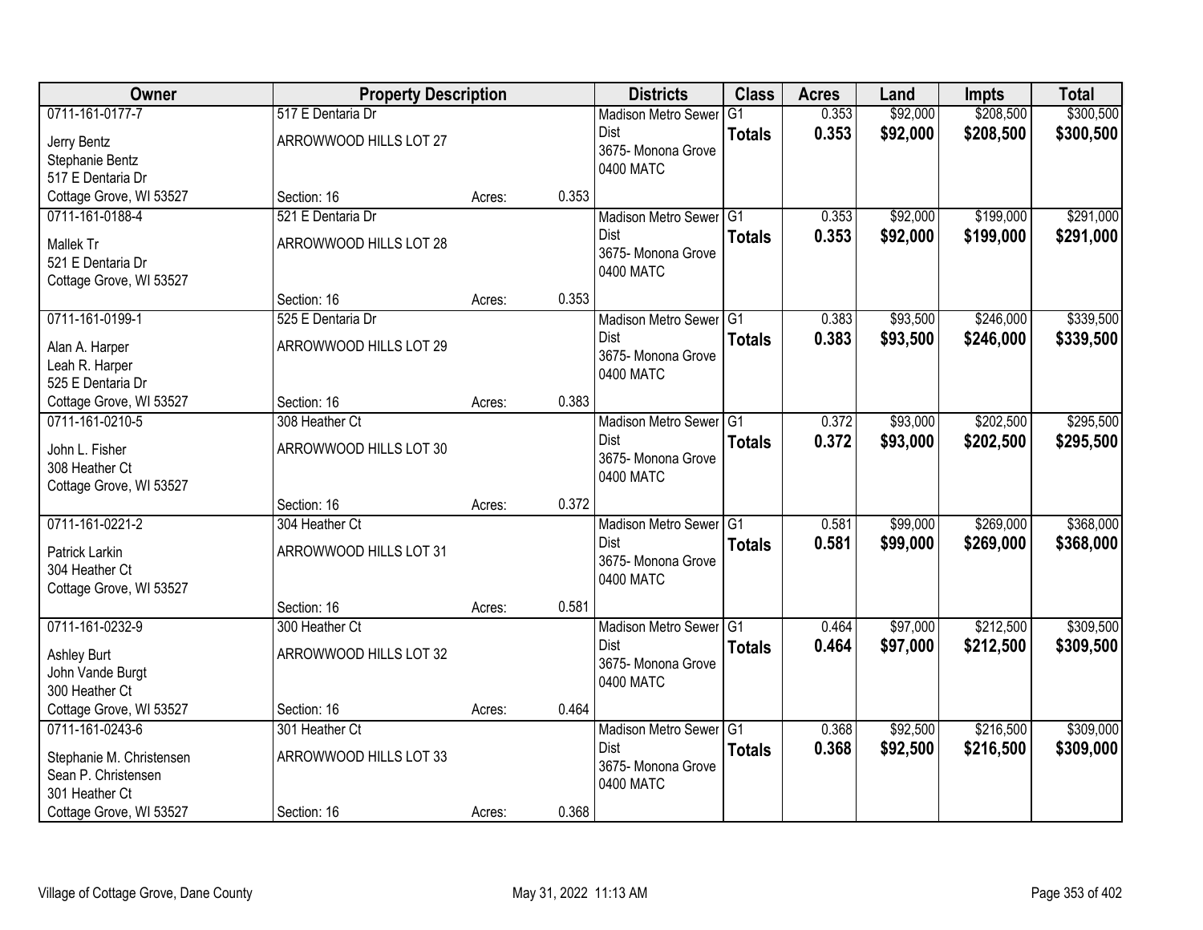| Owner | Property Description | | | Districts | Class | Acres | Land | Impts | Total |
|---|---|---|---|---|---|---|---|---|---|
| 0711-161-0177-7<br>Jerry Bentz<br>Stephanie Bentz<br>517 E Dentaria Dr<br>Cottage Grove, WI 53527 | 517 E Dentaria Dr<br>ARROWWOOD HILLS LOT 27<br>Section: 16 | Acres: | 0.353 | Madison Metro Sewer Dist<br>3675- Monona Grove<br>0400 MATC | G1<br>**Totals** | 0.353<br>**0.353** | $92,000<br>**$92,000** | $208,500<br>**$208,500** | $300,500<br>**$300,500** |
| 0711-161-0188-4<br>Mallek Tr<br>521 E Dentaria Dr<br>Cottage Grove, WI 53527 | 521 E Dentaria Dr<br>ARROWWOOD HILLS LOT 28<br>Section: 16 | Acres: | 0.353 | Madison Metro Sewer Dist<br>3675- Monona Grove<br>0400 MATC | G1<br>**Totals** | 0.353<br>**0.353** | $92,000<br>**$92,000** | $199,000<br>**$199,000** | $291,000<br>**$291,000** |
| 0711-161-0199-1<br>Alan A. Harper<br>Leah R. Harper<br>525 E Dentaria Dr<br>Cottage Grove, WI 53527 | 525 E Dentaria Dr<br>ARROWWOOD HILLS LOT 29<br>Section: 16 | Acres: | 0.383 | Madison Metro Sewer Dist<br>3675- Monona Grove<br>0400 MATC | G1<br>**Totals** | 0.383<br>**0.383** | $93,500<br>**$93,500** | $246,000<br>**$246,000** | $339,500<br>**$339,500** |
| 0711-161-0210-5<br>John L. Fisher<br>308 Heather Ct<br>Cottage Grove, WI 53527 | 308 Heather Ct<br>ARROWWOOD HILLS LOT 30<br>Section: 16 | Acres: | 0.372 | Madison Metro Sewer Dist<br>3675- Monona Grove<br>0400 MATC | G1<br>**Totals** | 0.372<br>**0.372** | $93,000<br>**$93,000** | $202,500<br>**$202,500** | $295,500<br>**$295,500** |
| 0711-161-0221-2<br>Patrick Larkin<br>304 Heather Ct<br>Cottage Grove, WI 53527 | 304 Heather Ct<br>ARROWWOOD HILLS LOT 31<br>Section: 16 | Acres: | 0.581 | Madison Metro Sewer Dist<br>3675- Monona Grove<br>0400 MATC | G1<br>**Totals** | 0.581<br>**0.581** | $99,000<br>**$99,000** | $269,000<br>**$269,000** | $368,000<br>**$368,000** |
| 0711-161-0232-9<br>Ashley Burt<br>John Vande Burgt<br>300 Heather Ct<br>Cottage Grove, WI 53527 | 300 Heather Ct<br>ARROWWOOD HILLS LOT 32<br>Section: 16 | Acres: | 0.464 | Madison Metro Sewer Dist<br>3675- Monona Grove<br>0400 MATC | G1<br>**Totals** | 0.464<br>**0.464** | $97,000<br>**$97,000** | $212,500<br>**$212,500** | $309,500<br>**$309,500** |
| 0711-161-0243-6<br>Stephanie M. Christensen<br>Sean P. Christensen<br>301 Heather Ct<br>Cottage Grove, WI 53527 | 301 Heather Ct<br>ARROWWOOD HILLS LOT 33<br>Section: 16 | Acres: | 0.368 | Madison Metro Sewer Dist<br>3675- Monona Grove<br>0400 MATC | G1<br>**Totals** | 0.368<br>**0.368** | $92,500<br>**$92,500** | $216,500<br>**$216,500** | $309,000<br>**$309,000** |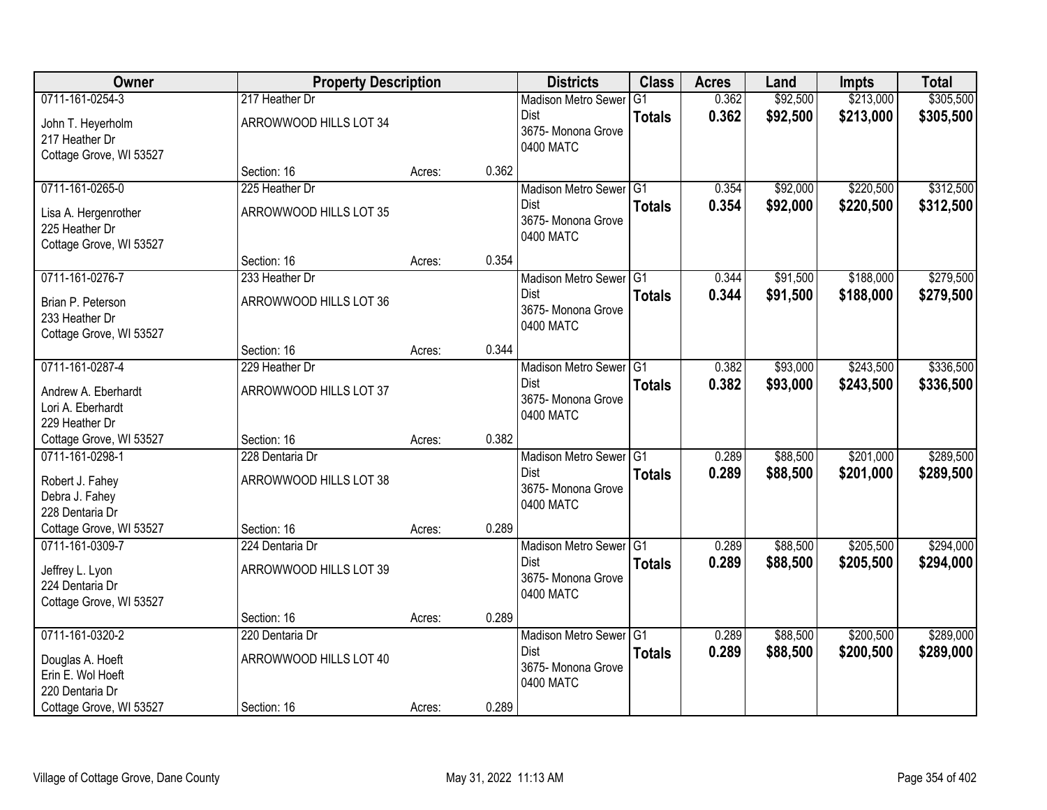| Owner | Property Description | | | Districts | Class | Acres | Land | Impts | Total |
|---|---|---|---|---|---|---|---|---|---|
| 0711-161-0254-3<br>John T. Heyerholm<br>217 Heather Dr<br>Cottage Grove, WI 53527 | 217 Heather Dr<br>ARROWWOOD HILLS LOT 34<br>Section: 16 | Acres: | 0.362 | Madison Metro Sewer Dist<br>3675- Monona Grove<br>0400 MATC | G1<br>**Totals** | 0.362<br>**0.362** | $92,500<br>**$92,500** | $213,000<br>**$213,000** | $305,500<br>**$305,500** |
| 0711-161-0265-0<br>Lisa A. Hergenrother<br>225 Heather Dr<br>Cottage Grove, WI 53527 | 225 Heather Dr<br>ARROWWOOD HILLS LOT 35<br>Section: 16 | Acres: | 0.354 | Madison Metro Sewer Dist<br>3675- Monona Grove<br>0400 MATC | G1<br>**Totals** | 0.354<br>**0.354** | $92,000<br>**$92,000** | $220,500<br>**$220,500** | $312,500<br>**$312,500** |
| 0711-161-0276-7<br>Brian P. Peterson<br>233 Heather Dr<br>Cottage Grove, WI 53527 | 233 Heather Dr<br>ARROWWOOD HILLS LOT 36<br>Section: 16 | Acres: | 0.344 | Madison Metro Sewer Dist<br>3675- Monona Grove<br>0400 MATC | G1<br>**Totals** | 0.344<br>**0.344** | $91,500<br>**$91,500** | $188,000<br>**$188,000** | $279,500<br>**$279,500** |
| 0711-161-0287-4<br>Andrew A. Eberhardt<br>Lori A. Eberhardt<br>229 Heather Dr<br>Cottage Grove, WI 53527 | 229 Heather Dr<br>ARROWWOOD HILLS LOT 37<br>Section: 16 | Acres: | 0.382 | Madison Metro Sewer Dist<br>3675- Monona Grove<br>0400 MATC | G1<br>**Totals** | 0.382<br>**0.382** | $93,000<br>**$93,000** | $243,500<br>**$243,500** | $336,500<br>**$336,500** |
| 0711-161-0298-1<br>Robert J. Fahey<br>Debra J. Fahey<br>228 Dentaria Dr<br>Cottage Grove, WI 53527 | 228 Dentaria Dr<br>ARROWWOOD HILLS LOT 38<br>Section: 16 | Acres: | 0.289 | Madison Metro Sewer Dist<br>3675- Monona Grove<br>0400 MATC | G1<br>**Totals** | 0.289<br>**0.289** | $88,500<br>**$88,500** | $201,000<br>**$201,000** | $289,500<br>**$289,500** |
| 0711-161-0309-7<br>Jeffrey L. Lyon<br>224 Dentaria Dr<br>Cottage Grove, WI 53527 | 224 Dentaria Dr<br>ARROWWOOD HILLS LOT 39<br>Section: 16 | Acres: | 0.289 | Madison Metro Sewer Dist<br>3675- Monona Grove<br>0400 MATC | G1<br>**Totals** | 0.289<br>**0.289** | $88,500<br>**$88,500** | $205,500<br>**$205,500** | $294,000<br>**$294,000** |
| 0711-161-0320-2<br>Douglas A. Hoeft<br>Erin E. Wol Hoeft<br>220 Dentaria Dr<br>Cottage Grove, WI 53527 | 220 Dentaria Dr<br>ARROWWOOD HILLS LOT 40<br>Section: 16 | Acres: | 0.289 | Madison Metro Sewer Dist<br>3675- Monona Grove<br>0400 MATC | G1<br>**Totals** | 0.289<br>**0.289** | $88,500<br>**$88,500** | $200,500<br>**$200,500** | $289,000<br>**$289,000** |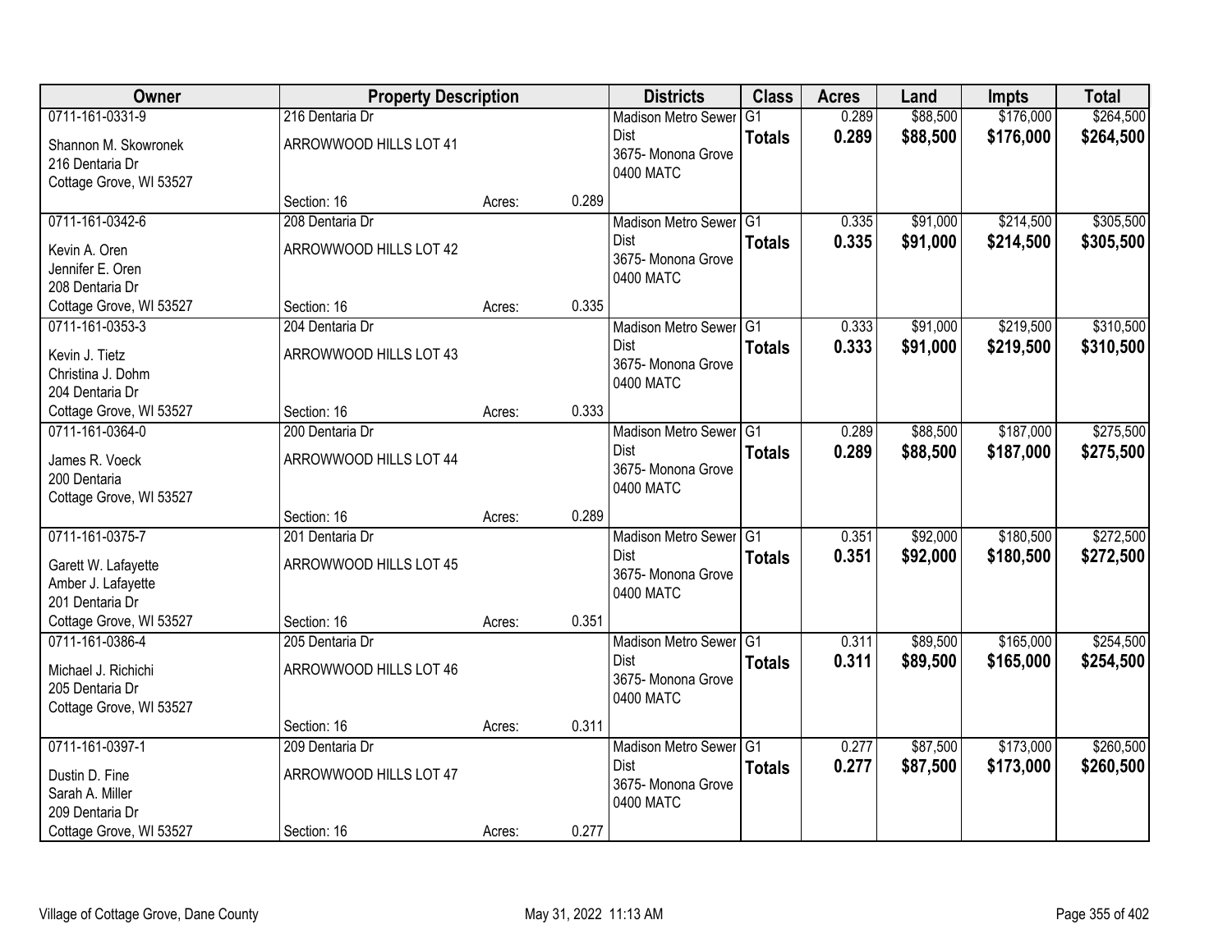| Owner | Property Description | | | Districts | Class | Acres | Land | Impts | Total |
|---|---|---|---|---|---|---|---|---|---|
| 0711-161-0331-9<br>Shannon M. Skowronek<br>216 Dentaria Dr<br>Cottage Grove, WI 53527 | 216 Dentaria Dr<br>ARROWWOOD HILLS LOT 41<br>Section: 16 | Acres: | 0.289 | Madison Metro Sewer Dist<br>3675- Monona Grove<br>0400 MATC | G1<br>**Totals** | 0.289<br>**0.289** | $88,500<br>**$88,500** | $176,000<br>**$176,000** | $264,500<br>**$264,500** |
| 0711-161-0342-6<br>Kevin A. Oren<br>Jennifer E. Oren<br>208 Dentaria Dr<br>Cottage Grove, WI 53527 | 208 Dentaria Dr<br>ARROWWOOD HILLS LOT 42<br>Section: 16 | Acres: | 0.335 | Madison Metro Sewer Dist<br>3675- Monona Grove<br>0400 MATC | G1<br>**Totals** | 0.335<br>**0.335** | $91,000<br>**$91,000** | $214,500<br>**$214,500** | $305,500<br>**$305,500** |
| 0711-161-0353-3<br>Kevin J. Tietz<br>Christina J. Dohm<br>204 Dentaria Dr<br>Cottage Grove, WI 53527 | 204 Dentaria Dr<br>ARROWWOOD HILLS LOT 43<br>Section: 16 | Acres: | 0.333 | Madison Metro Sewer Dist<br>3675- Monona Grove<br>0400 MATC | G1<br>**Totals** | 0.333<br>**0.333** | $91,000<br>**$91,000** | $219,500<br>**$219,500** | $310,500<br>**$310,500** |
| 0711-161-0364-0<br>James R. Voeck<br>200 Dentaria<br>Cottage Grove, WI 53527 | 200 Dentaria Dr<br>ARROWWOOD HILLS LOT 44<br>Section: 16 | Acres: | 0.289 | Madison Metro Sewer Dist<br>3675- Monona Grove<br>0400 MATC | G1<br>**Totals** | 0.289<br>**0.289** | $88,500<br>**$88,500** | $187,000<br>**$187,000** | $275,500<br>**$275,500** |
| 0711-161-0375-7<br>Garett W. Lafayette<br>Amber J. Lafayette<br>201 Dentaria Dr<br>Cottage Grove, WI 53527 | 201 Dentaria Dr<br>ARROWWOOD HILLS LOT 45<br>Section: 16 | Acres: | 0.351 | Madison Metro Sewer Dist<br>3675- Monona Grove<br>0400 MATC | G1<br>**Totals** | 0.351<br>**0.351** | $92,000<br>**$92,000** | $180,500<br>**$180,500** | $272,500<br>**$272,500** |
| 0711-161-0386-4<br>Michael J. Richichi<br>205 Dentaria Dr<br>Cottage Grove, WI 53527 | 205 Dentaria Dr<br>ARROWWOOD HILLS LOT 46<br>Section: 16 | Acres: | 0.311 | Madison Metro Sewer Dist<br>3675- Monona Grove<br>0400 MATC | G1<br>**Totals** | 0.311<br>**0.311** | $89,500<br>**$89,500** | $165,000<br>**$165,000** | $254,500<br>**$254,500** |
| 0711-161-0397-1<br>Dustin D. Fine<br>Sarah A. Miller<br>209 Dentaria Dr<br>Cottage Grove, WI 53527 | 209 Dentaria Dr<br>ARROWWOOD HILLS LOT 47<br>Section: 16 | Acres: | 0.277 | Madison Metro Sewer Dist<br>3675- Monona Grove<br>0400 MATC | G1<br>**Totals** | 0.277<br>**0.277** | $87,500<br>**$87,500** | $173,000<br>**$173,000** | $260,500<br>**$260,500** |

Village of Cottage Grove, Dane County — May 31, 2022 11:13 AM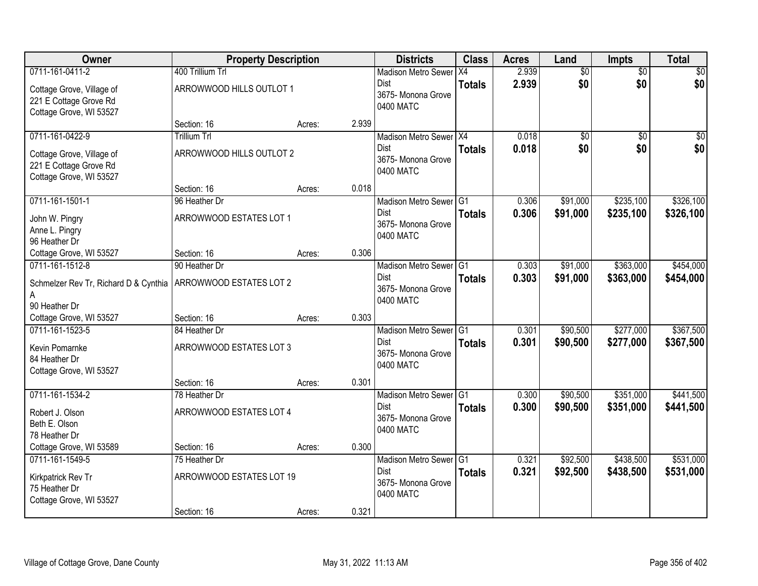| Owner | Property Description | | | Districts | Class | Acres | Land | Impts | Total |
|---|---|---|---|---|---|---|---|---|---|
| 0711-161-0411-2<br>Cottage Grove, Village of<br>221 E Cottage Grove Rd<br>Cottage Grove, WI 53527 | 400 Trillium Trl<br>ARROWWOOD HILLS OUTLOT 1<br>Section: 16 | Acres: | 2.939 | Madison Metro Sewer Dist<br>3675- Monona Grove<br>0400 MATC | X4<br>**Totals** | 2.939<br>**2.939** | $0<br>**$0** | $0<br>**$0** | $0<br>**$0** |
| 0711-161-0422-9<br>Cottage Grove, Village of<br>221 E Cottage Grove Rd<br>Cottage Grove, WI 53527 | Trillium Trl<br>ARROWWOOD HILLS OUTLOT 2<br>Section: 16 | Acres: | 0.018 | Madison Metro Sewer Dist<br>3675- Monona Grove<br>0400 MATC | X4<br>**Totals** | 0.018<br>**0.018** | $0<br>**$0** | $0<br>**$0** | $0<br>**$0** |
| 0711-161-1501-1<br>John W. Pingry<br>Anne L. Pingry<br>96 Heather Dr<br>Cottage Grove, WI 53527 | 96 Heather Dr<br>ARROWWOOD ESTATES LOT 1<br>Section: 16 | Acres: | 0.306 | Madison Metro Sewer Dist<br>3675- Monona Grove<br>0400 MATC | G1<br>**Totals** | 0.306<br>**0.306** | $91,000<br>**$91,000** | $235,100<br>**$235,100** | $326,100<br>**$326,100** |
| 0711-161-1512-8<br>Schmelzer Rev Tr, Richard D & Cynthia A<br>90 Heather Dr<br>Cottage Grove, WI 53527 | 90 Heather Dr<br>ARROWWOOD ESTATES LOT 2<br>Section: 16 | Acres: | 0.303 | Madison Metro Sewer Dist<br>3675- Monona Grove<br>0400 MATC | G1<br>**Totals** | 0.303<br>**0.303** | $91,000<br>**$91,000** | $363,000<br>**$363,000** | $454,000<br>**$454,000** |
| 0711-161-1523-5<br>Kevin Pomarnke<br>84 Heather Dr<br>Cottage Grove, WI 53527 | 84 Heather Dr<br>ARROWWOOD ESTATES LOT 3<br>Section: 16 | Acres: | 0.301 | Madison Metro Sewer Dist<br>3675- Monona Grove<br>0400 MATC | G1<br>**Totals** | 0.301<br>**0.301** | $90,500<br>**$90,500** | $277,000<br>**$277,000** | $367,500<br>**$367,500** |
| 0711-161-1534-2<br>Robert J. Olson<br>Beth E. Olson<br>78 Heather Dr<br>Cottage Grove, WI 53589 | 78 Heather Dr<br>ARROWWOOD ESTATES LOT 4<br>Section: 16 | Acres: | 0.300 | Madison Metro Sewer Dist<br>3675- Monona Grove<br>0400 MATC | G1<br>**Totals** | 0.300<br>**0.300** | $90,500<br>**$90,500** | $351,000<br>**$351,000** | $441,500<br>**$441,500** |
| 0711-161-1549-5<br>Kirkpatrick Rev Tr<br>75 Heather Dr<br>Cottage Grove, WI 53527 | 75 Heather Dr<br>ARROWWOOD ESTATES LOT 19<br>Section: 16 | Acres: | 0.321 | Madison Metro Sewer Dist<br>3675- Monona Grove<br>0400 MATC | G1<br>**Totals** | 0.321<br>**0.321** | $92,500<br>**$92,500** | $438,500<br>**$438,500** | $531,000<br>**$531,000** |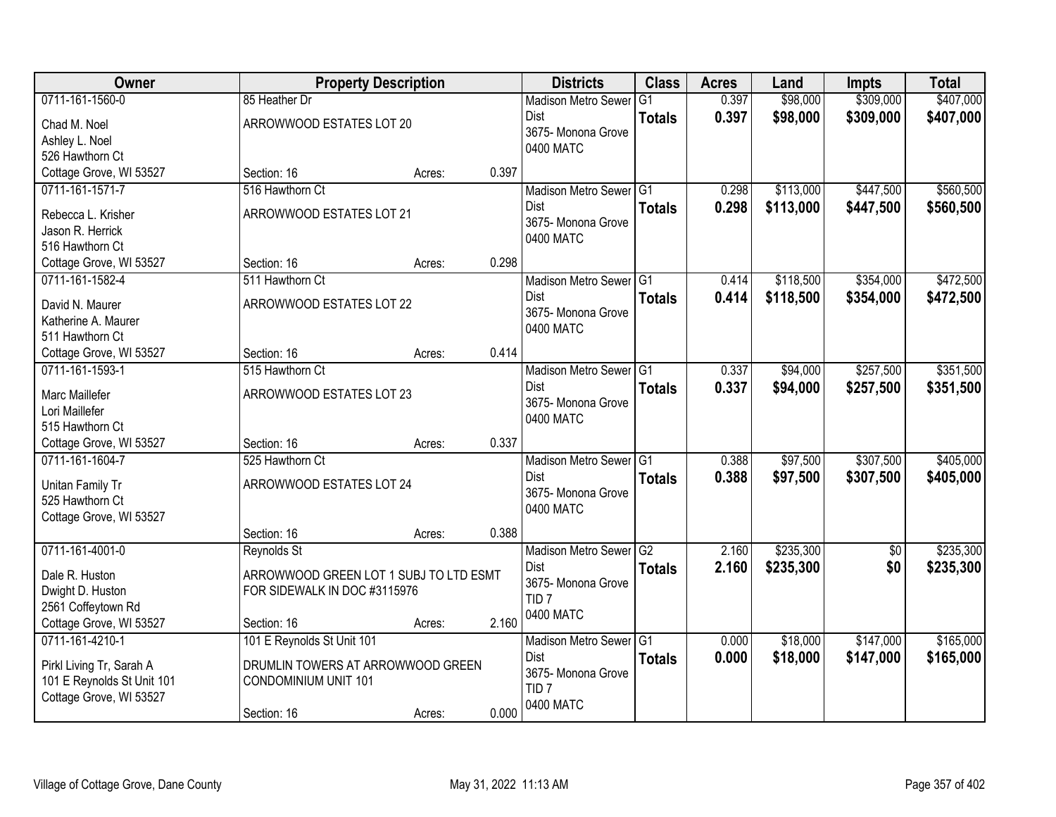| Owner | Property Description | | | Districts | Class | Acres | Land | Impts | Total |
|---|---|---|---|---|---|---|---|---|---|
| 0711-161-1560-0<br>Chad M. Noel<br>Ashley L. Noel<br>526 Hawthorn Ct<br>Cottage Grove, WI 53527 | 85 Heather Dr<br>ARROWWOOD ESTATES LOT 20<br>Section: 16 | Acres: | 0.397 | Madison Metro Sewer Dist<br>3675- Monona Grove<br>0400 MATC | G1<br>**Totals** | 0.397<br>**0.397** | $98,000<br>**$98,000** | $309,000<br>**$309,000** | $407,000<br>**$407,000** |
| 0711-161-1571-7<br>Rebecca L. Krisher<br>Jason R. Herrick<br>516 Hawthorn Ct<br>Cottage Grove, WI 53527 | 516 Hawthorn Ct<br>ARROWWOOD ESTATES LOT 21<br>Section: 16 | Acres: | 0.298 | Madison Metro Sewer Dist<br>3675- Monona Grove<br>0400 MATC | G1<br>**Totals** | 0.298<br>**0.298** | $113,000<br>**$113,000** | $447,500<br>**$447,500** | $560,500<br>**$560,500** |
| 0711-161-1582-4<br>David N. Maurer<br>Katherine A. Maurer<br>511 Hawthorn Ct<br>Cottage Grove, WI 53527 | 511 Hawthorn Ct<br>ARROWWOOD ESTATES LOT 22<br>Section: 16 | Acres: | 0.414 | Madison Metro Sewer Dist<br>3675- Monona Grove<br>0400 MATC | G1<br>**Totals** | 0.414<br>**0.414** | $118,500<br>**$118,500** | $354,000<br>**$354,000** | $472,500<br>**$472,500** |
| 0711-161-1593-1<br>Marc Maillefer<br>Lori Maillefer<br>515 Hawthorn Ct<br>Cottage Grove, WI 53527 | 515 Hawthorn Ct<br>ARROWWOOD ESTATES LOT 23<br>Section: 16 | Acres: | 0.337 | Madison Metro Sewer Dist<br>3675- Monona Grove<br>0400 MATC | G1<br>**Totals** | 0.337<br>**0.337** | $94,000<br>**$94,000** | $257,500<br>**$257,500** | $351,500<br>**$351,500** |
| 0711-161-1604-7<br>Unitan Family Tr<br>525 Hawthorn Ct<br>Cottage Grove, WI 53527 | 525 Hawthorn Ct<br>ARROWWOOD ESTATES LOT 24<br>Section: 16 | Acres: | 0.388 | Madison Metro Sewer Dist<br>3675- Monona Grove<br>0400 MATC | G1<br>**Totals** | 0.388<br>**0.388** | $97,500<br>**$97,500** | $307,500<br>**$307,500** | $405,000<br>**$405,000** |
| 0711-161-4001-0<br>Dale R. Huston<br>Dwight D. Huston<br>2561 Coffeytown Rd<br>Cottage Grove, WI 53527 | Reynolds St<br>ARROWWOOD GREEN LOT 1 SUBJ TO LTD ESMT FOR SIDEWALK IN DOC #3115976<br>Section: 16 | Acres: | 2.160 | Madison Metro Sewer Dist<br>3675- Monona Grove<br>TID 7<br>0400 MATC | G2<br>**Totals** | 2.160<br>**2.160** | $235,300<br>**$235,300** | $0<br>**$0** | $235,300<br>**$235,300** |
| 0711-161-4210-1<br>Pirkl Living Tr, Sarah A<br>101 E Reynolds St Unit 101<br>Cottage Grove, WI 53527 | 101 E Reynolds St Unit 101<br>DRUMLIN TOWERS AT ARROWWOOD GREEN CONDOMINIUM UNIT 101<br>Section: 16 | Acres: | 0.000 | Madison Metro Sewer Dist<br>3675- Monona Grove<br>TID 7<br>0400 MATC | G1<br>**Totals** | 0.000<br>**0.000** | $18,000<br>**$18,000** | $147,000<br>**$147,000** | $165,000<br>**$165,000** |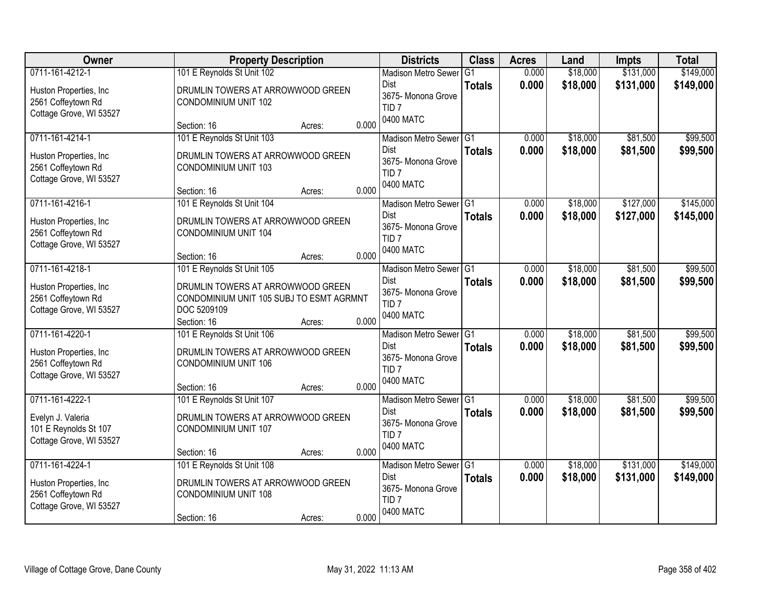| Owner | Property Description | | | Districts | Class | Acres | Land | Impts | Total |
|---|---|---|---|---|---|---|---|---|---|
| 0711-161-4212-1<br>Huston Properties, Inc<br>2561 Coffeytown Rd<br>Cottage Grove, WI 53527 | 101 E Reynolds St Unit 102<br>DRUMLIN TOWERS AT ARROWWOOD GREEN CONDOMINIUM UNIT 102<br>Section: 16 | Acres: | 0.000 | Madison Metro Sewer Dist<br>3675- Monona Grove<br>TID 7<br>0400 MATC | G1<br>**Totals** | 0.000<br>**0.000** | $18,000<br>**$18,000** | $131,000<br>**$131,000** | $149,000<br>**$149,000** |
| 0711-161-4214-1<br>Huston Properties, Inc<br>2561 Coffeytown Rd<br>Cottage Grove, WI 53527 | 101 E Reynolds St Unit 103<br>DRUMLIN TOWERS AT ARROWWOOD GREEN CONDOMINIUM UNIT 103<br>Section: 16 | Acres: | 0.000 | Madison Metro Sewer Dist<br>3675- Monona Grove<br>TID 7<br>0400 MATC | G1<br>**Totals** | 0.000<br>**0.000** | $18,000<br>**$18,000** | $81,500<br>**$81,500** | $99,500<br>**$99,500** |
| 0711-161-4216-1<br>Huston Properties, Inc<br>2561 Coffeytown Rd<br>Cottage Grove, WI 53527 | 101 E Reynolds St Unit 104<br>DRUMLIN TOWERS AT ARROWWOOD GREEN CONDOMINIUM UNIT 104<br>Section: 16 | Acres: | 0.000 | Madison Metro Sewer Dist<br>3675- Monona Grove<br>TID 7<br>0400 MATC | G1<br>**Totals** | 0.000<br>**0.000** | $18,000<br>**$18,000** | $127,000<br>**$127,000** | $145,000<br>**$145,000** |
| 0711-161-4218-1<br>Huston Properties, Inc<br>2561 Coffeytown Rd<br>Cottage Grove, WI 53527 | 101 E Reynolds St Unit 105<br>DRUMLIN TOWERS AT ARROWWOOD GREEN CONDOMINIUM UNIT 105 SUBJ TO ESMT AGRMNT DOC 5209109<br>Section: 16 | Acres: | 0.000 | Madison Metro Sewer Dist<br>3675- Monona Grove<br>TID 7<br>0400 MATC | G1<br>**Totals** | 0.000<br>**0.000** | $18,000<br>**$18,000** | $81,500<br>**$81,500** | $99,500<br>**$99,500** |
| 0711-161-4220-1<br>Huston Properties, Inc<br>2561 Coffeytown Rd<br>Cottage Grove, WI 53527 | 101 E Reynolds St Unit 106<br>DRUMLIN TOWERS AT ARROWWOOD GREEN CONDOMINIUM UNIT 106<br>Section: 16 | Acres: | 0.000 | Madison Metro Sewer Dist<br>3675- Monona Grove<br>TID 7<br>0400 MATC | G1<br>**Totals** | 0.000<br>**0.000** | $18,000<br>**$18,000** | $81,500<br>**$81,500** | $99,500<br>**$99,500** |
| 0711-161-4222-1<br>Evelyn J. Valeria<br>101 E Reynolds St 107<br>Cottage Grove, WI 53527 | 101 E Reynolds St Unit 107<br>DRUMLIN TOWERS AT ARROWWOOD GREEN CONDOMINIUM UNIT 107<br>Section: 16 | Acres: | 0.000 | Madison Metro Sewer Dist<br>3675- Monona Grove<br>TID 7<br>0400 MATC | G1<br>**Totals** | 0.000<br>**0.000** | $18,000<br>**$18,000** | $81,500<br>**$81,500** | $99,500<br>**$99,500** |
| 0711-161-4224-1<br>Huston Properties, Inc<br>2561 Coffeytown Rd<br>Cottage Grove, WI 53527 | 101 E Reynolds St Unit 108<br>DRUMLIN TOWERS AT ARROWWOOD GREEN CONDOMINIUM UNIT 108<br>Section: 16 | Acres: | 0.000 | Madison Metro Sewer Dist<br>3675- Monona Grove<br>TID 7<br>0400 MATC | G1<br>**Totals** | 0.000<br>**0.000** | $18,000<br>**$18,000** | $131,000<br>**$131,000** | $149,000<br>**$149,000** |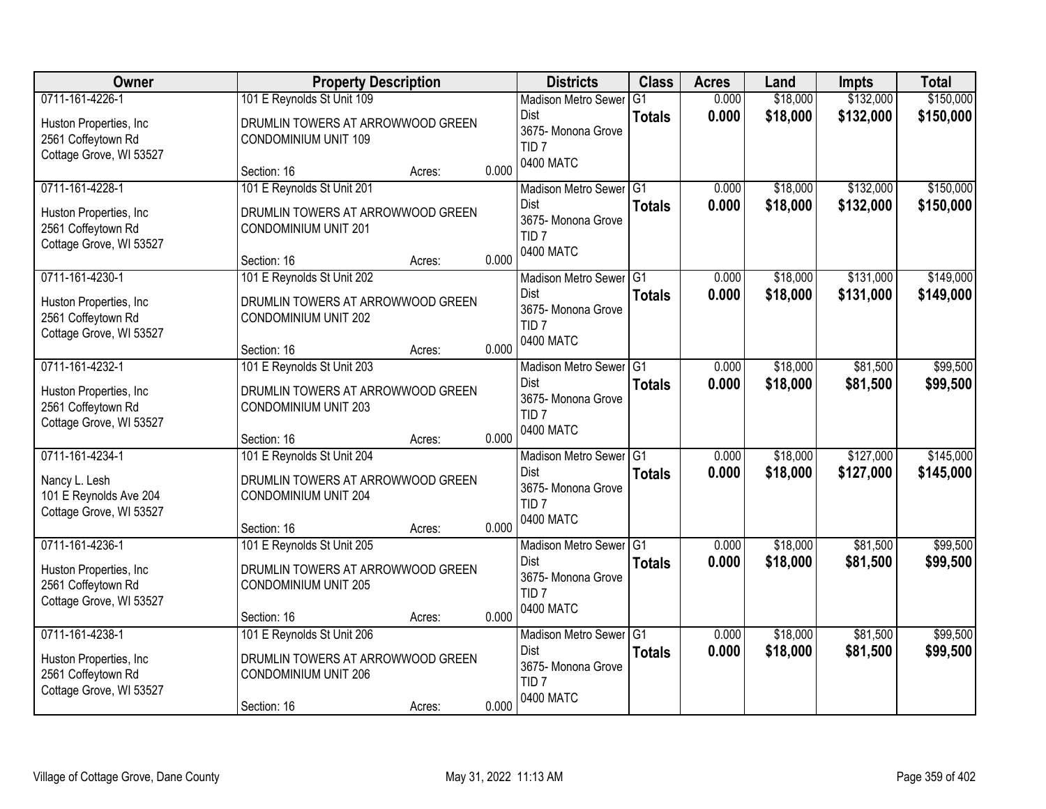| Owner | Property Description | | | Districts | Class | Acres | Land | Impts | Total |
|---|---|---|---|---|---|---|---|---|---|
| 0711-161-4226-1<br>Huston Properties, Inc<br>2561 Coffeytown Rd<br>Cottage Grove, WI 53527 | 101 E Reynolds St Unit 109<br>DRUMLIN TOWERS AT ARROWWOOD GREEN CONDOMINIUM UNIT 109<br>Section: 16 | Acres: | 0.000 | Madison Metro Sewer Dist<br>3675- Monona Grove<br>TID 7<br>0400 MATC | G1<br>**Totals** | 0.000<br>**0.000** | $18,000<br>**$18,000** | $132,000<br>**$132,000** | $150,000<br>**$150,000** |
| 0711-161-4228-1<br>Huston Properties, Inc<br>2561 Coffeytown Rd<br>Cottage Grove, WI 53527 | 101 E Reynolds St Unit 201<br>DRUMLIN TOWERS AT ARROWWOOD GREEN CONDOMINIUM UNIT 201<br>Section: 16 | Acres: | 0.000 | Madison Metro Sewer Dist<br>3675- Monona Grove<br>TID 7<br>0400 MATC | G1<br>**Totals** | 0.000<br>**0.000** | $18,000<br>**$18,000** | $132,000<br>**$132,000** | $150,000<br>**$150,000** |
| 0711-161-4230-1<br>Huston Properties, Inc<br>2561 Coffeytown Rd<br>Cottage Grove, WI 53527 | 101 E Reynolds St Unit 202<br>DRUMLIN TOWERS AT ARROWWOOD GREEN CONDOMINIUM UNIT 202<br>Section: 16 | Acres: | 0.000 | Madison Metro Sewer Dist<br>3675- Monona Grove<br>TID 7<br>0400 MATC | G1<br>**Totals** | 0.000<br>**0.000** | $18,000<br>**$18,000** | $131,000<br>**$131,000** | $149,000<br>**$149,000** |
| 0711-161-4232-1<br>Huston Properties, Inc<br>2561 Coffeytown Rd<br>Cottage Grove, WI 53527 | 101 E Reynolds St Unit 203<br>DRUMLIN TOWERS AT ARROWWOOD GREEN CONDOMINIUM UNIT 203<br>Section: 16 | Acres: | 0.000 | Madison Metro Sewer Dist<br>3675- Monona Grove<br>TID 7<br>0400 MATC | G1<br>**Totals** | 0.000<br>**0.000** | $18,000<br>**$18,000** | $81,500<br>**$81,500** | $99,500<br>**$99,500** |
| 0711-161-4234-1<br>Nancy L. Lesh<br>101 E Reynolds Ave 204<br>Cottage Grove, WI 53527 | 101 E Reynolds St Unit 204<br>DRUMLIN TOWERS AT ARROWWOOD GREEN CONDOMINIUM UNIT 204<br>Section: 16 | Acres: | 0.000 | Madison Metro Sewer Dist<br>3675- Monona Grove<br>TID 7<br>0400 MATC | G1<br>**Totals** | 0.000<br>**0.000** | $18,000<br>**$18,000** | $127,000<br>**$127,000** | $145,000<br>**$145,000** |
| 0711-161-4236-1<br>Huston Properties, Inc<br>2561 Coffeytown Rd<br>Cottage Grove, WI 53527 | 101 E Reynolds St Unit 205<br>DRUMLIN TOWERS AT ARROWWOOD GREEN CONDOMINIUM UNIT 205<br>Section: 16 | Acres: | 0.000 | Madison Metro Sewer Dist<br>3675- Monona Grove<br>TID 7<br>0400 MATC | G1<br>**Totals** | 0.000<br>**0.000** | $18,000<br>**$18,000** | $81,500<br>**$81,500** | $99,500<br>**$99,500** |
| 0711-161-4238-1<br>Huston Properties, Inc<br>2561 Coffeytown Rd<br>Cottage Grove, WI 53527 | 101 E Reynolds St Unit 206<br>DRUMLIN TOWERS AT ARROWWOOD GREEN CONDOMINIUM UNIT 206<br>Section: 16 | Acres: | 0.000 | Madison Metro Sewer Dist<br>3675- Monona Grove<br>TID 7<br>0400 MATC | G1<br>**Totals** | 0.000<br>**0.000** | $18,000<br>**$18,000** | $81,500<br>**$81,500** | $99,500<br>**$99,500** |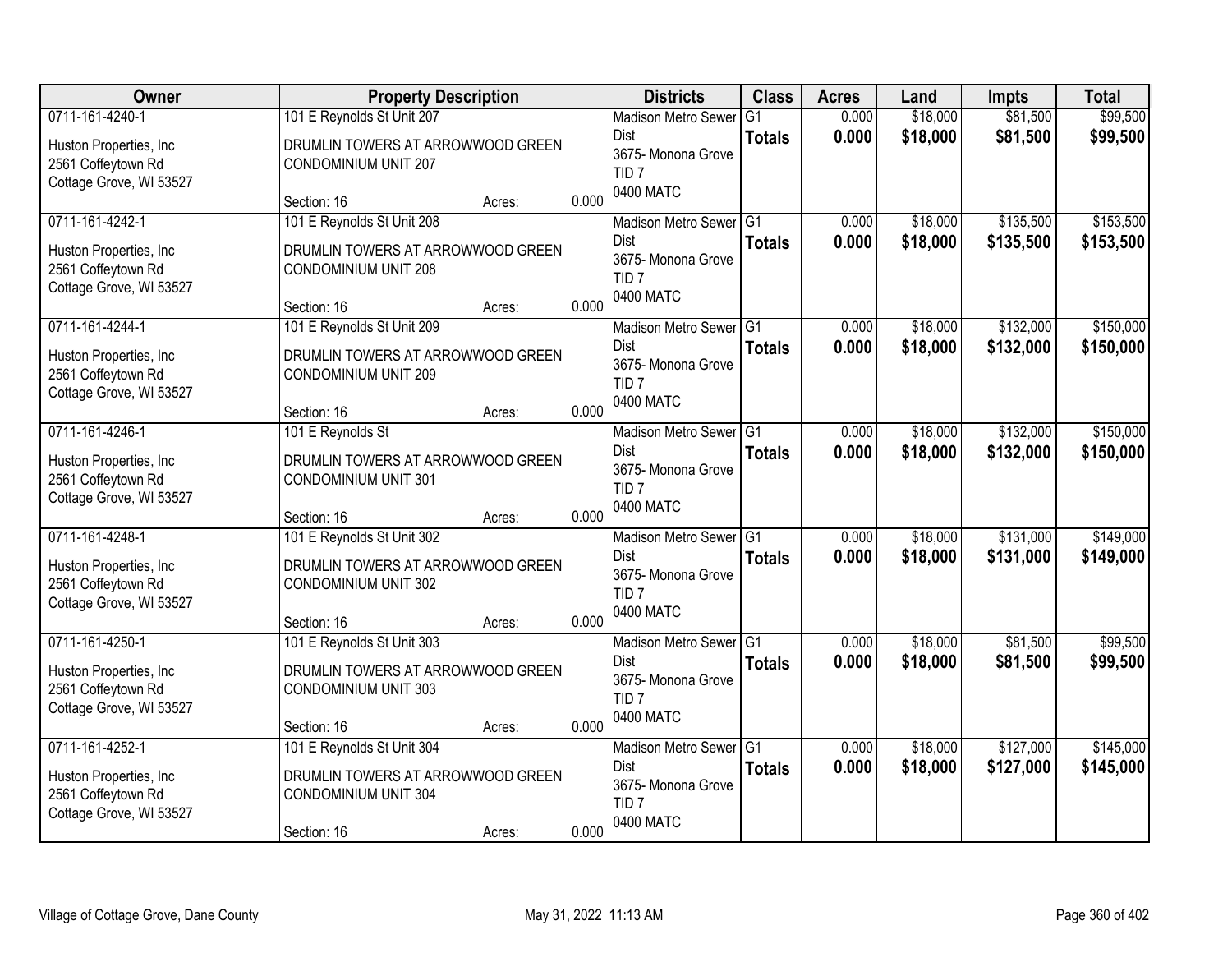| Owner | Property Description | | | Districts | Class | Acres | Land | Impts | Total |
|---|---|---|---|---|---|---|---|---|---|
| 0711-161-4240-1<br>Huston Properties, Inc<br>2561 Coffeytown Rd<br>Cottage Grove, WI 53527 | 101 E Reynolds St Unit 207<br>DRUMLIN TOWERS AT ARROWWOOD GREEN CONDOMINIUM UNIT 207<br>Section: 16 | Acres: | 0.000 | Madison Metro Sewer Dist<br>3675- Monona Grove<br>TID 7<br>0400 MATC | G1<br>**Totals** | 0.000<br>**0.000** | \$18,000<br>**\$18,000** | \$81,500<br>**\$81,500** | \$99,500<br>**\$99,500** |
| 0711-161-4242-1<br>Huston Properties, Inc<br>2561 Coffeytown Rd<br>Cottage Grove, WI 53527 | 101 E Reynolds St Unit 208<br>DRUMLIN TOWERS AT ARROWWOOD GREEN CONDOMINIUM UNIT 208<br>Section: 16 | Acres: | 0.000 | Madison Metro Sewer Dist<br>3675- Monona Grove<br>TID 7<br>0400 MATC | G1<br>**Totals** | 0.000<br>**0.000** | \$18,000<br>**\$18,000** | \$135,500<br>**\$135,500** | \$153,500<br>**\$153,500** |
| 0711-161-4244-1<br>Huston Properties, Inc<br>2561 Coffeytown Rd<br>Cottage Grove, WI 53527 | 101 E Reynolds St Unit 209<br>DRUMLIN TOWERS AT ARROWWOOD GREEN CONDOMINIUM UNIT 209<br>Section: 16 | Acres: | 0.000 | Madison Metro Sewer Dist<br>3675- Monona Grove<br>TID 7<br>0400 MATC | G1<br>**Totals** | 0.000<br>**0.000** | \$18,000<br>**\$18,000** | \$132,000<br>**\$132,000** | \$150,000<br>**\$150,000** |
| 0711-161-4246-1<br>Huston Properties, Inc<br>2561 Coffeytown Rd<br>Cottage Grove, WI 53527 | 101 E Reynolds St<br>DRUMLIN TOWERS AT ARROWWOOD GREEN CONDOMINIUM UNIT 301<br>Section: 16 | Acres: | 0.000 | Madison Metro Sewer Dist<br>3675- Monona Grove<br>TID 7<br>0400 MATC | G1<br>**Totals** | 0.000<br>**0.000** | \$18,000<br>**\$18,000** | \$132,000<br>**\$132,000** | \$150,000<br>**\$150,000** |
| 0711-161-4248-1<br>Huston Properties, Inc<br>2561 Coffeytown Rd<br>Cottage Grove, WI 53527 | 101 E Reynolds St Unit 302<br>DRUMLIN TOWERS AT ARROWWOOD GREEN CONDOMINIUM UNIT 302<br>Section: 16 | Acres: | 0.000 | Madison Metro Sewer Dist<br>3675- Monona Grove<br>TID 7<br>0400 MATC | G1<br>**Totals** | 0.000<br>**0.000** | \$18,000<br>**\$18,000** | \$131,000<br>**\$131,000** | \$149,000<br>**\$149,000** |
| 0711-161-4250-1<br>Huston Properties, Inc<br>2561 Coffeytown Rd<br>Cottage Grove, WI 53527 | 101 E Reynolds St Unit 303<br>DRUMLIN TOWERS AT ARROWWOOD GREEN CONDOMINIUM UNIT 303<br>Section: 16 | Acres: | 0.000 | Madison Metro Sewer Dist<br>3675- Monona Grove<br>TID 7<br>0400 MATC | G1<br>**Totals** | 0.000<br>**0.000** | \$18,000<br>**\$18,000** | \$81,500<br>**\$81,500** | \$99,500<br>**\$99,500** |
| 0711-161-4252-1<br>Huston Properties, Inc<br>2561 Coffeytown Rd<br>Cottage Grove, WI 53527 | 101 E Reynolds St Unit 304<br>DRUMLIN TOWERS AT ARROWWOOD GREEN CONDOMINIUM UNIT 304<br>Section: 16 | Acres: | 0.000 | Madison Metro Sewer Dist<br>3675- Monona Grove<br>TID 7<br>0400 MATC | G1<br>**Totals** | 0.000<br>**0.000** | \$18,000<br>**\$18,000** | \$127,000<br>**\$127,000** | \$145,000<br>**\$145,000** |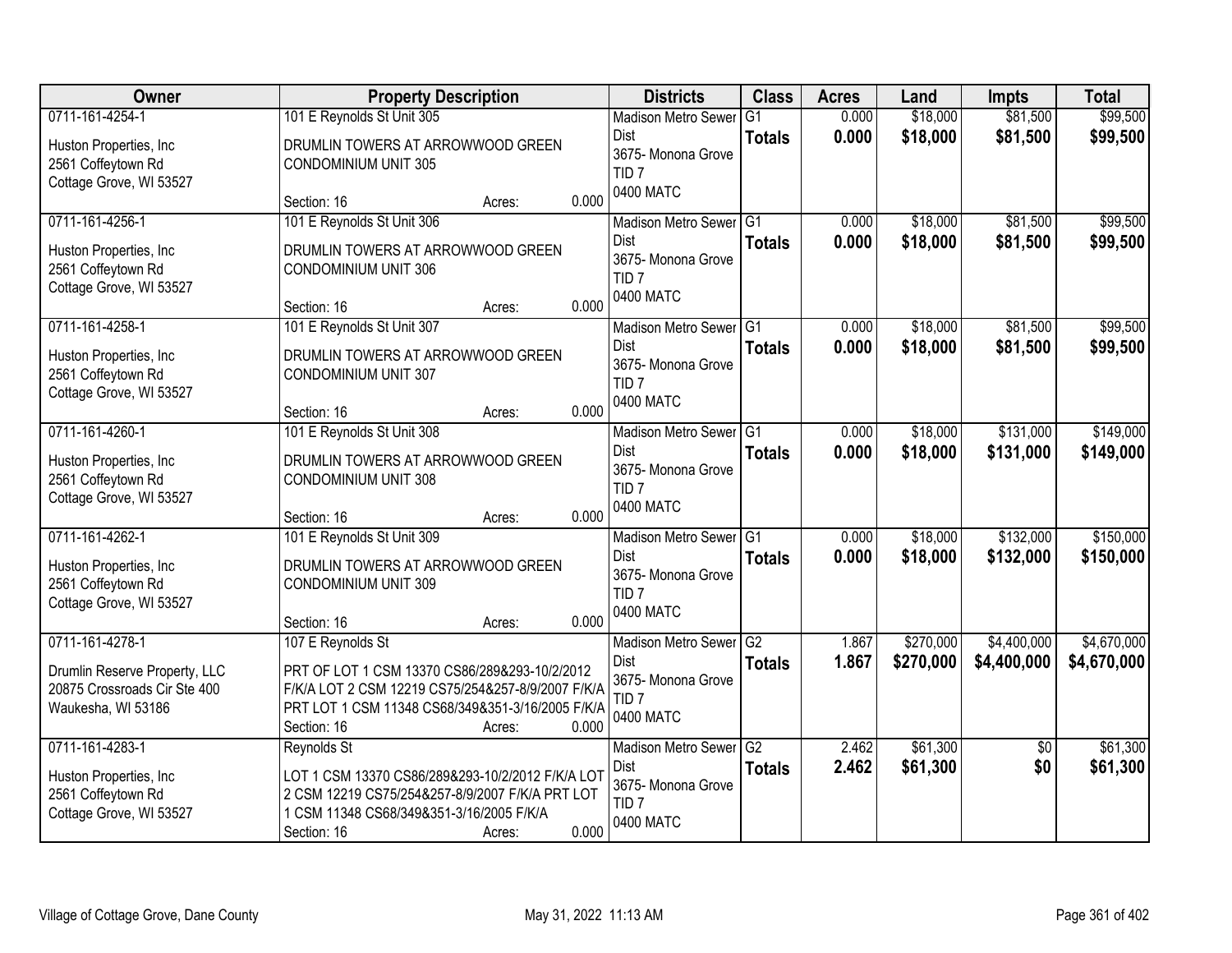| Owner | Property Description | Districts | Class | Acres | Land | Impts | Total |
|---|---|---|---|---|---|---|---|
| 0711-161-4254-1<br>Huston Properties, Inc<br>2561 Coffeytown Rd<br>Cottage Grove, WI 53527 | 101 E Reynolds St Unit 305<br>DRUMLIN TOWERS AT ARROWWOOD GREEN CONDOMINIUM UNIT 305<br>Section: 16 Acres: 0.000 | Madison Metro Sewer Dist<br>3675- Monona Grove<br>TID 7<br>0400 MATC | G1<br>**Totals** | 0.000<br>**0.000** | $18,000<br>**$18,000** | $81,500<br>**$81,500** | $99,500<br>**$99,500** |
| 0711-161-4256-1<br>Huston Properties, Inc<br>2561 Coffeytown Rd<br>Cottage Grove, WI 53527 | 101 E Reynolds St Unit 306<br>DRUMLIN TOWERS AT ARROWWOOD GREEN CONDOMINIUM UNIT 306<br>Section: 16 Acres: 0.000 | Madison Metro Sewer Dist<br>3675- Monona Grove<br>TID 7<br>0400 MATC | G1<br>**Totals** | 0.000<br>**0.000** | $18,000<br>**$18,000** | $81,500<br>**$81,500** | $99,500<br>**$99,500** |
| 0711-161-4258-1<br>Huston Properties, Inc<br>2561 Coffeytown Rd<br>Cottage Grove, WI 53527 | 101 E Reynolds St Unit 307<br>DRUMLIN TOWERS AT ARROWWOOD GREEN CONDOMINIUM UNIT 307<br>Section: 16 Acres: 0.000 | Madison Metro Sewer Dist<br>3675- Monona Grove<br>TID 7<br>0400 MATC | G1<br>**Totals** | 0.000<br>**0.000** | $18,000<br>**$18,000** | $81,500<br>**$81,500** | $99,500<br>**$99,500** |
| 0711-161-4260-1<br>Huston Properties, Inc<br>2561 Coffeytown Rd<br>Cottage Grove, WI 53527 | 101 E Reynolds St Unit 308<br>DRUMLIN TOWERS AT ARROWWOOD GREEN CONDOMINIUM UNIT 308<br>Section: 16 Acres: 0.000 | Madison Metro Sewer Dist<br>3675- Monona Grove<br>TID 7<br>0400 MATC | G1<br>**Totals** | 0.000<br>**0.000** | $18,000<br>**$18,000** | $131,000<br>**$131,000** | $149,000<br>**$149,000** |
| 0711-161-4262-1<br>Huston Properties, Inc<br>2561 Coffeytown Rd<br>Cottage Grove, WI 53527 | 101 E Reynolds St Unit 309<br>DRUMLIN TOWERS AT ARROWWOOD GREEN CONDOMINIUM UNIT 309<br>Section: 16 Acres: 0.000 | Madison Metro Sewer Dist<br>3675- Monona Grove<br>TID 7<br>0400 MATC | G1<br>**Totals** | 0.000<br>**0.000** | $18,000<br>**$18,000** | $132,000<br>**$132,000** | $150,000<br>**$150,000** |
| 0711-161-4278-1<br>Drumlin Reserve Property, LLC<br>20875 Crossroads Cir Ste 400<br>Waukesha, WI 53186 | 107 E Reynolds St<br>PRT OF LOT 1 CSM 13370 CS86/289&293-10/2/2012 F/K/A LOT 2 CSM 12219 CS75/254&257-8/9/2007 F/K/A PRT LOT 1 CSM 11348 CS68/349&351-3/16/2005 F/K/A<br>Section: 16 Acres: 0.000 | Madison Metro Sewer Dist<br>3675- Monona Grove<br>TID 7<br>0400 MATC | G2<br>**Totals** | 1.867<br>**1.867** | $270,000<br>**$270,000** | $4,400,000<br>**$4,400,000** | $4,670,000<br>**$4,670,000** |
| 0711-161-4283-1<br>Huston Properties, Inc<br>2561 Coffeytown Rd<br>Cottage Grove, WI 53527 | Reynolds St<br>LOT 1 CSM 13370 CS86/289&293-10/2/2012 F/K/A LOT 2 CSM 12219 CS75/254&257-8/9/2007 F/K/A PRT LOT 1 CSM 11348 CS68/349&351-3/16/2005 F/K/A<br>Section: 16 Acres: 0.000 | Madison Metro Sewer Dist<br>3675- Monona Grove<br>TID 7<br>0400 MATC | G2<br>**Totals** | 2.462<br>**2.462** | $61,300<br>**$61,300** | $0<br>**$0** | $61,300<br>**$61,300** |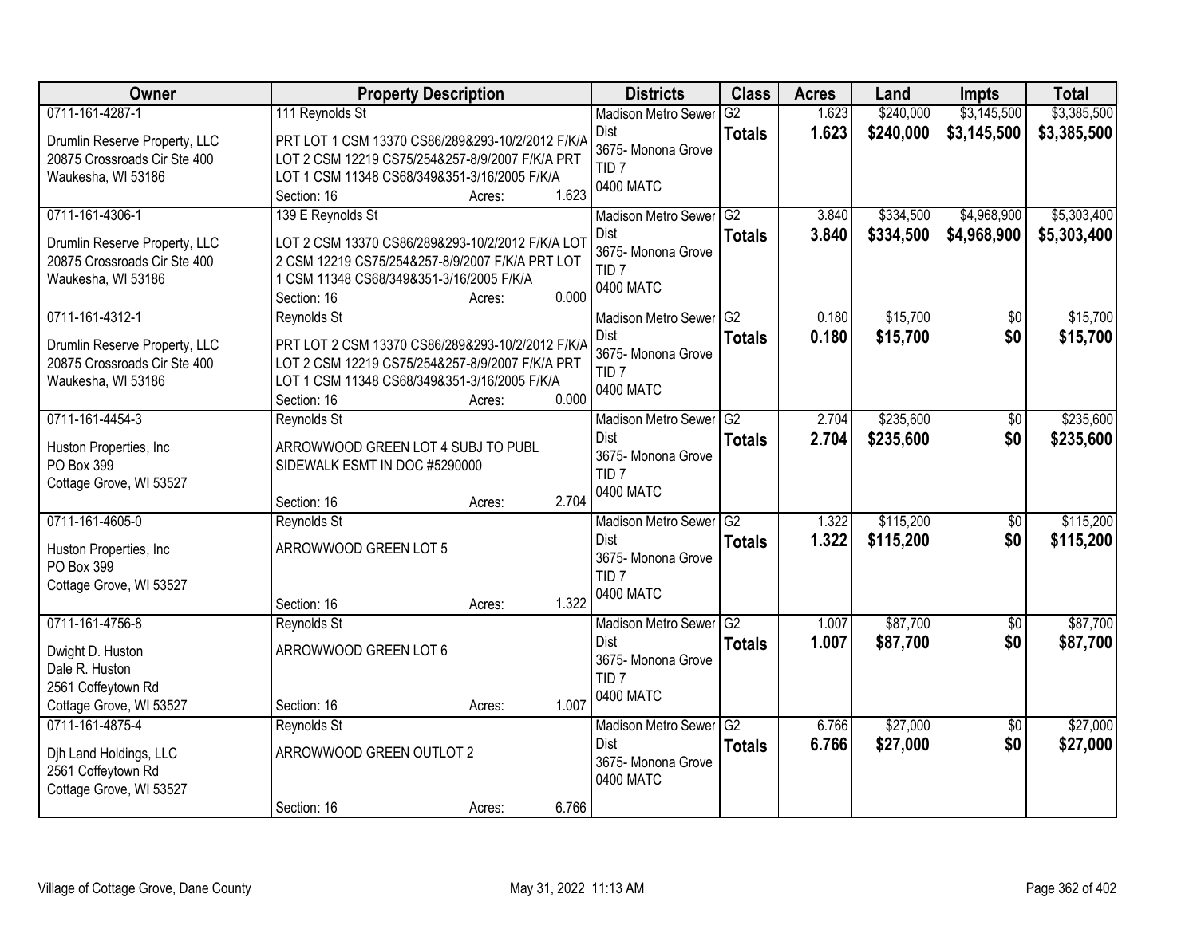| Owner | Property Description | Districts | Class | Acres | Land | Impts | Total |
|---|---|---|---|---|---|---|---|
| 0711-161-4287-1<br>Drumlin Reserve Property, LLC<br>20875 Crossroads Cir Ste 400<br>Waukesha, WI 53186 | 111 Reynolds St<br>PRT LOT 1 CSM 13370 CS86/289&293-10/2/2012 F/K/A LOT 2 CSM 12219 CS75/254&257-8/9/2007 F/K/A PRT LOT 1 CSM 11348 CS68/349&351-3/16/2005 F/K/A<br>Section: 16 Acres: 1.623 | Madison Metro Sewer Dist<br>3675- Monona Grove<br>TID 7<br>0400 MATC | G2<br>**Totals** | 1.623<br>**1.623** | $240,000<br>**$240,000** | $3,145,500<br>**$3,145,500** | $3,385,500<br>**$3,385,500** |
| 0711-161-4306-1<br>Drumlin Reserve Property, LLC<br>20875 Crossroads Cir Ste 400<br>Waukesha, WI 53186 | 139 E Reynolds St<br>LOT 2 CSM 13370 CS86/289&293-10/2/2012 F/K/A LOT 2 CSM 12219 CS75/254&257-8/9/2007 F/K/A PRT LOT 1 CSM 11348 CS68/349&351-3/16/2005 F/K/A<br>Section: 16 Acres: 0.000 | Madison Metro Sewer Dist<br>3675- Monona Grove<br>TID 7<br>0400 MATC | G2<br>**Totals** | 3.840<br>**3.840** | $334,500<br>**$334,500** | $4,968,900<br>**$4,968,900** | $5,303,400<br>**$5,303,400** |
| 0711-161-4312-1<br>Drumlin Reserve Property, LLC<br>20875 Crossroads Cir Ste 400<br>Waukesha, WI 53186 | Reynolds St<br>PRT LOT 2 CSM 13370 CS86/289&293-10/2/2012 F/K/A LOT 2 CSM 12219 CS75/254&257-8/9/2007 F/K/A PRT LOT 1 CSM 11348 CS68/349&351-3/16/2005 F/K/A<br>Section: 16 Acres: 0.000 | Madison Metro Sewer Dist<br>3675- Monona Grove<br>TID 7<br>0400 MATC | G2<br>**Totals** | 0.180<br>**0.180** | $15,700<br>**$15,700** | $0<br>**$0** | $15,700<br>**$15,700** |
| 0711-161-4454-3<br>Huston Properties, Inc<br>PO Box 399<br>Cottage Grove, WI 53527 | Reynolds St<br>ARROWWOOD GREEN LOT 4 SUBJ TO PUBL SIDEWALK ESMT IN DOC #5290000<br>Section: 16 Acres: 2.704 | Madison Metro Sewer Dist<br>3675- Monona Grove<br>TID 7<br>0400 MATC | G2<br>**Totals** | 2.704<br>**2.704** | $235,600<br>**$235,600** | $0<br>**$0** | $235,600<br>**$235,600** |
| 0711-161-4605-0<br>Huston Properties, Inc<br>PO Box 399<br>Cottage Grove, WI 53527 | Reynolds St<br>ARROWWOOD GREEN LOT 5<br>Section: 16 Acres: 1.322 | Madison Metro Sewer Dist<br>3675- Monona Grove<br>TID 7<br>0400 MATC | G2<br>**Totals** | 1.322<br>**1.322** | $115,200<br>**$115,200** | $0<br>**$0** | $115,200<br>**$115,200** |
| 0711-161-4756-8<br>Dwight D. Huston<br>Dale R. Huston<br>2561 Coffeytown Rd<br>Cottage Grove, WI 53527 | Reynolds St<br>ARROWWOOD GREEN LOT 6<br>Section: 16 Acres: 1.007 | Madison Metro Sewer Dist<br>3675- Monona Grove<br>TID 7<br>0400 MATC | G2<br>**Totals** | 1.007<br>**1.007** | $87,700<br>**$87,700** | $0<br>**$0** | $87,700<br>**$87,700** |
| 0711-161-4875-4<br>Djh Land Holdings, LLC<br>2561 Coffeytown Rd<br>Cottage Grove, WI 53527 | Reynolds St<br>ARROWWOOD GREEN OUTLOT 2<br>Section: 16 Acres: 6.766 | Madison Metro Sewer Dist<br>3675- Monona Grove<br>0400 MATC | G2<br>**Totals** | 6.766<br>**6.766** | $27,000<br>**$27,000** | $0<br>**$0** | $27,000<br>**$27,000** |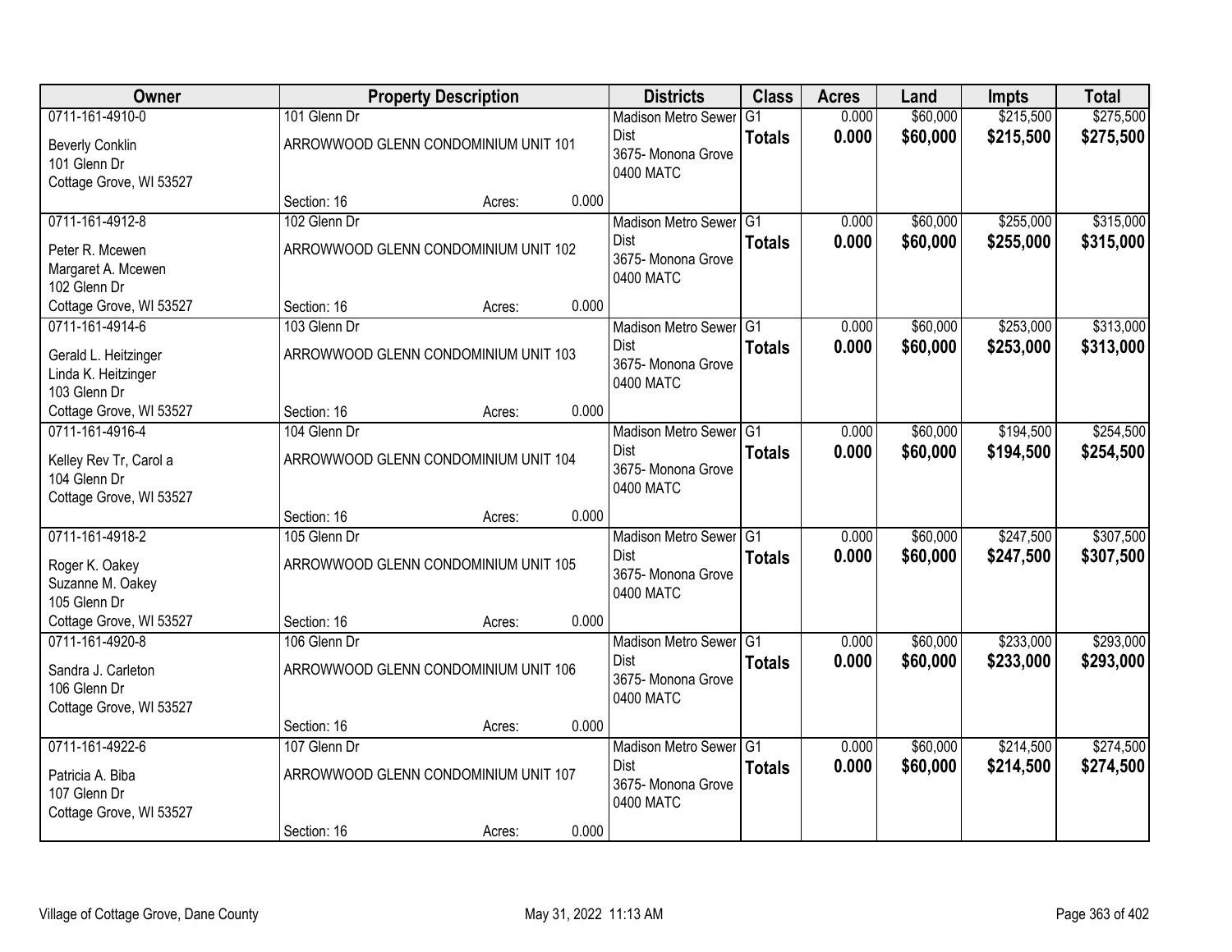| Owner | Property Description | Districts | Class | Acres | Land | Impts | Total |
|---|---|---|---|---|---|---|---|
| 0711-161-4910-0<br>Beverly Conklin<br>101 Glenn Dr<br>Cottage Grove, WI 53527 | 101 Glenn Dr<br>ARROWWOOD GLENN CONDOMINIUM UNIT 101<br>Section: 16 Acres: 0.000 | Madison Metro Sewer Dist<br>3675- Monona Grove<br>0400 MATC | G1<br>**Totals** | 0.000<br>**0.000** | $60,000<br>**$60,000** | $215,500<br>**$215,500** | $275,500<br>**$275,500** |
| 0711-161-4912-8<br>Peter R. Mcewen<br>Margaret A. Mcewen<br>102 Glenn Dr<br>Cottage Grove, WI 53527 | 102 Glenn Dr<br>ARROWWOOD GLENN CONDOMINIUM UNIT 102<br>Section: 16 Acres: 0.000 | Madison Metro Sewer Dist<br>3675- Monona Grove<br>0400 MATC | G1<br>**Totals** | 0.000<br>**0.000** | $60,000<br>**$60,000** | $255,000<br>**$255,000** | $315,000<br>**$315,000** |
| 0711-161-4914-6<br>Gerald L. Heitzinger<br>Linda K. Heitzinger<br>103 Glenn Dr<br>Cottage Grove, WI 53527 | 103 Glenn Dr<br>ARROWWOOD GLENN CONDOMINIUM UNIT 103<br>Section: 16 Acres: 0.000 | Madison Metro Sewer Dist<br>3675- Monona Grove<br>0400 MATC | G1<br>**Totals** | 0.000<br>**0.000** | $60,000<br>**$60,000** | $253,000<br>**$253,000** | $313,000<br>**$313,000** |
| 0711-161-4916-4<br>Kelley Rev Tr, Carol a<br>104 Glenn Dr<br>Cottage Grove, WI 53527 | 104 Glenn Dr<br>ARROWWOOD GLENN CONDOMINIUM UNIT 104<br>Section: 16 Acres: 0.000 | Madison Metro Sewer Dist<br>3675- Monona Grove<br>0400 MATC | G1<br>**Totals** | 0.000<br>**0.000** | $60,000<br>**$60,000** | $194,500<br>**$194,500** | $254,500<br>**$254,500** |
| 0711-161-4918-2<br>Roger K. Oakey<br>Suzanne M. Oakey<br>105 Glenn Dr<br>Cottage Grove, WI 53527 | 105 Glenn Dr<br>ARROWWOOD GLENN CONDOMINIUM UNIT 105<br>Section: 16 Acres: 0.000 | Madison Metro Sewer Dist<br>3675- Monona Grove<br>0400 MATC | G1<br>**Totals** | 0.000<br>**0.000** | $60,000<br>**$60,000** | $247,500<br>**$247,500** | $307,500<br>**$307,500** |
| 0711-161-4920-8<br>Sandra J. Carleton<br>106 Glenn Dr<br>Cottage Grove, WI 53527 | 106 Glenn Dr<br>ARROWWOOD GLENN CONDOMINIUM UNIT 106<br>Section: 16 Acres: 0.000 | Madison Metro Sewer Dist<br>3675- Monona Grove<br>0400 MATC | G1<br>**Totals** | 0.000<br>**0.000** | $60,000<br>**$60,000** | $233,000<br>**$233,000** | $293,000<br>**$293,000** |
| 0711-161-4922-6<br>Patricia A. Biba<br>107 Glenn Dr<br>Cottage Grove, WI 53527 | 107 Glenn Dr<br>ARROWWOOD GLENN CONDOMINIUM UNIT 107<br>Section: 16 Acres: 0.000 | Madison Metro Sewer Dist<br>3675- Monona Grove<br>0400 MATC | G1<br>**Totals** | 0.000<br>**0.000** | $60,000<br>**$60,000** | $214,500<br>**$214,500** | $274,500<br>**$274,500** |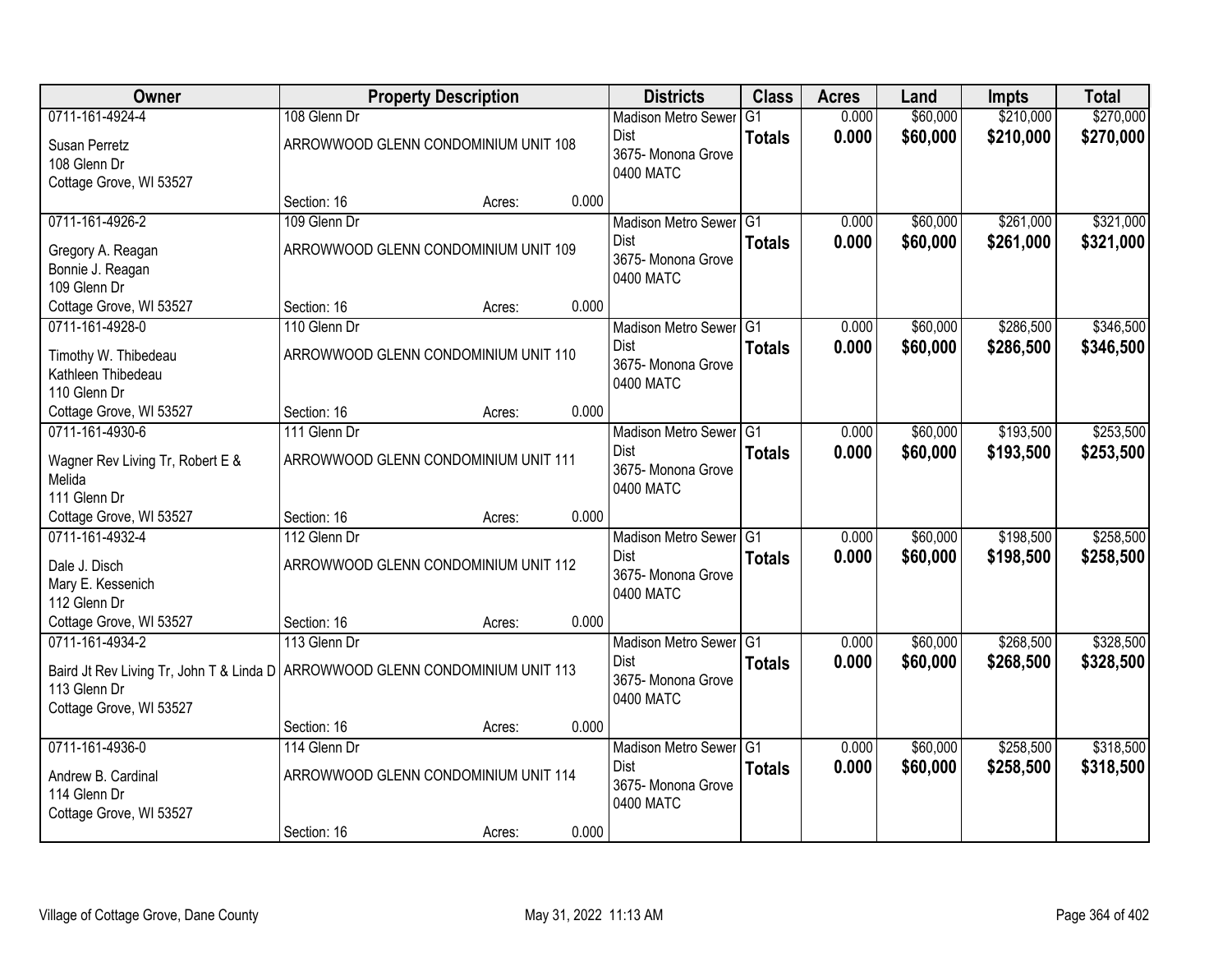| Owner | Property Description | | | Districts | Class | Acres | Land | Impts | Total |
|---|---|---|---|---|---|---|---|---|---|
| 0711-161-4924-4<br>Susan Perretz<br>108 Glenn Dr<br>Cottage Grove, WI 53527 | 108 Glenn Dr<br>ARROWWOOD GLENN CONDOMINIUM UNIT 108<br>Section: 16 | Acres: | 0.000 | Madison Metro Sewer Dist<br>3675- Monona Grove<br>0400 MATC | G1<br>**Totals** | 0.000<br>**0.000** | $60,000<br>**$60,000** | $210,000<br>**$210,000** | $270,000<br>**$270,000** |
| 0711-161-4926-2<br>Gregory A. Reagan<br>Bonnie J. Reagan<br>109 Glenn Dr<br>Cottage Grove, WI 53527 | 109 Glenn Dr<br>ARROWWOOD GLENN CONDOMINIUM UNIT 109<br>Section: 16 | Acres: | 0.000 | Madison Metro Sewer Dist<br>3675- Monona Grove<br>0400 MATC | G1<br>**Totals** | 0.000<br>**0.000** | $60,000<br>**$60,000** | $261,000<br>**$261,000** | $321,000<br>**$321,000** |
| 0711-161-4928-0<br>Timothy W. Thibedeau<br>Kathleen Thibedeau<br>110 Glenn Dr<br>Cottage Grove, WI 53527 | 110 Glenn Dr<br>ARROWWOOD GLENN CONDOMINIUM UNIT 110<br>Section: 16 | Acres: | 0.000 | Madison Metro Sewer Dist<br>3675- Monona Grove<br>0400 MATC | G1<br>**Totals** | 0.000<br>**0.000** | $60,000<br>**$60,000** | $286,500<br>**$286,500** | $346,500<br>**$346,500** |
| 0711-161-4930-6<br>Wagner Rev Living Tr, Robert E & Melida<br>111 Glenn Dr<br>Cottage Grove, WI 53527 | 111 Glenn Dr<br>ARROWWOOD GLENN CONDOMINIUM UNIT 111<br>Section: 16 | Acres: | 0.000 | Madison Metro Sewer Dist<br>3675- Monona Grove<br>0400 MATC | G1<br>**Totals** | 0.000<br>**0.000** | $60,000<br>**$60,000** | $193,500<br>**$193,500** | $253,500<br>**$253,500** |
| 0711-161-4932-4<br>Dale J. Disch<br>Mary E. Kessenich<br>112 Glenn Dr<br>Cottage Grove, WI 53527 | 112 Glenn Dr<br>ARROWWOOD GLENN CONDOMINIUM UNIT 112<br>Section: 16 | Acres: | 0.000 | Madison Metro Sewer Dist<br>3675- Monona Grove<br>0400 MATC | G1<br>**Totals** | 0.000<br>**0.000** | $60,000<br>**$60,000** | $198,500<br>**$198,500** | $258,500<br>**$258,500** |
| 0711-161-4934-2<br>Baird Jt Rev Living Tr, John T & Linda D<br>113 Glenn Dr<br>Cottage Grove, WI 53527 | 113 Glenn Dr<br>ARROWWOOD GLENN CONDOMINIUM UNIT 113<br>Section: 16 | Acres: | 0.000 | Madison Metro Sewer Dist<br>3675- Monona Grove<br>0400 MATC | G1<br>**Totals** | 0.000<br>**0.000** | $60,000<br>**$60,000** | $268,500<br>**$268,500** | $328,500<br>**$328,500** |
| 0711-161-4936-0<br>Andrew B. Cardinal<br>114 Glenn Dr<br>Cottage Grove, WI 53527 | 114 Glenn Dr<br>ARROWWOOD GLENN CONDOMINIUM UNIT 114<br>Section: 16 | Acres: | 0.000 | Madison Metro Sewer Dist<br>3675- Monona Grove<br>0400 MATC | G1<br>**Totals** | 0.000<br>**0.000** | $60,000<br>**$60,000** | $258,500<br>**$258,500** | $318,500<br>**$318,500** |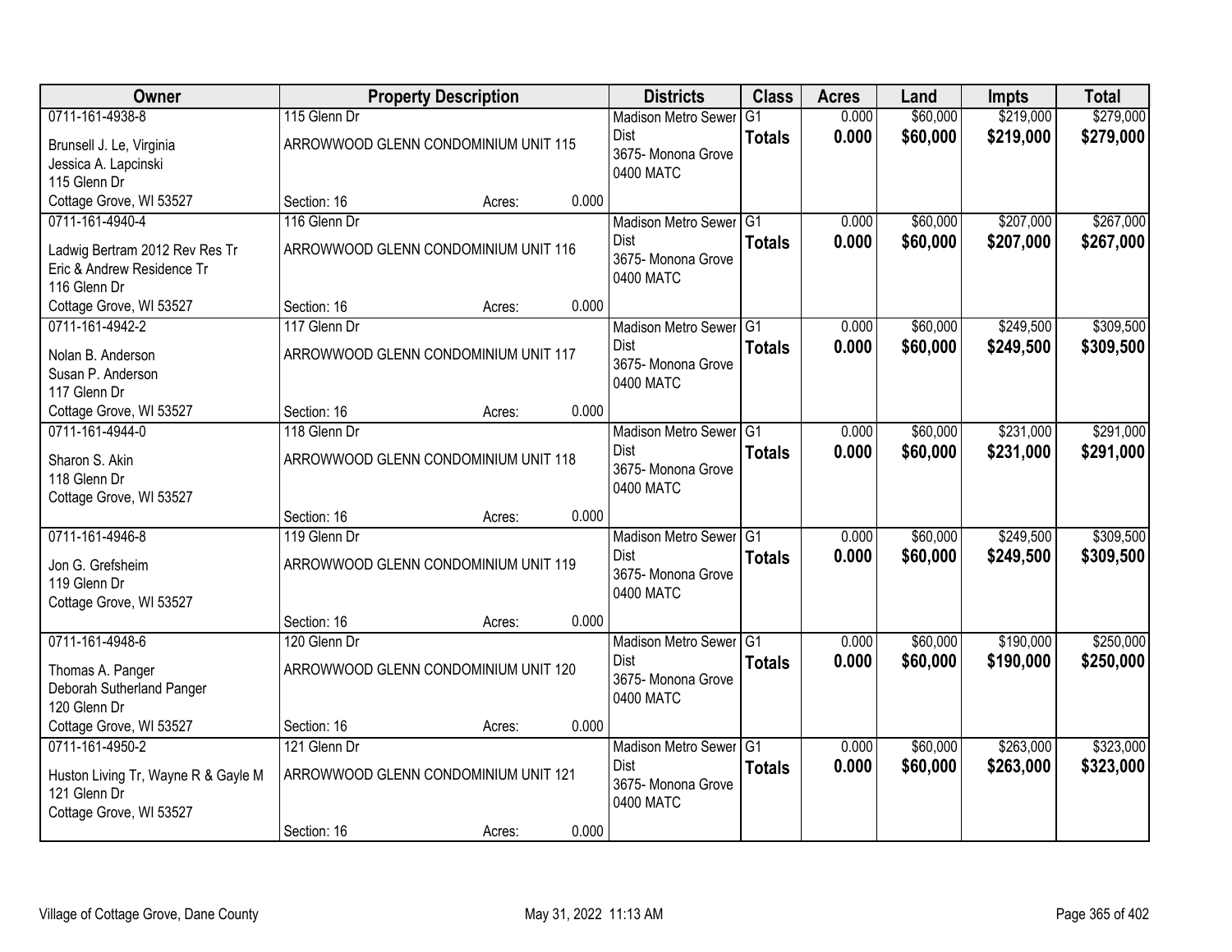| Owner | Property Description | | | Districts | Class | Acres | Land | Impts | Total |
|---|---|---|---|---|---|---|---|---|---|
| 0711-161-4938-8<br>Brunsell J. Le, Virginia<br>Jessica A. Lapcinski<br>115 Glenn Dr<br>Cottage Grove, WI 53527 | 115 Glenn Dr<br>ARROWWOOD GLENN CONDOMINIUM UNIT 115<br>Section: 16 | Acres: | 0.000 | Madison Metro Sewer Dist<br>3675- Monona Grove<br>0400 MATC | G1<br>**Totals** | 0.000<br>**0.000** | $60,000<br>**$60,000** | $219,000<br>**$219,000** | $279,000<br>**$279,000** |
| 0711-161-4940-4<br>Ladwig Bertram 2012 Rev Res Tr<br>Eric & Andrew Residence Tr<br>116 Glenn Dr<br>Cottage Grove, WI 53527 | 116 Glenn Dr<br>ARROWWOOD GLENN CONDOMINIUM UNIT 116<br>Section: 16 | Acres: | 0.000 | Madison Metro Sewer Dist<br>3675- Monona Grove<br>0400 MATC | G1<br>**Totals** | 0.000<br>**0.000** | $60,000<br>**$60,000** | $207,000<br>**$207,000** | $267,000<br>**$267,000** |
| 0711-161-4942-2<br>Nolan B. Anderson<br>Susan P. Anderson<br>117 Glenn Dr<br>Cottage Grove, WI 53527 | 117 Glenn Dr<br>ARROWWOOD GLENN CONDOMINIUM UNIT 117<br>Section: 16 | Acres: | 0.000 | Madison Metro Sewer Dist<br>3675- Monona Grove<br>0400 MATC | G1<br>**Totals** | 0.000<br>**0.000** | $60,000<br>**$60,000** | $249,500<br>**$249,500** | $309,500<br>**$309,500** |
| 0711-161-4944-0<br>Sharon S. Akin<br>118 Glenn Dr<br>Cottage Grove, WI 53527 | 118 Glenn Dr<br>ARROWWOOD GLENN CONDOMINIUM UNIT 118<br>Section: 16 | Acres: | 0.000 | Madison Metro Sewer Dist<br>3675- Monona Grove<br>0400 MATC | G1<br>**Totals** | 0.000<br>**0.000** | $60,000<br>**$60,000** | $231,000<br>**$231,000** | $291,000<br>**$291,000** |
| 0711-161-4946-8<br>Jon G. Grefsheim<br>119 Glenn Dr<br>Cottage Grove, WI 53527 | 119 Glenn Dr<br>ARROWWOOD GLENN CONDOMINIUM UNIT 119<br>Section: 16 | Acres: | 0.000 | Madison Metro Sewer Dist<br>3675- Monona Grove<br>0400 MATC | G1<br>**Totals** | 0.000<br>**0.000** | $60,000<br>**$60,000** | $249,500<br>**$249,500** | $309,500<br>**$309,500** |
| 0711-161-4948-6<br>Thomas A. Panger<br>Deborah Sutherland Panger<br>120 Glenn Dr<br>Cottage Grove, WI 53527 | 120 Glenn Dr<br>ARROWWOOD GLENN CONDOMINIUM UNIT 120<br>Section: 16 | Acres: | 0.000 | Madison Metro Sewer Dist<br>3675- Monona Grove<br>0400 MATC | G1<br>**Totals** | 0.000<br>**0.000** | $60,000<br>**$60,000** | $190,000<br>**$190,000** | $250,000<br>**$250,000** |
| 0711-161-4950-2<br>Huston Living Tr, Wayne R & Gayle M<br>121 Glenn Dr<br>Cottage Grove, WI 53527 | 121 Glenn Dr<br>ARROWWOOD GLENN CONDOMINIUM UNIT 121<br>Section: 16 | Acres: | 0.000 | Madison Metro Sewer Dist<br>3675- Monona Grove<br>0400 MATC | G1<br>**Totals** | 0.000<br>**0.000** | $60,000<br>**$60,000** | $263,000<br>**$263,000** | $323,000<br>**$323,000** |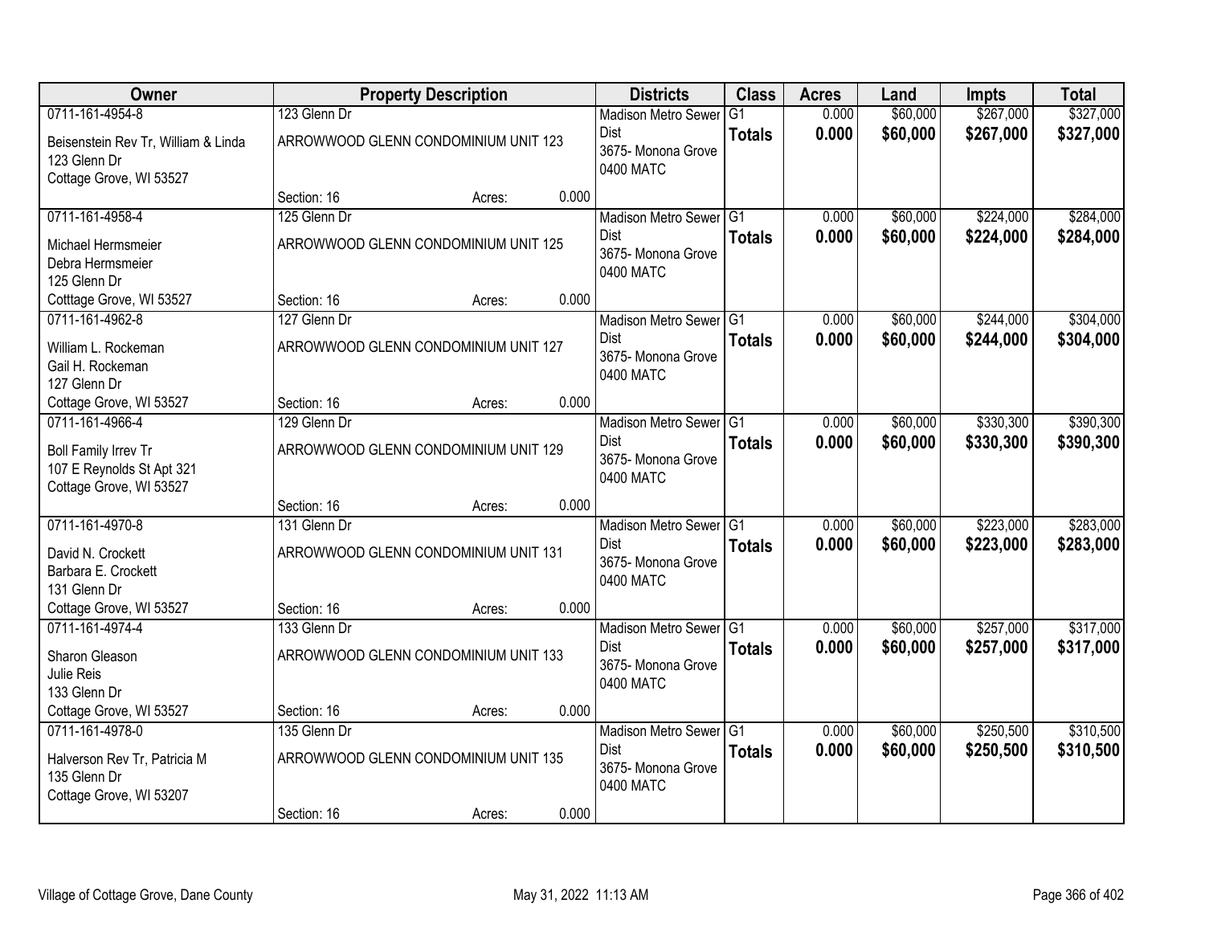| Owner | Property Description | | | Districts | Class | Acres | Land | Impts | Total |
|---|---|---|---|---|---|---|---|---|---|
| 0711-161-4954-8 | 123 Glenn Dr | | | Madison Metro Sewer Dist | G1 | 0.000 | $60,000 | $267,000 | $327,000 |
| Beisenstein Rev Tr, William & Linda<br>123 Glenn Dr<br>Cottage Grove, WI 53527 | ARROWWOOD GLENN CONDOMINIUM UNIT 123 | | | 3675- Monona Grove<br>0400 MATC | **Totals** | **0.000** | **$60,000** | **$267,000** | **$327,000** |
| | Section: 16 | Acres: | 0.000 | | | | | | |
| 0711-161-4958-4 | 125 Glenn Dr | | | Madison Metro Sewer Dist | G1 | 0.000 | $60,000 | $224,000 | $284,000 |
| Michael Hermsmeier<br>Debra Hermsmeier<br>125 Glenn Dr<br>Cotttage Grove, WI 53527 | ARROWWOOD GLENN CONDOMINIUM UNIT 125 | | | 3675- Monona Grove<br>0400 MATC | **Totals** | **0.000** | **$60,000** | **$224,000** | **$284,000** |
| | Section: 16 | Acres: | 0.000 | | | | | | |
| 0711-161-4962-8 | 127 Glenn Dr | | | Madison Metro Sewer Dist | G1 | 0.000 | $60,000 | $244,000 | $304,000 |
| William L. Rockeman<br>Gail H. Rockeman<br>127 Glenn Dr<br>Cottage Grove, WI 53527 | ARROWWOOD GLENN CONDOMINIUM UNIT 127 | | | 3675- Monona Grove<br>0400 MATC | **Totals** | **0.000** | **$60,000** | **$244,000** | **$304,000** |
| | Section: 16 | Acres: | 0.000 | | | | | | |
| 0711-161-4966-4 | 129 Glenn Dr | | | Madison Metro Sewer Dist | G1 | 0.000 | $60,000 | $330,300 | $390,300 |
| Boll Family Irrev Tr<br>107 E Reynolds St Apt 321<br>Cottage Grove, WI 53527 | ARROWWOOD GLENN CONDOMINIUM UNIT 129 | | | 3675- Monona Grove<br>0400 MATC | **Totals** | **0.000** | **$60,000** | **$330,300** | **$390,300** |
| | Section: 16 | Acres: | 0.000 | | | | | | |
| 0711-161-4970-8 | 131 Glenn Dr | | | Madison Metro Sewer Dist | G1 | 0.000 | $60,000 | $223,000 | $283,000 |
| David N. Crockett<br>Barbara E. Crockett<br>131 Glenn Dr<br>Cottage Grove, WI 53527 | ARROWWOOD GLENN CONDOMINIUM UNIT 131 | | | 3675- Monona Grove<br>0400 MATC | **Totals** | **0.000** | **$60,000** | **$223,000** | **$283,000** |
| | Section: 16 | Acres: | 0.000 | | | | | | |
| 0711-161-4974-4 | 133 Glenn Dr | | | Madison Metro Sewer Dist | G1 | 0.000 | $60,000 | $257,000 | $317,000 |
| Sharon Gleason<br>Julie Reis<br>133 Glenn Dr<br>Cottage Grove, WI 53527 | ARROWWOOD GLENN CONDOMINIUM UNIT 133 | | | 3675- Monona Grove<br>0400 MATC | **Totals** | **0.000** | **$60,000** | **$257,000** | **$317,000** |
| | Section: 16 | Acres: | 0.000 | | | | | | |
| 0711-161-4978-0 | 135 Glenn Dr | | | Madison Metro Sewer Dist | G1 | 0.000 | $60,000 | $250,500 | $310,500 |
| Halverson Rev Tr, Patricia M<br>135 Glenn Dr<br>Cottage Grove, WI 53207 | ARROWWOOD GLENN CONDOMINIUM UNIT 135 | | | 3675- Monona Grove<br>0400 MATC | **Totals** | **0.000** | **$60,000** | **$250,500** | **$310,500** |
| | Section: 16 | Acres: | 0.000 | | | | | | |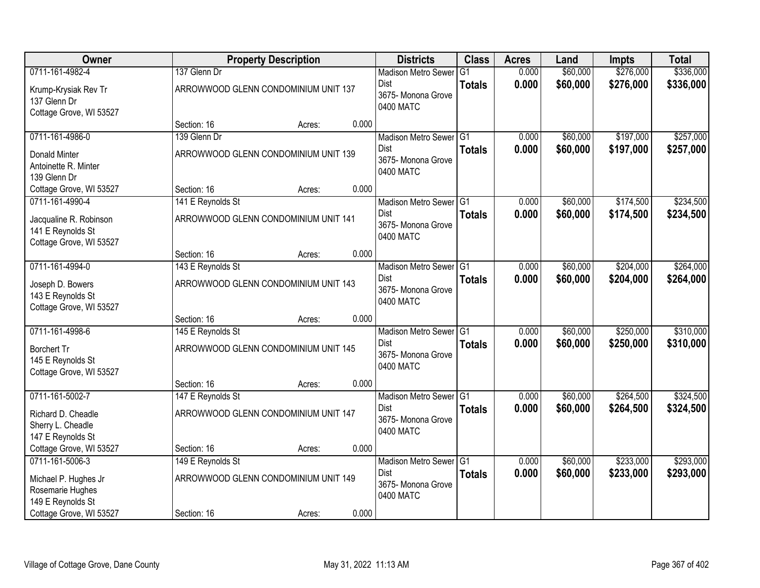| Owner | Property Description | | | Districts | Class | Acres | Land | Impts | Total |
|---|---|---|---|---|---|---|---|---|---|
| 0711-161-4982-4<br>Krump-Krysiak Rev Tr<br>137 Glenn Dr<br>Cottage Grove, WI 53527 | 137 Glenn Dr<br>ARROWWOOD GLENN CONDOMINIUM UNIT 137<br>Section: 16 | Acres: | 0.000 | Madison Metro Sewer Dist<br>3675- Monona Grove<br>0400 MATC | G1<br>**Totals** | 0.000<br>**0.000** | $60,000<br>**$60,000** | $276,000<br>**$276,000** | $336,000<br>**$336,000** |
| 0711-161-4986-0<br>Donald Minter<br>Antoinette R. Minter<br>139 Glenn Dr<br>Cottage Grove, WI 53527 | 139 Glenn Dr<br>ARROWWOOD GLENN CONDOMINIUM UNIT 139<br>Section: 16 | Acres: | 0.000 | Madison Metro Sewer Dist<br>3675- Monona Grove<br>0400 MATC | G1<br>**Totals** | 0.000<br>**0.000** | $60,000<br>**$60,000** | $197,000<br>**$197,000** | $257,000<br>**$257,000** |
| 0711-161-4990-4<br>Jacqualine R. Robinson<br>141 E Reynolds St<br>Cottage Grove, WI 53527 | 141 E Reynolds St<br>ARROWWOOD GLENN CONDOMINIUM UNIT 141<br>Section: 16 | Acres: | 0.000 | Madison Metro Sewer Dist<br>3675- Monona Grove<br>0400 MATC | G1<br>**Totals** | 0.000<br>**0.000** | $60,000<br>**$60,000** | $174,500<br>**$174,500** | $234,500<br>**$234,500** |
| 0711-161-4994-0<br>Joseph D. Bowers<br>143 E Reynolds St<br>Cottage Grove, WI 53527 | 143 E Reynolds St<br>ARROWWOOD GLENN CONDOMINIUM UNIT 143<br>Section: 16 | Acres: | 0.000 | Madison Metro Sewer Dist<br>3675- Monona Grove<br>0400 MATC | G1<br>**Totals** | 0.000<br>**0.000** | $60,000<br>**$60,000** | $204,000<br>**$204,000** | $264,000<br>**$264,000** |
| 0711-161-4998-6<br>Borchert Tr<br>145 E Reynolds St<br>Cottage Grove, WI 53527 | 145 E Reynolds St<br>ARROWWOOD GLENN CONDOMINIUM UNIT 145<br>Section: 16 | Acres: | 0.000 | Madison Metro Sewer Dist<br>3675- Monona Grove<br>0400 MATC | G1<br>**Totals** | 0.000<br>**0.000** | $60,000<br>**$60,000** | $250,000<br>**$250,000** | $310,000<br>**$310,000** |
| 0711-161-5002-7<br>Richard D. Cheadle<br>Sherry L. Cheadle<br>147 E Reynolds St<br>Cottage Grove, WI 53527 | 147 E Reynolds St<br>ARROWWOOD GLENN CONDOMINIUM UNIT 147<br>Section: 16 | Acres: | 0.000 | Madison Metro Sewer Dist<br>3675- Monona Grove<br>0400 MATC | G1<br>**Totals** | 0.000<br>**0.000** | $60,000<br>**$60,000** | $264,500<br>**$264,500** | $324,500<br>**$324,500** |
| 0711-161-5006-3<br>Michael P. Hughes Jr<br>Rosemarie Hughes<br>149 E Reynolds St<br>Cottage Grove, WI 53527 | 149 E Reynolds St<br>ARROWWOOD GLENN CONDOMINIUM UNIT 149<br>Section: 16 | Acres: | 0.000 | Madison Metro Sewer Dist<br>3675- Monona Grove<br>0400 MATC | G1<br>**Totals** | 0.000<br>**0.000** | $60,000<br>**$60,000** | $233,000<br>**$233,000** | $293,000<br>**$293,000** |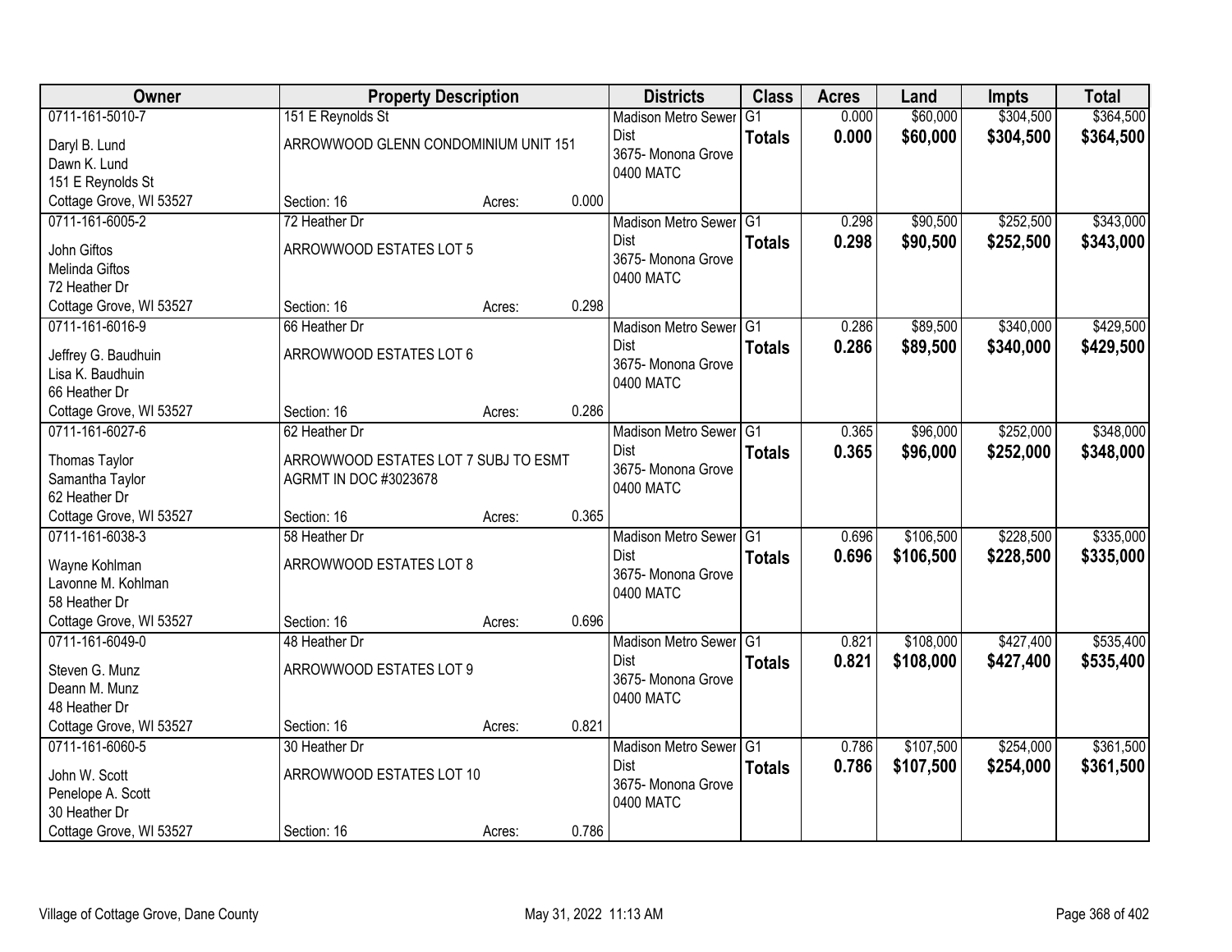| Owner | Property Description | | | Districts | Class | Acres | Land | Impts | Total |
|---|---|---|---|---|---|---|---|---|---|
| 0711-161-5010-7<br>Daryl B. Lund<br>Dawn K. Lund<br>151 E Reynolds St<br>Cottage Grove, WI 53527 | 151 E Reynolds St<br>ARROWWOOD GLENN CONDOMINIUM UNIT 151<br>Section: 16 | Acres: | 0.000 | Madison Metro Sewer Dist<br>3675- Monona Grove<br>0400 MATC | G1<br>**Totals** | 0.000<br>**0.000** | $60,000<br>**$60,000** | $304,500<br>**$304,500** | $364,500<br>**$364,500** |
| 0711-161-6005-2<br>John Giftos<br>Melinda Giftos<br>72 Heather Dr<br>Cottage Grove, WI 53527 | 72 Heather Dr<br>ARROWWOOD ESTATES LOT 5<br>Section: 16 | Acres: | 0.298 | Madison Metro Sewer Dist<br>3675- Monona Grove<br>0400 MATC | G1<br>**Totals** | 0.298<br>**0.298** | $90,500<br>**$90,500** | $252,500<br>**$252,500** | $343,000<br>**$343,000** |
| 0711-161-6016-9<br>Jeffrey G. Baudhuin<br>Lisa K. Baudhuin<br>66 Heather Dr<br>Cottage Grove, WI 53527 | 66 Heather Dr<br>ARROWWOOD ESTATES LOT 6<br>Section: 16 | Acres: | 0.286 | Madison Metro Sewer Dist<br>3675- Monona Grove<br>0400 MATC | G1<br>**Totals** | 0.286<br>**0.286** | $89,500<br>**$89,500** | $340,000<br>**$340,000** | $429,500<br>**$429,500** |
| 0711-161-6027-6<br>Thomas Taylor<br>Samantha Taylor<br>62 Heather Dr<br>Cottage Grove, WI 53527 | 62 Heather Dr<br>ARROWWOOD ESTATES LOT 7 SUBJ TO ESMT AGRMT IN DOC #3023678<br>Section: 16 | Acres: | 0.365 | Madison Metro Sewer Dist<br>3675- Monona Grove<br>0400 MATC | G1<br>**Totals** | 0.365<br>**0.365** | $96,000<br>**$96,000** | $252,000<br>**$252,000** | $348,000<br>**$348,000** |
| 0711-161-6038-3<br>Wayne Kohlman<br>Lavonne M. Kohlman<br>58 Heather Dr<br>Cottage Grove, WI 53527 | 58 Heather Dr<br>ARROWWOOD ESTATES LOT 8<br>Section: 16 | Acres: | 0.696 | Madison Metro Sewer Dist<br>3675- Monona Grove<br>0400 MATC | G1<br>**Totals** | 0.696<br>**0.696** | $106,500<br>**$106,500** | $228,500<br>**$228,500** | $335,000<br>**$335,000** |
| 0711-161-6049-0<br>Steven G. Munz<br>Deann M. Munz<br>48 Heather Dr<br>Cottage Grove, WI 53527 | 48 Heather Dr<br>ARROWWOOD ESTATES LOT 9<br>Section: 16 | Acres: | 0.821 | Madison Metro Sewer Dist<br>3675- Monona Grove<br>0400 MATC | G1<br>**Totals** | 0.821<br>**0.821** | $108,000<br>**$108,000** | $427,400<br>**$427,400** | $535,400<br>**$535,400** |
| 0711-161-6060-5<br>John W. Scott<br>Penelope A. Scott<br>30 Heather Dr<br>Cottage Grove, WI 53527 | 30 Heather Dr<br>ARROWWOOD ESTATES LOT 10<br>Section: 16 | Acres: | 0.786 | Madison Metro Sewer Dist<br>3675- Monona Grove<br>0400 MATC | G1<br>**Totals** | 0.786<br>**0.786** | $107,500<br>**$107,500** | $254,000<br>**$254,000** | $361,500<br>**$361,500** |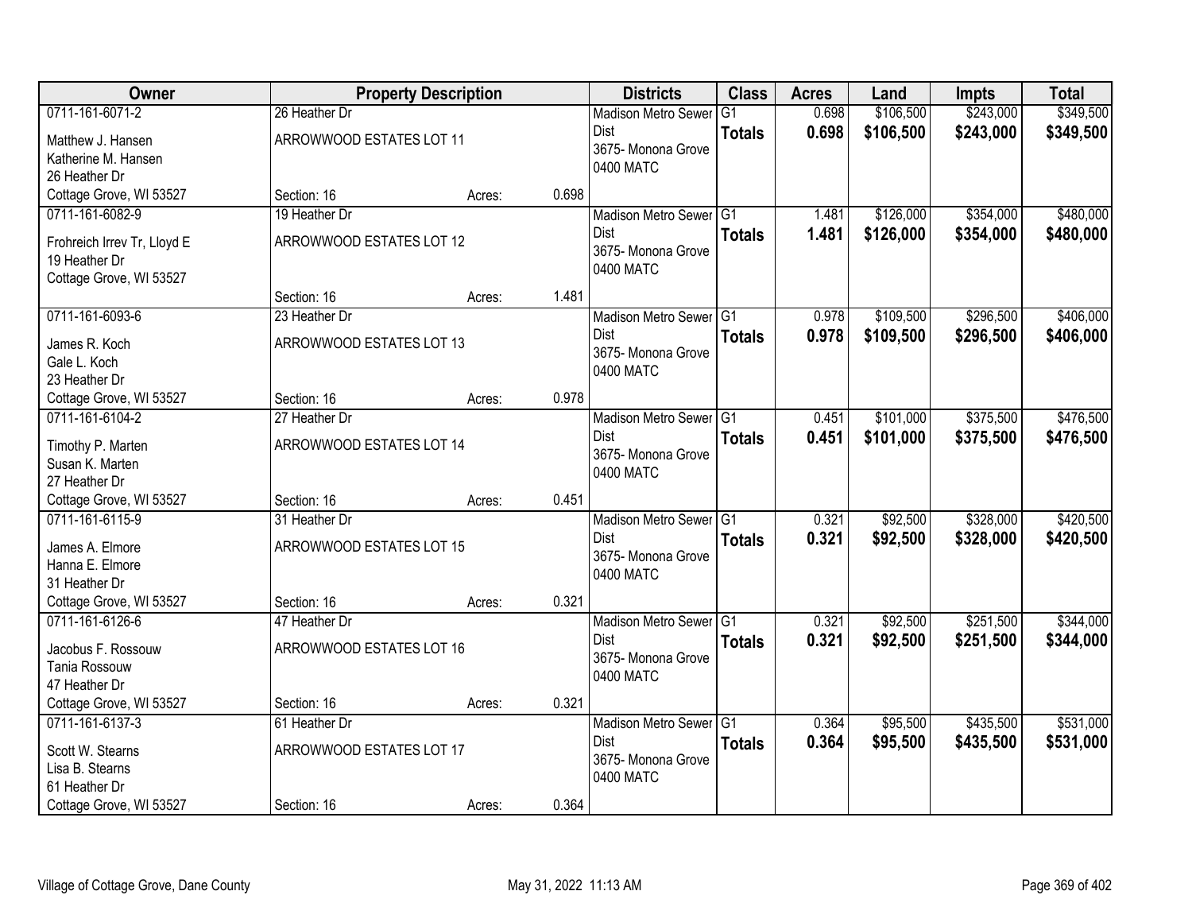| Owner | Property Description | | | Districts | Class | Acres | Land | Impts | Total |
|---|---|---|---|---|---|---|---|---|---|
| 0711-161-6071-2<br>Matthew J. Hansen<br>Katherine M. Hansen<br>26 Heather Dr<br>Cottage Grove, WI 53527 | 26 Heather Dr<br>ARROWWOOD ESTATES LOT 11<br>Section: 16 | Acres: | 0.698 | Madison Metro Sewer Dist<br>3675- Monona Grove<br>0400 MATC | G1<br>**Totals** | 0.698<br>**0.698** | $106,500<br>**$106,500** | $243,000<br>**$243,000** | $349,500<br>**$349,500** |
| 0711-161-6082-9<br>Frohreich Irrev Tr, Lloyd E<br>19 Heather Dr<br>Cottage Grove, WI 53527 | 19 Heather Dr<br>ARROWWOOD ESTATES LOT 12<br>Section: 16 | Acres: | 1.481 | Madison Metro Sewer Dist<br>3675- Monona Grove<br>0400 MATC | G1<br>**Totals** | 1.481<br>**1.481** | $126,000<br>**$126,000** | $354,000<br>**$354,000** | $480,000<br>**$480,000** |
| 0711-161-6093-6<br>James R. Koch<br>Gale L. Koch<br>23 Heather Dr<br>Cottage Grove, WI 53527 | 23 Heather Dr<br>ARROWWOOD ESTATES LOT 13<br>Section: 16 | Acres: | 0.978 | Madison Metro Sewer Dist<br>3675- Monona Grove<br>0400 MATC | G1<br>**Totals** | 0.978<br>**0.978** | $109,500<br>**$109,500** | $296,500<br>**$296,500** | $406,000<br>**$406,000** |
| 0711-161-6104-2<br>Timothy P. Marten<br>Susan K. Marten<br>27 Heather Dr<br>Cottage Grove, WI 53527 | 27 Heather Dr<br>ARROWWOOD ESTATES LOT 14<br>Section: 16 | Acres: | 0.451 | Madison Metro Sewer Dist<br>3675- Monona Grove<br>0400 MATC | G1<br>**Totals** | 0.451<br>**0.451** | $101,000<br>**$101,000** | $375,500<br>**$375,500** | $476,500<br>**$476,500** |
| 0711-161-6115-9<br>James A. Elmore<br>Hanna E. Elmore<br>31 Heather Dr<br>Cottage Grove, WI 53527 | 31 Heather Dr<br>ARROWWOOD ESTATES LOT 15<br>Section: 16 | Acres: | 0.321 | Madison Metro Sewer Dist<br>3675- Monona Grove<br>0400 MATC | G1<br>**Totals** | 0.321<br>**0.321** | $92,500<br>**$92,500** | $328,000<br>**$328,000** | $420,500<br>**$420,500** |
| 0711-161-6126-6<br>Jacobus F. Rossouw<br>Tania Rossouw<br>47 Heather Dr<br>Cottage Grove, WI 53527 | 47 Heather Dr<br>ARROWWOOD ESTATES LOT 16<br>Section: 16 | Acres: | 0.321 | Madison Metro Sewer Dist<br>3675- Monona Grove<br>0400 MATC | G1<br>**Totals** | 0.321<br>**0.321** | $92,500<br>**$92,500** | $251,500<br>**$251,500** | $344,000<br>**$344,000** |
| 0711-161-6137-3<br>Scott W. Stearns<br>Lisa B. Stearns<br>61 Heather Dr<br>Cottage Grove, WI 53527 | 61 Heather Dr<br>ARROWWOOD ESTATES LOT 17<br>Section: 16 | Acres: | 0.364 | Madison Metro Sewer Dist<br>3675- Monona Grove<br>0400 MATC | G1<br>**Totals** | 0.364<br>**0.364** | $95,500<br>**$95,500** | $435,500<br>**$435,500** | $531,000<br>**$531,000** |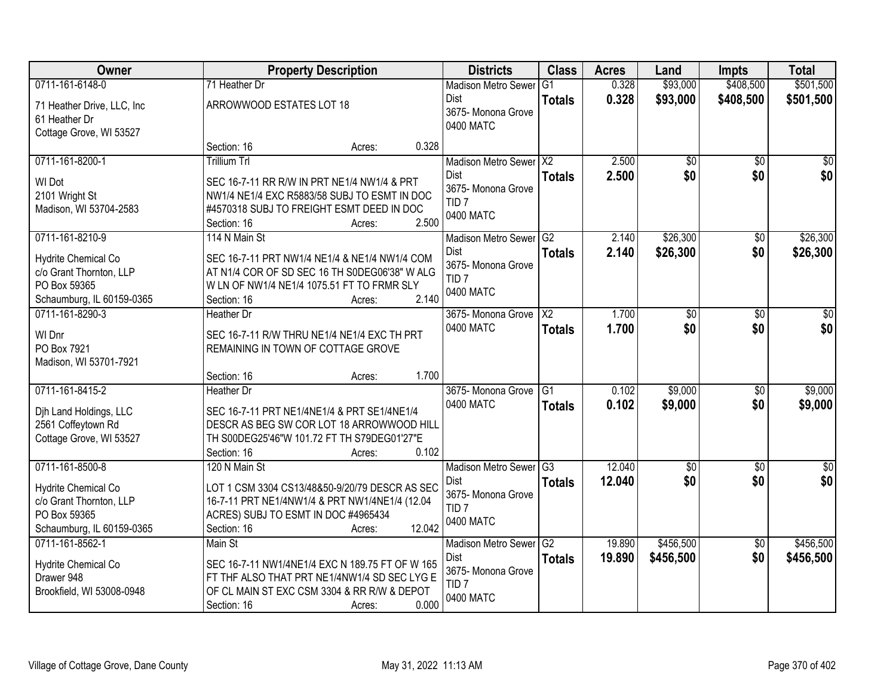| Owner | Property Description | Districts | Class | Acres | Land | Impts | Total |
|---|---|---|---|---|---|---|---|
| 0711-161-6148-0<br>71 Heather Drive, LLC, Inc<br>61 Heather Dr<br>Cottage Grove, WI 53527 | 71 Heather Dr<br>ARROWWOOD ESTATES LOT 18<br>Section: 16 Acres: 0.328 | Madison Metro Sewer Dist<br>3675- Monona Grove<br>0400 MATC | G1<br>**Totals** | 0.328<br>**0.328** | $93,000<br>**$93,000** | $408,500<br>**$408,500** | $501,500<br>**$501,500** |
| 0711-161-8200-1<br>WI Dot<br>2101 Wright St<br>Madison, WI 53704-2583 | Trillium Trl<br>SEC 16-7-11 RR R/W IN PRT NE1/4 NW1/4 & PRT NW1/4 NE1/4 EXC R5883/58 SUBJ TO ESMT IN DOC #4570318 SUBJ TO FREIGHT ESMT DEED IN DOC<br>Section: 16 Acres: 2.500 | Madison Metro Sewer Dist<br>3675- Monona Grove<br>TID 7<br>0400 MATC | X2<br>**Totals** | 2.500<br>**2.500** | $0<br>**$0** | $0<br>**$0** | $0<br>**$0** |
| 0711-161-8210-9<br>Hydrite Chemical Co<br>c/o Grant Thornton, LLP<br>PO Box 59365<br>Schaumburg, IL 60159-0365 | 114 N Main St<br>SEC 16-7-11 PRT NW1/4 NE1/4 & NE1/4 NW1/4 COM AT N1/4 COR OF SD SEC 16 TH S0DEG06'38" W ALG W LN OF NW1/4 NE1/4 1075.51 FT TO FRMR SLY<br>Section: 16 Acres: 2.140 | Madison Metro Sewer Dist<br>3675- Monona Grove<br>TID 7<br>0400 MATC | G2<br>**Totals** | 2.140<br>**2.140** | $26,300<br>**$26,300** | $0<br>**$0** | $26,300<br>**$26,300** |
| 0711-161-8290-3<br>WI Dnr<br>PO Box 7921<br>Madison, WI 53701-7921 | Heather Dr<br>SEC 16-7-11 R/W THRU NE1/4 NE1/4 EXC TH PRT REMAINING IN TOWN OF COTTAGE GROVE<br>Section: 16 Acres: 1.700 | 3675- Monona Grove<br>0400 MATC | X2<br>**Totals** | 1.700<br>**1.700** | $0<br>**$0** | $0<br>**$0** | $0<br>**$0** |
| 0711-161-8415-2<br>Djh Land Holdings, LLC<br>2561 Coffeytown Rd<br>Cottage Grove, WI 53527 | Heather Dr<br>SEC 16-7-11 PRT NE1/4NE1/4 & PRT SE1/4NE1/4 DESCR AS BEG SW COR LOT 18 ARROWWOOD HILL TH S00DEG25'46"W 101.72 FT TH S79DEG01'27"E<br>Section: 16 Acres: 0.102 | 3675- Monona Grove<br>0400 MATC | G1<br>**Totals** | 0.102<br>**0.102** | $9,000<br>**$9,000** | $0<br>**$0** | $9,000<br>**$9,000** |
| 0711-161-8500-8<br>Hydrite Chemical Co<br>c/o Grant Thornton, LLP<br>PO Box 59365<br>Schaumburg, IL 60159-0365 | 120 N Main St<br>LOT 1 CSM 3304 CS13/48&50-9/20/79 DESCR AS SEC 16-7-11 PRT NE1/4NW1/4 & PRT NW1/4NE1/4 (12.04 ACRES) SUBJ TO ESMT IN DOC #4965434<br>Section: 16 Acres: 12.042 | Madison Metro Sewer Dist<br>3675- Monona Grove<br>TID 7<br>0400 MATC | G3<br>**Totals** | 12.040<br>**12.040** | $0<br>**$0** | $0<br>**$0** | $0<br>**$0** |
| 0711-161-8562-1<br>Hydrite Chemical Co<br>Drawer 948<br>Brookfield, WI 53008-0948 | Main St<br>SEC 16-7-11 NW1/4NE1/4 EXC N 189.75 FT OF W 165 FT THF ALSO THAT PRT NE1/4NW1/4 SD SEC LYG E OF CL MAIN ST EXC CSM 3304 & RR R/W & DEPOT<br>Section: 16 Acres: 0.000 | Madison Metro Sewer Dist<br>3675- Monona Grove<br>TID 7<br>0400 MATC | G2<br>**Totals** | 19.890<br>**19.890** | $456,500<br>**$456,500** | $0<br>**$0** | $456,500<br>**$456,500** |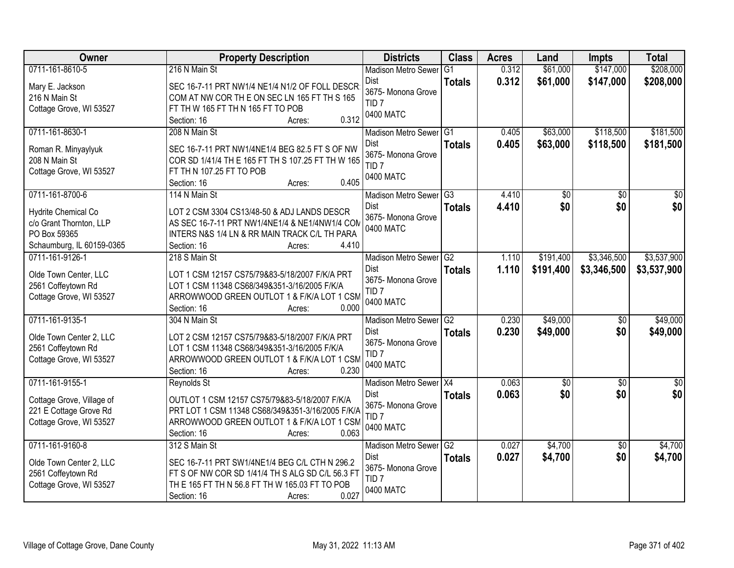| Owner | Property Description | Districts | Class | Acres | Land | Impts | Total |
|---|---|---|---|---|---|---|---|
| 0711-161-8610-5<br><br>Mary E. Jackson<br>216 N Main St<br>Cottage Grove, WI 53527 | 216 N Main St<br><br>SEC 16-7-11 PRT NW1/4 NE1/4 N1/2 OF FOLL DESCR: COM AT NW COR TH E ON SEC LN 165 FT TH S 165 FT TH W 165 FT TH N 165 FT TO POB<br>Section: 16 Acres: 0.312 | Madison Metro Sewer Dist<br>3675- Monona Grove<br>TID 7<br>0400 MATC | G1<br>**Totals** | 0.312<br>**0.312** | \$61,000<br>**\$61,000** | \$147,000<br>**\$147,000** | \$208,000<br>**\$208,000** |
| 0711-161-8630-1<br><br>Roman R. Minyaylyuk<br>208 N Main St<br>Cottage Grove, WI 53527 | 208 N Main St<br><br>SEC 16-7-11 PRT NW1/4NE1/4 BEG 82.5 FT S OF NW COR SD 1/41/4 TH E 165 FT TH S 107.25 FT TH W 165 FT TH N 107.25 FT TO POB<br>Section: 16 Acres: 0.405 | Madison Metro Sewer Dist<br>3675- Monona Grove<br>TID 7<br>0400 MATC | G1<br>**Totals** | 0.405<br>**0.405** | \$63,000<br>**\$63,000** | \$118,500<br>**\$118,500** | \$181,500<br>**\$181,500** |
| 0711-161-8700-6<br><br>Hydrite Chemical Co<br>c/o Grant Thornton, LLP<br>PO Box 59365<br>Schaumburg, IL 60159-0365 | 114 N Main St<br><br>LOT 2 CSM 3304 CS13/48-50 & ADJ LANDS DESCR AS SEC 16-7-11 PRT NW1/4NE1/4 & NE1/4NW1/4 COM INTERS N&S 1/4 LN & RR MAIN TRACK C/L TH PARA<br>Section: 16 Acres: 4.410 | Madison Metro Sewer Dist<br>3675- Monona Grove<br>0400 MATC | G3<br>**Totals** | 4.410<br>**4.410** | \$0<br>**\$0** | \$0<br>**\$0** | \$0<br>**\$0** |
| 0711-161-9126-1<br><br>Olde Town Center, LLC<br>2561 Coffeytown Rd<br>Cottage Grove, WI 53527 | 218 S Main St<br><br>LOT 1 CSM 12157 CS75/79&83-5/18/2007 F/K/A PRT LOT 1 CSM 11348 CS68/349&351-3/16/2005 F/K/A ARROWWOOD GREEN OUTLOT 1 & F/K/A LOT 1 CSM<br>Section: 16 Acres: 0.000 | Madison Metro Sewer Dist<br>3675- Monona Grove<br>TID 7<br>0400 MATC | G2<br>**Totals** | 1.110<br>**1.110** | \$191,400<br>**\$191,400** | \$3,346,500<br>**\$3,346,500** | \$3,537,900<br>**\$3,537,900** |
| 0711-161-9135-1<br><br>Olde Town Center 2, LLC<br>2561 Coffeytown Rd<br>Cottage Grove, WI 53527 | 304 N Main St<br><br>LOT 2 CSM 12157 CS75/79&83-5/18/2007 F/K/A PRT LOT 1 CSM 11348 CS68/349&351-3/16/2005 F/K/A ARROWWOOD GREEN OUTLOT 1 & F/K/A LOT 1 CSM<br>Section: 16 Acres: 0.230 | Madison Metro Sewer Dist<br>3675- Monona Grove<br>TID 7<br>0400 MATC | G2<br>**Totals** | 0.230<br>**0.230** | \$49,000<br>**\$49,000** | \$0<br>**\$0** | \$49,000<br>**\$49,000** |
| 0711-161-9155-1<br><br>Cottage Grove, Village of<br>221 E Cottage Grove Rd<br>Cottage Grove, WI 53527 | Reynolds St<br><br>OUTLOT 1 CSM 12157 CS75/79&83-5/18/2007 F/K/A PRT LOT 1 CSM 11348 CS68/349&351-3/16/2005 F/K/A ARROWWOOD GREEN OUTLOT 1 & F/K/A LOT 1 CSM<br>Section: 16 Acres: 0.063 | Madison Metro Sewer Dist<br>3675- Monona Grove<br>TID 7<br>0400 MATC | X4<br>**Totals** | 0.063<br>**0.063** | \$0<br>**\$0** | \$0<br>**\$0** | \$0<br>**\$0** |
| 0711-161-9160-8<br><br>Olde Town Center 2, LLC<br>2561 Coffeytown Rd<br>Cottage Grove, WI 53527 | 312 S Main St<br><br>SEC 16-7-11 PRT SW1/4NE1/4 BEG C/L CTH N 296.2 FT S OF NW COR SD 1/41/4 TH S ALG SD C/L 56.3 FT TH E 165 FT TH N 56.8 FT TH W 165.03 FT TO POB<br>Section: 16 Acres: 0.027 | Madison Metro Sewer Dist<br>3675- Monona Grove<br>TID 7<br>0400 MATC | G2<br>**Totals** | 0.027<br>**0.027** | \$4,700<br>**\$4,700** | \$0<br>**\$0** | \$4,700<br>**\$4,700** |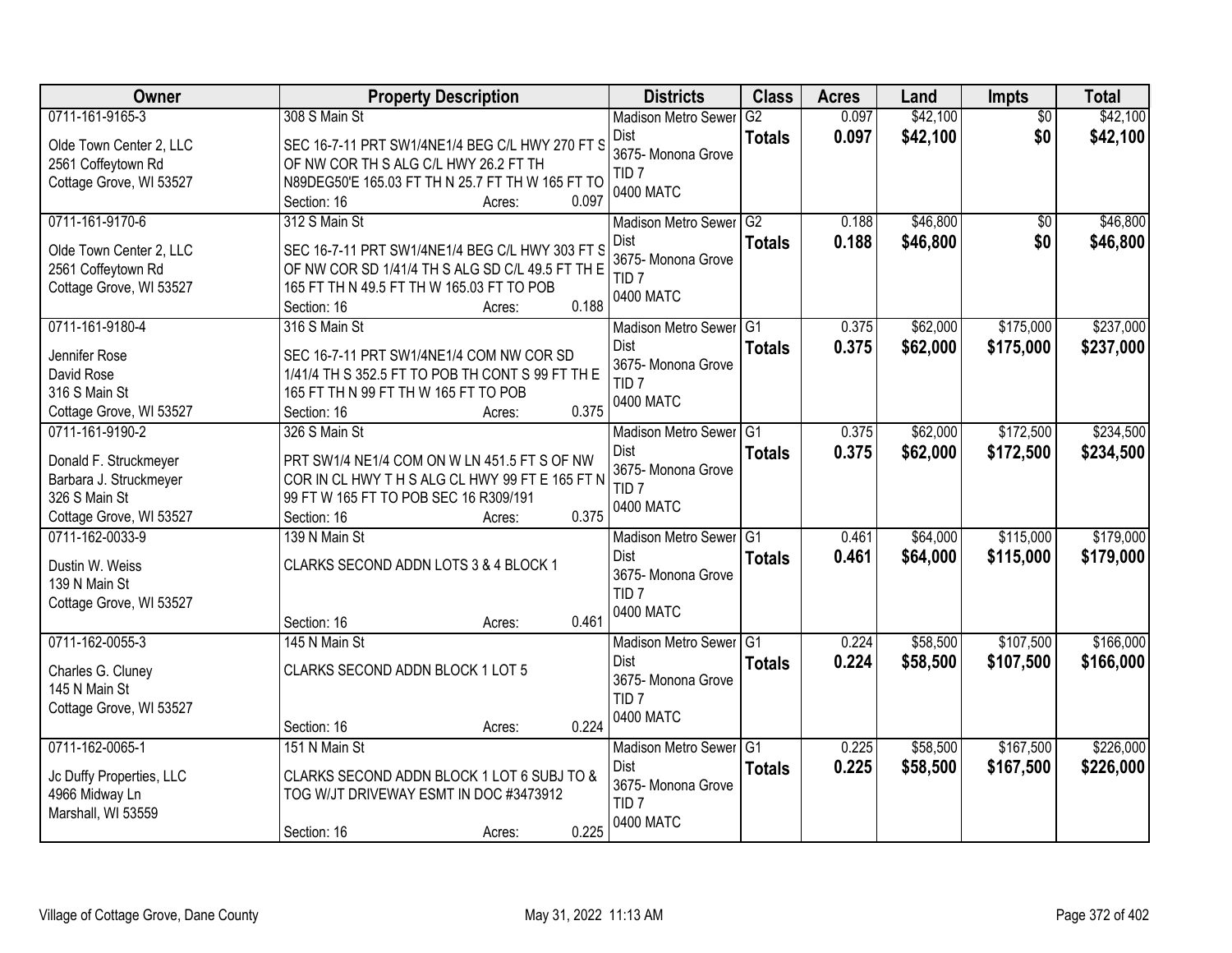| Owner | Property Description | Districts | Class | Acres | Land | Impts | Total |
|---|---|---|---|---|---|---|---|
| 0711-161-9165-3<br>Olde Town Center 2, LLC<br>2561 Coffeytown Rd<br>Cottage Grove, WI 53527 | 308 S Main St<br>SEC 16-7-11 PRT SW1/4NE1/4 BEG C/L HWY 270 FT S OF NW COR TH S ALG C/L HWY 26.2 FT TH N89DEG50'E 165.03 FT TH N 25.7 FT TH W 165 FT TO<br>Section: 16 Acres: 0.097 | Madison Metro Sewer Dist<br>3675- Monona Grove<br>TID 7<br>0400 MATC | G2<br>**Totals** | 0.097<br>**0.097** | $42,100<br>**$42,100** | $0<br>**$0** | $42,100<br>**$42,100** |
| 0711-161-9170-6<br>Olde Town Center 2, LLC<br>2561 Coffeytown Rd<br>Cottage Grove, WI 53527 | 312 S Main St<br>SEC 16-7-11 PRT SW1/4NE1/4 BEG C/L HWY 303 FT S OF NW COR SD 1/41/4 TH S ALG SD C/L 49.5 FT TH E 165 FT TH N 49.5 FT TH W 165.03 FT TO POB<br>Section: 16 Acres: 0.188 | Madison Metro Sewer Dist<br>3675- Monona Grove<br>TID 7<br>0400 MATC | G2<br>**Totals** | 0.188<br>**0.188** | $46,800<br>**$46,800** | $0<br>**$0** | $46,800<br>**$46,800** |
| 0711-161-9180-4<br>Jennifer Rose<br>David Rose<br>316 S Main St<br>Cottage Grove, WI 53527 | 316 S Main St<br>SEC 16-7-11 PRT SW1/4NE1/4 COM NW COR SD 1/41/4 TH S 352.5 FT TO POB TH CONT S 99 FT TH E 165 FT TH N 99 FT TH W 165 FT TO POB<br>Section: 16 Acres: 0.375 | Madison Metro Sewer Dist<br>3675- Monona Grove<br>TID 7<br>0400 MATC | G1<br>**Totals** | 0.375<br>**0.375** | $62,000<br>**$62,000** | $175,000<br>**$175,000** | $237,000<br>**$237,000** |
| 0711-161-9190-2<br>Donald F. Struckmeyer<br>Barbara J. Struckmeyer<br>326 S Main St<br>Cottage Grove, WI 53527 | 326 S Main St<br>PRT SW1/4 NE1/4 COM ON W LN 451.5 FT S OF NW COR IN CL HWY T H S ALG CL HWY 99 FT E 165 FT N 99 FT W 165 FT TO POB SEC 16 R309/191<br>Section: 16 Acres: 0.375 | Madison Metro Sewer Dist<br>3675- Monona Grove<br>TID 7<br>0400 MATC | G1<br>**Totals** | 0.375<br>**0.375** | $62,000<br>**$62,000** | $172,500<br>**$172,500** | $234,500<br>**$234,500** |
| 0711-162-0033-9<br>Dustin W. Weiss<br>139 N Main St<br>Cottage Grove, WI 53527 | 139 N Main St<br>CLARKS SECOND ADDN LOTS 3 & 4 BLOCK 1<br>Section: 16 Acres: 0.461 | Madison Metro Sewer Dist<br>3675- Monona Grove<br>TID 7<br>0400 MATC | G1<br>**Totals** | 0.461<br>**0.461** | $64,000<br>**$64,000** | $115,000<br>**$115,000** | $179,000<br>**$179,000** |
| 0711-162-0055-3<br>Charles G. Cluney<br>145 N Main St<br>Cottage Grove, WI 53527 | 145 N Main St<br>CLARKS SECOND ADDN BLOCK 1 LOT 5<br>Section: 16 Acres: 0.224 | Madison Metro Sewer Dist<br>3675- Monona Grove<br>TID 7<br>0400 MATC | G1<br>**Totals** | 0.224<br>**0.224** | $58,500<br>**$58,500** | $107,500<br>**$107,500** | $166,000<br>**$166,000** |
| 0711-162-0065-1<br>Jc Duffy Properties, LLC<br>4966 Midway Ln<br>Marshall, WI 53559 | 151 N Main St<br>CLARKS SECOND ADDN BLOCK 1 LOT 6 SUBJ TO & TOG W/JT DRIVEWAY ESMT IN DOC #3473912<br>Section: 16 Acres: 0.225 | Madison Metro Sewer Dist<br>3675- Monona Grove<br>TID 7<br>0400 MATC | G1<br>**Totals** | 0.225<br>**0.225** | $58,500<br>**$58,500** | $167,500<br>**$167,500** | $226,000<br>**$226,000** |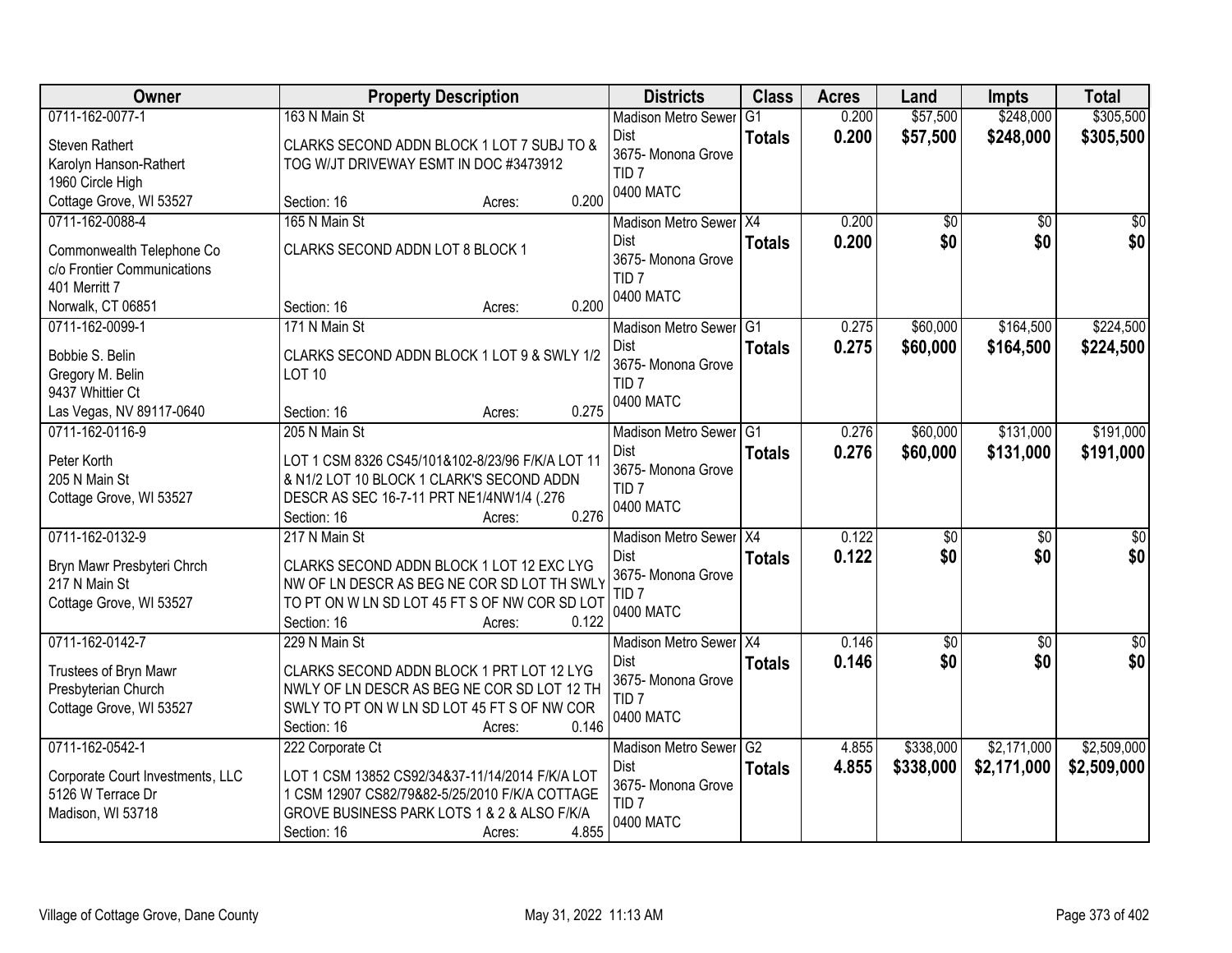| Owner | Property Description | Districts | Class | Acres | Land | Impts | Total |
|---|---|---|---|---|---|---|---|
| 0711-162-0077-1<br>Steven Rathert<br>Karolyn Hanson-Rathert<br>1960 Circle High<br>Cottage Grove, WI 53527 | 163 N Main St<br>CLARKS SECOND ADDN BLOCK 1 LOT 7 SUBJ TO & TOG W/JT DRIVEWAY ESMT IN DOC #3473912<br>Section: 16 Acres: 0.200 | Madison Metro Sewer Dist<br>3675- Monona Grove<br>TID 7<br>0400 MATC | G1<br>**Totals** | 0.200<br>**0.200** | $57,500<br>**$57,500** | $248,000<br>**$248,000** | $305,500<br>**$305,500** |
| 0711-162-0088-4<br>Commonwealth Telephone Co<br>c/o Frontier Communications<br>401 Merritt 7<br>Norwalk, CT 06851 | 165 N Main St<br>CLARKS SECOND ADDN LOT 8 BLOCK 1<br>Section: 16 Acres: 0.200 | Madison Metro Sewer Dist<br>3675- Monona Grove<br>TID 7<br>0400 MATC | X4<br>**Totals** | 0.200<br>**0.200** | $0<br>**$0** | $0<br>**$0** | $0<br>**$0** |
| 0711-162-0099-1<br>Bobbie S. Belin<br>Gregory M. Belin<br>9437 Whittier Ct<br>Las Vegas, NV 89117-0640 | 171 N Main St<br>CLARKS SECOND ADDN BLOCK 1 LOT 9 & SWLY 1/2 LOT 10<br>Section: 16 Acres: 0.275 | Madison Metro Sewer Dist<br>3675- Monona Grove<br>TID 7<br>0400 MATC | G1<br>**Totals** | 0.275<br>**0.275** | $60,000<br>**$60,000** | $164,500<br>**$164,500** | $224,500<br>**$224,500** |
| 0711-162-0116-9<br>Peter Korth<br>205 N Main St<br>Cottage Grove, WI 53527 | 205 N Main St<br>LOT 1 CSM 8326 CS45/101&102-8/23/96 F/K/A LOT 11 & N1/2 LOT 10 BLOCK 1 CLARK'S SECOND ADDN DESCR AS SEC 16-7-11 PRT NE1/4NW1/4 (.276<br>Section: 16 Acres: 0.276 | Madison Metro Sewer Dist<br>3675- Monona Grove<br>TID 7<br>0400 MATC | G1<br>**Totals** | 0.276<br>**0.276** | $60,000<br>**$60,000** | $131,000<br>**$131,000** | $191,000<br>**$191,000** |
| 0711-162-0132-9<br>Bryn Mawr Presbyteri Chrch<br>217 N Main St<br>Cottage Grove, WI 53527 | 217 N Main St<br>CLARKS SECOND ADDN BLOCK 1 LOT 12 EXC LYG NW OF LN DESCR AS BEG NE COR SD LOT TH SWLY TO PT ON W LN SD LOT 45 FT S OF NW COR SD LOT<br>Section: 16 Acres: 0.122 | Madison Metro Sewer Dist<br>3675- Monona Grove<br>TID 7<br>0400 MATC | X4<br>**Totals** | 0.122<br>**0.122** | $0<br>**$0** | $0<br>**$0** | $0<br>**$0** |
| 0711-162-0142-7<br>Trustees of Bryn Mawr<br>Presbyterian Church<br>Cottage Grove, WI 53527 | 229 N Main St<br>CLARKS SECOND ADDN BLOCK 1 PRT LOT 12 LYG NWLY OF LN DESCR AS BEG NE COR SD LOT 12 TH SWLY TO PT ON W LN SD LOT 45 FT S OF NW COR<br>Section: 16 Acres: 0.146 | Madison Metro Sewer Dist<br>3675- Monona Grove<br>TID 7<br>0400 MATC | X4<br>**Totals** | 0.146<br>**0.146** | $0<br>**$0** | $0<br>**$0** | $0<br>**$0** |
| 0711-162-0542-1<br>Corporate Court Investments, LLC<br>5126 W Terrace Dr<br>Madison, WI 53718 | 222 Corporate Ct<br>LOT 1 CSM 13852 CS92/34&37-11/14/2014 F/K/A LOT 1 CSM 12907 CS82/79&82-5/25/2010 F/K/A COTTAGE GROVE BUSINESS PARK LOTS 1 & 2 & ALSO F/K/A<br>Section: 16 Acres: 4.855 | Madison Metro Sewer Dist<br>3675- Monona Grove<br>TID 7<br>0400 MATC | G2<br>**Totals** | 4.855<br>**4.855** | $338,000<br>**$338,000** | $2,171,000<br>**$2,171,000** | $2,509,000<br>**$2,509,000** |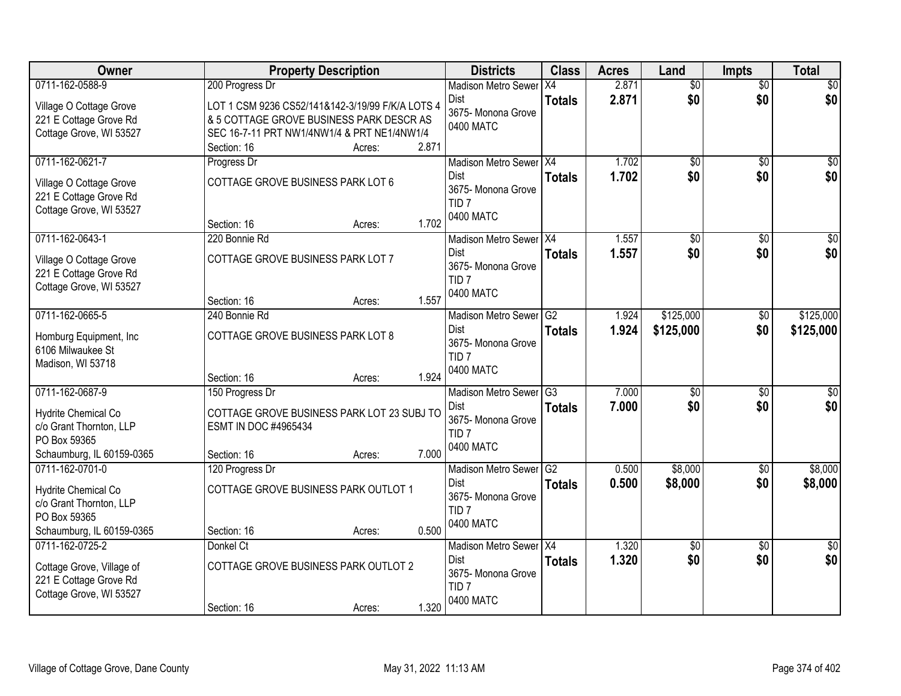| Owner | Property Description | Districts | Class | Acres | Land | Impts | Total |
|---|---|---|---|---|---|---|---|
| 0711-162-0588-9<br>Village O Cottage Grove<br>221 E Cottage Grove Rd<br>Cottage Grove, WI 53527 | 200 Progress Dr<br>LOT 1 CSM 9236 CS52/141&142-3/19/99 F/K/A LOTS 4 & 5 COTTAGE GROVE BUSINESS PARK DESCR AS SEC 16-7-11 PRT NW1/4NW1/4 & PRT NE1/4NW1/4<br>Section: 16 Acres: 2.871 | Madison Metro Sewer Dist<br>3675- Monona Grove<br>0400 MATC | X4<br>**Totals** | 2.871<br>**2.871** | $0<br>**$0** | $0<br>**$0** | $0<br>**$0** |
| 0711-162-0621-7<br>Village O Cottage Grove<br>221 E Cottage Grove Rd<br>Cottage Grove, WI 53527 | Progress Dr<br>COTTAGE GROVE BUSINESS PARK LOT 6<br>Section: 16 Acres: 1.702 | Madison Metro Sewer Dist<br>3675- Monona Grove<br>TID 7<br>0400 MATC | X4<br>**Totals** | 1.702<br>**1.702** | $0<br>**$0** | $0<br>**$0** | $0<br>**$0** |
| 0711-162-0643-1<br>Village O Cottage Grove<br>221 E Cottage Grove Rd<br>Cottage Grove, WI 53527 | 220 Bonnie Rd<br>COTTAGE GROVE BUSINESS PARK LOT 7<br>Section: 16 Acres: 1.557 | Madison Metro Sewer Dist<br>3675- Monona Grove<br>TID 7<br>0400 MATC | X4<br>**Totals** | 1.557<br>**1.557** | $0<br>**$0** | $0<br>**$0** | $0<br>**$0** |
| 0711-162-0665-5<br>Homburg Equipment, Inc<br>6106 Milwaukee St<br>Madison, WI 53718 | 240 Bonnie Rd<br>COTTAGE GROVE BUSINESS PARK LOT 8<br>Section: 16 Acres: 1.924 | Madison Metro Sewer Dist<br>3675- Monona Grove<br>TID 7<br>0400 MATC | G2<br>**Totals** | 1.924<br>**1.924** | $125,000<br>**$125,000** | $0<br>**$0** | $125,000<br>**$125,000** |
| 0711-162-0687-9<br>Hydrite Chemical Co<br>c/o Grant Thornton, LLP<br>PO Box 59365<br>Schaumburg, IL 60159-0365 | 150 Progress Dr<br>COTTAGE GROVE BUSINESS PARK LOT 23 SUBJ TO ESMT IN DOC #4965434<br>Section: 16 Acres: 7.000 | Madison Metro Sewer Dist<br>3675- Monona Grove<br>TID 7<br>0400 MATC | G3<br>**Totals** | 7.000<br>**7.000** | $0<br>**$0** | $0<br>**$0** | $0<br>**$0** |
| 0711-162-0701-0<br>Hydrite Chemical Co<br>c/o Grant Thornton, LLP<br>PO Box 59365<br>Schaumburg, IL 60159-0365 | 120 Progress Dr<br>COTTAGE GROVE BUSINESS PARK OUTLOT 1<br>Section: 16 Acres: 0.500 | Madison Metro Sewer Dist<br>3675- Monona Grove<br>TID 7<br>0400 MATC | G2<br>**Totals** | 0.500<br>**0.500** | $8,000<br>**$8,000** | $0<br>**$0** | $8,000<br>**$8,000** |
| 0711-162-0725-2<br>Cottage Grove, Village of<br>221 E Cottage Grove Rd<br>Cottage Grove, WI 53527 | Donkel Ct<br>COTTAGE GROVE BUSINESS PARK OUTLOT 2<br>Section: 16 Acres: 1.320 | Madison Metro Sewer Dist<br>3675- Monona Grove<br>TID 7<br>0400 MATC | X4<br>**Totals** | 1.320<br>**1.320** | $0<br>**$0** | $0<br>**$0** | $0<br>**$0** |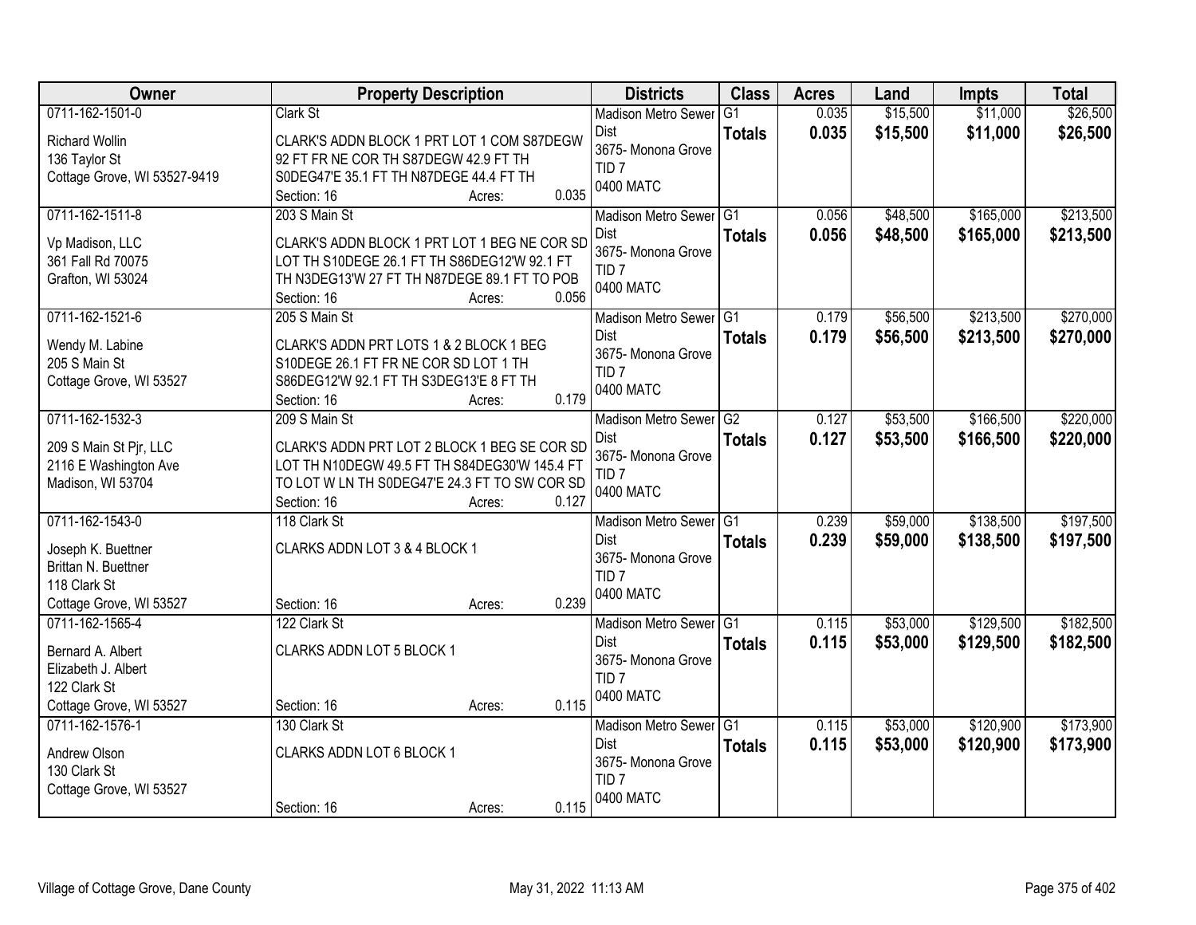| Owner | Property Description | Districts | Class | Acres | Land | Impts | Total |
|---|---|---|---|---|---|---|---|
| 0711-162-1501-0<br><br>Richard Wollin<br>136 Taylor St<br>Cottage Grove, WI 53527-9419 | Clark St<br><br>CLARK'S ADDN BLOCK 1 PRT LOT 1 COM S87DEGW 92 FT FR NE COR TH S87DEGW 42.9 FT TH S0DEG47'E 35.1 FT TH N87DEGE 44.4 FT TH<br>Section: 16 Acres: 0.035 | Madison Metro Sewer Dist<br>3675- Monona Grove<br>TID 7<br>0400 MATC | G1<br>**Totals** | 0.035<br>**0.035** | $15,500<br>**$15,500** | $11,000<br>**$11,000** | $26,500<br>**$26,500** |
| 0711-162-1511-8<br><br>Vp Madison, LLC<br>361 Fall Rd 70075<br>Grafton, WI 53024 | 203 S Main St<br><br>CLARK'S ADDN BLOCK 1 PRT LOT 1 BEG NE COR SD LOT TH S10DEGE 26.1 FT TH S86DEG12'W 92.1 FT TH N3DEG13'W 27 FT TH N87DEGE 89.1 FT TO POB<br>Section: 16 Acres: 0.056 | Madison Metro Sewer Dist<br>3675- Monona Grove<br>TID 7<br>0400 MATC | G1<br>**Totals** | 0.056<br>**0.056** | $48,500<br>**$48,500** | $165,000<br>**$165,000** | $213,500<br>**$213,500** |
| 0711-162-1521-6<br><br>Wendy M. Labine<br>205 S Main St<br>Cottage Grove, WI 53527 | 205 S Main St<br><br>CLARK'S ADDN PRT LOTS 1 & 2 BLOCK 1 BEG S10DEGE 26.1 FT FR NE COR SD LOT 1 TH S86DEG12'W 92.1 FT TH S3DEG13'E 8 FT TH<br>Section: 16 Acres: 0.179 | Madison Metro Sewer Dist<br>3675- Monona Grove<br>TID 7<br>0400 MATC | G1<br>**Totals** | 0.179<br>**0.179** | $56,500<br>**$56,500** | $213,500<br>**$213,500** | $270,000<br>**$270,000** |
| 0711-162-1532-3<br><br>209 S Main St Pjr, LLC<br>2116 E Washington Ave<br>Madison, WI 53704 | 209 S Main St<br><br>CLARK'S ADDN PRT LOT 2 BLOCK 1 BEG SE COR SD LOT TH N10DEGW 49.5 FT TH S84DEG30'W 145.4 FT TO LOT W LN TH S0DEG47'E 24.3 FT TO SW COR SD<br>Section: 16 Acres: 0.127 | Madison Metro Sewer Dist<br>3675- Monona Grove<br>TID 7<br>0400 MATC | G2<br>**Totals** | 0.127<br>**0.127** | $53,500<br>**$53,500** | $166,500<br>**$166,500** | $220,000<br>**$220,000** |
| 0711-162-1543-0<br><br>Joseph K. Buettner<br>Brittan N. Buettner<br>118 Clark St<br>Cottage Grove, WI 53527 | 118 Clark St<br><br>CLARKS ADDN LOT 3 & 4 BLOCK 1<br><br>Section: 16 Acres: 0.239 | Madison Metro Sewer Dist<br>3675- Monona Grove<br>TID 7<br>0400 MATC | G1<br>**Totals** | 0.239<br>**0.239** | $59,000<br>**$59,000** | $138,500<br>**$138,500** | $197,500<br>**$197,500** |
| 0711-162-1565-4<br><br>Bernard A. Albert<br>Elizabeth J. Albert<br>122 Clark St<br>Cottage Grove, WI 53527 | 122 Clark St<br><br>CLARKS ADDN LOT 5 BLOCK 1<br><br>Section: 16 Acres: 0.115 | Madison Metro Sewer Dist<br>3675- Monona Grove<br>TID 7<br>0400 MATC | G1<br>**Totals** | 0.115<br>**0.115** | $53,000<br>**$53,000** | $129,500<br>**$129,500** | $182,500<br>**$182,500** |
| 0711-162-1576-1<br><br>Andrew Olson<br>130 Clark St<br>Cottage Grove, WI 53527 | 130 Clark St<br><br>CLARKS ADDN LOT 6 BLOCK 1<br><br>Section: 16 Acres: 0.115 | Madison Metro Sewer Dist<br>3675- Monona Grove<br>TID 7<br>0400 MATC | G1<br>**Totals** | 0.115<br>**0.115** | $53,000<br>**$53,000** | $120,900<br>**$120,900** | $173,900<br>**$173,900** |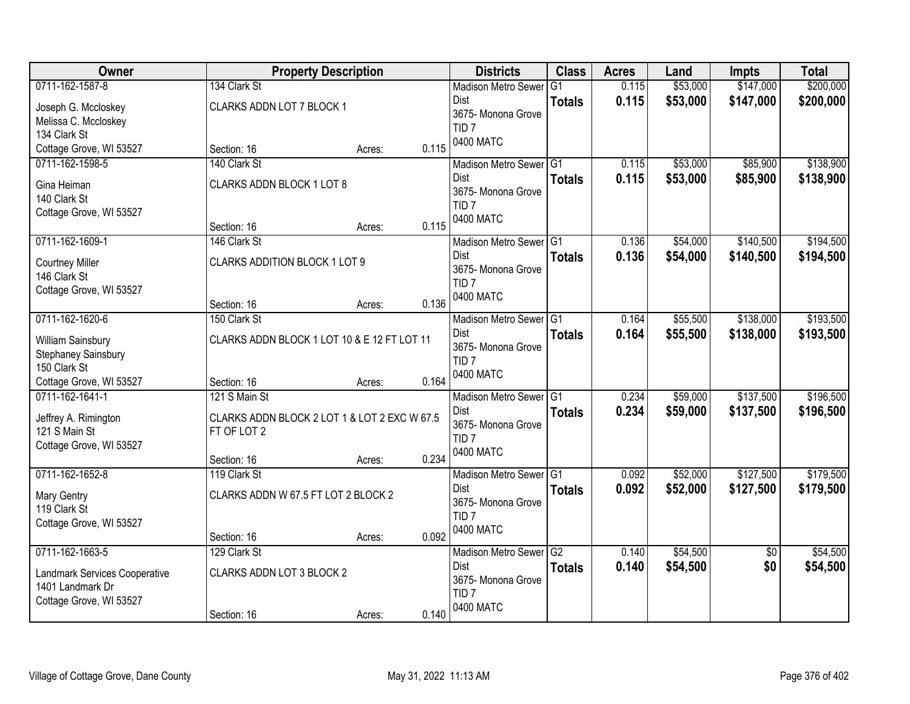| Owner | Property Description | | | Districts | Class | Acres | Land | Impts | Total |
|---|---|---|---|---|---|---|---|---|---|
| 0711-162-1587-8<br>Joseph G. Mccloskey<br>Melissa C. Mccloskey<br>134 Clark St<br>Cottage Grove, WI 53527 | 134 Clark St<br>CLARKS ADDN LOT 7 BLOCK 1<br>Section: 16 | Acres: | 0.115 | Madison Metro Sewer Dist<br>3675- Monona Grove<br>TID 7<br>0400 MATC | G1<br>**Totals** | 0.115<br>**0.115** | $53,000<br>**$53,000** | $147,000<br>**$147,000** | $200,000<br>**$200,000** |
| 0711-162-1598-5<br>Gina Heiman<br>140 Clark St<br>Cottage Grove, WI 53527 | 140 Clark St<br>CLARKS ADDN BLOCK 1 LOT 8<br>Section: 16 | Acres: | 0.115 | Madison Metro Sewer Dist<br>3675- Monona Grove<br>TID 7<br>0400 MATC | G1<br>**Totals** | 0.115<br>**0.115** | $53,000<br>**$53,000** | $85,900<br>**$85,900** | $138,900<br>**$138,900** |
| 0711-162-1609-1<br>Courtney Miller<br>146 Clark St<br>Cottage Grove, WI 53527 | 146 Clark St<br>CLARKS ADDITION BLOCK 1 LOT 9<br>Section: 16 | Acres: | 0.136 | Madison Metro Sewer Dist<br>3675- Monona Grove<br>TID 7<br>0400 MATC | G1<br>**Totals** | 0.136<br>**0.136** | $54,000<br>**$54,000** | $140,500<br>**$140,500** | $194,500<br>**$194,500** |
| 0711-162-1620-6<br>William Sainsbury<br>Stephaney Sainsbury<br>150 Clark St<br>Cottage Grove, WI 53527 | 150 Clark St<br>CLARKS ADDN BLOCK 1 LOT 10 & E 12 FT LOT 11<br>Section: 16 | Acres: | 0.164 | Madison Metro Sewer Dist<br>3675- Monona Grove<br>TID 7<br>0400 MATC | G1<br>**Totals** | 0.164<br>**0.164** | $55,500<br>**$55,500** | $138,000<br>**$138,000** | $193,500<br>**$193,500** |
| 0711-162-1641-1<br>Jeffrey A. Rimington<br>121 S Main St<br>Cottage Grove, WI 53527 | 121 S Main St<br>CLARKS ADDN BLOCK 2 LOT 1 & LOT 2 EXC W 67.5 FT OF LOT 2<br>Section: 16 | Acres: | 0.234 | Madison Metro Sewer Dist<br>3675- Monona Grove<br>TID 7<br>0400 MATC | G1<br>**Totals** | 0.234<br>**0.234** | $59,000<br>**$59,000** | $137,500<br>**$137,500** | $196,500<br>**$196,500** |
| 0711-162-1652-8<br>Mary Gentry<br>119 Clark St<br>Cottage Grove, WI 53527 | 119 Clark St<br>CLARKS ADDN W 67.5 FT LOT 2 BLOCK 2<br>Section: 16 | Acres: | 0.092 | Madison Metro Sewer Dist<br>3675- Monona Grove<br>TID 7<br>0400 MATC | G1<br>**Totals** | 0.092<br>**0.092** | $52,000<br>**$52,000** | $127,500<br>**$127,500** | $179,500<br>**$179,500** |
| 0711-162-1663-5<br>Landmark Services Cooperative<br>1401 Landmark Dr<br>Cottage Grove, WI 53527 | 129 Clark St<br>CLARKS ADDN LOT 3 BLOCK 2<br>Section: 16 | Acres: | 0.140 | Madison Metro Sewer Dist<br>3675- Monona Grove<br>TID 7<br>0400 MATC | G2<br>**Totals** | 0.140<br>**0.140** | $54,500<br>**$54,500** | $0<br>**$0** | $54,500<br>**$54,500** |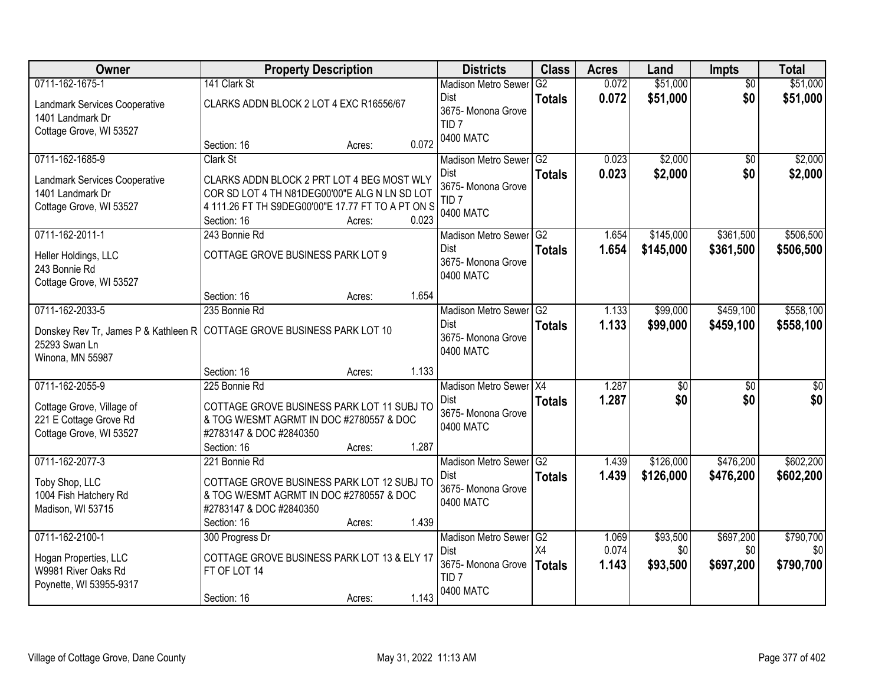| Owner | Property Description | Districts | Class | Acres | Land | Impts | Total |
|---|---|---|---|---|---|---|---|
| 0711-162-1675-1<br>Landmark Services Cooperative<br>1401 Landmark Dr<br>Cottage Grove, WI 53527 | 141 Clark St<br>CLARKS ADDN BLOCK 2 LOT 4 EXC R16556/67<br>Section: 16 Acres: 0.072 | Madison Metro Sewer Dist<br>3675- Monona Grove<br>TID 7<br>0400 MATC | G2<br>**Totals** | 0.072<br>**0.072** | $51,000<br>**$51,000** | $0<br>**$0** | $51,000<br>**$51,000** |
| 0711-162-1685-9<br>Landmark Services Cooperative<br>1401 Landmark Dr<br>Cottage Grove, WI 53527 | Clark St<br>CLARKS ADDN BLOCK 2 PRT LOT 4 BEG MOST WLY COR SD LOT 4 TH N81DEG00'00"E ALG N LN SD LOT 4 111.26 FT TH S9DEG00'00"E 17.77 FT TO A PT ON S<br>Section: 16 Acres: 0.023 | Madison Metro Sewer Dist<br>3675- Monona Grove<br>TID 7<br>0400 MATC | G2<br>**Totals** | 0.023<br>**0.023** | $2,000<br>**$2,000** | $0<br>**$0** | $2,000<br>**$2,000** |
| 0711-162-2011-1<br>Heller Holdings, LLC<br>243 Bonnie Rd<br>Cottage Grove, WI 53527 | 243 Bonnie Rd<br>COTTAGE GROVE BUSINESS PARK LOT 9<br>Section: 16 Acres: 1.654 | Madison Metro Sewer Dist<br>3675- Monona Grove<br>0400 MATC | G2<br>**Totals** | 1.654<br>**1.654** | $145,000<br>**$145,000** | $361,500<br>**$361,500** | $506,500<br>**$506,500** |
| 0711-162-2033-5<br>Donskey Rev Tr, James P & Kathleen R<br>25293 Swan Ln<br>Winona, MN 55987 | 235 Bonnie Rd<br>COTTAGE GROVE BUSINESS PARK LOT 10<br>Section: 16 Acres: 1.133 | Madison Metro Sewer Dist<br>3675- Monona Grove<br>0400 MATC | G2<br>**Totals** | 1.133<br>**1.133** | $99,000<br>**$99,000** | $459,100<br>**$459,100** | $558,100<br>**$558,100** |
| 0711-162-2055-9<br>Cottage Grove, Village of<br>221 E Cottage Grove Rd<br>Cottage Grove, WI 53527 | 225 Bonnie Rd<br>COTTAGE GROVE BUSINESS PARK LOT 11 SUBJ TO & TOG W/ESMT AGRMT IN DOC #2780557 & DOC #2783147 & DOC #2840350<br>Section: 16 Acres: 1.287 | Madison Metro Sewer Dist<br>3675- Monona Grove<br>0400 MATC | X4<br>**Totals** | 1.287<br>**1.287** | $0<br>**$0** | $0<br>**$0** | $0<br>**$0** |
| 0711-162-2077-3<br>Toby Shop, LLC<br>1004 Fish Hatchery Rd<br>Madison, WI 53715 | 221 Bonnie Rd<br>COTTAGE GROVE BUSINESS PARK LOT 12 SUBJ TO & TOG W/ESMT AGRMT IN DOC #2780557 & DOC #2783147 & DOC #2840350<br>Section: 16 Acres: 1.439 | Madison Metro Sewer Dist<br>3675- Monona Grove<br>0400 MATC | G2<br>**Totals** | 1.439<br>**1.439** | $126,000<br>**$126,000** | $476,200<br>**$476,200** | $602,200<br>**$602,200** |
| 0711-162-2100-1<br>Hogan Properties, LLC<br>W9981 River Oaks Rd<br>Poynette, WI 53955-9317 | 300 Progress Dr<br>COTTAGE GROVE BUSINESS PARK LOT 13 & ELY 17 FT OF LOT 14<br>Section: 16 Acres: 1.143 | Madison Metro Sewer Dist<br>3675- Monona Grove<br>TID 7<br>0400 MATC | G2<br>X4<br>**Totals** | 1.069<br>0.074<br>**1.143** | $93,500<br>$0<br>**$93,500** | $697,200<br>$0<br>**$697,200** | $790,700<br>$0<br>**$790,700** |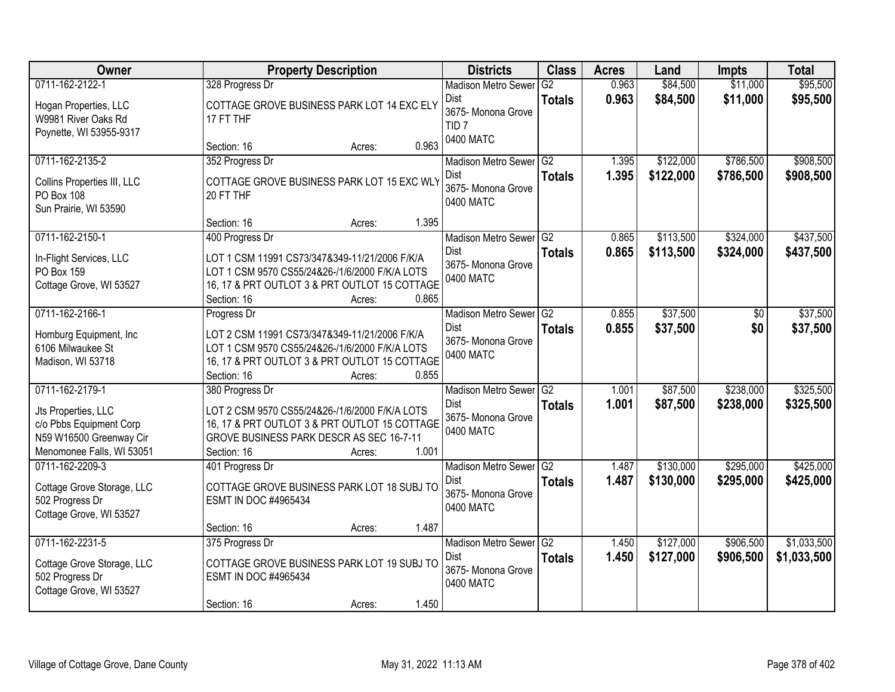| Owner | Property Description | Districts | Class | Acres | Land | Impts | Total |
|---|---|---|---|---|---|---|---|
| 0711-162-2122-1<br>Hogan Properties, LLC<br>W9981 River Oaks Rd<br>Poynette, WI 53955-9317 | 328 Progress Dr<br>COTTAGE GROVE BUSINESS PARK LOT 14 EXC ELY 17 FT THF<br>Section: 16 Acres: 0.963 | Madison Metro Sewer Dist<br>3675- Monona Grove<br>TID 7<br>0400 MATC | G2<br>**Totals** | 0.963<br>**0.963** | $84,500<br>**$84,500** | $11,000<br>**$11,000** | $95,500<br>**$95,500** |
| 0711-162-2135-2<br>Collins Properties III, LLC<br>PO Box 108<br>Sun Prairie, WI 53590 | 352 Progress Dr<br>COTTAGE GROVE BUSINESS PARK LOT 15 EXC WLY 20 FT THF<br>Section: 16 Acres: 1.395 | Madison Metro Sewer Dist<br>3675- Monona Grove<br>0400 MATC | G2<br>**Totals** | 1.395<br>**1.395** | $122,000<br>**$122,000** | $786,500<br>**$786,500** | $908,500<br>**$908,500** |
| 0711-162-2150-1<br>In-Flight Services, LLC<br>PO Box 159<br>Cottage Grove, WI 53527 | 400 Progress Dr<br>LOT 1 CSM 11991 CS73/347&349-11/21/2006 F/K/A LOT 1 CSM 9570 CS55/24&26-/1/6/2000 F/K/A LOTS 16, 17 & PRT OUTLOT 3 & PRT OUTLOT 15 COTTAGE<br>Section: 16 Acres: 0.865 | Madison Metro Sewer Dist<br>3675- Monona Grove<br>0400 MATC | G2<br>**Totals** | 0.865<br>**0.865** | $113,500<br>**$113,500** | $324,000<br>**$324,000** | $437,500<br>**$437,500** |
| 0711-162-2166-1<br>Homburg Equipment, Inc<br>6106 Milwaukee St<br>Madison, WI 53718 | Progress Dr<br>LOT 2 CSM 11991 CS73/347&349-11/21/2006 F/K/A LOT 1 CSM 9570 CS55/24&26-/1/6/2000 F/K/A LOTS 16, 17 & PRT OUTLOT 3 & PRT OUTLOT 15 COTTAGE<br>Section: 16 Acres: 0.855 | Madison Metro Sewer Dist<br>3675- Monona Grove<br>0400 MATC | G2<br>**Totals** | 0.855<br>**0.855** | $37,500<br>**$37,500** | $0<br>**$0** | $37,500<br>**$37,500** |
| 0711-162-2179-1<br>Jts Properties, LLC<br>c/o Pbbs Equipment Corp<br>N59 W16500 Greenway Cir<br>Menomonee Falls, WI 53051 | 380 Progress Dr<br>LOT 2 CSM 9570 CS55/24&26-/1/6/2000 F/K/A LOTS 16, 17 & PRT OUTLOT 3 & PRT OUTLOT 15 COTTAGE GROVE BUSINESS PARK DESCR AS SEC 16-7-11<br>Section: 16 Acres: 1.001 | Madison Metro Sewer Dist<br>3675- Monona Grove<br>0400 MATC | G2<br>**Totals** | 1.001<br>**1.001** | $87,500<br>**$87,500** | $238,000<br>**$238,000** | $325,500<br>**$325,500** |
| 0711-162-2209-3<br>Cottage Grove Storage, LLC<br>502 Progress Dr<br>Cottage Grove, WI 53527 | 401 Progress Dr<br>COTTAGE GROVE BUSINESS PARK LOT 18 SUBJ TO ESMT IN DOC #4965434<br>Section: 16 Acres: 1.487 | Madison Metro Sewer Dist<br>3675- Monona Grove<br>0400 MATC | G2<br>**Totals** | 1.487<br>**1.487** | $130,000<br>**$130,000** | $295,000<br>**$295,000** | $425,000<br>**$425,000** |
| 0711-162-2231-5<br>Cottage Grove Storage, LLC<br>502 Progress Dr<br>Cottage Grove, WI 53527 | 375 Progress Dr<br>COTTAGE GROVE BUSINESS PARK LOT 19 SUBJ TO ESMT IN DOC #4965434<br>Section: 16 Acres: 1.450 | Madison Metro Sewer Dist<br>3675- Monona Grove<br>0400 MATC | G2<br>**Totals** | 1.450<br>**1.450** | $127,000<br>**$127,000** | $906,500<br>**$906,500** | $1,033,500<br>**$1,033,500** |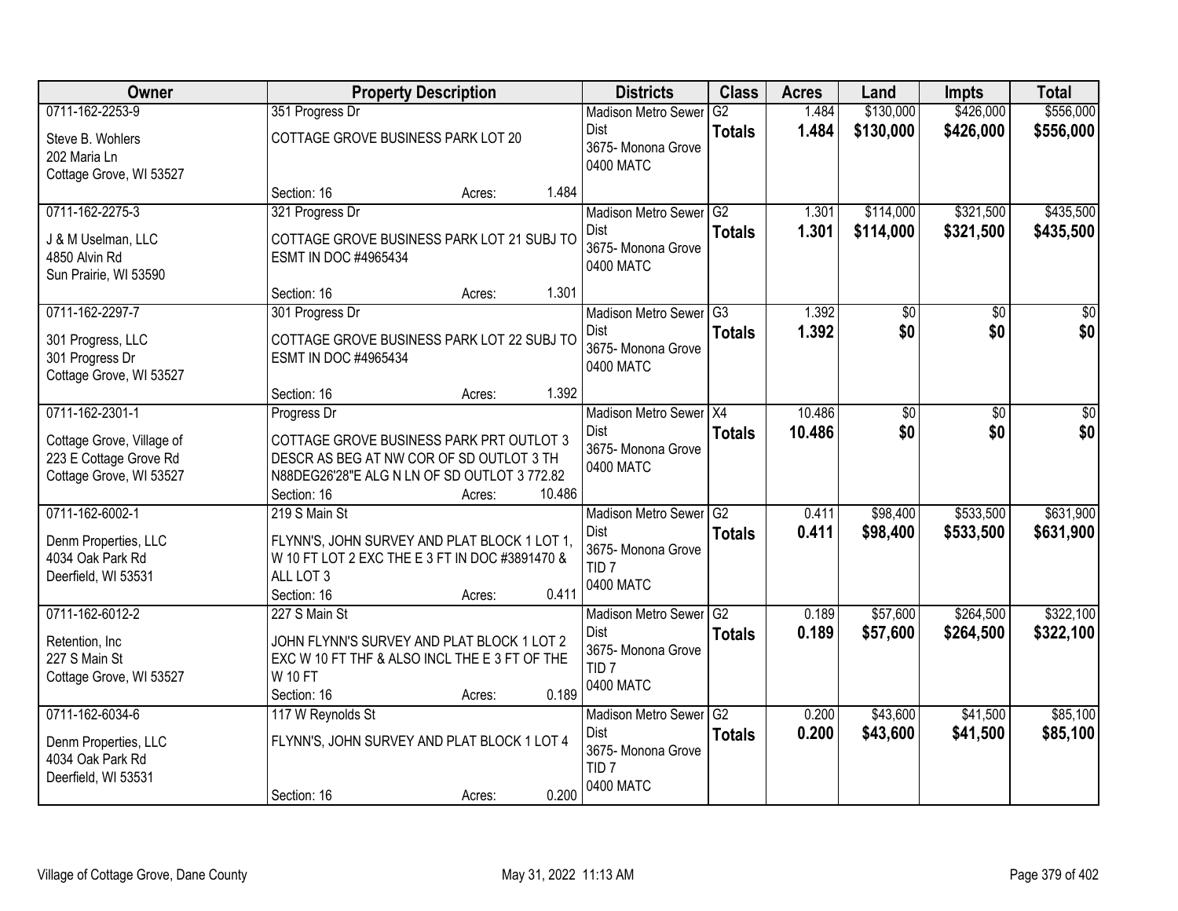| Owner | Property Description | Districts | Class | Acres | Land | Impts | Total |
|---|---|---|---|---|---|---|---|
| 0711-162-2253-9<br>Steve B. Wohlers<br>202 Maria Ln<br>Cottage Grove, WI 53527 | 351 Progress Dr<br>COTTAGE GROVE BUSINESS PARK LOT 20<br>Section: 16 Acres: 1.484 | Madison Metro Sewer Dist<br>3675- Monona Grove<br>0400 MATC | G2<br>**Totals** | 1.484<br>**1.484** | $130,000<br>**$130,000** | $426,000<br>**$426,000** | $556,000<br>**$556,000** |
| 0711-162-2275-3<br>J & M Uselman, LLC<br>4850 Alvin Rd<br>Sun Prairie, WI 53590 | 321 Progress Dr<br>COTTAGE GROVE BUSINESS PARK LOT 21 SUBJ TO ESMT IN DOC #4965434<br>Section: 16 Acres: 1.301 | Madison Metro Sewer Dist<br>3675- Monona Grove<br>0400 MATC | G2<br>**Totals** | 1.301<br>**1.301** | $114,000<br>**$114,000** | $321,500<br>**$321,500** | $435,500<br>**$435,500** |
| 0711-162-2297-7<br>301 Progress, LLC<br>301 Progress Dr<br>Cottage Grove, WI 53527 | 301 Progress Dr<br>COTTAGE GROVE BUSINESS PARK LOT 22 SUBJ TO ESMT IN DOC #4965434<br>Section: 16 Acres: 1.392 | Madison Metro Sewer Dist<br>3675- Monona Grove<br>0400 MATC | G3<br>**Totals** | 1.392<br>**1.392** | $0<br>**$0** | $0<br>**$0** | $0<br>**$0** |
| 0711-162-2301-1<br>Cottage Grove, Village of<br>223 E Cottage Grove Rd<br>Cottage Grove, WI 53527 | Progress Dr<br>COTTAGE GROVE BUSINESS PARK PRT OUTLOT 3 DESCR AS BEG AT NW COR OF SD OUTLOT 3 TH N88DEG26'28"E ALG N LN OF SD OUTLOT 3 772.82<br>Section: 16 Acres: 10.486 | Madison Metro Sewer Dist<br>3675- Monona Grove<br>0400 MATC | X4<br>**Totals** | 10.486<br>**10.486** | $0<br>**$0** | $0<br>**$0** | $0<br>**$0** |
| 0711-162-6002-1<br>Denm Properties, LLC<br>4034 Oak Park Rd<br>Deerfield, WI 53531 | 219 S Main St<br>FLYNN'S, JOHN SURVEY AND PLAT BLOCK 1 LOT 1, W 10 FT LOT 2 EXC THE E 3 FT IN DOC #3891470 & ALL LOT 3<br>Section: 16 Acres: 0.411 | Madison Metro Sewer Dist<br>3675- Monona Grove<br>TID 7<br>0400 MATC | G2<br>**Totals** | 0.411<br>**0.411** | $98,400<br>**$98,400** | $533,500<br>**$533,500** | $631,900<br>**$631,900** |
| 0711-162-6012-2<br>Retention, Inc<br>227 S Main St<br>Cottage Grove, WI 53527 | 227 S Main St<br>JOHN FLYNN'S SURVEY AND PLAT BLOCK 1 LOT 2 EXC W 10 FT THF & ALSO INCL THE E 3 FT OF THE W 10 FT<br>Section: 16 Acres: 0.189 | Madison Metro Sewer Dist<br>3675- Monona Grove<br>TID 7<br>0400 MATC | G2<br>**Totals** | 0.189<br>**0.189** | $57,600<br>**$57,600** | $264,500<br>**$264,500** | $322,100<br>**$322,100** |
| 0711-162-6034-6<br>Denm Properties, LLC<br>4034 Oak Park Rd<br>Deerfield, WI 53531 | 117 W Reynolds St<br>FLYNN'S, JOHN SURVEY AND PLAT BLOCK 1 LOT 4<br>Section: 16 Acres: 0.200 | Madison Metro Sewer Dist<br>3675- Monona Grove<br>TID 7<br>0400 MATC | G2<br>**Totals** | 0.200<br>**0.200** | $43,600<br>**$43,600** | $41,500<br>**$41,500** | $85,100<br>**$85,100** |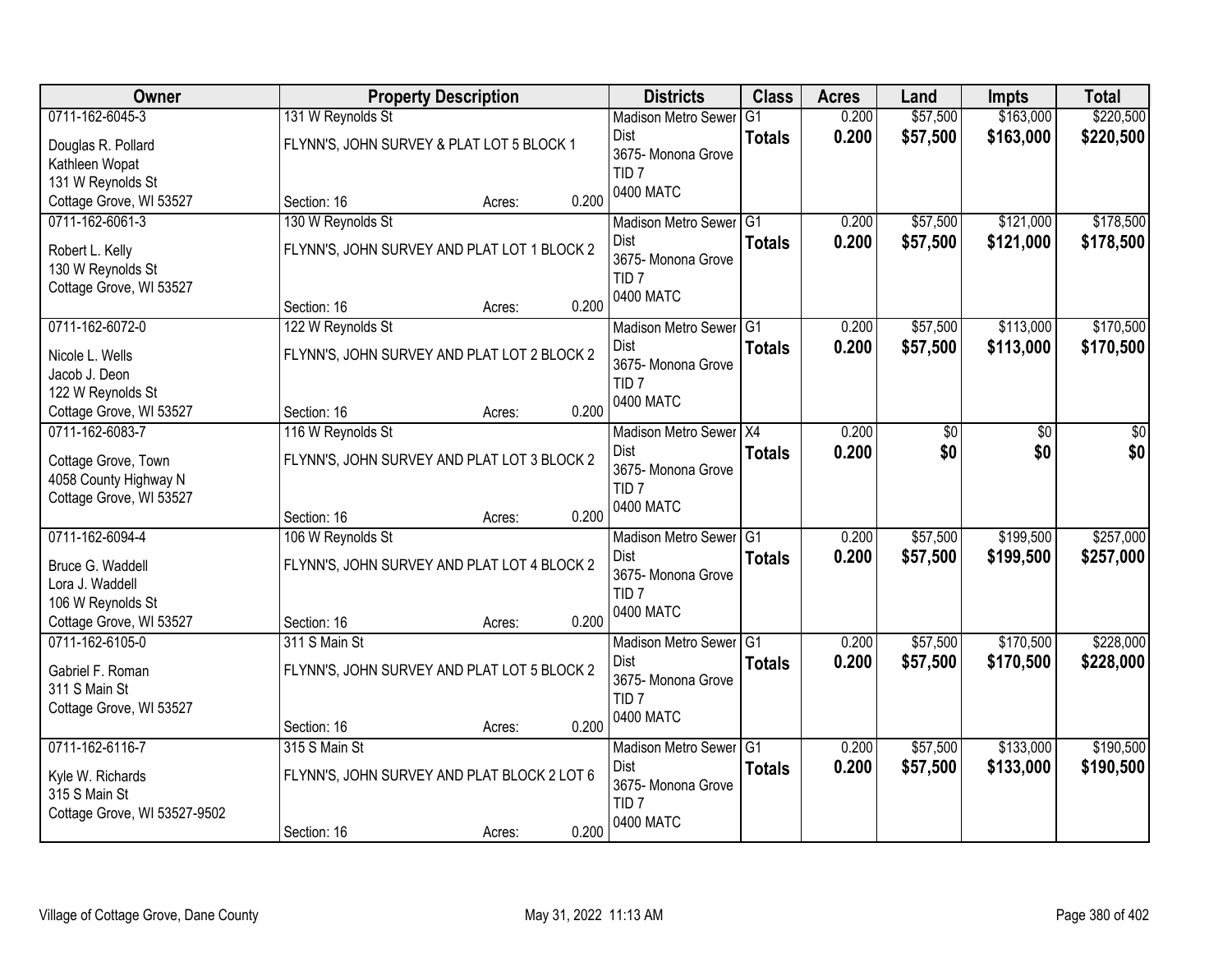| Owner | Property Description | | | Districts | Class | Acres | Land | Impts | Total |
|---|---|---|---|---|---|---|---|---|---|
| 0711-162-6045-3 | 131 W Reynolds St | | | Madison Metro Sewer Dist | G1 | 0.200 | $57,500 | $163,000 | $220,500 |
| Douglas R. Pollard<br>Kathleen Wopat<br>131 W Reynolds St<br>Cottage Grove, WI 53527 | FLYNN'S, JOHN SURVEY & PLAT LOT 5 BLOCK 1 | | | 3675- Monona Grove<br>TID 7<br>0400 MATC | **Totals** | **0.200** | **$57,500** | **$163,000** | **$220,500** |
| | Section: 16 | Acres: | 0.200 | | | | | | |
| 0711-162-6061-3 | 130 W Reynolds St | | | Madison Metro Sewer Dist | G1 | 0.200 | $57,500 | $121,000 | $178,500 |
| Robert L. Kelly<br>130 W Reynolds St<br>Cottage Grove, WI 53527 | FLYNN'S, JOHN SURVEY AND PLAT LOT 1 BLOCK 2 | | | 3675- Monona Grove<br>TID 7<br>0400 MATC | **Totals** | **0.200** | **$57,500** | **$121,000** | **$178,500** |
| | Section: 16 | Acres: | 0.200 | | | | | | |
| 0711-162-6072-0 | 122 W Reynolds St | | | Madison Metro Sewer Dist | G1 | 0.200 | $57,500 | $113,000 | $170,500 |
| Nicole L. Wells<br>Jacob J. Deon<br>122 W Reynolds St<br>Cottage Grove, WI 53527 | FLYNN'S, JOHN SURVEY AND PLAT LOT 2 BLOCK 2 | | | 3675- Monona Grove<br>TID 7<br>0400 MATC | **Totals** | **0.200** | **$57,500** | **$113,000** | **$170,500** |
| | Section: 16 | Acres: | 0.200 | | | | | | |
| 0711-162-6083-7 | 116 W Reynolds St | | | Madison Metro Sewer Dist | X4 | 0.200 | $0 | $0 | $0 |
| Cottage Grove, Town<br>4058 County Highway N<br>Cottage Grove, WI 53527 | FLYNN'S, JOHN SURVEY AND PLAT LOT 3 BLOCK 2 | | | 3675- Monona Grove<br>TID 7<br>0400 MATC | **Totals** | **0.200** | **$0** | **$0** | **$0** |
| | Section: 16 | Acres: | 0.200 | | | | | | |
| 0711-162-6094-4 | 106 W Reynolds St | | | Madison Metro Sewer Dist | G1 | 0.200 | $57,500 | $199,500 | $257,000 |
| Bruce G. Waddell<br>Lora J. Waddell<br>106 W Reynolds St<br>Cottage Grove, WI 53527 | FLYNN'S, JOHN SURVEY AND PLAT LOT 4 BLOCK 2 | | | 3675- Monona Grove<br>TID 7<br>0400 MATC | **Totals** | **0.200** | **$57,500** | **$199,500** | **$257,000** |
| | Section: 16 | Acres: | 0.200 | | | | | | |
| 0711-162-6105-0 | 311 S Main St | | | Madison Metro Sewer Dist | G1 | 0.200 | $57,500 | $170,500 | $228,000 |
| Gabriel F. Roman<br>311 S Main St<br>Cottage Grove, WI 53527 | FLYNN'S, JOHN SURVEY AND PLAT LOT 5 BLOCK 2 | | | 3675- Monona Grove<br>TID 7<br>0400 MATC | **Totals** | **0.200** | **$57,500** | **$170,500** | **$228,000** |
| | Section: 16 | Acres: | 0.200 | | | | | | |
| 0711-162-6116-7 | 315 S Main St | | | Madison Metro Sewer Dist | G1 | 0.200 | $57,500 | $133,000 | $190,500 |
| Kyle W. Richards<br>315 S Main St<br>Cottage Grove, WI 53527-9502 | FLYNN'S, JOHN SURVEY AND PLAT BLOCK 2 LOT 6 | | | 3675- Monona Grove<br>TID 7<br>0400 MATC | **Totals** | **0.200** | **$57,500** | **$133,000** | **$190,500** |
| | Section: 16 | Acres: | 0.200 | | | | | | |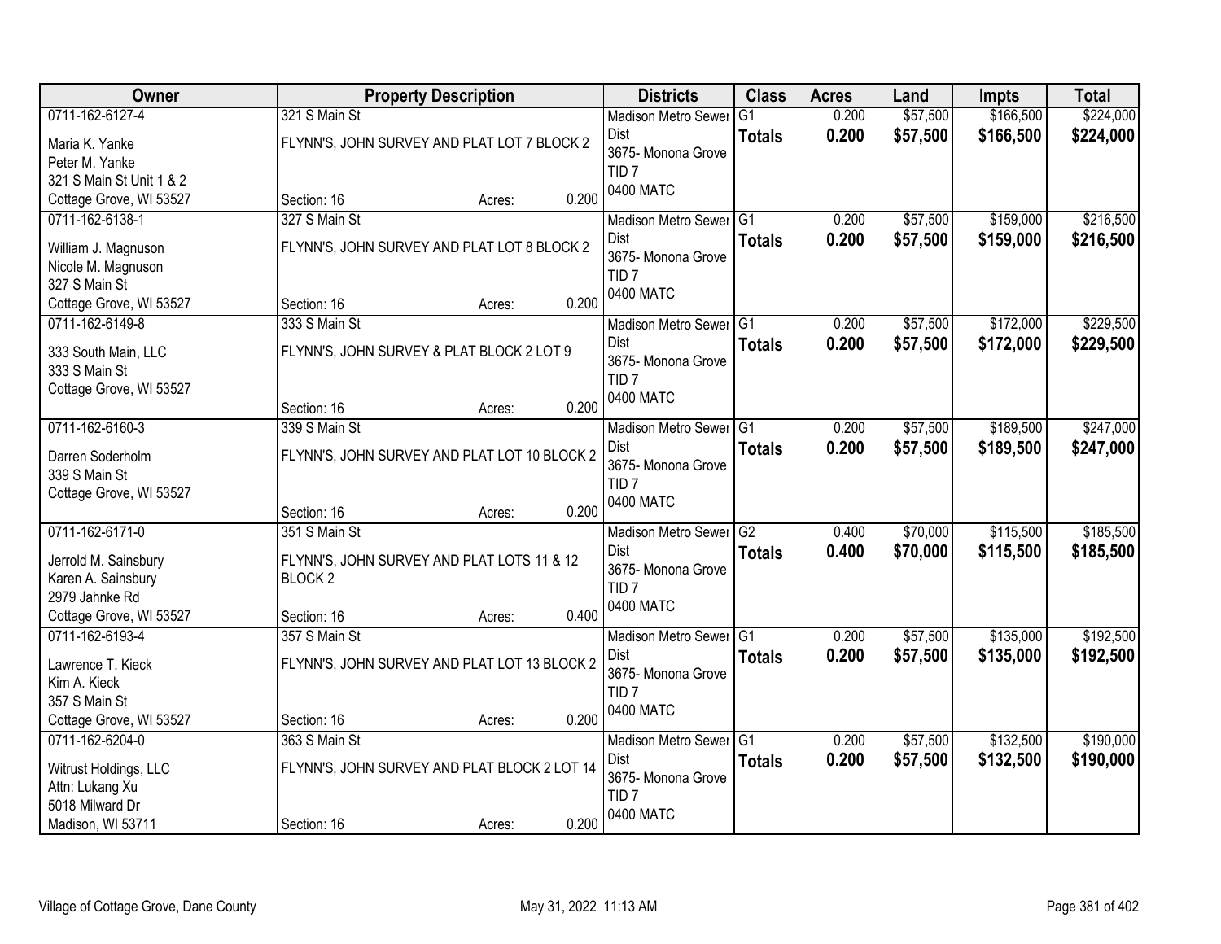| Owner | Property Description | Districts | Class | Acres | Land | Impts | Total |
|---|---|---|---|---|---|---|---|
| 0711-162-6127-4<br>Maria K. Yanke<br>Peter M. Yanke<br>321 S Main St Unit 1 & 2<br>Cottage Grove, WI 53527 | 321 S Main St<br>FLYNN'S, JOHN SURVEY AND PLAT LOT 7 BLOCK 2<br>Section: 16 Acres: 0.200 | Madison Metro Sewer Dist<br>3675- Monona Grove<br>TID 7<br>0400 MATC | G1<br>**Totals** | 0.200<br>**0.200** | $57,500<br>**$57,500** | $166,500<br>**$166,500** | $224,000<br>**$224,000** |
| 0711-162-6138-1<br>William J. Magnuson<br>Nicole M. Magnuson<br>327 S Main St<br>Cottage Grove, WI 53527 | 327 S Main St<br>FLYNN'S, JOHN SURVEY AND PLAT LOT 8 BLOCK 2<br>Section: 16 Acres: 0.200 | Madison Metro Sewer Dist<br>3675- Monona Grove<br>TID 7<br>0400 MATC | G1<br>**Totals** | 0.200<br>**0.200** | $57,500<br>**$57,500** | $159,000<br>**$159,000** | $216,500<br>**$216,500** |
| 0711-162-6149-8<br>333 South Main, LLC<br>333 S Main St<br>Cottage Grove, WI 53527 | 333 S Main St<br>FLYNN'S, JOHN SURVEY & PLAT BLOCK 2 LOT 9<br>Section: 16 Acres: 0.200 | Madison Metro Sewer Dist<br>3675- Monona Grove<br>TID 7<br>0400 MATC | G1<br>**Totals** | 0.200<br>**0.200** | $57,500<br>**$57,500** | $172,000<br>**$172,000** | $229,500<br>**$229,500** |
| 0711-162-6160-3<br>Darren Soderholm<br>339 S Main St<br>Cottage Grove, WI 53527 | 339 S Main St<br>FLYNN'S, JOHN SURVEY AND PLAT LOT 10 BLOCK 2<br>Section: 16 Acres: 0.200 | Madison Metro Sewer Dist<br>3675- Monona Grove<br>TID 7<br>0400 MATC | G1<br>**Totals** | 0.200<br>**0.200** | $57,500<br>**$57,500** | $189,500<br>**$189,500** | $247,000<br>**$247,000** |
| 0711-162-6171-0<br>Jerrold M. Sainsbury<br>Karen A. Sainsbury<br>2979 Jahnke Rd<br>Cottage Grove, WI 53527 | 351 S Main St<br>FLYNN'S, JOHN SURVEY AND PLAT LOTS 11 & 12 BLOCK 2<br>Section: 16 Acres: 0.400 | Madison Metro Sewer Dist<br>3675- Monona Grove<br>TID 7<br>0400 MATC | G2<br>**Totals** | 0.400<br>**0.400** | $70,000<br>**$70,000** | $115,500<br>**$115,500** | $185,500<br>**$185,500** |
| 0711-162-6193-4<br>Lawrence T. Kieck<br>Kim A. Kieck<br>357 S Main St<br>Cottage Grove, WI 53527 | 357 S Main St<br>FLYNN'S, JOHN SURVEY AND PLAT LOT 13 BLOCK 2<br>Section: 16 Acres: 0.200 | Madison Metro Sewer Dist<br>3675- Monona Grove<br>TID 7<br>0400 MATC | G1<br>**Totals** | 0.200<br>**0.200** | $57,500<br>**$57,500** | $135,000<br>**$135,000** | $192,500<br>**$192,500** |
| 0711-162-6204-0<br>Witrust Holdings, LLC<br>Attn: Lukang Xu<br>5018 Milward Dr<br>Madison, WI 53711 | 363 S Main St<br>FLYNN'S, JOHN SURVEY AND PLAT BLOCK 2 LOT 14<br>Section: 16 Acres: 0.200 | Madison Metro Sewer Dist<br>3675- Monona Grove<br>TID 7<br>0400 MATC | G1<br>**Totals** | 0.200<br>**0.200** | $57,500<br>**$57,500** | $132,500<br>**$132,500** | $190,000<br>**$190,000** |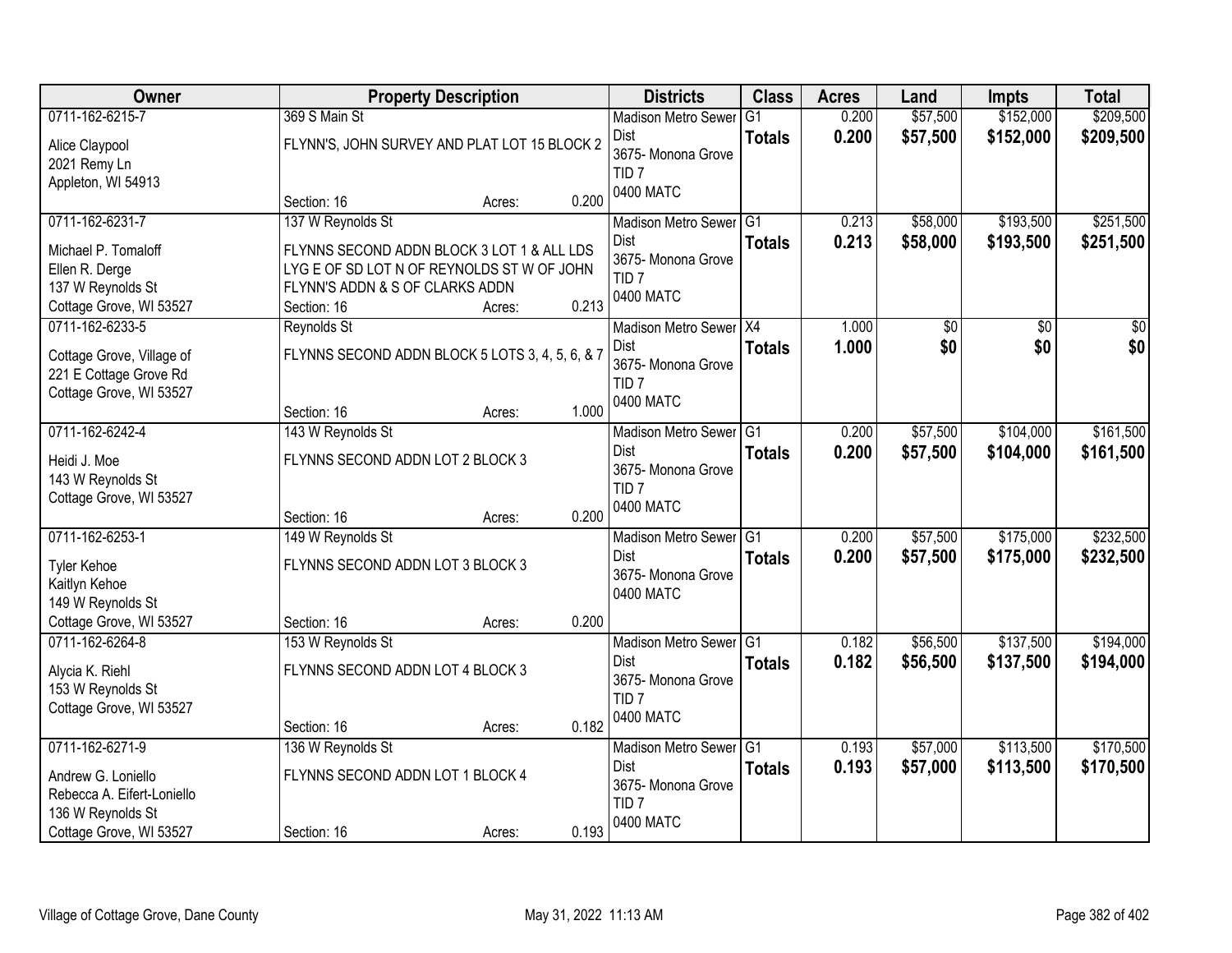| Owner | Property Description | Districts | Class | Acres | Land | Impts | Total |
|---|---|---|---|---|---|---|---|
| 0711-162-6215-7<br>Alice Claypool<br>2021 Remy Ln<br>Appleton, WI 54913 | 369 S Main St<br>FLYNN'S, JOHN SURVEY AND PLAT LOT 15 BLOCK 2<br>Section: 16 Acres: 0.200 | Madison Metro Sewer Dist<br>3675- Monona Grove<br>TID 7<br>0400 MATC | G1<br>**Totals** | 0.200<br>**0.200** | $57,500<br>**$57,500** | $152,000<br>**$152,000** | $209,500<br>**$209,500** |
| 0711-162-6231-7<br>Michael P. Tomaloff<br>Ellen R. Derge<br>137 W Reynolds St<br>Cottage Grove, WI 53527 | 137 W Reynolds St<br>FLYNNS SECOND ADDN BLOCK 3 LOT 1 & ALL LDS LYG E OF SD LOT N OF REYNOLDS ST W OF JOHN FLYNN'S ADDN & S OF CLARKS ADDN<br>Section: 16 Acres: 0.213 | Madison Metro Sewer Dist<br>3675- Monona Grove<br>TID 7<br>0400 MATC | G1<br>**Totals** | 0.213<br>**0.213** | $58,000<br>**$58,000** | $193,500<br>**$193,500** | $251,500<br>**$251,500** |
| 0711-162-6233-5<br>Cottage Grove, Village of<br>221 E Cottage Grove Rd<br>Cottage Grove, WI 53527 | Reynolds St<br>FLYNNS SECOND ADDN BLOCK 5 LOTS 3, 4, 5, 6, & 7<br>Section: 16 Acres: 1.000 | Madison Metro Sewer Dist<br>3675- Monona Grove<br>TID 7<br>0400 MATC | X4<br>**Totals** | 1.000<br>**1.000** | $0<br>**$0** | $0<br>**$0** | $0<br>**$0** |
| 0711-162-6242-4<br>Heidi J. Moe<br>143 W Reynolds St<br>Cottage Grove, WI 53527 | 143 W Reynolds St<br>FLYNNS SECOND ADDN LOT 2 BLOCK 3<br>Section: 16 Acres: 0.200 | Madison Metro Sewer Dist<br>3675- Monona Grove<br>TID 7<br>0400 MATC | G1<br>**Totals** | 0.200<br>**0.200** | $57,500<br>**$57,500** | $104,000<br>**$104,000** | $161,500<br>**$161,500** |
| 0711-162-6253-1<br>Tyler Kehoe<br>Kaitlyn Kehoe<br>149 W Reynolds St<br>Cottage Grove, WI 53527 | 149 W Reynolds St<br>FLYNNS SECOND ADDN LOT 3 BLOCK 3<br>Section: 16 Acres: 0.200 | Madison Metro Sewer Dist<br>3675- Monona Grove<br>0400 MATC | G1<br>**Totals** | 0.200<br>**0.200** | $57,500<br>**$57,500** | $175,000<br>**$175,000** | $232,500<br>**$232,500** |
| 0711-162-6264-8<br>Alycia K. Riehl<br>153 W Reynolds St<br>Cottage Grove, WI 53527 | 153 W Reynolds St<br>FLYNNS SECOND ADDN LOT 4 BLOCK 3<br>Section: 16 Acres: 0.182 | Madison Metro Sewer Dist<br>3675- Monona Grove<br>TID 7<br>0400 MATC | G1<br>**Totals** | 0.182<br>**0.182** | $56,500<br>**$56,500** | $137,500<br>**$137,500** | $194,000<br>**$194,000** |
| 0711-162-6271-9<br>Andrew G. Loniello<br>Rebecca A. Eifert-Loniello<br>136 W Reynolds St<br>Cottage Grove, WI 53527 | 136 W Reynolds St<br>FLYNNS SECOND ADDN LOT 1 BLOCK 4<br>Section: 16 Acres: 0.193 | Madison Metro Sewer Dist<br>3675- Monona Grove<br>TID 7<br>0400 MATC | G1<br>**Totals** | 0.193<br>**0.193** | $57,000<br>**$57,000** | $113,500<br>**$113,500** | $170,500<br>**$170,500** |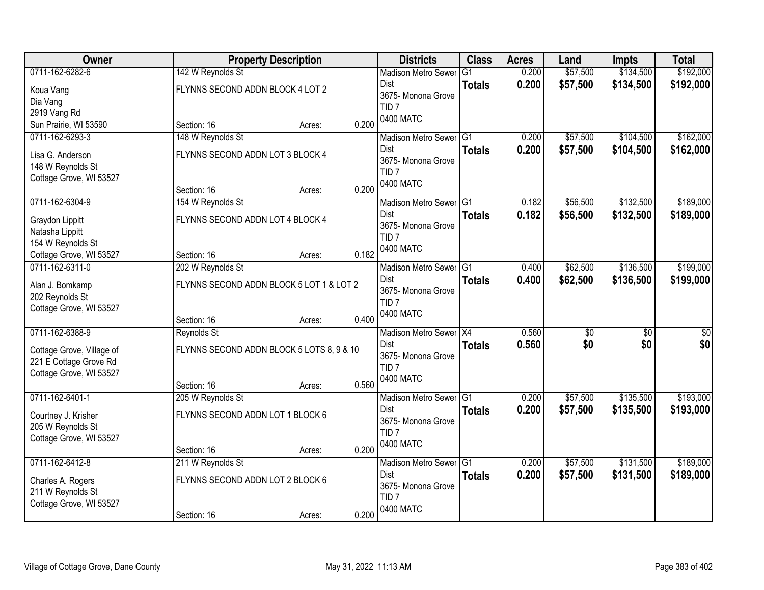| Owner | Property Description | | | Districts | Class | Acres | Land | Impts | Total |
|---|---|---|---|---|---|---|---|---|---|
| 0711-162-6282-6<br>Koua Vang<br>Dia Vang<br>2919 Vang Rd<br>Sun Prairie, WI 53590 | 142 W Reynolds St<br>FLYNNS SECOND ADDN BLOCK 4 LOT 2<br>Section: 16 | Acres: | 0.200 | Madison Metro Sewer Dist<br>3675- Monona Grove<br>TID 7<br>0400 MATC | G1<br>**Totals** | 0.200<br>**0.200** | \$57,500<br>**\$57,500** | \$134,500<br>**\$134,500** | \$192,000<br>**\$192,000** |
| 0711-162-6293-3<br>Lisa G. Anderson<br>148 W Reynolds St<br>Cottage Grove, WI 53527 | 148 W Reynolds St<br>FLYNNS SECOND ADDN LOT 3 BLOCK 4<br>Section: 16 | Acres: | 0.200 | Madison Metro Sewer Dist<br>3675- Monona Grove<br>TID 7<br>0400 MATC | G1<br>**Totals** | 0.200<br>**0.200** | \$57,500<br>**\$57,500** | \$104,500<br>**\$104,500** | \$162,000<br>**\$162,000** |
| 0711-162-6304-9<br>Graydon Lippitt<br>Natasha Lippitt<br>154 W Reynolds St<br>Cottage Grove, WI 53527 | 154 W Reynolds St<br>FLYNNS SECOND ADDN LOT 4 BLOCK 4<br>Section: 16 | Acres: | 0.182 | Madison Metro Sewer Dist<br>3675- Monona Grove<br>TID 7<br>0400 MATC | G1<br>**Totals** | 0.182<br>**0.182** | \$56,500<br>**\$56,500** | \$132,500<br>**\$132,500** | \$189,000<br>**\$189,000** |
| 0711-162-6311-0<br>Alan J. Bomkamp<br>202 Reynolds St<br>Cottage Grove, WI 53527 | 202 W Reynolds St<br>FLYNNS SECOND ADDN BLOCK 5 LOT 1 & LOT 2<br>Section: 16 | Acres: | 0.400 | Madison Metro Sewer Dist<br>3675- Monona Grove<br>TID 7<br>0400 MATC | G1<br>**Totals** | 0.400<br>**0.400** | \$62,500<br>**\$62,500** | \$136,500<br>**\$136,500** | \$199,000<br>**\$199,000** |
| 0711-162-6388-9<br>Cottage Grove, Village of<br>221 E Cottage Grove Rd<br>Cottage Grove, WI 53527 | Reynolds St<br>FLYNNS SECOND ADDN BLOCK 5 LOTS 8, 9 & 10<br>Section: 16 | Acres: | 0.560 | Madison Metro Sewer Dist<br>3675- Monona Grove<br>TID 7<br>0400 MATC | X4<br>**Totals** | 0.560<br>**0.560** | \$0<br>**\$0** | \$0<br>**\$0** | \$0<br>**\$0** |
| 0711-162-6401-1<br>Courtney J. Krisher<br>205 W Reynolds St<br>Cottage Grove, WI 53527 | 205 W Reynolds St<br>FLYNNS SECOND ADDN LOT 1 BLOCK 6<br>Section: 16 | Acres: | 0.200 | Madison Metro Sewer Dist<br>3675- Monona Grove<br>TID 7<br>0400 MATC | G1<br>**Totals** | 0.200<br>**0.200** | \$57,500<br>**\$57,500** | \$135,500<br>**\$135,500** | \$193,000<br>**\$193,000** |
| 0711-162-6412-8<br>Charles A. Rogers<br>211 W Reynolds St<br>Cottage Grove, WI 53527 | 211 W Reynolds St<br>FLYNNS SECOND ADDN LOT 2 BLOCK 6<br>Section: 16 | Acres: | 0.200 | Madison Metro Sewer Dist<br>3675- Monona Grove<br>TID 7<br>0400 MATC | G1<br>**Totals** | 0.200<br>**0.200** | \$57,500<br>**\$57,500** | \$131,500<br>**\$131,500** | \$189,000<br>**\$189,000** |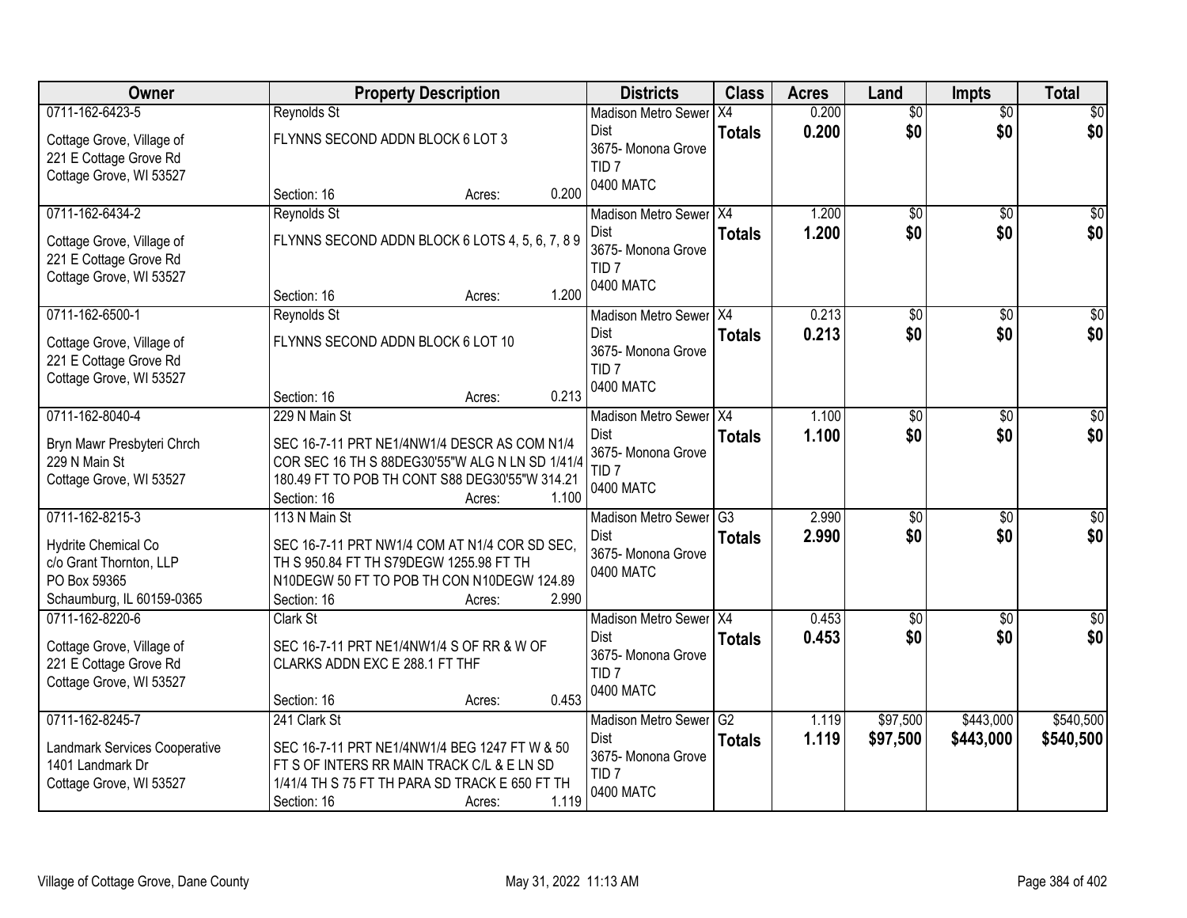| Owner | Property Description | Districts | Class | Acres | Land | Impts | Total |
|---|---|---|---|---|---|---|---|
| 0711-162-6423-5<br><br>Cottage Grove, Village of<br>221 E Cottage Grove Rd<br>Cottage Grove, WI 53527 | Reynolds St<br><br>FLYNNS SECOND ADDN BLOCK 6 LOT 3<br><br>Section: 16 Acres: 0.200 | Madison Metro Sewer Dist<br>3675- Monona Grove<br>TID 7<br>0400 MATC | X4<br>**Totals** | 0.200<br>**0.200** | $0<br>**$0** | $0<br>**$0** | $0<br>**$0** |
| 0711-162-6434-2<br><br>Cottage Grove, Village of<br>221 E Cottage Grove Rd<br>Cottage Grove, WI 53527 | Reynolds St<br><br>FLYNNS SECOND ADDN BLOCK 6 LOTS 4, 5, 6, 7, 8 9<br><br>Section: 16 Acres: 1.200 | Madison Metro Sewer Dist<br>3675- Monona Grove<br>TID 7<br>0400 MATC | X4<br>**Totals** | 1.200<br>**1.200** | $0<br>**$0** | $0<br>**$0** | $0<br>**$0** |
| 0711-162-6500-1<br><br>Cottage Grove, Village of<br>221 E Cottage Grove Rd<br>Cottage Grove, WI 53527 | Reynolds St<br><br>FLYNNS SECOND ADDN BLOCK 6 LOT 10<br><br>Section: 16 Acres: 0.213 | Madison Metro Sewer Dist<br>3675- Monona Grove<br>TID 7<br>0400 MATC | X4<br>**Totals** | 0.213<br>**0.213** | $0<br>**$0** | $0<br>**$0** | $0<br>**$0** |
| 0711-162-8040-4<br><br>Bryn Mawr Presbyteri Chrch<br>229 N Main St<br>Cottage Grove, WI 53527 | 229 N Main St<br><br>SEC 16-7-11 PRT NE1/4NW1/4 DESCR AS COM N1/4 COR SEC 16 TH S 88DEG30'55"W ALG N LN SD 1/41/4 180.49 FT TO POB TH CONT S88 DEG30'55"W 314.21<br>Section: 16 Acres: 1.100 | Madison Metro Sewer Dist<br>3675- Monona Grove<br>TID 7<br>0400 MATC | X4<br>**Totals** | 1.100<br>**1.100** | $0<br>**$0** | $0<br>**$0** | $0<br>**$0** |
| 0711-162-8215-3<br><br>Hydrite Chemical Co<br>c/o Grant Thornton, LLP<br>PO Box 59365<br>Schaumburg, IL 60159-0365 | 113 N Main St<br><br>SEC 16-7-11 PRT NW1/4 COM AT N1/4 COR SD SEC, TH S 950.84 FT TH S79DEGW 1255.98 FT TH N10DEGW 50 FT TO POB TH CON N10DEGW 124.89<br>Section: 16 Acres: 2.990 | Madison Metro Sewer Dist<br>3675- Monona Grove<br>0400 MATC | G3<br>**Totals** | 2.990<br>**2.990** | $0<br>**$0** | $0<br>**$0** | $0<br>**$0** |
| 0711-162-8220-6<br><br>Cottage Grove, Village of<br>221 E Cottage Grove Rd<br>Cottage Grove, WI 53527 | Clark St<br><br>SEC 16-7-11 PRT NE1/4NW1/4 S OF RR & W OF CLARKS ADDN EXC E 288.1 FT THF<br><br>Section: 16 Acres: 0.453 | Madison Metro Sewer Dist<br>3675- Monona Grove<br>TID 7<br>0400 MATC | X4<br>**Totals** | 0.453<br>**0.453** | $0<br>**$0** | $0<br>**$0** | $0<br>**$0** |
| 0711-162-8245-7<br><br>Landmark Services Cooperative<br>1401 Landmark Dr<br>Cottage Grove, WI 53527 | 241 Clark St<br><br>SEC 16-7-11 PRT NE1/4NW1/4 BEG 1247 FT W & 50 FT S OF INTERS RR MAIN TRACK C/L & E LN SD 1/41/4 TH S 75 FT TH PARA SD TRACK E 650 FT TH<br>Section: 16 Acres: 1.119 | Madison Metro Sewer Dist<br>3675- Monona Grove<br>TID 7<br>0400 MATC | G2<br>**Totals** | 1.119<br>**1.119** | $97,500<br>**$97,500** | $443,000<br>**$443,000** | $540,500<br>**$540,500** |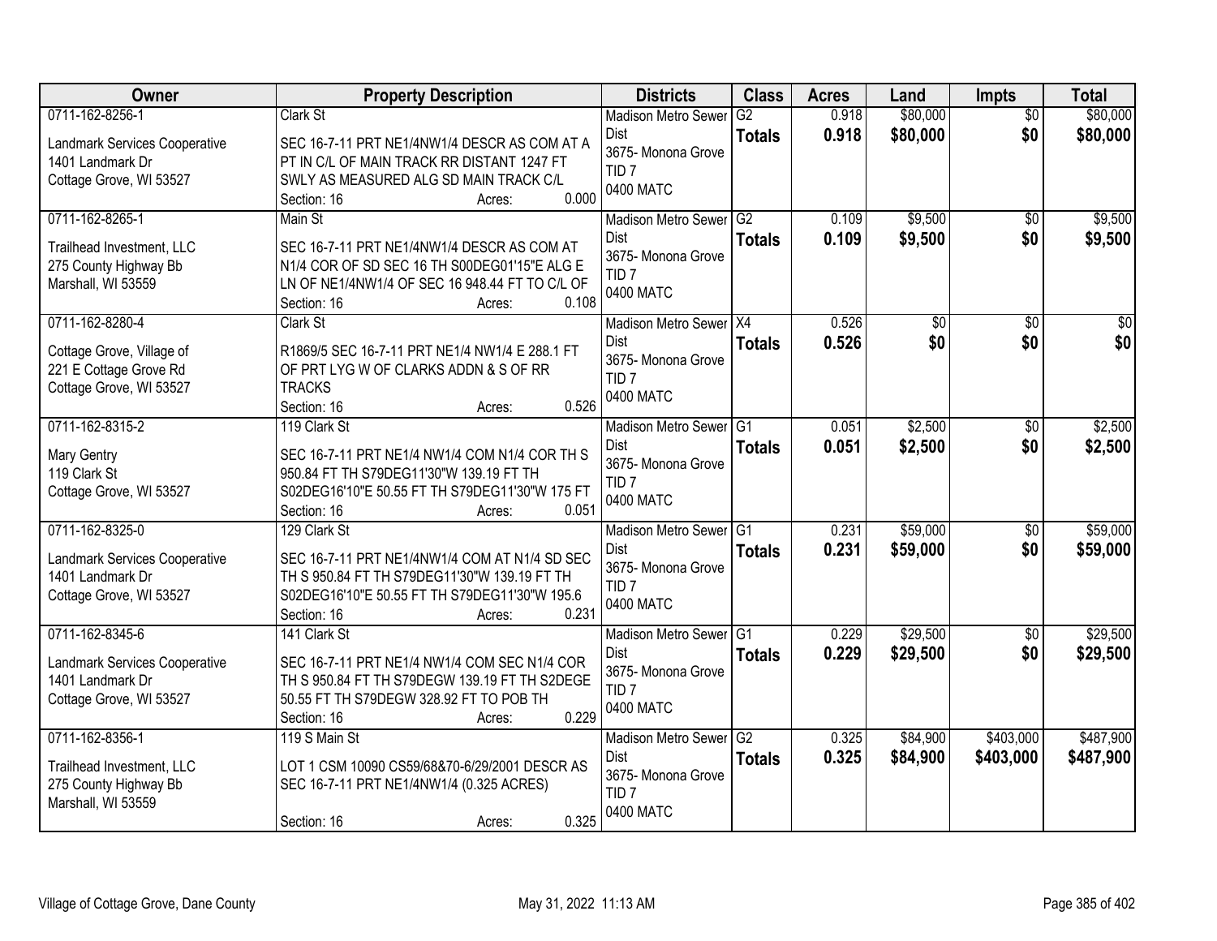| Owner | Property Description | Districts | Class | Acres | Land | Impts | Total |
|---|---|---|---|---|---|---|---|
| 0711-162-8256-1<br>Landmark Services Cooperative<br>1401 Landmark Dr<br>Cottage Grove, WI 53527 | Clark St<br>SEC 16-7-11 PRT NE1/4NW1/4 DESCR AS COM AT A PT IN C/L OF MAIN TRACK RR DISTANT 1247 FT SWLY AS MEASURED ALG SD MAIN TRACK C/L<br>Section: 16 Acres: 0.000 | Madison Metro Sewer Dist<br>3675- Monona Grove<br>TID 7<br>0400 MATC | G2<br>**Totals** | 0.918<br>**0.918** | $80,000<br>**$80,000** | $0<br>**$0** | $80,000<br>**$80,000** |
| 0711-162-8265-1<br>Trailhead Investment, LLC<br>275 County Highway Bb<br>Marshall, WI 53559 | Main St<br>SEC 16-7-11 PRT NE1/4NW1/4 DESCR AS COM AT N1/4 COR OF SD SEC 16 TH S00DEG01'15"E ALG E LN OF NE1/4NW1/4 OF SEC 16 948.44 FT TO C/L OF<br>Section: 16 Acres: 0.108 | Madison Metro Sewer Dist<br>3675- Monona Grove<br>TID 7<br>0400 MATC | G2<br>**Totals** | 0.109<br>**0.109** | $9,500<br>**$9,500** | $0<br>**$0** | $9,500<br>**$9,500** |
| 0711-162-8280-4<br>Cottage Grove, Village of<br>221 E Cottage Grove Rd<br>Cottage Grove, WI 53527 | Clark St<br>R1869/5 SEC 16-7-11 PRT NE1/4 NW1/4 E 288.1 FT OF PRT LYG W OF CLARKS ADDN & S OF RR TRACKS<br>Section: 16 Acres: 0.526 | Madison Metro Sewer Dist<br>3675- Monona Grove<br>TID 7<br>0400 MATC | X4<br>**Totals** | 0.526<br>**0.526** | $0<br>**$0** | $0<br>**$0** | $0<br>**$0** |
| 0711-162-8315-2<br>Mary Gentry<br>119 Clark St<br>Cottage Grove, WI 53527 | 119 Clark St<br>SEC 16-7-11 PRT NE1/4 NW1/4 COM N1/4 COR TH S 950.84 FT TH S79DEG11'30"W 139.19 FT TH S02DEG16'10"E 50.55 FT TH S79DEG11'30"W 175 FT<br>Section: 16 Acres: 0.051 | Madison Metro Sewer Dist<br>3675- Monona Grove<br>TID 7<br>0400 MATC | G1<br>**Totals** | 0.051<br>**0.051** | $2,500<br>**$2,500** | $0<br>**$0** | $2,500<br>**$2,500** |
| 0711-162-8325-0<br>Landmark Services Cooperative<br>1401 Landmark Dr<br>Cottage Grove, WI 53527 | 129 Clark St<br>SEC 16-7-11 PRT NE1/4NW1/4 COM AT N1/4 SD SEC TH S 950.84 FT TH S79DEG11'30"W 139.19 FT TH S02DEG16'10"E 50.55 FT TH S79DEG11'30"W 195.6<br>Section: 16 Acres: 0.231 | Madison Metro Sewer Dist<br>3675- Monona Grove<br>TID 7<br>0400 MATC | G1<br>**Totals** | 0.231<br>**0.231** | $59,000<br>**$59,000** | $0<br>**$0** | $59,000<br>**$59,000** |
| 0711-162-8345-6<br>Landmark Services Cooperative<br>1401 Landmark Dr<br>Cottage Grove, WI 53527 | 141 Clark St<br>SEC 16-7-11 PRT NE1/4 NW1/4 COM SEC N1/4 COR TH S 950.84 FT TH S79DEGW 139.19 FT TH S2DEGE 50.55 FT TH S79DEGW 328.92 FT TO POB TH<br>Section: 16 Acres: 0.229 | Madison Metro Sewer Dist<br>3675- Monona Grove<br>TID 7<br>0400 MATC | G1<br>**Totals** | 0.229<br>**0.229** | $29,500<br>**$29,500** | $0<br>**$0** | $29,500<br>**$29,500** |
| 0711-162-8356-1<br>Trailhead Investment, LLC<br>275 County Highway Bb<br>Marshall, WI 53559 | 119 S Main St<br>LOT 1 CSM 10090 CS59/68&70-6/29/2001 DESCR AS SEC 16-7-11 PRT NE1/4NW1/4 (0.325 ACRES)<br>Section: 16 Acres: 0.325 | Madison Metro Sewer Dist<br>3675- Monona Grove<br>TID 7<br>0400 MATC | G2<br>**Totals** | 0.325<br>**0.325** | $84,900<br>**$84,900** | $403,000<br>**$403,000** | $487,900<br>**$487,900** |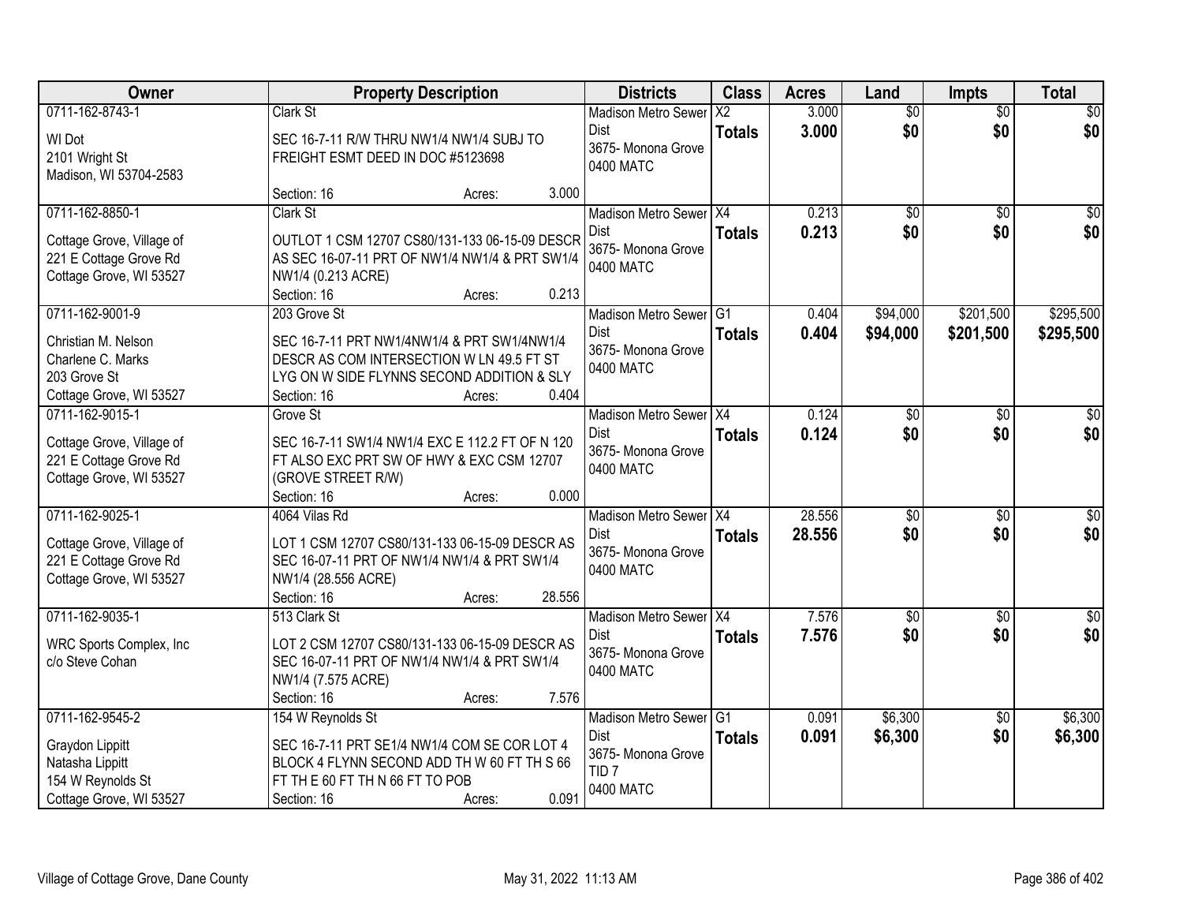| Owner | Property Description | Districts | Class | Acres | Land | Impts | Total |
|---|---|---|---|---|---|---|---|
| 0711-162-8743-1<br>WI Dot<br>2101 Wright St<br>Madison, WI 53704-2583 | Clark St<br>SEC 16-7-11 R/W THRU NW1/4 NW1/4 SUBJ TO FREIGHT ESMT DEED IN DOC #5123698<br>Section: 16 Acres: 3.000 | Madison Metro Sewer Dist<br>3675- Monona Grove<br>0400 MATC | X2<br>**Totals** | 3.000<br>**3.000** | $0<br>**$0** | $0<br>**$0** | $0<br>**$0** |
| 0711-162-8850-1<br>Cottage Grove, Village of<br>221 E Cottage Grove Rd<br>Cottage Grove, WI 53527 | Clark St<br>OUTLOT 1 CSM 12707 CS80/131-133 06-15-09 DESCR AS SEC 16-07-11 PRT OF NW1/4 NW1/4 & PRT SW1/4 NW1/4 (0.213 ACRE)<br>Section: 16 Acres: 0.213 | Madison Metro Sewer Dist<br>3675- Monona Grove<br>0400 MATC | X4<br>**Totals** | 0.213<br>**0.213** | $0<br>**$0** | $0<br>**$0** | $0<br>**$0** |
| 0711-162-9001-9<br>Christian M. Nelson<br>Charlene C. Marks<br>203 Grove St<br>Cottage Grove, WI 53527 | 203 Grove St<br>SEC 16-7-11 PRT NW1/4NW1/4 & PRT SW1/4NW1/4 DESCR AS COM INTERSECTION W LN 49.5 FT ST LYG ON W SIDE FLYNNS SECOND ADDITION & SLY<br>Section: 16 Acres: 0.404 | Madison Metro Sewer Dist<br>3675- Monona Grove<br>0400 MATC | G1<br>**Totals** | 0.404<br>**0.404** | $94,000<br>**$94,000** | $201,500<br>**$201,500** | $295,500<br>**$295,500** |
| 0711-162-9015-1<br>Cottage Grove, Village of<br>221 E Cottage Grove Rd<br>Cottage Grove, WI 53527 | Grove St<br>SEC 16-7-11 SW1/4 NW1/4 EXC E 112.2 FT OF N 120 FT ALSO EXC PRT SW OF HWY & EXC CSM 12707 (GROVE STREET R/W)<br>Section: 16 Acres: 0.000 | Madison Metro Sewer Dist<br>3675- Monona Grove<br>0400 MATC | X4<br>**Totals** | 0.124<br>**0.124** | $0<br>**$0** | $0<br>**$0** | $0<br>**$0** |
| 0711-162-9025-1<br>Cottage Grove, Village of<br>221 E Cottage Grove Rd<br>Cottage Grove, WI 53527 | 4064 Vilas Rd<br>LOT 1 CSM 12707 CS80/131-133 06-15-09 DESCR AS SEC 16-07-11 PRT OF NW1/4 NW1/4 & PRT SW1/4 NW1/4 (28.556 ACRE)<br>Section: 16 Acres: 28.556 | Madison Metro Sewer Dist<br>3675- Monona Grove<br>0400 MATC | X4<br>**Totals** | 28.556<br>**28.556** | $0<br>**$0** | $0<br>**$0** | $0<br>**$0** |
| 0711-162-9035-1<br>WRC Sports Complex, Inc<br>c/o Steve Cohan | 513 Clark St<br>LOT 2 CSM 12707 CS80/131-133 06-15-09 DESCR AS SEC 16-07-11 PRT OF NW1/4 NW1/4 & PRT SW1/4 NW1/4 (7.575 ACRE)<br>Section: 16 Acres: 7.576 | Madison Metro Sewer Dist<br>3675- Monona Grove<br>0400 MATC | X4<br>**Totals** | 7.576<br>**7.576** | $0<br>**$0** | $0<br>**$0** | $0<br>**$0** |
| 0711-162-9545-2<br>Graydon Lippitt<br>Natasha Lippitt<br>154 W Reynolds St<br>Cottage Grove, WI 53527 | 154 W Reynolds St<br>SEC 16-7-11 PRT SE1/4 NW1/4 COM SE COR LOT 4 BLOCK 4 FLYNN SECOND ADD TH W 60 FT TH S 66 FT TH E 60 FT TH N 66 FT TO POB<br>Section: 16 Acres: 0.091 | Madison Metro Sewer Dist<br>3675- Monona Grove<br>TID 7<br>0400 MATC | G1<br>**Totals** | 0.091<br>**0.091** | $6,300<br>**$6,300** | $0<br>**$0** | $6,300<br>**$6,300** |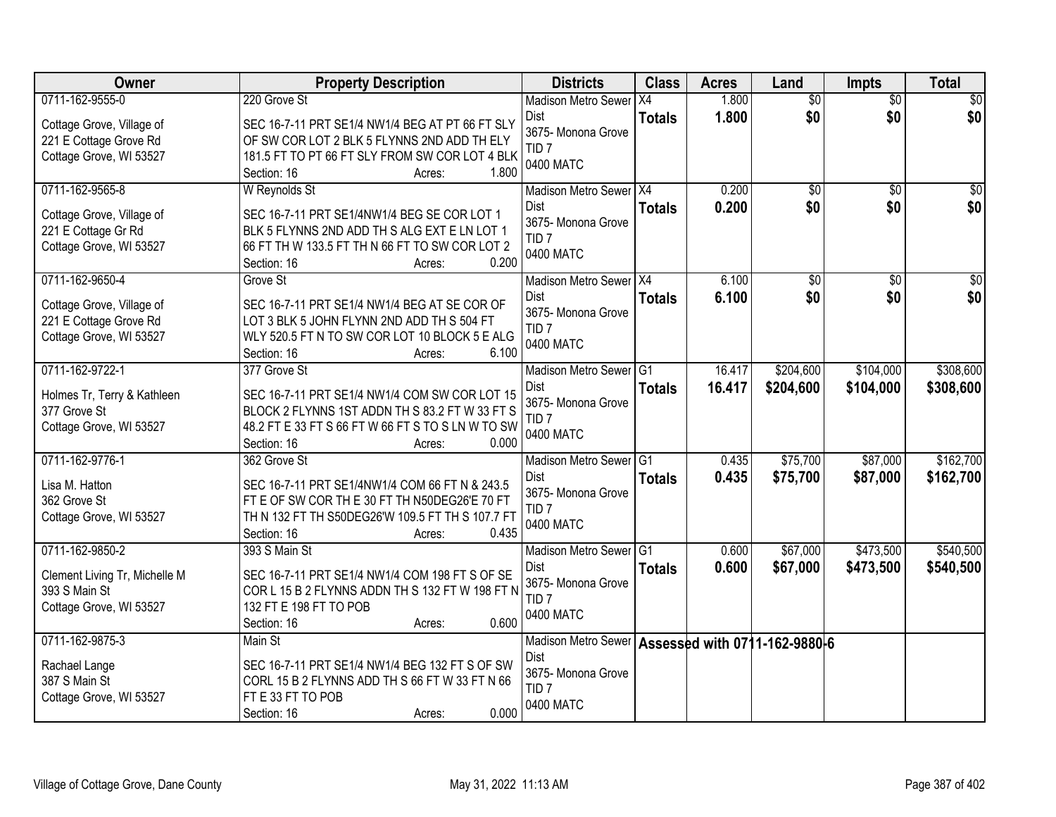| Owner | Property Description | Districts | Class | Acres | Land | Impts | Total |
|---|---|---|---|---|---|---|---|
| 0711-162-9555-0<br>Cottage Grove, Village of<br>221 E Cottage Grove Rd<br>Cottage Grove, WI 53527 | 220 Grove St<br>SEC 16-7-11 PRT SE1/4 NW1/4 BEG AT PT 66 FT SLY OF SW COR LOT 2 BLK 5 FLYNNS 2ND ADD TH ELY 181.5 FT TO PT 66 FT SLY FROM SW COR LOT 4 BLK<br>Section: 16 Acres: 1.800 | Madison Metro Sewer Dist<br>3675- Monona Grove<br>TID 7<br>0400 MATC | X4<br>**Totals** | 1.800<br>**1.800** | $0<br>**$0** | $0<br>**$0** | $0<br>**$0** |
| 0711-162-9565-8<br>Cottage Grove, Village of<br>221 E Cottage Gr Rd<br>Cottage Grove, WI 53527 | W Reynolds St<br>SEC 16-7-11 PRT SE1/4NW1/4 BEG SE COR LOT 1 BLK 5 FLYNNS 2ND ADD TH S ALG EXT E LN LOT 1 66 FT TH W 133.5 FT TH N 66 FT TO SW COR LOT 2<br>Section: 16 Acres: 0.200 | Madison Metro Sewer Dist<br>3675- Monona Grove<br>TID 7<br>0400 MATC | X4<br>**Totals** | 0.200<br>**0.200** | $0<br>**$0** | $0<br>**$0** | $0<br>**$0** |
| 0711-162-9650-4<br>Cottage Grove, Village of<br>221 E Cottage Grove Rd<br>Cottage Grove, WI 53527 | Grove St<br>SEC 16-7-11 PRT SE1/4 NW1/4 BEG AT SE COR OF LOT 3 BLK 5 JOHN FLYNN 2ND ADD TH S 504 FT WLY 520.5 FT N TO SW COR LOT 10 BLOCK 5 E ALG<br>Section: 16 Acres: 6.100 | Madison Metro Sewer Dist<br>3675- Monona Grove<br>TID 7<br>0400 MATC | X4<br>**Totals** | 6.100<br>**6.100** | $0<br>**$0** | $0<br>**$0** | $0<br>**$0** |
| 0711-162-9722-1<br>Holmes Tr, Terry & Kathleen<br>377 Grove St<br>Cottage Grove, WI 53527 | 377 Grove St<br>SEC 16-7-11 PRT SE1/4 NW1/4 COM SW COR LOT 15 BLOCK 2 FLYNNS 1ST ADDN TH S 83.2 FT W 33 FT S 48.2 FT E 33 FT S 66 FT W 66 FT S TO S LN W TO SW<br>Section: 16 Acres: 0.000 | Madison Metro Sewer Dist<br>3675- Monona Grove<br>TID 7<br>0400 MATC | G1<br>**Totals** | 16.417<br>**16.417** | $204,600<br>**$204,600** | $104,000<br>**$104,000** | $308,600<br>**$308,600** |
| 0711-162-9776-1<br>Lisa M. Hatton<br>362 Grove St<br>Cottage Grove, WI 53527 | 362 Grove St<br>SEC 16-7-11 PRT SE1/4NW1/4 COM 66 FT N & 243.5 FT E OF SW COR TH E 30 FT TH N50DEG26'E 70 FT TH N 132 FT TH S50DEG26'W 109.5 FT TH S 107.7 FT<br>Section: 16 Acres: 0.435 | Madison Metro Sewer Dist<br>3675- Monona Grove<br>TID 7<br>0400 MATC | G1<br>**Totals** | 0.435<br>**0.435** | $75,700<br>**$75,700** | $87,000<br>**$87,000** | $162,700<br>**$162,700** |
| 0711-162-9850-2<br>Clement Living Tr, Michelle M<br>393 S Main St<br>Cottage Grove, WI 53527 | 393 S Main St<br>SEC 16-7-11 PRT SE1/4 NW1/4 COM 198 FT S OF SE COR L 15 B 2 FLYNNS ADDN TH S 132 FT W 198 FT N 132 FT E 198 FT TO POB<br>Section: 16 Acres: 0.600 | Madison Metro Sewer Dist<br>3675- Monona Grove<br>TID 7<br>0400 MATC | G1<br>**Totals** | 0.600<br>**0.600** | $67,000<br>**$67,000** | $473,500<br>**$473,500** | $540,500<br>**$540,500** |
| 0711-162-9875-3<br>Rachael Lange<br>387 S Main St<br>Cottage Grove, WI 53527 | Main St<br>SEC 16-7-11 PRT SE1/4 NW1/4 BEG 132 FT S OF SW CORL 15 B 2 FLYNNS ADD TH S 66 FT W 33 FT N 66 FT E 33 FT TO POB<br>Section: 16 Acres: 0.000 | Madison Metro Sewer Dist<br>3675- Monona Grove<br>TID 7<br>0400 MATC | **Assessed with 0711-162-9880-6** | | | | |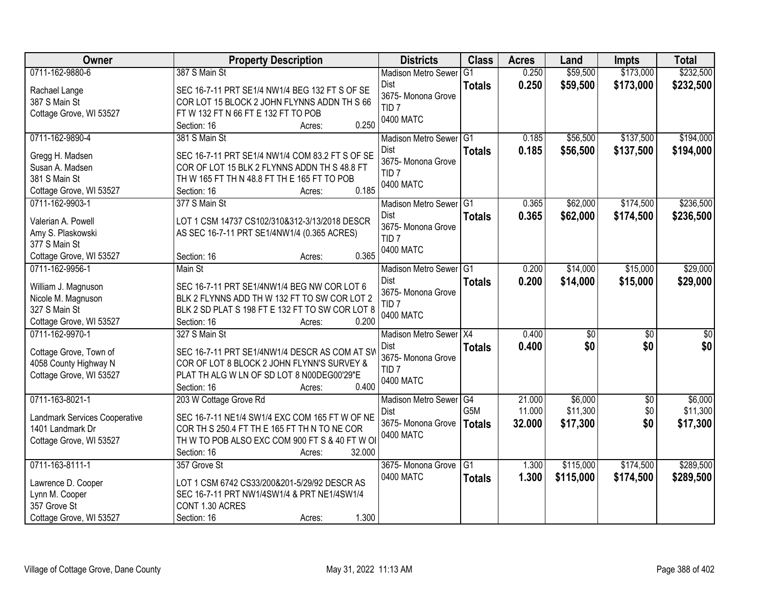| Owner | Property Description | Districts | Class | Acres | Land | Impts | Total |
|---|---|---|---|---|---|---|---|
| 0711-162-9880-6<br>Rachael Lange<br>387 S Main St<br>Cottage Grove, WI 53527 | 387 S Main St<br>SEC 16-7-11 PRT SE1/4 NW1/4 BEG 132 FT S OF SE COR LOT 15 BLOCK 2 JOHN FLYNNS ADDN TH S 66 FT W 132 FT N 66 FT E 132 FT TO POB<br>Section: 16 Acres: 0.250 | Madison Metro Sewer Dist<br>3675- Monona Grove<br>TID 7<br>0400 MATC | G1<br>**Totals** | 0.250<br>**0.250** | \$59,500<br>**\$59,500** | \$173,000<br>**\$173,000** | \$232,500<br>**\$232,500** |
| 0711-162-9890-4<br>Gregg H. Madsen<br>Susan A. Madsen<br>381 S Main St<br>Cottage Grove, WI 53527 | 381 S Main St<br>SEC 16-7-11 PRT SE1/4 NW1/4 COM 83.2 FT S OF SE COR OF LOT 15 BLK 2 FLYNNS ADDN TH S 48.8 FT TH W 165 FT TH N 48.8 FT TH E 165 FT TO POB<br>Section: 16 Acres: 0.185 | Madison Metro Sewer Dist<br>3675- Monona Grove<br>TID 7<br>0400 MATC | G1<br>**Totals** | 0.185<br>**0.185** | \$56,500<br>**\$56,500** | \$137,500<br>**\$137,500** | \$194,000<br>**\$194,000** |
| 0711-162-9903-1<br>Valerian A. Powell<br>Amy S. Plaskowski<br>377 S Main St<br>Cottage Grove, WI 53527 | 377 S Main St<br>LOT 1 CSM 14737 CS102/310&312-3/13/2018 DESCR AS SEC 16-7-11 PRT SE1/4NW1/4 (0.365 ACRES)<br>Section: 16 Acres: 0.365 | Madison Metro Sewer Dist<br>3675- Monona Grove<br>TID 7<br>0400 MATC | G1<br>**Totals** | 0.365<br>**0.365** | \$62,000<br>**\$62,000** | \$174,500<br>**\$174,500** | \$236,500<br>**\$236,500** |
| 0711-162-9956-1<br>William J. Magnuson<br>Nicole M. Magnuson<br>327 S Main St<br>Cottage Grove, WI 53527 | Main St<br>SEC 16-7-11 PRT SE1/4NW1/4 BEG NW COR LOT 6 BLK 2 FLYNNS ADD TH W 132 FT TO SW COR LOT 2 BLK 2 SD PLAT S 198 FT E 132 FT TO SW COR LOT 8<br>Section: 16 Acres: 0.200 | Madison Metro Sewer Dist<br>3675- Monona Grove<br>TID 7<br>0400 MATC | G1<br>**Totals** | 0.200<br>**0.200** | \$14,000<br>**\$14,000** | \$15,000<br>**\$15,000** | \$29,000<br>**\$29,000** |
| 0711-162-9970-1<br>Cottage Grove, Town of<br>4058 County Highway N<br>Cottage Grove, WI 53527 | 327 S Main St<br>SEC 16-7-11 PRT SE1/4NW1/4 DESCR AS COM AT SW COR OF LOT 8 BLOCK 2 JOHN FLYNN'S SURVEY & PLAT TH ALG W LN OF SD LOT 8 N00DEG00'29"E<br>Section: 16 Acres: 0.400 | Madison Metro Sewer Dist<br>3675- Monona Grove<br>TID 7<br>0400 MATC | X4<br>**Totals** | 0.400<br>**0.400** | \$0<br>**\$0** | \$0<br>**\$0** | \$0<br>**\$0** |
| 0711-163-8021-1<br>Landmark Services Cooperative<br>1401 Landmark Dr<br>Cottage Grove, WI 53527 | 203 W Cottage Grove Rd<br>SEC 16-7-11 NE1/4 SW1/4 EXC COM 165 FT W OF NE COR TH S 250.4 FT TH E 165 FT TH N TO NE COR TH W TO POB ALSO EXC COM 900 FT S & 40 FT W OF<br>Section: 16 Acres: 32.000 | Madison Metro Sewer Dist<br>3675- Monona Grove<br>0400 MATC | G4<br>G5M<br>**Totals** | 21.000<br>11.000<br>**32.000** | \$6,000<br>\$11,300<br>**\$17,300** | \$0<br>\$0<br>**\$0** | \$6,000<br>\$11,300<br>**\$17,300** |
| 0711-163-8111-1<br>Lawrence D. Cooper<br>Lynn M. Cooper<br>357 Grove St<br>Cottage Grove, WI 53527 | 357 Grove St<br>LOT 1 CSM 6742 CS33/200&201-5/29/92 DESCR AS SEC 16-7-11 PRT NW1/4SW1/4 & PRT NE1/4SW1/4 CONT 1.30 ACRES<br>Section: 16 Acres: 1.300 | 3675- Monona Grove<br>0400 MATC | G1<br>**Totals** | 1.300<br>**1.300** | \$115,000<br>**\$115,000** | \$174,500<br>**\$174,500** | \$289,500<br>**\$289,500** |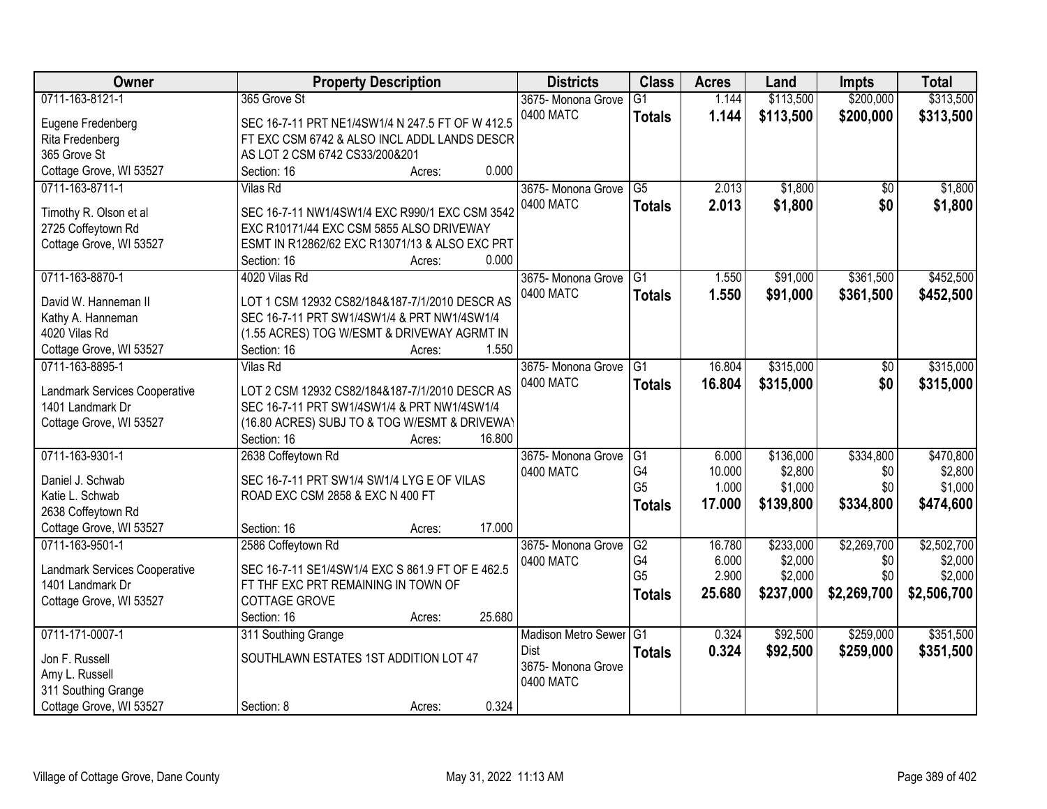| Owner | Property Description | Districts | Class | Acres | Land | Impts | Total |
|---|---|---|---|---|---|---|---|
| 0711-163-8121-1<br><br>Eugene Fredenberg<br>Rita Fredenberg<br>365 Grove St<br>Cottage Grove, WI 53527 | 365 Grove St<br><br>SEC 16-7-11 PRT NE1/4SW1/4 N 247.5 FT OF W 412.5 FT EXC CSM 6742 & ALSO INCL ADDL LANDS DESCR AS LOT 2 CSM 6742 CS33/200&201<br>Section: 16 Acres: 0.000 | 3675- Monona Grove<br>0400 MATC | G1<br>**Totals** | 1.144<br>**1.144** | \$113,500<br>**\$113,500** | \$200,000<br>**\$200,000** | \$313,500<br>**\$313,500** |
| 0711-163-8711-1<br><br>Timothy R. Olson et al<br>2725 Coffeytown Rd<br>Cottage Grove, WI 53527 | Vilas Rd<br><br>SEC 16-7-11 NW1/4SW1/4 EXC R990/1 EXC CSM 3542 EXC R10171/44 EXC CSM 5855 ALSO DRIVEWAY ESMT IN R12862/62 EXC R13071/13 & ALSO EXC PRT<br>Section: 16 Acres: 0.000 | 3675- Monona Grove<br>0400 MATC | G5<br>**Totals** | 2.013<br>**2.013** | \$1,800<br>**\$1,800** | \$0<br>**\$0** | \$1,800<br>**\$1,800** |
| 0711-163-8870-1<br><br>David W. Hanneman II<br>Kathy A. Hanneman<br>4020 Vilas Rd<br>Cottage Grove, WI 53527 | 4020 Vilas Rd<br><br>LOT 1 CSM 12932 CS82/184&187-7/1/2010 DESCR AS SEC 16-7-11 PRT SW1/4SW1/4 & PRT NW1/4SW1/4 (1.55 ACRES) TOG W/ESMT & DRIVEWAY AGRMT IN<br>Section: 16 Acres: 1.550 | 3675- Monona Grove<br>0400 MATC | G1<br>**Totals** | 1.550<br>**1.550** | \$91,000<br>**\$91,000** | \$361,500<br>**\$361,500** | \$452,500<br>**\$452,500** |
| 0711-163-8895-1<br><br>Landmark Services Cooperative<br>1401 Landmark Dr<br>Cottage Grove, WI 53527 | Vilas Rd<br><br>LOT 2 CSM 12932 CS82/184&187-7/1/2010 DESCR AS SEC 16-7-11 PRT SW1/4SW1/4 & PRT NW1/4SW1/4 (16.80 ACRES) SUBJ TO & TOG W/ESMT & DRIVEWAY<br>Section: 16 Acres: 16.800 | 3675- Monona Grove<br>0400 MATC | G1<br>**Totals** | 16.804<br>**16.804** | \$315,000<br>**\$315,000** | \$0<br>**\$0** | \$315,000<br>**\$315,000** |
| 0711-163-9301-1<br><br>Daniel J. Schwab<br>Katie L. Schwab<br>2638 Coffeytown Rd<br>Cottage Grove, WI 53527 | 2638 Coffeytown Rd<br><br>SEC 16-7-11 PRT SW1/4 SW1/4 LYG E OF VILAS ROAD EXC CSM 2858 & EXC N 400 FT<br>Section: 16 Acres: 17.000 | 3675- Monona Grove<br>0400 MATC | G1<br>G4<br>G5<br>**Totals** | 6.000<br>10.000<br>1.000<br>**17.000** | \$136,000<br>\$2,800<br>\$1,000<br>**\$139,800** | \$334,800<br>\$0<br>\$0<br>**\$334,800** | \$470,800<br>\$2,800<br>\$1,000<br>**\$474,600** |
| 0711-163-9501-1<br><br>Landmark Services Cooperative<br>1401 Landmark Dr<br>Cottage Grove, WI 53527 | 2586 Coffeytown Rd<br><br>SEC 16-7-11 SE1/4SW1/4 EXC S 861.9 FT OF E 462.5 FT THF EXC PRT REMAINING IN TOWN OF COTTAGE GROVE<br>Section: 16 Acres: 25.680 | 3675- Monona Grove<br>0400 MATC | G2<br>G4<br>G5<br>**Totals** | 16.780<br>6.000<br>2.900<br>**25.680** | \$233,000<br>\$2,000<br>\$2,000<br>**\$237,000** | \$2,269,700<br>\$0<br>\$0<br>**\$2,269,700** | \$2,502,700<br>\$2,000<br>\$2,000<br>**\$2,506,700** |
| 0711-171-0007-1<br><br>Jon F. Russell<br>Amy L. Russell<br>311 Southing Grange<br>Cottage Grove, WI 53527 | 311 Southing Grange<br><br>SOUTHLAWN ESTATES 1ST ADDITION LOT 47<br><br>Section: 8 Acres: 0.324 | Madison Metro Sewer Dist<br>3675- Monona Grove<br>0400 MATC | G1<br>**Totals** | 0.324<br>**0.324** | \$92,500<br>**\$92,500** | \$259,000<br>**\$259,000** | \$351,500<br>**\$351,500** |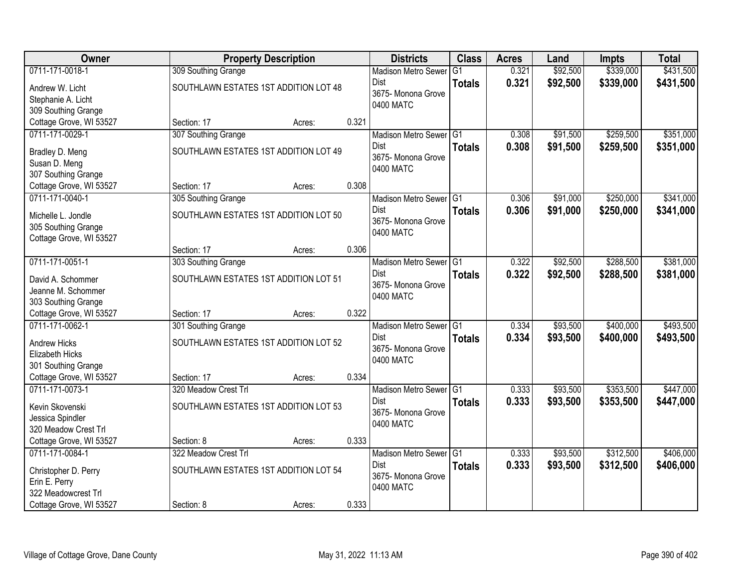| Owner | Property Description | | | Districts | Class | Acres | Land | Impts | Total |
|---|---|---|---|---|---|---|---|---|---|
| 0711-171-0018-1<br>Andrew W. Licht<br>Stephanie A. Licht<br>309 Southing Grange<br>Cottage Grove, WI 53527 | 309 Southing Grange<br>SOUTHLAWN ESTATES 1ST ADDITION LOT 48<br>Section: 17 | Acres: | 0.321 | Madison Metro Sewer Dist<br>3675- Monona Grove<br>0400 MATC | G1<br>**Totals** | 0.321<br>**0.321** | $92,500<br>**$92,500** | $339,000<br>**$339,000** | $431,500<br>**$431,500** |
| 0711-171-0029-1<br>Bradley D. Meng<br>Susan D. Meng<br>307 Southing Grange<br>Cottage Grove, WI 53527 | 307 Southing Grange<br>SOUTHLAWN ESTATES 1ST ADDITION LOT 49<br>Section: 17 | Acres: | 0.308 | Madison Metro Sewer Dist<br>3675- Monona Grove<br>0400 MATC | G1<br>**Totals** | 0.308<br>**0.308** | $91,500<br>**$91,500** | $259,500<br>**$259,500** | $351,000<br>**$351,000** |
| 0711-171-0040-1<br>Michelle L. Jondle<br>305 Southing Grange<br>Cottage Grove, WI 53527 | 305 Southing Grange<br>SOUTHLAWN ESTATES 1ST ADDITION LOT 50<br>Section: 17 | Acres: | 0.306 | Madison Metro Sewer Dist<br>3675- Monona Grove<br>0400 MATC | G1<br>**Totals** | 0.306<br>**0.306** | $91,000<br>**$91,000** | $250,000<br>**$250,000** | $341,000<br>**$341,000** |
| 0711-171-0051-1<br>David A. Schommer<br>Jeanne M. Schommer<br>303 Southing Grange<br>Cottage Grove, WI 53527 | 303 Southing Grange<br>SOUTHLAWN ESTATES 1ST ADDITION LOT 51<br>Section: 17 | Acres: | 0.322 | Madison Metro Sewer Dist<br>3675- Monona Grove<br>0400 MATC | G1<br>**Totals** | 0.322<br>**0.322** | $92,500<br>**$92,500** | $288,500<br>**$288,500** | $381,000<br>**$381,000** |
| 0711-171-0062-1<br>Andrew Hicks<br>Elizabeth Hicks<br>301 Southing Grange<br>Cottage Grove, WI 53527 | 301 Southing Grange<br>SOUTHLAWN ESTATES 1ST ADDITION LOT 52<br>Section: 17 | Acres: | 0.334 | Madison Metro Sewer Dist<br>3675- Monona Grove<br>0400 MATC | G1<br>**Totals** | 0.334<br>**0.334** | $93,500<br>**$93,500** | $400,000<br>**$400,000** | $493,500<br>**$493,500** |
| 0711-171-0073-1<br>Kevin Skovenski<br>Jessica Spindler<br>320 Meadow Crest Trl<br>Cottage Grove, WI 53527 | 320 Meadow Crest Trl<br>SOUTHLAWN ESTATES 1ST ADDITION LOT 53<br>Section: 8 | Acres: | 0.333 | Madison Metro Sewer Dist<br>3675- Monona Grove<br>0400 MATC | G1<br>**Totals** | 0.333<br>**0.333** | $93,500<br>**$93,500** | $353,500<br>**$353,500** | $447,000<br>**$447,000** |
| 0711-171-0084-1<br>Christopher D. Perry<br>Erin E. Perry<br>322 Meadowcrest Trl<br>Cottage Grove, WI 53527 | 322 Meadow Crest Trl<br>SOUTHLAWN ESTATES 1ST ADDITION LOT 54<br>Section: 8 | Acres: | 0.333 | Madison Metro Sewer Dist<br>3675- Monona Grove<br>0400 MATC | G1<br>**Totals** | 0.333<br>**0.333** | $93,500<br>**$93,500** | $312,500<br>**$312,500** | $406,000<br>**$406,000** |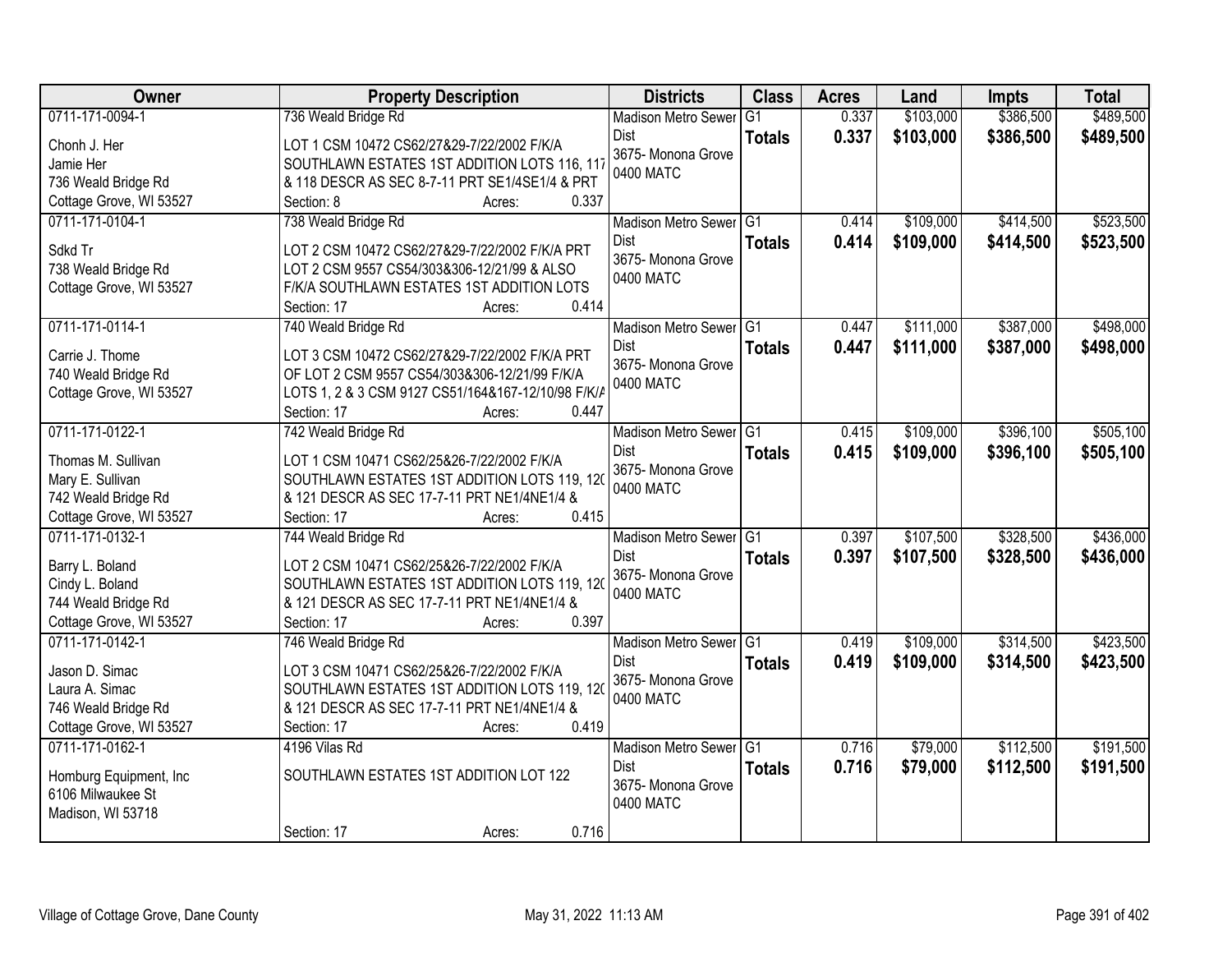| Owner | Property Description | Districts | Class | Acres | Land | Impts | Total |
|---|---|---|---|---|---|---|---|
| 0711-171-0094-1<br>Chonh J. Her<br>Jamie Her<br>736 Weald Bridge Rd<br>Cottage Grove, WI 53527 | 736 Weald Bridge Rd<br>LOT 1 CSM 10472 CS62/27&29-7/22/2002 F/K/A SOUTHLAWN ESTATES 1ST ADDITION LOTS 116, 117 & 118 DESCR AS SEC 8-7-11 PRT SE1/4SE1/4 & PRT<br>Section: 8 Acres: 0.337 | Madison Metro Sewer Dist<br>3675- Monona Grove<br>0400 MATC | G1<br>**Totals** | 0.337<br>**0.337** | $103,000<br>**$103,000** | $386,500<br>**$386,500** | $489,500<br>**$489,500** |
| 0711-171-0104-1<br>Sdkd Tr<br>738 Weald Bridge Rd<br>Cottage Grove, WI 53527 | 738 Weald Bridge Rd<br>LOT 2 CSM 10472 CS62/27&29-7/22/2002 F/K/A PRT LOT 2 CSM 9557 CS54/303&306-12/21/99 & ALSO F/K/A SOUTHLAWN ESTATES 1ST ADDITION LOTS<br>Section: 17 Acres: 0.414 | Madison Metro Sewer Dist<br>3675- Monona Grove<br>0400 MATC | G1<br>**Totals** | 0.414<br>**0.414** | $109,000<br>**$109,000** | $414,500<br>**$414,500** | $523,500<br>**$523,500** |
| 0711-171-0114-1<br>Carrie J. Thome<br>740 Weald Bridge Rd<br>Cottage Grove, WI 53527 | 740 Weald Bridge Rd<br>LOT 3 CSM 10472 CS62/27&29-7/22/2002 F/K/A PRT OF LOT 2 CSM 9557 CS54/303&306-12/21/99 F/K/A LOTS 1, 2 & 3 CSM 9127 CS51/164&167-12/10/98 F/K/A<br>Section: 17 Acres: 0.447 | Madison Metro Sewer Dist<br>3675- Monona Grove<br>0400 MATC | G1<br>**Totals** | 0.447<br>**0.447** | $111,000<br>**$111,000** | $387,000<br>**$387,000** | $498,000<br>**$498,000** |
| 0711-171-0122-1<br>Thomas M. Sullivan<br>Mary E. Sullivan<br>742 Weald Bridge Rd<br>Cottage Grove, WI 53527 | 742 Weald Bridge Rd<br>LOT 1 CSM 10471 CS62/25&26-7/22/2002 F/K/A SOUTHLAWN ESTATES 1ST ADDITION LOTS 119, 120 & 121 DESCR AS SEC 17-7-11 PRT NE1/4NE1/4 &<br>Section: 17 Acres: 0.415 | Madison Metro Sewer Dist<br>3675- Monona Grove<br>0400 MATC | G1<br>**Totals** | 0.415<br>**0.415** | $109,000<br>**$109,000** | $396,100<br>**$396,100** | $505,100<br>**$505,100** |
| 0711-171-0132-1<br>Barry L. Boland<br>Cindy L. Boland<br>744 Weald Bridge Rd<br>Cottage Grove, WI 53527 | 744 Weald Bridge Rd<br>LOT 2 CSM 10471 CS62/25&26-7/22/2002 F/K/A SOUTHLAWN ESTATES 1ST ADDITION LOTS 119, 120 & 121 DESCR AS SEC 17-7-11 PRT NE1/4NE1/4 &<br>Section: 17 Acres: 0.397 | Madison Metro Sewer Dist<br>3675- Monona Grove<br>0400 MATC | G1<br>**Totals** | 0.397<br>**0.397** | $107,500<br>**$107,500** | $328,500<br>**$328,500** | $436,000<br>**$436,000** |
| 0711-171-0142-1<br>Jason D. Simac<br>Laura A. Simac<br>746 Weald Bridge Rd<br>Cottage Grove, WI 53527 | 746 Weald Bridge Rd<br>LOT 3 CSM 10471 CS62/25&26-7/22/2002 F/K/A SOUTHLAWN ESTATES 1ST ADDITION LOTS 119, 120 & 121 DESCR AS SEC 17-7-11 PRT NE1/4NE1/4 &<br>Section: 17 Acres: 0.419 | Madison Metro Sewer Dist<br>3675- Monona Grove<br>0400 MATC | G1<br>**Totals** | 0.419<br>**0.419** | $109,000<br>**$109,000** | $314,500<br>**$314,500** | $423,500<br>**$423,500** |
| 0711-171-0162-1<br>Homburg Equipment, Inc<br>6106 Milwaukee St<br>Madison, WI 53718 | 4196 Vilas Rd<br>SOUTHLAWN ESTATES 1ST ADDITION LOT 122<br>Section: 17 Acres: 0.716 | Madison Metro Sewer Dist<br>3675- Monona Grove<br>0400 MATC | G1<br>**Totals** | 0.716<br>**0.716** | $79,000<br>**$79,000** | $112,500<br>**$112,500** | $191,500<br>**$191,500** |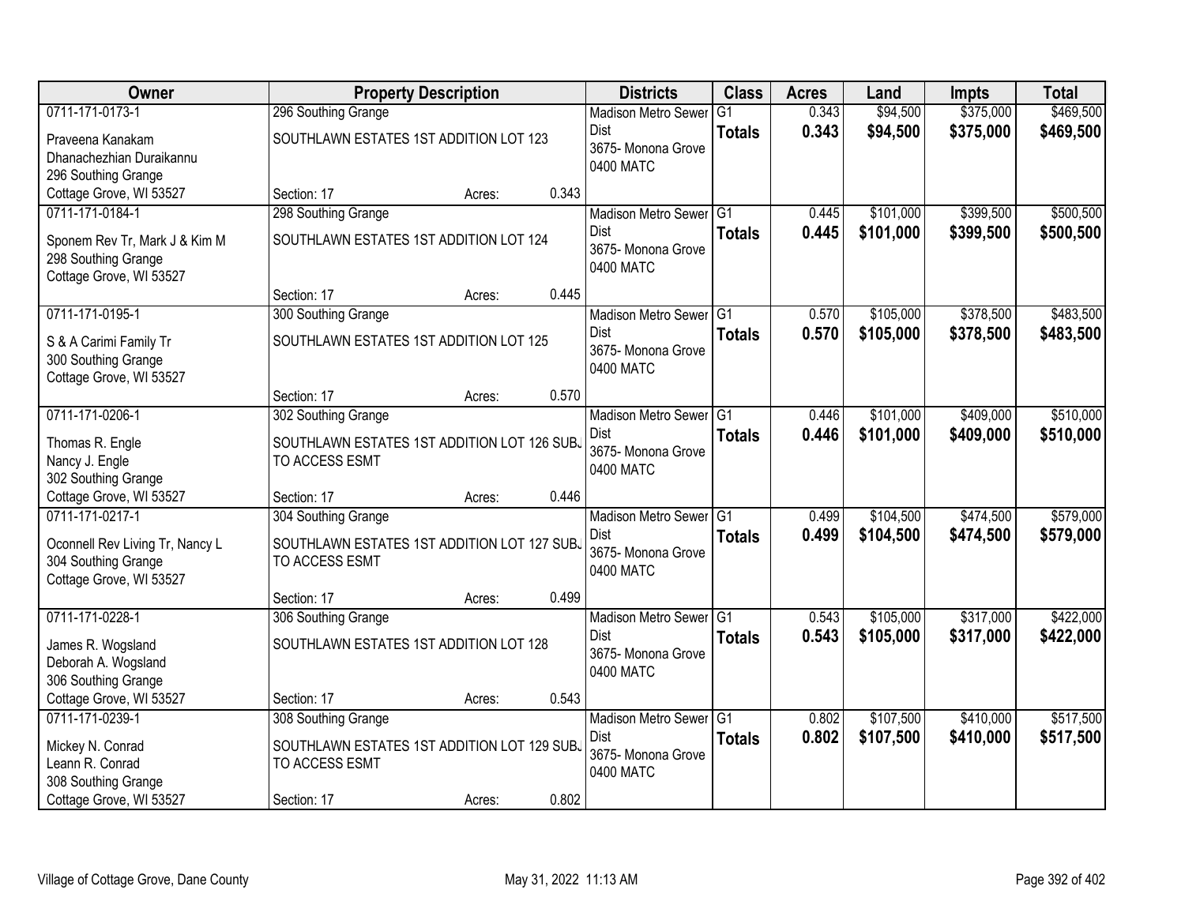| Owner | Property Description | Districts | Class | Acres | Land | Impts | Total |
|---|---|---|---|---|---|---|---|
| 0711-171-0173-1<br>Praveena Kanakam<br>Dhanachezhian Duraikannu<br>296 Southing Grange<br>Cottage Grove, WI 53527 | 296 Southing Grange<br>SOUTHLAWN ESTATES 1ST ADDITION LOT 123<br>Section: 17 Acres: 0.343 | Madison Metro Sewer Dist<br>3675- Monona Grove<br>0400 MATC | G1<br>**Totals** | 0.343<br>**0.343** | $94,500<br>**$94,500** | $375,000<br>**$375,000** | $469,500<br>**$469,500** |
| 0711-171-0184-1<br>Sponem Rev Tr, Mark J & Kim M<br>298 Southing Grange<br>Cottage Grove, WI 53527 | 298 Southing Grange<br>SOUTHLAWN ESTATES 1ST ADDITION LOT 124<br>Section: 17 Acres: 0.445 | Madison Metro Sewer Dist<br>3675- Monona Grove<br>0400 MATC | G1<br>**Totals** | 0.445<br>**0.445** | $101,000<br>**$101,000** | $399,500<br>**$399,500** | $500,500<br>**$500,500** |
| 0711-171-0195-1<br>S & A Carimi Family Tr<br>300 Southing Grange<br>Cottage Grove, WI 53527 | 300 Southing Grange<br>SOUTHLAWN ESTATES 1ST ADDITION LOT 125<br>Section: 17 Acres: 0.570 | Madison Metro Sewer Dist<br>3675- Monona Grove<br>0400 MATC | G1<br>**Totals** | 0.570<br>**0.570** | $105,000<br>**$105,000** | $378,500<br>**$378,500** | $483,500<br>**$483,500** |
| 0711-171-0206-1<br>Thomas R. Engle<br>Nancy J. Engle<br>302 Southing Grange<br>Cottage Grove, WI 53527 | 302 Southing Grange<br>SOUTHLAWN ESTATES 1ST ADDITION LOT 126 SUBJ TO ACCESS ESMT<br>Section: 17 Acres: 0.446 | Madison Metro Sewer Dist<br>3675- Monona Grove<br>0400 MATC | G1<br>**Totals** | 0.446<br>**0.446** | $101,000<br>**$101,000** | $409,000<br>**$409,000** | $510,000<br>**$510,000** |
| 0711-171-0217-1<br>Oconnell Rev Living Tr, Nancy L<br>304 Southing Grange<br>Cottage Grove, WI 53527 | 304 Southing Grange<br>SOUTHLAWN ESTATES 1ST ADDITION LOT 127 SUBJ TO ACCESS ESMT<br>Section: 17 Acres: 0.499 | Madison Metro Sewer Dist<br>3675- Monona Grove<br>0400 MATC | G1<br>**Totals** | 0.499<br>**0.499** | $104,500<br>**$104,500** | $474,500<br>**$474,500** | $579,000<br>**$579,000** |
| 0711-171-0228-1<br>James R. Wogsland<br>Deborah A. Wogsland<br>306 Southing Grange<br>Cottage Grove, WI 53527 | 306 Southing Grange<br>SOUTHLAWN ESTATES 1ST ADDITION LOT 128<br>Section: 17 Acres: 0.543 | Madison Metro Sewer Dist<br>3675- Monona Grove<br>0400 MATC | G1<br>**Totals** | 0.543<br>**0.543** | $105,000<br>**$105,000** | $317,000<br>**$317,000** | $422,000<br>**$422,000** |
| 0711-171-0239-1<br>Mickey N. Conrad<br>Leann R. Conrad<br>308 Southing Grange<br>Cottage Grove, WI 53527 | 308 Southing Grange<br>SOUTHLAWN ESTATES 1ST ADDITION LOT 129 SUBJ TO ACCESS ESMT<br>Section: 17 Acres: 0.802 | Madison Metro Sewer Dist<br>3675- Monona Grove<br>0400 MATC | G1<br>**Totals** | 0.802<br>**0.802** | $107,500<br>**$107,500** | $410,000<br>**$410,000** | $517,500<br>**$517,500** |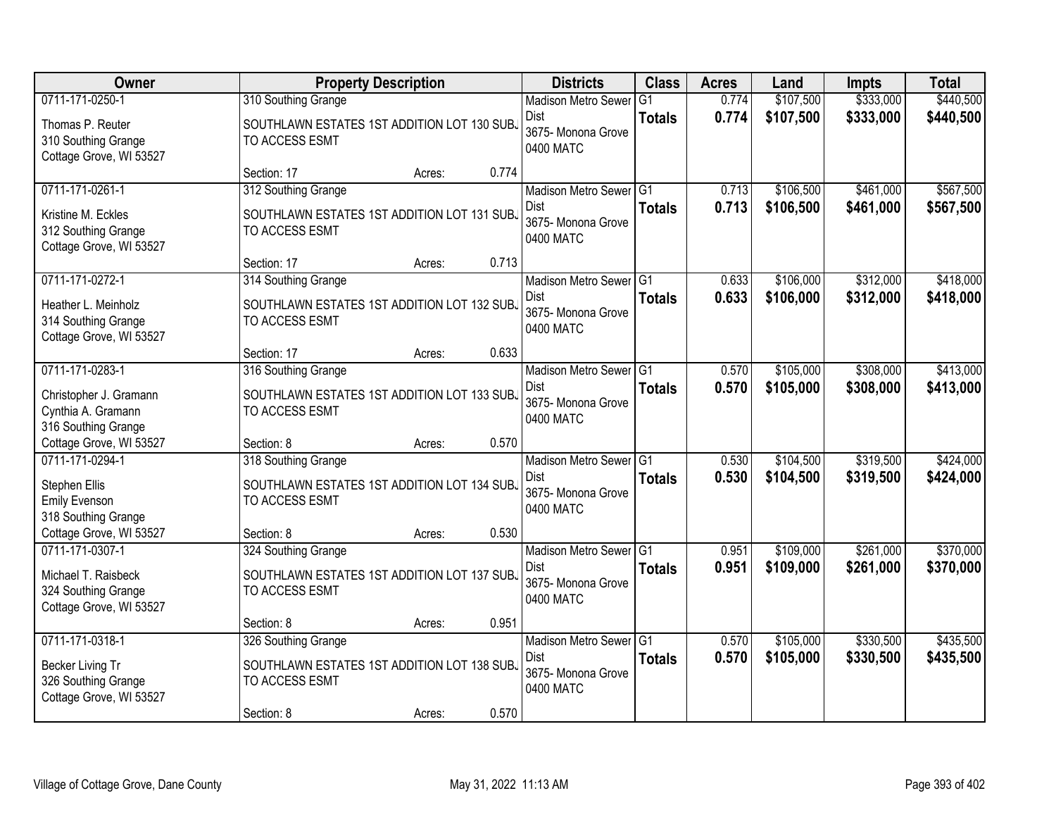| Owner | Property Description | | | Districts | Class | Acres | Land | Impts | Total |
|---|---|---|---|---|---|---|---|---|---|
| 0711-171-0250-1<br><br>Thomas P. Reuter<br>310 Southing Grange<br>Cottage Grove, WI 53527 | 310 Southing Grange<br><br>SOUTHLAWN ESTATES 1ST ADDITION LOT 130 SUBJ TO ACCESS ESMT | | | Madison Metro Sewer Dist<br>3675- Monona Grove<br>0400 MATC | G1 | 0.774 | $107,500 | $333,000 | $440,500 |
| | | | | | **Totals** | **0.774** | **$107,500** | **$333,000** | **$440,500** |
| | Section: 17 | Acres: | 0.774 | | | | | | |
| 0711-171-0261-1<br><br>Kristine M. Eckles<br>312 Southing Grange<br>Cottage Grove, WI 53527 | 312 Southing Grange<br><br>SOUTHLAWN ESTATES 1ST ADDITION LOT 131 SUBJ TO ACCESS ESMT | | | Madison Metro Sewer Dist<br>3675- Monona Grove<br>0400 MATC | G1 | 0.713 | $106,500 | $461,000 | $567,500 |
| | | | | | **Totals** | **0.713** | **$106,500** | **$461,000** | **$567,500** |
| | Section: 17 | Acres: | 0.713 | | | | | | |
| 0711-171-0272-1<br><br>Heather L. Meinholz<br>314 Southing Grange<br>Cottage Grove, WI 53527 | 314 Southing Grange<br><br>SOUTHLAWN ESTATES 1ST ADDITION LOT 132 SUBJ TO ACCESS ESMT | | | Madison Metro Sewer Dist<br>3675- Monona Grove<br>0400 MATC | G1 | 0.633 | $106,000 | $312,000 | $418,000 |
| | | | | | **Totals** | **0.633** | **$106,000** | **$312,000** | **$418,000** |
| | Section: 17 | Acres: | 0.633 | | | | | | |
| 0711-171-0283-1<br><br>Christopher J. Gramann<br>Cynthia A. Gramann<br>316 Southing Grange<br>Cottage Grove, WI 53527 | 316 Southing Grange<br><br>SOUTHLAWN ESTATES 1ST ADDITION LOT 133 SUBJ TO ACCESS ESMT | | | Madison Metro Sewer Dist<br>3675- Monona Grove<br>0400 MATC | G1 | 0.570 | $105,000 | $308,000 | $413,000 |
| | | | | | **Totals** | **0.570** | **$105,000** | **$308,000** | **$413,000** |
| | Section: 8 | Acres: | 0.570 | | | | | | |
| 0711-171-0294-1<br><br>Stephen Ellis<br>Emily Evenson<br>318 Southing Grange<br>Cottage Grove, WI 53527 | 318 Southing Grange<br><br>SOUTHLAWN ESTATES 1ST ADDITION LOT 134 SUBJ TO ACCESS ESMT | | | Madison Metro Sewer Dist<br>3675- Monona Grove<br>0400 MATC | G1 | 0.530 | $104,500 | $319,500 | $424,000 |
| | | | | | **Totals** | **0.530** | **$104,500** | **$319,500** | **$424,000** |
| | Section: 8 | Acres: | 0.530 | | | | | | |
| 0711-171-0307-1<br><br>Michael T. Raisbeck<br>324 Southing Grange<br>Cottage Grove, WI 53527 | 324 Southing Grange<br><br>SOUTHLAWN ESTATES 1ST ADDITION LOT 137 SUBJ TO ACCESS ESMT | | | Madison Metro Sewer Dist<br>3675- Monona Grove<br>0400 MATC | G1 | 0.951 | $109,000 | $261,000 | $370,000 |
| | | | | | **Totals** | **0.951** | **$109,000** | **$261,000** | **$370,000** |
| | Section: 8 | Acres: | 0.951 | | | | | | |
| 0711-171-0318-1<br><br>Becker Living Tr<br>326 Southing Grange<br>Cottage Grove, WI 53527 | 326 Southing Grange<br><br>SOUTHLAWN ESTATES 1ST ADDITION LOT 138 SUBJ TO ACCESS ESMT | | | Madison Metro Sewer Dist<br>3675- Monona Grove<br>0400 MATC | G1 | 0.570 | $105,000 | $330,500 | $435,500 |
| | | | | | **Totals** | **0.570** | **$105,000** | **$330,500** | **$435,500** |
| | Section: 8 | Acres: | 0.570 | | | | | | |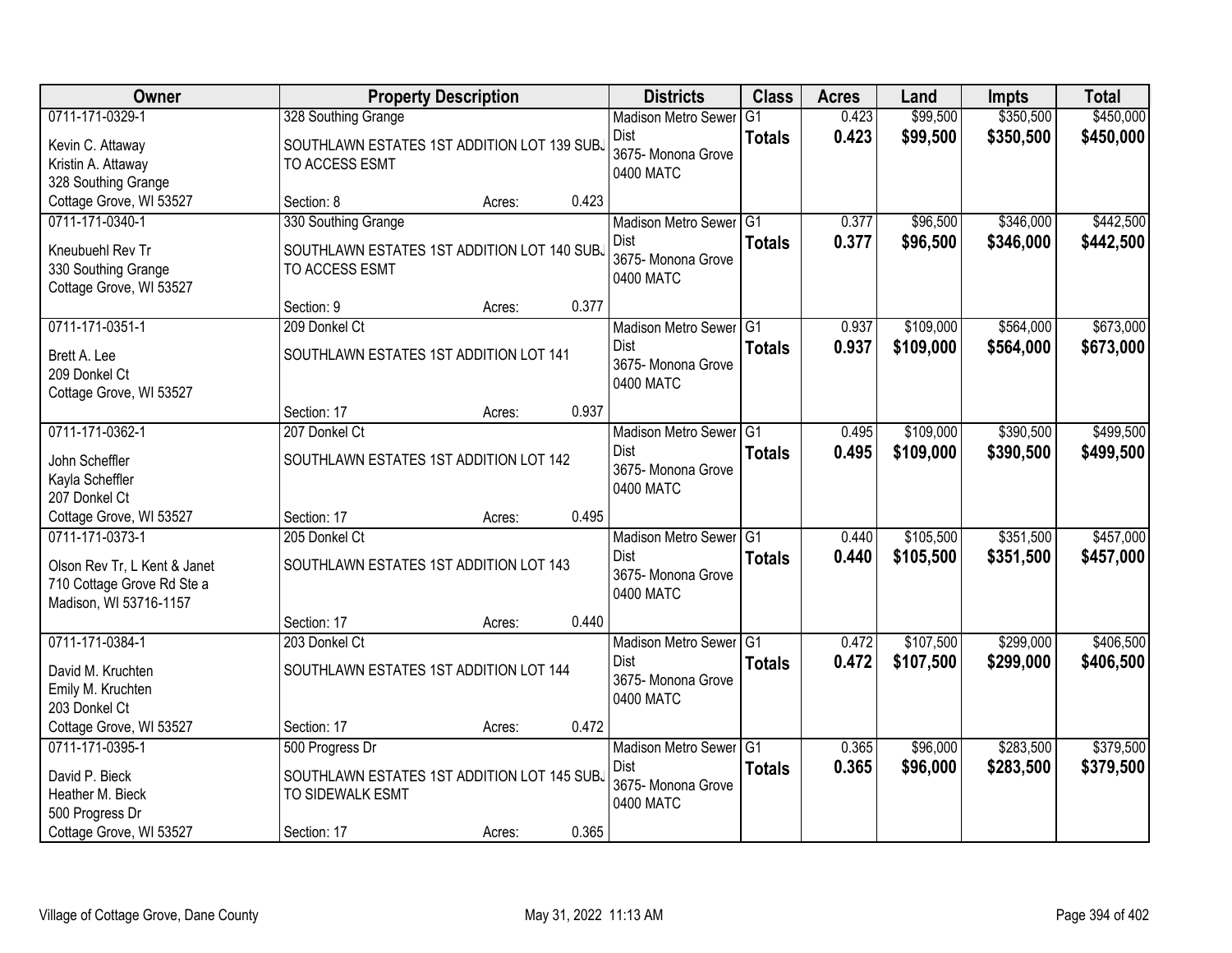| Owner | Property Description | Districts | Class | Acres | Land | Impts | Total |
|---|---|---|---|---|---|---|---|
| 0711-171-0329-1<br>Kevin C. Attaway<br>Kristin A. Attaway<br>328 Southing Grange<br>Cottage Grove, WI 53527 | 328 Southing Grange<br>SOUTHLAWN ESTATES 1ST ADDITION LOT 139 SUBJ TO ACCESS ESMT<br>Section: 8 Acres: 0.423 | Madison Metro Sewer Dist<br>3675- Monona Grove<br>0400 MATC | G1<br>**Totals** | 0.423<br>**0.423** | $99,500<br>**$99,500** | $350,500<br>**$350,500** | $450,000<br>**$450,000** |
| 0711-171-0340-1<br>Kneubuehl Rev Tr<br>330 Southing Grange<br>Cottage Grove, WI 53527 | 330 Southing Grange<br>SOUTHLAWN ESTATES 1ST ADDITION LOT 140 SUBJ TO ACCESS ESMT<br>Section: 9 Acres: 0.377 | Madison Metro Sewer Dist<br>3675- Monona Grove<br>0400 MATC | G1<br>**Totals** | 0.377<br>**0.377** | $96,500<br>**$96,500** | $346,000<br>**$346,000** | $442,500<br>**$442,500** |
| 0711-171-0351-1<br>Brett A. Lee<br>209 Donkel Ct<br>Cottage Grove, WI 53527 | 209 Donkel Ct<br>SOUTHLAWN ESTATES 1ST ADDITION LOT 141<br>Section: 17 Acres: 0.937 | Madison Metro Sewer Dist<br>3675- Monona Grove<br>0400 MATC | G1<br>**Totals** | 0.937<br>**0.937** | $109,000<br>**$109,000** | $564,000<br>**$564,000** | $673,000<br>**$673,000** |
| 0711-171-0362-1<br>John Scheffler<br>Kayla Scheffler<br>207 Donkel Ct<br>Cottage Grove, WI 53527 | 207 Donkel Ct<br>SOUTHLAWN ESTATES 1ST ADDITION LOT 142<br>Section: 17 Acres: 0.495 | Madison Metro Sewer Dist<br>3675- Monona Grove<br>0400 MATC | G1<br>**Totals** | 0.495<br>**0.495** | $109,000<br>**$109,000** | $390,500<br>**$390,500** | $499,500<br>**$499,500** |
| 0711-171-0373-1<br>Olson Rev Tr, L Kent & Janet<br>710 Cottage Grove Rd Ste a<br>Madison, WI 53716-1157 | 205 Donkel Ct<br>SOUTHLAWN ESTATES 1ST ADDITION LOT 143<br>Section: 17 Acres: 0.440 | Madison Metro Sewer Dist<br>3675- Monona Grove<br>0400 MATC | G1<br>**Totals** | 0.440<br>**0.440** | $105,500<br>**$105,500** | $351,500<br>**$351,500** | $457,000<br>**$457,000** |
| 0711-171-0384-1<br>David M. Kruchten<br>Emily M. Kruchten<br>203 Donkel Ct<br>Cottage Grove, WI 53527 | 203 Donkel Ct<br>SOUTHLAWN ESTATES 1ST ADDITION LOT 144<br>Section: 17 Acres: 0.472 | Madison Metro Sewer Dist<br>3675- Monona Grove<br>0400 MATC | G1<br>**Totals** | 0.472<br>**0.472** | $107,500<br>**$107,500** | $299,000<br>**$299,000** | $406,500<br>**$406,500** |
| 0711-171-0395-1<br>David P. Bieck<br>Heather M. Bieck<br>500 Progress Dr<br>Cottage Grove, WI 53527 | 500 Progress Dr<br>SOUTHLAWN ESTATES 1ST ADDITION LOT 145 SUBJ TO SIDEWALK ESMT<br>Section: 17 Acres: 0.365 | Madison Metro Sewer Dist<br>3675- Monona Grove<br>0400 MATC | G1<br>**Totals** | 0.365<br>**0.365** | $96,000<br>**$96,000** | $283,500<br>**$283,500** | $379,500<br>**$379,500** |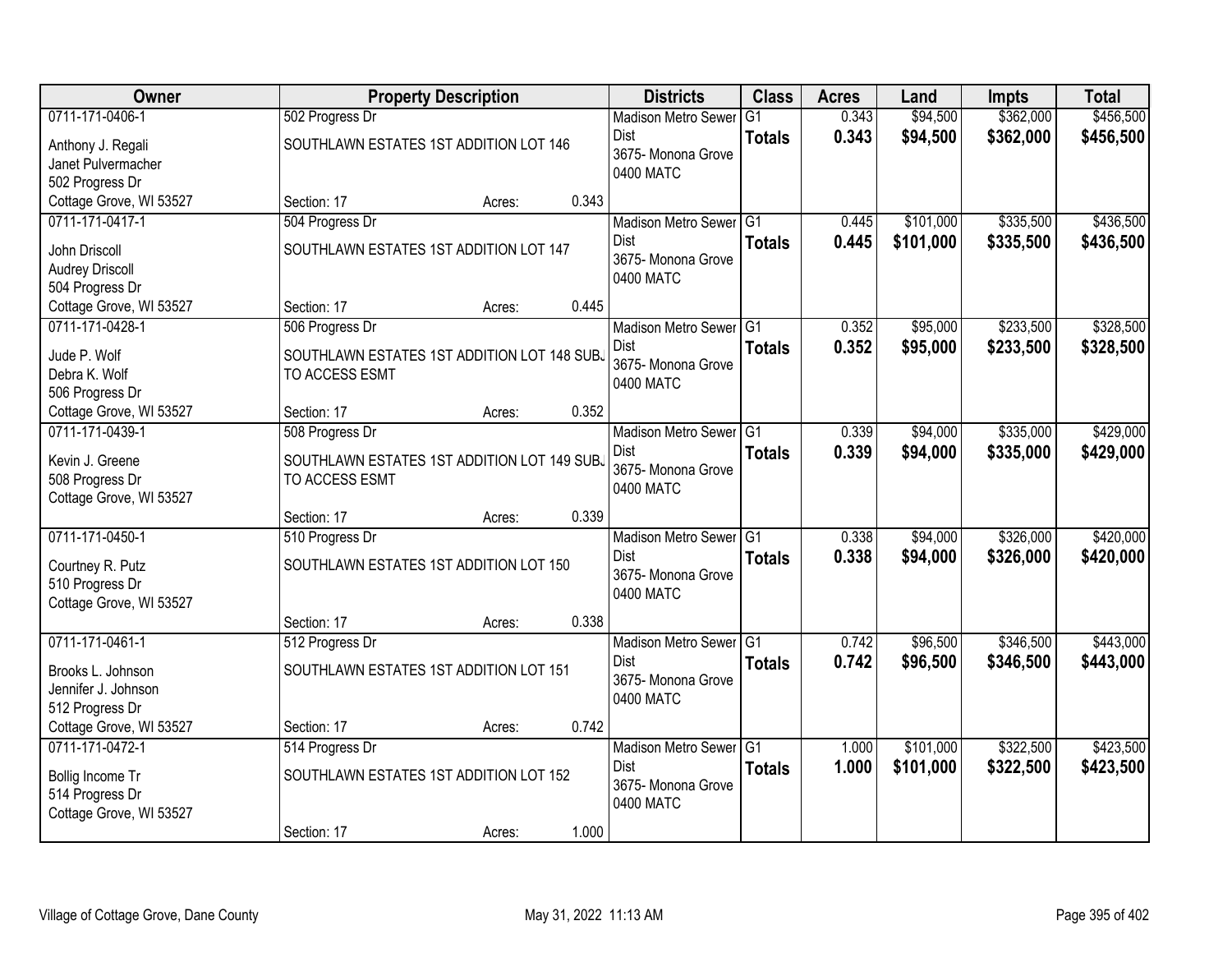| Owner | Property Description | | | Districts | Class | Acres | Land | Impts | Total |
|---|---|---|---|---|---|---|---|---|---|
| 0711-171-0406-1<br>Anthony J. Regali<br>Janet Pulvermacher<br>502 Progress Dr<br>Cottage Grove, WI 53527 | 502 Progress Dr<br>SOUTHLAWN ESTATES 1ST ADDITION LOT 146<br>Section: 17 | Acres: | 0.343 | Madison Metro Sewer Dist<br>3675- Monona Grove<br>0400 MATC | G1<br>**Totals** | 0.343<br>**0.343** | $94,500<br>**$94,500** | $362,000<br>**$362,000** | $456,500<br>**$456,500** |
| 0711-171-0417-1<br>John Driscoll<br>Audrey Driscoll<br>504 Progress Dr<br>Cottage Grove, WI 53527 | 504 Progress Dr<br>SOUTHLAWN ESTATES 1ST ADDITION LOT 147<br>Section: 17 | Acres: | 0.445 | Madison Metro Sewer Dist<br>3675- Monona Grove<br>0400 MATC | G1<br>**Totals** | 0.445<br>**0.445** | $101,000<br>**$101,000** | $335,500<br>**$335,500** | $436,500<br>**$436,500** |
| 0711-171-0428-1<br>Jude P. Wolf<br>Debra K. Wolf<br>506 Progress Dr<br>Cottage Grove, WI 53527 | 506 Progress Dr<br>SOUTHLAWN ESTATES 1ST ADDITION LOT 148 SUBJ TO ACCESS ESMT<br>Section: 17 | Acres: | 0.352 | Madison Metro Sewer Dist<br>3675- Monona Grove<br>0400 MATC | G1<br>**Totals** | 0.352<br>**0.352** | $95,000<br>**$95,000** | $233,500<br>**$233,500** | $328,500<br>**$328,500** |
| 0711-171-0439-1<br>Kevin J. Greene<br>508 Progress Dr<br>Cottage Grove, WI 53527 | 508 Progress Dr<br>SOUTHLAWN ESTATES 1ST ADDITION LOT 149 SUBJ TO ACCESS ESMT<br>Section: 17 | Acres: | 0.339 | Madison Metro Sewer Dist<br>3675- Monona Grove<br>0400 MATC | G1<br>**Totals** | 0.339<br>**0.339** | $94,000<br>**$94,000** | $335,000<br>**$335,000** | $429,000<br>**$429,000** |
| 0711-171-0450-1<br>Courtney R. Putz<br>510 Progress Dr<br>Cottage Grove, WI 53527 | 510 Progress Dr<br>SOUTHLAWN ESTATES 1ST ADDITION LOT 150<br>Section: 17 | Acres: | 0.338 | Madison Metro Sewer Dist<br>3675- Monona Grove<br>0400 MATC | G1<br>**Totals** | 0.338<br>**0.338** | $94,000<br>**$94,000** | $326,000<br>**$326,000** | $420,000<br>**$420,000** |
| 0711-171-0461-1<br>Brooks L. Johnson<br>Jennifer J. Johnson<br>512 Progress Dr<br>Cottage Grove, WI 53527 | 512 Progress Dr<br>SOUTHLAWN ESTATES 1ST ADDITION LOT 151<br>Section: 17 | Acres: | 0.742 | Madison Metro Sewer Dist<br>3675- Monona Grove<br>0400 MATC | G1<br>**Totals** | 0.742<br>**0.742** | $96,500<br>**$96,500** | $346,500<br>**$346,500** | $443,000<br>**$443,000** |
| 0711-171-0472-1<br>Bollig Income Tr<br>514 Progress Dr<br>Cottage Grove, WI 53527 | 514 Progress Dr<br>SOUTHLAWN ESTATES 1ST ADDITION LOT 152<br>Section: 17 | Acres: | 1.000 | Madison Metro Sewer Dist<br>3675- Monona Grove<br>0400 MATC | G1<br>**Totals** | 1.000<br>**1.000** | $101,000<br>**$101,000** | $322,500<br>**$322,500** | $423,500<br>**$423,500** |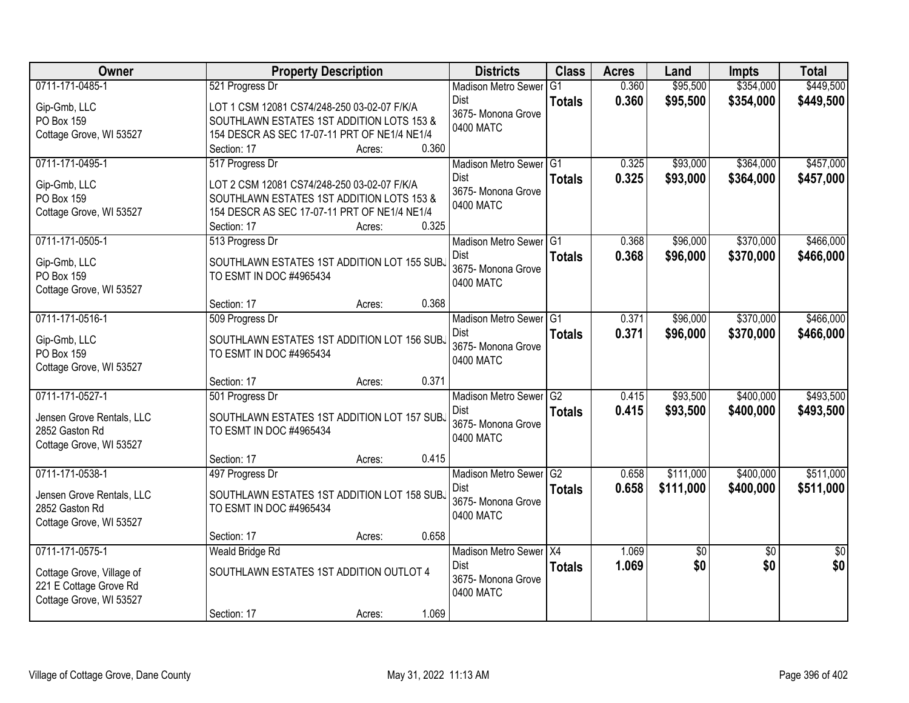| Owner | Property Description | Districts | Class | Acres | Land | Impts | Total |
|---|---|---|---|---|---|---|---|
| 0711-171-0485-1<br>Gip-Gmb, LLC<br>PO Box 159<br>Cottage Grove, WI 53527 | 521 Progress Dr<br>LOT 1 CSM 12081 CS74/248-250 03-02-07 F/K/A SOUTHLAWN ESTATES 1ST ADDITION LOTS 153 & 154 DESCR AS SEC 17-07-11 PRT OF NE1/4 NE1/4<br>Section: 17 Acres: 0.360 | Madison Metro Sewer Dist<br>3675- Monona Grove<br>0400 MATC | G1<br>**Totals** | 0.360<br>**0.360** | $95,500<br>**$95,500** | $354,000<br>**$354,000** | $449,500<br>**$449,500** |
| 0711-171-0495-1<br>Gip-Gmb, LLC<br>PO Box 159<br>Cottage Grove, WI 53527 | 517 Progress Dr<br>LOT 2 CSM 12081 CS74/248-250 03-02-07 F/K/A SOUTHLAWN ESTATES 1ST ADDITION LOTS 153 & 154 DESCR AS SEC 17-07-11 PRT OF NE1/4 NE1/4<br>Section: 17 Acres: 0.325 | Madison Metro Sewer Dist<br>3675- Monona Grove<br>0400 MATC | G1<br>**Totals** | 0.325<br>**0.325** | $93,000<br>**$93,000** | $364,000<br>**$364,000** | $457,000<br>**$457,000** |
| 0711-171-0505-1<br>Gip-Gmb, LLC<br>PO Box 159<br>Cottage Grove, WI 53527 | 513 Progress Dr<br>SOUTHLAWN ESTATES 1ST ADDITION LOT 155 SUBJ TO ESMT IN DOC #4965434<br>Section: 17 Acres: 0.368 | Madison Metro Sewer Dist<br>3675- Monona Grove<br>0400 MATC | G1<br>**Totals** | 0.368<br>**0.368** | $96,000<br>**$96,000** | $370,000<br>**$370,000** | $466,000<br>**$466,000** |
| 0711-171-0516-1<br>Gip-Gmb, LLC<br>PO Box 159<br>Cottage Grove, WI 53527 | 509 Progress Dr<br>SOUTHLAWN ESTATES 1ST ADDITION LOT 156 SUBJ TO ESMT IN DOC #4965434<br>Section: 17 Acres: 0.371 | Madison Metro Sewer Dist<br>3675- Monona Grove<br>0400 MATC | G1<br>**Totals** | 0.371<br>**0.371** | $96,000<br>**$96,000** | $370,000<br>**$370,000** | $466,000<br>**$466,000** |
| 0711-171-0527-1<br>Jensen Grove Rentals, LLC<br>2852 Gaston Rd<br>Cottage Grove, WI 53527 | 501 Progress Dr<br>SOUTHLAWN ESTATES 1ST ADDITION LOT 157 SUBJ TO ESMT IN DOC #4965434<br>Section: 17 Acres: 0.415 | Madison Metro Sewer Dist<br>3675- Monona Grove<br>0400 MATC | G2<br>**Totals** | 0.415<br>**0.415** | $93,500<br>**$93,500** | $400,000<br>**$400,000** | $493,500<br>**$493,500** |
| 0711-171-0538-1<br>Jensen Grove Rentals, LLC<br>2852 Gaston Rd<br>Cottage Grove, WI 53527 | 497 Progress Dr<br>SOUTHLAWN ESTATES 1ST ADDITION LOT 158 SUBJ TO ESMT IN DOC #4965434<br>Section: 17 Acres: 0.658 | Madison Metro Sewer Dist<br>3675- Monona Grove<br>0400 MATC | G2<br>**Totals** | 0.658<br>**0.658** | $111,000<br>**$111,000** | $400,000<br>**$400,000** | $511,000<br>**$511,000** |
| 0711-171-0575-1<br>Cottage Grove, Village of<br>221 E Cottage Grove Rd<br>Cottage Grove, WI 53527 | Weald Bridge Rd<br>SOUTHLAWN ESTATES 1ST ADDITION OUTLOT 4<br>Section: 17 Acres: 1.069 | Madison Metro Sewer Dist<br>3675- Monona Grove<br>0400 MATC | X4<br>**Totals** | 1.069<br>**1.069** | $0<br>**$0** | $0<br>**$0** | $0<br>**$0** |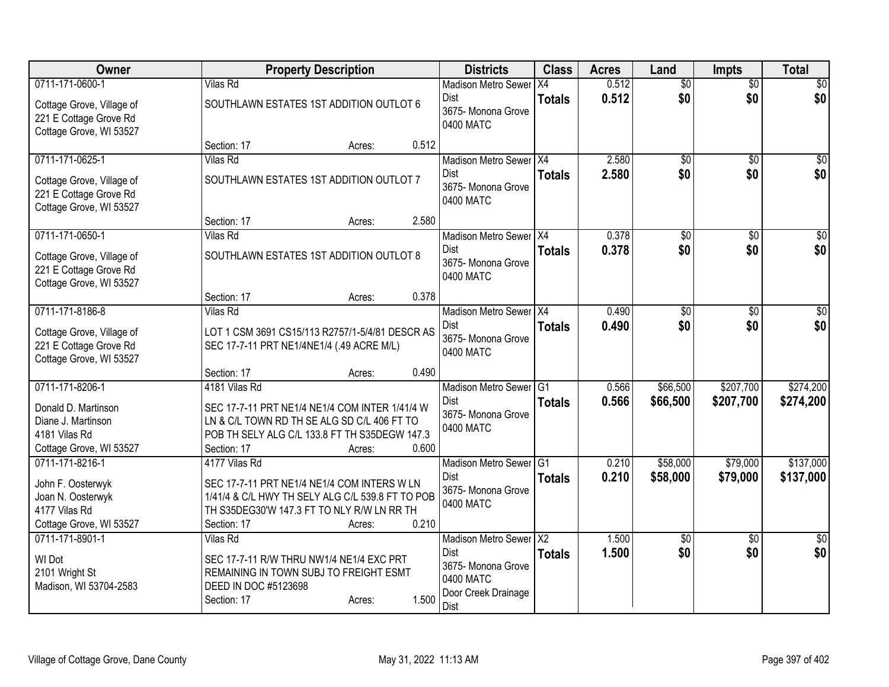| Owner | Property Description | Districts | Class | Acres | Land | Impts | Total |
|---|---|---|---|---|---|---|---|
| 0711-171-0600-1<br><br>Cottage Grove, Village of<br>221 E Cottage Grove Rd<br>Cottage Grove, WI 53527 | Vilas Rd<br><br>SOUTHLAWN ESTATES 1ST ADDITION OUTLOT 6<br><br>Section: 17 Acres: 0.512 | Madison Metro Sewer Dist<br>3675- Monona Grove<br>0400 MATC | X4<br>**Totals** | 0.512<br>**0.512** | $0<br>**$0** | $0<br>**$0** | $0<br>**$0** |
| 0711-171-0625-1<br><br>Cottage Grove, Village of<br>221 E Cottage Grove Rd<br>Cottage Grove, WI 53527 | Vilas Rd<br><br>SOUTHLAWN ESTATES 1ST ADDITION OUTLOT 7<br><br>Section: 17 Acres: 2.580 | Madison Metro Sewer Dist<br>3675- Monona Grove<br>0400 MATC | X4<br>**Totals** | 2.580<br>**2.580** | $0<br>**$0** | $0<br>**$0** | $0<br>**$0** |
| 0711-171-0650-1<br><br>Cottage Grove, Village of<br>221 E Cottage Grove Rd<br>Cottage Grove, WI 53527 | Vilas Rd<br><br>SOUTHLAWN ESTATES 1ST ADDITION OUTLOT 8<br><br>Section: 17 Acres: 0.378 | Madison Metro Sewer Dist<br>3675- Monona Grove<br>0400 MATC | X4<br>**Totals** | 0.378<br>**0.378** | $0<br>**$0** | $0<br>**$0** | $0<br>**$0** |
| 0711-171-8186-8<br><br>Cottage Grove, Village of<br>221 E Cottage Grove Rd<br>Cottage Grove, WI 53527 | Vilas Rd<br><br>LOT 1 CSM 3691 CS15/113 R2757/1-5/4/81 DESCR AS SEC 17-7-11 PRT NE1/4NE1/4 (.49 ACRE M/L)<br><br>Section: 17 Acres: 0.490 | Madison Metro Sewer Dist<br>3675- Monona Grove<br>0400 MATC | X4<br>**Totals** | 0.490<br>**0.490** | $0<br>**$0** | $0<br>**$0** | $0<br>**$0** |
| 0711-171-8206-1<br><br>Donald D. Martinson<br>Diane J. Martinson<br>4181 Vilas Rd<br>Cottage Grove, WI 53527 | 4181 Vilas Rd<br><br>SEC 17-7-11 PRT NE1/4 NE1/4 COM INTER 1/41/4 W LN & C/L TOWN RD TH SE ALG SD C/L 406 FT TO POB TH SELY ALG C/L 133.8 FT TH S35DEGW 147.3<br>Section: 17 Acres: 0.600 | Madison Metro Sewer Dist<br>3675- Monona Grove<br>0400 MATC | G1<br>**Totals** | 0.566<br>**0.566** | $66,500<br>**$66,500** | $207,700<br>**$207,700** | $274,200<br>**$274,200** |
| 0711-171-8216-1<br><br>John F. Oosterwyk<br>Joan N. Oosterwyk<br>4177 Vilas Rd<br>Cottage Grove, WI 53527 | 4177 Vilas Rd<br><br>SEC 17-7-11 PRT NE1/4 NE1/4 COM INTERS W LN 1/41/4 & C/L HWY TH SELY ALG C/L 539.8 FT TO POB TH S35DEG30'W 147.3 FT TO NLY R/W LN RR TH<br>Section: 17 Acres: 0.210 | Madison Metro Sewer Dist<br>3675- Monona Grove<br>0400 MATC | G1<br>**Totals** | 0.210<br>**0.210** | $58,000<br>**$58,000** | $79,000<br>**$79,000** | $137,000<br>**$137,000** |
| 0711-171-8901-1<br><br>WI Dot<br>2101 Wright St<br>Madison, WI 53704-2583 | Vilas Rd<br><br>SEC 17-7-11 R/W THRU NW1/4 NE1/4 EXC PRT REMAINING IN TOWN SUBJ TO FREIGHT ESMT DEED IN DOC #5123698<br>Section: 17 Acres: 1.500 | Madison Metro Sewer Dist<br>3675- Monona Grove<br>0400 MATC<br>Door Creek Drainage Dist | X2<br>**Totals** | 1.500<br>**1.500** | $0<br>**$0** | $0<br>**$0** | $0<br>**$0** |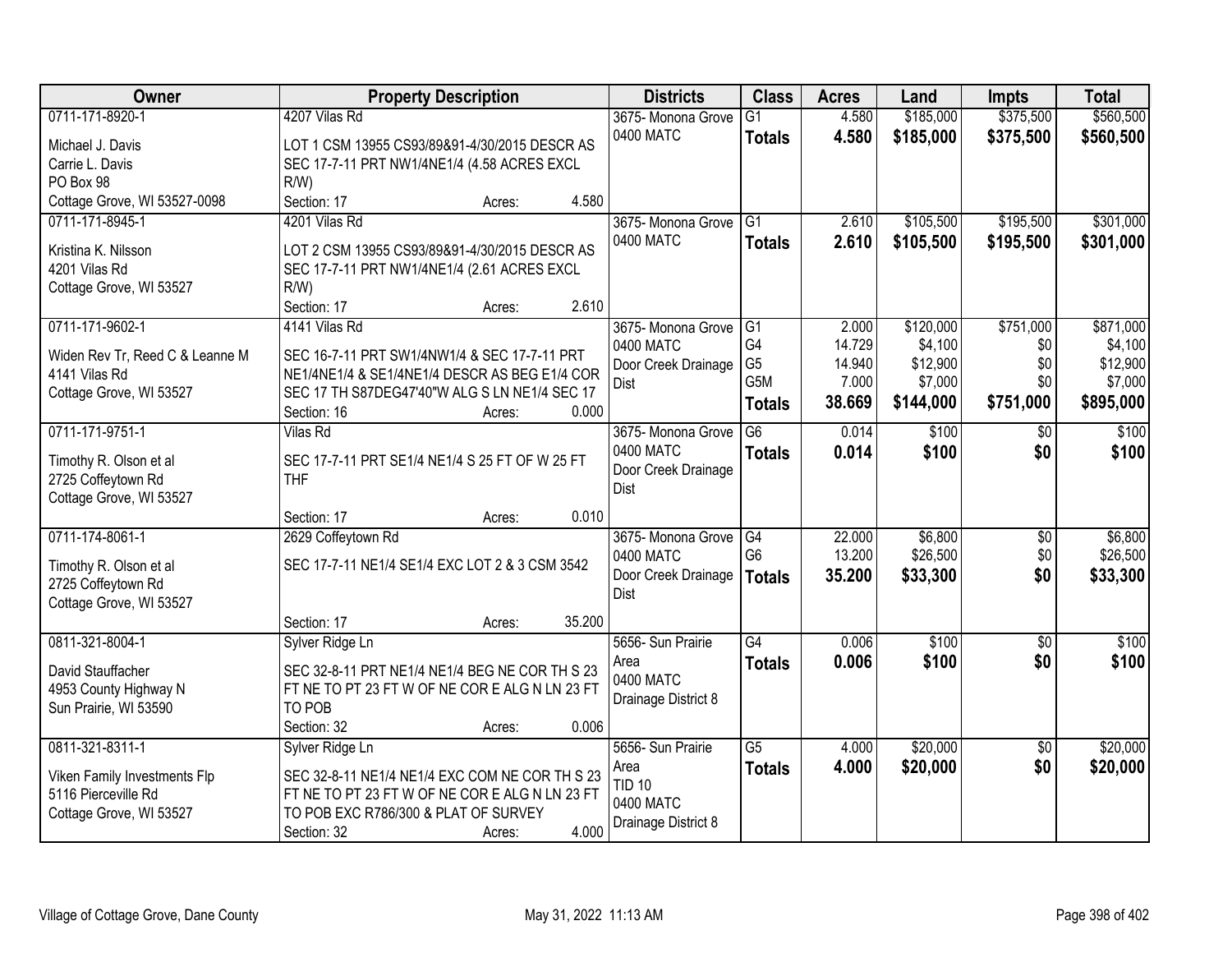| Owner | Property Description | Districts | Class | Acres | Land | Impts | Total |
|---|---|---|---|---|---|---|---|
| 0711-171-8920-1<br>Michael J. Davis<br>Carrie L. Davis<br>PO Box 98<br>Cottage Grove, WI 53527-0098 | 4207 Vilas Rd<br>LOT 1 CSM 13955 CS93/89&91-4/30/2015 DESCR AS SEC 17-7-11 PRT NW1/4NE1/4 (4.58 ACRES EXCL R/W)<br>Section: 17 Acres: 4.580 | 3675- Monona Grove<br>0400 MATC | G1<br>**Totals** | 4.580<br>**4.580** | \$185,000<br>**\$185,000** | \$375,500<br>**\$375,500** | \$560,500<br>**\$560,500** |
| 0711-171-8945-1<br>Kristina K. Nilsson<br>4201 Vilas Rd<br>Cottage Grove, WI 53527 | 4201 Vilas Rd<br>LOT 2 CSM 13955 CS93/89&91-4/30/2015 DESCR AS SEC 17-7-11 PRT NW1/4NE1/4 (2.61 ACRES EXCL R/W)<br>Section: 17 Acres: 2.610 | 3675- Monona Grove<br>0400 MATC | G1<br>**Totals** | 2.610<br>**2.610** | \$105,500<br>**\$105,500** | \$195,500<br>**\$195,500** | \$301,000<br>**\$301,000** |
| 0711-171-9602-1<br>Widen Rev Tr, Reed C & Leanne M<br>4141 Vilas Rd<br>Cottage Grove, WI 53527 | 4141 Vilas Rd<br>SEC 16-7-11 PRT SW1/4NW1/4 & SEC 17-7-11 PRT NE1/4NE1/4 & SE1/4NE1/4 DESCR AS BEG E1/4 COR SEC 17 TH S87DEG47'40"W ALG S LN NE1/4 SEC 17<br>Section: 16 Acres: 0.000 | 3675- Monona Grove<br>0400 MATC<br>Door Creek Drainage Dist | G1<br>G4<br>G5<br>G5M<br>**Totals** | 2.000<br>14.729<br>14.940<br>7.000<br>**38.669** | \$120,000<br>\$4,100<br>\$12,900<br>\$7,000<br>**\$144,000** | \$751,000<br>\$0<br>\$0<br>\$0<br>**\$751,000** | \$871,000<br>\$4,100<br>\$12,900<br>\$7,000<br>**\$895,000** |
| 0711-171-9751-1<br>Timothy R. Olson et al<br>2725 Coffeytown Rd<br>Cottage Grove, WI 53527 | Vilas Rd<br>SEC 17-7-11 PRT SE1/4 NE1/4 S 25 FT OF W 25 FT THF<br>Section: 17 Acres: 0.010 | 3675- Monona Grove<br>0400 MATC<br>Door Creek Drainage Dist | G6<br>**Totals** | 0.014<br>**0.014** | \$100<br>**\$100** | \$0<br>**\$0** | \$100<br>**\$100** |
| 0711-174-8061-1<br>Timothy R. Olson et al<br>2725 Coffeytown Rd<br>Cottage Grove, WI 53527 | 2629 Coffeytown Rd<br>SEC 17-7-11 NE1/4 SE1/4 EXC LOT 2 & 3 CSM 3542<br>Section: 17 Acres: 35.200 | 3675- Monona Grove<br>0400 MATC<br>Door Creek Drainage Dist | G4<br>G6<br>**Totals** | 22.000<br>13.200<br>**35.200** | \$6,800<br>\$26,500<br>**\$33,300** | \$0<br>\$0<br>**\$0** | \$6,800<br>\$26,500<br>**\$33,300** |
| 0811-321-8004-1<br>David Stauffacher<br>4953 County Highway N<br>Sun Prairie, WI 53590 | Sylver Ridge Ln<br>SEC 32-8-11 PRT NE1/4 NE1/4 BEG NE COR TH S 23 FT NE TO PT 23 FT W OF NE COR E ALG N LN 23 FT TO POB<br>Section: 32 Acres: 0.006 | 5656- Sun Prairie Area<br>0400 MATC<br>Drainage District 8 | G4<br>**Totals** | 0.006<br>**0.006** | \$100<br>**\$100** | \$0<br>**\$0** | \$100<br>**\$100** |
| 0811-321-8311-1<br>Viken Family Investments Flp<br>5116 Pierceville Rd<br>Cottage Grove, WI 53527 | Sylver Ridge Ln<br>SEC 32-8-11 NE1/4 NE1/4 EXC COM NE COR TH S 23 FT NE TO PT 23 FT W OF NE COR E ALG N LN 23 FT TO POB EXC R786/300 & PLAT OF SURVEY<br>Section: 32 Acres: 4.000 | 5656- Sun Prairie Area<br>TID 10<br>0400 MATC<br>Drainage District 8 | G5<br>**Totals** | 4.000<br>**4.000** | \$20,000<br>**\$20,000** | \$0<br>**\$0** | \$20,000<br>**\$20,000** |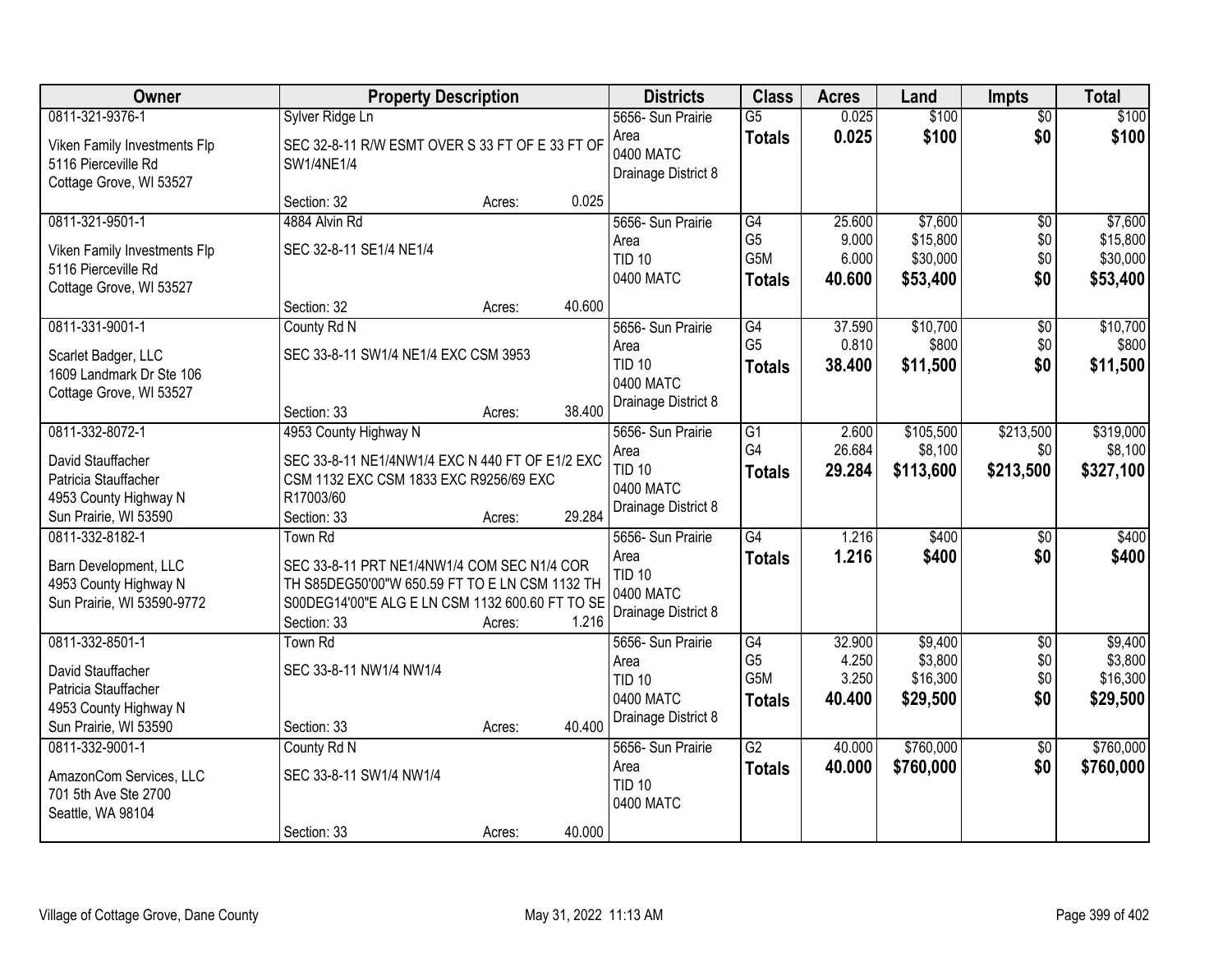| Owner | Property Description | Districts | Class | Acres | Land | Impts | Total |
|---|---|---|---|---|---|---|---|
| 0811-321-9376-1<br>Viken Family Investments Flp<br>5116 Pierceville Rd<br>Cottage Grove, WI 53527 | Sylver Ridge Ln<br>SEC 32-8-11 R/W ESMT OVER S 33 FT OF E 33 FT OF SW1/4NE1/4<br>Section: 32 Acres: 0.025 | 5656- Sun Prairie Area<br>0400 MATC<br>Drainage District 8 | G5<br>**Totals** | 0.025<br>**0.025** | $100<br>**$100** | $0<br>**$0** | $100<br>**$100** |
| 0811-321-9501-1<br>Viken Family Investments Flp<br>5116 Pierceville Rd<br>Cottage Grove, WI 53527 | 4884 Alvin Rd<br>SEC 32-8-11 SE1/4 NE1/4<br>Section: 32 Acres: 40.600 | 5656- Sun Prairie Area<br>TID 10<br>0400 MATC | G4<br>G5<br>G5M<br>**Totals** | 25.600<br>9.000<br>6.000<br>**40.600** | $7,600<br>$15,800<br>$30,000<br>**$53,400** | $0<br>$0<br>$0<br>**$0** | $7,600<br>$15,800<br>$30,000<br>**$53,400** |
| 0811-331-9001-1<br>Scarlet Badger, LLC<br>1609 Landmark Dr Ste 106<br>Cottage Grove, WI 53527 | County Rd N<br>SEC 33-8-11 SW1/4 NE1/4 EXC CSM 3953<br>Section: 33 Acres: 38.400 | 5656- Sun Prairie Area<br>TID 10<br>0400 MATC<br>Drainage District 8 | G4<br>G5<br>**Totals** | 37.590<br>0.810<br>**38.400** | $10,700<br>$800<br>**$11,500** | $0<br>$0<br>**$0** | $10,700<br>$800<br>**$11,500** |
| 0811-332-8072-1<br>David Stauffacher<br>Patricia Stauffacher<br>4953 County Highway N<br>Sun Prairie, WI 53590 | 4953 County Highway N<br>SEC 33-8-11 NE1/4NW1/4 EXC N 440 FT OF E1/2 EXC CSM 1132 EXC CSM 1833 EXC R9256/69 EXC R17003/60<br>Section: 33 Acres: 29.284 | 5656- Sun Prairie Area<br>TID 10<br>0400 MATC<br>Drainage District 8 | G1<br>G4<br>**Totals** | 2.600<br>26.684<br>**29.284** | $105,500<br>$8,100<br>**$113,600** | $213,500<br>$0<br>**$213,500** | $319,000<br>$8,100<br>**$327,100** |
| 0811-332-8182-1<br>Barn Development, LLC<br>4953 County Highway N<br>Sun Prairie, WI 53590-9772 | Town Rd<br>SEC 33-8-11 PRT NE1/4NW1/4 COM SEC N1/4 COR TH S85DEG50'00"W 650.59 FT TO E LN CSM 1132 TH S00DEG14'00"E ALG E LN CSM 1132 600.60 FT TO SE<br>Section: 33 Acres: 1.216 | 5656- Sun Prairie Area<br>TID 10<br>0400 MATC<br>Drainage District 8 | G4<br>**Totals** | 1.216<br>**1.216** | $400<br>**$400** | $0<br>**$0** | $400<br>**$400** |
| 0811-332-8501-1<br>David Stauffacher<br>Patricia Stauffacher<br>4953 County Highway N<br>Sun Prairie, WI 53590 | Town Rd<br>SEC 33-8-11 NW1/4 NW1/4<br>Section: 33 Acres: 40.400 | 5656- Sun Prairie Area<br>TID 10<br>0400 MATC<br>Drainage District 8 | G4<br>G5<br>G5M<br>**Totals** | 32.900<br>4.250<br>3.250<br>**40.400** | $9,400<br>$3,800<br>$16,300<br>**$29,500** | $0<br>$0<br>$0<br>**$0** | $9,400<br>$3,800<br>$16,300<br>**$29,500** |
| 0811-332-9001-1<br>AmazonCom Services, LLC<br>701 5th Ave Ste 2700<br>Seattle, WA 98104 | County Rd N<br>SEC 33-8-11 SW1/4 NW1/4<br>Section: 33 Acres: 40.000 | 5656- Sun Prairie Area<br>TID 10<br>0400 MATC | G2<br>**Totals** | 40.000<br>**40.000** | $760,000<br>**$760,000** | $0<br>**$0** | $760,000<br>**$760,000** |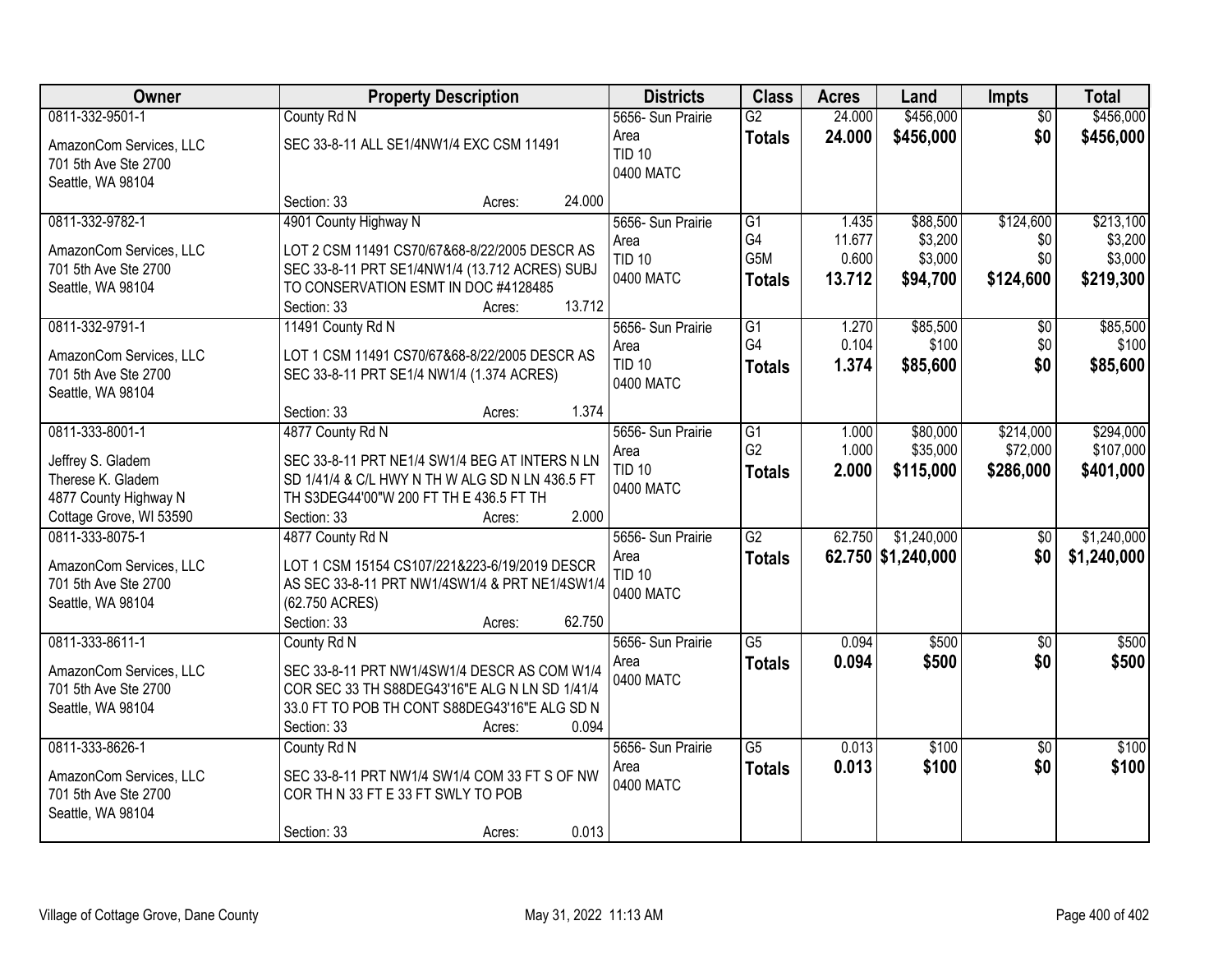| Owner | Property Description | Districts | Class | Acres | Land | Impts | Total |
|---|---|---|---|---|---|---|---|
| 0811-332-9501-1<br>AmazonCom Services, LLC<br>701 5th Ave Ste 2700<br>Seattle, WA 98104 | County Rd N<br>SEC 33-8-11 ALL SE1/4NW1/4 EXC CSM 11491<br>Section: 33 Acres: 24.000 | 5656- Sun Prairie Area<br>TID 10<br>0400 MATC | G2<br>**Totals** | 24.000<br>**24.000** | \$456,000<br>**\$456,000** | \$0<br>**\$0** | \$456,000<br>**\$456,000** |
| 0811-332-9782-1<br>AmazonCom Services, LLC<br>701 5th Ave Ste 2700<br>Seattle, WA 98104 | 4901 County Highway N<br>LOT 2 CSM 11491 CS70/67&68-8/22/2005 DESCR AS SEC 33-8-11 PRT SE1/4NW1/4 (13.712 ACRES) SUBJ TO CONSERVATION ESMT IN DOC #4128485<br>Section: 33 Acres: 13.712 | 5656- Sun Prairie Area<br>TID 10<br>0400 MATC | G1<br>G4<br>G5M<br>**Totals** | 1.435<br>11.677<br>0.600<br>**13.712** | \$88,500<br>\$3,200<br>\$3,000<br>**\$94,700** | \$124,600<br>\$0<br>\$0<br>**\$124,600** | \$213,100<br>\$3,200<br>\$3,000<br>**\$219,300** |
| 0811-332-9791-1<br>AmazonCom Services, LLC<br>701 5th Ave Ste 2700<br>Seattle, WA 98104 | 11491 County Rd N<br>LOT 1 CSM 11491 CS70/67&68-8/22/2005 DESCR AS SEC 33-8-11 PRT SE1/4 NW1/4 (1.374 ACRES)<br>Section: 33 Acres: 1.374 | 5656- Sun Prairie Area<br>TID 10<br>0400 MATC | G1<br>G4<br>**Totals** | 1.270<br>0.104<br>**1.374** | \$85,500<br>\$100<br>**\$85,600** | \$0<br>\$0<br>**\$0** | \$85,500<br>\$100<br>**\$85,600** |
| 0811-333-8001-1<br>Jeffrey S. Gladem<br>Therese K. Gladem<br>4877 County Highway N<br>Cottage Grove, WI 53590 | 4877 County Rd N<br>SEC 33-8-11 PRT NE1/4 SW1/4 BEG AT INTERS N LN SD 1/41/4 & C/L HWY N TH W ALG SD N LN 436.5 FT TH S3DEG44'00"W 200 FT TH E 436.5 FT TH<br>Section: 33 Acres: 2.000 | 5656- Sun Prairie Area<br>TID 10<br>0400 MATC | G1<br>G2<br>**Totals** | 1.000<br>1.000<br>**2.000** | \$80,000<br>\$35,000<br>**\$115,000** | \$214,000<br>\$72,000<br>**\$286,000** | \$294,000<br>\$107,000<br>**\$401,000** |
| 0811-333-8075-1<br>AmazonCom Services, LLC<br>701 5th Ave Ste 2700<br>Seattle, WA 98104 | 4877 County Rd N<br>LOT 1 CSM 15154 CS107/221&223-6/19/2019 DESCR AS SEC 33-8-11 PRT NW1/4SW1/4 & PRT NE1/4SW1/4 (62.750 ACRES)<br>Section: 33 Acres: 62.750 | 5656- Sun Prairie Area<br>TID 10<br>0400 MATC | G2<br>**Totals** | 62.750<br>**62.750** | \$1,240,000<br>**\$1,240,000** | \$0<br>**\$0** | \$1,240,000<br>**\$1,240,000** |
| 0811-333-8611-1<br>AmazonCom Services, LLC<br>701 5th Ave Ste 2700<br>Seattle, WA 98104 | County Rd N<br>SEC 33-8-11 PRT NW1/4SW1/4 DESCR AS COM W1/4 COR SEC 33 TH S88DEG43'16"E ALG N LN SD 1/41/4 33.0 FT TO POB TH CONT S88DEG43'16"E ALG SD N<br>Section: 33 Acres: 0.094 | 5656- Sun Prairie Area<br>0400 MATC | G5<br>**Totals** | 0.094<br>**0.094** | \$500<br>**\$500** | \$0<br>**\$0** | \$500<br>**\$500** |
| 0811-333-8626-1<br>AmazonCom Services, LLC<br>701 5th Ave Ste 2700<br>Seattle, WA 98104 | County Rd N<br>SEC 33-8-11 PRT NW1/4 SW1/4 COM 33 FT S OF NW COR TH N 33 FT E 33 FT SWLY TO POB<br>Section: 33 Acres: 0.013 | 5656- Sun Prairie Area<br>0400 MATC | G5<br>**Totals** | 0.013<br>**0.013** | \$100<br>**\$100** | \$0<br>**\$0** | \$100<br>**\$100** |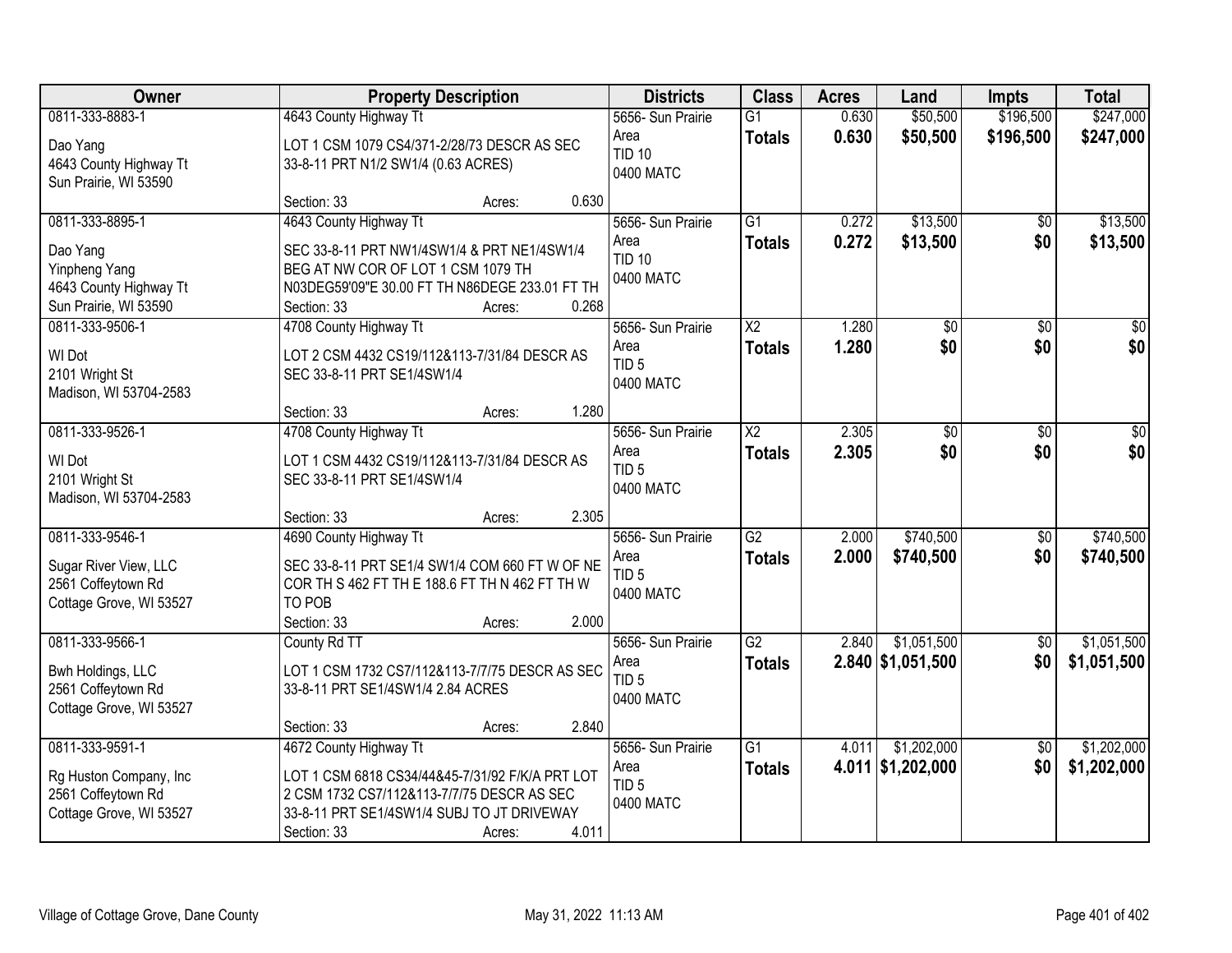| Owner | Property Description | Districts | Class | Acres | Land | Impts | Total |
|---|---|---|---|---|---|---|---|
| 0811-333-8883-1<br>Dao Yang<br>4643 County Highway Tt<br>Sun Prairie, WI 53590 | 4643 County Highway Tt<br>LOT 1 CSM 1079 CS4/371-2/28/73 DESCR AS SEC 33-8-11 PRT N1/2 SW1/4 (0.63 ACRES)<br>Section: 33 Acres: 0.630 | 5656- Sun Prairie Area<br>TID 10<br>0400 MATC | G1<br>**Totals** | 0.630<br>**0.630** | $50,500<br>**$50,500** | $196,500<br>**$196,500** | $247,000<br>**$247,000** |
| 0811-333-8895-1<br>Dao Yang<br>Yinpheng Yang<br>4643 County Highway Tt<br>Sun Prairie, WI 53590 | 4643 County Highway Tt<br>SEC 33-8-11 PRT NW1/4SW1/4 & PRT NE1/4SW1/4 BEG AT NW COR OF LOT 1 CSM 1079 TH N03DEG59'09"E 30.00 FT TH N86DEGE 233.01 FT TH<br>Section: 33 Acres: 0.268 | 5656- Sun Prairie Area<br>TID 10<br>0400 MATC | G1<br>**Totals** | 0.272<br>**0.272** | $13,500<br>**$13,500** | $0<br>**$0** | $13,500<br>**$13,500** |
| 0811-333-9506-1<br>WI Dot<br>2101 Wright St<br>Madison, WI 53704-2583 | 4708 County Highway Tt<br>LOT 2 CSM 4432 CS19/112&113-7/31/84 DESCR AS SEC 33-8-11 PRT SE1/4SW1/4<br>Section: 33 Acres: 1.280 | 5656- Sun Prairie Area<br>TID 5<br>0400 MATC | X2<br>**Totals** | 1.280<br>**1.280** | $0<br>**$0** | $0<br>**$0** | $0<br>**$0** |
| 0811-333-9526-1<br>WI Dot<br>2101 Wright St<br>Madison, WI 53704-2583 | 4708 County Highway Tt<br>LOT 1 CSM 4432 CS19/112&113-7/31/84 DESCR AS SEC 33-8-11 PRT SE1/4SW1/4<br>Section: 33 Acres: 2.305 | 5656- Sun Prairie Area<br>TID 5<br>0400 MATC | X2<br>**Totals** | 2.305<br>**2.305** | $0<br>**$0** | $0<br>**$0** | $0<br>**$0** |
| 0811-333-9546-1<br>Sugar River View, LLC<br>2561 Coffeytown Rd<br>Cottage Grove, WI 53527 | 4690 County Highway Tt<br>SEC 33-8-11 PRT SE1/4 SW1/4 COM 660 FT W OF NE COR TH S 462 FT TH E 188.6 FT TH N 462 FT TH W TO POB<br>Section: 33 Acres: 2.000 | 5656- Sun Prairie Area<br>TID 5<br>0400 MATC | G2<br>**Totals** | 2.000<br>**2.000** | $740,500<br>**$740,500** | $0<br>**$0** | $740,500<br>**$740,500** |
| 0811-333-9566-1<br>Bwh Holdings, LLC<br>2561 Coffeytown Rd<br>Cottage Grove, WI 53527 | County Rd TT<br>LOT 1 CSM 1732 CS7/112&113-7/7/75 DESCR AS SEC 33-8-11 PRT SE1/4SW1/4 2.84 ACRES<br>Section: 33 Acres: 2.840 | 5656- Sun Prairie Area<br>TID 5<br>0400 MATC | G2<br>**Totals** | 2.840<br>**2.840** | $1,051,500<br>**$1,051,500** | $0<br>**$0** | $1,051,500<br>**$1,051,500** |
| 0811-333-9591-1<br>Rg Huston Company, Inc<br>2561 Coffeytown Rd<br>Cottage Grove, WI 53527 | 4672 County Highway Tt<br>LOT 1 CSM 6818 CS34/44&45-7/31/92 F/K/A PRT LOT 2 CSM 1732 CS7/112&113-7/7/75 DESCR AS SEC 33-8-11 PRT SE1/4SW1/4 SUBJ TO JT DRIVEWAY<br>Section: 33 Acres: 4.011 | 5656- Sun Prairie Area<br>TID 5<br>0400 MATC | G1<br>**Totals** | 4.011<br>**4.011** | $1,202,000<br>**$1,202,000** | $0<br>**$0** | $1,202,000<br>**$1,202,000** |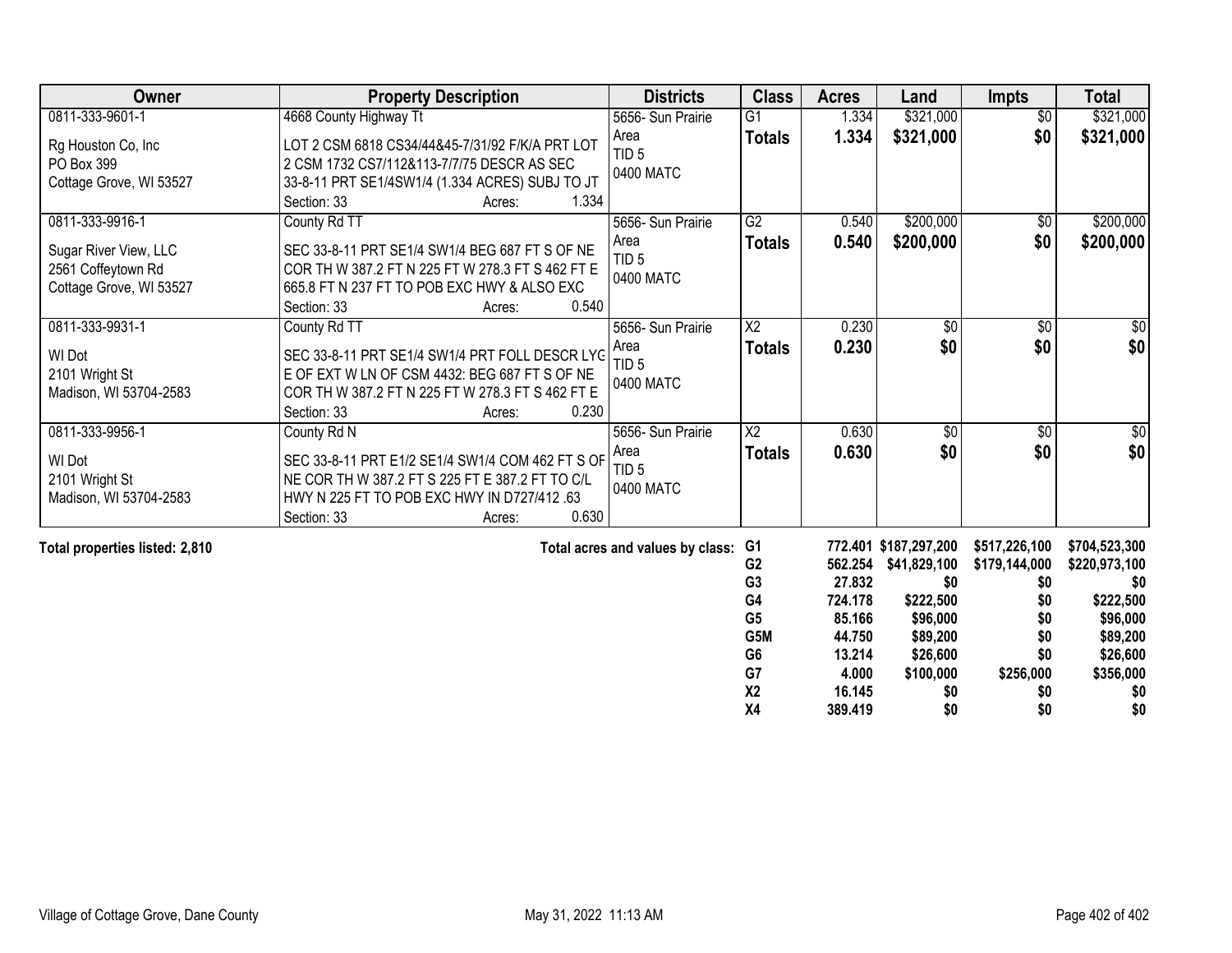| Owner | Property Description | Districts | Class | Acres | Land | Impts | Total |
|---|---|---|---|---|---|---|---|
| 0811-333-9601-1<br>Rg Houston Co, Inc<br>PO Box 399<br>Cottage Grove, WI 53527 | 4668 County Highway Tt<br>LOT 2 CSM 6818 CS34/44&45-7/31/92 F/K/A PRT LOT 2 CSM 1732 CS7/112&113-7/7/75 DESCR AS SEC 33-8-11 PRT SE1/4SW1/4 (1.334 ACRES) SUBJ TO JT<br>Section: 33 Acres: 1.334 | 5656- Sun Prairie Area<br>TID 5<br>0400 MATC | G1<br>**Totals** | 1.334<br>**1.334** | $321,000<br>**$321,000** | $0<br>**$0** | $321,000<br>**$321,000** |
| 0811-333-9916-1<br>Sugar River View, LLC<br>2561 Coffeytown Rd<br>Cottage Grove, WI 53527 | County Rd TT<br>SEC 33-8-11 PRT SE1/4 SW1/4 BEG 687 FT S OF NE COR TH W 387.2 FT N 225 FT W 278.3 FT S 462 FT E 665.8 FT N 237 FT TO POB EXC HWY & ALSO EXC<br>Section: 33 Acres: 0.540 | 5656- Sun Prairie Area<br>TID 5<br>0400 MATC | G2<br>**Totals** | 0.540<br>**0.540** | $200,000<br>**$200,000** | $0<br>**$0** | $200,000<br>**$200,000** |
| 0811-333-9931-1<br>WI Dot<br>2101 Wright St<br>Madison, WI 53704-2583 | County Rd TT<br>SEC 33-8-11 PRT SE1/4 SW1/4 PRT FOLL DESCR LYG E OF EXT W LN OF CSM 4432: BEG 687 FT S OF NE COR TH W 387.2 FT N 225 FT W 278.3 FT S 462 FT E<br>Section: 33 Acres: 0.230 | 5656- Sun Prairie Area<br>TID 5<br>0400 MATC | X2<br>**Totals** | 0.230<br>**0.230** | $0<br>**$0** | $0<br>**$0** | $0<br>**$0** |
| 0811-333-9956-1<br>WI Dot<br>2101 Wright St<br>Madison, WI 53704-2583 | County Rd N<br>SEC 33-8-11 PRT E1/2 SE1/4 SW1/4 COM 462 FT S OF NE COR TH W 387.2 FT S 225 FT E 387.2 FT TO C/L HWY N 225 FT TO POB EXC HWY IN D727/412 .63<br>Section: 33 Acres: 0.630 | 5656- Sun Prairie Area<br>TID 5<br>0400 MATC | X2<br>**Totals** | 0.630<br>**0.630** | $0<br>**$0** | $0<br>**$0** | $0<br>**$0** |

**Total properties listed: 2,810**

**Total acres and values by class:**

| Class | Acres | Land | Impts | Total |
|---|---|---|---|---|
| G1 | 772.401 | $187,297,200 | $517,226,100 | $704,523,300 |
| G2 | 562.254 | $41,829,100 | $179,144,000 | $220,973,100 |
| G3 | 27.832 | $0 | $0 | $0 |
| G4 | 724.178 | $222,500 | $0 | $222,500 |
| G5 | 85.166 | $96,000 | $0 | $96,000 |
| G5M | 44.750 | $89,200 | $0 | $89,200 |
| G6 | 13.214 | $26,600 | $0 | $26,600 |
| G7 | 4.000 | $100,000 | $256,000 | $356,000 |
| X2 | 16.145 | $0 | $0 | $0 |
| X4 | 389.419 | $0 | $0 | $0 |